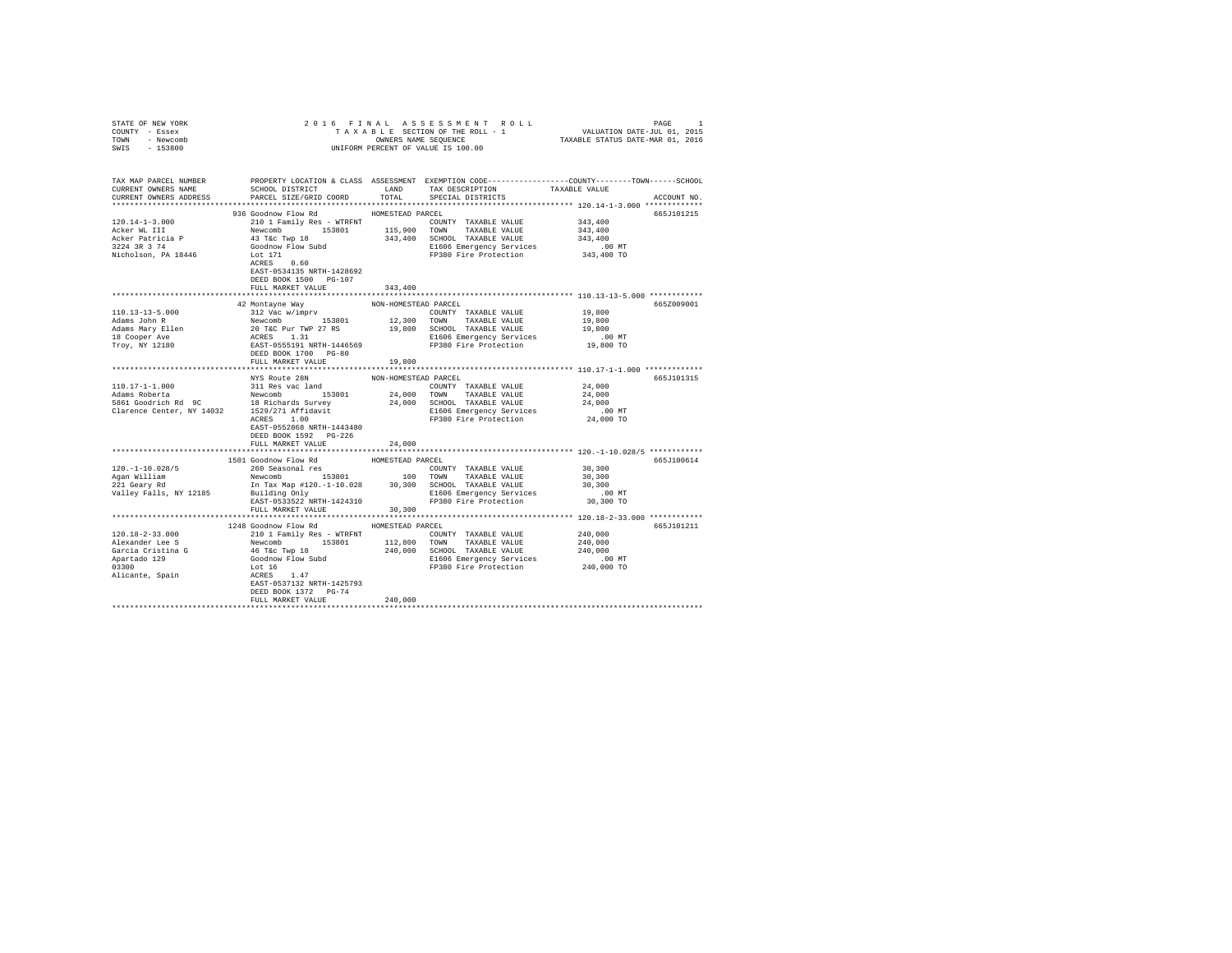STATE OF NEW YORK — 2016 FINAL ASSESSMENT ROLL
COUNTY - Essex — TAXABLE SECTION OF THE ROLL - 1 — VALUATION DATE-JUL 01, 2015
TOWN - Newcomb — OWNERS NAME SEQUENCE — TAXABLE STATUS DATE-MAR 01, 2016
SWIS - 153800 — UNIFORM PERCENT OF VALUE IS 100.00

```
TAX MAP PARCEL NUMBER          PROPERTY LOCATION & CLASS  ASSESSMENT  EXEMPTION CODE-----------------COUNTY--------TOWN------SCHOOL
CURRENT OWNERS NAME            SCHOOL DISTRICT              LAND      TAX DESCRIPTION            TAXABLE VALUE
CURRENT OWNERS ADDRESS         PARCEL SIZE/GRID COORD       TOTAL     SPECIAL DISTRICTS                                    ACCOUNT NO.
******************************************************************************************************* 120.14-1-3.000 *************
                               936 Goodnow Flow Rd          HOMESTEAD PARCEL                                               665J101215
120.14-1-3.000                 210 1 Family Res - WTRFNT              COUNTY  TAXABLE VALUE          343,400
Acker WL III                   Newcomb       153801       115,900     TOWN    TAXABLE VALUE          343,400
Acker Patricia P               43 T&c Twp 18              343,400     SCHOOL  TAXABLE VALUE          343,400
3224 3R 3 74                   Goodnow Flow Subd                      E1606 Emergency Services           .00 MT
Nicholson, PA 18446            Lot 171                                FP380 Fire Protection          343,400 TO
                               ACRES    0.60
                               EAST-0534135 NRTH-1428692
                               DEED BOOK 1500   PG-107
                               FULL MARKET VALUE          343,400
******************************************************************************************************* 110.13-13-5.000 ************
                               42 Montayne Way              NON-HOMESTEAD PARCEL                                           665Z009001
110.13-13-5.000                312 Vac w/imprv                        COUNTY  TAXABLE VALUE           19,800
Adams John R                   Newcomb       153801        12,300     TOWN    TAXABLE VALUE           19,800
Adams Mary Ellen               20 T&C Pur TWP 27 RS        19,800     SCHOOL  TAXABLE VALUE           19,800
18 Cooper Ave                  ACRES    1.31                          E1606 Emergency Services           .00 MT
Troy, NY 12180                 EAST-0555191 NRTH-1446569              FP380 Fire Protection           19,800 TO
                               DEED BOOK 1700   PG-80
                               FULL MARKET VALUE           19,800
******************************************************************************************************* 110.17-1-1.000 *************
                               NYS Route 28N                NON-HOMESTEAD PARCEL                                           665J101315
110.17-1-1.000                 311 Res vac land                       COUNTY  TAXABLE VALUE           24,000
Adams Roberta                  Newcomb       153801        24,000     TOWN    TAXABLE VALUE           24,000
5861 Goodrich Rd  9C           18 Richards Survey          24,000     SCHOOL  TAXABLE VALUE           24,000
Clarence Center, NY 14032      1529/271 Affidavit                     E1606 Emergency Services           .00 MT
                               ACRES    1.00                          FP380 Fire Protection           24,000 TO
                               EAST-0552868 NRTH-1443480
                               DEED BOOK 1592   PG-226
                               FULL MARKET VALUE           24,000
******************************************************************************************************* 120.-1-10.028/5 ************
                               1501 Goodnow Flow Rd         HOMESTEAD PARCEL                                               665J100614
120.-1-10.028/5                260 Seasonal res                       COUNTY  TAXABLE VALUE           30,300
Agan William                   Newcomb       153801           100     TOWN    TAXABLE VALUE           30,300
221 Geary Rd                   In Tax Map #120.-1-10.028   30,300     SCHOOL  TAXABLE VALUE           30,300
Valley Falls, NY 12185         Building Only                          E1606 Emergency Services           .00 MT
                               EAST-0533522 NRTH-1424310              FP380 Fire Protection           30,300 TO
                               FULL MARKET VALUE           30,300
******************************************************************************************************* 120.18-2-33.000 ************
                               1248 Goodnow Flow Rd         HOMESTEAD PARCEL                                               665J101211
120.18-2-33.000                210 1 Family Res - WTRFNT              COUNTY  TAXABLE VALUE          240,000
Alexander Lee S                Newcomb       153801       112,800     TOWN    TAXABLE VALUE          240,000
Garcia Cristina G              46 T&c Twp 18              240,000     SCHOOL  TAXABLE VALUE          240,000
Apartado 129                   Goodnow Flow Subd                      E1606 Emergency Services           .00 MT
03300                          Lot 16                                 FP380 Fire Protection          240,000 TO
Alicante, Spain                ACRES    1.47
                               EAST-0537132 NRTH-1425793
                               DEED BOOK 1372   PG-74
                               FULL MARKET VALUE          240,000
************************************************************************************************************************************
```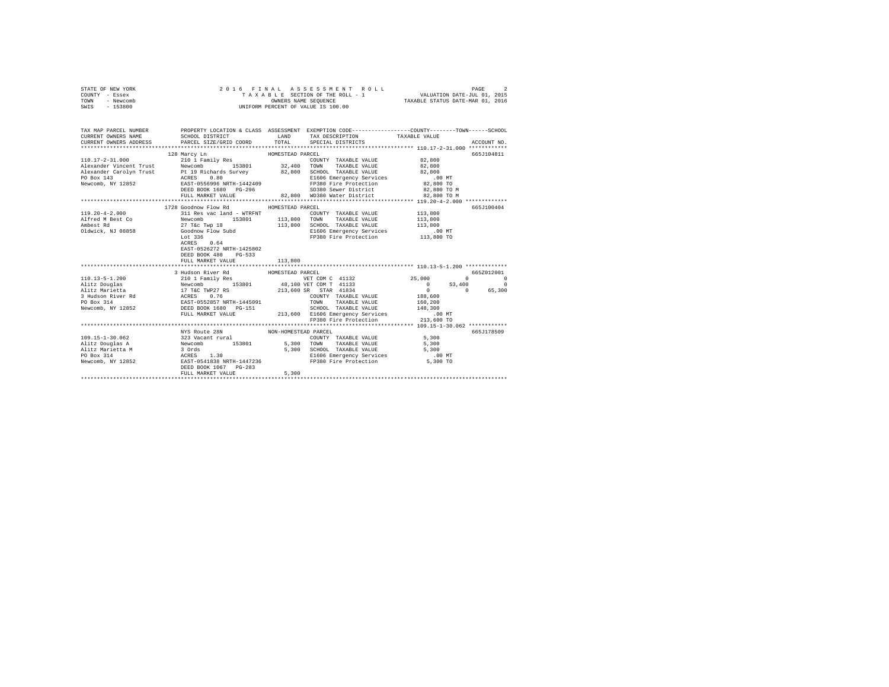STATE OF NEW YORK
COUNTY - Essex
TOWN - Newcomb
SWIS - 153800

2 0 1 6 F I N A L A S S E S S M E N T R O L L
T A X A B L E SECTION OF THE ROLL - 1
OWNERS NAME SEQUENCE
UNIFORM PERCENT OF VALUE IS 100.00

VALUATION DATE-JUL 01, 2015
TAXABLE STATUS DATE-MAR 01, 2016

```
TAX MAP PARCEL NUMBER          PROPERTY LOCATION & CLASS  ASSESSMENT  EXEMPTION CODE-----------------COUNTY--------TOWN------SCHOOL
CURRENT OWNERS NAME            SCHOOL DISTRICT              LAND      TAX DESCRIPTION            TAXABLE VALUE
CURRENT OWNERS ADDRESS         PARCEL SIZE/GRID COORD       TOTAL     SPECIAL DISTRICTS                                    ACCOUNT NO.
******************************************************************************************************* 110.17-2-31.000 ************
                          128 Marcy Ln                   HOMESTEAD PARCEL                                                   665J104811
110.17-2-31.000           210 1 Family Res                           COUNTY  TAXABLE VALUE            82,800
Alexander Vincent Trust   Newcomb          153801       32,400  TOWN    TAXABLE VALUE            82,800
Alexander Carolyn Trust   Pt 19 Richards Survey         82,800  SCHOOL  TAXABLE VALUE            82,800
PO Box 143                ACRES     0.80                         E1606 Emergency Services            .00 MT
Newcomb, NY 12852         EAST-0556996 NRTH-1442409               FP380 Fire Protection            82,800 TO
                          DEED BOOK 1680   PG-296                 SD380 Sewer District             82,800 TO M
                          FULL MARKET VALUE             82,800  WD380 Water District             82,800 TO M
******************************************************************************************************* 119.20-4-2.000 ************
                          1728 Goodnow Flow Rd           HOMESTEAD PARCEL                                                   665J100404
119.20-4-2.000            311 Res vac land - WTRFNT                  COUNTY  TAXABLE VALUE           113,800
Alfred M Best Co          Newcomb          153801      113,800  TOWN    TAXABLE VALUE           113,800
Ambest Rd                 27 T&c Twp 18                113,800  SCHOOL  TAXABLE VALUE           113,800
Oldwick, NJ 08858         Goodnow Flow Subd                       E1606 Emergency Services            .00 MT
                          Lot 336                                 FP380 Fire Protection           113,800 TO
                          ACRES     0.64
                          EAST-0526272 NRTH-1425802
                          DEED BOOK 480    PG-533
                          FULL MARKET VALUE            113,800
******************************************************************************************************* 110.13-5-1.200 ************
                          3 Hudson River Rd              HOMESTEAD PARCEL                                                   665Z012001
110.13-5-1.200            210 1 Family Res                   VET COM C 41132            25,000          0           0
Alitz Douglas             Newcomb          153801       48,100 VET COM T 41133                 0     53,400           0
Alitz Marietta            17 T&C TWP27 RS              213,600 SR  STAR 41834                  0          0      65,300
3 Hudson River Rd         ACRES     0.76                         COUNTY  TAXABLE VALUE           188,600
PO Box 314                EAST-0552857 NRTH-1445091               TOWN    TAXABLE VALUE           160,200
Newcomb, NY 12852         DEED BOOK 1680   PG-151                 SCHOOL  TAXABLE VALUE           148,300
                          FULL MARKET VALUE            213,600  E1606 Emergency Services            .00 MT
                                                                  FP380 Fire Protection           213,600 TO
******************************************************************************************************* 109.15-1-30.062 ************
                          NYS Route 28N                  NON-HOMESTEAD PARCEL                                               665J178509
109.15-1-30.062           323 Vacant rural                           COUNTY  TAXABLE VALUE             5,300
Alitz Douglas A           Newcomb          153801        5,300  TOWN    TAXABLE VALUE             5,300
Alitz Marietta M          3 Ords                         5,300  SCHOOL  TAXABLE VALUE             5,300
PO Box 314                ACRES     1.30                         E1606 Emergency Services            .00 MT
Newcomb, NY 12852         EAST-0541838 NRTH-1447236               FP380 Fire Protection             5,300 TO
                          DEED BOOK 1067   PG-283
                          FULL MARKET VALUE              5,300
************************************************************************************************************************************
```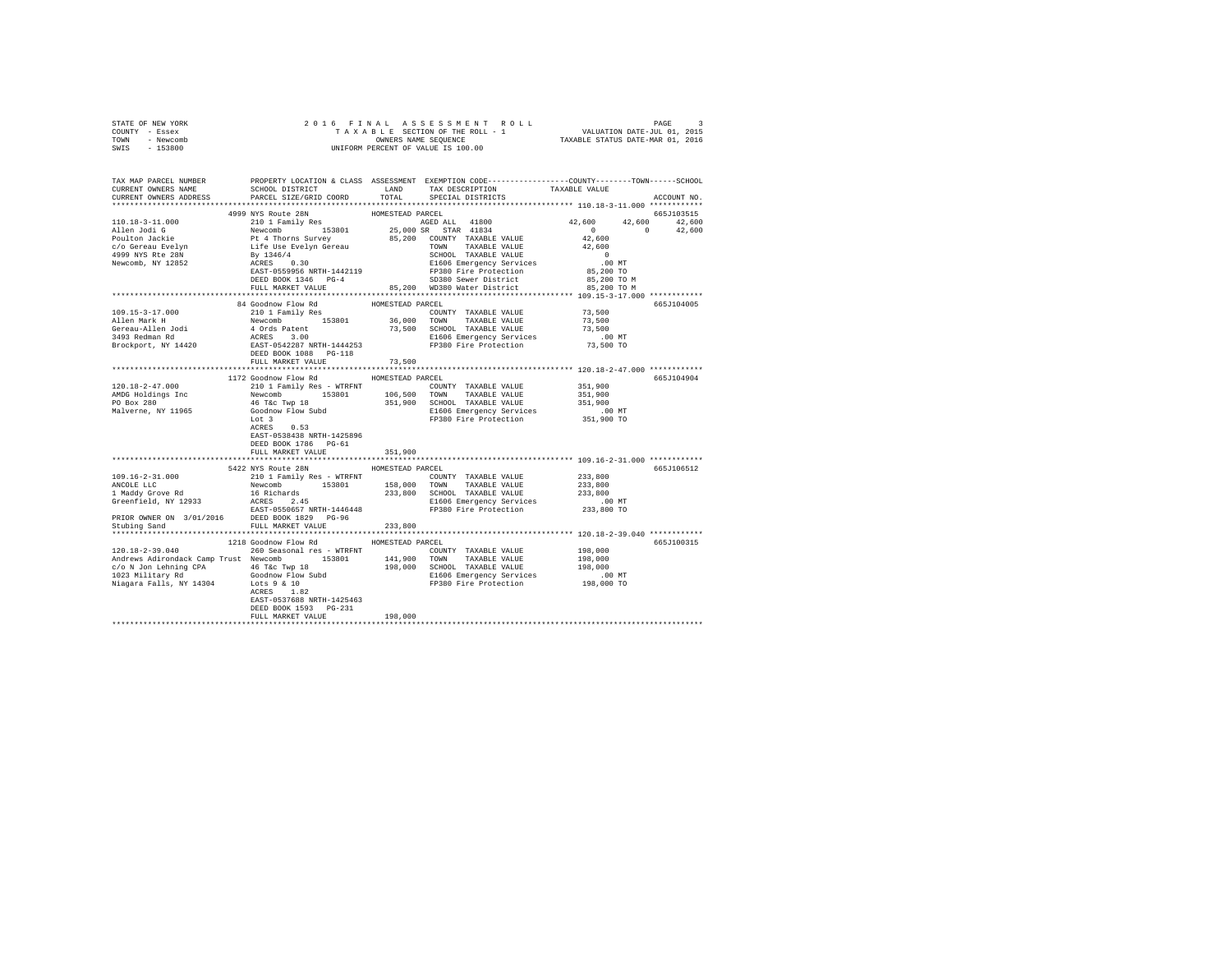STATE OF NEW YORK — 2016 FINAL ASSESSMENT ROLL
COUNTY - Essex — TAXABLE SECTION OF THE ROLL - 1 — VALUATION DATE-JUL 01, 2015
TOWN - Newcomb — OWNERS NAME SEQUENCE — TAXABLE STATUS DATE-MAR 01, 2016
SWIS - 153800 — UNIFORM PERCENT OF VALUE IS 100.00

| TAX MAP PARCEL NUMBER / CURRENT OWNERS NAME / CURRENT OWNERS ADDRESS | PROPERTY LOCATION & CLASS / SCHOOL DISTRICT / PARCEL SIZE/GRID COORD | ASSESSMENT LAND / TOTAL | EXEMPTION CODE / TAX DESCRIPTION / SPECIAL DISTRICTS | COUNTY | TOWN | SCHOOL | ACCOUNT NO. |
|---|---|---|---|---|---|---|---|
| **110.18-3-11.000** | 4999 NYS Route 28N — HOMESTEAD PARCEL | | | | | | 665J103515 |
| 110.18-3-11.000 | 210 1 Family Res | | AGED ALL 41800 | 42,600 | 42,600 | 42,600 | |
| Allen Jodi G | Newcomb 153801 | 25,000 | SR STAR 41834 | 0 | 0 | 42,600 | |
| Poulton Jackie | Pt 4 Thorns Survey | 85,200 | COUNTY TAXABLE VALUE | 42,600 | | | |
| c/o Gereau Evelyn | Life Use Evelyn Gereau | | TOWN TAXABLE VALUE | 42,600 | | | |
| 4999 NYS Rte 28N | By 1346/4 | | SCHOOL TAXABLE VALUE | 0 | | | |
| Newcomb, NY 12852 | ACRES 0.30 | | E1606 Emergency Services | .00 MT | | | |
| | EAST-0559956 NRTH-1442119 | | FP380 Fire Protection | 85,200 TO | | | |
| | DEED BOOK 1346 PG-4 | | SD380 Sewer District | 85,200 TO M | | | |
| | FULL MARKET VALUE | 85,200 | WD380 Water District | 85,200 TO M | | | |
| **109.15-3-17.000** | 84 Goodnow Flow Rd — HOMESTEAD PARCEL | | | | | | 665J104005 |
| 109.15-3-17.000 | 210 1 Family Res | | COUNTY TAXABLE VALUE | 73,500 | | | |
| Allen Mark H | Newcomb 153801 | 36,000 | TOWN TAXABLE VALUE | 73,500 | | | |
| Gereau-Allen Jodi | 4 Ords Patent | 73,500 | SCHOOL TAXABLE VALUE | 73,500 | | | |
| 3493 Redman Rd | ACRES 3.00 | | E1606 Emergency Services | .00 MT | | | |
| Brockport, NY 14420 | EAST-0542287 NRTH-1444253 | | FP380 Fire Protection | 73,500 TO | | | |
| | DEED BOOK 1088 PG-118 | | | | | | |
| | FULL MARKET VALUE | 73,500 | | | | | |
| **120.18-2-47.000** | 1172 Goodnow Flow Rd — HOMESTEAD PARCEL | | | | | | 665J104904 |
| 120.18-2-47.000 | 210 1 Family Res - WTRFNT | | COUNTY TAXABLE VALUE | 351,900 | | | |
| AMDG Holdings Inc | Newcomb 153801 | 106,500 | TOWN TAXABLE VALUE | 351,900 | | | |
| PO Box 280 | 46 T&c Twp 18 | 351,900 | SCHOOL TAXABLE VALUE | 351,900 | | | |
| Malverne, NY 11965 | Goodnow Flow Subd | | E1606 Emergency Services | .00 MT | | | |
| | Lot 3 | | FP380 Fire Protection | 351,900 TO | | | |
| | ACRES 0.53 | | | | | | |
| | EAST-0538438 NRTH-1425896 | | | | | | |
| | DEED BOOK 1786 PG-61 | | | | | | |
| | FULL MARKET VALUE | 351,900 | | | | | |
| **109.16-2-31.000** | 5422 NYS Route 28N — HOMESTEAD PARCEL | | | | | | 665J106512 |
| 109.16-2-31.000 | 210 1 Family Res - WTRFNT | | COUNTY TAXABLE VALUE | 233,800 | | | |
| ANCOLE LLC | Newcomb 153801 | 158,000 | TOWN TAXABLE VALUE | 233,800 | | | |
| 1 Maddy Grove Rd | 16 Richards | 233,800 | SCHOOL TAXABLE VALUE | 233,800 | | | |
| Greenfield, NY 12933 | ACRES 2.45 | | E1606 Emergency Services | .00 MT | | | |
| | EAST-0550657 NRTH-1446448 | | FP380 Fire Protection | 233,800 TO | | | |
| PRIOR OWNER ON 3/01/2016 | DEED BOOK 1829 PG-96 | | | | | | |
| Stubing Sand | FULL MARKET VALUE | 233,800 | | | | | |
| **120.18-2-39.040** | 1218 Goodnow Flow Rd — HOMESTEAD PARCEL | | | | | | 665J100315 |
| 120.18-2-39.040 | 260 Seasonal res - WTRFNT | | COUNTY TAXABLE VALUE | 198,000 | | | |
| Andrews Adirondack Camp Trust | Newcomb 153801 | 141,900 | TOWN TAXABLE VALUE | 198,000 | | | |
| c/o N Jon Lehning CPA | 46 T&c Twp 18 | 198,000 | SCHOOL TAXABLE VALUE | 198,000 | | | |
| 1023 Military Rd | Goodnow Flow Subd | | E1606 Emergency Services | .00 MT | | | |
| Niagara Falls, NY 14304 | Lots 9 & 10 | | FP380 Fire Protection | 198,000 TO | | | |
| | ACRES 1.82 | | | | | | |
| | EAST-0537688 NRTH-1425463 | | | | | | |
| | DEED BOOK 1593 PG-231 | | | | | | |
| | FULL MARKET VALUE | 198,000 | | | | | |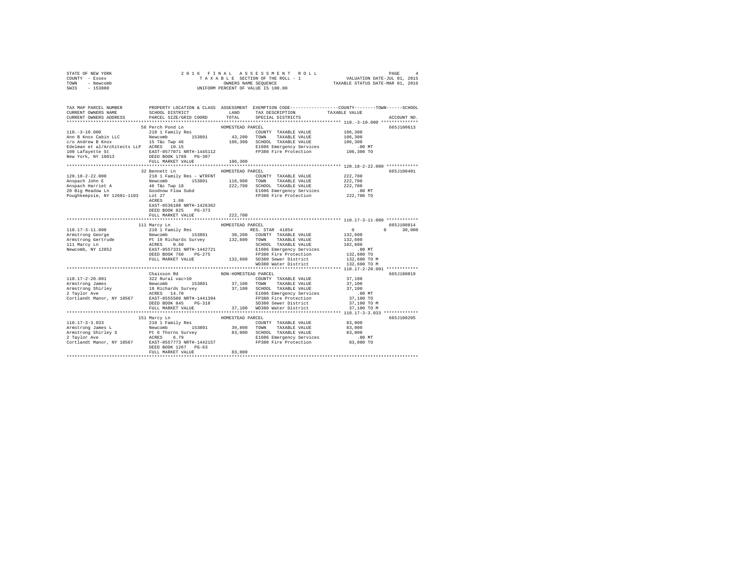STATE OF NEW YORK
COUNTY - Essex
TOWN - Newcomb
SWIS - 153800

2016 FINAL ASSESSMENT ROLL
TAXABLE SECTION OF THE ROLL - 1
OWNERS NAME SEQUENCE
UNIFORM PERCENT OF VALUE IS 100.00

VALUATION DATE-JUL 01, 2015
TAXABLE STATUS DATE-MAR 01, 2016

| TAX MAP PARCEL NUMBER / CURRENT OWNERS NAME / CURRENT OWNERS ADDRESS | PROPERTY LOCATION & CLASS / SCHOOL DISTRICT / PARCEL SIZE/GRID COORD | ASSESSMENT LAND / TOTAL | EXEMPTION CODE / TAX DESCRIPTION / SPECIAL DISTRICTS | COUNTY / TOWN / SCHOOL TAXABLE VALUE | ACCOUNT NO. |
|---|---|---|---|---|---|
| **110.-3-10.000** | 56 Perch Pond Ln | HOMESTEAD PARCEL | | | 665J100613 |
| 110.-3-10.000 | 210 1 Family Res | | COUNTY TAXABLE VALUE | 106,300 | |
| Ann B Knox Cabin LLC | Newcomb 153801 | 43,200 | TOWN TAXABLE VALUE | 106,300 | |
| c/o Andrew B Knox | 15 T&c Twp 46 | 106,300 | SCHOOL TAXABLE VALUE | 106,300 | |
| Edelman et al/Architects LLP | ACRES 10.15 | | E1606 Emergency Services | .00 MT | |
| 100 Lafayette St | EAST-0577071 NRTH-1445112 | | FP380 Fire Protection | 106,300 TO | |
| New York, NY 10013 | DEED BOOK 1788 PG-307 | | | | |
| | FULL MARKET VALUE | 106,300 | | | |
| **120.18-2-22.000** | 32 Bennett Ln | HOMESTEAD PARCEL | | | 665J100401 |
| 120.18-2-22.000 | 210 1 Family Res - WTRFNT | | COUNTY TAXABLE VALUE | 222,700 | |
| Anspach John E | Newcomb 153801 | 116,900 | TOWN TAXABLE VALUE | 222,700 | |
| Anspach Harriet A | 46 T&c Twp 18 | 222,700 | SCHOOL TAXABLE VALUE | 222,700 | |
| 20 Big Meadow Ln | Goodnow Flow Subd | | E1606 Emergency Services | .00 MT | |
| Poughkeepsie, NY 12601-1103 | Lot 27 | | FP380 Fire Protection | 222,700 TO | |
| | ACRES 1.60 | | | | |
| | EAST-0536108 NRTH-1426362 | | | | |
| | DEED BOOK 825 PG-373 | | | | |
| | FULL MARKET VALUE | 222,700 | | | |
| **110.17-3-11.000** | 111 Marcy Ln | HOMESTEAD PARCEL | | | 665J100814 |
| 110.17-3-11.000 | 210 1 Family Res | | RES. STAR 41854 | 0 / 0 / 30,000 | |
| Armstrong George | Newcomb 153801 | 30,200 | COUNTY TAXABLE VALUE | 132,600 | |
| Armstrong Gertrude | Pt 19 Richards Survey | 132,600 | TOWN TAXABLE VALUE | 132,600 | |
| 111 Marcy Ln | ACRES 0.60 | | SCHOOL TAXABLE VALUE | 102,600 | |
| Newcomb, NY 12852 | EAST-0557331 NRTH-1442721 | | E1606 Emergency Services | .00 MT | |
| | DEED BOOK 760 PG-275 | | FP380 Fire Protection | 132,600 TO | |
| | FULL MARKET VALUE | 132,600 | SD380 Sewer District | 132,600 TO M | |
| | | | WD380 Water District | 132,600 TO M | |
| **110.17-2-20.001** | Chaisson Rd | NON-HOMESTEAD PARCEL | | | 665J180019 |
| 110.17-2-20.001 | 322 Rural vac>10 | | COUNTY TAXABLE VALUE | 37,100 | |
| Armstrong James | Newcomb 153801 | 37,100 | TOWN TAXABLE VALUE | 37,100 | |
| Armstrong Shirley | 18 Richards Survey | 37,100 | SCHOOL TAXABLE VALUE | 37,100 | |
| 2 Taylor Ave | ACRES 14.70 | | E1606 Emergency Services | .00 MT | |
| Cortlandt Manor, NY 10567 | EAST-0555580 NRTH-1441394 | | FP380 Fire Protection | 37,100 TO | |
| | DEED BOOK 845 PG-318 | | SD380 Sewer District | 37,100 TO M | |
| | FULL MARKET VALUE | 37,100 | WD380 Water District | 37,100 TO M | |
| **110.17-3-3.033** | 151 Marcy Ln | HOMESTEAD PARCEL | | | 665J100205 |
| 110.17-3-3.033 | 210 1 Family Res | | COUNTY TAXABLE VALUE | 83,000 | |
| Armstrong James L | Newcomb 153801 | 39,800 | TOWN TAXABLE VALUE | 83,000 | |
| Armstrong Shirley S | Pt 6 Thorns Survey | 83,000 | SCHOOL TAXABLE VALUE | 83,000 | |
| 2 Taylor Ave | ACRES 6.79 | | E1606 Emergency Services | .00 MT | |
| Cortlandt Manor, NY 10567 | EAST-0557773 NRTH-1442157 | | FP380 Fire Protection | 83,000 TO | |
| | DEED BOOK 1267 PG-63 | | | | |
| | FULL MARKET VALUE | 83,000 | | | |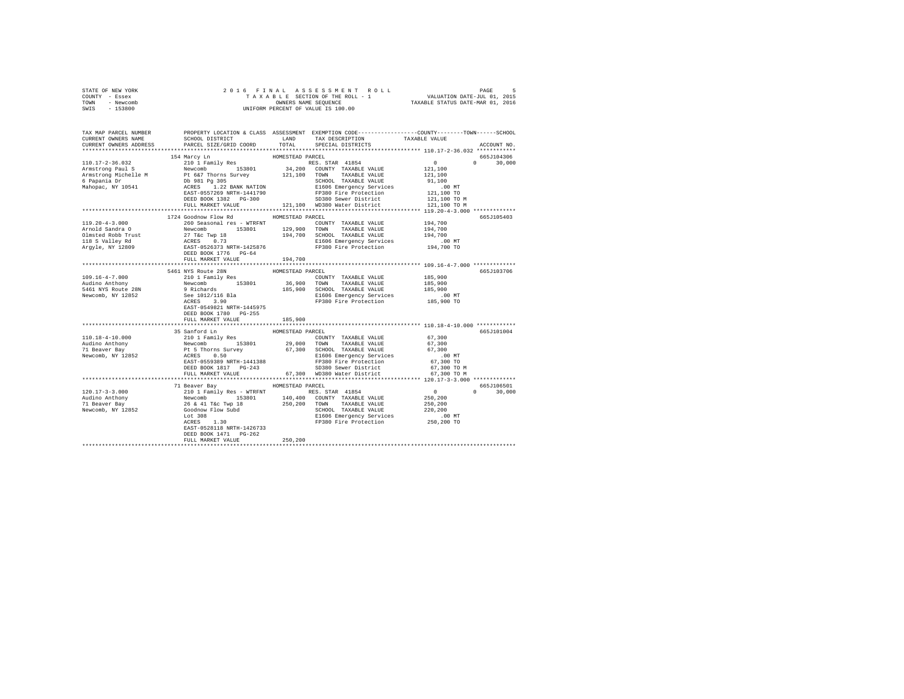STATE OF NEW YORK | 2 0 1 6 F I N A L A S S E S S M E N T R O L L
COUNTY - Essex | T A X A B L E SECTION OF THE ROLL - 1 | VALUATION DATE-JUL 01, 2015
TOWN - Newcomb | OWNERS NAME SEQUENCE | TAXABLE STATUS DATE-MAR 01, 2016
SWIS - 153800 | UNIFORM PERCENT OF VALUE IS 100.00

```
TAX MAP PARCEL NUMBER          PROPERTY LOCATION & CLASS  ASSESSMENT  EXEMPTION CODE-----------------COUNTY--------TOWN------SCHOOL
CURRENT OWNERS NAME            SCHOOL DISTRICT               LAND      TAX DESCRIPTION            TAXABLE VALUE
CURRENT OWNERS ADDRESS         PARCEL SIZE/GRID COORD        TOTAL     SPECIAL DISTRICTS                                  ACCOUNT NO.
*********************************************************************************************** 110.17-2-36.032 ************
                       154 Marcy Ln                    HOMESTEAD PARCEL                                                    665J104306
110.17-2-36.032        210 1 Family Res                         RES. STAR 41854                    0          0     30,000
Armstrong Paul S       Newcomb        153801        34,200   COUNTY  TAXABLE VALUE           121,100
Armstrong Michelle M   Pt 6&7 Thorns Survey        121,100   TOWN    TAXABLE VALUE           121,100
6 Papania Dr           Db 981 Pg 305                         SCHOOL  TAXABLE VALUE            91,100
Mahopac, NY 10541      ACRES    1.22 BANK NATION             E1606 Emergency Services           .00 MT
                       EAST-0557269 NRTH-1441790             FP380 Fire Protection          121,100 TO
                       DEED BOOK 1382   PG-300               SD380 Sewer District           121,100 TO M
                       FULL MARKET VALUE           121,100   WD380 Water District           121,100 TO M
*********************************************************************************************** 119.20-4-3.000 *************
                       1724 Goodnow Flow Rd            HOMESTEAD PARCEL                                                    665J105403
119.20-4-3.000         260 Seasonal res - WTRFNT             COUNTY  TAXABLE VALUE           194,700
Arnold Sandra O        Newcomb        153801       129,900   TOWN    TAXABLE VALUE           194,700
Olmsted Robb Trust     27 T&c Twp 18               194,700   SCHOOL  TAXABLE VALUE           194,700
118 S Valley Rd        ACRES    0.73                         E1606 Emergency Services           .00 MT
Argyle, NY 12809       EAST-0526373 NRTH-1425876             FP380 Fire Protection          194,700 TO
                       DEED BOOK 1776   PG-64
                       FULL MARKET VALUE           194,700
*********************************************************************************************** 109.16-4-7.000 *************
                       5461 NYS Route 28N              HOMESTEAD PARCEL                                                    665J103706
109.16-4-7.000         210 1 Family Res                      COUNTY  TAXABLE VALUE           185,900
Audino Anthony         Newcomb        153801        36,900   TOWN    TAXABLE VALUE           185,900
5461 NYS Route 28N     9 Richards                  185,900   SCHOOL  TAXABLE VALUE           185,900
Newcomb, NY 12852      See 1012/116 Bla                      E1606 Emergency Services           .00 MT
                       ACRES    3.90                         FP380 Fire Protection          185,900 TO
                       EAST-0549821 NRTH-1445975
                       DEED BOOK 1780   PG-255
                       FULL MARKET VALUE           185,900
*********************************************************************************************** 110.18-4-10.000 ************
                       35 Sanford Ln                   HOMESTEAD PARCEL                                                    665J101004
110.18-4-10.000        210 1 Family Res                      COUNTY  TAXABLE VALUE            67,300
Audino Anthony         Newcomb        153801        29,000   TOWN    TAXABLE VALUE            67,300
71 Beaver Bay          Pt 5 Thorns Survey           67,300   SCHOOL  TAXABLE VALUE            67,300
Newcomb, NY 12852      ACRES    0.50                         E1606 Emergency Services           .00 MT
                       EAST-0559389 NRTH-1441388             FP380 Fire Protection           67,300 TO
                       DEED BOOK 1817   PG-243               SD380 Sewer District            67,300 TO M
                       FULL MARKET VALUE            67,300   WD380 Water District            67,300 TO M
*********************************************************************************************** 120.17-3-3.000 *************
                       71 Beaver Bay                   HOMESTEAD PARCEL                                                    665J106501
120.17-3-3.000         210 1 Family Res - WTRFNT                RES. STAR 41854                    0          0     30,000
Audino Anthony         Newcomb        153801       140,400   COUNTY  TAXABLE VALUE           250,200
71 Beaver Bay          26 & 41 T&c Twp 18          250,200   TOWN    TAXABLE VALUE           250,200
Newcomb, NY 12852      Goodnow Flow Subd                     SCHOOL  TAXABLE VALUE           220,200
                       Lot 308                               E1606 Emergency Services           .00 MT
                       ACRES    1.30                         FP380 Fire Protection          250,200 TO
                       EAST-0528118 NRTH-1426733
                       DEED BOOK 1471   PG-262
                       FULL MARKET VALUE           250,200
****************************************************************************************************************************
```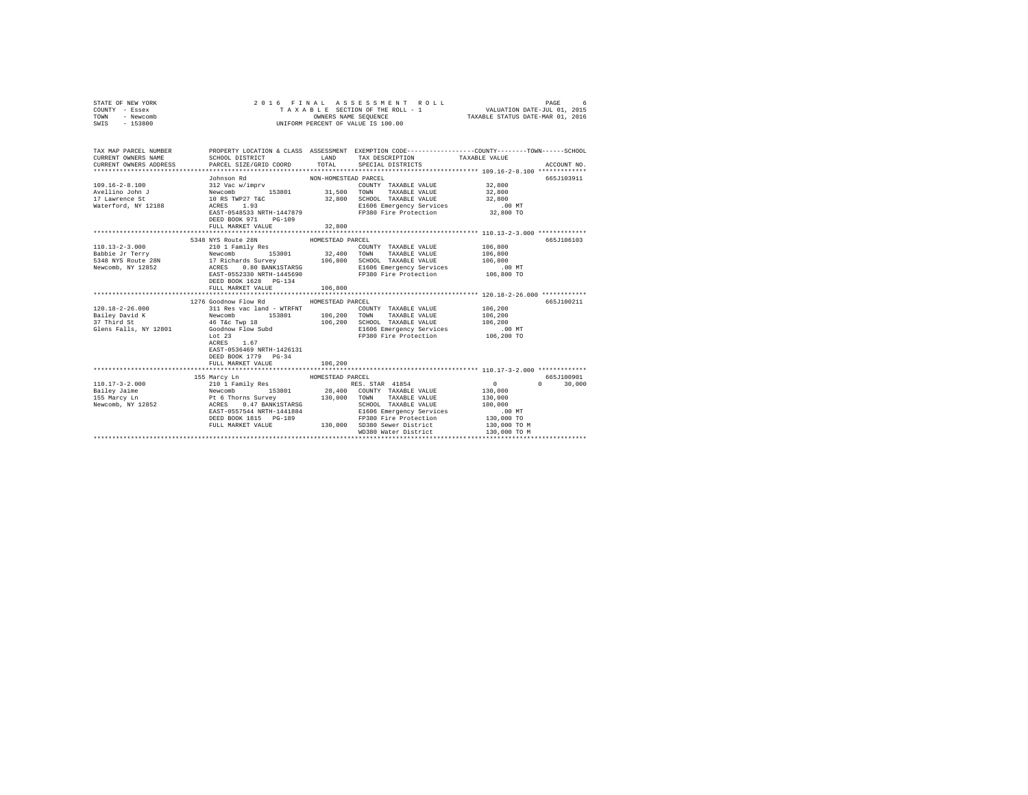STATE OF NEW YORK
COUNTY - Essex
TOWN - Newcomb
SWIS - 153800

2016 FINAL ASSESSMENT ROLL
TAXABLE SECTION OF THE ROLL - 1
OWNERS NAME SEQUENCE
UNIFORM PERCENT OF VALUE IS 100.00

VALUATION DATE-JUL 01, 2015
TAXABLE STATUS DATE-MAR 01, 2016

```
TAX MAP PARCEL NUMBER     PROPERTY LOCATION & CLASS  ASSESSMENT  EXEMPTION CODE-----------------COUNTY--------TOWN------SCHOOL
CURRENT OWNERS NAME       SCHOOL DISTRICT              LAND      TAX DESCRIPTION            TAXABLE VALUE
CURRENT OWNERS ADDRESS    PARCEL SIZE/GRID COORD       TOTAL     SPECIAL DISTRICTS                                    ACCOUNT NO.
******************************************************************************************************* 109.16-2-8.100 *************
                          Johnson Rd                 NON-HOMESTEAD PARCEL                                            665J103911
109.16-2-8.100            312 Vac w/imprv                        COUNTY  TAXABLE VALUE            32,800
Avellino John J           Newcomb       153801        31,500     TOWN    TAXABLE VALUE            32,800
17 Lawrence St            10 RS TWP27 T&C             32,800     SCHOOL  TAXABLE VALUE            32,800
Waterford, NY 12188       ACRES    1.93                          E1606 Emergency Services            .00 MT
                          EAST-0548533 NRTH-1447879              FP380 Fire Protection            32,800 TO
                          DEED BOOK 971    PG-109
                          FULL MARKET VALUE           32,800
******************************************************************************************************* 110.13-2-3.000 *************
                          5348 NYS Route 28N         HOMESTEAD PARCEL                                                665J106103
110.13-2-3.000            210 1 Family Res                       COUNTY  TAXABLE VALUE           106,800
Babbie Jr Terry           Newcomb       153801        32,400     TOWN    TAXABLE VALUE           106,800
5348 NYS Route 28N        17 Richards Survey         106,800     SCHOOL  TAXABLE VALUE           106,800
Newcomb, NY 12852         ACRES    0.80 BANK1STARSG              E1606 Emergency Services            .00 MT
                          EAST-0552330 NRTH-1445690              FP380 Fire Protection           106,800 TO
                          DEED BOOK 1628   PG-134
                          FULL MARKET VALUE          106,800
******************************************************************************************************* 120.18-2-26.000 ************
                          1276 Goodnow Flow Rd       HOMESTEAD PARCEL                                                665J100211
120.18-2-26.000           311 Res vac land - WTRFNT              COUNTY  TAXABLE VALUE           106,200
Bailey David K            Newcomb       153801       106,200     TOWN    TAXABLE VALUE           106,200
37 Third St               46 T&c Twp 18              106,200     SCHOOL  TAXABLE VALUE           106,200
Glens Falls, NY 12801     Goodnow Flow Subd                      E1606 Emergency Services            .00 MT
                          Lot 23                                 FP380 Fire Protection           106,200 TO
                          ACRES    1.67
                          EAST-0536469 NRTH-1426131
                          DEED BOOK 1779   PG-34
                          FULL MARKET VALUE          106,200
******************************************************************************************************* 110.17-3-2.000 *************
                          155 Marcy Ln               HOMESTEAD PARCEL                                                665J100901
110.17-3-2.000            210 1 Family Res                       RES. STAR 41854                   0             0      30,000
Bailey Jaime              Newcomb       153801        28,400     COUNTY  TAXABLE VALUE           130,000
155 Marcy Ln              Pt 6 Thorns Survey         130,000     TOWN    TAXABLE VALUE           130,000
Newcomb, NY 12852         ACRES    0.47 BANK1STARSG              SCHOOL  TAXABLE VALUE           100,000
                          EAST-0557544 NRTH-1441884              E1606 Emergency Services            .00 MT
                          DEED BOOK 1815   PG-189                FP380 Fire Protection           130,000 TO
                          FULL MARKET VALUE          130,000     SD380 Sewer District            130,000 TO M
                                                                 WD380 Water District            130,000 TO M
************************************************************************************************************************************
```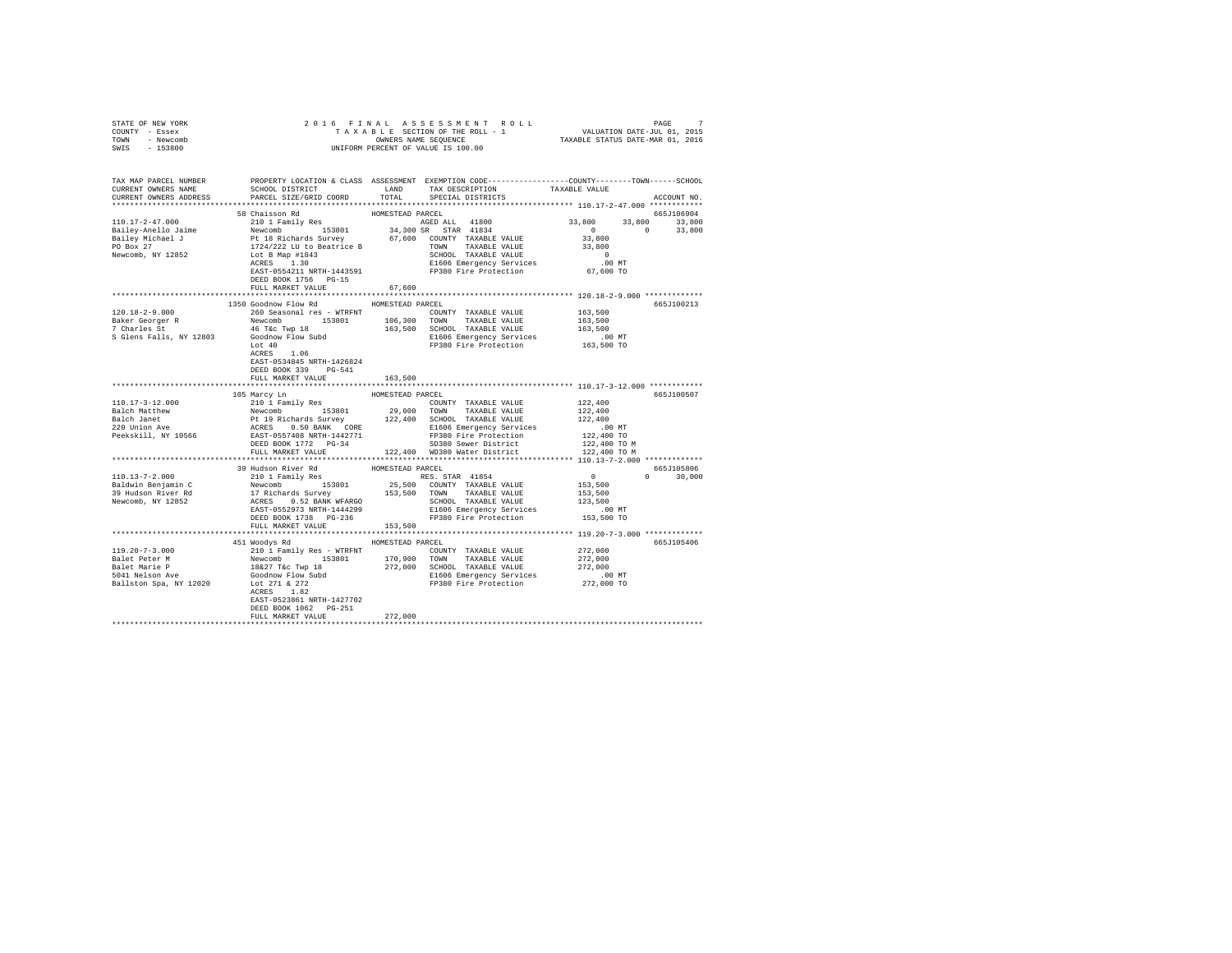STATE OF NEW YORK
COUNTY - Essex
TOWN - Newcomb
SWIS - 153800

2016 FINAL ASSESSMENT ROLL
TAXABLE SECTION OF THE ROLL - 1
OWNERS NAME SEQUENCE
UNIFORM PERCENT OF VALUE IS 100.00

VALUATION DATE-JUL 01, 2015
TAXABLE STATUS DATE-MAR 01, 2016

```
TAX MAP PARCEL NUMBER     PROPERTY LOCATION & CLASS  ASSESSMENT  EXEMPTION CODE-----------------COUNTY--------TOWN------SCHOOL
CURRENT OWNERS NAME       SCHOOL DISTRICT               LAND      TAX DESCRIPTION            TAXABLE VALUE
CURRENT OWNERS ADDRESS    PARCEL SIZE/GRID COORD        TOTAL     SPECIAL DISTRICTS                                      ACCOUNT NO.
******************************************************************************************************* 110.17-2-47.000 ************
                          58 Chaisson Rd               HOMESTEAD PARCEL                                                  665J106904
110.17-2-47.000           210 1 Family Res                         AGED ALL  41800              33,800     33,800     33,800
Bailey-Anello Jaime       Newcomb        153801       34,300 SR  STAR  41834                         0          0     33,800
Bailey Michael J          Pt 18 Richards Survey       67,600  COUNTY  TAXABLE VALUE              33,800
PO Box 27                 1724/222 LU to Beatrice B           TOWN    TAXABLE VALUE              33,800
Newcomb, NY 12852         Lot B Map #1843                     SCHOOL  TAXABLE VALUE                   0
                          ACRES    1.30                       E1606 Emergency Services              .00 MT
                          EAST-0554211 NRTH-1443591           FP380 Fire Protection              67,600 TO
                          DEED BOOK 1756   PG-15
                          FULL MARKET VALUE            67,600
******************************************************************************************************* 120.18-2-9.000 *************
                          1350 Goodnow Flow Rd         HOMESTEAD PARCEL                                                  665J100213
120.18-2-9.000            260 Seasonal res - WTRFNT           COUNTY  TAXABLE VALUE             163,500
Baker Georger R           Newcomb        153801      106,300  TOWN    TAXABLE VALUE             163,500
7 Charles St              46 T&c Twp 18              163,500  SCHOOL  TAXABLE VALUE             163,500
S Glens Falls, NY 12803   Goodnow Flow Subd                   E1606 Emergency Services              .00 MT
                          Lot 40                              FP380 Fire Protection             163,500 TO
                          ACRES    1.06
                          EAST-0534845 NRTH-1426824
                          DEED BOOK 339    PG-541
                          FULL MARKET VALUE           163,500
******************************************************************************************************* 110.17-3-12.000 ************
                          105 Marcy Ln                 HOMESTEAD PARCEL                                                  665J100507
110.17-3-12.000           210 1 Family Res                    COUNTY  TAXABLE VALUE             122,400
Balch Matthew             Newcomb        153801       29,000  TOWN    TAXABLE VALUE             122,400
Balch Janet               Pt 19 Richards Survey      122,400  SCHOOL  TAXABLE VALUE             122,400
220 Union Ave             ACRES    0.50 BANK    CORE          E1606 Emergency Services              .00 MT
Peekskill, NY 10566       EAST-0557408 NRTH-1442771           FP380 Fire Protection             122,400 TO
                          DEED BOOK 1772   PG-34              SD380 Sewer District              122,400 TO M
                          FULL MARKET VALUE           122,400 WD380 Water District              122,400 TO M
******************************************************************************************************* 110.13-7-2.000 *************
                          39 Hudson River Rd           HOMESTEAD PARCEL                                                  665J105806
110.13-7-2.000            210 1 Family Res                    RES. STAR  41854                       0          0     30,000
Baldwin Benjamin C        Newcomb        153801       25,500  COUNTY  TAXABLE VALUE             153,500
39 Hudson River Rd        17 Richards Survey         153,500  TOWN    TAXABLE VALUE             153,500
Newcomb, NY 12852         ACRES    0.52 BANK WFARGO           SCHOOL  TAXABLE VALUE             123,500
                          EAST-0552973 NRTH-1444299           E1606 Emergency Services              .00 MT
                          DEED BOOK 1738   PG-236             FP380 Fire Protection             153,500 TO
                          FULL MARKET VALUE           153,500
******************************************************************************************************* 119.20-7-3.000 *************
                          451 Woodys Rd                HOMESTEAD PARCEL                                                  665J105406
119.20-7-3.000            210 1 Family Res - WTRFNT           COUNTY  TAXABLE VALUE             272,000
Balet Peter M             Newcomb        153801      170,900  TOWN    TAXABLE VALUE             272,000
Balet Marie P             18&27 T&c Twp 18           272,000  SCHOOL  TAXABLE VALUE             272,000
5041 Nelson Ave           Goodnow Flow Subd                   E1606 Emergency Services              .00 MT
Ballston Spa, NY 12020    Lot 271 & 272                       FP380 Fire Protection             272,000 TO
                          ACRES    1.82
                          EAST-0523861 NRTH-1427702
                          DEED BOOK 1062   PG-251
                          FULL MARKET VALUE           272,000
************************************************************************************************************************************
```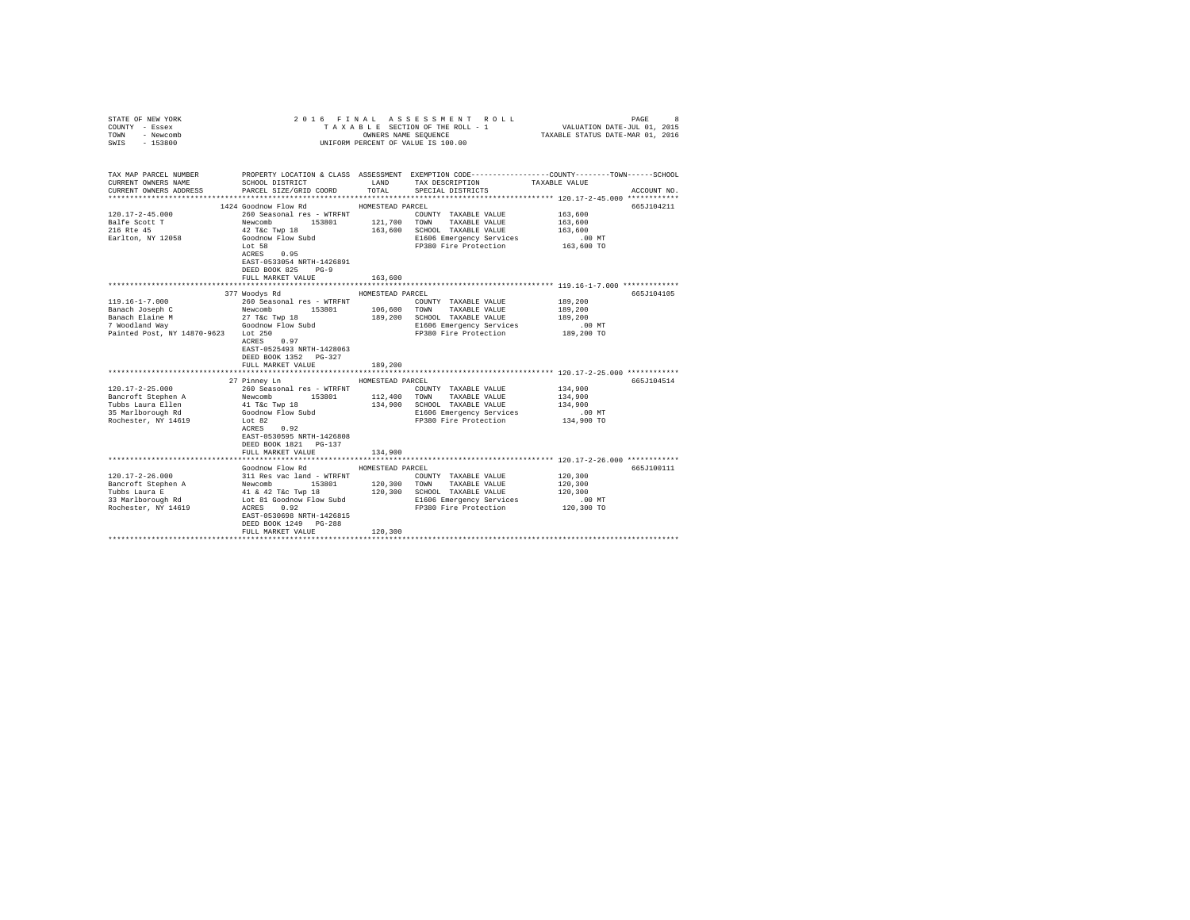STATE OF NEW YORK
COUNTY - Essex
TOWN - Newcomb
SWIS - 153800

2016 FINAL ASSESSMENT ROLL
TAXABLE SECTION OF THE ROLL - 1
OWNERS NAME SEQUENCE
UNIFORM PERCENT OF VALUE IS 100.00

VALUATION DATE-JUL 01, 2015
TAXABLE STATUS DATE-MAR 01, 2016

| TAX MAP PARCEL NUMBER / CURRENT OWNERS NAME / CURRENT OWNERS ADDRESS | PROPERTY LOCATION & CLASS / SCHOOL DISTRICT / PARCEL SIZE/GRID COORD | ASSESSMENT LAND / TOTAL | EXEMPTION CODE / TAX DESCRIPTION / SPECIAL DISTRICTS | COUNTY / TOWN / SCHOOL TAXABLE VALUE | ACCOUNT NO. |
|---|---|---|---|---|---|
| 120.17-2-45.000 | 1424 Goodnow Flow Rd | | HOMESTEAD PARCEL | | 665J104211 |
| Balfe Scott T | 260 Seasonal res - WTRFNT | | COUNTY TAXABLE VALUE | 163,600 | |
| 216 Rte 45 | Newcomb 153801 | 121,700 | TOWN TAXABLE VALUE | 163,600 | |
| Earlton, NY 12058 | 42 T&c Twp 18 | 163,600 | SCHOOL TAXABLE VALUE | 163,600 | |
| | Goodnow Flow Subd | | E1606 Emergency Services | .00 MT | |
| | Lot 58 | | FP380 Fire Protection | 163,600 TO | |
| | ACRES 0.95 | | | | |
| | EAST-0533054 NRTH-1426891 | | | | |
| | DEED BOOK 825 PG-9 | | | | |
| | FULL MARKET VALUE | 163,600 | | | |
| 119.16-1-7.000 | 377 Woodys Rd | | HOMESTEAD PARCEL | | 665J104105 |
| Banach Joseph C | 260 Seasonal res - WTRFNT | | COUNTY TAXABLE VALUE | 189,200 | |
| Banach Elaine M | Newcomb 153801 | 106,600 | TOWN TAXABLE VALUE | 189,200 | |
| 7 Woodland Way | 27 T&c Twp 18 | 189,200 | SCHOOL TAXABLE VALUE | 189,200 | |
| Painted Post, NY 14870-9623 | Goodnow Flow Subd | | E1606 Emergency Services | .00 MT | |
| | Lot 250 | | FP380 Fire Protection | 189,200 TO | |
| | ACRES 0.97 | | | | |
| | EAST-0525493 NRTH-1428063 | | | | |
| | DEED BOOK 1352 PG-327 | | | | |
| | FULL MARKET VALUE | 189,200 | | | |
| 120.17-2-25.000 | 27 Pinney Ln | | HOMESTEAD PARCEL | | 665J104514 |
| Bancroft Stephen A | 260 Seasonal res - WTRFNT | | COUNTY TAXABLE VALUE | 134,900 | |
| Tubbs Laura Ellen | Newcomb 153801 | 112,400 | TOWN TAXABLE VALUE | 134,900 | |
| 35 Marlborough Rd | 41 T&c Twp 18 | 134,900 | SCHOOL TAXABLE VALUE | 134,900 | |
| Rochester, NY 14619 | Goodnow Flow Subd | | E1606 Emergency Services | .00 MT | |
| | Lot 82 | | FP380 Fire Protection | 134,900 TO | |
| | ACRES 0.92 | | | | |
| | EAST-0530595 NRTH-1426808 | | | | |
| | DEED BOOK 1821 PG-137 | | | | |
| | FULL MARKET VALUE | 134,900 | | | |
| 120.17-2-26.000 | Goodnow Flow Rd | | HOMESTEAD PARCEL | | 665J100111 |
| Bancroft Stephen A | 311 Res vac land - WTRFNT | | COUNTY TAXABLE VALUE | 120,300 | |
| Tubbs Laura E | Newcomb 153801 | 120,300 | TOWN TAXABLE VALUE | 120,300 | |
| 33 Marlborough Rd | 41 & 42 T&c Twp 18 | 120,300 | SCHOOL TAXABLE VALUE | 120,300 | |
| Rochester, NY 14619 | Lot 81 Goodnow Flow Subd | | E1606 Emergency Services | .00 MT | |
| | ACRES 0.92 | | FP380 Fire Protection | 120,300 TO | |
| | EAST-0530698 NRTH-1426815 | | | | |
| | DEED BOOK 1249 PG-288 | | | | |
| | FULL MARKET VALUE | 120,300 | | | |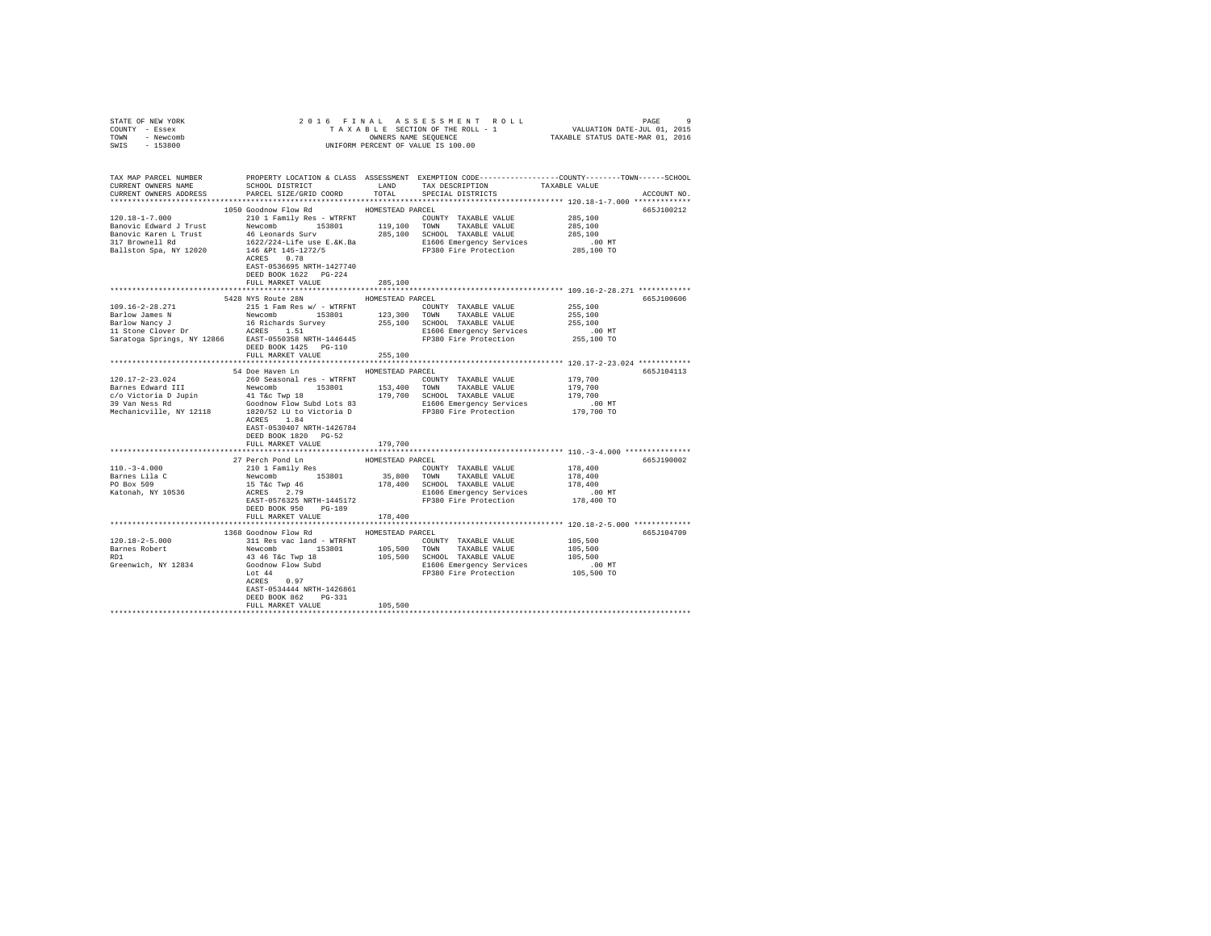```
STATE OF NEW YORK              2 0 1 6  F I N A L  A S S E S S M E N T  R O L L                                     PAGE     9
COUNTY  - Essex                   T A X A B L E  SECTION OF THE ROLL - 1                       VALUATION DATE-JUL 01, 2015
TOWN    - Newcomb                          OWNERS NAME SEQUENCE                              TAXABLE STATUS DATE-MAR 01, 2016
SWIS    - 153800                    UNIFORM PERCENT OF VALUE IS 100.00


TAX MAP PARCEL NUMBER          PROPERTY LOCATION & CLASS  ASSESSMENT  EXEMPTION CODE-----------------COUNTY--------TOWN------SCHOOL
CURRENT OWNERS NAME            SCHOOL DISTRICT              LAND      TAX DESCRIPTION              TAXABLE VALUE
CURRENT OWNERS ADDRESS         PARCEL SIZE/GRID COORD       TOTAL     SPECIAL DISTRICTS                                  ACCOUNT NO.
******************************************************************************************************* 120.18-1-7.000 *************
                          1050 Goodnow Flow Rd          HOMESTEAD PARCEL                                                665J100212
120.18-1-7.000                 210 1 Family Res - WTRFNT               COUNTY  TAXABLE VALUE           285,100
Banovic Edward J Trust         Newcomb      153801        119,100   TOWN    TAXABLE VALUE           285,100
Banovic Karen L Trust          46 Leonards Surv           285,100   SCHOOL  TAXABLE VALUE           285,100
317 Brownell Rd                1622/224-Life use E.&K.Ba            E1606 Emergency Services              .00 MT
Ballston Spa, NY 12020         146 &Pt 145-1272/5                   FP380 Fire Protection           285,100 TO
                               ACRES    0.78
                               EAST-0536695 NRTH-1427740
                               DEED BOOK 1622   PG-224
                               FULL MARKET VALUE            285,100
******************************************************************************************************* 109.16-2-28.271 ************
                          5428 NYS Route 28N            HOMESTEAD PARCEL                                                665J100606
109.16-2-28.271                215 1 Fam Res w/ - WTRFNT               COUNTY  TAXABLE VALUE           255,100
Barlow James N                 Newcomb      153801        123,300   TOWN    TAXABLE VALUE           255,100
Barlow Nancy J                 16 Richards Survey         255,100   SCHOOL  TAXABLE VALUE           255,100
11 Stone Clover Dr             ACRES    1.51                        E1606 Emergency Services              .00 MT
Saratoga Springs, NY 12866     EAST-0550358 NRTH-1446445            FP380 Fire Protection           255,100 TO
                               DEED BOOK 1425   PG-110
                               FULL MARKET VALUE            255,100
******************************************************************************************************* 120.17-2-23.024 ************
                          54 Doe Haven Ln               HOMESTEAD PARCEL                                                665J104113
120.17-2-23.024                260 Seasonal res - WTRFNT               COUNTY  TAXABLE VALUE           179,700
Barnes Edward III              Newcomb      153801        153,400   TOWN    TAXABLE VALUE           179,700
c/o Victoria D Jupin           41 T&c Twp 18              179,700   SCHOOL  TAXABLE VALUE           179,700
39 Van Ness Rd                 Goodnow Flow Subd Lots 83            E1606 Emergency Services              .00 MT
Mechanicville, NY 12118        1820/52 LU to Victoria D             FP380 Fire Protection           179,700 TO
                               ACRES    1.84
                               EAST-0530407 NRTH-1426784
                               DEED BOOK 1820   PG-52
                               FULL MARKET VALUE            179,700
******************************************************************************************************* 110.-3-4.000 ***************
                          27 Perch Pond Ln              HOMESTEAD PARCEL                                                665J190002
110.-3-4.000                   210 1 Family Res                        COUNTY  TAXABLE VALUE           178,400
Barnes Lila C                  Newcomb      153801         35,800   TOWN    TAXABLE VALUE           178,400
PO Box 509                     15 T&c Twp 46              178,400   SCHOOL  TAXABLE VALUE           178,400
Katonah, NY 10536              ACRES    2.79                        E1606 Emergency Services              .00 MT
                               EAST-0576325 NRTH-1445172            FP380 Fire Protection           178,400 TO
                               DEED BOOK 950    PG-189
                               FULL MARKET VALUE            178,400
******************************************************************************************************* 120.18-2-5.000 *************
                          1368 Goodnow Flow Rd          HOMESTEAD PARCEL                                                665J104709
120.18-2-5.000                 311 Res vac land - WTRFNT               COUNTY  TAXABLE VALUE           105,500
Barnes Robert                  Newcomb      153801        105,500   TOWN    TAXABLE VALUE           105,500
RD1                            43 46 T&c Twp 18           105,500   SCHOOL  TAXABLE VALUE           105,500
Greenwich, NY 12834            Goodnow Flow Subd                    E1606 Emergency Services              .00 MT
                               Lot 44                               FP380 Fire Protection           105,500 TO
                               ACRES    0.97
                               EAST-0534444 NRTH-1426861
                               DEED BOOK 862    PG-331
                               FULL MARKET VALUE            105,500
************************************************************************************************************************************
```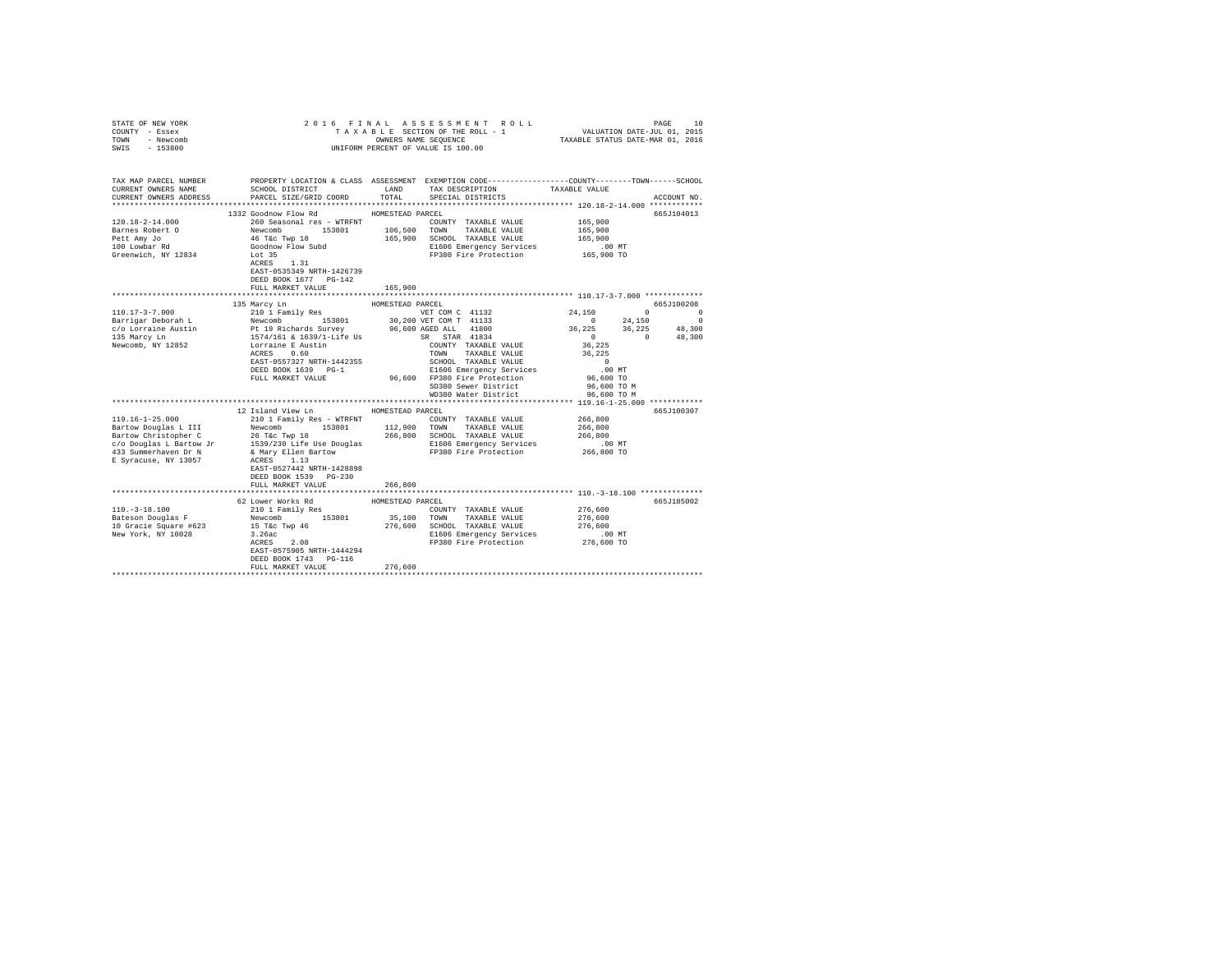STATE OF NEW YORK
COUNTY - Essex
TOWN - Newcomb
SWIS - 153800

2016 FINAL ASSESSMENT ROLL
TAXABLE SECTION OF THE ROLL - 1
OWNERS NAME SEQUENCE
UNIFORM PERCENT OF VALUE IS 100.00

VALUATION DATE-JUL 01, 2015
TAXABLE STATUS DATE-MAR 01, 2016

```
TAX MAP PARCEL NUMBER      PROPERTY LOCATION & CLASS  ASSESSMENT  EXEMPTION CODE-----------------COUNTY--------TOWN------SCHOOL
CURRENT OWNERS NAME        SCHOOL DISTRICT              LAND      TAX DESCRIPTION            TAXABLE VALUE
CURRENT OWNERS ADDRESS     PARCEL SIZE/GRID COORD       TOTAL     SPECIAL DISTRICTS                                      ACCOUNT NO.
******************************************************************************************************* 120.18-2-14.000 ************
                   1332 Goodnow Flow Rd          HOMESTEAD PARCEL                                                        665J104013
120.18-2-14.000            260 Seasonal res - WTRFNT            COUNTY  TAXABLE VALUE           165,900
Barnes Robert O            Newcomb       153801     106,500     TOWN    TAXABLE VALUE           165,900
Pett Amy Jo                46 T&c Twp 18            165,900     SCHOOL  TAXABLE VALUE           165,900
100 Lowbar Rd              Goodnow Flow Subd                    E1606 Emergency Services            .00 MT
Greenwich, NY 12834        Lot 35                               FP380 Fire Protection           165,900 TO
                           ACRES    1.31
                           EAST-0535349 NRTH-1426739
                           DEED BOOK 1677   PG-142
                           FULL MARKET VALUE        165,900
******************************************************************************************************* 110.17-3-7.000 *************
                   135 Marcy Ln                  HOMESTEAD PARCEL                                                        665J100208
110.17-3-7.000             210 1 Family Res                  VET COM C  41132           24,150          0             0
Barrigar Deborah L         Newcomb       153801      30,200 VET COM T  41133                0      24,150             0
c/o Lorraine Austin        Pt 19 Richards Survey     96,600 AGED ALL   41800           36,225      36,225        48,300
135 Marcy Ln               1574/161 & 1639/1-Life Us         SR  STAR  41834                0           0        48,300
Newcomb, NY 12852          Lorraine E Austin                    COUNTY  TAXABLE VALUE            36,225
                           ACRES    0.60                        TOWN    TAXABLE VALUE            36,225
                           EAST-0557327 NRTH-1442355            SCHOOL  TAXABLE VALUE                 0
                           DEED BOOK 1639   PG-1                E1606 Emergency Services            .00 MT
                           FULL MARKET VALUE         96,600     FP380 Fire Protection            96,600 TO
                                                                SD380 Sewer District             96,600 TO M
                                                                WD380 Water District             96,600 TO M
******************************************************************************************************* 119.16-1-25.000 ************
                   12 Island View Ln             HOMESTEAD PARCEL                                                        665J100307
119.16-1-25.000            210 1 Family Res - WTRFNT            COUNTY  TAXABLE VALUE           266,800
Bartow Douglas L III       Newcomb       153801     112,900     TOWN    TAXABLE VALUE           266,800
Bartow Christopher C       26 T&c Twp 18            266,800     SCHOOL  TAXABLE VALUE           266,800
c/o Douglas L Bartow Jr    1539/230 Life Use Douglas            E1606 Emergency Services            .00 MT
433 Summerhaven Dr N       & Mary Ellen Bartow                  FP380 Fire Protection           266,800 TO
E Syracuse, NY 13057       ACRES    1.13
                           EAST-0527442 NRTH-1428898
                           DEED BOOK 1539   PG-230
                           FULL MARKET VALUE        266,800
******************************************************************************************************* 110.-3-18.100 **************
                   62 Lower Works Rd             HOMESTEAD PARCEL                                                        665J185002
110.-3-18.100              210 1 Family Res                     COUNTY  TAXABLE VALUE           276,600
Bateson Douglas F          Newcomb       153801      35,100     TOWN    TAXABLE VALUE           276,600
10 Gracie Square #623      15 T&c Twp 46            276,600     SCHOOL  TAXABLE VALUE           276,600
New York, NY 10028         3.26ac                               E1606 Emergency Services            .00 MT
                           ACRES    2.08                        FP380 Fire Protection           276,600 TO
                           EAST-0575905 NRTH-1444294
                           DEED BOOK 1743   PG-116
                           FULL MARKET VALUE        276,600
************************************************************************************************************************************
```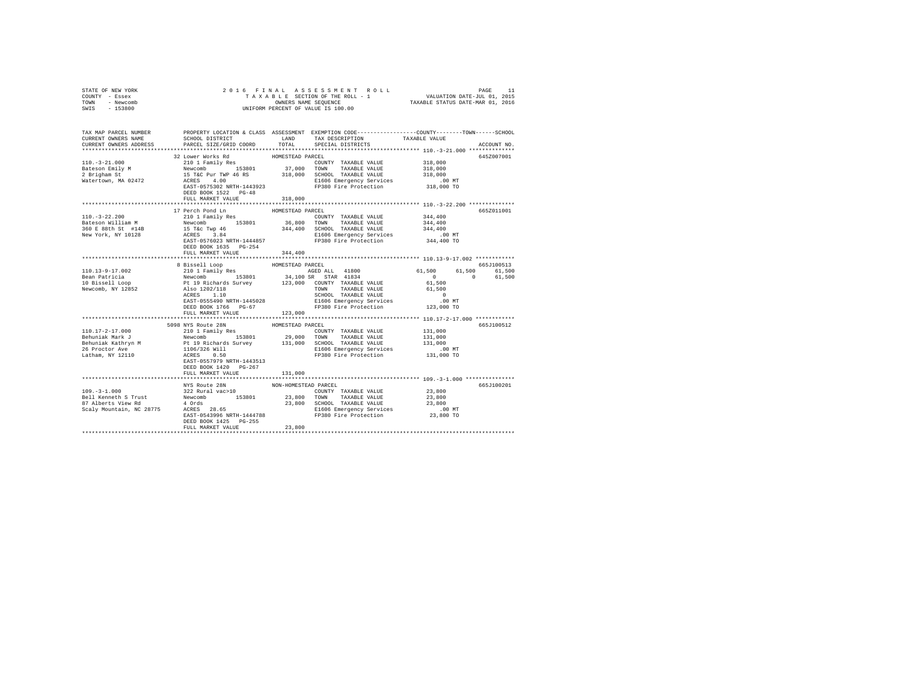STATE OF NEW YORK — COUNTY - Essex — TOWN - Newcomb — SWIS - 153800

**2016 FINAL ASSESSMENT ROLL**
**TAXABLE SECTION OF THE ROLL - 1**
OWNERS NAME SEQUENCE
UNIFORM PERCENT OF VALUE IS 100.00

VALUATION DATE-JUL 01, 2015
TAXABLE STATUS DATE-MAR 01, 2016

```
TAX MAP PARCEL NUMBER          PROPERTY LOCATION & CLASS  ASSESSMENT  EXEMPTION CODE-----------------COUNTY--------TOWN------SCHOOL
CURRENT OWNERS NAME            SCHOOL DISTRICT               LAND      TAX DESCRIPTION            TAXABLE VALUE
CURRENT OWNERS ADDRESS         PARCEL SIZE/GRID COORD        TOTAL     SPECIAL DISTRICTS                                  ACCOUNT NO.
******************************************************************************************************* 110.-3-21.000 **************
                               32 Lower Works Rd            HOMESTEAD PARCEL                                               645Z007001
110.-3-21.000                  210 1 Family Res                        COUNTY  TAXABLE VALUE            318,000
Bateson Emily M                Newcomb        153801        37,000     TOWN    TAXABLE VALUE            318,000
2 Brigham St                   15 T&C Pur TWP 46 RS        318,000     SCHOOL  TAXABLE VALUE            318,000
Watertown, MA 02472            ACRES    4.00                           E1606 Emergency Services              .00 MT
                               EAST-0575302 NRTH-1443923               FP380 Fire Protection            318,000 TO
                               DEED BOOK 1522   PG-48
                               FULL MARKET VALUE           318,000
******************************************************************************************************* 110.-3-22.200 **************
                               17 Perch Pond Ln             HOMESTEAD PARCEL                                               665Z011001
110.-3-22.200                  210 1 Family Res                        COUNTY  TAXABLE VALUE            344,400
Bateson William M              Newcomb        153801        36,800     TOWN    TAXABLE VALUE            344,400
360 E 88th St  #14B            15 T&c Twp 46               344,400     SCHOOL  TAXABLE VALUE            344,400
New York, NY 10128             ACRES    3.84                           E1606 Emergency Services              .00 MT
                               EAST-0576023 NRTH-1444857               FP380 Fire Protection            344,400 TO
                               DEED BOOK 1635   PG-254
                               FULL MARKET VALUE           344,400
******************************************************************************************************* 110.13-9-17.002 ************
                               8 Bissell Loop               HOMESTEAD PARCEL                                               665J100513
110.13-9-17.002                210 1 Family Res                        AGED ALL   41800            61,500      61,500      61,500
Bean Patricia                  Newcomb        153801        34,100 SR  STAR  41834                      0           0      61,500
10 Bissell Loop                Pt 19 Richards Survey       123,000     COUNTY  TAXABLE VALUE             61,500
Newcomb, NY 12852              Also 1202/118                           TOWN    TAXABLE VALUE             61,500
                               ACRES    1.10                           SCHOOL  TAXABLE VALUE                  0
                               EAST-0555490 NRTH-1445028               E1606 Emergency Services              .00 MT
                               DEED BOOK 1766   PG-67                  FP380 Fire Protection            123,000 TO
                               FULL MARKET VALUE           123,000
******************************************************************************************************* 110.17-2-17.000 ************
                               5098 NYS Route 28N           HOMESTEAD PARCEL                                               665J100512
110.17-2-17.000                210 1 Family Res                        COUNTY  TAXABLE VALUE            131,000
Behuniak Mark J                Newcomb        153801        29,000     TOWN    TAXABLE VALUE            131,000
Behuniak Kathryn M             Pt 19 Richards Survey       131,000     SCHOOL  TAXABLE VALUE            131,000
26 Proctor Ave                 1106/326 Will                           E1606 Emergency Services              .00 MT
Latham, NY 12110               ACRES    0.50                           FP380 Fire Protection            131,000 TO
                               EAST-0557979 NRTH-1443513
                               DEED BOOK 1420   PG-267
                               FULL MARKET VALUE           131,000
******************************************************************************************************* 109.-3-1.000 ***************
                               NYS Route 28N                NON-HOMESTEAD PARCEL                                           665J100201
109.-3-1.000                   322 Rural vac>10                        COUNTY  TAXABLE VALUE             23,800
Bell Kenneth S Trust           Newcomb        153801        23,800     TOWN    TAXABLE VALUE             23,800
87 Alberts View Rd             4 Ords                       23,800     SCHOOL  TAXABLE VALUE             23,800
Scaly Mountain, NC 28775       ACRES   28.65                           E1606 Emergency Services              .00 MT
                               EAST-0543996 NRTH-1444788               FP380 Fire Protection             23,800 TO
                               DEED BOOK 1425   PG-255
                               FULL MARKET VALUE            23,800
************************************************************************************************************************************
```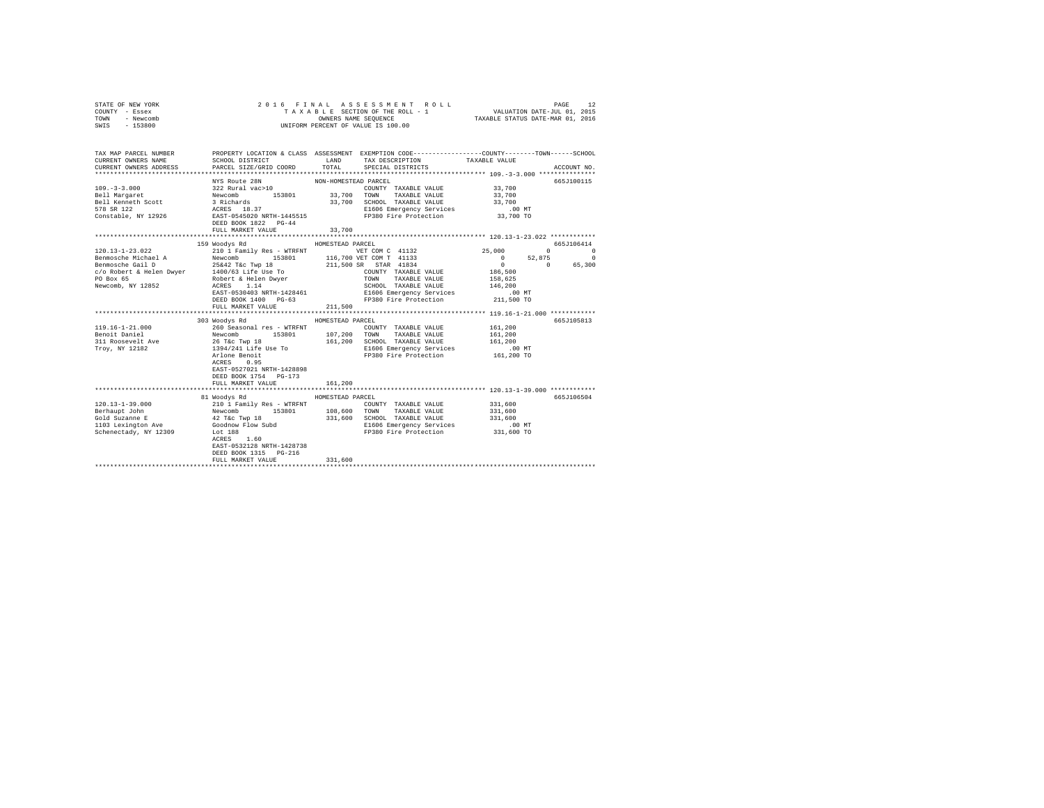STATE OF NEW YORK
COUNTY - Essex
TOWN - Newcomb
SWIS - 153800

2016 FINAL ASSESSMENT ROLL
TAXABLE SECTION OF THE ROLL - 1
OWNERS NAME SEQUENCE
UNIFORM PERCENT OF VALUE IS 100.00

VALUATION DATE-JUL 01, 2015
TAXABLE STATUS DATE-MAR 01, 2016

```
TAX MAP PARCEL NUMBER        PROPERTY LOCATION & CLASS  ASSESSMENT  EXEMPTION CODE-----------------COUNTY--------TOWN------SCHOOL
CURRENT OWNERS NAME          SCHOOL DISTRICT            LAND        TAX DESCRIPTION            TAXABLE VALUE
CURRENT OWNERS ADDRESS       PARCEL SIZE/GRID COORD     TOTAL       SPECIAL DISTRICTS                                        ACCOUNT NO.
******************************************************************************************************** 109.-3-3.000 ***************
                             NYS Route 28N              NON-HOMESTEAD PARCEL                                                 665J100115
109.-3-3.000                 322 Rural vac>10                        COUNTY  TAXABLE VALUE           33,700
Bell Margaret                Newcomb        153801        33,700     TOWN    TAXABLE VALUE           33,700
Bell Kenneth Scott           3 Richards                   33,700     SCHOOL  TAXABLE VALUE           33,700
578 SR 122                   ACRES   18.37                           E1606 Emergency Services           .00 MT
Constable, NY 12926          EAST-0545020 NRTH-1445515               FP380 Fire Protection           33,700 TO
                             DEED BOOK 1822   PG-44
                             FULL MARKET VALUE            33,700
******************************************************************************************************** 120.13-1-23.022 ************
                             159 Woodys Rd              HOMESTEAD PARCEL                                                     665J106414
120.13-1-23.022              210 1 Family Res - WTRFNT               VET COM C 41132             25,000          0           0
Benmosche Michael A          Newcomb        153801       116,700 VET COM T 41133                     0      52,875           0
Benmosche Gail D             25&42 T&c Twp 18            211,500 SR  STAR 41834                      0           0      65,300
c/o Robert & Helen Dwyer     1400/63 Life Use To                     COUNTY  TAXABLE VALUE          186,500
PO Box 65                    Robert & Helen Dwyer                    TOWN    TAXABLE VALUE          158,625
Newcomb, NY 12852            ACRES    1.14                           SCHOOL  TAXABLE VALUE          146,200
                             EAST-0530403 NRTH-1428461               E1606 Emergency Services           .00 MT
                             DEED BOOK 1400   PG-63                  FP380 Fire Protection          211,500 TO
                             FULL MARKET VALUE           211,500
******************************************************************************************************** 119.16-1-21.000 ************
                             303 Woodys Rd              HOMESTEAD PARCEL                                                     665J105813
119.16-1-21.000              260 Seasonal res - WTRFNT               COUNTY  TAXABLE VALUE          161,200
Benoit Daniel                Newcomb        153801       107,200     TOWN    TAXABLE VALUE          161,200
311 Roosevelt Ave            26 T&c Twp 18               161,200     SCHOOL  TAXABLE VALUE          161,200
Troy, NY 12182               1394/241 Life Use To                    E1606 Emergency Services           .00 MT
                             Arlone Benoit                           FP380 Fire Protection          161,200 TO
                             ACRES    0.95
                             EAST-0527021 NRTH-1428898
                             DEED BOOK 1754   PG-173
                             FULL MARKET VALUE           161,200
******************************************************************************************************** 120.13-1-39.000 ************
                             81 Woodys Rd               HOMESTEAD PARCEL                                                     665J106504
120.13-1-39.000              210 1 Family Res - WTRFNT               COUNTY  TAXABLE VALUE          331,600
Berhaupt John                Newcomb        153801       108,600     TOWN    TAXABLE VALUE          331,600
Gold Suzanne E               42 T&c Twp 18               331,600     SCHOOL  TAXABLE VALUE          331,600
1103 Lexington Ave           Goodnow Flow Subd                       E1606 Emergency Services           .00 MT
Schenectady, NY 12309        Lot 188                                 FP380 Fire Protection          331,600 TO
                             ACRES    1.60
                             EAST-0532128 NRTH-1428738
                             DEED BOOK 1315   PG-216
                             FULL MARKET VALUE           331,600
************************************************************************************************************************************
```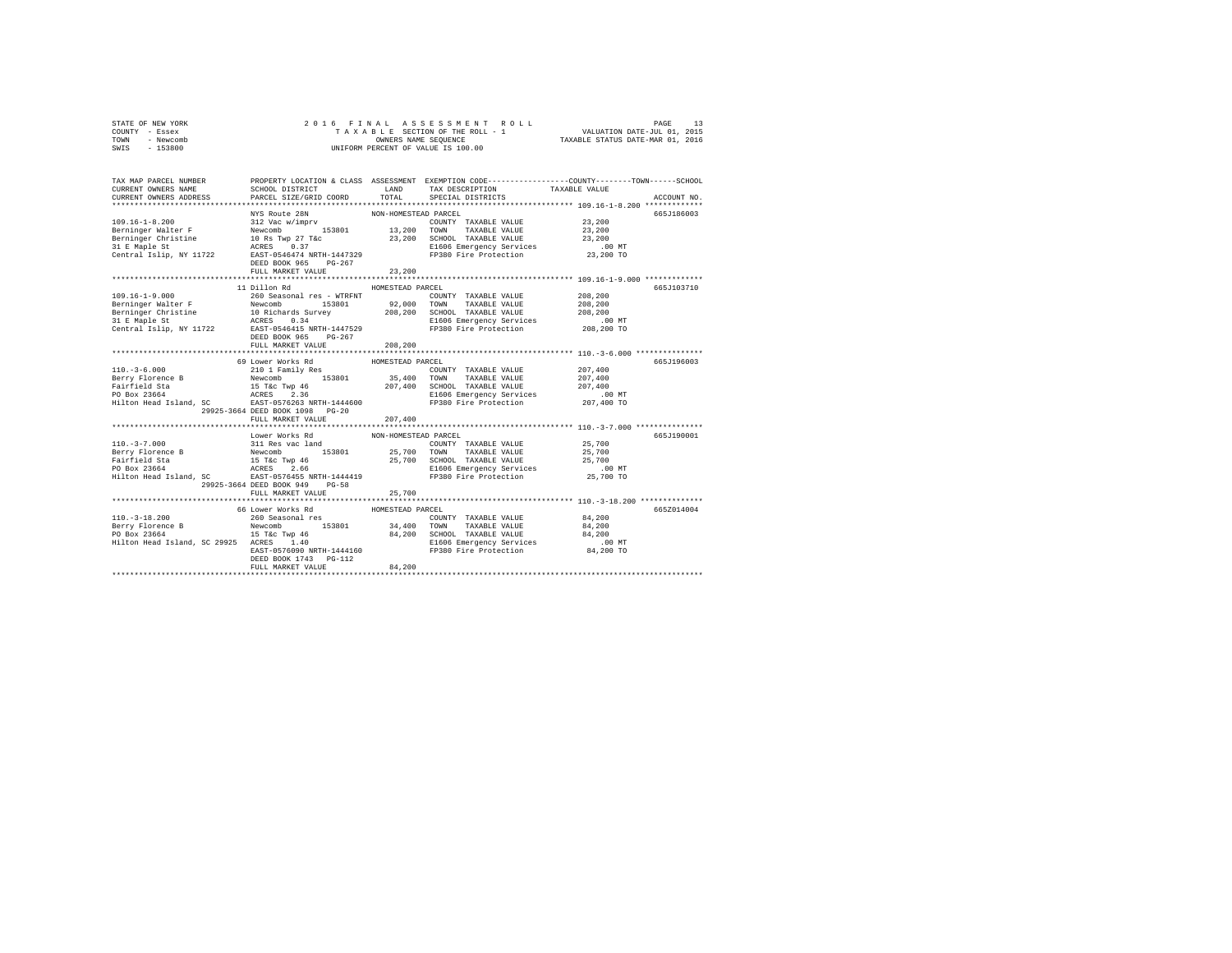STATE OF NEW YORK
COUNTY - Essex
TOWN - Newcomb
SWIS - 153800

2016 FINAL ASSESSMENT ROLL
TAXABLE SECTION OF THE ROLL - 1
OWNERS NAME SEQUENCE
UNIFORM PERCENT OF VALUE IS 100.00

VALUATION DATE-JUL 01, 2015
TAXABLE STATUS DATE-MAR 01, 2016

```
TAX MAP PARCEL NUMBER          PROPERTY LOCATION & CLASS  ASSESSMENT  EXEMPTION CODE-----------------COUNTY--------TOWN------SCHOOL
CURRENT OWNERS NAME            SCHOOL DISTRICT              LAND      TAX DESCRIPTION            TAXABLE VALUE
CURRENT OWNERS ADDRESS         PARCEL SIZE/GRID COORD       TOTAL     SPECIAL DISTRICTS                                    ACCOUNT NO.
******************************************************************************************************* 109.16-1-8.200 *************
                               NYS Route 28N             NON-HOMESTEAD PARCEL                                              665J186003
109.16-1-8.200                 312 Vac w/imprv                        COUNTY  TAXABLE VALUE           23,200
Berninger Walter F             Newcomb        153801        13,200    TOWN    TAXABLE VALUE           23,200
Berninger Christine            10 Rs Twp 27 T&c             23,200    SCHOOL  TAXABLE VALUE           23,200
31 E Maple St                  ACRES    0.37                          E1606 Emergency Services           .00 MT
Central Islip, NY 11722        EAST-0546474 NRTH-1447329              FP380 Fire Protection           23,200 TO
                               DEED BOOK 965    PG-267
                               FULL MARKET VALUE            23,200
******************************************************************************************************* 109.16-1-9.000 *************
                               11 Dillon Rd              HOMESTEAD PARCEL                                                  665J103710
109.16-1-9.000                 260 Seasonal res - WTRFNT              COUNTY  TAXABLE VALUE          208,200
Berninger Walter F             Newcomb        153801        92,000    TOWN    TAXABLE VALUE          208,200
Berninger Christine            10 Richards Survey          208,200    SCHOOL  TAXABLE VALUE          208,200
31 E Maple St                  ACRES    0.34                          E1606 Emergency Services           .00 MT
Central Islip, NY 11722        EAST-0546415 NRTH-1447529              FP380 Fire Protection          208,200 TO
                               DEED BOOK 965    PG-267
                               FULL MARKET VALUE           208,200
******************************************************************************************************* 110.-3-6.000 ***************
                               69 Lower Works Rd         HOMESTEAD PARCEL                                                  665J196003
110.-3-6.000                   210 1 Family Res                       COUNTY  TAXABLE VALUE          207,400
Berry Florence B               Newcomb        153801        35,400    TOWN    TAXABLE VALUE          207,400
Fairfield Sta                  15 T&c Twp 46               207,400    SCHOOL  TAXABLE VALUE          207,400
PO Box 23664                   ACRES    2.36                          E1606 Emergency Services           .00 MT
Hilton Head Island, SC         EAST-0576263 NRTH-1444600              FP380 Fire Protection          207,400 TO
                    29925-3664 DEED BOOK 1098   PG-20
                               FULL MARKET VALUE           207,400
******************************************************************************************************* 110.-3-7.000 ***************
                               Lower Works Rd            NON-HOMESTEAD PARCEL                                              665J190001
110.-3-7.000                   311 Res vac land                       COUNTY  TAXABLE VALUE           25,700
Berry Florence B               Newcomb        153801        25,700    TOWN    TAXABLE VALUE           25,700
Fairfield Sta                  15 T&c Twp 46                25,700    SCHOOL  TAXABLE VALUE           25,700
PO Box 23664                   ACRES    2.66                          E1606 Emergency Services           .00 MT
Hilton Head Island, SC         EAST-0576455 NRTH-1444419              FP380 Fire Protection           25,700 TO
                    29925-3664 DEED BOOK 949    PG-58
                               FULL MARKET VALUE            25,700
******************************************************************************************************* 110.-3-18.200 **************
                               66 Lower Works Rd         HOMESTEAD PARCEL                                                  665Z014004
110.-3-18.200                  260 Seasonal res                       COUNTY  TAXABLE VALUE           84,200
Berry Florence B               Newcomb        153801        34,400    TOWN    TAXABLE VALUE           84,200
PO Box 23664                   15 T&c Twp 46                84,200    SCHOOL  TAXABLE VALUE           84,200
Hilton Head Island, SC 29925   ACRES    1.40                          E1606 Emergency Services           .00 MT
                               EAST-0576090 NRTH-1444160              FP380 Fire Protection           84,200 TO
                               DEED BOOK 1743   PG-112
                               FULL MARKET VALUE            84,200
************************************************************************************************************************************
```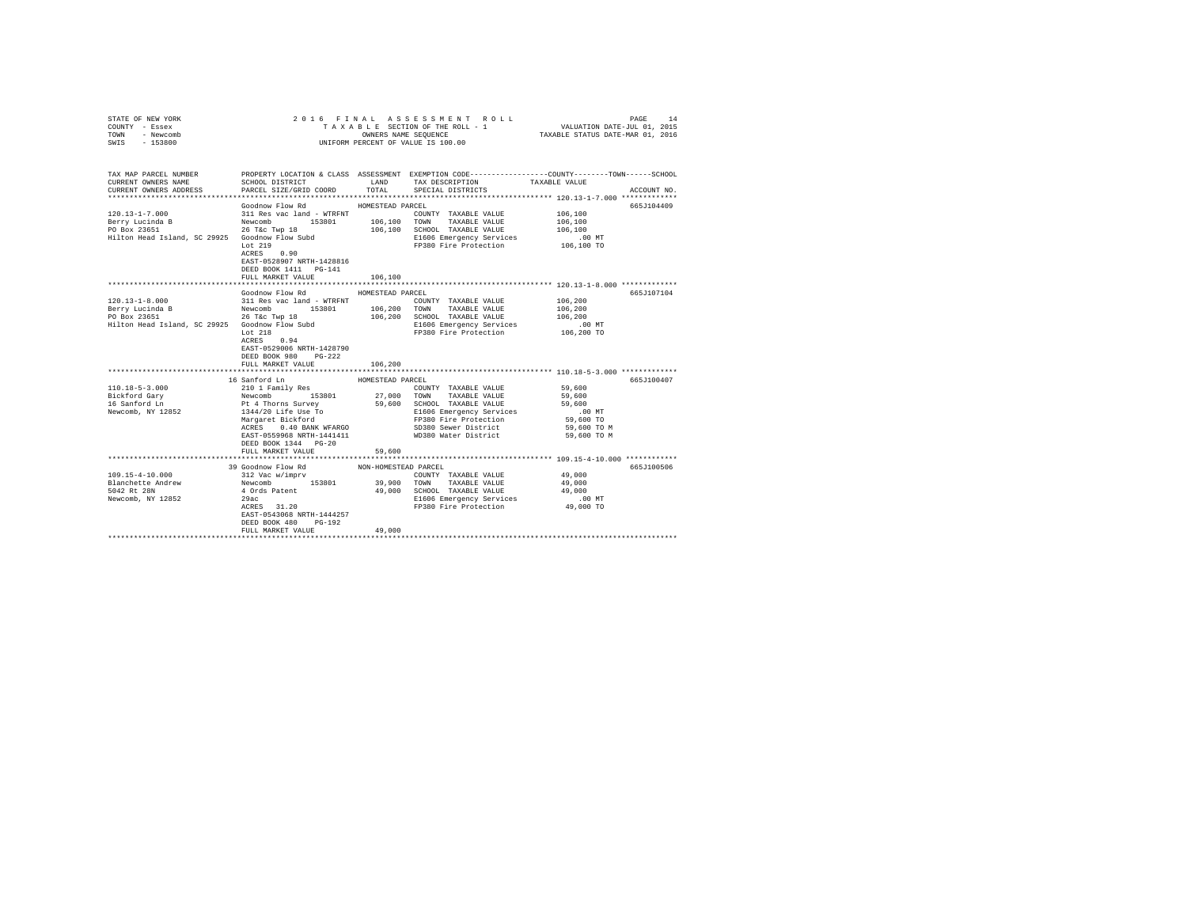STATE OF NEW YORK
COUNTY - Essex
TOWN - Newcomb
SWIS - 153800

2016 FINAL ASSESSMENT ROLL
TAXABLE SECTION OF THE ROLL - 1
OWNERS NAME SEQUENCE
UNIFORM PERCENT OF VALUE IS 100.00

VALUATION DATE-JUL 01, 2015
TAXABLE STATUS DATE-MAR 01, 2016

```
TAX MAP PARCEL NUMBER        PROPERTY LOCATION & CLASS  ASSESSMENT  EXEMPTION CODE-----------------COUNTY--------TOWN------SCHOOL
CURRENT OWNERS NAME          SCHOOL DISTRICT              LAND      TAX DESCRIPTION            TAXABLE VALUE
CURRENT OWNERS ADDRESS       PARCEL SIZE/GRID COORD      TOTAL      SPECIAL DISTRICTS                                   ACCOUNT NO.
****************************************************************************************************** 120.13-1-7.000 *************
                             Goodnow Flow Rd           HOMESTEAD PARCEL                                                 665J104409
120.13-1-7.000               311 Res vac land - WTRFNT              COUNTY  TAXABLE VALUE           106,100
Berry Lucinda B              Newcomb        153801       106,100    TOWN    TAXABLE VALUE           106,100
PO Box 23651                 26 T&c Twp 18               106,100    SCHOOL  TAXABLE VALUE           106,100
Hilton Head Island, SC 29925 Goodnow Flow Subd                      E1606 Emergency Services            .00 MT
                             Lot 219                                FP380 Fire Protection           106,100 TO
                             ACRES    0.90
                             EAST-0528907 NRTH-1428816
                             DEED BOOK 1411   PG-141
                             FULL MARKET VALUE           106,100
****************************************************************************************************** 120.13-1-8.000 *************
                             Goodnow Flow Rd           HOMESTEAD PARCEL                                                 665J107104
120.13-1-8.000               311 Res vac land - WTRFNT              COUNTY  TAXABLE VALUE           106,200
Berry Lucinda B              Newcomb        153801       106,200    TOWN    TAXABLE VALUE           106,200
PO Box 23651                 26 T&c Twp 18               106,200    SCHOOL  TAXABLE VALUE           106,200
Hilton Head Island, SC 29925 Goodnow Flow Subd                      E1606 Emergency Services            .00 MT
                             Lot 218                                FP380 Fire Protection           106,200 TO
                             ACRES    0.94
                             EAST-0529006 NRTH-1428790
                             DEED BOOK 980    PG-222
                             FULL MARKET VALUE           106,200
****************************************************************************************************** 110.18-5-3.000 *************
                          16 Sanford Ln                HOMESTEAD PARCEL                                                 665J100407
110.18-5-3.000               210 1 Family Res                       COUNTY  TAXABLE VALUE            59,600
Bickford Gary                Newcomb        153801        27,000    TOWN    TAXABLE VALUE            59,600
16 Sanford Ln                Pt 4 Thorns Survey           59,600    SCHOOL  TAXABLE VALUE            59,600
Newcomb, NY 12852            1344/20 Life Use To                    E1606 Emergency Services            .00 MT
                             Margaret Bickford                      FP380 Fire Protection            59,600 TO
                             ACRES    0.40 BANK WFARGO              SD380 Sewer District             59,600 TO M
                             EAST-0559968 NRTH-1441411              WD380 Water District             59,600 TO M
                             DEED BOOK 1344   PG-20
                             FULL MARKET VALUE            59,600
****************************************************************************************************** 109.15-4-10.000 ************
                          39 Goodnow Flow Rd           NON-HOMESTEAD PARCEL                                             665J100506
109.15-4-10.000              312 Vac w/imprv                        COUNTY  TAXABLE VALUE            49,000
Blanchette Andrew            Newcomb        153801        39,900    TOWN    TAXABLE VALUE            49,000
5042 Rt 28N                  4 Ords Patent                49,000    SCHOOL  TAXABLE VALUE            49,000
Newcomb, NY 12852            29ac                                   E1606 Emergency Services            .00 MT
                             ACRES   31.20                          FP380 Fire Protection            49,000 TO
                             EAST-0543068 NRTH-1444257
                             DEED BOOK 480    PG-192
                             FULL MARKET VALUE            49,000
************************************************************************************************************************************
```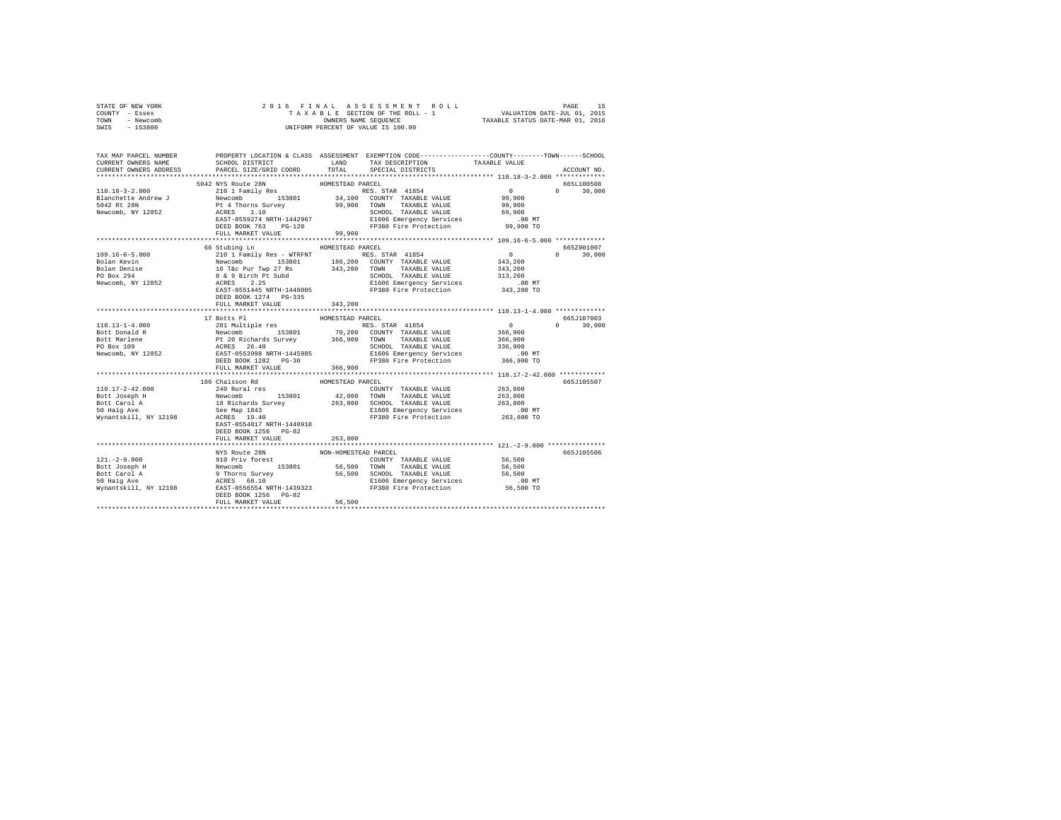STATE OF NEW YORK
COUNTY - Essex
TOWN - Newcomb
SWIS - 153800

2016 FINAL ASSESSMENT ROLL
TAXABLE SECTION OF THE ROLL - 1
OWNERS NAME SEQUENCE
UNIFORM PERCENT OF VALUE IS 100.00

VALUATION DATE-JUL 01, 2015
TAXABLE STATUS DATE-MAR 01, 2016

```
TAX MAP PARCEL NUMBER    PROPERTY LOCATION & CLASS  ASSESSMENT  EXEMPTION CODE-----------------COUNTY--------TOWN------SCHOOL
CURRENT OWNERS NAME      SCHOOL DISTRICT             LAND      TAX DESCRIPTION           TAXABLE VALUE
CURRENT OWNERS ADDRESS   PARCEL SIZE/GRID COORD      TOTAL     SPECIAL DISTRICTS                                     ACCOUNT NO.
*********************************************************************************************** 110.18-3-2.000 *************
                        5042 NYS Route 28N             HOMESTEAD PARCEL                                              665L100508
110.18-3-2.000           210 1 Family Res                   RES. STAR 41854              0            0       30,000
Blanchette Andrew J      Newcomb       153801         34,100   COUNTY  TAXABLE VALUE          99,900
5042 Rt 28N              Pt 4 Thorns Survey           99,900   TOWN    TAXABLE VALUE          99,900
Newcomb, NY 12852        ACRES    1.10                         SCHOOL  TAXABLE VALUE          69,900
                         EAST-0559274 NRTH-1442967             E1606 Emergency Services          .00 MT
                         DEED BOOK 763    PG-120               FP380 Fire Protection          99,900 TO
                         FULL MARKET VALUE            99,900
*********************************************************************************************** 109.16-6-5.000 *************
                        66 Stubing Ln                  HOMESTEAD PARCEL                                              665Z001007
109.16-6-5.000           210 1 Family Res - WTRFNT          RES. STAR 41854              0            0       30,000
Bolan Kevin              Newcomb       153801        186,200   COUNTY  TAXABLE VALUE         343,200
Bolan Denise             16 T&c Pur Twp 27 Rs        343,200   TOWN    TAXABLE VALUE         343,200
PO Box 294               8 & 9 Birch Pt Subd                   SCHOOL  TAXABLE VALUE         313,200
Newcomb, NY 12852        ACRES    2.25                         E1606 Emergency Services          .00 MT
                         EAST-0551445 NRTH-1448005             FP380 Fire Protection         343,200 TO
                         DEED BOOK 1274   PG-335
                         FULL MARKET VALUE           343,200
*********************************************************************************************** 110.13-1-4.000 *************
                        17 Botts Pl                    HOMESTEAD PARCEL                                              665J107003
110.13-1-4.000           281 Multiple res                   RES. STAR 41854              0            0       30,000
Bott Donald R            Newcomb       153801         70,200   COUNTY  TAXABLE VALUE         366,900
Bott Marlene             Pt 20 Richards Survey       366,900   TOWN    TAXABLE VALUE         366,900
PO Box 109               ACRES   26.40                         SCHOOL  TAXABLE VALUE         336,900
Newcomb, NY 12852        EAST-0553998 NRTH-1445985             E1606 Emergency Services          .00 MT
                         DEED BOOK 1282   PG-30                FP380 Fire Protection         366,900 TO
                         FULL MARKET VALUE           366,900
*********************************************************************************************** 110.17-2-42.000 ************
                        186 Chaisson Rd                HOMESTEAD PARCEL                                              665J105507
110.17-2-42.000          240 Rural res                         COUNTY  TAXABLE VALUE         263,800
Bott Joseph H            Newcomb       153801         42,000   TOWN    TAXABLE VALUE         263,800
Bott Carol A             18 Richards Survey          263,800   SCHOOL  TAXABLE VALUE         263,800
50 Haig Ave              See Map 1843                          E1606 Emergency Services          .00 MT
Wynantskill, NY 12198    ACRES   19.40                         FP380 Fire Protection         263,800 TO
                         EAST-0554817 NRTH-1440918
                         DEED BOOK 1256   PG-82
                         FULL MARKET VALUE           263,800
*********************************************************************************************** 121.-2-9.000 ***************
                         NYS Route 28N                 NON-HOMESTEAD PARCEL                                          665J105506
121.-2-9.000             910 Priv forest                       COUNTY  TAXABLE VALUE          56,500
Bott Joseph H            Newcomb       153801         56,500   TOWN    TAXABLE VALUE          56,500
Bott Carol A             9 Thorns Survey              56,500   SCHOOL  TAXABLE VALUE          56,500
50 Haig Ave              ACRES   68.10                         E1606 Emergency Services          .00 MT
Wynantskill, NY 12198    EAST-0556554 NRTH-1439323             FP380 Fire Protection          56,500 TO
                         DEED BOOK 1256   PG-82
                         FULL MARKET VALUE            56,500
****************************************************************************************************************************
```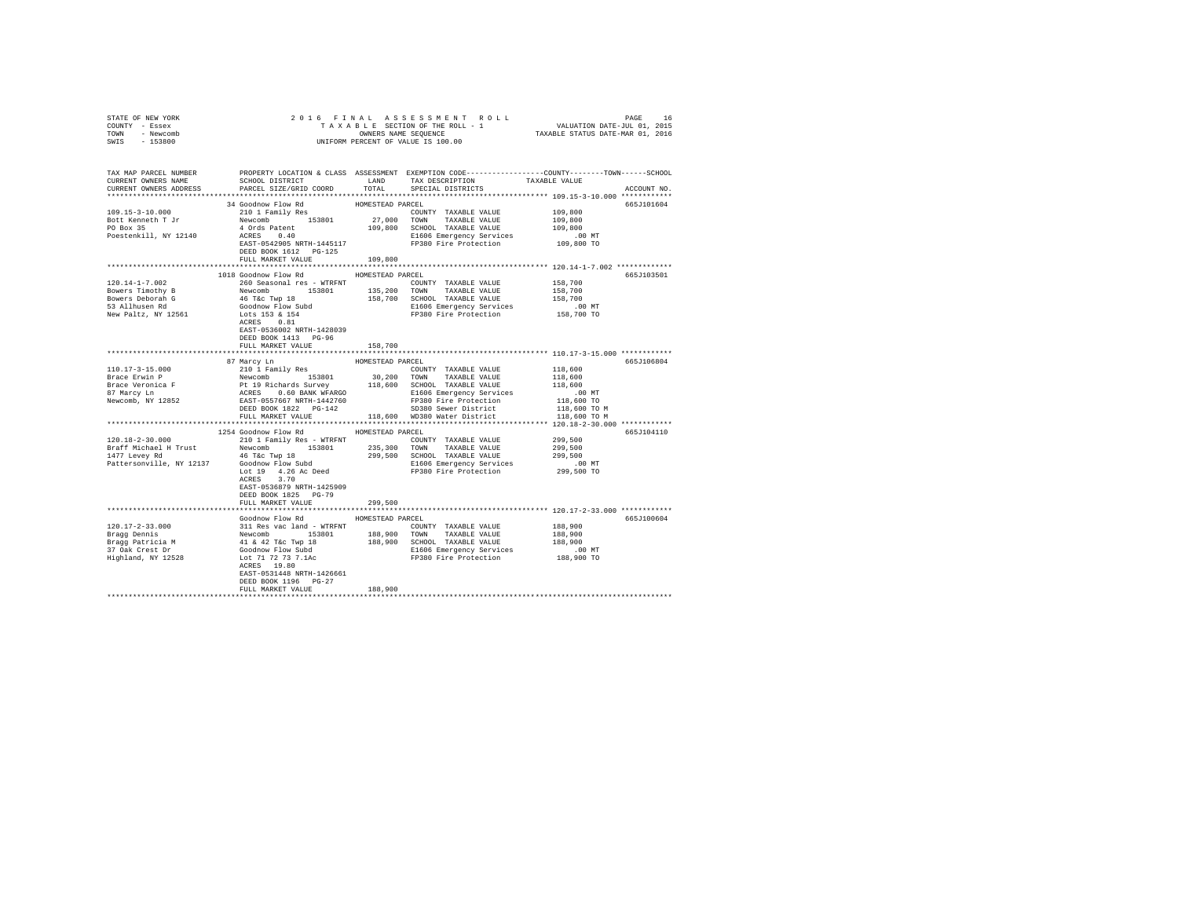STATE OF NEW YORK
COUNTY - Essex
TOWN - Newcomb
SWIS - 153800

2016 FINAL ASSESSMENT ROLL
TAXABLE SECTION OF THE ROLL - 1
OWNERS NAME SEQUENCE
UNIFORM PERCENT OF VALUE IS 100.00

VALUATION DATE-JUL 01, 2015
TAXABLE STATUS DATE-MAR 01, 2016

| TAX MAP PARCEL NUMBER / CURRENT OWNERS NAME / CURRENT OWNERS ADDRESS | PROPERTY LOCATION & CLASS / SCHOOL DISTRICT / PARCEL SIZE/GRID COORD | ASSESSMENT LAND | TOTAL | EXEMPTION CODE / TAX DESCRIPTION / SPECIAL DISTRICTS | COUNTY/TOWN/SCHOOL TAXABLE VALUE | ACCOUNT NO. |
|---|---|---|---|---|---|---|
| 109.15-3-10.000 | 34 Goodnow Flow Rd | | | HOMESTEAD PARCEL | | 665J101604 |
| Bott Kenneth T Jr | 210 1 Family Res | | | COUNTY TAXABLE VALUE | 109,800 | |
| PO Box 35 | Newcomb 153801 | 27,000 | | TOWN TAXABLE VALUE | 109,800 | |
| Poestenkill, NY 12140 | 4 Ords Patent | | 109,800 | SCHOOL TAXABLE VALUE | 109,800 | |
| | ACRES 0.40 | | | E1606 Emergency Services | .00 MT | |
| | EAST-0542905 NRTH-1445117 | | | FP380 Fire Protection | 109,800 TO | |
| | DEED BOOK 1612 PG-125 | | | | | |
| | FULL MARKET VALUE | | 109,800 | | | |
| 120.14-1-7.002 | 1018 Goodnow Flow Rd | | | HOMESTEAD PARCEL | | 665J103501 |
| Bowers Timothy B | 260 Seasonal res - WTRFNT | | | COUNTY TAXABLE VALUE | 158,700 | |
| Bowers Deborah G | Newcomb 153801 | 135,200 | | TOWN TAXABLE VALUE | 158,700 | |
| 53 Allhusen Rd | 46 T&c Twp 18 | | 158,700 | SCHOOL TAXABLE VALUE | 158,700 | |
| New Paltz, NY 12561 | Goodnow Flow Subd | | | E1606 Emergency Services | .00 MT | |
| | Lots 153 & 154 | | | FP380 Fire Protection | 158,700 TO | |
| | ACRES 0.81 | | | | | |
| | EAST-0536002 NRTH-1428039 | | | | | |
| | DEED BOOK 1413 PG-96 | | | | | |
| | FULL MARKET VALUE | | 158,700 | | | |
| 110.17-3-15.000 | 87 Marcy Ln | | | HOMESTEAD PARCEL | | 665J106804 |
| Brace Erwin P | 210 1 Family Res | | | COUNTY TAXABLE VALUE | 118,600 | |
| Brace Veronica F | Newcomb 153801 | 30,200 | | TOWN TAXABLE VALUE | 118,600 | |
| 87 Marcy Ln | Pt 19 Richards Survey | | 118,600 | SCHOOL TAXABLE VALUE | 118,600 | |
| Newcomb, NY 12852 | ACRES 0.60 BANK WFARGO | | | E1606 Emergency Services | .00 MT | |
| | EAST-0557667 NRTH-1442760 | | | FP380 Fire Protection | 118,600 TO | |
| | DEED BOOK 1822 PG-142 | | | SD380 Sewer District | 118,600 TO M | |
| | FULL MARKET VALUE | | 118,600 | WD380 Water District | 118,600 TO M | |
| 120.18-2-30.000 | 1254 Goodnow Flow Rd | | | HOMESTEAD PARCEL | | 665J104110 |
| Braff Michael H Trust | 210 1 Family Res - WTRFNT | | | COUNTY TAXABLE VALUE | 299,500 | |
| 1477 Levey Rd | Newcomb 153801 | 235,300 | | TOWN TAXABLE VALUE | 299,500 | |
| Pattersonville, NY 12137 | 46 T&c Twp 18 | | 299,500 | SCHOOL TAXABLE VALUE | 299,500 | |
| | Goodnow Flow Subd | | | E1606 Emergency Services | .00 MT | |
| | Lot 19 4.26 Ac Deed | | | FP380 Fire Protection | 299,500 TO | |
| | ACRES 3.70 | | | | | |
| | EAST-0536879 NRTH-1425909 | | | | | |
| | DEED BOOK 1825 PG-79 | | | | | |
| | FULL MARKET VALUE | | 299,500 | | | |
| 120.17-2-33.000 | Goodnow Flow Rd | | | HOMESTEAD PARCEL | | 665J100604 |
| Bragg Dennis | 311 Res vac land - WTRFNT | | | COUNTY TAXABLE VALUE | 188,900 | |
| Bragg Patricia M | Newcomb 153801 | 188,900 | | TOWN TAXABLE VALUE | 188,900 | |
| 37 Oak Crest Dr | 41 & 42 T&c Twp 18 | | 188,900 | SCHOOL TAXABLE VALUE | 188,900 | |
| Highland, NY 12528 | Goodnow Flow Subd | | | E1606 Emergency Services | .00 MT | |
| | Lot 71 72 73 7.1Ac | | | FP380 Fire Protection | 188,900 TO | |
| | ACRES 19.80 | | | | | |
| | EAST-0531448 NRTH-1426661 | | | | | |
| | DEED BOOK 1196 PG-27 | | | | | |
| | FULL MARKET VALUE | | 188,900 | | | |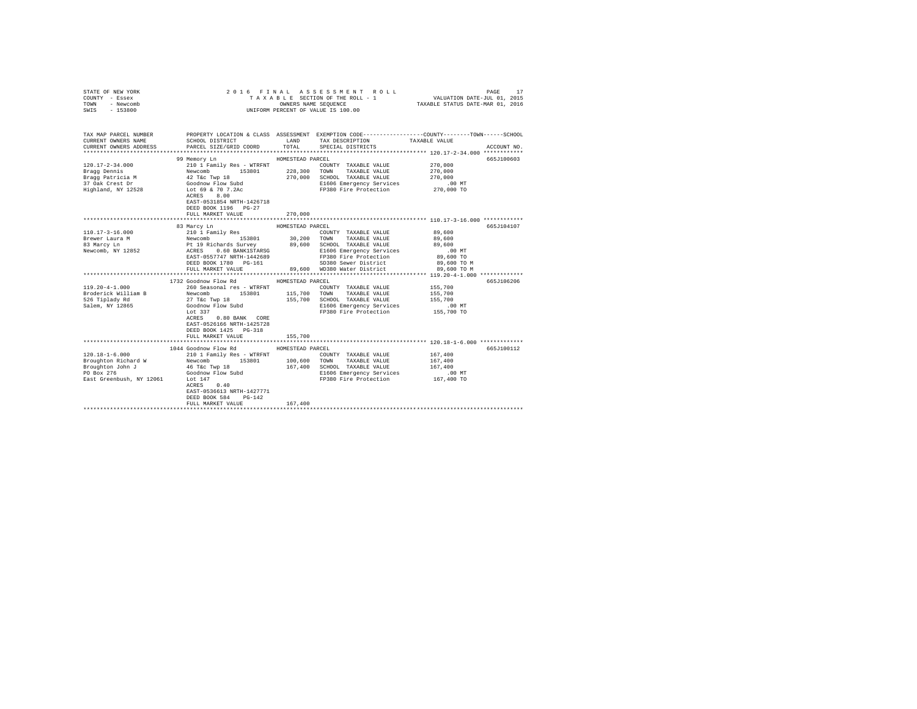STATE OF NEW YORK — 2016 FINAL ASSESSMENT ROLL — PAGE 17
COUNTY - Essex — TAXABLE SECTION OF THE ROLL - 1 — VALUATION DATE-JUL 01, 2015
TOWN - Newcomb — OWNERS NAME SEQUENCE — TAXABLE STATUS DATE-MAR 01, 2016
SWIS - 153800 — UNIFORM PERCENT OF VALUE IS 100.00

```
TAX MAP PARCEL NUMBER          PROPERTY LOCATION & CLASS  ASSESSMENT  EXEMPTION CODE-----------------COUNTY--------TOWN------SCHOOL
CURRENT OWNERS NAME            SCHOOL DISTRICT              LAND      TAX DESCRIPTION            TAXABLE VALUE
CURRENT OWNERS ADDRESS         PARCEL SIZE/GRID COORD       TOTAL     SPECIAL DISTRICTS                                    ACCOUNT NO.
************************************************************************************************* 120.17-2-34.000 ************
                          99 Memory Ln                   HOMESTEAD PARCEL                                                  665J100603
120.17-2-34.000              210 1 Family Res - WTRFNT              COUNTY  TAXABLE VALUE            270,000
Bragg Dennis                 Newcomb       153801       228,300  TOWN    TAXABLE VALUE            270,000
Bragg Patricia M             42 T&c Twp 18              270,000  SCHOOL  TAXABLE VALUE            270,000
37 Oak Crest Dr              Goodnow Flow Subd                   E1606 Emergency Services            .00 MT
Highland, NY 12528           Lot 69 & 70 7.2Ac                   FP380 Fire Protection           270,000 TO
                             ACRES    8.00
                             EAST-0531854 NRTH-1426718
                             DEED BOOK 1196   PG-27
                             FULL MARKET VALUE          270,000
************************************************************************************************* 110.17-3-16.000 ************
                          83 Marcy Ln                    HOMESTEAD PARCEL                                                  665J104107
110.17-3-16.000              210 1 Family Res                       COUNTY  TAXABLE VALUE             89,600
Brewer Laura M               Newcomb       153801        30,200  TOWN    TAXABLE VALUE             89,600
83 Marcy Ln                  Pt 19 Richards Survey       89,600  SCHOOL  TAXABLE VALUE             89,600
Newcomb, NY 12852            ACRES    0.60 BANK1STARSG           E1606 Emergency Services            .00 MT
                             EAST-0557747 NRTH-1442689           FP380 Fire Protection            89,600 TO
                             DEED BOOK 1780   PG-161             SD380 Sewer District             89,600 TO M
                             FULL MARKET VALUE           89,600  WD380 Water District             89,600 TO M
************************************************************************************************* 119.20-4-1.000 *************
                        1732 Goodnow Flow Rd             HOMESTEAD PARCEL                                                  665J106206
119.20-4-1.000               260 Seasonal res - WTRFNT              COUNTY  TAXABLE VALUE            155,700
Broderick William B          Newcomb       153801       115,700  TOWN    TAXABLE VALUE            155,700
526 Tiplady Rd               27 T&c Twp 18              155,700  SCHOOL  TAXABLE VALUE            155,700
Salem, NY 12865              Goodnow Flow Subd                   E1606 Emergency Services            .00 MT
                             Lot 337                             FP380 Fire Protection           155,700 TO
                             ACRES    0.80 BANK   CORE
                             EAST-0526166 NRTH-1425728
                             DEED BOOK 1425   PG-318
                             FULL MARKET VALUE          155,700
************************************************************************************************* 120.18-1-6.000 *************
                        1044 Goodnow Flow Rd             HOMESTEAD PARCEL                                                  665J100112
120.18-1-6.000               210 1 Family Res - WTRFNT              COUNTY  TAXABLE VALUE            167,400
Broughton Richard W          Newcomb       153801       100,600  TOWN    TAXABLE VALUE            167,400
Broughton John J             46 T&c Twp 18              167,400  SCHOOL  TAXABLE VALUE            167,400
PO Box 276                   Goodnow Flow Subd                   E1606 Emergency Services            .00 MT
East Greenbush, NY 12061     Lot 147                             FP380 Fire Protection           167,400 TO
                             ACRES    0.40
                             EAST-0536613 NRTH-1427771
                             DEED BOOK 584    PG-142
                             FULL MARKET VALUE          167,400
*******************************************************************************************************************************
```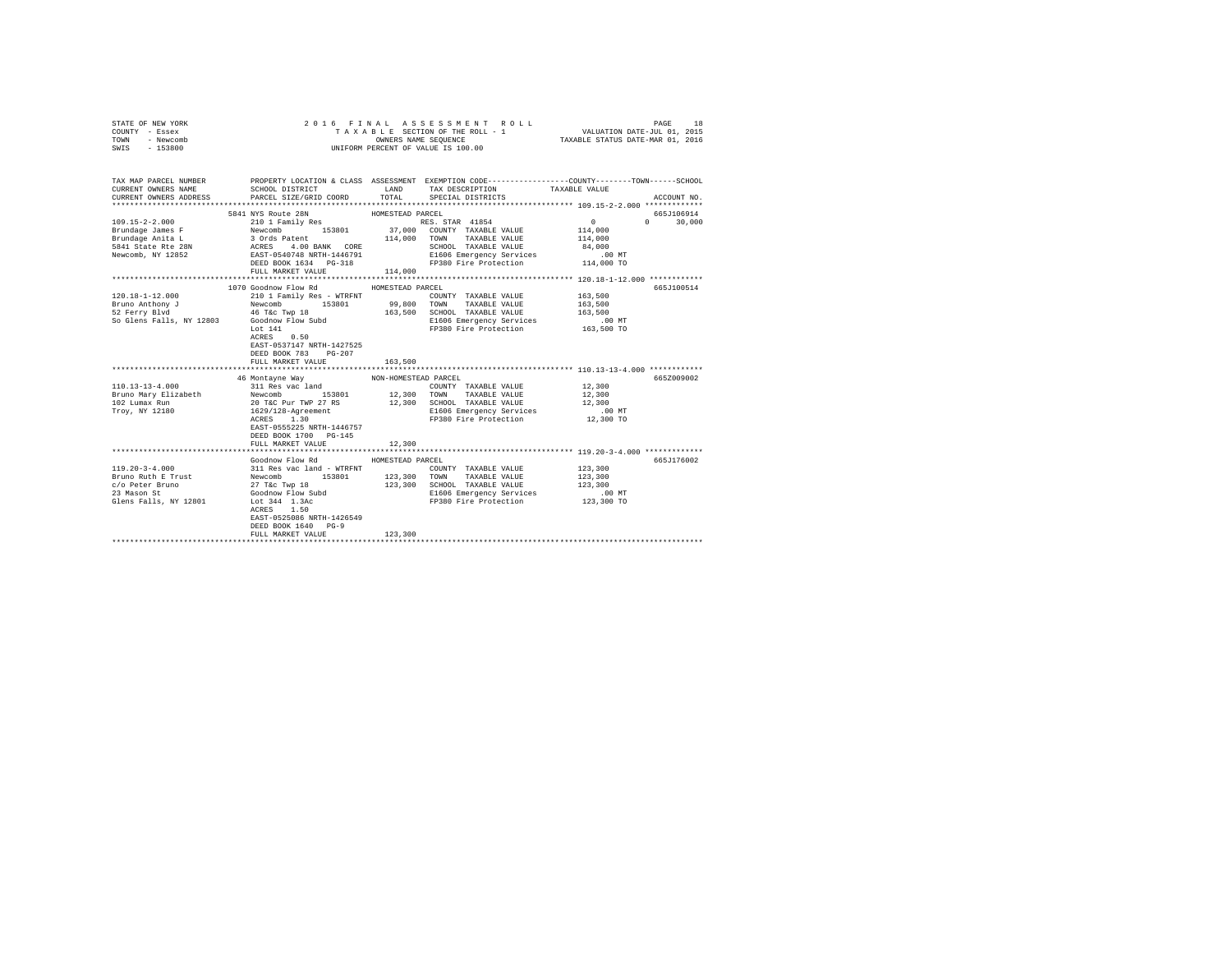STATE OF NEW YORK
COUNTY - Essex
TOWN - Newcomb
SWIS - 153800

2 0 1 6 F I N A L A S S E S S M E N T R O L L
T A X A B L E SECTION OF THE ROLL - 1
OWNERS NAME SEQUENCE
UNIFORM PERCENT OF VALUE IS 100.00

VALUATION DATE-JUL 01, 2015
TAXABLE STATUS DATE-MAR 01, 2016

```
TAX MAP PARCEL NUMBER          PROPERTY LOCATION & CLASS  ASSESSMENT  EXEMPTION CODE-----------------COUNTY--------TOWN------SCHOOL
CURRENT OWNERS NAME            SCHOOL DISTRICT               LAND      TAX DESCRIPTION           TAXABLE VALUE
CURRENT OWNERS ADDRESS         PARCEL SIZE/GRID COORD        TOTAL     SPECIAL DISTRICTS                                    ACCOUNT NO.
******************************************************************************************************* 109.15-2-2.000 *************
                    5841 NYS Route 28N           HOMESTEAD PARCEL                                                         665J106914
109.15-2-2.000                 210 1 Family Res                        RES. STAR  41854              0          0       30,000
Brundage James F               Newcomb      153801      37,000   COUNTY  TAXABLE VALUE           114,000
Brundage Anita L               3 Ords Patent            114,000   TOWN    TAXABLE VALUE           114,000
5841 State Rte 28N             ACRES    4.00 BANK   CORE          SCHOOL  TAXABLE VALUE            84,000
Newcomb, NY 12852              EAST-0540748 NRTH-1446791          E1606 Emergency Services           .00 MT
                               DEED BOOK 1634   PG-318            FP380 Fire Protection          114,000 TO
                               FULL MARKET VALUE        114,000
******************************************************************************************************* 120.18-1-12.000 ************
                    1070 Goodnow Flow Rd         HOMESTEAD PARCEL                                                         665J100514
120.18-1-12.000                210 1 Family Res - WTRFNT                COUNTY  TAXABLE VALUE           163,500
Bruno Anthony J                Newcomb      153801      99,800   TOWN    TAXABLE VALUE           163,500
52 Ferry Blvd                  46 T&c Twp 18            163,500   SCHOOL  TAXABLE VALUE           163,500
So Glens Falls, NY 12803       Goodnow Flow Subd                  E1606 Emergency Services           .00 MT
                               Lot 141                            FP380 Fire Protection          163,500 TO
                               ACRES    0.50
                               EAST-0537147 NRTH-1427525
                               DEED BOOK 783    PG-207
                               FULL MARKET VALUE        163,500
******************************************************************************************************* 110.13-13-4.000 ************
                    46 Montayne Way              NON-HOMESTEAD PARCEL                                                     665Z009002
110.13-13-4.000                311 Res vac land                        COUNTY  TAXABLE VALUE            12,300
Bruno Mary Elizabeth           Newcomb      153801      12,300   TOWN    TAXABLE VALUE            12,300
102 Lumax Run                  20 T&C Pur TWP 27 RS      12,300   SCHOOL  TAXABLE VALUE            12,300
Troy, NY 12180                 1629/128-Agreement                 E1606 Emergency Services           .00 MT
                               ACRES    1.30                      FP380 Fire Protection           12,300 TO
                               EAST-0555225 NRTH-1446757
                               DEED BOOK 1700   PG-145
                               FULL MARKET VALUE         12,300
******************************************************************************************************* 119.20-3-4.000 *************
                    Goodnow Flow Rd              HOMESTEAD PARCEL                                                         665J176002
119.20-3-4.000                 311 Res vac land - WTRFNT                COUNTY  TAXABLE VALUE           123,300
Bruno Ruth E Trust             Newcomb      153801     123,300   TOWN    TAXABLE VALUE           123,300
c/o Peter Bruno                27 T&c Twp 18            123,300   SCHOOL  TAXABLE VALUE           123,300
23 Mason St                    Goodnow Flow Subd                  E1606 Emergency Services           .00 MT
Glens Falls, NY 12801          Lot 344  1.3Ac                     FP380 Fire Protection          123,300 TO
                               ACRES    1.50
                               EAST-0525086 NRTH-1426549
                               DEED BOOK 1640   PG-9
                               FULL MARKET VALUE        123,300
************************************************************************************************************************************
```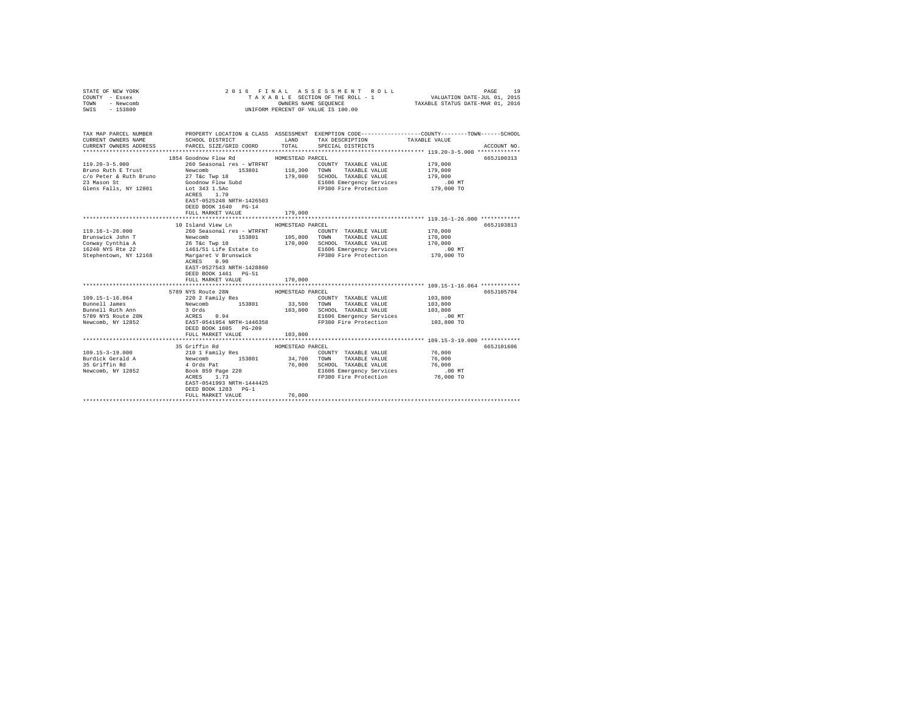STATE OF NEW YORK
COUNTY - Essex
TOWN - Newcomb
SWIS - 153800

# 2016 FINAL ASSESSMENT ROLL

TAXABLE SECTION OF THE ROLL - 1
OWNERS NAME SEQUENCE
UNIFORM PERCENT OF VALUE IS 100.00

VALUATION DATE-JUL 01, 2015
TAXABLE STATUS DATE-MAR 01, 2016

```
TAX MAP PARCEL NUMBER          PROPERTY LOCATION & CLASS  ASSESSMENT  EXEMPTION CODE-----------------COUNTY--------TOWN------SCHOOL
CURRENT OWNERS NAME            SCHOOL DISTRICT             LAND       TAX DESCRIPTION            TAXABLE VALUE
CURRENT OWNERS ADDRESS         PARCEL SIZE/GRID COORD      TOTAL      SPECIAL DISTRICTS                                   ACCOUNT NO.
******************************************************************************************************* 119.20-3-5.000 *************
                         1854 Goodnow Flow Rd          HOMESTEAD PARCEL                                                 665J100313
119.20-3-5.000           260 Seasonal res - WTRFNT             COUNTY  TAXABLE VALUE          179,000
Bruno Ruth E Trust       Newcomb       153801     118,300  TOWN    TAXABLE VALUE          179,000
c/o Peter & Ruth Bruno   27 T&c Twp 18             179,000  SCHOOL  TAXABLE VALUE          179,000
23 Mason St              Goodnow Flow Subd                  E1606 Emergency Services          .00 MT
Glens Falls, NY 12801    Lot 343 1.5Ac                      FP380 Fire Protection        179,000 TO
                         ACRES    1.70
                         EAST-0525248 NRTH-1426503
                         DEED BOOK 1640   PG-14
                         FULL MARKET VALUE         179,000
******************************************************************************************************* 119.16-1-26.000 ************
                         10 Island View Ln             HOMESTEAD PARCEL                                                 665J103813
119.16-1-26.000          260 Seasonal res - WTRFNT             COUNTY  TAXABLE VALUE          170,000
Brunswick John T         Newcomb       153801     105,800  TOWN    TAXABLE VALUE          170,000
Conway Cynthia A         26 T&c Twp 18             170,000  SCHOOL  TAXABLE VALUE          170,000
16240 NYS Rte 22         1461/51 Life Estate to             E1606 Emergency Services          .00 MT
Stephentown, NY 12168    Margaret V Brunswick               FP380 Fire Protection        170,000 TO
                         ACRES    0.90
                         EAST-0527543 NRTH-1428860
                         DEED BOOK 1461   PG-51
                         FULL MARKET VALUE         170,000
******************************************************************************************************* 109.15-1-16.064 ************
                         5789 NYS Route 28N            HOMESTEAD PARCEL                                                 665J105704
109.15-1-16.064          220 2 Family Res                      COUNTY  TAXABLE VALUE          103,800
Bunnell James            Newcomb       153801      33,500  TOWN    TAXABLE VALUE          103,800
Bunnell Ruth Ann         3 Ords                    103,800  SCHOOL  TAXABLE VALUE          103,800
5789 NYS Route 28N       ACRES    0.94                      E1606 Emergency Services          .00 MT
Newcomb, NY 12852        EAST-0541954 NRTH-1446358          FP380 Fire Protection        103,800 TO
                         DEED BOOK 1805   PG-209
                         FULL MARKET VALUE         103,800
******************************************************************************************************* 109.15-3-19.000 ************
                         35 Griffin Rd                 HOMESTEAD PARCEL                                                 665J101606
109.15-3-19.000          210 1 Family Res                      COUNTY  TAXABLE VALUE           76,000
Burdick Gerald A         Newcomb       153801      34,700  TOWN    TAXABLE VALUE           76,000
35 Griffin Rd            4 Ords Pat                 76,000  SCHOOL  TAXABLE VALUE           76,000
Newcomb, NY 12852        Book 859 Page 220                  E1606 Emergency Services          .00 MT
                         ACRES    1.73                      FP380 Fire Protection         76,000 TO
                         EAST-0541993 NRTH-1444425
                         DEED BOOK 1283   PG-1
                         FULL MARKET VALUE          76,000
************************************************************************************************************************************
```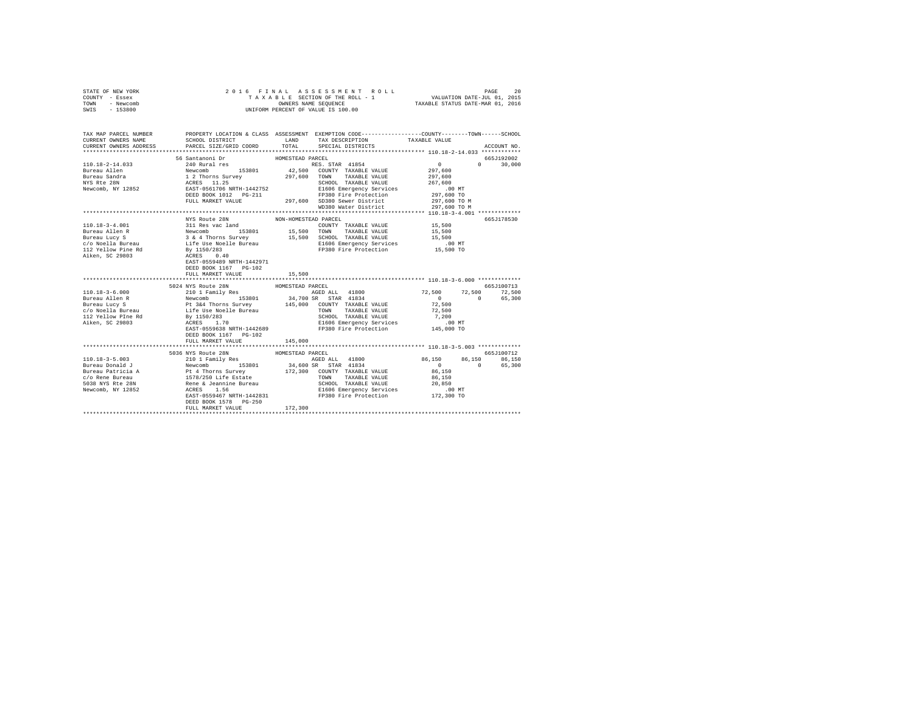STATE OF NEW YORK                    2016 FINAL ASSESSMENT ROLL
COUNTY - Essex                       TAXABLE SECTION OF THE ROLL - 1          VALUATION DATE-JUL 01, 2015
TOWN - Newcomb                       OWNERS NAME SEQUENCE                     TAXABLE STATUS DATE-MAR 01, 2016
SWIS - 153800                        UNIFORM PERCENT OF VALUE IS 100.00

```
TAX MAP PARCEL NUMBER    PROPERTY LOCATION & CLASS  ASSESSMENT  EXEMPTION CODE-----------------COUNTY--------TOWN------SCHOOL
CURRENT OWNERS NAME      SCHOOL DISTRICT            LAND        TAX DESCRIPTION            TAXABLE VALUE
CURRENT OWNERS ADDRESS   PARCEL SIZE/GRID COORD     TOTAL       SPECIAL DISTRICTS                                      ACCOUNT NO.
******************************************************************************************* 110.18-2-14.033 ************
                         56 Santanoni Dr            HOMESTEAD PARCEL                                                   665J192002
110.18-2-14.033          240 Rural res                          RES. STAR 41854            0              0        30,000
Bureau Allen             Newcomb       153801        42,500    COUNTY  TAXABLE VALUE      297,600
Bureau Sandra            1 2 Thorns Survey          297,600    TOWN    TAXABLE VALUE      297,600
NYS Rte 28N              ACRES   11.25                         SCHOOL  TAXABLE VALUE      267,600
Newcomb, NY 12852        EAST-0561706 NRTH-1442752             E1606 Emergency Services        .00 MT
                         DEED BOOK 1012   PG-211               FP380 Fire Protection       297,600 TO
                         FULL MARKET VALUE          297,600    SD380 Sewer District        297,600 TO M
                                                               WD380 Water District        297,600 TO M
******************************************************************************************* 110.18-3-4.001 *************
                         NYS Route 28N              NON-HOMESTEAD PARCEL                                               665J178530
110.18-3-4.001           311 Res vac land                      COUNTY  TAXABLE VALUE       15,500
Bureau Allen R           Newcomb       153801        15,500    TOWN    TAXABLE VALUE       15,500
Bureau Lucy S            3 & 4 Thorns Survey         15,500    SCHOOL  TAXABLE VALUE       15,500
c/o Noella Bureau        Life Use Noelle Bureau                E1606 Emergency Services        .00 MT
112 Yellow Pine Rd       By 1150/283                           FP380 Fire Protection        15,500 TO
Aiken, SC 29803          ACRES    0.40
                         EAST-0559489 NRTH-1442971
                         DEED BOOK 1167   PG-102
                         FULL MARKET VALUE           15,500
******************************************************************************************* 110.18-3-6.000 *************
                         5024 NYS Route 28N         HOMESTEAD PARCEL                                                   665J100713
110.18-3-6.000           210 1 Family Res                      AGED ALL  41800           72,500         72,500     72,500
Bureau Allen R           Newcomb       153801        34,700 SR  STAR 41834                0              0        65,300
Bureau Lucy S            Pt 3&4 Thorns Survey       145,000    COUNTY  TAXABLE VALUE       72,500
c/o Noella Bureau        Life Use Noelle Bureau                TOWN    TAXABLE VALUE       72,500
112 Yellow PIne Rd       By 1150/283                           SCHOOL  TAXABLE VALUE        7,200
Aiken, SC 29803          ACRES    1.70                         E1606 Emergency Services        .00 MT
                         EAST-0559638 NRTH-1442689             FP380 Fire Protection       145,000 TO
                         DEED BOOK 1167   PG-102
                         FULL MARKET VALUE          145,000
******************************************************************************************* 110.18-3-5.003 *************
                         5036 NYS Route 28N         HOMESTEAD PARCEL                                                   665J100712
110.18-3-5.003           210 1 Family Res                      AGED ALL  41800           86,150         86,150     86,150
Bureau Donald J          Newcomb       153801        34,600 SR  STAR 41834                0              0        65,300
Bureau Patricia A        Pt 4 Thorns Survey         172,300    COUNTY  TAXABLE VALUE       86,150
c/o Rene Bureau          1578/250 Life Estate                  TOWN    TAXABLE VALUE       86,150
5038 NYS Rte 28N         Rene & Jeannine Bureau                SCHOOL  TAXABLE VALUE       20,850
Newcomb, NY 12852        ACRES    1.56                         E1606 Emergency Services        .00 MT
                         EAST-0559467 NRTH-1442831             FP380 Fire Protection       172,300 TO
                         DEED BOOK 1578   PG-250
                         FULL MARKET VALUE          172,300
************************************************************************************************************************
```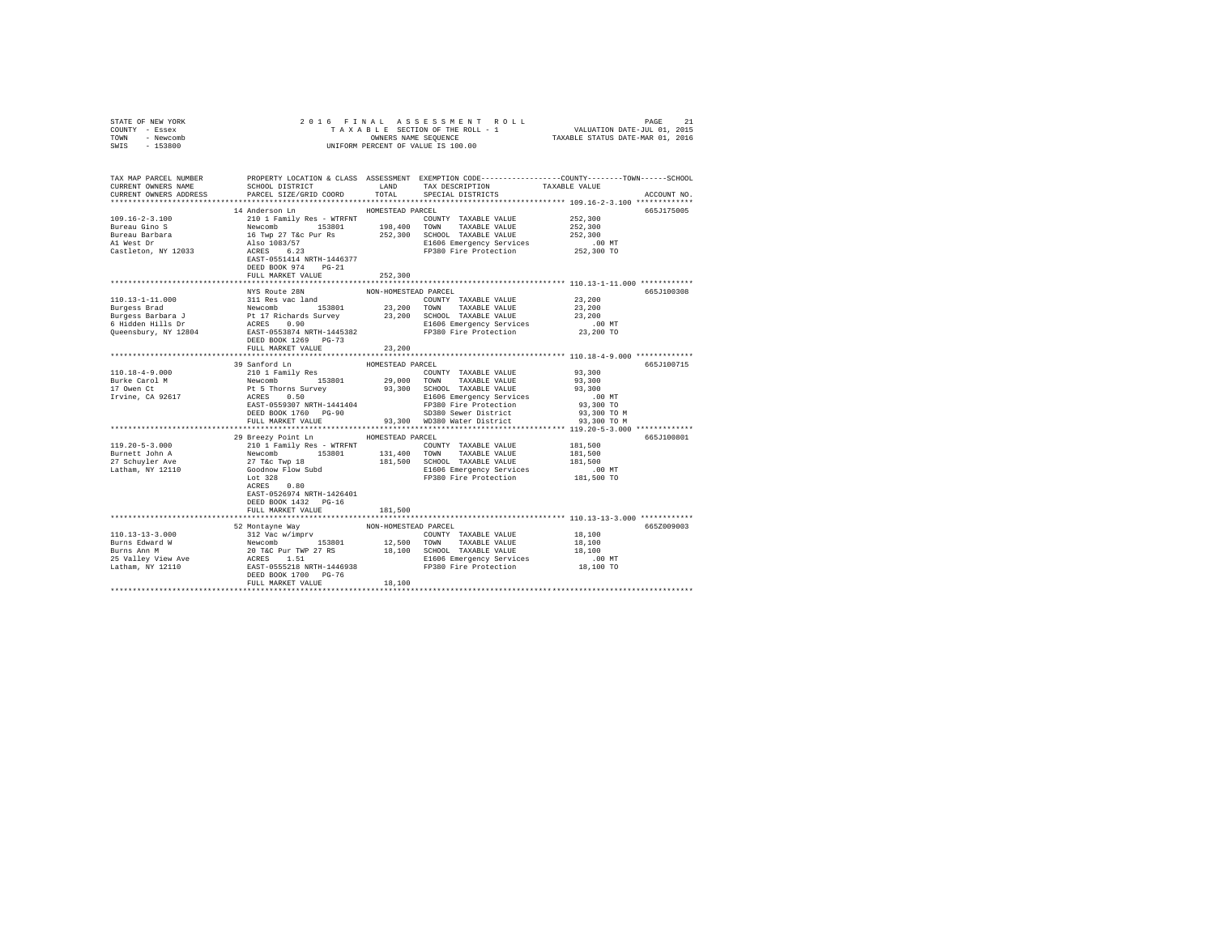STATE OF NEW YORK
COUNTY - Essex
TOWN - Newcomb
SWIS - 153800

2016 FINAL ASSESSMENT ROLL
TAXABLE SECTION OF THE ROLL - 1
OWNERS NAME SEQUENCE
UNIFORM PERCENT OF VALUE IS 100.00

VALUATION DATE-JUL 01, 2015
TAXABLE STATUS DATE-MAR 01, 2016

```
TAX MAP PARCEL NUMBER          PROPERTY LOCATION & CLASS  ASSESSMENT  EXEMPTION CODE-----------------COUNTY--------TOWN------SCHOOL
CURRENT OWNERS NAME            SCHOOL DISTRICT               LAND      TAX DESCRIPTION            TAXABLE VALUE
CURRENT OWNERS ADDRESS         PARCEL SIZE/GRID COORD        TOTAL     SPECIAL DISTRICTS                                    ACCOUNT NO.
************************************************************************************************** 109.16-2-3.100 *************
                               14 Anderson Ln               HOMESTEAD PARCEL                                                665J175005
109.16-2-3.100                 210 1 Family Res - WTRFNT              COUNTY  TAXABLE VALUE          252,300
Bureau Gino S                  Newcomb       153801      198,400   TOWN    TAXABLE VALUE          252,300
Bureau Barbara                 16 Twp 27 T&c Pur Rs      252,300   SCHOOL  TAXABLE VALUE          252,300
A1 West Dr                     Also 1083/57                        E1606 Emergency Services           .00 MT
Castleton, NY 12033            ACRES    6.23                       FP380 Fire Protection          252,300 TO
                               EAST-0551414 NRTH-1446377
                               DEED BOOK 974    PG-21
                               FULL MARKET VALUE         252,300
************************************************************************************************** 110.13-1-11.000 ************
                               NYS Route 28N                NON-HOMESTEAD PARCEL                                            665J100308
110.13-1-11.000                311 Res vac land                       COUNTY  TAXABLE VALUE           23,200
Burgess Brad                   Newcomb       153801       23,200   TOWN    TAXABLE VALUE           23,200
Burgess Barbara J              Pt 17 Richards Survey      23,200   SCHOOL  TAXABLE VALUE           23,200
6 Hidden Hills Dr              ACRES    0.90                       E1606 Emergency Services           .00 MT
Queensbury, NY 12804           EAST-0553874 NRTH-1445382           FP380 Fire Protection           23,200 TO
                               DEED BOOK 1269   PG-73
                               FULL MARKET VALUE          23,200
************************************************************************************************** 110.18-4-9.000 *************
                               39 Sanford Ln                HOMESTEAD PARCEL                                                665J100715
110.18-4-9.000                 210 1 Family Res                       COUNTY  TAXABLE VALUE           93,300
Burke Carol M                  Newcomb       153801       29,000   TOWN    TAXABLE VALUE           93,300
17 Owen Ct                     Pt 5 Thorns Survey         93,300   SCHOOL  TAXABLE VALUE           93,300
Irvine, CA 92617               ACRES    0.50                       E1606 Emergency Services           .00 MT
                               EAST-0559307 NRTH-1441404           FP380 Fire Protection           93,300 TO
                               DEED BOOK 1760   PG-90              SD380 Sewer District            93,300 TO M
                               FULL MARKET VALUE          93,300   WD380 Water District            93,300 TO M
************************************************************************************************** 119.20-5-3.000 *************
                               29 Breezy Point Ln           HOMESTEAD PARCEL                                                665J100801
119.20-5-3.000                 210 1 Family Res - WTRFNT              COUNTY  TAXABLE VALUE          181,500
Burnett John A                 Newcomb       153801      131,400   TOWN    TAXABLE VALUE          181,500
27 Schuyler Ave                27 T&c Twp 18             181,500   SCHOOL  TAXABLE VALUE          181,500
Latham, NY 12110               Goodnow Flow Subd                   E1606 Emergency Services           .00 MT
                               Lot 328                             FP380 Fire Protection          181,500 TO
                               ACRES    0.80
                               EAST-0526974 NRTH-1426401
                               DEED BOOK 1432   PG-16
                               FULL MARKET VALUE         181,500
************************************************************************************************** 110.13-13-3.000 ************
                               52 Montayne Way              NON-HOMESTEAD PARCEL                                            665Z009003
110.13-13-3.000                312 Vac w/imprv                        COUNTY  TAXABLE VALUE           18,100
Burns Edward W                 Newcomb       153801       12,500   TOWN    TAXABLE VALUE           18,100
Burns Ann M                    20 T&C Pur TWP 27 RS       18,100   SCHOOL  TAXABLE VALUE           18,100
25 Valley View Ave             ACRES    1.51                       E1606 Emergency Services           .00 MT
Latham, NY 12110               EAST-0555218 NRTH-1446938           FP380 Fire Protection           18,100 TO
                               DEED BOOK 1700   PG-76
                               FULL MARKET VALUE          18,100
*******************************************************************************************************************************
```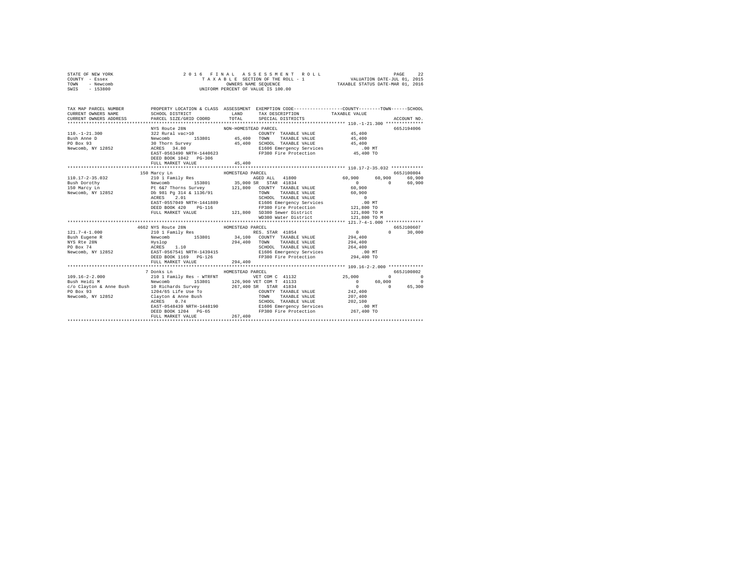STATE OF NEW YORK
COUNTY - Essex
TOWN - Newcomb
SWIS - 153800

2016 FINAL ASSESSMENT ROLL
TAXABLE SECTION OF THE ROLL - 1
OWNERS NAME SEQUENCE
UNIFORM PERCENT OF VALUE IS 100.00

VALUATION DATE-JUL 01, 2015
TAXABLE STATUS DATE-MAR 01, 2016

```
TAX MAP PARCEL NUMBER      PROPERTY LOCATION & CLASS  ASSESSMENT  EXEMPTION CODE-----------------COUNTY--------TOWN------SCHOOL
CURRENT OWNERS NAME        SCHOOL DISTRICT              LAND      TAX DESCRIPTION            TAXABLE VALUE
CURRENT OWNERS ADDRESS     PARCEL SIZE/GRID COORD       TOTAL     SPECIAL DISTRICTS                                    ACCOUNT NO.
******************************************************************************************* 110.-1-21.300 **************
                           NYS Route 28N               NON-HOMESTEAD PARCEL                                            665J194006
110.-1-21.300              322 Rural vac>10                        COUNTY  TAXABLE VALUE            45,400
Bush Anne D                Newcomb         153801       45,400     TOWN    TAXABLE VALUE            45,400
PO Box 93                  30 Thorn Survey              45,400     SCHOOL  TAXABLE VALUE            45,400
Newcomb, NY 12852          ACRES  34.80                            E1606 Emergency Services            .00 MT
                           EAST-0563490 NRTH-1440623               FP380 Fire Protection            45,400 TO
                           DEED BOOK 1042   PG-306
                           FULL MARKET VALUE            45,400
******************************************************************************************* 110.17-2-35.032 ************
                           150 Marcy Ln                HOMESTEAD PARCEL                                                665J100804
110.17-2-35.032            210 1 Family Res                       AGED ALL  41800             60,900      60,900      60,900
Bush Dorothy               Newcomb         153801       35,000 SR  STAR  41834                     0           0      60,900
150 Marcy Ln               Pt 6&7 Thorns Survey        121,800     COUNTY  TAXABLE VALUE            60,900
Newcomb, NY 12852          Db 981 Pg 314 & 1136/91                 TOWN    TAXABLE VALUE            60,900
                           ACRES   2.01                            SCHOOL  TAXABLE VALUE                 0
                           EAST-0557049 NRTH-1441889               E1606 Emergency Services            .00 MT
                           DEED BOOK 420    PG-116                 FP380 Fire Protection           121,800 TO
                           FULL MARKET VALUE           121,800     SD380 Sewer District            121,800 TO M
                                                                   WD380 Water District            121,800 TO M
******************************************************************************************* 121.7-4-1.000 **************
                           4662 NYS Route 28N          HOMESTEAD PARCEL                                                665J100607
121.7-4-1.000              210 1 Family Res                       RES. STAR 41854                  0           0      30,000
Bush Eugene R              Newcomb         153801       34,100     COUNTY  TAXABLE VALUE           294,400
NYS Rte 28N                Hyslop                      294,400     TOWN    TAXABLE VALUE           294,400
PO Box 74                  ACRES   1.10                            SCHOOL  TAXABLE VALUE           264,400
Newcomb, NY 12852          EAST-0567541 NRTH-1439415               E1606 Emergency Services            .00 MT
                           DEED BOOK 1169   PG-126                 FP380 Fire Protection           294,400 TO
                           FULL MARKET VALUE           294,400
******************************************************************************************* 109.16-2-2.000 *************
                           7 Donks Ln                  HOMESTEAD PARCEL                                                665J100802
109.16-2-2.000             210 1 Family Res - WTRFNT              VET COM C 41132             25,000           0           0
Bush Heidi M               Newcomb         153801      126,900 VET COM T 41133                     0      60,000           0
c/o Clayton & Anne Bush    10 Richards Survey          267,400 SR  STAR  41834                     0           0      65,300
PO Box 93                  1204/65 Life Use To                     COUNTY  TAXABLE VALUE           242,400
Newcomb, NY 12852          Clayton & Anne Bush                     TOWN    TAXABLE VALUE           207,400
                           ACRES   0.74                            SCHOOL  TAXABLE VALUE           202,100
                           EAST-0548439 NRTH-1448190               E1606 Emergency Services            .00 MT
                           DEED BOOK 1204   PG-65                  FP380 Fire Protection           267,400 TO
                           FULL MARKET VALUE           267,400
************************************************************************************************************************
```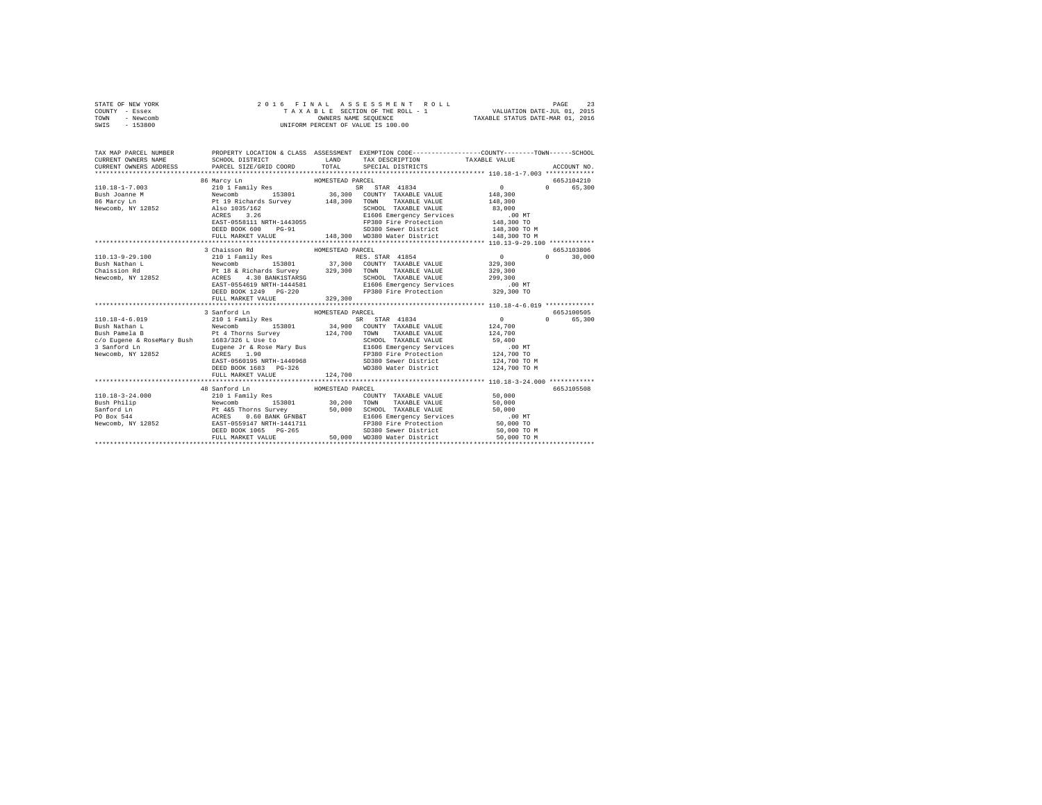STATE OF NEW YORK
COUNTY - Essex
TOWN - Newcomb
SWIS - 153800

2016 FINAL ASSESSMENT ROLL
TAXABLE SECTION OF THE ROLL - 1
OWNERS NAME SEQUENCE
UNIFORM PERCENT OF VALUE IS 100.00

VALUATION DATE-JUL 01, 2015
TAXABLE STATUS DATE-MAR 01, 2016

```
TAX MAP PARCEL NUMBER          PROPERTY LOCATION & CLASS  ASSESSMENT  EXEMPTION CODE-----------------COUNTY--------TOWN------SCHOOL
CURRENT OWNERS NAME            SCHOOL DISTRICT              LAND      TAX DESCRIPTION           TAXABLE VALUE
CURRENT OWNERS ADDRESS         PARCEL SIZE/GRID COORD       TOTAL     SPECIAL DISTRICTS                                   ACCOUNT NO.
*************************************************************************************************** 110.18-1-7.003 *************
                               86 Marcy Ln                HOMESTEAD PARCEL                                                665J104210
110.18-1-7.003                 210 1 Family Res                       SR  STAR 41834                  0             0      65,300
Bush Joanne M                  Newcomb        153801        36,300    COUNTY  TAXABLE VALUE       148,300
86 Marcy Ln                    Pt 19 Richards Survey       148,300    TOWN    TAXABLE VALUE       148,300
Newcomb, NY 12852              Also 1035/162                          SCHOOL  TAXABLE VALUE        83,000
                               ACRES    3.26                          E1606 Emergency Services           .00 MT
                               EAST-0558111 NRTH-1443055              FP380 Fire Protection        148,300 TO
                               DEED BOOK 600    PG-91                 SD380 Sewer District         148,300 TO M
                               FULL MARKET VALUE           148,300    WD380 Water District         148,300 TO M
*************************************************************************************************** 110.13-9-29.100 ************
                               3 Chaisson Rd              HOMESTEAD PARCEL                                                665J103806
110.13-9-29.100                210 1 Family Res                       RES. STAR 41854                 0             0      30,000
Bush Nathan L                  Newcomb        153801        37,300    COUNTY  TAXABLE VALUE       329,300
Chaission Rd                   Pt 18 & Richards Survey     329,300    TOWN    TAXABLE VALUE       329,300
Newcomb, NY 12852              ACRES    4.30 BANK1STARSG              SCHOOL  TAXABLE VALUE       299,300
                               EAST-0554619 NRTH-1444581              E1606 Emergency Services           .00 MT
                               DEED BOOK 1249   PG-220                FP380 Fire Protection        329,300 TO
                               FULL MARKET VALUE           329,300
*************************************************************************************************** 110.18-4-6.019 *************
                               3 Sanford Ln               HOMESTEAD PARCEL                                                665J100505
110.18-4-6.019                 210 1 Family Res                       SR  STAR 41834                  0             0      65,300
Bush Nathan L                  Newcomb        153801        34,900    COUNTY  TAXABLE VALUE       124,700
Bush Pamela B                  Pt 4 Thorns Survey          124,700    TOWN    TAXABLE VALUE       124,700
c/o Eugene & RoseMary Bush     1683/326 L Use to                      SCHOOL  TAXABLE VALUE        59,400
3 Sanford Ln                   Eugene Jr & Rose Mary Bus              E1606 Emergency Services           .00 MT
Newcomb, NY 12852              ACRES    1.90                          FP380 Fire Protection        124,700 TO
                               EAST-0560195 NRTH-1440968              SD380 Sewer District         124,700 TO M
                               DEED BOOK 1683   PG-326                WD380 Water District         124,700 TO M
                               FULL MARKET VALUE           124,700
*************************************************************************************************** 110.18-3-24.000 ************
                               48 Sanford Ln              HOMESTEAD PARCEL                                                665J105508
110.18-3-24.000                210 1 Family Res                       COUNTY  TAXABLE VALUE        50,000
Bush Philip                    Newcomb        153801        30,200    TOWN    TAXABLE VALUE        50,000
Sanford Ln                     Pt 4&5 Thorns Survey         50,000    SCHOOL  TAXABLE VALUE        50,000
PO Box 544                     ACRES    0.60 BANK GFNB&T              E1606 Emergency Services           .00 MT
Newcomb, NY 12852              EAST-0559147 NRTH-1441711              FP380 Fire Protection         50,000 TO
                               DEED BOOK 1065   PG-265                SD380 Sewer District          50,000 TO M
                               FULL MARKET VALUE            50,000    WD380 Water District          50,000 TO M
********************************************************************************************************************************
```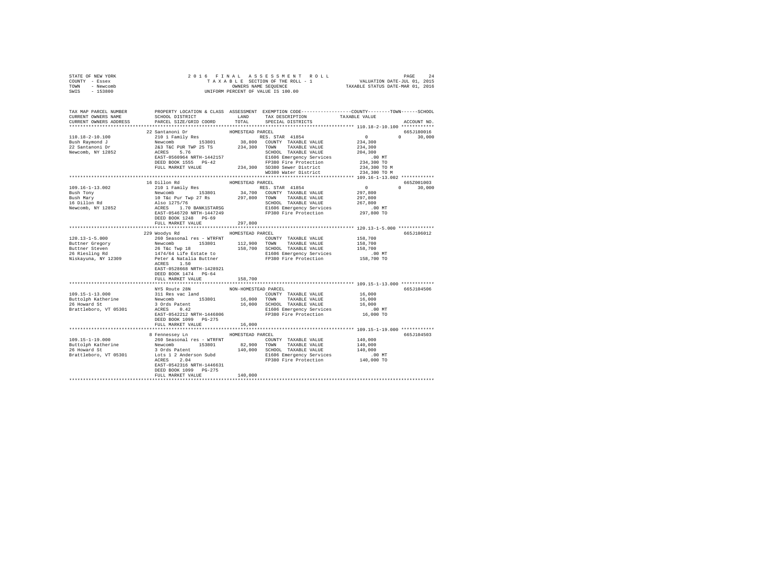STATE OF NEW YORK
COUNTY - Essex
TOWN - Newcomb
SWIS - 153800

2016 FINAL ASSESSMENT ROLL
TAXABLE SECTION OF THE ROLL - 1
OWNERS NAME SEQUENCE
UNIFORM PERCENT OF VALUE IS 100.00

VALUATION DATE-JUL 01, 2015
TAXABLE STATUS DATE-MAR 01, 2016

```
TAX MAP PARCEL NUMBER     PROPERTY LOCATION & CLASS  ASSESSMENT  EXEMPTION CODE-----------------COUNTY--------TOWN------SCHOOL
CURRENT OWNERS NAME       SCHOOL DISTRICT              LAND      TAX DESCRIPTION              TAXABLE VALUE
CURRENT OWNERS ADDRESS    PARCEL SIZE/GRID COORD       TOTAL     SPECIAL DISTRICTS                                    ACCOUNT NO.
******************************************************************************************* 110.18-2-10.100 ************
                          22 Santanoni Dr              HOMESTEAD PARCEL                                                665J180016
110.18-2-10.100           210 1 Family Res                        RES. STAR  41854                    0          0     30,000
Bush Raymond J            Newcomb          153801        38,800   COUNTY  TAXABLE VALUE          234,300
22 Santanoni Dr           2&3 T&C PUR TWP 25 TS         234,300   TOWN    TAXABLE VALUE          234,300
Newcomb, NY 12852         ACRES    5.76                           SCHOOL  TAXABLE VALUE          204,300
                          EAST-0560964 NRTH-1442157               E1606 Emergency Services           .00 MT
                          DEED BOOK 1555   PG-42                  FP380 Fire Protection          234,300 TO
                          FULL MARKET VALUE             234,300   SD380 Sewer District           234,300 TO M
                                                                  WD380 Water District           234,300 TO M
******************************************************************************************* 109.16-1-13.002 ************
                          16 Dillon Rd                 HOMESTEAD PARCEL                                                665Z001003
109.16-1-13.002           210 1 Family Res                        RES. STAR  41854                    0          0     30,000
Bush Tony                 Newcomb          153801        34,700   COUNTY  TAXABLE VALUE          297,800
Bush Mary                 10 T&c Pur Twp 27 Rs          297,800   TOWN    TAXABLE VALUE          297,800
16 Dillon Rd              Also 1275/76                            SCHOOL  TAXABLE VALUE          267,800
Newcomb, NY 12852         ACRES    1.70 BANK1STARSG               E1606 Emergency Services           .00 MT
                          EAST-0546720 NRTH-1447249               FP380 Fire Protection          297,800 TO
                          DEED BOOK 1248   PG-69
                          FULL MARKET VALUE             297,800
******************************************************************************************* 120.13-1-5.000 *************
                          229 Woodys Rd                HOMESTEAD PARCEL                                                665J106012
120.13-1-5.000            260 Seasonal res - WTRFNT               COUNTY  TAXABLE VALUE          158,700
Buttner Gregory           Newcomb          153801       112,900   TOWN    TAXABLE VALUE          158,700
Buttner Steven            26 T&c Twp 18                 158,700   SCHOOL  TAXABLE VALUE          158,700
26 Riesling Rd            1474/64 Life Estate to                  E1606 Emergency Services           .00 MT
Niskayuna, NY 12309       Peter & Natalia Buttner                 FP380 Fire Protection          158,700 TO
                          ACRES    1.50
                          EAST-0528668 NRTH-1428921
                          DEED BOOK 1474   PG-64
                          FULL MARKET VALUE             158,700
******************************************************************************************* 109.15-1-13.000 ************
                          NYS Route 28N                NON-HOMESTEAD PARCEL                                            665J104506
109.15-1-13.000           311 Res vac land                        COUNTY  TAXABLE VALUE           16,000
Buttolph Katherine        Newcomb          153801        16,000   TOWN    TAXABLE VALUE           16,000
26 Howard St              3 Ords Patent                  16,000   SCHOOL  TAXABLE VALUE           16,000
Brattleboro, VT 05301     ACRES    0.42                           E1606 Emergency Services           .00 MT
                          EAST-0542212 NRTH-1446806               FP380 Fire Protection           16,000 TO
                          DEED BOOK 1099   PG-275
                          FULL MARKET VALUE              16,000
******************************************************************************************* 109.15-1-19.000 ************
                          8 Fennessey Ln               HOMESTEAD PARCEL                                                665J104503
109.15-1-19.000           260 Seasonal res - WTRFNT               COUNTY  TAXABLE VALUE          140,000
Buttolph Katherine        Newcomb          153801        82,900   TOWN    TAXABLE VALUE          140,000
26 Howard St              3 Ords Patent                 140,000   SCHOOL  TAXABLE VALUE          140,000
Brattleboro, VT 05301     Lots 1 2 Anderson Subd                  E1606 Emergency Services           .00 MT
                          ACRES    2.04                           FP380 Fire Protection          140,000 TO
                          EAST-0542316 NRTH-1446631
                          DEED BOOK 1099   PG-275
                          FULL MARKET VALUE             140,000
************************************************************************************************************************
```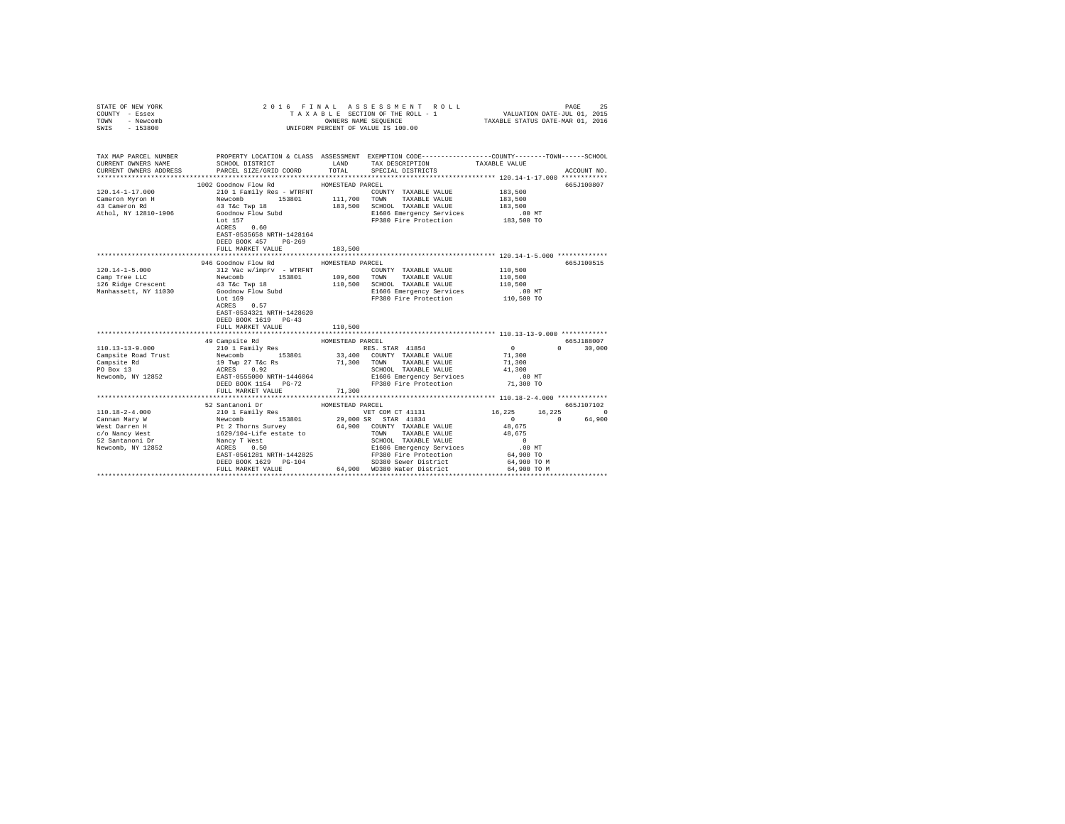STATE OF NEW YORK  
COUNTY - Essex  
TOWN - Newcomb  
SWIS - 153800

2 0 1 6   F I N A L   A S S E S S M E N T   R O L L  
T A X A B L E   SECTION OF THE ROLL - 1  
OWNERS NAME SEQUENCE  
UNIFORM PERCENT OF VALUE IS 100.00

VALUATION DATE-JUL 01, 2015  
TAXABLE STATUS DATE-MAR 01, 2016

```
TAX MAP PARCEL NUMBER     PROPERTY LOCATION & CLASS  ASSESSMENT  EXEMPTION CODE-----------------COUNTY--------TOWN------SCHOOL
CURRENT OWNERS NAME       SCHOOL DISTRICT              LAND      TAX DESCRIPTION            TAXABLE VALUE
CURRENT OWNERS ADDRESS    PARCEL SIZE/GRID COORD       TOTAL     SPECIAL DISTRICTS                                    ACCOUNT NO.
****************************************************************************************************** 120.14-1-17.000 ************
                          1002 Goodnow Flow Rd          HOMESTEAD PARCEL                                               665J100807
120.14-1-17.000           210 1 Family Res - WTRFNT              COUNTY  TAXABLE VALUE          183,500
Cameron Myron H           Newcomb      153801        111,700     TOWN    TAXABLE VALUE          183,500
43 Cameron Rd             43 T&c Twp 18               183,500    SCHOOL  TAXABLE VALUE          183,500
Athol, NY 12810-1906      Goodnow Flow Subd                      E1606 Emergency Services           .00 MT
                          Lot 157                                FP380 Fire Protection          183,500 TO
                          ACRES    0.60
                          EAST-0535658 NRTH-1428164
                          DEED BOOK 457    PG-269
                          FULL MARKET VALUE           183,500
****************************************************************************************************** 120.14-1-5.000 *************
                          946 Goodnow Flow Rd           HOMESTEAD PARCEL                                               665J100515
120.14-1-5.000            312 Vac w/imprv  - WTRFNT              COUNTY  TAXABLE VALUE          110,500
Camp Tree LLC             Newcomb      153801        109,600     TOWN    TAXABLE VALUE          110,500
126 Ridge Crescent        43 T&c Twp 18               110,500    SCHOOL  TAXABLE VALUE          110,500
Manhassett, NY 11030      Goodnow Flow Subd                      E1606 Emergency Services           .00 MT
                          Lot 169                                FP380 Fire Protection          110,500 TO
                          ACRES    0.57
                          EAST-0534321 NRTH-1428620
                          DEED BOOK 1619   PG-43
                          FULL MARKET VALUE           110,500
****************************************************************************************************** 110.13-13-9.000 ************
                          49 Campsite Rd                HOMESTEAD PARCEL                                               665J188007
110.13-13-9.000           210 1 Family Res                       RES. STAR 41854                    0           0      30,000
Campsite Road Trust       Newcomb      153801         33,400     COUNTY  TAXABLE VALUE           71,300
Campsite Rd               19 Twp 27 T&c Rs             71,300    TOWN    TAXABLE VALUE           71,300
PO Box 13                 ACRES    0.92                          SCHOOL  TAXABLE VALUE           41,300
Newcomb, NY 12852         EAST-0555000 NRTH-1446064              E1606 Emergency Services           .00 MT
                          DEED BOOK 1154   PG-72                 FP380 Fire Protection           71,300 TO
                          FULL MARKET VALUE            71,300
****************************************************************************************************** 110.18-2-4.000 *************
                          52 Santanoni Dr               HOMESTEAD PARCEL                                               665J107102
110.18-2-4.000            210 1 Family Res                       VET COM CT 41131               16,225      16,225          0
Cannan Mary W             Newcomb      153801         29,000 SR  STAR 41834                         0           0      64,900
West Darren H             Pt 2 Thorns Survey           64,900    COUNTY  TAXABLE VALUE           48,675
c/o Nancy West            1629/104-Life estate to                TOWN    TAXABLE VALUE           48,675
52 Santanoni Dr           Nancy T West                           SCHOOL  TAXABLE VALUE                0
Newcomb, NY 12852         ACRES    0.50                          E1606 Emergency Services           .00 MT
                          EAST-0561281 NRTH-1442825              FP380 Fire Protection           64,900 TO
                          DEED BOOK 1629   PG-104                SD380 Sewer District            64,900 TO M
                          FULL MARKET VALUE            64,900    WD380 Water District            64,900 TO M
************************************************************************************************************************************
```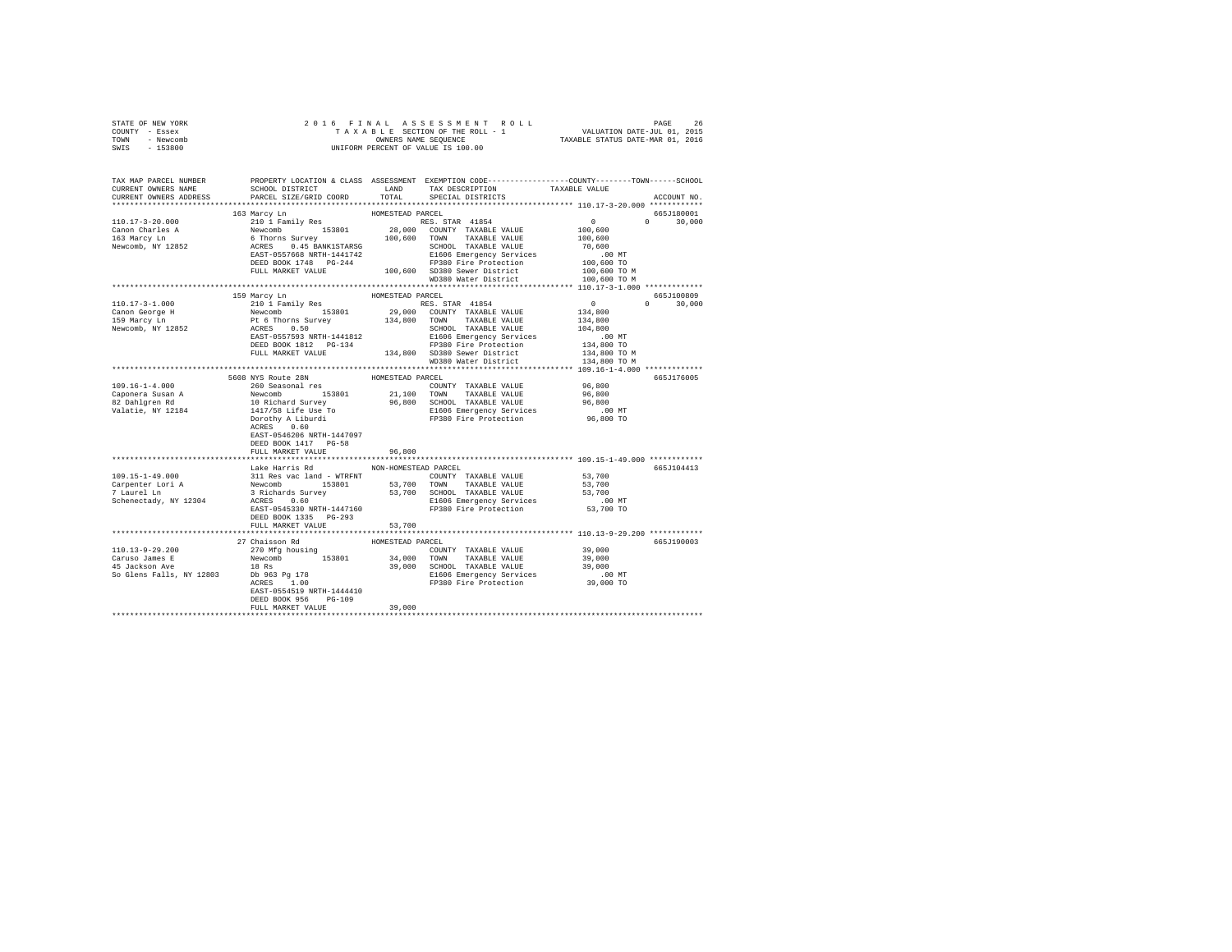STATE OF NEW YORK
COUNTY - Essex
TOWN - Newcomb
SWIS - 153800

2016 FINAL ASSESSMENT ROLL
TAXABLE SECTION OF THE ROLL - 1
OWNERS NAME SEQUENCE
UNIFORM PERCENT OF VALUE IS 100.00

VALUATION DATE-JUL 01, 2015
TAXABLE STATUS DATE-MAR 01, 2016

| TAX MAP PARCEL NUMBER / CURRENT OWNERS NAME / CURRENT OWNERS ADDRESS | PROPERTY LOCATION & CLASS / SCHOOL DISTRICT / PARCEL SIZE/GRID COORD | ASSESSMENT LAND / TOTAL | EXEMPTION CODE / TAX DESCRIPTION / SPECIAL DISTRICTS | COUNTY / TOWN / SCHOOL TAXABLE VALUE | ACCOUNT NO. |
|---|---|---|---|---|---|
| **110.17-3-20.000** | 163 Marcy Ln | HOMESTEAD PARCEL | | | 665J180001 |
| 110.17-3-20.000 | 210 1 Family Res | | RES. STAR 41854 | 0 0 30,000 | |
| Canon Charles A | Newcomb 153801 | 28,000 | COUNTY TAXABLE VALUE | 100,600 | |
| 163 Marcy Ln | 6 Thorns Survey | 100,600 | TOWN TAXABLE VALUE | 100,600 | |
| Newcomb, NY 12852 | ACRES 0.45 BANK1STARSG | | SCHOOL TAXABLE VALUE | 70,600 | |
| | EAST-0557668 NRTH-1441742 | | E1606 Emergency Services | .00 MT | |
| | DEED BOOK 1748 PG-244 | | FP380 Fire Protection | 100,600 TO | |
| | FULL MARKET VALUE | 100,600 | SD380 Sewer District | 100,600 TO M | |
| | | | WD380 Water District | 100,600 TO M | |
| **110.17-3-1.000** | 159 Marcy Ln | HOMESTEAD PARCEL | | | 665J100809 |
| 110.17-3-1.000 | 210 1 Family Res | | RES. STAR 41854 | 0 0 30,000 | |
| Canon George H | Newcomb 153801 | 29,000 | COUNTY TAXABLE VALUE | 134,800 | |
| 159 Marcy Ln | Pt 6 Thorns Survey | 134,800 | TOWN TAXABLE VALUE | 134,800 | |
| Newcomb, NY 12852 | ACRES 0.50 | | SCHOOL TAXABLE VALUE | 104,800 | |
| | EAST-0557593 NRTH-1441812 | | E1606 Emergency Services | .00 MT | |
| | DEED BOOK 1812 PG-134 | | FP380 Fire Protection | 134,800 TO | |
| | FULL MARKET VALUE | 134,800 | SD380 Sewer District | 134,800 TO M | |
| | | | WD380 Water District | 134,800 TO M | |
| **109.16-1-4.000** | 5608 NYS Route 28N | HOMESTEAD PARCEL | | | 665J176005 |
| 109.16-1-4.000 | 260 Seasonal res | | COUNTY TAXABLE VALUE | 96,800 | |
| Caponera Susan A | Newcomb 153801 | 21,100 | TOWN TAXABLE VALUE | 96,800 | |
| 82 Dahlgren Rd | 10 Richard Survey | 96,800 | SCHOOL TAXABLE VALUE | 96,800 | |
| Valatie, NY 12184 | 1417/58 Life Use To | | E1606 Emergency Services | .00 MT | |
| | Dorothy A Liburdi | | FP380 Fire Protection | 96,800 TO | |
| | ACRES 0.60 | | | | |
| | EAST-0546206 NRTH-1447097 | | | | |
| | DEED BOOK 1417 PG-58 | | | | |
| | FULL MARKET VALUE | 96,800 | | | |
| **109.15-1-49.000** | Lake Harris Rd | NON-HOMESTEAD PARCEL | | | 665J104413 |
| 109.15-1-49.000 | 311 Res vac land - WTRFNT | | COUNTY TAXABLE VALUE | 53,700 | |
| Carpenter Lori A | Newcomb 153801 | 53,700 | TOWN TAXABLE VALUE | 53,700 | |
| 7 Laurel Ln | 3 Richards Survey | 53,700 | SCHOOL TAXABLE VALUE | 53,700 | |
| Schenectady, NY 12304 | ACRES 0.60 | | E1606 Emergency Services | .00 MT | |
| | EAST-0545330 NRTH-1447160 | | FP380 Fire Protection | 53,700 TO | |
| | DEED BOOK 1335 PG-293 | | | | |
| | FULL MARKET VALUE | 53,700 | | | |
| **110.13-9-29.200** | 27 Chaisson Rd | HOMESTEAD PARCEL | | | 665J190003 |
| 110.13-9-29.200 | 270 Mfg housing | | COUNTY TAXABLE VALUE | 39,000 | |
| Caruso James E | Newcomb 153801 | 34,000 | TOWN TAXABLE VALUE | 39,000 | |
| 45 Jackson Ave | 18 Rs | 39,000 | SCHOOL TAXABLE VALUE | 39,000 | |
| So Glens Falls, NY 12803 | Db 963 Pg 178 | | E1606 Emergency Services | .00 MT | |
| | ACRES 1.00 | | FP380 Fire Protection | 39,000 TO | |
| | EAST-0554519 NRTH-1444410 | | | | |
| | DEED BOOK 956 PG-109 | | | | |
| | FULL MARKET VALUE | 39,000 | | | |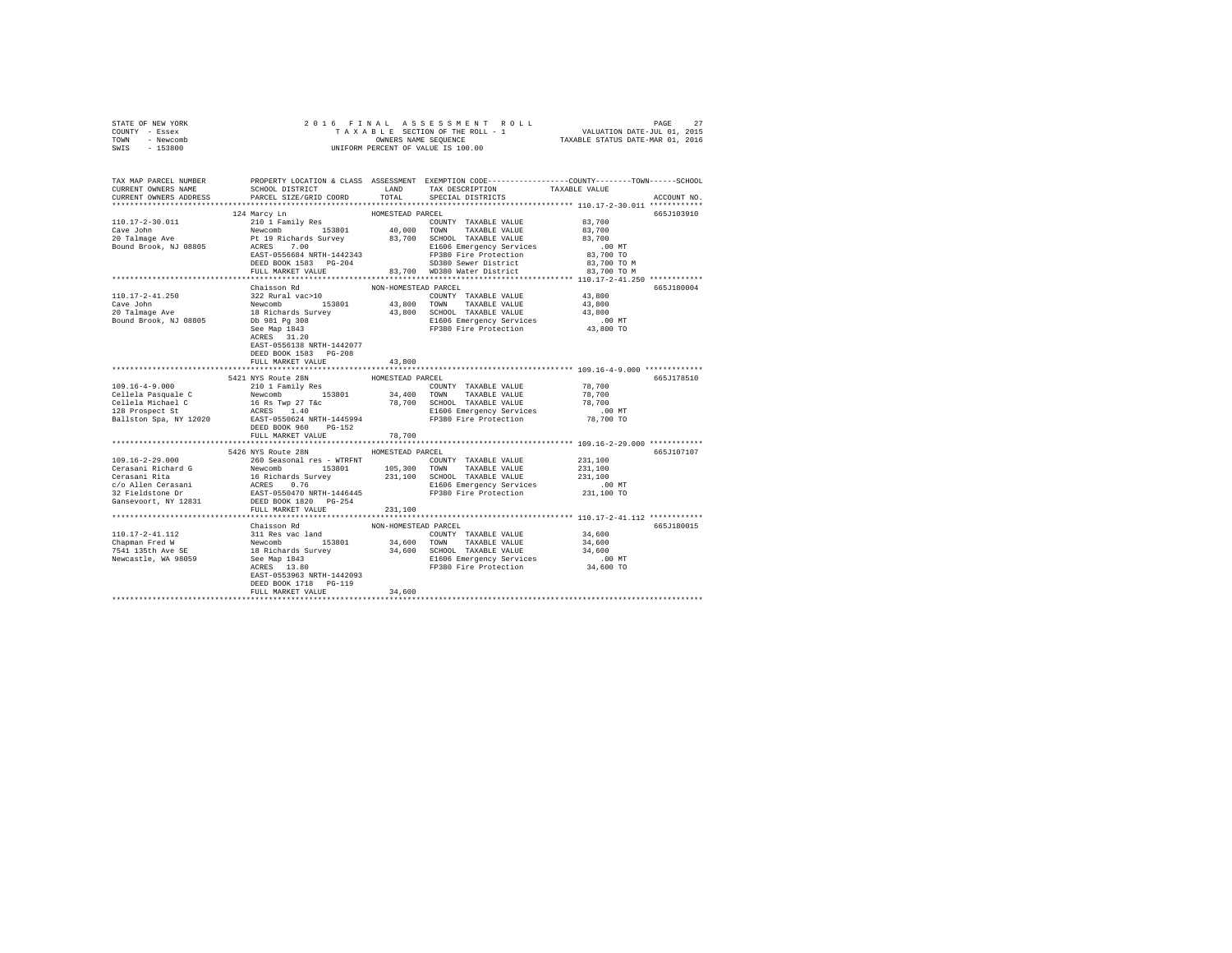STATE OF NEW YORK · COUNTY - Essex · TOWN - Newcomb · SWIS - 153800

2016 FINAL ASSESSMENT ROLL
TAXABLE SECTION OF THE ROLL - 1
OWNERS NAME SEQUENCE
UNIFORM PERCENT OF VALUE IS 100.00

VALUATION DATE-JUL 01, 2015
TAXABLE STATUS DATE-MAR 01, 2016

| TAX MAP PARCEL NUMBER / CURRENT OWNERS NAME / CURRENT OWNERS ADDRESS | PROPERTY LOCATION & CLASS / SCHOOL DISTRICT / PARCEL SIZE/GRID COORD | ASSESSMENT LAND / TOTAL | EXEMPTION CODE / TAX DESCRIPTION / SPECIAL DISTRICTS | TAXABLE VALUE (COUNTY / TOWN / SCHOOL) | ACCOUNT NO. |
|---|---|---|---|---|---|
| **110.17-2-30.011** | 124 Marcy Ln — HOMESTEAD PARCEL | | | | 665J103910 |
| Cave John | 210 1 Family Res | | COUNTY TAXABLE VALUE | 83,700 | |
| 20 Talmage Ave | Newcomb 153801 | 40,000 | TOWN TAXABLE VALUE | 83,700 | |
| Bound Brook, NJ 08805 | Pt 19 Richards Survey | 83,700 | SCHOOL TAXABLE VALUE | 83,700 | |
| | ACRES 7.00 | | E1606 Emergency Services | .00 MT | |
| | EAST-0556684 NRTH-1442343 | | FP380 Fire Protection | 83,700 TO | |
| | DEED BOOK 1583 PG-204 | | SD380 Sewer District | 83,700 TO M | |
| | FULL MARKET VALUE | 83,700 | WD380 Water District | 83,700 TO M | |
| **110.17-2-41.250** | Chaisson Rd — NON-HOMESTEAD PARCEL | | | | 665J180004 |
| Cave John | 322 Rural vac>10 | | COUNTY TAXABLE VALUE | 43,800 | |
| 20 Talmage Ave | Newcomb 153801 | 43,800 | TOWN TAXABLE VALUE | 43,800 | |
| Bound Brook, NJ 08805 | 18 Richards Survey | 43,800 | SCHOOL TAXABLE VALUE | 43,800 | |
| | Db 981 Pg 308 | | E1606 Emergency Services | .00 MT | |
| | See Map 1843 | | FP380 Fire Protection | 43,800 TO | |
| | ACRES 31.20 | | | | |
| | EAST-0556138 NRTH-1442077 | | | | |
| | DEED BOOK 1583 PG-208 | | | | |
| | FULL MARKET VALUE | 43,800 | | | |
| **109.16-4-9.000** | 5421 NYS Route 28N — HOMESTEAD PARCEL | | | | 665J178510 |
| Cellela Pasquale C | 210 1 Family Res | | COUNTY TAXABLE VALUE | 78,700 | |
| Cellela Michael C | Newcomb 153801 | 34,400 | TOWN TAXABLE VALUE | 78,700 | |
| 128 Prospect St | 16 Rs Twp 27 T&c | 78,700 | SCHOOL TAXABLE VALUE | 78,700 | |
| Ballston Spa, NY 12020 | ACRES 1.40 | | E1606 Emergency Services | .00 MT | |
| | EAST-0550624 NRTH-1445994 | | FP380 Fire Protection | 78,700 TO | |
| | DEED BOOK 960 PG-152 | | | | |
| | FULL MARKET VALUE | 78,700 | | | |
| **109.16-2-29.000** | 5426 NYS Route 28N — HOMESTEAD PARCEL | | | | 665J107107 |
| Cerasani Richard G | 260 Seasonal res - WTRFNT | | COUNTY TAXABLE VALUE | 231,100 | |
| Cerasani Rita | Newcomb 153801 | 105,300 | TOWN TAXABLE VALUE | 231,100 | |
| c/o Allen Cerasani | 16 Richards Survey | 231,100 | SCHOOL TAXABLE VALUE | 231,100 | |
| 32 Fieldstone Dr | ACRES 0.76 | | E1606 Emergency Services | .00 MT | |
| Gansevoort, NY 12831 | EAST-0550470 NRTH-1446445 | | FP380 Fire Protection | 231,100 TO | |
| | DEED BOOK 1820 PG-254 | | | | |
| | FULL MARKET VALUE | 231,100 | | | |
| **110.17-2-41.112** | Chaisson Rd — NON-HOMESTEAD PARCEL | | | | 665J180015 |
| Chapman Fred W | 311 Res vac land | | COUNTY TAXABLE VALUE | 34,600 | |
| 7541 135th Ave SE | Newcomb 153801 | 34,600 | TOWN TAXABLE VALUE | 34,600 | |
| Newcastle, WA 98059 | 18 Richards Survey | 34,600 | SCHOOL TAXABLE VALUE | 34,600 | |
| | See Map 1843 | | E1606 Emergency Services | .00 MT | |
| | ACRES 13.80 | | FP380 Fire Protection | 34,600 TO | |
| | EAST-0553963 NRTH-1442093 | | | | |
| | DEED BOOK 1718 PG-119 | | | | |
| | FULL MARKET VALUE | 34,600 | | | |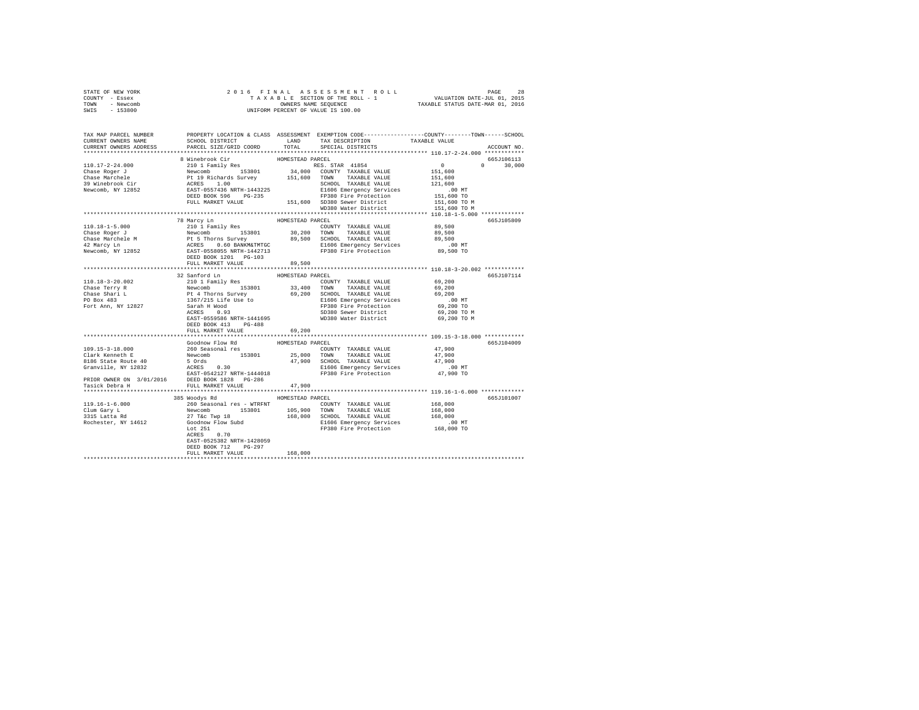STATE OF NEW YORK 2 0 1 6 F I N A L A S S E S S M E N T R O L L
COUNTY - Essex T A X A B L E SECTION OF THE ROLL - 1 VALUATION DATE-JUL 01, 2015
TOWN - Newcomb OWNERS NAME SEQUENCE TAXABLE STATUS DATE-MAR 01, 2016
SWIS - 153800 UNIFORM PERCENT OF VALUE IS 100.00

```
TAX MAP PARCEL NUMBER          PROPERTY LOCATION & CLASS  ASSESSMENT  EXEMPTION CODE-----------------COUNTY--------TOWN------SCHOOL
CURRENT OWNERS NAME            SCHOOL DISTRICT              LAND      TAX DESCRIPTION            TAXABLE VALUE
CURRENT OWNERS ADDRESS         PARCEL SIZE/GRID COORD       TOTAL     SPECIAL DISTRICTS                                    ACCOUNT NO.
****************************************************************************************************** 110.17-2-24.000 ************
                             8 Winebrook Cir                HOMESTEAD PARCEL                                                  665J106113
110.17-2-24.000              210 1 Family Res                       RES. STAR  41854                  0           0      30,000
Chase Roger J                Newcomb          153801         34,000   COUNTY  TAXABLE VALUE          151,600
Chase Marchele               Pt 19 Richards Survey          151,600   TOWN    TAXABLE VALUE          151,600
39 Winebrook Cir             ACRES    1.00                            SCHOOL  TAXABLE VALUE          121,600
Newcomb, NY 12852            EAST-0557436 NRTH-1443225                E1606 Emergency Services            .00 MT
                             DEED BOOK 596    PG-235                  FP380 Fire Protection          151,600 TO
                             FULL MARKET VALUE              151,600   SD380 Sewer District           151,600 TO M
                                                                      WD380 Water District           151,600 TO M
****************************************************************************************************** 110.18-1-5.000 *************
                             78 Marcy Ln                    HOMESTEAD PARCEL                                                  665J105809
110.18-1-5.000               210 1 Family Res                         COUNTY  TAXABLE VALUE           89,500
Chase Roger J                Newcomb          153801         30,200   TOWN    TAXABLE VALUE           89,500
Chase Marchele M             Pt 5 Thorns Survey              89,500   SCHOOL  TAXABLE VALUE           89,500
42 Marcy Ln                  ACRES    0.60 BANKM&TMTGC                E1606 Emergency Services            .00 MT
Newcomb, NY 12852            EAST-0558055 NRTH-1442713                FP380 Fire Protection           89,500 TO
                             DEED BOOK 1201   PG-103
                             FULL MARKET VALUE               89,500
****************************************************************************************************** 110.18-3-20.002 ************
                             32 Sanford Ln                  HOMESTEAD PARCEL                                                  665J107114
110.18-3-20.002              210 1 Family Res                         COUNTY  TAXABLE VALUE           69,200
Chase Terry R                Newcomb          153801         33,400   TOWN    TAXABLE VALUE           69,200
Chase Shari L                Pt 4 Thorns Survey              69,200   SCHOOL  TAXABLE VALUE           69,200
PO Box 483                   1367/215 Life Use to                     E1606 Emergency Services            .00 MT
Fort Ann, NY 12827           Sarah H Wood                             FP380 Fire Protection           69,200 TO
                             ACRES    0.93                            SD380 Sewer District            69,200 TO M
                             EAST-0559586 NRTH-1441695                WD380 Water District            69,200 TO M
                             DEED BOOK 413    PG-488
                             FULL MARKET VALUE               69,200
****************************************************************************************************** 109.15-3-18.000 ************
                             Goodnow Flow Rd                HOMESTEAD PARCEL                                                  665J104009
109.15-3-18.000              260 Seasonal res                         COUNTY  TAXABLE VALUE           47,900
Clark Kenneth E              Newcomb          153801         25,000   TOWN    TAXABLE VALUE           47,900
8186 State Route 40          5 Ords                          47,900   SCHOOL  TAXABLE VALUE           47,900
Granville, NY 12832          ACRES    0.30                            E1606 Emergency Services            .00 MT
                             EAST-0542127 NRTH-1444018                FP380 Fire Protection           47,900 TO
PRIOR OWNER ON 3/01/2016     DEED BOOK 1828   PG-286
Tasick Debra H               FULL MARKET VALUE               47,900
****************************************************************************************************** 119.16-1-6.000 *************
                             385 Woodys Rd                  HOMESTEAD PARCEL                                                  665J101007
119.16-1-6.000               260 Seasonal res - WTRFNT                COUNTY  TAXABLE VALUE          168,000
Clum Gary L                  Newcomb          153801        105,900   TOWN    TAXABLE VALUE          168,000
3315 Latta Rd                27 T&c Twp 18                  168,000   SCHOOL  TAXABLE VALUE          168,000
Rochester, NY 14612          Goodnow Flow Subd                        E1606 Emergency Services            .00 MT
                             Lot 251                                  FP380 Fire Protection          168,000 TO
                             ACRES    0.70
                             EAST-0525382 NRTH-1428059
                             DEED BOOK 712    PG-297
                             FULL MARKET VALUE              168,000
************************************************************************************************************************************
```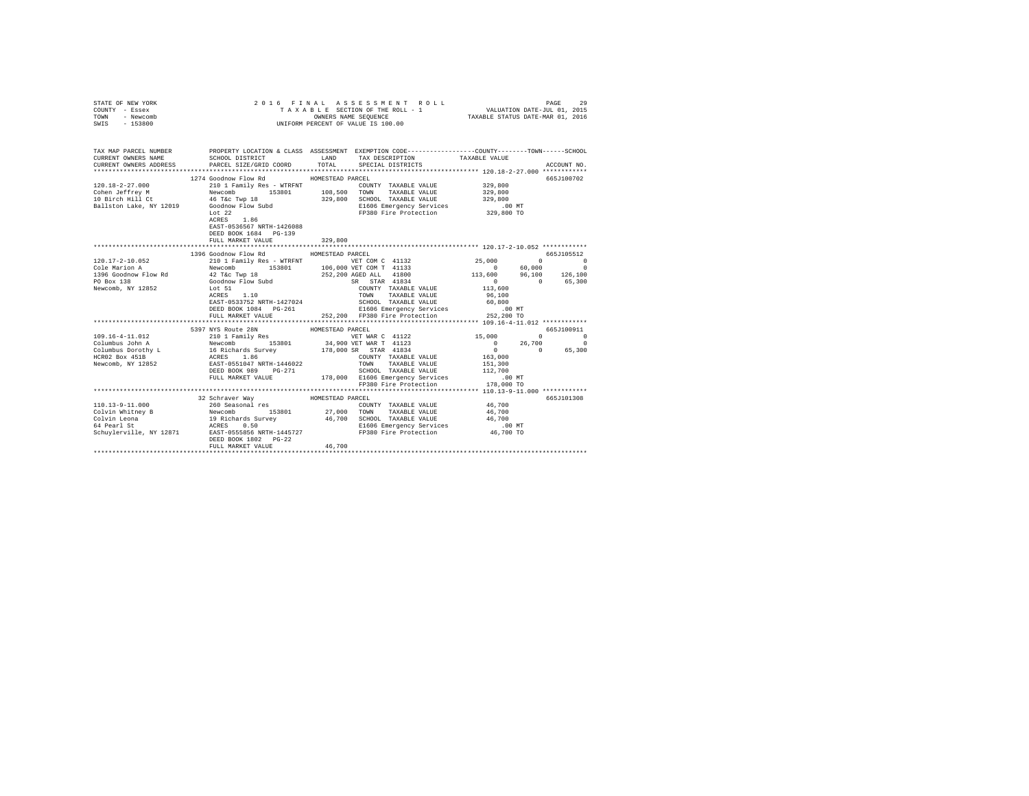STATE OF NEW YORK — 2016 FINAL ASSESSMENT ROLL — PAGE 29
COUNTY - Essex — TAXABLE SECTION OF THE ROLL - 1 — VALUATION DATE-JUL 01, 2015
TOWN - Newcomb — OWNERS NAME SEQUENCE — TAXABLE STATUS DATE-MAR 01, 2016
SWIS - 153800 — UNIFORM PERCENT OF VALUE IS 100.00

```
TAX MAP PARCEL NUMBER         PROPERTY LOCATION & CLASS  ASSESSMENT  EXEMPTION CODE-----------------COUNTY--------TOWN------SCHOOL
CURRENT OWNERS NAME           SCHOOL DISTRICT             LAND       TAX DESCRIPTION           TAXABLE VALUE
CURRENT OWNERS ADDRESS        PARCEL SIZE/GRID COORD      TOTAL      SPECIAL DISTRICTS                                    ACCOUNT NO.
************************************************************************************************ 120.18-2-27.000 ************
                          1274 Goodnow Flow Rd          HOMESTEAD PARCEL                                               665J100702
120.18-2-27.000           210 1 Family Res - WTRFNT              COUNTY  TAXABLE VALUE          329,800
Cohen Jeffrey M           Newcomb        153801      108,500     TOWN    TAXABLE VALUE          329,800
10 Birch Hill Ct          46 T&c Twp 18              329,800     SCHOOL  TAXABLE VALUE          329,800
Ballston Lake, NY 12019   Goodnow Flow Subd                      E1606 Emergency Services          .00 MT
                          Lot 22                                 FP380 Fire Protection          329,800 TO
                          ACRES    1.86
                          EAST-0536567 NRTH-1426088
                          DEED BOOK 1684   PG-139
                          FULL MARKET VALUE          329,800
************************************************************************************************ 120.17-2-10.052 ************
                          1396 Goodnow Flow Rd          HOMESTEAD PARCEL                                               665J105512
120.17-2-10.052           210 1 Family Res - WTRFNT              VET COM C 41132            25,000          0           0
Cole Marion A             Newcomb        153801      106,000 VET COM T 41133                 0     60,000           0
1396 Goodnow Flow Rd      42 T&c Twp 18              252,200 AGED ALL  41800           113,600     96,100     126,100
PO Box 138                Goodnow Flow Subd                  SR  STAR  41834                 0          0      65,300
Newcomb, NY 12852         Lot 51                                 COUNTY  TAXABLE VALUE          113,600
                          ACRES    1.10                          TOWN    TAXABLE VALUE           96,100
                          EAST-0533752 NRTH-1427024              SCHOOL  TAXABLE VALUE           60,800
                          DEED BOOK 1084   PG-261                E1606 Emergency Services          .00 MT
                          FULL MARKET VALUE          252,200     FP380 Fire Protection          252,200 TO
************************************************************************************************ 109.16-4-11.012 ************
                          5397 NYS Route 28N            HOMESTEAD PARCEL                                               665J100911
109.16-4-11.012           210 1 Family Res                       VET WAR C 41122            15,000          0           0
Columbus John A           Newcomb        153801       34,900 VET WAR T 41123                 0     26,700           0
Columbus Dorothy L        16 Richards Survey         178,000 SR  STAR  41834                 0          0      65,300
HCR02 Box 451B            ACRES    1.86                          COUNTY  TAXABLE VALUE          163,000
Newcomb, NY 12852         EAST-0551047 NRTH-1446022              TOWN    TAXABLE VALUE          151,300
                          DEED BOOK 989    PG-271                SCHOOL  TAXABLE VALUE          112,700
                          FULL MARKET VALUE          178,000     E1606 Emergency Services          .00 MT
                                                                 FP380 Fire Protection          178,000 TO
************************************************************************************************ 110.13-9-11.000 ************
                          32 Schraver Way               HOMESTEAD PARCEL                                               665J101308
110.13-9-11.000           260 Seasonal res                       COUNTY  TAXABLE VALUE           46,700
Colvin Whitney B          Newcomb        153801       27,000     TOWN    TAXABLE VALUE           46,700
Colvin Leona              19 Richards Survey          46,700     SCHOOL  TAXABLE VALUE           46,700
64 Pearl St               ACRES    0.50                          E1606 Emergency Services          .00 MT
Schuylerville, NY 12871   EAST-0555856 NRTH-1445727              FP380 Fire Protection           46,700 TO
                          DEED BOOK 1802   PG-22
                          FULL MARKET VALUE           46,700
******************************************************************************************************************************
```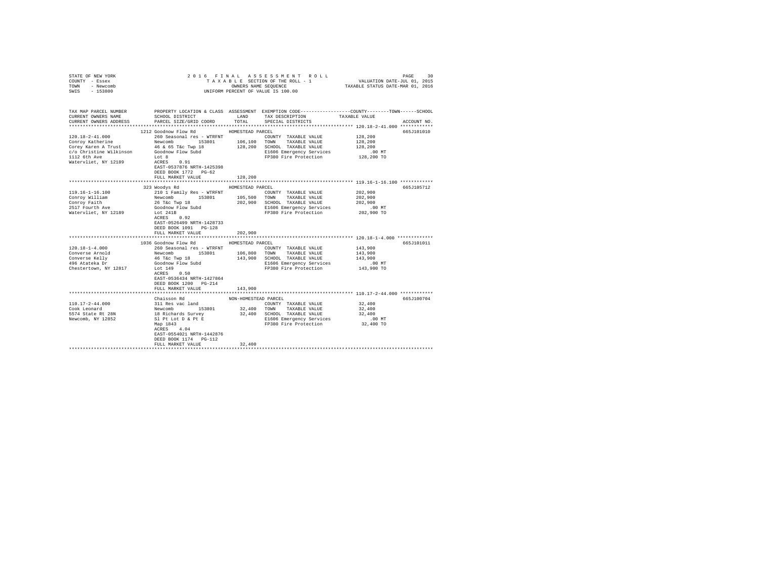STATE OF NEW YORK
COUNTY - Essex
TOWN - Newcomb
SWIS - 153800

2016 FINAL ASSESSMENT ROLL
TAXABLE SECTION OF THE ROLL - 1
OWNERS NAME SEQUENCE
UNIFORM PERCENT OF VALUE IS 100.00

VALUATION DATE-JUL 01, 2015
TAXABLE STATUS DATE-MAR 01, 2016

| TAX MAP PARCEL NUMBER / CURRENT OWNERS NAME / CURRENT OWNERS ADDRESS | PROPERTY LOCATION & CLASS / SCHOOL DISTRICT / PARCEL SIZE/GRID COORD | ASSESSMENT LAND | ASSESSMENT TOTAL | EXEMPTION CODE / TAX DESCRIPTION / SPECIAL DISTRICTS | TAXABLE VALUE | ACCOUNT NO. |
|---|---|---|---|---|---|---|
| 120.18-2-41.000 | 1212 Goodnow Flow Rd | | | HOMESTEAD PARCEL | | 665J101010 |
| Conroy Katherine | 260 Seasonal res - WTRFNT | | | COUNTY TAXABLE VALUE | 128,200 | |
| Corey Karen A Trust | Newcomb 153801 | 106,100 | | TOWN TAXABLE VALUE | 128,200 | |
| c/o Christine Wilkinson | 46 & 65 T&c Twp 18 | | 128,200 | SCHOOL TAXABLE VALUE | 128,200 | |
| 1112 6th Ave | Goodnow Flow Subd | | | E1606 Emergency Services | .00 MT | |
| Watervliet, NY 12189 | Lot 8 | | | FP380 Fire Protection | 128,200 TO | |
| | ACRES 0.91 | | | | | |
| | EAST-0537876 NRTH-1425398 | | | | | |
| | DEED BOOK 1772 PG-62 | | | | | |
| | FULL MARKET VALUE | | 128,200 | | | |
| 119.16-1-16.100 | 323 Woodys Rd | | | HOMESTEAD PARCEL | | 665J105712 |
| Conroy William | 210 1 Family Res - WTRFNT | | | COUNTY TAXABLE VALUE | 202,900 | |
| Conroy Faith | Newcomb 153801 | 105,500 | | TOWN TAXABLE VALUE | 202,900 | |
| 2517 Fourth Ave | 26 T&c Twp 18 | | 202,900 | SCHOOL TAXABLE VALUE | 202,900 | |
| Watervliet, NY 12189 | Goodnow Flow Subd | | | E1606 Emergency Services | .00 MT | |
| | Lot 241B | | | FP380 Fire Protection | 202,900 TO | |
| | ACRES 0.92 | | | | | |
| | EAST-0526499 NRTH-1428733 | | | | | |
| | DEED BOOK 1091 PG-128 | | | | | |
| | FULL MARKET VALUE | | 202,900 | | | |
| 120.18-1-4.000 | 1036 Goodnow Flow Rd | | | HOMESTEAD PARCEL | | 665J101011 |
| Converse Arnold | 260 Seasonal res - WTRFNT | | | COUNTY TAXABLE VALUE | 143,900 | |
| Converse Kelly | Newcomb 153801 | 106,800 | | TOWN TAXABLE VALUE | 143,900 | |
| 496 Atateka Dr | 46 T&c Twp 18 | | 143,900 | SCHOOL TAXABLE VALUE | 143,900 | |
| Chestertown, NY 12817 | Goodnow Flow Subd | | | E1606 Emergency Services | .00 MT | |
| | Lot 149 | | | FP380 Fire Protection | 143,900 TO | |
| | ACRES 0.50 | | | | | |
| | EAST-0536434 NRTH-1427864 | | | | | |
| | DEED BOOK 1200 PG-214 | | | | | |
| | FULL MARKET VALUE | | 143,900 | | | |
| 110.17-2-44.000 | Chaisson Rd | | | NON-HOMESTEAD PARCEL | | 665J100704 |
| Cook Leonard | 311 Res vac land | | | COUNTY TAXABLE VALUE | 32,400 | |
| 5574 State Rt 28N | Newcomb 153801 | 32,400 | | TOWN TAXABLE VALUE | 32,400 | |
| Newcomb, NY 12852 | 18 Richards Survey | | 32,400 | SCHOOL TAXABLE VALUE | 32,400 | |
| | Sl Pt Lot D & Pt E | | | E1606 Emergency Services | .00 MT | |
| | Map 1843 | | | FP380 Fire Protection | 32,400 TO | |
| | ACRES 4.04 | | | | | |
| | EAST-0554021 NRTH-1442876 | | | | | |
| | DEED BOOK 1174 PG-112 | | | | | |
| | FULL MARKET VALUE | | 32,400 | | | |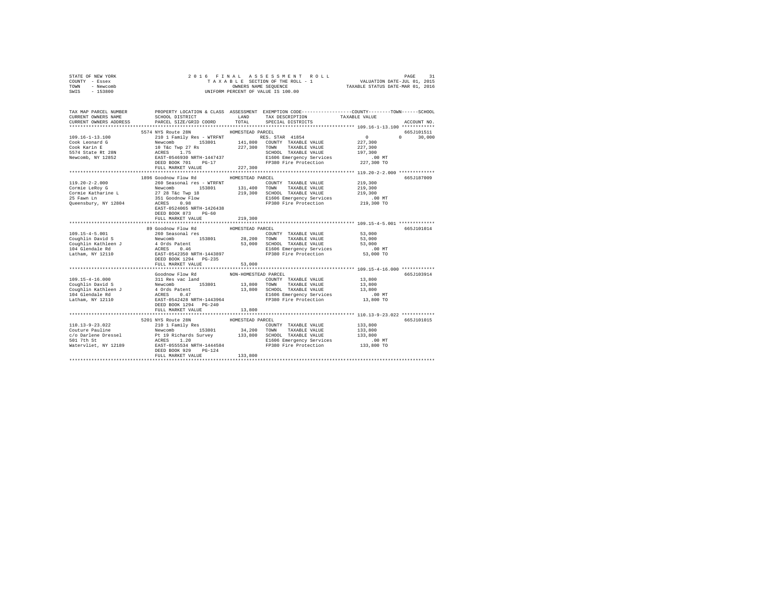STATE OF NEW YORK
COUNTY - Essex
TOWN - Newcomb
SWIS - 153800

2016 FINAL ASSESSMENT ROLL
TAXABLE SECTION OF THE ROLL - 1
OWNERS NAME SEQUENCE
UNIFORM PERCENT OF VALUE IS 100.00

VALUATION DATE-JUL 01, 2015
TAXABLE STATUS DATE-MAR 01, 2016

```
TAX MAP PARCEL NUMBER     PROPERTY LOCATION & CLASS  ASSESSMENT  EXEMPTION CODE-----------------COUNTY--------TOWN------SCHOOL
CURRENT OWNERS NAME       SCHOOL DISTRICT              LAND      TAX DESCRIPTION            TAXABLE VALUE
CURRENT OWNERS ADDRESS    PARCEL SIZE/GRID COORD       TOTAL     SPECIAL DISTRICTS                                  ACCOUNT NO.
******************************************************************************************* 109.16-1-13.100 ************
                   5574 NYS Route 28N              HOMESTEAD PARCEL                                                 665J101511
109.16-1-13.100           210 1 Family Res - WTRFNT          RES. STAR 41854                0             0      30,000
Cook Leonard G            Newcomb        153801      141,800  COUNTY  TAXABLE VALUE       227,300
Cook Karin E              10 T&c Twp 27 Rs            227,300  TOWN    TAXABLE VALUE       227,300
5574 State Rt 28N         ACRES    1.75                        SCHOOL  TAXABLE VALUE       197,300
Newcomb, NY 12852         EAST-0546930 NRTH-1447437            E1606 Emergency Services        .00 MT
                          DEED BOOK 701    PG-17               FP380 Fire Protection       227,300 TO
                          FULL MARKET VALUE           227,300
******************************************************************************************* 119.20-2-2.000 *************
                   1896 Goodnow Flow Rd            HOMESTEAD PARCEL                                                 665J187009
119.20-2-2.000            260 Seasonal res - WTRFNT            COUNTY  TAXABLE VALUE       219,300
Cormie LeRoy G            Newcomb        153801      131,400  TOWN    TAXABLE VALUE       219,300
Cormie Katharine L        27 28 T&c Twp 18            219,300  SCHOOL  TAXABLE VALUE       219,300
25 Fawn Ln                351 Goodnow Flow                     E1606 Emergency Services        .00 MT
Queensbury, NY 12804      ACRES    0.98                        FP380 Fire Protection       219,300 TO
                          EAST-0524065 NRTH-1426438
                          DEED BOOK 873    PG-60
                          FULL MARKET VALUE           219,300
******************************************************************************************* 109.15-4-5.001 *************
                   89 Goodnow Flow Rd              HOMESTEAD PARCEL                                                 665J101014
109.15-4-5.001            260 Seasonal res                     COUNTY  TAXABLE VALUE        53,000
Coughlin David S          Newcomb        153801       28,200  TOWN    TAXABLE VALUE        53,000
Coughlin Kathleen J       4 Ords Patent                53,000  SCHOOL  TAXABLE VALUE        53,000
104 Glendale Rd           ACRES    0.46                        E1606 Emergency Services        .00 MT
Latham, NY 12110          EAST-0542350 NRTH-1443897            FP380 Fire Protection        53,000 TO
                          DEED BOOK 1294   PG-235
                          FULL MARKET VALUE            53,000
******************************************************************************************* 109.15-4-16.000 ************
                   Goodnow Flow Rd                 NON-HOMESTEAD PARCEL                                             665J103914
109.15-4-16.000           311 Res vac land                     COUNTY  TAXABLE VALUE        13,800
Coughlin David S          Newcomb        153801       13,800  TOWN    TAXABLE VALUE        13,800
Coughlin Kathleen J       4 Ords Patent                13,800  SCHOOL  TAXABLE VALUE        13,800
104 Glendale Rd           ACRES    0.47                        E1606 Emergency Services        .00 MT
Latham, NY 12110          EAST-0542428 NRTH-1443964            FP380 Fire Protection        13,800 TO
                          DEED BOOK 1294   PG-240
                          FULL MARKET VALUE            13,800
******************************************************************************************* 110.13-9-23.022 ************
                   5201 NYS Route 28N              HOMESTEAD PARCEL                                                 665J101015
110.13-9-23.022           210 1 Family Res                     COUNTY  TAXABLE VALUE       133,800
Couture Pauline           Newcomb        153801       34,200  TOWN    TAXABLE VALUE       133,800
c/o Darlene Dressel       Pt 19 Richards Survey       133,800  SCHOOL  TAXABLE VALUE       133,800
501 7th St                ACRES    1.20                        E1606 Emergency Services        .00 MT
Watervliet, NY 12189      EAST-0555534 NRTH-1444584            FP380 Fire Protection       133,800 TO
                          DEED BOOK 929    PG-124
                          FULL MARKET VALUE           133,800
************************************************************************************************************************
```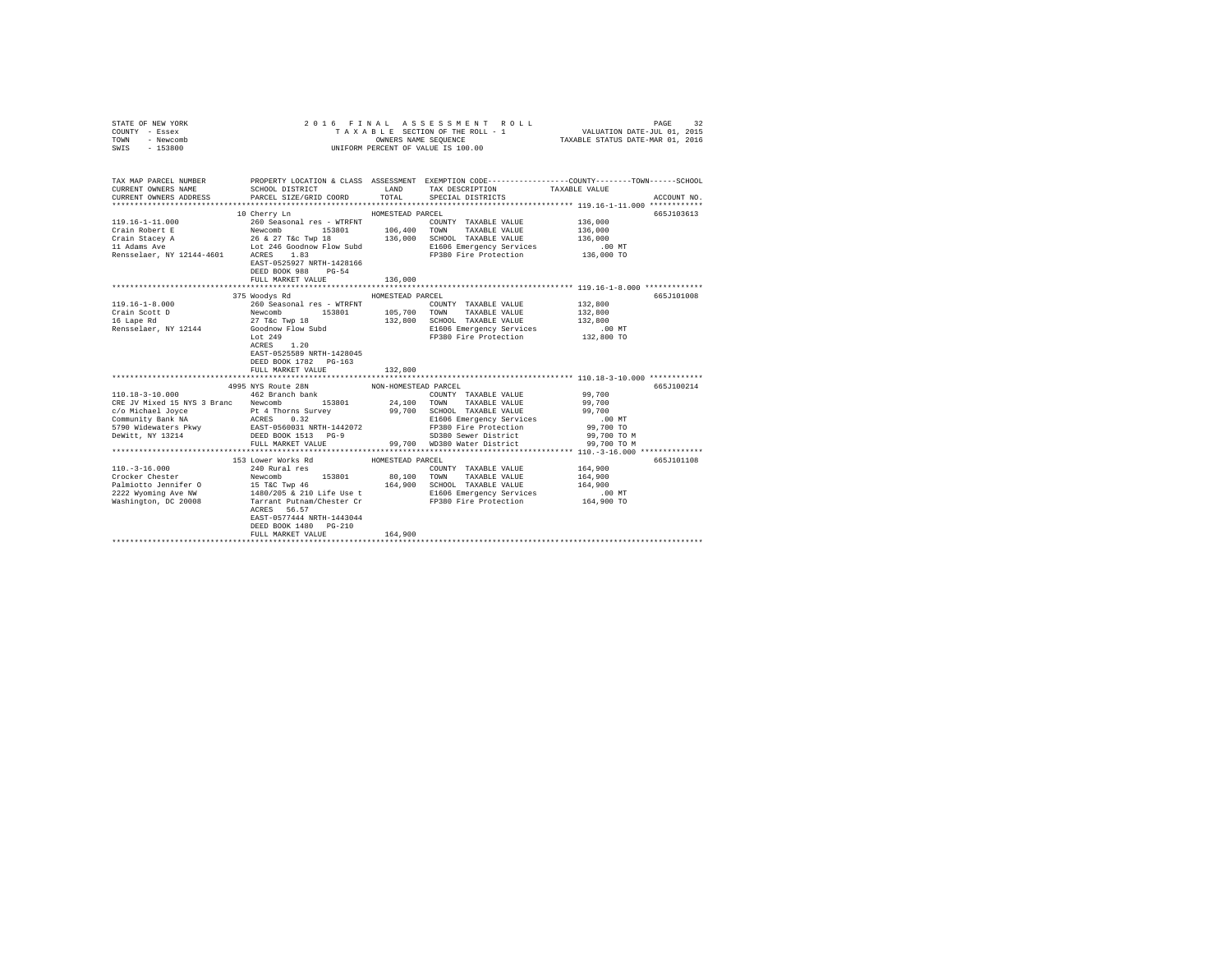STATE OF NEW YORK
COUNTY - Essex
TOWN - Newcomb
SWIS - 153800

2016 FINAL ASSESSMENT ROLL
TAXABLE SECTION OF THE ROLL - 1
OWNERS NAME SEQUENCE
UNIFORM PERCENT OF VALUE IS 100.00

VALUATION DATE-JUL 01, 2015
TAXABLE STATUS DATE-MAR 01, 2016

```
TAX MAP PARCEL NUMBER          PROPERTY LOCATION & CLASS  ASSESSMENT  EXEMPTION CODE-----------------COUNTY--------TOWN------SCHOOL
CURRENT OWNERS NAME            SCHOOL DISTRICT              LAND      TAX DESCRIPTION            TAXABLE VALUE
CURRENT OWNERS ADDRESS         PARCEL SIZE/GRID COORD       TOTAL     SPECIAL DISTRICTS                                    ACCOUNT NO.
*********************************************************************************************** 119.16-1-11.000 ************
                               10 Cherry Ln                 HOMESTEAD PARCEL                                               665J103613
119.16-1-11.000                260 Seasonal res - WTRFNT               COUNTY  TAXABLE VALUE          136,000
Crain Robert E                 Newcomb          153801       106,400   TOWN    TAXABLE VALUE          136,000
Crain Stacey A                 26 & 27 T&c Twp 18            136,000   SCHOOL  TAXABLE VALUE          136,000
11 Adams Ave                   Lot 246 Goodnow Flow Subd               E1606 Emergency Services            .00 MT
Rensselaer, NY 12144-4601      ACRES    1.83                           FP380 Fire Protection           136,000 TO
                               EAST-0525927 NRTH-1428166
                               DEED BOOK 988    PG-54
                               FULL MARKET VALUE             136,000
*********************************************************************************************** 119.16-1-8.000 *************
                               375 Woodys Rd                HOMESTEAD PARCEL                                               665J101008
119.16-1-8.000                 260 Seasonal res - WTRFNT               COUNTY  TAXABLE VALUE          132,800
Crain Scott D                  Newcomb          153801       105,700   TOWN    TAXABLE VALUE          132,800
16 Lape Rd                     27 T&c Twp 18                 132,800   SCHOOL  TAXABLE VALUE          132,800
Rensselaer, NY 12144           Goodnow Flow Subd                       E1606 Emergency Services            .00 MT
                               Lot 249                                 FP380 Fire Protection           132,800 TO
                               ACRES    1.20
                               EAST-0525589 NRTH-1428045
                               DEED BOOK 1782   PG-163
                               FULL MARKET VALUE             132,800
*********************************************************************************************** 110.18-3-10.000 ************
                               4995 NYS Route 28N           NON-HOMESTEAD PARCEL                                           665J100214
110.18-3-10.000                462 Branch bank                         COUNTY  TAXABLE VALUE           99,700
CRE JV Mixed 15 NYS 3 Branc    Newcomb          153801        24,100   TOWN    TAXABLE VALUE           99,700
c/o Michael Joyce              Pt 4 Thorns Survey             99,700   SCHOOL  TAXABLE VALUE           99,700
Community Bank NA              ACRES    0.32                           E1606 Emergency Services            .00 MT
5790 Widewaters Pkwy           EAST-0560031 NRTH-1442072               FP380 Fire Protection            99,700 TO
DeWitt, NY 13214               DEED BOOK 1513   PG-9                   SD380 Sewer District             99,700 TO M
                               FULL MARKET VALUE              99,700   WD380 Water District             99,700 TO M
*********************************************************************************************** 110.-3-16.000 **************
                               153 Lower Works Rd           HOMESTEAD PARCEL                                               665J101108
110.-3-16.000                  240 Rural res                           COUNTY  TAXABLE VALUE          164,900
Crocker Chester                Newcomb          153801        80,100   TOWN    TAXABLE VALUE          164,900
Palmiotto Jennifer O           15 T&C Twp 46                 164,900   SCHOOL  TAXABLE VALUE          164,900
2222 Wyoming Ave NW            1480/205 & 210 Life Use t               E1606 Emergency Services            .00 MT
Washington, DC 20008           Tarrant Putnam/Chester Cr               FP380 Fire Protection           164,900 TO
                               ACRES   56.57
                               EAST-0577444 NRTH-1443044
                               DEED BOOK 1480   PG-210
                               FULL MARKET VALUE             164,900
****************************************************************************************************************************
```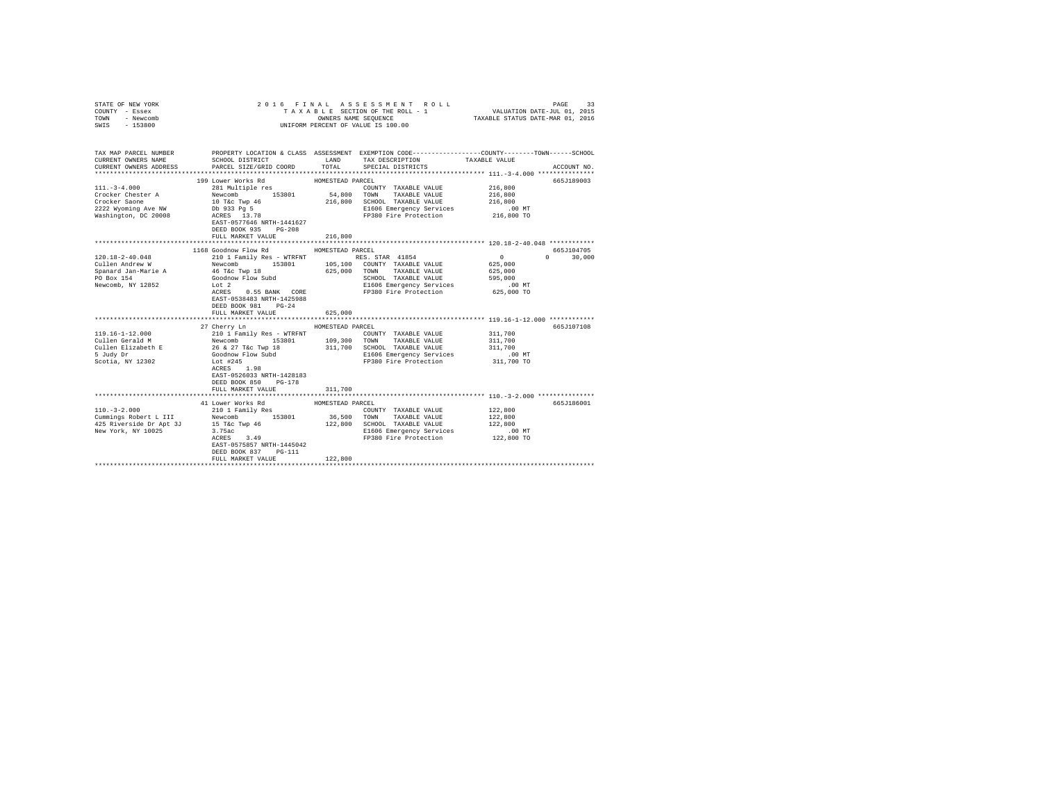STATE OF NEW YORK
COUNTY - Essex
TOWN - Newcomb
SWIS - 153800

2016 FINAL ASSESSMENT ROLL
TAXABLE SECTION OF THE ROLL - 1
OWNERS NAME SEQUENCE
UNIFORM PERCENT OF VALUE IS 100.00

VALUATION DATE-JUL 01, 2015
TAXABLE STATUS DATE-MAR 01, 2016

| TAX MAP PARCEL NUMBER / CURRENT OWNERS NAME / CURRENT OWNERS ADDRESS | PROPERTY LOCATION & CLASS / SCHOOL DISTRICT / PARCEL SIZE/GRID COORD | ASSESSMENT LAND / TOTAL | EXEMPTION CODE / TAX DESCRIPTION / SPECIAL DISTRICTS | COUNTY / TOWN / SCHOOL TAXABLE VALUE | ACCOUNT NO. |
|---|---|---|---|---|---|
| 111.-3-4.000 | 199 Lower Works Rd | HOMESTEAD PARCEL | | | 665J189003 |
| | 281 Multiple res | | COUNTY TAXABLE VALUE | 216,800 | |
| Crocker Chester A | Newcomb 153801 | 54,800 | TOWN TAXABLE VALUE | 216,800 | |
| Crocker Saone | 10 T&c Twp 46 | 216,800 | SCHOOL TAXABLE VALUE | 216,800 | |
| 2222 Wyoming Ave NW | Db 933 Pg 5 | | E1606 Emergency Services | .00 MT | |
| Washington, DC 20008 | ACRES 13.78 | | FP380 Fire Protection | 216,800 TO | |
| | EAST-0577646 NRTH-1441627 | | | | |
| | DEED BOOK 935 PG-208 | | | | |
| | FULL MARKET VALUE | 216,800 | | | |
| 120.18-2-40.048 | 1168 Goodnow Flow Rd | HOMESTEAD PARCEL | | | 665J104705 |
| | 210 1 Family Res - WTRFNT | | RES. STAR 41854 | 0 0 30,000 | |
| Cullen Andrew W | Newcomb 153801 | 105,100 | COUNTY TAXABLE VALUE | 625,000 | |
| Spanard Jan-Marie A | 46 T&c Twp 18 | 625,000 | TOWN TAXABLE VALUE | 625,000 | |
| PO Box 154 | Goodnow Flow Subd | | SCHOOL TAXABLE VALUE | 595,000 | |
| Newcomb, NY 12852 | Lot 2 | | E1606 Emergency Services | .00 MT | |
| | ACRES 0.55 BANK CORE | | FP380 Fire Protection | 625,000 TO | |
| | EAST-0538483 NRTH-1425988 | | | | |
| | DEED BOOK 981 PG-24 | | | | |
| | FULL MARKET VALUE | 625,000 | | | |
| 119.16-1-12.000 | 27 Cherry Ln | HOMESTEAD PARCEL | | | 665J107108 |
| | 210 1 Family Res - WTRFNT | | COUNTY TAXABLE VALUE | 311,700 | |
| Cullen Gerald M | Newcomb 153801 | 109,300 | TOWN TAXABLE VALUE | 311,700 | |
| Cullen Elizabeth E | 26 & 27 T&c Twp 18 | 311,700 | SCHOOL TAXABLE VALUE | 311,700 | |
| 5 Judy Dr | Goodnow Flow Subd | | E1606 Emergency Services | .00 MT | |
| Scotia, NY 12302 | Lot #245 | | FP380 Fire Protection | 311,700 TO | |
| | ACRES 1.98 | | | | |
| | EAST-0526033 NRTH-1428183 | | | | |
| | DEED BOOK 850 PG-178 | | | | |
| | FULL MARKET VALUE | 311,700 | | | |
| 110.-3-2.000 | 41 Lower Works Rd | HOMESTEAD PARCEL | | | 665J186001 |
| | 210 1 Family Res | | COUNTY TAXABLE VALUE | 122,800 | |
| Cummings Robert L III | Newcomb 153801 | 36,500 | TOWN TAXABLE VALUE | 122,800 | |
| 425 Riverside Dr Apt 3J | 15 T&c Twp 46 | 122,800 | SCHOOL TAXABLE VALUE | 122,800 | |
| New York, NY 10025 | 3.75ac | | E1606 Emergency Services | .00 MT | |
| | ACRES 3.49 | | FP380 Fire Protection | 122,800 TO | |
| | EAST-0575857 NRTH-1445042 | | | | |
| | DEED BOOK 837 PG-111 | | | | |
| | FULL MARKET VALUE | 122,800 | | | |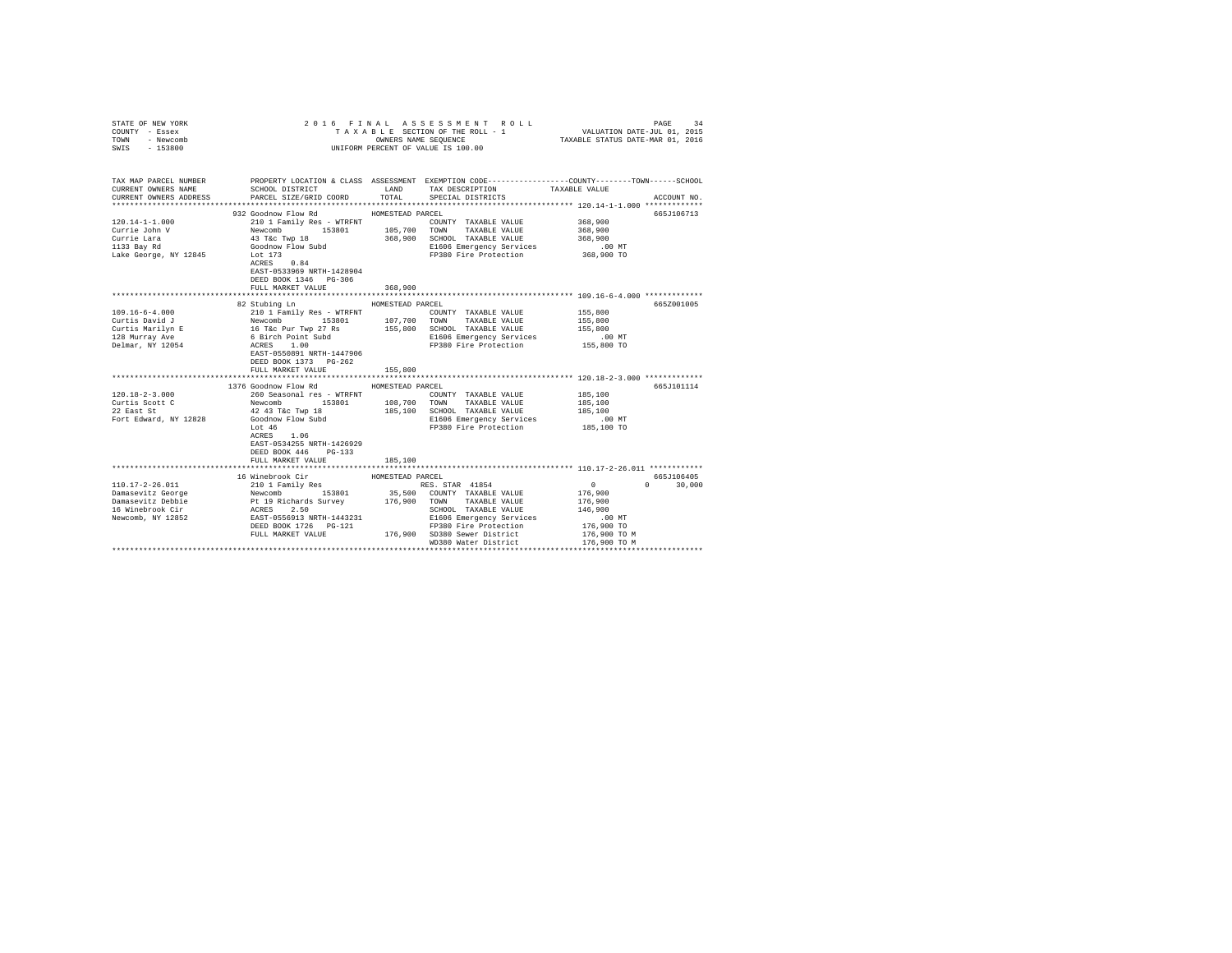STATE OF NEW YORK | COUNTY - Essex | TOWN - Newcomb | SWIS - 153800

2016 FINAL ASSESSMENT ROLL
TAXABLE SECTION OF THE ROLL - 1
OWNERS NAME SEQUENCE
UNIFORM PERCENT OF VALUE IS 100.00

VALUATION DATE-JUL 01, 2015
TAXABLE STATUS DATE-MAR 01, 2016

| TAX MAP PARCEL NUMBER / CURRENT OWNERS NAME / CURRENT OWNERS ADDRESS | PROPERTY LOCATION & CLASS / SCHOOL DISTRICT / PARCEL SIZE/GRID COORD | ASSESSMENT LAND / TOTAL | EXEMPTION CODE / TAX DESCRIPTION / SPECIAL DISTRICTS | COUNTY / TOWN / SCHOOL TAXABLE VALUE | ACCOUNT NO. |
|---|---|---|---|---|---|
| **120.14-1-1.000** | 932 Goodnow Flow Rd | HOMESTEAD PARCEL | | | 665J106713 |
| Currie John V | 210 1 Family Res - WTRFNT | | COUNTY TAXABLE VALUE | 368,900 | |
| Currie Lara | Newcomb 153801 | 105,700 | TOWN TAXABLE VALUE | 368,900 | |
| 1133 Bay Rd | 43 T&c Twp 18 | 368,900 | SCHOOL TAXABLE VALUE | 368,900 | |
| Lake George, NY 12845 | Goodnow Flow Subd | | E1606 Emergency Services | .00 MT | |
| | Lot 173 | | FP380 Fire Protection | 368,900 TO | |
| | ACRES 0.84 | | | | |
| | EAST-0533969 NRTH-1428904 | | | | |
| | DEED BOOK 1346 PG-306 | | | | |
| | FULL MARKET VALUE | 368,900 | | | |
| **109.16-6-4.000** | 82 Stubing Ln | HOMESTEAD PARCEL | | | 665Z001005 |
| Curtis David J | 210 1 Family Res - WTRFNT | | COUNTY TAXABLE VALUE | 155,800 | |
| Curtis Marilyn E | Newcomb 153801 | 107,700 | TOWN TAXABLE VALUE | 155,800 | |
| 128 Murray Ave | 16 T&c Pur Twp 27 Rs | 155,800 | SCHOOL TAXABLE VALUE | 155,800 | |
| Delmar, NY 12054 | 6 Birch Point Subd | | E1606 Emergency Services | .00 MT | |
| | ACRES 1.00 | | FP380 Fire Protection | 155,800 TO | |
| | EAST-0550891 NRTH-1447906 | | | | |
| | DEED BOOK 1373 PG-262 | | | | |
| | FULL MARKET VALUE | 155,800 | | | |
| **120.18-2-3.000** | 1376 Goodnow Flow Rd | HOMESTEAD PARCEL | | | 665J101114 |
| Curtis Scott C | 260 Seasonal res - WTRFNT | | COUNTY TAXABLE VALUE | 185,100 | |
| 22 East St | Newcomb 153801 | 108,700 | TOWN TAXABLE VALUE | 185,100 | |
| Fort Edward, NY 12828 | 42 43 T&c Twp 18 | 185,100 | SCHOOL TAXABLE VALUE | 185,100 | |
| | Goodnow Flow Subd | | E1606 Emergency Services | .00 MT | |
| | Lot 46 | | FP380 Fire Protection | 185,100 TO | |
| | ACRES 1.06 | | | | |
| | EAST-0534255 NRTH-1426929 | | | | |
| | DEED BOOK 446 PG-133 | | | | |
| | FULL MARKET VALUE | 185,100 | | | |
| **110.17-2-26.011** | 16 Winebrook Cir | HOMESTEAD PARCEL | | | 665J106405 |
| Damasevitz George | 210 1 Family Res | | RES. STAR 41854 | 0 / 0 / 30,000 | |
| Damasevitz Debbie | Newcomb 153801 | 35,500 | COUNTY TAXABLE VALUE | 176,900 | |
| 16 Winebrook Cir | Pt 19 Richards Survey | 176,900 | TOWN TAXABLE VALUE | 176,900 | |
| Newcomb, NY 12852 | ACRES 2.50 | | SCHOOL TAXABLE VALUE | 146,900 | |
| | EAST-0556913 NRTH-1443231 | | E1606 Emergency Services | .00 MT | |
| | DEED BOOK 1726 PG-121 | | FP380 Fire Protection | 176,900 TO | |
| | FULL MARKET VALUE | 176,900 | SD380 Sewer District | 176,900 TO M | |
| | | | WD380 Water District | 176,900 TO M | |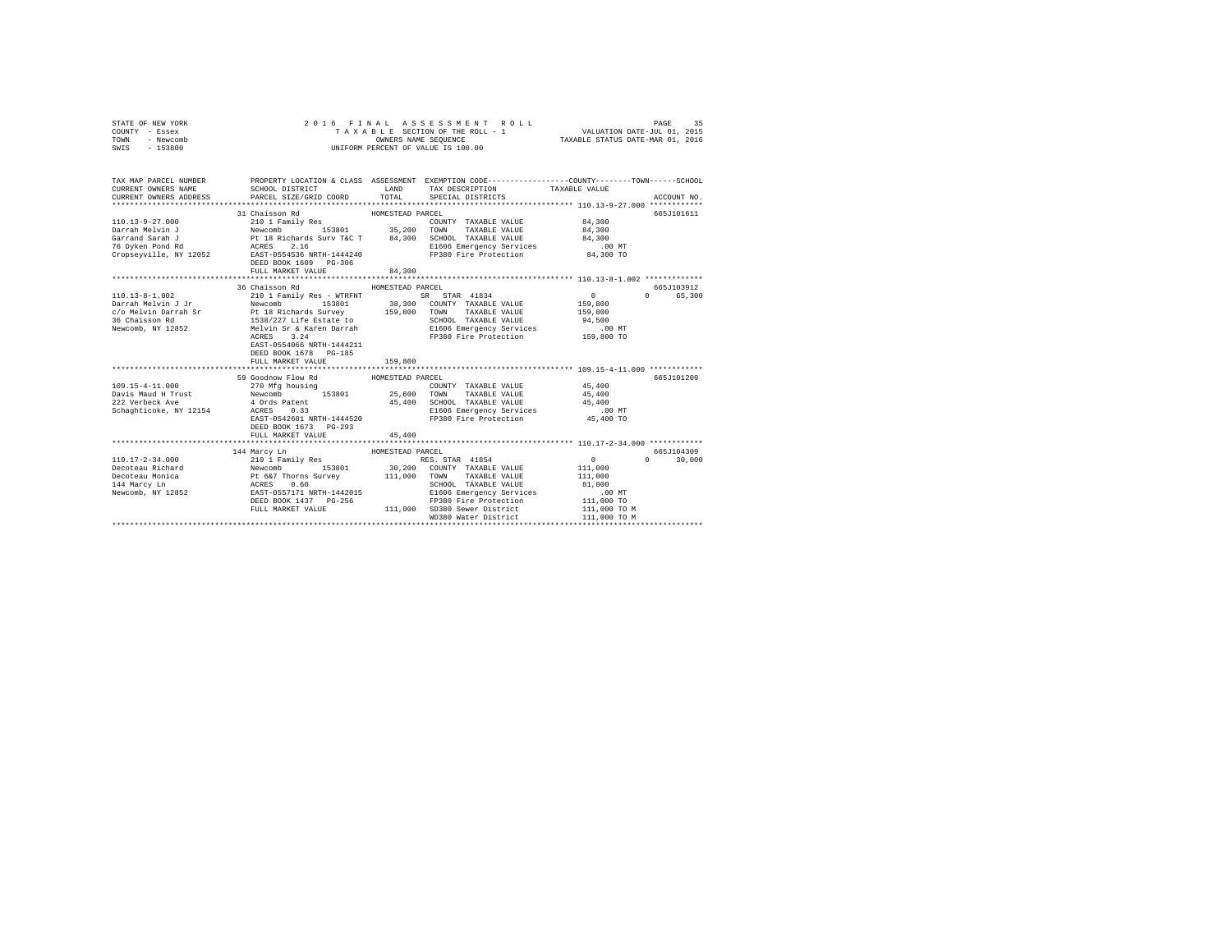STATE OF NEW YORK
COUNTY - Essex
TOWN - Newcomb
SWIS - 153800

2016 FINAL ASSESSMENT ROLL
TAXABLE SECTION OF THE ROLL - 1
OWNERS NAME SEQUENCE
UNIFORM PERCENT OF VALUE IS 100.00

VALUATION DATE-JUL 01, 2015
TAXABLE STATUS DATE-MAR 01, 2016

```
TAX MAP PARCEL NUMBER    PROPERTY LOCATION & CLASS  ASSESSMENT  EXEMPTION CODE-----------------COUNTY--------TOWN------SCHOOL
CURRENT OWNERS NAME      SCHOOL DISTRICT              LAND      TAX DESCRIPTION           TAXABLE VALUE
CURRENT OWNERS ADDRESS   PARCEL SIZE/GRID COORD       TOTAL     SPECIAL DISTRICTS                                    ACCOUNT NO.
******************************************************************************************* 110.13-9-27.000 ************
                         31 Chaisson Rd              HOMESTEAD PARCEL                                                665J101611
110.13-9-27.000          210 1 Family Res                       COUNTY  TAXABLE VALUE          84,300
Darrah Melvin J          Newcomb       153801        35,200     TOWN    TAXABLE VALUE          84,300
Garrand Sarah J          Pt 18 Richards Surv T&C T   84,300     SCHOOL  TAXABLE VALUE          84,300
76 Dyken Pond Rd         ACRES    2.16                          E1606 Emergency Services           .00 MT
Cropseyville, NY 12052   EAST-0554536 NRTH-1444240              FP380 Fire Protection          84,300 TO
                         DEED BOOK 1609   PG-306
                         FULL MARKET VALUE           84,300
******************************************************************************************* 110.13-8-1.002 *************
                         36 Chaisson Rd              HOMESTEAD PARCEL                                                665J103912
110.13-8-1.002           210 1 Family Res - WTRFNT              SR  STAR 41834                   0          0     65,300
Darrah Melvin J Jr       Newcomb       153801        38,300     COUNTY  TAXABLE VALUE         159,800
c/o Melvin Darrah Sr     Pt 18 Richards Survey      159,800     TOWN    TAXABLE VALUE         159,800
36 Chaisson Rd           1538/227 Life Estate to                SCHOOL  TAXABLE VALUE          94,500
Newcomb, NY 12852        Melvin Sr & Karen Darrah               E1606 Emergency Services           .00 MT
                         ACRES    3.24                          FP380 Fire Protection         159,800 TO
                         EAST-0554066 NRTH-1444211
                         DEED BOOK 1678   PG-185
                         FULL MARKET VALUE          159,800
******************************************************************************************* 109.15-4-11.000 ************
                         59 Goodnow Flow Rd          HOMESTEAD PARCEL                                                665J101209
109.15-4-11.000          270 Mfg housing                        COUNTY  TAXABLE VALUE          45,400
Davis Maud H Trust       Newcomb       153801        25,600     TOWN    TAXABLE VALUE          45,400
222 Verbeck Ave          4 Ords Patent               45,400     SCHOOL  TAXABLE VALUE          45,400
Schaghticoke, NY 12154   ACRES    0.33                          E1606 Emergency Services           .00 MT
                         EAST-0542601 NRTH-1444520              FP380 Fire Protection          45,400 TO
                         DEED BOOK 1673   PG-293
                         FULL MARKET VALUE           45,400
******************************************************************************************* 110.17-2-34.000 ************
                         144 Marcy Ln                HOMESTEAD PARCEL                                                665J104309
110.17-2-34.000          210 1 Family Res                       RES. STAR 41854                  0          0     30,000
Decoteau Richard         Newcomb       153801        30,200     COUNTY  TAXABLE VALUE         111,000
Decoteau Monica          Pt 6&7 Thorns Survey       111,000     TOWN    TAXABLE VALUE         111,000
144 Marcy Ln             ACRES    0.60                          SCHOOL  TAXABLE VALUE          81,000
Newcomb, NY 12852        EAST-0557171 NRTH-1442015              E1606 Emergency Services           .00 MT
                         DEED BOOK 1437   PG-256                FP380 Fire Protection         111,000 TO
                         FULL MARKET VALUE          111,000     SD380 Sewer District          111,000 TO M
                                                                WD380 Water District          111,000 TO M
************************************************************************************************************************
```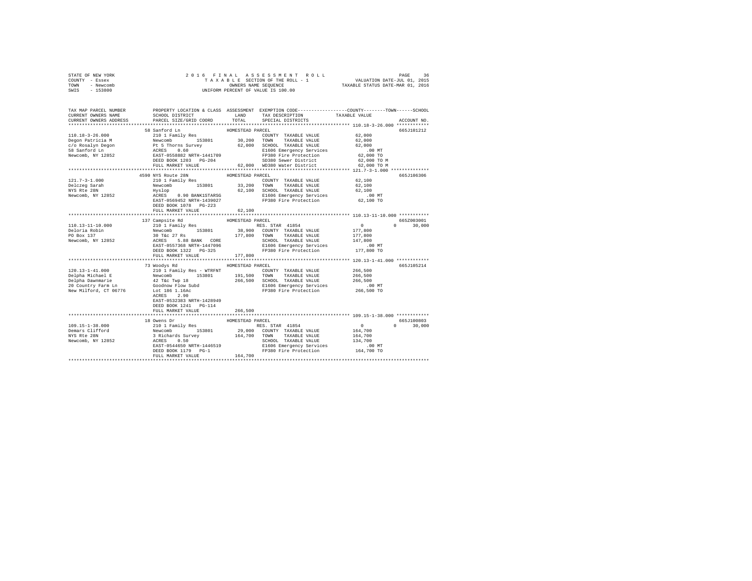STATE OF NEW YORK
COUNTY - Essex
TOWN - Newcomb
SWIS - 153800

2016 FINAL ASSESSMENT ROLL
TAXABLE SECTION OF THE ROLL - 1
OWNERS NAME SEQUENCE
UNIFORM PERCENT OF VALUE IS 100.00

VALUATION DATE-JUL 01, 2015
TAXABLE STATUS DATE-MAR 01, 2016

```
TAX MAP PARCEL NUMBER         PROPERTY LOCATION & CLASS  ASSESSMENT  EXEMPTION CODE-----------------COUNTY--------TOWN------SCHOOL
CURRENT OWNERS NAME           SCHOOL DISTRICT               LAND     TAX DESCRIPTION              TAXABLE VALUE
CURRENT OWNERS ADDRESS        PARCEL SIZE/GRID COORD        TOTAL    SPECIAL DISTRICTS                                   ACCOUNT NO.
******************************************************************************************************* 110.18-3-26.000 ************
                              58 Sanford Ln                  HOMESTEAD PARCEL                                               665J101212
110.18-3-26.000               210 1 Family Res                        COUNTY  TAXABLE VALUE          62,000
Degon Patricia M              Newcomb        153801         30,200    TOWN    TAXABLE VALUE          62,000
c/o Rosalyn Degon             Pt 5 Thorns Survey            62,000    SCHOOL  TAXABLE VALUE          62,000
58 Sanford Ln                 ACRES    0.60                           E1606 Emergency Services          .00 MT
Newcomb, NY 12852             EAST-0558882 NRTH-1441709               FP380 Fire Protection          62,000 TO
                              DEED BOOK 1203   PG-204                 SD380 Sewer District           62,000 TO M
                              FULL MARKET VALUE             62,000    WD380 Water District           62,000 TO M
******************************************************************************************************* 121.7-3-1.000 **************
                              4590 NYS Route 28N             HOMESTEAD PARCEL                                               665J106306
121.7-3-1.000                 210 1 Family Res                        COUNTY  TAXABLE VALUE          62,100
Delczeg Sarah                 Newcomb        153801         33,200    TOWN    TAXABLE VALUE          62,100
NYS Rte 28N                   Hyslop                        62,100    SCHOOL  TAXABLE VALUE          62,100
Newcomb, NY 12852             ACRES    0.90 BANK1STARSG               E1606 Emergency Services          .00 MT
                              EAST-0569452 NRTH-1439027               FP380 Fire Protection          62,100 TO
                              DEED BOOK 1078   PG-223
                              FULL MARKET VALUE             62,100
******************************************************************************************************* 110.13-11-10.000 ***********
                              137 Campsite Rd                HOMESTEAD PARCEL                                               665Z003001
110.13-11-10.000              210 1 Family Res                        RES. STAR 41854                     0           0      30,000
Deloria Robin                 Newcomb        153801         38,900    COUNTY  TAXABLE VALUE         177,800
PO Box 137                    30 T&c 27 Rs                 177,800    TOWN    TAXABLE VALUE         177,800
Newcomb, NY 12852             ACRES    5.80 BANK   CORE               SCHOOL  TAXABLE VALUE         147,800
                              EAST-0557368 NRTH-1447096               E1606 Emergency Services          .00 MT
                              DEED BOOK 1322   PG-325                 FP380 Fire Protection         177,800 TO
                              FULL MARKET VALUE            177,800
******************************************************************************************************* 120.13-1-41.000 ************
                              73 Woodys Rd                   HOMESTEAD PARCEL                                               665J105214
120.13-1-41.000               210 1 Family Res - WTRFNT               COUNTY  TAXABLE VALUE         266,500
Delpha Michael E              Newcomb        153801        191,500    TOWN    TAXABLE VALUE         266,500
Delpha Dawnmarie              42 T&c Twp 18                266,500    SCHOOL  TAXABLE VALUE         266,500
20 Country Farm Ln            Goodnow Flow Subd                       E1606 Emergency Services          .00 MT
New Milford, CT 06776         Lot 186 1.16Ac                          FP380 Fire Protection         266,500 TO
                              ACRES    2.90
                              EAST-0532383 NRTH-1428949
                              DEED BOOK 1241   PG-114
                              FULL MARKET VALUE            266,500
******************************************************************************************************* 109.15-1-38.000 ************
                              18 Owens Dr                    HOMESTEAD PARCEL                                               665J100803
109.15-1-38.000               210 1 Family Res                        RES. STAR 41854                     0           0      30,000
Demars Clifford               Newcomb        153801         29,000    COUNTY  TAXABLE VALUE         164,700
NYS Rte 28N                   3 Richards Survey            164,700    TOWN    TAXABLE VALUE         164,700
Newcomb, NY 12852             ACRES    0.50                           SCHOOL  TAXABLE VALUE         134,700
                              EAST-0544650 NRTH-1446519               E1606 Emergency Services          .00 MT
                              DEED BOOK 1179   PG-1                   FP380 Fire Protection         164,700 TO
                              FULL MARKET VALUE            164,700
************************************************************************************************************************************
```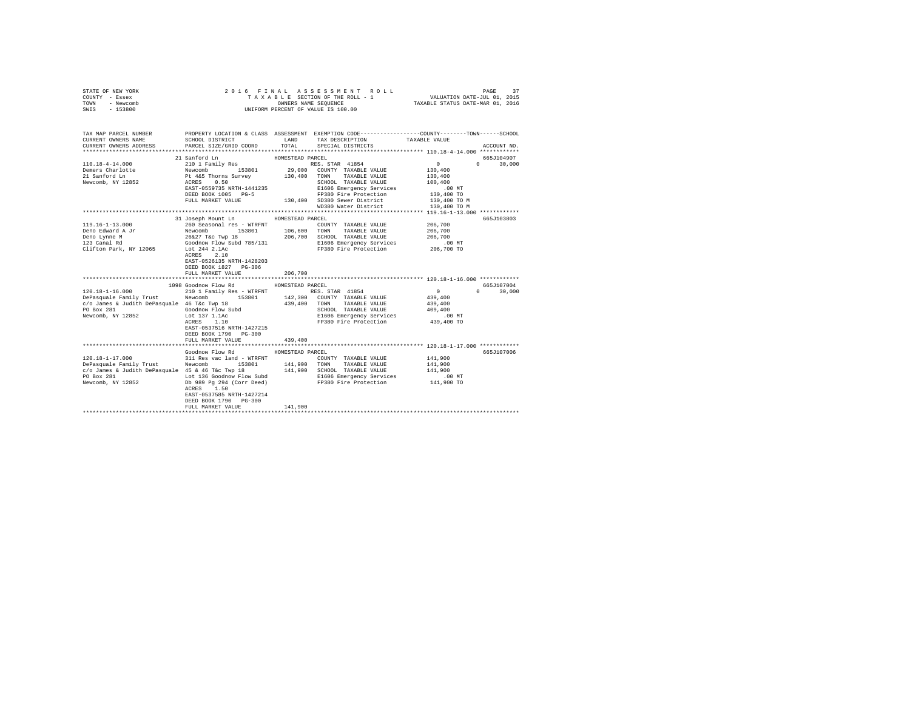STATE OF NEW YORK — 2016 FINAL ASSESSMENT ROLL
COUNTY - Essex — TAXABLE SECTION OF THE ROLL - 1 — VALUATION DATE-JUL 01, 2015
TOWN - Newcomb — OWNERS NAME SEQUENCE — TAXABLE STATUS DATE-MAR 01, 2016
SWIS - 153800 — UNIFORM PERCENT OF VALUE IS 100.00

| TAX MAP PARCEL NUMBER / CURRENT OWNERS NAME / CURRENT OWNERS ADDRESS | PROPERTY LOCATION & CLASS / SCHOOL DISTRICT / PARCEL SIZE/GRID COORD | ASSESSMENT LAND | TOTAL | EXEMPTION CODE / TAX DESCRIPTION / SPECIAL DISTRICTS | COUNTY / TOWN / SCHOOL TAXABLE VALUE | ACCOUNT NO. |
|---|---|---|---|---|---|---|
| **110.18-4-14.000** | 21 Sanford Ln — HOMESTEAD PARCEL | | | | | 665J104907 |
| 110.18-4-14.000 | 210 1 Family Res | | | RES. STAR 41854 | 0 0 30,000 | |
| Demers Charlotte | Newcomb 153801 | 29,000 | | COUNTY TAXABLE VALUE | 130,400 | |
| 21 Sanford Ln | Pt 4&5 Thorns Survey | | 130,400 | TOWN TAXABLE VALUE | 130,400 | |
| Newcomb, NY 12852 | ACRES 0.50 | | | SCHOOL TAXABLE VALUE | 100,400 | |
| | EAST-0559735 NRTH-1441235 | | | E1606 Emergency Services | .00 MT | |
| | DEED BOOK 1005 PG-5 | | | FP380 Fire Protection | 130,400 TO | |
| | FULL MARKET VALUE | | 130,400 | SD380 Sewer District | 130,400 TO M | |
| | | | | WD380 Water District | 130,400 TO M | |
| **119.16-1-13.000** | 31 Joseph Mount Ln — HOMESTEAD PARCEL | | | | | 665J103803 |
| 119.16-1-13.000 | 260 Seasonal res - WTRFNT | | | COUNTY TAXABLE VALUE | 206,700 | |
| Deno Edward A Jr | Newcomb 153801 | 106,600 | | TOWN TAXABLE VALUE | 206,700 | |
| Deno Lynne M | 26&27 T&c Twp 18 | | 206,700 | SCHOOL TAXABLE VALUE | 206,700 | |
| 123 Canal Rd | Goodnow Flow Subd 785/131 | | | E1606 Emergency Services | .00 MT | |
| Clifton Park, NY 12065 | Lot 244 2.1Ac | | | FP380 Fire Protection | 206,700 TO | |
| | ACRES 2.10 | | | | | |
| | EAST-0526135 NRTH-1428203 | | | | | |
| | DEED BOOK 1827 PG-306 | | | | | |
| | FULL MARKET VALUE | | 206,700 | | | |
| **120.18-1-16.000** | 1098 Goodnow Flow Rd — HOMESTEAD PARCEL | | | | | 665J107004 |
| 120.18-1-16.000 | 210 1 Family Res - WTRFNT | | | RES. STAR 41854 | 0 0 30,000 | |
| DePasquale Family Trust | Newcomb 153801 | 142,300 | | COUNTY TAXABLE VALUE | 439,400 | |
| c/o James & Judith DePasquale | 46 T&c Twp 18 | | 439,400 | TOWN TAXABLE VALUE | 439,400 | |
| PO Box 281 | Goodnow Flow Subd | | | SCHOOL TAXABLE VALUE | 409,400 | |
| Newcomb, NY 12852 | Lot 137 1.1Ac | | | E1606 Emergency Services | .00 MT | |
| | ACRES 1.10 | | | FP380 Fire Protection | 439,400 TO | |
| | EAST-0537516 NRTH-1427215 | | | | | |
| | DEED BOOK 1790 PG-300 | | | | | |
| | FULL MARKET VALUE | | 439,400 | | | |
| **120.18-1-17.000** | Goodnow Flow Rd — HOMESTEAD PARCEL | | | | | 665J107006 |
| 120.18-1-17.000 | 311 Res vac land - WTRFNT | | | COUNTY TAXABLE VALUE | 141,900 | |
| DePasquale Family Trust | Newcomb 153801 | 141,900 | | TOWN TAXABLE VALUE | 141,900 | |
| c/o James & Judith DePasquale | 45 & 46 T&c Twp 18 | | 141,900 | SCHOOL TAXABLE VALUE | 141,900 | |
| PO Box 281 | Lot 136 Goodnow Flow Subd | | | E1606 Emergency Services | .00 MT | |
| Newcomb, NY 12852 | Db 989 Pg 294 (Corr Deed) | | | FP380 Fire Protection | 141,900 TO | |
| | ACRES 1.50 | | | | | |
| | EAST-0537585 NRTH-1427214 | | | | | |
| | DEED BOOK 1790 PG-300 | | | | | |
| | FULL MARKET VALUE | | 141,900 | | | |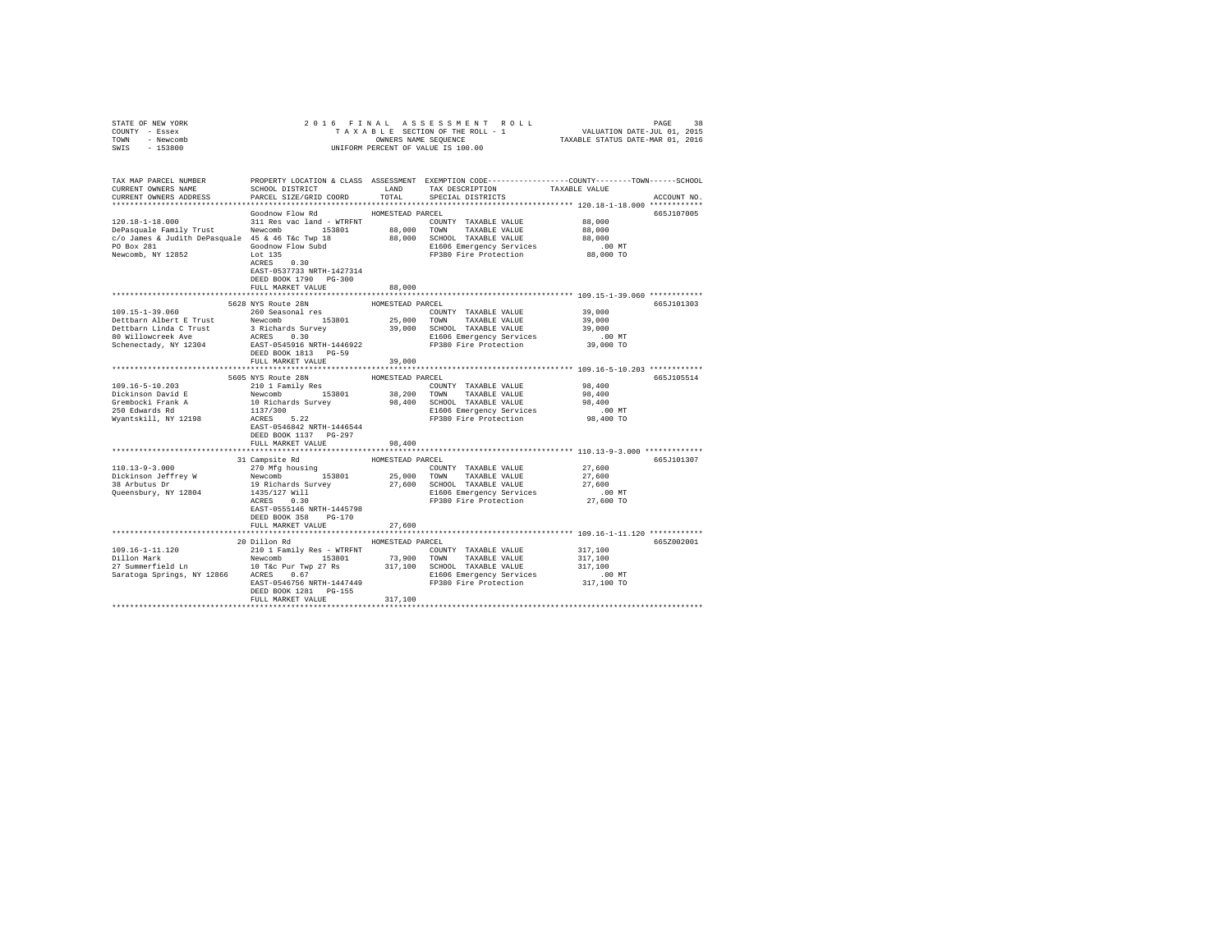STATE OF NEW YORK — COUNTY - Essex — TOWN - Newcomb — SWIS - 153800

2016 FINAL ASSESSMENT ROLL — TAXABLE SECTION OF THE ROLL - 1 — OWNERS NAME SEQUENCE — UNIFORM PERCENT OF VALUE IS 100.00

VALUATION DATE-JUL 01, 2015 — TAXABLE STATUS DATE-MAR 01, 2016

| TAX MAP PARCEL NUMBER / CURRENT OWNERS NAME / CURRENT OWNERS ADDRESS | PROPERTY LOCATION & CLASS / SCHOOL DISTRICT / PARCEL SIZE/GRID COORD | ASSESSMENT LAND / TOTAL | EXEMPTION CODE / TAX DESCRIPTION / SPECIAL DISTRICTS | TAXABLE VALUE (COUNTY / TOWN / SCHOOL) | ACCOUNT NO. |
|---|---|---|---|---|---|
| **120.18-1-18.000** | Goodnow Flow Rd | HOMESTEAD PARCEL | | | 665J107005 |
| 120.18-1-18.000 | 311 Res vac land - WTRFNT | | COUNTY TAXABLE VALUE | 88,000 | |
| DePasquale Family Trust | Newcomb 153801 | 88,000 | TOWN TAXABLE VALUE | 88,000 | |
| c/o James & Judith DePasquale | 45 & 46 T&c Twp 18 | 88,000 | SCHOOL TAXABLE VALUE | 88,000 | |
| PO Box 281 | Goodnow Flow Subd | | E1606 Emergency Services | .00 MT | |
| Newcomb, NY 12852 | Lot 135 | | FP380 Fire Protection | 88,000 TO | |
| | ACRES 0.30 | | | | |
| | EAST-0537733 NRTH-1427314 | | | | |
| | DEED BOOK 1790 PG-300 | | | | |
| | FULL MARKET VALUE | 88,000 | | | |
| **109.15-1-39.060** | 5628 NYS Route 28N | HOMESTEAD PARCEL | | | 665J101303 |
| 109.15-1-39.060 | 260 Seasonal res | | COUNTY TAXABLE VALUE | 39,000 | |
| Dettbarn Albert E Trust | Newcomb 153801 | 25,000 | TOWN TAXABLE VALUE | 39,000 | |
| Dettbarn Linda C Trust | 3 Richards Survey | 39,000 | SCHOOL TAXABLE VALUE | 39,000 | |
| 80 Willowcreek Ave | ACRES 0.30 | | E1606 Emergency Services | .00 MT | |
| Schenectady, NY 12304 | EAST-0545916 NRTH-1446922 | | FP380 Fire Protection | 39,000 TO | |
| | DEED BOOK 1813 PG-59 | | | | |
| | FULL MARKET VALUE | 39,000 | | | |
| **109.16-5-10.203** | 5605 NYS Route 28N | HOMESTEAD PARCEL | | | 665J105514 |
| 109.16-5-10.203 | 210 1 Family Res | | COUNTY TAXABLE VALUE | 98,400 | |
| Dickinson David E | Newcomb 153801 | 38,200 | TOWN TAXABLE VALUE | 98,400 | |
| Grembocki Frank A | 10 Richards Survey | 98,400 | SCHOOL TAXABLE VALUE | 98,400 | |
| 250 Edwards Rd | 1137/300 | | E1606 Emergency Services | .00 MT | |
| Wyantskill, NY 12198 | ACRES 5.22 | | FP380 Fire Protection | 98,400 TO | |
| | EAST-0546842 NRTH-1446544 | | | | |
| | DEED BOOK 1137 PG-297 | | | | |
| | FULL MARKET VALUE | 98,400 | | | |
| **110.13-9-3.000** | 31 Campsite Rd | HOMESTEAD PARCEL | | | 665J101307 |
| 110.13-9-3.000 | 270 Mfg housing | | COUNTY TAXABLE VALUE | 27,600 | |
| Dickinson Jeffrey W | Newcomb 153801 | 25,000 | TOWN TAXABLE VALUE | 27,600 | |
| 38 Arbutus Dr | 19 Richards Survey | 27,600 | SCHOOL TAXABLE VALUE | 27,600 | |
| Queensbury, NY 12804 | 1435/127 Will | | E1606 Emergency Services | .00 MT | |
| | ACRES 0.30 | | FP380 Fire Protection | 27,600 TO | |
| | EAST-0555146 NRTH-1445798 | | | | |
| | DEED BOOK 358 PG-170 | | | | |
| | FULL MARKET VALUE | 27,600 | | | |
| **109.16-1-11.120** | 20 Dillon Rd | HOMESTEAD PARCEL | | | 665Z002001 |
| 109.16-1-11.120 | 210 1 Family Res - WTRFNT | | COUNTY TAXABLE VALUE | 317,100 | |
| Dillon Mark | Newcomb 153801 | 73,900 | TOWN TAXABLE VALUE | 317,100 | |
| 27 Summerfield Ln | 10 T&c Pur Twp 27 Rs | 317,100 | SCHOOL TAXABLE VALUE | 317,100 | |
| Saratoga Springs, NY 12866 | ACRES 0.67 | | E1606 Emergency Services | .00 MT | |
| | EAST-0546756 NRTH-1447449 | | FP380 Fire Protection | 317,100 TO | |
| | DEED BOOK 1281 PG-155 | | | | |
| | FULL MARKET VALUE | 317,100 | | | |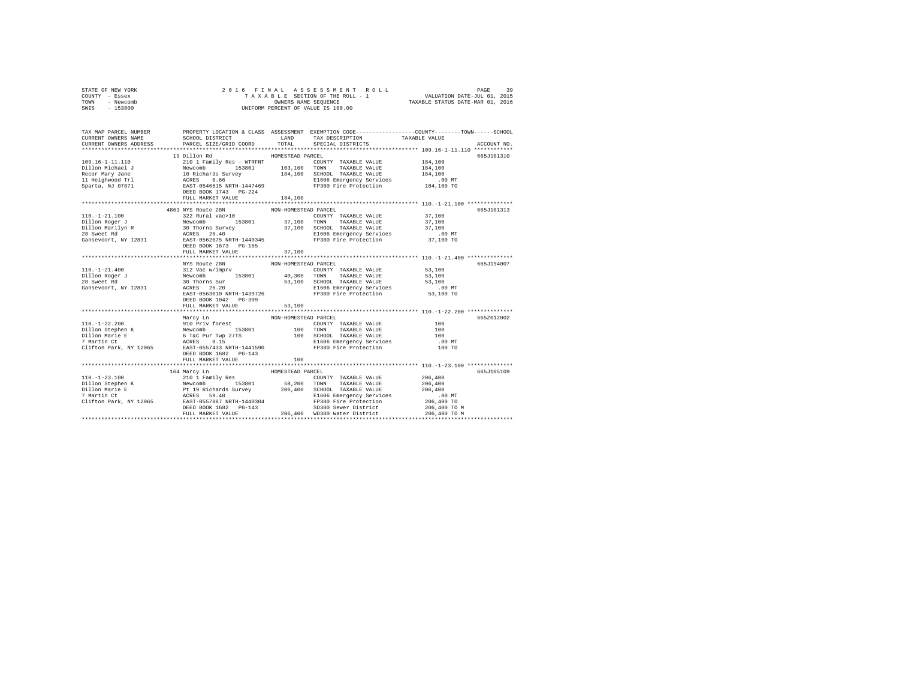STATE OF NEW YORK
COUNTY - Essex
TOWN - Newcomb
SWIS - 153800

2 0 1 6 F I N A L A S S E S S M E N T R O L L
T A X A B L E SECTION OF THE ROLL - 1
OWNERS NAME SEQUENCE
UNIFORM PERCENT OF VALUE IS 100.00

VALUATION DATE-JUL 01, 2015
TAXABLE STATUS DATE-MAR 01, 2016

| TAX MAP PARCEL NUMBER / CURRENT OWNERS NAME / CURRENT OWNERS ADDRESS | PROPERTY LOCATION & CLASS / SCHOOL DISTRICT / PARCEL SIZE/GRID COORD | ASSESSMENT LAND / TOTAL | EXEMPTION CODE / TAX DESCRIPTION / SPECIAL DISTRICTS | COUNTY / TOWN / SCHOOL TAXABLE VALUE | ACCOUNT NO. |
|---|---|---|---|---|---|
| **109.16-1-11.110** | 19 Dillon Rd — HOMESTEAD PARCEL | | | | 665J101310 |
| 109.16-1-11.110 | 210 1 Family Res - WTRFNT | | COUNTY TAXABLE VALUE | 184,100 | |
| Dillon Michael J | Newcomb 153801 | 103,100 | TOWN TAXABLE VALUE | 184,100 | |
| Recor Mary Jane | 10 Richards Survey | 184,100 | SCHOOL TAXABLE VALUE | 184,100 | |
| 11 Heighwood Trl | ACRES 0.66 | | E1606 Emergency Services | .00 MT | |
| Sparta, NJ 07871 | EAST-0546615 NRTH-1447469 | | FP380 Fire Protection | 184,100 TO | |
| | DEED BOOK 1743 PG-224 | | | | |
| | FULL MARKET VALUE | 184,100 | | | |
| **110.-1-21.100** | 4861 NYS Route 28N — NON-HOMESTEAD PARCEL | | | | 665J101313 |
| 110.-1-21.100 | 322 Rural vac>10 | | COUNTY TAXABLE VALUE | 37,100 | |
| Dillon Roger J | Newcomb 153801 | 37,100 | TOWN TAXABLE VALUE | 37,100 | |
| Dillon Marilyn R | 30 Thorns Survey | 37,100 | SCHOOL TAXABLE VALUE | 37,100 | |
| 28 Sweet Rd | ACRES 26.40 | | E1606 Emergency Services | .00 MT | |
| Gansevoort, NY 12831 | EAST-0562075 NRTH-1440345 | | FP380 Fire Protection | 37,100 TO | |
| | DEED BOOK 1673 PG-165 | | | | |
| | FULL MARKET VALUE | 37,100 | | | |
| **110.-1-21.400** | NYS Route 28N — NON-HOMESTEAD PARCEL | | | | 665J194007 |
| 110.-1-21.400 | 312 Vac w/imprv | | COUNTY TAXABLE VALUE | 53,100 | |
| Dillon Roger J | Newcomb 153801 | 40,300 | TOWN TAXABLE VALUE | 53,100 | |
| 28 Sweet Rd | 30 Thorns Sur | 53,100 | SCHOOL TAXABLE VALUE | 53,100 | |
| Gansevoort, NY 12831 | ACRES 26.20 | | E1606 Emergency Services | .00 MT | |
| | EAST-0563010 NRTH-1439726 | | FP380 Fire Protection | 53,100 TO | |
| | DEED BOOK 1042 PG-309 | | | | |
| | FULL MARKET VALUE | 53,100 | | | |
| **110.-1-22.200** | Marcy Ln — NON-HOMESTEAD PARCEL | | | | 665Z012002 |
| 110.-1-22.200 | 910 Priv forest | | COUNTY TAXABLE VALUE | 100 | |
| Dillon Stephen K | Newcomb 153801 | 100 | TOWN TAXABLE VALUE | 100 | |
| Dillon Marie E | 6 T&C Pur Twp 27TS | 100 | SCHOOL TAXABLE VALUE | 100 | |
| 7 Martin Ct | ACRES 0.15 | | E1606 Emergency Services | .00 MT | |
| Clifton Park, NY 12065 | EAST-0557433 NRTH-1441590 | | FP380 Fire Protection | 100 TO | |
| | DEED BOOK 1682 PG-143 | | | | |
| | FULL MARKET VALUE | 100 | | | |
| **110.-1-23.100** | 164 Marcy Ln — HOMESTEAD PARCEL | | | | 665J105109 |
| 110.-1-23.100 | 210 1 Family Res | | COUNTY TAXABLE VALUE | 206,400 | |
| Dillon Stephen K | Newcomb 153801 | 58,200 | TOWN TAXABLE VALUE | 206,400 | |
| Dillon Marie E | Pt 19 Richards Survey | 206,400 | SCHOOL TAXABLE VALUE | 206,400 | |
| 7 Martin Ct | ACRES 59.40 | | E1606 Emergency Services | .00 MT | |
| Clifton Park, NY 12065 | EAST-0557887 NRTH-1440304 | | FP380 Fire Protection | 206,400 TO | |
| | DEED BOOK 1682 PG-143 | | SD380 Sewer District | 206,400 TO M | |
| | FULL MARKET VALUE | 206,400 | WD380 Water District | 206,400 TO M | |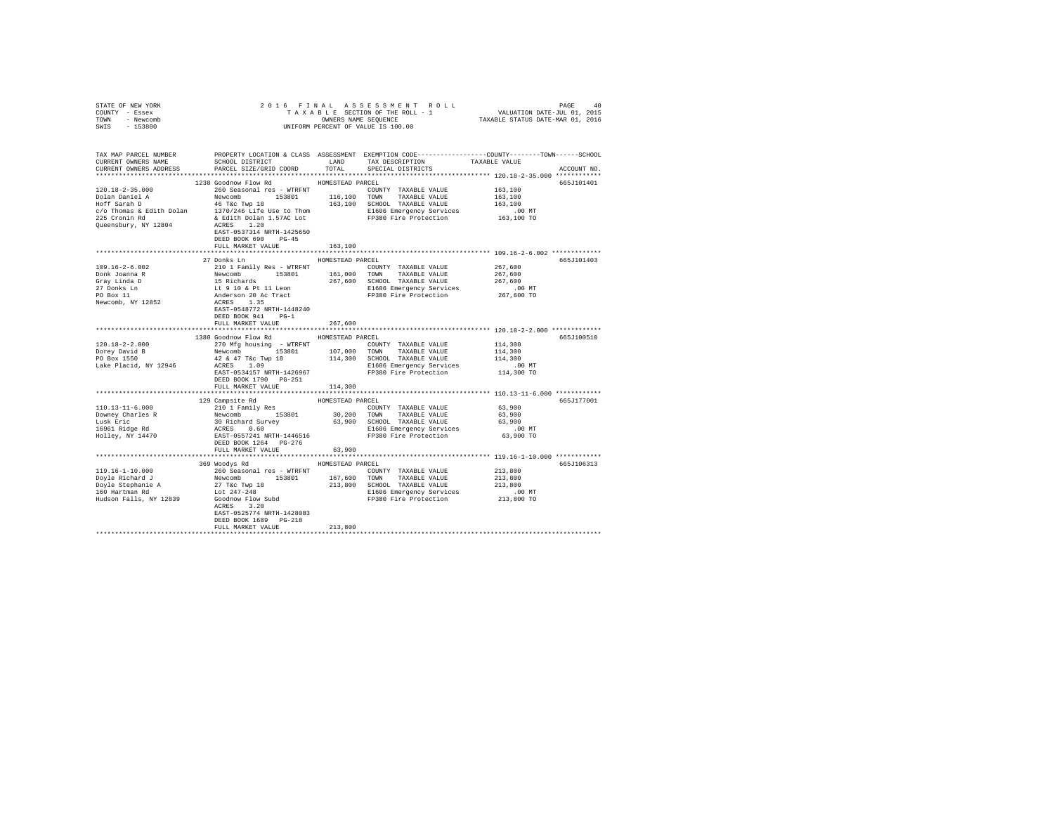STATE OF NEW YORK — COUNTY - Essex — TOWN - Newcomb — SWIS - 153800

2 0 1 6 F I N A L A S S E S S M E N T R O L L
T A X A B L E SECTION OF THE ROLL - 1
OWNERS NAME SEQUENCE
UNIFORM PERCENT OF VALUE IS 100.00

VALUATION DATE-JUL 01, 2015
TAXABLE STATUS DATE-MAR 01, 2016

```
TAX MAP PARCEL NUMBER      PROPERTY LOCATION & CLASS  ASSESSMENT  EXEMPTION CODE-----------------COUNTY--------TOWN------SCHOOL
CURRENT OWNERS NAME        SCHOOL DISTRICT              LAND      TAX DESCRIPTION            TAXABLE VALUE
CURRENT OWNERS ADDRESS     PARCEL SIZE/GRID COORD       TOTAL     SPECIAL DISTRICTS                                      ACCOUNT NO.
******************************************************************************************************* 120.18-2-35.000 ************
                           1238 Goodnow Flow Rd          HOMESTEAD PARCEL                                                 665J101401
120.18-2-35.000            260 Seasonal res - WTRFNT             COUNTY  TAXABLE VALUE          163,100
Dolan Daniel A             Newcomb       153801       116,100   TOWN    TAXABLE VALUE          163,100
Hoff Sarah D               46 T&c Twp 18              163,100   SCHOOL  TAXABLE VALUE          163,100
c/o Thomas & Edith Dolan   1370/246 Life Use to Thom            E1606 Emergency Services           .00 MT
225 Cronin Rd              & Edith Dolan 1.57AC Lot             FP380 Fire Protection          163,100 TO
Queensbury, NY 12804       ACRES    1.20
                           EAST-0537314 NRTH-1425650
                           DEED BOOK 690    PG-45
                           FULL MARKET VALUE          163,100
******************************************************************************************************* 109.16-2-6.002 *************
                           27 Donks Ln                   HOMESTEAD PARCEL                                                 665J101403
109.16-2-6.002             210 1 Family Res - WTRFNT             COUNTY  TAXABLE VALUE          267,600
Donk Joanna R              Newcomb       153801       161,000   TOWN    TAXABLE VALUE          267,600
Gray Linda D               15 Richards                267,600   SCHOOL  TAXABLE VALUE          267,600
27 Donks Ln                Lt 9 10 & Pt 11 Leon                 E1606 Emergency Services           .00 MT
PO Box 11                  Anderson 20 Ac Tract                 FP380 Fire Protection          267,600 TO
Newcomb, NY 12852          ACRES    1.35
                           EAST-0548772 NRTH-1448240
                           DEED BOOK 941    PG-1
                           FULL MARKET VALUE          267,600
******************************************************************************************************* 120.18-2-2.000 *************
                           1380 Goodnow Flow Rd          HOMESTEAD PARCEL                                                 665J100510
120.18-2-2.000             270 Mfg housing  - WTRFNT             COUNTY  TAXABLE VALUE          114,300
Dorey David B              Newcomb       153801       107,000   TOWN    TAXABLE VALUE          114,300
PO Box 1550                42 & 47 T&c Twp 18         114,300   SCHOOL  TAXABLE VALUE          114,300
Lake Placid, NY 12946      ACRES    1.09                        E1606 Emergency Services           .00 MT
                           EAST-0534157 NRTH-1426967            FP380 Fire Protection          114,300 TO
                           DEED BOOK 1790   PG-251
                           FULL MARKET VALUE          114,300
******************************************************************************************************* 110.13-11-6.000 ************
                           129 Campsite Rd               HOMESTEAD PARCEL                                                 665J177001
110.13-11-6.000            210 1 Family Res                      COUNTY  TAXABLE VALUE           63,900
Downey Charles R           Newcomb       153801        30,200   TOWN    TAXABLE VALUE           63,900
Lusk Eric                  30 Richard Survey           63,900   SCHOOL  TAXABLE VALUE           63,900
16961 Ridge Rd             ACRES    0.60                        E1606 Emergency Services           .00 MT
Holley, NY 14470           EAST-0557241 NRTH-1446516            FP380 Fire Protection           63,900 TO
                           DEED BOOK 1264   PG-276
                           FULL MARKET VALUE           63,900
******************************************************************************************************* 119.16-1-10.000 ************
                           369 Woodys Rd                 HOMESTEAD PARCEL                                                 665J106313
119.16-1-10.000            260 Seasonal res - WTRFNT             COUNTY  TAXABLE VALUE          213,800
Doyle Richard J            Newcomb       153801       167,600   TOWN    TAXABLE VALUE          213,800
Doyle Stephanie A          27 T&c Twp 18              213,800   SCHOOL  TAXABLE VALUE          213,800
160 Hartman Rd             Lot 247-248                          E1606 Emergency Services           .00 MT
Hudson Falls, NY 12839     Goodnow Flow Subd                    FP380 Fire Protection          213,800 TO
                           ACRES    3.20
                           EAST-0525774 NRTH-1428083
                           DEED BOOK 1689   PG-218
                           FULL MARKET VALUE          213,800
************************************************************************************************************************************
```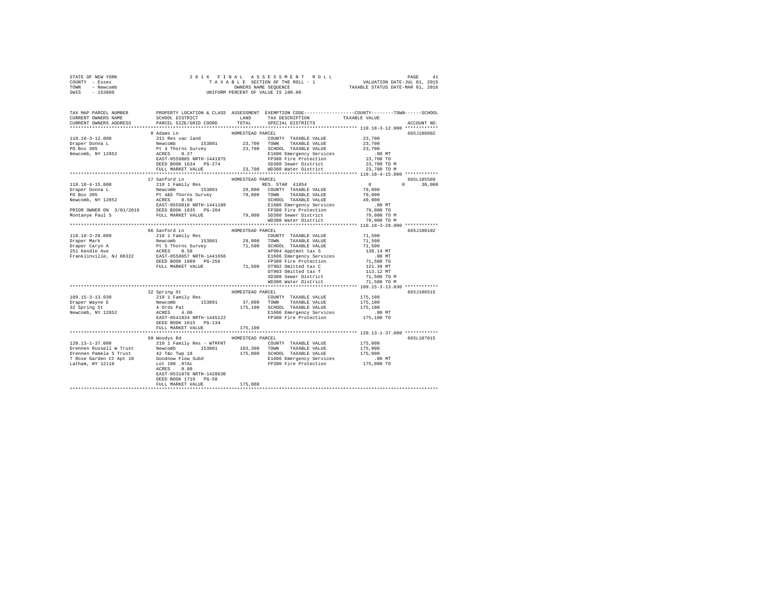STATE OF NEW YORK — 2016 FINAL ASSESSMENT ROLL
COUNTY - Essex — TAXABLE SECTION OF THE ROLL - 1 — VALUATION DATE-JUL 01, 2015
TOWN - Newcomb — OWNERS NAME SEQUENCE — TAXABLE STATUS DATE-MAR 01, 2016
SWIS - 153800 — UNIFORM PERCENT OF VALUE IS 100.00

| TAX MAP PARCEL NUMBER / CURRENT OWNERS NAME / CURRENT OWNERS ADDRESS | PROPERTY LOCATION & CLASS / SCHOOL DISTRICT / PARCEL SIZE/GRID COORD | ASSESSMENT LAND / TOTAL | EXEMPTION CODE / TAX DESCRIPTION / SPECIAL DISTRICTS | COUNTY / TOWN / SCHOOL TAXABLE VALUE | ACCOUNT NO. |
|---|---|---|---|---|---|
| 110.18-3-12.000 | 8 Adams Ln | HOMESTEAD PARCEL | | | 665J106602 |
| Draper Donna L | 311 Res vac land | | COUNTY TAXABLE VALUE | 23,700 | |
| PO Box 305 | Newcomb 153801 | 23,700 | TOWN TAXABLE VALUE | 23,700 | |
| Newcomb, NY 12852 | Pt 4 Thorns Survey | 23,700 | SCHOOL TAXABLE VALUE | 23,700 | |
| | ACRES 0.27 | | E1606 Emergency Services | .00 MT | |
| | EAST-0559885 NRTH-1441975 | | FP380 Fire Protection | 23,700 TO | |
| | DEED BOOK 1634 PG-274 | | SD380 Sewer District | 23,700 TO M | |
| | FULL MARKET VALUE | 23,700 | WD380 Water District | 23,700 TO M | |
| 110.18-4-15.000 | 17 Sanford Ln | HOMESTEAD PARCEL | | | 665L105509 |
| Draper Donna L | 210 1 Family Res | | RES. STAR 41854 | 0 0 30,000 | |
| PO Box 305 | Newcomb 153801 | 29,000 | COUNTY TAXABLE VALUE | 79,000 | |
| Newcomb, NY 12852 | Pt 4&5 Thorns Survey | 79,000 | TOWN TAXABLE VALUE | 79,000 | |
| | ACRES 0.50 | | SCHOOL TAXABLE VALUE | 49,000 | |
| | EAST-0559818 NRTH-1441188 | | E1606 Emergency Services | .00 MT | |
| PRIOR OWNER ON 3/01/2016 | DEED BOOK 1835 PG-204 | | FP380 Fire Protection | 79,000 TO | |
| Montanye Paul S | FULL MARKET VALUE | 79,000 | SD380 Sewer District | 79,000 TO M | |
| | | | WD380 Water District | 79,000 TO M | |
| 110.18-3-28.000 | 66 Sanford Ln | HOMESTEAD PARCEL | | | 665J100102 |
| Draper Mark | 210 1 Family Res | | COUNTY TAXABLE VALUE | 71,500 | |
| Draper Caryn A | Newcomb 153801 | 29,000 | TOWN TAXABLE VALUE | 71,500 | |
| 251 Kendle Ave | Pt 5 Thorns Survey | 71,500 | SCHOOL TAXABLE VALUE | 71,500 | |
| Franklinville, NJ 08322 | ACRES 0.50 | | AP904 Apptmnt tax S | 130.14 MT | |
| | EAST-0558657 NRTH-1441656 | | E1606 Emergency Services | .00 MT | |
| | DEED BOOK 1809 PG-256 | | FP380 Fire Protection | 71,500 TO | |
| | FULL MARKET VALUE | 71,500 | OT902 Omitted tax C | 121.39 MT | |
| | | | OT903 Omitted tax T | 113.12 MT | |
| | | | SD380 Sewer District | 71,500 TO M | |
| | | | WD380 Water District | 71,500 TO M | |
| 109.15-3-13.030 | 32 Spring St | HOMESTEAD PARCEL | | | 665J106515 |
| Draper Wayne E | 210 1 Family Res | | COUNTY TAXABLE VALUE | 175,100 | |
| 32 Spring St | Newcomb 153801 | 37,000 | TOWN TAXABLE VALUE | 175,100 | |
| Newcomb, NY 12852 | 4 Ords Pat | 175,100 | SCHOOL TAXABLE VALUE | 175,100 | |
| | ACRES 4.00 | | E1606 Emergency Services | .00 MT | |
| | EAST-0541834 NRTH-1445122 | | FP380 Fire Protection | 175,100 TO | |
| | DEED BOOK 1615 PG-134 | | | | |
| | FULL MARKET VALUE | 175,100 | | | |
| 120.13-1-37.000 | 99 Woodys Rd | HOMESTEAD PARCEL | | | 665L107015 |
| Drennen Russell W Trust | 210 1 Family Res - WTRFNT | | COUNTY TAXABLE VALUE | 175,000 | |
| Drennen Pamela S Trust | Newcomb 153801 | 103,300 | TOWN TAXABLE VALUE | 175,000 | |
| 7 Rose Garden Ct Apt 10 | 42 T&c Twp 18 | 175,000 | SCHOOL TAXABLE VALUE | 175,000 | |
| Latham, NY 12110 | Goodnow Flow Subd | | E1606 Emergency Services | .00 MT | |
| | Lot 190 .97Ac | | FP380 Fire Protection | 175,000 TO | |
| | ACRES 0.80 | | | | |
| | EAST-0531878 NRTH-1428630 | | | | |
| | DEED BOOK 1716 PG-58 | | | | |
| | FULL MARKET VALUE | 175,000 | | | |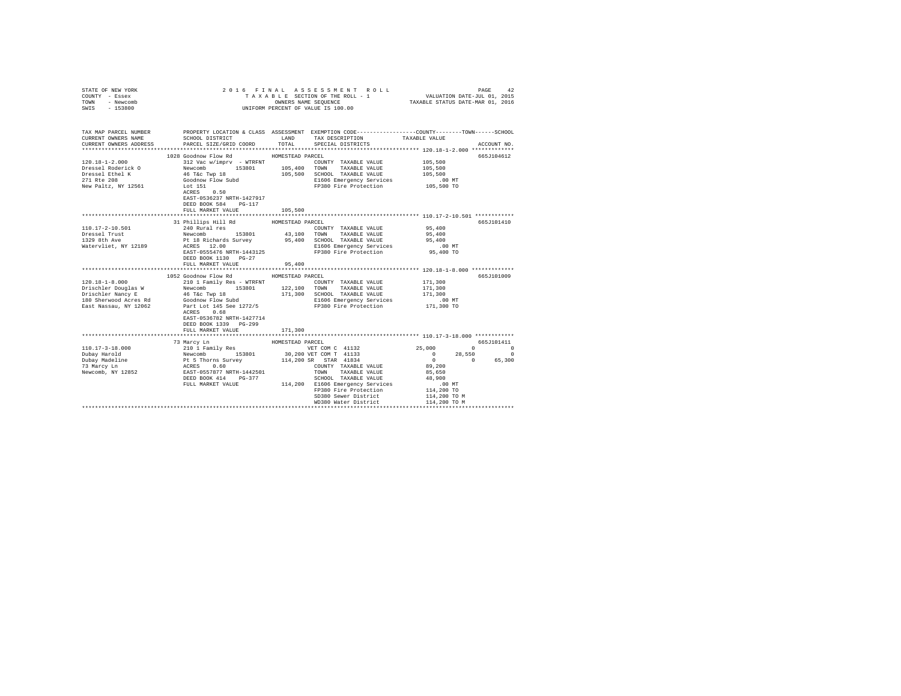STATE OF NEW YORK
COUNTY - Essex
TOWN - Newcomb
SWIS - 153800

2 0 1 6 F I N A L A S S E S S M E N T R O L L
T A X A B L E SECTION OF THE ROLL - 1
OWNERS NAME SEQUENCE
UNIFORM PERCENT OF VALUE IS 100.00

VALUATION DATE-JUL 01, 2015
TAXABLE STATUS DATE-MAR 01, 2016

```
TAX MAP PARCEL NUMBER          PROPERTY LOCATION & CLASS  ASSESSMENT  EXEMPTION CODE-----------------COUNTY--------TOWN------SCHOOL
CURRENT OWNERS NAME            SCHOOL DISTRICT               LAND      TAX DESCRIPTION            TAXABLE VALUE
CURRENT OWNERS ADDRESS         PARCEL SIZE/GRID COORD        TOTAL     SPECIAL DISTRICTS                                    ACCOUNT NO.
*********************************************************************************************** 120.18-1-2.000 *************
                               1028 Goodnow Flow Rd          HOMESTEAD PARCEL                                                  665J104612
120.18-1-2.000                 312 Vac w/imprv - WTRFNT                COUNTY  TAXABLE VALUE           105,500
Dressel Roderick O             Newcomb        153801       105,400     TOWN    TAXABLE VALUE           105,500
Dressel Ethel K                46 T&c Twp 18               105,500     SCHOOL  TAXABLE VALUE           105,500
271 Rte 208                    Goodnow Flow Subd                       E1606 Emergency Services            .00 MT
New Paltz, NY 12561            Lot 151                                 FP380 Fire Protection           105,500 TO
                               ACRES    0.50
                               EAST-0536237 NRTH-1427917
                               DEED BOOK 584    PG-117
                               FULL MARKET VALUE           105,500
*********************************************************************************************** 110.17-2-10.501 ************
                               31 Phillips Hill Rd           HOMESTEAD PARCEL                                                  665J101410
110.17-2-10.501                240 Rural res                           COUNTY  TAXABLE VALUE            95,400
Dressel Trust                  Newcomb        153801        43,100     TOWN    TAXABLE VALUE            95,400
1329 8th Ave                   Pt 18 Richards Survey        95,400     SCHOOL  TAXABLE VALUE            95,400
Watervliet, NY 12189           ACRES   12.00                           E1606 Emergency Services            .00 MT
                               EAST-0555476 NRTH-1443125               FP380 Fire Protection            95,400 TO
                               DEED BOOK 1130   PG-27
                               FULL MARKET VALUE            95,400
*********************************************************************************************** 120.18-1-8.000 *************
                               1052 Goodnow Flow Rd          HOMESTEAD PARCEL                                                  665J101009
120.18-1-8.000                 210 1 Family Res - WTRFNT               COUNTY  TAXABLE VALUE           171,300
Drischler Douglas W            Newcomb        153801       122,100     TOWN    TAXABLE VALUE           171,300
Drischler Nancy E              46 T&c Twp 18               171,300     SCHOOL  TAXABLE VALUE           171,300
180 Sherwood Acres Rd          Goodnow Flow Subd                       E1606 Emergency Services            .00 MT
East Nassau, NY 12062          Part Lot 145 See 1272/5                 FP380 Fire Protection           171,300 TO
                               ACRES    0.68
                               EAST-0536782 NRTH-1427714
                               DEED BOOK 1339   PG-299
                               FULL MARKET VALUE           171,300
*********************************************************************************************** 110.17-3-18.000 ************
                               73 Marcy Ln                   HOMESTEAD PARCEL                                                  665J101411
110.17-3-18.000                210 1 Family Res                        VET COM C 41132              25,000          0           0
Dubay Harold                   Newcomb        153801        30,200 VET COM T 41133                   0     28,550           0
Dubay Madeline                 Pt 5 Thorns Survey          114,200 SR   STAR 41834                   0          0      65,300
73 Marcy Ln                    ACRES    0.60                           COUNTY  TAXABLE VALUE            89,200
Newcomb, NY 12852              EAST-0557877 NRTH-1442501               TOWN    TAXABLE VALUE            85,650
                               DEED BOOK 414    PG-377                 SCHOOL  TAXABLE VALUE            48,900
                               FULL MARKET VALUE           114,200     E1606 Emergency Services            .00 MT
                                                                       FP380 Fire Protection           114,200 TO
                                                                       SD380 Sewer District            114,200 TO M
                                                                       WD380 Water District            114,200 TO M
****************************************************************************************************************************
```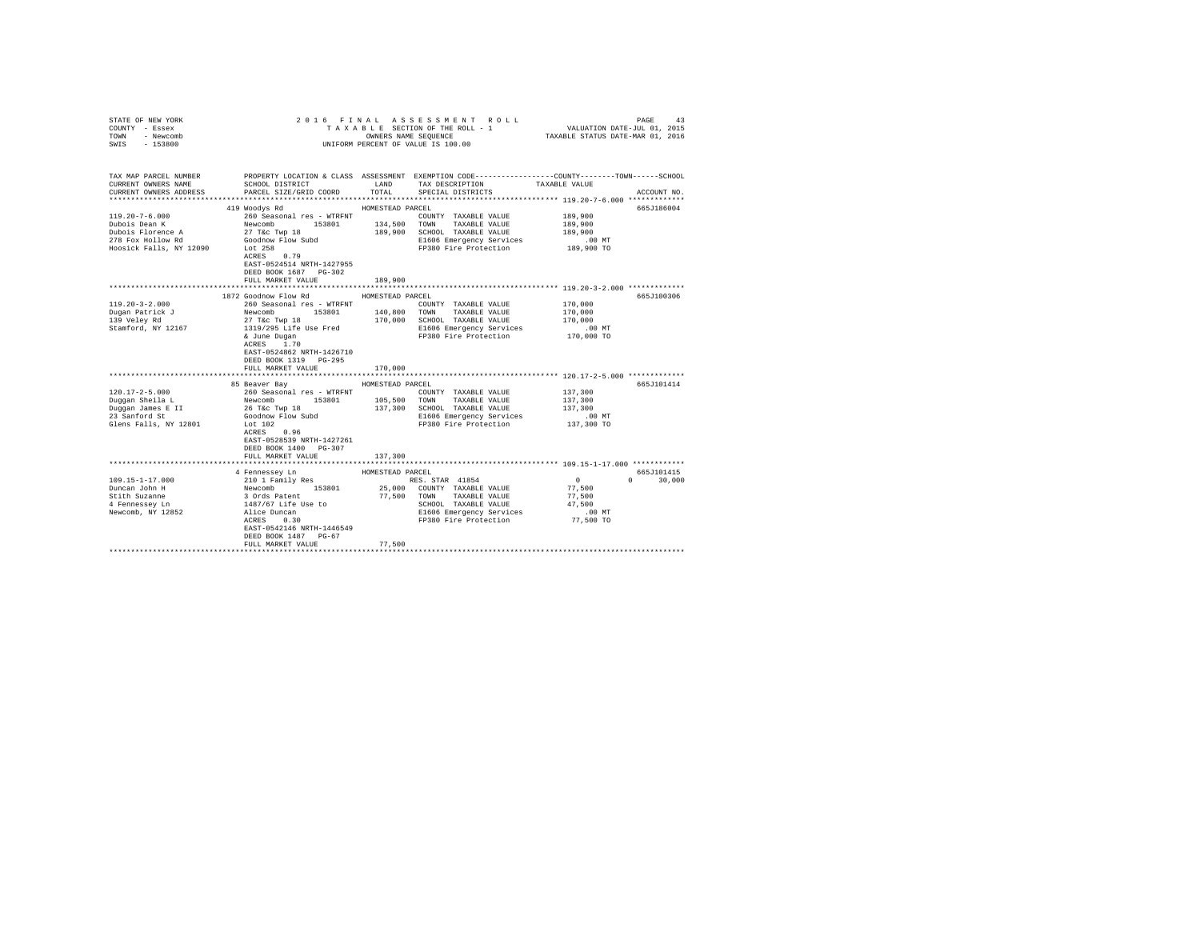STATE OF NEW YORK
COUNTY - Essex
TOWN - Newcomb
SWIS - 153800

2016 FINAL ASSESSMENT ROLL
TAXABLE SECTION OF THE ROLL - 1
OWNERS NAME SEQUENCE
UNIFORM PERCENT OF VALUE IS 100.00

VALUATION DATE-JUL 01, 2015
TAXABLE STATUS DATE-MAR 01, 2016

| TAX MAP PARCEL NUMBER / CURRENT OWNERS NAME / CURRENT OWNERS ADDRESS | PROPERTY LOCATION & CLASS / SCHOOL DISTRICT / PARCEL SIZE/GRID COORD | ASSESSMENT LAND / TOTAL | EXEMPTION CODE / TAX DESCRIPTION / SPECIAL DISTRICTS | COUNTY / TOWN / SCHOOL TAXABLE VALUE | ACCOUNT NO. |
|---|---|---|---|---|---|
| **119.20-7-6.000** | 419 Woodys Rd | HOMESTEAD PARCEL | | | 665J186004 |
| Dubois Dean K | 260 Seasonal res - WTRFNT | | COUNTY TAXABLE VALUE | 189,900 | |
| Dubois Florence A | Newcomb 153801 | 134,500 | TOWN TAXABLE VALUE | 189,900 | |
| 278 Fox Hollow Rd | 27 T&c Twp 18 | 189,900 | SCHOOL TAXABLE VALUE | 189,900 | |
| Hoosick Falls, NY 12090 | Goodnow Flow Subd | | E1606 Emergency Services | .00 MT | |
| | Lot 258 | | FP380 Fire Protection | 189,900 TO | |
| | ACRES 0.79 | | | | |
| | EAST-0524514 NRTH-1427955 | | | | |
| | DEED BOOK 1687 PG-302 | | | | |
| | FULL MARKET VALUE | 189,900 | | | |
| **119.20-3-2.000** | 1872 Goodnow Flow Rd | HOMESTEAD PARCEL | | | 665J100306 |
| Dugan Patrick J | 260 Seasonal res - WTRFNT | | COUNTY TAXABLE VALUE | 170,000 | |
| 139 Veley Rd | Newcomb 153801 | 140,800 | TOWN TAXABLE VALUE | 170,000 | |
| Stamford, NY 12167 | 27 T&c Twp 18 | 170,000 | SCHOOL TAXABLE VALUE | 170,000 | |
| | 1319/295 Life Use Fred | | E1606 Emergency Services | .00 MT | |
| | & June Dugan | | FP380 Fire Protection | 170,000 TO | |
| | ACRES 1.70 | | | | |
| | EAST-0524862 NRTH-1426710 | | | | |
| | DEED BOOK 1319 PG-295 | | | | |
| | FULL MARKET VALUE | 170,000 | | | |
| **120.17-2-5.000** | 85 Beaver Bay | HOMESTEAD PARCEL | | | 665J101414 |
| Duggan Sheila L | 260 Seasonal res - WTRFNT | | COUNTY TAXABLE VALUE | 137,300 | |
| Duggan James E II | Newcomb 153801 | 105,500 | TOWN TAXABLE VALUE | 137,300 | |
| 23 Sanford St | 26 T&c Twp 18 | 137,300 | SCHOOL TAXABLE VALUE | 137,300 | |
| Glens Falls, NY 12801 | Goodnow Flow Subd | | E1606 Emergency Services | .00 MT | |
| | Lot 102 | | FP380 Fire Protection | 137,300 TO | |
| | ACRES 0.96 | | | | |
| | EAST-0528539 NRTH-1427261 | | | | |
| | DEED BOOK 1400 PG-307 | | | | |
| | FULL MARKET VALUE | 137,300 | | | |
| **109.15-1-17.000** | 4 Fennessey Ln | HOMESTEAD PARCEL | | | 665J101415 |
| Duncan John H | 210 1 Family Res | | RES. STAR 41854 | 0 0 30,000 | |
| Stith Suzanne | Newcomb 153801 | 25,000 | COUNTY TAXABLE VALUE | 77,500 | |
| 4 Fennessey Ln | 3 Ords Patent | 77,500 | TOWN TAXABLE VALUE | 77,500 | |
| Newcomb, NY 12852 | 1487/67 Life Use to | | SCHOOL TAXABLE VALUE | 47,500 | |
| | Alice Duncan | | E1606 Emergency Services | .00 MT | |
| | ACRES 0.30 | | FP380 Fire Protection | 77,500 TO | |
| | EAST-0542146 NRTH-1446549 | | | | |
| | DEED BOOK 1487 PG-67 | | | | |
| | FULL MARKET VALUE | 77,500 | | | |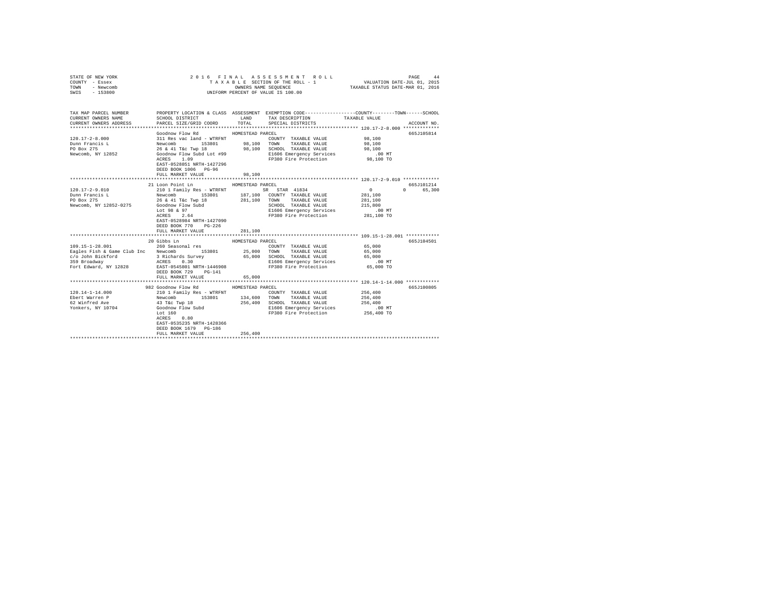STATE OF NEW YORK — 2016 FINAL ASSESSMENT ROLL — PAGE 44
COUNTY - Essex — TAXABLE SECTION OF THE ROLL - 1 — VALUATION DATE-JUL 01, 2015
TOWN - Newcomb — OWNERS NAME SEQUENCE — TAXABLE STATUS DATE-MAR 01, 2016
SWIS - 153800 — UNIFORM PERCENT OF VALUE IS 100.00

```
TAX MAP PARCEL NUMBER          PROPERTY LOCATION & CLASS  ASSESSMENT  EXEMPTION CODE-----------------COUNTY--------TOWN------SCHOOL
CURRENT OWNERS NAME            SCHOOL DISTRICT               LAND      TAX DESCRIPTION            TAXABLE VALUE
CURRENT OWNERS ADDRESS         PARCEL SIZE/GRID COORD        TOTAL     SPECIAL DISTRICTS                                   ACCOUNT NO.
************************************************************************************************* 120.17-2-8.000 *************
                               Goodnow Flow Rd              HOMESTEAD PARCEL                                               665J105814
120.17-2-8.000                 311 Res vac land - WTRFNT             COUNTY  TAXABLE VALUE             98,100
Dunn Francis L                 Newcomb        153801       98,100   TOWN    TAXABLE VALUE             98,100
PO Box 275                     26 & 41 T&c Twp 18          98,100   SCHOOL  TAXABLE VALUE             98,100
Newcomb, NY 12852              Goodnow Flow Subd Lot #99            E1606 Emergency Services             .00 MT
                               ACRES    1.09                        FP380 Fire Protection             98,100 TO
                               EAST-0528851 NRTH-1427296
                               DEED BOOK 1006   PG-96
                               FULL MARKET VALUE           98,100
************************************************************************************************* 120.17-2-9.010 *************
                               21 Loon Point Ln             HOMESTEAD PARCEL                                               665J101214
120.17-2-9.010                 210 1 Family Res - WTRFNT            SR  STAR 41834                   0           0      65,300
Dunn Francis L                 Newcomb        153801      187,100   COUNTY  TAXABLE VALUE            281,100
PO Box 275                     26 & 41 T&c Twp 18         281,100   TOWN    TAXABLE VALUE            281,100
Newcomb, NY 12852-0275         Goodnow Flow Subd                    SCHOOL  TAXABLE VALUE            215,800
                               Lot 98 & 97                          E1606 Emergency Services             .00 MT
                               ACRES    2.64                        FP380 Fire Protection            281,100 TO
                               EAST-0528984 NRTH-1427090
                               DEED BOOK 770    PG-226
                               FULL MARKET VALUE          281,100
************************************************************************************************* 109.15-1-28.001 ************
                               20 Gibbs Ln                  HOMESTEAD PARCEL                                               665J104501
109.15-1-28.001                260 Seasonal res                     COUNTY  TAXABLE VALUE             65,000
Eagles Fish & Game Club Inc    Newcomb        153801       25,000   TOWN    TAXABLE VALUE             65,000
c/o John Bickford              3 Richards Survey           65,000   SCHOOL  TAXABLE VALUE             65,000
359 Broadway                   ACRES    0.30                        E1606 Emergency Services             .00 MT
Fort Edward, NY 12828          EAST-0545801 NRTH-1446908            FP380 Fire Protection             65,000 TO
                               DEED BOOK 729    PG-141
                               FULL MARKET VALUE           65,000
************************************************************************************************* 120.14-1-14.000 ************
                               982 Goodnow Flow Rd          HOMESTEAD PARCEL                                               665J100805
120.14-1-14.000                210 1 Family Res - WTRFNT            COUNTY  TAXABLE VALUE            256,400
Ebert Warren P                 Newcomb        153801      134,600   TOWN    TAXABLE VALUE            256,400
62 Winfred Ave                 43 T&c Twp 18              256,400   SCHOOL  TAXABLE VALUE            256,400
Yonkers, NY 10704              Goodnow Flow Subd                    E1606 Emergency Services             .00 MT
                               Lot 160                              FP380 Fire Protection            256,400 TO
                               ACRES    0.80
                               EAST-0535235 NRTH-1428366
                               DEED BOOK 1679   PG-186
                               FULL MARKET VALUE          256,400
********************************************************************************************************************************
```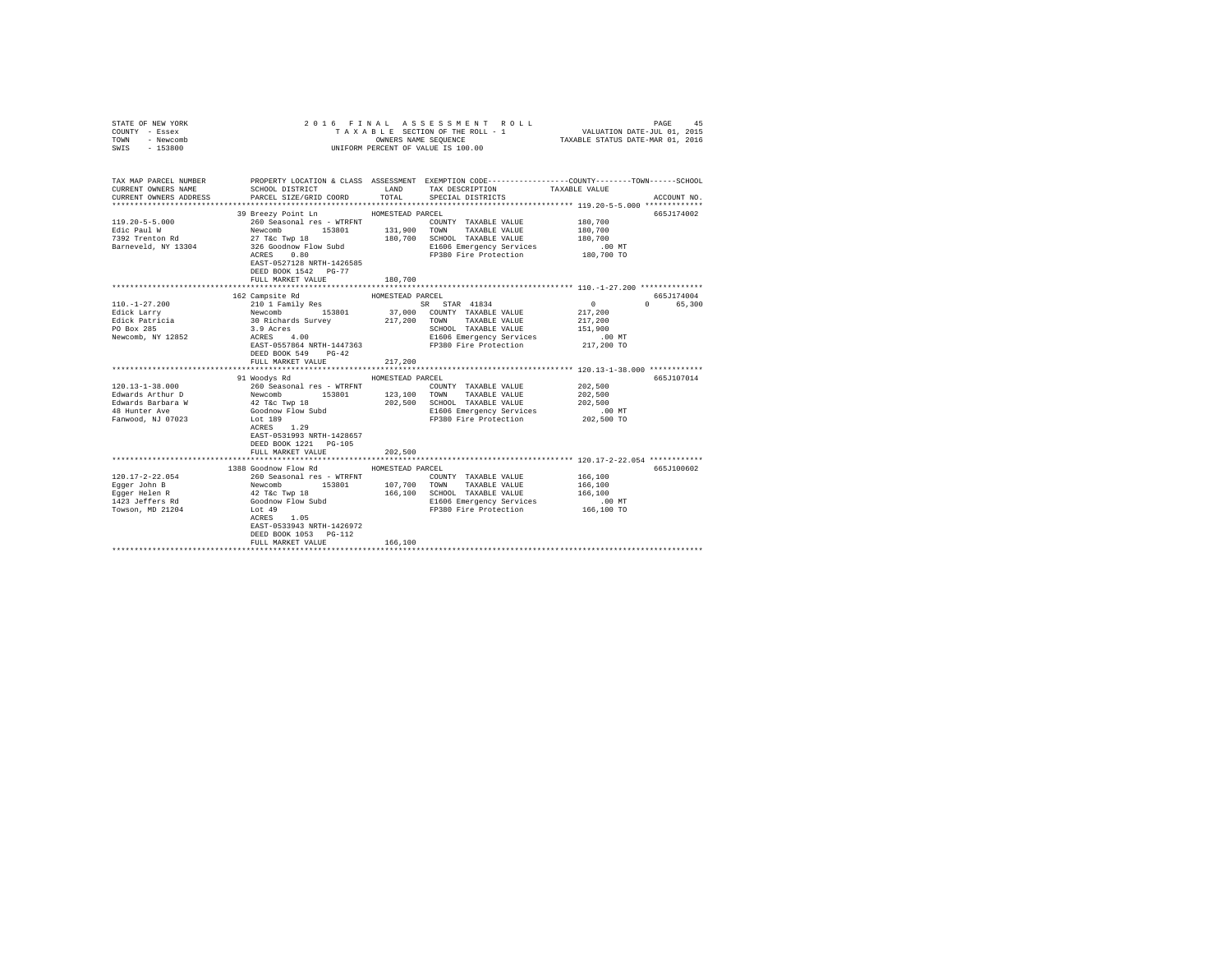STATE OF NEW YORK
COUNTY - Essex
TOWN - Newcomb
SWIS - 153800

2016 FINAL ASSESSMENT ROLL
TAXABLE SECTION OF THE ROLL - 1
OWNERS NAME SEQUENCE
UNIFORM PERCENT OF VALUE IS 100.00

VALUATION DATE-JUL 01, 2015
TAXABLE STATUS DATE-MAR 01, 2016

```
TAX MAP PARCEL NUMBER    PROPERTY LOCATION & CLASS  ASSESSMENT  EXEMPTION CODE-----------------COUNTY--------TOWN------SCHOOL
CURRENT OWNERS NAME      SCHOOL DISTRICT             LAND       TAX DESCRIPTION            TAXABLE VALUE
CURRENT OWNERS ADDRESS   PARCEL SIZE/GRID COORD      TOTAL      SPECIAL DISTRICTS                                   ACCOUNT NO.
******************************************************************************************** 119.20-5-5.000 *************
                         39 Breezy Point Ln          HOMESTEAD PARCEL                                                 665J174002
119.20-5-5.000           260 Seasonal res - WTRFNT             COUNTY  TAXABLE VALUE          180,700
Edic Paul W              Newcomb        153801      131,900    TOWN    TAXABLE VALUE          180,700
7392 Trenton Rd          27 T&c Twp 18               180,700   SCHOOL  TAXABLE VALUE          180,700
Barneveld, NY 13304      326 Goodnow Flow Subd                 E1606 Emergency Services           .00 MT
                         ACRES    0.80                         FP380 Fire Protection          180,700 TO
                         EAST-0527128 NRTH-1426585
                         DEED BOOK 1542   PG-77
                         FULL MARKET VALUE           180,700
******************************************************************************************** 110.-1-27.200 **************
                         162 Campsite Rd             HOMESTEAD PARCEL                                                 665J174004
110.-1-27.200            210 1 Family Res                   SR  STAR 41834                 0          0      65,300
Edick Larry              Newcomb        153801       37,000    COUNTY  TAXABLE VALUE          217,200
Edick Patricia           30 Richards Survey          217,200   TOWN    TAXABLE VALUE          217,200
PO Box 285               3.9 Acres                             SCHOOL  TAXABLE VALUE          151,900
Newcomb, NY 12852        ACRES    4.00                         E1606 Emergency Services           .00 MT
                         EAST-0557864 NRTH-1447363             FP380 Fire Protection          217,200 TO
                         DEED BOOK 549    PG-42
                         FULL MARKET VALUE           217,200
******************************************************************************************** 120.13-1-38.000 ************
                         91 Woodys Rd                HOMESTEAD PARCEL                                                 665J107014
120.13-1-38.000          260 Seasonal res - WTRFNT             COUNTY  TAXABLE VALUE          202,500
Edwards Arthur D         Newcomb        153801      123,100    TOWN    TAXABLE VALUE          202,500
Edwards Barbara W        42 T&c Twp 18               202,500   SCHOOL  TAXABLE VALUE          202,500
48 Hunter Ave            Goodnow Flow Subd                     E1606 Emergency Services           .00 MT
Fanwood, NJ 07023        Lot 189                               FP380 Fire Protection          202,500 TO
                         ACRES    1.29
                         EAST-0531993 NRTH-1428657
                         DEED BOOK 1221   PG-105
                         FULL MARKET VALUE           202,500
******************************************************************************************** 120.17-2-22.054 ************
                         1388 Goodnow Flow Rd        HOMESTEAD PARCEL                                                 665J100602
120.17-2-22.054          260 Seasonal res - WTRFNT             COUNTY  TAXABLE VALUE          166,100
Egger John B             Newcomb        153801      107,700    TOWN    TAXABLE VALUE          166,100
Egger Helen R            42 T&c Twp 18               166,100   SCHOOL  TAXABLE VALUE          166,100
1423 Jeffers Rd          Goodnow Flow Subd                     E1606 Emergency Services           .00 MT
Towson, MD 21204         Lot 49                                FP380 Fire Protection          166,100 TO
                         ACRES    1.05
                         EAST-0533943 NRTH-1426972
                         DEED BOOK 1053   PG-112
                         FULL MARKET VALUE           166,100
************************************************************************************************************************
```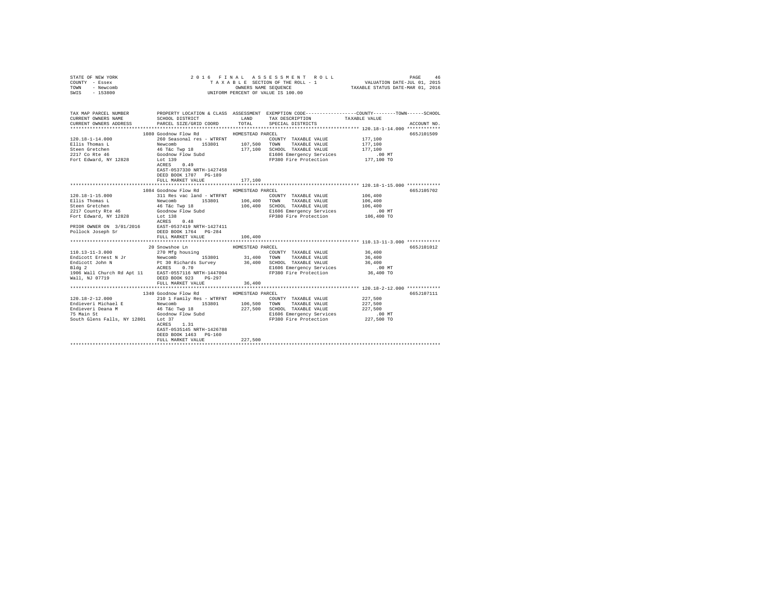STATE OF NEW YORK
COUNTY - Essex
TOWN - Newcomb
SWIS - 153800

2016 FINAL ASSESSMENT ROLL
TAXABLE SECTION OF THE ROLL - 1
OWNERS NAME SEQUENCE
UNIFORM PERCENT OF VALUE IS 100.00

VALUATION DATE-JUL 01, 2015
TAXABLE STATUS DATE-MAR 01, 2016

| TAX MAP PARCEL NUMBER / CURRENT OWNERS NAME / CURRENT OWNERS ADDRESS | PROPERTY LOCATION & CLASS / SCHOOL DISTRICT / PARCEL SIZE/GRID COORD | ASSESSMENT LAND | TOTAL | EXEMPTION CODE / TAX DESCRIPTION / SPECIAL DISTRICTS | TAXABLE VALUE (COUNTY--TOWN--SCHOOL) | ACCOUNT NO. |
|---|---|---|---|---|---|---|
| **120.18-1-14.000** | 1080 Goodnow Flow Rd | | | HOMESTEAD PARCEL | | 665J101509 |
| 120.18-1-14.000 | 260 Seasonal res - WTRFNT | | | COUNTY TAXABLE VALUE | 177,100 | |
| Ellis Thomas L | Newcomb 153801 | 107,500 | | TOWN TAXABLE VALUE | 177,100 | |
| Steen Gretchen | 46 T&c Twp 18 | | 177,100 | SCHOOL TAXABLE VALUE | 177,100 | |
| 2217 Co Rte 46 | Goodnow Flow Subd | | | E1606 Emergency Services | .00 MT | |
| Fort Edward, NY 12828 | Lot 139 | | | FP380 Fire Protection | 177,100 TO | |
| | ACRES 0.49 | | | | | |
| | EAST-0537330 NRTH-1427458 | | | | | |
| | DEED BOOK 1707 PG-189 | | | | | |
| | FULL MARKET VALUE | | 177,100 | | | |
| **120.18-1-15.000** | 1084 Goodnow Flow Rd | | | HOMESTEAD PARCEL | | 665J105702 |
| 120.18-1-15.000 | 311 Res vac land - WTRFNT | | | COUNTY TAXABLE VALUE | 106,400 | |
| Ellis Thomas L | Newcomb 153801 | 106,400 | | TOWN TAXABLE VALUE | 106,400 | |
| Steen Gretchen | 46 T&c Twp 18 | | 106,400 | SCHOOL TAXABLE VALUE | 106,400 | |
| 2217 County Rte 46 | Goodnow Flow Subd | | | E1606 Emergency Services | .00 MT | |
| Fort Edward, NY 12828 | Lot 138 | | | FP380 Fire Protection | 106,400 TO | |
| | ACRES 0.48 | | | | | |
| PRIOR OWNER ON 3/01/2016 | EAST-0537419 NRTH-1427411 | | | | | |
| Pollock Joseph Sr | DEED BOOK 1764 PG-284 | | | | | |
| | FULL MARKET VALUE | | 106,400 | | | |
| **110.13-11-3.000** | 20 Snowshoe Ln | | | HOMESTEAD PARCEL | | 665J101012 |
| 110.13-11-3.000 | 270 Mfg housing | | | COUNTY TAXABLE VALUE | 36,400 | |
| Endicott Ernest N Jr | Newcomb 153801 | 31,400 | | TOWN TAXABLE VALUE | 36,400 | |
| Endicott John N | Pt 30 Richards Survey | | 36,400 | SCHOOL TAXABLE VALUE | 36,400 | |
| Bldg 2 | ACRES 0.70 | | | E1606 Emergency Services | .00 MT | |
| 1906 Wall Church Rd Apt 11 | EAST-0557116 NRTH-1447004 | | | FP380 Fire Protection | 36,400 TO | |
| Wall, NJ 07719 | DEED BOOK 923 PG-297 | | | | | |
| | FULL MARKET VALUE | | 36,400 | | | |
| **120.18-2-12.000** | 1340 Goodnow Flow Rd | | | HOMESTEAD PARCEL | | 665J107111 |
| 120.18-2-12.000 | 210 1 Family Res - WTRFNT | | | COUNTY TAXABLE VALUE | 227,500 | |
| Endieveri Michael E | Newcomb 153801 | 106,500 | | TOWN TAXABLE VALUE | 227,500 | |
| Endieveri Deana M | 46 T&c Twp 18 | | 227,500 | SCHOOL TAXABLE VALUE | 227,500 | |
| 75 Main St | Goodnow Flow Subd | | | E1606 Emergency Services | .00 MT | |
| South Glens Falls, NY 12801 | Lot 37 | | | FP380 Fire Protection | 227,500 TO | |
| | ACRES 1.31 | | | | | |
| | EAST-0535145 NRTH-1426788 | | | | | |
| | DEED BOOK 1463 PG-160 | | | | | |
| | FULL MARKET VALUE | | 227,500 | | | |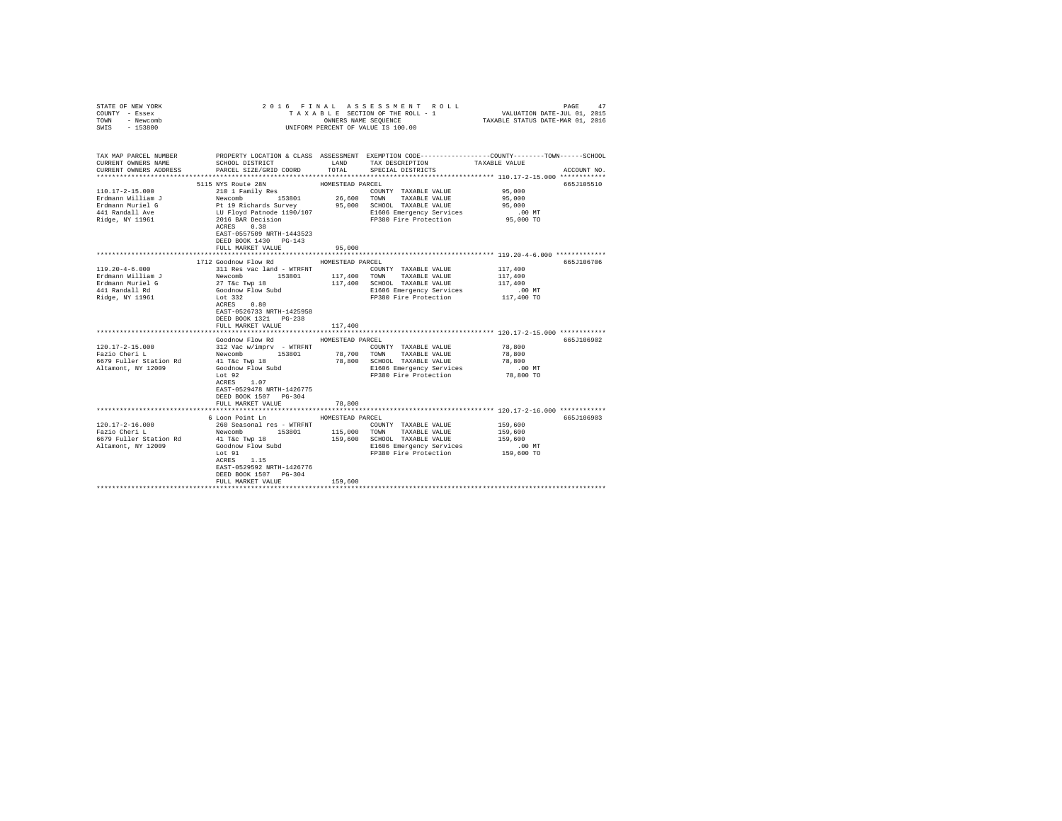STATE OF NEW YORK
COUNTY - Essex
TOWN - Newcomb
SWIS - 153800

2016 FINAL ASSESSMENT ROLL
TAXABLE SECTION OF THE ROLL - 1
OWNERS NAME SEQUENCE
UNIFORM PERCENT OF VALUE IS 100.00

VALUATION DATE-JUL 01, 2015
TAXABLE STATUS DATE-MAR 01, 2016

| TAX MAP PARCEL NUMBER / CURRENT OWNERS NAME / CURRENT OWNERS ADDRESS | PROPERTY LOCATION & CLASS / SCHOOL DISTRICT / PARCEL SIZE/GRID COORD | ASSESSMENT LAND / TOTAL | EXEMPTION CODE / TAX DESCRIPTION / SPECIAL DISTRICTS | COUNTY / TOWN / SCHOOL TAXABLE VALUE | ACCOUNT NO. |
|---|---|---|---|---|---|
| **110.17-2-15.000** | 5115 NYS Route 28N | HOMESTEAD PARCEL | | | 665J105510 |
| 110.17-2-15.000 | 210 1 Family Res | | COUNTY TAXABLE VALUE | 95,000 | |
| Erdmann William J | Newcomb 153801 | 26,600 | TOWN TAXABLE VALUE | 95,000 | |
| Erdmann Muriel G | Pt 19 Richards Survey | 95,000 | SCHOOL TAXABLE VALUE | 95,000 | |
| 441 Randall Ave | LU Floyd Patnode 1190/107 | | E1606 Emergency Services | .00 MT | |
| Ridge, NY 11961 | 2016 BAR Decision | | FP380 Fire Protection | 95,000 TO | |
| | ACRES 0.38 | | | | |
| | EAST-0557509 NRTH-1443523 | | | | |
| | DEED BOOK 1430 PG-143 | | | | |
| | FULL MARKET VALUE | 95,000 | | | |
| **119.20-4-6.000** | 1712 Goodnow Flow Rd | HOMESTEAD PARCEL | | | 665J106706 |
| 119.20-4-6.000 | 311 Res vac land - WTRFNT | | COUNTY TAXABLE VALUE | 117,400 | |
| Erdmann William J | Newcomb 153801 | 117,400 | TOWN TAXABLE VALUE | 117,400 | |
| Erdmann Muriel G | 27 T&c Twp 18 | 117,400 | SCHOOL TAXABLE VALUE | 117,400 | |
| 441 Randall Rd | Goodnow Flow Subd | | E1606 Emergency Services | .00 MT | |
| Ridge, NY 11961 | Lot 332 | | FP380 Fire Protection | 117,400 TO | |
| | ACRES 0.80 | | | | |
| | EAST-0526733 NRTH-1425958 | | | | |
| | DEED BOOK 1321 PG-238 | | | | |
| | FULL MARKET VALUE | 117,400 | | | |
| **120.17-2-15.000** | Goodnow Flow Rd | HOMESTEAD PARCEL | | | 665J106902 |
| 120.17-2-15.000 | 312 Vac w/imprv - WTRFNT | | COUNTY TAXABLE VALUE | 78,800 | |
| Fazio Cheri L | Newcomb 153801 | 78,700 | TOWN TAXABLE VALUE | 78,800 | |
| 6679 Fuller Station Rd | 41 T&c Twp 18 | 78,800 | SCHOOL TAXABLE VALUE | 78,800 | |
| Altamont, NY 12009 | Goodnow Flow Subd | | E1606 Emergency Services | .00 MT | |
| | Lot 92 | | FP380 Fire Protection | 78,800 TO | |
| | ACRES 1.07 | | | | |
| | EAST-0529478 NRTH-1426775 | | | | |
| | DEED BOOK 1507 PG-304 | | | | |
| | FULL MARKET VALUE | 78,800 | | | |
| **120.17-2-16.000** | 6 Loon Point Ln | HOMESTEAD PARCEL | | | 665J106903 |
| 120.17-2-16.000 | 260 Seasonal res - WTRFNT | | COUNTY TAXABLE VALUE | 159,600 | |
| Fazio Cheri L | Newcomb 153801 | 115,000 | TOWN TAXABLE VALUE | 159,600 | |
| 6679 Fuller Station Rd | 41 T&c Twp 18 | 159,600 | SCHOOL TAXABLE VALUE | 159,600 | |
| Altamont, NY 12009 | Goodnow Flow Subd | | E1606 Emergency Services | .00 MT | |
| | Lot 91 | | FP380 Fire Protection | 159,600 TO | |
| | ACRES 1.15 | | | | |
| | EAST-0529592 NRTH-1426776 | | | | |
| | DEED BOOK 1507 PG-304 | | | | |
| | FULL MARKET VALUE | 159,600 | | | |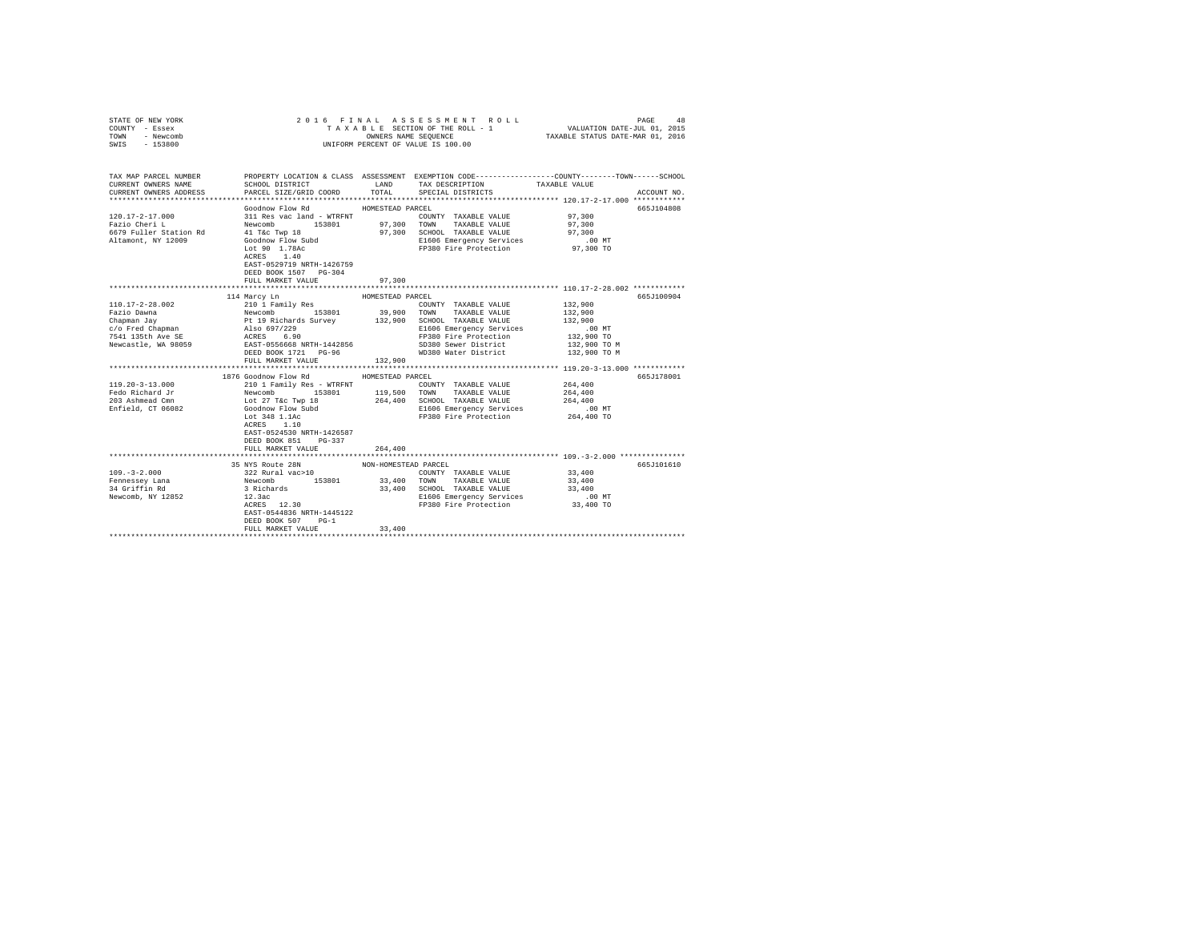STATE OF NEW YORK
COUNTY - Essex
TOWN - Newcomb
SWIS - 153800

2016 FINAL ASSESSMENT ROLL
TAXABLE SECTION OF THE ROLL - 1
OWNERS NAME SEQUENCE
UNIFORM PERCENT OF VALUE IS 100.00

VALUATION DATE-JUL 01, 2015
TAXABLE STATUS DATE-MAR 01, 2016

```
TAX MAP PARCEL NUMBER          PROPERTY LOCATION & CLASS  ASSESSMENT  EXEMPTION CODE-----------------COUNTY--------TOWN------SCHOOL
CURRENT OWNERS NAME            SCHOOL DISTRICT              LAND      TAX DESCRIPTION            TAXABLE VALUE
CURRENT OWNERS ADDRESS         PARCEL SIZE/GRID COORD       TOTAL     SPECIAL DISTRICTS                                 ACCOUNT NO.
******************************************************************************************************* 120.17-2-17.000 ************
                               Goodnow Flow Rd              HOMESTEAD PARCEL                                            665J104808
120.17-2-17.000                311 Res vac land - WTRFNT               COUNTY  TAXABLE VALUE            97,300
Fazio Cheri L                  Newcomb        153801        97,300     TOWN    TAXABLE VALUE            97,300
6679 Fuller Station Rd         41 T&c Twp 18                97,300     SCHOOL  TAXABLE VALUE            97,300
Altamont, NY 12009             Goodnow Flow Subd                       E1606 Emergency Services           .00 MT
                               Lot 90  1.78Ac                          FP380 Fire Protection            97,300 TO
                               ACRES    1.40
                               EAST-0529719 NRTH-1426759
                               DEED BOOK 1507   PG-304
                               FULL MARKET VALUE            97,300
******************************************************************************************************* 110.17-2-28.002 ************
                               114 Marcy Ln                 HOMESTEAD PARCEL                                            665J100904
110.17-2-28.002                210 1 Family Res                        COUNTY  TAXABLE VALUE           132,900
Fazio Dawna                    Newcomb        153801        39,900     TOWN    TAXABLE VALUE           132,900
Chapman Jay                    Pt 19 Richards Survey       132,900     SCHOOL  TAXABLE VALUE           132,900
c/o Fred Chapman               Also 697/229                            E1606 Emergency Services           .00 MT
7541 135th Ave SE              ACRES    6.90                           FP380 Fire Protection           132,900 TO
Newcastle, WA 98059            EAST-0556668 NRTH-1442856               SD380 Sewer District            132,900 TO M
                               DEED BOOK 1721   PG-96                  WD380 Water District            132,900 TO M
                               FULL MARKET VALUE           132,900
******************************************************************************************************* 119.20-3-13.000 ************
                               1876 Goodnow Flow Rd         HOMESTEAD PARCEL                                            665J178001
119.20-3-13.000                210 1 Family Res - WTRFNT               COUNTY  TAXABLE VALUE           264,400
Fedo Richard Jr                Newcomb        153801       119,500     TOWN    TAXABLE VALUE           264,400
203 Ashmead Cmn                Lot 27 T&c Twp 18           264,400     SCHOOL  TAXABLE VALUE           264,400
Enfield, CT 06082              Goodnow Flow Subd                       E1606 Emergency Services           .00 MT
                               Lot 348 1.1Ac                           FP380 Fire Protection           264,400 TO
                               ACRES    1.10
                               EAST-0524530 NRTH-1426587
                               DEED BOOK 851    PG-337
                               FULL MARKET VALUE           264,400
******************************************************************************************************* 109.-3-2.000 ***************
                               35 NYS Route 28N             NON-HOMESTEAD PARCEL                                        665J101610
109.-3-2.000                   322 Rural vac>10                        COUNTY  TAXABLE VALUE            33,400
Fennessey Lana                 Newcomb        153801        33,400     TOWN    TAXABLE VALUE            33,400
34 Griffin Rd                  3 Richards                   33,400     SCHOOL  TAXABLE VALUE            33,400
Newcomb, NY 12852              12.3ac                                  E1606 Emergency Services           .00 MT
                               ACRES   12.30                           FP380 Fire Protection            33,400 TO
                               EAST-0544836 NRTH-1445122
                               DEED BOOK 507    PG-1
                               FULL MARKET VALUE            33,400
************************************************************************************************************************************
```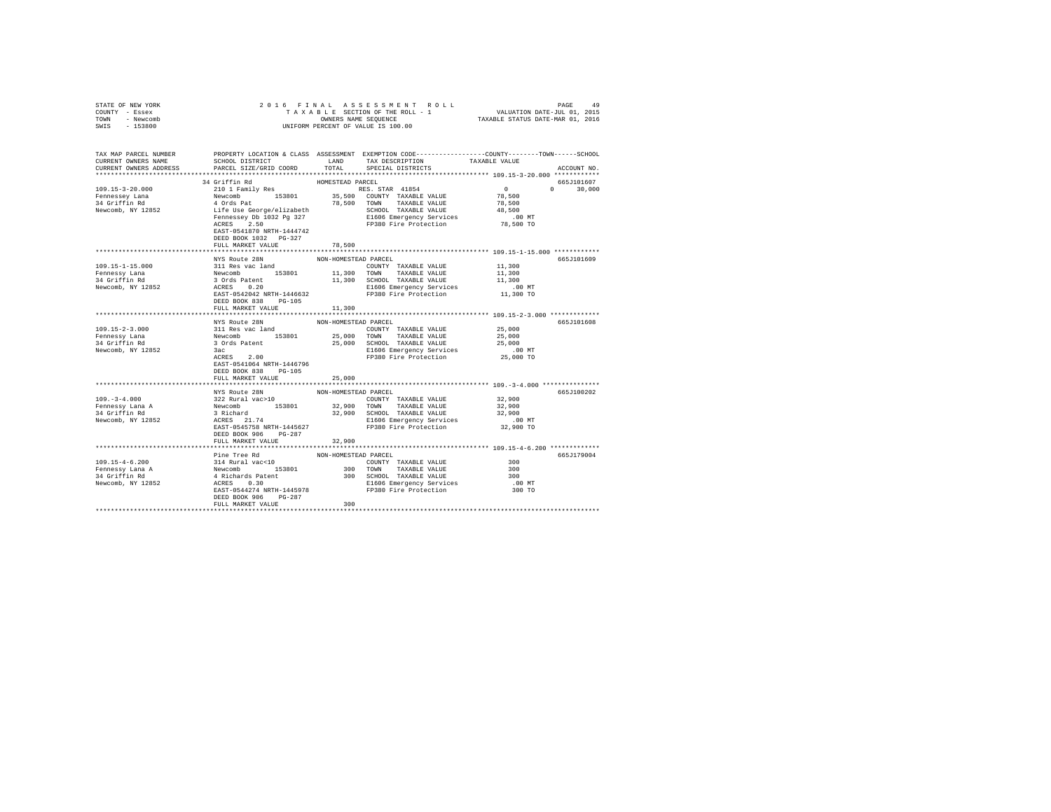STATE OF NEW YORK · COUNTY - Essex · TOWN - Newcomb · SWIS - 153800

**2016 FINAL ASSESSMENT ROLL**
TAXABLE SECTION OF THE ROLL - 1
OWNERS NAME SEQUENCE
UNIFORM PERCENT OF VALUE IS 100.00

VALUATION DATE-JUL 01, 2015
TAXABLE STATUS DATE-MAR 01, 2016

| TAX MAP PARCEL NUMBER / CURRENT OWNERS NAME / CURRENT OWNERS ADDRESS | PROPERTY LOCATION & CLASS / SCHOOL DISTRICT / PARCEL SIZE/GRID COORD | ASSESSMENT LAND | TOTAL | EXEMPTION CODE / TAX DESCRIPTION / SPECIAL DISTRICTS | COUNTY / TOWN / SCHOOL TAXABLE VALUE | ACCOUNT NO. |
|---|---|---|---|---|---|---|
| **109.15-3-20.000** | 34 Griffin Rd — HOMESTEAD PARCEL | | | | | 665J101607 |
| Fennessey Lana | 210 1 Family Res | | | RES. STAR 41854 | 0 / 0 / 30,000 | |
| 34 Griffin Rd | Newcomb 153801 | 35,500 | | COUNTY TAXABLE VALUE | 78,500 | |
| Newcomb, NY 12852 | 4 Ords Pat | | 78,500 | TOWN TAXABLE VALUE | 78,500 | |
| | Life Use George/elizabeth | | | SCHOOL TAXABLE VALUE | 48,500 | |
| | Fennessey Db 1032 Pg 327 | | | E1606 Emergency Services | .00 MT | |
| | ACRES 2.50 | | | FP380 Fire Protection | 78,500 TO | |
| | EAST-0541870 NRTH-1444742 | | | | | |
| | DEED BOOK 1032 PG-327 | | | | | |
| | FULL MARKET VALUE | | 78,500 | | | |
| **109.15-1-15.000** | NYS Route 28N — NON-HOMESTEAD PARCEL | | | | | 665J101609 |
| Fennessy Lana | 311 Res vac land | | | COUNTY TAXABLE VALUE | 11,300 | |
| 34 Griffin Rd | Newcomb 153801 | 11,300 | | TOWN TAXABLE VALUE | 11,300 | |
| Newcomb, NY 12852 | 3 Ords Patent | | 11,300 | SCHOOL TAXABLE VALUE | 11,300 | |
| | ACRES 0.20 | | | E1606 Emergency Services | .00 MT | |
| | EAST-0542042 NRTH-1446632 | | | FP380 Fire Protection | 11,300 TO | |
| | DEED BOOK 838 PG-105 | | | | | |
| | FULL MARKET VALUE | | 11,300 | | | |
| **109.15-2-3.000** | NYS Route 28N — NON-HOMESTEAD PARCEL | | | | | 665J101608 |
| Fennessy Lana | 311 Res vac land | | | COUNTY TAXABLE VALUE | 25,000 | |
| 34 Griffin Rd | Newcomb 153801 | 25,000 | | TOWN TAXABLE VALUE | 25,000 | |
| Newcomb, NY 12852 | 3 Ords Patent | | 25,000 | SCHOOL TAXABLE VALUE | 25,000 | |
| | 3ac | | | E1606 Emergency Services | .00 MT | |
| | ACRES 2.00 | | | FP380 Fire Protection | 25,000 TO | |
| | EAST-0541064 NRTH-1446796 | | | | | |
| | DEED BOOK 838 PG-105 | | | | | |
| | FULL MARKET VALUE | | 25,000 | | | |
| **109.-3-4.000** | NYS Route 28N — NON-HOMESTEAD PARCEL | | | | | 665J100202 |
| Fennessy Lana A | 322 Rural vac>10 | | | COUNTY TAXABLE VALUE | 32,900 | |
| 34 Griffin Rd | Newcomb 153801 | 32,900 | | TOWN TAXABLE VALUE | 32,900 | |
| Newcomb, NY 12852 | 3 Richard | | 32,900 | SCHOOL TAXABLE VALUE | 32,900 | |
| | ACRES 21.74 | | | E1606 Emergency Services | .00 MT | |
| | EAST-0545758 NRTH-1445627 | | | FP380 Fire Protection | 32,900 TO | |
| | DEED BOOK 906 PG-287 | | | | | |
| | FULL MARKET VALUE | | 32,900 | | | |
| **109.15-4-6.200** | Pine Tree Rd — NON-HOMESTEAD PARCEL | | | | | 665J179004 |
| Fennessy Lana A | 314 Rural vac<10 | | | COUNTY TAXABLE VALUE | 300 | |
| 34 Griffin Rd | Newcomb 153801 | 300 | | TOWN TAXABLE VALUE | 300 | |
| Newcomb, NY 12852 | 4 Richards Patent | | 300 | SCHOOL TAXABLE VALUE | 300 | |
| | ACRES 0.30 | | | E1606 Emergency Services | .00 MT | |
| | EAST-0544274 NRTH-1445978 | | | FP380 Fire Protection | 300 TO | |
| | DEED BOOK 906 PG-287 | | | | | |
| | FULL MARKET VALUE | | 300 | | | |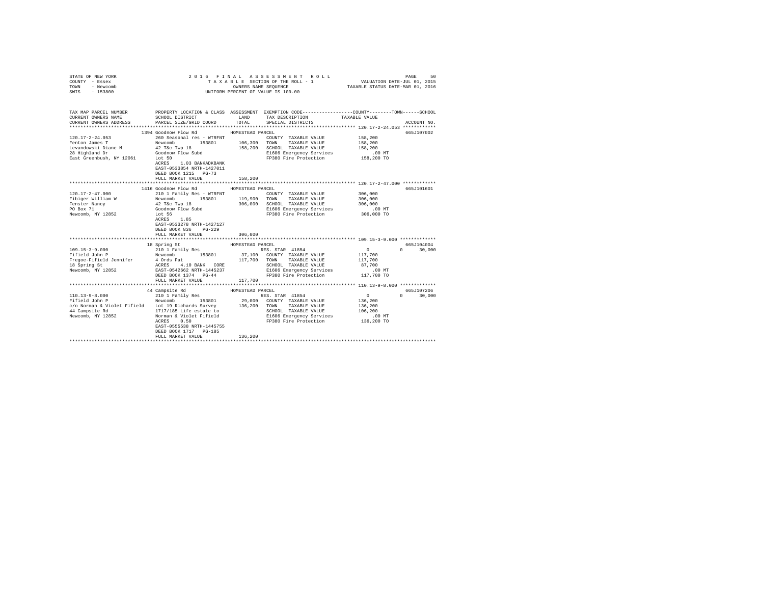STATE OF NEW YORK
COUNTY - Essex
TOWN - Newcomb
SWIS - 153800

2016 FINAL ASSESSMENT ROLL
TAXABLE SECTION OF THE ROLL - 1
OWNERS NAME SEQUENCE
UNIFORM PERCENT OF VALUE IS 100.00

VALUATION DATE-JUL 01, 2015
TAXABLE STATUS DATE-MAR 01, 2016

```
TAX MAP PARCEL NUMBER          PROPERTY LOCATION & CLASS  ASSESSMENT  EXEMPTION CODE-----------------COUNTY--------TOWN------SCHOOL
CURRENT OWNERS NAME            SCHOOL DISTRICT              LAND      TAX DESCRIPTION            TAXABLE VALUE
CURRENT OWNERS ADDRESS         PARCEL SIZE/GRID COORD       TOTAL     SPECIAL DISTRICTS                                   ACCOUNT NO.
*************************************************************************************************** 120.17-2-24.053 ************
                    1394 Goodnow Flow Rd          HOMESTEAD PARCEL                                                   665J107002
120.17-2-24.053          260 Seasonal res - WTRFNT              COUNTY  TAXABLE VALUE          158,200
Fenton James T           Newcomb        153801      106,300  TOWN    TAXABLE VALUE          158,200
Levandowski Diane M      42 T&c Twp 18               158,200  SCHOOL  TAXABLE VALUE          158,200
28 Highland Dr           Goodnow Flow Subd                    E1606 Emergency Services          .00 MT
East Greenbush, NY 12061 Lot 50                               FP380 Fire Protection         158,200 TO
                         ACRES    1.03 BANKADKBANK
                         EAST-0533854 NRTH-1427011
                         DEED BOOK 1215   PG-73
                         FULL MARKET VALUE          158,200
*************************************************************************************************** 120.17-2-47.000 ************
                    1416 Goodnow Flow Rd          HOMESTEAD PARCEL                                                   665J101601
120.17-2-47.000          210 1 Family Res - WTRFNT              COUNTY  TAXABLE VALUE          306,000
Fibiger William W        Newcomb        153801      119,900  TOWN    TAXABLE VALUE          306,000
Fenster Nancy            42 T&c Twp 18               306,000  SCHOOL  TAXABLE VALUE          306,000
PO Box 71                Goodnow Flow Subd                    E1606 Emergency Services          .00 MT
Newcomb, NY 12852        Lot 56                               FP380 Fire Protection         306,000 TO
                         ACRES    1.85
                         EAST-0533278 NRTH-1427127
                         DEED BOOK 836    PG-229
                         FULL MARKET VALUE          306,000
*************************************************************************************************** 109.15-3-9.000 *************
                    18 Spring St                  HOMESTEAD PARCEL                                                   665J104004
109.15-3-9.000           210 1 Family Res                       RES. STAR  41854                  0            0      30,000
Fifield John P           Newcomb        153801       37,100  COUNTY  TAXABLE VALUE          117,700
Fregoe-Fifield Jennifer  4 Ords Pat                  117,700  TOWN    TAXABLE VALUE          117,700
18 Spring St             ACRES    4.10 BANK   CORE            SCHOOL  TAXABLE VALUE           87,700
Newcomb, NY 12852        EAST-0542662 NRTH-1445237            E1606 Emergency Services          .00 MT
                         DEED BOOK 1374   PG-44               FP380 Fire Protection         117,700 TO
                         FULL MARKET VALUE          117,700
*************************************************************************************************** 110.13-9-8.000 *************
                    44 Campsite Rd                HOMESTEAD PARCEL                                                   665J107206
110.13-9-8.000           210 1 Family Res                       RES. STAR  41854                  0            0      30,000
Fifield John P           Newcomb        153801       29,000  COUNTY  TAXABLE VALUE          136,200
c/o Norman & Violet Fifield  Lot 19 Richards Survey  136,200  TOWN    TAXABLE VALUE          136,200
44 Campsite Rd           1717/185 Life estate to              SCHOOL  TAXABLE VALUE          106,200
Newcomb, NY 12852        Norman & Violet Fifield              E1606 Emergency Services          .00 MT
                         ACRES    0.50                        FP380 Fire Protection         136,200 TO
                         EAST-0555538 NRTH-1445755
                         DEED BOOK 1717   PG-185
                         FULL MARKET VALUE          136,200
********************************************************************************************************************************
```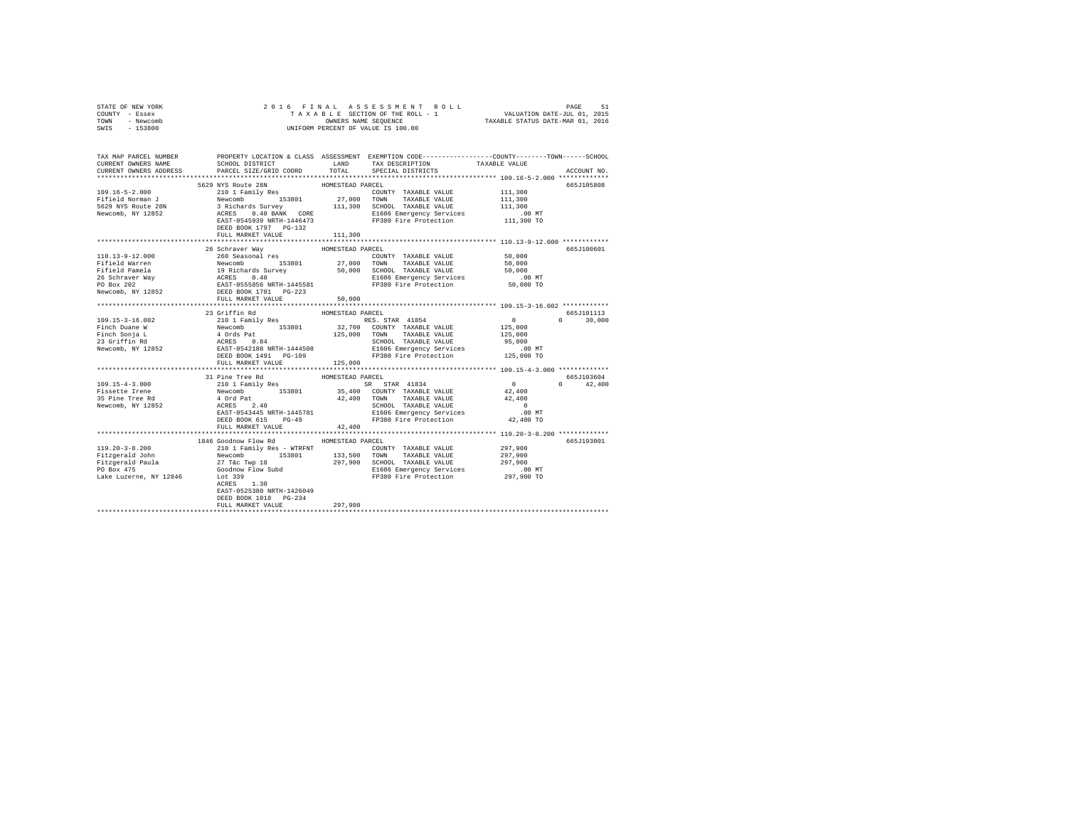```
STATE OF NEW YORK               2 0 1 6  F I N A L  A S S E S S M E N T  R O L L                          PAGE    51
COUNTY  - Essex                      T A X A B L E SECTION OF THE ROLL - 1                VALUATION DATE-JUL 01, 2015
TOWN    - Newcomb                            OWNERS NAME SEQUENCE                       TAXABLE STATUS DATE-MAR 01, 2016
SWIS    - 153800                      UNIFORM PERCENT OF VALUE IS 100.00

TAX MAP PARCEL NUMBER          PROPERTY LOCATION & CLASS  ASSESSMENT  EXEMPTION CODE-----------------COUNTY--------TOWN------SCHOOL
CURRENT OWNERS NAME            SCHOOL DISTRICT               LAND      TAX DESCRIPTION              TAXABLE VALUE
CURRENT OWNERS ADDRESS         PARCEL SIZE/GRID COORD        TOTAL     SPECIAL DISTRICTS                                ACCOUNT NO.
******************************************************************************************************* 109.16-5-2.000 *************
                    5629 NYS Route 28N               HOMESTEAD PARCEL                                                   665J105808
109.16-5-2.000          210 1 Family Res                    COUNTY  TAXABLE VALUE            111,300
Fifield Norman J        Newcomb        153801       27,000  TOWN    TAXABLE VALUE            111,300
5629 NYS Route 28N      3 Richards Survey          111,300  SCHOOL  TAXABLE VALUE            111,300
Newcomb, NY 12852       ACRES    0.40 BANK   CORE           E1606 Emergency Services            .00 MT
                        EAST-0545939 NRTH-1446473           FP380 Fire Protection           111,300 TO
                        DEED BOOK 1797   PG-132
                        FULL MARKET VALUE          111,300
******************************************************************************************************* 110.13-9-12.000 ************
                    26 Schraver Way                  HOMESTEAD PARCEL                                                   665J100601
110.13-9-12.000         260 Seasonal res                    COUNTY  TAXABLE VALUE             50,000
Fifield Warren          Newcomb        153801       27,000  TOWN    TAXABLE VALUE             50,000
Fifield Pamela          19 Richards Survey          50,000  SCHOOL  TAXABLE VALUE             50,000
26 Schraver Way         ACRES    0.40                       E1606 Emergency Services            .00 MT
PO Box 202              EAST-0555856 NRTH-1445581           FP380 Fire Protection            50,000 TO
Newcomb, NY 12852       DEED BOOK 1701   PG-223
                        FULL MARKET VALUE           50,000
******************************************************************************************************* 109.15-3-16.002 ************
                    23 Griffin Rd                    HOMESTEAD PARCEL                                                   665J101113
109.15-3-16.002         210 1 Family Res                    RES. STAR 41854                    0             0     30,000
Finch Duane W           Newcomb        153801       32,700  COUNTY  TAXABLE VALUE            125,000
Finch Sonja L           4 Ords Pat                 125,000  TOWN    TAXABLE VALUE            125,000
23 Griffin Rd           ACRES    0.84                       SCHOOL  TAXABLE VALUE             95,000
Newcomb, NY 12852       EAST-0542188 NRTH-1444508           E1606 Emergency Services            .00 MT
                        DEED BOOK 1491   PG-109             FP380 Fire Protection           125,000 TO
                        FULL MARKET VALUE          125,000
******************************************************************************************************* 109.15-4-3.000 *************
                    31 Pine Tree Rd                  HOMESTEAD PARCEL                                                   665J103604
109.15-4-3.000          210 1 Family Res                    SR  STAR 41834                     0             0     42,400
Fissette Irene          Newcomb        153801       35,400  COUNTY  TAXABLE VALUE             42,400
35 Pine Tree Rd         4 Ord Pat                   42,400  TOWN    TAXABLE VALUE             42,400
Newcomb, NY 12852       ACRES    2.40                       SCHOOL  TAXABLE VALUE                  0
                        EAST-0543445 NRTH-1445781           E1606 Emergency Services            .00 MT
                        DEED BOOK 615    PG-49              FP380 Fire Protection            42,400 TO
                        FULL MARKET VALUE           42,400
******************************************************************************************************* 119.20-3-8.200 *************
                    1846 Goodnow Flow Rd             HOMESTEAD PARCEL                                                   665J193001
119.20-3-8.200          210 1 Family Res - WTRFNT           COUNTY  TAXABLE VALUE            297,900
Fitzgerald John         Newcomb        153801      133,500  TOWN    TAXABLE VALUE            297,900
Fitzgerald Paula        27 T&c Twp 18              297,900  SCHOOL  TAXABLE VALUE            297,900
PO Box 475              Goodnow Flow Subd                   E1606 Emergency Services            .00 MT
Lake Luzerne, NY 12846  Lot 339                             FP380 Fire Protection           297,900 TO
                        ACRES    1.30
                        EAST-0525380 NRTH-1426049
                        DEED BOOK 1018   PG-234
                        FULL MARKET VALUE          297,900
************************************************************************************************************************************
```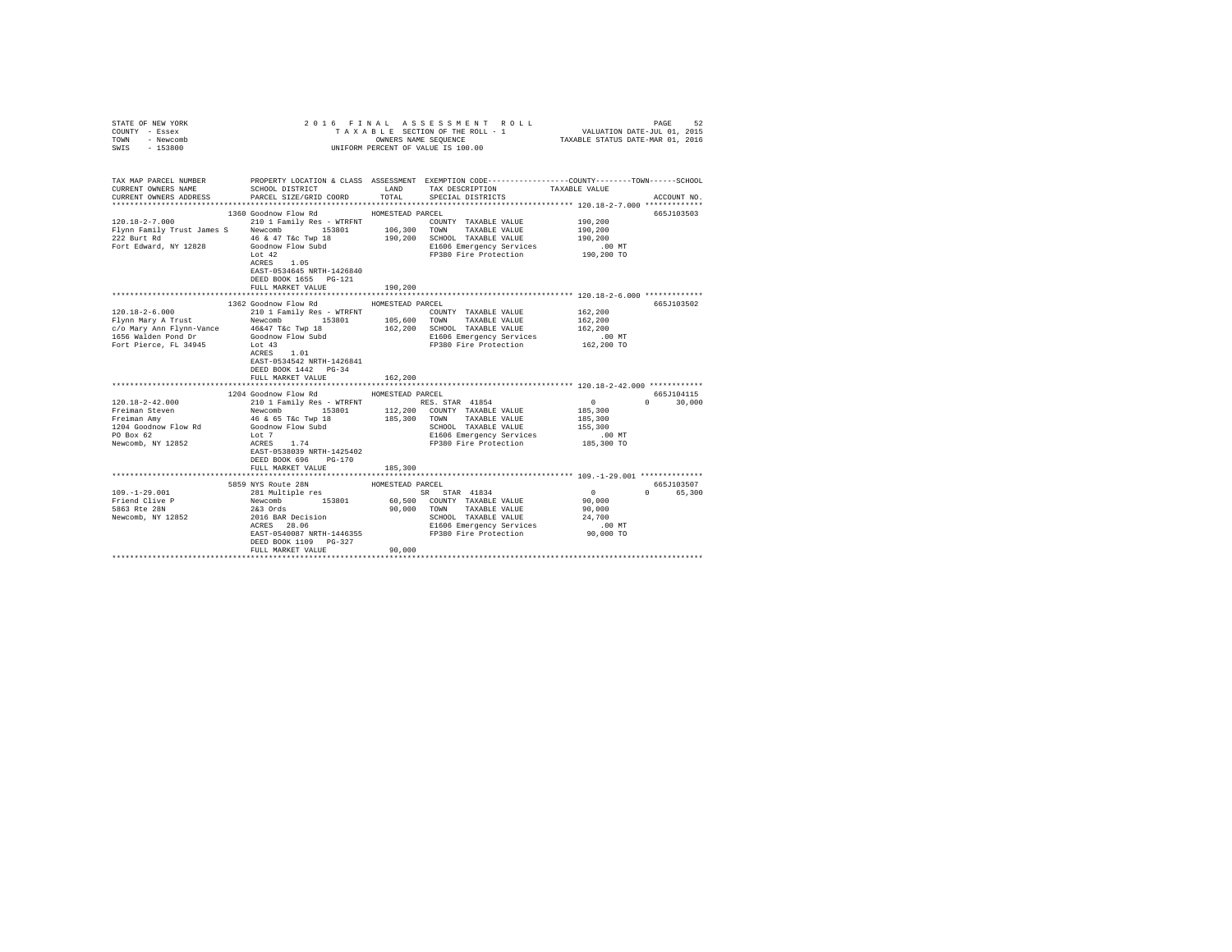STATE OF NEW YORK                2016 FINAL ASSESSMENT ROLL
COUNTY - Essex                   TAXABLE SECTION OF THE ROLL - 1          VALUATION DATE-JUL 01, 2015
TOWN - Newcomb                   OWNERS NAME SEQUENCE                     TAXABLE STATUS DATE-MAR 01, 2016
SWIS - 153800                    UNIFORM PERCENT OF VALUE IS 100.00

```
TAX MAP PARCEL NUMBER          PROPERTY LOCATION & CLASS  ASSESSMENT  EXEMPTION CODE-----------------COUNTY--------TOWN------SCHOOL
CURRENT OWNERS NAME            SCHOOL DISTRICT            LAND        TAX DESCRIPTION            TAXABLE VALUE
CURRENT OWNERS ADDRESS         PARCEL SIZE/GRID COORD     TOTAL       SPECIAL DISTRICTS                                  ACCOUNT NO.
******************************************************************************************************* 120.18-2-7.000 *************
                               1360 Goodnow Flow Rd        HOMESTEAD PARCEL                                               665J103503
120.18-2-7.000                 210 1 Family Res - WTRFNT              COUNTY  TAXABLE VALUE          190,200
Flynn Family Trust James S     Newcomb       153801       106,300    TOWN    TAXABLE VALUE          190,200
222 Burt Rd                    46 & 47 T&c Twp 18         190,200    SCHOOL  TAXABLE VALUE          190,200
Fort Edward, NY 12828          Goodnow Flow Subd                     E1606 Emergency Services           .00 MT
                               Lot 42                                FP380 Fire Protection          190,200 TO
                               ACRES    1.05
                               EAST-0534645 NRTH-1426840
                               DEED BOOK 1655   PG-121
                               FULL MARKET VALUE          190,200
******************************************************************************************************* 120.18-2-6.000 *************
                               1362 Goodnow Flow Rd        HOMESTEAD PARCEL                                               665J103502
120.18-2-6.000                 210 1 Family Res - WTRFNT              COUNTY  TAXABLE VALUE          162,200
Flynn Mary A Trust             Newcomb       153801       105,600    TOWN    TAXABLE VALUE          162,200
c/o Mary Ann Flynn-Vance       46&47 T&c Twp 18           162,200    SCHOOL  TAXABLE VALUE          162,200
1656 Walden Pond Dr            Goodnow Flow Subd                     E1606 Emergency Services           .00 MT
Fort Pierce, FL 34945          Lot 43                                FP380 Fire Protection          162,200 TO
                               ACRES    1.01
                               EAST-0534542 NRTH-1426841
                               DEED BOOK 1442   PG-34
                               FULL MARKET VALUE          162,200
******************************************************************************************************* 120.18-2-42.000 ************
                               1204 Goodnow Flow Rd        HOMESTEAD PARCEL                                               665J104115
120.18-2-42.000                210 1 Family Res - WTRFNT              RES. STAR 41854                  0              0     30,000
Freiman Steven                 Newcomb       153801       112,200    COUNTY  TAXABLE VALUE          185,300
Freiman Amy                    46 & 65 T&c Twp 18         185,300    TOWN    TAXABLE VALUE          185,300
1204 Goodnow Flow Rd           Goodnow Flow Subd                     SCHOOL  TAXABLE VALUE          155,300
PO Box 62                      Lot 7                                 E1606 Emergency Services           .00 MT
Newcomb, NY 12852              ACRES    1.74                         FP380 Fire Protection          185,300 TO
                               EAST-0538039 NRTH-1425402
                               DEED BOOK 696    PG-170
                               FULL MARKET VALUE          185,300
******************************************************************************************************* 109.-1-29.001 **************
                               5859 NYS Route 28N          HOMESTEAD PARCEL                                               665J103507
109.-1-29.001                  281 Multiple res                      SR  STAR 41834                  0              0     65,300
Friend Clive P                 Newcomb       153801        60,500    COUNTY  TAXABLE VALUE           90,000
5863 Rte 28N                   2&3 Ords                    90,000    TOWN    TAXABLE VALUE           90,000
Newcomb, NY 12852              2016 BAR Decision                     SCHOOL  TAXABLE VALUE           24,700
                               ACRES   28.06                         E1606 Emergency Services           .00 MT
                               EAST-0540087 NRTH-1446355             FP380 Fire Protection           90,000 TO
                               DEED BOOK 1109   PG-327
                               FULL MARKET VALUE           90,000
************************************************************************************************************************************
```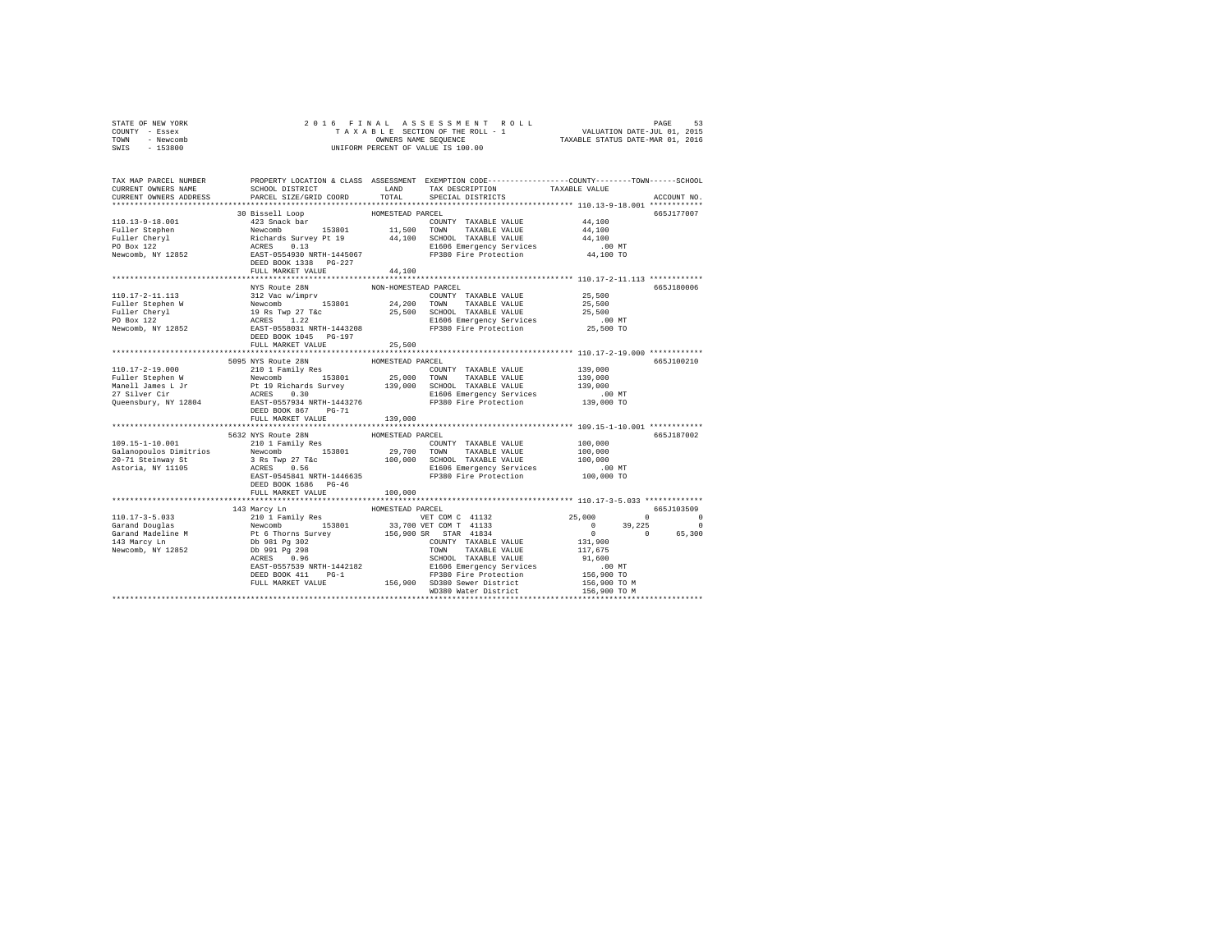STATE OF NEW YORK
COUNTY - Essex
TOWN - Newcomb
SWIS - 153800

2016 FINAL ASSESSMENT ROLL
TAXABLE SECTION OF THE ROLL - 1
OWNERS NAME SEQUENCE
UNIFORM PERCENT OF VALUE IS 100.00

VALUATION DATE-JUL 01, 2015
TAXABLE STATUS DATE-MAR 01, 2016

```
TAX MAP PARCEL NUMBER         PROPERTY LOCATION & CLASS  ASSESSMENT  EXEMPTION CODE-----------------COUNTY--------TOWN------SCHOOL
CURRENT OWNERS NAME           SCHOOL DISTRICT              LAND      TAX DESCRIPTION           TAXABLE VALUE
CURRENT OWNERS ADDRESS        PARCEL SIZE/GRID COORD       TOTAL     SPECIAL DISTRICTS                                      ACCOUNT NO.
******************************************************************************************************* 110.13-9-18.001 ************
                            30 Bissell Loop              HOMESTEAD PARCEL                                                   665J177007
110.13-9-18.001             423 Snack bar                           COUNTY  TAXABLE VALUE           44,100
Fuller Stephen              Newcomb       153801        11,500      TOWN    TAXABLE VALUE           44,100
Fuller Cheryl               Richards Survey Pt 19       44,100      SCHOOL  TAXABLE VALUE           44,100
PO Box 122                  ACRES    0.13                           E1606 Emergency Services          .00 MT
Newcomb, NY 12852           EAST-0554930 NRTH-1445067               FP380 Fire Protection          44,100 TO
                            DEED BOOK 1338   PG-227
                            FULL MARKET VALUE           44,100
******************************************************************************************************* 110.17-2-11.113 ************
                            NYS Route 28N                NON-HOMESTEAD PARCEL                                               665J180006
110.17-2-11.113             312 Vac w/imprv                         COUNTY  TAXABLE VALUE           25,500
Fuller Stephen W            Newcomb       153801        24,200      TOWN    TAXABLE VALUE           25,500
Fuller Cheryl               19 Rs Twp 27 T&c            25,500      SCHOOL  TAXABLE VALUE           25,500
PO Box 122                  ACRES    1.22                           E1606 Emergency Services          .00 MT
Newcomb, NY 12852           EAST-0558031 NRTH-1443208               FP380 Fire Protection          25,500 TO
                            DEED BOOK 1045   PG-197
                            FULL MARKET VALUE           25,500
******************************************************************************************************* 110.17-2-19.000 ************
                            5095 NYS Route 28N           HOMESTEAD PARCEL                                                   665J100210
110.17-2-19.000             210 1 Family Res                        COUNTY  TAXABLE VALUE          139,000
Fuller Stephen W            Newcomb       153801        25,000      TOWN    TAXABLE VALUE          139,000
Manell James L Jr           Pt 19 Richards Survey      139,000      SCHOOL  TAXABLE VALUE          139,000
27 Silver Cir               ACRES    0.30                           E1606 Emergency Services          .00 MT
Queensbury, NY 12804        EAST-0557934 NRTH-1443276               FP380 Fire Protection         139,000 TO
                            DEED BOOK 867    PG-71
                            FULL MARKET VALUE          139,000
******************************************************************************************************* 109.15-1-10.001 ************
                            5632 NYS Route 28N           HOMESTEAD PARCEL                                                   665J187002
109.15-1-10.001             210 1 Family Res                        COUNTY  TAXABLE VALUE          100,000
Galanopoulos Dimitrios      Newcomb       153801        29,700      TOWN    TAXABLE VALUE          100,000
20-71 Steinway St           3 Rs Twp 27 T&c            100,000      SCHOOL  TAXABLE VALUE          100,000
Astoria, NY 11105           ACRES    0.56                           E1606 Emergency Services          .00 MT
                            EAST-0545841 NRTH-1446635               FP380 Fire Protection         100,000 TO
                            DEED BOOK 1686   PG-46
                            FULL MARKET VALUE          100,000
******************************************************************************************************* 110.17-3-5.033 *************
                            143 Marcy Ln                 HOMESTEAD PARCEL                                                   665J103509
110.17-3-5.033              210 1 Family Res                 VET COM C 41132              25,000          0            0
Garand Douglas              Newcomb       153801        33,700 VET COM T 41133                 0     39,225            0
Garand Madeline M           Pt 6 Thorns Survey         156,900 SR  STAR 41834                  0          0       65,300
143 Marcy Ln                Db 981 Pg 302                           COUNTY  TAXABLE VALUE          131,900
Newcomb, NY 12852           Db 991 Pg 298                           TOWN    TAXABLE VALUE          117,675
                            ACRES    0.96                           SCHOOL  TAXABLE VALUE           91,600
                            EAST-0557539 NRTH-1442182               E1606 Emergency Services          .00 MT
                            DEED BOOK 411    PG-1                   FP380 Fire Protection         156,900 TO
                            FULL MARKET VALUE          156,900      SD380 Sewer District          156,900 TO M
                                                                    WD380 Water District          156,900 TO M
************************************************************************************************************************************
```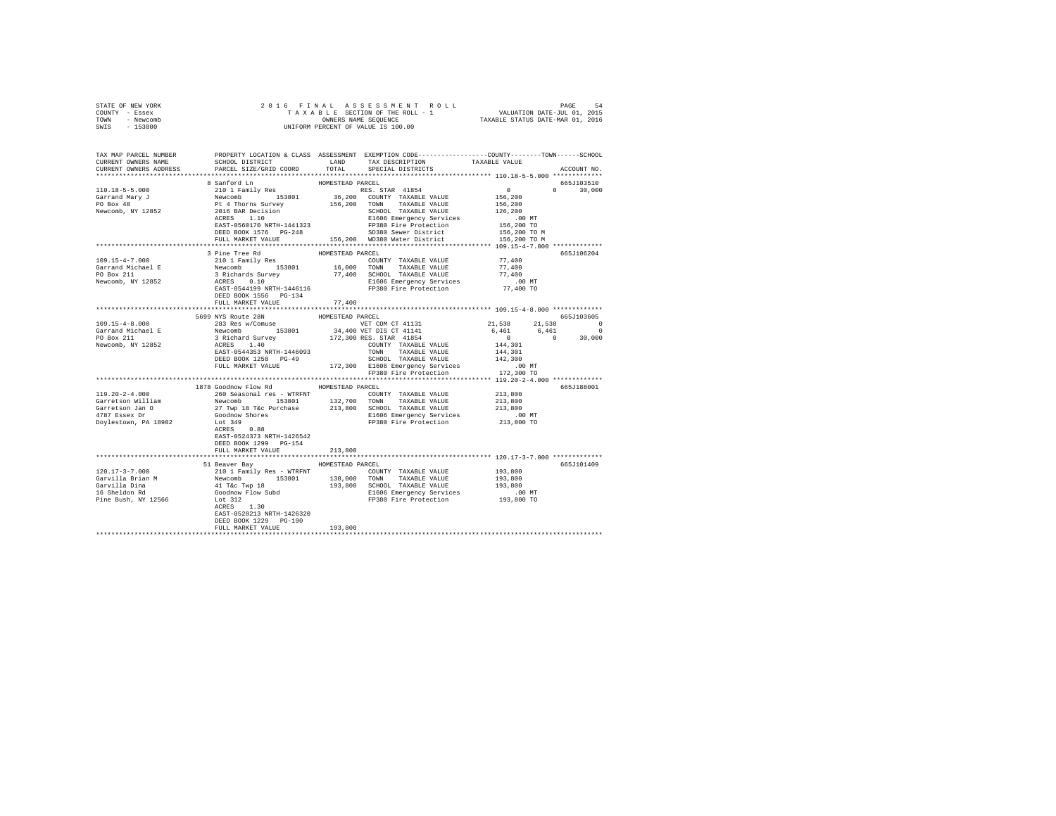STATE OF NEW YORK · COUNTY - Essex · TOWN - Newcomb · SWIS - 153800

# 2016 FINAL ASSESSMENT ROLL

TAXABLE SECTION OF THE ROLL - 1 · OWNERS NAME SEQUENCE · UNIFORM PERCENT OF VALUE IS 100.00

VALUATION DATE-JUL 01, 2015 · TAXABLE STATUS DATE-MAR 01, 2016

```
TAX MAP PARCEL NUMBER         PROPERTY LOCATION & CLASS  ASSESSMENT  EXEMPTION CODE-----------------COUNTY--------TOWN------SCHOOL
CURRENT OWNERS NAME           SCHOOL DISTRICT             LAND       TAX DESCRIPTION              TAXABLE VALUE
CURRENT OWNERS ADDRESS        PARCEL SIZE/GRID COORD      TOTAL      SPECIAL DISTRICTS                                    ACCOUNT NO.
******************************************************************************************************* 110.18-5-5.000 *************
                              8 Sanford Ln               HOMESTEAD PARCEL                                                 665J103510
110.18-5-5.000                210 1 Family Res                       RES. STAR 41854              0            0        30,000
Garrand Mary J                Newcomb      153801         36,200     COUNTY  TAXABLE VALUE        156,200
PO Box 48                     Pt 4 Thorns Survey         156,200     TOWN    TAXABLE VALUE        156,200
Newcomb, NY 12852             2016 BAR Decision                      SCHOOL  TAXABLE VALUE        126,200
                              ACRES    1.10                          E1606 Emergency Services          .00 MT
                              EAST-0560170 NRTH-1441323              FP380 Fire Protection        156,200 TO
                              DEED BOOK 1576   PG-248                SD380 Sewer District         156,200 TO M
                              FULL MARKET VALUE          156,200     WD380 Water District         156,200 TO M
******************************************************************************************************* 109.15-4-7.000 *************
                              3 Pine Tree Rd             HOMESTEAD PARCEL                                                 665J106204
109.15-4-7.000                210 1 Family Res                       COUNTY  TAXABLE VALUE        77,400
Garrand Michael E             Newcomb      153801         16,000     TOWN    TAXABLE VALUE        77,400
PO Box 211                    3 Richards Survey           77,400     SCHOOL  TAXABLE VALUE        77,400
Newcomb, NY 12852             ACRES    0.10                          E1606 Emergency Services          .00 MT
                              EAST-0544199 NRTH-1446116              FP380 Fire Protection        77,400 TO
                              DEED BOOK 1556   PG-134
                              FULL MARKET VALUE           77,400
******************************************************************************************************* 109.15-4-8.000 *************
                              5699 NYS Route 28N         HOMESTEAD PARCEL                                                 665J103605
109.15-4-8.000                283 Res w/Comuse                       VET COM CT 41131             21,538       21,538          0
Garrand Michael E             Newcomb      153801         34,400     VET DIS CT 41141             6,461        6,461           0
PO Box 211                    3 Richard Survey           172,300     RES. STAR 41854              0            0        30,000
Newcomb, NY 12852             ACRES    1.40                          COUNTY  TAXABLE VALUE        144,301
                              EAST-0544353 NRTH-1446093              TOWN    TAXABLE VALUE        144,301
                              DEED BOOK 1258   PG-49                 SCHOOL  TAXABLE VALUE        142,300
                              FULL MARKET VALUE          172,300     E1606 Emergency Services          .00 MT
                                                                     FP380 Fire Protection        172,300 TO
******************************************************************************************************* 119.20-2-4.000 *************
                              1878 Goodnow Flow Rd       HOMESTEAD PARCEL                                                 665J188001
119.20-2-4.000                260 Seasonal res - WTRFNT              COUNTY  TAXABLE VALUE        213,800
Garretson William             Newcomb      153801        132,700     TOWN    TAXABLE VALUE        213,800
Garretson Jan O               27 Twp 18 T&c Purchase     213,800     SCHOOL  TAXABLE VALUE        213,800
4787 Essex Dr                 Goodnow Shores                         E1606 Emergency Services          .00 MT
Doylestown, PA 18902          Lot 349                                FP380 Fire Protection        213,800 TO
                              ACRES    0.88
                              EAST-0524373 NRTH-1426542
                              DEED BOOK 1299   PG-154
                              FULL MARKET VALUE          213,800
******************************************************************************************************* 120.17-3-7.000 *************
                              51 Beaver Bay              HOMESTEAD PARCEL                                                 665J101409
120.17-3-7.000                210 1 Family Res - WTRFNT              COUNTY  TAXABLE VALUE        193,800
Garvilla Brian M              Newcomb      153801        130,000     TOWN    TAXABLE VALUE        193,800
Garvilla Dina                 41 T&c Twp 18              193,800     SCHOOL  TAXABLE VALUE        193,800
16 Sheldon Rd                 Goodnow Flow Subd                      E1606 Emergency Services          .00 MT
Pine Bush, NY 12566           Lot 312                                FP380 Fire Protection        193,800 TO
                              ACRES    1.30
                              EAST-0528213 NRTH-1426320
                              DEED BOOK 1229   PG-190
                              FULL MARKET VALUE          193,800
************************************************************************************************************************************
```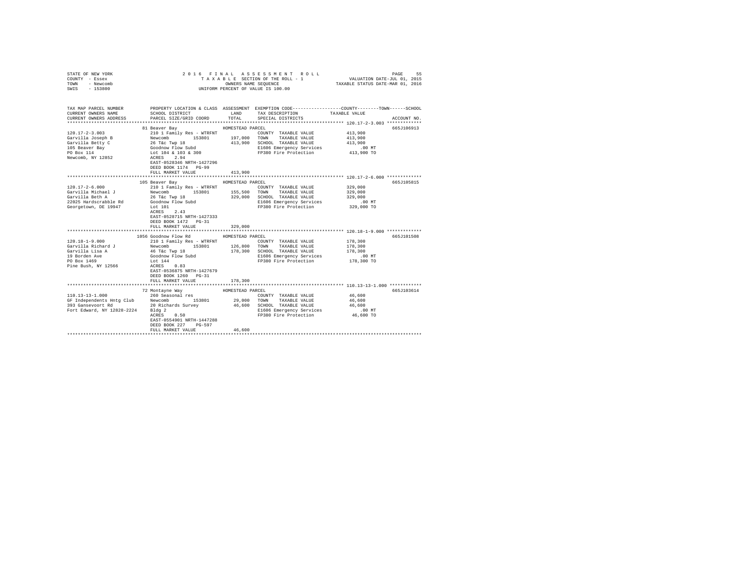STATE OF NEW YORK
COUNTY - Essex
TOWN - Newcomb
SWIS - 153800

2016 FINAL ASSESSMENT ROLL
TAXABLE SECTION OF THE ROLL - 1
OWNERS NAME SEQUENCE
UNIFORM PERCENT OF VALUE IS 100.00

VALUATION DATE-JUL 01, 2015
TAXABLE STATUS DATE-MAR 01, 2016

| TAX MAP PARCEL NUMBER / CURRENT OWNERS NAME / CURRENT OWNERS ADDRESS | PROPERTY LOCATION & CLASS / SCHOOL DISTRICT / PARCEL SIZE/GRID COORD | ASSESSMENT LAND | TOTAL | EXEMPTION CODE / TAX DESCRIPTION / SPECIAL DISTRICTS | TAXABLE VALUE (COUNTY / TOWN / SCHOOL) | ACCOUNT NO. |
|---|---|---|---|---|---|---|
| **120.17-2-3.003** | 81 Beaver Bay | | | HOMESTEAD PARCEL | | 665J106913 |
| 120.17-2-3.003 | 210 1 Family Res - WTRFNT | | | COUNTY TAXABLE VALUE | 413,900 | |
| Garvilla Joseph B | Newcomb 153801 | 197,000 | | TOWN TAXABLE VALUE | 413,900 | |
| Garvilla Betty C | 26 T&c Twp 18 | | 413,900 | SCHOOL TAXABLE VALUE | 413,900 | |
| 105 Beaver Bay | Goodnow Flow Subd | | | E1606 Emergency Services | .00 MT | |
| PO Box 114 | Lot 104 & 103 & 300 | | | FP380 Fire Protection | 413,900 TO | |
| Newcomb, NY 12852 | ACRES 2.94 | | | | | |
| | EAST-0528346 NRTH-1427296 | | | | | |
| | DEED BOOK 1174 PG-99 | | | | | |
| | FULL MARKET VALUE | | 413,900 | | | |
| **120.17-2-6.000** | 105 Beaver Bay | | | HOMESTEAD PARCEL | | 665J105815 |
| 120.17-2-6.000 | 210 1 Family Res - WTRFNT | | | COUNTY TAXABLE VALUE | 329,000 | |
| Garvilla Michael J | Newcomb 153801 | 155,500 | | TOWN TAXABLE VALUE | 329,000 | |
| Garvilla Beth A | 26 T&c Twp 18 | | 329,000 | SCHOOL TAXABLE VALUE | 329,000 | |
| 22025 Hardscrabble Rd | Goodnow Flow Subd | | | E1606 Emergency Services | .00 MT | |
| Georgetown, DE 19947 | Lot 101 | | | FP380 Fire Protection | 329,000 TO | |
| | ACRES 2.43 | | | | | |
| | EAST-0528715 NRTH-1427333 | | | | | |
| | DEED BOOK 1472 PG-31 | | | | | |
| | FULL MARKET VALUE | | 329,000 | | | |
| **120.18-1-9.000** | 1056 Goodnow Flow Rd | | | HOMESTEAD PARCEL | | 665J101508 |
| 120.18-1-9.000 | 210 1 Family Res - WTRFNT | | | COUNTY TAXABLE VALUE | 178,300 | |
| Garvilla Richard J | Newcomb 153801 | 126,800 | | TOWN TAXABLE VALUE | 178,300 | |
| Garvilla Lisa A | 46 T&c Twp 18 | | 178,300 | SCHOOL TAXABLE VALUE | 178,300 | |
| 19 Borden Ave | Goodnow Flow Subd | | | E1606 Emergency Services | .00 MT | |
| PO Box 1469 | Lot 144 | | | FP380 Fire Protection | 178,300 TO | |
| Pine Bush, NY 12566 | ACRES 0.83 | | | | | |
| | EAST-0536875 NRTH-1427679 | | | | | |
| | DEED BOOK 1260 PG-31 | | | | | |
| | FULL MARKET VALUE | | 178,300 | | | |
| **110.13-13-1.000** | 72 Montayne Way | | | HOMESTEAD PARCEL | | 665J103614 |
| 110.13-13-1.000 | 260 Seasonal res | | | COUNTY TAXABLE VALUE | 46,600 | |
| GF Independents Hntg Club | Newcomb 153801 | 29,000 | | TOWN TAXABLE VALUE | 46,600 | |
| 393 Gansevoort Rd | 20 Richards Survey | | 46,600 | SCHOOL TAXABLE VALUE | 46,600 | |
| Fort Edward, NY 12828-2224 | Bldg 2 | | | E1606 Emergency Services | .00 MT | |
| | ACRES 0.50 | | | FP380 Fire Protection | 46,600 TO | |
| | EAST-0554901 NRTH-1447288 | | | | | |
| | DEED BOOK 227 PG-597 | | | | | |
| | FULL MARKET VALUE | | 46,600 | | | |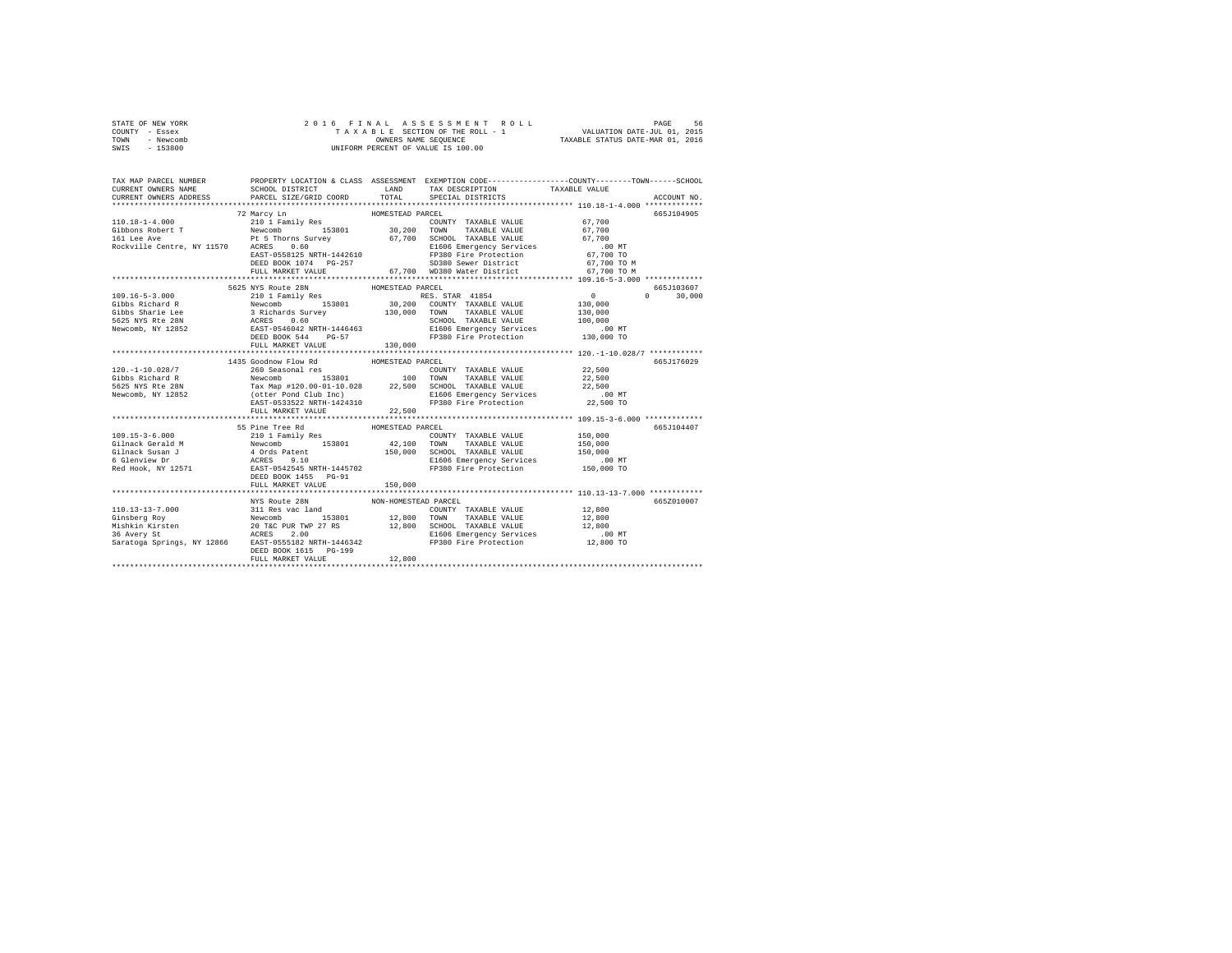STATE OF NEW YORK — 2016 FINAL ASSESSMENT ROLL
COUNTY - Essex — TAXABLE SECTION OF THE ROLL - 1 — VALUATION DATE-JUL 01, 2015
TOWN - Newcomb — OWNERS NAME SEQUENCE — TAXABLE STATUS DATE-MAR 01, 2016
SWIS - 153800 — UNIFORM PERCENT OF VALUE IS 100.00

```
TAX MAP PARCEL NUMBER          PROPERTY LOCATION & CLASS  ASSESSMENT  EXEMPTION CODE-----------------COUNTY--------TOWN------SCHOOL
CURRENT OWNERS NAME            SCHOOL DISTRICT              LAND      TAX DESCRIPTION            TAXABLE VALUE
CURRENT OWNERS ADDRESS         PARCEL SIZE/GRID COORD       TOTAL     SPECIAL DISTRICTS                                      ACCOUNT NO.
******************************************************************************************************* 110.18-1-4.000 *************
                               72 Marcy Ln                  HOMESTEAD PARCEL                                                 665J104905
110.18-1-4.000                 210 1 Family Res                       COUNTY  TAXABLE VALUE            67,700
Gibbons Robert T               Newcomb        153801        30,200    TOWN    TAXABLE VALUE            67,700
161 Lee Ave                    Pt 5 Thorns Survey           67,700    SCHOOL  TAXABLE VALUE            67,700
Rockville Centre, NY 11570     ACRES    0.60                          E1606 Emergency Services            .00 MT
                               EAST-0558125 NRTH-1442610              FP380 Fire Protection            67,700 TO
                               DEED BOOK 1074   PG-257                SD380 Sewer District             67,700 TO M
                               FULL MARKET VALUE            67,700    WD380 Water District             67,700 TO M
******************************************************************************************************* 109.16-5-3.000 *************
                               5625 NYS Route 28N           HOMESTEAD PARCEL                                                 665J103607
109.16-5-3.000                 210 1 Family Res                       RES. STAR  41854                      0           0      30,000
Gibbs Richard R                Newcomb        153801        30,200    COUNTY  TAXABLE VALUE           130,000
Gibbs Sharie Lee               3 Richards Survey           130,000    TOWN    TAXABLE VALUE           130,000
5625 NYS Rte 28N               ACRES    0.60                          SCHOOL  TAXABLE VALUE           100,000
Newcomb, NY 12852              EAST-0546042 NRTH-1446463              E1606 Emergency Services            .00 MT
                               DEED BOOK 544    PG-57                 FP380 Fire Protection           130,000 TO
                               FULL MARKET VALUE           130,000
******************************************************************************************************* 120.-1-10.028/7 ************
                               1435 Goodnow Flow Rd         HOMESTEAD PARCEL                                                 665J176029
120.-1-10.028/7                260 Seasonal res                       COUNTY  TAXABLE VALUE            22,500
Gibbs Richard R                Newcomb        153801           100    TOWN    TAXABLE VALUE            22,500
5625 NYS Rte 28N               Tax Map #120.00-01-10.028    22,500    SCHOOL  TAXABLE VALUE            22,500
Newcomb, NY 12852              (otter Pond Club Inc)                  E1606 Emergency Services            .00 MT
                               EAST-0533522 NRTH-1424310              FP380 Fire Protection            22,500 TO
                               FULL MARKET VALUE            22,500
******************************************************************************************************* 109.15-3-6.000 *************
                               55 Pine Tree Rd              HOMESTEAD PARCEL                                                 665J104407
109.15-3-6.000                 210 1 Family Res                       COUNTY  TAXABLE VALUE           150,000
Gilnack Gerald M               Newcomb        153801        42,100    TOWN    TAXABLE VALUE           150,000
Gilnack Susan J                4 Ords Patent               150,000    SCHOOL  TAXABLE VALUE           150,000
6 Glenview Dr                  ACRES    9.10                          E1606 Emergency Services            .00 MT
Red Hook, NY 12571             EAST-0542545 NRTH-1445702              FP380 Fire Protection           150,000 TO
                               DEED BOOK 1455   PG-91
                               FULL MARKET VALUE           150,000
******************************************************************************************************* 110.13-13-7.000 ************
                               NYS Route 28N                NON-HOMESTEAD PARCEL                                             665Z010007
110.13-13-7.000                311 Res vac land                       COUNTY  TAXABLE VALUE            12,800
Ginsberg Roy                   Newcomb        153801        12,800    TOWN    TAXABLE VALUE            12,800
Mishkin Kirsten                20 T&C PUR TWP 27 RS         12,800    SCHOOL  TAXABLE VALUE            12,800
36 Avery St                    ACRES    2.00                          E1606 Emergency Services            .00 MT
Saratoga Springs, NY 12866     EAST-0555182 NRTH-1446342              FP380 Fire Protection            12,800 TO
                               DEED BOOK 1615   PG-199
                               FULL MARKET VALUE            12,800
************************************************************************************************************************************
```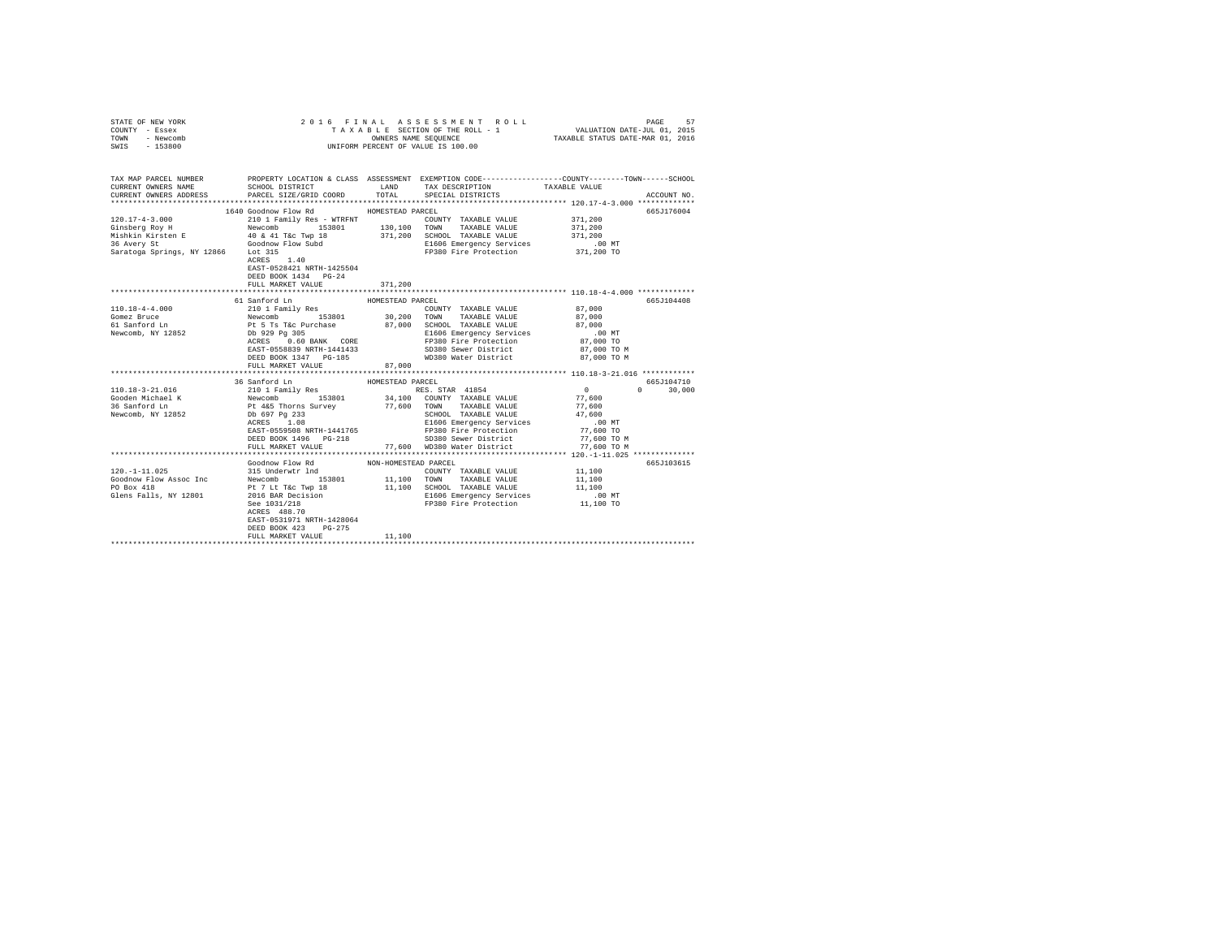STATE OF NEW YORK
COUNTY - Essex
TOWN - Newcomb
SWIS - 153800

2016 FINAL ASSESSMENT ROLL
TAXABLE SECTION OF THE ROLL - 1
OWNERS NAME SEQUENCE
UNIFORM PERCENT OF VALUE IS 100.00

VALUATION DATE-JUL 01, 2015
TAXABLE STATUS DATE-MAR 01, 2016

```
TAX MAP PARCEL NUMBER          PROPERTY LOCATION & CLASS  ASSESSMENT  EXEMPTION CODE-----------------COUNTY--------TOWN------SCHOOL
CURRENT OWNERS NAME            SCHOOL DISTRICT             LAND       TAX DESCRIPTION            TAXABLE VALUE
CURRENT OWNERS ADDRESS         PARCEL SIZE/GRID COORD      TOTAL      SPECIAL DISTRICTS                                    ACCOUNT NO.
******************************************************************************************************* 120.17-4-3.000 *************
                               1640 Goodnow Flow Rd        HOMESTEAD PARCEL                                                665J176004
120.17-4-3.000                 210 1 Family Res - WTRFNT              COUNTY  TAXABLE VALUE            371,200
Ginsberg Roy H                 Newcomb      153801        130,100     TOWN    TAXABLE VALUE            371,200
Mishkin Kirsten E              40 & 41 T&c Twp 18         371,200     SCHOOL  TAXABLE VALUE            371,200
36 Avery St                    Goodnow Flow Subd                      E1606 Emergency Services              .00 MT
Saratoga Springs, NY 12866     Lot 315                                FP380 Fire Protection            371,200 TO
                               ACRES    1.40
                               EAST-0528421 NRTH-1425504
                               DEED BOOK 1434   PG-24
                               FULL MARKET VALUE          371,200
******************************************************************************************************* 110.18-4-4.000 *************
                               61 Sanford Ln               HOMESTEAD PARCEL                                                665J104408
110.18-4-4.000                 210 1 Family Res                       COUNTY  TAXABLE VALUE             87,000
Gomez Bruce                    Newcomb      153801         30,200     TOWN    TAXABLE VALUE             87,000
61 Sanford Ln                  Pt 5 Ts T&c Purchase        87,000     SCHOOL  TAXABLE VALUE             87,000
Newcomb, NY 12852              Db 929 Pg 305                          E1606 Emergency Services              .00 MT
                               ACRES    0.60 BANK   CORE              FP380 Fire Protection             87,000 TO
                               EAST-0558839 NRTH-1441433              SD380 Sewer District              87,000 TO M
                               DEED BOOK 1347   PG-185                WD380 Water District              87,000 TO M
                               FULL MARKET VALUE           87,000
******************************************************************************************************* 110.18-3-21.016 ************
                               36 Sanford Ln               HOMESTEAD PARCEL                                                665J104710
110.18-3-21.016                210 1 Family Res                       RES. STAR  41854                      0          0     30,000
Gooden Michael K               Newcomb      153801         34,100     COUNTY  TAXABLE VALUE             77,600
36 Sanford Ln                  Pt 4&5 Thorns Survey        77,600     TOWN    TAXABLE VALUE             77,600
Newcomb, NY 12852              Db 697 Pg 233                          SCHOOL  TAXABLE VALUE             47,600
                               ACRES    1.08                          E1606 Emergency Services              .00 MT
                               EAST-0559508 NRTH-1441765              FP380 Fire Protection             77,600 TO
                               DEED BOOK 1496   PG-218                SD380 Sewer District              77,600 TO M
                               FULL MARKET VALUE           77,600     WD380 Water District              77,600 TO M
******************************************************************************************************* 120.-1-11.025 **************
                               Goodnow Flow Rd             NON-HOMESTEAD PARCEL                                            665J103615
120.-1-11.025                  315 Underwtr lnd                       COUNTY  TAXABLE VALUE             11,100
Goodnow Flow Assoc Inc         Newcomb      153801         11,100     TOWN    TAXABLE VALUE             11,100
PO Box 418                     Pt 7 Lt T&c Twp 18          11,100     SCHOOL  TAXABLE VALUE             11,100
Glens Falls, NY 12801          2016 BAR Decision                      E1606 Emergency Services              .00 MT
                               See 1031/218                           FP380 Fire Protection             11,100 TO
                               ACRES  488.70
                               EAST-0531971 NRTH-1428064
                               DEED BOOK 423    PG-275
                               FULL MARKET VALUE           11,100
************************************************************************************************************************************
```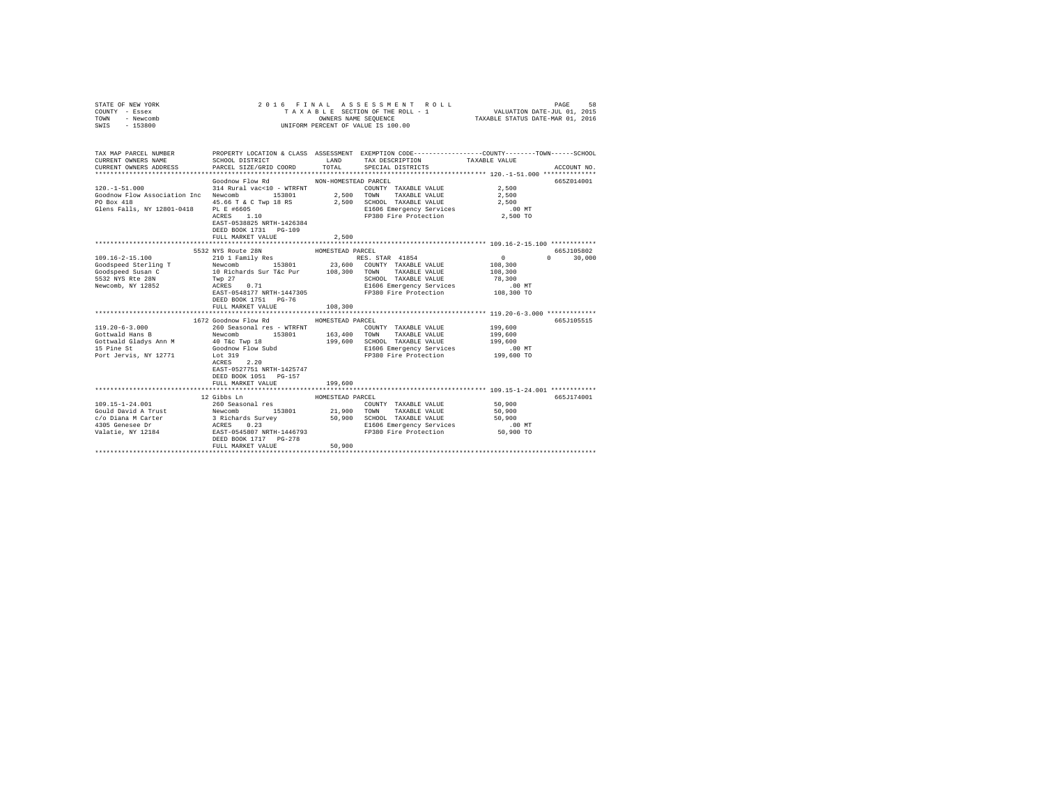STATE OF NEW YORK                    2 0 1 6   F I N A L   A S S E S S M E N T   R O L L                    PAGE 58
COUNTY - Essex                       T A X A B L E  SECTION OF THE ROLL - 1          VALUATION DATE-JUL 01, 2015
TOWN - Newcomb                       OWNERS NAME SEQUENCE                    TAXABLE STATUS DATE-MAR 01, 2016
SWIS - 153800                        UNIFORM PERCENT OF VALUE IS 100.00

| TAX MAP PARCEL NUMBER / CURRENT OWNERS NAME / CURRENT OWNERS ADDRESS | PROPERTY LOCATION & CLASS / SCHOOL DISTRICT / PARCEL SIZE/GRID COORD | ASSESSMENT LAND / TOTAL | EXEMPTION CODE / TAX DESCRIPTION / SPECIAL DISTRICTS | COUNTY / TOWN / SCHOOL TAXABLE VALUE | ACCOUNT NO. |
|---|---|---|---|---|---|
| **120.-1-51.000** | Goodnow Flow Rd | NON-HOMESTEAD PARCEL | | | 665Z014001 |
| | 314 Rural vac<10 - WTRFNT | | COUNTY TAXABLE VALUE | 2,500 | |
| Goodnow Flow Association Inc | Newcomb 153801 | 2,500 | TOWN TAXABLE VALUE | 2,500 | |
| PO Box 418 | 45.66 T & C Twp 18 RS | 2,500 | SCHOOL TAXABLE VALUE | 2,500 | |
| Glens Falls, NY 12801-0418 | PL E #6605 | | E1606 Emergency Services | .00 MT | |
| | ACRES 1.10 | | FP380 Fire Protection | 2,500 TO | |
| | EAST-0538825 NRTH-1426384 | | | | |
| | DEED BOOK 1731 PG-109 | | | | |
| | FULL MARKET VALUE | 2,500 | | | |
| **109.16-2-15.100** | 5532 NYS Route 28N | HOMESTEAD PARCEL | | | 665J105802 |
| | 210 1 Family Res | | RES. STAR 41854 | 0 0 30,000 | |
| Goodspeed Sterling T | Newcomb 153801 | 23,600 | COUNTY TAXABLE VALUE | 108,300 | |
| Goodspeed Susan C | 10 Richards Sur T&c Pur | 108,300 | TOWN TAXABLE VALUE | 108,300 | |
| 5532 NYS Rte 28N | Twp 27 | | SCHOOL TAXABLE VALUE | 78,300 | |
| Newcomb, NY 12852 | ACRES 0.71 | | E1606 Emergency Services | .00 MT | |
| | EAST-0548177 NRTH-1447305 | | FP380 Fire Protection | 108,300 TO | |
| | DEED BOOK 1751 PG-76 | | | | |
| | FULL MARKET VALUE | 108,300 | | | |
| **119.20-6-3.000** | 1672 Goodnow Flow Rd | HOMESTEAD PARCEL | | | 665J105515 |
| | 260 Seasonal res - WTRFNT | | COUNTY TAXABLE VALUE | 199,600 | |
| Gottwald Hans B | Newcomb 153801 | 163,400 | TOWN TAXABLE VALUE | 199,600 | |
| Gottwald Gladys Ann M | 40 T&c Twp 18 | 199,600 | SCHOOL TAXABLE VALUE | 199,600 | |
| 15 Pine St | Goodnow Flow Subd | | E1606 Emergency Services | .00 MT | |
| Port Jervis, NY 12771 | Lot 319 | | FP380 Fire Protection | 199,600 TO | |
| | ACRES 2.20 | | | | |
| | EAST-0527751 NRTH-1425747 | | | | |
| | DEED BOOK 1051 PG-157 | | | | |
| | FULL MARKET VALUE | 199,600 | | | |
| **109.15-1-24.001** | 12 Gibbs Ln | HOMESTEAD PARCEL | | | 665J174001 |
| | 260 Seasonal res | | COUNTY TAXABLE VALUE | 50,900 | |
| Gould David A Trust | Newcomb 153801 | 21,900 | TOWN TAXABLE VALUE | 50,900 | |
| c/o Diana M Carter | 3 Richards Survey | 50,900 | SCHOOL TAXABLE VALUE | 50,900 | |
| 4305 Genesee Dr | ACRES 0.23 | | E1606 Emergency Services | .00 MT | |
| Valatie, NY 12184 | EAST-0545807 NRTH-1446793 | | FP380 Fire Protection | 50,900 TO | |
| | DEED BOOK 1717 PG-278 | | | | |
| | FULL MARKET VALUE | 50,900 | | | |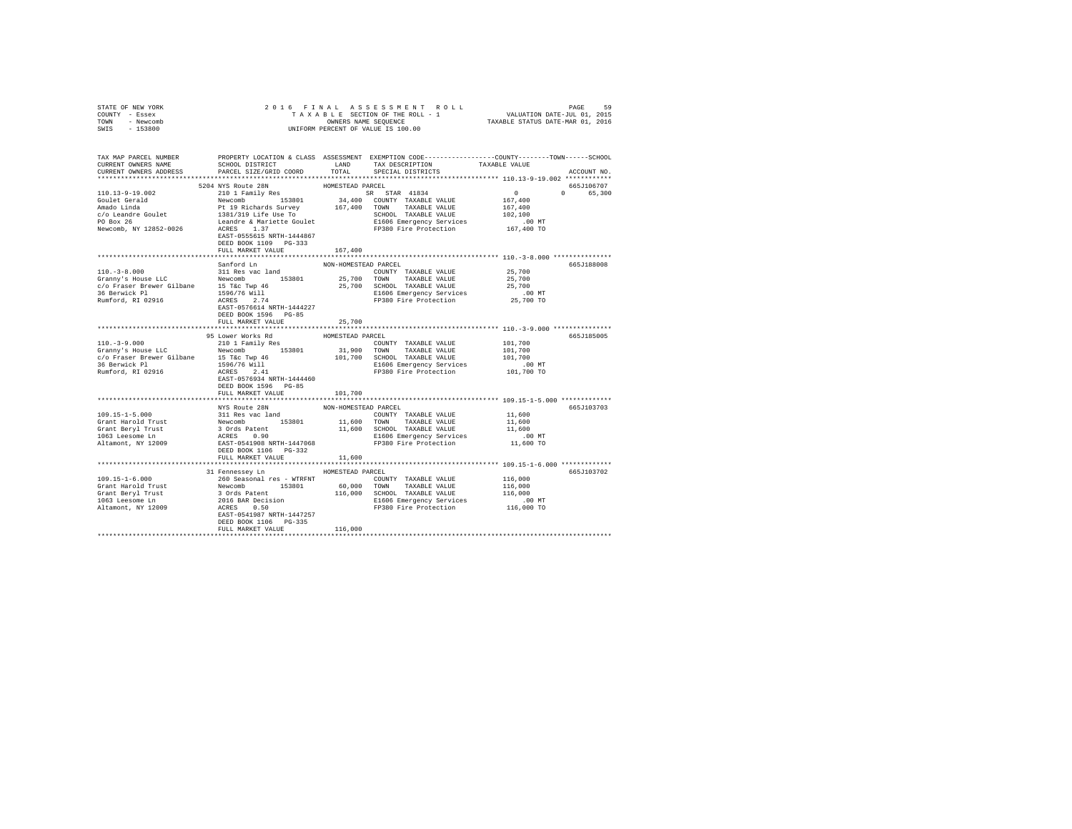STATE OF NEW YORK
COUNTY - Essex
TOWN - Newcomb
SWIS - 153800

2016 FINAL ASSESSMENT ROLL
TAXABLE SECTION OF THE ROLL - 1
OWNERS NAME SEQUENCE
UNIFORM PERCENT OF VALUE IS 100.00

VALUATION DATE-JUL 01, 2015
TAXABLE STATUS DATE-MAR 01, 2016

```
TAX MAP PARCEL NUMBER      PROPERTY LOCATION & CLASS  ASSESSMENT  EXEMPTION CODE-----------------COUNTY--------TOWN------SCHOOL
CURRENT OWNERS NAME        SCHOOL DISTRICT              LAND      TAX DESCRIPTION          TAXABLE VALUE
CURRENT OWNERS ADDRESS     PARCEL SIZE/GRID COORD       TOTAL     SPECIAL DISTRICTS                                     ACCOUNT NO.
************************************************************************************************ 110.13-9-19.002 ************
                          5204 NYS Route 28N            HOMESTEAD PARCEL                                                665J106707
110.13-9-19.002            210 1 Family Res                  SR  STAR 41834                    0          0     65,300
Goulet Gerald              Newcomb          153801      34,400   COUNTY  TAXABLE VALUE       167,400
Amado Linda                Pt 19 Richards Survey       167,400   TOWN    TAXABLE VALUE       167,400
c/o Leandre Goulet         1381/319 Life Use To                  SCHOOL  TAXABLE VALUE       102,100
PO Box 26                  Leandre & Mariette Goulet             E1606 Emergency Services       .00 MT
Newcomb, NY 12852-0026     ACRES    1.37                         FP380 Fire Protection       167,400 TO
                           EAST-0555615 NRTH-1444867
                           DEED BOOK 1109   PG-333
                           FULL MARKET VALUE           167,400
************************************************************************************************ 110.-3-8.000 ***************
                           Sanford Ln                   NON-HOMESTEAD PARCEL                                            665J188008
110.-3-8.000               311 Res vac land                      COUNTY  TAXABLE VALUE        25,700
Granny's House LLC         Newcomb          153801      25,700   TOWN    TAXABLE VALUE        25,700
c/o Fraser Brewer Gilbane  15 T&c Twp 46                25,700   SCHOOL  TAXABLE VALUE        25,700
36 Berwick Pl              1596/76 Will                          E1606 Emergency Services       .00 MT
Rumford, RI 02916          ACRES    2.74                         FP380 Fire Protection        25,700 TO
                           EAST-0576614 NRTH-1444227
                           DEED BOOK 1596   PG-85
                           FULL MARKET VALUE            25,700
************************************************************************************************ 110.-3-9.000 ***************
                          95 Lower Works Rd             HOMESTEAD PARCEL                                                665J185005
110.-3-9.000               210 1 Family Res                      COUNTY  TAXABLE VALUE       101,700
Granny's House LLC         Newcomb          153801      31,900   TOWN    TAXABLE VALUE       101,700
c/o Fraser Brewer Gilbane  15 T&c Twp 46               101,700   SCHOOL  TAXABLE VALUE       101,700
36 Berwick Pl              1596/76 Will                          E1606 Emergency Services       .00 MT
Rumford, RI 02916          ACRES    2.41                         FP380 Fire Protection       101,700 TO
                           EAST-0576934 NRTH-1444460
                           DEED BOOK 1596   PG-85
                           FULL MARKET VALUE           101,700
************************************************************************************************ 109.15-1-5.000 *************
                           NYS Route 28N                NON-HOMESTEAD PARCEL                                            665J103703
109.15-1-5.000             311 Res vac land                      COUNTY  TAXABLE VALUE        11,600
Grant Harold Trust         Newcomb          153801      11,600   TOWN    TAXABLE VALUE        11,600
Grant Beryl Trust          3 Ords Patent                11,600   SCHOOL  TAXABLE VALUE        11,600
1063 Leesome Ln            ACRES    0.90                         E1606 Emergency Services       .00 MT
Altamont, NY 12009         EAST-0541908 NRTH-1447068             FP380 Fire Protection        11,600 TO
                           DEED BOOK 1106   PG-332
                           FULL MARKET VALUE            11,600
************************************************************************************************ 109.15-1-6.000 *************
                          31 Fennessey Ln               HOMESTEAD PARCEL                                                665J103702
109.15-1-6.000             260 Seasonal res - WTRFNT             COUNTY  TAXABLE VALUE       116,000
Grant Harold Trust         Newcomb          153801      60,000   TOWN    TAXABLE VALUE       116,000
Grant Beryl Trust          3 Ords Patent               116,000   SCHOOL  TAXABLE VALUE       116,000
1063 Leesome Ln            2016 BAR Decision                     E1606 Emergency Services       .00 MT
Altamont, NY 12009         ACRES    0.50                         FP380 Fire Protection       116,000 TO
                           EAST-0541987 NRTH-1447257
                           DEED BOOK 1106   PG-335
                           FULL MARKET VALUE           116,000
******************************************************************************************************************************
```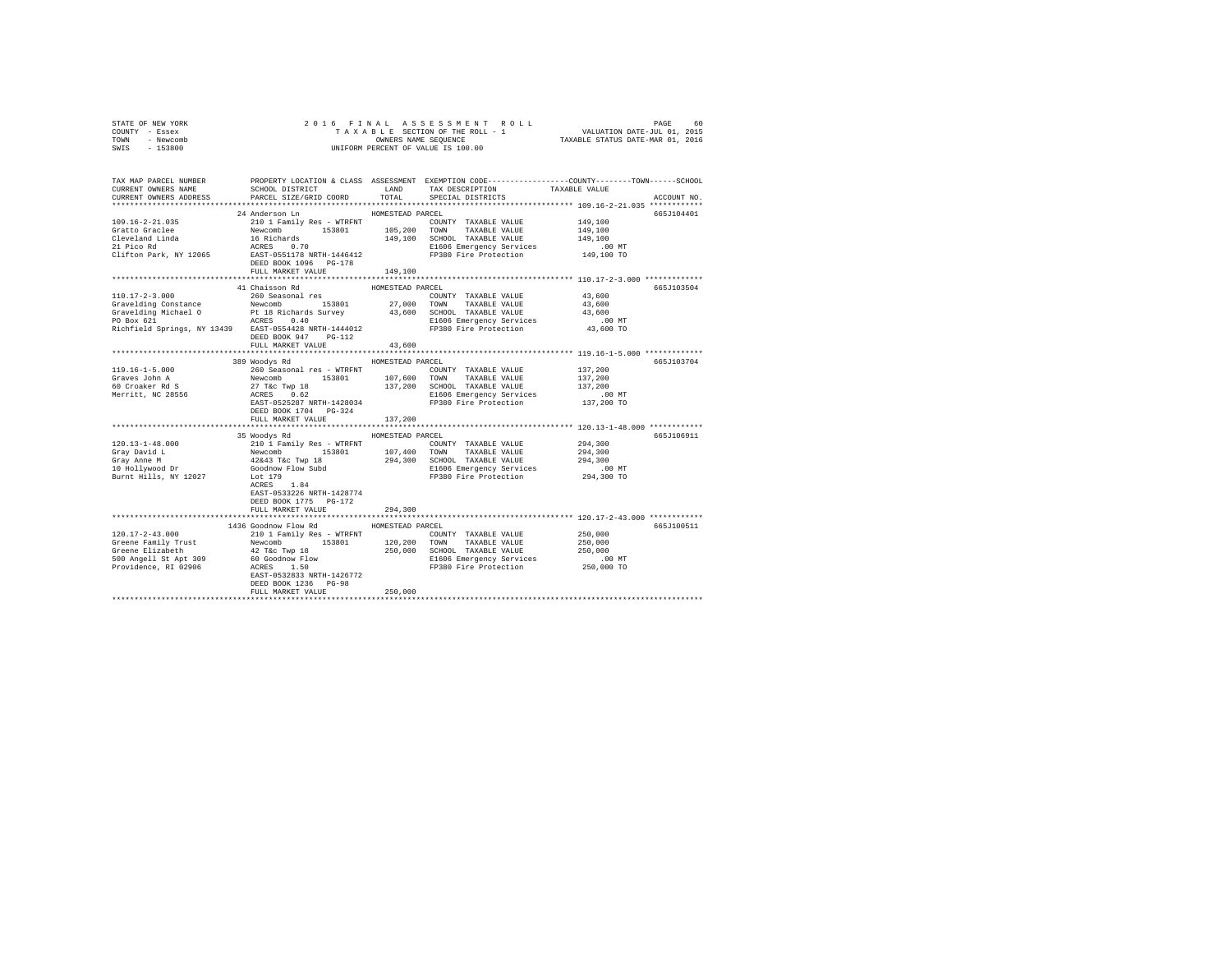STATE OF NEW YORK                    2016 FINAL ASSESSMENT ROLL
COUNTY - Essex                       TAXABLE SECTION OF THE ROLL - 1          VALUATION DATE-JUL 01, 2015
TOWN - Newcomb                       OWNERS NAME SEQUENCE                      TAXABLE STATUS DATE-MAR 01, 2016
SWIS - 153800                        UNIFORM PERCENT OF VALUE IS 100.00

```
TAX MAP PARCEL NUMBER          PROPERTY LOCATION & CLASS  ASSESSMENT  EXEMPTION CODE-----------------COUNTY--------TOWN------SCHOOL
CURRENT OWNERS NAME            SCHOOL DISTRICT             LAND       TAX DESCRIPTION           TAXABLE VALUE
CURRENT OWNERS ADDRESS         PARCEL SIZE/GRID COORD      TOTAL      SPECIAL DISTRICTS                                   ACCOUNT NO.
************************************************************************************************ 109.16-2-21.035 ************
                               24 Anderson Ln              HOMESTEAD PARCEL                                               665J104401
109.16-2-21.035                210 1 Family Res - WTRFNT              COUNTY  TAXABLE VALUE        149,100
Gratto Graclee                 Newcomb       153801        105,200    TOWN    TAXABLE VALUE        149,100
Cleveland Linda                16 Richards                 149,100    SCHOOL  TAXABLE VALUE        149,100
21 Pico Rd                     ACRES    0.70                          E1606 Emergency Services         .00 MT
Clifton Park, NY 12065         EAST-0551178 NRTH-1446412              FP380 Fire Protection        149,100 TO
                               DEED BOOK 1096   PG-178
                               FULL MARKET VALUE           149,100
************************************************************************************************ 110.17-2-3.000 *************
                               41 Chaisson Rd              HOMESTEAD PARCEL                                               665J103504
110.17-2-3.000                 260 Seasonal res                       COUNTY  TAXABLE VALUE         43,600
Gravelding Constance           Newcomb       153801         27,000    TOWN    TAXABLE VALUE         43,600
Gravelding Michael O           Pt 18 Richards Survey        43,600    SCHOOL  TAXABLE VALUE         43,600
PO Box 621                     ACRES    0.40                          E1606 Emergency Services         .00 MT
Richfield Springs, NY 13439    EAST-0554428 NRTH-1444012              FP380 Fire Protection         43,600 TO
                               DEED BOOK 947    PG-112
                               FULL MARKET VALUE            43,600
************************************************************************************************ 119.16-1-5.000 *************
                               389 Woodys Rd               HOMESTEAD PARCEL                                               665J103704
119.16-1-5.000                 260 Seasonal res - WTRFNT              COUNTY  TAXABLE VALUE        137,200
Graves John A                  Newcomb       153801        107,600    TOWN    TAXABLE VALUE        137,200
60 Croaker Rd S                27 T&c Twp 18               137,200    SCHOOL  TAXABLE VALUE        137,200
Merritt, NC 28556              ACRES    0.62                          E1606 Emergency Services         .00 MT
                               EAST-0525287 NRTH-1428034              FP380 Fire Protection        137,200 TO
                               DEED BOOK 1704   PG-324
                               FULL MARKET VALUE           137,200
************************************************************************************************ 120.13-1-48.000 ************
                               35 Woodys Rd                HOMESTEAD PARCEL                                               665J106911
120.13-1-48.000                210 1 Family Res - WTRFNT              COUNTY  TAXABLE VALUE        294,300
Gray David L                   Newcomb       153801        107,400    TOWN    TAXABLE VALUE        294,300
Gray Anne M                    42&43 T&c Twp 18            294,300    SCHOOL  TAXABLE VALUE        294,300
10 Hollywood Dr                Goodnow Flow Subd                      E1606 Emergency Services         .00 MT
Burnt Hills, NY 12027          Lot 179                                FP380 Fire Protection        294,300 TO
                               ACRES    1.84
                               EAST-0533226 NRTH-1428774
                               DEED BOOK 1775   PG-172
                               FULL MARKET VALUE           294,300
************************************************************************************************ 120.17-2-43.000 ************
                               1436 Goodnow Flow Rd        HOMESTEAD PARCEL                                               665J100511
120.17-2-43.000                210 1 Family Res - WTRFNT              COUNTY  TAXABLE VALUE        250,000
Greene Family Trust            Newcomb       153801        120,200    TOWN    TAXABLE VALUE        250,000
Greene Elizabeth               42 T&c Twp 18               250,000    SCHOOL  TAXABLE VALUE        250,000
500 Angell St Apt 309          60 Goodnow Flow                        E1606 Emergency Services         .00 MT
Providence, RI 02906           ACRES    1.50                          FP380 Fire Protection        250,000 TO
                               EAST-0532833 NRTH-1426772
                               DEED BOOK 1236   PG-98
                               FULL MARKET VALUE           250,000
******************************************************************************************************************************
```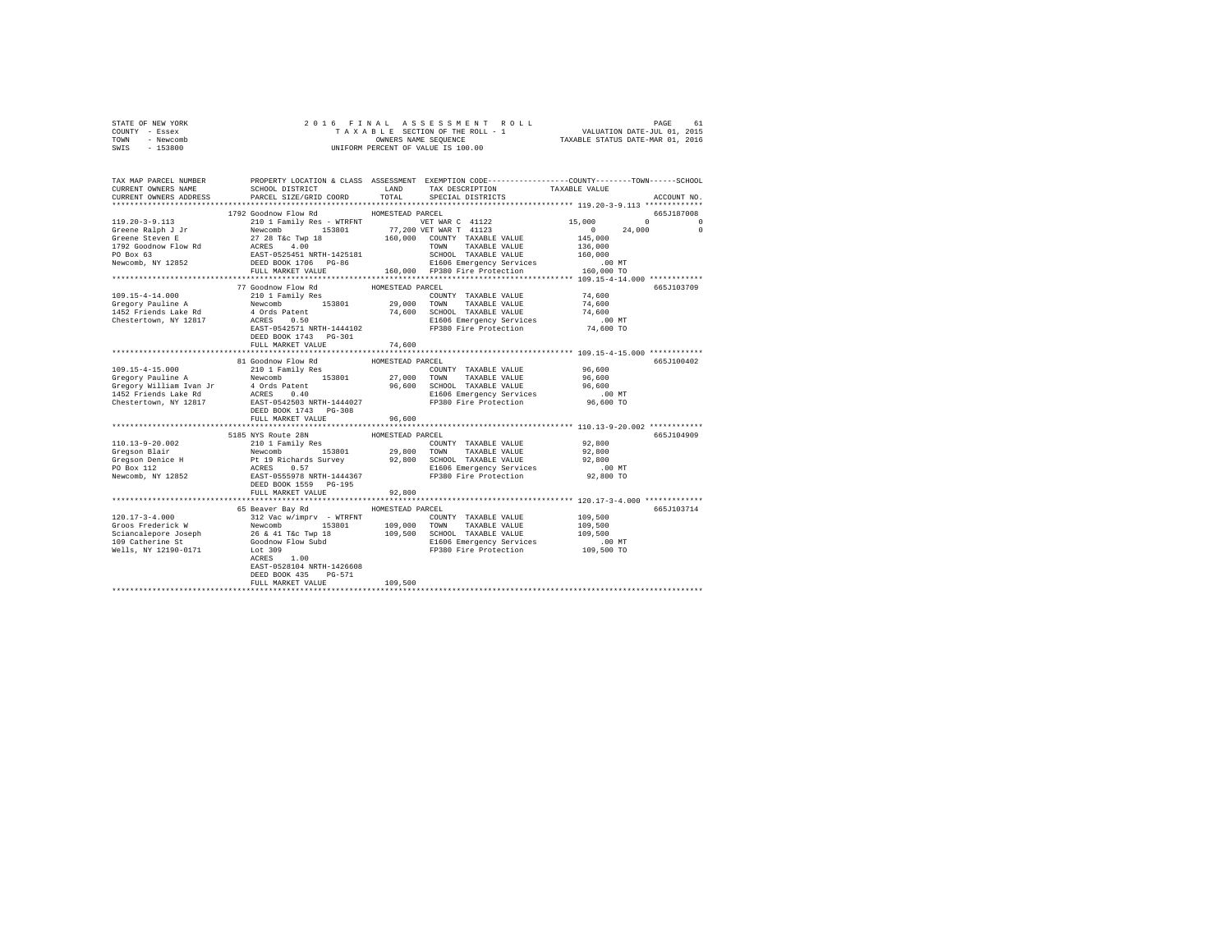STATE OF NEW YORK | COUNTY - Essex | TOWN - Newcomb | SWIS - 153800

2016 FINAL ASSESSMENT ROLL
TAXABLE SECTION OF THE ROLL - 1
OWNERS NAME SEQUENCE
UNIFORM PERCENT OF VALUE IS 100.00

VALUATION DATE-JUL 01, 2015
TAXABLE STATUS DATE-MAR 01, 2016

```
TAX MAP PARCEL NUMBER     PROPERTY LOCATION & CLASS  ASSESSMENT  EXEMPTION CODE-----------------COUNTY--------TOWN------SCHOOL
CURRENT OWNERS NAME       SCHOOL DISTRICT              LAND      TAX DESCRIPTION            TAXABLE VALUE
CURRENT OWNERS ADDRESS    PARCEL SIZE/GRID COORD       TOTAL     SPECIAL DISTRICTS                                    ACCOUNT NO.
******************************************************************************************************* 119.20-3-9.113 *************
                          1792 Goodnow Flow Rd         HOMESTEAD PARCEL                                                665J187008
119.20-3-9.113            210 1 Family Res - WTRFNT         VET WAR C 41122             15,000          0            0
Greene Ralph J Jr         Newcomb       153801       77,200 VET WAR T 41123                  0     24,000            0
Greene Steven E           27 28 T&c Twp 18            160,000   COUNTY  TAXABLE VALUE        145,000
1792 Goodnow Flow Rd      ACRES    4.00                         TOWN    TAXABLE VALUE        136,000
PO Box 63                 EAST-0525451 NRTH-1425181             SCHOOL  TAXABLE VALUE        160,000
Newcomb, NY 12852         DEED BOOK 1706   PG-86                E1606 Emergency Services         .00 MT
                          FULL MARKET VALUE           160,000   FP380 Fire Protection        160,000 TO
******************************************************************************************************* 109.15-4-14.000 ************
                          77 Goodnow Flow Rd           HOMESTEAD PARCEL                                                665J103709
109.15-4-14.000           210 1 Family Res                      COUNTY  TAXABLE VALUE         74,600
Gregory Pauline A         Newcomb       153801       29,000     TOWN    TAXABLE VALUE         74,600
1452 Friends Lake Rd      4 Ords Patent               74,600    SCHOOL  TAXABLE VALUE         74,600
Chestertown, NY 12817     ACRES    0.50                         E1606 Emergency Services         .00 MT
                          EAST-0542571 NRTH-1444102             FP380 Fire Protection         74,600 TO
                          DEED BOOK 1743   PG-301
                          FULL MARKET VALUE            74,600
******************************************************************************************************* 109.15-4-15.000 ************
                          81 Goodnow Flow Rd           HOMESTEAD PARCEL                                                665J100402
109.15-4-15.000           210 1 Family Res                      COUNTY  TAXABLE VALUE         96,600
Gregory Pauline A         Newcomb       153801       27,000     TOWN    TAXABLE VALUE         96,600
Gregory William Ivan Jr   4 Ords Patent               96,600    SCHOOL  TAXABLE VALUE         96,600
1452 Friends Lake Rd      ACRES    0.40                         E1606 Emergency Services         .00 MT
Chestertown, NY 12817     EAST-0542503 NRTH-1444027             FP380 Fire Protection         96,600 TO
                          DEED BOOK 1743   PG-308
                          FULL MARKET VALUE            96,600
******************************************************************************************************* 110.13-9-20.002 ************
                          5185 NYS Route 28N           HOMESTEAD PARCEL                                                665J104909
110.13-9-20.002           210 1 Family Res                      COUNTY  TAXABLE VALUE         92,800
Gregson Blair             Newcomb       153801       29,800     TOWN    TAXABLE VALUE         92,800
Gregson Denice H          Pt 19 Richards Survey       92,800    SCHOOL  TAXABLE VALUE         92,800
PO Box 112                ACRES    0.57                         E1606 Emergency Services         .00 MT
Newcomb, NY 12852         EAST-0555978 NRTH-1444367             FP380 Fire Protection         92,800 TO
                          DEED BOOK 1559   PG-195
                          FULL MARKET VALUE            92,800
******************************************************************************************************* 120.17-3-4.000 *************
                          65 Beaver Bay Rd             HOMESTEAD PARCEL                                                665J103714
120.17-3-4.000            312 Vac w/imprv - WTRFNT              COUNTY  TAXABLE VALUE        109,500
Groos Frederick W         Newcomb       153801      109,000     TOWN    TAXABLE VALUE        109,500
Sciancalepore Joseph      26 & 41 T&c Twp 18          109,500   SCHOOL  TAXABLE VALUE        109,500
109 Catherine St          Goodnow Flow Subd                     E1606 Emergency Services         .00 MT
Wells, NY 12190-0171      Lot 309                               FP380 Fire Protection        109,500 TO
                          ACRES    1.00
                          EAST-0528104 NRTH-1426608
                          DEED BOOK 435    PG-571
                          FULL MARKET VALUE           109,500
************************************************************************************************************************************
```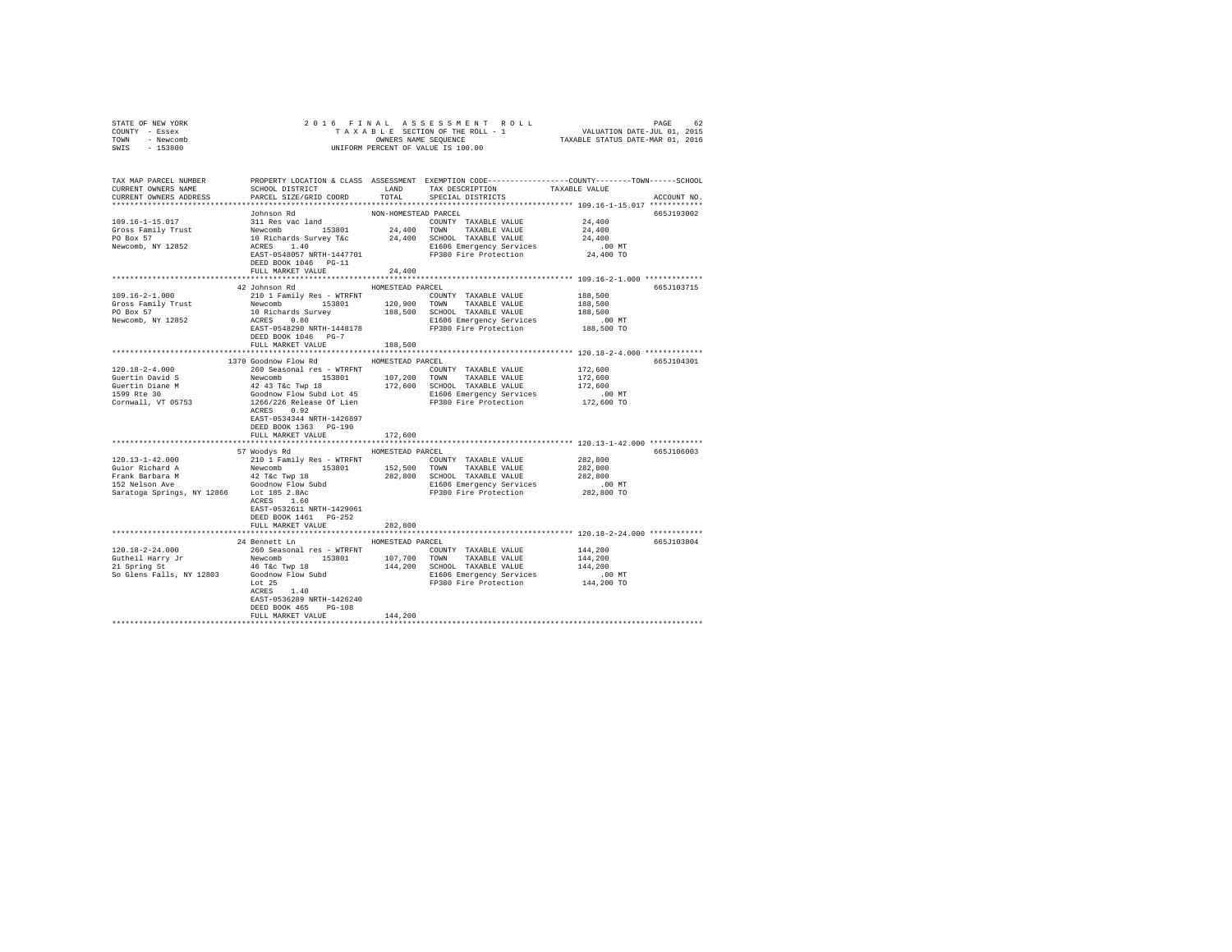STATE OF NEW YORK
COUNTY - Essex
TOWN - Newcomb
SWIS - 153800

2016 FINAL ASSESSMENT ROLL
TAXABLE SECTION OF THE ROLL - 1
OWNERS NAME SEQUENCE
UNIFORM PERCENT OF VALUE IS 100.00

VALUATION DATE-JUL 01, 2015
TAXABLE STATUS DATE-MAR 01, 2016

```
TAX MAP PARCEL NUMBER          PROPERTY LOCATION & CLASS  ASSESSMENT  EXEMPTION CODE-----------------COUNTY--------TOWN------SCHOOL
CURRENT OWNERS NAME            SCHOOL DISTRICT              LAND      TAX DESCRIPTION              TAXABLE VALUE
CURRENT OWNERS ADDRESS         PARCEL SIZE/GRID COORD       TOTAL     SPECIAL DISTRICTS                                    ACCOUNT NO.
******************************************************************************************************* 109.16-1-15.017 ************
                               Johnson Rd                 NON-HOMESTEAD PARCEL                                              665J193002
109.16-1-15.017                311 Res vac land                     COUNTY  TAXABLE VALUE            24,400
Gross Family Trust             Newcomb      153801         24,400   TOWN    TAXABLE VALUE            24,400
PO Box 57                      10 Richards Survey T&c      24,400   SCHOOL  TAXABLE VALUE            24,400
Newcomb, NY 12852              ACRES    1.40                        E1606 Emergency Services            .00 MT
                               EAST-0548057 NRTH-1447701            FP380 Fire Protection            24,400 TO
                               DEED BOOK 1046   PG-11
                               FULL MARKET VALUE           24,400
******************************************************************************************************* 109.16-2-1.000 *************
                               42 Johnson Rd              HOMESTEAD PARCEL                                                  665J103715
109.16-2-1.000                 210 1 Family Res - WTRFNT            COUNTY  TAXABLE VALUE           188,500
Gross Family Trust             Newcomb      153801        120,900   TOWN    TAXABLE VALUE           188,500
PO Box 57                      10 Richards Survey         188,500   SCHOOL  TAXABLE VALUE           188,500
Newcomb, NY 12852              ACRES    0.80                        E1606 Emergency Services            .00 MT
                               EAST-0548290 NRTH-1448178            FP380 Fire Protection           188,500 TO
                               DEED BOOK 1046   PG-7
                               FULL MARKET VALUE          188,500
******************************************************************************************************* 120.18-2-4.000 *************
                               1370 Goodnow Flow Rd       HOMESTEAD PARCEL                                                  665J104301
120.18-2-4.000                 260 Seasonal res - WTRFNT            COUNTY  TAXABLE VALUE           172,600
Guertin David S                Newcomb      153801        107,200   TOWN    TAXABLE VALUE           172,600
Guertin Diane M                42 43 T&c Twp 18           172,600   SCHOOL  TAXABLE VALUE           172,600
1599 Rte 30                    Goodnow Flow Subd Lot 45             E1606 Emergency Services            .00 MT
Cornwall, VT 05753             1266/226 Release Of Lien             FP380 Fire Protection           172,600 TO
                               ACRES    0.92
                               EAST-0534344 NRTH-1426897
                               DEED BOOK 1363   PG-190
                               FULL MARKET VALUE          172,600
******************************************************************************************************* 120.13-1-42.000 ************
                               57 Woodys Rd               HOMESTEAD PARCEL                                                  665J106003
120.13-1-42.000                210 1 Family Res - WTRFNT            COUNTY  TAXABLE VALUE           282,800
Guior Richard A                Newcomb      153801        152,500   TOWN    TAXABLE VALUE           282,800
Frank Barbara M                42 T&c Twp 18              282,800   SCHOOL  TAXABLE VALUE           282,800
152 Nelson Ave                 Goodnow Flow Subd                    E1606 Emergency Services            .00 MT
Saratoga Springs, NY 12866     Lot 185 2.8Ac                        FP380 Fire Protection           282,800 TO
                               ACRES    1.60
                               EAST-0532611 NRTH-1429061
                               DEED BOOK 1461   PG-252
                               FULL MARKET VALUE          282,800
******************************************************************************************************* 120.18-2-24.000 ************
                               24 Bennett Ln              HOMESTEAD PARCEL                                                  665J103804
120.18-2-24.000                260 Seasonal res - WTRFNT            COUNTY  TAXABLE VALUE           144,200
Gutheil Harry Jr               Newcomb      153801        107,700   TOWN    TAXABLE VALUE           144,200
21 Spring St                   46 T&c Twp 18              144,200   SCHOOL  TAXABLE VALUE           144,200
So Glens Falls, NY 12803       Goodnow Flow Subd                    E1606 Emergency Services            .00 MT
                               Lot 25                               FP380 Fire Protection           144,200 TO
                               ACRES    1.40
                               EAST-0536289 NRTH-1426240
                               DEED BOOK 465    PG-108
                               FULL MARKET VALUE          144,200
************************************************************************************************************************************
```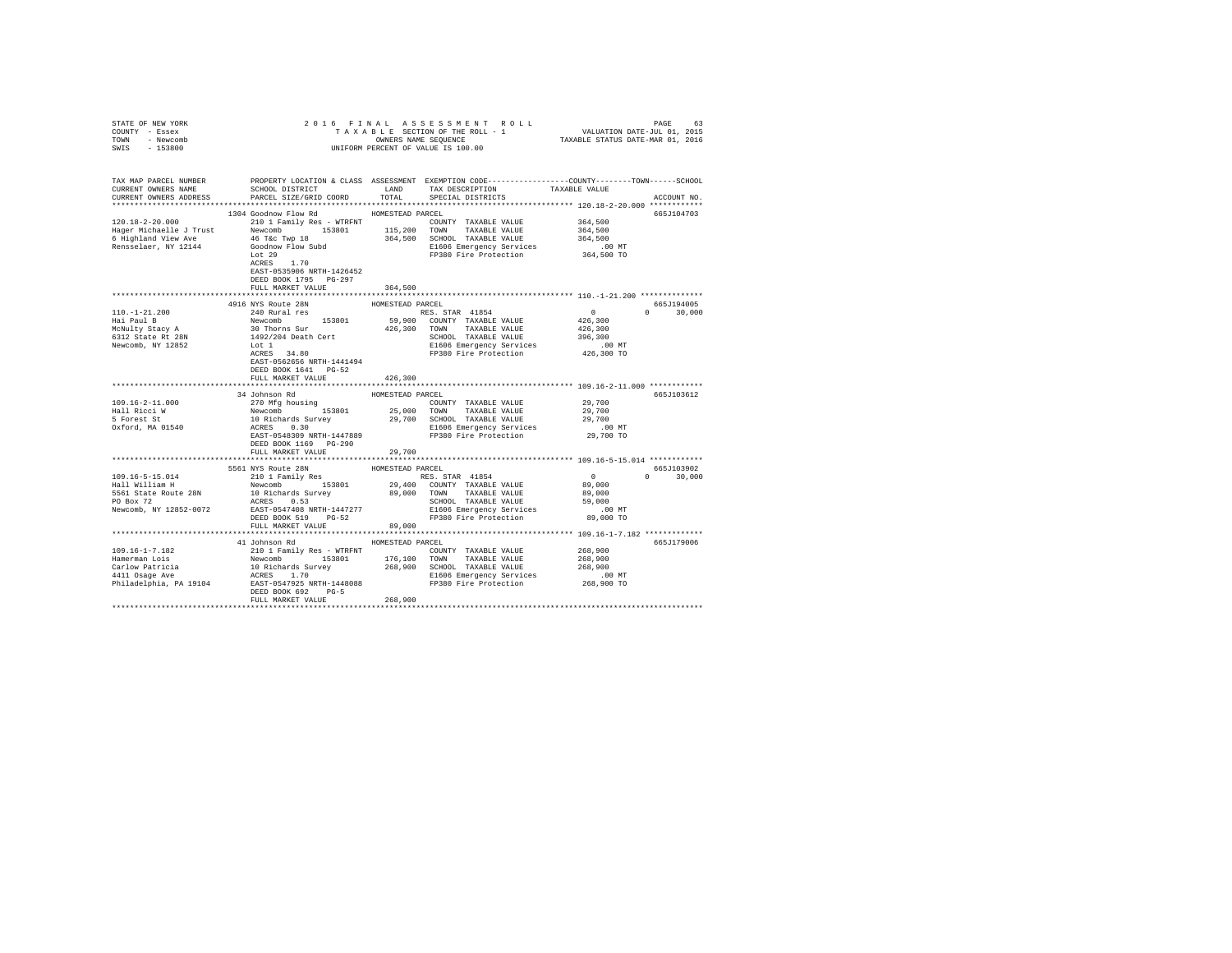STATE OF NEW YORK
COUNTY - Essex
TOWN - Newcomb
SWIS - 153800

2016 FINAL ASSESSMENT ROLL
TAXABLE SECTION OF THE ROLL - 1
OWNERS NAME SEQUENCE
UNIFORM PERCENT OF VALUE IS 100.00

VALUATION DATE-JUL 01, 2015
TAXABLE STATUS DATE-MAR 01, 2016

```
TAX MAP PARCEL NUMBER    PROPERTY LOCATION & CLASS  ASSESSMENT  EXEMPTION CODE-----------------COUNTY--------TOWN------SCHOOL
CURRENT OWNERS NAME      SCHOOL DISTRICT              LAND      TAX DESCRIPTION            TAXABLE VALUE
CURRENT OWNERS ADDRESS   PARCEL SIZE/GRID COORD       TOTAL     SPECIAL DISTRICTS                                      ACCOUNT NO.
******************************************************************************************** 120.18-2-20.000 ************
                         1304 Goodnow Flow Rd          HOMESTEAD PARCEL                                                665J104703
120.18-2-20.000          210 1 Family Res - WTRFNT              COUNTY  TAXABLE VALUE         364,500
Hager Michaelle J Trust  Newcomb       153801       115,200    TOWN    TAXABLE VALUE         364,500
6 Highland View Ave      46 T&c Twp 18              364,500    SCHOOL  TAXABLE VALUE         364,500
Rensselaer, NY 12144     Goodnow Flow Subd                     E1606 Emergency Services          .00 MT
                         Lot 29                                FP380 Fire Protection         364,500 TO
                         ACRES    1.70
                         EAST-0535906 NRTH-1426452
                         DEED BOOK 1795   PG-297
                         FULL MARKET VALUE          364,500
******************************************************************************************** 110.-1-21.200 **************
                         4916 NYS Route 28N            HOMESTEAD PARCEL                                                665J194005
110.-1-21.200            240 Rural res                          RES. STAR 41854             0           0        30,000
Hai Paul B               Newcomb       153801        59,900    COUNTY  TAXABLE VALUE         426,300
McNulty Stacy A          30 Thorns Sur              426,300    TOWN    TAXABLE VALUE         426,300
6312 State Rt 28N        1492/204 Death Cert                   SCHOOL  TAXABLE VALUE         396,300
Newcomb, NY 12852        Lot 1                                 E1606 Emergency Services          .00 MT
                         ACRES   34.80                         FP380 Fire Protection         426,300 TO
                         EAST-0562656 NRTH-1441494
                         DEED BOOK 1641   PG-52
                         FULL MARKET VALUE          426,300
******************************************************************************************** 109.16-2-11.000 ************
                         34 Johnson Rd                 HOMESTEAD PARCEL                                                665J103612
109.16-2-11.000          270 Mfg housing                        COUNTY  TAXABLE VALUE          29,700
Hall Ricci W             Newcomb       153801        25,000    TOWN    TAXABLE VALUE          29,700
5 Forest St              10 Richards Survey          29,700    SCHOOL  TAXABLE VALUE          29,700
Oxford, MA 01540         ACRES    0.30                         E1606 Emergency Services          .00 MT
                         EAST-0548309 NRTH-1447889             FP380 Fire Protection          29,700 TO
                         DEED BOOK 1169   PG-290
                         FULL MARKET VALUE           29,700
******************************************************************************************** 109.16-5-15.014 ************
                         5561 NYS Route 28N            HOMESTEAD PARCEL                                                665J103902
109.16-5-15.014          210 1 Family Res                       RES. STAR 41854             0           0        30,000
Hall William H           Newcomb       153801        29,400    COUNTY  TAXABLE VALUE          89,000
5561 State Route 28N     10 Richards Survey          89,000    TOWN    TAXABLE VALUE          89,000
PO Box 72                ACRES    0.53                         SCHOOL  TAXABLE VALUE          59,000
Newcomb, NY 12852-0072   EAST-0547408 NRTH-1447277             E1606 Emergency Services          .00 MT
                         DEED BOOK 519    PG-52                FP380 Fire Protection          89,000 TO
                         FULL MARKET VALUE           89,000
******************************************************************************************** 109.16-1-7.182 *************
                         41 Johnson Rd                 HOMESTEAD PARCEL                                                665J179006
109.16-1-7.182           210 1 Family Res - WTRFNT              COUNTY  TAXABLE VALUE         268,900
Hamerman Lois            Newcomb       153801       176,100    TOWN    TAXABLE VALUE         268,900
Carlow Patricia          10 Richards Survey         268,900    SCHOOL  TAXABLE VALUE         268,900
4411 Osage Ave           ACRES    1.70                         E1606 Emergency Services          .00 MT
Philadelphia, PA 19104   EAST-0547925 NRTH-1448088             FP380 Fire Protection         268,900 TO
                         DEED BOOK 692    PG-5
                         FULL MARKET VALUE          268,900
****************************************************************************************************************************
```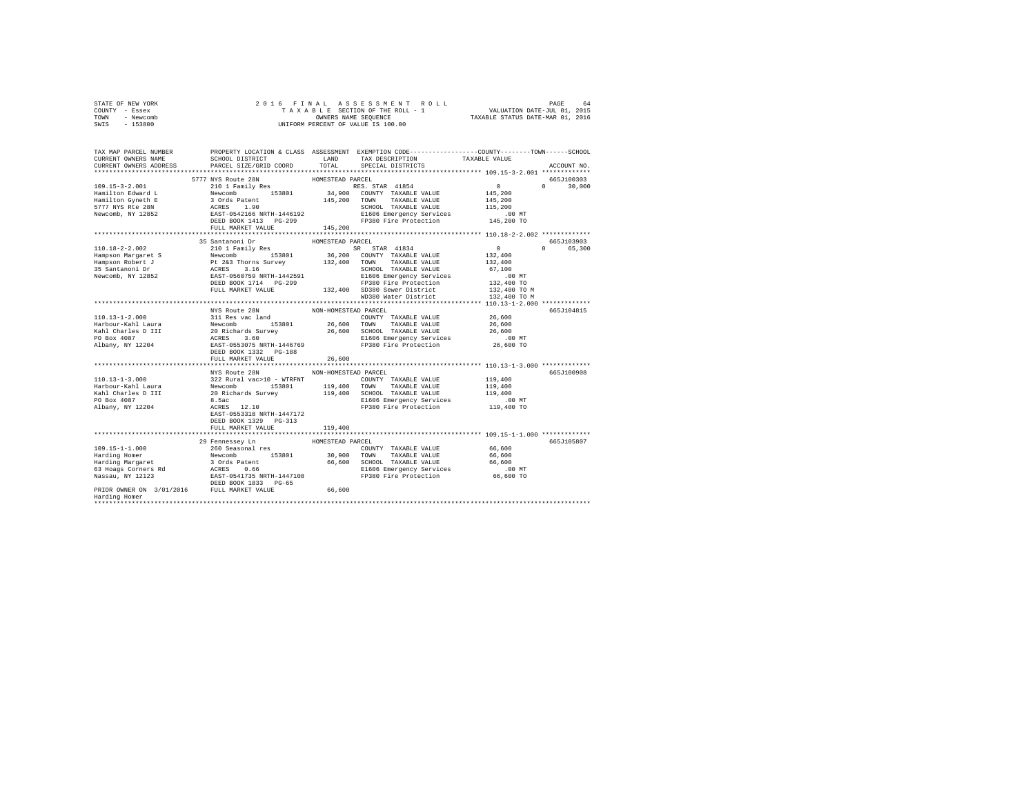```
STATE OF NEW YORK                2 0 1 6   F I N A L   A S S E S S M E N T   R O L L                 PAGE    64
COUNTY  - Essex                        T A X A B L E  SECTION OF THE ROLL - 1              VALUATION DATE-JUL 01, 2015
TOWN    - Newcomb                           OWNERS NAME SEQUENCE                        TAXABLE STATUS DATE-MAR 01, 2016
SWIS    - 153800                       UNIFORM PERCENT OF VALUE IS 100.00


TAX MAP PARCEL NUMBER          PROPERTY LOCATION & CLASS  ASSESSMENT  EXEMPTION CODE-----------------COUNTY--------TOWN------SCHOOL
CURRENT OWNERS NAME            SCHOOL DISTRICT              LAND      TAX DESCRIPTION            TAXABLE VALUE
CURRENT OWNERS ADDRESS         PARCEL SIZE/GRID COORD       TOTAL     SPECIAL DISTRICTS                                  ACCOUNT NO.
******************************************************************************************************* 109.15-3-2.001 *************
                    5777 NYS Route 28N              HOMESTEAD PARCEL                                                     665J100303
109.15-3-2.001           210 1 Family Res                    RES. STAR 41854              0               0       30,000
Hamilton Edward L        Newcomb      153801       34,900   COUNTY  TAXABLE VALUE          145,200
Hamilton Gyneth E        3 Ords Patent             145,200   TOWN    TAXABLE VALUE          145,200
5777 NYS Rte 28N         ACRES    1.90                       SCHOOL  TAXABLE VALUE          115,200
Newcomb, NY 12852        EAST-0542166 NRTH-1446192           E1606 Emergency Services         .00 MT
                         DEED BOOK 1413   PG-299             FP380 Fire Protection         145,200 TO
                         FULL MARKET VALUE         145,200
******************************************************************************************************* 110.18-2-2.002 *************
                    35 Santanoni Dr                 HOMESTEAD PARCEL                                                     665J103903
110.18-2-2.002           210 1 Family Res                    SR  STAR 41834               0               0       65,300
Hampson Margaret S       Newcomb      153801       36,200   COUNTY  TAXABLE VALUE          132,400
Hampson Robert J         Pt 2&3 Thorns Survey      132,400   TOWN    TAXABLE VALUE          132,400
35 Santanoni Dr          ACRES    3.16                       SCHOOL  TAXABLE VALUE           67,100
Newcomb, NY 12852        EAST-0560759 NRTH-1442591           E1606 Emergency Services         .00 MT
                         DEED BOOK 1714   PG-299             FP380 Fire Protection         132,400 TO
                         FULL MARKET VALUE         132,400   SD380 Sewer District          132,400 TO M
                                                             WD380 Water District          132,400 TO M
******************************************************************************************************* 110.13-1-2.000 *************
                    NYS Route 28N                   NON-HOMESTEAD PARCEL                                                 665J104815
110.13-1-2.000           311 Res vac land                    COUNTY  TAXABLE VALUE           26,600
Harbour-Kahl Laura       Newcomb      153801       26,600   TOWN    TAXABLE VALUE           26,600
Kahl Charles D III       20 Richards Survey         26,600   SCHOOL  TAXABLE VALUE           26,600
PO Box 4087              ACRES    3.60                       E1606 Emergency Services         .00 MT
Albany, NY 12204         EAST-0553075 NRTH-1446769           FP380 Fire Protection          26,600 TO
                         DEED BOOK 1332   PG-188
                         FULL MARKET VALUE          26,600
******************************************************************************************************* 110.13-1-3.000 *************
                    NYS Route 28N                   NON-HOMESTEAD PARCEL                                                 665J100908
110.13-1-3.000           322 Rural vac>10 - WTRFNT           COUNTY  TAXABLE VALUE          119,400
Harbour-Kahl Laura       Newcomb      153801      119,400   TOWN    TAXABLE VALUE          119,400
Kahl Charles D III       20 Richards Survey        119,400   SCHOOL  TAXABLE VALUE          119,400
PO Box 4087              8.5ac                               E1606 Emergency Services         .00 MT
Albany, NY 12204         ACRES   12.10                       FP380 Fire Protection         119,400 TO
                         EAST-0553318 NRTH-1447172
                         DEED BOOK 1329   PG-313
                         FULL MARKET VALUE         119,400
******************************************************************************************************* 109.15-1-1.000 *************
                    29 Fennessey Ln                 HOMESTEAD PARCEL                                                     665J105807
109.15-1-1.000           260 Seasonal res                    COUNTY  TAXABLE VALUE           66,600
Harding Homer            Newcomb      153801       30,900   TOWN    TAXABLE VALUE           66,600
Harding Margaret         3 Ords Patent              66,600   SCHOOL  TAXABLE VALUE           66,600
63 Hoags Corners Rd      ACRES    0.66                       E1606 Emergency Services         .00 MT
Nassau, NY 12123         EAST-0541735 NRTH-1447108           FP380 Fire Protection          66,600 TO
                         DEED BOOK 1833   PG-65
PRIOR OWNER ON 3/01/2016 FULL MARKET VALUE          66,600
Harding Homer
************************************************************************************************************************************
```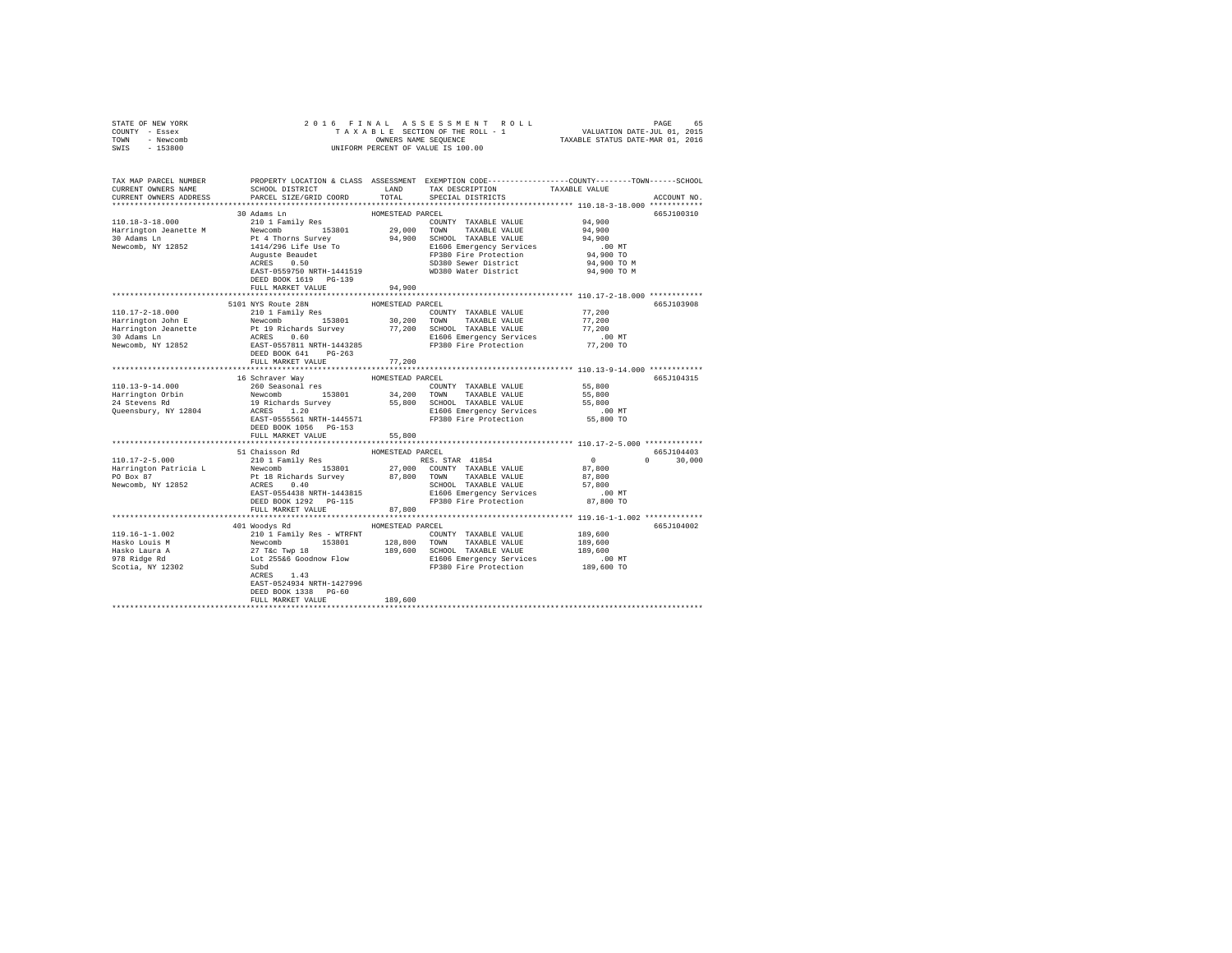STATE OF NEW YORK
COUNTY - Essex
TOWN - Newcomb
SWIS - 153800

2016 FINAL ASSESSMENT ROLL
TAXABLE SECTION OF THE ROLL - 1
OWNERS NAME SEQUENCE
UNIFORM PERCENT OF VALUE IS 100.00

VALUATION DATE-JUL 01, 2015
TAXABLE STATUS DATE-MAR 01, 2016

```
TAX MAP PARCEL NUMBER          PROPERTY LOCATION & CLASS  ASSESSMENT  EXEMPTION CODE------------------COUNTY--------TOWN------SCHOOL
CURRENT OWNERS NAME            SCHOOL DISTRICT              LAND      TAX DESCRIPTION           TAXABLE VALUE
CURRENT OWNERS ADDRESS         PARCEL SIZE/GRID COORD       TOTAL     SPECIAL DISTRICTS                                  ACCOUNT NO.
****************************************************************************************************** 110.18-3-18.000 ************
                          30 Adams Ln                   HOMESTEAD PARCEL                                                  665J100310
110.18-3-18.000            210 1 Family Res                          COUNTY  TAXABLE VALUE            94,900
Harrington Jeanette M      Newcomb        153801        29,000   TOWN    TAXABLE VALUE            94,900
30 Adams Ln                Pt 4 Thorns Survey           94,900   SCHOOL  TAXABLE VALUE            94,900
Newcomb, NY 12852          1414/296 Life Use To                   E1606 Emergency Services           .00 MT
                           Auguste Beaudet                        FP380 Fire Protection           94,900 TO
                           ACRES    0.50                          SD380 Sewer District            94,900 TO M
                           EAST-0559750 NRTH-1441519              WD380 Water District            94,900 TO M
                           DEED BOOK 1619   PG-139
                           FULL MARKET VALUE            94,900
****************************************************************************************************** 110.17-2-18.000 ************
                       5101 NYS Route 28N               HOMESTEAD PARCEL                                                  665J103908
110.17-2-18.000            210 1 Family Res                          COUNTY  TAXABLE VALUE            77,200
Harrington John E          Newcomb        153801        30,200   TOWN    TAXABLE VALUE            77,200
Harrington Jeanette        Pt 19 Richards Survey        77,200   SCHOOL  TAXABLE VALUE            77,200
30 Adams Ln                ACRES    0.60                          E1606 Emergency Services           .00 MT
Newcomb, NY 12852          EAST-0557811 NRTH-1443285              FP380 Fire Protection           77,200 TO
                           DEED BOOK 641    PG-263
                           FULL MARKET VALUE            77,200
****************************************************************************************************** 110.13-9-14.000 ************
                          16 Schraver Way               HOMESTEAD PARCEL                                                  665J104315
110.13-9-14.000            260 Seasonal res                          COUNTY  TAXABLE VALUE            55,800
Harrington Orbin           Newcomb        153801        34,200   TOWN    TAXABLE VALUE            55,800
24 Stevens Rd              19 Richards Survey           55,800   SCHOOL  TAXABLE VALUE            55,800
Queensbury, NY 12804       ACRES    1.20                          E1606 Emergency Services           .00 MT
                           EAST-0555561 NRTH-1445571              FP380 Fire Protection           55,800 TO
                           DEED BOOK 1056   PG-153
                           FULL MARKET VALUE            55,800
****************************************************************************************************** 110.17-2-5.000 *************
                          51 Chaisson Rd                HOMESTEAD PARCEL                                                  665J104403
110.17-2-5.000             210 1 Family Res                          RES. STAR 41854                       0           0      30,000
Harrington Patricia L      Newcomb        153801        27,000   COUNTY  TAXABLE VALUE            87,800
PO Box 87                  Pt 18 Richards Survey        87,800   TOWN    TAXABLE VALUE            87,800
Newcomb, NY 12852          ACRES    0.40                          SCHOOL  TAXABLE VALUE            57,800
                           EAST-0554438 NRTH-1443815              E1606 Emergency Services           .00 MT
                           DEED BOOK 1292   PG-115                FP380 Fire Protection           87,800 TO
                           FULL MARKET VALUE            87,800
****************************************************************************************************** 119.16-1-1.002 *************
                         401 Woodys Rd                  HOMESTEAD PARCEL                                                  665J104002
119.16-1-1.002             210 1 Family Res - WTRFNT                 COUNTY  TAXABLE VALUE           189,600
Hasko Louis M              Newcomb        153801       128,800   TOWN    TAXABLE VALUE           189,600
Hasko Laura A              27 T&c Twp 18               189,600   SCHOOL  TAXABLE VALUE           189,600
978 Ridge Rd               Lot 255&6 Goodnow Flow                 E1606 Emergency Services           .00 MT
Scotia, NY 12302           Subd                                   FP380 Fire Protection          189,600 TO
                           ACRES    1.43
                           EAST-0524934 NRTH-1427996
                           DEED BOOK 1338   PG-60
                           FULL MARKET VALUE           189,600
************************************************************************************************************************************
```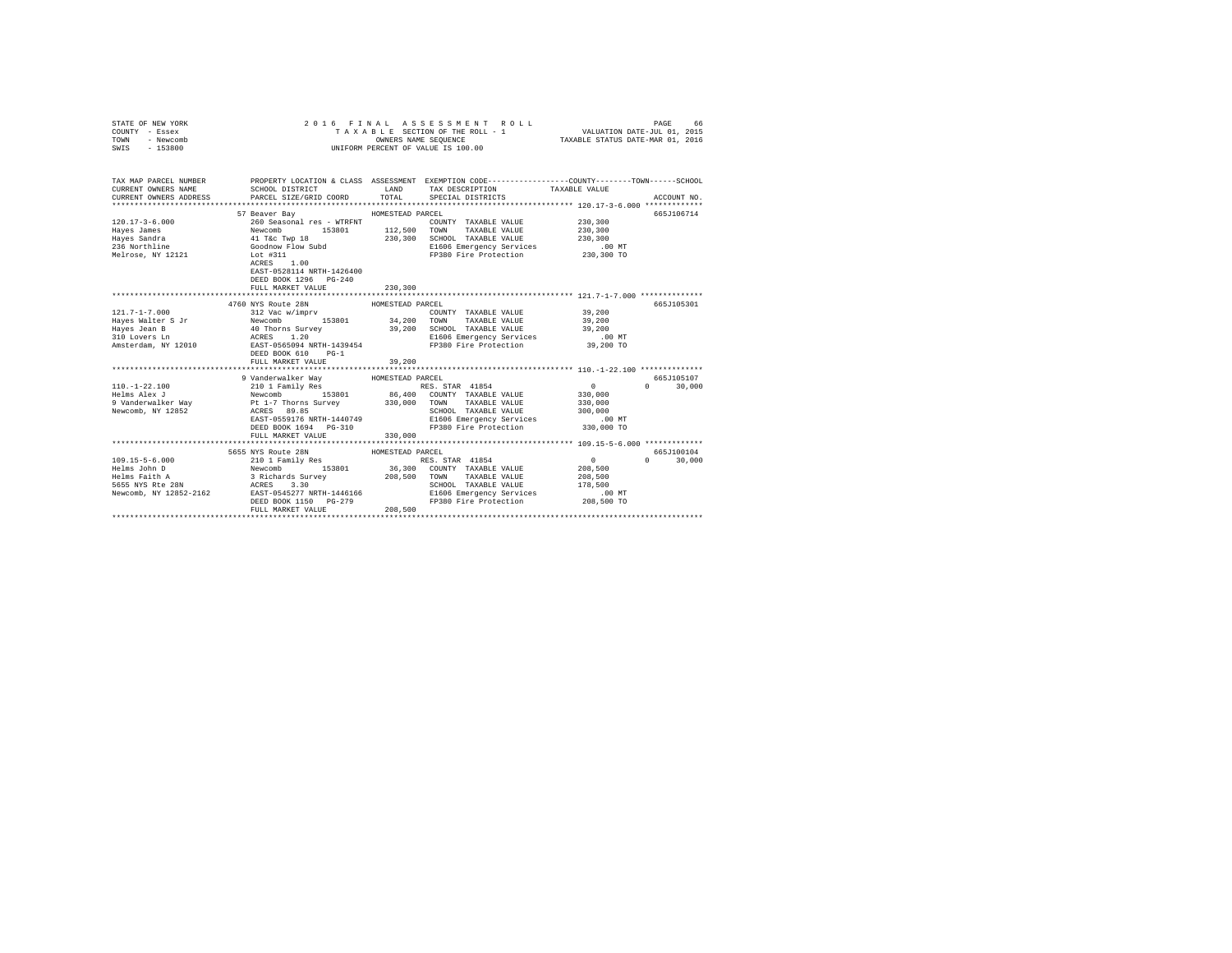STATE OF NEW YORK
COUNTY - Essex
TOWN - Newcomb
SWIS - 153800

2016 FINAL ASSESSMENT ROLL
TAXABLE SECTION OF THE ROLL - 1
OWNERS NAME SEQUENCE
UNIFORM PERCENT OF VALUE IS 100.00

VALUATION DATE-JUL 01, 2015
TAXABLE STATUS DATE-MAR 01, 2016

| TAX MAP PARCEL NUMBER / CURRENT OWNERS NAME / CURRENT OWNERS ADDRESS | PROPERTY LOCATION & CLASS / SCHOOL DISTRICT / PARCEL SIZE/GRID COORD | ASSESSMENT LAND / TOTAL | EXEMPTION CODE / TAX DESCRIPTION / SPECIAL DISTRICTS | COUNTY | TOWN | SCHOOL / TAXABLE VALUE | ACCOUNT NO. |
|---|---|---|---|---|---|---|---|
| 120.17-3-6.000 | 57 Beaver Bay | HOMESTEAD PARCEL | | | | | 665J106714 |
| Hayes James | 260 Seasonal res - WTRFNT | | COUNTY TAXABLE VALUE | 230,300 | | | |
| Hayes Sandra | Newcomb 153801 | 112,500 | TOWN TAXABLE VALUE | 230,300 | | | |
| 236 Northline | 41 T&c Twp 18 | 230,300 | SCHOOL TAXABLE VALUE | 230,300 | | | |
| Melrose, NY 12121 | Goodnow Flow Subd | | E1606 Emergency Services | .00 MT | | | |
| | Lot #311 | | FP380 Fire Protection | 230,300 TO | | | |
| | ACRES 1.00 | | | | | | |
| | EAST-0528114 NRTH-1426400 | | | | | | |
| | DEED BOOK 1296 PG-240 | | | | | | |
| | FULL MARKET VALUE | 230,300 | | | | | |
| 121.7-1-7.000 | 4760 NYS Route 28N | HOMESTEAD PARCEL | | | | | 665J105301 |
| Hayes Walter S Jr | 312 Vac w/imprv | | COUNTY TAXABLE VALUE | 39,200 | | | |
| Hayes Jean B | Newcomb 153801 | 34,200 | TOWN TAXABLE VALUE | 39,200 | | | |
| 310 Lovers Ln | 40 Thorns Survey | 39,200 | SCHOOL TAXABLE VALUE | 39,200 | | | |
| Amsterdam, NY 12010 | ACRES 1.20 | | E1606 Emergency Services | .00 MT | | | |
| | EAST-0565094 NRTH-1439454 | | FP380 Fire Protection | 39,200 TO | | | |
| | DEED BOOK 610 PG-1 | | | | | | |
| | FULL MARKET VALUE | 39,200 | | | | | |
| 110.-1-22.100 | 9 Vanderwalker Way | HOMESTEAD PARCEL | | | | | 665J105107 |
| Helms Alex J | 210 1 Family Res | | RES. STAR 41854 | 0 | 0 | 30,000 | |
| 9 Vanderwalker Way | Newcomb 153801 | 86,400 | COUNTY TAXABLE VALUE | 330,000 | | | |
| Newcomb, NY 12852 | Pt 1-7 Thorns Survey | 330,000 | TOWN TAXABLE VALUE | 330,000 | | | |
| | ACRES 89.85 | | SCHOOL TAXABLE VALUE | 300,000 | | | |
| | EAST-0559176 NRTH-1440749 | | E1606 Emergency Services | .00 MT | | | |
| | DEED BOOK 1694 PG-310 | | FP380 Fire Protection | 330,000 TO | | | |
| | FULL MARKET VALUE | 330,000 | | | | | |
| 109.15-5-6.000 | 5655 NYS Route 28N | HOMESTEAD PARCEL | | | | | 665J100104 |
| Helms John D | 210 1 Family Res | | RES. STAR 41854 | 0 | 0 | 30,000 | |
| Helms Faith A | Newcomb 153801 | 36,300 | COUNTY TAXABLE VALUE | 208,500 | | | |
| 5655 NYS Rte 28N | 3 Richards Survey | 208,500 | TOWN TAXABLE VALUE | 208,500 | | | |
| Newcomb, NY 12852-2162 | ACRES 3.30 | | SCHOOL TAXABLE VALUE | 178,500 | | | |
| | EAST-0545277 NRTH-1446166 | | E1606 Emergency Services | .00 MT | | | |
| | DEED BOOK 1150 PG-279 | | FP380 Fire Protection | 208,500 TO | | | |
| | FULL MARKET VALUE | 208,500 | | | | | |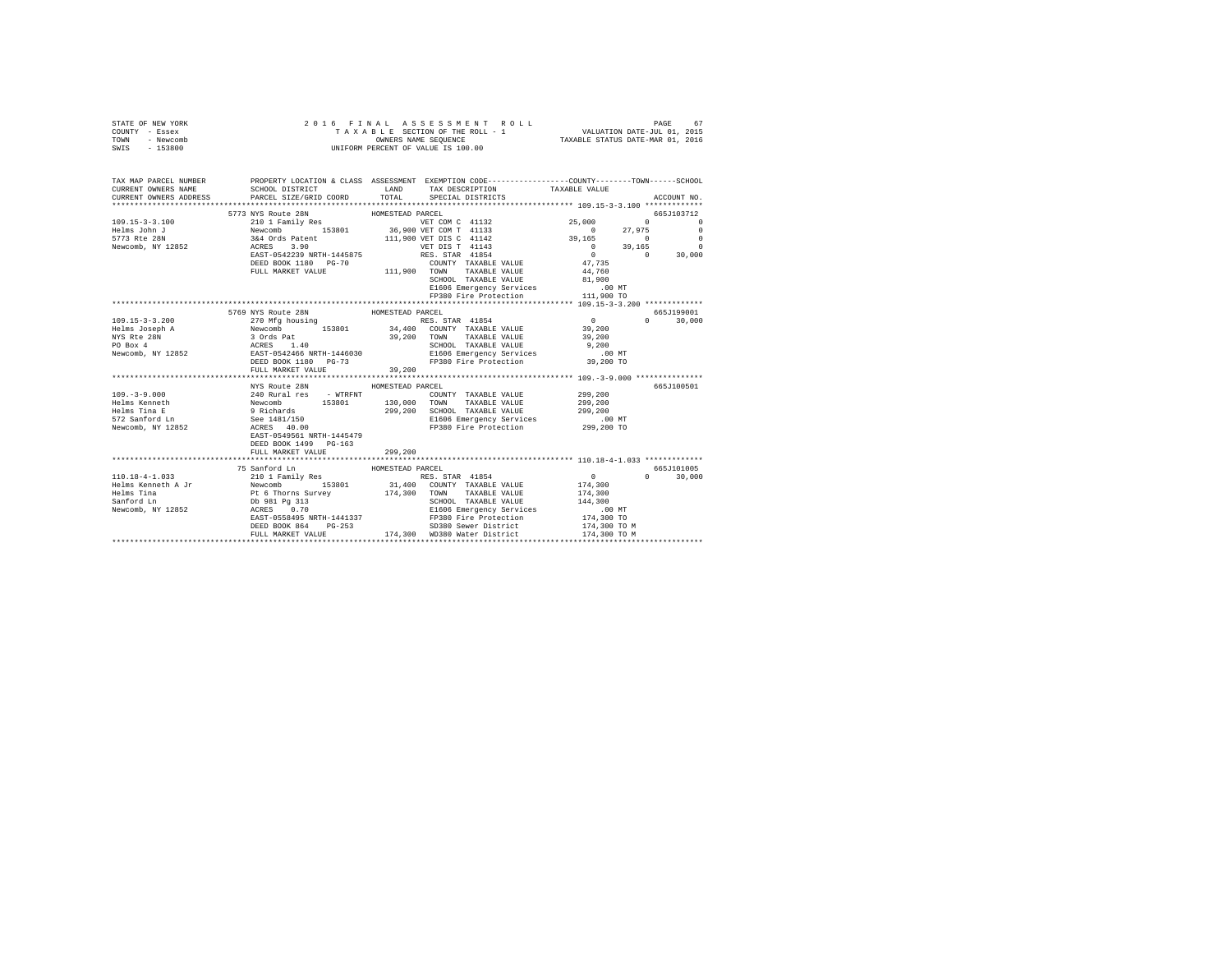STATE OF NEW YORK
COUNTY - Essex
TOWN - Newcomb
SWIS - 153800

2 0 1 6 F I N A L A S S E S S M E N T R O L L
T A X A B L E SECTION OF THE ROLL - 1
OWNERS NAME SEQUENCE
UNIFORM PERCENT OF VALUE IS 100.00

VALUATION DATE-JUL 01, 2015
TAXABLE STATUS DATE-MAR 01, 2016

```
TAX MAP PARCEL NUMBER    PROPERTY LOCATION & CLASS  ASSESSMENT  EXEMPTION CODE-----------------COUNTY--------TOWN------SCHOOL
CURRENT OWNERS NAME      SCHOOL DISTRICT              LAND      TAX DESCRIPTION            TAXABLE VALUE
CURRENT OWNERS ADDRESS   PARCEL SIZE/GRID COORD       TOTAL     SPECIAL DISTRICTS                                   ACCOUNT NO.
******************************************************************************************* 109.15-3-3.100 *************
                    5773 NYS Route 28N                HOMESTEAD PARCEL                                              665J103712
109.15-3-3.100           210 1 Family Res                        VET COM C 41132          25,000          0            0
Helms John J             Newcomb      153801          36,900 VET COM T 41133                0        27,975            0
5773 Rte 28N             3&4 Ords Patent             111,900 VET DIS C 41142           39,165             0            0
Newcomb, NY 12852        ACRES    3.90                        VET DIS T 41143                0        39,165            0
                         EAST-0542239 NRTH-1445875            RES. STAR 41854                0             0       30,000
                         DEED BOOK 1180   PG-70                COUNTY  TAXABLE VALUE          47,735
                         FULL MARKET VALUE            111,900  TOWN    TAXABLE VALUE          44,760
                                                               SCHOOL  TAXABLE VALUE          81,900
                                                               E1606 Emergency Services         .00 MT
                                                               FP380 Fire Protection         111,900 TO
******************************************************************************************* 109.15-3-3.200 *************
                    5769 NYS Route 28N                HOMESTEAD PARCEL                                              665J199001
109.15-3-3.200           270 Mfg housing                         RES. STAR 41854                0             0       30,000
Helms Joseph A           Newcomb      153801          34,400   COUNTY  TAXABLE VALUE          39,200
NYS Rte 28N              3 Ords Pat                   39,200   TOWN    TAXABLE VALUE          39,200
PO Box 4                 ACRES    1.40                         SCHOOL  TAXABLE VALUE           9,200
Newcomb, NY 12852        EAST-0542466 NRTH-1446030             E1606 Emergency Services         .00 MT
                         DEED BOOK 1180   PG-73                FP380 Fire Protection          39,200 TO
                         FULL MARKET VALUE             39,200
******************************************************************************************* 109.-3-9.000 ***************
                         NYS Route 28N                HOMESTEAD PARCEL                                              665J100501
109.-3-9.000             240 Rural res    - WTRFNT             COUNTY  TAXABLE VALUE         299,200
Helms Kenneth            Newcomb      153801         130,000   TOWN    TAXABLE VALUE         299,200
Helms Tina E             9 Richards                  299,200   SCHOOL  TAXABLE VALUE         299,200
572 Sanford Ln           See 1481/150                          E1606 Emergency Services         .00 MT
Newcomb, NY 12852        ACRES   40.00                         FP380 Fire Protection         299,200 TO
                         EAST-0549561 NRTH-1445479
                         DEED BOOK 1499   PG-163
                         FULL MARKET VALUE            299,200
******************************************************************************************* 110.18-4-1.033 *************
                    75 Sanford Ln                     HOMESTEAD PARCEL                                              665J101005
110.18-4-1.033           210 1 Family Res                        RES. STAR 41854                0             0       30,000
Helms Kenneth A Jr       Newcomb      153801          31,400   COUNTY  TAXABLE VALUE         174,300
Helms Tina               Pt 6 Thorns Survey          174,300   TOWN    TAXABLE VALUE         174,300
Sanford Ln               Db 981 Pg 313                         SCHOOL  TAXABLE VALUE         144,300
Newcomb, NY 12852        ACRES    0.70                         E1606 Emergency Services         .00 MT
                         EAST-0558495 NRTH-1441337             FP380 Fire Protection         174,300 TO
                         DEED BOOK 864    PG-253               SD380 Sewer District          174,300 TO M
                         FULL MARKET VALUE            174,300  WD380 Water District          174,300 TO M
************************************************************************************************************************
```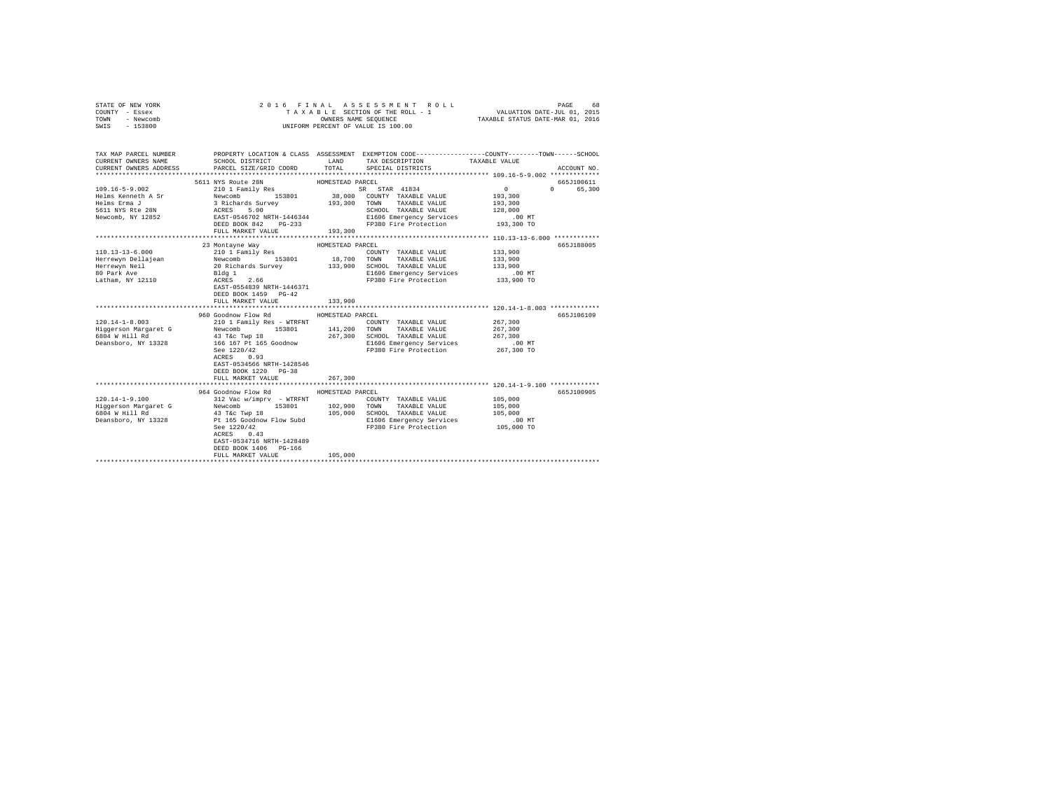STATE OF NEW YORK
COUNTY - Essex
TOWN - Newcomb
SWIS - 153800

2016 FINAL ASSESSMENT ROLL
TAXABLE SECTION OF THE ROLL - 1
OWNERS NAME SEQUENCE
UNIFORM PERCENT OF VALUE IS 100.00

VALUATION DATE-JUL 01, 2015
TAXABLE STATUS DATE-MAR 01, 2016

| TAX MAP PARCEL NUMBER / CURRENT OWNERS NAME / CURRENT OWNERS ADDRESS | PROPERTY LOCATION & CLASS / SCHOOL DISTRICT / PARCEL SIZE/GRID COORD | ASSESSMENT LAND / TOTAL | EXEMPTION CODE / TAX DESCRIPTION / SPECIAL DISTRICTS | COUNTY / TOWN / SCHOOL TAXABLE VALUE | ACCOUNT NO. |
|---|---|---|---|---|---|
| **109.16-5-9.002** | 5611 NYS Route 28N — HOMESTEAD PARCEL | | | | 665J100611 |
| 109.16-5-9.002 | 210 1 Family Res | | SR STAR 41834 | 0 0 65,300 | |
| Helms Kenneth A Sr | Newcomb 153801 | 38,000 | COUNTY TAXABLE VALUE | 193,300 | |
| Helms Erma J | 3 Richards Survey | 193,300 | TOWN TAXABLE VALUE | 193,300 | |
| 5611 NYS Rte 28N | ACRES 5.00 | | SCHOOL TAXABLE VALUE | 128,000 | |
| Newcomb, NY 12852 | EAST-0546702 NRTH-1446344 | | E1606 Emergency Services | .00 MT | |
| | DEED BOOK 842 PG-233 | | FP380 Fire Protection | 193,300 TO | |
| | FULL MARKET VALUE | 193,300 | | | |
| **110.13-13-6.000** | 23 Montayne Way — HOMESTEAD PARCEL | | | | 665J188005 |
| 110.13-13-6.000 | 210 1 Family Res | | COUNTY TAXABLE VALUE | 133,900 | |
| Herrewyn Dellajean | Newcomb 153801 | 18,700 | TOWN TAXABLE VALUE | 133,900 | |
| Herrewyn Neil | 20 Richards Survey | 133,900 | SCHOOL TAXABLE VALUE | 133,900 | |
| 80 Park Ave | Bldg 1 | | E1606 Emergency Services | .00 MT | |
| Latham, NY 12110 | ACRES 2.66 | | FP380 Fire Protection | 133,900 TO | |
| | EAST-0554839 NRTH-1446371 | | | | |
| | DEED BOOK 1459 PG-42 | | | | |
| | FULL MARKET VALUE | 133,900 | | | |
| **120.14-1-8.003** | 960 Goodnow Flow Rd — HOMESTEAD PARCEL | | | | 665J106109 |
| 120.14-1-8.003 | 210 1 Family Res - WTRFNT | | COUNTY TAXABLE VALUE | 267,300 | |
| Higgerson Margaret G | Newcomb 153801 | 141,200 | TOWN TAXABLE VALUE | 267,300 | |
| 6804 W Hill Rd | 43 T&c Twp 18 | 267,300 | SCHOOL TAXABLE VALUE | 267,300 | |
| Deansboro, NY 13328 | 166 167 Pt 165 Goodnow | | E1606 Emergency Services | .00 MT | |
| | See 1220/42 | | FP380 Fire Protection | 267,300 TO | |
| | ACRES 0.93 | | | | |
| | EAST-0534566 NRTH-1428546 | | | | |
| | DEED BOOK 1220 PG-38 | | | | |
| | FULL MARKET VALUE | 267,300 | | | |
| **120.14-1-9.100** | 964 Goodnow Flow Rd — HOMESTEAD PARCEL | | | | 665J100905 |
| 120.14-1-9.100 | 312 Vac w/imprv - WTRFNT | | COUNTY TAXABLE VALUE | 105,000 | |
| Higgerson Margaret G | Newcomb 153801 | 102,900 | TOWN TAXABLE VALUE | 105,000 | |
| 6804 W Hill Rd | 43 T&c Twp 18 | 105,000 | SCHOOL TAXABLE VALUE | 105,000 | |
| Deansboro, NY 13328 | Pt 165 Goodnow Flow Subd | | E1606 Emergency Services | .00 MT | |
| | See 1220/42 | | FP380 Fire Protection | 105,000 TO | |
| | ACRES 0.43 | | | | |
| | EAST-0534716 NRTH-1428489 | | | | |
| | DEED BOOK 1406 PG-166 | | | | |
| | FULL MARKET VALUE | 105,000 | | | |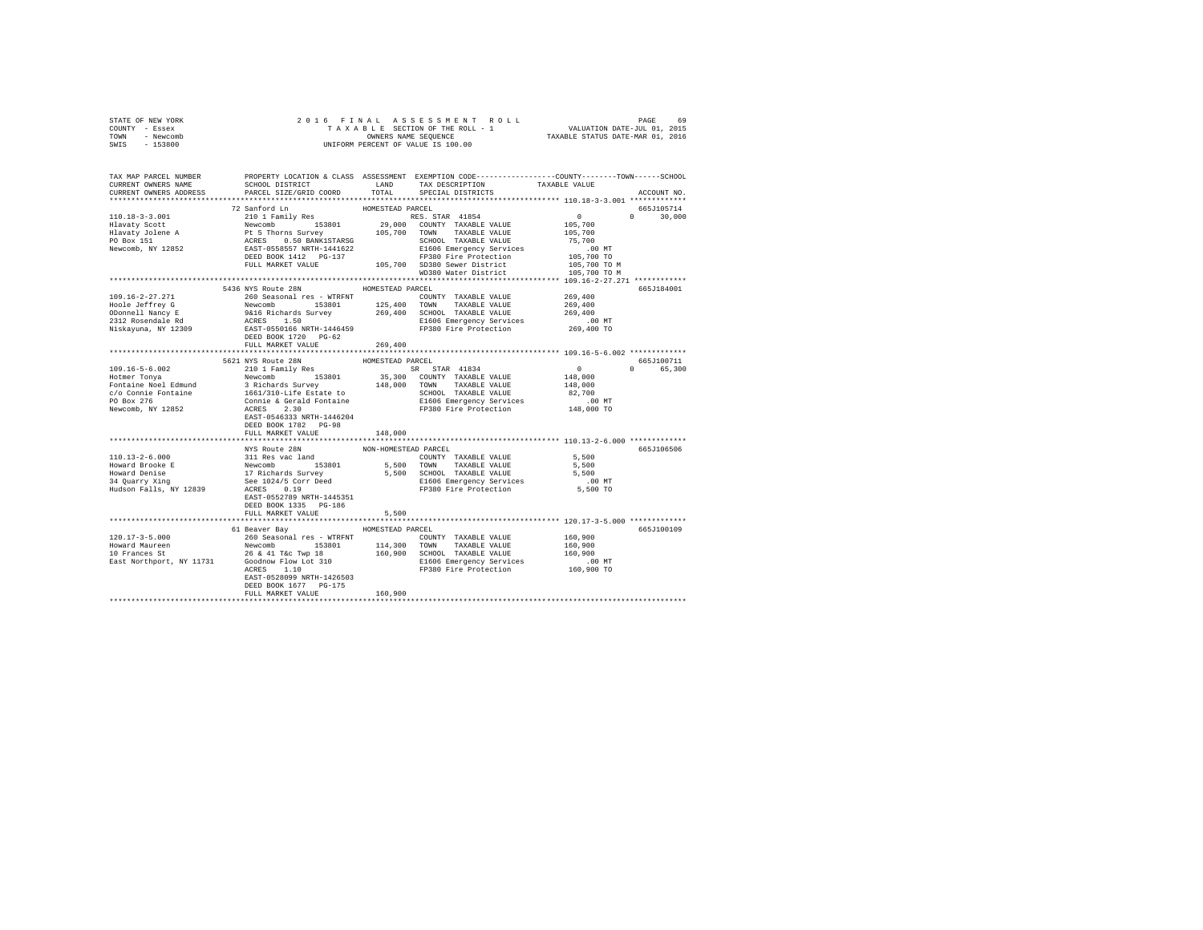STATE OF NEW YORK
COUNTY - Essex
TOWN - Newcomb
SWIS - 153800

2016 FINAL ASSESSMENT ROLL
TAXABLE SECTION OF THE ROLL - 1
OWNERS NAME SEQUENCE
UNIFORM PERCENT OF VALUE IS 100.00

VALUATION DATE-JUL 01, 2015
TAXABLE STATUS DATE-MAR 01, 2016

```
TAX MAP PARCEL NUMBER      PROPERTY LOCATION & CLASS  ASSESSMENT  EXEMPTION CODE-----------------COUNTY--------TOWN------SCHOOL
CURRENT OWNERS NAME        SCHOOL DISTRICT            LAND        TAX DESCRIPTION             TAXABLE VALUE
CURRENT OWNERS ADDRESS     PARCEL SIZE/GRID COORD     TOTAL       SPECIAL DISTRICTS                                    ACCOUNT NO.
******************************************************************************************** 110.18-3-3.001 *************
                           72 Sanford Ln               HOMESTEAD PARCEL                                                665J105714
110.18-3-3.001             210 1 Family Res                        RES. STAR 41854             0             0      30,000
Hlavaty Scott              Newcomb      153801          29,000     COUNTY  TAXABLE VALUE       105,700
Hlavaty Jolene A           Pt 5 Thorns Survey          105,700     TOWN    TAXABLE VALUE       105,700
PO Box 151                 ACRES    0.50 BANK1STARSG               SCHOOL  TAXABLE VALUE        75,700
Newcomb, NY 12852          EAST-0558557 NRTH-1441622               E1606 Emergency Services        .00 MT
                           DEED BOOK 1412   PG-137                 FP380 Fire Protection       105,700 TO
                           FULL MARKET VALUE           105,700     SD380 Sewer District        105,700 TO M
                                                                   WD380 Water District        105,700 TO M
******************************************************************************************** 109.16-2-27.271 ************
                           5436 NYS Route 28N          HOMESTEAD PARCEL                                                665J184001
109.16-2-27.271            260 Seasonal res - WTRFNT               COUNTY  TAXABLE VALUE       269,400
Hoole Jeffrey G            Newcomb      153801         125,400     TOWN    TAXABLE VALUE       269,400
ODonnell Nancy E           9&16 Richards Survey        269,400     SCHOOL  TAXABLE VALUE       269,400
2312 Rosendale Rd          ACRES    1.50                           E1606 Emergency Services        .00 MT
Niskayuna, NY 12309        EAST-0550166 NRTH-1446459               FP380 Fire Protection       269,400 TO
                           DEED BOOK 1720   PG-62
                           FULL MARKET VALUE           269,400
******************************************************************************************** 109.16-5-6.002 *************
                           5621 NYS Route 28N          HOMESTEAD PARCEL                                                665J100711
109.16-5-6.002             210 1 Family Res                        SR  STAR 41834              0             0      65,300
Hotmer Tonya               Newcomb      153801          35,300     COUNTY  TAXABLE VALUE       148,000
Fontaine Noel Edmund       3 Richards Survey           148,000     TOWN    TAXABLE VALUE       148,000
c/o Connie Fontaine        1661/310-Life Estate to                 SCHOOL  TAXABLE VALUE        82,700
PO Box 276                 Connie & Gerald Fontaine                E1606 Emergency Services        .00 MT
Newcomb, NY 12852          ACRES    2.30                           FP380 Fire Protection       148,000 TO
                           EAST-0546333 NRTH-1446204
                           DEED BOOK 1782   PG-98
                           FULL MARKET VALUE           148,000
******************************************************************************************** 110.13-2-6.000 *************
                           NYS Route 28N               NON-HOMESTEAD PARCEL                                            665J106506
110.13-2-6.000             311 Res vac land                        COUNTY  TAXABLE VALUE         5,500
Howard Brooke E            Newcomb      153801           5,500     TOWN    TAXABLE VALUE         5,500
Howard Denise              17 Richards Survey            5,500     SCHOOL  TAXABLE VALUE         5,500
34 Quarry Xing             See 1024/5 Corr Deed                    E1606 Emergency Services        .00 MT
Hudson Falls, NY 12839     ACRES    0.19                           FP380 Fire Protection         5,500 TO
                           EAST-0552789 NRTH-1445351
                           DEED BOOK 1335   PG-186
                           FULL MARKET VALUE             5,500
******************************************************************************************** 120.17-3-5.000 *************
                           61 Beaver Bay               HOMESTEAD PARCEL                                                665J100109
120.17-3-5.000             260 Seasonal res - WTRFNT               COUNTY  TAXABLE VALUE       160,900
Howard Maureen             Newcomb      153801         114,300     TOWN    TAXABLE VALUE       160,900
10 Frances St              26 & 41 T&c Twp 18          160,900     SCHOOL  TAXABLE VALUE       160,900
East Northport, NY 11731   Goodnow Flow Lot 310                    E1606 Emergency Services        .00 MT
                           ACRES    1.10                           FP380 Fire Protection       160,900 TO
                           EAST-0528099 NRTH-1426503
                           DEED BOOK 1677   PG-175
                           FULL MARKET VALUE           160,900
************************************************************************************************************************
```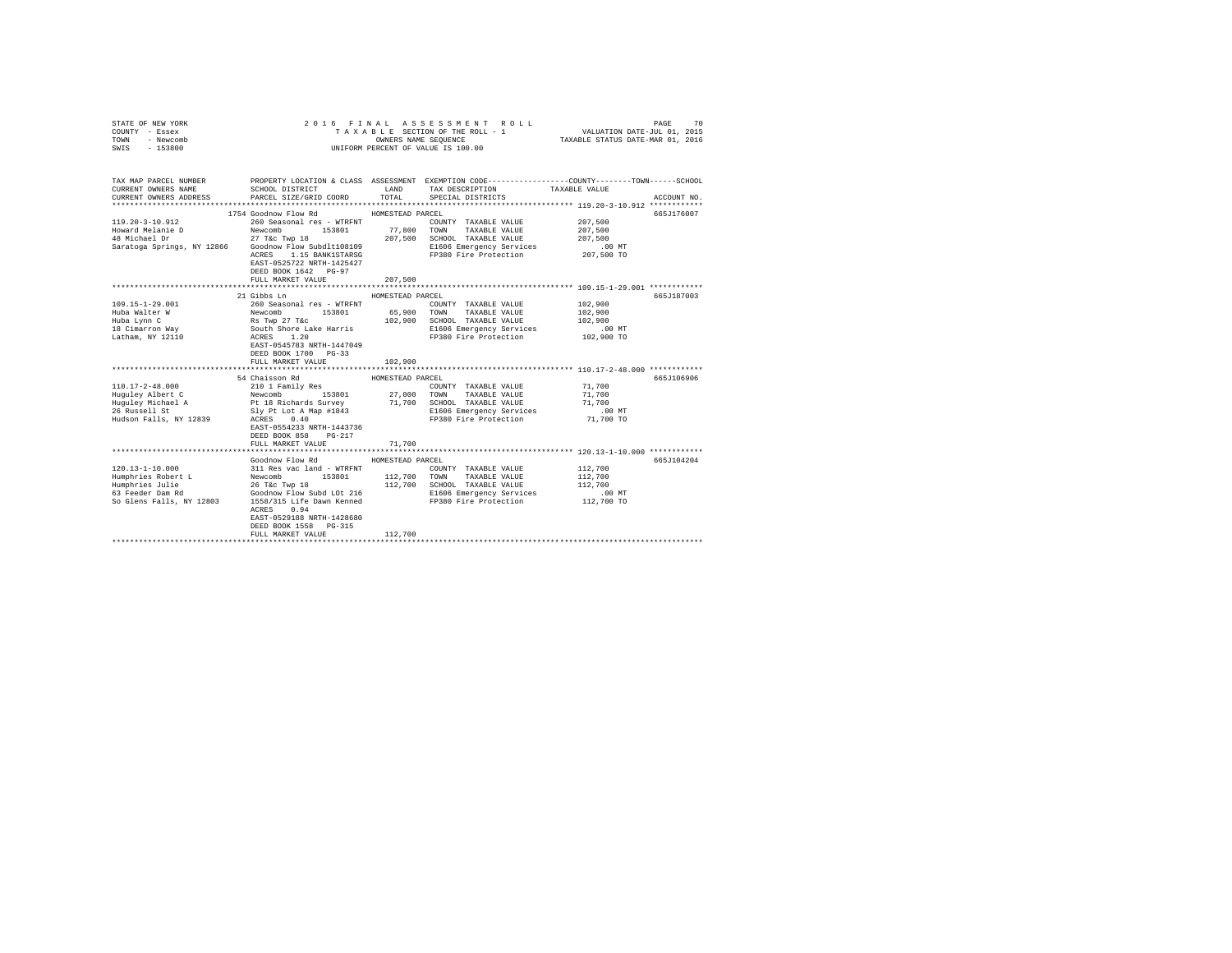STATE OF NEW YORK
COUNTY - Essex
TOWN - Newcomb
SWIS - 153800

2016 FINAL ASSESSMENT ROLL
TAXABLE SECTION OF THE ROLL - 1
OWNERS NAME SEQUENCE
UNIFORM PERCENT OF VALUE IS 100.00

VALUATION DATE-JUL 01, 2015
TAXABLE STATUS DATE-MAR 01, 2016

| TAX MAP PARCEL NUMBER / CURRENT OWNERS NAME / CURRENT OWNERS ADDRESS | PROPERTY LOCATION & CLASS / SCHOOL DISTRICT / PARCEL SIZE/GRID COORD | ASSESSMENT LAND / TOTAL | EXEMPTION CODE / TAX DESCRIPTION / SPECIAL DISTRICTS | COUNTY / TOWN / SCHOOL TAXABLE VALUE | ACCOUNT NO. |
|---|---|---|---|---|---|
| 119.20-3-10.912 | 1754 Goodnow Flow Rd | HOMESTEAD PARCEL | | | 665J176007 |
| Howard Melanie D | 260 Seasonal res - WTRFNT | | COUNTY TAXABLE VALUE | 207,500 | |
| 48 Michael Dr | Newcomb 153801 | 77,800 | TOWN TAXABLE VALUE | 207,500 | |
| Saratoga Springs, NY 12866 | 27 T&c Twp 18 | 207,500 | SCHOOL TAXABLE VALUE | 207,500 | |
| | Goodnow Flow Subdlt108109 | | E1606 Emergency Services | .00 MT | |
| | ACRES 1.15 BANK1STARSG | | FP380 Fire Protection | 207,500 TO | |
| | EAST-0525722 NRTH-1425427 | | | | |
| | DEED BOOK 1642 PG-97 | | | | |
| | FULL MARKET VALUE | 207,500 | | | |
| 109.15-1-29.001 | 21 Gibbs Ln | HOMESTEAD PARCEL | | | 665J187003 |
| Huba Walter W | 260 Seasonal res - WTRFNT | | COUNTY TAXABLE VALUE | 102,900 | |
| Huba Lynn C | Newcomb 153801 | 65,900 | TOWN TAXABLE VALUE | 102,900 | |
| 18 Cimarron Way | Rs Twp 27 T&c | 102,900 | SCHOOL TAXABLE VALUE | 102,900 | |
| Latham, NY 12110 | South Shore Lake Harris | | E1606 Emergency Services | .00 MT | |
| | ACRES 1.20 | | FP380 Fire Protection | 102,900 TO | |
| | EAST-0545783 NRTH-1447049 | | | | |
| | DEED BOOK 1700 PG-33 | | | | |
| | FULL MARKET VALUE | 102,900 | | | |
| 110.17-2-48.000 | 54 Chaisson Rd | HOMESTEAD PARCEL | | | 665J106906 |
| Huguley Albert C | 210 1 Family Res | | COUNTY TAXABLE VALUE | 71,700 | |
| Huguley Michael A | Newcomb 153801 | 27,000 | TOWN TAXABLE VALUE | 71,700 | |
| 26 Russell St | Pt 18 Richards Survey | 71,700 | SCHOOL TAXABLE VALUE | 71,700 | |
| Hudson Falls, NY 12839 | Sly Pt Lot A Map #1843 | | E1606 Emergency Services | .00 MT | |
| | ACRES 0.40 | | FP380 Fire Protection | 71,700 TO | |
| | EAST-0554233 NRTH-1443736 | | | | |
| | DEED BOOK 858 PG-217 | | | | |
| | FULL MARKET VALUE | 71,700 | | | |
| 120.13-1-10.000 | Goodnow Flow Rd | HOMESTEAD PARCEL | | | 665J104204 |
| Humphries Robert L | 311 Res vac land - WTRFNT | | COUNTY TAXABLE VALUE | 112,700 | |
| Humphries Julie | Newcomb 153801 | 112,700 | TOWN TAXABLE VALUE | 112,700 | |
| 63 Feeder Dam Rd | 26 T&c Twp 18 | 112,700 | SCHOOL TAXABLE VALUE | 112,700 | |
| So Glens Falls, NY 12803 | Goodnow Flow Subd LOt 216 | | E1606 Emergency Services | .00 MT | |
| | 1558/315 Life Dawn Kenned | | FP380 Fire Protection | 112,700 TO | |
| | ACRES 0.94 | | | | |
| | EAST-0529188 NRTH-1428680 | | | | |
| | DEED BOOK 1558 PG-315 | | | | |
| | FULL MARKET VALUE | 112,700 | | | |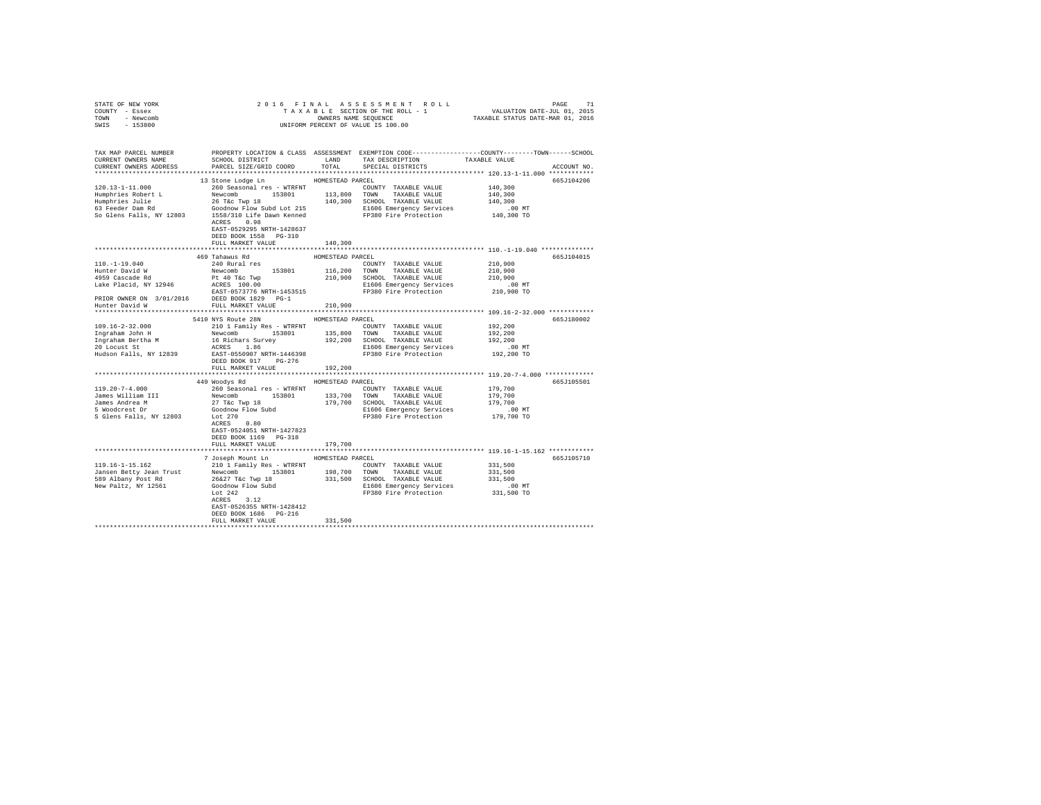STATE OF NEW YORK 2016 FINAL ASSESSMENT ROLL
COUNTY - Essex TAXABLE SECTION OF THE ROLL - 1 VALUATION DATE-JUL 01, 2015
TOWN - Newcomb OWNERS NAME SEQUENCE TAXABLE STATUS DATE-MAR 01, 2016
SWIS - 153800 UNIFORM PERCENT OF VALUE IS 100.00

```
TAX MAP PARCEL NUMBER         PROPERTY LOCATION & CLASS  ASSESSMENT  EXEMPTION CODE-----------------COUNTY--------TOWN------SCHOOL
CURRENT OWNERS NAME           SCHOOL DISTRICT              LAND      TAX DESCRIPTION              TAXABLE VALUE
CURRENT OWNERS ADDRESS        PARCEL SIZE/GRID COORD       TOTAL     SPECIAL DISTRICTS                                    ACCOUNT NO.
************************************************************************************************ 120.13-1-11.000 ************
                              13 Stone Lodge Ln           HOMESTEAD PARCEL                                                665J104206
120.13-1-11.000               260 Seasonal res - WTRFNT              COUNTY  TAXABLE VALUE          140,300
Humphries Robert L            Newcomb        153801       113,800    TOWN    TAXABLE VALUE          140,300
Humphries Julie               26 T&c Twp 18               140,300    SCHOOL  TAXABLE VALUE          140,300
63 Feeder Dam Rd              Goodnow Flow Subd Lot 215              E1606 Emergency Services           .00 MT
So Glens Falls, NY 12803      1558/310 Life Dawn Kenned              FP380 Fire Protection          140,300 TO
                              ACRES    0.98
                              EAST-0529295 NRTH-1428637
                              DEED BOOK 1558   PG-310
                              FULL MARKET VALUE           140,300
************************************************************************************************ 110.-1-19.040 **************
                              469 Tahawus Rd              HOMESTEAD PARCEL                                                665J104015
110.-1-19.040                 240 Rural res                          COUNTY  TAXABLE VALUE          210,900
Hunter David W                Newcomb        153801       116,200    TOWN    TAXABLE VALUE          210,900
4959 Cascade Rd               Pt 40 T&c Twp               210,900    SCHOOL  TAXABLE VALUE          210,900
Lake Placid, NY 12946         ACRES  100.00                          E1606 Emergency Services           .00 MT
                              EAST-0573776 NRTH-1453515              FP380 Fire Protection          210,900 TO
PRIOR OWNER ON 3/01/2016      DEED BOOK 1829   PG-1
Hunter David W                FULL MARKET VALUE           210,900
************************************************************************************************ 109.16-2-32.000 ************
                              5410 NYS Route 28N          HOMESTEAD PARCEL                                                665J180002
109.16-2-32.000               210 1 Family Res - WTRFNT              COUNTY  TAXABLE VALUE          192,200
Ingraham John H               Newcomb        153801       135,800    TOWN    TAXABLE VALUE          192,200
Ingraham Bertha M             16 Richars Survey           192,200    SCHOOL  TAXABLE VALUE          192,200
20 Locust St                  ACRES    1.86                          E1606 Emergency Services           .00 MT
Hudson Falls, NY 12839        EAST-0550907 NRTH-1446398              FP380 Fire Protection          192,200 TO
                              DEED BOOK 917    PG-276
                              FULL MARKET VALUE           192,200
************************************************************************************************ 119.20-7-4.000 *************
                              449 Woodys Rd               HOMESTEAD PARCEL                                                665J105501
119.20-7-4.000                260 Seasonal res - WTRFNT              COUNTY  TAXABLE VALUE          179,700
James William III             Newcomb        153801       133,700    TOWN    TAXABLE VALUE          179,700
James Andrea M                27 T&c Twp 18               179,700    SCHOOL  TAXABLE VALUE          179,700
5 Woodcrest Dr                Goodnow Flow Subd                      E1606 Emergency Services           .00 MT
S Glens Falls, NY 12803       Lot 270                                FP380 Fire Protection          179,700 TO
                              ACRES    0.80
                              EAST-0524051 NRTH-1427823
                              DEED BOOK 1169   PG-318
                              FULL MARKET VALUE           179,700
************************************************************************************************ 119.16-1-15.162 ************
                              7 Joseph Mount Ln           HOMESTEAD PARCEL                                                665J105710
119.16-1-15.162               210 1 Family Res - WTRFNT              COUNTY  TAXABLE VALUE          331,500
Jansen Betty Jean Trust       Newcomb        153801       198,700    TOWN    TAXABLE VALUE          331,500
589 Albany Post Rd            26&27 T&c Twp 18            331,500    SCHOOL  TAXABLE VALUE          331,500
New Paltz, NY 12561           Goodnow Flow Subd                      E1606 Emergency Services           .00 MT
                              Lot 242                                FP380 Fire Protection          331,500 TO
                              ACRES    3.12
                              EAST-0526355 NRTH-1428412
                              DEED BOOK 1686   PG-216
                              FULL MARKET VALUE           331,500
*****************************************************************************************************************************
```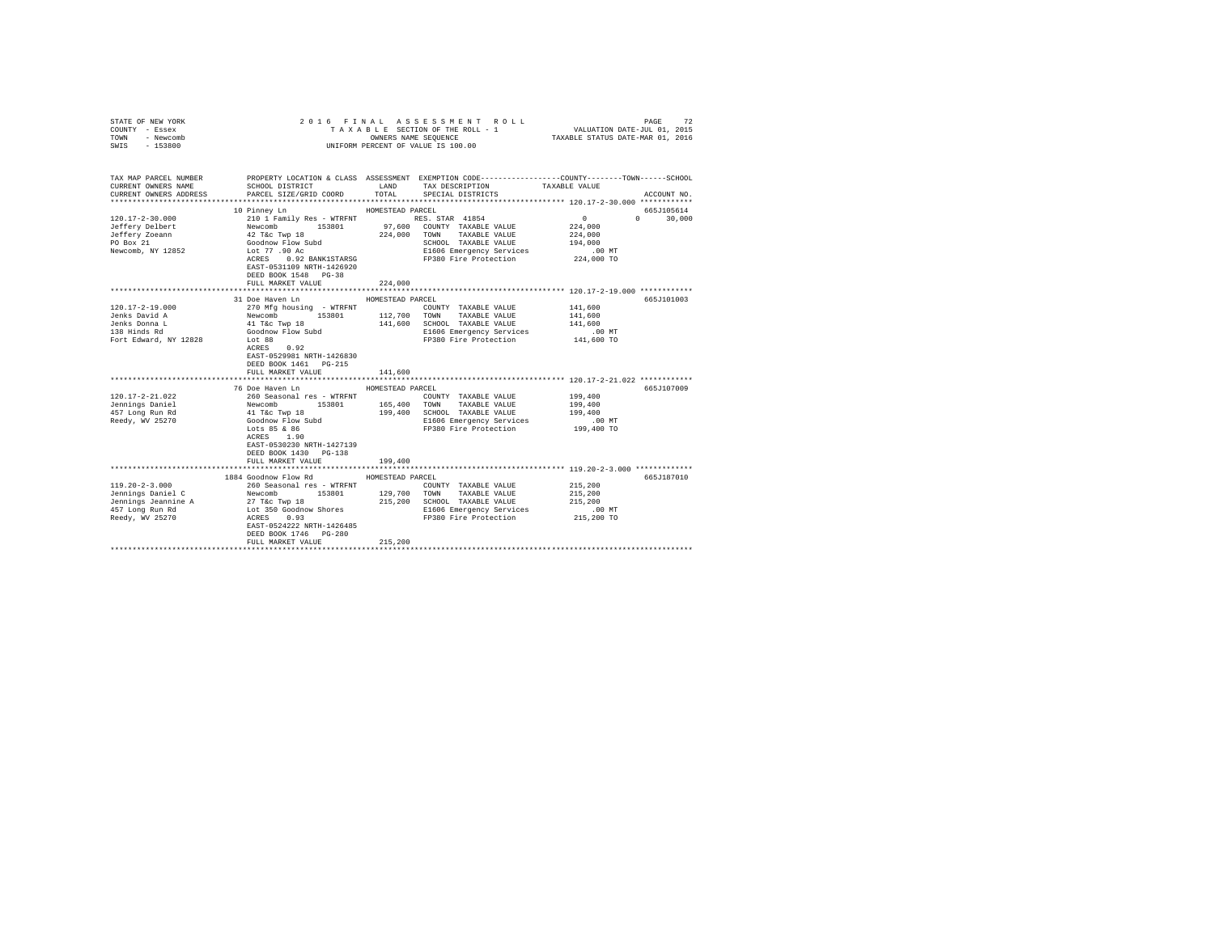STATE OF NEW YORK  
COUNTY - Essex  
TOWN - Newcomb  
SWIS - 153800

2 0 1 6 F I N A L A S S E S S M E N T R O L L  
T A X A B L E SECTION OF THE ROLL - 1  
OWNERS NAME SEQUENCE  
UNIFORM PERCENT OF VALUE IS 100.00

VALUATION DATE-JUL 01, 2015  
TAXABLE STATUS DATE-MAR 01, 2016

```
TAX MAP PARCEL NUMBER     PROPERTY LOCATION & CLASS  ASSESSMENT  EXEMPTION CODE------------------COUNTY--------TOWN------SCHOOL
CURRENT OWNERS NAME       SCHOOL DISTRICT              LAND      TAX DESCRIPTION            TAXABLE VALUE
CURRENT OWNERS ADDRESS    PARCEL SIZE/GRID COORD       TOTAL     SPECIAL DISTRICTS                                    ACCOUNT NO.
*************************************************************************************************** 120.17-2-30.000 ************
                          10 Pinney Ln                 HOMESTEAD PARCEL                                              665J105614
120.17-2-30.000           210 1 Family Res - WTRFNT         RES. STAR  41854                 0           0       30,000
Jeffery Delbert           Newcomb      153801         97,600   COUNTY  TAXABLE VALUE       224,000
Jeffery Zoeann            42 T&c Twp 18              224,000   TOWN    TAXABLE VALUE       224,000
PO Box 21                 Goodnow Flow Subd                    SCHOOL  TAXABLE VALUE       194,000
Newcomb, NY 12852         Lot 77 .90 Ac                        E1606 Emergency Services        .00 MT
                          ACRES    0.92 BANK1STARSG            FP380 Fire Protection       224,000 TO
                          EAST-0531109 NRTH-1426920
                          DEED BOOK 1548   PG-38
                          FULL MARKET VALUE          224,000
*************************************************************************************************** 120.17-2-19.000 ************
                          31 Doe Haven Ln              HOMESTEAD PARCEL                                              665J101003
120.17-2-19.000           270 Mfg housing  - WTRFNT            COUNTY  TAXABLE VALUE       141,600
Jenks David A             Newcomb      153801        112,700   TOWN    TAXABLE VALUE       141,600
Jenks Donna L             41 T&c Twp 18              141,600   SCHOOL  TAXABLE VALUE       141,600
138 Hinds Rd              Goodnow Flow Subd                    E1606 Emergency Services        .00 MT
Fort Edward, NY 12828     Lot 88                               FP380 Fire Protection       141,600 TO
                          ACRES    0.92
                          EAST-0529981 NRTH-1426830
                          DEED BOOK 1461   PG-215
                          FULL MARKET VALUE          141,600
*************************************************************************************************** 120.17-2-21.022 ************
                          76 Doe Haven Ln              HOMESTEAD PARCEL                                              665J107009
120.17-2-21.022           260 Seasonal res - WTRFNT            COUNTY  TAXABLE VALUE       199,400
Jennings Daniel           Newcomb      153801        165,400   TOWN    TAXABLE VALUE       199,400
457 Long Run Rd           41 T&c Twp 18              199,400   SCHOOL  TAXABLE VALUE       199,400
Reedy, WV 25270           Goodnow Flow Subd                    E1606 Emergency Services        .00 MT
                          Lots 85 & 86                         FP380 Fire Protection       199,400 TO
                          ACRES    1.90
                          EAST-0530230 NRTH-1427139
                          DEED BOOK 1430   PG-138
                          FULL MARKET VALUE          199,400
*************************************************************************************************** 119.20-2-3.000 *************
                          1884 Goodnow Flow Rd         HOMESTEAD PARCEL                                              665J187010
119.20-2-3.000            260 Seasonal res - WTRFNT            COUNTY  TAXABLE VALUE       215,200
Jennings Daniel C         Newcomb      153801        129,700   TOWN    TAXABLE VALUE       215,200
Jennings Jeannine A       27 T&c Twp 18              215,200   SCHOOL  TAXABLE VALUE       215,200
457 Long Run Rd           Lot 350 Goodnow Shores               E1606 Emergency Services        .00 MT
Reedy, WV 25270           ACRES    0.93                        FP380 Fire Protection       215,200 TO
                          EAST-0524222 NRTH-1426485
                          DEED BOOK 1746   PG-280
                          FULL MARKET VALUE          215,200
********************************************************************************************************************************
```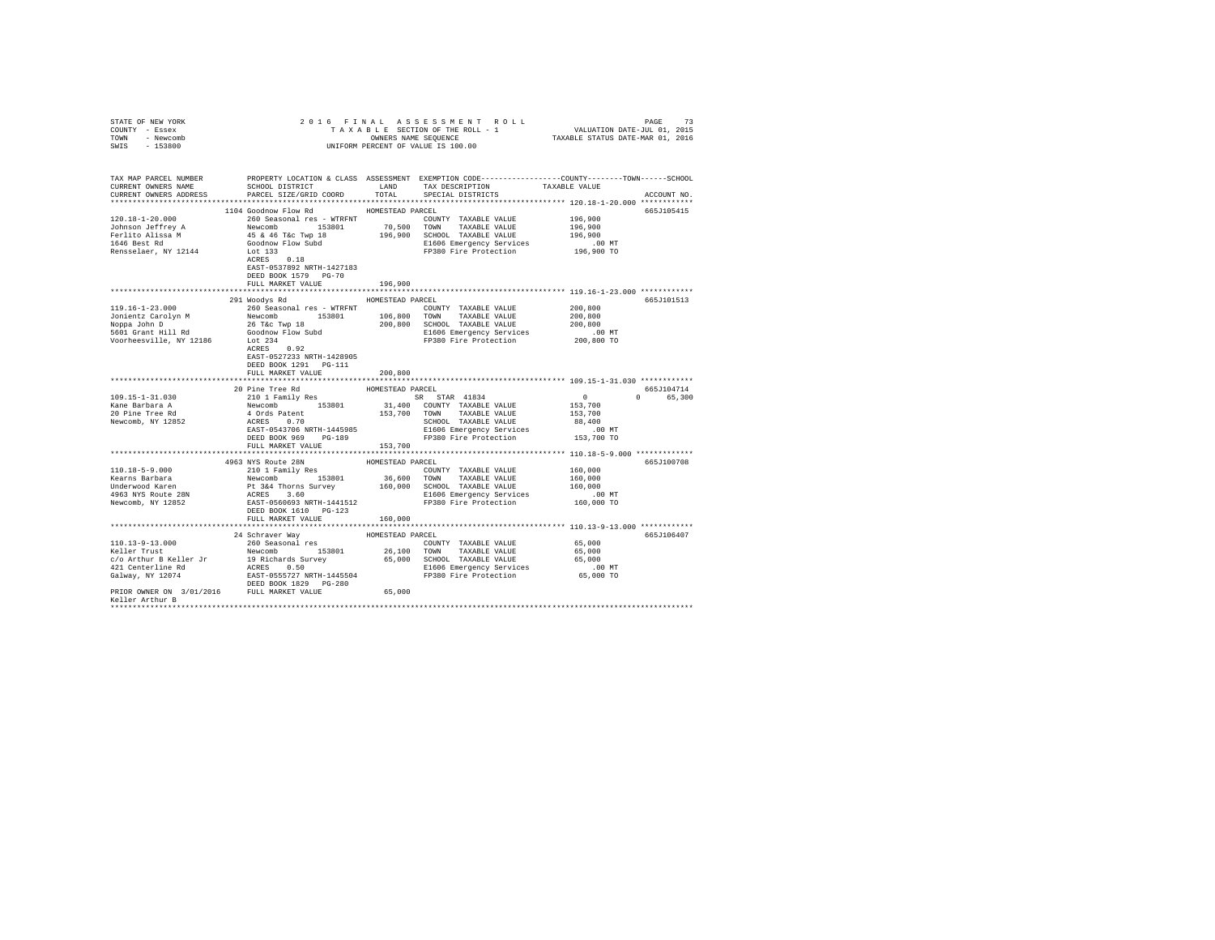STATE OF NEW YORK
COUNTY - Essex
TOWN - Newcomb
SWIS - 153800

2 0 1 6 F I N A L A S S E S S M E N T R O L L
T A X A B L E SECTION OF THE ROLL - 1
OWNERS NAME SEQUENCE
UNIFORM PERCENT OF VALUE IS 100.00

VALUATION DATE-JUL 01, 2015
TAXABLE STATUS DATE-MAR 01, 2016

```
TAX MAP PARCEL NUMBER     PROPERTY LOCATION & CLASS  ASSESSMENT  EXEMPTION CODE-----------------COUNTY--------TOWN------SCHOOL
CURRENT OWNERS NAME       SCHOOL DISTRICT               LAND      TAX DESCRIPTION             TAXABLE VALUE
CURRENT OWNERS ADDRESS    PARCEL SIZE/GRID COORD        TOTAL     SPECIAL DISTRICTS                                    ACCOUNT NO.
******************************************************************************************** 120.18-1-20.000 ************
                          1104 Goodnow Flow Rd          HOMESTEAD PARCEL                                                665J105415
120.18-1-20.000           260 Seasonal res - WTRFNT               COUNTY  TAXABLE VALUE          196,900
Johnson Jeffrey A         Newcomb      153801         70,500      TOWN    TAXABLE VALUE          196,900
Ferlito Alissa M          45 & 46 T&c Twp 18         196,900      SCHOOL  TAXABLE VALUE          196,900
1646 Best Rd              Goodnow Flow Subd                       E1606 Emergency Services           .00 MT
Rensselaer, NY 12144      Lot 133                                 FP380 Fire Protection          196,900 TO
                          ACRES    0.18
                          EAST-0537892 NRTH-1427183
                          DEED BOOK 1579   PG-70
                          FULL MARKET VALUE          196,900
******************************************************************************************** 119.16-1-23.000 ************
                          291 Woodys Rd                 HOMESTEAD PARCEL                                                665J101513
119.16-1-23.000           260 Seasonal res - WTRFNT               COUNTY  TAXABLE VALUE          200,800
Jonientz Carolyn M        Newcomb      153801        106,800      TOWN    TAXABLE VALUE          200,800
Noppa John D              26 T&c Twp 18              200,800      SCHOOL  TAXABLE VALUE          200,800
5601 Grant Hill Rd        Goodnow Flow Subd                       E1606 Emergency Services           .00 MT
Voorheesville, NY 12186   Lot 234                                 FP380 Fire Protection          200,800 TO
                          ACRES    0.92
                          EAST-0527233 NRTH-1428905
                          DEED BOOK 1291   PG-111
                          FULL MARKET VALUE          200,800
******************************************************************************************** 109.15-1-31.030 ************
                          20 Pine Tree Rd               HOMESTEAD PARCEL                                                665J104714
109.15-1-31.030           210 1 Family Res                        SR  STAR 41834                      0           0      65,300
Kane Barbara A            Newcomb      153801         31,400      COUNTY  TAXABLE VALUE          153,700
20 Pine Tree Rd           4 Ords Patent              153,700      TOWN    TAXABLE VALUE          153,700
Newcomb, NY 12852         ACRES    0.70                           SCHOOL  TAXABLE VALUE           88,400
                          EAST-0543706 NRTH-1445985               E1606 Emergency Services           .00 MT
                          DEED BOOK 969    PG-189                 FP380 Fire Protection          153,700 TO
                          FULL MARKET VALUE          153,700
******************************************************************************************** 110.18-5-9.000 *************
                          4963 NYS Route 28N            HOMESTEAD PARCEL                                                665J100708
110.18-5-9.000            210 1 Family Res                        COUNTY  TAXABLE VALUE          160,000
Kearns Barbara            Newcomb      153801         36,600      TOWN    TAXABLE VALUE          160,000
Underwood Karen           Pt 3&4 Thorns Survey       160,000      SCHOOL  TAXABLE VALUE          160,000
4963 NYS Route 28N        ACRES    3.60                           E1606 Emergency Services           .00 MT
Newcomb, NY 12852         EAST-0560693 NRTH-1441512               FP380 Fire Protection          160,000 TO
                          DEED BOOK 1610   PG-123
                          FULL MARKET VALUE          160,000
******************************************************************************************** 110.13-9-13.000 ************
                          24 Schraver Way               HOMESTEAD PARCEL                                                665J106407
110.13-9-13.000           260 Seasonal res                        COUNTY  TAXABLE VALUE           65,000
Keller Trust              Newcomb      153801         26,100      TOWN    TAXABLE VALUE           65,000
c/o Arthur B Keller Jr    19 Richards Survey          65,000      SCHOOL  TAXABLE VALUE           65,000
421 Centerline Rd         ACRES    0.50                           E1606 Emergency Services           .00 MT
Galway, NY 12074          EAST-0555727 NRTH-1445504               FP380 Fire Protection           65,000 TO
                          DEED BOOK 1829   PG-280
PRIOR OWNER ON 3/01/2016  FULL MARKET VALUE           65,000
Keller Arthur B
*************************************************************************************************************************
```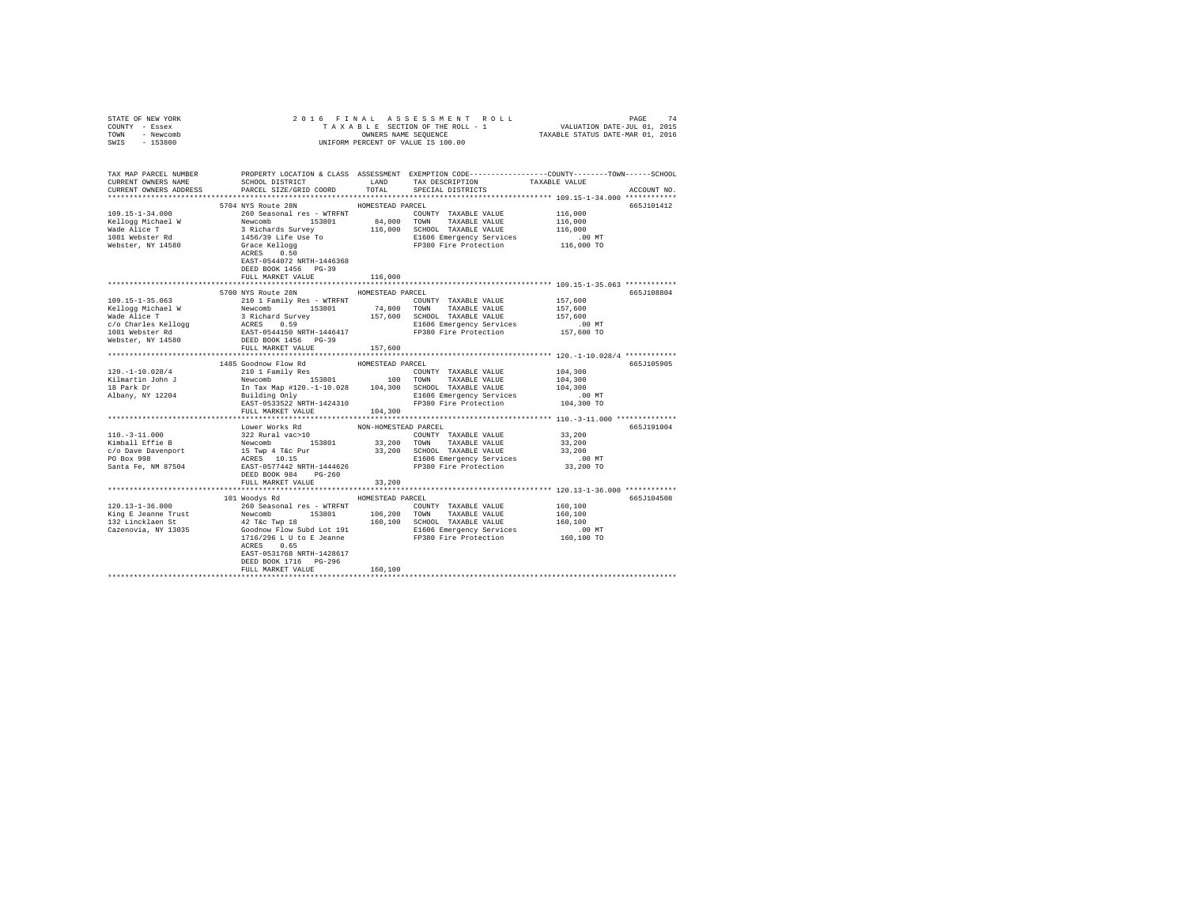STATE OF NEW YORK — COUNTY - Essex — TOWN - Newcomb — SWIS - 153800

2016 FINAL ASSESSMENT ROLL — TAXABLE SECTION OF THE ROLL - 1 — OWNERS NAME SEQUENCE — UNIFORM PERCENT OF VALUE IS 100.00

VALUATION DATE-JUL 01, 2015 — TAXABLE STATUS DATE-MAR 01, 2016

| TAX MAP PARCEL NUMBER / CURRENT OWNERS NAME / CURRENT OWNERS ADDRESS | PROPERTY LOCATION & CLASS / SCHOOL DISTRICT / PARCEL SIZE/GRID COORD | ASSESSMENT LAND | TOTAL | EXEMPTION CODE / TAX DESCRIPTION / SPECIAL DISTRICTS | TAXABLE VALUE (COUNTY / TOWN / SCHOOL) | ACCOUNT NO. |
|---|---|---|---|---|---|---|
| **109.15-1-34.000** | 5704 NYS Route 28N | | | HOMESTEAD PARCEL | | 665J101412 |
| 109.15-1-34.000 | 260 Seasonal res - WTRFNT | | | COUNTY TAXABLE VALUE | 116,000 | |
| Kellogg Michael W | Newcomb 153801 | 84,000 | | TOWN TAXABLE VALUE | 116,000 | |
| Wade Alice T | 3 Richards Survey | | 116,000 | SCHOOL TAXABLE VALUE | 116,000 | |
| 1081 Webster Rd | 1456/39 Life Use To | | | E1606 Emergency Services | .00 MT | |
| Webster, NY 14580 | Grace Kellogg | | | FP380 Fire Protection | 116,000 TO | |
| | ACRES 0.50 | | | | | |
| | EAST-0544072 NRTH-1446368 | | | | | |
| | DEED BOOK 1456 PG-39 | | | | | |
| | FULL MARKET VALUE | | 116,000 | | | |
| **109.15-1-35.063** | 5700 NYS Route 28N | | | HOMESTEAD PARCEL | | 665J108804 |
| 109.15-1-35.063 | 210 1 Family Res - WTRFNT | | | COUNTY TAXABLE VALUE | 157,600 | |
| Kellogg Michael W | Newcomb 153801 | 74,800 | | TOWN TAXABLE VALUE | 157,600 | |
| Wade Alice T | 3 Richard Survey | | 157,600 | SCHOOL TAXABLE VALUE | 157,600 | |
| c/o Charles Kellogg | ACRES 0.59 | | | E1606 Emergency Services | .00 MT | |
| 1081 Webster Rd | EAST-0544150 NRTH-1446417 | | | FP380 Fire Protection | 157,600 TO | |
| Webster, NY 14580 | DEED BOOK 1456 PG-39 | | | | | |
| | FULL MARKET VALUE | | 157,600 | | | |
| **120.-1-10.028/4** | 1485 Goodnow Flow Rd | | | HOMESTEAD PARCEL | | 665J105905 |
| 120.-1-10.028/4 | 210 1 Family Res | | | COUNTY TAXABLE VALUE | 104,300 | |
| Kilmartin John J | Newcomb 153801 | 100 | | TOWN TAXABLE VALUE | 104,300 | |
| 18 Park Dr | In Tax Map #120.-1-10.028 | | 104,300 | SCHOOL TAXABLE VALUE | 104,300 | |
| Albany, NY 12204 | Building Only | | | E1606 Emergency Services | .00 MT | |
| | EAST-0533522 NRTH-1424310 | | | FP380 Fire Protection | 104,300 TO | |
| | FULL MARKET VALUE | | 104,300 | | | |
| **110.-3-11.000** | Lower Works Rd | | | NON-HOMESTEAD PARCEL | | 665J191004 |
| 110.-3-11.000 | 322 Rural vac>10 | | | COUNTY TAXABLE VALUE | 33,200 | |
| Kimball Effie B | Newcomb 153801 | 33,200 | | TOWN TAXABLE VALUE | 33,200 | |
| c/o Dave Davenport | 15 Twp 4 T&c Pur | | 33,200 | SCHOOL TAXABLE VALUE | 33,200 | |
| PO Box 998 | ACRES 10.15 | | | E1606 Emergency Services | .00 MT | |
| Santa Fe, NM 87504 | EAST-0577442 NRTH-1444626 | | | FP380 Fire Protection | 33,200 TO | |
| | DEED BOOK 984 PG-260 | | | | | |
| | FULL MARKET VALUE | | 33,200 | | | |
| **120.13-1-36.000** | 101 Woodys Rd | | | HOMESTEAD PARCEL | | 665J104508 |
| 120.13-1-36.000 | 260 Seasonal res - WTRFNT | | | COUNTY TAXABLE VALUE | 160,100 | |
| King E Jeanne Trust | Newcomb 153801 | 106,200 | | TOWN TAXABLE VALUE | 160,100 | |
| 132 Lincklaen St | 42 T&c Twp 18 | | 160,100 | SCHOOL TAXABLE VALUE | 160,100 | |
| Cazenovia, NY 13035 | Goodnow Flow Subd Lot 191 | | | E1606 Emergency Services | .00 MT | |
| | 1716/296 L U to E Jeanne | | | FP380 Fire Protection | 160,100 TO | |
| | ACRES 0.65 | | | | | |
| | EAST-0531768 NRTH-1428617 | | | | | |
| | DEED BOOK 1716 PG-296 | | | | | |
| | FULL MARKET VALUE | | 160,100 | | | |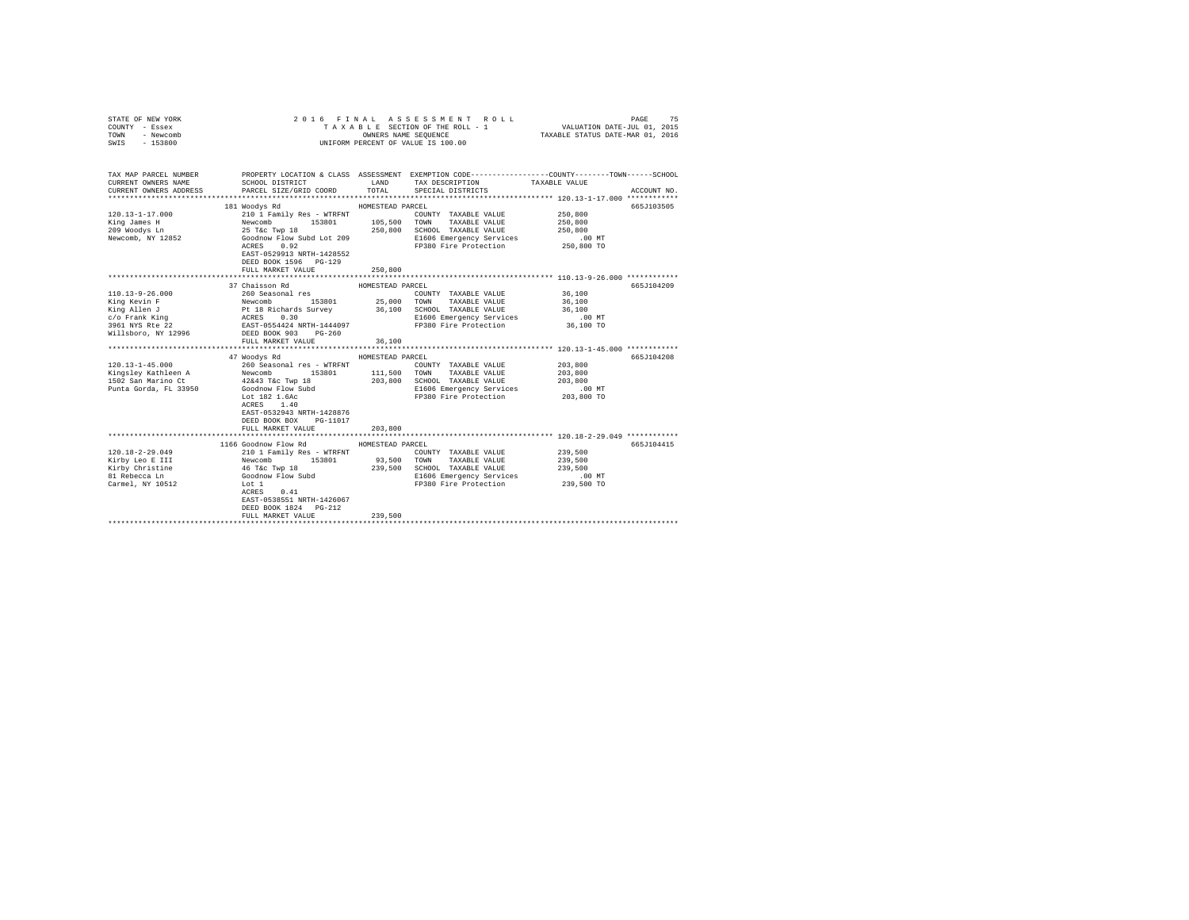STATE OF NEW YORK
COUNTY - Essex
TOWN - Newcomb
SWIS - 153800

2016 FINAL ASSESSMENT ROLL
TAXABLE SECTION OF THE ROLL - 1
OWNERS NAME SEQUENCE
UNIFORM PERCENT OF VALUE IS 100.00

VALUATION DATE-JUL 01, 2015
TAXABLE STATUS DATE-MAR 01, 2016

```
TAX MAP PARCEL NUMBER    PROPERTY LOCATION & CLASS  ASSESSMENT  EXEMPTION CODE-----------------COUNTY--------TOWN------SCHOOL
CURRENT OWNERS NAME      SCHOOL DISTRICT             LAND       TAX DESCRIPTION              TAXABLE VALUE
CURRENT OWNERS ADDRESS   PARCEL SIZE/GRID COORD      TOTAL      SPECIAL DISTRICTS                                      ACCOUNT NO.
****************************************************************************************** 120.13-1-17.000 ************
                         181 Woodys Rd              HOMESTEAD PARCEL                                                   665J103505
120.13-1-17.000          210 1 Family Res - WTRFNT              COUNTY  TAXABLE VALUE         250,800
King James H             Newcomb      153801        105,500     TOWN    TAXABLE VALUE         250,800
209 Woodys Ln            25 T&c Twp 18              250,800     SCHOOL  TAXABLE VALUE         250,800
Newcomb, NY 12852        Goodnow Flow Subd Lot 209              E1606 Emergency Services          .00 MT
                         ACRES    0.92                          FP380 Fire Protection          250,800 TO
                         EAST-0529913 NRTH-1428552
                         DEED BOOK 1596   PG-129
                         FULL MARKET VALUE          250,800
****************************************************************************************** 110.13-9-26.000 ************
                         37 Chaisson Rd             HOMESTEAD PARCEL                                                   665J104209
110.13-9-26.000          260 Seasonal res                       COUNTY  TAXABLE VALUE          36,100
King Kevin F             Newcomb      153801         25,000     TOWN    TAXABLE VALUE          36,100
King Allen J             Pt 18 Richards Survey       36,100     SCHOOL  TAXABLE VALUE          36,100
c/o Frank King           ACRES    0.30                          E1606 Emergency Services          .00 MT
3961 NYS Rte 22          EAST-0554424 NRTH-1444097              FP380 Fire Protection           36,100 TO
Willsboro, NY 12996      DEED BOOK 903    PG-260
                         FULL MARKET VALUE           36,100
****************************************************************************************** 120.13-1-45.000 ************
                         47 Woodys Rd               HOMESTEAD PARCEL                                                   665J104208
120.13-1-45.000          260 Seasonal res - WTRFNT              COUNTY  TAXABLE VALUE         203,800
Kingsley Kathleen A      Newcomb      153801        111,500     TOWN    TAXABLE VALUE         203,800
1502 San Marino Ct       42&43 T&c Twp 18           203,800     SCHOOL  TAXABLE VALUE         203,800
Punta Gorda, FL 33950    Goodnow Flow Subd                      E1606 Emergency Services          .00 MT
                         Lot 182 1.6Ac                          FP380 Fire Protection          203,800 TO
                         ACRES    1.40
                         EAST-0532943 NRTH-1428876
                         DEED BOOK BOX    PG-11017
                         FULL MARKET VALUE          203,800
****************************************************************************************** 120.18-2-29.049 ************
                         1166 Goodnow Flow Rd       HOMESTEAD PARCEL                                                   665J104415
120.18-2-29.049          210 1 Family Res - WTRFNT              COUNTY  TAXABLE VALUE         239,500
Kirby Leo E III          Newcomb      153801         93,500     TOWN    TAXABLE VALUE         239,500
Kirby Christine          46 T&c Twp 18              239,500     SCHOOL  TAXABLE VALUE         239,500
81 Rebecca Ln            Goodnow Flow Subd                      E1606 Emergency Services          .00 MT
Carmel, NY 10512         Lot 1                                  FP380 Fire Protection          239,500 TO
                         ACRES    0.41
                         EAST-0538551 NRTH-1426067
                         DEED BOOK 1824   PG-212
                         FULL MARKET VALUE          239,500
************************************************************************************************************************
```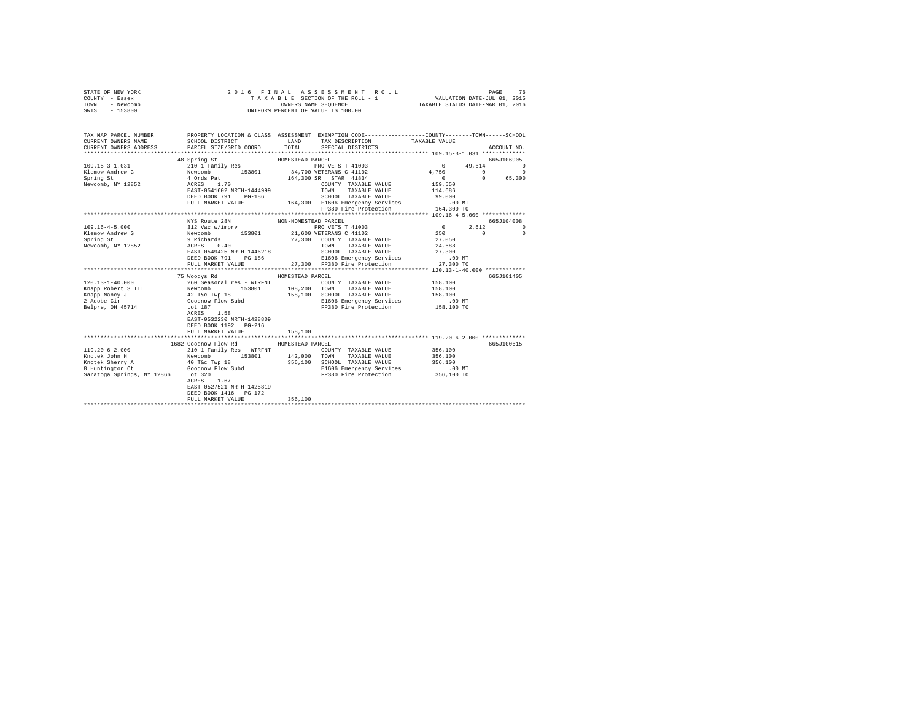STATE OF NEW YORK  
COUNTY - Essex  
TOWN - Newcomb  
SWIS - 153800

2 0 1 6 F I N A L A S S E S S M E N T R O L L  
T A X A B L E SECTION OF THE ROLL - 1  
OWNERS NAME SEQUENCE  
UNIFORM PERCENT OF VALUE IS 100.00

VALUATION DATE-JUL 01, 2015  
TAXABLE STATUS DATE-MAR 01, 2016

```
TAX MAP PARCEL NUMBER      PROPERTY LOCATION & CLASS  ASSESSMENT  EXEMPTION CODE-----------------COUNTY--------TOWN------SCHOOL
CURRENT OWNERS NAME        SCHOOL DISTRICT              LAND      TAX DESCRIPTION           TAXABLE VALUE
CURRENT OWNERS ADDRESS     PARCEL SIZE/GRID COORD       TOTAL     SPECIAL DISTRICTS                                   ACCOUNT NO.
******************************************************************************************* 109.15-3-1.031 *************
                  48 Spring St                    HOMESTEAD PARCEL                                                    665J106905
109.15-3-1.031             210 1 Family Res                   PRO VETS T 41003                 0      49,614           0
Klemow Andrew G            Newcomb       153801      34,700 VETERANS C 41102              4,750           0           0
Spring St                  4 Ords Pat               164,300 SR   STAR  41834                  0           0      65,300
Newcomb, NY 12852          ACRES    1.70                      COUNTY  TAXABLE VALUE          159,550
                           EAST-0541602 NRTH-1444999          TOWN    TAXABLE VALUE          114,686
                           DEED BOOK 791    PG-186            SCHOOL  TAXABLE VALUE           99,000
                           FULL MARKET VALUE          164,300  E1606 Emergency Services           .00 MT
                                                              FP380 Fire Protection          164,300 TO
******************************************************************************************* 109.16-4-5.000 *************
                  NYS Route 28N                   NON-HOMESTEAD PARCEL                                                665J104008
109.16-4-5.000             312 Vac w/imprv                    PRO VETS T 41003                 0       2,612           0
Klemow Andrew G            Newcomb       153801      21,600 VETERANS C 41102                250           0           0
Spring St                  9 Richards                27,300   COUNTY  TAXABLE VALUE           27,050
Newcomb, NY 12852          ACRES    0.40                      TOWN    TAXABLE VALUE           24,688
                           EAST-0549425 NRTH-1446218          SCHOOL  TAXABLE VALUE           27,300
                           DEED BOOK 791    PG-186            E1606 Emergency Services           .00 MT
                           FULL MARKET VALUE           27,300  FP380 Fire Protection           27,300 TO
******************************************************************************************* 120.13-1-40.000 ************
                  75 Woodys Rd                    HOMESTEAD PARCEL                                                    665J101405
120.13-1-40.000            260 Seasonal res - WTRFNT          COUNTY  TAXABLE VALUE          158,100
Knapp Robert S III         Newcomb       153801     108,200   TOWN    TAXABLE VALUE          158,100
Knapp Nancy J              42 T&c Twp 18            158,100   SCHOOL  TAXABLE VALUE          158,100
2 Adobe Cir                Goodnow Flow Subd                  E1606 Emergency Services           .00 MT
Belpre, OH 45714           Lot 187                            FP380 Fire Protection          158,100 TO
                           ACRES    1.58
                           EAST-0532230 NRTH-1428809
                           DEED BOOK 1192   PG-216
                           FULL MARKET VALUE          158,100
******************************************************************************************* 119.20-6-2.000 *************
                1682 Goodnow Flow Rd              HOMESTEAD PARCEL                                                    665J100615
119.20-6-2.000             210 1 Family Res - WTRFNT          COUNTY  TAXABLE VALUE          356,100
Knotek John H              Newcomb       153801     142,000   TOWN    TAXABLE VALUE          356,100
Knotek Sherry A            40 T&c Twp 18            356,100   SCHOOL  TAXABLE VALUE          356,100
8 Huntington Ct            Goodnow Flow Subd                  E1606 Emergency Services           .00 MT
Saratoga Springs, NY 12866 Lot 320                            FP380 Fire Protection          356,100 TO
                           ACRES    1.67
                           EAST-0527521 NRTH-1425819
                           DEED BOOK 1416   PG-172
                           FULL MARKET VALUE          356,100
************************************************************************************************************************
```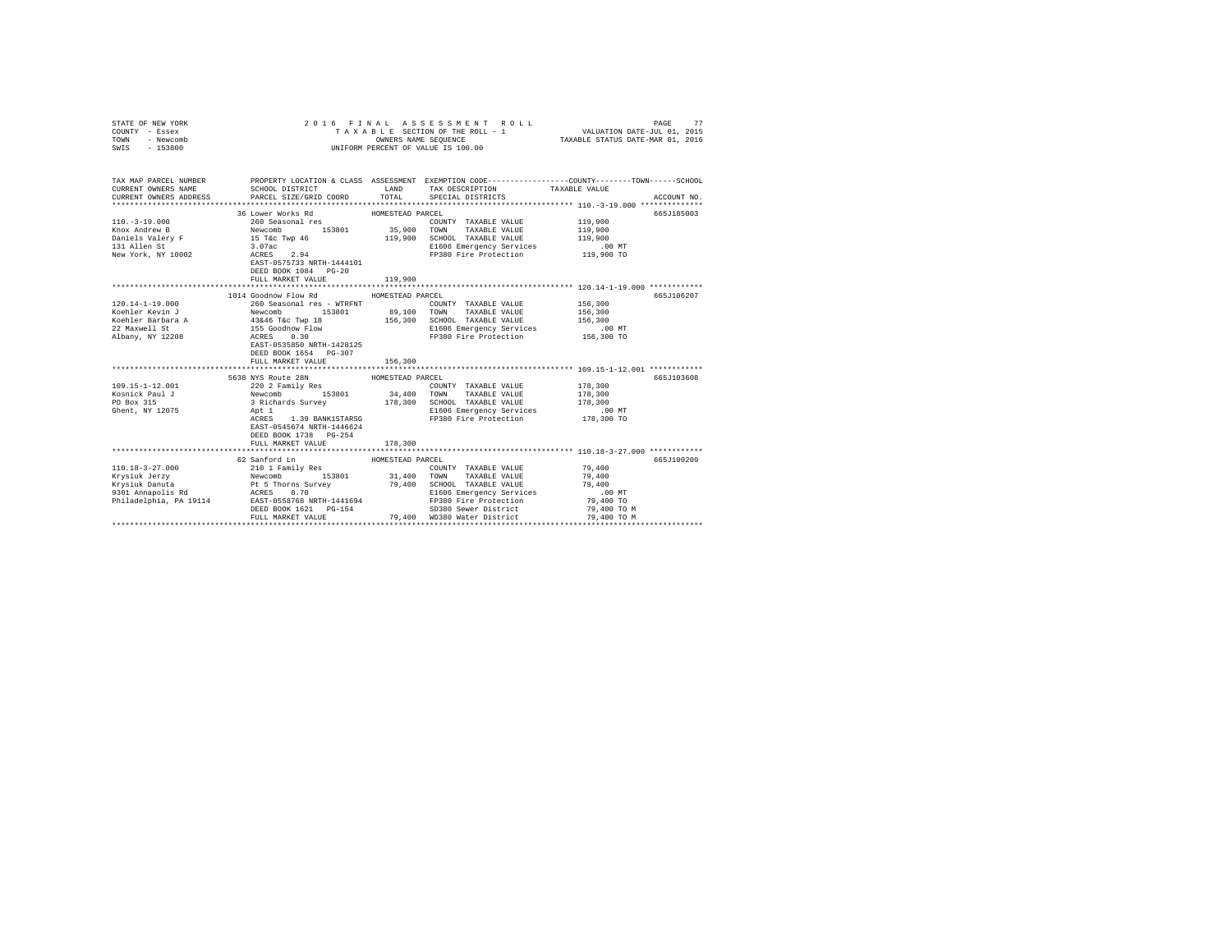STATE OF NEW YORK                    2 0 1 6   F I N A L   A S S E S S M E N T   R O L L
COUNTY - Essex                       T A X A B L E  SECTION OF THE ROLL - 1          VALUATION DATE-JUL 01, 2015
TOWN   - Newcomb                     OWNERS NAME SEQUENCE                    TAXABLE STATUS DATE-MAR 01, 2016
SWIS   - 153800                      UNIFORM PERCENT OF VALUE IS 100.00

```
TAX MAP PARCEL NUMBER     PROPERTY LOCATION & CLASS  ASSESSMENT  EXEMPTION CODE-----------------COUNTY--------TOWN------SCHOOL
CURRENT OWNERS NAME       SCHOOL DISTRICT             LAND       TAX DESCRIPTION            TAXABLE VALUE
CURRENT OWNERS ADDRESS    PARCEL SIZE/GRID COORD      TOTAL      SPECIAL DISTRICTS                                   ACCOUNT NO.
******************************************************************************************** 110.-3-19.000 **************
                          36 Lower Works Rd           HOMESTEAD PARCEL                                               665J185003
110.-3-19.000             260 Seasonal res                        COUNTY  TAXABLE VALUE          119,900
Knox Andrew B             Newcomb        153801       35,900      TOWN    TAXABLE VALUE          119,900
Daniels Valery F          15 T&c Twp 46               119,900     SCHOOL  TAXABLE VALUE          119,900
131 Allen St              3.07ac                                  E1606 Emergency Services          .00 MT
New York, NY 10002        ACRES    2.94                           FP380 Fire Protection          119,900 TO
                          EAST-0575733 NRTH-1444101
                          DEED BOOK 1084   PG-20
                          FULL MARKET VALUE           119,900
******************************************************************************************** 120.14-1-19.000 ************
                          1014 Goodnow Flow Rd        HOMESTEAD PARCEL                                               665J106207
120.14-1-19.000           260 Seasonal res - WTRFNT               COUNTY  TAXABLE VALUE          156,300
Koehler Kevin J           Newcomb        153801       89,100      TOWN    TAXABLE VALUE          156,300
Koehler Barbara A         43&46 T&c Twp 18            156,300     SCHOOL  TAXABLE VALUE          156,300
22 Maxwell St             155 Goodnow Flow                        E1606 Emergency Services          .00 MT
Albany, NY 12208          ACRES    0.30                           FP380 Fire Protection          156,300 TO
                          EAST-0535850 NRTH-1428125
                          DEED BOOK 1654   PG-307
                          FULL MARKET VALUE           156,300
******************************************************************************************** 109.15-1-12.001 ************
                          5638 NYS Route 28N          HOMESTEAD PARCEL                                               665J103608
109.15-1-12.001           220 2 Family Res                        COUNTY  TAXABLE VALUE          178,300
Kosnick Paul J            Newcomb        153801       34,400      TOWN    TAXABLE VALUE          178,300
PO Box 315                3 Richards Survey           178,300     SCHOOL  TAXABLE VALUE          178,300
Ghent, NY 12075           Apt 1                                   E1606 Emergency Services          .00 MT
                          ACRES    1.39 BANK1STARSG               FP380 Fire Protection          178,300 TO
                          EAST-0545674 NRTH-1446624
                          DEED BOOK 1738   PG-254
                          FULL MARKET VALUE           178,300
******************************************************************************************** 110.18-3-27.000 ************
                          62 Sanford Ln               HOMESTEAD PARCEL                                               665J100209
110.18-3-27.000           210 1 Family Res                        COUNTY  TAXABLE VALUE           79,400
Krysiuk Jerzy             Newcomb        153801       31,400      TOWN    TAXABLE VALUE           79,400
Krysiuk Danuta            Pt 5 Thorns Survey          79,400      SCHOOL  TAXABLE VALUE           79,400
9301 Annapolis Rd         ACRES    0.70                           E1606 Emergency Services          .00 MT
Philadelphia, PA 19114    EAST-0558768 NRTH-1441694               FP380 Fire Protection           79,400 TO
                          DEED BOOK 1621   PG-154                 SD380 Sewer District            79,400 TO M
                          FULL MARKET VALUE           79,400      WD380 Water District            79,400 TO M
****************************************************************************************************************************
```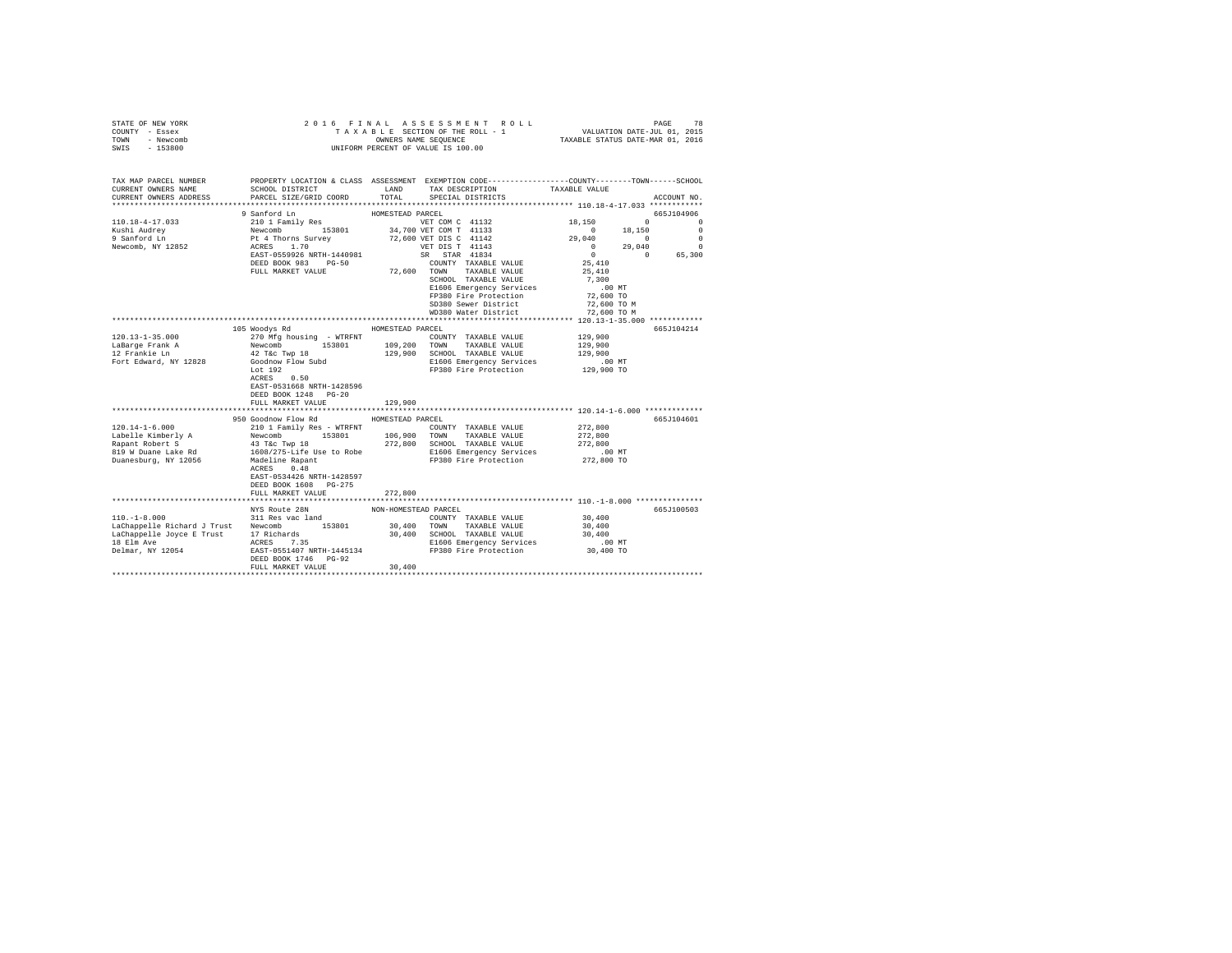STATE OF NEW YORK  
COUNTY - Essex  
TOWN - Newcomb  
SWIS - 153800

2016 FINAL ASSESSMENT ROLL  
TAXABLE SECTION OF THE ROLL - 1  
OWNERS NAME SEQUENCE  
UNIFORM PERCENT OF VALUE IS 100.00

VALUATION DATE-JUL 01, 2015  
TAXABLE STATUS DATE-MAR 01, 2016

```
TAX MAP PARCEL NUMBER     PROPERTY LOCATION & CLASS  ASSESSMENT  EXEMPTION CODE-----------------COUNTY--------TOWN------SCHOOL
CURRENT OWNERS NAME       SCHOOL DISTRICT             LAND       TAX DESCRIPTION            TAXABLE VALUE
CURRENT OWNERS ADDRESS    PARCEL SIZE/GRID COORD      TOTAL      SPECIAL DISTRICTS                                        ACCOUNT NO.
******************************************************************************************** 110.18-4-17.033 ************
                          9 Sanford Ln                HOMESTEAD PARCEL                                                     665J104906
110.18-4-17.033           210 1 Family Res                   VET COM C 41132              18,150          0            0
Kushi Audrey              Newcomb         153801      34,700 VET COM T 41133                   0     18,150            0
9 Sanford Ln              Pt 4 Thorns Survey          72,600 VET DIS C 41142              29,040          0            0
Newcomb, NY 12852         ACRES    1.70                      VET DIS T 41143                   0     29,040            0
                          EAST-0559926 NRTH-1440981          SR  STAR 41834                    0          0       65,300
                          DEED BOOK 983    PG-50             COUNTY  TAXABLE VALUE        25,410
                          FULL MARKET VALUE           72,600 TOWN    TAXABLE VALUE        25,410
                                                             SCHOOL  TAXABLE VALUE         7,300
                                                             E1606 Emergency Services        .00 MT
                                                             FP380 Fire Protection        72,600 TO
                                                             SD380 Sewer District         72,600 TO M
                                                             WD380 Water District         72,600 TO M
******************************************************************************************** 120.13-1-35.000 ************
                          105 Woodys Rd               HOMESTEAD PARCEL                                                     665J104214
120.13-1-35.000           270 Mfg housing - WTRFNT           COUNTY  TAXABLE VALUE       129,900
LaBarge Frank A           Newcomb         153801     109,200 TOWN    TAXABLE VALUE       129,900
12 Frankie Ln             42 T&c Twp 18              129,900 SCHOOL  TAXABLE VALUE       129,900
Fort Edward, NY 12828     Goodnow Flow Subd                  E1606 Emergency Services        .00 MT
                          Lot 192                            FP380 Fire Protection       129,900 TO
                          ACRES    0.50
                          EAST-0531668 NRTH-1428596
                          DEED BOOK 1248   PG-20
                          FULL MARKET VALUE          129,900
******************************************************************************************** 120.14-1-6.000 *************
                          950 Goodnow Flow Rd         HOMESTEAD PARCEL                                                     665J104601
120.14-1-6.000            210 1 Family Res - WTRFNT          COUNTY  TAXABLE VALUE       272,800
Labelle Kimberly A        Newcomb         153801     106,900 TOWN    TAXABLE VALUE       272,800
Rapant Robert S           43 T&c Twp 18              272,800 SCHOOL  TAXABLE VALUE       272,800
819 W Duane Lake Rd       1608/275-Life Use to Robe          E1606 Emergency Services        .00 MT
Duanesburg, NY 12056      Madeline Rapant                    FP380 Fire Protection       272,800 TO
                          ACRES    0.48
                          EAST-0534426 NRTH-1428597
                          DEED BOOK 1608   PG-275
                          FULL MARKET VALUE          272,800
******************************************************************************************** 110.-1-8.000 ***************
                          NYS Route 28N               NON-HOMESTEAD PARCEL                                                 665J100503
110.-1-8.000              311 Res vac land                   COUNTY  TAXABLE VALUE        30,400
LaChappelle Richard J Trust  Newcomb      153801      30,400 TOWN    TAXABLE VALUE        30,400
LaChappelle Joyce E Trust 17 Richards                 30,400 SCHOOL  TAXABLE VALUE        30,400
18 Elm Ave                ACRES    7.35                      E1606 Emergency Services        .00 MT
Delmar, NY 12054          EAST-0551407 NRTH-1445134          FP380 Fire Protection        30,400 TO
                          DEED BOOK 1746   PG-92
                          FULL MARKET VALUE           30,400
****************************************************************************************************************************
```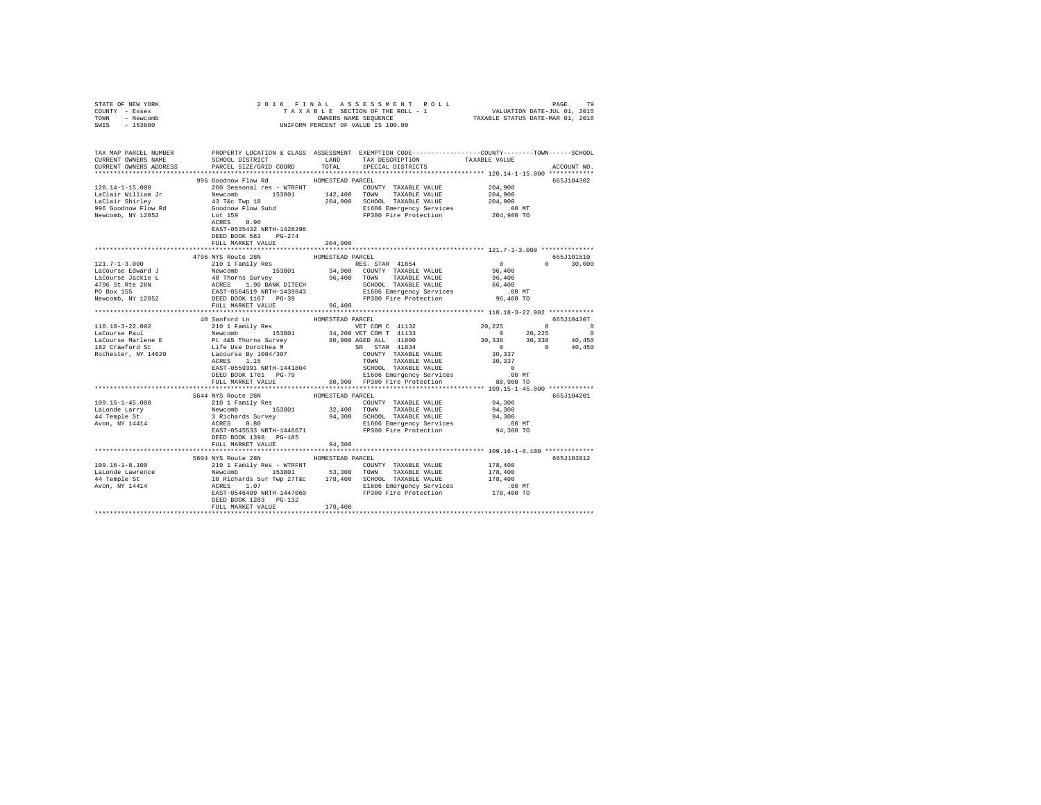STATE OF NEW YORK
COUNTY - Essex
TOWN - Newcomb
SWIS - 153800

2016 FINAL ASSESSMENT ROLL
TAXABLE SECTION OF THE ROLL - 1
OWNERS NAME SEQUENCE
UNIFORM PERCENT OF VALUE IS 100.00

VALUATION DATE-JUL 01, 2015
TAXABLE STATUS DATE-MAR 01, 2016

```
TAX MAP PARCEL NUMBER    PROPERTY LOCATION & CLASS  ASSESSMENT  EXEMPTION CODE-----------------COUNTY--------TOWN------SCHOOL
CURRENT OWNERS NAME      SCHOOL DISTRICT               LAND     TAX DESCRIPTION            TAXABLE VALUE
CURRENT OWNERS ADDRESS   PARCEL SIZE/GRID COORD        TOTAL    SPECIAL DISTRICTS                                   ACCOUNT NO.
******************************************************************************************* 120.14-1-15.000 ************
                         996 Goodnow Flow Rd           HOMESTEAD PARCEL                                             665J104302
120.14-1-15.000          260 Seasonal res - WTRFNT              COUNTY  TAXABLE VALUE         204,900
LaClair William Jr       Newcomb        153801        142,400   TOWN    TAXABLE VALUE         204,900
LaClair Shirley          43 T&c Twp 18                204,900   SCHOOL  TAXABLE VALUE         204,900
996 Goodnow Flow Rd      Goodnow Flow Subd                      E1606 Emergency Services          .00 MT
Newcomb, NY 12852        Lot 159                                FP380 Fire Protection         204,900 TO
                         ACRES    0.90
                         EAST-0535432 NRTH-1428296
                         DEED BOOK 583    PG-274
                         FULL MARKET VALUE            204,900
******************************************************************************************* 121.7-1-3.000 **************
                         4796 NYS Route 28N            HOMESTEAD PARCEL                                             665J101510
121.7-1-3.000            210 1 Family Res                       RES. STAR 41854                 0          0     30,000
LaCourse Edward J        Newcomb        153801         34,900   COUNTY  TAXABLE VALUE          96,400
LaCourse Jackie L        40 Thorns Survey              96,400   TOWN    TAXABLE VALUE          96,400
4796 St Rte 28N          ACRES    1.90 BANK DITECH              SCHOOL  TAXABLE VALUE          66,400
PO Box 155               EAST-0564519 NRTH-1439843              E1606 Emergency Services          .00 MT
Newcomb, NY 12852        DEED BOOK 1167   PG-39                 FP380 Fire Protection          96,400 TO
                         FULL MARKET VALUE             96,400
******************************************************************************************* 110.18-3-22.002 ************
                         40 Sanford Ln                 HOMESTEAD PARCEL                                             665J104307
110.18-3-22.002          210 1 Family Res                       VET COM C 41132            20,225          0          0
LaCourse Paul            Newcomb        153801         34,200   VET COM T 41133                 0     20,225          0
LaCourse Marlene E       Pt 4&5 Thorns Survey          80,900   AGED ALL  41800            30,338     30,338     40,450
182 Crawford St          Life Use Dorothea M                    SR  STAR  41834                 0          0     40,450
Rochester, NY 14620      Lacourse By 1084/307                   COUNTY  TAXABLE VALUE          30,337
                         ACRES    1.15                          TOWN    TAXABLE VALUE          30,337
                         EAST-0559391 NRTH-1441804              SCHOOL  TAXABLE VALUE               0
                         DEED BOOK 1761   PG-79                 E1606 Emergency Services          .00 MT
                         FULL MARKET VALUE             80,900   FP380 Fire Protection          80,900 TO
******************************************************************************************* 109.15-1-45.000 ************
                         5644 NYS Route 28N            HOMESTEAD PARCEL                                             665J104201
109.15-1-45.000          210 1 Family Res                       COUNTY  TAXABLE VALUE          94,300
LaLonde Larry            Newcomb        153801         32,400   TOWN    TAXABLE VALUE          94,300
44 Temple St             3 Richards Survey             94,300   SCHOOL  TAXABLE VALUE          94,300
Avon, NY 14414           ACRES    0.80                          E1606 Emergency Services          .00 MT
                         EAST-0545533 NRTH-1446671              FP380 Fire Protection          94,300 TO
                         DEED BOOK 1398   PG-185
                         FULL MARKET VALUE             94,300
******************************************************************************************* 109.16-1-8.100 *************
                         5604 NYS Route 28N            HOMESTEAD PARCEL                                             665J103812
109.16-1-8.100           210 1 Family Res - WTRFNT              COUNTY  TAXABLE VALUE         178,400
LaLonde Lawrence         Newcomb        153801         53,300   TOWN    TAXABLE VALUE         178,400
44 Temple St             10 Richards Sur Twp 27T&c    178,400   SCHOOL  TAXABLE VALUE         178,400
Avon, NY 14414           ACRES    1.07                          E1606 Emergency Services          .00 MT
                         EAST-0546409 NRTH-1447060              FP380 Fire Protection         178,400 TO
                         DEED BOOK 1203   PG-132
                         FULL MARKET VALUE            178,400
************************************************************************************************************************
```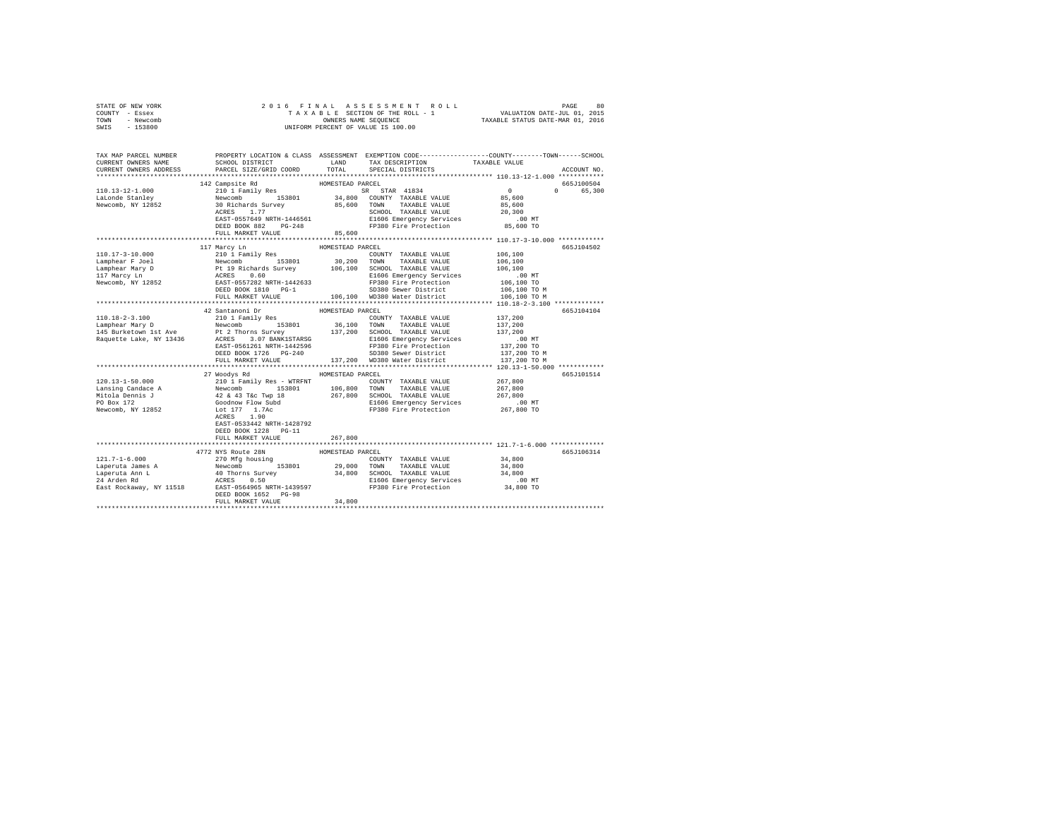STATE OF NEW YORK
COUNTY - Essex
TOWN - Newcomb
SWIS - 153800

2016 FINAL ASSESSMENT ROLL
TAXABLE SECTION OF THE ROLL - 1
OWNERS NAME SEQUENCE
UNIFORM PERCENT OF VALUE IS 100.00

VALUATION DATE-JUL 01, 2015
TAXABLE STATUS DATE-MAR 01, 2016

```
TAX MAP PARCEL NUMBER          PROPERTY LOCATION & CLASS  ASSESSMENT  EXEMPTION CODE-----------------COUNTY--------TOWN------SCHOOL
CURRENT OWNERS NAME            SCHOOL DISTRICT               LAND      TAX DESCRIPTION            TAXABLE VALUE
CURRENT OWNERS ADDRESS         PARCEL SIZE/GRID COORD        TOTAL     SPECIAL DISTRICTS                                  ACCOUNT NO.
******************************************************************************************************* 110.13-12-1.000 ************
                               142 Campsite Rd              HOMESTEAD PARCEL                                              665J100504
110.13-12-1.000                210 1 Family Res                        SR  STAR 41834              0            0       65,300
LaLonde Stanley                Newcomb          153801        34,800   COUNTY  TAXABLE VALUE         85,600
Newcomb, NY 12852              30 Richards Survey            85,600    TOWN    TAXABLE VALUE         85,600
                               ACRES    1.77                           SCHOOL  TAXABLE VALUE         20,300
                               EAST-0557649 NRTH-1446561               E1606 Emergency Services            .00 MT
                               DEED BOOK 882    PG-248                 FP380 Fire Protection             85,600 TO
                               FULL MARKET VALUE             85,600
******************************************************************************************************* 110.17-3-10.000 ************
                               117 Marcy Ln                 HOMESTEAD PARCEL                                              665J104502
110.17-3-10.000                210 1 Family Res                        COUNTY  TAXABLE VALUE        106,100
Lamphear F Joel                Newcomb          153801        30,200   TOWN    TAXABLE VALUE        106,100
Lamphear Mary D                Pt 19 Richards Survey        106,100    SCHOOL  TAXABLE VALUE        106,100
117 Marcy Ln                   ACRES    0.60                           E1606 Emergency Services            .00 MT
Newcomb, NY 12852              EAST-0557282 NRTH-1442633               FP380 Fire Protection            106,100 TO
                               DEED BOOK 1810   PG-1                   SD380 Sewer District             106,100 TO M
                               FULL MARKET VALUE            106,100    WD380 Water District             106,100 TO M
******************************************************************************************************* 110.18-2-3.100 *************
                               42 Santanoni Dr              HOMESTEAD PARCEL                                              665J104104
110.18-2-3.100                 210 1 Family Res                        COUNTY  TAXABLE VALUE        137,200
Lamphear Mary D                Newcomb          153801        36,100   TOWN    TAXABLE VALUE        137,200
145 Burketown 1st Ave          Pt 2 Thorns Survey           137,200    SCHOOL  TAXABLE VALUE        137,200
Raquette Lake, NY 13436        ACRES    3.07 BANK1STARSG               E1606 Emergency Services            .00 MT
                               EAST-0561261 NRTH-1442596               FP380 Fire Protection            137,200 TO
                               DEED BOOK 1726   PG-240                 SD380 Sewer District             137,200 TO M
                               FULL MARKET VALUE            137,200    WD380 Water District             137,200 TO M
******************************************************************************************************* 120.13-1-50.000 ************
                               27 Woodys Rd                 HOMESTEAD PARCEL                                              665J101514
120.13-1-50.000                210 1 Family Res - WTRFNT               COUNTY  TAXABLE VALUE        267,800
Lansing Candace A              Newcomb          153801       106,800   TOWN    TAXABLE VALUE        267,800
Mitola Dennis J                42 & 43 T&c Twp 18           267,800    SCHOOL  TAXABLE VALUE        267,800
PO Box 172                     Goodnow Flow Subd                       E1606 Emergency Services            .00 MT
Newcomb, NY 12852              Lot 177  1.7Ac                          FP380 Fire Protection            267,800 TO
                               ACRES    1.90
                               EAST-0533442 NRTH-1428792
                               DEED BOOK 1228   PG-11
                               FULL MARKET VALUE            267,800
******************************************************************************************************* 121.7-1-6.000 **************
                               4772 NYS Route 28N           HOMESTEAD PARCEL                                              665J106314
121.7-1-6.000                  270 Mfg housing                         COUNTY  TAXABLE VALUE         34,800
Laperuta James A               Newcomb          153801        29,000   TOWN    TAXABLE VALUE         34,800
Laperuta Ann L                 40 Thorns Survey              34,800    SCHOOL  TAXABLE VALUE         34,800
24 Arden Rd                    ACRES    0.50                           E1606 Emergency Services            .00 MT
East Rockaway, NY 11518        EAST-0564965 NRTH-1439597               FP380 Fire Protection             34,800 TO
                               DEED BOOK 1652   PG-98
                               FULL MARKET VALUE             34,800
************************************************************************************************************************************
```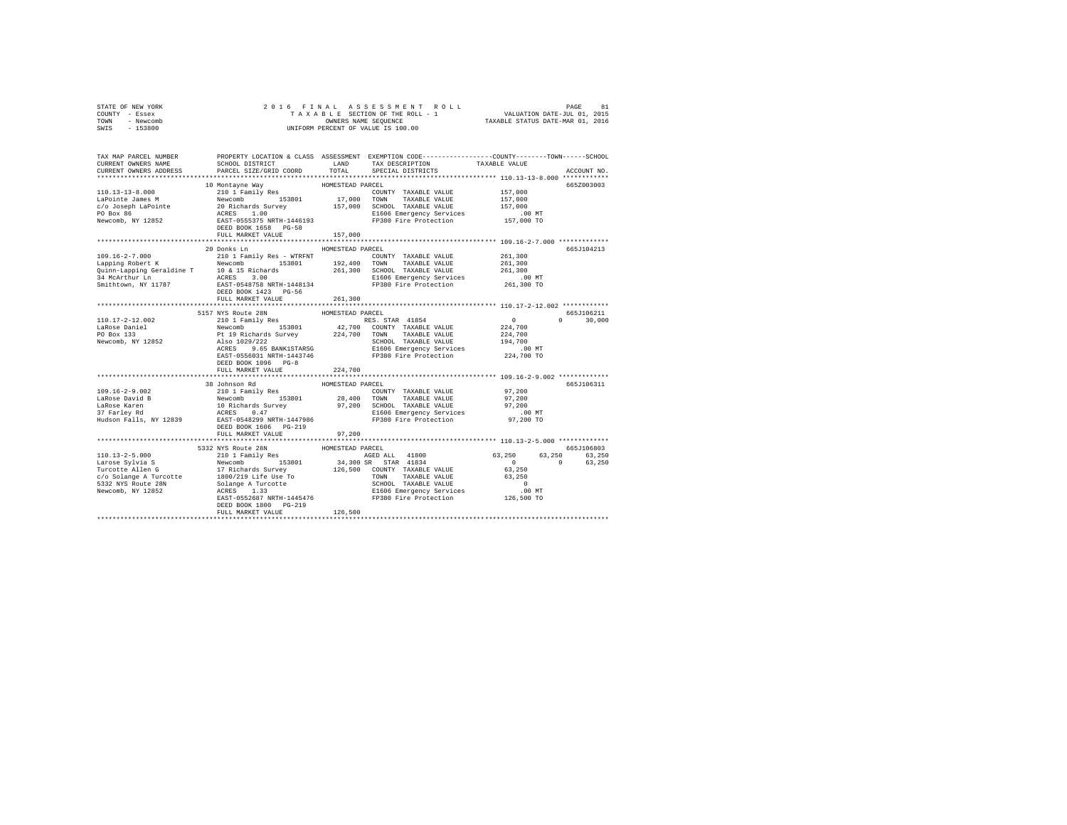STATE OF NEW YORK
COUNTY - Essex
TOWN - Newcomb
SWIS - 153800

2016 FINAL ASSESSMENT ROLL
TAXABLE SECTION OF THE ROLL - 1
OWNERS NAME SEQUENCE
UNIFORM PERCENT OF VALUE IS 100.00

VALUATION DATE-JUL 01, 2015
TAXABLE STATUS DATE-MAR 01, 2016

```
TAX MAP PARCEL NUMBER          PROPERTY LOCATION & CLASS  ASSESSMENT  EXEMPTION CODE-----------------COUNTY--------TOWN------SCHOOL
CURRENT OWNERS NAME            SCHOOL DISTRICT              LAND      TAX DESCRIPTION            TAXABLE VALUE
CURRENT OWNERS ADDRESS         PARCEL SIZE/GRID COORD       TOTAL     SPECIAL DISTRICTS                                  ACCOUNT NO.
******************************************************************************************************* 110.13-13-8.000 ************
                               10 Montayne Way              HOMESTEAD PARCEL                                              665Z003003
110.13-13-8.000                210 1 Family Res                        COUNTY  TAXABLE VALUE          157,000
LaPointe James M               Newcomb      153801        17,000      TOWN    TAXABLE VALUE          157,000
c/o Joseph LaPointe            20 Richards Survey        157,000      SCHOOL  TAXABLE VALUE          157,000
PO Box 86                      ACRES    1.00                           E1606 Emergency Services           .00 MT
Newcomb, NY 12852              EAST-0555375 NRTH-1446193               FP380 Fire Protection          157,000 TO
                               DEED BOOK 1658   PG-58
                               FULL MARKET VALUE          157,000
******************************************************************************************************* 109.16-2-7.000 *************
                               20 Donks Ln                  HOMESTEAD PARCEL                                              665J104213
109.16-2-7.000                 210 1 Family Res - WTRFNT               COUNTY  TAXABLE VALUE          261,300
Lapping Robert K               Newcomb      153801       192,400      TOWN    TAXABLE VALUE          261,300
Quinn-Lapping Geraldine T      10 & 15 Richards          261,300      SCHOOL  TAXABLE VALUE          261,300
34 McArthur Ln                 ACRES    3.00                           E1606 Emergency Services           .00 MT
Smithtown, NY 11787            EAST-0548758 NRTH-1448134               FP380 Fire Protection          261,300 TO
                               DEED BOOK 1423   PG-56
                               FULL MARKET VALUE          261,300
******************************************************************************************************* 110.17-2-12.002 ************
                               5157 NYS Route 28N           HOMESTEAD PARCEL                                              665J106211
110.17-2-12.002                210 1 Family Res                        RES. STAR 41854                    0             0      30,000
LaRose Daniel                  Newcomb      153801        42,700      COUNTY  TAXABLE VALUE          224,700
PO Box 133                     Pt 19 Richards Survey     224,700      TOWN    TAXABLE VALUE          224,700
Newcomb, NY 12852              Also 1029/222                           SCHOOL  TAXABLE VALUE          194,700
                               ACRES    9.65 BANK1STARSG               E1606 Emergency Services           .00 MT
                               EAST-0556031 NRTH-1443746               FP380 Fire Protection          224,700 TO
                               DEED BOOK 1096   PG-8
                               FULL MARKET VALUE          224,700
******************************************************************************************************* 109.16-2-9.002 *************
                               38 Johnson Rd                HOMESTEAD PARCEL                                              665J106311
109.16-2-9.002                 210 1 Family Res                        COUNTY  TAXABLE VALUE           97,200
LaRose David B                 Newcomb      153801        28,400      TOWN    TAXABLE VALUE           97,200
LaRose Karen                   10 Richards Survey         97,200      SCHOOL  TAXABLE VALUE           97,200
37 Farley Rd                   ACRES    0.47                           E1606 Emergency Services           .00 MT
Hudson Falls, NY 12839         EAST-0548299 NRTH-1447986               FP380 Fire Protection           97,200 TO
                               DEED BOOK 1606   PG-219
                               FULL MARKET VALUE           97,200
******************************************************************************************************* 110.13-2-5.000 *************
                               5332 NYS Route 28N           HOMESTEAD PARCEL                                              665J106803
110.13-2-5.000                 210 1 Family Res                        AGED ALL  41800               63,250        63,250      63,250
Larose Sylvia S                Newcomb      153801        34,300 SR    STAR  41834                        0             0      63,250
Turcotte Allen G               17 Richards Survey        126,500      COUNTY  TAXABLE VALUE           63,250
c/o Solange A Turcotte         1800/219 Life Use To                    TOWN    TAXABLE VALUE           63,250
5332 NYS Route 28N             Solange A Turcotte                      SCHOOL  TAXABLE VALUE                0
Newcomb, NY 12852              ACRES    1.33                           E1606 Emergency Services           .00 MT
                               EAST-0552687 NRTH-1445476               FP380 Fire Protection          126,500 TO
                               DEED BOOK 1800   PG-219
                               FULL MARKET VALUE          126,500
************************************************************************************************************************************
```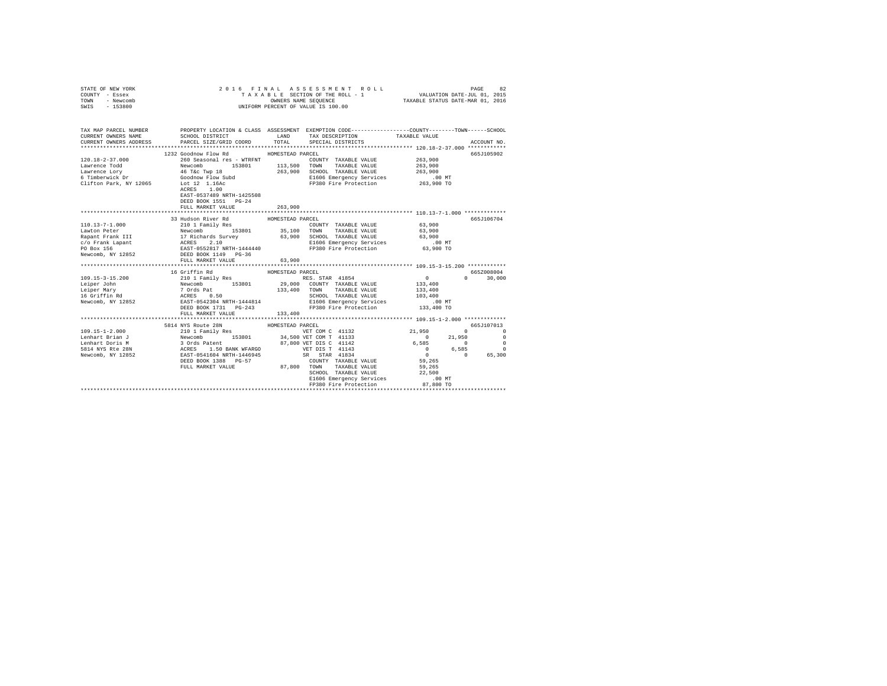STATE OF NEW YORK
COUNTY - Essex
TOWN - Newcomb
SWIS - 153800

2016 FINAL ASSESSMENT ROLL
TAXABLE SECTION OF THE ROLL - 1
OWNERS NAME SEQUENCE
UNIFORM PERCENT OF VALUE IS 100.00

VALUATION DATE-JUL 01, 2015
TAXABLE STATUS DATE-MAR 01, 2016

```
TAX MAP PARCEL NUMBER     PROPERTY LOCATION & CLASS  ASSESSMENT  EXEMPTION CODE-----------------COUNTY--------TOWN------SCHOOL
CURRENT OWNERS NAME       SCHOOL DISTRICT             LAND       TAX DESCRIPTION             TAXABLE VALUE
CURRENT OWNERS ADDRESS    PARCEL SIZE/GRID COORD      TOTAL      SPECIAL DISTRICTS                                     ACCOUNT NO.
******************************************************************************************* 120.18-2-37.000 ************
                          1232 Goodnow Flow Rd          HOMESTEAD PARCEL                                              665J105902
120.18-2-37.000           260 Seasonal res - WTRFNT             COUNTY  TAXABLE VALUE          263,900
Lawrence Todd             Newcomb        153801    113,500  TOWN    TAXABLE VALUE          263,900
Lawrence Lory             46 T&c Twp 18             263,900  SCHOOL  TAXABLE VALUE          263,900
6 Timberwick Dr           Goodnow Flow Subd                  E1606 Emergency Services          .00 MT
Clifton Park, NY 12065    Lot 12  1.16Ac                     FP380 Fire Protection         263,900 TO
                          ACRES    1.00
                          EAST-0537489 NRTH-1425508
                          DEED BOOK 1551   PG-24
                          FULL MARKET VALUE         263,900
******************************************************************************************* 110.13-7-1.000 *************
                          33 Hudson River Rd            HOMESTEAD PARCEL                                              665J106704
110.13-7-1.000            210 1 Family Res                      COUNTY  TAXABLE VALUE           63,900
Lawton Peter              Newcomb        153801     35,100  TOWN    TAXABLE VALUE           63,900
Rapant Frank III          17 Richards Survey         63,900  SCHOOL  TAXABLE VALUE           63,900
c/o Frank Lapant          ACRES    2.10                      E1606 Emergency Services          .00 MT
PO Box 156                EAST-0552817 NRTH-1444440          FP380 Fire Protection          63,900 TO
Newcomb, NY 12852         DEED BOOK 1149   PG-36
                          FULL MARKET VALUE          63,900
******************************************************************************************* 109.15-3-15.200 ************
                          16 Griffin Rd                 HOMESTEAD PARCEL                                              665Z008004
109.15-3-15.200           210 1 Family Res                   RES. STAR  41854                   0          0      30,000
Leiper John               Newcomb        153801     29,000  COUNTY  TAXABLE VALUE          133,400
Leiper Mary               7 Ords Pat                133,400  TOWN    TAXABLE VALUE          133,400
16 Griffin Rd             ACRES    0.50                      SCHOOL  TAXABLE VALUE          103,400
Newcomb, NY 12852         EAST-0542304 NRTH-1444814          E1606 Emergency Services          .00 MT
                          DEED BOOK 1731   PG-243            FP380 Fire Protection         133,400 TO
                          FULL MARKET VALUE         133,400
******************************************************************************************* 109.15-1-2.000 *************
                          5814 NYS Route 28N            HOMESTEAD PARCEL                                              665J107013
109.15-1-2.000            210 1 Family Res                   VET COM C  41132              21,950          0           0
Lenhart Brian J           Newcomb        153801     34,500 VET COM T  41133                   0     21,950           0
Lenhart Doris M           3 Ords Patent              87,800 VET DIS C  41142               6,585          0           0
5814 NYS Rte 28N          ACRES    1.50 BANK WFARGO          VET DIS T  41143                   0      6,585           0
Newcomb, NY 12852         EAST-0541604 NRTH-1446945          SR  STAR   41834                   0          0      65,300
                          DEED BOOK 1388   PG-57             COUNTY  TAXABLE VALUE           59,265
                          FULL MARKET VALUE          87,800  TOWN    TAXABLE VALUE           59,265
                                                             SCHOOL  TAXABLE VALUE           22,500
                                                             E1606 Emergency Services          .00 MT
                                                             FP380 Fire Protection          87,800 TO
************************************************************************************************************************
```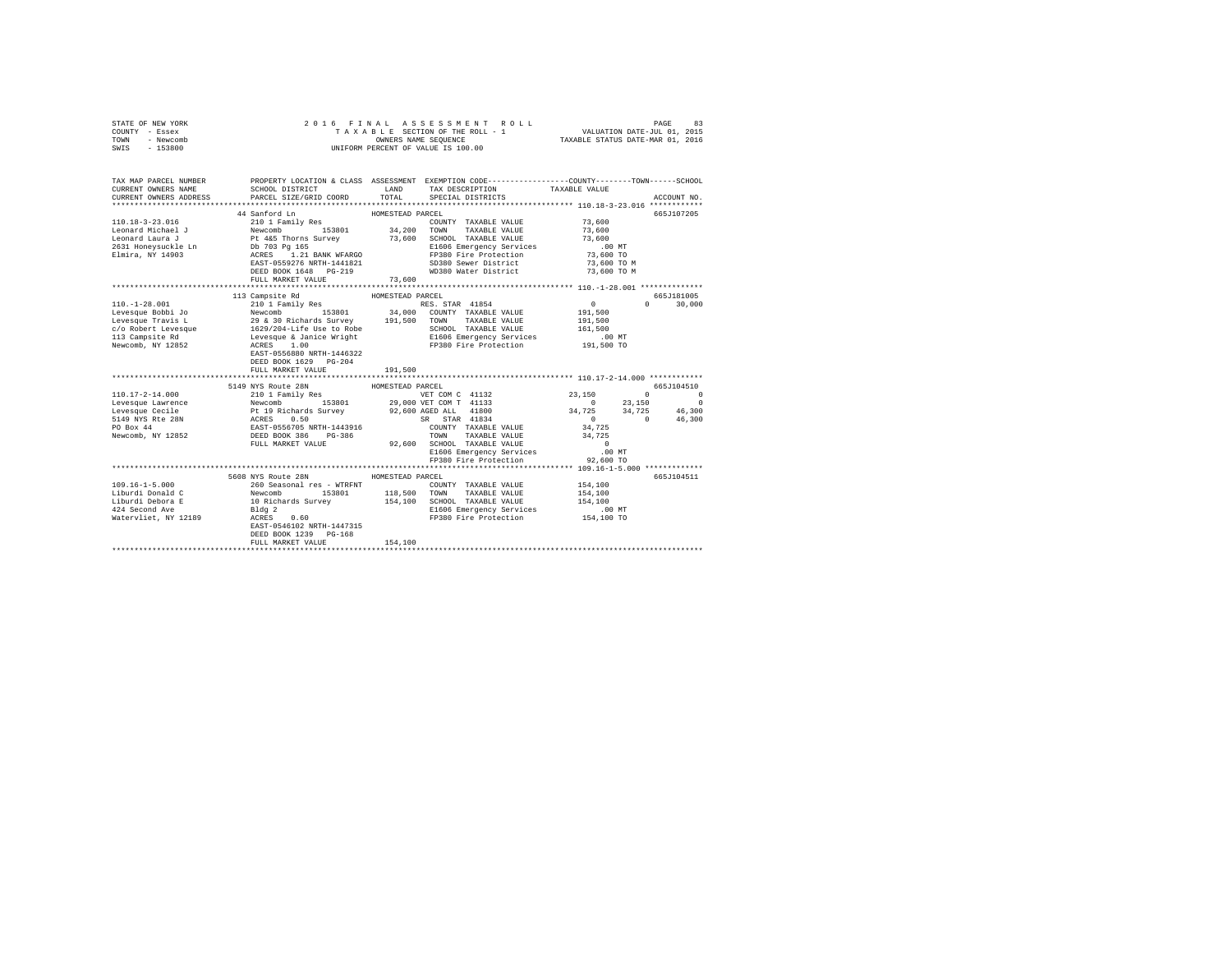STATE OF NEW YORK                2 0 1 6   F I N A L   A S S E S S M E N T   R O L L                PAGE  83
COUNTY - Essex                   T A X A B L E  SECTION OF THE ROLL - 1              VALUATION DATE-JUL 01, 2015
TOWN   - Newcomb                 OWNERS NAME SEQUENCE                                TAXABLE STATUS DATE-MAR 01, 2016
SWIS   - 153800                  UNIFORM PERCENT OF VALUE IS 100.00

```
TAX MAP PARCEL NUMBER          PROPERTY LOCATION & CLASS  ASSESSMENT  EXEMPTION CODE-----------------COUNTY--------TOWN------SCHOOL
CURRENT OWNERS NAME            SCHOOL DISTRICT            LAND        TAX DESCRIPTION            TAXABLE VALUE
CURRENT OWNERS ADDRESS         PARCEL SIZE/GRID COORD     TOTAL       SPECIAL DISTRICTS                                    ACCOUNT NO.
****************************************************************************************************** 110.18-3-23.016 ************
                   44 Sanford Ln                   HOMESTEAD PARCEL                                                      665J107205
110.18-3-23.016           210 1 Family Res                       COUNTY  TAXABLE VALUE           73,600
Leonard Michael J         Newcomb        153801       34,200    TOWN    TAXABLE VALUE           73,600
Leonard Laura J           Pt 4&5 Thorns Survey        73,600    SCHOOL  TAXABLE VALUE           73,600
2631 Honeysuckle Ln       Db 703 Pg 165                         E1606 Emergency Services            .00 MT
Elmira, NY 14903          ACRES    1.21 BANK WFARGO              FP380 Fire Protection           73,600 TO
                          EAST-0559276 NRTH-1441821             SD380 Sewer District            73,600 TO M
                          DEED BOOK 1648   PG-219               WD380 Water District            73,600 TO M
                          FULL MARKET VALUE           73,600
****************************************************************************************************** 110.-1-28.001 *************
                   113 Campsite Rd                 HOMESTEAD PARCEL                                                      665J181005
110.-1-28.001             210 1 Family Res                       RES. STAR 41854                      0          0       30,000
Levesque Bobbi Jo         Newcomb        153801       34,000    COUNTY  TAXABLE VALUE          191,500
Levesque Travis L         29 & 30 Richards Survey    191,500    TOWN    TAXABLE VALUE          191,500
c/o Robert Levesque       1629/204-Life Use to Robe             SCHOOL  TAXABLE VALUE          161,500
113 Campsite Rd           Levesque & Janice Wright              E1606 Emergency Services            .00 MT
Newcomb, NY 12852         ACRES    1.00                         FP380 Fire Protection          191,500 TO
                          EAST-0556880 NRTH-1446322
                          DEED BOOK 1629   PG-204
                          FULL MARKET VALUE          191,500
****************************************************************************************************** 110.17-2-14.000 ************
                   5149 NYS Route 28N              HOMESTEAD PARCEL                                                      665J104510
110.17-2-14.000           210 1 Family Res                       VET COM C 41132                 23,150          0            0
Levesque Lawrence         Newcomb        153801       29,000 VET COM T 41133                      0     23,150            0
Levesque Cecile           Pt 19 Richards Survey       92,600 AGED ALL  41800                 34,725     34,725       46,300
5149 NYS Rte 28N          ACRES    0.50                         SR  STAR 41834                      0          0       46,300
PO Box 44                 EAST-0556705 NRTH-1443916             COUNTY  TAXABLE VALUE           34,725
Newcomb, NY 12852         DEED BOOK 386    PG-386               TOWN    TAXABLE VALUE           34,725
                          FULL MARKET VALUE           92,600    SCHOOL  TAXABLE VALUE                0
                                                                E1606 Emergency Services            .00 MT
                                                                FP380 Fire Protection           92,600 TO
****************************************************************************************************** 109.16-1-5.000 *************
                   5608 NYS Route 28N              HOMESTEAD PARCEL                                                      665J104511
109.16-1-5.000            260 Seasonal res - WTRFNT              COUNTY  TAXABLE VALUE          154,100
Liburdi Donald C          Newcomb        153801      118,500    TOWN    TAXABLE VALUE          154,100
Liburdi Debora E          10 Richards Survey         154,100    SCHOOL  TAXABLE VALUE          154,100
424 Second Ave            Bldg 2                                E1606 Emergency Services            .00 MT
Watervliet, NY 12189      ACRES    0.60                         FP380 Fire Protection          154,100 TO
                          EAST-0546102 NRTH-1447315
                          DEED BOOK 1239   PG-168
                          FULL MARKET VALUE          154,100
************************************************************************************************************************************
```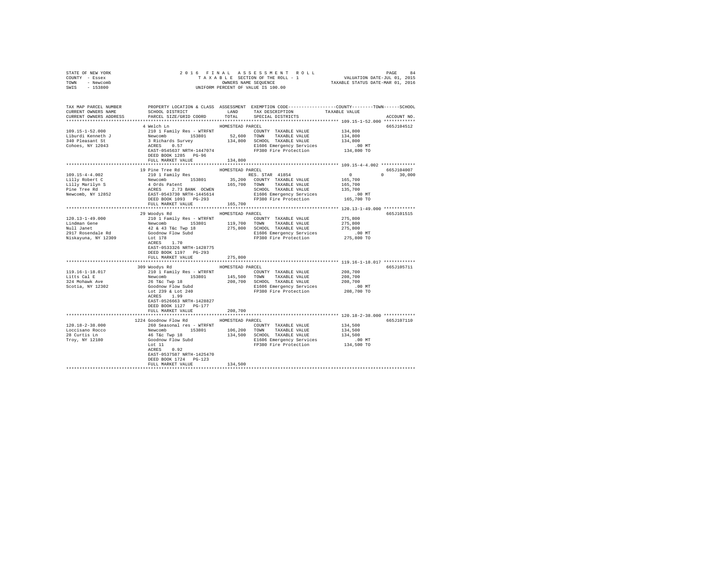```
STATE OF NEW YORK              2 0 1 6   F I N A L   A S S E S S M E N T   R O L L                    PAGE    84
COUNTY  - Essex                   T A X A B L E  SECTION OF THE ROLL - 1              VALUATION DATE-JUL 01, 2015
TOWN    - Newcomb                         OWNERS NAME SEQUENCE                      TAXABLE STATUS DATE-MAR 01, 2016
SWIS    - 153800                    UNIFORM PERCENT OF VALUE IS 100.00

TAX MAP PARCEL NUMBER          PROPERTY LOCATION & CLASS  ASSESSMENT  EXEMPTION CODE-----------------COUNTY--------TOWN------SCHOOL
CURRENT OWNERS NAME            SCHOOL DISTRICT              LAND      TAX DESCRIPTION            TAXABLE VALUE
CURRENT OWNERS ADDRESS         PARCEL SIZE/GRID COORD       TOTAL     SPECIAL DISTRICTS                                  ACCOUNT NO.
*********************************************************************************************** 109.15-1-52.000 ************
                               4 Welch Ln                  HOMESTEAD PARCEL                                              665J104512
109.15-1-52.000                210 1 Family Res - WTRFNT            COUNTY  TAXABLE VALUE          134,800
Liburdi Kenneth J              Newcomb       153801         52,600  TOWN    TAXABLE VALUE          134,800
340 Pleasant St                3 Richards Survey           134,800  SCHOOL  TAXABLE VALUE          134,800
Cohoes, NY 12043               ACRES    0.57                        E1606 Emergency Services            .00 MT
                               EAST-0545637 NRTH-1447074            FP380 Fire Protection          134,800 TO
                               DEED BOOK 1285   PG-96
                               FULL MARKET VALUE           134,800
*********************************************************************************************** 109.15-4-4.002 *************
                               19 Pine Tree Rd             HOMESTEAD PARCEL                                              665J104007
109.15-4-4.002                 210 1 Family Res                     RES. STAR  41854                 0           0      30,000
Lilly Robert C                 Newcomb       153801         35,200  COUNTY  TAXABLE VALUE          165,700
Lilly Marilyn S                4 Ords Patent               165,700  TOWN    TAXABLE VALUE          165,700
Pine Tree Rd                   ACRES    2.73 BANK  OCWEN            SCHOOL  TAXABLE VALUE          135,700
Newcomb, NY 12852              EAST-0543730 NRTH-1445614            E1606 Emergency Services            .00 MT
                               DEED BOOK 1093   PG-293              FP380 Fire Protection          165,700 TO
                               FULL MARKET VALUE           165,700
*********************************************************************************************** 120.13-1-49.000 ************
                               29 Woodys Rd                HOMESTEAD PARCEL                                              665J101515
120.13-1-49.000                210 1 Family Res - WTRFNT            COUNTY  TAXABLE VALUE          275,800
Lindman Gene                   Newcomb       153801        119,700  TOWN    TAXABLE VALUE          275,800
Null Janet                     42 & 43 T&c Twp 18          275,800  SCHOOL  TAXABLE VALUE          275,800
2917 Rosendale Rd              Goodnow Flow Subd                    E1606 Emergency Services            .00 MT
Niskayuna, NY 12309            Lot 178                              FP380 Fire Protection          275,800 TO
                               ACRES    1.70
                               EAST-0533326 NRTH-1428775
                               DEED BOOK 1197   PG-293
                               FULL MARKET VALUE           275,800
*********************************************************************************************** 119.16-1-18.017 ************
                               309 Woodys Rd               HOMESTEAD PARCEL                                              665J105711
119.16-1-18.017                210 1 Family Res - WTRFNT            COUNTY  TAXABLE VALUE          208,700
Litts Cal E                    Newcomb       153801        145,500  TOWN    TAXABLE VALUE          208,700
324 Mohawk Ave                 26 T&c Twp 18               208,700  SCHOOL  TAXABLE VALUE          208,700
Scotia, NY 12302               Goodnow Flow Subd                    E1606 Emergency Services            .00 MT
                               Lot 239 & Lot 240                    FP380 Fire Protection          208,700 TO
                               ACRES    1.99
                               EAST-0526663 NRTH-1428827
                               DEED BOOK 1127   PG-177
                               FULL MARKET VALUE           208,700
*********************************************************************************************** 120.18-2-38.000 ************
                               1224 Goodnow Flow Rd        HOMESTEAD PARCEL                                              665J107110
120.18-2-38.000                260 Seasonal res - WTRFNT            COUNTY  TAXABLE VALUE          134,500
Loccisano Rocco                Newcomb       153801        106,200  TOWN    TAXABLE VALUE          134,500
28 Curtis Ln                   46 T&c Twp 18               134,500  SCHOOL  TAXABLE VALUE          134,500
Troy, NY 12180                 Goodnow Flow Subd                    E1606 Emergency Services            .00 MT
                               Lot 11                               FP380 Fire Protection          134,500 TO
                               ACRES    0.92
                               EAST-0537587 NRTH-1425470
                               DEED BOOK 1724   PG-123
                               FULL MARKET VALUE           134,500
****************************************************************************************************************************
```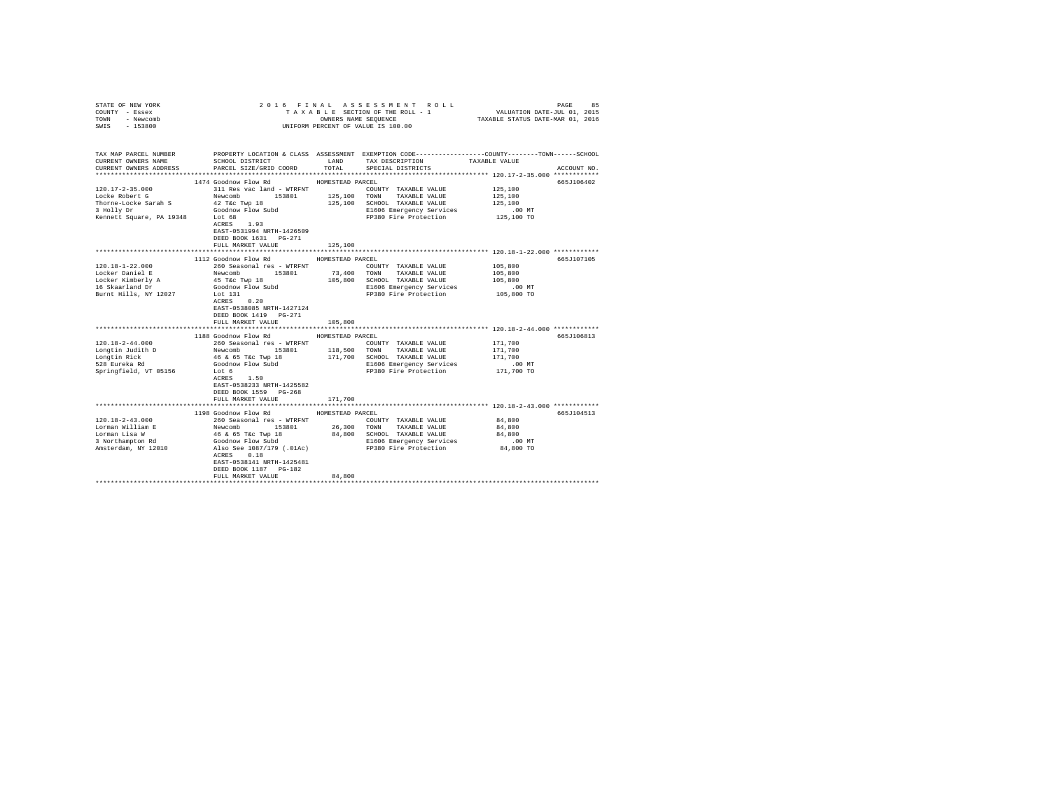STATE OF NEW YORK                    2 0 1 6   F I N A L   A S S E S S M E N T   R O L L
COUNTY - Essex                       T A X A B L E  SECTION OF THE ROLL - 1                VALUATION DATE-JUL 01, 2015
TOWN   - Newcomb                     OWNERS NAME SEQUENCE                                  TAXABLE STATUS DATE-MAR 01, 2016
SWIS   - 153800                      UNIFORM PERCENT OF VALUE IS 100.00

| TAX MAP PARCEL NUMBER / CURRENT OWNERS NAME / CURRENT OWNERS ADDRESS | PROPERTY LOCATION & CLASS / SCHOOL DISTRICT / PARCEL SIZE/GRID COORD | ASSESSMENT LAND / TOTAL | EXEMPTION CODE / TAX DESCRIPTION / SPECIAL DISTRICTS | COUNTY / TOWN / SCHOOL TAXABLE VALUE | ACCOUNT NO. |
|---|---|---|---|---|---|
| 120.17-2-35.000 | 1474 Goodnow Flow Rd | HOMESTEAD PARCEL | | | 665J106402 |
| Locke Robert G | 311 Res vac land - WTRFNT | | COUNTY TAXABLE VALUE | 125,100 | |
| Thorne-Locke Sarah S | Newcomb 153801 | 125,100 | TOWN TAXABLE VALUE | 125,100 | |
| 3 Holly Dr | 42 T&c Twp 18 | 125,100 | SCHOOL TAXABLE VALUE | 125,100 | |
| Kennett Square, PA 19348 | Goodnow Flow Subd | | E1606 Emergency Services | .00 MT | |
| | Lot 68 | | FP380 Fire Protection | 125,100 TO | |
| | ACRES 1.93 | | | | |
| | EAST-0531994 NRTH-1426509 | | | | |
| | DEED BOOK 1631 PG-271 | | | | |
| | FULL MARKET VALUE | 125,100 | | | |
| 120.18-1-22.000 | 1112 Goodnow Flow Rd | HOMESTEAD PARCEL | | | 665J107105 |
| Locker Daniel E | 260 Seasonal res - WTRFNT | | COUNTY TAXABLE VALUE | 105,800 | |
| Locker Kimberly A | Newcomb 153801 | 73,400 | TOWN TAXABLE VALUE | 105,800 | |
| 16 Skaarland Dr | 45 T&c Twp 18 | 105,800 | SCHOOL TAXABLE VALUE | 105,800 | |
| Burnt Hills, NY 12027 | Goodnow Flow Subd | | E1606 Emergency Services | .00 MT | |
| | Lot 131 | | FP380 Fire Protection | 105,800 TO | |
| | ACRES 0.20 | | | | |
| | EAST-0538085 NRTH-1427124 | | | | |
| | DEED BOOK 1419 PG-271 | | | | |
| | FULL MARKET VALUE | 105,800 | | | |
| 120.18-2-44.000 | 1188 Goodnow Flow Rd | HOMESTEAD PARCEL | | | 665J106813 |
| Longtin Judith D | 260 Seasonal res - WTRFNT | | COUNTY TAXABLE VALUE | 171,700 | |
| Longtin Rick | Newcomb 153801 | 118,500 | TOWN TAXABLE VALUE | 171,700 | |
| 528 Eureka Rd | 46 & 65 T&c Twp 18 | 171,700 | SCHOOL TAXABLE VALUE | 171,700 | |
| Springfield, VT 05156 | Goodnow Flow Subd | | E1606 Emergency Services | .00 MT | |
| | Lot 6 | | FP380 Fire Protection | 171,700 TO | |
| | ACRES 1.50 | | | | |
| | EAST-0538233 NRTH-1425582 | | | | |
| | DEED BOOK 1559 PG-268 | | | | |
| | FULL MARKET VALUE | 171,700 | | | |
| 120.18-2-43.000 | 1198 Goodnow Flow Rd | HOMESTEAD PARCEL | | | 665J104513 |
| Lorman William E | 260 Seasonal res - WTRFNT | | COUNTY TAXABLE VALUE | 84,800 | |
| Lorman Lisa W | Newcomb 153801 | 26,300 | TOWN TAXABLE VALUE | 84,800 | |
| 3 Northampton Rd | 46 & 65 T&c Twp 18 | 84,800 | SCHOOL TAXABLE VALUE | 84,800 | |
| Amsterdam, NY 12010 | Goodnow Flow Subd | | E1606 Emergency Services | .00 MT | |
| | Also See 1087/179 (.01Ac) | | FP380 Fire Protection | 84,800 TO | |
| | ACRES 0.18 | | | | |
| | EAST-0538141 NRTH-1425481 | | | | |
| | DEED BOOK 1187 PG-182 | | | | |
| | FULL MARKET VALUE | 84,800 | | | |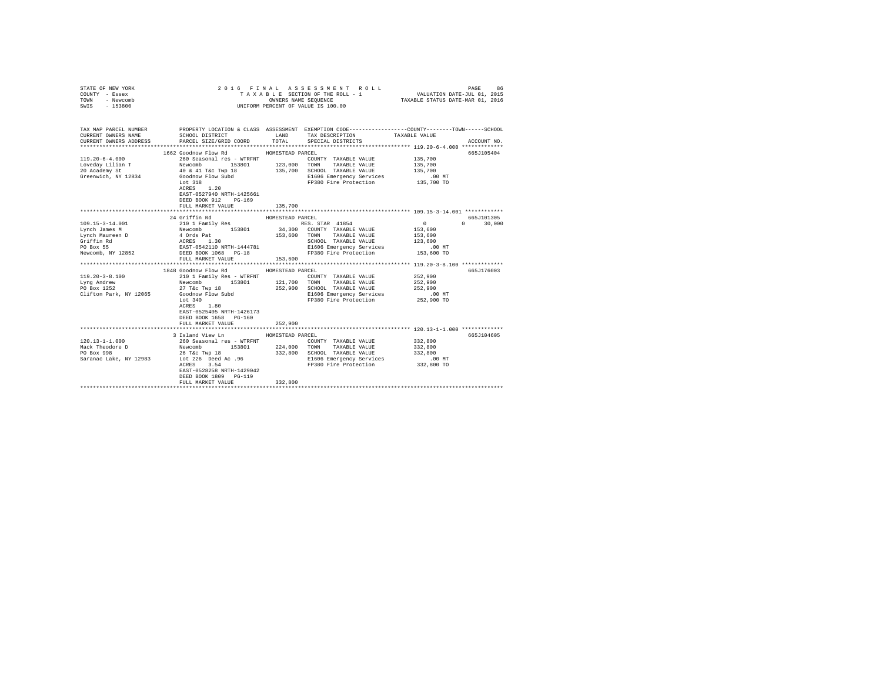STATE OF NEW YORK | 2 0 1 6 F I N A L A S S E S S M E N T R O L L | PAGE 86
COUNTY - Essex | T A X A B L E SECTION OF THE ROLL - 1 | VALUATION DATE-JUL 01, 2015
TOWN - Newcomb | OWNERS NAME SEQUENCE | TAXABLE STATUS DATE-MAR 01, 2016
SWIS - 153800 | UNIFORM PERCENT OF VALUE IS 100.00

```
TAX MAP PARCEL NUMBER          PROPERTY LOCATION & CLASS  ASSESSMENT  EXEMPTION CODE-----------------COUNTY--------TOWN------SCHOOL
CURRENT OWNERS NAME            SCHOOL DISTRICT              LAND      TAX DESCRIPTION            TAXABLE VALUE
CURRENT OWNERS ADDRESS         PARCEL SIZE/GRID COORD       TOTAL     SPECIAL DISTRICTS                                    ACCOUNT NO.
************************************************************************************************** 119.20-6-4.000 *************
                        1662 Goodnow Flow Rd          HOMESTEAD PARCEL                                                      665J105404
119.20-6-4.000          260 Seasonal res - WTRFNT                 COUNTY  TAXABLE VALUE          135,700
Loveday Lilian T        Newcomb        153801       123,000  TOWN    TAXABLE VALUE          135,700
20 Academy St           40 & 41 T&c Twp 18           135,700  SCHOOL  TAXABLE VALUE          135,700
Greenwich, NY 12834     Goodnow Flow Subd                      E1606 Emergency Services          .00 MT
                        Lot 318                                FP380 Fire Protection         135,700 TO
                        ACRES    1.20
                        EAST-0527940 NRTH-1425661
                        DEED BOOK 912    PG-169
                        FULL MARKET VALUE             135,700
************************************************************************************************** 109.15-3-14.001 ***********
                        24 Griffin Rd                 HOMESTEAD PARCEL                                                      665J101305
109.15-3-14.001         210 1 Family Res                         RES. STAR 41854                    0           0      30,000
Lynch James M           Newcomb        153801        34,300  COUNTY  TAXABLE VALUE          153,600
Lynch Maureen D         4 Ords Pat                   153,600  TOWN    TAXABLE VALUE          153,600
Griffin Rd              ACRES    1.30                          SCHOOL  TAXABLE VALUE          123,600
PO Box 55               EAST-0542110 NRTH-1444781              E1606 Emergency Services          .00 MT
Newcomb, NY 12852       DEED BOOK 1068   PG-18                 FP380 Fire Protection         153,600 TO
                        FULL MARKET VALUE             153,600
************************************************************************************************** 119.20-3-8.100 *************
                        1848 Goodnow Flow Rd          HOMESTEAD PARCEL                                                      665J176003
119.20-3-8.100          210 1 Family Res - WTRFNT                 COUNTY  TAXABLE VALUE          252,900
Lyng Andrew             Newcomb        153801       121,700  TOWN    TAXABLE VALUE          252,900
PO Box 1252             27 T&c Twp 18                252,900  SCHOOL  TAXABLE VALUE          252,900
Clifton Park, NY 12065  Goodnow Flow Subd                      E1606 Emergency Services          .00 MT
                        Lot 340                                FP380 Fire Protection         252,900 TO
                        ACRES    1.80
                        EAST-0525405 NRTH-1426173
                        DEED BOOK 1658   PG-160
                        FULL MARKET VALUE             252,900
************************************************************************************************** 120.13-1-1.000 *************
                        3 Island View Ln              HOMESTEAD PARCEL                                                      665J104605
120.13-1-1.000          260 Seasonal res - WTRFNT                 COUNTY  TAXABLE VALUE          332,800
Mack Theodore D         Newcomb        153801       224,000  TOWN    TAXABLE VALUE          332,800
PO Box 998              26 T&c Twp 18                332,800  SCHOOL  TAXABLE VALUE          332,800
Saranac Lake, NY 12983  Lot 226  Deed Ac .96                   E1606 Emergency Services          .00 MT
                        ACRES    3.54                          FP380 Fire Protection         332,800 TO
                        EAST-0528258 NRTH-1429042
                        DEED BOOK 1809   PG-119
                        FULL MARKET VALUE             332,800
********************************************************************************************************************************
```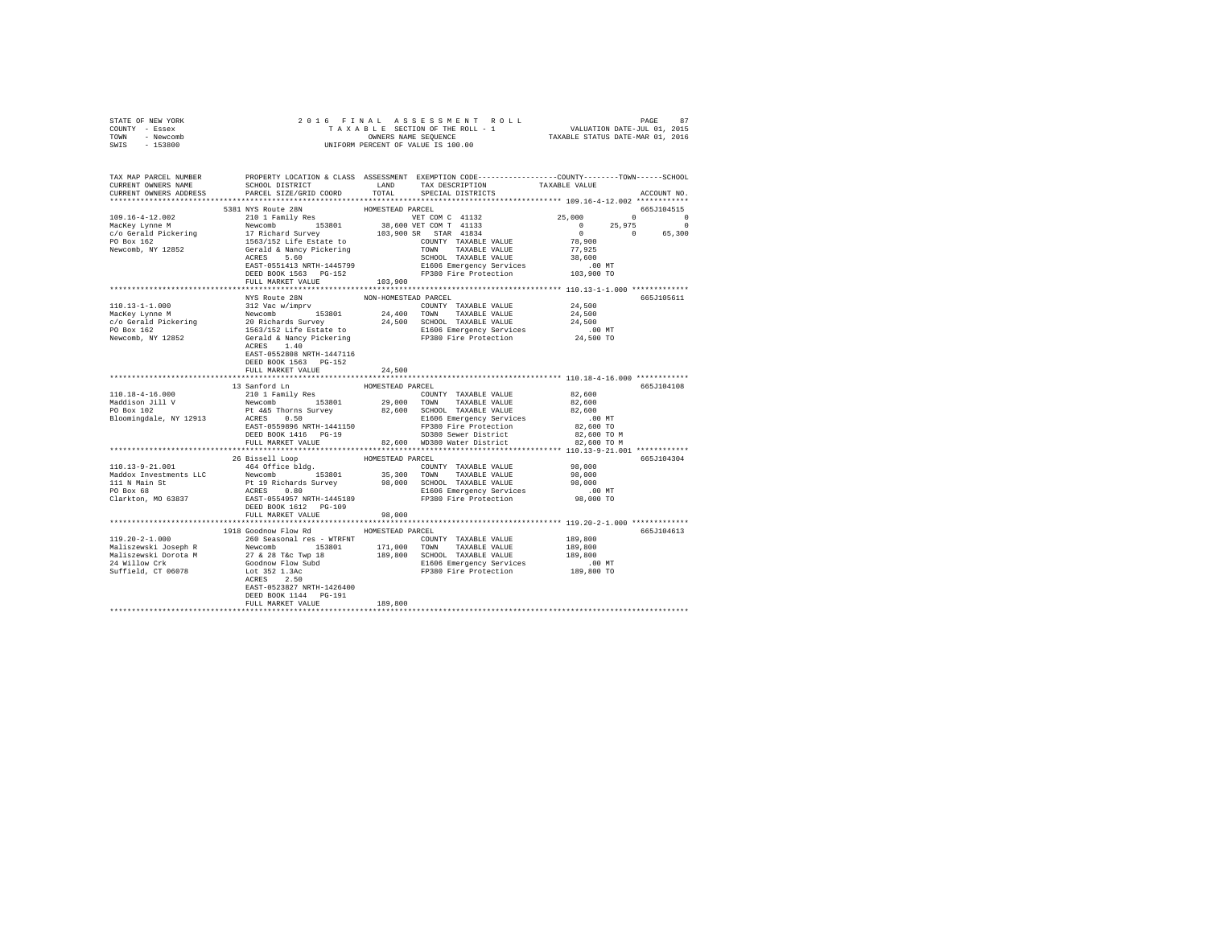STATE OF NEW YORK
COUNTY - Essex
TOWN - Newcomb
SWIS - 153800

2016 FINAL ASSESSMENT ROLL
TAXABLE SECTION OF THE ROLL - 1
OWNERS NAME SEQUENCE
UNIFORM PERCENT OF VALUE IS 100.00

VALUATION DATE-JUL 01, 2015
TAXABLE STATUS DATE-MAR 01, 2016

```
TAX MAP PARCEL NUMBER     PROPERTY LOCATION & CLASS  ASSESSMENT  EXEMPTION CODE-----------------COUNTY--------TOWN------SCHOOL
CURRENT OWNERS NAME       SCHOOL DISTRICT               LAND      TAX DESCRIPTION             TAXABLE VALUE
CURRENT OWNERS ADDRESS    PARCEL SIZE/GRID COORD        TOTAL     SPECIAL DISTRICTS                                    ACCOUNT NO.
******************************************************************************************************* 109.16-4-12.002 ************
                          5381 NYS Route 28N              HOMESTEAD PARCEL                                                665J104515
109.16-4-12.002           210 1 Family Res                    VET COM C 41132            25,000          0           0
MacKey Lynne M            Newcomb        153801      38,600 VET COM T 41133                 0       25,975           0
c/o Gerald Pickering      17 Richard Survey          103,900 SR  STAR 41834                 0            0      65,300
PO Box 162                1563/152 Life Estate to            COUNTY  TAXABLE VALUE          78,900
Newcomb, NY 12852         Gerald & Nancy Pickering           TOWN    TAXABLE VALUE          77,925
                          ACRES    5.60                      SCHOOL  TAXABLE VALUE          38,600
                          EAST-0551413 NRTH-1445799          E1606 Emergency Services          .00 MT
                          DEED BOOK 1563   PG-152            FP380 Fire Protection         103,900 TO
                          FULL MARKET VALUE          103,900
******************************************************************************************************* 110.13-1-1.000 *************
                          NYS Route 28N                   NON-HOMESTEAD PARCEL                                            665J105611
110.13-1-1.000            312 Vac w/imprv                    COUNTY  TAXABLE VALUE          24,500
MacKey Lynne M            Newcomb        153801      24,400  TOWN    TAXABLE VALUE          24,500
c/o Gerald Pickering      20 Richards Survey          24,500  SCHOOL  TAXABLE VALUE          24,500
PO Box 162                1563/152 Life Estate to            E1606 Emergency Services          .00 MT
Newcomb, NY 12852         Gerald & Nancy Pickering           FP380 Fire Protection          24,500 TO
                          ACRES    1.40
                          EAST-0552808 NRTH-1447116
                          DEED BOOK 1563   PG-152
                          FULL MARKET VALUE           24,500
******************************************************************************************************* 110.18-4-16.000 ************
                          13 Sanford Ln                   HOMESTEAD PARCEL                                                665J104108
110.18-4-16.000           210 1 Family Res                   COUNTY  TAXABLE VALUE          82,600
Maddison Jill V           Newcomb        153801      29,000  TOWN    TAXABLE VALUE          82,600
PO Box 102                Pt 4&5 Thorns Survey        82,600  SCHOOL  TAXABLE VALUE          82,600
Bloomingdale, NY 12913    ACRES    0.50                      E1606 Emergency Services          .00 MT
                          EAST-0559896 NRTH-1441150          FP380 Fire Protection          82,600 TO
                          DEED BOOK 1416   PG-19             SD380 Sewer District           82,600 TO M
                          FULL MARKET VALUE           82,600  WD380 Water District           82,600 TO M
******************************************************************************************************* 110.13-9-21.001 ************
                          26 Bissell Loop                 HOMESTEAD PARCEL                                                665J104304
110.13-9-21.001           464 Office bldg.                   COUNTY  TAXABLE VALUE          98,000
Maddox Investments LLC    Newcomb        153801      35,300  TOWN    TAXABLE VALUE          98,000
111 N Main St             Pt 19 Richards Survey       98,000  SCHOOL  TAXABLE VALUE          98,000
PO Box 68                 ACRES    0.80                      E1606 Emergency Services          .00 MT
Clarkton, MO 63837        EAST-0554957 NRTH-1445189          FP380 Fire Protection          98,000 TO
                          DEED BOOK 1612   PG-109
                          FULL MARKET VALUE           98,000
******************************************************************************************************* 119.20-2-1.000 *************
                          1918 Goodnow Flow Rd            HOMESTEAD PARCEL                                                665J104613
119.20-2-1.000            260 Seasonal res - WTRFNT          COUNTY  TAXABLE VALUE         189,800
Maliszewski Joseph R      Newcomb        153801     171,000  TOWN    TAXABLE VALUE         189,800
Maliszewski Dorota M      27 & 28 T&c Twp 18         189,800  SCHOOL  TAXABLE VALUE         189,800
24 Willow Crk             Goodnow Flow Subd                  E1606 Emergency Services          .00 MT
Suffield, CT 06078        Lot 352 1.3Ac                      FP380 Fire Protection         189,800 TO
                          ACRES    2.50
                          EAST-0523827 NRTH-1426400
                          DEED BOOK 1144   PG-191
                          FULL MARKET VALUE          189,800
************************************************************************************************************************************
```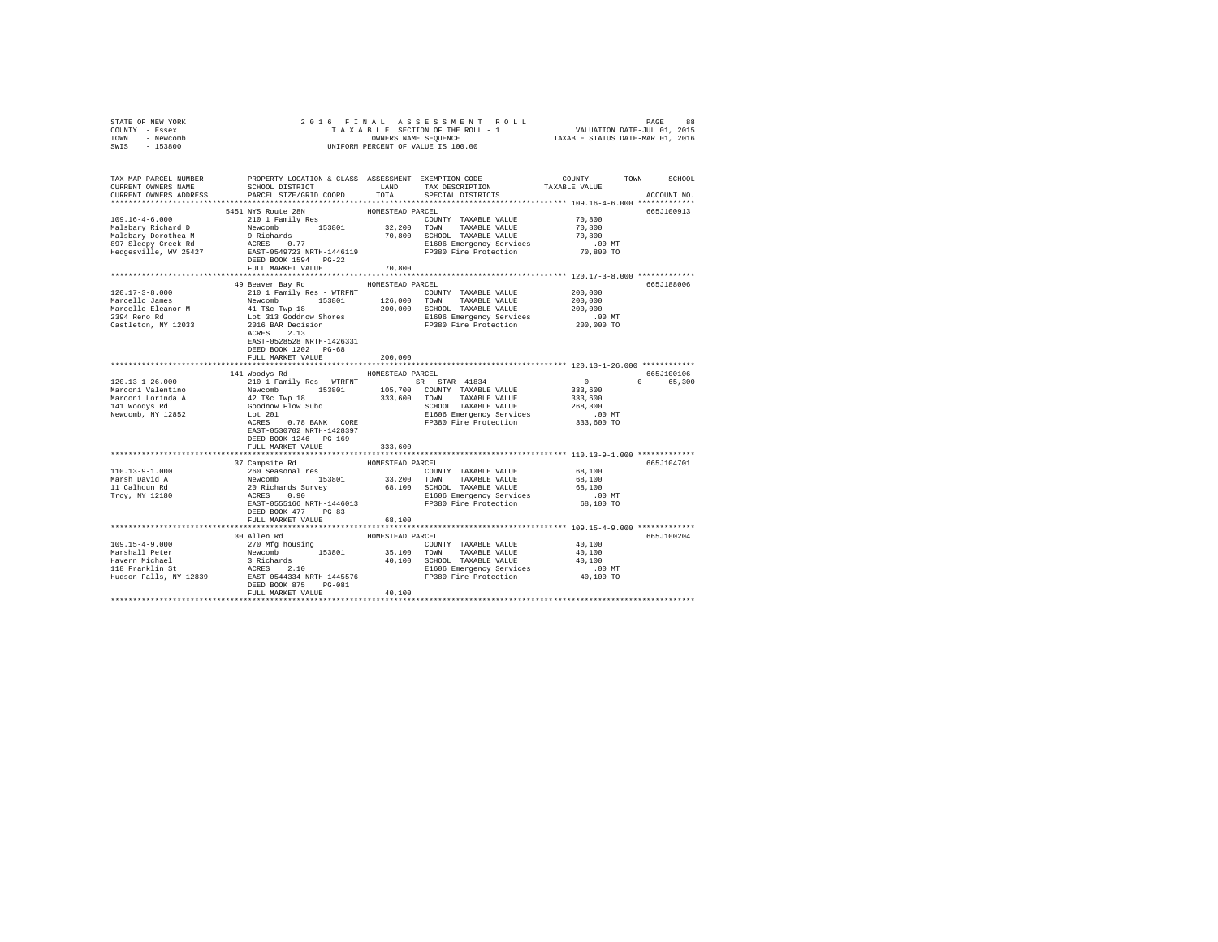STATE OF NEW YORK
COUNTY - Essex
TOWN - Newcomb
SWIS - 153800

2016 FINAL ASSESSMENT ROLL
TAXABLE SECTION OF THE ROLL - 1
OWNERS NAME SEQUENCE
UNIFORM PERCENT OF VALUE IS 100.00

VALUATION DATE-JUL 01, 2015
TAXABLE STATUS DATE-MAR 01, 2016

```
TAX MAP PARCEL NUMBER          PROPERTY LOCATION & CLASS  ASSESSMENT  EXEMPTION CODE-----------------COUNTY--------TOWN------SCHOOL
CURRENT OWNERS NAME            SCHOOL DISTRICT               LAND      TAX DESCRIPTION            TAXABLE VALUE
CURRENT OWNERS ADDRESS         PARCEL SIZE/GRID COORD        TOTAL     SPECIAL DISTRICTS                                    ACCOUNT NO.
******************************************************************************************************* 109.16-4-6.000 *************
                               5451 NYS Route 28N             HOMESTEAD PARCEL                                               665J100913
109.16-4-6.000                 210 1 Family Res                        COUNTY  TAXABLE VALUE            70,800
Malsbary Richard D             Newcomb      153801        32,200       TOWN    TAXABLE VALUE            70,800
Malsbary Dorothea M            9 Richards                 70,800       SCHOOL  TAXABLE VALUE            70,800
897 Sleepy Creek Rd            ACRES    0.77                           E1606 Emergency Services           .00 MT
Hedgesville, WV 25427          EAST-0549723 NRTH-1446119               FP380 Fire Protection             70,800 TO
                               DEED BOOK 1594   PG-22
                               FULL MARKET VALUE          70,800
******************************************************************************************************* 120.17-3-8.000 *************
                               49 Beaver Bay Rd               HOMESTEAD PARCEL                                               665J188006
120.17-3-8.000                 210 1 Family Res - WTRFNT               COUNTY  TAXABLE VALUE           200,000
Marcello James                 Newcomb      153801       126,000       TOWN    TAXABLE VALUE           200,000
Marcello Eleanor M             41 T&c Twp 18             200,000       SCHOOL  TAXABLE VALUE           200,000
2394 Reno Rd                   Lot 313 Goddnow Shores                  E1606 Emergency Services           .00 MT
Castleton, NY 12033            2016 BAR Decision                       FP380 Fire Protection            200,000 TO
                               ACRES    2.13
                               EAST-0528528 NRTH-1426331
                               DEED BOOK 1202   PG-68
                               FULL MARKET VALUE         200,000
******************************************************************************************************* 120.13-1-26.000 ************
                               141 Woodys Rd                  HOMESTEAD PARCEL                                               665J100106
120.13-1-26.000                210 1 Family Res - WTRFNT               SR  STAR  41834                     0          0      65,300
Marconi Valentino              Newcomb      153801       105,700       COUNTY  TAXABLE VALUE           333,600
Marconi Lorinda A              42 T&c Twp 18             333,600       TOWN    TAXABLE VALUE           333,600
141 Woodys Rd                  Goodnow Flow Subd                       SCHOOL  TAXABLE VALUE           268,300
Newcomb, NY 12852              Lot 201                                 E1606 Emergency Services           .00 MT
                               ACRES    0.78 BANK   CORE               FP380 Fire Protection            333,600 TO
                               EAST-0530702 NRTH-1428397
                               DEED BOOK 1246   PG-169
                               FULL MARKET VALUE         333,600
******************************************************************************************************* 110.13-9-1.000 *************
                               37 Campsite Rd                 HOMESTEAD PARCEL                                               665J104701
110.13-9-1.000                 260 Seasonal res                        COUNTY  TAXABLE VALUE            68,100
Marsh David A                  Newcomb      153801        33,200       TOWN    TAXABLE VALUE            68,100
11 Calhoun Rd                  20 Richards Survey         68,100       SCHOOL  TAXABLE VALUE            68,100
Troy, NY 12180                 ACRES    0.90                           E1606 Emergency Services           .00 MT
                               EAST-0555166 NRTH-1446013               FP380 Fire Protection             68,100 TO
                               DEED BOOK 477    PG-83
                               FULL MARKET VALUE          68,100
******************************************************************************************************* 109.15-4-9.000 *************
                               30 Allen Rd                    HOMESTEAD PARCEL                                               665J100204
109.15-4-9.000                 270 Mfg housing                         COUNTY  TAXABLE VALUE            40,100
Marshall Peter                 Newcomb      153801        35,100       TOWN    TAXABLE VALUE            40,100
Havern Michael                 3 Richards                 40,100       SCHOOL  TAXABLE VALUE            40,100
118 Franklin St                ACRES    2.10                           E1606 Emergency Services           .00 MT
Hudson Falls, NY 12839         EAST-0544334 NRTH-1445576               FP380 Fire Protection             40,100 TO
                               DEED BOOK 875    PG-081
                               FULL MARKET VALUE          40,100
************************************************************************************************************************************
```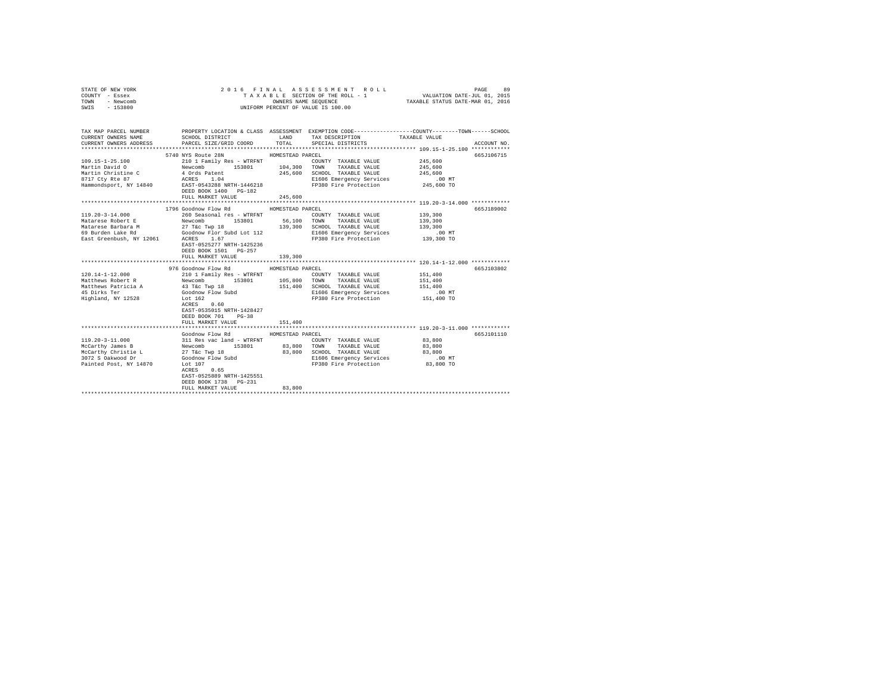STATE OF NEW YORK — COUNTY - Essex — TOWN - Newcomb — SWIS - 153800

**2016 FINAL ASSESSMENT ROLL**
TAXABLE SECTION OF THE ROLL - 1
OWNERS NAME SEQUENCE
UNIFORM PERCENT OF VALUE IS 100.00

VALUATION DATE-JUL 01, 2015
TAXABLE STATUS DATE-MAR 01, 2016

| TAX MAP PARCEL NUMBER / CURRENT OWNERS NAME / CURRENT OWNERS ADDRESS | PROPERTY LOCATION & CLASS / SCHOOL DISTRICT / PARCEL SIZE/GRID COORD | ASSESSMENT LAND / TOTAL | EXEMPTION CODE / TAX DESCRIPTION / SPECIAL DISTRICTS | TAXABLE VALUE (COUNTY / TOWN / SCHOOL) | ACCOUNT NO. |
|---|---|---|---|---|---|
| **109.15-1-25.100** | 5740 NYS Route 28N | HOMESTEAD PARCEL | | | 665J106715 |
| 109.15-1-25.100 | 210 1 Family Res - WTRFNT | | COUNTY TAXABLE VALUE | 245,600 | |
| Martin David O | Newcomb 153801 | 104,300 | TOWN TAXABLE VALUE | 245,600 | |
| Martin Christine C | 4 Ords Patent | 245,600 | SCHOOL TAXABLE VALUE | 245,600 | |
| 8717 Cty Rte 87 | ACRES 1.04 | | E1606 Emergency Services | .00 MT | |
| Hammondsport, NY 14840 | EAST-0543288 NRTH-1446218 | | FP380 Fire Protection | 245,600 TO | |
| | DEED BOOK 1400 PG-182 | | | | |
| | FULL MARKET VALUE | 245,600 | | | |
| **119.20-3-14.000** | 1796 Goodnow Flow Rd | HOMESTEAD PARCEL | | | 665J189002 |
| 119.20-3-14.000 | 260 Seasonal res - WTRFNT | | COUNTY TAXABLE VALUE | 139,300 | |
| Matarese Robert E | Newcomb 153801 | 56,100 | TOWN TAXABLE VALUE | 139,300 | |
| Matarese Barbara M | 27 T&c Twp 18 | 139,300 | SCHOOL TAXABLE VALUE | 139,300 | |
| 69 Burden Lake Rd | Goodnow Flor Subd Lot 112 | | E1606 Emergency Services | .00 MT | |
| East Greenbush, NY 12061 | ACRES 1.67 | | FP380 Fire Protection | 139,300 TO | |
| | EAST-0525277 NRTH-1425236 | | | | |
| | DEED BOOK 1501 PG-257 | | | | |
| | FULL MARKET VALUE | 139,300 | | | |
| **120.14-1-12.000** | 976 Goodnow Flow Rd | HOMESTEAD PARCEL | | | 665J103802 |
| 120.14-1-12.000 | 210 1 Family Res - WTRFNT | | COUNTY TAXABLE VALUE | 151,400 | |
| Matthews Robert R | Newcomb 153801 | 105,800 | TOWN TAXABLE VALUE | 151,400 | |
| Matthews Patricia A | 43 T&c Twp 18 | 151,400 | SCHOOL TAXABLE VALUE | 151,400 | |
| 45 Dirks Ter | Goodnow Flow Subd | | E1606 Emergency Services | .00 MT | |
| Highland, NY 12528 | Lot 162 | | FP380 Fire Protection | 151,400 TO | |
| | ACRES 0.60 | | | | |
| | EAST-0535015 NRTH-1428427 | | | | |
| | DEED BOOK 701 PG-38 | | | | |
| | FULL MARKET VALUE | 151,400 | | | |
| **119.20-3-11.000** | Goodnow Flow Rd | HOMESTEAD PARCEL | | | 665J101110 |
| 119.20-3-11.000 | 311 Res vac land - WTRFNT | | COUNTY TAXABLE VALUE | 83,800 | |
| McCarthy James B | Newcomb 153801 | 83,800 | TOWN TAXABLE VALUE | 83,800 | |
| McCarthy Christie L | 27 T&c Twp 18 | 83,800 | SCHOOL TAXABLE VALUE | 83,800 | |
| 3072 S Oakwood Dr | Goodnow Flow Subd | | E1606 Emergency Services | .00 MT | |
| Painted Post, NY 14870 | Lot 107 | | FP380 Fire Protection | 83,800 TO | |
| | ACRES 0.65 | | | | |
| | EAST-0525809 NRTH-1425551 | | | | |
| | DEED BOOK 1738 PG-231 | | | | |
| | FULL MARKET VALUE | 83,800 | | | |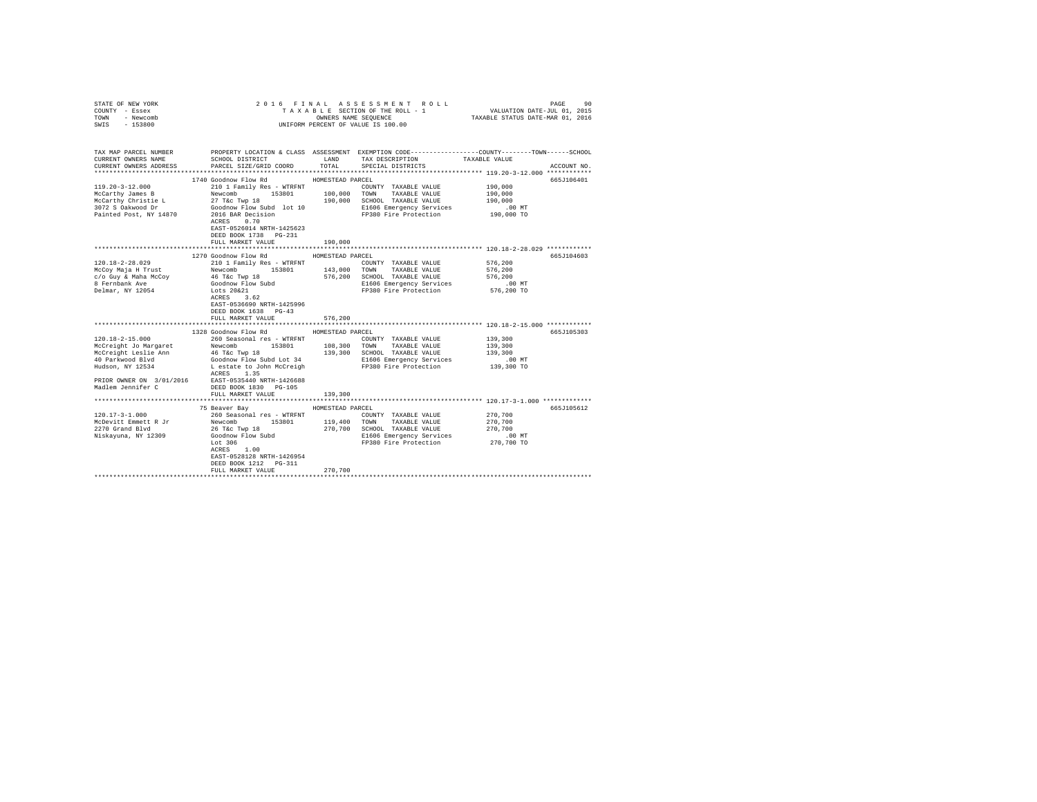STATE OF NEW YORK | 2016 FINAL ASSESSMENT ROLL | VALUATION DATE-JUL 01, 2015
COUNTY - Essex | TAXABLE SECTION OF THE ROLL - 1 | TAXABLE STATUS DATE-MAR 01, 2016
TOWN - Newcomb | OWNERS NAME SEQUENCE
SWIS - 153800 | UNIFORM PERCENT OF VALUE IS 100.00

```
TAX MAP PARCEL NUMBER        PROPERTY LOCATION & CLASS  ASSESSMENT  EXEMPTION CODE-----------------COUNTY--------TOWN------SCHOOL
CURRENT OWNERS NAME          SCHOOL DISTRICT              LAND      TAX DESCRIPTION             TAXABLE VALUE
CURRENT OWNERS ADDRESS       PARCEL SIZE/GRID COORD       TOTAL     SPECIAL DISTRICTS                                    ACCOUNT NO.
*********************************************************************************************** 119.20-3-12.000 ************
                             1740 Goodnow Flow Rd          HOMESTEAD PARCEL                                              665J106401
119.20-3-12.000              210 1 Family Res - WTRFNT              COUNTY  TAXABLE VALUE         190,000
McCarthy James B             Newcomb        153801        100,000  TOWN    TAXABLE VALUE         190,000
McCarthy Christie L          27 T&c Twp 18                190,000  SCHOOL  TAXABLE VALUE         190,000
3072 S Oakwood Dr            Goodnow Flow Subd  lot 10              E1606 Emergency Services          .00 MT
Painted Post, NY 14870       2016 BAR Decision                      FP380 Fire Protection         190,000 TO
                             ACRES    0.70
                             EAST-0526014 NRTH-1425623
                             DEED BOOK 1738   PG-231
                             FULL MARKET VALUE            190,000
*********************************************************************************************** 120.18-2-28.029 ************
                             1270 Goodnow Flow Rd          HOMESTEAD PARCEL                                              665J104603
120.18-2-28.029              210 1 Family Res - WTRFNT              COUNTY  TAXABLE VALUE         576,200
McCoy Maja H Trust           Newcomb        153801        143,000  TOWN    TAXABLE VALUE         576,200
c/o Guy & Maha McCoy         46 T&c Twp 18                576,200  SCHOOL  TAXABLE VALUE         576,200
8 Fernbank Ave               Goodnow Flow Subd                      E1606 Emergency Services          .00 MT
Delmar, NY 12054             Lots 20&21                             FP380 Fire Protection         576,200 TO
                             ACRES    3.62
                             EAST-0536690 NRTH-1425996
                             DEED BOOK 1638   PG-43
                             FULL MARKET VALUE            576,200
*********************************************************************************************** 120.18-2-15.000 ************
                             1328 Goodnow Flow Rd          HOMESTEAD PARCEL                                              665J105303
120.18-2-15.000              260 Seasonal res - WTRFNT              COUNTY  TAXABLE VALUE         139,300
McCreight Jo Margaret        Newcomb        153801        108,300  TOWN    TAXABLE VALUE         139,300
McCreight Leslie Ann         46 T&c Twp 18                139,300  SCHOOL  TAXABLE VALUE         139,300
40 Parkwood Blvd             Goodnow Flow Subd Lot 34               E1606 Emergency Services          .00 MT
Hudson, NY 12534             L estate to John McCreigh              FP380 Fire Protection         139,300 TO
                             ACRES    1.35
PRIOR OWNER ON  3/01/2016    EAST-0535440 NRTH-1426688
Madlem Jennifer C            DEED BOOK 1830   PG-105
                             FULL MARKET VALUE            139,300
*********************************************************************************************** 120.17-3-1.000 *************
                             75 Beaver Bay                 HOMESTEAD PARCEL                                              665J105612
120.17-3-1.000               260 Seasonal res - WTRFNT              COUNTY  TAXABLE VALUE         270,700
McDevitt Emmett R Jr         Newcomb        153801        119,400  TOWN    TAXABLE VALUE         270,700
2270 Grand Blvd              26 T&c Twp 18                270,700  SCHOOL  TAXABLE VALUE         270,700
Niskayuna, NY 12309          Goodnow Flow Subd                      E1606 Emergency Services          .00 MT
                             Lot 306                                FP380 Fire Protection         270,700 TO
                             ACRES    1.00
                             EAST-0528128 NRTH-1426954
                             DEED BOOK 1212   PG-311
                             FULL MARKET VALUE            270,700
****************************************************************************************************************************
```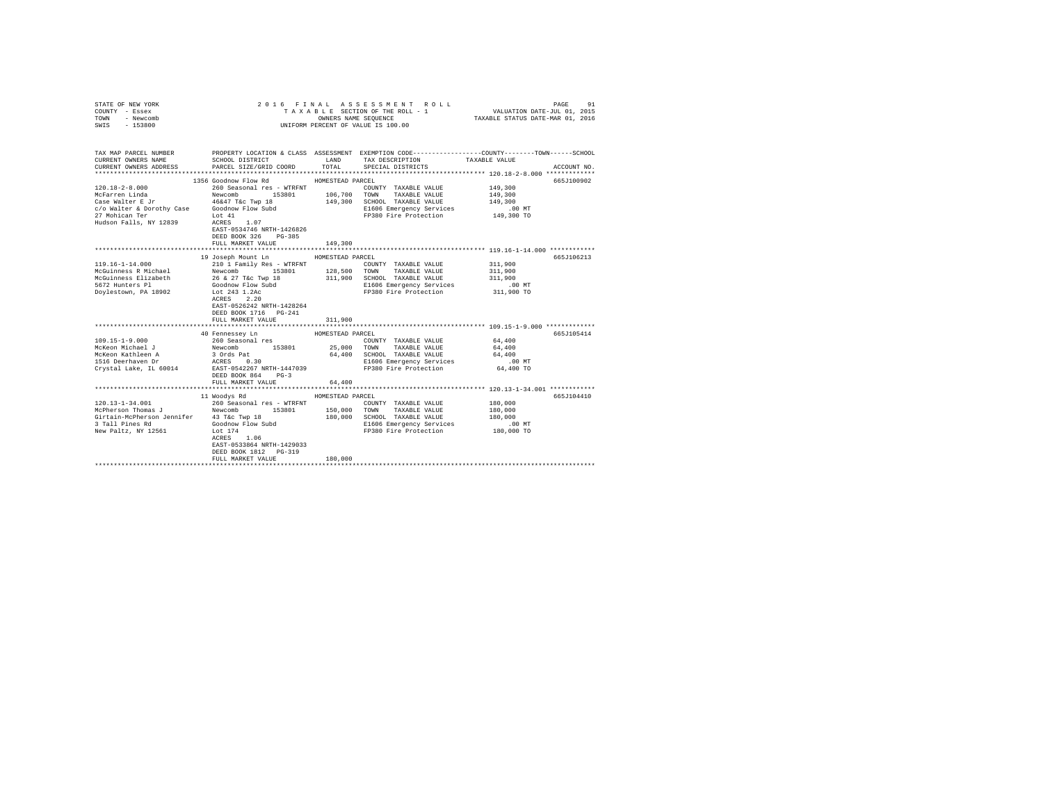STATE OF NEW YORK
COUNTY - Essex
TOWN - Newcomb
SWIS - 153800

2016 FINAL ASSESSMENT ROLL
TAXABLE SECTION OF THE ROLL - 1
OWNERS NAME SEQUENCE
UNIFORM PERCENT OF VALUE IS 100.00

VALUATION DATE-JUL 01, 2015
TAXABLE STATUS DATE-MAR 01, 2016

```
TAX MAP PARCEL NUMBER          PROPERTY LOCATION & CLASS  ASSESSMENT  EXEMPTION CODE-----------------COUNTY--------TOWN------SCHOOL
CURRENT OWNERS NAME            SCHOOL DISTRICT               LAND      TAX DESCRIPTION            TAXABLE VALUE
CURRENT OWNERS ADDRESS         PARCEL SIZE/GRID COORD        TOTAL     SPECIAL DISTRICTS                                        ACCOUNT NO.
******************************************************************************************************* 120.18-2-8.000 *************
                         1356 Goodnow Flow Rd            HOMESTEAD PARCEL                                                    665J100902
120.18-2-8.000                 260 Seasonal res - WTRFNT              COUNTY  TAXABLE VALUE            149,300
McFarren Linda                 Newcomb        153801       106,700    TOWN    TAXABLE VALUE            149,300
Case Walter E Jr               46&47 T&c Twp 18            149,300    SCHOOL  TAXABLE VALUE            149,300
c/o Walter & Dorothy Case      Goodnow Flow Subd                      E1606 Emergency Services             .00 MT
27 Mohican Ter                 Lot 41                                 FP380 Fire Protection            149,300 TO
Hudson Falls, NY 12839         ACRES    1.07
                               EAST-0534746 NRTH-1426826
                               DEED BOOK 326    PG-385
                               FULL MARKET VALUE           149,300
******************************************************************************************************* 119.16-1-14.000 ************
                         19 Joseph Mount Ln              HOMESTEAD PARCEL                                                    665J106213
119.16-1-14.000                210 1 Family Res - WTRFNT              COUNTY  TAXABLE VALUE            311,900
McGuinness R Michael           Newcomb        153801       128,500    TOWN    TAXABLE VALUE            311,900
McGuinness Elizabeth           26 & 27 T&c Twp 18          311,900    SCHOOL  TAXABLE VALUE            311,900
5672 Hunters Pl                Goodnow Flow Subd                      E1606 Emergency Services             .00 MT
Doylestown, PA 18902           Lot 243 1.2Ac                          FP380 Fire Protection            311,900 TO
                               ACRES    2.20
                               EAST-0526242 NRTH-1428264
                               DEED BOOK 1716   PG-241
                               FULL MARKET VALUE           311,900
******************************************************************************************************* 109.15-1-9.000 *************
                         40 Fennessey Ln                 HOMESTEAD PARCEL                                                    665J105414
109.15-1-9.000                 260 Seasonal res                       COUNTY  TAXABLE VALUE             64,400
McKeon Michael J               Newcomb        153801        25,000    TOWN    TAXABLE VALUE             64,400
McKeon Kathleen A              3 Ords Pat                   64,400    SCHOOL  TAXABLE VALUE             64,400
1516 Deerhaven Dr              ACRES    0.30                          E1606 Emergency Services             .00 MT
Crystal Lake, IL 60014         EAST-0542267 NRTH-1447039              FP380 Fire Protection             64,400 TO
                               DEED BOOK 864    PG-3
                               FULL MARKET VALUE            64,400
******************************************************************************************************* 120.13-1-34.001 ************
                         11 Woodys Rd                    HOMESTEAD PARCEL                                                    665J104410
120.13-1-34.001                260 Seasonal res - WTRFNT              COUNTY  TAXABLE VALUE            180,000
McPherson Thomas J             Newcomb        153801       150,000    TOWN    TAXABLE VALUE            180,000
Girtain-McPherson Jennifer     43 T&c Twp 18               180,000    SCHOOL  TAXABLE VALUE            180,000
3 Tall Pines Rd                Goodnow Flow Subd                      E1606 Emergency Services             .00 MT
New Paltz, NY 12561            Lot 174                                FP380 Fire Protection            180,000 TO
                               ACRES    1.06
                               EAST-0533864 NRTH-1429033
                               DEED BOOK 1812   PG-319
                               FULL MARKET VALUE           180,000
************************************************************************************************************************************
```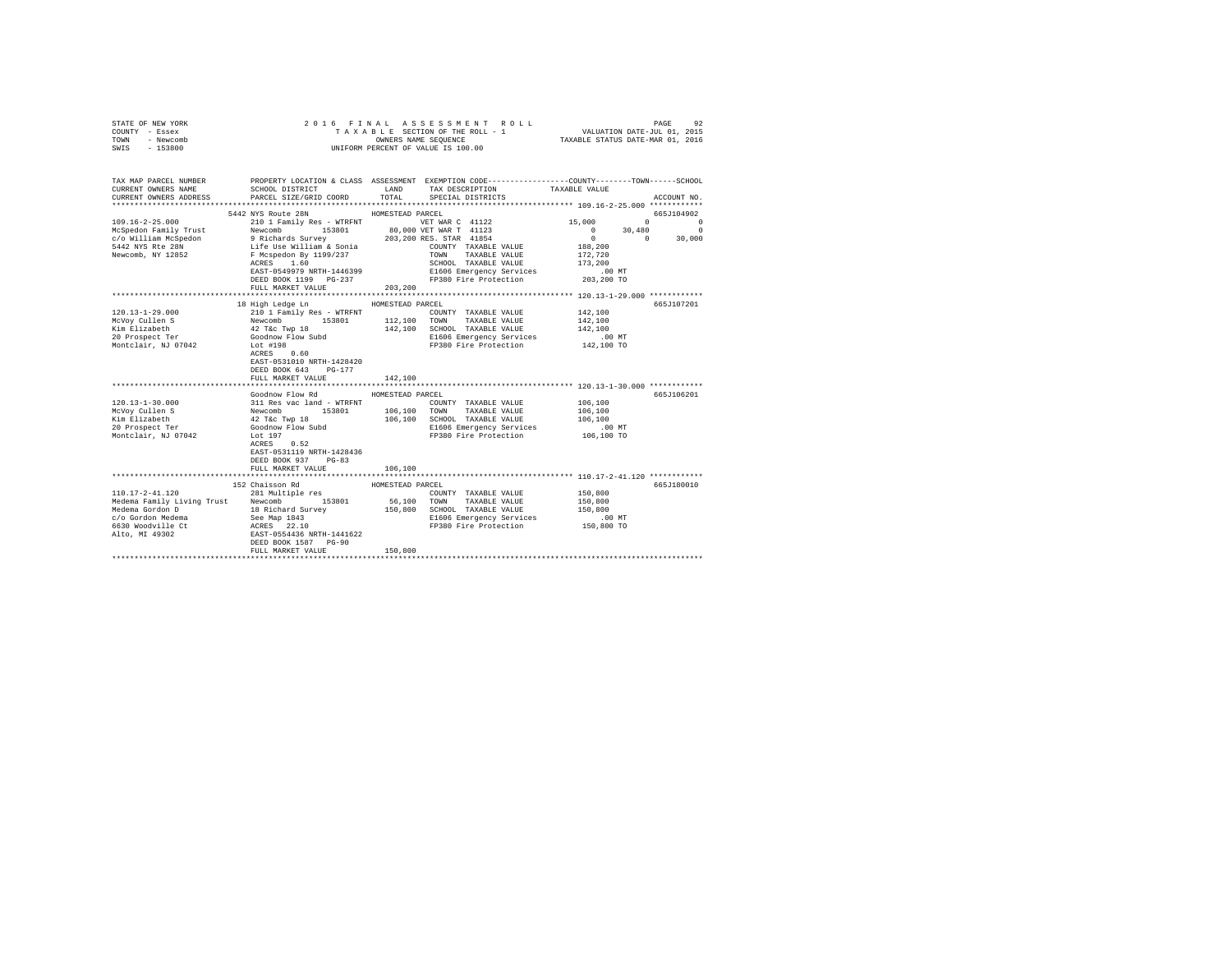STATE OF NEW YORK · COUNTY - Essex · TOWN - Newcomb · SWIS - 153800

# 2016 FINAL ASSESSMENT ROLL

TAXABLE SECTION OF THE ROLL - 1 · OWNERS NAME SEQUENCE · UNIFORM PERCENT OF VALUE IS 100.00

VALUATION DATE-JUL 01, 2015 · TAXABLE STATUS DATE-MAR 01, 2016

| TAX MAP PARCEL NUMBER / CURRENT OWNERS NAME / CURRENT OWNERS ADDRESS | PROPERTY LOCATION & CLASS / SCHOOL DISTRICT / PARCEL SIZE/GRID COORD | ASSESSMENT LAND / TOTAL | EXEMPTION CODE / TAX DESCRIPTION / SPECIAL DISTRICTS | COUNTY TAXABLE VALUE | TOWN | SCHOOL | ACCOUNT NO. |
|---|---|---|---|---|---|---|---|
| **109.16-2-25.000** | 5442 NYS Route 28N | HOMESTEAD PARCEL | | | | | 665J104902 |
| 109.16-2-25.000 | 210 1 Family Res - WTRFNT | | VET WAR C 41122 | 15,000 | 0 | 0 | |
| McSpedon Family Trust | Newcomb 153801 | 80,000 | VET WAR T 41123 | 0 | 30,480 | 0 | |
| c/o William McSpedon | 9 Richards Survey | 203,200 | RES. STAR 41854 | 0 | 0 | 30,000 | |
| 5442 NYS Rte 28N | Life Use William & Sonia | | COUNTY TAXABLE VALUE | 188,200 | | | |
| Newcomb, NY 12852 | F Mcspedon By 1199/237 | | TOWN TAXABLE VALUE | 172,720 | | | |
| | ACRES 1.60 | | SCHOOL TAXABLE VALUE | 173,200 | | | |
| | EAST-0549979 NRTH-1446399 | | E1606 Emergency Services | .00 MT | | | |
| | DEED BOOK 1199 PG-237 | | FP380 Fire Protection | 203,200 TO | | | |
| | FULL MARKET VALUE | 203,200 | | | | | |
| **120.13-1-29.000** | 18 High Ledge Ln | HOMESTEAD PARCEL | | | | | 665J107201 |
| 120.13-1-29.000 | 210 1 Family Res - WTRFNT | | COUNTY TAXABLE VALUE | 142,100 | | | |
| McVoy Cullen S | Newcomb 153801 | 112,100 | TOWN TAXABLE VALUE | 142,100 | | | |
| Kim Elizabeth | 42 T&c Twp 18 | 142,100 | SCHOOL TAXABLE VALUE | 142,100 | | | |
| 20 Prospect Ter | Goodnow Flow Subd | | E1606 Emergency Services | .00 MT | | | |
| Montclair, NJ 07042 | Lot #198 | | FP380 Fire Protection | 142,100 TO | | | |
| | ACRES 0.60 | | | | | | |
| | EAST-0531010 NRTH-1428420 | | | | | | |
| | DEED BOOK 643 PG-177 | | | | | | |
| | FULL MARKET VALUE | 142,100 | | | | | |
| **120.13-1-30.000** | Goodnow Flow Rd | HOMESTEAD PARCEL | | | | | 665J106201 |
| 120.13-1-30.000 | 311 Res vac land - WTRFNT | | COUNTY TAXABLE VALUE | 106,100 | | | |
| McVoy Cullen S | Newcomb 153801 | 106,100 | TOWN TAXABLE VALUE | 106,100 | | | |
| Kim Elizabeth | 42 T&c Twp 18 | 106,100 | SCHOOL TAXABLE VALUE | 106,100 | | | |
| 20 Prospect Ter | Goodnow Flow Subd | | E1606 Emergency Services | .00 MT | | | |
| Montclair, NJ 07042 | Lot 197 | | FP380 Fire Protection | 106,100 TO | | | |
| | ACRES 0.52 | | | | | | |
| | EAST-0531119 NRTH-1428436 | | | | | | |
| | DEED BOOK 937 PG-83 | | | | | | |
| | FULL MARKET VALUE | 106,100 | | | | | |
| **110.17-2-41.120** | 152 Chaisson Rd | HOMESTEAD PARCEL | | | | | 665J180010 |
| 110.17-2-41.120 | 281 Multiple res | | COUNTY TAXABLE VALUE | 150,800 | | | |
| Medema Family Living Trust | Newcomb 153801 | 56,100 | TOWN TAXABLE VALUE | 150,800 | | | |
| Medema Gordon D | 18 Richard Survey | 150,800 | SCHOOL TAXABLE VALUE | 150,800 | | | |
| c/o Gordon Medema | See Map 1843 | | E1606 Emergency Services | .00 MT | | | |
| 6630 Woodville Ct | ACRES 22.10 | | FP380 Fire Protection | 150,800 TO | | | |
| Alto, MI 49302 | EAST-0554436 NRTH-1441622 | | | | | | |
| | DEED BOOK 1587 PG-90 | | | | | | |
| | FULL MARKET VALUE | 150,800 | | | | | |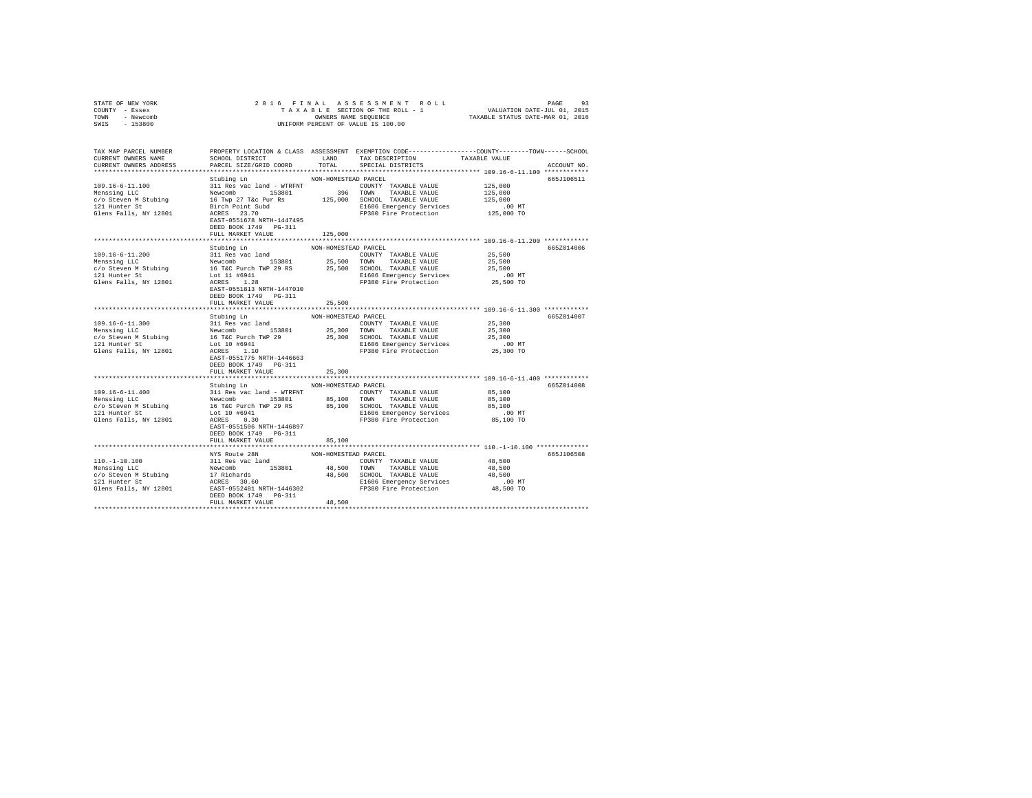STATE OF NEW YORK
COUNTY - Essex
TOWN - Newcomb
SWIS - 153800

2016 FINAL ASSESSMENT ROLL
TAXABLE SECTION OF THE ROLL - 1
OWNERS NAME SEQUENCE
UNIFORM PERCENT OF VALUE IS 100.00

VALUATION DATE-JUL 01, 2015
TAXABLE STATUS DATE-MAR 01, 2016

```
TAX MAP PARCEL NUMBER      PROPERTY LOCATION & CLASS  ASSESSMENT  EXEMPTION CODE----------------COUNTY--------TOWN------SCHOOL
CURRENT OWNERS NAME        SCHOOL DISTRICT               LAND     TAX DESCRIPTION            TAXABLE VALUE
CURRENT OWNERS ADDRESS     PARCEL SIZE/GRID COORD        TOTAL    SPECIAL DISTRICTS                                    ACCOUNT NO.
********************************************************************************************* 109.16-6-11.100 ************
                           Stubing Ln                 NON-HOMESTEAD PARCEL                                           665J106511
109.16-6-11.100            311 Res vac land - WTRFNT           COUNTY  TAXABLE VALUE           125,000
Menssing LLC               Newcomb      153801         396    TOWN    TAXABLE VALUE           125,000
c/o Steven M Stubing       16 Twp 27 T&c Pur Rs      125,000   SCHOOL  TAXABLE VALUE           125,000
121 Hunter St              Birch Point Subd                    E1606 Emergency Services            .00 MT
Glens Falls, NY 12801      ACRES   23.70                       FP380 Fire Protection           125,000 TO
                           EAST-0551678 NRTH-1447495
                           DEED BOOK 1749   PG-311
                           FULL MARKET VALUE            125,000
********************************************************************************************* 109.16-6-11.200 ************
                           Stubing Ln                 NON-HOMESTEAD PARCEL                                           665Z014006
109.16-6-11.200            311 Res vac land                    COUNTY  TAXABLE VALUE            25,500
Menssing LLC               Newcomb      153801        25,500   TOWN    TAXABLE VALUE            25,500
c/o Steven M Stubing       16 T&C Purch TWP 29 RS     25,500   SCHOOL  TAXABLE VALUE            25,500
121 Hunter St              Lot 11 #6941                        E1606 Emergency Services            .00 MT
Glens Falls, NY 12801      ACRES    1.28                       FP380 Fire Protection            25,500 TO
                           EAST-0551813 NRTH-1447010
                           DEED BOOK 1749   PG-311
                           FULL MARKET VALUE             25,500
********************************************************************************************* 109.16-6-11.300 ************
                           Stubing Ln                 NON-HOMESTEAD PARCEL                                           665Z014007
109.16-6-11.300            311 Res vac land                    COUNTY  TAXABLE VALUE            25,300
Menssing LLC               Newcomb      153801        25,300   TOWN    TAXABLE VALUE            25,300
c/o Steven M Stubing       16 T&C Purch TWP 29        25,300   SCHOOL  TAXABLE VALUE            25,300
121 Hunter St              Lot 10 #6941                        E1606 Emergency Services            .00 MT
Glens Falls, NY 12801      ACRES    1.10                       FP380 Fire Protection            25,300 TO
                           EAST-0551775 NRTH-1446663
                           DEED BOOK 1749   PG-311
                           FULL MARKET VALUE             25,300
********************************************************************************************* 109.16-6-11.400 ************
                           Stubing Ln                 NON-HOMESTEAD PARCEL                                           665Z014008
109.16-6-11.400            311 Res vac land - WTRFNT           COUNTY  TAXABLE VALUE            85,100
Menssing LLC               Newcomb      153801        85,100   TOWN    TAXABLE VALUE            85,100
c/o Steven M Stubing       16 T&C Purch TWP 29 RS     85,100   SCHOOL  TAXABLE VALUE            85,100
121 Hunter St              Lot 10 #6941                        E1606 Emergency Services            .00 MT
Glens Falls, NY 12801      ACRES    0.30                       FP380 Fire Protection            85,100 TO
                           EAST-0551506 NRTH-1446897
                           DEED BOOK 1749   PG-311
                           FULL MARKET VALUE             85,100
********************************************************************************************* 110.-1-10.100 **************
                           NYS Route 28N              NON-HOMESTEAD PARCEL                                           665J106508
110.-1-10.100              311 Res vac land                    COUNTY  TAXABLE VALUE            48,500
Menssing LLC               Newcomb      153801        48,500   TOWN    TAXABLE VALUE            48,500
c/o Steven M Stubing       17 Richards                48,500   SCHOOL  TAXABLE VALUE            48,500
121 Hunter St              ACRES   30.60                       E1606 Emergency Services            .00 MT
Glens Falls, NY 12801      EAST-0552481 NRTH-1446302           FP380 Fire Protection            48,500 TO
                           DEED BOOK 1749   PG-311
                           FULL MARKET VALUE             48,500
****************************************************************************************************************************
```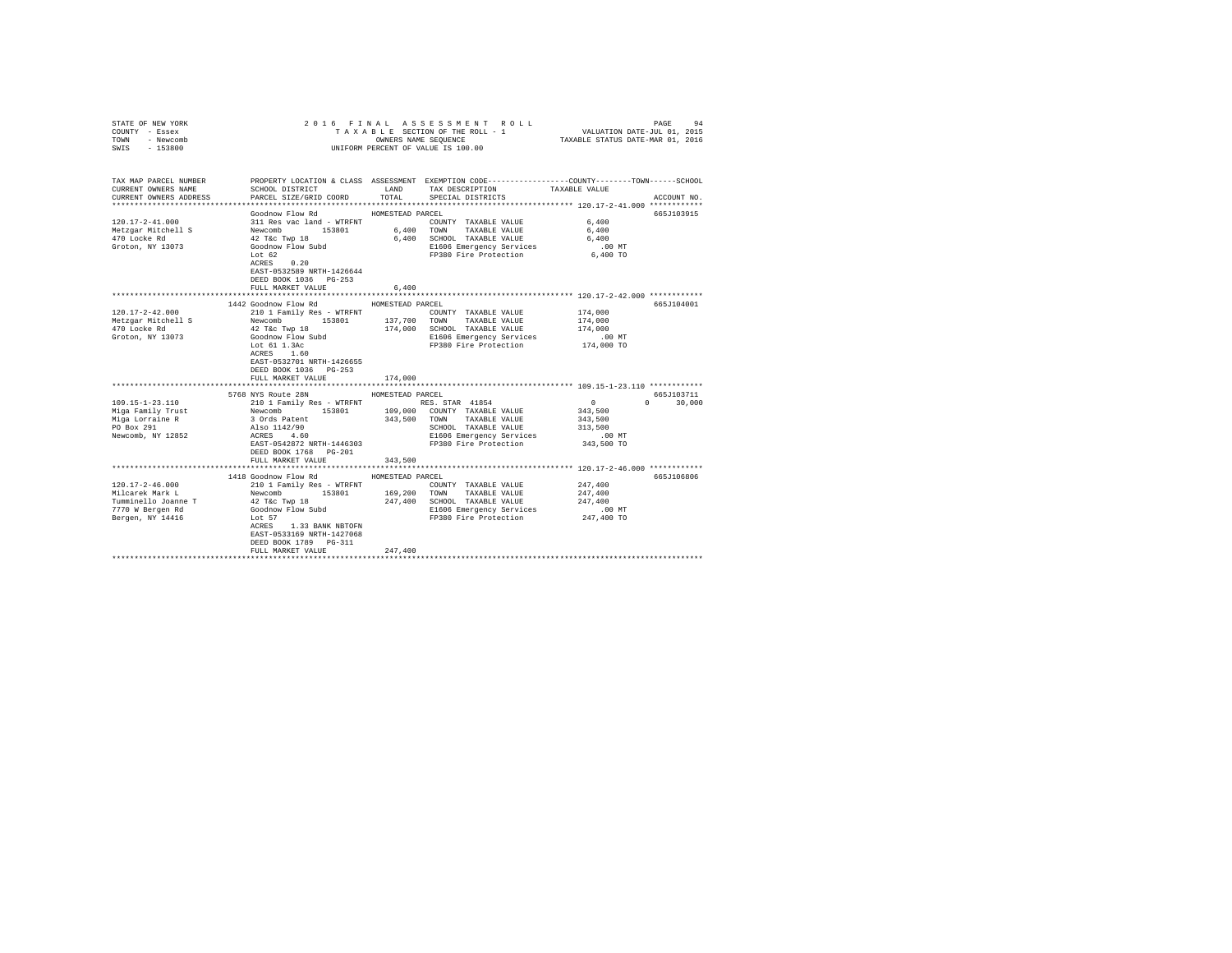STATE OF NEW YORK — 2016 FINAL ASSESSMENT ROLL
COUNTY - Essex — TAXABLE SECTION OF THE ROLL - 1 — VALUATION DATE-JUL 01, 2015
TOWN - Newcomb — OWNERS NAME SEQUENCE — TAXABLE STATUS DATE-MAR 01, 2016
SWIS - 153800 — UNIFORM PERCENT OF VALUE IS 100.00

```
TAX MAP PARCEL NUMBER          PROPERTY LOCATION & CLASS  ASSESSMENT  EXEMPTION CODE-----------------COUNTY--------TOWN------SCHOOL
CURRENT OWNERS NAME            SCHOOL DISTRICT               LAND      TAX DESCRIPTION             TAXABLE VALUE
CURRENT OWNERS ADDRESS         PARCEL SIZE/GRID COORD        TOTAL     SPECIAL DISTRICTS                                     ACCOUNT NO.
********************************************************************************************************* 120.17-2-41.000 ************
                               Goodnow Flow Rd              HOMESTEAD PARCEL                                                  665J103915
120.17-2-41.000                311 Res vac land - WTRFNT               COUNTY  TAXABLE VALUE            6,400
Metzgar Mitchell S             Newcomb       153801          6,400     TOWN    TAXABLE VALUE            6,400
470 Locke Rd                   42 T&c Twp 18                 6,400     SCHOOL  TAXABLE VALUE            6,400
Groton, NY 13073               Goodnow Flow Subd                       E1606 Emergency Services           .00 MT
                               Lot 62                                  FP380 Fire Protection            6,400 TO
                               ACRES    0.20
                               EAST-0532589 NRTH-1426644
                               DEED BOOK 1036   PG-253
                               FULL MARKET VALUE             6,400
********************************************************************************************************* 120.17-2-42.000 ************
                               1442 Goodnow Flow Rd         HOMESTEAD PARCEL                                                  665J104001
120.17-2-42.000                210 1 Family Res - WTRFNT               COUNTY  TAXABLE VALUE          174,000
Metzgar Mitchell S             Newcomb       153801        137,700     TOWN    TAXABLE VALUE          174,000
470 Locke Rd                   42 T&c Twp 18               174,000     SCHOOL  TAXABLE VALUE          174,000
Groton, NY 13073               Goodnow Flow Subd                       E1606 Emergency Services           .00 MT
                               Lot 61 1.3Ac                            FP380 Fire Protection          174,000 TO
                               ACRES    1.60
                               EAST-0532701 NRTH-1426655
                               DEED BOOK 1036   PG-253
                               FULL MARKET VALUE           174,000
********************************************************************************************************* 109.15-1-23.110 ************
                               5768 NYS Route 28N           HOMESTEAD PARCEL                                                  665J103711
109.15-1-23.110                210 1 Family Res - WTRFNT               RES. STAR 41854                      0          0       30,000
Miga Family Trust              Newcomb       153801        109,000     COUNTY  TAXABLE VALUE          343,500
Miga Lorraine R                3 Ords Patent               343,500     TOWN    TAXABLE VALUE          343,500
PO Box 291                     Also 1142/90                            SCHOOL  TAXABLE VALUE          313,500
Newcomb, NY 12852              ACRES    4.60                           E1606 Emergency Services           .00 MT
                               EAST-0542872 NRTH-1446303               FP380 Fire Protection          343,500 TO
                               DEED BOOK 1768   PG-201
                               FULL MARKET VALUE           343,500
********************************************************************************************************* 120.17-2-46.000 ************
                               1418 Goodnow Flow Rd         HOMESTEAD PARCEL                                                  665J106806
120.17-2-46.000                210 1 Family Res - WTRFNT               COUNTY  TAXABLE VALUE          247,400
Milcarek Mark L                Newcomb       153801        169,200     TOWN    TAXABLE VALUE          247,400
Tumminello Joanne T            42 T&c Twp 18               247,400     SCHOOL  TAXABLE VALUE          247,400
7770 W Bergen Rd               Goodnow Flow Subd                       E1606 Emergency Services           .00 MT
Bergen, NY 14416               Lot 57                                  FP380 Fire Protection          247,400 TO
                               ACRES    1.33 BANK NBTOFN
                               EAST-0533169 NRTH-1427068
                               DEED BOOK 1789   PG-311
                               FULL MARKET VALUE           247,400
**************************************************************************************************************************************
```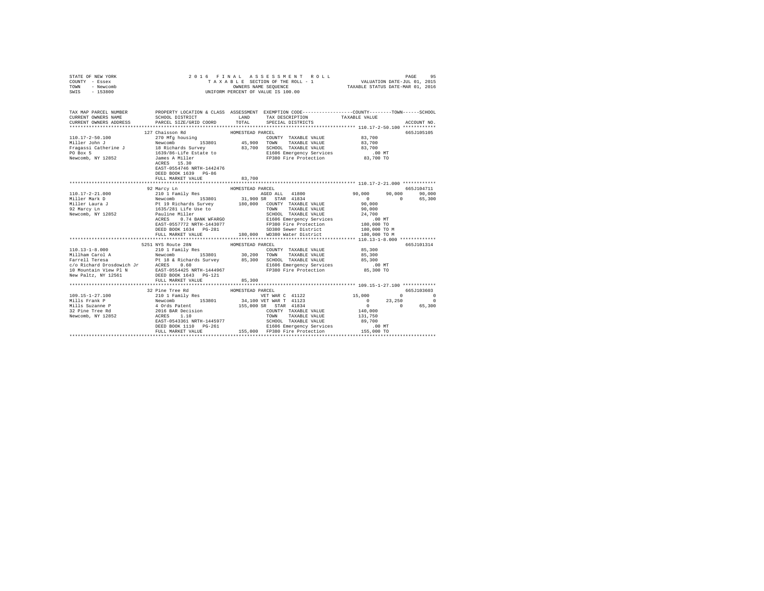STATE OF NEW YORK
COUNTY - Essex
TOWN - Newcomb
SWIS - 153800

2 0 1 6 F I N A L A S S E S S M E N T R O L L
T A X A B L E SECTION OF THE ROLL - 1
OWNERS NAME SEQUENCE
UNIFORM PERCENT OF VALUE IS 100.00

VALUATION DATE-JUL 01, 2015
TAXABLE STATUS DATE-MAR 01, 2016

```
TAX MAP PARCEL NUMBER          PROPERTY LOCATION & CLASS  ASSESSMENT  EXEMPTION CODE-----------------COUNTY--------TOWN------SCHOOL
CURRENT OWNERS NAME            SCHOOL DISTRICT               LAND      TAX DESCRIPTION            TAXABLE VALUE
CURRENT OWNERS ADDRESS         PARCEL SIZE/GRID COORD        TOTAL     SPECIAL DISTRICTS                                    ACCOUNT NO.
****************************************************************************************************** 110.17-2-50.100 ************
                     127 Chaisson Rd                 HOMESTEAD PARCEL                                                     665J105105
110.17-2-50.100                270 Mfg housing                          COUNTY  TAXABLE VALUE            83,700
Miller John J                  Newcomb        153801       45,900   TOWN    TAXABLE VALUE            83,700
Fragassi Catherine J           18 Richards Survey           83,700   SCHOOL  TAXABLE VALUE            83,700
PO Box 5                       1639/86-Life Estate to                E1606 Emergency Services             .00 MT
Newcomb, NY 12852              James A Miller                        FP380 Fire Protection            83,700 TO
                               ACRES  15.30
                               EAST-0554746 NRTH-1442476
                               DEED BOOK 1639   PG-86
                               FULL MARKET VALUE            83,700
****************************************************************************************************** 110.17-2-21.000 ************
                     92 Marcy Ln                     HOMESTEAD PARCEL                                                     665J104711
110.17-2-21.000                210 1 Family Res                         AGED ALL  41800               90,000      90,000      90,000
Miller Mark D                  Newcomb        153801       31,900 SR   STAR  41834                      0           0      65,300
Miller Laura J                 Pt 19 Richards Survey       180,000   COUNTY  TAXABLE VALUE            90,000
92 Marcy Ln                    1635/281 Life Use to                  TOWN    TAXABLE VALUE            90,000
Newcomb, NY 12852              Pauline Miller                        SCHOOL  TAXABLE VALUE            24,700
                               ACRES    0.74 BANK WFARGO             E1606 Emergency Services             .00 MT
                               EAST-0557772 NRTH-1443077             FP380 Fire Protection           180,000 TO
                               DEED BOOK 1634   PG-281               SD380 Sewer District            180,000 TO M
                               FULL MARKET VALUE           180,000   WD380 Water District            180,000 TO M
****************************************************************************************************** 110.13-1-8.000 *************
                     5251 NYS Route 28N              HOMESTEAD PARCEL                                                     665J101314
110.13-1-8.000                 210 1 Family Res                         COUNTY  TAXABLE VALUE            85,300
Millham Carol A                Newcomb        153801       30,200   TOWN    TAXABLE VALUE            85,300
Farrell Teresa                 Pt 18 & Richards Survey      85,300   SCHOOL  TAXABLE VALUE            85,300
c/o Richard Drosdowich Jr      ACRES    0.60                         E1606 Emergency Services             .00 MT
10 Mountain View Pl N          EAST-0554425 NRTH-1444967             FP380 Fire Protection            85,300 TO
New Paltz, NY 12561            DEED BOOK 1643   PG-121
                               FULL MARKET VALUE            85,300
****************************************************************************************************** 109.15-1-27.100 ************
                     32 Pine Tree Rd                 HOMESTEAD PARCEL                                                     665J103603
109.15-1-27.100                210 1 Family Res                         VET WAR C 41122               15,000           0           0
Mills Frank P                  Newcomb        153801       34,100 VET WAR T 41123                      0      23,250           0
Mills Suzanne P                4 Ords Patent               155,000 SR   STAR  41834                      0           0      65,300
32 Pine Tree Rd                2016 BAR Decision                     COUNTY  TAXABLE VALUE           140,000
Newcomb, NY 12852              ACRES    1.10                         TOWN    TAXABLE VALUE           131,750
                               EAST-0543361 NRTH-1445977             SCHOOL  TAXABLE VALUE            89,700
                               DEED BOOK 1110   PG-261               E1606 Emergency Services             .00 MT
                               FULL MARKET VALUE           155,000   FP380 Fire Protection           155,000 TO
************************************************************************************************************************************
```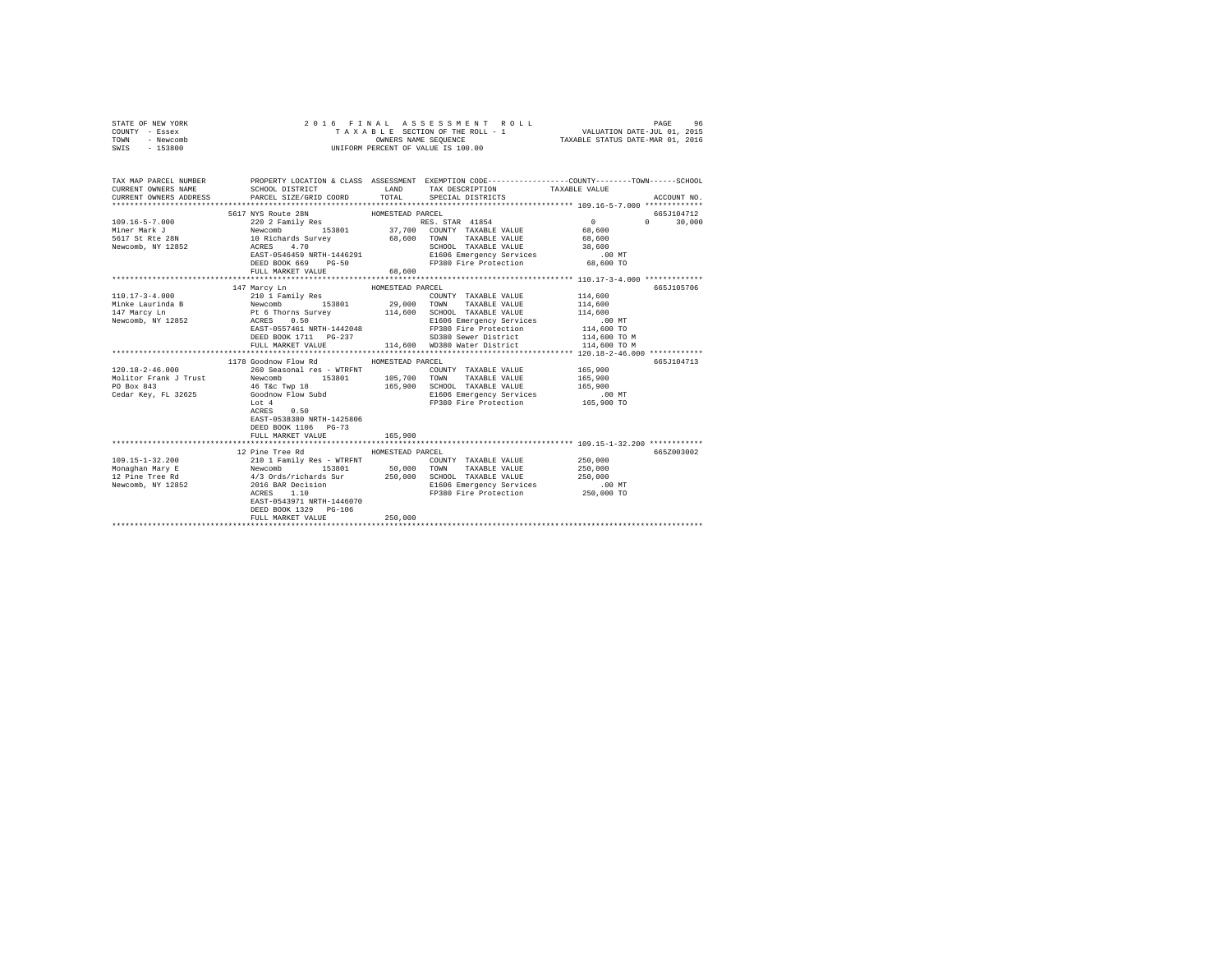STATE OF NEW YORK
COUNTY - Essex
TOWN - Newcomb
SWIS - 153800

2016 FINAL ASSESSMENT ROLL
TAXABLE SECTION OF THE ROLL - 1
OWNERS NAME SEQUENCE
UNIFORM PERCENT OF VALUE IS 100.00

VALUATION DATE-JUL 01, 2015
TAXABLE STATUS DATE-MAR 01, 2016

| TAX MAP PARCEL NUMBER / CURRENT OWNERS NAME / CURRENT OWNERS ADDRESS | PROPERTY LOCATION & CLASS / SCHOOL DISTRICT / PARCEL SIZE/GRID COORD | ASSESSMENT LAND / TOTAL | EXEMPTION CODE / TAX DESCRIPTION / SPECIAL DISTRICTS | COUNTY / TOWN / SCHOOL TAXABLE VALUE | ACCOUNT NO. |
|---|---|---|---|---|---|
| 109.16-5-7.000 | 5617 NYS Route 28N — HOMESTEAD PARCEL | | | | 665J104712 |
| Miner Mark J | 220 2 Family Res | | RES. STAR 41854 | 0 0 30,000 | |
| 5617 St Rte 28N | Newcomb 153801 | 37,700 | COUNTY TAXABLE VALUE | 68,600 | |
| Newcomb, NY 12852 | 10 Richards Survey | 68,600 | TOWN TAXABLE VALUE | 68,600 | |
| | ACRES 4.70 | | SCHOOL TAXABLE VALUE | 38,600 | |
| | EAST-0546459 NRTH-1446291 | | E1606 Emergency Services | .00 MT | |
| | DEED BOOK 669 PG-50 | | FP380 Fire Protection | 68,600 TO | |
| | FULL MARKET VALUE | 68,600 | | | |
| 110.17-3-4.000 | 147 Marcy Ln — HOMESTEAD PARCEL | | | | 665J105706 |
| Minke Laurinda B | 210 1 Family Res | | COUNTY TAXABLE VALUE | 114,600 | |
| 147 Marcy Ln | Newcomb 153801 | 29,000 | TOWN TAXABLE VALUE | 114,600 | |
| Newcomb, NY 12852 | Pt 6 Thorns Survey | 114,600 | SCHOOL TAXABLE VALUE | 114,600 | |
| | ACRES 0.50 | | E1606 Emergency Services | .00 MT | |
| | EAST-0557461 NRTH-1442048 | | FP380 Fire Protection | 114,600 TO | |
| | DEED BOOK 1711 PG-237 | | SD380 Sewer District | 114,600 TO M | |
| | FULL MARKET VALUE | 114,600 | WD380 Water District | 114,600 TO M | |
| 120.18-2-46.000 | 1178 Goodnow Flow Rd — HOMESTEAD PARCEL | | | | 665J104713 |
| Molitor Frank J Trust | 260 Seasonal res - WTRFNT | | COUNTY TAXABLE VALUE | 165,900 | |
| PO Box 843 | Newcomb 153801 | 105,700 | TOWN TAXABLE VALUE | 165,900 | |
| Cedar Key, FL 32625 | 46 T&c Twp 18 | 165,900 | SCHOOL TAXABLE VALUE | 165,900 | |
| | Goodnow Flow Subd | | E1606 Emergency Services | .00 MT | |
| | Lot 4 | | FP380 Fire Protection | 165,900 TO | |
| | ACRES 0.50 | | | | |
| | EAST-0538380 NRTH-1425806 | | | | |
| | DEED BOOK 1106 PG-73 | | | | |
| | FULL MARKET VALUE | 165,900 | | | |
| 109.15-1-32.200 | 12 Pine Tree Rd — HOMESTEAD PARCEL | | | | 665Z003002 |
| Monaghan Mary E | 210 1 Family Res - WTRFNT | | COUNTY TAXABLE VALUE | 250,000 | |
| 12 Pine Tree Rd | Newcomb 153801 | 50,000 | TOWN TAXABLE VALUE | 250,000 | |
| Newcomb, NY 12852 | 4/3 Ords/richards Sur | 250,000 | SCHOOL TAXABLE VALUE | 250,000 | |
| | 2016 BAR Decision | | E1606 Emergency Services | .00 MT | |
| | ACRES 1.10 | | FP380 Fire Protection | 250,000 TO | |
| | EAST-0543971 NRTH-1446070 | | | | |
| | DEED BOOK 1329 PG-106 | | | | |
| | FULL MARKET VALUE | 250,000 | | | |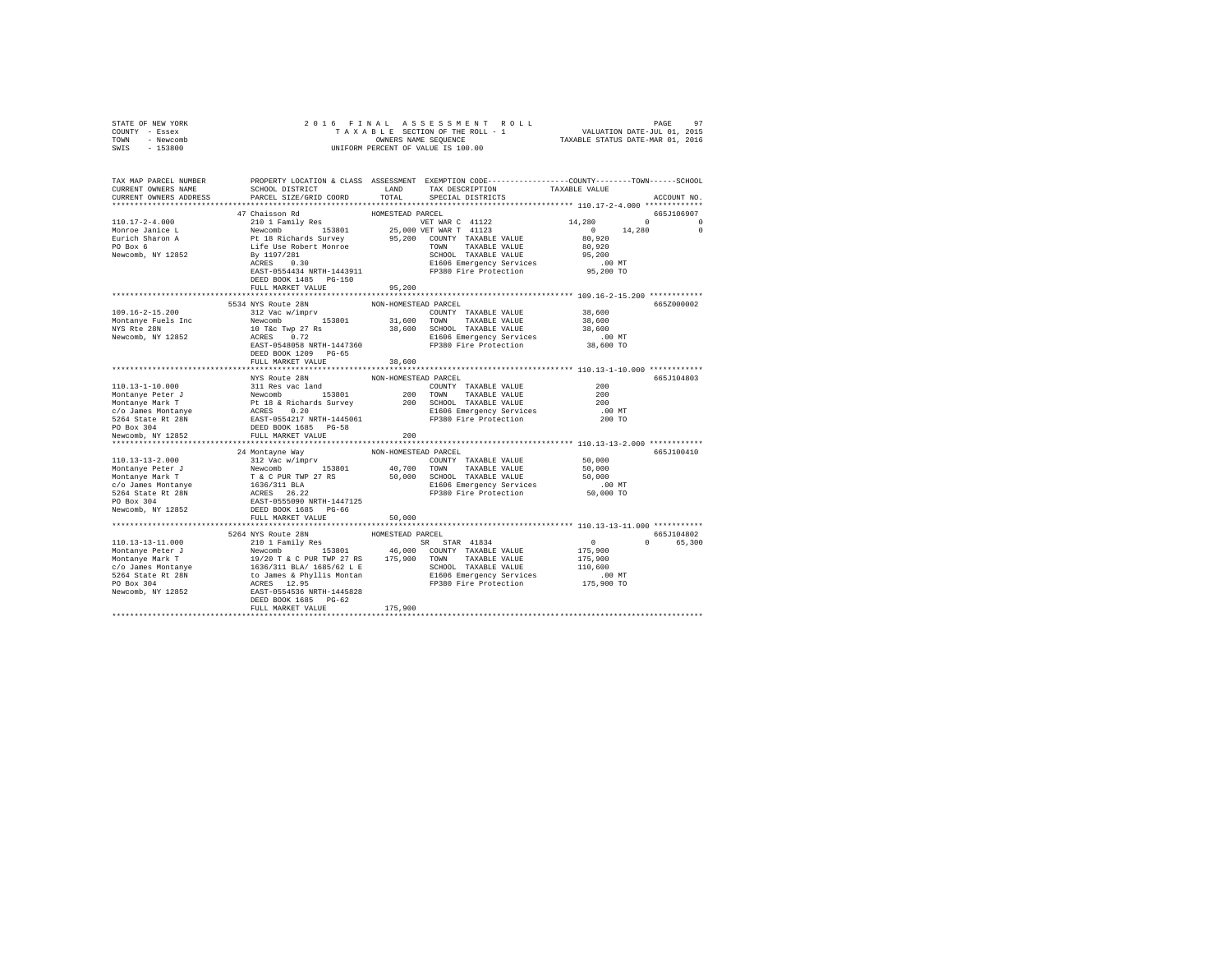STATE OF NEW YORK
COUNTY - Essex
TOWN - Newcomb
SWIS - 153800

2016 FINAL ASSESSMENT ROLL
TAXABLE SECTION OF THE ROLL - 1
OWNERS NAME SEQUENCE
UNIFORM PERCENT OF VALUE IS 100.00

VALUATION DATE-JUL 01, 2015
TAXABLE STATUS DATE-MAR 01, 2016

```
TAX MAP PARCEL NUMBER          PROPERTY LOCATION & CLASS  ASSESSMENT  EXEMPTION CODE-----------------COUNTY--------TOWN------SCHOOL
CURRENT OWNERS NAME            SCHOOL DISTRICT              LAND      TAX DESCRIPTION            TAXABLE VALUE
CURRENT OWNERS ADDRESS         PARCEL SIZE/GRID COORD       TOTAL     SPECIAL DISTRICTS                                    ACCOUNT NO.
************************************************************************************************ 110.17-2-4.000 *************
                     47 Chaisson Rd                  HOMESTEAD PARCEL                                                   665J106907
110.17-2-4.000               210 1 Family Res                    VET WAR C 41122            14,280          0            0
Monroe Janice L              Newcomb        153801       25,000 VET WAR T 41123                  0     14,280            0
Eurich Sharon A              Pt 18 Richards Survey       95,200  COUNTY  TAXABLE VALUE          80,920
PO Box 6                     Life Use Robert Monroe              TOWN    TAXABLE VALUE          80,920
Newcomb, NY 12852            By 1197/281                         SCHOOL  TAXABLE VALUE          95,200
                             ACRES    0.30                       E1606 Emergency Services          .00 MT
                             EAST-0554434 NRTH-1443911           FP380 Fire Protection          95,200 TO
                             DEED BOOK 1485   PG-150
                             FULL MARKET VALUE           95,200
************************************************************************************************ 109.16-2-15.200 ************
                   5534 NYS Route 28N                NON-HOMESTEAD PARCEL                                               665Z000002
109.16-2-15.200              312 Vac w/imprv                     COUNTY  TAXABLE VALUE          38,600
Montanye Fuels Inc           Newcomb        153801       31,600  TOWN    TAXABLE VALUE          38,600
NYS Rte 28N                  10 T&c Twp 27 Rs            38,600  SCHOOL  TAXABLE VALUE          38,600
Newcomb, NY 12852            ACRES    0.72                       E1606 Emergency Services          .00 MT
                             EAST-0548058 NRTH-1447360           FP380 Fire Protection          38,600 TO
                             DEED BOOK 1209   PG-65
                             FULL MARKET VALUE           38,600
************************************************************************************************ 110.13-1-10.000 ************
                        NYS Route 28N                NON-HOMESTEAD PARCEL                                               665J104803
110.13-1-10.000              311 Res vac land                    COUNTY  TAXABLE VALUE             200
Montanye Peter J             Newcomb        153801          200  TOWN    TAXABLE VALUE             200
Montanye Mark T              Pt 18 & Richards Survey        200  SCHOOL  TAXABLE VALUE             200
c/o James Montanye           ACRES    0.20                       E1606 Emergency Services          .00 MT
5264 State Rt 28N            EAST-0554217 NRTH-1445061           FP380 Fire Protection             200 TO
PO Box 304                   DEED BOOK 1685   PG-58
Newcomb, NY 12852            FULL MARKET VALUE              200
************************************************************************************************ 110.13-13-2.000 ************
                     24 Montayne Way                 NON-HOMESTEAD PARCEL                                               665J100410
110.13-13-2.000              312 Vac w/imprv                     COUNTY  TAXABLE VALUE          50,000
Montanye Peter J             Newcomb        153801       40,700  TOWN    TAXABLE VALUE          50,000
Montanye Mark T              T & C PUR TWP 27 RS         50,000  SCHOOL  TAXABLE VALUE          50,000
c/o James Montanye           1636/311 BLA                        E1606 Emergency Services          .00 MT
5264 State Rt 28N            ACRES   26.22                       FP380 Fire Protection          50,000 TO
PO Box 304                   EAST-0555090 NRTH-1447125
Newcomb, NY 12852            DEED BOOK 1685   PG-66
                             FULL MARKET VALUE           50,000
************************************************************************************************ 110.13-13-11.000 ***********
                   5264 NYS Route 28N                HOMESTEAD PARCEL                                                   665J104802
110.13-13-11.000             210 1 Family Res                    SR  STAR  41834                 0          0       65,300
Montanye Peter J             Newcomb        153801       46,000  COUNTY  TAXABLE VALUE         175,900
Montanye Mark T              19/20 T & C PUR TWP 27 RS  175,900  TOWN    TAXABLE VALUE         175,900
c/o James Montanye           1636/311 BLA/ 1685/62 L E           SCHOOL  TAXABLE VALUE         110,600
5264 State Rt 28N            to James & Phyllis Montan           E1606 Emergency Services          .00 MT
PO Box 304                   ACRES   12.95                       FP380 Fire Protection         175,900 TO
Newcomb, NY 12852            EAST-0554536 NRTH-1445828
                             DEED BOOK 1685   PG-62
                             FULL MARKET VALUE          175,900
*****************************************************************************************************************************
```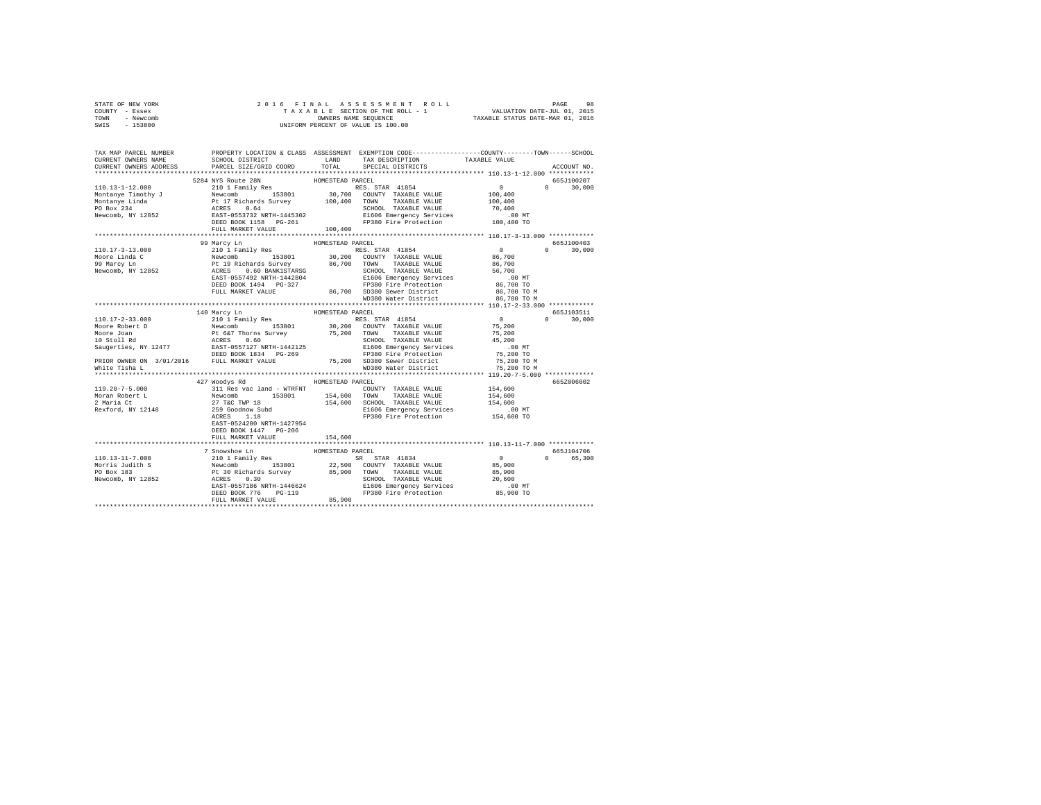STATE OF NEW YORK
COUNTY - Essex
TOWN - Newcomb
SWIS - 153800

2016 FINAL ASSESSMENT ROLL
TAXABLE SECTION OF THE ROLL - 1
OWNERS NAME SEQUENCE
UNIFORM PERCENT OF VALUE IS 100.00

VALUATION DATE-JUL 01, 2015
TAXABLE STATUS DATE-MAR 01, 2016

```
TAX MAP PARCEL NUMBER          PROPERTY LOCATION & CLASS  ASSESSMENT  EXEMPTION CODE-----------------COUNTY--------TOWN------SCHOOL
CURRENT OWNERS NAME            SCHOOL DISTRICT              LAND      TAX DESCRIPTION            TAXABLE VALUE
CURRENT OWNERS ADDRESS         PARCEL SIZE/GRID COORD       TOTAL     SPECIAL DISTRICTS                                    ACCOUNT NO.
******************************************************************************************************* 110.13-1-12.000 ************
                              5284 NYS Route 28N              HOMESTEAD PARCEL                                              665J100207
110.13-1-12.000               210 1 Family Res                       RES. STAR 41854             0             0       30,000
Montanye Timothy J            Newcomb        153801         30,700   COUNTY  TAXABLE VALUE       100,400
Montanye Linda                Pt 17 Richards Survey        100,400   TOWN    TAXABLE VALUE       100,400
PO Box 234                    ACRES    0.64                          SCHOOL  TAXABLE VALUE        70,400
Newcomb, NY 12852             EAST-0553732 NRTH-1445302              E1606 Emergency Services          .00 MT
                              DEED BOOK 1158   PG-261                FP380 Fire Protection         100,400 TO
                              FULL MARKET VALUE            100,400
******************************************************************************************************* 110.17-3-13.000 ************
                              99 Marcy Ln                     HOMESTEAD PARCEL                                              665J100403
110.17-3-13.000               210 1 Family Res                       RES. STAR 41854             0             0       30,000
Moore Linda C                 Newcomb        153801         30,200   COUNTY  TAXABLE VALUE        86,700
99 Marcy Ln                   Pt 19 Richards Survey         86,700   TOWN    TAXABLE VALUE        86,700
Newcomb, NY 12852             ACRES    0.60 BANK1STARSG              SCHOOL  TAXABLE VALUE        56,700
                              EAST-0557492 NRTH-1442804              E1606 Emergency Services          .00 MT
                              DEED BOOK 1494   PG-327                FP380 Fire Protection          86,700 TO
                              FULL MARKET VALUE             86,700   SD380 Sewer District           86,700 TO M
                                                                     WD380 Water District           86,700 TO M
******************************************************************************************************* 110.17-2-33.000 ************
                              140 Marcy Ln                    HOMESTEAD PARCEL                                              665J103511
110.17-2-33.000               210 1 Family Res                       RES. STAR 41854             0             0       30,000
Moore Robert D                Newcomb        153801         30,200   COUNTY  TAXABLE VALUE        75,200
Moore Joan                    Pt 6&7 Thorns Survey          75,200   TOWN    TAXABLE VALUE        75,200
10 Stoll Rd                   ACRES    0.60                          SCHOOL  TAXABLE VALUE        45,200
Saugerties, NY 12477          EAST-0557127 NRTH-1442125              E1606 Emergency Services          .00 MT
                              DEED BOOK 1834   PG-269                FP380 Fire Protection          75,200 TO
PRIOR OWNER ON  3/01/2016     FULL MARKET VALUE             75,200   SD380 Sewer District           75,200 TO M
White Tisha L                                                        WD380 Water District           75,200 TO M
******************************************************************************************************* 119.20-7-5.000 *************
                              427 Woodys Rd                   HOMESTEAD PARCEL                                              665Z006002
119.20-7-5.000                311 Res vac land - WTRFNT              COUNTY  TAXABLE VALUE       154,600
Moran Robert L                Newcomb        153801        154,600   TOWN    TAXABLE VALUE       154,600
2 Maria Ct                    27 T&C TWP 18                154,600   SCHOOL  TAXABLE VALUE       154,600
Rexford, NY 12148             259 Goodnow Subd                       E1606 Emergency Services          .00 MT
                              ACRES    1.18                          FP380 Fire Protection         154,600 TO
                              EAST-0524200 NRTH-1427954
                              DEED BOOK 1447   PG-206
                              FULL MARKET VALUE            154,600
******************************************************************************************************* 110.13-11-7.000 ************
                              7 Snowshoe Ln                   HOMESTEAD PARCEL                                              665J104706
110.13-11-7.000               210 1 Family Res                       SR  STAR 41834              0             0       65,300
Morris Judith S               Newcomb        153801         22,500   COUNTY  TAXABLE VALUE        85,900
PO Box 183                    Pt 30 Richards Survey         85,900   TOWN    TAXABLE VALUE        85,900
Newcomb, NY 12852             ACRES    0.30                          SCHOOL  TAXABLE VALUE        20,600
                              EAST-0557186 NRTH-1446624              E1606 Emergency Services          .00 MT
                              DEED BOOK 776    PG-119                FP380 Fire Protection          85,900 TO
                              FULL MARKET VALUE             85,900
************************************************************************************************************************************
```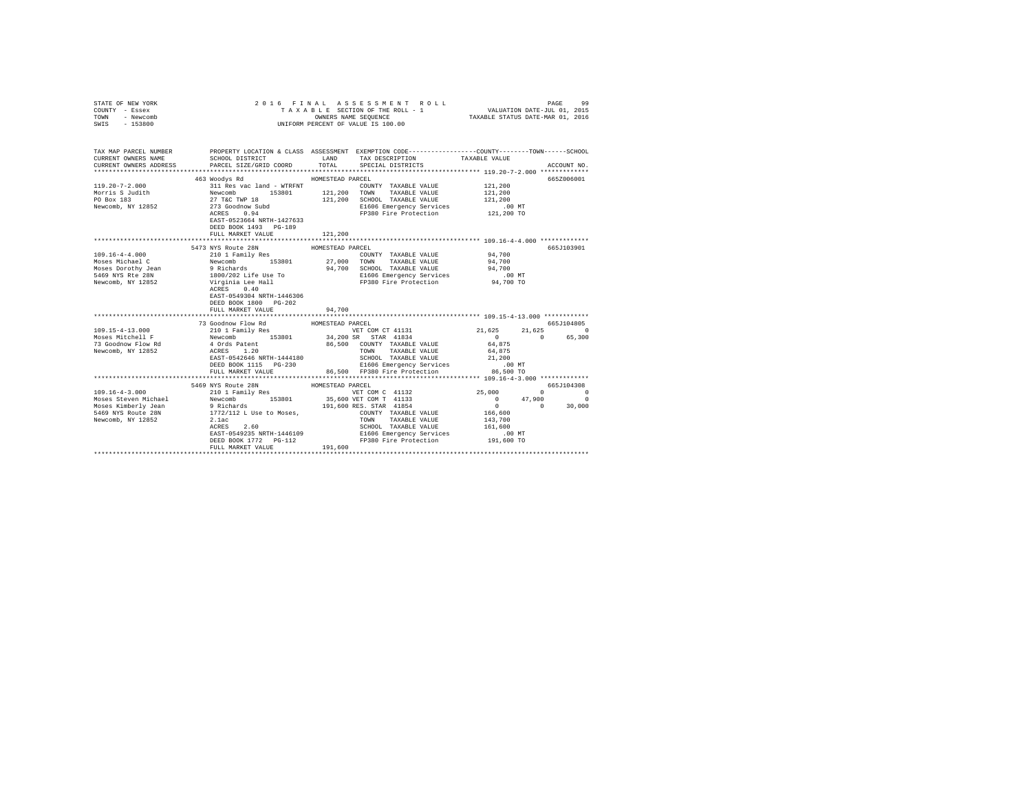STATE OF NEW YORK
COUNTY - Essex
TOWN - Newcomb
SWIS - 153800

2 0 1 6 F I N A L A S S E S S M E N T R O L L
T A X A B L E SECTION OF THE ROLL - 1
OWNERS NAME SEQUENCE
UNIFORM PERCENT OF VALUE IS 100.00

VALUATION DATE-JUL 01, 2015
TAXABLE STATUS DATE-MAR 01, 2016

```
TAX MAP PARCEL NUMBER          PROPERTY LOCATION & CLASS  ASSESSMENT  EXEMPTION CODE-----------------COUNTY--------TOWN------SCHOOL
CURRENT OWNERS NAME            SCHOOL DISTRICT               LAND      TAX DESCRIPTION            TAXABLE VALUE
CURRENT OWNERS ADDRESS         PARCEL SIZE/GRID COORD        TOTAL     SPECIAL DISTRICTS                                     ACCOUNT NO.
******************************************************************************************************* 119.20-7-2.000 *************
                               463 Woodys Rd                HOMESTEAD PARCEL                                                 665Z006001
119.20-7-2.000                 311 Res vac land - WTRFNT                  COUNTY  TAXABLE VALUE           121,200
Morris S Judith                Newcomb      153801         121,200  TOWN    TAXABLE VALUE           121,200
PO Box 183                     27 T&C TWP 18                121,200  SCHOOL  TAXABLE VALUE           121,200
Newcomb, NY 12852              273 Goodnow Subd                       E1606 Emergency Services            .00 MT
                               ACRES    0.94                          FP380 Fire Protection           121,200 TO
                               EAST-0523664 NRTH-1427633
                               DEED BOOK 1493   PG-189
                               FULL MARKET VALUE            121,200
******************************************************************************************************* 109.16-4-4.000 *************
                               5473 NYS Route 28N           HOMESTEAD PARCEL                                                 665J103901
109.16-4-4.000                 210 1 Family Res                           COUNTY  TAXABLE VALUE            94,700
Moses Michael C                Newcomb      153801          27,000  TOWN    TAXABLE VALUE            94,700
Moses Dorothy Jean             9 Richards                    94,700  SCHOOL  TAXABLE VALUE            94,700
5469 NYS Rte 28N               1800/202 Life Use To                   E1606 Emergency Services            .00 MT
Newcomb, NY 12852              Virginia Lee Hall                      FP380 Fire Protection            94,700 TO
                               ACRES    0.40
                               EAST-0549304 NRTH-1446306
                               DEED BOOK 1800   PG-202
                               FULL MARKET VALUE             94,700
******************************************************************************************************* 109.15-4-13.000 ************
                               73 Goodnow Flow Rd           HOMESTEAD PARCEL                                                 665J104805
109.15-4-13.000                210 1 Family Res                 VET COM CT 41131            21,625      21,625           0
Moses Mitchell F               Newcomb      153801          34,200 SR   STAR 41834                  0           0      65,300
73 Goodnow Flow Rd             4 Ords Patent                 86,500  COUNTY  TAXABLE VALUE            64,875
Newcomb, NY 12852              ACRES    1.20                          TOWN    TAXABLE VALUE            64,875
                               EAST-0542646 NRTH-1444180              SCHOOL  TAXABLE VALUE            21,200
                               DEED BOOK 1115   PG-230                E1606 Emergency Services            .00 MT
                               FULL MARKET VALUE             86,500  FP380 Fire Protection            86,500 TO
******************************************************************************************************* 109.16-4-3.000 *************
                               5469 NYS Route 28N           HOMESTEAD PARCEL                                                 665J104308
109.16-4-3.000                 210 1 Family Res                 VET COM C  41132            25,000           0           0
Moses Steven Michael           Newcomb      153801          35,600 VET COM T  41133                 0      47,900           0
Moses Kimberly Jean            9 Richards                   191,600 RES. STAR 41854                 0           0      30,000
5469 NYS Route 28N             1772/112 L Use to Moses,               COUNTY  TAXABLE VALUE           166,600
Newcomb, NY 12852              2.1ac                                  TOWN    TAXABLE VALUE           143,700
                               ACRES    2.60                          SCHOOL  TAXABLE VALUE           161,600
                               EAST-0549235 NRTH-1446109              E1606 Emergency Services            .00 MT
                               DEED BOOK 1772   PG-112                FP380 Fire Protection           191,600 TO
                               FULL MARKET VALUE            191,600
************************************************************************************************************************************
```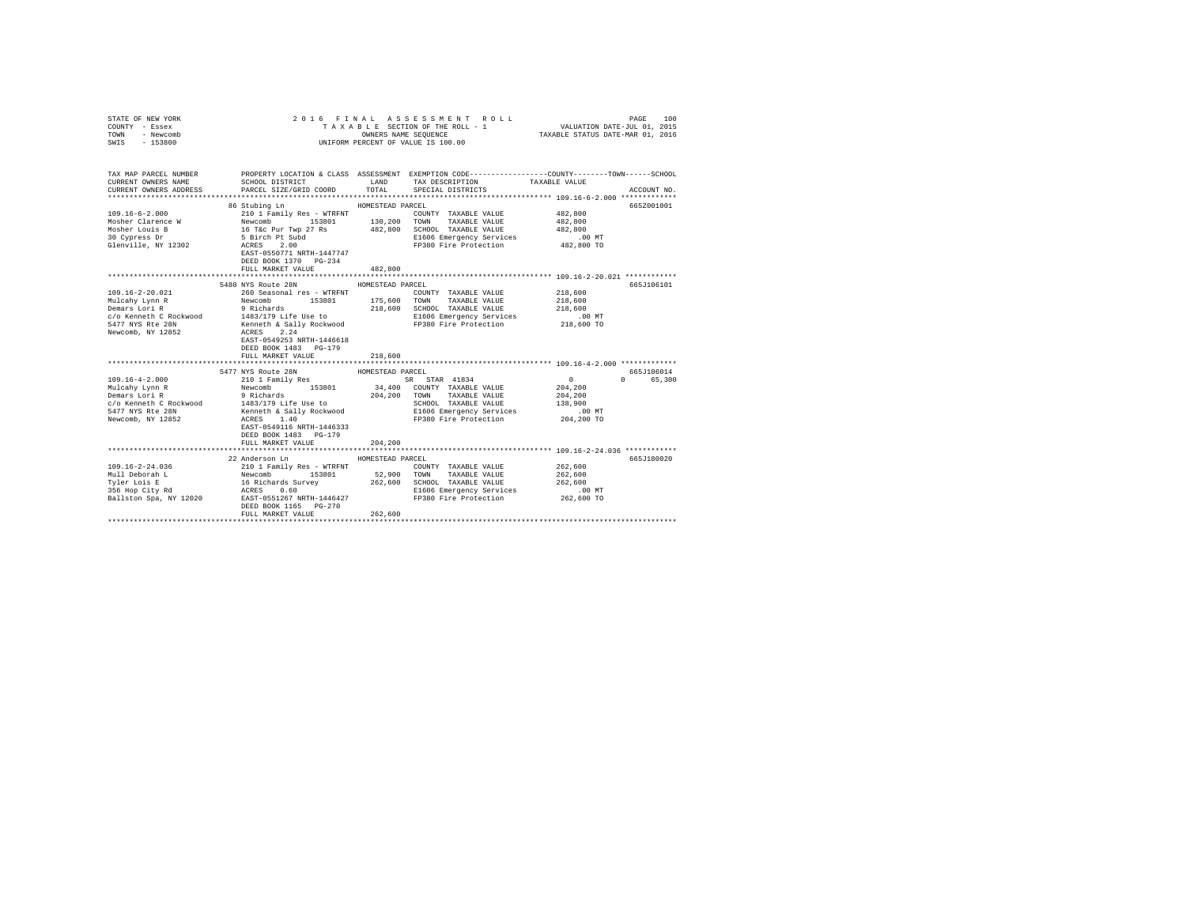```
STATE OF NEW YORK                2 0 1 6  F I N A L  A S S E S S M E N T  R O L L                    PAGE  100
COUNTY - Essex                        T A X A B L E SECTION OF THE ROLL - 1          VALUATION DATE-JUL 01, 2015
TOWN   - Newcomb                              OWNERS NAME SEQUENCE                  TAXABLE STATUS DATE-MAR 01, 2016
SWIS   - 153800                         UNIFORM PERCENT OF VALUE IS 100.00

TAX MAP PARCEL NUMBER          PROPERTY LOCATION & CLASS  ASSESSMENT  EXEMPTION CODE-----------------COUNTY--------TOWN------SCHOOL
CURRENT OWNERS NAME            SCHOOL DISTRICT              LAND      TAX DESCRIPTION            TAXABLE VALUE
CURRENT OWNERS ADDRESS         PARCEL SIZE/GRID COORD       TOTAL     SPECIAL DISTRICTS                                  ACCOUNT NO.
********************************************************************************************************* 109.16-6-2.000 *************
                               86 Stubing Ln               HOMESTEAD PARCEL                                              665Z001001
109.16-6-2.000                 210 1 Family Res - WTRFNT            COUNTY  TAXABLE VALUE          482,800
Mosher Clarence W              Newcomb        153801       130,200  TOWN    TAXABLE VALUE          482,800
Mosher Louis B                 16 T&c Pur Twp 27 Rs        482,800  SCHOOL  TAXABLE VALUE          482,800
30 Cypress Dr                  5 Birch Pt Subd                      E1606 Emergency Services           .00 MT
Glenville, NY 12302            ACRES    2.00                        FP380 Fire Protection          482,800 TO
                               EAST-0550771 NRTH-1447747
                               DEED BOOK 1370   PG-234
                               FULL MARKET VALUE           482,800
********************************************************************************************************* 109.16-2-20.021 ************
                               5480 NYS Route 28N          HOMESTEAD PARCEL                                              665J106101
109.16-2-20.021                260 Seasonal res - WTRFNT            COUNTY  TAXABLE VALUE          218,600
Mulcahy Lynn R                 Newcomb        153801       175,600  TOWN    TAXABLE VALUE          218,600
Demars Lori R                  9 Richards                  218,600  SCHOOL  TAXABLE VALUE          218,600
c/o Kenneth C Rockwood         1483/179 Life Use to                 E1606 Emergency Services           .00 MT
5477 NYS Rte 28N               Kenneth & Sally Rockwood             FP380 Fire Protection          218,600 TO
Newcomb, NY 12852              ACRES    2.24
                               EAST-0549253 NRTH-1446618
                               DEED BOOK 1483   PG-179
                               FULL MARKET VALUE           218,600
********************************************************************************************************* 109.16-4-2.000 *************
                               5477 NYS Route 28N          HOMESTEAD PARCEL                                              665J106014
109.16-4-2.000                 210 1 Family Res                      SR  STAR 41834                  0           0      65,300
Mulcahy Lynn R                 Newcomb        153801        34,400  COUNTY  TAXABLE VALUE          204,200
Demars Lori R                  9 Richards                  204,200  TOWN    TAXABLE VALUE          204,200
c/o Kenneth C Rockwood         1483/179 Life Use to                 SCHOOL  TAXABLE VALUE          138,900
5477 NYS Rte 28N               Kenneth & Sally Rockwood             E1606 Emergency Services           .00 MT
Newcomb, NY 12852              ACRES    1.40                        FP380 Fire Protection          204,200 TO
                               EAST-0549116 NRTH-1446333
                               DEED BOOK 1483   PG-179
                               FULL MARKET VALUE           204,200
********************************************************************************************************* 109.16-2-24.036 ************
                               22 Anderson Ln              HOMESTEAD PARCEL                                              665J180020
109.16-2-24.036                210 1 Family Res - WTRFNT            COUNTY  TAXABLE VALUE          262,600
Mull Deborah L                 Newcomb        153801        52,900  TOWN    TAXABLE VALUE          262,600
Tyler Lois E                   16 Richards Survey          262,600  SCHOOL  TAXABLE VALUE          262,600
356 Hop City Rd                ACRES    0.60                        E1606 Emergency Services           .00 MT
Ballston Spa, NY 12020         EAST-0551267 NRTH-1446427            FP380 Fire Protection          262,600 TO
                               DEED BOOK 1165   PG-270
                               FULL MARKET VALUE           262,600
**************************************************************************************************************************************
```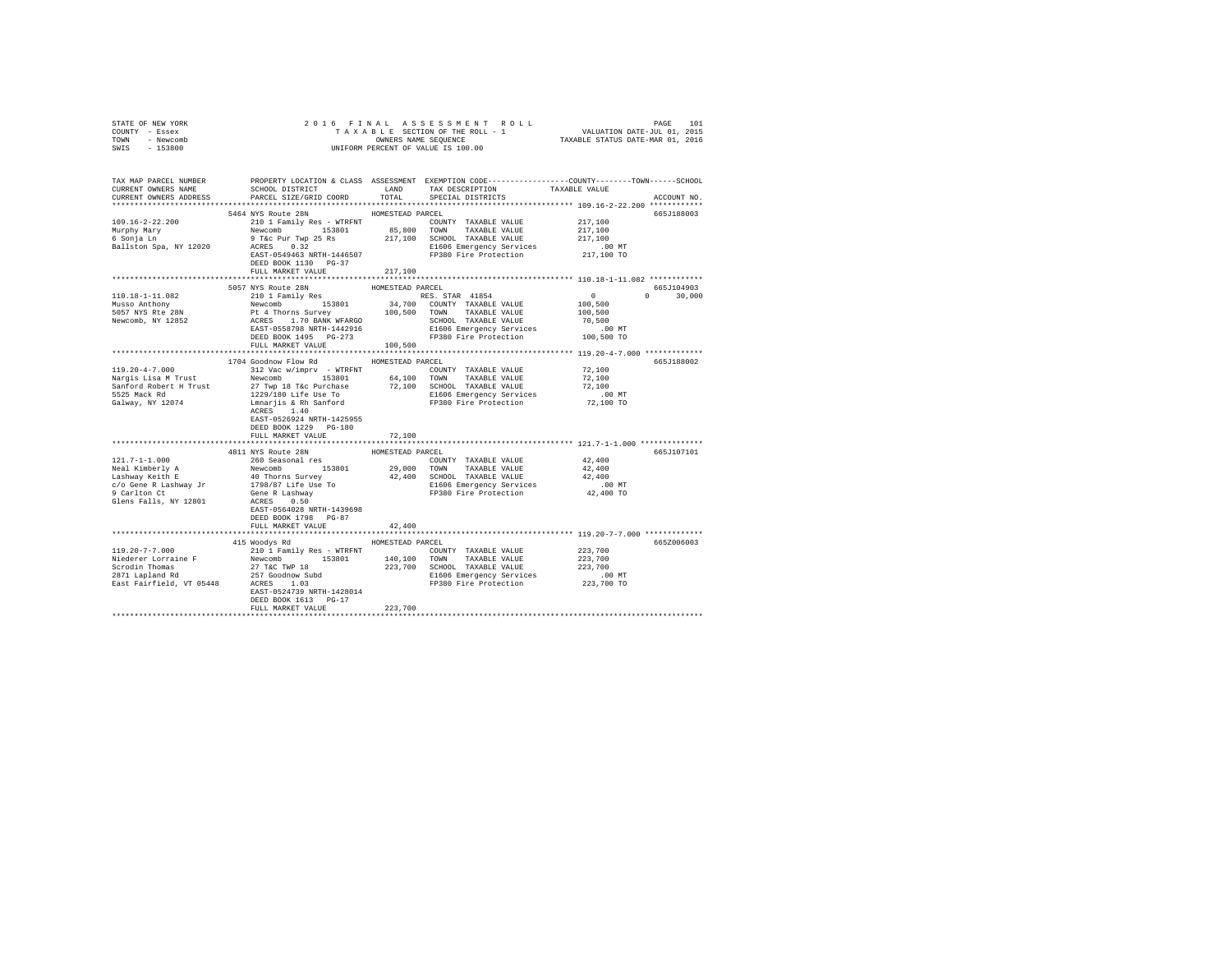STATE OF NEW YORK | COUNTY - Essex | TOWN - Newcomb | SWIS - 153800

2016 FINAL ASSESSMENT ROLL
TAXABLE SECTION OF THE ROLL - 1
OWNERS NAME SEQUENCE
UNIFORM PERCENT OF VALUE IS 100.00

VALUATION DATE-JUL 01, 2015
TAXABLE STATUS DATE-MAR 01, 2016

| TAX MAP PARCEL NUMBER / CURRENT OWNERS NAME / CURRENT OWNERS ADDRESS | PROPERTY LOCATION & CLASS / SCHOOL DISTRICT / PARCEL SIZE/GRID COORD | ASSESSMENT LAND / TOTAL | EXEMPTION CODE / TAX DESCRIPTION / SPECIAL DISTRICTS | COUNTY / TOWN / SCHOOL TAXABLE VALUE | ACCOUNT NO. |
|---|---|---|---|---|---|
| **109.16-2-22.200** | 5464 NYS Route 28N | HOMESTEAD PARCEL | | | 665J188003 |
| Murphy Mary | 210 1 Family Res - WTRFNT | | COUNTY TAXABLE VALUE | 217,100 | |
| 6 Sonja Ln | Newcomb 153801 | 85,800 | TOWN TAXABLE VALUE | 217,100 | |
| Ballston Spa, NY 12020 | 9 T&c Pur Twp 25 Rs | 217,100 | SCHOOL TAXABLE VALUE | 217,100 | |
| | ACRES 0.32 | | E1606 Emergency Services | .00 MT | |
| | EAST-0549463 NRTH-1446507 | | FP380 Fire Protection | 217,100 TO | |
| | DEED BOOK 1130 PG-37 | | | | |
| | FULL MARKET VALUE | 217,100 | | | |
| **110.18-1-11.082** | 5057 NYS Route 28N | HOMESTEAD PARCEL | | | 665J104903 |
| Musso Anthony | 210 1 Family Res | | RES. STAR 41854 | 0 / 0 / 30,000 | |
| 5057 NYS Rte 28N | Newcomb 153801 | 34,700 | COUNTY TAXABLE VALUE | 100,500 | |
| Newcomb, NY 12852 | Pt 4 Thorns Survey | 100,500 | TOWN TAXABLE VALUE | 100,500 | |
| | ACRES 1.70 BANK WFARGO | | SCHOOL TAXABLE VALUE | 70,500 | |
| | EAST-0558798 NRTH-1442916 | | E1606 Emergency Services | .00 MT | |
| | DEED BOOK 1495 PG-273 | | FP380 Fire Protection | 100,500 TO | |
| | FULL MARKET VALUE | 100,500 | | | |
| **119.20-4-7.000** | 1704 Goodnow Flow Rd | HOMESTEAD PARCEL | | | 665J188002 |
| Nargis Lisa M Trust | 312 Vac w/imprv - WTRFNT | | COUNTY TAXABLE VALUE | 72,100 | |
| Sanford Robert H Trust | Newcomb 153801 | 64,100 | TOWN TAXABLE VALUE | 72,100 | |
| 5525 Mack Rd | 27 Twp 18 T&c Purchase | 72,100 | SCHOOL TAXABLE VALUE | 72,100 | |
| Galway, NY 12074 | 1229/180 Life Use To | | E1606 Emergency Services | .00 MT | |
| | Lmnarjis & Rh Sanford | | FP380 Fire Protection | 72,100 TO | |
| | ACRES 1.40 | | | | |
| | EAST-0526924 NRTH-1425955 | | | | |
| | DEED BOOK 1229 PG-180 | | | | |
| | FULL MARKET VALUE | 72,100 | | | |
| **121.7-1-1.000** | 4811 NYS Route 28N | HOMESTEAD PARCEL | | | 665J107101 |
| Neal Kimberly A | 260 Seasonal res | | COUNTY TAXABLE VALUE | 42,400 | |
| Lashway Keith E | Newcomb 153801 | 29,000 | TOWN TAXABLE VALUE | 42,400 | |
| c/o Gene R Lashway Jr | 40 Thorns Survey | 42,400 | SCHOOL TAXABLE VALUE | 42,400 | |
| 9 Carlton Ct | 1798/87 Life Use To | | E1606 Emergency Services | .00 MT | |
| Glens Falls, NY 12801 | Gene R Lashway | | FP380 Fire Protection | 42,400 TO | |
| | ACRES 0.50 | | | | |
| | EAST-0564028 NRTH-1439698 | | | | |
| | DEED BOOK 1798 PG-87 | | | | |
| | FULL MARKET VALUE | 42,400 | | | |
| **119.20-7-7.000** | 415 Woodys Rd | HOMESTEAD PARCEL | | | 665Z006003 |
| Niederer Lorraine F | 210 1 Family Res - WTRFNT | | COUNTY TAXABLE VALUE | 223,700 | |
| Scrodin Thomas | Newcomb 153801 | 140,100 | TOWN TAXABLE VALUE | 223,700 | |
| 2871 Lapland Rd | 27 T&C TWP 18 | 223,700 | SCHOOL TAXABLE VALUE | 223,700 | |
| East Fairfield, VT 05448 | 257 Goodnow Subd | | E1606 Emergency Services | .00 MT | |
| | ACRES 1.03 | | FP380 Fire Protection | 223,700 TO | |
| | EAST-0524739 NRTH-1428014 | | | | |
| | DEED BOOK 1613 PG-17 | | | | |
| | FULL MARKET VALUE | 223,700 | | | |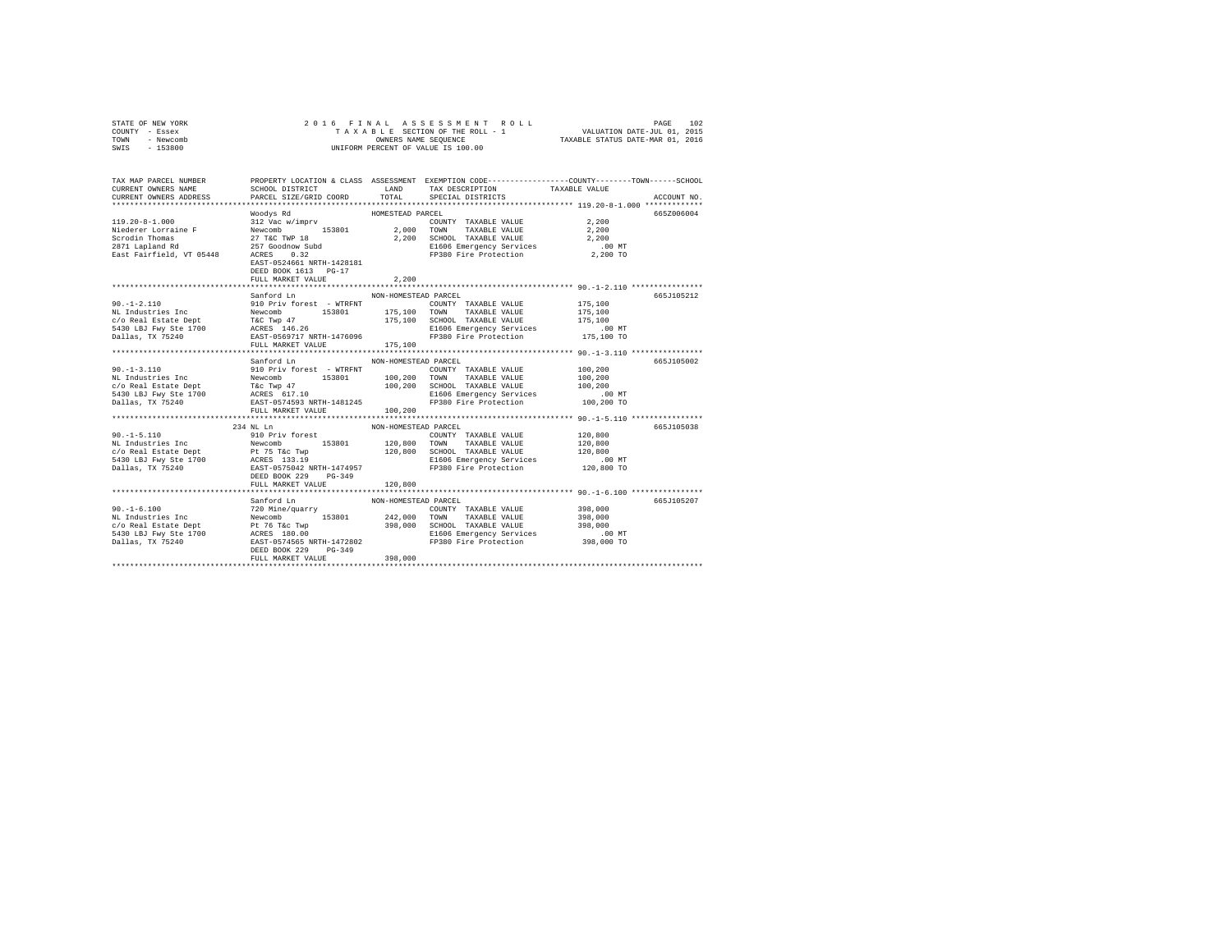STATE OF NEW YORK
COUNTY - Essex
TOWN - Newcomb
SWIS - 153800

2 0 1 6 F I N A L A S S E S S M E N T R O L L
T A X A B L E SECTION OF THE ROLL - 1
OWNERS NAME SEQUENCE
UNIFORM PERCENT OF VALUE IS 100.00

VALUATION DATE-JUL 01, 2015
TAXABLE STATUS DATE-MAR 01, 2016

```
TAX MAP PARCEL NUMBER          PROPERTY LOCATION & CLASS  ASSESSMENT  EXEMPTION CODE-----------------COUNTY--------TOWN------SCHOOL
CURRENT OWNERS NAME            SCHOOL DISTRICT               LAND      TAX DESCRIPTION            TAXABLE VALUE
CURRENT OWNERS ADDRESS         PARCEL SIZE/GRID COORD        TOTAL     SPECIAL DISTRICTS                                    ACCOUNT NO.
*********************************************************************************************** 119.20-8-1.000 *************
                               Woodys Rd                    HOMESTEAD PARCEL                                                665Z006004
119.20-8-1.000                 312 Vac w/imprv                         COUNTY  TAXABLE VALUE            2,200
Niederer Lorraine F            Newcomb      153801          2,000      TOWN    TAXABLE VALUE            2,200
Scrodin Thomas                 27 T&C TWP 18                2,200      SCHOOL  TAXABLE VALUE            2,200
2871 Lapland Rd                257 Goodnow Subd                        E1606 Emergency Services           .00 MT
East Fairfield, VT 05448       ACRES    0.32                           FP380 Fire Protection            2,200 TO
                               EAST-0524661 NRTH-1428181
                               DEED BOOK 1613   PG-17
                               FULL MARKET VALUE              2,200
*********************************************************************************************** 90.-1-2.110 ****************
                               Sanford Ln                   NON-HOMESTEAD PARCEL                                            665J105212
90.-1-2.110                    910 Priv forest  - WTRFNT               COUNTY  TAXABLE VALUE          175,100
NL Industries Inc              Newcomb      153801        175,100      TOWN    TAXABLE VALUE          175,100
c/o Real Estate Dept           T&C Twp 47                 175,100      SCHOOL  TAXABLE VALUE          175,100
5430 LBJ Fwy Ste 1700          ACRES  146.26                           E1606 Emergency Services           .00 MT
Dallas, TX 75240               EAST-0569717 NRTH-1476096               FP380 Fire Protection          175,100 TO
                               FULL MARKET VALUE            175,100
*********************************************************************************************** 90.-1-3.110 ****************
                               Sanford Ln                   NON-HOMESTEAD PARCEL                                            665J105002
90.-1-3.110                    910 Priv forest  - WTRFNT               COUNTY  TAXABLE VALUE          100,200
NL Industries Inc              Newcomb      153801        100,200      TOWN    TAXABLE VALUE          100,200
c/o Real Estate Dept           T&c Twp 47                 100,200      SCHOOL  TAXABLE VALUE          100,200
5430 LBJ Fwy Ste 1700          ACRES  617.10                           E1606 Emergency Services           .00 MT
Dallas, TX 75240               EAST-0574593 NRTH-1481245               FP380 Fire Protection          100,200 TO
                               FULL MARKET VALUE            100,200
*********************************************************************************************** 90.-1-5.110 ****************
                           234 NL Ln                        NON-HOMESTEAD PARCEL                                            665J105038
90.-1-5.110                    910 Priv forest                         COUNTY  TAXABLE VALUE          120,800
NL Industries Inc              Newcomb      153801        120,800      TOWN    TAXABLE VALUE          120,800
c/o Real Estate Dept           Pt 75 T&c Twp              120,800      SCHOOL  TAXABLE VALUE          120,800
5430 LBJ Fwy Ste 1700          ACRES  133.19                           E1606 Emergency Services           .00 MT
Dallas, TX 75240               EAST-0575042 NRTH-1474957               FP380 Fire Protection          120,800 TO
                               DEED BOOK 229    PG-349
                               FULL MARKET VALUE            120,800
*********************************************************************************************** 90.-1-6.100 ****************
                               Sanford Ln                   NON-HOMESTEAD PARCEL                                            665J105207
90.-1-6.100                    720 Mine/quarry                         COUNTY  TAXABLE VALUE          398,000
NL Industries Inc              Newcomb      153801        242,000      TOWN    TAXABLE VALUE          398,000
c/o Real Estate Dept           Pt 76 T&c Twp              398,000      SCHOOL  TAXABLE VALUE          398,000
5430 LBJ Fwy Ste 1700          ACRES  180.00                           E1606 Emergency Services           .00 MT
Dallas, TX 75240               EAST-0574565 NRTH-1472802               FP380 Fire Protection          398,000 TO
                               DEED BOOK 229    PG-349
                               FULL MARKET VALUE            398,000
****************************************************************************************************************************
```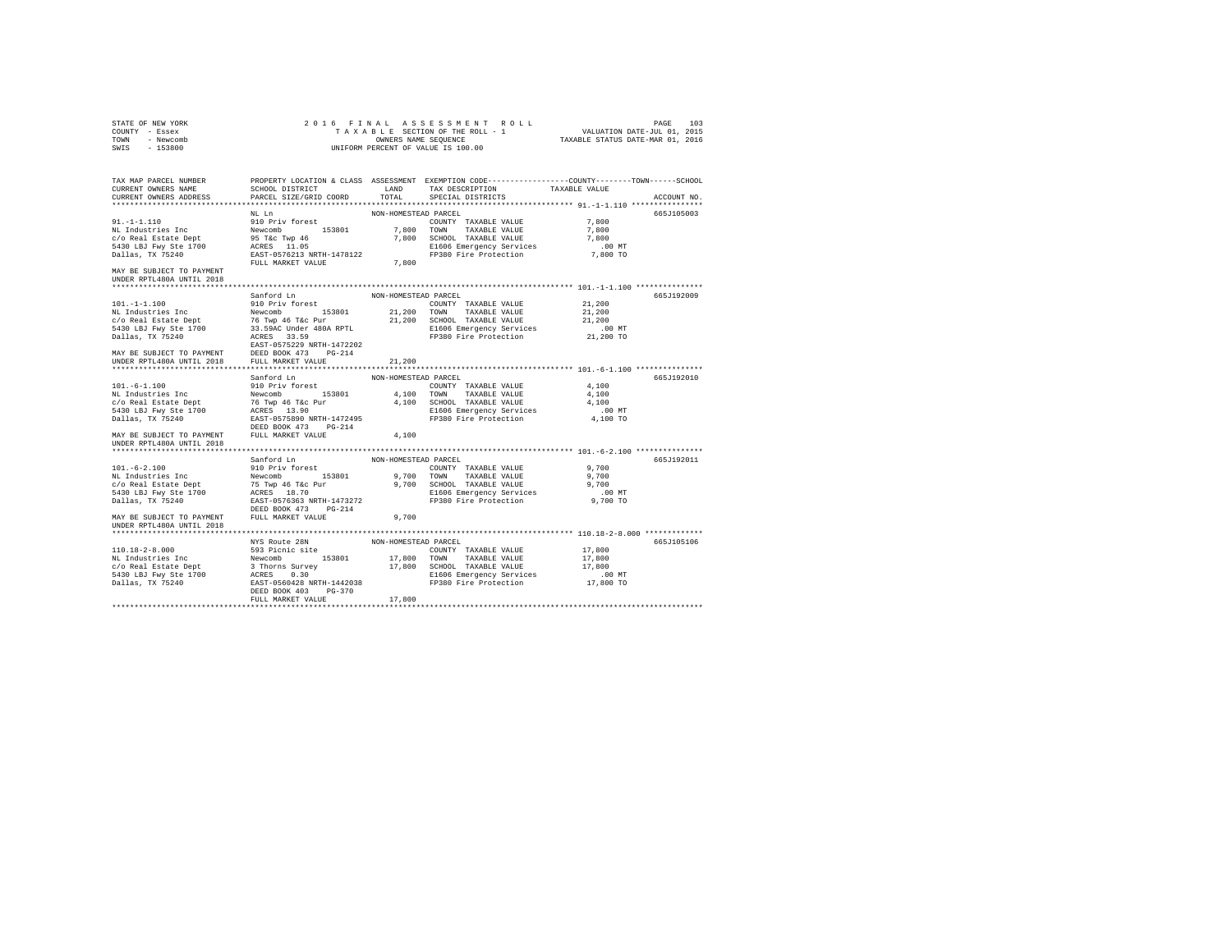STATE OF NEW YORK &nbsp;&nbsp;&nbsp;&nbsp;&nbsp;&nbsp;&nbsp;&nbsp; 2016 FINAL ASSESSMENT ROLL
COUNTY - Essex &nbsp;&nbsp;&nbsp;&nbsp;&nbsp;&nbsp;&nbsp;&nbsp; TAXABLE SECTION OF THE ROLL - 1 &nbsp;&nbsp;&nbsp;&nbsp;&nbsp;&nbsp;&nbsp;&nbsp; VALUATION DATE-JUL 01, 2015
TOWN - Newcomb &nbsp;&nbsp;&nbsp;&nbsp;&nbsp;&nbsp;&nbsp;&nbsp; OWNERS NAME SEQUENCE &nbsp;&nbsp;&nbsp;&nbsp;&nbsp;&nbsp;&nbsp;&nbsp; TAXABLE STATUS DATE-MAR 01, 2016
SWIS - 153800 &nbsp;&nbsp;&nbsp;&nbsp;&nbsp;&nbsp;&nbsp;&nbsp; UNIFORM PERCENT OF VALUE IS 100.00

| TAX MAP PARCEL NUMBER<br>CURRENT OWNERS NAME<br>CURRENT OWNERS ADDRESS | PROPERTY LOCATION & CLASS<br>SCHOOL DISTRICT<br>PARCEL SIZE/GRID COORD | ASSESSMENT<br>LAND<br>TOTAL | EXEMPTION CODE<br>TAX DESCRIPTION<br>SPECIAL DISTRICTS | COUNTY--------TOWN------SCHOOL<br>TAXABLE VALUE | ACCOUNT NO. |
|---|---|---|---|---|---|
| **91.-1-1.110** | NL Ln | NON-HOMESTEAD PARCEL | | | 665J105003 |
| 91.-1-1.110 | 910 Priv forest | | COUNTY TAXABLE VALUE | 7,800 | |
| NL Industries Inc | Newcomb 153801 | 7,800 | TOWN TAXABLE VALUE | 7,800 | |
| c/o Real Estate Dept | 95 T&c Twp 46 | 7,800 | SCHOOL TAXABLE VALUE | 7,800 | |
| 5430 LBJ Fwy Ste 1700 | ACRES 11.05 | | E1606 Emergency Services | .00 MT | |
| Dallas, TX 75240 | EAST-0576213 NRTH-1478122 | | FP380 Fire Protection | 7,800 TO | |
| | FULL MARKET VALUE | 7,800 | | | |
| MAY BE SUBJECT TO PAYMENT UNDER RPTL480A UNTIL 2018 | | | | | |
| **101.-1-1.100** | Sanford Ln | NON-HOMESTEAD PARCEL | | | 665J192009 |
| 101.-1-1.100 | 910 Priv forest | | COUNTY TAXABLE VALUE | 21,200 | |
| NL Industries Inc | Newcomb 153801 | 21,200 | TOWN TAXABLE VALUE | 21,200 | |
| c/o Real Estate Dept | 76 Twp 46 T&c Pur | 21,200 | SCHOOL TAXABLE VALUE | 21,200 | |
| 5430 LBJ Fwy Ste 1700 | 33.59AC Under 480A RPTL | | E1606 Emergency Services | .00 MT | |
| Dallas, TX 75240 | ACRES 33.59 | | FP380 Fire Protection | 21,200 TO | |
| | EAST-0575229 NRTH-1472202 | | | | |
| MAY BE SUBJECT TO PAYMENT | DEED BOOK 473 PG-214 | | | | |
| UNDER RPTL480A UNTIL 2018 | FULL MARKET VALUE | 21,200 | | | |
| **101.-6-1.100** | Sanford Ln | NON-HOMESTEAD PARCEL | | | 665J192010 |
| 101.-6-1.100 | 910 Priv forest | | COUNTY TAXABLE VALUE | 4,100 | |
| NL Industries Inc | Newcomb 153801 | 4,100 | TOWN TAXABLE VALUE | 4,100 | |
| c/o Real Estate Dept | 76 Twp 46 T&c Pur | 4,100 | SCHOOL TAXABLE VALUE | 4,100 | |
| 5430 LBJ Fwy Ste 1700 | ACRES 13.90 | | E1606 Emergency Services | .00 MT | |
| Dallas, TX 75240 | EAST-0575890 NRTH-1472495 | | FP380 Fire Protection | 4,100 TO | |
| | DEED BOOK 473 PG-214 | | | | |
| MAY BE SUBJECT TO PAYMENT | FULL MARKET VALUE | 4,100 | | | |
| UNDER RPTL480A UNTIL 2018 | | | | | |
| **101.-6-2.100** | Sanford Ln | NON-HOMESTEAD PARCEL | | | 665J192011 |
| 101.-6-2.100 | 910 Priv forest | | COUNTY TAXABLE VALUE | 9,700 | |
| NL Industries Inc | Newcomb 153801 | 9,700 | TOWN TAXABLE VALUE | 9,700 | |
| c/o Real Estate Dept | 75 Twp 46 T&c Pur | 9,700 | SCHOOL TAXABLE VALUE | 9,700 | |
| 5430 LBJ Fwy Ste 1700 | ACRES 18.70 | | E1606 Emergency Services | .00 MT | |
| Dallas, TX 75240 | EAST-0576363 NRTH-1473272 | | FP380 Fire Protection | 9,700 TO | |
| | DEED BOOK 473 PG-214 | | | | |
| MAY BE SUBJECT TO PAYMENT | FULL MARKET VALUE | 9,700 | | | |
| UNDER RPTL480A UNTIL 2018 | | | | | |
| **110.18-2-8.000** | NYS Route 28N | NON-HOMESTEAD PARCEL | | | 665J105106 |
| 110.18-2-8.000 | 593 Picnic site | | COUNTY TAXABLE VALUE | 17,800 | |
| NL Industries Inc | Newcomb 153801 | 17,800 | TOWN TAXABLE VALUE | 17,800 | |
| c/o Real Estate Dept | 3 Thorns Survey | 17,800 | SCHOOL TAXABLE VALUE | 17,800 | |
| 5430 LBJ Fwy Ste 1700 | ACRES 0.30 | | E1606 Emergency Services | .00 MT | |
| Dallas, TX 75240 | EAST-0560428 NRTH-1442038 | | FP380 Fire Protection | 17,800 TO | |
| | DEED BOOK 403 PG-370 | | | | |
| | FULL MARKET VALUE | 17,800 | | | |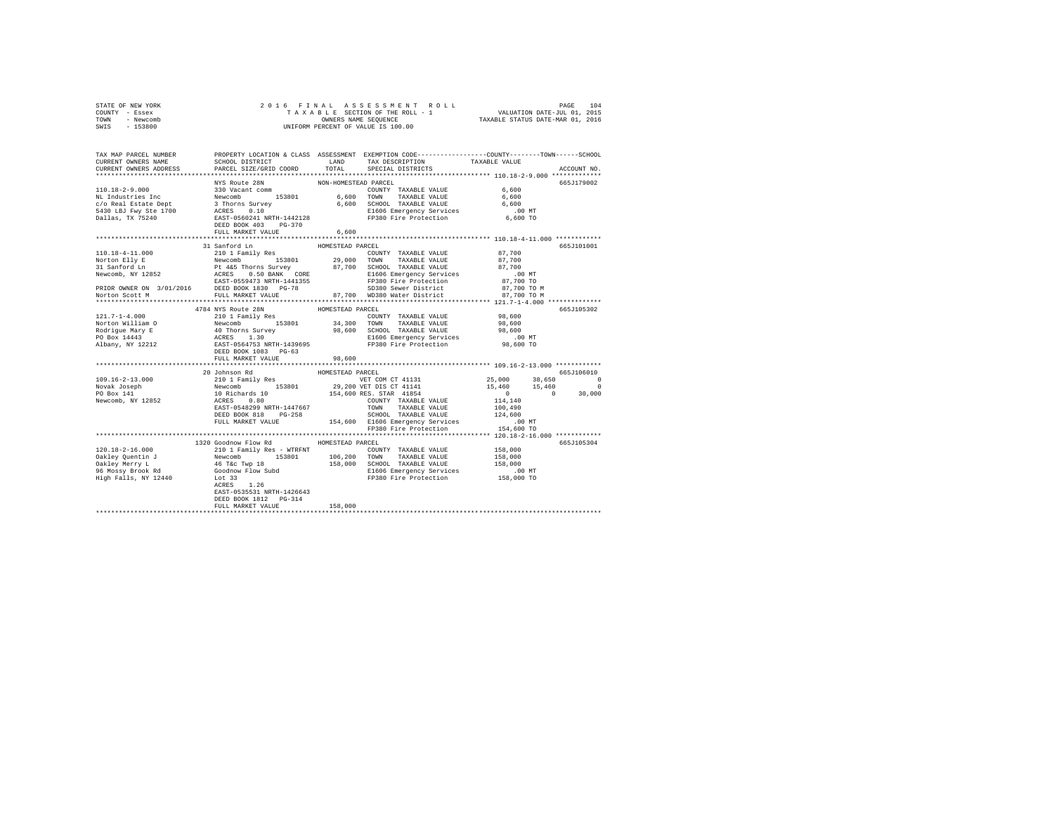STATE OF NEW YORK — 2016 FINAL ASSESSMENT ROLL
COUNTY - Essex — TAXABLE SECTION OF THE ROLL - 1 — VALUATION DATE-JUL 01, 2015
TOWN - Newcomb — OWNERS NAME SEQUENCE — TAXABLE STATUS DATE-MAR 01, 2016
SWIS - 153800 — UNIFORM PERCENT OF VALUE IS 100.00

```
TAX MAP PARCEL NUMBER          PROPERTY LOCATION & CLASS  ASSESSMENT  EXEMPTION CODE-----------------COUNTY--------TOWN------SCHOOL
CURRENT OWNERS NAME            SCHOOL DISTRICT             LAND        TAX DESCRIPTION             TAXABLE VALUE
CURRENT OWNERS ADDRESS         PARCEL SIZE/GRID COORD      TOTAL       SPECIAL DISTRICTS                                      ACCOUNT NO.
****************************************************************************************************** 110.18-2-9.000 *************
                               NYS Route 28N               NON-HOMESTEAD PARCEL                                               665J179002
110.18-2-9.000                 330 Vacant comm                         COUNTY  TAXABLE VALUE           6,600
NL Industries Inc              Newcomb        153801         6,600     TOWN    TAXABLE VALUE           6,600
c/o Real Estate Dept           3 Thorns Survey               6,600     SCHOOL  TAXABLE VALUE           6,600
5430 LBJ Fwy Ste 1700          ACRES    0.10                           E1606 Emergency Services          .00 MT
Dallas, TX 75240               EAST-0560241 NRTH-1442128               FP380 Fire Protection           6,600 TO
                               DEED BOOK 403    PG-370
                               FULL MARKET VALUE             6,600
****************************************************************************************************** 110.18-4-11.000 ************
                               31 Sanford Ln               HOMESTEAD PARCEL                                                   665J101001
110.18-4-11.000                210 1 Family Res                        COUNTY  TAXABLE VALUE          87,700
Norton Elly E                  Newcomb        153801        29,000     TOWN    TAXABLE VALUE          87,700
31 Sanford Ln                  Pt 4&5 Thorns Survey         87,700     SCHOOL  TAXABLE VALUE          87,700
Newcomb, NY 12852              ACRES    0.50 BANK   CORE               E1606 Emergency Services          .00 MT
                               EAST-0559473 NRTH-1441355               FP380 Fire Protection          87,700 TO
PRIOR OWNER ON 3/01/2016       DEED BOOK 1830   PG-78                  SD380 Sewer District           87,700 TO M
Norton Scott M                 FULL MARKET VALUE            87,700     WD380 Water District           87,700 TO M
****************************************************************************************************** 121.7-1-4.000 **************
                               4784 NYS Route 28N          HOMESTEAD PARCEL                                                   665J105302
121.7-1-4.000                  210 1 Family Res                        COUNTY  TAXABLE VALUE          98,600
Norton William O               Newcomb        153801        34,300     TOWN    TAXABLE VALUE          98,600
Rodrigue Mary E                40 Thorns Survey             98,600     SCHOOL  TAXABLE VALUE          98,600
PO Box 14443                   ACRES    1.30                           E1606 Emergency Services          .00 MT
Albany, NY 12212               EAST-0564753 NRTH-1439695               FP380 Fire Protection          98,600 TO
                               DEED BOOK 1083   PG-63
                               FULL MARKET VALUE            98,600
****************************************************************************************************** 109.16-2-13.000 ************
                               20 Johnson Rd               HOMESTEAD PARCEL                                                   665J106010
109.16-2-13.000                210 1 Family Res                        VET COM CT 41131               25,000      38,650           0
Novak Joseph                   Newcomb        153801        29,200 VET DIS CT 41141                   15,460      15,460           0
PO Box 141                     10 Richards 10              154,600 RES. STAR 41854                         0           0      30,000
Newcomb, NY 12852              ACRES    0.80                           COUNTY  TAXABLE VALUE         114,140
                               EAST-0548299 NRTH-1447667               TOWN    TAXABLE VALUE         100,490
                               DEED BOOK 818    PG-258                 SCHOOL  TAXABLE VALUE         124,600
                               FULL MARKET VALUE           154,600     E1606 Emergency Services          .00 MT
                                                                       FP380 Fire Protection         154,600 TO
****************************************************************************************************** 120.18-2-16.000 ************
                               1320 Goodnow Flow Rd        HOMESTEAD PARCEL                                                   665J105304
120.18-2-16.000                210 1 Family Res - WTRFNT               COUNTY  TAXABLE VALUE         158,000
Oakley Quentin J               Newcomb        153801       106,200     TOWN    TAXABLE VALUE         158,000
Oakley Merry L                 46 T&c Twp 18               158,000     SCHOOL  TAXABLE VALUE         158,000
96 Mossy Brook Rd              Goodnow Flow Subd                       E1606 Emergency Services          .00 MT
High Falls, NY 12440           Lot 33                                  FP380 Fire Protection         158,000 TO
                               ACRES    1.26
                               EAST-0535531 NRTH-1426643
                               DEED BOOK 1812   PG-314
                               FULL MARKET VALUE           158,000
************************************************************************************************************************************
```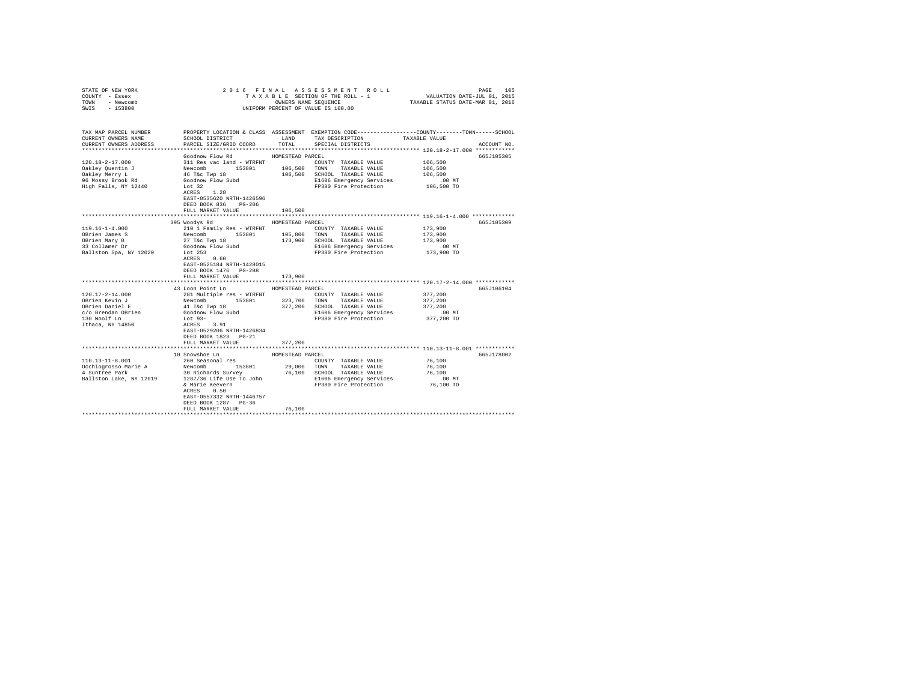STATE OF NEW YORK                    2 0 1 6   F I N A L   A S S E S S M E N T   R O L L
COUNTY - Essex                       T A X A B L E SECTION OF THE ROLL - 1                    VALUATION DATE-JUL 01, 2015
TOWN - Newcomb                       OWNERS NAME SEQUENCE                                     TAXABLE STATUS DATE-MAR 01, 2016
SWIS - 153800                        UNIFORM PERCENT OF VALUE IS 100.00

| TAX MAP PARCEL NUMBER / CURRENT OWNERS NAME / CURRENT OWNERS ADDRESS | PROPERTY LOCATION & CLASS / SCHOOL DISTRICT / PARCEL SIZE/GRID COORD | ASSESSMENT LAND | TOTAL | EXEMPTION CODE / TAX DESCRIPTION / SPECIAL DISTRICTS | COUNTY / TOWN / SCHOOL TAXABLE VALUE | ACCOUNT NO. |
|---|---|---|---|---|---|---|
| 120.18-2-17.000 | Goodnow Flow Rd | HOMESTEAD PARCEL | | | | 665J105305 |
| | 311 Res vac land - WTRFNT | | | COUNTY TAXABLE VALUE | 106,500 | |
| Oakley Quentin J | Newcomb 153801 | 106,500 | | TOWN TAXABLE VALUE | 106,500 | |
| Oakley Merry L | 46 T&c Twp 18 | | 106,500 | SCHOOL TAXABLE VALUE | 106,500 | |
| 96 Mossy Brook Rd | Goodnow Flow Subd | | | E1606 Emergency Services | .00 MT | |
| High Falls, NY 12440 | Lot 32 | | | FP380 Fire Protection | 106,500 TO | |
| | ACRES 1.28 | | | | | |
| | EAST-0535620 NRTH-1426596 | | | | | |
| | DEED BOOK 836 PG-206 | | | | | |
| | FULL MARKET VALUE | | 106,500 | | | |
| 119.16-1-4.000 | 395 Woodys Rd | HOMESTEAD PARCEL | | | | 665J105309 |
| | 210 1 Family Res - WTRFNT | | | COUNTY TAXABLE VALUE | 173,900 | |
| OBrien James S | Newcomb 153801 | 105,800 | | TOWN TAXABLE VALUE | 173,900 | |
| OBrien Mary B | 27 T&c Twp 18 | | 173,900 | SCHOOL TAXABLE VALUE | 173,900 | |
| 33 Collamer Dr | Goodnow Flow Subd | | | E1606 Emergency Services | .00 MT | |
| Ballston Spa, NY 12020 | Lot 253 | | | FP380 Fire Protection | 173,900 TO | |
| | ACRES 0.60 | | | | | |
| | EAST-0525184 NRTH-1428015 | | | | | |
| | DEED BOOK 1476 PG-288 | | | | | |
| | FULL MARKET VALUE | | 173,900 | | | |
| 120.17-2-14.000 | 43 Loon Point Ln | HOMESTEAD PARCEL | | | | 665J106104 |
| | 281 Multiple res - WTRFNT | | | COUNTY TAXABLE VALUE | 377,200 | |
| OBrien Kevin J | Newcomb 153801 | 323,700 | | TOWN TAXABLE VALUE | 377,200 | |
| OBrien Daniel E | 41 T&c Twp 18 | | 377,200 | SCHOOL TAXABLE VALUE | 377,200 | |
| c/o Brendan OBrien | Goodnow Flow Subd | | | E1606 Emergency Services | .00 MT | |
| 130 Woolf Ln | Lot 93- | | | FP380 Fire Protection | 377,200 TO | |
| Ithaca, NY 14850 | ACRES 3.91 | | | | | |
| | EAST-0529206 NRTH-1426834 | | | | | |
| | DEED BOOK 1823 PG-21 | | | | | |
| | FULL MARKET VALUE | | 377,200 | | | |
| 110.13-11-8.001 | 10 Snowshoe Ln | HOMESTEAD PARCEL | | | | 665J178002 |
| | 260 Seasonal res | | | COUNTY TAXABLE VALUE | 76,100 | |
| Occhiogrosso Marie A | Newcomb 153801 | 29,000 | | TOWN TAXABLE VALUE | 76,100 | |
| 4 Suntree Park | 30 Richards Survey | | 76,100 | SCHOOL TAXABLE VALUE | 76,100 | |
| Ballston Lake, NY 12019 | 1287/36 Life Use To John | | | E1606 Emergency Services | .00 MT | |
| | & Marie Keevern | | | FP380 Fire Protection | 76,100 TO | |
| | ACRES 0.50 | | | | | |
| | EAST-0557332 NRTH-1446757 | | | | | |
| | DEED BOOK 1287 PG-36 | | | | | |
| | FULL MARKET VALUE | | 76,100 | | | |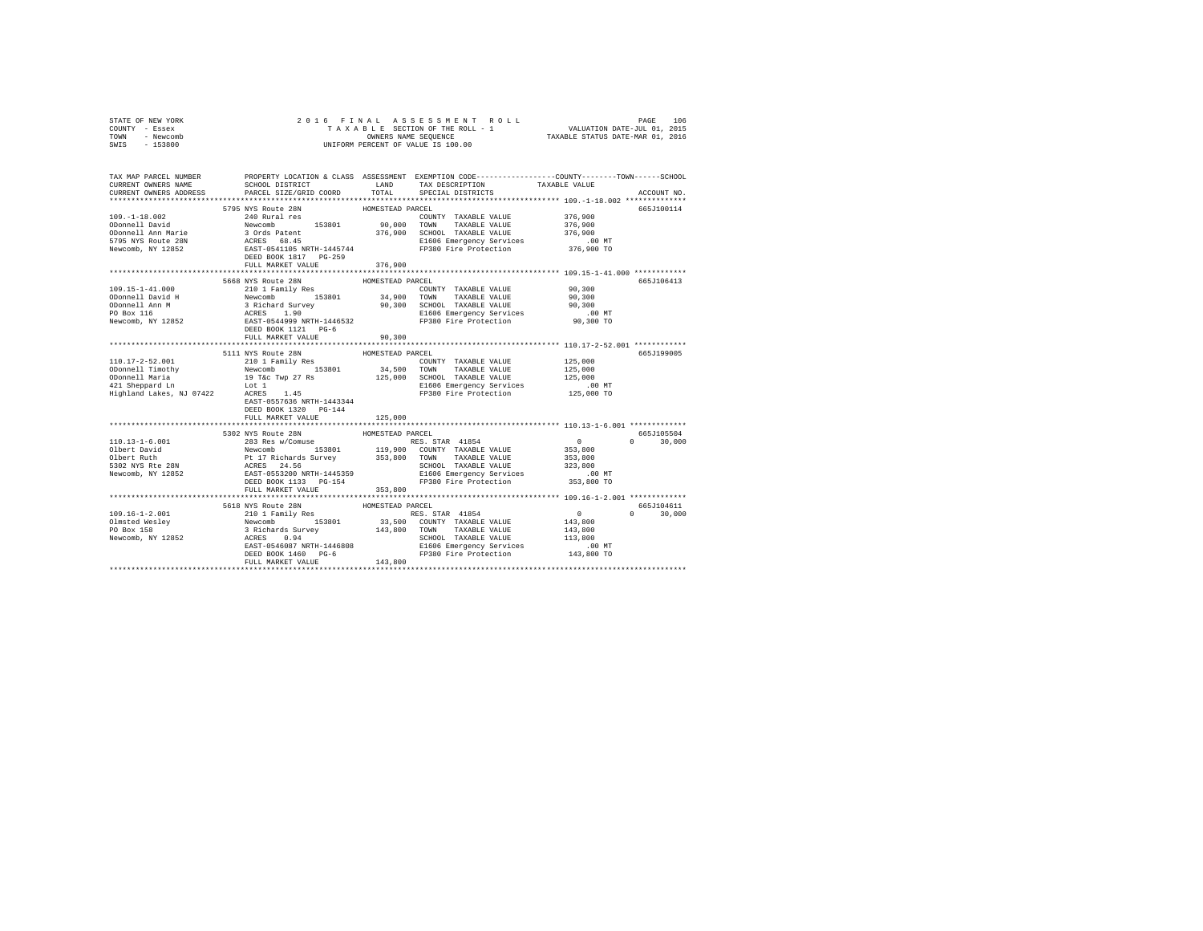STATE OF NEW YORK
COUNTY - Essex
TOWN - Newcomb
SWIS - 153800

2016 FINAL ASSESSMENT ROLL
TAXABLE SECTION OF THE ROLL - 1
OWNERS NAME SEQUENCE
UNIFORM PERCENT OF VALUE IS 100.00

VALUATION DATE-JUL 01, 2015
TAXABLE STATUS DATE-MAR 01, 2016

```
TAX MAP PARCEL NUMBER          PROPERTY LOCATION & CLASS  ASSESSMENT  EXEMPTION CODE-----------------COUNTY--------TOWN------SCHOOL
CURRENT OWNERS NAME            SCHOOL DISTRICT             LAND       TAX DESCRIPTION             TAXABLE VALUE
CURRENT OWNERS ADDRESS         PARCEL SIZE/GRID COORD      TOTAL      SPECIAL DISTRICTS                                    ACCOUNT NO.
******************************************************************************************************* 109.-1-18.002 **************
                               5795 NYS Route 28N              HOMESTEAD PARCEL                                            665J100114
109.-1-18.002                  240 Rural res                          COUNTY  TAXABLE VALUE            376,900
ODonnell David                 Newcomb        153801         90,000   TOWN    TAXABLE VALUE            376,900
ODonnell Ann Marie             3 Ords Patent                376,900   SCHOOL  TAXABLE VALUE            376,900
5795 NYS Route 28N             ACRES   68.45                          E1606 Emergency Services             .00 MT
Newcomb, NY 12852              EAST-0541105 NRTH-1445744              FP380 Fire Protection            376,900 TO
                               DEED BOOK 1817   PG-259
                               FULL MARKET VALUE            376,900
******************************************************************************************************* 109.15-1-41.000 ************
                               5668 NYS Route 28N              HOMESTEAD PARCEL                                            665J106413
109.15-1-41.000                210 1 Family Res                       COUNTY  TAXABLE VALUE             90,300
ODonnell David H               Newcomb        153801         34,900   TOWN    TAXABLE VALUE             90,300
ODonnell Ann M                 3 Richard Survey              90,300   SCHOOL  TAXABLE VALUE             90,300
PO Box 116                     ACRES    1.90                          E1606 Emergency Services             .00 MT
Newcomb, NY 12852              EAST-0544999 NRTH-1446532              FP380 Fire Protection             90,300 TO
                               DEED BOOK 1121   PG-6
                               FULL MARKET VALUE             90,300
******************************************************************************************************* 110.17-2-52.001 ************
                               5111 NYS Route 28N              HOMESTEAD PARCEL                                            665J199005
110.17-2-52.001                210 1 Family Res                       COUNTY  TAXABLE VALUE            125,000
ODonnell Timothy               Newcomb        153801         34,500   TOWN    TAXABLE VALUE            125,000
ODonnell Maria                 19 T&c Twp 27 Rs             125,000   SCHOOL  TAXABLE VALUE            125,000
421 Sheppard Ln                Lot 1                                  E1606 Emergency Services             .00 MT
Highland Lakes, NJ 07422       ACRES    1.45                          FP380 Fire Protection            125,000 TO
                               EAST-0557636 NRTH-1443344
                               DEED BOOK 1320   PG-144
                               FULL MARKET VALUE            125,000
******************************************************************************************************* 110.13-1-6.001 *************
                               5302 NYS Route 28N              HOMESTEAD PARCEL                                            665J105504
110.13-1-6.001                 283 Res w/Comuse                       RES. STAR  41854                      0          0      30,000
Olbert David                   Newcomb        153801        119,900   COUNTY  TAXABLE VALUE            353,800
Olbert Ruth                    Pt 17 Richards Survey        353,800   TOWN    TAXABLE VALUE            353,800
5302 NYS Rte 28N               ACRES   24.56                          SCHOOL  TAXABLE VALUE            323,800
Newcomb, NY 12852              EAST-0553200 NRTH-1445359              E1606 Emergency Services             .00 MT
                               DEED BOOK 1133   PG-154                FP380 Fire Protection            353,800 TO
                               FULL MARKET VALUE            353,800
******************************************************************************************************* 109.16-1-2.001 *************
                               5618 NYS Route 28N              HOMESTEAD PARCEL                                            665J104611
109.16-1-2.001                 210 1 Family Res                       RES. STAR  41854                      0          0      30,000
Olmsted Wesley                 Newcomb        153801         33,500   COUNTY  TAXABLE VALUE            143,800
PO Box 158                     3 Richards Survey            143,800   TOWN    TAXABLE VALUE            143,800
Newcomb, NY 12852              ACRES    0.94                          SCHOOL  TAXABLE VALUE            113,800
                               EAST-0546087 NRTH-1446808              E1606 Emergency Services             .00 MT
                               DEED BOOK 1460   PG-6                  FP380 Fire Protection            143,800 TO
                               FULL MARKET VALUE            143,800
************************************************************************************************************************************
```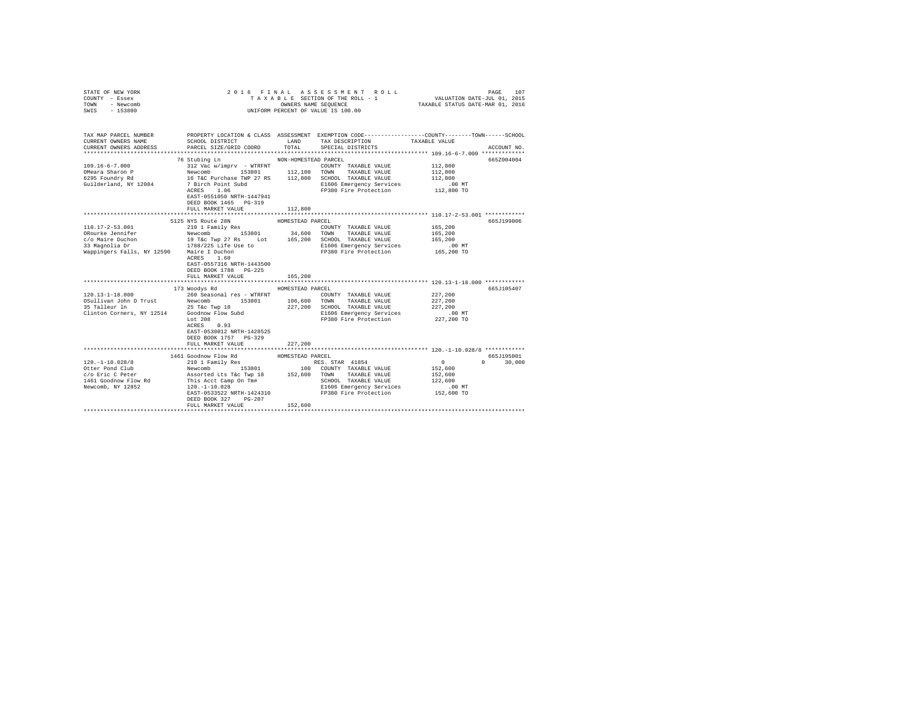STATE OF NEW YORK　　　　　　　　2016 FINAL ASSESSMENT ROLL　　　　　　　　PAGE 107
COUNTY - Essex　　　　　　　　TAXABLE SECTION OF THE ROLL - 1　　　　　　　　VALUATION DATE-JUL 01, 2015
TOWN - Newcomb　　　　　　　　OWNERS NAME SEQUENCE　　　　　　　　TAXABLE STATUS DATE-MAR 01, 2016
SWIS - 153800　　　　　　　　UNIFORM PERCENT OF VALUE IS 100.00

```
TAX MAP PARCEL NUMBER          PROPERTY LOCATION & CLASS  ASSESSMENT  EXEMPTION CODE-----------------COUNTY--------TOWN------SCHOOL
CURRENT OWNERS NAME            SCHOOL DISTRICT             LAND       TAX DESCRIPTION            TAXABLE VALUE
CURRENT OWNERS ADDRESS         PARCEL SIZE/GRID COORD      TOTAL      SPECIAL DISTRICTS                                    ACCOUNT NO.
*********************************************************************************************** 109.16-6-7.000 *************
                               76 Stubing Ln               NON-HOMESTEAD PARCEL                                             665Z004004
109.16-6-7.000                 312 Vac w/imprv - WTRFNT               COUNTY  TAXABLE VALUE          112,800
OMeara Sharon P                Newcomb         153801      112,100    TOWN    TAXABLE VALUE          112,800
6295 Foundry Rd                16 T&C Purchase TWP 27 RS   112,800    SCHOOL  TAXABLE VALUE          112,800
Guilderland, NY 12084          7 Birch Point Subd                     E1606 Emergency Services          .00 MT
                               ACRES    1.06                          FP380 Fire Protection          112,800 TO
                               EAST-0551050 NRTH-1447941
                               DEED BOOK 1465   PG-319
                               FULL MARKET VALUE           112,800
*********************************************************************************************** 110.17-2-53.001 ************
                               5125 NYS Route 28N         HOMESTEAD PARCEL                                                 665J199006
110.17-2-53.001                210 1 Family Res                       COUNTY  TAXABLE VALUE          165,200
ORourke Jennifer               Newcomb         153801       34,600    TOWN    TAXABLE VALUE          165,200
c/o Maire Duchon               19 T&c Twp 27 Rs     Lot    165,200    SCHOOL  TAXABLE VALUE          165,200
33 Magnolia Dr                 1788/225 Life Use to                   E1606 Emergency Services          .00 MT
Wappingers Falls, NY 12590     Maire I Duchon                         FP380 Fire Protection          165,200 TO
                               ACRES    1.60
                               EAST-0557316 NRTH-1443500
                               DEED BOOK 1788   PG-225
                               FULL MARKET VALUE           165,200
*********************************************************************************************** 120.13-1-18.000 ************
                               173 Woodys Rd              HOMESTEAD PARCEL                                                 665J105407
120.13-1-18.000                260 Seasonal res - WTRFNT              COUNTY  TAXABLE VALUE          227,200
OSullivan John D Trust         Newcomb         153801      106,600    TOWN    TAXABLE VALUE          227,200
35 Talleur ln                  25 T&c Twp 18               227,200    SCHOOL  TAXABLE VALUE          227,200
Clinton Corners, NY 12514      Goodnow Flow Subd                      E1606 Emergency Services          .00 MT
                               Lot 208                                FP380 Fire Protection          227,200 TO
                               ACRES    0.93
                               EAST-0530012 NRTH-1428525
                               DEED BOOK 1757   PG-329
                               FULL MARKET VALUE           227,200
*********************************************************************************************** 120.-1-10.028/8 ************
                               1461 Goodnow Flow Rd       HOMESTEAD PARCEL                                                 665J195001
120.-1-10.028/8                210 1 Family Res                       RES. STAR 41854                      0           0      30,000
Otter Pond Club                Newcomb         153801          100    COUNTY  TAXABLE VALUE          152,600
c/o Eric C Peter               Assorted Lts T&c Twp 18     152,600    TOWN    TAXABLE VALUE          152,600
1461 Goodnow Flow Rd           This Acct Camp On Tm#                  SCHOOL  TAXABLE VALUE          122,600
Newcomb, NY 12852              120.-1-10.028                          E1606 Emergency Services          .00 MT
                               EAST-0533522 NRTH-1424310              FP380 Fire Protection          152,600 TO
                               DEED BOOK 327    PG-207
                               FULL MARKET VALUE           152,600
******************************************************************************************************************************
```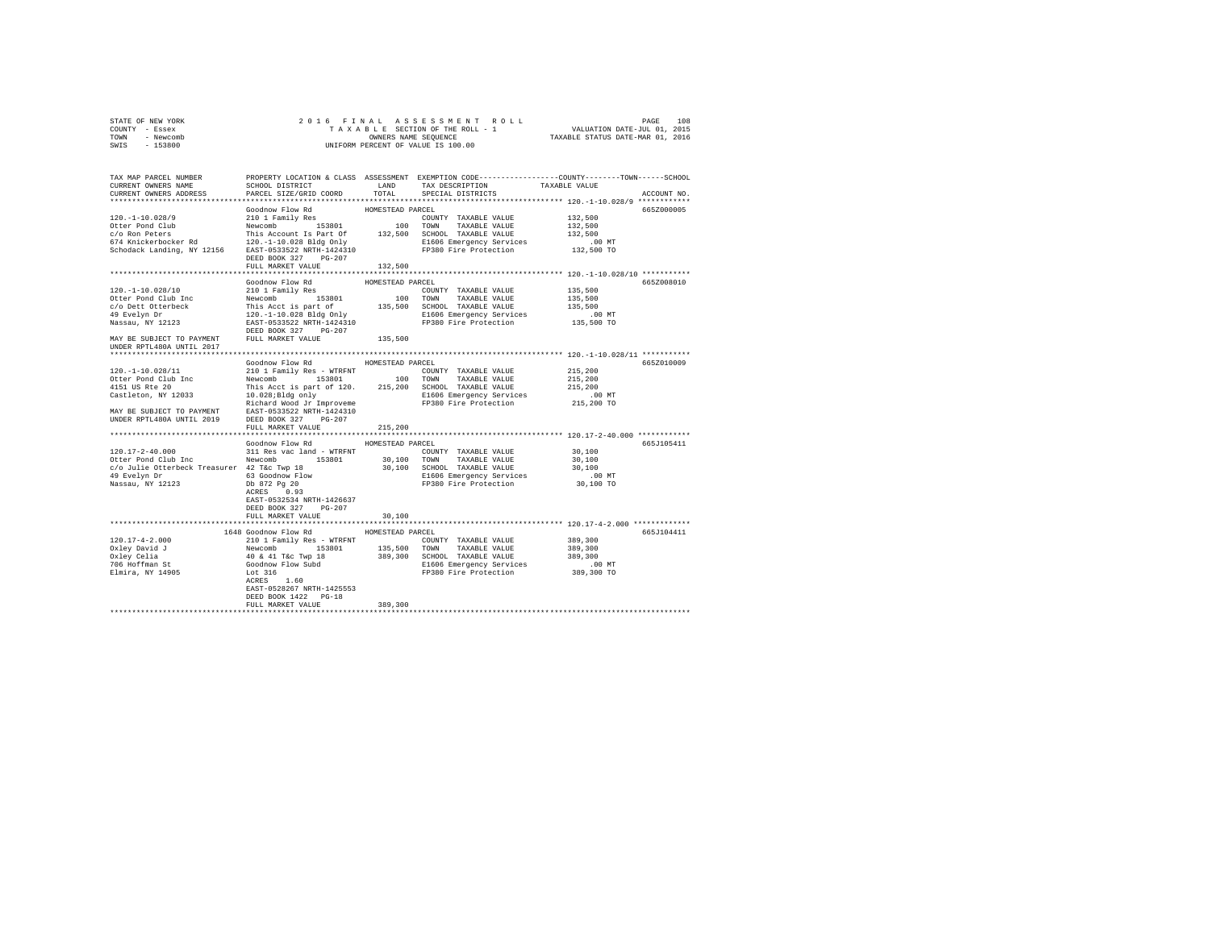STATE OF NEW YORK
COUNTY - Essex
TOWN - Newcomb
SWIS - 153800

2016 FINAL ASSESSMENT ROLL
TAXABLE SECTION OF THE ROLL - 1
OWNERS NAME SEQUENCE
UNIFORM PERCENT OF VALUE IS 100.00

VALUATION DATE-JUL 01, 2015
TAXABLE STATUS DATE-MAR 01, 2016

```
TAX MAP PARCEL NUMBER          PROPERTY LOCATION & CLASS  ASSESSMENT  EXEMPTION CODE------------------COUNTY--------TOWN------SCHOOL
CURRENT OWNERS NAME            SCHOOL DISTRICT               LAND      TAX DESCRIPTION            TAXABLE VALUE
CURRENT OWNERS ADDRESS         PARCEL SIZE/GRID COORD        TOTAL     SPECIAL DISTRICTS                                  ACCOUNT NO.
******************************************************************************************************* 120.-1-10.028/9 ************
                               Goodnow Flow Rd              HOMESTEAD PARCEL                                                665Z000005
120.-1-10.028/9                210 1 Family Res                        COUNTY  TAXABLE VALUE           132,500
Otter Pond Club                Newcomb       153801             100    TOWN    TAXABLE VALUE           132,500
c/o Ron Peters                 This Account Is Part Of     132,500     SCHOOL  TAXABLE VALUE           132,500
674 Knickerbocker Rd           120.-1-10.028 Bldg Only                 E1606 Emergency Services            .00 MT
Schodack Landing, NY 12156     EAST-0533522 NRTH-1424310               FP380 Fire Protection           132,500 TO
                               DEED BOOK 327    PG-207
                               FULL MARKET VALUE           132,500
******************************************************************************************************* 120.-1-10.028/10 ***********
                               Goodnow Flow Rd              HOMESTEAD PARCEL                                                665Z008010
120.-1-10.028/10               210 1 Family Res                        COUNTY  TAXABLE VALUE           135,500
Otter Pond Club Inc            Newcomb       153801             100    TOWN    TAXABLE VALUE           135,500
c/o Dett Otterbeck             This Acct is part of        135,500     SCHOOL  TAXABLE VALUE           135,500
49 Evelyn Dr                   120.-1-10.028 Bldg Only                 E1606 Emergency Services            .00 MT
Nassau, NY 12123               EAST-0533522 NRTH-1424310               FP380 Fire Protection           135,500 TO
                               DEED BOOK 327    PG-207
MAY BE SUBJECT TO PAYMENT      FULL MARKET VALUE           135,500
UNDER RPTL480A UNTIL 2017
******************************************************************************************************* 120.-1-10.028/11 ***********
                               Goodnow Flow Rd              HOMESTEAD PARCEL                                                665Z010009
120.-1-10.028/11               210 1 Family Res - WTRFNT               COUNTY  TAXABLE VALUE           215,200
Otter Pond Club Inc            Newcomb       153801             100    TOWN    TAXABLE VALUE           215,200
4151 US Rte 20                 This Acct is part of 120.   215,200     SCHOOL  TAXABLE VALUE           215,200
Castleton, NY 12033            10.028;Bldg only                        E1606 Emergency Services            .00 MT
                               Richard Wood Jr Improveme               FP380 Fire Protection           215,200 TO
MAY BE SUBJECT TO PAYMENT      EAST-0533522 NRTH-1424310
UNDER RPTL480A UNTIL 2019      DEED BOOK 327    PG-207
                               FULL MARKET VALUE           215,200
******************************************************************************************************* 120.17-2-40.000 ************
                               Goodnow Flow Rd              HOMESTEAD PARCEL                                                665J105411
120.17-2-40.000                311 Res vac land - WTRFNT               COUNTY  TAXABLE VALUE            30,100
Otter Pond Club Inc            Newcomb       153801          30,100    TOWN    TAXABLE VALUE            30,100
c/o Julie Otterbeck Treasurer  42 T&c Twp 18                  30,100   SCHOOL  TAXABLE VALUE            30,100
49 Evelyn Dr                   63 Goodnow Flow                         E1606 Emergency Services            .00 MT
Nassau, NY 12123               Db 872 Pg 20                            FP380 Fire Protection            30,100 TO
                               ACRES    0.93
                               EAST-0532534 NRTH-1426637
                               DEED BOOK 327    PG-207
                               FULL MARKET VALUE            30,100
******************************************************************************************************* 120.17-4-2.000 *************
                          1648 Goodnow Flow Rd              HOMESTEAD PARCEL                                                665J104411
120.17-4-2.000                 210 1 Family Res - WTRFNT               COUNTY  TAXABLE VALUE           389,300
Oxley David J                  Newcomb       153801         135,500    TOWN    TAXABLE VALUE           389,300
Oxley Celia                    40 & 41 T&c Twp 18          389,300     SCHOOL  TAXABLE VALUE           389,300
706 Hoffman St                 Goodnow Flow Subd                       E1606 Emergency Services            .00 MT
Elmira, NY 14905               Lot 316                                 FP380 Fire Protection           389,300 TO
                               ACRES    1.60
                               EAST-0528267 NRTH-1425553
                               DEED BOOK 1422   PG-18
                               FULL MARKET VALUE           389,300
************************************************************************************************************************************
```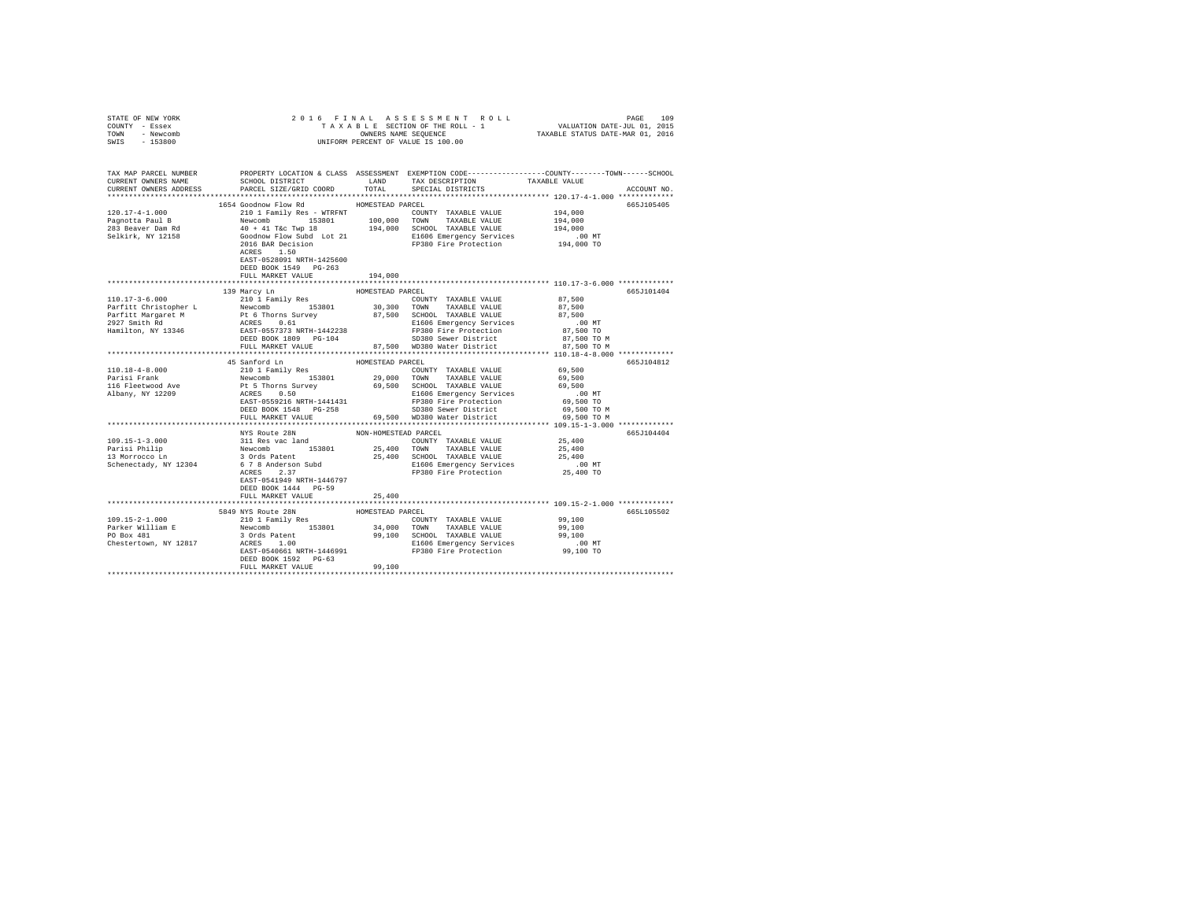```
STATE OF NEW YORK                2 0 1 6   F I N A L   A S S E S S M E N T   R O L L                    PAGE   109
COUNTY - Essex                        T A X A B L E  SECTION OF THE ROLL - 1              VALUATION DATE-JUL 01, 2015
TOWN   - Newcomb                            OWNERS NAME SEQUENCE                         TAXABLE STATUS DATE-MAR 01, 2016
SWIS   - 153800                     UNIFORM PERCENT OF VALUE IS 100.00

TAX MAP PARCEL NUMBER      PROPERTY LOCATION & CLASS  ASSESSMENT  EXEMPTION CODE-----------------COUNTY--------TOWN------SCHOOL
CURRENT OWNERS NAME        SCHOOL DISTRICT              LAND      TAX DESCRIPTION              TAXABLE VALUE
CURRENT OWNERS ADDRESS     PARCEL SIZE/GRID COORD       TOTAL     SPECIAL DISTRICTS                                    ACCOUNT NO.
****************************************************************************************************** 120.17-4-1.000 *************
                      1654 Goodnow Flow Rd           HOMESTEAD PARCEL                                                 665J105405
120.17-4-1.000             210 1 Family Res - WTRFNT               COUNTY  TAXABLE VALUE           194,000
Pagnotta Paul B            Newcomb        153801      100,000     TOWN    TAXABLE VALUE           194,000
283 Beaver Dam Rd          40 + 41 T&c Twp 18          194,000     SCHOOL  TAXABLE VALUE           194,000
Selkirk, NY 12158          Goodnow Flow Subd  Lot 21              E1606 Emergency Services            .00 MT
                           2016 BAR Decision                      FP380 Fire Protection           194,000 TO
                           ACRES    1.50
                           EAST-0528091 NRTH-1425600
                           DEED BOOK 1549   PG-263
                           FULL MARKET VALUE          194,000
****************************************************************************************************** 110.17-3-6.000 *************
                      139 Marcy Ln                   HOMESTEAD PARCEL                                                 665J101404
110.17-3-6.000             210 1 Family Res                        COUNTY  TAXABLE VALUE            87,500
Parfitt Christopher L      Newcomb        153801       30,300     TOWN    TAXABLE VALUE            87,500
Parfitt Margaret M         Pt 6 Thorns Survey           87,500     SCHOOL  TAXABLE VALUE            87,500
2927 Smith Rd              ACRES    0.61                          E1606 Emergency Services            .00 MT
Hamilton, NY 13346         EAST-0557373 NRTH-1442238              FP380 Fire Protection            87,500 TO
                           DEED BOOK 1809   PG-104                SD380 Sewer District             87,500 TO M
                           FULL MARKET VALUE           87,500     WD380 Water District             87,500 TO M
****************************************************************************************************** 110.18-4-8.000 *************
                      45 Sanford Ln                  HOMESTEAD PARCEL                                                 665J104812
110.18-4-8.000             210 1 Family Res                        COUNTY  TAXABLE VALUE            69,500
Parisi Frank               Newcomb        153801       29,000     TOWN    TAXABLE VALUE            69,500
116 Fleetwood Ave          Pt 5 Thorns Survey           69,500     SCHOOL  TAXABLE VALUE            69,500
Albany, NY 12209           ACRES    0.50                          E1606 Emergency Services            .00 MT
                           EAST-0559216 NRTH-1441431              FP380 Fire Protection            69,500 TO
                           DEED BOOK 1548   PG-258                SD380 Sewer District             69,500 TO M
                           FULL MARKET VALUE           69,500     WD380 Water District             69,500 TO M
****************************************************************************************************** 109.15-1-3.000 *************
                           NYS Route 28N             NON-HOMESTEAD PARCEL                                              665J104404
109.15-1-3.000             311 Res vac land                        COUNTY  TAXABLE VALUE            25,400
Parisi Philip              Newcomb        153801       25,400     TOWN    TAXABLE VALUE            25,400
13 Morrocco Ln             3 Ords Patent                25,400     SCHOOL  TAXABLE VALUE            25,400
Schenectady, NY 12304      6 7 8 Anderson Subd                    E1606 Emergency Services            .00 MT
                           ACRES    2.37                          FP380 Fire Protection            25,400 TO
                           EAST-0541949 NRTH-1446797
                           DEED BOOK 1444   PG-59
                           FULL MARKET VALUE           25,400
****************************************************************************************************** 109.15-2-1.000 *************
                      5849 NYS Route 28N             HOMESTEAD PARCEL                                                 665L105502
109.15-2-1.000             210 1 Family Res                        COUNTY  TAXABLE VALUE            99,100
Parker William E           Newcomb        153801       34,000     TOWN    TAXABLE VALUE            99,100
PO Box 481                 3 Ords Patent                99,100     SCHOOL  TAXABLE VALUE            99,100
Chestertown, NY 12817      ACRES    1.00                          E1606 Emergency Services            .00 MT
                           EAST-0540661 NRTH-1446991              FP380 Fire Protection            99,100 TO
                           DEED BOOK 1592   PG-63
                           FULL MARKET VALUE           99,100
************************************************************************************************************************************
```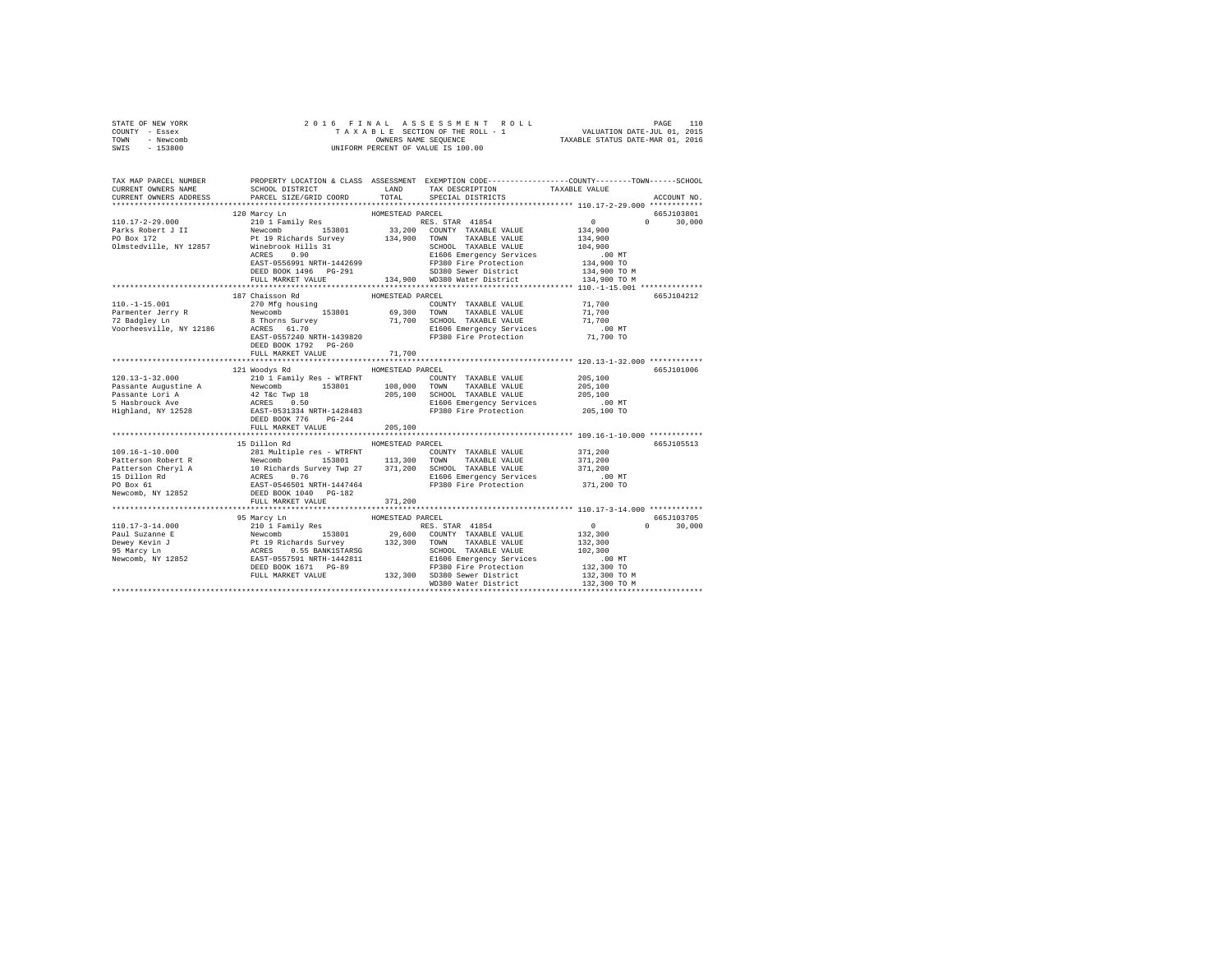STATE OF NEW YORK | 2016 FINAL ASSESSMENT ROLL | PAGE 110
COUNTY - Essex | TAXABLE SECTION OF THE ROLL - 1 | VALUATION DATE-JUL 01, 2015
TOWN - Newcomb | OWNERS NAME SEQUENCE | TAXABLE STATUS DATE-MAR 01, 2016
SWIS - 153800 | UNIFORM PERCENT OF VALUE IS 100.00

```
TAX MAP PARCEL NUMBER          PROPERTY LOCATION & CLASS  ASSESSMENT  EXEMPTION CODE-----------------COUNTY--------TOWN------SCHOOL
CURRENT OWNERS NAME            SCHOOL DISTRICT               LAND       TAX DESCRIPTION            TAXABLE VALUE
CURRENT OWNERS ADDRESS         PARCEL SIZE/GRID COORD        TOTAL      SPECIAL DISTRICTS                                    ACCOUNT NO.
************************************************************************************************** 110.17-2-29.000 ************
                               120 Marcy Ln                  HOMESTEAD PARCEL                                              665J103801
110.17-2-29.000                210 1 Family Res                         RES. STAR 41854                0            0     30,000
Parks Robert J II              Newcomb          153801        33,200    COUNTY  TAXABLE VALUE        134,900
PO Box 172                     Pt 19 Richards Survey         134,900    TOWN    TAXABLE VALUE        134,900
Olmstedville, NY 12857         Winebrook Hills 31                       SCHOOL  TAXABLE VALUE        104,900
                               ACRES    0.90                            E1606 Emergency Services          .00 MT
                               EAST-0556991 NRTH-1442699                FP380 Fire Protection         134,900 TO
                               DEED BOOK 1496   PG-291                  SD380 Sewer District          134,900 TO M
                               FULL MARKET VALUE             134,900    WD380 Water District          134,900 TO M
************************************************************************************************** 110.-1-15.001 **************
                               187 Chaisson Rd               HOMESTEAD PARCEL                                              665J104212
110.-1-15.001                  270 Mfg housing                          COUNTY  TAXABLE VALUE         71,700
Parmenter Jerry R              Newcomb          153801        69,300    TOWN    TAXABLE VALUE         71,700
72 Badgley Ln                  8 Thorns Survey                71,700    SCHOOL  TAXABLE VALUE         71,700
Voorheesville, NY 12186        ACRES   61.70                            E1606 Emergency Services          .00 MT
                               EAST-0557240 NRTH-1439820                FP380 Fire Protection          71,700 TO
                               DEED BOOK 1792   PG-260
                               FULL MARKET VALUE              71,700
************************************************************************************************** 120.13-1-32.000 ************
                               121 Woodys Rd                 HOMESTEAD PARCEL                                              665J101006
120.13-1-32.000                210 1 Family Res - WTRFNT                COUNTY  TAXABLE VALUE        205,100
Passante Augustine A           Newcomb          153801       108,000    TOWN    TAXABLE VALUE        205,100
Passante Lori A                42 T&c Twp 18                 205,100    SCHOOL  TAXABLE VALUE        205,100
5 Hasbrouck Ave                ACRES    0.50                            E1606 Emergency Services          .00 MT
Highland, NY 12528             EAST-0531334 NRTH-1428483                FP380 Fire Protection         205,100 TO
                               DEED BOOK 776    PG-244
                               FULL MARKET VALUE             205,100
************************************************************************************************** 109.16-1-10.000 ************
                               15 Dillon Rd                  HOMESTEAD PARCEL                                              665J105513
109.16-1-10.000                281 Multiple res - WTRFNT                COUNTY  TAXABLE VALUE        371,200
Patterson Robert R             Newcomb          153801       113,300    TOWN    TAXABLE VALUE        371,200
Patterson Cheryl A             10 Richards Survey Twp 27     371,200    SCHOOL  TAXABLE VALUE        371,200
15 Dillon Rd                   ACRES    0.76                            E1606 Emergency Services          .00 MT
PO Box 61                      EAST-0546501 NRTH-1447464                FP380 Fire Protection         371,200 TO
Newcomb, NY 12852              DEED BOOK 1040   PG-182
                               FULL MARKET VALUE             371,200
************************************************************************************************** 110.17-3-14.000 ************
                               95 Marcy Ln                   HOMESTEAD PARCEL                                              665J103705
110.17-3-14.000                210 1 Family Res                         RES. STAR 41854                0            0     30,000
Paul Suzanne E                 Newcomb          153801        29,600    COUNTY  TAXABLE VALUE        132,300
Dewey Kevin J                  Pt 19 Richards Survey         132,300    TOWN    TAXABLE VALUE        132,300
95 Marcy Ln                    ACRES    0.55 BANK1STARSG                SCHOOL  TAXABLE VALUE        102,300
Newcomb, NY 12852              EAST-0557591 NRTH-1442811                E1606 Emergency Services          .00 MT
                               DEED BOOK 1671   PG-89                   FP380 Fire Protection         132,300 TO
                               FULL MARKET VALUE             132,300    SD380 Sewer District          132,300 TO M
                                                                        WD380 Water District          132,300 TO M
********************************************************************************************************************************
```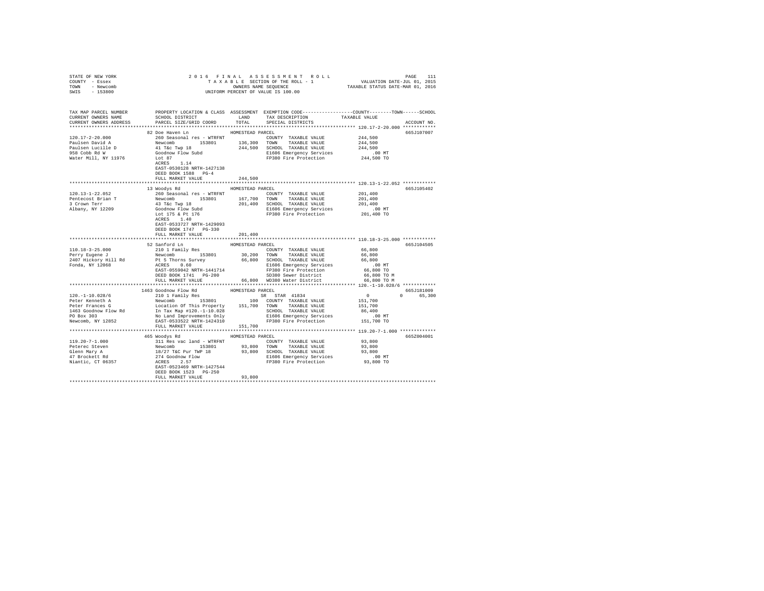STATE OF NEW YORK 2016 FINAL ASSESSMENT ROLL
COUNTY - Essex TAXABLE SECTION OF THE ROLL - 1 VALUATION DATE-JUL 01, 2015
TOWN - Newcomb OWNERS NAME SEQUENCE TAXABLE STATUS DATE-MAR 01, 2016
SWIS - 153800 UNIFORM PERCENT OF VALUE IS 100.00

```
TAX MAP PARCEL NUMBER      PROPERTY LOCATION & CLASS  ASSESSMENT  EXEMPTION CODE-----------------COUNTY--------TOWN------SCHOOL
CURRENT OWNERS NAME        SCHOOL DISTRICT              LAND      TAX DESCRIPTION            TAXABLE VALUE
CURRENT OWNERS ADDRESS     PARCEL SIZE/GRID COORD       TOTAL     SPECIAL DISTRICTS                                    ACCOUNT NO.
******************************************************************************************************* 120.17-2-20.000 ************
                           82 Doe Haven Ln              HOMESTEAD PARCEL                                                665J107007
120.17-2-20.000            260 Seasonal res - WTRFNT              COUNTY  TAXABLE VALUE          244,500
Paulsen David A            Newcomb       153801       136,300     TOWN    TAXABLE VALUE          244,500
Paulsen Lucille D          41 T&c Twp 18              244,500     SCHOOL  TAXABLE VALUE          244,500
958 Cobb Rd W              Goodnow Flow Subd                      E1606 Emergency Services            .00 MT
Water Mill, NY 11976       Lot 87                                 FP380 Fire Protection          244,500 TO
                           ACRES    1.14
                           EAST-0530128 NRTH-1427138
                           DEED BOOK 1588   PG-4
                           FULL MARKET VALUE          244,500
******************************************************************************************************* 120.13-1-22.052 ************
                           13 Woodys Rd                 HOMESTEAD PARCEL                                                665J105402
120.13-1-22.052            260 Seasonal res - WTRFNT              COUNTY  TAXABLE VALUE          201,400
Pentecost Brian T          Newcomb       153801       167,700     TOWN    TAXABLE VALUE          201,400
3 Crown Terr               43 T&c Twp 18              201,400     SCHOOL  TAXABLE VALUE          201,400
Albany, NY 12209           Goodnow Flow Subd                      E1606 Emergency Services            .00 MT
                           Lot 175 & Pt 176                       FP380 Fire Protection          201,400 TO
                           ACRES    1.40
                           EAST-0533727 NRTH-1429093
                           DEED BOOK 1747   PG-330
                           FULL MARKET VALUE          201,400
******************************************************************************************************* 110.18-3-25.000 ************
                           52 Sanford Ln                HOMESTEAD PARCEL                                                665J104505
110.18-3-25.000            210 1 Family Res                       COUNTY  TAXABLE VALUE           66,800
Perry Eugene J             Newcomb       153801        30,200     TOWN    TAXABLE VALUE           66,800
2407 Hickory Hill Rd       Pt 5 Thorns Survey          66,800     SCHOOL  TAXABLE VALUE           66,800
Fonda, NY 12068            ACRES    0.60                          E1606 Emergency Services            .00 MT
                           EAST-0559042 NRTH-1441714              FP380 Fire Protection           66,800 TO
                           DEED BOOK 1741   PG-200                SD380 Sewer District            66,800 TO M
                           FULL MARKET VALUE           66,800     WD380 Water District            66,800 TO M
******************************************************************************************************* 120.-1-10.028/6 ************
                           1463 Goodnow Flow Rd         HOMESTEAD PARCEL                                                665J181009
120.-1-10.028/6            210 1 Family Res                       SR  STAR  41834                     0            0      65,300
Peter Kenneth A            Newcomb       153801           100     COUNTY  TAXABLE VALUE          151,700
Peter Frances G            Location Of This Property  151,700     TOWN    TAXABLE VALUE          151,700
1463 Goodnow Flow Rd       In Tax Map #120.-1-10.028              SCHOOL  TAXABLE VALUE           86,400
PO Box 303                 No Land Improvements Only              E1606 Emergency Services            .00 MT
Newcomb, NY 12852          EAST-0533522 NRTH-1424310              FP380 Fire Protection          151,700 TO
                           FULL MARKET VALUE          151,700
******************************************************************************************************* 119.20-7-1.000 *************
                           465 Woodys Rd                HOMESTEAD PARCEL                                                665Z004001
119.20-7-1.000             311 Res vac land - WTRFNT              COUNTY  TAXABLE VALUE           93,800
Peterec Steven             Newcomb       153801        93,800     TOWN    TAXABLE VALUE           93,800
Glenn Mary A               18/27 T&C Pur TWP 18        93,800     SCHOOL  TAXABLE VALUE           93,800
47 Brockett Rd             274 Goodnow Flow                       E1606 Emergency Services            .00 MT
Niantic, CT 06357          ACRES    2.57                          FP380 Fire Protection           93,800 TO
                           EAST-0523469 NRTH-1427544
                           DEED BOOK 1523   PG-250
                           FULL MARKET VALUE           93,800
************************************************************************************************************************************
```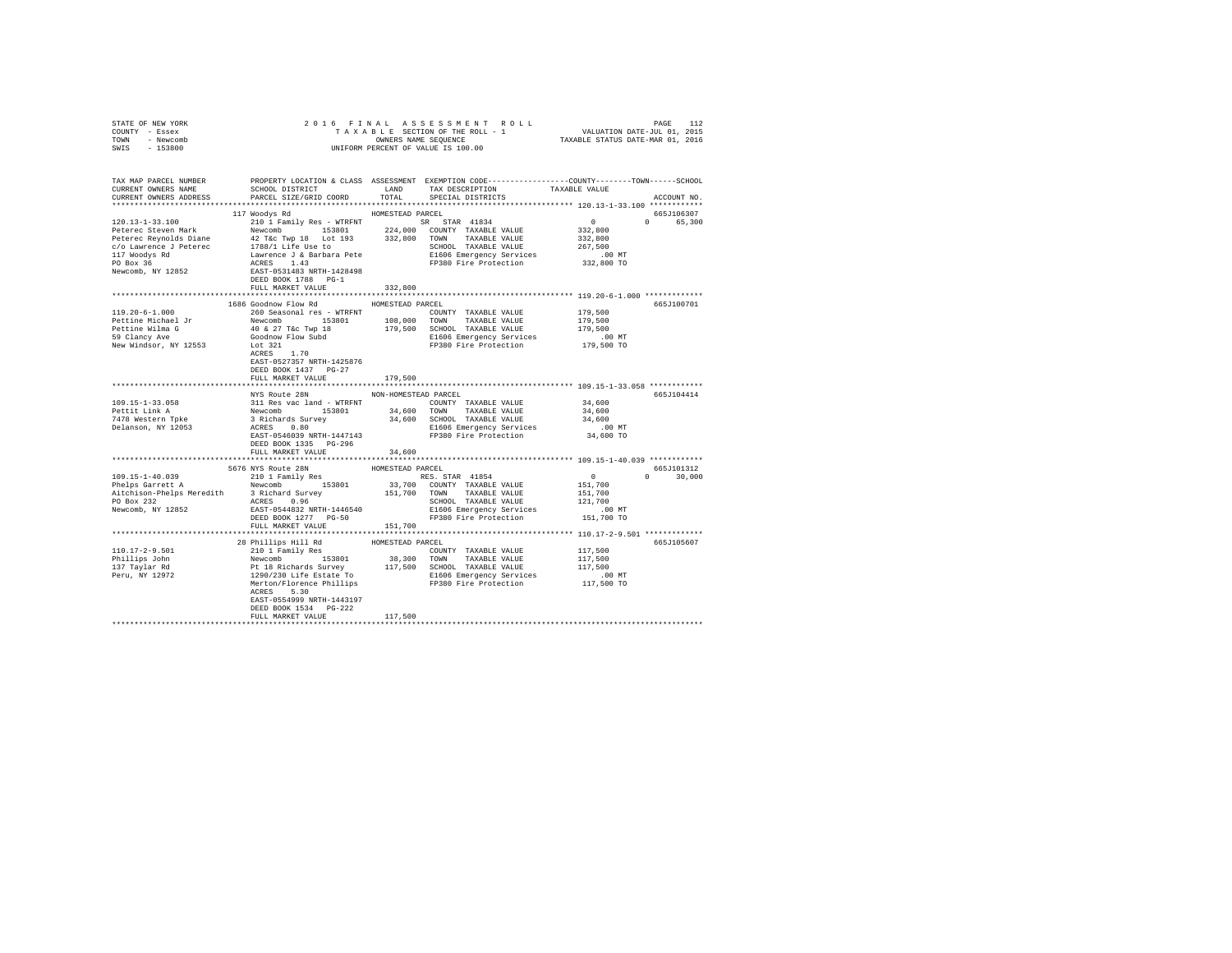STATE OF NEW YORK
COUNTY - Essex
TOWN - Newcomb
SWIS - 153800

2016 FINAL ASSESSMENT ROLL
TAXABLE SECTION OF THE ROLL - 1
OWNERS NAME SEQUENCE
UNIFORM PERCENT OF VALUE IS 100.00

VALUATION DATE-JUL 01, 2015
TAXABLE STATUS DATE-MAR 01, 2016

```
TAX MAP PARCEL NUMBER       PROPERTY LOCATION & CLASS  ASSESSMENT  EXEMPTION CODE-----------------COUNTY--------TOWN------SCHOOL
CURRENT OWNERS NAME         SCHOOL DISTRICT             LAND       TAX DESCRIPTION            TAXABLE VALUE
CURRENT OWNERS ADDRESS      PARCEL SIZE/GRID COORD      TOTAL      SPECIAL DISTRICTS                                    ACCOUNT NO.
******************************************************************************************* 120.13-1-33.100 ************
                            117 Woodys Rd              HOMESTEAD PARCEL                                                665J106307
120.13-1-33.100             210 1 Family Res - WTRFNT         SR  STAR 41834             0            0        65,300
Peterec Steven Mark         Newcomb        153801     224,000   COUNTY  TAXABLE VALUE       332,800
Peterec Reynolds Diane      42 T&c Twp 18  Lot 193    332,800   TOWN    TAXABLE VALUE       332,800
c/o Lawrence J Peterec      1788/1 Life Use to                  SCHOOL  TAXABLE VALUE       267,500
117 Woodys Rd               Lawrence J & Barbara Pete           E1606 Emergency Services        .00 MT
PO Box 36                   ACRES    1.43                       FP380 Fire Protection       332,800 TO
Newcomb, NY 12852           EAST-0531483 NRTH-1428498
                            DEED BOOK 1788   PG-1
                            FULL MARKET VALUE         332,800
******************************************************************************************* 119.20-6-1.000 *************
                            1686 Goodnow Flow Rd       HOMESTEAD PARCEL                                                665J100701
119.20-6-1.000              260 Seasonal res - WTRFNT           COUNTY  TAXABLE VALUE       179,500
Pettine Michael Jr          Newcomb        153801     108,000   TOWN    TAXABLE VALUE       179,500
Pettine Wilma G             40 & 27 T&c Twp 18        179,500   SCHOOL  TAXABLE VALUE       179,500
59 Clancy Ave               Goodnow Flow Subd                   E1606 Emergency Services        .00 MT
New Windsor, NY 12553       Lot 321                             FP380 Fire Protection       179,500 TO
                            ACRES    1.70
                            EAST-0527357 NRTH-1425876
                            DEED BOOK 1437   PG-27
                            FULL MARKET VALUE         179,500
******************************************************************************************* 109.15-1-33.058 ************
                            NYS Route 28N              NON-HOMESTEAD PARCEL                                            665J104414
109.15-1-33.058             311 Res vac land - WTRFNT           COUNTY  TAXABLE VALUE        34,600
Pettit Link A               Newcomb        153801      34,600   TOWN    TAXABLE VALUE        34,600
7478 Western Tpke           3 Richards Survey          34,600   SCHOOL  TAXABLE VALUE        34,600
Delanson, NY 12053          ACRES    0.80                       E1606 Emergency Services        .00 MT
                            EAST-0546039 NRTH-1447143           FP380 Fire Protection        34,600 TO
                            DEED BOOK 1335   PG-296
                            FULL MARKET VALUE          34,600
******************************************************************************************* 109.15-1-40.039 ************
                            5676 NYS Route 28N         HOMESTEAD PARCEL                                                665J101312
109.15-1-40.039             210 1 Family Res                  RES. STAR 41854            0            0        30,000
Phelps Garrett A            Newcomb        153801      33,700   COUNTY  TAXABLE VALUE       151,700
Aitchison-Phelps Meredith   3 Richard Survey          151,700   TOWN    TAXABLE VALUE       151,700
PO Box 232                  ACRES    0.96                       SCHOOL  TAXABLE VALUE       121,700
Newcomb, NY 12852           EAST-0544832 NRTH-1446540           E1606 Emergency Services        .00 MT
                            DEED BOOK 1277   PG-50              FP380 Fire Protection       151,700 TO
                            FULL MARKET VALUE         151,700
******************************************************************************************* 110.17-2-9.501 *************
                            28 Phillips Hill Rd        HOMESTEAD PARCEL                                                665J105607
110.17-2-9.501              210 1 Family Res                    COUNTY  TAXABLE VALUE       117,500
Phillips John               Newcomb        153801      38,300   TOWN    TAXABLE VALUE       117,500
137 Taylar Rd               Pt 18 Richards Survey     117,500   SCHOOL  TAXABLE VALUE       117,500
Peru, NY 12972              1290/230 Life Estate To             E1606 Emergency Services        .00 MT
                            Merton/Florence Phillips            FP380 Fire Protection       117,500 TO
                            ACRES    5.30
                            EAST-0554999 NRTH-1443197
                            DEED BOOK 1534   PG-222
                            FULL MARKET VALUE         117,500
************************************************************************************************************************
```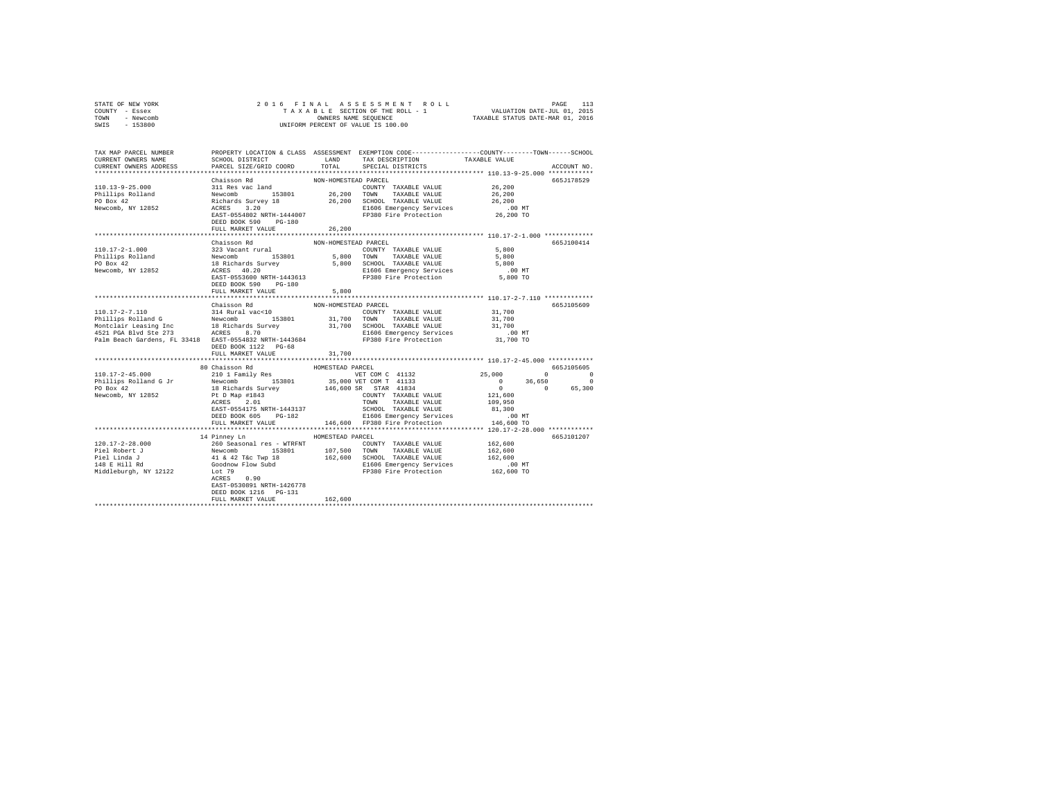STATE OF NEW YORK
COUNTY - Essex
TOWN - Newcomb
SWIS - 153800

2016 FINAL ASSESSMENT ROLL
TAXABLE SECTION OF THE ROLL - 1
OWNERS NAME SEQUENCE
UNIFORM PERCENT OF VALUE IS 100.00

VALUATION DATE-JUL 01, 2015
TAXABLE STATUS DATE-MAR 01, 2016

```
TAX MAP PARCEL NUMBER          PROPERTY LOCATION & CLASS  ASSESSMENT  EXEMPTION CODE-----------------COUNTY--------TOWN------SCHOOL
CURRENT OWNERS NAME            SCHOOL DISTRICT               LAND      TAX DESCRIPTION             TAXABLE VALUE
CURRENT OWNERS ADDRESS         PARCEL SIZE/GRID COORD        TOTAL     SPECIAL DISTRICTS                                 ACCOUNT NO.
******************************************************************************************************* 110.13-9-25.000 ************
                               Chaisson Rd                  NON-HOMESTEAD PARCEL                                         665J178529
110.13-9-25.000                311 Res vac land                        COUNTY  TAXABLE VALUE          26,200
Phillips Rolland               Newcomb      153801          26,200     TOWN    TAXABLE VALUE          26,200
PO Box 42                      Richards Survey 18           26,200     SCHOOL  TAXABLE VALUE          26,200
Newcomb, NY 12852              ACRES    3.20                           E1606 Emergency Services          .00 MT
                               EAST-0554802 NRTH-1444007               FP380 Fire Protection          26,200 TO
                               DEED BOOK 590    PG-180
                               FULL MARKET VALUE            26,200
******************************************************************************************************* 110.17-2-1.000 *************
                               Chaisson Rd                  NON-HOMESTEAD PARCEL                                         665J100414
110.17-2-1.000                 323 Vacant rural                        COUNTY  TAXABLE VALUE           5,800
Phillips Rolland               Newcomb      153801           5,800     TOWN    TAXABLE VALUE           5,800
PO Box 42                      18 Richards Survey            5,800     SCHOOL  TAXABLE VALUE           5,800
Newcomb, NY 12852              ACRES   40.20                           E1606 Emergency Services          .00 MT
                               EAST-0553600 NRTH-1443613               FP380 Fire Protection           5,800 TO
                               DEED BOOK 590    PG-180
                               FULL MARKET VALUE             5,800
******************************************************************************************************* 110.17-2-7.110 *************
                               Chaisson Rd                  NON-HOMESTEAD PARCEL                                         665J105609
110.17-2-7.110                 314 Rural vac<10                        COUNTY  TAXABLE VALUE          31,700
Phillips Rolland G             Newcomb      153801          31,700     TOWN    TAXABLE VALUE          31,700
Montclair Leasing Inc          18 Richards Survey           31,700     SCHOOL  TAXABLE VALUE          31,700
4521 PGA Blvd Ste 273          ACRES    8.70                           E1606 Emergency Services          .00 MT
Palm Beach Gardens, FL 33418   EAST-0554832 NRTH-1443684               FP380 Fire Protection          31,700 TO
                               DEED BOOK 1122   PG-68
                               FULL MARKET VALUE            31,700
******************************************************************************************************* 110.17-2-45.000 ************
                               80 Chaisson Rd               HOMESTEAD PARCEL                                             665J105605
110.17-2-45.000                210 1 Family Res                  VET COM C 41132           25,000          0             0
Phillips Rolland G Jr          Newcomb      153801          35,000 VET COM T 41133                0     36,650             0
PO Box 42                      18 Richards Survey          146,600 SR  STAR 41834                 0          0        65,300
Newcomb, NY 12852              Pt D Map #1843                          COUNTY  TAXABLE VALUE         121,600
                               ACRES    2.01                           TOWN    TAXABLE VALUE         109,950
                               EAST-0554175 NRTH-1443137               SCHOOL  TAXABLE VALUE          81,300
                               DEED BOOK 605    PG-182                 E1606 Emergency Services          .00 MT
                               FULL MARKET VALUE           146,600     FP380 Fire Protection         146,600 TO
******************************************************************************************************* 120.17-2-28.000 ************
                               14 Pinney Ln                 HOMESTEAD PARCEL                                             665J101207
120.17-2-28.000                260 Seasonal res - WTRFNT               COUNTY  TAXABLE VALUE         162,600
Piel Robert J                  Newcomb      153801         107,500     TOWN    TAXABLE VALUE         162,600
Piel Linda J                   41 & 42 T&c Twp 18          162,600     SCHOOL  TAXABLE VALUE         162,600
148 E Hill Rd                  Goodnow Flow Subd                       E1606 Emergency Services          .00 MT
Middleburgh, NY 12122          Lot 79                                  FP380 Fire Protection         162,600 TO
                               ACRES    0.90
                               EAST-0530891 NRTH-1426778
                               DEED BOOK 1216   PG-131
                               FULL MARKET VALUE           162,600
************************************************************************************************************************************
```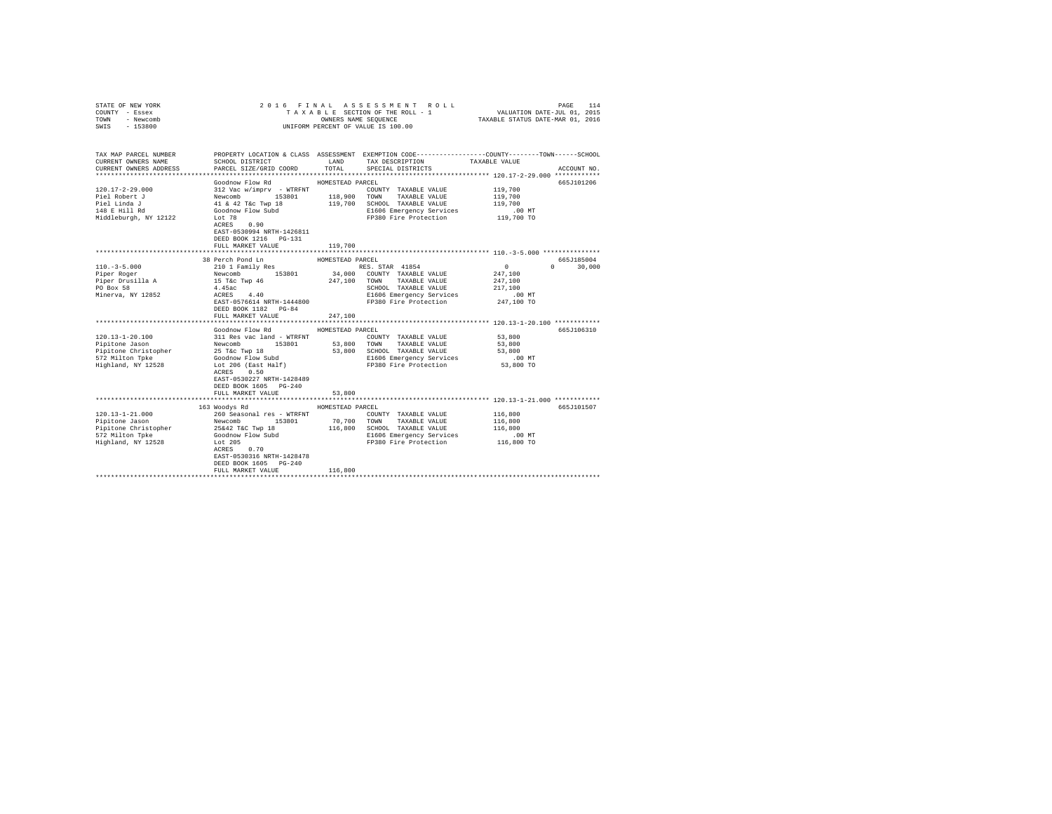STATE OF NEW YORK  
COUNTY - Essex  
TOWN - Newcomb  
SWIS - 153800

2016 FINAL ASSESSMENT ROLL  
TAXABLE SECTION OF THE ROLL - 1  
OWNERS NAME SEQUENCE  
UNIFORM PERCENT OF VALUE IS 100.00

VALUATION DATE-JUL 01, 2015  
TAXABLE STATUS DATE-MAR 01, 2016

| TAX MAP PARCEL NUMBER / CURRENT OWNERS NAME / CURRENT OWNERS ADDRESS | PROPERTY LOCATION & CLASS / SCHOOL DISTRICT / PARCEL SIZE/GRID COORD | ASSESSMENT LAND / TOTAL | EXEMPTION CODE / TAX DESCRIPTION / SPECIAL DISTRICTS | COUNTY / TOWN / SCHOOL TAXABLE VALUE | ACCOUNT NO. |
|---|---|---|---|---|---|
| 120.17-2-29.000 | Goodnow Flow Rd | HOMESTEAD PARCEL | | | 665J101206 |
| Piel Robert J | 312 Vac w/imprv - WTRFNT | | COUNTY TAXABLE VALUE | 119,700 | |
| Piel Linda J | Newcomb 153801 | 118,900 | TOWN TAXABLE VALUE | 119,700 | |
| 148 E Hill Rd | 41 & 42 T&c Twp 18 | 119,700 | SCHOOL TAXABLE VALUE | 119,700 | |
| Middleburgh, NY 12122 | Goodnow Flow Subd | | E1606 Emergency Services | .00 MT | |
| | Lot 78 | | FP380 Fire Protection | 119,700 TO | |
| | ACRES 0.90 | | | | |
| | EAST-0530994 NRTH-1426811 | | | | |
| | DEED BOOK 1216 PG-131 | | | | |
| | FULL MARKET VALUE | 119,700 | | | |
| 110.-3-5.000 | 38 Perch Pond Ln | HOMESTEAD PARCEL | | | 665J185004 |
| Piper Roger | 210 1 Family Res | | RES. STAR 41854 | 0 / 0 / 30,000 | |
| Piper Drusilla A | Newcomb 153801 | 34,000 | COUNTY TAXABLE VALUE | 247,100 | |
| PO Box 58 | 15 T&c Twp 46 | 247,100 | TOWN TAXABLE VALUE | 247,100 | |
| Minerva, NY 12852 | 4.45ac | | SCHOOL TAXABLE VALUE | 217,100 | |
| | ACRES 4.40 | | E1606 Emergency Services | .00 MT | |
| | EAST-0576614 NRTH-1444800 | | FP380 Fire Protection | 247,100 TO | |
| | DEED BOOK 1182 PG-84 | | | | |
| | FULL MARKET VALUE | 247,100 | | | |
| 120.13-1-20.100 | Goodnow Flow Rd | HOMESTEAD PARCEL | | | 665J106310 |
| Pipitone Jason | 311 Res vac land - WTRFNT | | COUNTY TAXABLE VALUE | 53,800 | |
| Pipitone Christopher | Newcomb 153801 | 53,800 | TOWN TAXABLE VALUE | 53,800 | |
| 572 Milton Tpke | 25 T&c Twp 18 | 53,800 | SCHOOL TAXABLE VALUE | 53,800 | |
| Highland, NY 12528 | Goodnow Flow Subd | | E1606 Emergency Services | .00 MT | |
| | Lot 206 (East Half) | | FP380 Fire Protection | 53,800 TO | |
| | ACRES 0.50 | | | | |
| | EAST-0530227 NRTH-1428489 | | | | |
| | DEED BOOK 1605 PG-240 | | | | |
| | FULL MARKET VALUE | 53,800 | | | |
| 120.13-1-21.000 | 163 Woodys Rd | HOMESTEAD PARCEL | | | 665J101507 |
| Pipitone Jason | 260 Seasonal res - WTRFNT | | COUNTY TAXABLE VALUE | 116,800 | |
| Pipitone Christopher | Newcomb 153801 | 70,700 | TOWN TAXABLE VALUE | 116,800 | |
| 572 Milton Tpke | 25&42 T&C Twp 18 | 116,800 | SCHOOL TAXABLE VALUE | 116,800 | |
| Highland, NY 12528 | Goodnow Flow Subd | | E1606 Emergency Services | .00 MT | |
| | Lot 205 | | FP380 Fire Protection | 116,800 TO | |
| | ACRES 0.70 | | | | |
| | EAST-0530316 NRTH-1428478 | | | | |
| | DEED BOOK 1605 PG-240 | | | | |
| | FULL MARKET VALUE | 116,800 | | | |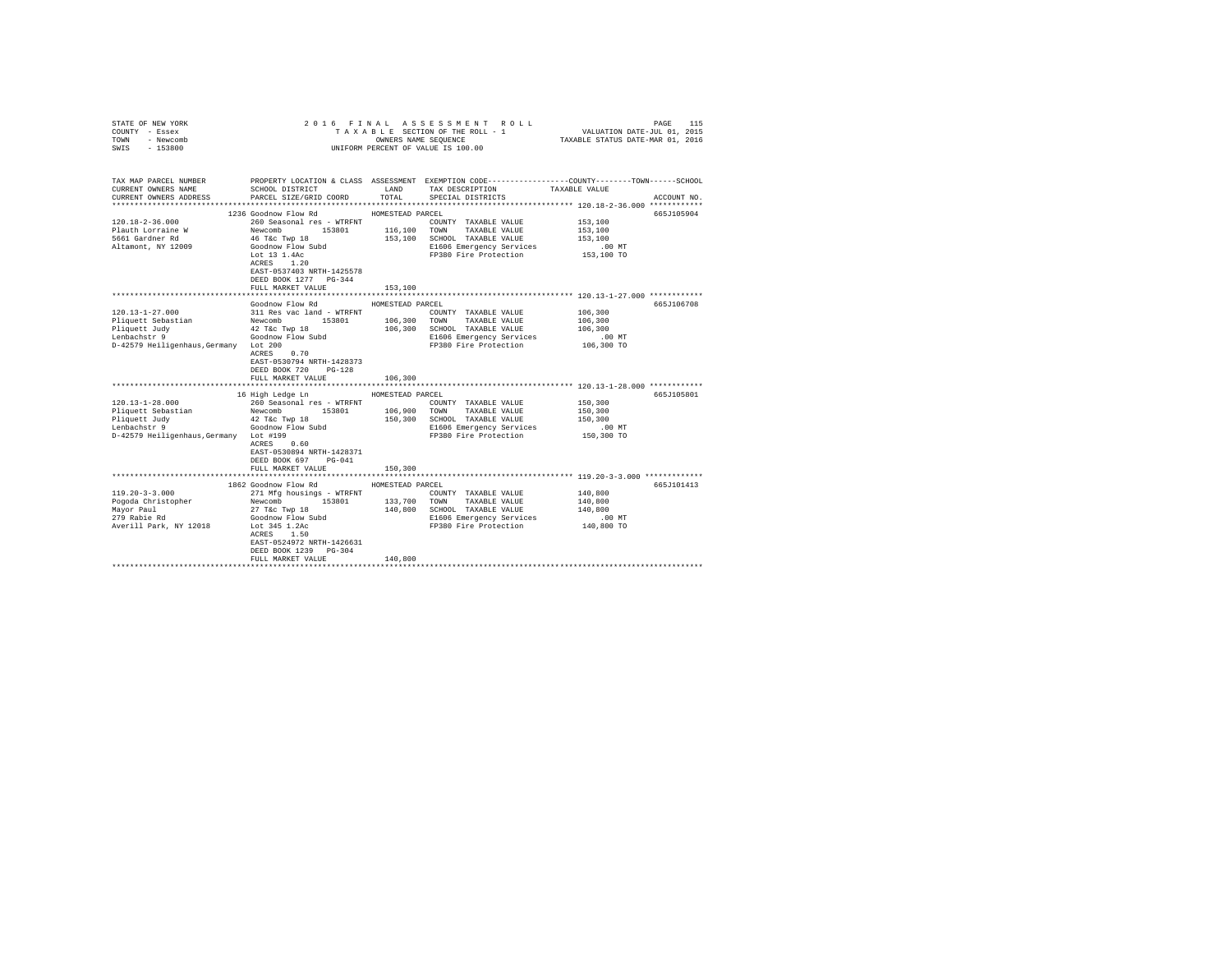STATE OF NEW YORK — 2016 FINAL ASSESSMENT ROLL
COUNTY - Essex — TAXABLE SECTION OF THE ROLL - 1 — VALUATION DATE-JUL 01, 2015
TOWN - Newcomb — OWNERS NAME SEQUENCE — TAXABLE STATUS DATE-MAR 01, 2016
SWIS - 153800 — UNIFORM PERCENT OF VALUE IS 100.00

| TAX MAP PARCEL NUMBER / CURRENT OWNERS NAME / CURRENT OWNERS ADDRESS | PROPERTY LOCATION & CLASS / SCHOOL DISTRICT / PARCEL SIZE/GRID COORD | ASSESSMENT LAND / TOTAL | EXEMPTION CODE / TAX DESCRIPTION / SPECIAL DISTRICTS | TAXABLE VALUE (COUNTY / TOWN / SCHOOL) | ACCOUNT NO. |
|---|---|---|---|---|---|
| **120.18-2-36.000** | 1236 Goodnow Flow Rd | | HOMESTEAD PARCEL | | 665J105904 |
| 120.18-2-36.000 | 260 Seasonal res - WTRFNT | | COUNTY TAXABLE VALUE | 153,100 | |
| Plauth Lorraine W | Newcomb 153801 | 116,100 | TOWN TAXABLE VALUE | 153,100 | |
| 5661 Gardner Rd | 46 T&c Twp 18 | 153,100 | SCHOOL TAXABLE VALUE | 153,100 | |
| Altamont, NY 12009 | Goodnow Flow Subd | | E1606 Emergency Services | .00 MT | |
| | Lot 13 1.4Ac | | FP380 Fire Protection | 153,100 TO | |
| | ACRES 1.20 | | | | |
| | EAST-0537403 NRTH-1425578 | | | | |
| | DEED BOOK 1277 PG-344 | | | | |
| | FULL MARKET VALUE | 153,100 | | | |
| **120.13-1-27.000** | Goodnow Flow Rd | | HOMESTEAD PARCEL | | 665J106708 |
| 120.13-1-27.000 | 311 Res vac land - WTRFNT | | COUNTY TAXABLE VALUE | 106,300 | |
| Pliquett Sebastian | Newcomb 153801 | 106,300 | TOWN TAXABLE VALUE | 106,300 | |
| Pliquett Judy | 42 T&c Twp 18 | 106,300 | SCHOOL TAXABLE VALUE | 106,300 | |
| Lenbachstr 9 | Goodnow Flow Subd | | E1606 Emergency Services | .00 MT | |
| D-42579 Heiligenhaus,Germany | Lot 200 | | FP380 Fire Protection | 106,300 TO | |
| | ACRES 0.70 | | | | |
| | EAST-0530794 NRTH-1428373 | | | | |
| | DEED BOOK 720 PG-128 | | | | |
| | FULL MARKET VALUE | 106,300 | | | |
| **120.13-1-28.000** | 16 High Ledge Ln | | HOMESTEAD PARCEL | | 665J105801 |
| 120.13-1-28.000 | 260 Seasonal res - WTRFNT | | COUNTY TAXABLE VALUE | 150,300 | |
| Pliquett Sebastian | Newcomb 153801 | 106,900 | TOWN TAXABLE VALUE | 150,300 | |
| Pliquett Judy | 42 T&c Twp 18 | 150,300 | SCHOOL TAXABLE VALUE | 150,300 | |
| Lenbachstr 9 | Goodnow Flow Subd | | E1606 Emergency Services | .00 MT | |
| D-42579 Heiligenhaus,Germany | Lot #199 | | FP380 Fire Protection | 150,300 TO | |
| | ACRES 0.60 | | | | |
| | EAST-0530894 NRTH-1428371 | | | | |
| | DEED BOOK 697 PG-041 | | | | |
| | FULL MARKET VALUE | 150,300 | | | |
| **119.20-3-3.000** | 1862 Goodnow Flow Rd | | HOMESTEAD PARCEL | | 665J101413 |
| 119.20-3-3.000 | 271 Mfg housings - WTRFNT | | COUNTY TAXABLE VALUE | 140,800 | |
| Pogoda Christopher | Newcomb 153801 | 133,700 | TOWN TAXABLE VALUE | 140,800 | |
| Mayor Paul | 27 T&c Twp 18 | 140,800 | SCHOOL TAXABLE VALUE | 140,800 | |
| 279 Rabie Rd | Goodnow Flow Subd | | E1606 Emergency Services | .00 MT | |
| Averill Park, NY 12018 | Lot 345 1.2Ac | | FP380 Fire Protection | 140,800 TO | |
| | ACRES 1.50 | | | | |
| | EAST-0524972 NRTH-1426631 | | | | |
| | DEED BOOK 1239 PG-304 | | | | |
| | FULL MARKET VALUE | 140,800 | | | |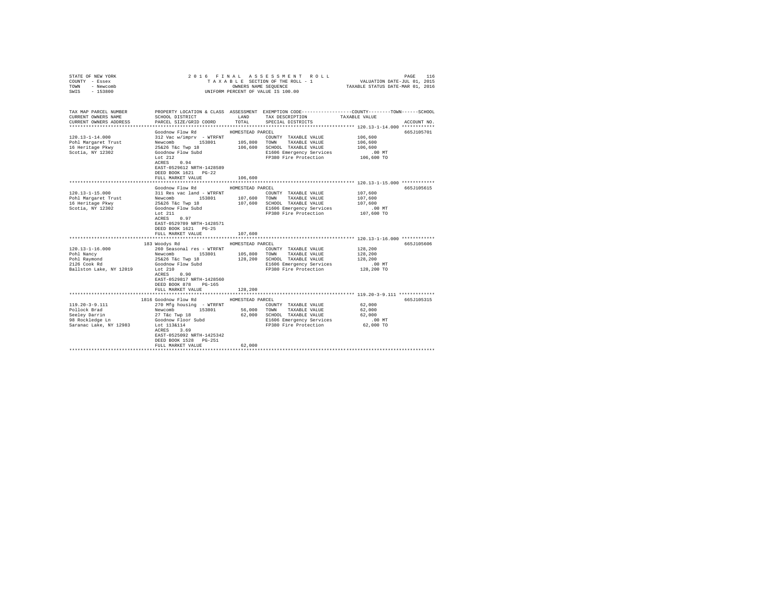STATE OF NEW YORK
COUNTY - Essex
TOWN - Newcomb
SWIS - 153800

2 0 1 6  F I N A L  A S S E S S M E N T  R O L L
T A X A B L E SECTION OF THE ROLL - 1
OWNERS NAME SEQUENCE
UNIFORM PERCENT OF VALUE IS 100.00

VALUATION DATE-JUL 01, 2015
TAXABLE STATUS DATE-MAR 01, 2016

| TAX MAP PARCEL NUMBER / CURRENT OWNERS NAME / CURRENT OWNERS ADDRESS | PROPERTY LOCATION & CLASS / SCHOOL DISTRICT / PARCEL SIZE/GRID COORD | ASSESSMENT LAND / TOTAL | EXEMPTION CODE / TAX DESCRIPTION / SPECIAL DISTRICTS | COUNTY / TOWN / SCHOOL TAXABLE VALUE | ACCOUNT NO. |
|---|---|---|---|---|---|
| 120.13-1-14.000 | Goodnow Flow Rd | HOMESTEAD PARCEL | | | 665J105701 |
| Pohl Margaret Trust | 312 Vac w/imprv - WTRFNT | | COUNTY TAXABLE VALUE | 106,600 | |
| 16 Heritage Pkwy | Newcomb 153801 | 105,800 | TOWN TAXABLE VALUE | 106,600 | |
| Scotia, NY 12302 | 25&26 T&c Twp 18 | 106,600 | SCHOOL TAXABLE VALUE | 106,600 | |
| | Goodnow Flow Subd | | E1606 Emergency Services | .00 MT | |
| | Lot 212 | | FP380 Fire Protection | 106,600 TO | |
| | ACRES 0.94 | | | | |
| | EAST-0529612 NRTH-1428589 | | | | |
| | DEED BOOK 1621 PG-22 | | | | |
| | FULL MARKET VALUE | 106,600 | | | |
| 120.13-1-15.000 | Goodnow Flow Rd | HOMESTEAD PARCEL | | | 665J105615 |
| Pohl Margaret Trust | 311 Res vac land - WTRFNT | | COUNTY TAXABLE VALUE | 107,600 | |
| 16 Heritage Pkwy | Newcomb 153801 | 107,600 | TOWN TAXABLE VALUE | 107,600 | |
| Scotia, NY 12302 | 25&26 T&c Twp 18 | 107,600 | SCHOOL TAXABLE VALUE | 107,600 | |
| | Goodnow Flow Subd | | E1606 Emergency Services | .00 MT | |
| | Lot 211 | | FP380 Fire Protection | 107,600 TO | |
| | ACRES 0.97 | | | | |
| | EAST-0529709 NRTH-1428571 | | | | |
| | DEED BOOK 1621 PG-25 | | | | |
| | FULL MARKET VALUE | 107,600 | | | |
| 120.13-1-16.000 | 183 Woodys Rd | HOMESTEAD PARCEL | | | 665J105606 |
| Pohl Nancy | 260 Seasonal res - WTRFNT | | COUNTY TAXABLE VALUE | 128,200 | |
| Pohl Raymond | Newcomb 153801 | 105,800 | TOWN TAXABLE VALUE | 128,200 | |
| 2126 Cook Rd | 25&26 T&c Twp 18 | 128,200 | SCHOOL TAXABLE VALUE | 128,200 | |
| Ballston Lake, NY 12019 | Goodnow Flow Subd | | E1606 Emergency Services | .00 MT | |
| | Lot 210 | | FP380 Fire Protection | 128,200 TO | |
| | ACRES 0.90 | | | | |
| | EAST-0529817 NRTH-1428560 | | | | |
| | DEED BOOK 878 PG-165 | | | | |
| | FULL MARKET VALUE | 128,200 | | | |
| 119.20-3-9.111 | 1816 Goodnow Flow Rd | HOMESTEAD PARCEL | | | 665J105315 |
| Pollock Brad | 270 Mfg housing - WTRFNT | | COUNTY TAXABLE VALUE | 62,000 | |
| Seeley Darrin | Newcomb 153801 | 56,000 | TOWN TAXABLE VALUE | 62,000 | |
| 98 Rockledge Ln | 27 T&c Twp 18 | 62,000 | SCHOOL TAXABLE VALUE | 62,000 | |
| Saranac Lake, NY 12983 | Goodnow Floor Subd | | E1606 Emergency Services | .00 MT | |
| | Lot 113&114 | | FP380 Fire Protection | 62,000 TO | |
| | ACRES 3.69 | | | | |
| | EAST-0525092 NRTH-1425342 | | | | |
| | DEED BOOK 1528 PG-251 | | | | |
| | FULL MARKET VALUE | 62,000 | | | |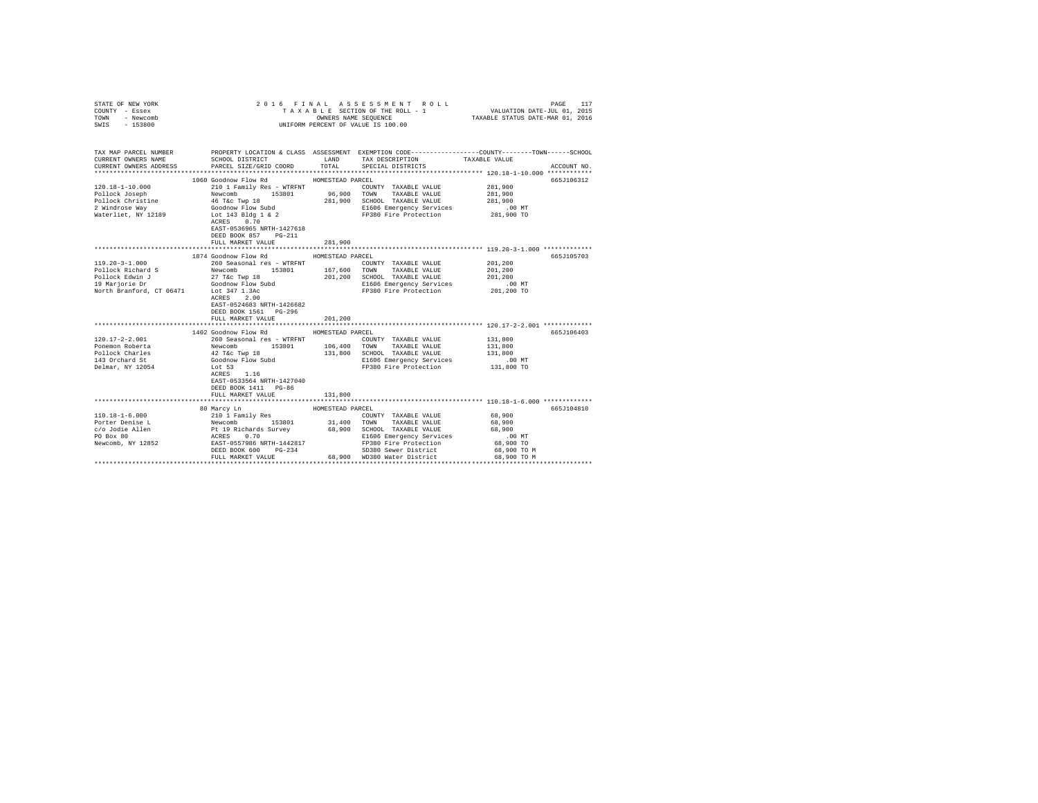STATE OF NEW YORK
COUNTY - Essex
TOWN - Newcomb
SWIS - 153800

2016 FINAL ASSESSMENT ROLL
TAXABLE SECTION OF THE ROLL - 1
OWNERS NAME SEQUENCE
UNIFORM PERCENT OF VALUE IS 100.00

VALUATION DATE-JUL 01, 2015
TAXABLE STATUS DATE-MAR 01, 2016

```
TAX MAP PARCEL NUMBER     PROPERTY LOCATION & CLASS  ASSESSMENT  EXEMPTION CODE-----------------COUNTY--------TOWN------SCHOOL
CURRENT OWNERS NAME       SCHOOL DISTRICT              LAND      TAX DESCRIPTION             TAXABLE VALUE
CURRENT OWNERS ADDRESS    PARCEL SIZE/GRID COORD       TOTAL     SPECIAL DISTRICTS                                    ACCOUNT NO.
************************************************************************************************** 120.18-1-10.000 ************
                          1060 Goodnow Flow Rd          HOMESTEAD PARCEL                                               665J106312
120.18-1-10.000           210 1 Family Res - WTRFNT              COUNTY  TAXABLE VALUE          281,900
Pollock Joseph            Newcomb      153801         96,900    TOWN    TAXABLE VALUE          281,900
Pollock Christine         46 T&c Twp 18              281,900    SCHOOL  TAXABLE VALUE          281,900
2 Windrose Way            Goodnow Flow Subd                     E1606 Emergency Services           .00 MT
Waterliet, NY 12189       Lot 143 Bldg 1 & 2                    FP380 Fire Protection          281,900 TO
                          ACRES    0.70
                          EAST-0536965 NRTH-1427618
                          DEED BOOK 857    PG-211
                          FULL MARKET VALUE          281,900
************************************************************************************************** 119.20-3-1.000 *************
                          1874 Goodnow Flow Rd          HOMESTEAD PARCEL                                               665J105703
119.20-3-1.000            260 Seasonal res - WTRFNT              COUNTY  TAXABLE VALUE          201,200
Pollock Richard S         Newcomb      153801        167,600    TOWN    TAXABLE VALUE          201,200
Pollock Edwin J           27 T&c Twp 18              201,200    SCHOOL  TAXABLE VALUE          201,200
19 Marjorie Dr            Goodnow Flow Subd                     E1606 Emergency Services           .00 MT
North Branford, CT 06471  Lot 347 1.3Ac                         FP380 Fire Protection          201,200 TO
                          ACRES    2.00
                          EAST-0524683 NRTH-1426682
                          DEED BOOK 1561   PG-296
                          FULL MARKET VALUE          201,200
************************************************************************************************** 120.17-2-2.001 *************
                          1402 Goodnow Flow Rd          HOMESTEAD PARCEL                                               665J106403
120.17-2-2.001            260 Seasonal res - WTRFNT              COUNTY  TAXABLE VALUE          131,800
Ponemon Roberta           Newcomb      153801        106,400    TOWN    TAXABLE VALUE          131,800
Pollock Charles           42 T&c Twp 18              131,800    SCHOOL  TAXABLE VALUE          131,800
143 Orchard St            Goodnow Flow Subd                     E1606 Emergency Services           .00 MT
Delmar, NY 12054          Lot 53                                FP380 Fire Protection          131,800 TO
                          ACRES    1.16
                          EAST-0533564 NRTH-1427040
                          DEED BOOK 1411   PG-86
                          FULL MARKET VALUE          131,800
************************************************************************************************** 110.18-1-6.000 *************
                          80 Marcy Ln                   HOMESTEAD PARCEL                                               665J104810
110.18-1-6.000            210 1 Family Res                       COUNTY  TAXABLE VALUE           68,900
Porter Denise L           Newcomb      153801         31,400    TOWN    TAXABLE VALUE           68,900
c/o Jodie Allen           Pt 19 Richards Survey       68,900    SCHOOL  TAXABLE VALUE           68,900
PO Box 80                 ACRES    0.70                         E1606 Emergency Services           .00 MT
Newcomb, NY 12852         EAST-0557986 NRTH-1442817             FP380 Fire Protection           68,900 TO
                          DEED BOOK 600    PG-234               SD380 Sewer District            68,900 TO M
                          FULL MARKET VALUE           68,900    WD380 Water District            68,900 TO M
********************************************************************************************************************************
```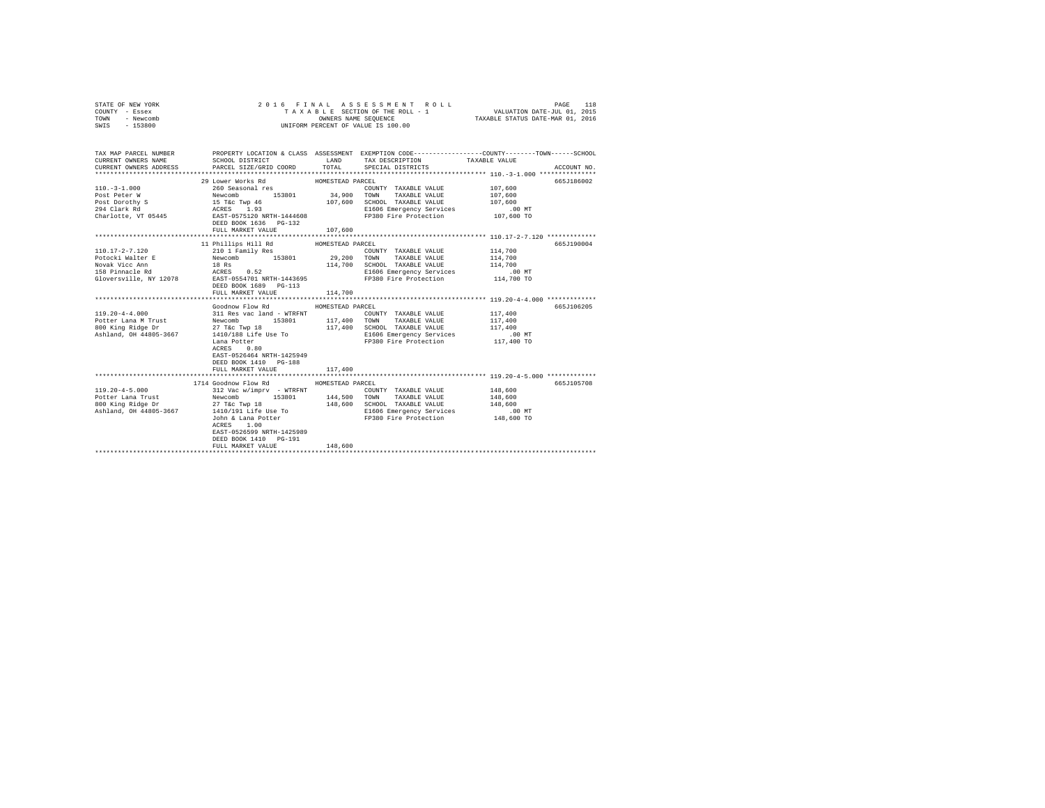STATE OF NEW YORK　　　　2016 FINAL ASSESSMENT ROLL
COUNTY - Essex　　　　TAXABLE SECTION OF THE ROLL - 1　　　　VALUATION DATE-JUL 01, 2015
TOWN - Newcomb　　　　OWNERS NAME SEQUENCE　　　　TAXABLE STATUS DATE-MAR 01, 2016
SWIS - 153800　　　　UNIFORM PERCENT OF VALUE IS 100.00

| TAX MAP PARCEL NUMBER / CURRENT OWNERS NAME / CURRENT OWNERS ADDRESS | PROPERTY LOCATION & CLASS / SCHOOL DISTRICT / PARCEL SIZE/GRID COORD | ASSESSMENT LAND / TOTAL | EXEMPTION CODE / TAX DESCRIPTION / SPECIAL DISTRICTS | TAXABLE VALUE (COUNTY / TOWN / SCHOOL) | ACCOUNT NO. |
|---|---|---|---|---|---|
| **110.-3-1.000** | 29 Lower Works Rd | HOMESTEAD PARCEL | | | 665J186002 |
| Post Peter W | 260 Seasonal res | | COUNTY TAXABLE VALUE | 107,600 | |
| Post Dorothy S | Newcomb 153801 | 34,900 | TOWN TAXABLE VALUE | 107,600 | |
| 294 Clark Rd | 15 T&c Twp 46 | 107,600 | SCHOOL TAXABLE VALUE | 107,600 | |
| Charlotte, VT 05445 | ACRES 1.93 | | E1606 Emergency Services | .00 MT | |
| | EAST-0575120 NRTH-1444608 | | FP380 Fire Protection | 107,600 TO | |
| | DEED BOOK 1636 PG-132 | | | | |
| | FULL MARKET VALUE | 107,600 | | | |
| **110.17-2-7.120** | 11 Phillips Hill Rd | HOMESTEAD PARCEL | | | 665J190004 |
| Potocki Walter E | 210 1 Family Res | | COUNTY TAXABLE VALUE | 114,700 | |
| Novak Vicc Ann | Newcomb 153801 | 29,200 | TOWN TAXABLE VALUE | 114,700 | |
| 158 Pinnacle Rd | 18 Rs | 114,700 | SCHOOL TAXABLE VALUE | 114,700 | |
| Gloversville, NY 12078 | ACRES 0.52 | | E1606 Emergency Services | .00 MT | |
| | EAST-0554701 NRTH-1443695 | | FP380 Fire Protection | 114,700 TO | |
| | DEED BOOK 1689 PG-113 | | | | |
| | FULL MARKET VALUE | 114,700 | | | |
| **119.20-4-4.000** | Goodnow Flow Rd | HOMESTEAD PARCEL | | | 665J106205 |
| Potter Lana M Trust | 311 Res vac land - WTRFNT | | COUNTY TAXABLE VALUE | 117,400 | |
| 800 King Ridge Dr | Newcomb 153801 | 117,400 | TOWN TAXABLE VALUE | 117,400 | |
| Ashland, OH 44805-3667 | 27 T&c Twp 18 | 117,400 | SCHOOL TAXABLE VALUE | 117,400 | |
| | 1410/188 Life Use To | | E1606 Emergency Services | .00 MT | |
| | Lana Potter | | FP380 Fire Protection | 117,400 TO | |
| | ACRES 0.80 | | | | |
| | EAST-0526464 NRTH-1425949 | | | | |
| | DEED BOOK 1410 PG-188 | | | | |
| | FULL MARKET VALUE | 117,400 | | | |
| **119.20-4-5.000** | 1714 Goodnow Flow Rd | HOMESTEAD PARCEL | | | 665J105708 |
| Potter Lana Trust | 312 Vac w/imprv - WTRFNT | | COUNTY TAXABLE VALUE | 148,600 | |
| 800 King Ridge Dr | Newcomb 153801 | 144,500 | TOWN TAXABLE VALUE | 148,600 | |
| Ashland, OH 44805-3667 | 27 T&c Twp 18 | 148,600 | SCHOOL TAXABLE VALUE | 148,600 | |
| | 1410/191 Life Use To | | E1606 Emergency Services | .00 MT | |
| | John & Lana Potter | | FP380 Fire Protection | 148,600 TO | |
| | ACRES 1.00 | | | | |
| | EAST-0526599 NRTH-1425989 | | | | |
| | DEED BOOK 1410 PG-191 | | | | |
| | FULL MARKET VALUE | 148,600 | | | |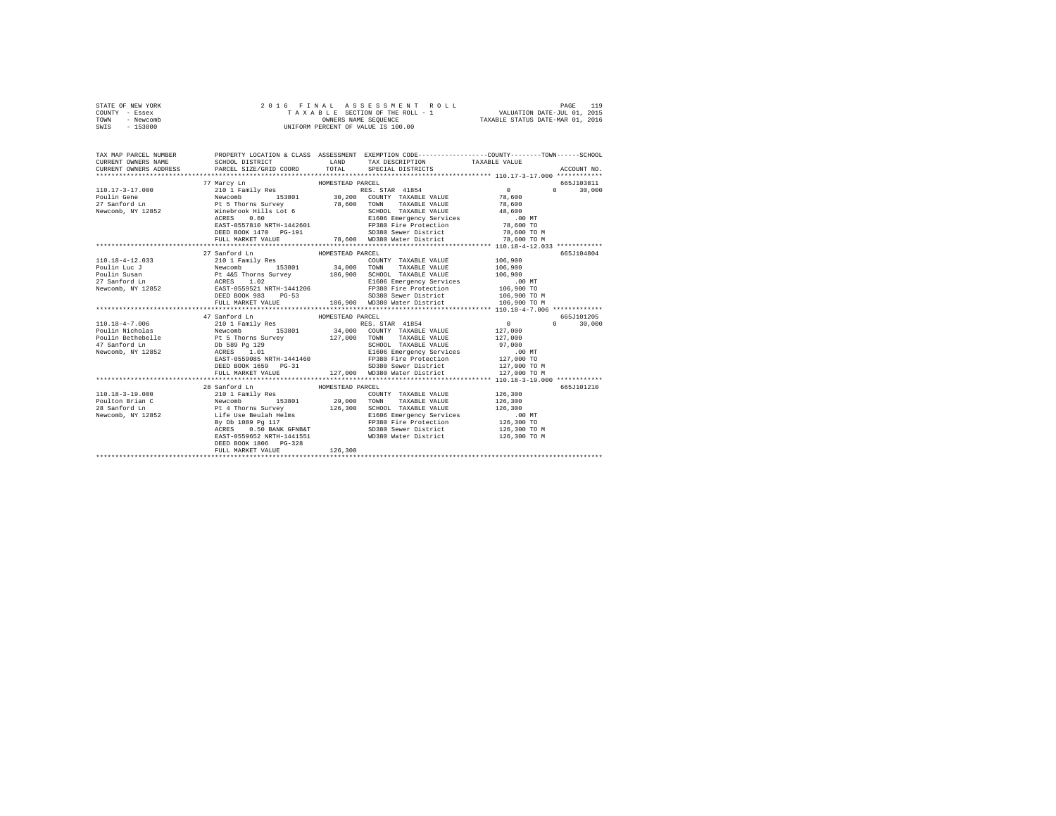STATE OF NEW YORK
COUNTY - Essex
TOWN - Newcomb
SWIS - 153800

2 0 1 6 F I N A L A S S E S S M E N T R O L L
T A X A B L E SECTION OF THE ROLL - 1
OWNERS NAME SEQUENCE
UNIFORM PERCENT OF VALUE IS 100.00

VALUATION DATE-JUL 01, 2015
TAXABLE STATUS DATE-MAR 01, 2016

```
TAX MAP PARCEL NUMBER      PROPERTY LOCATION & CLASS  ASSESSMENT  EXEMPTION CODE-----------------COUNTY--------TOWN------SCHOOL
CURRENT OWNERS NAME        SCHOOL DISTRICT             LAND       TAX DESCRIPTION            TAXABLE VALUE
CURRENT OWNERS ADDRESS     PARCEL SIZE/GRID COORD      TOTAL      SPECIAL DISTRICTS                                    ACCOUNT NO.
******************************************************************************************************* 110.17-3-17.000 ************
                           77 Marcy Ln                 HOMESTEAD PARCEL                                                665J103811
110.17-3-17.000            210 1 Family Res                       RES. STAR 41854                0          0       30,000
Poulin Gene                Newcomb         153801       30,200    COUNTY  TAXABLE VALUE          78,600
27 Sanford Ln              Pt 5 Thorns Survey           78,600    TOWN    TAXABLE VALUE          78,600
Newcomb, NY 12852          Winebrook Hills Lot 6                  SCHOOL  TAXABLE VALUE          48,600
                           ACRES    0.60                          E1606 Emergency Services          .00 MT
                           EAST-0557810 NRTH-1442601              FP380 Fire Protection          78,600 TO
                           DEED BOOK 1470   PG-191                SD380 Sewer District           78,600 TO M
                           FULL MARKET VALUE            78,600    WD380 Water District           78,600 TO M
******************************************************************************************************* 110.18-4-12.033 ************
                           27 Sanford Ln               HOMESTEAD PARCEL                                                665J104804
110.18-4-12.033            210 1 Family Res                       COUNTY  TAXABLE VALUE         106,900
Poulin Luc J               Newcomb         153801       34,000    TOWN    TAXABLE VALUE         106,900
Poulin Susan               Pt 4&5 Thorns Survey        106,900    SCHOOL  TAXABLE VALUE         106,900
27 Sanford Ln              ACRES    1.02                          E1606 Emergency Services          .00 MT
Newcomb, NY 12852          EAST-0559521 NRTH-1441206              FP380 Fire Protection         106,900 TO
                           DEED BOOK 983    PG-53                 SD380 Sewer District          106,900 TO M
                           FULL MARKET VALUE           106,900    WD380 Water District          106,900 TO M
******************************************************************************************************* 110.18-4-7.006 *************
                           47 Sanford Ln               HOMESTEAD PARCEL                                                665J101205
110.18-4-7.006             210 1 Family Res                       RES. STAR 41854                0          0       30,000
Poulin Nicholas            Newcomb         153801       34,000    COUNTY  TAXABLE VALUE         127,000
Poulin Bethebelle          Pt 5 Thorns Survey          127,000    TOWN    TAXABLE VALUE         127,000
47 Sanford Ln              Db 589 Pg 129                          SCHOOL  TAXABLE VALUE          97,000
Newcomb, NY 12852          ACRES    1.01                          E1606 Emergency Services          .00 MT
                           EAST-0559085 NRTH-1441460              FP380 Fire Protection         127,000 TO
                           DEED BOOK 1659   PG-31                 SD380 Sewer District          127,000 TO M
                           FULL MARKET VALUE           127,000    WD380 Water District          127,000 TO M
******************************************************************************************************* 110.18-3-19.000 ************
                           28 Sanford Ln               HOMESTEAD PARCEL                                                665J101210
110.18-3-19.000            210 1 Family Res                       COUNTY  TAXABLE VALUE         126,300
Poulton Brian C            Newcomb         153801       29,000    TOWN    TAXABLE VALUE         126,300
28 Sanford Ln              Pt 4 Thorns Survey          126,300    SCHOOL  TAXABLE VALUE         126,300
Newcomb, NY 12852          Life Use Beulah Helms                  E1606 Emergency Services          .00 MT
                           By Db 1089 Pg 117                      FP380 Fire Protection         126,300 TO
                           ACRES    0.50 BANK GFNB&T              SD380 Sewer District          126,300 TO M
                           EAST-0559652 NRTH-1441551              WD380 Water District          126,300 TO M
                           DEED BOOK 1806   PG-328
                           FULL MARKET VALUE           126,300
************************************************************************************************************************************
```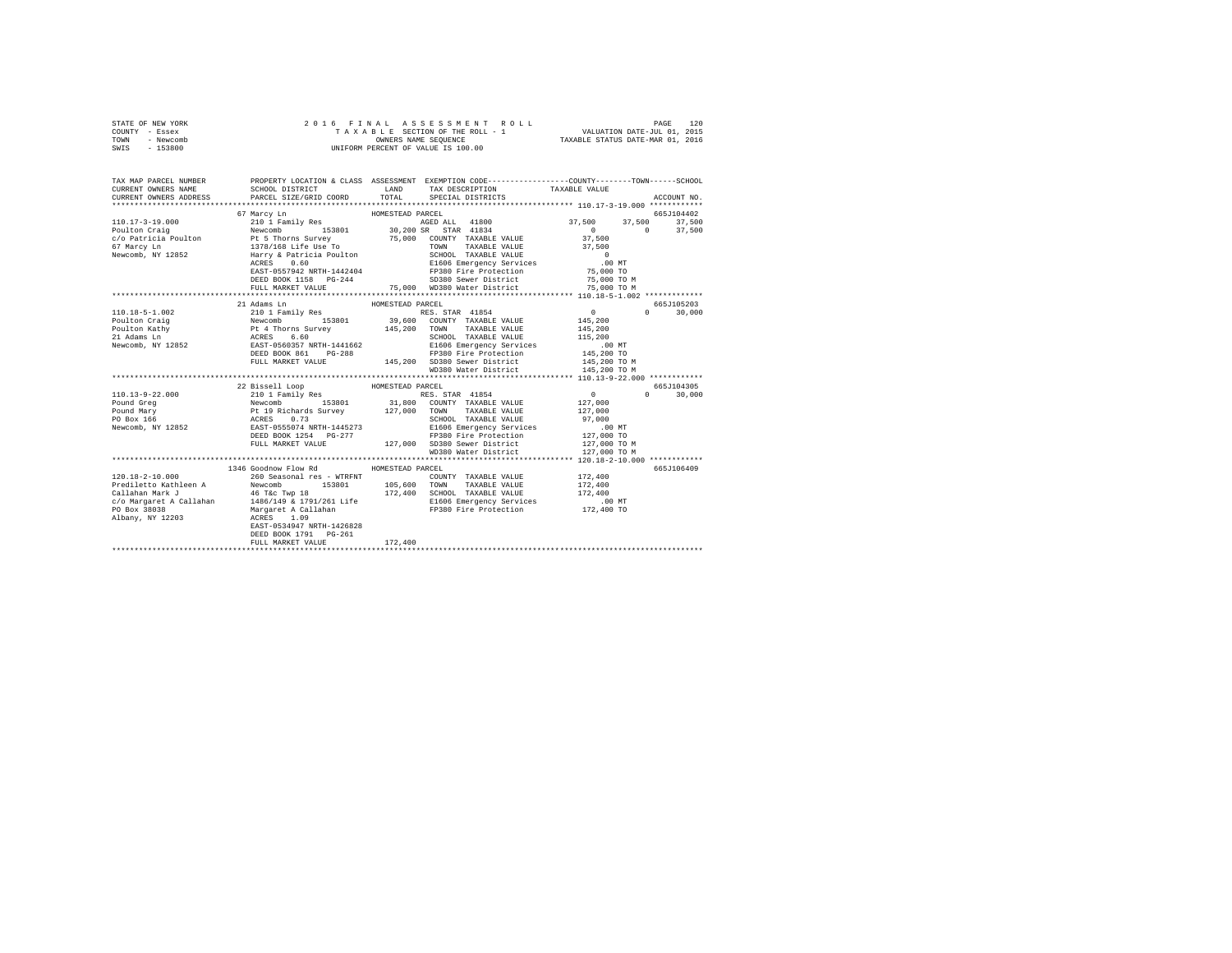STATE OF NEW YORK
COUNTY - Essex
TOWN - Newcomb
SWIS - 153800

2 0 1 6 F I N A L A S S E S S M E N T R O L L
T A X A B L E SECTION OF THE ROLL - 1
OWNERS NAME SEQUENCE
UNIFORM PERCENT OF VALUE IS 100.00

VALUATION DATE-JUL 01, 2015
TAXABLE STATUS DATE-MAR 01, 2016

```
TAX MAP PARCEL NUMBER    PROPERTY LOCATION & CLASS  ASSESSMENT  EXEMPTION CODE------------------COUNTY--------TOWN------SCHOOL
CURRENT OWNERS NAME      SCHOOL DISTRICT              LAND      TAX DESCRIPTION            TAXABLE VALUE
CURRENT OWNERS ADDRESS   PARCEL SIZE/GRID COORD       TOTAL     SPECIAL DISTRICTS                                    ACCOUNT NO.
******************************************************************************************* 110.17-3-19.000 ************
                         67 Marcy Ln                  HOMESTEAD PARCEL                                               665J104402
110.17-3-19.000          210 1 Family Res                       AGED ALL  41800           37,500     37,500     37,500
Poulton Craig            Newcomb         153801       30,200 SR  STAR 41834                  0          0     37,500
c/o Patricia Poulton     Pt 5 Thorns Survey           75,000    COUNTY  TAXABLE VALUE      37,500
67 Marcy Ln              1378/168 Life Use To                   TOWN    TAXABLE VALUE      37,500
Newcomb, NY 12852        Harry & Patricia Poulton               SCHOOL  TAXABLE VALUE           0
                         ACRES    0.60                          E1606 Emergency Services      .00 MT
                         EAST-0557942 NRTH-1442404              FP380 Fire Protection       75,000 TO
                         DEED BOOK 1158   PG-244                SD380 Sewer District        75,000 TO M
                         FULL MARKET VALUE            75,000    WD380 Water District        75,000 TO M
******************************************************************************************* 110.18-5-1.002 *************
                         21 Adams Ln                  HOMESTEAD PARCEL                                               665J105203
110.18-5-1.002           210 1 Family Res                       RES. STAR  41854               0          0     30,000
Poulton Craig            Newcomb         153801       39,600    COUNTY  TAXABLE VALUE     145,200
Poulton Kathy            Pt 4 Thorns Survey          145,200    TOWN    TAXABLE VALUE     145,200
21 Adams Ln              ACRES    6.60                          SCHOOL  TAXABLE VALUE     115,200
Newcomb, NY 12852        EAST-0560357 NRTH-1441662              E1606 Emergency Services      .00 MT
                         DEED BOOK 861    PG-288                FP380 Fire Protection      145,200 TO
                         FULL MARKET VALUE           145,200    SD380 Sewer District       145,200 TO M
                                                                WD380 Water District       145,200 TO M
******************************************************************************************* 110.13-9-22.000 ************
                         22 Bissell Loop              HOMESTEAD PARCEL                                               665J104305
110.13-9-22.000          210 1 Family Res                       RES. STAR  41854               0          0     30,000
Pound Greg               Newcomb         153801       31,800    COUNTY  TAXABLE VALUE     127,000
Pound Mary               Pt 19 Richards Survey       127,000    TOWN    TAXABLE VALUE     127,000
PO Box 166               ACRES    0.73                          SCHOOL  TAXABLE VALUE      97,000
Newcomb, NY 12852        EAST-0555074 NRTH-1445273              E1606 Emergency Services      .00 MT
                         DEED BOOK 1254   PG-277                FP380 Fire Protection      127,000 TO
                         FULL MARKET VALUE           127,000    SD380 Sewer District       127,000 TO M
                                                                WD380 Water District       127,000 TO M
******************************************************************************************* 120.18-2-10.000 ************
                         1346 Goodnow Flow Rd         HOMESTEAD PARCEL                                               665J106409
120.18-2-10.000          260 Seasonal res - WTRFNT              COUNTY  TAXABLE VALUE     172,400
Prediletto Kathleen A    Newcomb         153801      105,600    TOWN    TAXABLE VALUE     172,400
Callahan Mark J          46 T&c Twp 18               172,400    SCHOOL  TAXABLE VALUE     172,400
c/o Margaret A Callahan  1486/149 & 1791/261 Life               E1606 Emergency Services      .00 MT
PO Box 38038             Margaret A Callahan                    FP380 Fire Protection      172,400 TO
Albany, NY 12203         ACRES    1.09
                         EAST-0534947 NRTH-1426828
                         DEED BOOK 1791   PG-261
                         FULL MARKET VALUE           172,400
************************************************************************************************************************
```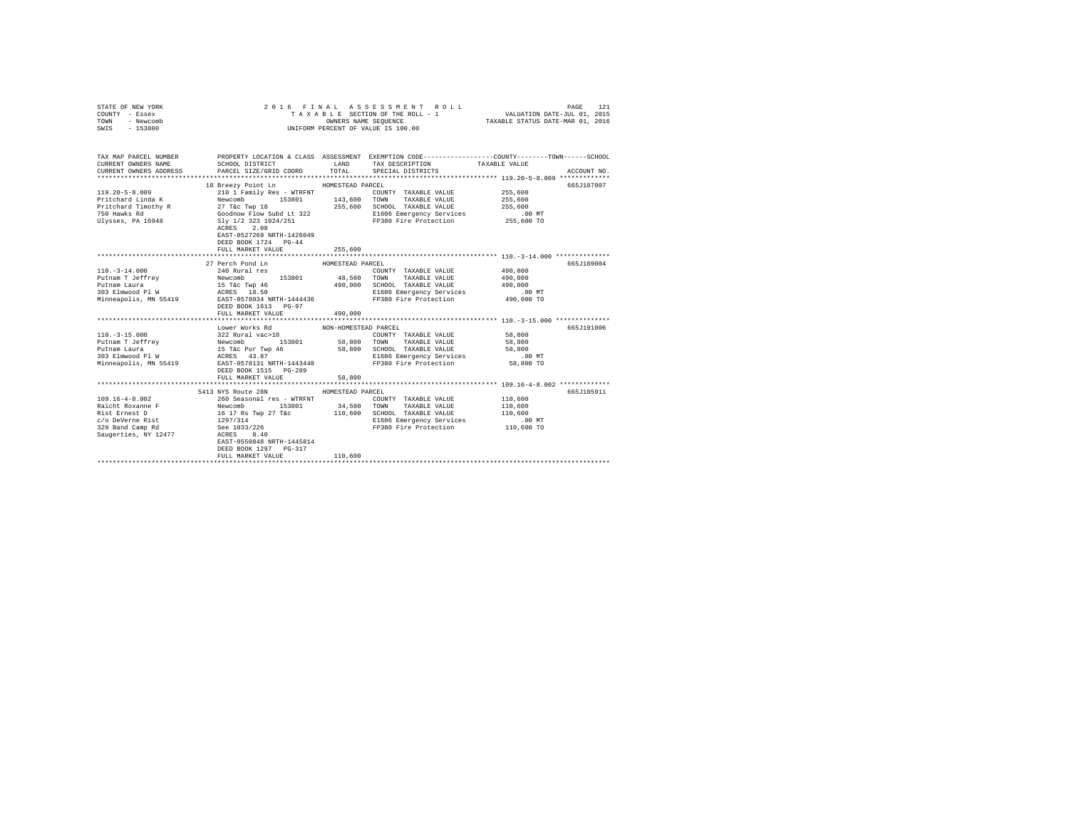```
STATE OF NEW YORK                    2 0 1 6   F I N A L   A S S E S S M E N T   R O L L                          PAGE   121
COUNTY  - Essex                          T A X A B L E  SECTION OF THE ROLL - 1                      VALUATION DATE-JUL 01, 2015
TOWN    - Newcomb                                OWNERS NAME SEQUENCE                            TAXABLE STATUS DATE-MAR 01, 2016
SWIS    - 153800                          UNIFORM PERCENT OF VALUE IS 100.00

TAX MAP PARCEL NUMBER          PROPERTY LOCATION & CLASS  ASSESSMENT  EXEMPTION CODE------------------COUNTY--------TOWN------SCHOOL
CURRENT OWNERS NAME            SCHOOL DISTRICT               LAND      TAX DESCRIPTION            TAXABLE VALUE
CURRENT OWNERS ADDRESS         PARCEL SIZE/GRID COORD        TOTAL     SPECIAL DISTRICTS                                  ACCOUNT NO.
******************************************************************************************************* 119.20-5-8.009 *************
                               18 Breezy Point Ln          HOMESTEAD PARCEL                                                665J187007
119.20-5-8.009                 210 1 Family Res - WTRFNT              COUNTY  TAXABLE VALUE            255,600
Pritchard Linda K              Newcomb        153801        143,600   TOWN    TAXABLE VALUE            255,600
Pritchard Timothy R            27 T&c Twp 18                255,600   SCHOOL  TAXABLE VALUE            255,600
750 Hawks Rd                   Goodnow Flow Subd Lt 322               E1606 Emergency Services              .00 MT
Ulysses, PA 16948              Sly 1/2 323 1024/251                   FP380 Fire Protection             255,600 TO
                               ACRES    2.08
                               EAST-0527269 NRTH-1426049
                               DEED BOOK 1724   PG-44
                               FULL MARKET VALUE            255,600
******************************************************************************************************* 110.-3-14.000 **************
                               27 Perch Pond Ln            HOMESTEAD PARCEL                                                665J189004
110.-3-14.000                  240 Rural res                          COUNTY  TAXABLE VALUE            490,000
Putnam T Jeffrey               Newcomb        153801         48,500   TOWN    TAXABLE VALUE            490,000
Putnam Laura                   15 T&c Twp 46                490,000   SCHOOL  TAXABLE VALUE            490,000
303 Elmwood Pl W               ACRES   18.50                          E1606 Emergency Services              .00 MT
Minneapolis, MN 55419          EAST-0578034 NRTH-1444436              FP380 Fire Protection             490,000 TO
                               DEED BOOK 1613   PG-97
                               FULL MARKET VALUE            490,000
******************************************************************************************************* 110.-3-15.000 **************
                               Lower Works Rd              NON-HOMESTEAD PARCEL                                            665J191006
110.-3-15.000                  322 Rural vac>10                       COUNTY  TAXABLE VALUE             58,800
Putnam T Jeffrey               Newcomb        153801         58,800   TOWN    TAXABLE VALUE             58,800
Putnam Laura                   15 T&c Pur Twp 46             58,800   SCHOOL  TAXABLE VALUE             58,800
303 Elmwood Pl W               ACRES   43.87                          E1606 Emergency Services              .00 MT
Minneapolis, MN 55419          EAST-0578131 NRTH-1443448              FP380 Fire Protection              58,800 TO
                               DEED BOOK 1515   PG-289
                               FULL MARKET VALUE             58,800
******************************************************************************************************* 109.16-4-8.002 *************
                               5413 NYS Route 28N          HOMESTEAD PARCEL                                                665J105911
109.16-4-8.002                 260 Seasonal res - WTRFNT              COUNTY  TAXABLE VALUE            110,600
Raicht Roxanne F               Newcomb        153801         34,500   TOWN    TAXABLE VALUE            110,600
Rist Ernest D                  16 17 Rs Twp 27 T&c          110,600   SCHOOL  TAXABLE VALUE            110,600
c/o DeVerne Rist               1297/314                               E1606 Emergency Services              .00 MT
329 Band Camp Rd               See 1033/226                           FP380 Fire Protection             110,600 TO
Saugerties, NY 12477           ACRES    8.40
                               EAST-0550848 NRTH-1445814
                               DEED BOOK 1297   PG-317
                               FULL MARKET VALUE            110,600
************************************************************************************************************************************
```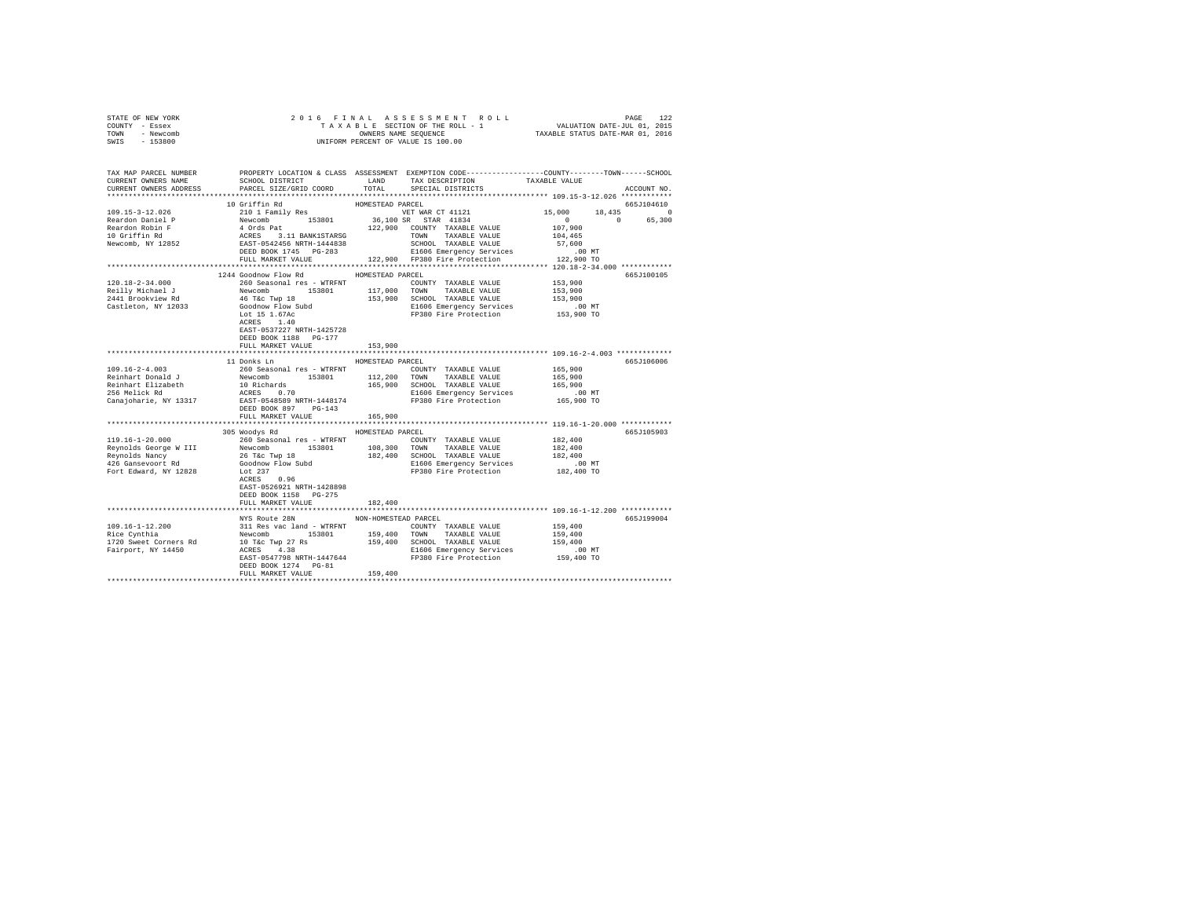STATE OF NEW YORK
COUNTY - Essex
TOWN - Newcomb
SWIS - 153800

2016 FINAL ASSESSMENT ROLL
TAXABLE SECTION OF THE ROLL - 1
OWNERS NAME SEQUENCE
UNIFORM PERCENT OF VALUE IS 100.00

VALUATION DATE-JUL 01, 2015
TAXABLE STATUS DATE-MAR 01, 2016

```
TAX MAP PARCEL NUMBER     PROPERTY LOCATION & CLASS  ASSESSMENT  EXEMPTION CODE-----------------COUNTY--------TOWN------SCHOOL
CURRENT OWNERS NAME       SCHOOL DISTRICT              LAND      TAX DESCRIPTION            TAXABLE VALUE
CURRENT OWNERS ADDRESS    PARCEL SIZE/GRID COORD       TOTAL     SPECIAL DISTRICTS                                    ACCOUNT NO.
******************************************************************************************** 109.15-3-12.026 ************
                          10 Griffin Rd              HOMESTEAD PARCEL                                                 665J104610
109.15-3-12.026           210 1 Family Res                    VET WAR CT 41121            15,000      18,435          0
Reardon Daniel P          Newcomb         153801      36,100 SR  STAR 41834                  0            0      65,300
Reardon Robin F           4 Ords Pat                 122,900  COUNTY  TAXABLE VALUE        107,900
10 Griffin Rd             ACRES    3.11 BANK1STARSG           TOWN    TAXABLE VALUE        104,465
Newcomb, NY 12852         EAST-0542456 NRTH-1444838           SCHOOL  TAXABLE VALUE         57,600
                          DEED BOOK 1745   PG-283             E1606 Emergency Services          .00 MT
                          FULL MARKET VALUE          122,900  FP380 Fire Protection        122,900 TO
******************************************************************************************** 120.18-2-34.000 ************
                          1244 Goodnow Flow Rd       HOMESTEAD PARCEL                                                 665J100105
120.18-2-34.000           260 Seasonal res - WTRFNT           COUNTY  TAXABLE VALUE        153,900
Reilly Michael J          Newcomb         153801     117,000  TOWN    TAXABLE VALUE        153,900
2441 Brookview Rd         46 T&c Twp 18              153,900  SCHOOL  TAXABLE VALUE        153,900
Castleton, NY 12033       Goodnow Flow Subd                   E1606 Emergency Services          .00 MT
                          Lot 15 1.67Ac                       FP380 Fire Protection        153,900 TO
                          ACRES    1.40
                          EAST-0537227 NRTH-1425728
                          DEED BOOK 1188   PG-177
                          FULL MARKET VALUE          153,900
******************************************************************************************** 109.16-2-4.003 *************
                          11 Donks Ln                HOMESTEAD PARCEL                                                 665J106006
109.16-2-4.003            260 Seasonal res - WTRFNT           COUNTY  TAXABLE VALUE        165,900
Reinhart Donald J         Newcomb         153801     112,200  TOWN    TAXABLE VALUE        165,900
Reinhart Elizabeth        10 Richards                165,900  SCHOOL  TAXABLE VALUE        165,900
256 Melick Rd             ACRES    0.70                       E1606 Emergency Services          .00 MT
Canajoharie, NY 13317     EAST-0548589 NRTH-1448174           FP380 Fire Protection        165,900 TO
                          DEED BOOK 897    PG-143
                          FULL MARKET VALUE          165,900
******************************************************************************************** 119.16-1-20.000 ************
                          305 Woodys Rd              HOMESTEAD PARCEL                                                 665J105903
119.16-1-20.000           260 Seasonal res - WTRFNT           COUNTY  TAXABLE VALUE        182,400
Reynolds George W III     Newcomb         153801     108,300  TOWN    TAXABLE VALUE        182,400
Reynolds Nancy            26 T&c Twp 18              182,400  SCHOOL  TAXABLE VALUE        182,400
426 Gansevoort Rd         Goodnow Flow Subd                   E1606 Emergency Services          .00 MT
Fort Edward, NY 12828     Lot 237                             FP380 Fire Protection        182,400 TO
                          ACRES    0.96
                          EAST-0526921 NRTH-1428898
                          DEED BOOK 1158   PG-275
                          FULL MARKET VALUE          182,400
******************************************************************************************** 109.16-1-12.200 ************
                          NYS Route 28N              NON-HOMESTEAD PARCEL                                             665J199004
109.16-1-12.200           311 Res vac land - WTRFNT           COUNTY  TAXABLE VALUE        159,400
Rice Cynthia              Newcomb         153801     159,400  TOWN    TAXABLE VALUE        159,400
1720 Sweet Corners Rd     10 T&c Twp 27 Rs           159,400  SCHOOL  TAXABLE VALUE        159,400
Fairport, NY 14450        ACRES    4.38                       E1606 Emergency Services          .00 MT
                          EAST-0547798 NRTH-1447644           FP380 Fire Protection        159,400 TO
                          DEED BOOK 1274   PG-81
                          FULL MARKET VALUE          159,400
************************************************************************************************************************
```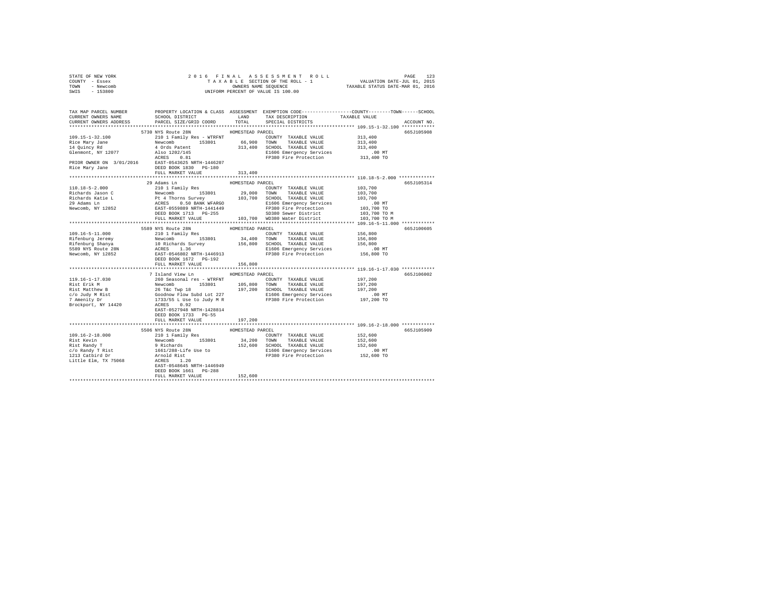STATE OF NEW YORK · COUNTY - Essex · TOWN - Newcomb · SWIS - 153800

# 2016 FINAL ASSESSMENT ROLL
TAXABLE SECTION OF THE ROLL - 1
OWNERS NAME SEQUENCE
UNIFORM PERCENT OF VALUE IS 100.00

VALUATION DATE-JUL 01, 2015
TAXABLE STATUS DATE-MAR 01, 2016

```
TAX MAP PARCEL NUMBER          PROPERTY LOCATION & CLASS  ASSESSMENT  EXEMPTION CODE-----------------COUNTY--------TOWN------SCHOOL
CURRENT OWNERS NAME            SCHOOL DISTRICT            LAND        TAX DESCRIPTION              TAXABLE VALUE
CURRENT OWNERS ADDRESS         PARCEL SIZE/GRID COORD     TOTAL       SPECIAL DISTRICTS                                  ACCOUNT NO.
************************************************************************************************ 109.15-1-32.100 ************
                               5730 NYS Route 28N           HOMESTEAD PARCEL                                              665J105908
109.15-1-32.100                210 1 Family Res - WTRFNT           COUNTY  TAXABLE VALUE          313,400
Rice Mary Jane                 Newcomb       153801       66,900   TOWN    TAXABLE VALUE          313,400
14 Quincy Rd                   4 Ords Patent             313,400   SCHOOL  TAXABLE VALUE          313,400
Glenmont, NY 12077             Also 1202/145                       E1606 Emergency Services           .00 MT
                               ACRES    0.81                       FP380 Fire Protection          313,400 TO
PRIOR OWNER ON 3/01/2016       EAST-0543625 NRTH-1446207
Rice Mary Jane                 DEED BOOK 1830   PG-180
                               FULL MARKET VALUE         313,400
************************************************************************************************ 110.18-5-2.000 *************
                               29 Adams Ln                  HOMESTEAD PARCEL                                              665J105314
110.18-5-2.000                 210 1 Family Res                    COUNTY  TAXABLE VALUE          103,700
Richards Jason C               Newcomb       153801       29,000   TOWN    TAXABLE VALUE          103,700
Richards Katie L               Pt 4 Thorns Survey        103,700   SCHOOL  TAXABLE VALUE          103,700
29 Adams Ln                    ACRES    0.50 BANK WFARGO           E1606 Emergency Services           .00 MT
Newcomb, NY 12852              EAST-0559889 NRTH-1441449           FP380 Fire Protection          103,700 TO
                               DEED BOOK 1713   PG-255             SD380 Sewer District           103,700 TO M
                               FULL MARKET VALUE         103,700   WD380 Water District           103,700 TO M
************************************************************************************************ 109.16-5-11.000 ************
                               5589 NYS Route 28N           HOMESTEAD PARCEL                                              665J100605
109.16-5-11.000                210 1 Family Res                    COUNTY  TAXABLE VALUE          156,800
Rifenburg Jeremy               Newcomb       153801       34,400   TOWN    TAXABLE VALUE          156,800
Rifenburg Shanya               10 Richards Survey        156,800   SCHOOL  TAXABLE VALUE          156,800
5589 NYS Route 28N             ACRES    1.36                       E1606 Emergency Services           .00 MT
Newcomb, NY 12852              EAST-0546802 NRTH-1446913           FP380 Fire Protection          156,800 TO
                               DEED BOOK 1672   PG-192
                               FULL MARKET VALUE         156,800
************************************************************************************************ 119.16-1-17.030 ************
                               7 Island View Ln             HOMESTEAD PARCEL                                              665J106002
119.16-1-17.030                260 Seasonal res - WTRFNT           COUNTY  TAXABLE VALUE          197,200
Rist Erik M                    Newcomb       153801      105,800   TOWN    TAXABLE VALUE          197,200
Rist Matthew B                 26 T&c Twp 18             197,200   SCHOOL  TAXABLE VALUE          197,200
c/o Judy M Rist                Goodnow Flow Subd Lot 227           E1606 Emergency Services           .00 MT
7 Amenity Dr                   1733/55 L Use to Judy M R           FP380 Fire Protection          197,200 TO
Brockport, NY 14420            ACRES    0.92
                               EAST-0527948 NRTH-1428814
                               DEED BOOK 1733   PG-55
                               FULL MARKET VALUE         197,200
************************************************************************************************ 109.16-2-18.000 ************
                               5506 NYS Route 28N           HOMESTEAD PARCEL                                              665J105909
109.16-2-18.000                210 1 Family Res                    COUNTY  TAXABLE VALUE          152,600
Rist Kevin                     Newcomb       153801       34,200   TOWN    TAXABLE VALUE          152,600
Rist Randy T                   9 Richards                152,600   SCHOOL  TAXABLE VALUE          152,600
c/o Randy T Rist               1661/288-Life Use to                E1606 Emergency Services           .00 MT
1213 Catbird Dr                Arnold Rist                         FP380 Fire Protection          152,600 TO
Little Elm, TX 75068           ACRES    1.20
                               EAST-0548645 NRTH-1446949
                               DEED BOOK 1661   PG-288
                               FULL MARKET VALUE         152,600
******************************************************************************************************************************
```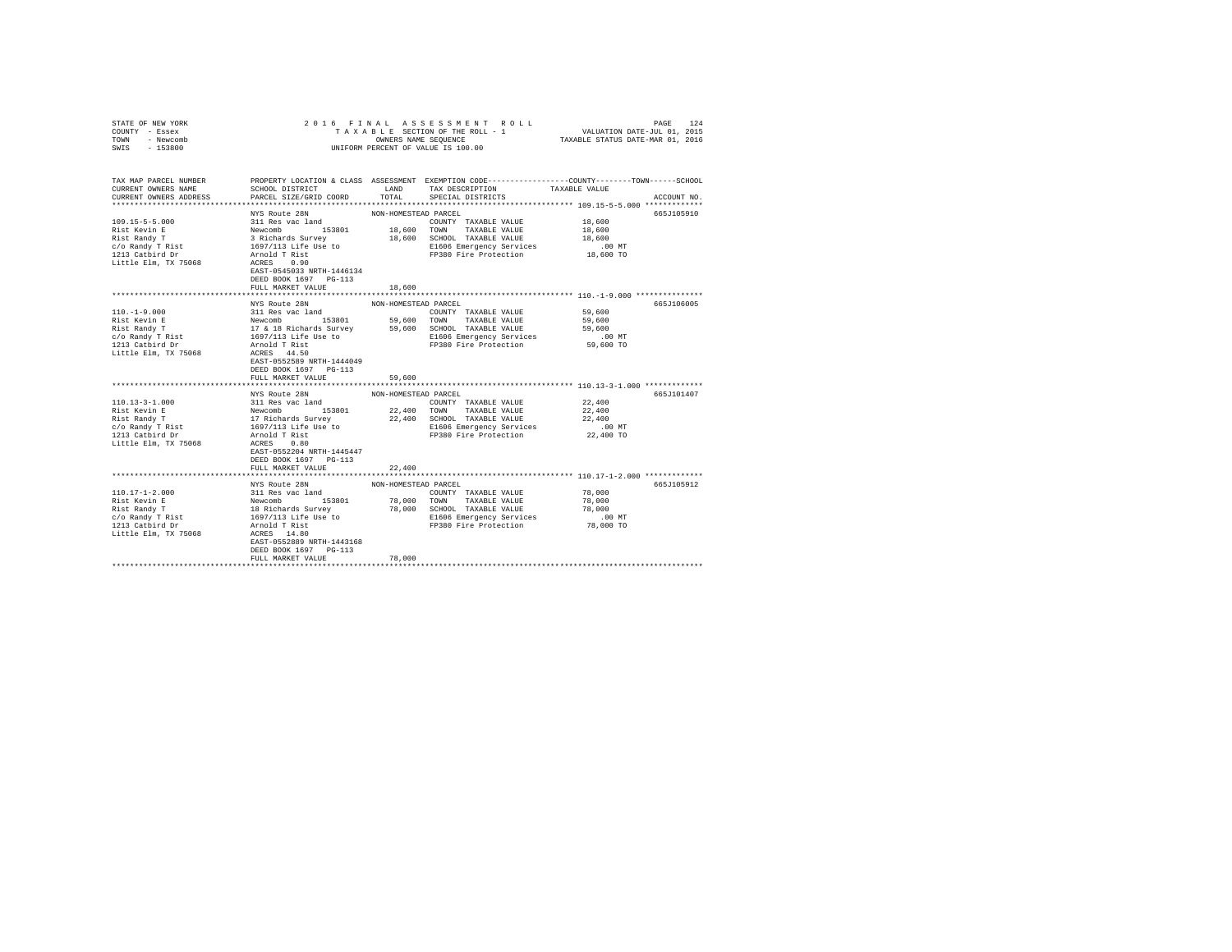STATE OF NEW YORK | 2016 FINAL ASSESSMENT ROLL | 
COUNTY - Essex | TAXABLE SECTION OF THE ROLL - 1 | VALUATION DATE-JUL 01, 2015
TOWN - Newcomb | OWNERS NAME SEQUENCE | TAXABLE STATUS DATE-MAR 01, 2016
SWIS - 153800 | UNIFORM PERCENT OF VALUE IS 100.00

| TAX MAP PARCEL NUMBER / CURRENT OWNERS NAME / CURRENT OWNERS ADDRESS | PROPERTY LOCATION & CLASS / SCHOOL DISTRICT / PARCEL SIZE/GRID COORD | ASSESSMENT LAND / TOTAL | EXEMPTION CODE / TAX DESCRIPTION / SPECIAL DISTRICTS | COUNTY--TOWN--SCHOOL TAXABLE VALUE | ACCOUNT NO. |
|---|---|---|---|---|---|
| 109.15-5-5.000 | NYS Route 28N | NON-HOMESTEAD PARCEL | | | 665J105910 |
| Rist Kevin E | 311 Res vac land | | COUNTY TAXABLE VALUE | 18,600 | |
| Rist Randy T | Newcomb 153801 | 18,600 | TOWN TAXABLE VALUE | 18,600 | |
| c/o Randy T Rist | 3 Richards Survey | 18,600 | SCHOOL TAXABLE VALUE | 18,600 | |
| 1213 Catbird Dr | 1697/113 Life Use to | | E1606 Emergency Services | .00 MT | |
| Little Elm, TX 75068 | Arnold T Rist | | FP380 Fire Protection | 18,600 TO | |
| | ACRES 0.90 | | | | |
| | EAST-0545033 NRTH-1446134 | | | | |
| | DEED BOOK 1697 PG-113 | | | | |
| | FULL MARKET VALUE | 18,600 | | | |
| 110.-1-9.000 | NYS Route 28N | NON-HOMESTEAD PARCEL | | | 665J106005 |
| Rist Kevin E | 311 Res vac land | | COUNTY TAXABLE VALUE | 59,600 | |
| Rist Randy T | Newcomb 153801 | 59,600 | TOWN TAXABLE VALUE | 59,600 | |
| c/o Randy T Rist | 17 & 18 Richards Survey | 59,600 | SCHOOL TAXABLE VALUE | 59,600 | |
| 1213 Catbird Dr | 1697/113 Life Use to | | E1606 Emergency Services | .00 MT | |
| Little Elm, TX 75068 | Arnold T Rist | | FP380 Fire Protection | 59,600 TO | |
| | ACRES 44.50 | | | | |
| | EAST-0552589 NRTH-1444049 | | | | |
| | DEED BOOK 1697 PG-113 | | | | |
| | FULL MARKET VALUE | 59,600 | | | |
| 110.13-3-1.000 | NYS Route 28N | NON-HOMESTEAD PARCEL | | | 665J101407 |
| Rist Kevin E | 311 Res vac land | | COUNTY TAXABLE VALUE | 22,400 | |
| Rist Randy T | Newcomb 153801 | 22,400 | TOWN TAXABLE VALUE | 22,400 | |
| c/o Randy T Rist | 17 Richards Survey | 22,400 | SCHOOL TAXABLE VALUE | 22,400 | |
| 1213 Catbird Dr | 1697/113 Life Use to | | E1606 Emergency Services | .00 MT | |
| Little Elm, TX 75068 | Arnold T Rist | | FP380 Fire Protection | 22,400 TO | |
| | ACRES 0.80 | | | | |
| | EAST-0552204 NRTH-1445447 | | | | |
| | DEED BOOK 1697 PG-113 | | | | |
| | FULL MARKET VALUE | 22,400 | | | |
| 110.17-1-2.000 | NYS Route 28N | NON-HOMESTEAD PARCEL | | | 665J105912 |
| Rist Kevin E | 311 Res vac land | | COUNTY TAXABLE VALUE | 78,000 | |
| Rist Randy T | Newcomb 153801 | 78,000 | TOWN TAXABLE VALUE | 78,000 | |
| c/o Randy T Rist | 18 Richards Survey | 78,000 | SCHOOL TAXABLE VALUE | 78,000 | |
| 1213 Catbird Dr | 1697/113 Life Use to | | E1606 Emergency Services | .00 MT | |
| Little Elm, TX 75068 | Arnold T Rist | | FP380 Fire Protection | 78,000 TO | |
| | ACRES 14.80 | | | | |
| | EAST-0552889 NRTH-1443168 | | | | |
| | DEED BOOK 1697 PG-113 | | | | |
| | FULL MARKET VALUE | 78,000 | | | |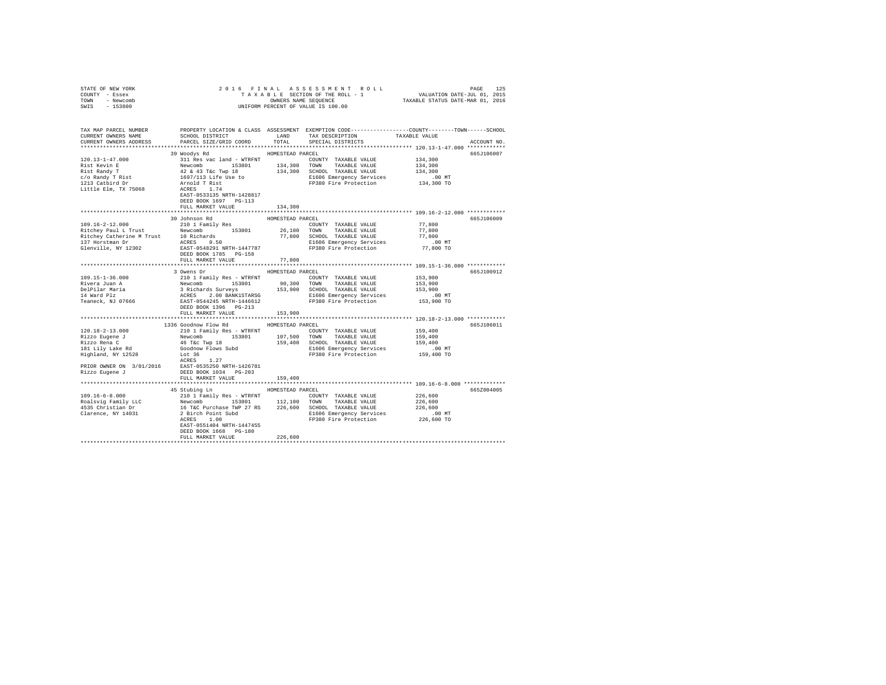STATE OF NEW YORK
COUNTY - Essex
TOWN - Newcomb
SWIS - 153800

2016 FINAL ASSESSMENT ROLL
TAXABLE SECTION OF THE ROLL - 1
OWNERS NAME SEQUENCE
UNIFORM PERCENT OF VALUE IS 100.00

VALUATION DATE-JUL 01, 2015
TAXABLE STATUS DATE-MAR 01, 2016

| TAX MAP PARCEL NUMBER / CURRENT OWNERS NAME / CURRENT OWNERS ADDRESS | PROPERTY LOCATION & CLASS / SCHOOL DISTRICT / PARCEL SIZE/GRID COORD | ASSESSMENT LAND / TOTAL | EXEMPTION CODE / TAX DESCRIPTION / SPECIAL DISTRICTS | COUNTY--------TOWN------SCHOOL TAXABLE VALUE | ACCOUNT NO. |
|---|---|---|---|---|---|
| **120.13-1-47.000** | 39 Woodys Rd | | HOMESTEAD PARCEL | | 665J106007 |
| 120.13-1-47.000 | 311 Res vac land - WTRFNT | | COUNTY TAXABLE VALUE | 134,300 | |
| Rist Kevin E | Newcomb 153801 | 134,300 | TOWN TAXABLE VALUE | 134,300 | |
| Rist Randy T | 42 & 43 T&c Twp 18 | 134,300 | SCHOOL TAXABLE VALUE | 134,300 | |
| c/o Randy T Rist | 1697/113 Life Use to | | E1606 Emergency Services | .00 MT | |
| 1213 Catbird Dr | Arnold T Rist | | FP380 Fire Protection | 134,300 TO | |
| Little Elm, TX 75068 | ACRES 1.74 | | | | |
| | EAST-0533135 NRTH-1428817 | | | | |
| | DEED BOOK 1697 PG-113 | | | | |
| | FULL MARKET VALUE | 134,300 | | | |
| **109.16-2-12.000** | 30 Johnson Rd | | HOMESTEAD PARCEL | | 665J106009 |
| 109.16-2-12.000 | 210 1 Family Res | | COUNTY TAXABLE VALUE | 77,800 | |
| Ritchey Paul L Trust | Newcomb 153801 | 26,100 | TOWN TAXABLE VALUE | 77,800 | |
| Ritchey Catherine M Trust | 10 Richards | 77,800 | SCHOOL TAXABLE VALUE | 77,800 | |
| 137 Horstman Dr | ACRES 0.50 | | E1606 Emergency Services | .00 MT | |
| Glenville, NY 12302 | EAST-0548291 NRTH-1447787 | | FP380 Fire Protection | 77,800 TO | |
| | DEED BOOK 1785 PG-158 | | | | |
| | FULL MARKET VALUE | 77,800 | | | |
| **109.15-1-36.000** | 3 Owens Dr | | HOMESTEAD PARCEL | | 665J100912 |
| 109.15-1-36.000 | 210 1 Family Res - WTRFNT | | COUNTY TAXABLE VALUE | 153,900 | |
| Rivera Juan A | Newcomb 153801 | 90,300 | TOWN TAXABLE VALUE | 153,900 | |
| DelPilar Maria | 3 Richards Surveys | 153,900 | SCHOOL TAXABLE VALUE | 153,900 | |
| 14 Ward Plz | ACRES 2.00 BANK1STARSG | | E1606 Emergency Services | .00 MT | |
| Teaneck, NJ 07666 | EAST-0544245 NRTH-1446612 | | FP380 Fire Protection | 153,900 TO | |
| | DEED BOOK 1396 PG-213 | | | | |
| | FULL MARKET VALUE | 153,900 | | | |
| **120.18-2-13.000** | 1336 Goodnow Flow Rd | | HOMESTEAD PARCEL | | 665J106011 |
| 120.18-2-13.000 | 210 1 Family Res - WTRFNT | | COUNTY TAXABLE VALUE | 159,400 | |
| Rizzo Eugene J | Newcomb 153801 | 107,500 | TOWN TAXABLE VALUE | 159,400 | |
| Rizzo Rena C | 46 T&c Twp 18 | 159,400 | SCHOOL TAXABLE VALUE | 159,400 | |
| 181 Lily Lake Rd | Goodnow Flows Subd | | E1606 Emergency Services | .00 MT | |
| Highland, NY 12528 | Lot 36 | | FP380 Fire Protection | 159,400 TO | |
| | ACRES 1.27 | | | | |
| PRIOR OWNER ON 3/01/2016 | EAST-0535250 NRTH-1426781 | | | | |
| Rizzo Eugene J | DEED BOOK 1034 PG-203 | | | | |
| | FULL MARKET VALUE | 159,400 | | | |
| **109.16-6-8.000** | 45 Stubing Ln | | HOMESTEAD PARCEL | | 665Z004005 |
| 109.16-6-8.000 | 210 1 Family Res - WTRFNT | | COUNTY TAXABLE VALUE | 226,600 | |
| Roalsvig Family LLC | Newcomb 153801 | 112,100 | TOWN TAXABLE VALUE | 226,600 | |
| 4535 Christian Dr | 16 T&C Purchase TWP 27 RS | 226,600 | SCHOOL TAXABLE VALUE | 226,600 | |
| Clarence, NY 14031 | 2 Birch Point Subd | | E1606 Emergency Services | .00 MT | |
| | ACRES 1.00 | | FP380 Fire Protection | 226,600 TO | |
| | EAST-0551404 NRTH-1447455 | | | | |
| | DEED BOOK 1668 PG-180 | | | | |
| | FULL MARKET VALUE | 226,600 | | | |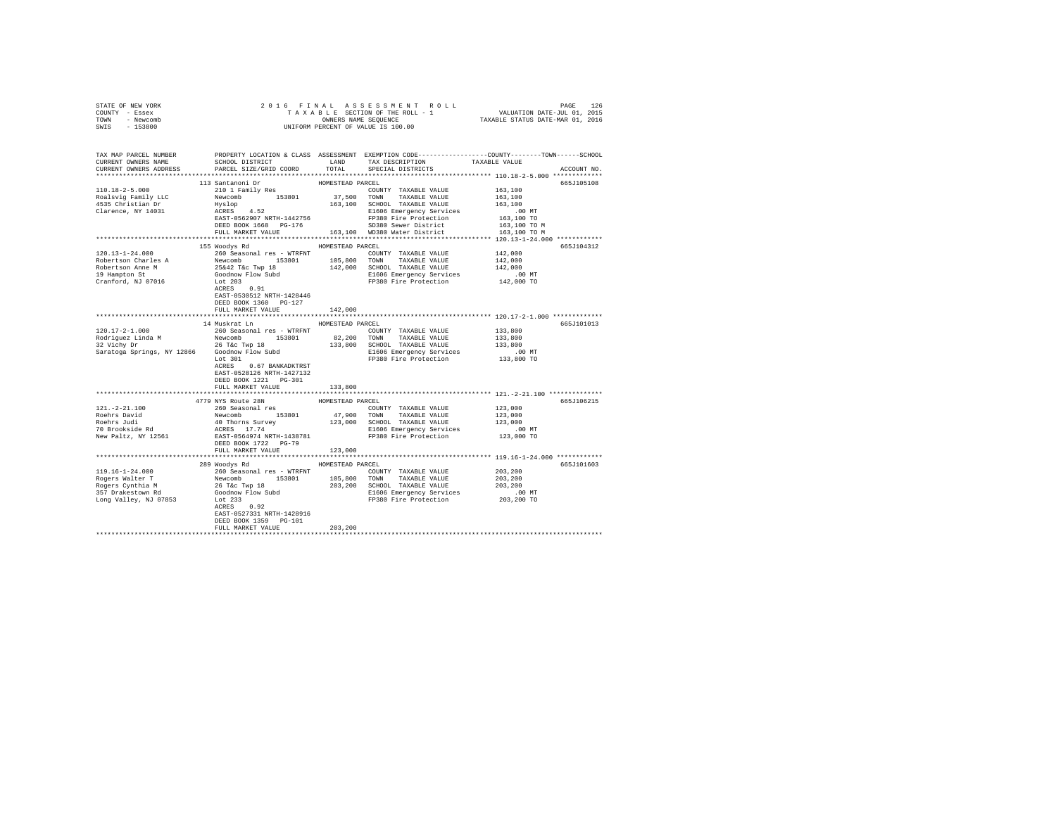STATE OF NEW YORK
COUNTY - Essex
TOWN - Newcomb
SWIS - 153800

2016 FINAL ASSESSMENT ROLL
TAXABLE SECTION OF THE ROLL - 1
OWNERS NAME SEQUENCE
UNIFORM PERCENT OF VALUE IS 100.00

VALUATION DATE-JUL 01, 2015
TAXABLE STATUS DATE-MAR 01, 2016

```
TAX MAP PARCEL NUMBER          PROPERTY LOCATION & CLASS  ASSESSMENT  EXEMPTION CODE-----------------COUNTY--------TOWN------SCHOOL
CURRENT OWNERS NAME            SCHOOL DISTRICT              LAND      TAX DESCRIPTION           TAXABLE VALUE
CURRENT OWNERS ADDRESS         PARCEL SIZE/GRID COORD       TOTAL     SPECIAL DISTRICTS                                   ACCOUNT NO.
******************************************************************************************************* 110.18-2-5.000 *************
                         113 Santanoni Dr              HOMESTEAD PARCEL                                                    665J105108
110.18-2-5.000                 210 1 Family Res                       COUNTY  TAXABLE VALUE         163,100
Roalsvig Family LLC            Newcomb       153801       37,500      TOWN    TAXABLE VALUE         163,100
4535 Christian Dr              Hyslop                    163,100      SCHOOL  TAXABLE VALUE         163,100
Clarence, NY 14031             ACRES    4.52                          E1606 Emergency Services          .00 MT
                               EAST-0562907 NRTH-1442756              FP380 Fire Protection         163,100 TO
                               DEED BOOK 1668   PG-176                SD380 Sewer District          163,100 TO M
                               FULL MARKET VALUE         163,100      WD380 Water District          163,100 TO M
******************************************************************************************************* 120.13-1-24.000 ************
                         155 Woodys Rd                 HOMESTEAD PARCEL                                                    665J104312
120.13-1-24.000                260 Seasonal res - WTRFNT              COUNTY  TAXABLE VALUE         142,000
Robertson Charles A            Newcomb       153801      105,800      TOWN    TAXABLE VALUE         142,000
Robertson Anne M               25&42 T&c Twp 18          142,000      SCHOOL  TAXABLE VALUE         142,000
19 Hampton St                  Goodnow Flow Subd                      E1606 Emergency Services          .00 MT
Cranford, NJ 07016             Lot 203                                FP380 Fire Protection         142,000 TO
                               ACRES    0.91
                               EAST-0530512 NRTH-1428446
                               DEED BOOK 1360   PG-127
                               FULL MARKET VALUE         142,000
******************************************************************************************************* 120.17-2-1.000 *************
                         14 Muskrat Ln                 HOMESTEAD PARCEL                                                    665J101013
120.17-2-1.000                 260 Seasonal res - WTRFNT              COUNTY  TAXABLE VALUE         133,800
Rodriguez Linda M              Newcomb       153801       82,200      TOWN    TAXABLE VALUE         133,800
32 Vichy Dr                    26 T&c Twp 18             133,800      SCHOOL  TAXABLE VALUE         133,800
Saratoga Springs, NY 12866     Goodnow Flow Subd                      E1606 Emergency Services          .00 MT
                               Lot 301                                FP380 Fire Protection         133,800 TO
                               ACRES    0.67 BANKADKTRST
                               EAST-0528126 NRTH-1427132
                               DEED BOOK 1221   PG-301
                               FULL MARKET VALUE         133,800
******************************************************************************************************* 121.-2-21.100 **************
                         4779 NYS Route 28N            HOMESTEAD PARCEL                                                    665J106215
121.-2-21.100                  260 Seasonal res                       COUNTY  TAXABLE VALUE         123,000
Roehrs David                   Newcomb       153801       47,900      TOWN    TAXABLE VALUE         123,000
Roehrs Judi                    40 Thorns Survey          123,000      SCHOOL  TAXABLE VALUE         123,000
70 Brookside Rd                ACRES   17.74                          E1606 Emergency Services          .00 MT
New Paltz, NY 12561            EAST-0564974 NRTH-1438781              FP380 Fire Protection         123,000 TO
                               DEED BOOK 1722   PG-79
                               FULL MARKET VALUE         123,000
******************************************************************************************************* 119.16-1-24.000 ************
                         289 Woodys Rd                 HOMESTEAD PARCEL                                                    665J101603
119.16-1-24.000                260 Seasonal res - WTRFNT              COUNTY  TAXABLE VALUE         203,200
Rogers Walter T                Newcomb       153801      105,800      TOWN    TAXABLE VALUE         203,200
Rogers Cynthia M               26 T&c Twp 18             203,200      SCHOOL  TAXABLE VALUE         203,200
357 Drakestown Rd              Goodnow Flow Subd                      E1606 Emergency Services          .00 MT
Long Valley, NJ 07853          Lot 233                                FP380 Fire Protection         203,200 TO
                               ACRES    0.92
                               EAST-0527331 NRTH-1428916
                               DEED BOOK 1359   PG-101
                               FULL MARKET VALUE         203,200
************************************************************************************************************************************
```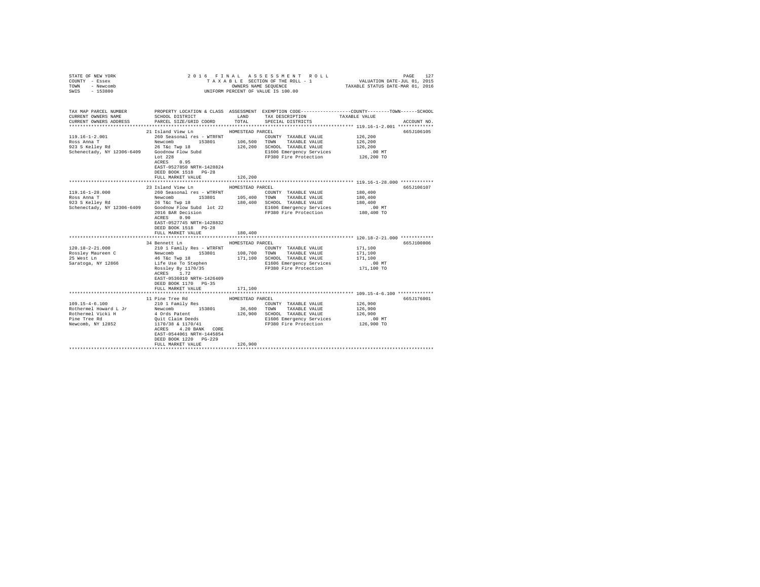STATE OF NEW YORK                    2016 FINAL ASSESSMENT ROLL
COUNTY - Essex                       TAXABLE SECTION OF THE ROLL - 1           VALUATION DATE-JUL 01, 2015
TOWN - Newcomb                       OWNERS NAME SEQUENCE                      TAXABLE STATUS DATE-MAR 01, 2016
SWIS - 153800                        UNIFORM PERCENT OF VALUE IS 100.00

| TAX MAP PARCEL NUMBER / CURRENT OWNERS NAME / CURRENT OWNERS ADDRESS | PROPERTY LOCATION & CLASS / SCHOOL DISTRICT / PARCEL SIZE/GRID COORD | ASSESSMENT LAND / TOTAL | EXEMPTION CODE / TAX DESCRIPTION / SPECIAL DISTRICTS | TAXABLE VALUE (COUNTY / TOWN / SCHOOL) | ACCOUNT NO. |
|---|---|---|---|---|---|
| **119.16-1-2.001** | 21 Island View Ln — HOMESTEAD PARCEL | | | | 665J106105 |
| 119.16-1-2.001 | 260 Seasonal res - WTRFNT | | COUNTY TAXABLE VALUE | 126,200 | |
| Ross Anna T | Newcomb 153801 | 106,500 | TOWN TAXABLE VALUE | 126,200 | |
| 923 S Kelley Rd | 26 T&c Twp 18 | 126,200 | SCHOOL TAXABLE VALUE | 126,200 | |
| Schenectady, NY 12306-6409 | Goodnow Flow Subd | | E1606 Emergency Services | .00 MT | |
| | Lot 228 | | FP380 Fire Protection | 126,200 TO | |
| | ACRES 0.95 | | | | |
| | EAST-0527850 NRTH-1428824 | | | | |
| | DEED BOOK 1518 PG-28 | | | | |
| | FULL MARKET VALUE | 126,200 | | | |
| **119.16-1-28.000** | 23 Island View Ln — HOMESTEAD PARCEL | | | | 665J106107 |
| 119.16-1-28.000 | 260 Seasonal res - WTRFNT | | COUNTY TAXABLE VALUE | 180,400 | |
| Ross Anna T | Newcomb 153801 | 105,400 | TOWN TAXABLE VALUE | 180,400 | |
| 923 S Kelley Rd | 26 T&c Twp 18 | 180,400 | SCHOOL TAXABLE VALUE | 180,400 | |
| Schenectady, NY 12306-6409 | Goodnow Flow Subd lot 22 | | E1606 Emergency Services | .00 MT | |
| | 2016 BAR Decision | | FP380 Fire Protection | 180,400 TO | |
| | ACRES 0.90 | | | | |
| | EAST-0527745 NRTH-1428832 | | | | |
| | DEED BOOK 1518 PG-28 | | | | |
| | FULL MARKET VALUE | 180,400 | | | |
| **120.18-2-21.000** | 34 Bennett Ln — HOMESTEAD PARCEL | | | | 665J100806 |
| 120.18-2-21.000 | 210 1 Family Res - WTRFNT | | COUNTY TAXABLE VALUE | 171,100 | |
| Rossley Maureen C | Newcomb 153801 | 108,700 | TOWN TAXABLE VALUE | 171,100 | |
| 25 West Ln | 46 T&c Twp 18 | 171,100 | SCHOOL TAXABLE VALUE | 171,100 | |
| Saratoga, NY 12866 | Life Use To Stephen | | E1606 Emergency Services | .00 MT | |
| | Rossley By 1170/35 | | FP380 Fire Protection | 171,100 TO | |
| | ACRES 1.72 | | | | |
| | EAST-0536010 NRTH-1426409 | | | | |
| | DEED BOOK 1170 PG-35 | | | | |
| | FULL MARKET VALUE | 171,100 | | | |
| **109.15-4-6.100** | 11 Pine Tree Rd — HOMESTEAD PARCEL | | | | 665J176001 |
| 109.15-4-6.100 | 210 1 Family Res | | COUNTY TAXABLE VALUE | 126,900 | |
| Rothermel Howard L Jr | Newcomb 153801 | 36,600 | TOWN TAXABLE VALUE | 126,900 | |
| Rothermel Vicki H | 4 Ords Patent | 126,900 | SCHOOL TAXABLE VALUE | 126,900 | |
| Pine Tree Rd | Quit Claim Deeds | | E1606 Emergency Services | .00 MT | |
| Newcomb, NY 12852 | 1170/38 & 1170/41 | | FP380 Fire Protection | 126,900 TO | |
| | ACRES 4.20 BANK CORE | | | | |
| | EAST-0544061 NRTH-1445854 | | | | |
| | DEED BOOK 1220 PG-229 | | | | |
| | FULL MARKET VALUE | 126,900 | | | |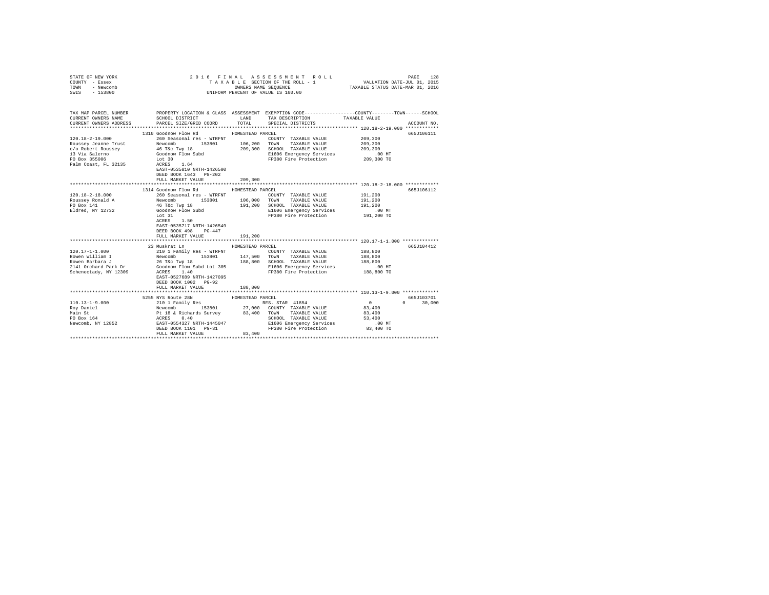STATE OF NEW YORK
COUNTY - Essex
TOWN - Newcomb
SWIS - 153800

2016 FINAL ASSESSMENT ROLL
TAXABLE SECTION OF THE ROLL - 1
OWNERS NAME SEQUENCE
UNIFORM PERCENT OF VALUE IS 100.00

VALUATION DATE-JUL 01, 2015
TAXABLE STATUS DATE-MAR 01, 2016

| TAX MAP PARCEL NUMBER / CURRENT OWNERS NAME / CURRENT OWNERS ADDRESS | PROPERTY LOCATION & CLASS / SCHOOL DISTRICT / PARCEL SIZE/GRID COORD | ASSESSMENT LAND / TOTAL | EXEMPTION CODE / TAX DESCRIPTION / SPECIAL DISTRICTS | COUNTY / TOWN / SCHOOL TAXABLE VALUE | ACCOUNT NO. |
|---|---|---|---|---|---|
| **120.18-2-19.000** | 1310 Goodnow Flow Rd | HOMESTEAD PARCEL | | | 665J106111 |
| 120.18-2-19.000 | 260 Seasonal res - WTRFNT | | COUNTY TAXABLE VALUE | 209,300 | |
| Roussey Jeanne Trust | Newcomb 153801 | 106,200 | TOWN TAXABLE VALUE | 209,300 | |
| c/o Robert Roussey | 46 T&c Twp 18 | 209,300 | SCHOOL TAXABLE VALUE | 209,300 | |
| 13 Via Salerno | Goodnow Flow Subd | | E1606 Emergency Services | .00 MT | |
| PO Box 355006 | Lot 30 | | FP380 Fire Protection | 209,300 TO | |
| Palm Coast, FL 32135 | ACRES 1.64 | | | | |
| | EAST-0535810 NRTH-1426500 | | | | |
| | DEED BOOK 1643 PG-202 | | | | |
| | FULL MARKET VALUE | 209,300 | | | |
| **120.18-2-18.000** | 1314 Goodnow Flow Rd | HOMESTEAD PARCEL | | | 665J106112 |
| 120.18-2-18.000 | 260 Seasonal res - WTRFNT | | COUNTY TAXABLE VALUE | 191,200 | |
| Roussey Ronald A | Newcomb 153801 | 106,000 | TOWN TAXABLE VALUE | 191,200 | |
| PO Box 141 | 46 T&c Twp 18 | 191,200 | SCHOOL TAXABLE VALUE | 191,200 | |
| Eldred, NY 12732 | Goodnow Flow Subd | | E1606 Emergency Services | .00 MT | |
| | Lot 31 | | FP380 Fire Protection | 191,200 TO | |
| | ACRES 1.50 | | | | |
| | EAST-0535717 NRTH-1426549 | | | | |
| | DEED BOOK 498 PG-447 | | | | |
| | FULL MARKET VALUE | 191,200 | | | |
| **120.17-1-1.000** | 23 Muskrat Ln | HOMESTEAD PARCEL | | | 665J104412 |
| 120.17-1-1.000 | 210 1 Family Res - WTRFNT | | COUNTY TAXABLE VALUE | 188,800 | |
| Rowen William I | Newcomb 153801 | 147,500 | TOWN TAXABLE VALUE | 188,800 | |
| Rowen Barbara J | 26 T&c Twp 18 | 188,800 | SCHOOL TAXABLE VALUE | 188,800 | |
| 2141 Orchard Park Dr | Goodnow Flow Subd Lot 305 | | E1606 Emergency Services | .00 MT | |
| Schenectady, NY 12309 | ACRES 1.40 | | FP380 Fire Protection | 188,800 TO | |
| | EAST-0527689 NRTH-1427095 | | | | |
| | DEED BOOK 1002 PG-92 | | | | |
| | FULL MARKET VALUE | 188,800 | | | |
| **110.13-1-9.000** | 5255 NYS Route 28N | HOMESTEAD PARCEL | | | 665J103701 |
| 110.13-1-9.000 | 210 1 Family Res | | RES. STAR 41854 | 0 0 30,000 | |
| Roy Daniel | Newcomb 153801 | 27,000 | COUNTY TAXABLE VALUE | 83,400 | |
| Main St | Pt 18 & Richards Survey | 83,400 | TOWN TAXABLE VALUE | 83,400 | |
| PO Box 164 | ACRES 0.40 | | SCHOOL TAXABLE VALUE | 53,400 | |
| Newcomb, NY 12852 | EAST-0554327 NRTH-1445047 | | E1606 Emergency Services | .00 MT | |
| | DEED BOOK 1101 PG-31 | | FP380 Fire Protection | 83,400 TO | |
| | FULL MARKET VALUE | 83,400 | | | |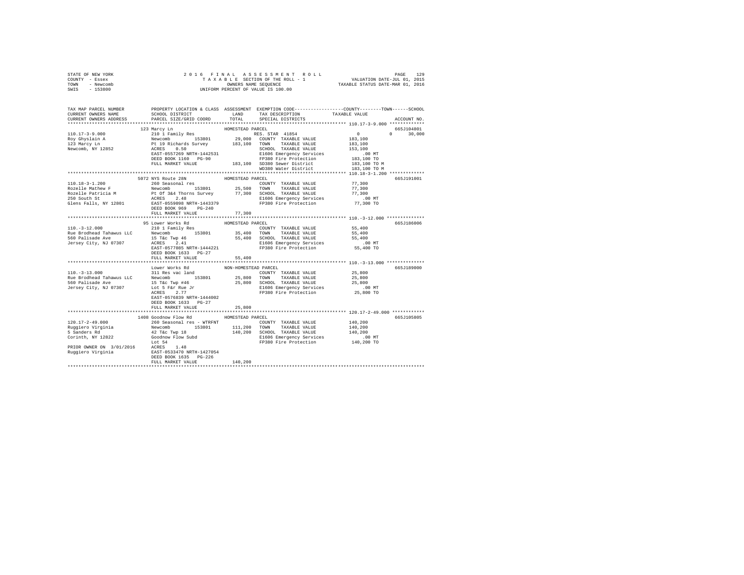STATE OF NEW YORK
COUNTY - Essex
TOWN - Newcomb
SWIS - 153800

2016 FINAL ASSESSMENT ROLL
TAXABLE SECTION OF THE ROLL - 1
OWNERS NAME SEQUENCE
UNIFORM PERCENT OF VALUE IS 100.00

VALUATION DATE-JUL 01, 2015
TAXABLE STATUS DATE-MAR 01, 2016

| TAX MAP PARCEL NUMBER / CURRENT OWNERS NAME / CURRENT OWNERS ADDRESS | PROPERTY LOCATION & CLASS / SCHOOL DISTRICT / PARCEL SIZE/GRID COORD | ASSESSMENT LAND | TOTAL | EXEMPTION CODE / TAX DESCRIPTION / SPECIAL DISTRICTS | COUNTY / TOWN / SCHOOL TAXABLE VALUE | ACCOUNT NO. |
|---|---|---|---|---|---|---|
| **110.17-3-9.000** | 123 Marcy Ln — HOMESTEAD PARCEL | | | | | 665J104801 |
| 110.17-3-9.000 | 210 1 Family Res | | | RES. STAR 41854 | 0 0 30,000 | |
| Roy Ghyslain A | Newcomb 153801 | 29,000 | | COUNTY TAXABLE VALUE | 183,100 | |
| 123 Marcy Ln | Pt 19 Richards Survey | | 183,100 | TOWN TAXABLE VALUE | 183,100 | |
| Newcomb, NY 12852 | ACRES 0.50 | | | SCHOOL TAXABLE VALUE | 153,100 | |
| | EAST-0557269 NRTH-1442531 | | | E1606 Emergency Services | .00 MT | |
| | DEED BOOK 1160 PG-90 | | | FP380 Fire Protection | 183,100 TO | |
| | FULL MARKET VALUE | | 183,100 | SD380 Sewer District | 183,100 TO M | |
| | | | | WD380 Water District | 183,100 TO M | |
| **110.18-3-1.200** | 5072 NYS Route 28N — HOMESTEAD PARCEL | | | | | 665J191001 |
| 110.18-3-1.200 | 260 Seasonal res | | | COUNTY TAXABLE VALUE | 77,300 | |
| Rozelle Mathew F | Newcomb 153801 | 25,500 | | TOWN TAXABLE VALUE | 77,300 | |
| Rozelle Patricia M | Pt Of 3&4 Thorns Survey | | 77,300 | SCHOOL TAXABLE VALUE | 77,300 | |
| 250 South St | ACRES 2.48 | | | E1606 Emergency Services | .00 MT | |
| Glens Falls, NY 12801 | EAST-0559098 NRTH-1443379 | | | FP380 Fire Protection | 77,300 TO | |
| | DEED BOOK 969 PG-240 | | | | | |
| | FULL MARKET VALUE | | 77,300 | | | |
| **110.-3-12.000** | 95 Lower Works Rd — HOMESTEAD PARCEL | | | | | 665J186006 |
| 110.-3-12.000 | 210 1 Family Res | | | COUNTY TAXABLE VALUE | 55,400 | |
| Rue Brodhead Tahawus LLC | Newcomb 153801 | 35,400 | | TOWN TAXABLE VALUE | 55,400 | |
| 560 Palisade Ave | 15 T&c Twp 46 | | 55,400 | SCHOOL TAXABLE VALUE | 55,400 | |
| Jersey City, NJ 07307 | ACRES 2.41 | | | E1606 Emergency Services | .00 MT | |
| | EAST-0577085 NRTH-1444221 | | | FP380 Fire Protection | 55,400 TO | |
| | DEED BOOK 1633 PG-27 | | | | | |
| | FULL MARKET VALUE | | 55,400 | | | |
| **110.-3-13.000** | Lower Works Rd — NON-HOMESTEAD PARCEL | | | | | 665J189000 |
| 110.-3-13.000 | 311 Res vac land | | | COUNTY TAXABLE VALUE | 25,800 | |
| Rue Brodhead Tahawus LLC | Newcomb 153801 | 25,800 | | TOWN TAXABLE VALUE | 25,800 | |
| 560 Palisade Ave | 15 T&c Twp #46 | | 25,800 | SCHOOL TAXABLE VALUE | 25,800 | |
| Jersey City, NJ 07307 | Lot 5 F&r Rue Jr | | | E1606 Emergency Services | .00 MT | |
| | ACRES 2.77 | | | FP380 Fire Protection | 25,800 TO | |
| | EAST-0576839 NRTH-1444002 | | | | | |
| | DEED BOOK 1633 PG-27 | | | | | |
| | FULL MARKET VALUE | | 25,800 | | | |
| **120.17-2-49.000** | 1408 Goodnow Flow Rd — HOMESTEAD PARCEL | | | | | 665J105805 |
| 120.17-2-49.000 | 260 Seasonal res - WTRFNT | | | COUNTY TAXABLE VALUE | 140,200 | |
| Ruggiero Virginia | Newcomb 153801 | 111,200 | | TOWN TAXABLE VALUE | 140,200 | |
| 5 Sanders Rd | 42 T&c Twp 18 | | 140,200 | SCHOOL TAXABLE VALUE | 140,200 | |
| Corinth, NY 12822 | Goodnow Flow Subd | | | E1606 Emergency Services | .00 MT | |
| | Lot 54 | | | FP380 Fire Protection | 140,200 TO | |
| PRIOR OWNER ON 3/01/2016 | ACRES 1.48 | | | | | |
| Ruggiero Virginia | EAST-0533470 NRTH-1427054 | | | | | |
| | DEED BOOK 1635 PG-226 | | | | | |
| | FULL MARKET VALUE | | 140,200 | | | |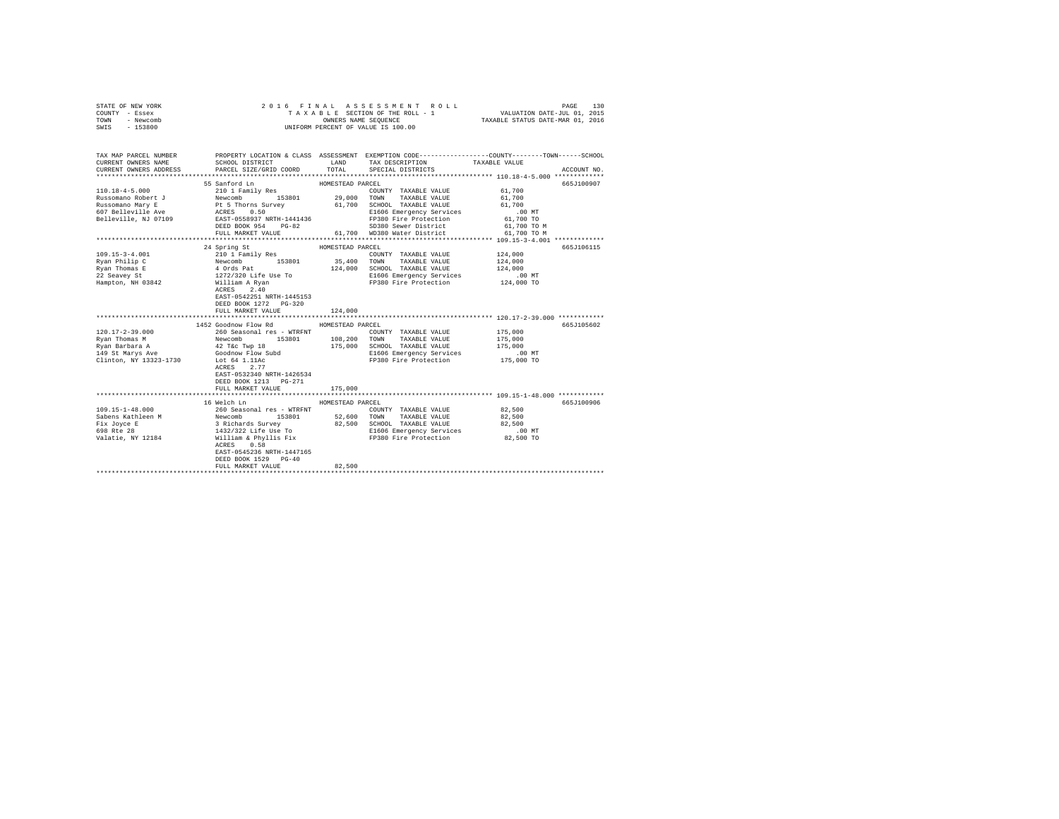STATE OF NEW YORK
COUNTY - Essex
TOWN - Newcomb
SWIS - 153800

2016 FINAL ASSESSMENT ROLL
TAXABLE SECTION OF THE ROLL - 1
OWNERS NAME SEQUENCE
UNIFORM PERCENT OF VALUE IS 100.00

VALUATION DATE-JUL 01, 2015
TAXABLE STATUS DATE-MAR 01, 2016

| TAX MAP PARCEL NUMBER / CURRENT OWNERS NAME / CURRENT OWNERS ADDRESS | PROPERTY LOCATION & CLASS / SCHOOL DISTRICT / PARCEL SIZE/GRID COORD | ASSESSMENT LAND / TOTAL | EXEMPTION CODE / TAX DESCRIPTION / SPECIAL DISTRICTS | TAXABLE VALUE (COUNTY / TOWN / SCHOOL) | ACCOUNT NO. |
|---|---|---|---|---|---|
| 110.18-4-5.000 | 55 Sanford Ln | HOMESTEAD PARCEL | | | 665J100907 |
| Russomano Robert J | 210 1 Family Res | | COUNTY TAXABLE VALUE | 61,700 | |
| Russomano Mary E | Newcomb 153801 | 29,000 | TOWN TAXABLE VALUE | 61,700 | |
| 607 Belleville Ave | Pt 5 Thorns Survey | 61,700 | SCHOOL TAXABLE VALUE | 61,700 | |
| Belleville, NJ 07109 | ACRES 0.50 | | E1606 Emergency Services | .00 MT | |
| | EAST-0558937 NRTH-1441436 | | FP380 Fire Protection | 61,700 TO | |
| | DEED BOOK 954 PG-82 | | SD380 Sewer District | 61,700 TO M | |
| | FULL MARKET VALUE | 61,700 | WD380 Water District | 61,700 TO M | |
| 109.15-3-4.001 | 24 Spring St | HOMESTEAD PARCEL | | | 665J106115 |
| Ryan Philip C | 210 1 Family Res | | COUNTY TAXABLE VALUE | 124,000 | |
| Ryan Thomas E | Newcomb 153801 | 35,400 | TOWN TAXABLE VALUE | 124,000 | |
| 22 Seavey St | 4 Ords Pat | 124,000 | SCHOOL TAXABLE VALUE | 124,000 | |
| Hampton, NH 03842 | 1272/320 Life Use To | | E1606 Emergency Services | .00 MT | |
| | William A Ryan | | FP380 Fire Protection | 124,000 TO | |
| | ACRES 2.40 | | | | |
| | EAST-0542251 NRTH-1445153 | | | | |
| | DEED BOOK 1272 PG-320 | | | | |
| | FULL MARKET VALUE | 124,000 | | | |
| 120.17-2-39.000 | 1452 Goodnow Flow Rd | HOMESTEAD PARCEL | | | 665J105602 |
| Ryan Thomas M | 260 Seasonal res - WTRFNT | | COUNTY TAXABLE VALUE | 175,000 | |
| Ryan Barbara A | Newcomb 153801 | 108,200 | TOWN TAXABLE VALUE | 175,000 | |
| 149 St Marys Ave | 42 T&c Twp 18 | 175,000 | SCHOOL TAXABLE VALUE | 175,000 | |
| Clinton, NY 13323-1730 | Goodnow Flow Subd | | E1606 Emergency Services | .00 MT | |
| | Lot 64 1.11Ac | | FP380 Fire Protection | 175,000 TO | |
| | ACRES 2.77 | | | | |
| | EAST-0532340 NRTH-1426534 | | | | |
| | DEED BOOK 1213 PG-271 | | | | |
| | FULL MARKET VALUE | 175,000 | | | |
| 109.15-1-48.000 | 16 Welch Ln | HOMESTEAD PARCEL | | | 665J100906 |
| Sabens Kathleen M | 260 Seasonal res - WTRFNT | | COUNTY TAXABLE VALUE | 82,500 | |
| Fix Joyce E | Newcomb 153801 | 52,600 | TOWN TAXABLE VALUE | 82,500 | |
| 698 Rte 28 | 3 Richards Survey | 82,500 | SCHOOL TAXABLE VALUE | 82,500 | |
| Valatie, NY 12184 | 1432/322 Life Use To | | E1606 Emergency Services | .00 MT | |
| | William & Phyllis Fix | | FP380 Fire Protection | 82,500 TO | |
| | ACRES 0.58 | | | | |
| | EAST-0545236 NRTH-1447165 | | | | |
| | DEED BOOK 1529 PG-40 | | | | |
| | FULL MARKET VALUE | 82,500 | | | |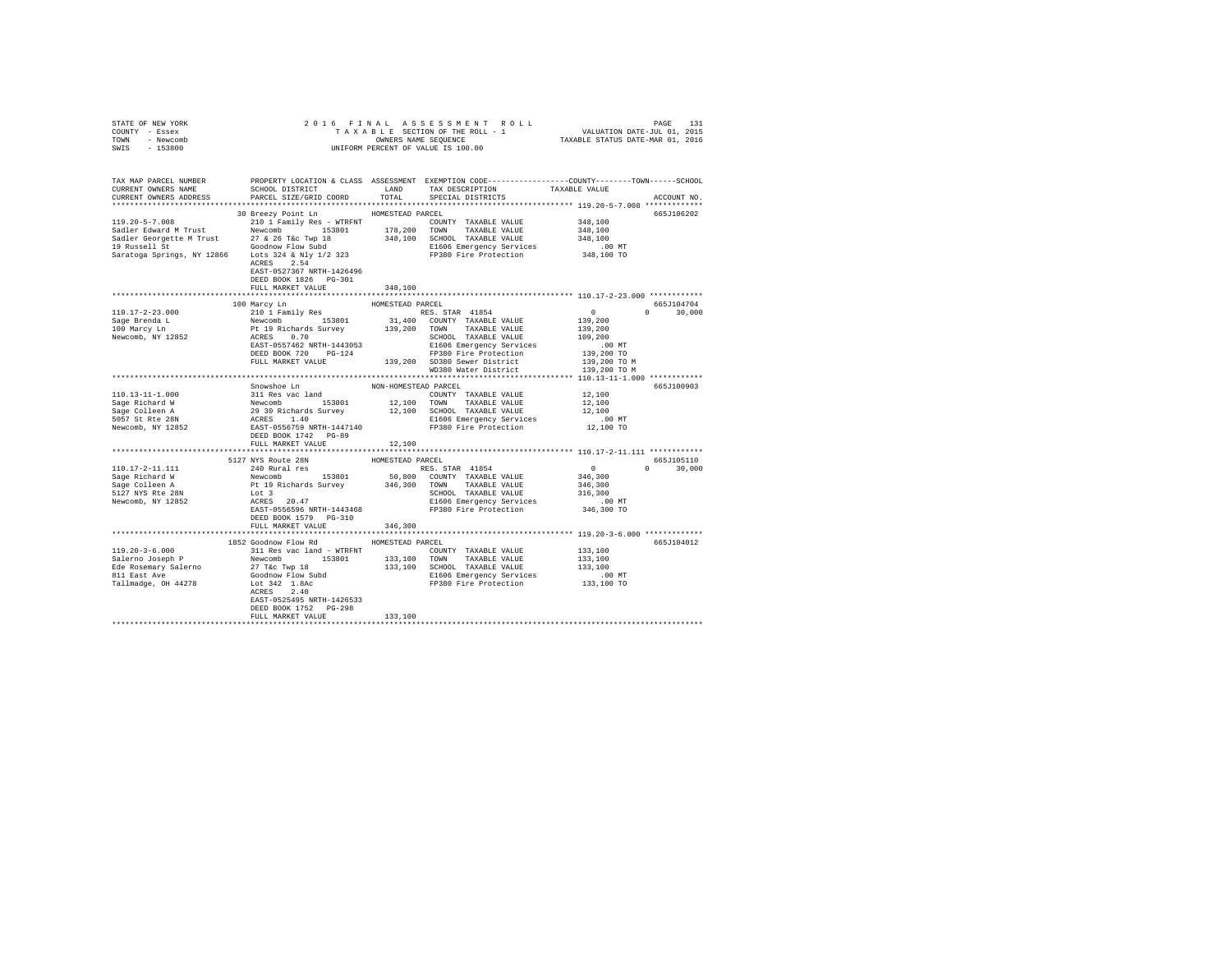STATE OF NEW YORK | 2016 FINAL ASSESSMENT ROLL | PAGE 131
COUNTY - Essex | TAXABLE SECTION OF THE ROLL - 1 | VALUATION DATE-JUL 01, 2015
TOWN - Newcomb | OWNERS NAME SEQUENCE | TAXABLE STATUS DATE-MAR 01, 2016
SWIS - 153800 | UNIFORM PERCENT OF VALUE IS 100.00

```
TAX MAP PARCEL NUMBER          PROPERTY LOCATION & CLASS  ASSESSMENT  EXEMPTION CODE-----------------COUNTY--------TOWN------SCHOOL
CURRENT OWNERS NAME            SCHOOL DISTRICT               LAND     TAX DESCRIPTION            TAXABLE VALUE
CURRENT OWNERS ADDRESS         PARCEL SIZE/GRID COORD        TOTAL    SPECIAL DISTRICTS                                 ACCOUNT NO.
************************************************************************************************ 119.20-5-7.008 *************
                              30 Breezy Point Ln          HOMESTEAD PARCEL                                              665J106202
119.20-5-7.008                210 1 Family Res - WTRFNT             COUNTY  TAXABLE VALUE          348,100
Sadler Edward M Trust         Newcomb       153801     178,200     TOWN    TAXABLE VALUE          348,100
Sadler Georgette M Trust      27 & 26 T&c Twp 18       348,100     SCHOOL  TAXABLE VALUE          348,100
19 Russell St                 Goodnow Flow Subd                    E1606 Emergency Services           .00 MT
Saratoga Springs, NY 12866    Lots 324 & Nly 1/2 323               FP380 Fire Protection          348,100 TO
                              ACRES    2.54
                              EAST-0527367 NRTH-1426496
                              DEED BOOK 1826   PG-301
                              FULL MARKET VALUE        348,100
************************************************************************************************ 110.17-2-23.000 ************
                              100 Marcy Ln                HOMESTEAD PARCEL                                              665J104704
110.17-2-23.000               210 1 Family Res                     RES. STAR 41854            0            0       30,000
Sage Brenda L                 Newcomb       153801      31,400     COUNTY  TAXABLE VALUE          139,200
100 Marcy Ln                  Pt 19 Richards Survey    139,200     TOWN    TAXABLE VALUE          139,200
Newcomb, NY 12852             ACRES    0.70                        SCHOOL  TAXABLE VALUE          109,200
                              EAST-0557462 NRTH-1443053            E1606 Emergency Services           .00 MT
                              DEED BOOK 720    PG-124              FP380 Fire Protection          139,200 TO
                              FULL MARKET VALUE        139,200     SD380 Sewer District           139,200 TO M
                                                                   WD380 Water District           139,200 TO M
************************************************************************************************ 110.13-11-1.000 ************
                              Snowshoe Ln                 NON-HOMESTEAD PARCEL                                          665J100903
110.13-11-1.000               311 Res vac land                     COUNTY  TAXABLE VALUE           12,100
Sage Richard W                Newcomb       153801      12,100     TOWN    TAXABLE VALUE           12,100
Sage Colleen A                29 30 Richards Survey     12,100     SCHOOL  TAXABLE VALUE           12,100
5057 St Rte 28N               ACRES    1.40                        E1606 Emergency Services           .00 MT
Newcomb, NY 12852             EAST-0556759 NRTH-1447140            FP380 Fire Protection           12,100 TO
                              DEED BOOK 1742   PG-89
                              FULL MARKET VALUE         12,100
************************************************************************************************ 110.17-2-11.111 ************
                              5127 NYS Route 28N          HOMESTEAD PARCEL                                              665J105110
110.17-2-11.111               240 Rural res                        RES. STAR 41854            0            0       30,000
Sage Richard W                Newcomb       153801      50,800     COUNTY  TAXABLE VALUE          346,300
Sage Colleen A                Pt 19 Richards Survey    346,300     TOWN    TAXABLE VALUE          346,300
5127 NYS Rte 28N              Lot 3                                SCHOOL  TAXABLE VALUE          316,300
Newcomb, NY 12852             ACRES   20.47                        E1606 Emergency Services           .00 MT
                              EAST-0556596 NRTH-1443468            FP380 Fire Protection          346,300 TO
                              DEED BOOK 1579   PG-310
                              FULL MARKET VALUE        346,300
************************************************************************************************ 119.20-3-6.000 *************
                              1852 Goodnow Flow Rd        HOMESTEAD PARCEL                                              665J104012
119.20-3-6.000                311 Res vac land - WTRFNT            COUNTY  TAXABLE VALUE          133,100
Salerno Joseph P              Newcomb       153801     133,100     TOWN    TAXABLE VALUE          133,100
Ede Rosemary Salerno          27 T&c Twp 18            133,100     SCHOOL  TAXABLE VALUE          133,100
811 East Ave                  Goodnow Flow Subd                    E1606 Emergency Services           .00 MT
Tallmadge, OH 44278           Lot 342  1.8Ac                       FP380 Fire Protection          133,100 TO
                              ACRES    2.40
                              EAST-0525495 NRTH-1426533
                              DEED BOOK 1752   PG-298
                              FULL MARKET VALUE        133,100
******************************************************************************************************************************
```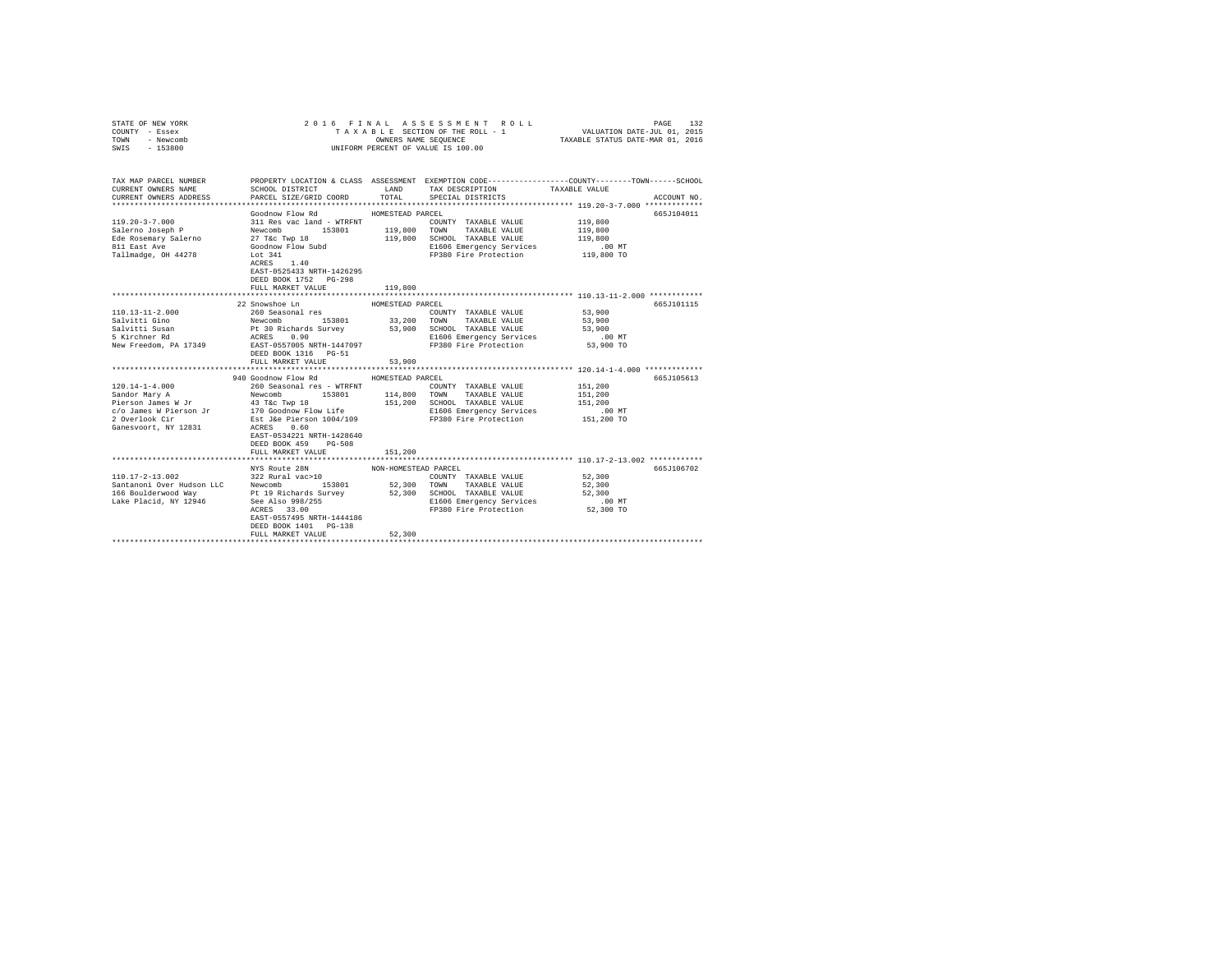STATE OF NEW YORK — 2016 FINAL ASSESSMENT ROLL
COUNTY - Essex — TAXABLE SECTION OF THE ROLL - 1 — VALUATION DATE-JUL 01, 2015
TOWN - Newcomb — OWNERS NAME SEQUENCE — TAXABLE STATUS DATE-MAR 01, 2016
SWIS - 153800 — UNIFORM PERCENT OF VALUE IS 100.00

```
TAX MAP PARCEL NUMBER          PROPERTY LOCATION & CLASS  ASSESSMENT  EXEMPTION CODE-----------------COUNTY--------TOWN------SCHOOL
CURRENT OWNERS NAME            SCHOOL DISTRICT               LAND      TAX DESCRIPTION            TAXABLE VALUE
CURRENT OWNERS ADDRESS         PARCEL SIZE/GRID COORD        TOTAL     SPECIAL DISTRICTS                                  ACCOUNT NO.
******************************************************************************************************* 119.20-3-7.000 *************
                               Goodnow Flow Rd              HOMESTEAD PARCEL                                              665J104011
119.20-3-7.000                 311 Res vac land - WTRFNT             COUNTY  TAXABLE VALUE           119,800
Salerno Joseph P               Newcomb          153801      119,800  TOWN    TAXABLE VALUE           119,800
Ede Rosemary Salerno           27 T&c Twp 18                119,800  SCHOOL  TAXABLE VALUE           119,800
811 East Ave                   Goodnow Flow Subd                     E1606 Emergency Services           .00 MT
Tallmadge, OH 44278            Lot 341                               FP380 Fire Protection           119,800 TO
                               ACRES    1.40
                               EAST-0525433 NRTH-1426295
                               DEED BOOK 1752   PG-298
                               FULL MARKET VALUE            119,800
******************************************************************************************************* 110.13-11-2.000 ************
                            22 Snowshoe Ln                  HOMESTEAD PARCEL                                              665J101115
110.13-11-2.000                260 Seasonal res                      COUNTY  TAXABLE VALUE            53,900
Salvitti Gino                  Newcomb          153801       33,200  TOWN    TAXABLE VALUE            53,900
Salvitti Susan                 Pt 30 Richards Survey         53,900  SCHOOL  TAXABLE VALUE            53,900
5 Kirchner Rd                  ACRES    0.90                         E1606 Emergency Services           .00 MT
New Freedom, PA 17349          EAST-0557005 NRTH-1447097             FP380 Fire Protection            53,900 TO
                               DEED BOOK 1316   PG-51
                               FULL MARKET VALUE             53,900
******************************************************************************************************* 120.14-1-4.000 *************
                           940 Goodnow Flow Rd              HOMESTEAD PARCEL                                              665J105613
120.14-1-4.000                 260 Seasonal res - WTRFNT             COUNTY  TAXABLE VALUE           151,200
Sandor Mary A                  Newcomb          153801      114,800  TOWN    TAXABLE VALUE           151,200
Pierson James W Jr             43 T&c Twp 18                151,200  SCHOOL  TAXABLE VALUE           151,200
c/o James W Pierson Jr         170 Goodnow Flow Life                 E1606 Emergency Services           .00 MT
2 Overlook Cir                 Est J&e Pierson 1004/109              FP380 Fire Protection           151,200 TO
Ganesvoort, NY 12831           ACRES    0.60
                               EAST-0534221 NRTH-1428640
                               DEED BOOK 459    PG-508
                               FULL MARKET VALUE            151,200
******************************************************************************************************* 110.17-2-13.002 ************
                               NYS Route 28N                NON-HOMESTEAD PARCEL                                          665J106702
110.17-2-13.002                322 Rural vac>10                      COUNTY  TAXABLE VALUE            52,300
Santanoni Over Hudson LLC      Newcomb          153801       52,300  TOWN    TAXABLE VALUE            52,300
166 Boulderwood Way            Pt 19 Richards Survey         52,300  SCHOOL  TAXABLE VALUE            52,300
Lake Placid, NY 12946          See Also 998/255                      E1606 Emergency Services           .00 MT
                               ACRES   33.00                         FP380 Fire Protection            52,300 TO
                               EAST-0557495 NRTH-1444186
                               DEED BOOK 1401   PG-138
                               FULL MARKET VALUE             52,300
************************************************************************************************************************************
```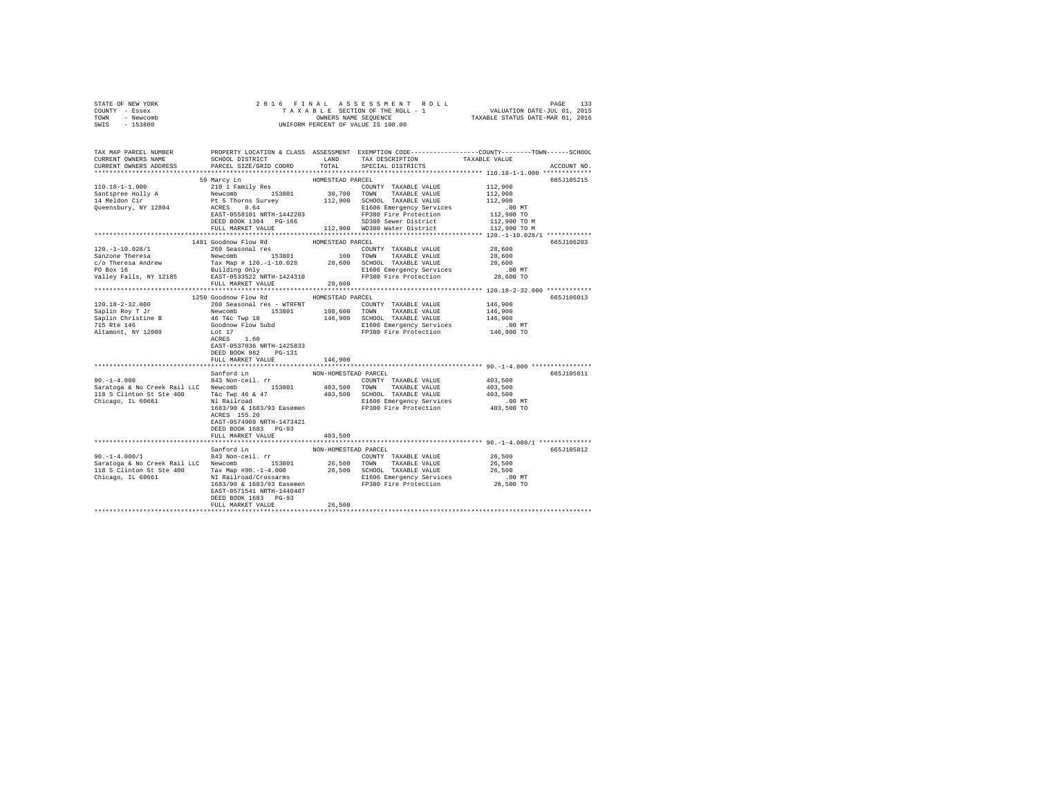STATE OF NEW YORK 2016 FINAL ASSESSMENT ROLL
COUNTY - Essex TAXABLE SECTION OF THE ROLL - 1 VALUATION DATE-JUL 01, 2015
TOWN - Newcomb OWNERS NAME SEQUENCE TAXABLE STATUS DATE-MAR 01, 2016
SWIS - 153800 UNIFORM PERCENT OF VALUE IS 100.00

```
TAX MAP PARCEL NUMBER          PROPERTY LOCATION & CLASS  ASSESSMENT  EXEMPTION CODE-----------------COUNTY--------TOWN------SCHOOL
CURRENT OWNERS NAME            SCHOOL DISTRICT              LAND      TAX DESCRIPTION            TAXABLE VALUE
CURRENT OWNERS ADDRESS         PARCEL SIZE/GRID COORD       TOTAL     SPECIAL DISTRICTS                                  ACCOUNT NO.
******************************************************************************************************* 110.18-1-1.000 ************
                               59 Marcy Ln                  HOMESTEAD PARCEL                                             665J105215
110.18-1-1.000                 210 1 Family Res                       COUNTY  TAXABLE VALUE          112,900
Santspree Holly A              Newcomb        153801        30,700    TOWN    TAXABLE VALUE          112,900
14 Meldon Cir                  Pt 5 Thorns Survey          112,900    SCHOOL  TAXABLE VALUE          112,900
Queensbury, NY 12804           ACRES    0.64                          E1606 Emergency Services          .00 MT
                               EAST-0558101 NRTH-1442203              FP380 Fire Protection          112,900 TO
                               DEED BOOK 1304   PG-166                SD380 Sewer District           112,900 TO M
                               FULL MARKET VALUE           112,900    WD380 Water District           112,900 TO M
******************************************************************************************************* 120.-1-10.028/1 ************
                               1481 Goodnow Flow Rd         HOMESTEAD PARCEL                                             665J106203
120.-1-10.028/1                260 Seasonal res                       COUNTY  TAXABLE VALUE           28,600
Sanzone Theresa                Newcomb        153801           100    TOWN    TAXABLE VALUE           28,600
c/o Theresa Andrew             Tax Map # 120.-1-10.028      28,600    SCHOOL  TAXABLE VALUE           28,600
PO Box 16                      Building Only                          E1606 Emergency Services          .00 MT
Valley Falls, NY 12185         EAST-0533522 NRTH-1424310              FP380 Fire Protection           28,600 TO
                               FULL MARKET VALUE            28,600
******************************************************************************************************* 120.18-2-32.000 ************
                               1250 Goodnow Flow Rd         HOMESTEAD PARCEL                                             665J106013
120.18-2-32.000                260 Seasonal res - WTRFNT              COUNTY  TAXABLE VALUE          146,900
Saplin Roy T Jr                Newcomb        153801       108,600    TOWN    TAXABLE VALUE          146,900
Saplin Christine B             46 T&c Twp 18               146,900    SCHOOL  TAXABLE VALUE          146,900
715 Rte 146                    Goodnow Flow Subd                      E1606 Emergency Services          .00 MT
Altamont, NY 12009             Lot 17                                 FP380 Fire Protection          146,900 TO
                               ACRES    1.60
                               EAST-0537036 NRTH-1425833
                               DEED BOOK 982    PG-131
                               FULL MARKET VALUE           146,900
******************************************************************************************************* 90.-1-4.000 ****************
                               Sanford Ln                   NON-HOMESTEAD PARCEL                                         665J105811
90.-1-4.000                    843 Non-ceil. rr                       COUNTY  TAXABLE VALUE          403,500
Saratoga & No Creek Rail LLC   Newcomb        153801       403,500    TOWN    TAXABLE VALUE          403,500
118 S Clinton St Ste 400       T&c Twp 46 & 47             403,500    SCHOOL  TAXABLE VALUE          403,500
Chicago, IL 60661              Nl Railroad                            E1606 Emergency Services          .00 MT
                               1683/90 & 1683/93 Easemen              FP380 Fire Protection          403,500 TO
                               ACRES  155.20
                               EAST-0574909 NRTH-1473421
                               DEED BOOK 1683   PG-93
                               FULL MARKET VALUE           403,500
******************************************************************************************************* 90.-1-4.000/1 **************
                               Sanford Ln                   NON-HOMESTEAD PARCEL                                         665J105812
90.-1-4.000/1                  843 Non-ceil. rr                       COUNTY  TAXABLE VALUE           26,500
Saratoga & No Creek Rail LLC   Newcomb        153801        26,500    TOWN    TAXABLE VALUE           26,500
118 S Clinton St Ste 400       Tax Map #90.-1-4.000         26,500    SCHOOL  TAXABLE VALUE           26,500
Chicago, IL 60661              NI Railroad/Crossarms                  E1606 Emergency Services          .00 MT
                               1683/90 & 1683/93 Easemen              FP380 Fire Protection           26,500 TO
                               EAST-0571541 NRTH-1440407
                               DEED BOOK 1683   PG-93
                               FULL MARKET VALUE            26,500
************************************************************************************************************************************
```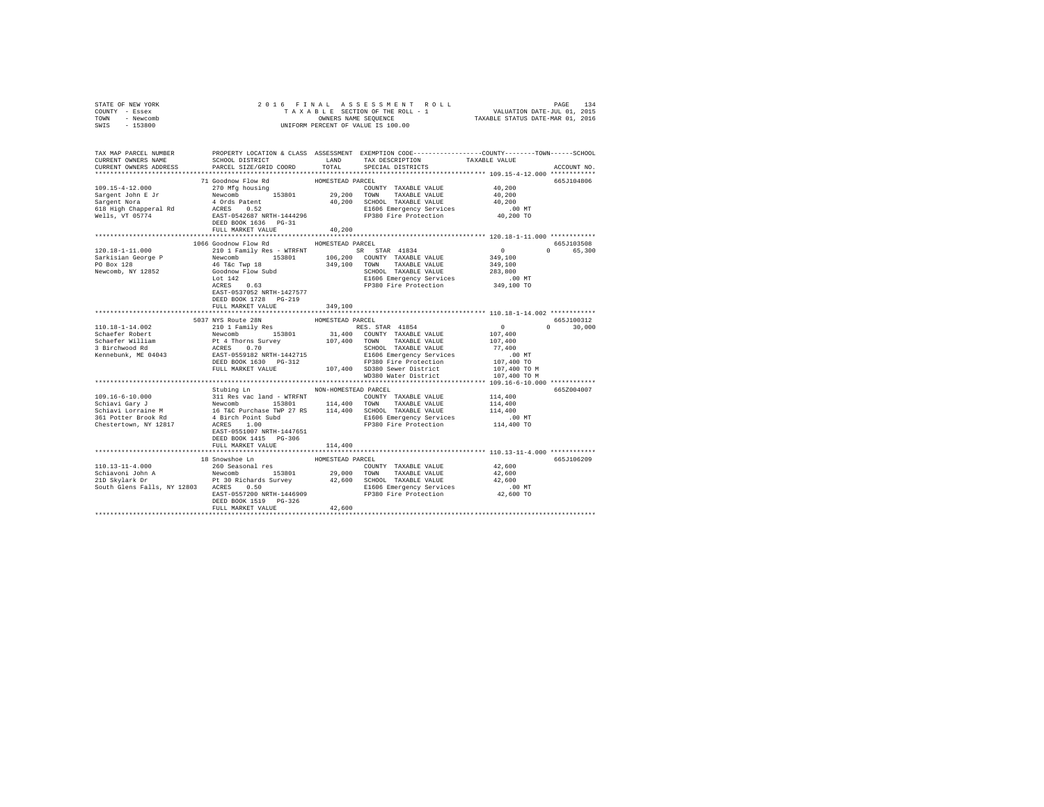STATE OF NEW YORK                    2 0 1 6   F I N A L   A S S E S S M E N T   R O L L                    PAGE 134
COUNTY - Essex                       T A X A B L E  SECTION OF THE ROLL - 1                 VALUATION DATE-JUL 01, 2015
TOWN - Newcomb                       OWNERS NAME SEQUENCE                              TAXABLE STATUS DATE-MAR 01, 2016
SWIS - 153800                        UNIFORM PERCENT OF VALUE IS 100.00

```
TAX MAP PARCEL NUMBER          PROPERTY LOCATION & CLASS  ASSESSMENT  EXEMPTION CODE-----------------COUNTY--------TOWN------SCHOOL
CURRENT OWNERS NAME            SCHOOL DISTRICT              LAND      TAX DESCRIPTION              TAXABLE VALUE
CURRENT OWNERS ADDRESS         PARCEL SIZE/GRID COORD       TOTAL     SPECIAL DISTRICTS                                   ACCOUNT NO.
*********************************************************************************************** 109.15-4-12.000 ************
                               71 Goodnow Flow Rd           HOMESTEAD PARCEL                                               665J104806
109.15-4-12.000                270 Mfg housing                         COUNTY  TAXABLE VALUE          40,200
Sargent John E Jr              Newcomb        153801        29,200     TOWN    TAXABLE VALUE          40,200
Sargent Nora                   4 Ords Patent                40,200     SCHOOL  TAXABLE VALUE          40,200
618 High Chapperal Rd          ACRES    0.52                           E1606 Emergency Services          .00 MT
Wells, VT 05774                EAST-0542687 NRTH-1444296               FP380 Fire Protection          40,200 TO
                               DEED BOOK 1636   PG-31
                               FULL MARKET VALUE            40,200
*********************************************************************************************** 120.18-1-11.000 ************
                               1066 Goodnow Flow Rd         HOMESTEAD PARCEL                                               665J103508
120.18-1-11.000                210 1 Family Res - WTRFNT               SR  STAR 41834                  0          0      65,300
Sarkisian George P             Newcomb        153801       106,200     COUNTY  TAXABLE VALUE         349,100
PO Box 128                     46 T&c Twp 18               349,100     TOWN    TAXABLE VALUE         349,100
Newcomb, NY 12852              Goodnow Flow Subd                       SCHOOL  TAXABLE VALUE         283,800
                               Lot 142                                 E1606 Emergency Services          .00 MT
                               ACRES    0.63                           FP380 Fire Protection         349,100 TO
                               EAST-0537052 NRTH-1427577
                               DEED BOOK 1728   PG-219
                               FULL MARKET VALUE           349,100
*********************************************************************************************** 110.18-1-14.002 ************
                               5037 NYS Route 28N           HOMESTEAD PARCEL                                               665J100312
110.18-1-14.002                210 1 Family Res                        RES. STAR 41854                 0          0      30,000
Schaefer Robert                Newcomb        153801        31,400     COUNTY  TAXABLE VALUE         107,400
Schaefer William               Pt 4 Thorns Survey          107,400     TOWN    TAXABLE VALUE         107,400
3 Birchwood Rd                 ACRES    0.70                           SCHOOL  TAXABLE VALUE          77,400
Kennebunk, ME 04043            EAST-0559182 NRTH-1442715               E1606 Emergency Services          .00 MT
                               DEED BOOK 1630   PG-312                 FP380 Fire Protection         107,400 TO
                               FULL MARKET VALUE           107,400     SD380 Sewer District          107,400 TO M
                                                                       WD380 Water District          107,400 TO M
*********************************************************************************************** 109.16-6-10.000 ************
                               Stubing Ln                   NON-HOMESTEAD PARCEL                                           665Z004007
109.16-6-10.000                311 Res vac land - WTRFNT               COUNTY  TAXABLE VALUE         114,400
Schiavi Gary J                 Newcomb        153801       114,400     TOWN    TAXABLE VALUE         114,400
Schiavi Lorraine M             16 T&C Purchase TWP 27 RS   114,400     SCHOOL  TAXABLE VALUE         114,400
361 Potter Brook Rd            4 Birch Point Subd                      E1606 Emergency Services          .00 MT
Chestertown, NY 12817          ACRES    1.00                           FP380 Fire Protection         114,400 TO
                               EAST-0551007 NRTH-1447651
                               DEED BOOK 1415   PG-306
                               FULL MARKET VALUE           114,400
*********************************************************************************************** 110.13-11-4.000 ************
                               18 Snowshoe Ln               HOMESTEAD PARCEL                                               665J106209
110.13-11-4.000                260 Seasonal res                        COUNTY  TAXABLE VALUE          42,600
Schiavoni John A               Newcomb        153801        29,000     TOWN    TAXABLE VALUE          42,600
21D Skylark Dr                 Pt 30 Richards Survey        42,600     SCHOOL  TAXABLE VALUE          42,600
South Glens Falls, NY 12803    ACRES    0.50                           E1606 Emergency Services          .00 MT
                               EAST-0557200 NRTH-1446909               FP380 Fire Protection          42,600 TO
                               DEED BOOK 1519   PG-326
                               FULL MARKET VALUE            42,600
******************************************************************************************************************************
```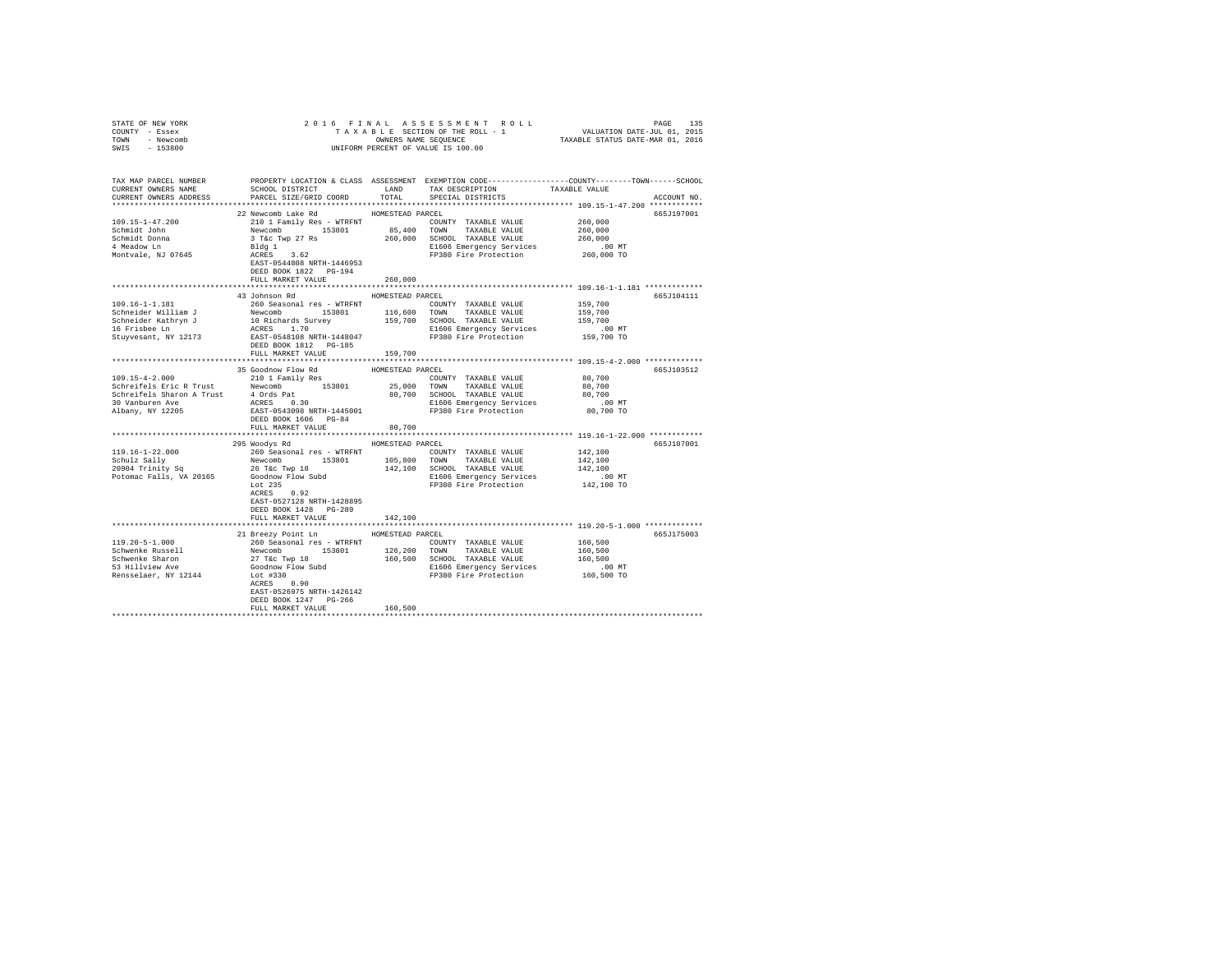STATE OF NEW YORK
COUNTY - Essex
TOWN - Newcomb
SWIS - 153800

2 0 1 6 F I N A L A S S E S S M E N T R O L L
T A X A B L E SECTION OF THE ROLL - 1
OWNERS NAME SEQUENCE
UNIFORM PERCENT OF VALUE IS 100.00

VALUATION DATE-JUL 01, 2015
TAXABLE STATUS DATE-MAR 01, 2016

| TAX MAP PARCEL NUMBER / CURRENT OWNERS NAME / CURRENT OWNERS ADDRESS | PROPERTY LOCATION & CLASS / SCHOOL DISTRICT / PARCEL SIZE/GRID COORD | ASSESSMENT LAND / TOTAL | EXEMPTION CODE / TAX DESCRIPTION / SPECIAL DISTRICTS | COUNTY / TOWN / SCHOOL TAXABLE VALUE | ACCOUNT NO. |
|---|---|---|---|---|---|
| **109.15-1-47.200** | 22 Newcomb Lake Rd | HOMESTEAD PARCEL | | | 665J197001 |
| 109.15-1-47.200 | 210 1 Family Res - WTRFNT | | COUNTY TAXABLE VALUE | 260,000 | |
| Schmidt John | Newcomb 153801 | 85,400 | TOWN TAXABLE VALUE | 260,000 | |
| Schmidt Donna | 3 T&c Twp 27 Rs | 260,000 | SCHOOL TAXABLE VALUE | 260,000 | |
| 4 Meadow Ln | Bldg 1 | | E1606 Emergency Services | .00 MT | |
| Montvale, NJ 07645 | ACRES 3.62 | | FP380 Fire Protection | 260,000 TO | |
| | EAST-0544808 NRTH-1446953 | | | | |
| | DEED BOOK 1822 PG-194 | | | | |
| | FULL MARKET VALUE | 260,000 | | | |
| **109.16-1-1.181** | 43 Johnson Rd | HOMESTEAD PARCEL | | | 665J104111 |
| 109.16-1-1.181 | 260 Seasonal res - WTRFNT | | COUNTY TAXABLE VALUE | 159,700 | |
| Schneider William J | Newcomb 153801 | 116,600 | TOWN TAXABLE VALUE | 159,700 | |
| Schneider Kathryn J | 10 Richards Survey | 159,700 | SCHOOL TAXABLE VALUE | 159,700 | |
| 16 Frisbee Ln | ACRES 1.70 | | E1606 Emergency Services | .00 MT | |
| Stuyvesant, NY 12173 | EAST-0548108 NRTH-1448047 | | FP380 Fire Protection | 159,700 TO | |
| | DEED BOOK 1812 PG-185 | | | | |
| | FULL MARKET VALUE | 159,700 | | | |
| **109.15-4-2.000** | 35 Goodnow Flow Rd | HOMESTEAD PARCEL | | | 665J103512 |
| 109.15-4-2.000 | 210 1 Family Res | | COUNTY TAXABLE VALUE | 80,700 | |
| Schreifels Eric R Trust | Newcomb 153801 | 25,000 | TOWN TAXABLE VALUE | 80,700 | |
| Schreifels Sharon A Trust | 4 Ords Pat | 80,700 | SCHOOL TAXABLE VALUE | 80,700 | |
| 30 Vanburen Ave | ACRES 0.30 | | E1606 Emergency Services | .00 MT | |
| Albany, NY 12205 | EAST-0543098 NRTH-1445001 | | FP380 Fire Protection | 80,700 TO | |
| | DEED BOOK 1606 PG-84 | | | | |
| | FULL MARKET VALUE | 80,700 | | | |
| **119.16-1-22.000** | 295 Woodys Rd | HOMESTEAD PARCEL | | | 665J107001 |
| 119.16-1-22.000 | 260 Seasonal res - WTRFNT | | COUNTY TAXABLE VALUE | 142,100 | |
| Schulz Sally | Newcomb 153801 | 105,800 | TOWN TAXABLE VALUE | 142,100 | |
| 20904 Trinity Sq | 26 T&c Twp 18 | 142,100 | SCHOOL TAXABLE VALUE | 142,100 | |
| Potomac Falls, VA 20165 | Goodnow Flow Subd | | E1606 Emergency Services | .00 MT | |
| | Lot 235 | | FP380 Fire Protection | 142,100 TO | |
| | ACRES 0.92 | | | | |
| | EAST-0527128 NRTH-1428895 | | | | |
| | DEED BOOK 1428 PG-289 | | | | |
| | FULL MARKET VALUE | 142,100 | | | |
| **119.20-5-1.000** | 21 Breezy Point Ln | HOMESTEAD PARCEL | | | 665J175003 |
| 119.20-5-1.000 | 260 Seasonal res - WTRFNT | | COUNTY TAXABLE VALUE | 160,500 | |
| Schwenke Russell | Newcomb 153801 | 126,200 | TOWN TAXABLE VALUE | 160,500 | |
| Schwenke Sharon | 27 T&c Twp 18 | 160,500 | SCHOOL TAXABLE VALUE | 160,500 | |
| 53 Hillview Ave | Goodnow Flow Subd | | E1606 Emergency Services | .00 MT | |
| Rensselaer, NY 12144 | Lot #330 | | FP380 Fire Protection | 160,500 TO | |
| | ACRES 0.90 | | | | |
| | EAST-0526975 NRTH-1426142 | | | | |
| | DEED BOOK 1247 PG-266 | | | | |
| | FULL MARKET VALUE | 160,500 | | | |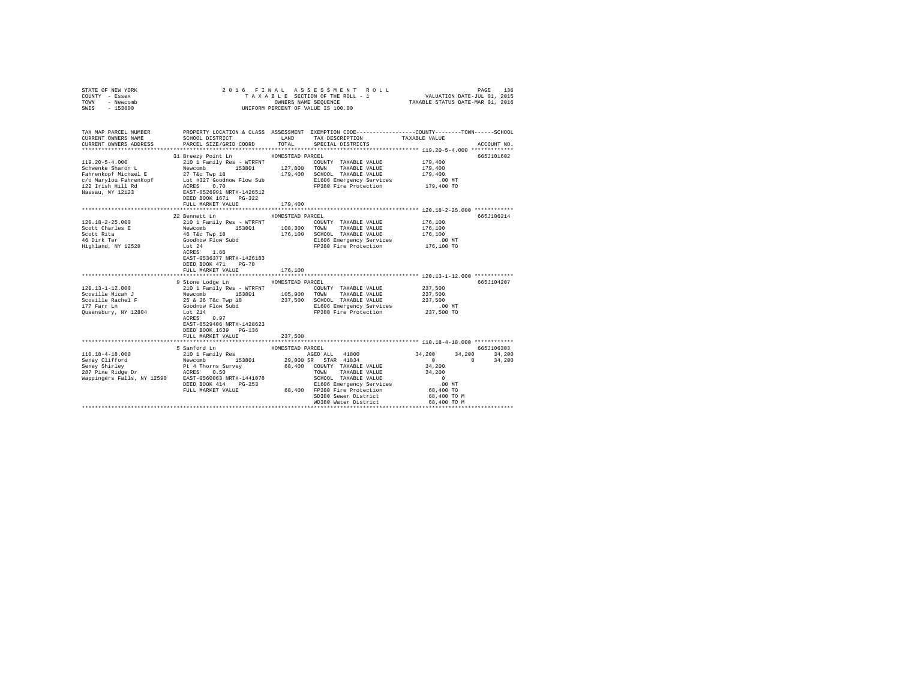STATE OF NEW YORK | COUNTY - Essex | TOWN - Newcomb | SWIS - 153800

2016 FINAL ASSESSMENT ROLL
TAXABLE SECTION OF THE ROLL - 1
OWNERS NAME SEQUENCE
UNIFORM PERCENT OF VALUE IS 100.00

VALUATION DATE-JUL 01, 2015
TAXABLE STATUS DATE-MAR 01, 2016

| TAX MAP PARCEL NUMBER / CURRENT OWNERS NAME / CURRENT OWNERS ADDRESS | PROPERTY LOCATION & CLASS / SCHOOL DISTRICT / PARCEL SIZE/GRID COORD | ASSESSMENT LAND / TOTAL | EXEMPTION CODE / TAX DESCRIPTION / SPECIAL DISTRICTS | COUNTY | TOWN | SCHOOL | ACCOUNT NO. |
|---|---|---|---|---|---|---|---|
| **119.20-5-4.000** | 31 Breezy Point Ln | HOMESTEAD PARCEL | | | | | 665J101602 |
| Schwenke Sharon L | 210 1 Family Res - WTRFNT | | COUNTY TAXABLE VALUE | 179,400 | | | |
| Fahrenkopf Michael E | Newcomb 153801 | 127,800 | TOWN TAXABLE VALUE | 179,400 | | | |
| c/o Marylou Fahrenkopf | 27 T&c Twp 18 | 179,400 | SCHOOL TAXABLE VALUE | 179,400 | | | |
| 122 Irish Hill Rd | Lot #327 Goodnow Flow Sub | | E1606 Emergency Services | .00 MT | | | |
| Nassau, NY 12123 | ACRES 0.70 | | FP380 Fire Protection | 179,400 TO | | | |
| | EAST-0526991 NRTH-1426512 | | | | | | |
| | DEED BOOK 1671 PG-322 | | | | | | |
| | FULL MARKET VALUE | 179,400 | | | | | |
| **120.18-2-25.000** | 22 Bennett Ln | HOMESTEAD PARCEL | | | | | 665J106214 |
| Scott Charles E | 210 1 Family Res - WTRFNT | | COUNTY TAXABLE VALUE | 176,100 | | | |
| Scott Rita | Newcomb 153801 | 108,300 | TOWN TAXABLE VALUE | 176,100 | | | |
| 46 Dirk Ter | 46 T&c Twp 18 | 176,100 | SCHOOL TAXABLE VALUE | 176,100 | | | |
| Highland, NY 12528 | Goodnow Flow Subd | | E1606 Emergency Services | .00 MT | | | |
| | Lot 24 | | FP380 Fire Protection | 176,100 TO | | | |
| | ACRES 1.66 | | | | | | |
| | EAST-0536377 NRTH-1426183 | | | | | | |
| | DEED BOOK 471 PG-70 | | | | | | |
| | FULL MARKET VALUE | 176,100 | | | | | |
| **120.13-1-12.000** | 9 Stone Lodge Ln | HOMESTEAD PARCEL | | | | | 665J104207 |
| Scoville Micah J | 210 1 Family Res - WTRFNT | | COUNTY TAXABLE VALUE | 237,500 | | | |
| Scoville Rachel F | Newcomb 153801 | 105,900 | TOWN TAXABLE VALUE | 237,500 | | | |
| 177 Farr Ln | 25 & 26 T&c Twp 18 | 237,500 | SCHOOL TAXABLE VALUE | 237,500 | | | |
| Queensbury, NY 12804 | Goodnow Flow Subd | | E1606 Emergency Services | .00 MT | | | |
| | Lot 214 | | FP380 Fire Protection | 237,500 TO | | | |
| | ACRES 0.97 | | | | | | |
| | EAST-0529406 NRTH-1428623 | | | | | | |
| | DEED BOOK 1639 PG-136 | | | | | | |
| | FULL MARKET VALUE | 237,500 | | | | | |
| **110.18-4-18.000** | 5 Sanford Ln | HOMESTEAD PARCEL | | | | | 665J106303 |
| Seney Clifford | 210 1 Family Res | | AGED ALL 41800 | 34,200 | 34,200 | 34,200 | |
| Seney Shirley | Newcomb 153801 | 29,000 | SR STAR 41834 | 0 | 0 | 34,200 | |
| 287 Pine Ridge Dr | Pt 4 Thorns Survey | 68,400 | COUNTY TAXABLE VALUE | 34,200 | | | |
| Wappingers Falls, NY 12590 | ACRES 0.50 | | TOWN TAXABLE VALUE | 34,200 | | | |
| | EAST-0560063 NRTH-1441078 | | SCHOOL TAXABLE VALUE | 0 | | | |
| | DEED BOOK 414 PG-253 | | E1606 Emergency Services | .00 MT | | | |
| | FULL MARKET VALUE | 68,400 | FP380 Fire Protection | 68,400 TO | | | |
| | | | SD380 Sewer District | 68,400 TO M | | | |
| | | | WD380 Water District | 68,400 TO M | | | |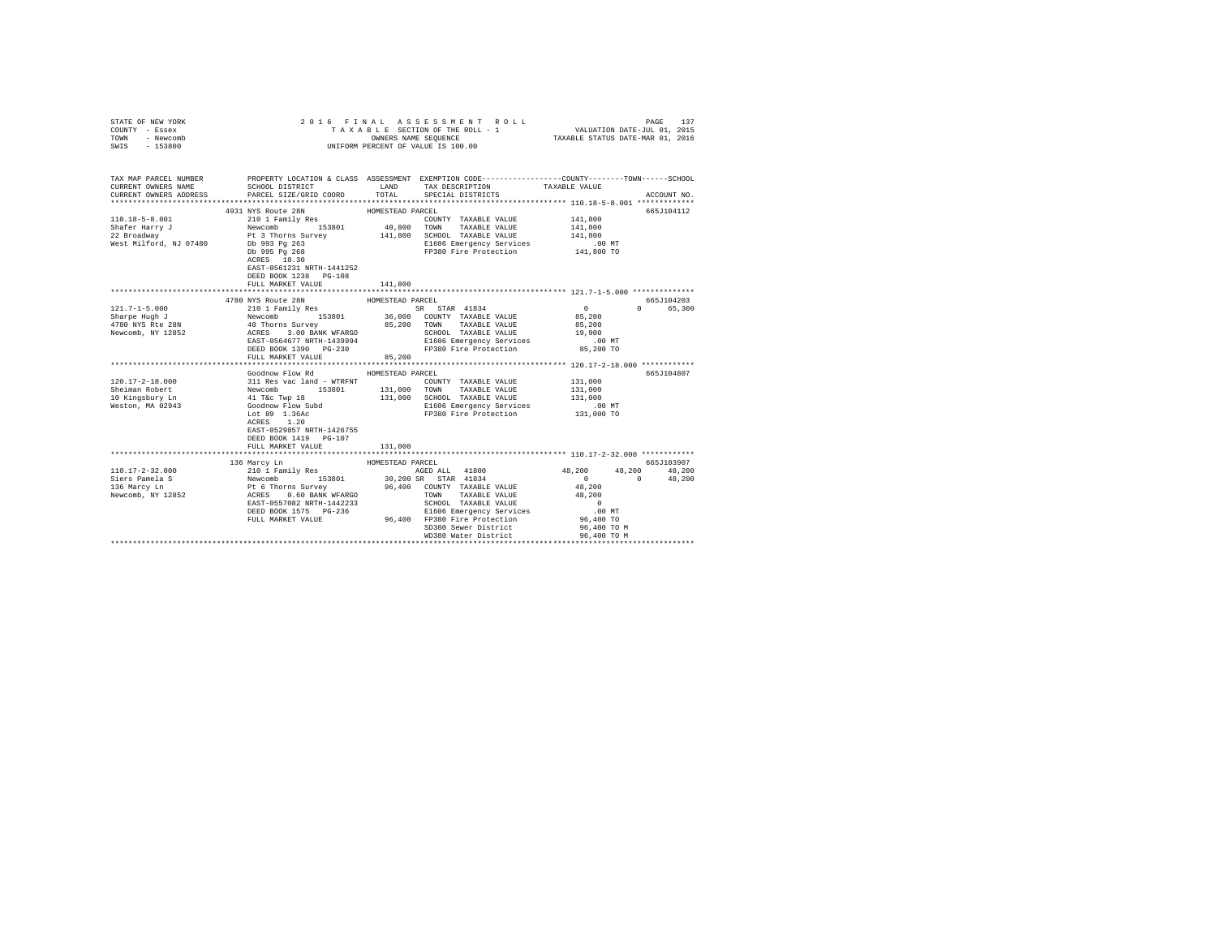STATE OF NEW YORK — 2016 FINAL ASSESSMENT ROLL — TAXABLE SECTION OF THE ROLL - 1 — VALUATION DATE-JUL 01, 2015
COUNTY - Essex — OWNERS NAME SEQUENCE — TAXABLE STATUS DATE-MAR 01, 2016
TOWN - Newcomb — UNIFORM PERCENT OF VALUE IS 100.00
SWIS - 153800

```
TAX MAP PARCEL NUMBER          PROPERTY LOCATION & CLASS  ASSESSMENT  EXEMPTION CODE-----------------COUNTY--------TOWN------SCHOOL
CURRENT OWNERS NAME            SCHOOL DISTRICT             LAND      TAX DESCRIPTION            TAXABLE VALUE
CURRENT OWNERS ADDRESS         PARCEL SIZE/GRID COORD      TOTAL     SPECIAL DISTRICTS                                 ACCOUNT NO.
************************************************************************************************* 110.18-5-8.001 *************
                       4931 NYS Route 28N              HOMESTEAD PARCEL                                              665J104112
110.18-5-8.001                 210 1 Family Res                    COUNTY  TAXABLE VALUE          141,800
Shafer Harry J                 Newcomb      153801        40,800   TOWN    TAXABLE VALUE          141,800
22 Broadway                    Pt 3 Thorns Survey        141,800   SCHOOL  TAXABLE VALUE          141,800
West Milford, NJ 07480         Db 993 Pg 263                       E1606 Emergency Services           .00 MT
                               Db 995 Pg 268                       FP380 Fire Protection          141,800 TO
                               ACRES   10.30
                               EAST-0561231 NRTH-1441252
                               DEED BOOK 1238   PG-108
                               FULL MARKET VALUE         141,800
************************************************************************************************* 121.7-1-5.000 **************
                       4780 NYS Route 28N              HOMESTEAD PARCEL                                              665J104203
121.7-1-5.000                  210 1 Family Res                 SR  STAR  41834                0           0        65,300
Sharpe Hugh J                  Newcomb      153801        36,000   COUNTY  TAXABLE VALUE           85,200
4780 NYS Rte 28N               40 Thorns Survey           85,200   TOWN    TAXABLE VALUE           85,200
Newcomb, NY 12852              ACRES    3.00 BANK WFARGO           SCHOOL  TAXABLE VALUE           19,900
                               EAST-0564677 NRTH-1439994           E1606 Emergency Services           .00 MT
                               DEED BOOK 1390   PG-230             FP380 Fire Protection           85,200 TO
                               FULL MARKET VALUE          85,200
************************************************************************************************* 120.17-2-18.000 ************
                       Goodnow Flow Rd                 HOMESTEAD PARCEL                                              665J104807
120.17-2-18.000                311 Res vac land - WTRFNT           COUNTY  TAXABLE VALUE          131,000
Sheiman Robert                 Newcomb      153801       131,000   TOWN    TAXABLE VALUE          131,000
10 Kingsbury Ln                41 T&c Twp 18             131,000   SCHOOL  TAXABLE VALUE          131,000
Weston, MA 02943               Goodnow Flow Subd                   E1606 Emergency Services           .00 MT
                               Lot 89  1.36Ac                      FP380 Fire Protection          131,000 TO
                               ACRES    1.20
                               EAST-0529857 NRTH-1426755
                               DEED BOOK 1419   PG-107
                               FULL MARKET VALUE         131,000
************************************************************************************************* 110.17-2-32.000 ************
                       136 Marcy Ln                    HOMESTEAD PARCEL                                              665J103907
110.17-2-32.000                210 1 Family Res                 AGED ALL  41800           48,200      48,200        48,200
Siers Pamela S                 Newcomb      153801        30,200 SR  STAR  41834               0           0        48,200
136 Marcy Ln                   Pt 6 Thorns Survey         96,400   COUNTY  TAXABLE VALUE           48,200
Newcomb, NY 12852              ACRES    0.60 BANK WFARGO           TOWN    TAXABLE VALUE           48,200
                               EAST-0557082 NRTH-1442233           SCHOOL  TAXABLE VALUE                0
                               DEED BOOK 1575   PG-236             E1606 Emergency Services           .00 MT
                               FULL MARKET VALUE          96,400   FP380 Fire Protection           96,400 TO
                                                                   SD380 Sewer District            96,400 TO M
                                                                   WD380 Water District            96,400 TO M
*******************************************************************************************************************************
```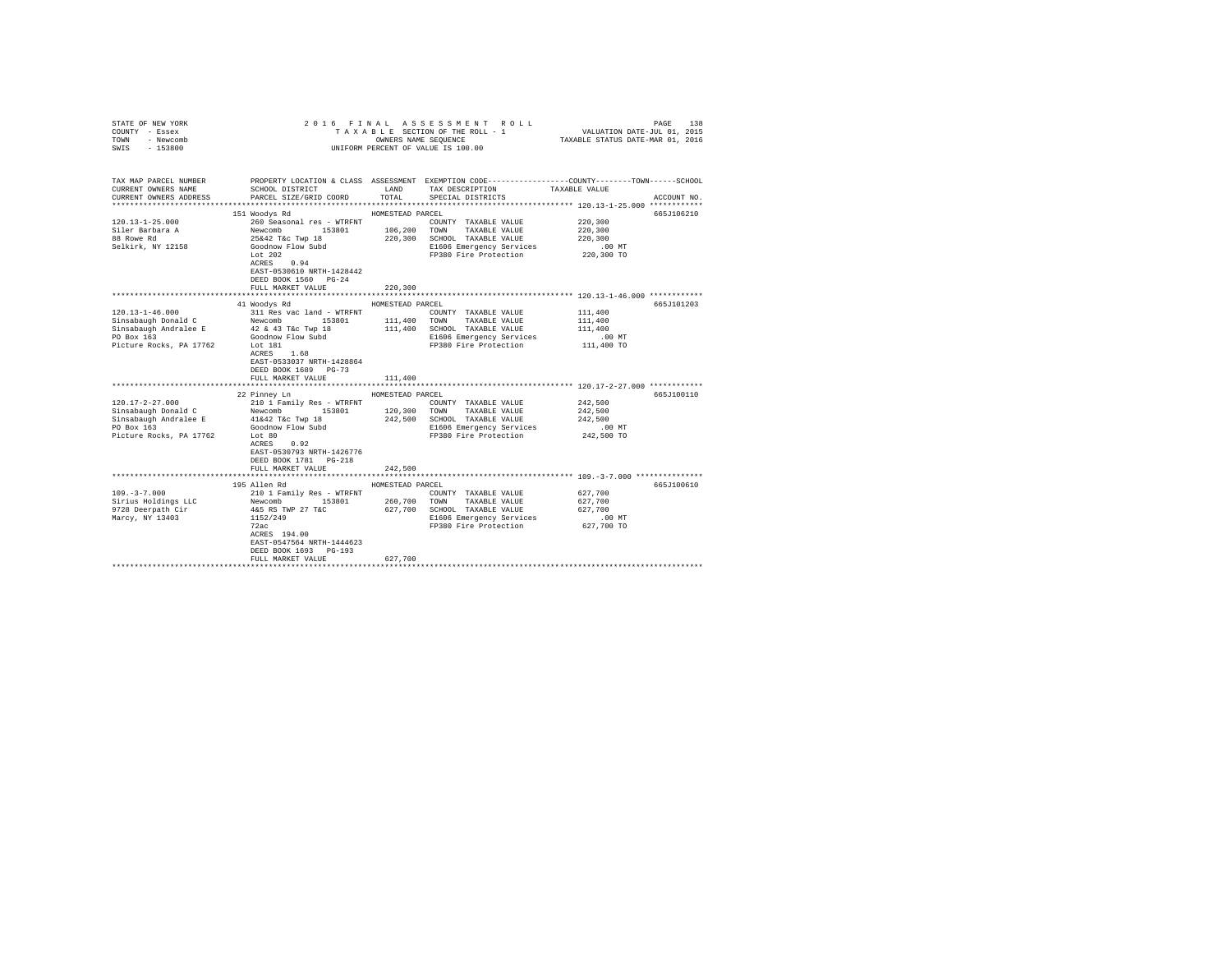STATE OF NEW YORK
COUNTY - Essex
TOWN - Newcomb
SWIS - 153800

2016 FINAL ASSESSMENT ROLL
TAXABLE SECTION OF THE ROLL - 1
OWNERS NAME SEQUENCE
UNIFORM PERCENT OF VALUE IS 100.00

VALUATION DATE-JUL 01, 2015
TAXABLE STATUS DATE-MAR 01, 2016

| TAX MAP PARCEL NUMBER / CURRENT OWNERS NAME / CURRENT OWNERS ADDRESS | PROPERTY LOCATION & CLASS / SCHOOL DISTRICT / PARCEL SIZE/GRID COORD | ASSESSMENT LAND / TOTAL | EXEMPTION CODE / TAX DESCRIPTION / SPECIAL DISTRICTS | TAXABLE VALUE (COUNTY / TOWN / SCHOOL) | ACCOUNT NO. |
|---|---|---|---|---|---|
| **120.13-1-25.000** | 151 Woodys Rd | HOMESTEAD PARCEL | | | 665J106210 |
| 120.13-1-25.000 | 260 Seasonal res - WTRFNT | | COUNTY TAXABLE VALUE | 220,300 | |
| Siler Barbara A | Newcomb 153801 | 106,200 | TOWN TAXABLE VALUE | 220,300 | |
| 88 Rowe Rd | 25&42 T&c Twp 18 | 220,300 | SCHOOL TAXABLE VALUE | 220,300 | |
| Selkirk, NY 12158 | Goodnow Flow Subd | | E1606 Emergency Services | .00 MT | |
| | Lot 202 | | FP380 Fire Protection | 220,300 TO | |
| | ACRES 0.94 | | | | |
| | EAST-0530610 NRTH-1428442 | | | | |
| | DEED BOOK 1560 PG-24 | | | | |
| | FULL MARKET VALUE | 220,300 | | | |
| **120.13-1-46.000** | 41 Woodys Rd | HOMESTEAD PARCEL | | | 665J101203 |
| 120.13-1-46.000 | 311 Res vac land - WTRFNT | | COUNTY TAXABLE VALUE | 111,400 | |
| Sinsabaugh Donald C | Newcomb 153801 | 111,400 | TOWN TAXABLE VALUE | 111,400 | |
| Sinsabaugh Andralee E | 42 & 43 T&c Twp 18 | 111,400 | SCHOOL TAXABLE VALUE | 111,400 | |
| PO Box 163 | Goodnow Flow Subd | | E1606 Emergency Services | .00 MT | |
| Picture Rocks, PA 17762 | Lot 181 | | FP380 Fire Protection | 111,400 TO | |
| | ACRES 1.68 | | | | |
| | EAST-0533037 NRTH-1428864 | | | | |
| | DEED BOOK 1689 PG-73 | | | | |
| | FULL MARKET VALUE | 111,400 | | | |
| **120.17-2-27.000** | 22 Pinney Ln | HOMESTEAD PARCEL | | | 665J100110 |
| 120.17-2-27.000 | 210 1 Family Res - WTRFNT | | COUNTY TAXABLE VALUE | 242,500 | |
| Sinsabaugh Donald C | Newcomb 153801 | 120,300 | TOWN TAXABLE VALUE | 242,500 | |
| Sinsabaugh Andralee E | 41&42 T&c Twp 18 | 242,500 | SCHOOL TAXABLE VALUE | 242,500 | |
| PO Box 163 | Goodnow Flow Subd | | E1606 Emergency Services | .00 MT | |
| Picture Rocks, PA 17762 | Lot 80 | | FP380 Fire Protection | 242,500 TO | |
| | ACRES 0.92 | | | | |
| | EAST-0530793 NRTH-1426776 | | | | |
| | DEED BOOK 1781 PG-218 | | | | |
| | FULL MARKET VALUE | 242,500 | | | |
| **109.-3-7.000** | 195 Allen Rd | HOMESTEAD PARCEL | | | 665J100610 |
| 109.-3-7.000 | 210 1 Family Res - WTRFNT | | COUNTY TAXABLE VALUE | 627,700 | |
| Sirius Holdings LLC | Newcomb 153801 | 260,700 | TOWN TAXABLE VALUE | 627,700 | |
| 9728 Deerpath Cir | 4&5 RS TWP 27 T&C | 627,700 | SCHOOL TAXABLE VALUE | 627,700 | |
| Marcy, NY 13403 | 1152/249 | | E1606 Emergency Services | .00 MT | |
| | 72ac | | FP380 Fire Protection | 627,700 TO | |
| | ACRES 194.00 | | | | |
| | EAST-0547564 NRTH-1444623 | | | | |
| | DEED BOOK 1693 PG-193 | | | | |
| | FULL MARKET VALUE | 627,700 | | | |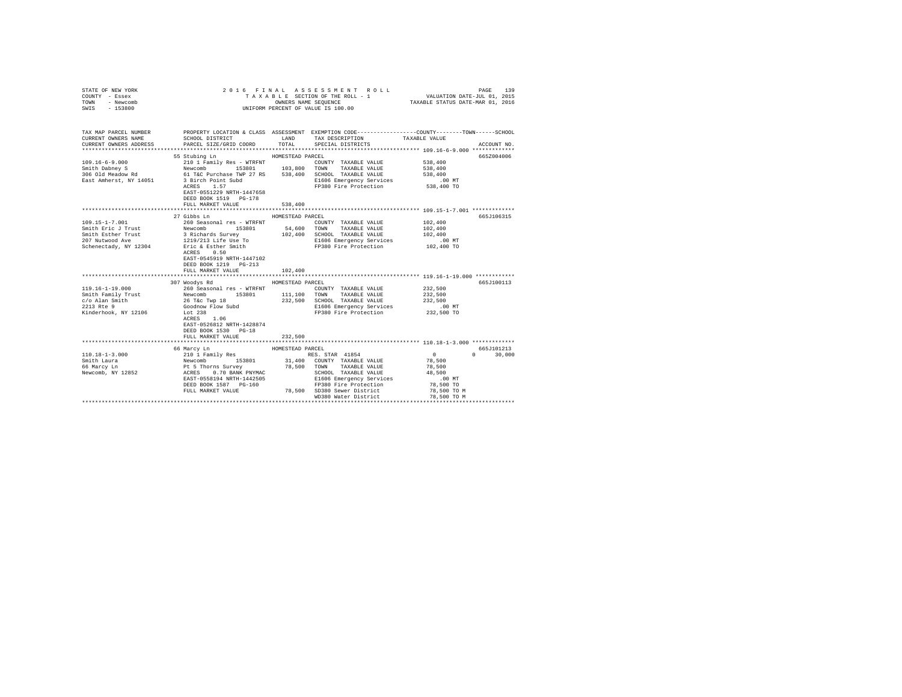STATE OF NEW YORK
COUNTY - Essex
TOWN - Newcomb
SWIS - 153800

2016 FINAL ASSESSMENT ROLL
TAXABLE SECTION OF THE ROLL - 1
OWNERS NAME SEQUENCE
UNIFORM PERCENT OF VALUE IS 100.00

VALUATION DATE-JUL 01, 2015
TAXABLE STATUS DATE-MAR 01, 2016

```
TAX MAP PARCEL NUMBER          PROPERTY LOCATION & CLASS  ASSESSMENT  EXEMPTION CODE-----------------COUNTY--------TOWN------SCHOOL
CURRENT OWNERS NAME            SCHOOL DISTRICT               LAND     TAX DESCRIPTION            TAXABLE VALUE
CURRENT OWNERS ADDRESS         PARCEL SIZE/GRID COORD        TOTAL    SPECIAL DISTRICTS                                    ACCOUNT NO.
********************************************************************************************* 109.16-6-9.000 *************
                               55 Stubing Ln                 HOMESTEAD PARCEL                                              665Z004006
109.16-6-9.000                 210 1 Family Res - WTRFNT              COUNTY  TAXABLE VALUE          538,400
Smith Dabney S                 Newcomb        153801       103,800    TOWN    TAXABLE VALUE          538,400
306 Old Meadow Rd              61 T&C Purchase TWP 27 RS   538,400    SCHOOL  TAXABLE VALUE          538,400
East Amherst, NY 14051         3 Birch Point Subd                     E1606 Emergency Services           .00 MT
                               ACRES    1.57                          FP380 Fire Protection          538,400 TO
                               EAST-0551229 NRTH-1447658
                               DEED BOOK 1519   PG-178
                               FULL MARKET VALUE           538,400
********************************************************************************************* 109.15-1-7.001 *************
                               27 Gibbs Ln                   HOMESTEAD PARCEL                                              665J106315
109.15-1-7.001                 260 Seasonal res - WTRFNT              COUNTY  TAXABLE VALUE          102,400
Smith Eric J Trust             Newcomb        153801        54,600    TOWN    TAXABLE VALUE          102,400
Smith Esther Trust             3 Richards Survey           102,400    SCHOOL  TAXABLE VALUE          102,400
207 Nutwood Ave                1219/213 Life Use To                   E1606 Emergency Services           .00 MT
Schenectady, NY 12304          Eric & Esther Smith                    FP380 Fire Protection          102,400 TO
                               ACRES    0.50
                               EAST-0545919 NRTH-1447102
                               DEED BOOK 1219   PG-213
                               FULL MARKET VALUE           102,400
********************************************************************************************* 119.16-1-19.000 ************
                               307 Woodys Rd                 HOMESTEAD PARCEL                                              665J100113
119.16-1-19.000                260 Seasonal res - WTRFNT              COUNTY  TAXABLE VALUE          232,500
Smith Family Trust             Newcomb        153801       111,100    TOWN    TAXABLE VALUE          232,500
c/o Alan Smith                 26 T&c Twp 18               232,500    SCHOOL  TAXABLE VALUE          232,500
2213 Rte 9                     Goodnow Flow Subd                      E1606 Emergency Services           .00 MT
Kinderhook, NY 12106           Lot 238                                FP380 Fire Protection          232,500 TO
                               ACRES    1.06
                               EAST-0526812 NRTH-1428874
                               DEED BOOK 1530   PG-18
                               FULL MARKET VALUE           232,500
********************************************************************************************* 110.18-1-3.000 *************
                               66 Marcy Ln                   HOMESTEAD PARCEL                                              665J101213
110.18-1-3.000                 210 1 Family Res                       RES. STAR 41854                  0             0      30,000
Smith Laura                    Newcomb        153801        31,400    COUNTY  TAXABLE VALUE           78,500
66 Marcy Ln                    Pt 5 Thorns Survey           78,500    TOWN    TAXABLE VALUE           78,500
Newcomb, NY 12852              ACRES    0.70 BANK PNYMAC              SCHOOL  TAXABLE VALUE           48,500
                               EAST-0558194 NRTH-1442505              E1606 Emergency Services           .00 MT
                               DEED BOOK 1587   PG-160                FP380 Fire Protection           78,500 TO
                               FULL MARKET VALUE            78,500    SD380 Sewer District            78,500 TO M
                                                                      WD380 Water District            78,500 TO M
****************************************************************************************************************************
```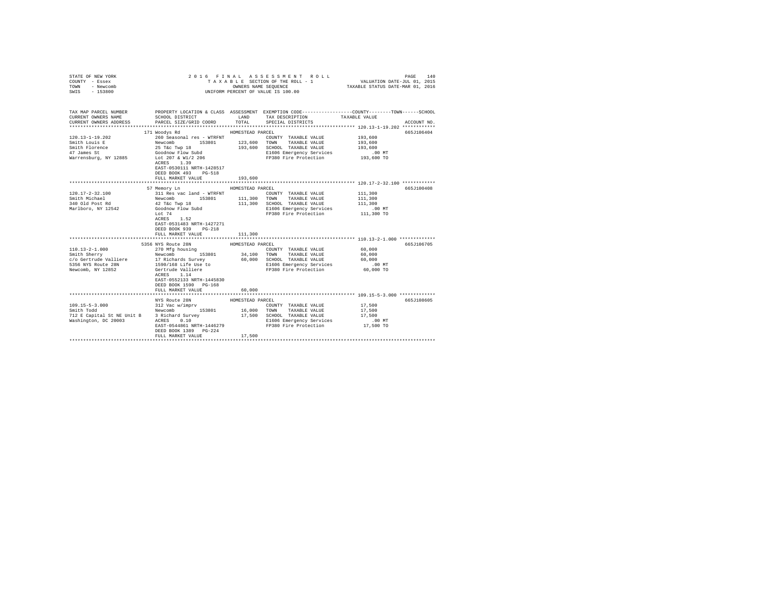STATE OF NEW YORK 2 0 1 6 F I N A L A S S E S S M E N T R O L L
COUNTY - Essex T A X A B L E SECTION OF THE ROLL - 1 VALUATION DATE-JUL 01, 2015
TOWN - Newcomb OWNERS NAME SEQUENCE TAXABLE STATUS DATE-MAR 01, 2016
SWIS - 153800 UNIFORM PERCENT OF VALUE IS 100.00

```
TAX MAP PARCEL NUMBER          PROPERTY LOCATION & CLASS  ASSESSMENT  EXEMPTION CODE-----------------COUNTY--------TOWN------SCHOOL
CURRENT OWNERS NAME            SCHOOL DISTRICT               LAND      TAX DESCRIPTION            TAXABLE VALUE
CURRENT OWNERS ADDRESS         PARCEL SIZE/GRID COORD        TOTAL     SPECIAL DISTRICTS                                    ACCOUNT NO.
*********************************************************************************************** 120.13-1-19.202 ************
                     171 Woodys Rd                   HOMESTEAD PARCEL                                                    665J106404
120.13-1-19.202                260 Seasonal res - WTRFNT            COUNTY  TAXABLE VALUE          193,600
Smith Louis E                  Newcomb       153801      123,600   TOWN    TAXABLE VALUE          193,600
Smith Florence                 25 T&c Twp 18             193,600   SCHOOL  TAXABLE VALUE          193,600
47 James St                    Goodnow Flow Subd                   E1606 Emergency Services          .00 MT
Warrensburg, NY 12885          Lot 207 & W1/2 206                  FP380 Fire Protection          193,600 TO
                               ACRES    1.39
                               EAST-0530111 NRTH-1428517
                               DEED BOOK 493    PG-518
                               FULL MARKET VALUE         193,600
*********************************************************************************************** 120.17-2-32.100 ************
                     57 Memory Ln                    HOMESTEAD PARCEL                                                    665J100408
120.17-2-32.100                311 Res vac land - WTRFNT            COUNTY  TAXABLE VALUE          111,300
Smith Michael                  Newcomb       153801      111,300   TOWN    TAXABLE VALUE          111,300
340 Old Post Rd                42 T&c Twp 18             111,300   SCHOOL  TAXABLE VALUE          111,300
Marlboro, NY 12542             Goodnow Flow Subd                   E1606 Emergency Services          .00 MT
                               Lot 74                              FP380 Fire Protection          111,300 TO
                               ACRES    1.52
                               EAST-0531483 NRTH-1427271
                               DEED BOOK 939    PG-218
                               FULL MARKET VALUE         111,300
*********************************************************************************************** 110.13-2-1.000 *************
                     5356 NYS Route 28N              HOMESTEAD PARCEL                                                    665J106705
110.13-2-1.000                 270 Mfg housing                      COUNTY  TAXABLE VALUE           60,000
Smith Sherry                   Newcomb       153801       34,100   TOWN    TAXABLE VALUE           60,000
c/o Gertrude Valliere          17 Richards Survey         60,000   SCHOOL  TAXABLE VALUE           60,000
5356 NYS Route 28N             1590/168 Life Use to                E1606 Emergency Services          .00 MT
Newcomb, NY 12852              Gertrude Valliere                   FP380 Fire Protection           60,000 TO
                               ACRES    1.14
                               EAST-0552133 NRTH-1445830
                               DEED BOOK 1590   PG-168
                               FULL MARKET VALUE          60,000
*********************************************************************************************** 109.15-5-3.000 *************
                     NYS Route 28N                   HOMESTEAD PARCEL                                                    665J108605
109.15-5-3.000                 312 Vac w/imprv                      COUNTY  TAXABLE VALUE           17,500
Smith Todd                     Newcomb       153801       16,000   TOWN    TAXABLE VALUE           17,500
712 E Capital St NE Unit B     3 Richard Survey           17,500   SCHOOL  TAXABLE VALUE           17,500
Washington, DC 20003           ACRES    0.10                       E1606 Emergency Services          .00 MT
                               EAST-0544861 NRTH-1446279           FP380 Fire Protection           17,500 TO
                               DEED BOOK 1389   PG-224
                               FULL MARKET VALUE          17,500
****************************************************************************************************************************
```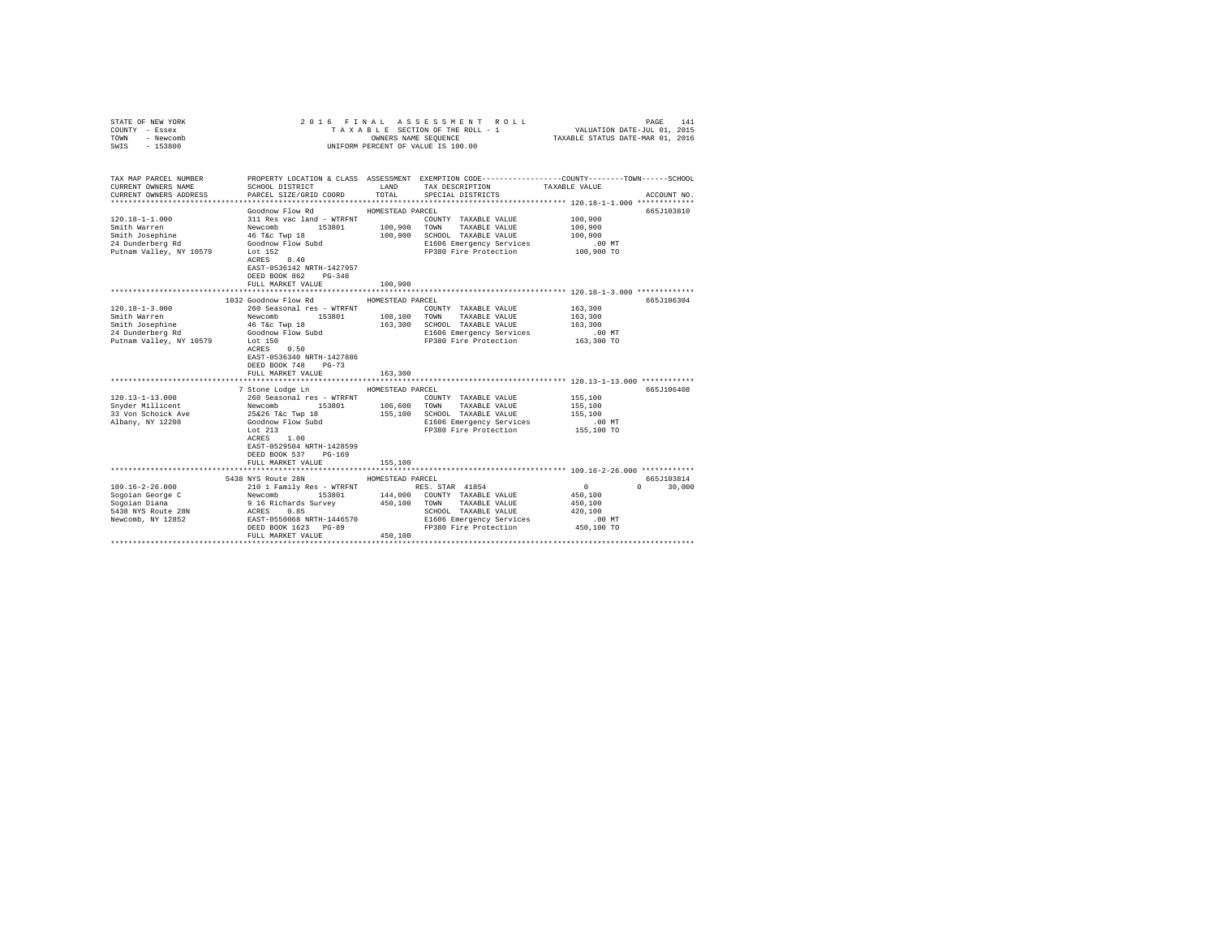STATE OF NEW YORK
COUNTY - Essex
TOWN - Newcomb
SWIS - 153800

2016 FINAL ASSESSMENT ROLL
TAXABLE SECTION OF THE ROLL - 1
OWNERS NAME SEQUENCE
UNIFORM PERCENT OF VALUE IS 100.00

VALUATION DATE-JUL 01, 2015
TAXABLE STATUS DATE-MAR 01, 2016

| TAX MAP PARCEL NUMBER / CURRENT OWNERS NAME / CURRENT OWNERS ADDRESS | PROPERTY LOCATION & CLASS / SCHOOL DISTRICT / PARCEL SIZE/GRID COORD | ASSESSMENT LAND | TOTAL | EXEMPTION CODE / TAX DESCRIPTION / SPECIAL DISTRICTS | COUNTY / TOWN / SCHOOL TAXABLE VALUE | ACCOUNT NO. |
|---|---|---|---|---|---|---|
| **120.18-1-1.000** | Goodnow Flow Rd | HOMESTEAD PARCEL | | | | 665J103810 |
| 120.18-1-1.000 | 311 Res vac land - WTRFNT | | | COUNTY TAXABLE VALUE | 100,900 | |
| Smith Warren | Newcomb 153801 | 100,900 | | TOWN TAXABLE VALUE | 100,900 | |
| Smith Josephine | 46 T&c Twp 18 | | 100,900 | SCHOOL TAXABLE VALUE | 100,900 | |
| 24 Dunderberg Rd | Goodnow Flow Subd | | | E1606 Emergency Services | .00 MT | |
| Putnam Valley, NY 10579 | Lot 152 | | | FP380 Fire Protection | 100,900 TO | |
| | ACRES 0.40 | | | | | |
| | EAST-0536142 NRTH-1427957 | | | | | |
| | DEED BOOK 862 PG-348 | | | | | |
| | FULL MARKET VALUE | | 100,900 | | | |
| **120.18-1-3.000** | 1032 Goodnow Flow Rd | HOMESTEAD PARCEL | | | | 665J106304 |
| 120.18-1-3.000 | 260 Seasonal res - WTRFNT | | | COUNTY TAXABLE VALUE | 163,300 | |
| Smith Warren | Newcomb 153801 | 108,100 | | TOWN TAXABLE VALUE | 163,300 | |
| Smith Josephine | 46 T&c Twp 18 | | 163,300 | SCHOOL TAXABLE VALUE | 163,300 | |
| 24 Dunderberg Rd | Goodnow Flow Subd | | | E1606 Emergency Services | .00 MT | |
| Putnam Valley, NY 10579 | Lot 150 | | | FP380 Fire Protection | 163,300 TO | |
| | ACRES 0.50 | | | | | |
| | EAST-0536340 NRTH-1427886 | | | | | |
| | DEED BOOK 748 PG-73 | | | | | |
| | FULL MARKET VALUE | | 163,300 | | | |
| **120.13-1-13.000** | 7 Stone Lodge Ln | HOMESTEAD PARCEL | | | | 665J106408 |
| 120.13-1-13.000 | 260 Seasonal res - WTRFNT | | | COUNTY TAXABLE VALUE | 155,100 | |
| Snyder Millicent | Newcomb 153801 | 106,600 | | TOWN TAXABLE VALUE | 155,100 | |
| 33 Von Schoick Ave | 25&26 T&c Twp 18 | | 155,100 | SCHOOL TAXABLE VALUE | 155,100 | |
| Albany, NY 12208 | Goodnow Flow Subd | | | E1606 Emergency Services | .00 MT | |
| | Lot 213 | | | FP380 Fire Protection | 155,100 TO | |
| | ACRES 1.00 | | | | | |
| | EAST-0529504 NRTH-1428599 | | | | | |
| | DEED BOOK 537 PG-169 | | | | | |
| | FULL MARKET VALUE | | 155,100 | | | |
| **109.16-2-26.000** | 5438 NYS Route 28N | HOMESTEAD PARCEL | | | | 665J103814 |
| 109.16-2-26.000 | 210 1 Family Res - WTRFNT | | | RES. STAR 41854 | 0 0 30,000 | |
| Sogoian George C | Newcomb 153801 | 144,000 | | COUNTY TAXABLE VALUE | 450,100 | |
| Sogoian Diana | 9 16 Richards Survey | | 450,100 | TOWN TAXABLE VALUE | 450,100 | |
| 5438 NYS Route 28N | ACRES 0.85 | | | SCHOOL TAXABLE VALUE | 420,100 | |
| Newcomb, NY 12852 | EAST-0550068 NRTH-1446570 | | | E1606 Emergency Services | .00 MT | |
| | DEED BOOK 1623 PG-89 | | | FP380 Fire Protection | 450,100 TO | |
| | FULL MARKET VALUE | | 450,100 | | | |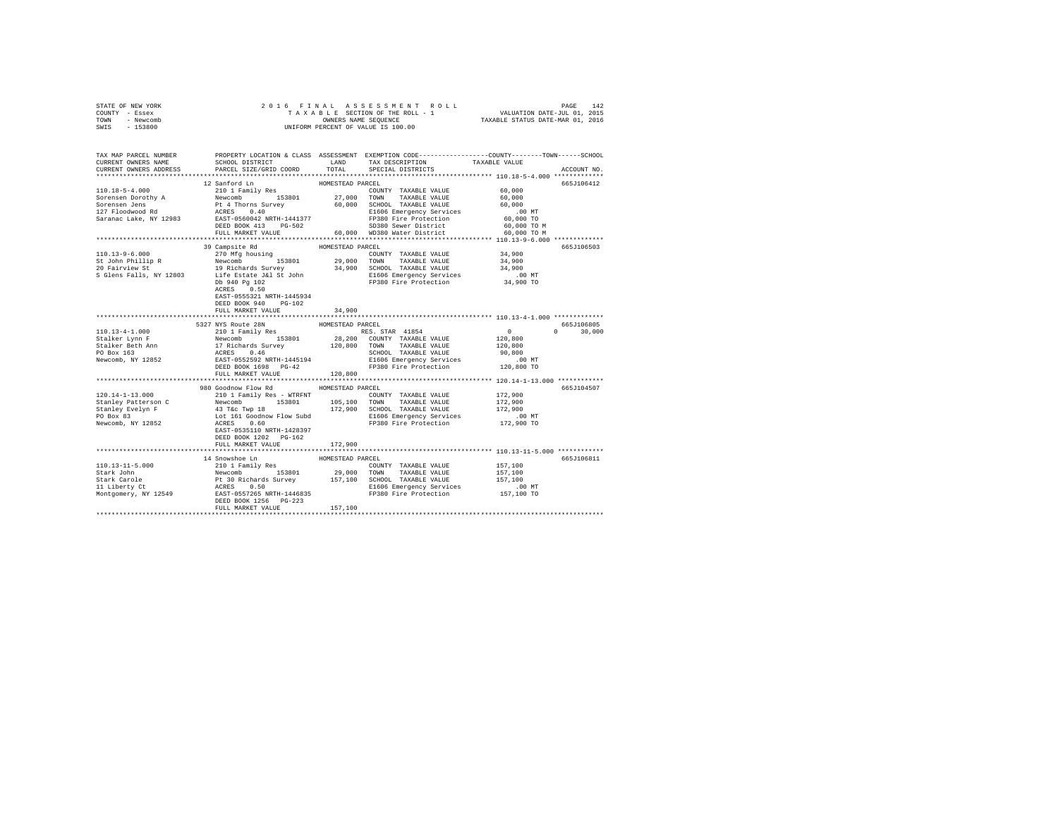STATE OF NEW YORK
COUNTY - Essex
TOWN - Newcomb
SWIS - 153800

2016 FINAL ASSESSMENT ROLL
TAXABLE SECTION OF THE ROLL - 1
OWNERS NAME SEQUENCE
UNIFORM PERCENT OF VALUE IS 100.00

VALUATION DATE-JUL 01, 2015
TAXABLE STATUS DATE-MAR 01, 2016

```
TAX MAP PARCEL NUMBER          PROPERTY LOCATION & CLASS  ASSESSMENT  EXEMPTION CODE-----------------COUNTY--------TOWN------SCHOOL
CURRENT OWNERS NAME            SCHOOL DISTRICT              LAND      TAX DESCRIPTION            TAXABLE VALUE
CURRENT OWNERS ADDRESS         PARCEL SIZE/GRID COORD       TOTAL     SPECIAL DISTRICTS                                      ACCOUNT NO.
*********************************************************************************************** 110.18-5-4.000 *************
                               12 Sanford Ln               HOMESTEAD PARCEL                                                  665J106412
110.18-5-4.000                 210 1 Family Res                       COUNTY  TAXABLE VALUE           60,000
Sorensen Dorothy A             Newcomb        153801        27,000    TOWN    TAXABLE VALUE           60,000
Sorensen Jens                  Pt 4 Thorns Survey           60,000    SCHOOL  TAXABLE VALUE           60,000
127 Floodwood Rd               ACRES    0.40                          E1606 Emergency Services          .00 MT
Saranac Lake, NY 12983         EAST-0560042 NRTH-1441377              FP380 Fire Protection          60,000 TO
                               DEED BOOK 413    PG-502                SD380 Sewer District           60,000 TO M
                               FULL MARKET VALUE            60,000    WD380 Water District           60,000 TO M
*********************************************************************************************** 110.13-9-6.000 *************
                               39 Campsite Rd              HOMESTEAD PARCEL                                                  665J106503
110.13-9-6.000                 270 Mfg housing                        COUNTY  TAXABLE VALUE           34,900
St John Phillip R              Newcomb        153801        29,000    TOWN    TAXABLE VALUE           34,900
20 Fairview St                 19 Richards Survey           34,900    SCHOOL  TAXABLE VALUE           34,900
S Glens Falls, NY 12803        Life Estate J&l St John                E1606 Emergency Services          .00 MT
                               Db 940 Pg 102                          FP380 Fire Protection          34,900 TO
                               ACRES    0.50
                               EAST-0555321 NRTH-1445934
                               DEED BOOK 940    PG-102
                               FULL MARKET VALUE            34,900
*********************************************************************************************** 110.13-4-1.000 *************
                               5327 NYS Route 28N          HOMESTEAD PARCEL                                                  665J106805
110.13-4-1.000                 210 1 Family Res                       RES. STAR  41854                 0            0      30,000
Stalker Lynn F                 Newcomb        153801        28,200    COUNTY  TAXABLE VALUE          120,800
Stalker Beth Ann               17 Richards Survey          120,800    TOWN    TAXABLE VALUE          120,800
PO Box 163                     ACRES    0.46                          SCHOOL  TAXABLE VALUE           90,800
Newcomb, NY 12852              EAST-0552592 NRTH-1445194              E1606 Emergency Services          .00 MT
                               DEED BOOK 1698   PG-42                 FP380 Fire Protection         120,800 TO
                               FULL MARKET VALUE           120,800
*********************************************************************************************** 120.14-1-13.000 ************
                               980 Goodnow Flow Rd         HOMESTEAD PARCEL                                                  665J104507
120.14-1-13.000                210 1 Family Res - WTRFNT              COUNTY  TAXABLE VALUE          172,900
Stanley Patterson C            Newcomb        153801       105,100    TOWN    TAXABLE VALUE          172,900
Stanley Evelyn F               43 T&c Twp 18               172,900    SCHOOL  TAXABLE VALUE          172,900
PO Box 83                      Lot 161 Goodnow Flow Subd              E1606 Emergency Services          .00 MT
Newcomb, NY 12852              ACRES    0.60                          FP380 Fire Protection         172,900 TO
                               EAST-0535110 NRTH-1428397
                               DEED BOOK 1202   PG-162
                               FULL MARKET VALUE           172,900
*********************************************************************************************** 110.13-11-5.000 ************
                               14 Snowshoe Ln              HOMESTEAD PARCEL                                                  665J106811
110.13-11-5.000                210 1 Family Res                       COUNTY  TAXABLE VALUE          157,100
Stark John                     Newcomb        153801        29,000    TOWN    TAXABLE VALUE          157,100
Stark Carole                   Pt 30 Richards Survey       157,100    SCHOOL  TAXABLE VALUE          157,100
11 Liberty Ct                  ACRES    0.50                          E1606 Emergency Services          .00 MT
Montgomery, NY 12549           EAST-0557265 NRTH-1446835              FP380 Fire Protection         157,100 TO
                               DEED BOOK 1256   PG-223
                               FULL MARKET VALUE           157,100
****************************************************************************************************************************
```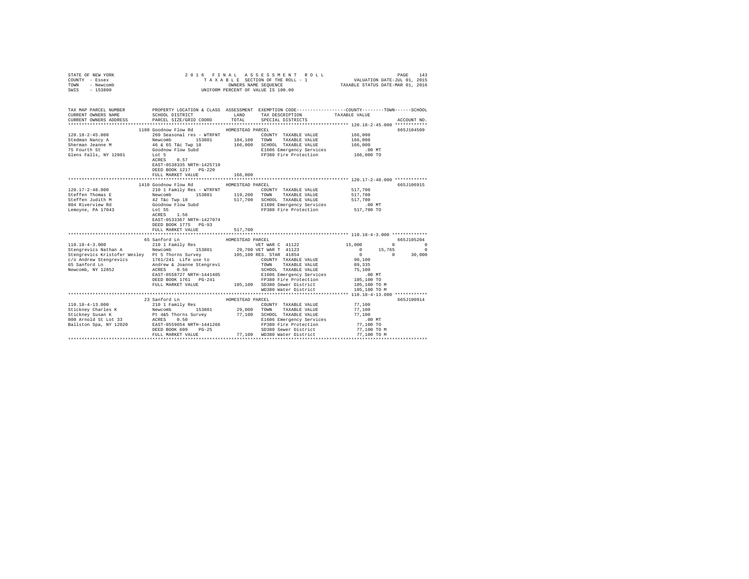STATE OF NEW YORK
COUNTY - Essex
TOWN - Newcomb
SWIS - 153800

2016 FINAL ASSESSMENT ROLL
TAXABLE SECTION OF THE ROLL - 1
OWNERS NAME SEQUENCE
UNIFORM PERCENT OF VALUE IS 100.00

VALUATION DATE-JUL 01, 2015
TAXABLE STATUS DATE-MAR 01, 2016

```
TAX MAP PARCEL NUMBER          PROPERTY LOCATION & CLASS  ASSESSMENT  EXEMPTION CODE-----------------COUNTY--------TOWN------SCHOOL
CURRENT OWNERS NAME            SCHOOL DISTRICT               LAND      TAX DESCRIPTION            TAXABLE VALUE
CURRENT OWNERS ADDRESS         PARCEL SIZE/GRID COORD        TOTAL     SPECIAL DISTRICTS                                   ACCOUNT NO.
******************************************************************************************************* 120.18-2-45.000 ************
                           1180 Goodnow Flow Rd             HOMESTEAD PARCEL                                               665J104509
120.18-2-45.000              260 Seasonal res - WTRFNT               COUNTY  TAXABLE VALUE           166,000
Stedman Nancy A              Newcomb         153801       104,100    TOWN    TAXABLE VALUE           166,000
Sherman Jeanne M             46 & 65 T&c Twp 18           166,000    SCHOOL  TAXABLE VALUE           166,000
75 Fourth St                 Goodnow Flow Subd                       E1606 Emergency Services            .00 MT
Glens Falls, NY 12801        Lot 5                                   FP380 Fire Protection           166,000 TO
                             ACRES    0.57
                             EAST-0538335 NRTH-1425719
                             DEED BOOK 1217   PG-220
                             FULL MARKET VALUE            166,000
******************************************************************************************************* 120.17-2-48.000 ************
                           1410 Goodnow Flow Rd             HOMESTEAD PARCEL                                               665J106915
120.17-2-48.000              210 1 Family Res - WTRFNT               COUNTY  TAXABLE VALUE           517,700
Steffen Thomas E             Newcomb         153801       119,200    TOWN    TAXABLE VALUE           517,700
Steffen Judith M             42 T&c Twp 18                517,700    SCHOOL  TAXABLE VALUE           517,700
804 Riverview Rd             Goodnow Flow Subd                       E1606 Emergency Services            .00 MT
Lemoyne, PA 17043            Lot 55                                  FP380 Fire Protection           517,700 TO
                             ACRES    1.56
                             EAST-0533367 NRTH-1427074
                             DEED BOOK 1775   PG-93
                             FULL MARKET VALUE            517,700
******************************************************************************************************* 110.18-4-3.000 *************
                           65 Sanford Ln                    HOMESTEAD PARCEL                                               665J105204
110.18-4-3.000               210 1 Family Res                         VET WAR C 41122            15,000          0            0
Stengrevics Nathan A         Newcomb         153801        29,700 VET WAR T 41123                 0     15,765            0
Stengrevics Kristofer Wesley Pt 5 Thorns Survey           105,100 RES. STAR 41854                 0          0       30,000
c/o Andrew Stengrevics       1761/241 Life use to                    COUNTY  TAXABLE VALUE            90,100
65 Sanford Ln                Andrew & Joanne Stengrevi               TOWN    TAXABLE VALUE            89,335
Newcomb, NY 12852            ACRES    0.56                           SCHOOL  TAXABLE VALUE            75,100
                             EAST-0558727 NRTH-1441405               E1606 Emergency Services            .00 MT
                             DEED BOOK 1761   PG-241                 FP380 Fire Protection           105,100 TO
                             FULL MARKET VALUE            105,100    SD380 Sewer District            105,100 TO M
                                                                     WD380 Water District            105,100 TO M
******************************************************************************************************* 110.18-4-13.000 ************
                           23 Sanford Ln                    HOMESTEAD PARCEL                                               665J100914
110.18-4-13.000              210 1 Family Res                        COUNTY  TAXABLE VALUE            77,100
Stickney Charles K           Newcomb         153801        29,000    TOWN    TAXABLE VALUE            77,100
Stickney Susan K             Pt 4&5 Thorns Survey          77,100    SCHOOL  TAXABLE VALUE            77,100
800 Arnold St Lot 33         ACRES    0.50                           E1606 Emergency Services            .00 MT
Ballston Spa, NY 12020       EAST-0559654 NRTH-1441266               FP380 Fire Protection            77,100 TO
                             DEED BOOK 609    PG-25                  SD380 Sewer District             77,100 TO M
                             FULL MARKET VALUE             77,100    WD380 Water District             77,100 TO M
************************************************************************************************************************************
```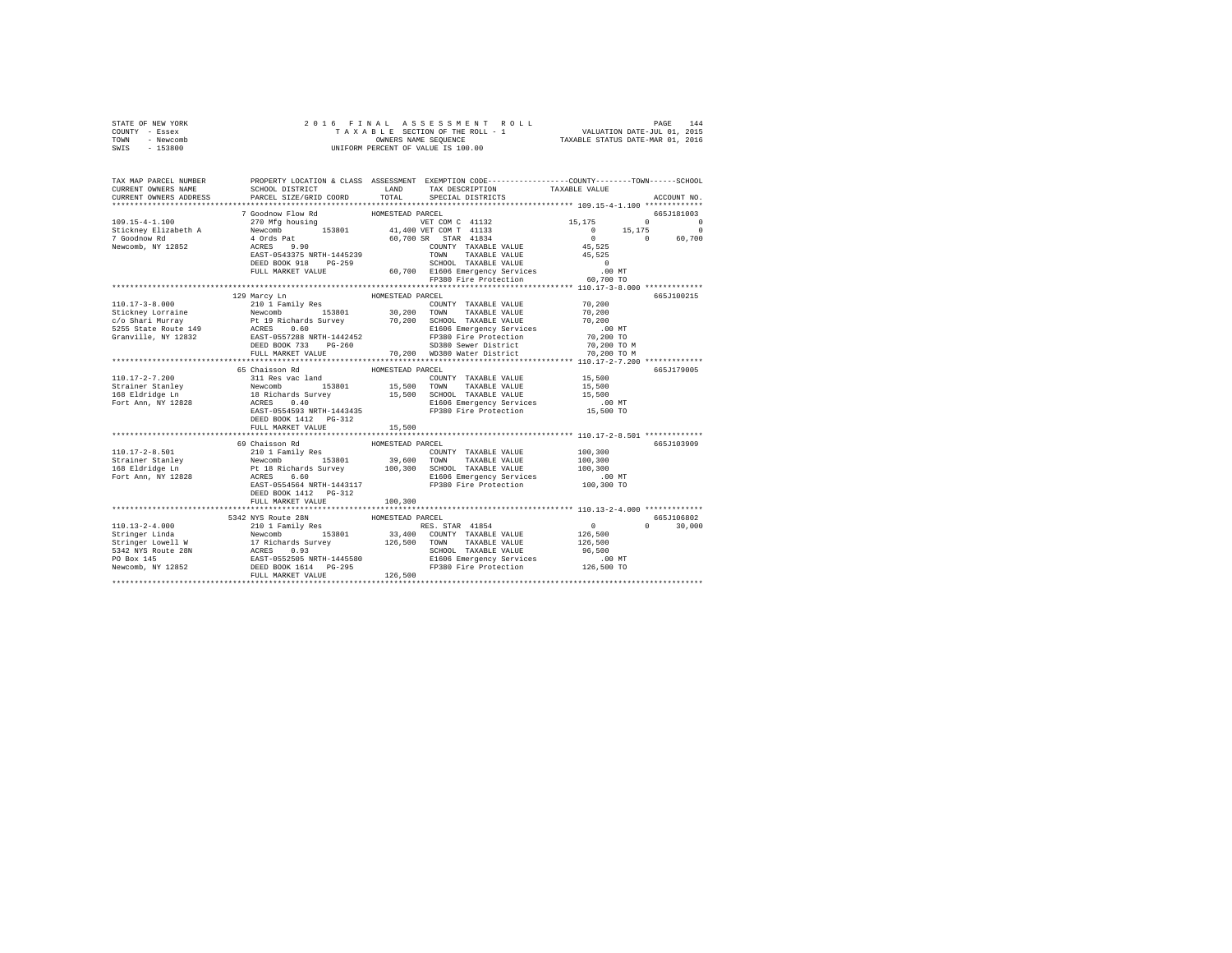STATE OF NEW YORK
COUNTY - Essex
TOWN - Newcomb
SWIS - 153800

2 0 1 6 F I N A L A S S E S S M E N T R O L L
T A X A B L E SECTION OF THE ROLL - 1
OWNERS NAME SEQUENCE
UNIFORM PERCENT OF VALUE IS 100.00

VALUATION DATE-JUL 01, 2015
TAXABLE STATUS DATE-MAR 01, 2016

```
TAX MAP PARCEL NUMBER          PROPERTY LOCATION & CLASS  ASSESSMENT  EXEMPTION CODE-----------------COUNTY--------TOWN------SCHOOL
CURRENT OWNERS NAME            SCHOOL DISTRICT            LAND        TAX DESCRIPTION            TAXABLE VALUE
CURRENT OWNERS ADDRESS         PARCEL SIZE/GRID COORD     TOTAL       SPECIAL DISTRICTS                                   ACCOUNT NO.
******************************************************************************************************* 109.15-4-1.100 ************
                  7 Goodnow Flow Rd              HOMESTEAD PARCEL                                                        665J181003
109.15-4-1.100                 270 Mfg housing                    VET COM C 41132                15,175          0           0
Stickney Elizabeth A           Newcomb        153801        41,400 VET COM T 41133                    0     15,175           0
7 Goodnow Rd                   4 Ords Pat                    60,700 SR  STAR 41834                    0          0      60,700
Newcomb, NY 12852              ACRES    9.90                        COUNTY  TAXABLE VALUE          45,525
                               EAST-0543375 NRTH-1445239            TOWN    TAXABLE VALUE          45,525
                               DEED BOOK 918    PG-259              SCHOOL  TAXABLE VALUE               0
                               FULL MARKET VALUE             60,700 E1606 Emergency Services          .00 MT
                                                                    FP380 Fire Protection          60,700 TO
******************************************************************************************************* 110.17-3-8.000 ************
                  129 Marcy Ln                   HOMESTEAD PARCEL                                                        665J100215
110.17-3-8.000                 210 1 Family Res                     COUNTY  TAXABLE VALUE          70,200
Stickney Lorraine              Newcomb        153801        30,200  TOWN    TAXABLE VALUE          70,200
c/o Shari Murray               Pt 19 Richards Survey         70,200  SCHOOL  TAXABLE VALUE          70,200
5255 State Route 149           ACRES    0.60                        E1606 Emergency Services          .00 MT
Granville, NY 12832            EAST-0557288 NRTH-1442452            FP380 Fire Protection          70,200 TO
                               DEED BOOK 733    PG-260              SD380 Sewer District           70,200 TO M
                               FULL MARKET VALUE             70,200 WD380 Water District           70,200 TO M
******************************************************************************************************* 110.17-2-7.200 ************
                  65 Chaisson Rd                 HOMESTEAD PARCEL                                                        665J179005
110.17-2-7.200                 311 Res vac land                     COUNTY  TAXABLE VALUE          15,500
Strainer Stanley               Newcomb        153801        15,500  TOWN    TAXABLE VALUE          15,500
168 Eldridge Ln                18 Richards Survey            15,500  SCHOOL  TAXABLE VALUE          15,500
Fort Ann, NY 12828             ACRES    0.40                        E1606 Emergency Services          .00 MT
                               EAST-0554593 NRTH-1443435            FP380 Fire Protection          15,500 TO
                               DEED BOOK 1412   PG-312
                               FULL MARKET VALUE             15,500
******************************************************************************************************* 110.17-2-8.501 ************
                  69 Chaisson Rd                 HOMESTEAD PARCEL                                                        665J103909
110.17-2-8.501                 210 1 Family Res                     COUNTY  TAXABLE VALUE         100,300
Strainer Stanley               Newcomb        153801        39,600  TOWN    TAXABLE VALUE         100,300
168 Eldridge Ln                Pt 18 Richards Survey        100,300  SCHOOL  TAXABLE VALUE         100,300
Fort Ann, NY 12828             ACRES    6.60                        E1606 Emergency Services          .00 MT
                               EAST-0554564 NRTH-1443117            FP380 Fire Protection         100,300 TO
                               DEED BOOK 1412   PG-312
                               FULL MARKET VALUE            100,300
******************************************************************************************************* 110.13-2-4.000 ************
                  5342 NYS Route 28N             HOMESTEAD PARCEL                                                        665J106802
110.13-2-4.000                 210 1 Family Res                     RES. STAR 41854                    0          0      30,000
Stringer Linda                 Newcomb        153801        33,400  COUNTY  TAXABLE VALUE         126,500
Stringer Lowell W              17 Richards Survey           126,500  TOWN    TAXABLE VALUE         126,500
5342 NYS Route 28N             ACRES    0.93                        SCHOOL  TAXABLE VALUE          96,500
PO Box 145                     EAST-0552505 NRTH-1445580            E1606 Emergency Services          .00 MT
Newcomb, NY 12852              DEED BOOK 1614   PG-295              FP380 Fire Protection         126,500 TO
                               FULL MARKET VALUE            126,500
************************************************************************************************************************************
```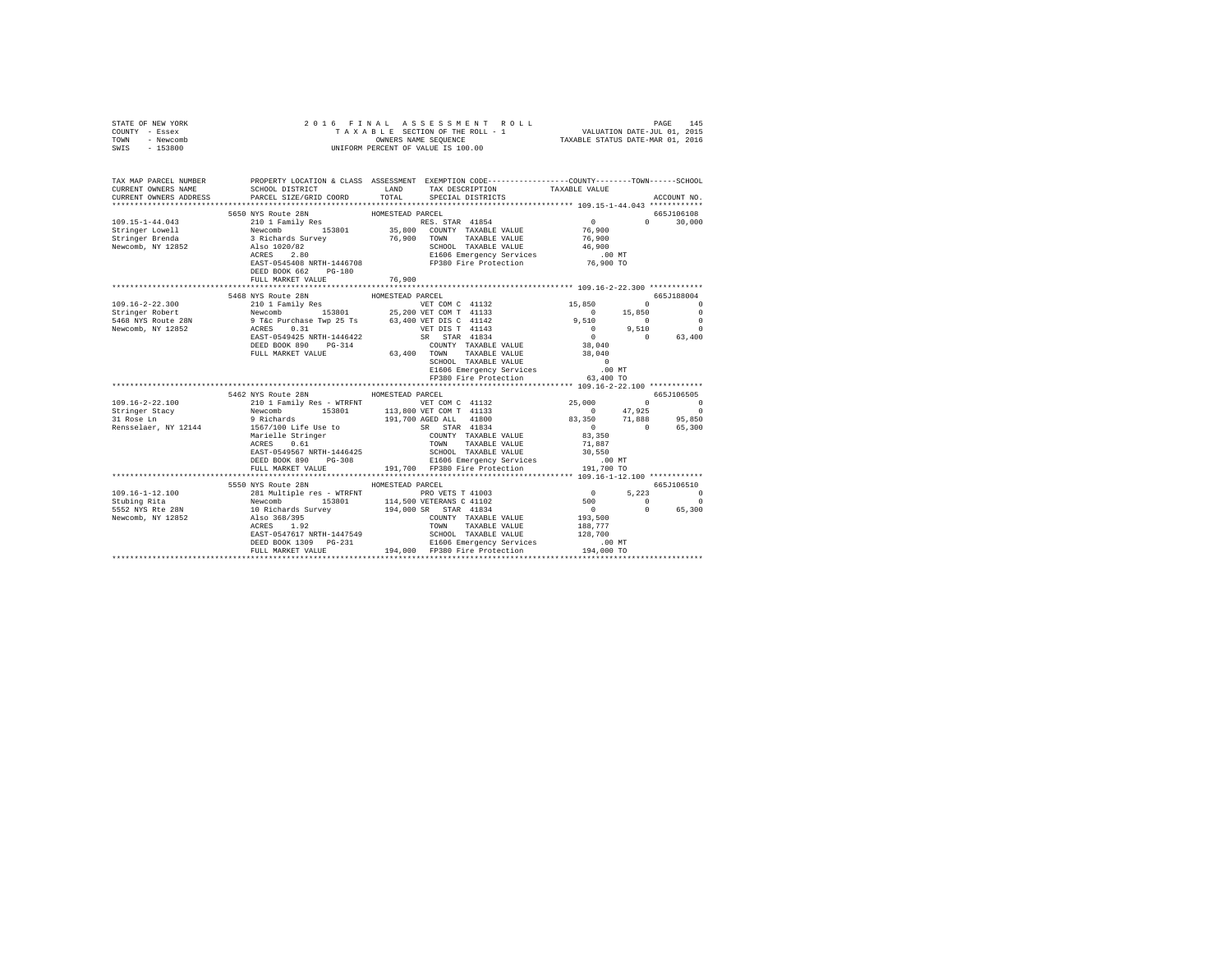STATE OF NEW YORK
COUNTY - Essex
TOWN - Newcomb
SWIS - 153800

2016 FINAL ASSESSMENT ROLL
TAXABLE SECTION OF THE ROLL - 1
OWNERS NAME SEQUENCE
UNIFORM PERCENT OF VALUE IS 100.00

VALUATION DATE-JUL 01, 2015
TAXABLE STATUS DATE-MAR 01, 2016

```
TAX MAP PARCEL NUMBER     PROPERTY LOCATION & CLASS  ASSESSMENT  EXEMPTION CODE-----------------COUNTY--------TOWN------SCHOOL
CURRENT OWNERS NAME       SCHOOL DISTRICT            LAND        TAX DESCRIPTION           TAXABLE VALUE
CURRENT OWNERS ADDRESS    PARCEL SIZE/GRID COORD     TOTAL       SPECIAL DISTRICTS                                  ACCOUNT NO.
******************************************************************************************** 109.15-1-44.043 ************
                          5650 NYS Route 28N          HOMESTEAD PARCEL                                                665J106108
109.15-1-44.043           210 1 Family Res                       RES. STAR 41854            0            0       30,000
Stringer Lowell           Newcomb      153801          35,800   COUNTY  TAXABLE VALUE       76,900
Stringer Brenda           3 Richards Survey            76,900   TOWN    TAXABLE VALUE       76,900
Newcomb, NY 12852         Also 1020/82                          SCHOOL  TAXABLE VALUE       46,900
                          ACRES    2.80                          E1606 Emergency Services         .00 MT
                          EAST-0545408 NRTH-1446708              FP380 Fire Protection        76,900 TO
                          DEED BOOK 662    PG-180
                          FULL MARKET VALUE            76,900
******************************************************************************************** 109.16-2-22.300 ************
                          5468 NYS Route 28N          HOMESTEAD PARCEL                                                665J188004
109.16-2-22.300           210 1 Family Res                       VET COM C 41132        15,850            0            0
Stringer Robert           Newcomb      153801          25,200 VET COM T 41133            0       15,850            0
5468 NYS Route 28N        9 T&c Purchase Twp 25 Ts     63,400 VET DIS C 41142        9,510            0            0
Newcomb, NY 12852         ACRES    0.31                          VET DIS T 41143            0        9,510            0
                          EAST-0549425 NRTH-1446422              SR  STAR 41834             0            0       63,400
                          DEED BOOK 890    PG-314                COUNTY  TAXABLE VALUE       38,040
                          FULL MARKET VALUE            63,400   TOWN    TAXABLE VALUE       38,040
                                                                 SCHOOL  TAXABLE VALUE            0
                                                                 E1606 Emergency Services         .00 MT
                                                                 FP380 Fire Protection        63,400 TO
******************************************************************************************** 109.16-2-22.100 ************
                          5462 NYS Route 28N          HOMESTEAD PARCEL                                                665J106505
109.16-2-22.100           210 1 Family Res - WTRFNT              VET COM C 41132        25,000            0            0
Stringer Stacy            Newcomb      153801         113,800 VET COM T 41133            0       47,925            0
31 Rose Ln                9 Richards                  191,700 AGED ALL  41800       83,350       71,888       95,850
Rensselaer, NY 12144      1567/100 Life Use to                   SR  STAR 41834             0            0       65,300
                          Marielle Stringer                      COUNTY  TAXABLE VALUE       83,350
                          ACRES    0.61                          TOWN    TAXABLE VALUE       71,887
                          EAST-0549567 NRTH-1446425              SCHOOL  TAXABLE VALUE       30,550
                          DEED BOOK 890    PG-308                E1606 Emergency Services         .00 MT
                          FULL MARKET VALUE           191,700   FP380 Fire Protection       191,700 TO
******************************************************************************************** 109.16-1-12.100 ************
                          5550 NYS Route 28N          HOMESTEAD PARCEL                                                665J106510
109.16-1-12.100           281 Multiple res - WTRFNT              PRO VETS T 41003            0        5,223            0
Stubing Rita              Newcomb      153801         114,500 VETERANS C 41102         500            0            0
5552 NYS Rte 28N          10 Richards Survey          194,000 SR  STAR 41834             0            0       65,300
Newcomb, NY 12852         Also 368/395                           COUNTY  TAXABLE VALUE      193,500
                          ACRES    1.92                          TOWN    TAXABLE VALUE      188,777
                          EAST-0547617 NRTH-1447549              SCHOOL  TAXABLE VALUE      128,700
                          DEED BOOK 1309   PG-231                E1606 Emergency Services         .00 MT
                          FULL MARKET VALUE           194,000   FP380 Fire Protection       194,000 TO
************************************************************************************************************************
```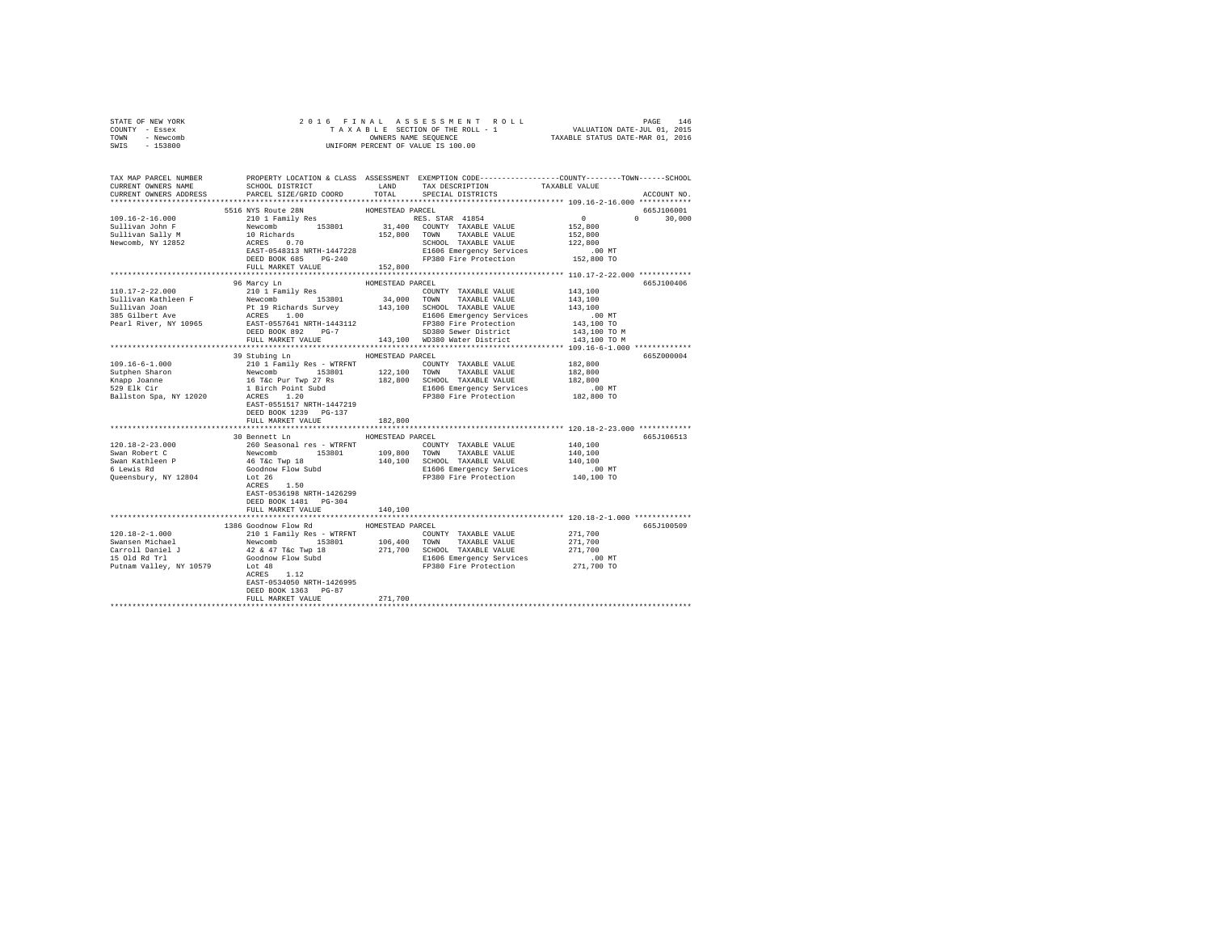STATE OF NEW YORK  
COUNTY - Essex  
TOWN - Newcomb  
SWIS - 153800

2016 FINAL ASSESSMENT ROLL  
TAXABLE SECTION OF THE ROLL - 1  
OWNERS NAME SEQUENCE  
UNIFORM PERCENT OF VALUE IS 100.00

VALUATION DATE-JUL 01, 2015  
TAXABLE STATUS DATE-MAR 01, 2016

```
TAX MAP PARCEL NUMBER     PROPERTY LOCATION & CLASS  ASSESSMENT  EXEMPTION CODE-----------------COUNTY--------TOWN------SCHOOL
CURRENT OWNERS NAME       SCHOOL DISTRICT              LAND      TAX DESCRIPTION            TAXABLE VALUE
CURRENT OWNERS ADDRESS    PARCEL SIZE/GRID COORD       TOTAL     SPECIAL DISTRICTS                                     ACCOUNT NO.
*************************************************************************************************** 109.16-2-16.000 ************
                          5516 NYS Route 28N              HOMESTEAD PARCEL                                               665J106001
109.16-2-16.000           210 1 Family Res                       RES. STAR 41854                  0           0      30,000
Sullivan John F           Newcomb      153801          31,400    COUNTY  TAXABLE VALUE          152,800
Sullivan Sally M          10 Richards                 152,800    TOWN    TAXABLE VALUE          152,800
Newcomb, NY 12852         ACRES    0.70                          SCHOOL  TAXABLE VALUE          122,800
                          EAST-0548313 NRTH-1447228              E1606 Emergency Services           .00 MT
                          DEED BOOK 685   PG-240                 FP380 Fire Protection          152,800 TO
                          FULL MARKET VALUE           152,800
*************************************************************************************************** 110.17-2-22.000 ************
                          96 Marcy Ln                     HOMESTEAD PARCEL                                               665J100406
110.17-2-22.000           210 1 Family Res                       COUNTY  TAXABLE VALUE          143,100
Sullivan Kathleen F       Newcomb      153801          34,000    TOWN    TAXABLE VALUE          143,100
Sullivan Joan             Pt 19 Richards Survey       143,100    SCHOOL  TAXABLE VALUE          143,100
385 Gilbert Ave           ACRES    1.00                          E1606 Emergency Services           .00 MT
Pearl River, NY 10965     EAST-0557641 NRTH-1443112              FP380 Fire Protection          143,100 TO
                          DEED BOOK 892   PG-7                   SD380 Sewer District           143,100 TO M
                          FULL MARKET VALUE           143,100    WD380 Water District           143,100 TO M
*************************************************************************************************** 109.16-6-1.000 *************
                          39 Stubing Ln                   HOMESTEAD PARCEL                                               665Z000004
109.16-6-1.000            210 1 Family Res - WTRFNT              COUNTY  TAXABLE VALUE          182,800
Sutphen Sharon            Newcomb      153801         122,100    TOWN    TAXABLE VALUE          182,800
Knapp Joanne              16 T&c Pur Twp 27 Rs        182,800    SCHOOL  TAXABLE VALUE          182,800
529 Elk Cir               1 Birch Point Subd                     E1606 Emergency Services           .00 MT
Ballston Spa, NY 12020    ACRES    1.20                          FP380 Fire Protection          182,800 TO
                          EAST-0551517 NRTH-1447219
                          DEED BOOK 1239  PG-137
                          FULL MARKET VALUE           182,800
*************************************************************************************************** 120.18-2-23.000 ************
                          30 Bennett Ln                   HOMESTEAD PARCEL                                               665J106513
120.18-2-23.000           260 Seasonal res - WTRFNT              COUNTY  TAXABLE VALUE          140,100
Swan Robert C             Newcomb      153801         109,800    TOWN    TAXABLE VALUE          140,100
Swan Kathleen P           46 T&c Twp 18               140,100    SCHOOL  TAXABLE VALUE          140,100
6 Lewis Rd                Goodnow Flow Subd                      E1606 Emergency Services           .00 MT
Queensbury, NY 12804      Lot 26                                 FP380 Fire Protection          140,100 TO
                          ACRES    1.50
                          EAST-0536198 NRTH-1426299
                          DEED BOOK 1481  PG-304
                          FULL MARKET VALUE           140,100
*************************************************************************************************** 120.18-2-1.000 *************
                          1386 Goodnow Flow Rd            HOMESTEAD PARCEL                                               665J100509
120.18-2-1.000            210 1 Family Res - WTRFNT              COUNTY  TAXABLE VALUE          271,700
Swansen Michael           Newcomb      153801         106,400    TOWN    TAXABLE VALUE          271,700
Carroll Daniel J          42 & 47 T&c Twp 18          271,700    SCHOOL  TAXABLE VALUE          271,700
15 Old Rd Trl             Goodnow Flow Subd                      E1606 Emergency Services           .00 MT
Putnam Valley, NY 10579   Lot 48                                 FP380 Fire Protection          271,700 TO
                          ACRES    1.12
                          EAST-0534050 NRTH-1426995
                          DEED BOOK 1363  PG-87
                          FULL MARKET VALUE           271,700
********************************************************************************************************************************
```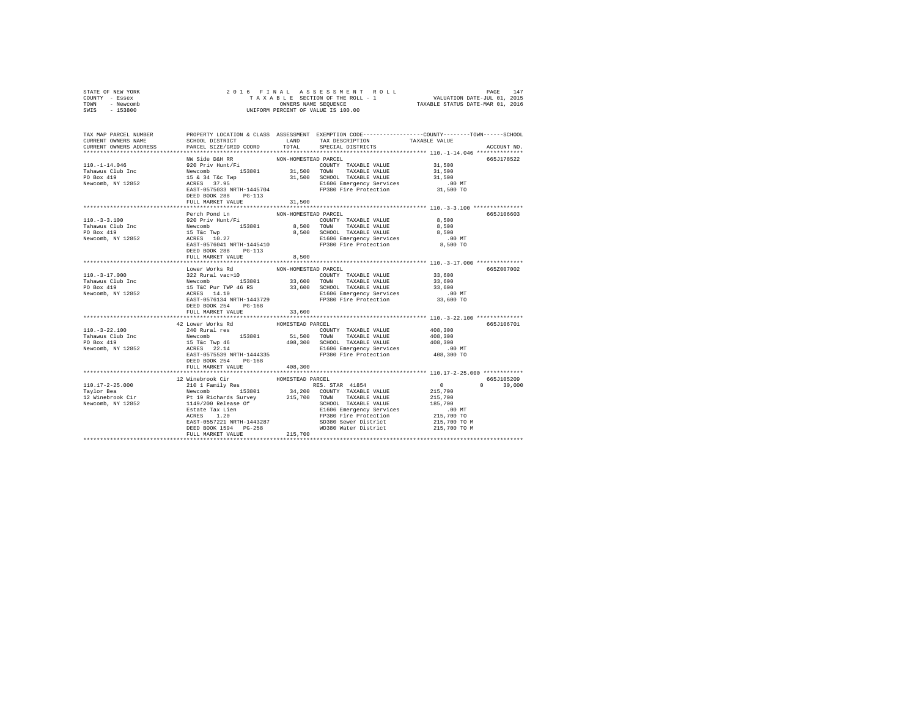```
STATE OF NEW YORK              2 0 1 6  F I N A L  A S S E S S M E N T  R O L L                    PAGE  147
COUNTY  - Essex                   T A X A B L E SECTION OF THE ROLL - 1                VALUATION DATE-JUL 01, 2015
TOWN    - Newcomb                       OWNERS NAME SEQUENCE                     TAXABLE STATUS DATE-MAR 01, 2016
SWIS    - 153800                   UNIFORM PERCENT OF VALUE IS 100.00

TAX MAP PARCEL NUMBER          PROPERTY LOCATION & CLASS  ASSESSMENT  EXEMPTION CODE-----------------COUNTY--------TOWN------SCHOOL
CURRENT OWNERS NAME            SCHOOL DISTRICT              LAND      TAX DESCRIPTION            TAXABLE VALUE
CURRENT OWNERS ADDRESS         PARCEL SIZE/GRID COORD       TOTAL     SPECIAL DISTRICTS                                  ACCOUNT NO.
******************************************************************************************** 110.-1-14.046 **************
                               NW Side D&H RR            NON-HOMESTEAD PARCEL                                            665J178522
110.-1-14.046                  920 Priv Hunt/Fi                       COUNTY  TAXABLE VALUE            31,500
Tahawus Club Inc               Newcomb       153801         31,500    TOWN    TAXABLE VALUE            31,500
PO Box 419                     15 & 34 T&c Twp              31,500    SCHOOL  TAXABLE VALUE            31,500
Newcomb, NY 12852              ACRES  37.95                           E1606 Emergency Services            .00 MT
                               EAST-0575033 NRTH-1445704              FP380 Fire Protection            31,500 TO
                               DEED BOOK 288    PG-113
                               FULL MARKET VALUE            31,500
******************************************************************************************** 110.-3-3.100 ***************
                               Perch Pond Ln             NON-HOMESTEAD PARCEL                                            665J106603
110.-3-3.100                   920 Priv Hunt/Fi                       COUNTY  TAXABLE VALUE             8,500
Tahawus Club Inc               Newcomb       153801          8,500    TOWN    TAXABLE VALUE             8,500
PO Box 419                     15 T&c Twp                    8,500    SCHOOL  TAXABLE VALUE             8,500
Newcomb, NY 12852              ACRES  10.27                           E1606 Emergency Services            .00 MT
                               EAST-0576041 NRTH-1445410              FP380 Fire Protection             8,500 TO
                               DEED BOOK 288    PG-113
                               FULL MARKET VALUE             8,500
******************************************************************************************** 110.-3-17.000 **************
                               Lower Works Rd            NON-HOMESTEAD PARCEL                                            665Z007002
110.-3-17.000                  322 Rural vac>10                       COUNTY  TAXABLE VALUE            33,600
Tahawus Club Inc               Newcomb       153801         33,600    TOWN    TAXABLE VALUE            33,600
PO Box 419                     15 T&C Pur TWP 46 RS         33,600    SCHOOL  TAXABLE VALUE            33,600
Newcomb, NY 12852              ACRES  14.10                           E1606 Emergency Services            .00 MT
                               EAST-0576134 NRTH-1443729              FP380 Fire Protection            33,600 TO
                               DEED BOOK 254    PG-168
                               FULL MARKET VALUE            33,600
******************************************************************************************** 110.-3-22.100 **************
                               42 Lower Works Rd         HOMESTEAD PARCEL                                                665J106701
110.-3-22.100                  240 Rural res                          COUNTY  TAXABLE VALUE           408,300
Tahawus Club Inc               Newcomb       153801         51,500    TOWN    TAXABLE VALUE           408,300
PO Box 419                     15 T&c Twp 46               408,300    SCHOOL  TAXABLE VALUE           408,300
Newcomb, NY 12852              ACRES  22.14                           E1606 Emergency Services            .00 MT
                               EAST-0575539 NRTH-1444335              FP380 Fire Protection           408,300 TO
                               DEED BOOK 254    PG-168
                               FULL MARKET VALUE           408,300
******************************************************************************************** 110.17-2-25.000 ************
                               12 Winebrook Cir          HOMESTEAD PARCEL                                                665J105209
110.17-2-25.000                210 1 Family Res                 RES. STAR 41854                     0            0      30,000
Taylor Bea                     Newcomb       153801         34,200    COUNTY  TAXABLE VALUE           215,700
12 Winebrook Cir               Pt 19 Richards Survey       215,700    TOWN    TAXABLE VALUE           215,700
Newcomb, NY 12852              1149/200 Release Of                    SCHOOL  TAXABLE VALUE           185,700
                               Estate Tax Lien                        E1606 Emergency Services            .00 MT
                               ACRES   1.20                           FP380 Fire Protection           215,700 TO
                               EAST-0557221 NRTH-1443287              SD380 Sewer District            215,700 TO M
                               DEED BOOK 1594   PG-258                WD380 Water District            215,700 TO M
                               FULL MARKET VALUE           215,700
************************************************************************************************************************
```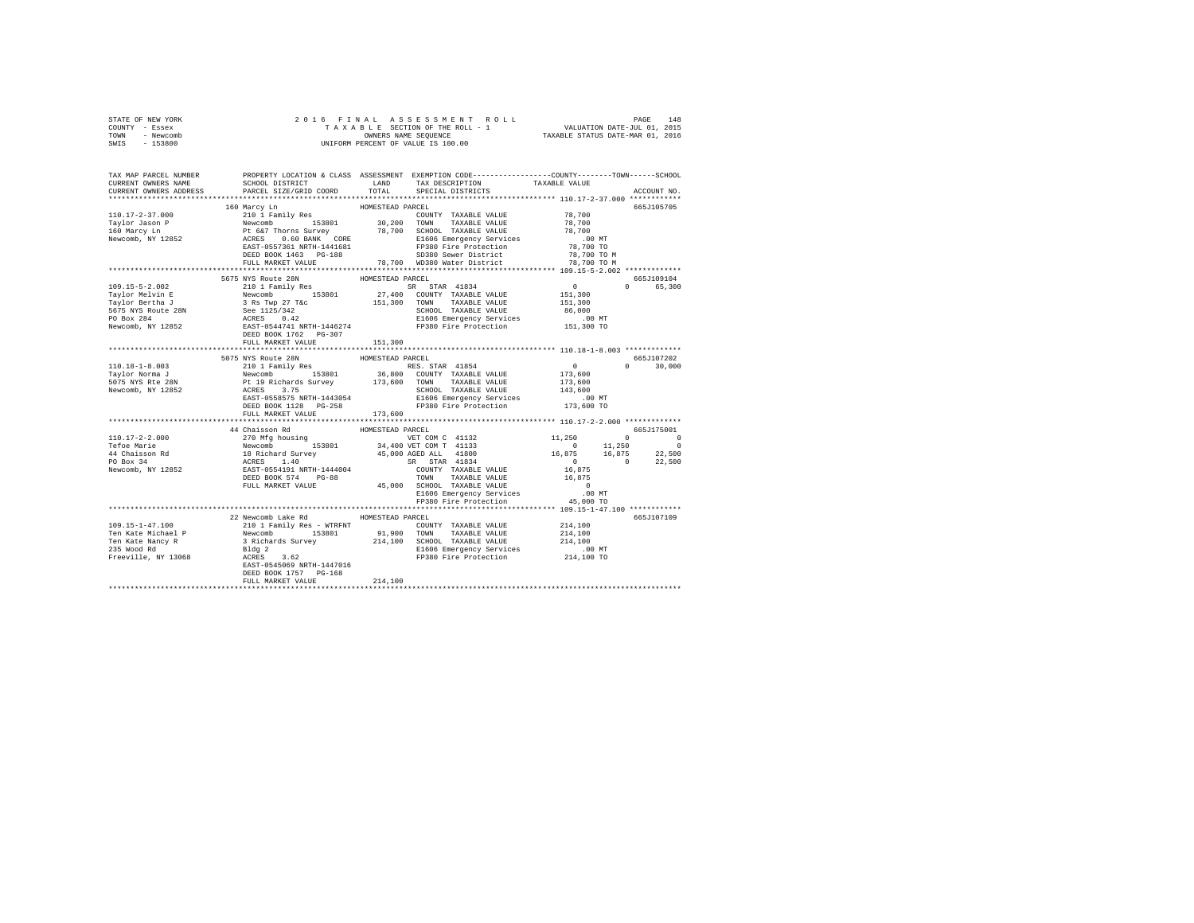STATE OF NEW YORK | 2016 FINAL ASSESSMENT ROLL | PAGE 148
COUNTY - Essex | TAXABLE SECTION OF THE ROLL - 1 | VALUATION DATE-JUL 01, 2015
TOWN - Newcomb | OWNERS NAME SEQUENCE | TAXABLE STATUS DATE-MAR 01, 2016
SWIS - 153800 | UNIFORM PERCENT OF VALUE IS 100.00

```
TAX MAP PARCEL NUMBER      PROPERTY LOCATION & CLASS  ASSESSMENT  EXEMPTION CODE-----------------COUNTY--------TOWN------SCHOOL
CURRENT OWNERS NAME        SCHOOL DISTRICT              LAND      TAX DESCRIPTION           TAXABLE VALUE
CURRENT OWNERS ADDRESS     PARCEL SIZE/GRID COORD       TOTAL     SPECIAL DISTRICTS                                  ACCOUNT NO.
****************************************************************************************************** 110.17-2-37.000 ************
                      160 Marcy Ln                 HOMESTEAD PARCEL                                                   665J105705
110.17-2-37.000       210 1 Family Res                        COUNTY  TAXABLE VALUE           78,700
Taylor Jason P        Newcomb       153801        30,200      TOWN    TAXABLE VALUE           78,700
160 Marcy Ln          Pt 6&7 Thorns Survey        78,700      SCHOOL  TAXABLE VALUE           78,700
Newcomb, NY 12852     ACRES    0.60 BANK   CORE               E1606 Emergency Services           .00 MT
                      EAST-0557361 NRTH-1441681               FP380 Fire Protection           78,700 TO
                      DEED BOOK 1463   PG-188                 SD380 Sewer District            78,700 TO M
                      FULL MARKET VALUE           78,700      WD380 Water District            78,700 TO M
****************************************************************************************************** 109.15-5-2.002 ************
                      5675 NYS Route 28N           HOMESTEAD PARCEL                                                   665J109104
109.15-5-2.002        210 1 Family Res                        SR   STAR 41834                       0          0      65,300
Taylor Melvin E       Newcomb       153801        27,400      COUNTY  TAXABLE VALUE          151,300
Taylor Bertha J       3 Rs Twp 27 T&c            151,300      TOWN    TAXABLE VALUE          151,300
5675 NYS Route 28N    See 1125/342                            SCHOOL  TAXABLE VALUE           86,000
PO Box 284            ACRES    0.42                           E1606 Emergency Services           .00 MT
Newcomb, NY 12852     EAST-0544741 NRTH-1446274               FP380 Fire Protection          151,300 TO
                      DEED BOOK 1762   PG-307
                      FULL MARKET VALUE          151,300
****************************************************************************************************** 110.18-1-8.003 ************
                      5075 NYS Route 28N           HOMESTEAD PARCEL                                                   665J107202
110.18-1-8.003        210 1 Family Res                        RES. STAR 41854                       0          0      30,000
Taylor Norma J        Newcomb       153801        36,800      COUNTY  TAXABLE VALUE          173,600
5075 NYS Rte 28N      Pt 19 Richards Survey      173,600      TOWN    TAXABLE VALUE          173,600
Newcomb, NY 12852     ACRES    3.75                           SCHOOL  TAXABLE VALUE          143,600
                      EAST-0558575 NRTH-1443054               E1606 Emergency Services           .00 MT
                      DEED BOOK 1128   PG-258                 FP380 Fire Protection          173,600 TO
                      FULL MARKET VALUE          173,600
****************************************************************************************************** 110.17-2-2.000 ************
                      44 Chaisson Rd               HOMESTEAD PARCEL                                                   665J175001
110.17-2-2.000        270 Mfg housing                         VET COM C 41132                  11,250          0           0
Tefoe Marie           Newcomb       153801        34,400      VET COM T 41133                       0     11,250           0
44 Chaisson Rd        18 Richard Survey           45,000      AGED ALL  41800                  16,875     16,875      22,500
PO Box 34             ACRES    1.40                           SR   STAR 41834                       0          0      22,500
Newcomb, NY 12852     EAST-0554191 NRTH-1444004               COUNTY  TAXABLE VALUE           16,875
                      DEED BOOK 574    PG-88                  TOWN    TAXABLE VALUE           16,875
                      FULL MARKET VALUE           45,000      SCHOOL  TAXABLE VALUE                0
                                                              E1606 Emergency Services           .00 MT
                                                              FP380 Fire Protection           45,000 TO
****************************************************************************************************** 109.15-1-47.100 ***********
                      22 Newcomb Lake Rd           HOMESTEAD PARCEL                                                   665J107109
109.15-1-47.100       210 1 Family Res - WTRFNT               COUNTY  TAXABLE VALUE          214,100
Ten Kate Michael P    Newcomb       153801        91,900      TOWN    TAXABLE VALUE          214,100
Ten Kate Nancy R      3 Richards Survey          214,100      SCHOOL  TAXABLE VALUE          214,100
235 Wood Rd           Bldg 2                                  E1606 Emergency Services           .00 MT
Freeville, NY 13068   ACRES    3.62                           FP380 Fire Protection          214,100 TO
                      EAST-0545069 NRTH-1447016
                      DEED BOOK 1757   PG-168
                      FULL MARKET VALUE          214,100
************************************************************************************************************************************
```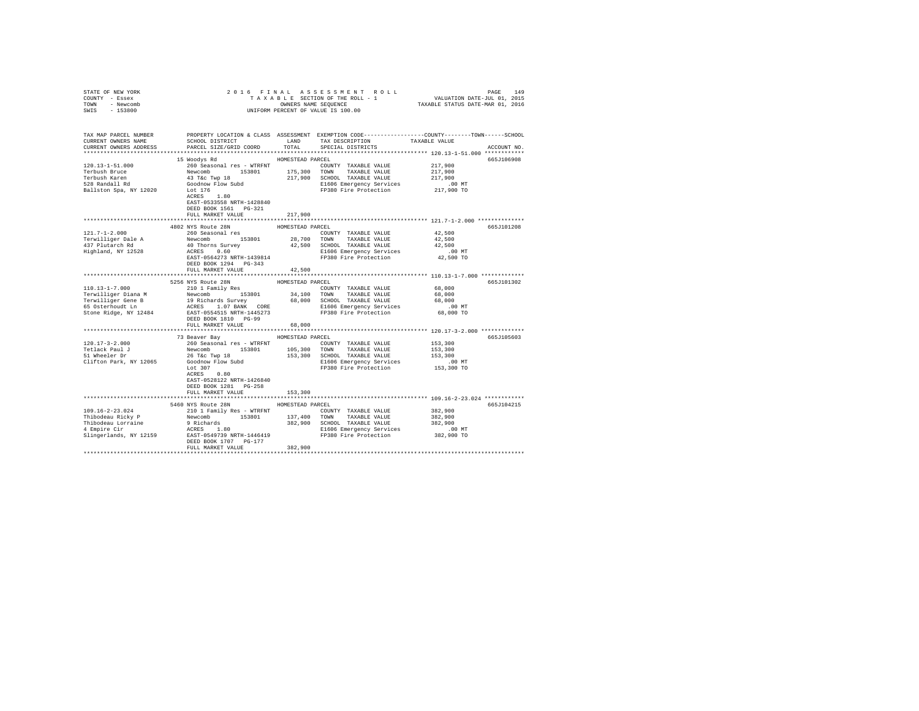STATE OF NEW YORK
COUNTY - Essex
TOWN - Newcomb
SWIS - 153800

2 0 1 6 F I N A L A S S E S S M E N T R O L L
T A X A B L E SECTION OF THE ROLL - 1
OWNERS NAME SEQUENCE
UNIFORM PERCENT OF VALUE IS 100.00

VALUATION DATE-JUL 01, 2015
TAXABLE STATUS DATE-MAR 01, 2016

```
TAX MAP PARCEL NUMBER          PROPERTY LOCATION & CLASS  ASSESSMENT  EXEMPTION CODE-----------------COUNTY--------TOWN------SCHOOL
CURRENT OWNERS NAME            SCHOOL DISTRICT             LAND       TAX DESCRIPTION             TAXABLE VALUE
CURRENT OWNERS ADDRESS         PARCEL SIZE/GRID COORD      TOTAL      SPECIAL DISTRICTS                                    ACCOUNT NO.
*********************************************************************************************** 120.13-1-51.000 ************
                          15 Woodys Rd                  HOMESTEAD PARCEL                                                   665J106908
120.13-1-51.000               260 Seasonal res - WTRFNT            COUNTY  TAXABLE VALUE          217,900
Terbush Bruce                 Newcomb      153801      175,300    TOWN    TAXABLE VALUE          217,900
Terbush Karen                 43 T&c Twp 18            217,900    SCHOOL  TAXABLE VALUE          217,900
528 Randall Rd                Goodnow Flow Subd                   E1606 Emergency Services          .00 MT
Ballston Spa, NY 12020        Lot 176                             FP380 Fire Protection         217,900 TO
                              ACRES    1.80
                              EAST-0533558 NRTH-1428840
                              DEED BOOK 1561   PG-321
                              FULL MARKET VALUE          217,900
*********************************************************************************************** 121.7-1-2.000 **************
                          4802 NYS Route 28N            HOMESTEAD PARCEL                                                   665J101208
121.7-1-2.000                 260 Seasonal res                     COUNTY  TAXABLE VALUE           42,500
Terwilliger Dale A            Newcomb      153801       28,700    TOWN    TAXABLE VALUE           42,500
437 Plutarch Rd               40 Thorns Survey          42,500    SCHOOL  TAXABLE VALUE           42,500
Highland, NY 12528            ACRES    0.60                       E1606 Emergency Services          .00 MT
                              EAST-0564273 NRTH-1439814           FP380 Fire Protection          42,500 TO
                              DEED BOOK 1294   PG-343
                              FULL MARKET VALUE           42,500
*********************************************************************************************** 110.13-1-7.000 *************
                          5256 NYS Route 28N            HOMESTEAD PARCEL                                                   665J101302
110.13-1-7.000                210 1 Family Res                     COUNTY  TAXABLE VALUE           68,000
Terwilliger Diana M           Newcomb      153801       34,100    TOWN    TAXABLE VALUE           68,000
Terwilliger Gene B            19 Richards Survey        68,000    SCHOOL  TAXABLE VALUE           68,000
65 Osterhoudt Ln              ACRES    1.07 BANK   CORE           E1606 Emergency Services          .00 MT
Stone Ridge, NY 12484         EAST-0554515 NRTH-1445273           FP380 Fire Protection          68,000 TO
                              DEED BOOK 1810   PG-99
                              FULL MARKET VALUE           68,000
*********************************************************************************************** 120.17-3-2.000 *************
                          73 Beaver Bay                 HOMESTEAD PARCEL                                                   665J105603
120.17-3-2.000                260 Seasonal res - WTRFNT            COUNTY  TAXABLE VALUE          153,300
Tetlack Paul J                Newcomb      153801      105,300    TOWN    TAXABLE VALUE          153,300
51 Wheeler Dr                 26 T&c Twp 18            153,300    SCHOOL  TAXABLE VALUE          153,300
Clifton Park, NY 12065        Goodnow Flow Subd                   E1606 Emergency Services          .00 MT
                              Lot 307                             FP380 Fire Protection         153,300 TO
                              ACRES    0.80
                              EAST-0528122 NRTH-1426840
                              DEED BOOK 1281   PG-258
                              FULL MARKET VALUE          153,300
*********************************************************************************************** 109.16-2-23.024 ************
                          5460 NYS Route 28N            HOMESTEAD PARCEL                                                   665J104215
109.16-2-23.024               210 1 Family Res - WTRFNT            COUNTY  TAXABLE VALUE          382,900
Thibodeau Ricky P             Newcomb      153801      137,400    TOWN    TAXABLE VALUE          382,900
Thibodeau Lorraine            9 Richards               382,900    SCHOOL  TAXABLE VALUE          382,900
4 Empire Cir                  ACRES    1.80                       E1606 Emergency Services          .00 MT
Slingerlands, NY 12159        EAST-0549739 NRTH-1446419           FP380 Fire Protection         382,900 TO
                              DEED BOOK 1707   PG-177
                              FULL MARKET VALUE          382,900
****************************************************************************************************************************
```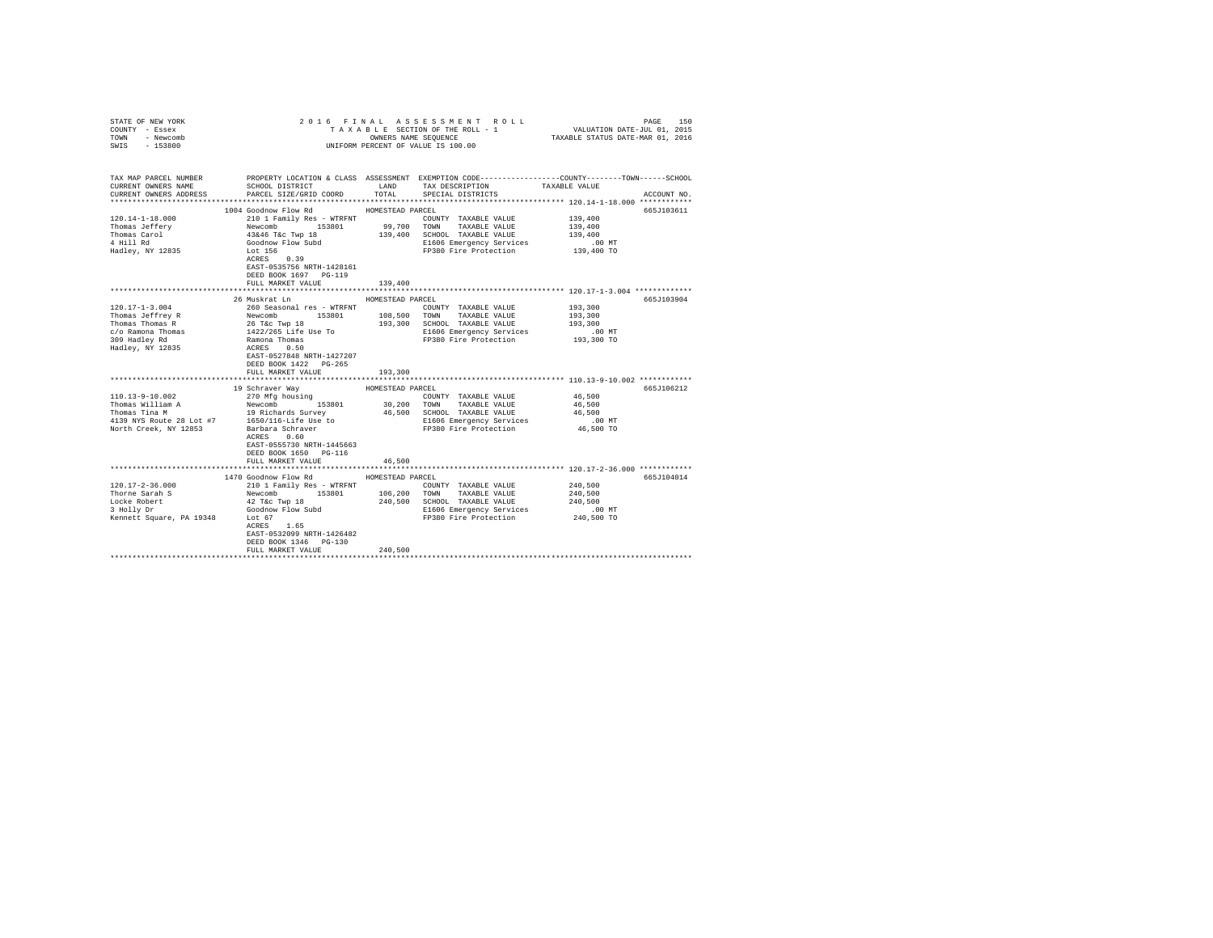STATE OF NEW YORK | 2016 FINAL ASSESSMENT ROLL | VALUATION DATE-JUL 01, 2015
COUNTY - Essex | TAXABLE SECTION OF THE ROLL - 1 | TAXABLE STATUS DATE-MAR 01, 2016
TOWN - Newcomb | OWNERS NAME SEQUENCE
SWIS - 153800 | UNIFORM PERCENT OF VALUE IS 100.00

| TAX MAP PARCEL NUMBER / CURRENT OWNERS NAME / CURRENT OWNERS ADDRESS | PROPERTY LOCATION & CLASS / SCHOOL DISTRICT / PARCEL SIZE/GRID COORD | ASSESSMENT LAND / TOTAL | EXEMPTION CODE / TAX DESCRIPTION / SPECIAL DISTRICTS | COUNTY / TOWN / SCHOOL TAXABLE VALUE | ACCOUNT NO. |
|---|---|---|---|---|---|
| **120.14-1-18.000** | 1004 Goodnow Flow Rd | HOMESTEAD PARCEL | | | 665J103611 |
| 120.14-1-18.000 | 210 1 Family Res - WTRFNT | | COUNTY TAXABLE VALUE | 139,400 | |
| Thomas Jeffery | Newcomb 153801 | 99,700 | TOWN TAXABLE VALUE | 139,400 | |
| Thomas Carol | 43&46 T&c Twp 18 | 139,400 | SCHOOL TAXABLE VALUE | 139,400 | |
| 4 Hill Rd | Goodnow Flow Subd | | E1606 Emergency Services | .00 MT | |
| Hadley, NY 12835 | Lot 156 | | FP380 Fire Protection | 139,400 TO | |
| | ACRES 0.39 | | | | |
| | EAST-0535756 NRTH-1428161 | | | | |
| | DEED BOOK 1697 PG-119 | | | | |
| | FULL MARKET VALUE | 139,400 | | | |
| **120.17-1-3.004** | 26 Muskrat Ln | HOMESTEAD PARCEL | | | 665J103904 |
| 120.17-1-3.004 | 260 Seasonal res - WTRFNT | | COUNTY TAXABLE VALUE | 193,300 | |
| Thomas Jeffrey R | Newcomb 153801 | 108,500 | TOWN TAXABLE VALUE | 193,300 | |
| Thomas Thomas R | 26 T&c Twp 18 | 193,300 | SCHOOL TAXABLE VALUE | 193,300 | |
| c/o Ramona Thomas | 1422/265 Life Use To | | E1606 Emergency Services | .00 MT | |
| 309 Hadley Rd | Ramona Thomas | | FP380 Fire Protection | 193,300 TO | |
| Hadley, NY 12835 | ACRES 0.50 | | | | |
| | EAST-0527848 NRTH-1427207 | | | | |
| | DEED BOOK 1422 PG-265 | | | | |
| | FULL MARKET VALUE | 193,300 | | | |
| **110.13-9-10.002** | 19 Schraver Way | HOMESTEAD PARCEL | | | 665J106212 |
| 110.13-9-10.002 | 270 Mfg housing | | COUNTY TAXABLE VALUE | 46,500 | |
| Thomas William A | Newcomb 153801 | 30,200 | TOWN TAXABLE VALUE | 46,500 | |
| Thomas Tina M | 19 Richards Survey | 46,500 | SCHOOL TAXABLE VALUE | 46,500 | |
| 4139 NYS Route 28 Lot #7 | 1650/116-Life Use to | | E1606 Emergency Services | .00 MT | |
| North Creek, NY 12853 | Barbara Schraver | | FP380 Fire Protection | 46,500 TO | |
| | ACRES 0.60 | | | | |
| | EAST-0555730 NRTH-1445663 | | | | |
| | DEED BOOK 1650 PG-116 | | | | |
| | FULL MARKET VALUE | 46,500 | | | |
| **120.17-2-36.000** | 1470 Goodnow Flow Rd | HOMESTEAD PARCEL | | | 665J104014 |
| 120.17-2-36.000 | 210 1 Family Res - WTRFNT | | COUNTY TAXABLE VALUE | 240,500 | |
| Thorne Sarah S | Newcomb 153801 | 106,200 | TOWN TAXABLE VALUE | 240,500 | |
| Locke Robert | 42 T&c Twp 18 | 240,500 | SCHOOL TAXABLE VALUE | 240,500 | |
| 3 Holly Dr | Goodnow Flow Subd | | E1606 Emergency Services | .00 MT | |
| Kennett Square, PA 19348 | Lot 67 | | FP380 Fire Protection | 240,500 TO | |
| | ACRES 1.65 | | | | |
| | EAST-0532099 NRTH-1426482 | | | | |
| | DEED BOOK 1346 PG-130 | | | | |
| | FULL MARKET VALUE | 240,500 | | | |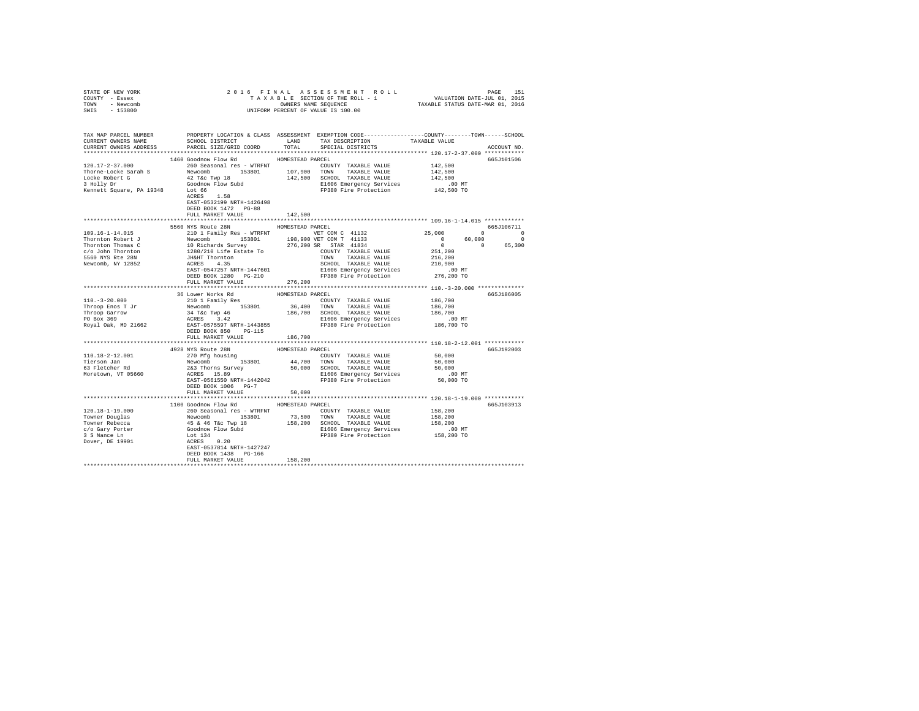STATE OF NEW YORK
COUNTY - Essex
TOWN - Newcomb
SWIS - 153800

2016 FINAL ASSESSMENT ROLL
TAXABLE SECTION OF THE ROLL - 1
OWNERS NAME SEQUENCE
UNIFORM PERCENT OF VALUE IS 100.00

VALUATION DATE-JUL 01, 2015
TAXABLE STATUS DATE-MAR 01, 2016

```
TAX MAP PARCEL NUMBER          PROPERTY LOCATION & CLASS  ASSESSMENT  EXEMPTION CODE-----------------COUNTY--------TOWN------SCHOOL
CURRENT OWNERS NAME            SCHOOL DISTRICT              LAND      TAX DESCRIPTION           TAXABLE VALUE
CURRENT OWNERS ADDRESS         PARCEL SIZE/GRID COORD       TOTAL     SPECIAL DISTRICTS                                   ACCOUNT NO.
****************************************************************************************************** 120.17-2-37.000 ************
                              1460 Goodnow Flow Rd          HOMESTEAD PARCEL                                               665J101506
120.17-2-37.000                260 Seasonal res - WTRFNT              COUNTY  TAXABLE VALUE           142,500
Thorne-Locke Sarah S           Newcomb        153801        107,900   TOWN    TAXABLE VALUE           142,500
Locke Robert G                 42 T&c Twp 18                142,500   SCHOOL  TAXABLE VALUE           142,500
3 Holly Dr                     Goodnow Flow Subd                      E1606 Emergency Services            .00 MT
Kennett Square, PA 19348       Lot 66                                 FP380 Fire Protection           142,500 TO
                               ACRES    1.58
                               EAST-0532199 NRTH-1426498
                               DEED BOOK 1472   PG-88
                               FULL MARKET VALUE            142,500
****************************************************************************************************** 109.16-1-14.015 ************
                              5560 NYS Route 28N            HOMESTEAD PARCEL                                               665J106711
109.16-1-14.015                210 1 Family Res - WTRFNT              VET COM C 41132          25,000           0           0
Thornton Robert J              Newcomb        153801        198,900 VET COM T 41133                0      60,000           0
Thornton Thomas C              10 Richards Survey           276,200 SR   STAR 41834                0           0      65,300
c/o John Thornton              1280/210 Life Estate To                COUNTY  TAXABLE VALUE           251,200
5560 NYS Rte 28N               JH&HT Thornton                         TOWN    TAXABLE VALUE           216,200
Newcomb, NY 12852              ACRES    4.35                          SCHOOL  TAXABLE VALUE           210,900
                               EAST-0547257 NRTH-1447601              E1606 Emergency Services            .00 MT
                               DEED BOOK 1280   PG-210                FP380 Fire Protection           276,200 TO
                               FULL MARKET VALUE            276,200
****************************************************************************************************** 110.-3-20.000 **************
                              36 Lower Works Rd             HOMESTEAD PARCEL                                               665J186005
110.-3-20.000                  210 1 Family Res                       COUNTY  TAXABLE VALUE           186,700
Throop Enos T Jr               Newcomb        153801         36,400   TOWN    TAXABLE VALUE           186,700
Throop Garrow                  34 T&c Twp 46                186,700   SCHOOL  TAXABLE VALUE           186,700
PO Box 369                     ACRES    3.42                          E1606 Emergency Services            .00 MT
Royal Oak, MD 21662            EAST-0575597 NRTH-1443855              FP380 Fire Protection           186,700 TO
                               DEED BOOK 850    PG-115
                               FULL MARKET VALUE            186,700
****************************************************************************************************** 110.18-2-12.001 ************
                              4928 NYS Route 28N            HOMESTEAD PARCEL                                               665J192003
110.18-2-12.001                270 Mfg housing                        COUNTY  TAXABLE VALUE            50,000
Tierson Jan                    Newcomb        153801         44,700   TOWN    TAXABLE VALUE            50,000
63 Fletcher Rd                 2&3 Thorns Survey             50,000   SCHOOL  TAXABLE VALUE            50,000
Moretown, VT 05660             ACRES   15.89                          E1606 Emergency Services            .00 MT
                               EAST-0561550 NRTH-1442042              FP380 Fire Protection            50,000 TO
                               DEED BOOK 1006   PG-7
                               FULL MARKET VALUE             50,000
****************************************************************************************************** 120.18-1-19.000 ************
                              1100 Goodnow Flow Rd          HOMESTEAD PARCEL                                               665J103913
120.18-1-19.000                260 Seasonal res - WTRFNT              COUNTY  TAXABLE VALUE           158,200
Towner Douglas                 Newcomb        153801         73,500   TOWN    TAXABLE VALUE           158,200
Towner Rebecca                 45 & 46 T&c Twp 18           158,200   SCHOOL  TAXABLE VALUE           158,200
c/o Gary Porter                Goodnow Flow Subd                      E1606 Emergency Services            .00 MT
3 S Nance Ln                   Lot 134                                FP380 Fire Protection           158,200 TO
Dover, DE 19901                ACRES    0.20
                               EAST-0537814 NRTH-1427247
                               DEED BOOK 1438   PG-166
                               FULL MARKET VALUE            158,200
************************************************************************************************************************************
```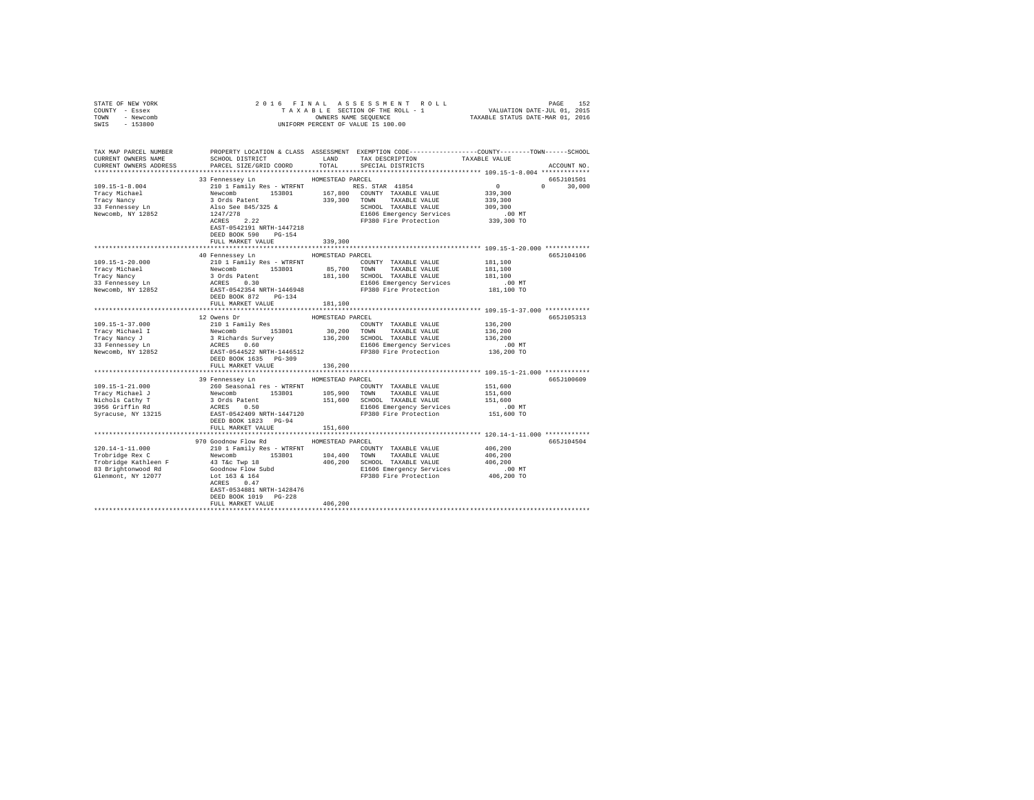STATE OF NEW YORK
COUNTY - Essex
TOWN - Newcomb
SWIS - 153800

2016 FINAL ASSESSMENT ROLL
TAXABLE SECTION OF THE ROLL - 1
OWNERS NAME SEQUENCE
UNIFORM PERCENT OF VALUE IS 100.00

VALUATION DATE-JUL 01, 2015
TAXABLE STATUS DATE-MAR 01, 2016

```
TAX MAP PARCEL NUMBER          PROPERTY LOCATION & CLASS  ASSESSMENT  EXEMPTION CODE-----------------COUNTY--------TOWN------SCHOOL
CURRENT OWNERS NAME            SCHOOL DISTRICT            LAND        TAX DESCRIPTION           TAXABLE VALUE
CURRENT OWNERS ADDRESS         PARCEL SIZE/GRID COORD     TOTAL       SPECIAL DISTRICTS                                  ACCOUNT NO.
******************************************************************************************************* 109.15-1-8.004 *************
                               33 Fennessey Ln            HOMESTEAD PARCEL                                              665J101501
109.15-1-8.004                 210 1 Family Res - WTRFNT            RES. STAR 41854           0              0       30,000
Tracy Michael                  Newcomb      153801         167,800  COUNTY  TAXABLE VALUE     339,300
Tracy Nancy                    3 Ords Patent               339,300  TOWN    TAXABLE VALUE     339,300
33 Fennessey Ln                Also See 845/325 &                   SCHOOL  TAXABLE VALUE     309,300
Newcomb, NY 12852              1247/278                             E1606 Emergency Services       .00 MT
                               ACRES    2.22                        FP380 Fire Protection      339,300 TO
                               EAST-0542191 NRTH-1447218
                               DEED BOOK 590    PG-154
                               FULL MARKET VALUE           339,300
******************************************************************************************************* 109.15-1-20.000 ************
                               40 Fennessey Ln            HOMESTEAD PARCEL                                              665J104106
109.15-1-20.000                210 1 Family Res - WTRFNT            COUNTY  TAXABLE VALUE     181,100
Tracy Michael                  Newcomb      153801          85,700  TOWN    TAXABLE VALUE     181,100
Tracy Nancy                    3 Ords Patent               181,100  SCHOOL  TAXABLE VALUE     181,100
33 Fennessey Ln                ACRES    0.30                        E1606 Emergency Services       .00 MT
Newcomb, NY 12852              EAST-0542354 NRTH-1446948            FP380 Fire Protection      181,100 TO
                               DEED BOOK 872    PG-134
                               FULL MARKET VALUE           181,100
******************************************************************************************************* 109.15-1-37.000 ************
                               12 Owens Dr                HOMESTEAD PARCEL                                              665J105313
109.15-1-37.000                210 1 Family Res                     COUNTY  TAXABLE VALUE     136,200
Tracy Michael I                Newcomb      153801          30,200  TOWN    TAXABLE VALUE     136,200
Tracy Nancy J                  3 Richards Survey           136,200  SCHOOL  TAXABLE VALUE     136,200
33 Fennessey Ln                ACRES    0.60                        E1606 Emergency Services       .00 MT
Newcomb, NY 12852              EAST-0544522 NRTH-1446512            FP380 Fire Protection      136,200 TO
                               DEED BOOK 1635   PG-309
                               FULL MARKET VALUE           136,200
******************************************************************************************************* 109.15-1-21.000 ************
                               39 Fennessey Ln            HOMESTEAD PARCEL                                              665J100609
109.15-1-21.000                260 Seasonal res - WTRFNT            COUNTY  TAXABLE VALUE     151,600
Tracy Michael J                Newcomb      153801         105,900  TOWN    TAXABLE VALUE     151,600
Nichols Cathy T                3 Ords Patent               151,600  SCHOOL  TAXABLE VALUE     151,600
3956 Griffin Rd                ACRES    0.50                        E1606 Emergency Services       .00 MT
Syracuse, NY 13215             EAST-0542409 NRTH-1447120            FP380 Fire Protection      151,600 TO
                               DEED BOOK 1823   PG-94
                               FULL MARKET VALUE           151,600
******************************************************************************************************* 120.14-1-11.000 ************
                               970 Goodnow Flow Rd        HOMESTEAD PARCEL                                              665J104504
120.14-1-11.000                210 1 Family Res - WTRFNT            COUNTY  TAXABLE VALUE     406,200
Trobridge Rex C                Newcomb      153801         104,400  TOWN    TAXABLE VALUE     406,200
Trobridge Kathleen F           43 T&c Twp 18               406,200  SCHOOL  TAXABLE VALUE     406,200
83 Brightonwood Rd             Goodnow Flow Subd                    E1606 Emergency Services       .00 MT
Glenmont, NY 12077             Lot 163 & 164                        FP380 Fire Protection      406,200 TO
                               ACRES    0.47
                               EAST-0534881 NRTH-1428476
                               DEED BOOK 1019   PG-228
                               FULL MARKET VALUE           406,200
************************************************************************************************************************************
```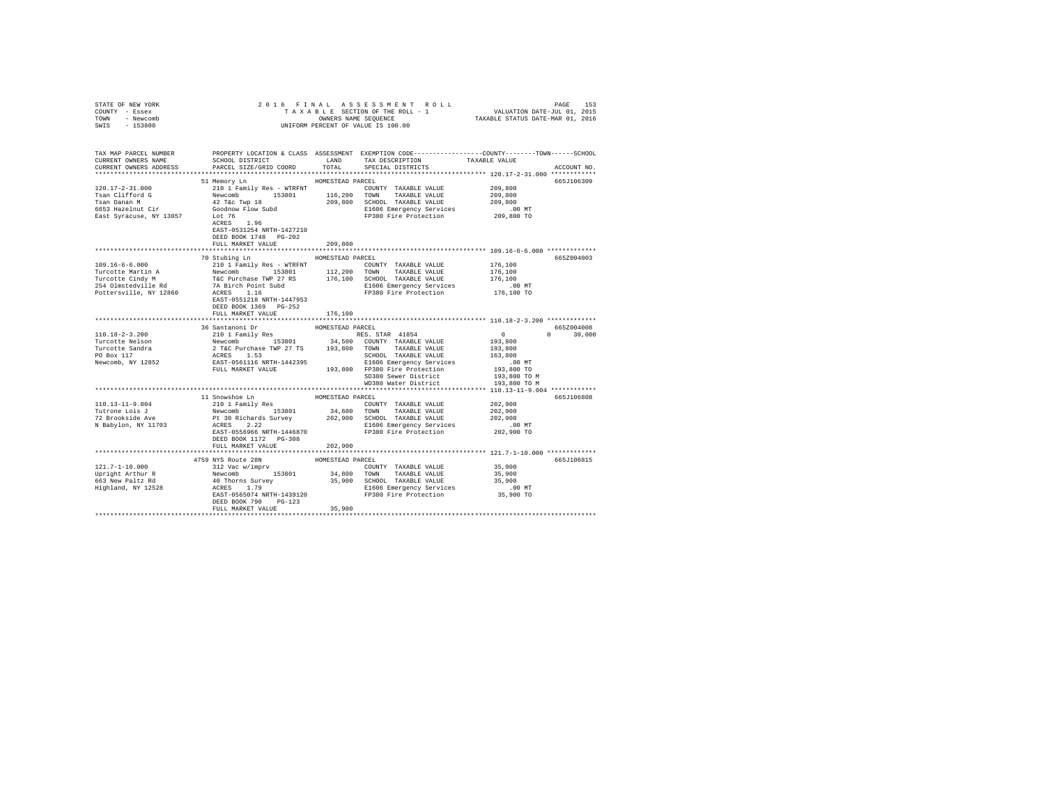STATE OF NEW YORK
COUNTY - Essex
TOWN - Newcomb
SWIS - 153800

2016 FINAL ASSESSMENT ROLL
TAXABLE SECTION OF THE ROLL - 1
OWNERS NAME SEQUENCE
UNIFORM PERCENT OF VALUE IS 100.00

VALUATION DATE-JUL 01, 2015
TAXABLE STATUS DATE-MAR 01, 2016

```
TAX MAP PARCEL NUMBER          PROPERTY LOCATION & CLASS  ASSESSMENT  EXEMPTION CODE-----------------COUNTY--------TOWN------SCHOOL
CURRENT OWNERS NAME            SCHOOL DISTRICT              LAND      TAX DESCRIPTION              TAXABLE VALUE
CURRENT OWNERS ADDRESS         PARCEL SIZE/GRID COORD       TOTAL     SPECIAL DISTRICTS                                    ACCOUNT NO.
************************************************************************************************ 120.17-2-31.000 ************
                               51 Memory Ln                 HOMESTEAD PARCEL                                                665J106309
120.17-2-31.000                210 1 Family Res - WTRFNT              COUNTY  TAXABLE VALUE          209,800
Tsan Clifford G                Newcomb      153801          116,200   TOWN    TAXABLE VALUE          209,800
Tsan Danan M                   42 T&c Twp 18                209,800   SCHOOL  TAXABLE VALUE          209,800
6653 Hazelnut Cir              Goodnow Flow Subd                      E1606 Emergency Services           .00 MT
East Syracuse, NY 13057        Lot 76                                 FP380 Fire Protection          209,800 TO
                               ACRES    1.96
                               EAST-0531254 NRTH-1427210
                               DEED BOOK 1748   PG-202
                               FULL MARKET VALUE            209,800
************************************************************************************************ 109.16-6-6.000 *************
                               70 Stubing Ln                HOMESTEAD PARCEL                                                665Z004003
109.16-6-6.000                 210 1 Family Res - WTRFNT              COUNTY  TAXABLE VALUE          176,100
Turcotte Martin A              Newcomb      153801          112,200   TOWN    TAXABLE VALUE          176,100
Turcotte Cindy M               T&C Purchase TWP 27 RS       176,100   SCHOOL  TAXABLE VALUE          176,100
254 Olmstedville Rd            7A Birch Point Subd                    E1606 Emergency Services           .00 MT
Pottersville, NY 12860         ACRES    1.16                          FP380 Fire Protection          176,100 TO
                               EAST-0551218 NRTH-1447953
                               DEED BOOK 1369   PG-252
                               FULL MARKET VALUE            176,100
************************************************************************************************ 110.18-2-3.200 *************
                               36 Santanoni Dr              HOMESTEAD PARCEL                                                665Z004008
110.18-2-3.200                 210 1 Family Res                       RES. STAR  41854                    0          0     30,000
Turcotte Nelson                Newcomb      153801           34,500   COUNTY  TAXABLE VALUE          193,800
Turcotte Sandra                2 T&C Purchase TWP 27 TS     193,800   TOWN    TAXABLE VALUE          193,800
PO Box 117                     ACRES    1.53                          SCHOOL  TAXABLE VALUE          163,800
Newcomb, NY 12852              EAST-0561116 NRTH-1442395              E1606 Emergency Services           .00 MT
                               FULL MARKET VALUE            193,800   FP380 Fire Protection          193,800 TO
                                                                      SD380 Sewer District           193,800 TO M
                                                                      WD380 Water District           193,800 TO M
************************************************************************************************ 110.13-11-9.004 ************
                               11 Snowshoe Ln               HOMESTEAD PARCEL                                                665J106808
110.13-11-9.004                210 1 Family Res                       COUNTY  TAXABLE VALUE          202,900
Tutrone Lois J                 Newcomb      153801           34,600   TOWN    TAXABLE VALUE          202,900
72 Brookside Ave               Pt 30 Richards Survey        202,900   SCHOOL  TAXABLE VALUE          202,900
N Babylon, NY 11703            ACRES    2.22                          E1606 Emergency Services           .00 MT
                               EAST-0556966 NRTH-1446870              FP380 Fire Protection          202,900 TO
                               DEED BOOK 1172   PG-308
                               FULL MARKET VALUE            202,900
************************************************************************************************ 121.7-1-10.000 *************
                               4759 NYS Route 28N           HOMESTEAD PARCEL                                                665J106815
121.7-1-10.000                 312 Vac w/imprv                        COUNTY  TAXABLE VALUE           35,900
Upright Arthur R               Newcomb      153801           34,800   TOWN    TAXABLE VALUE           35,900
663 New Paltz Rd               40 Thorns Survey              35,900   SCHOOL  TAXABLE VALUE           35,900
Highland, NY 12528             ACRES    1.79                          E1606 Emergency Services           .00 MT
                               EAST-0565074 NRTH-1439120              FP380 Fire Protection           35,900 TO
                               DEED BOOK 790    PG-123
                               FULL MARKET VALUE             35,900
******************************************************************************************************************************
```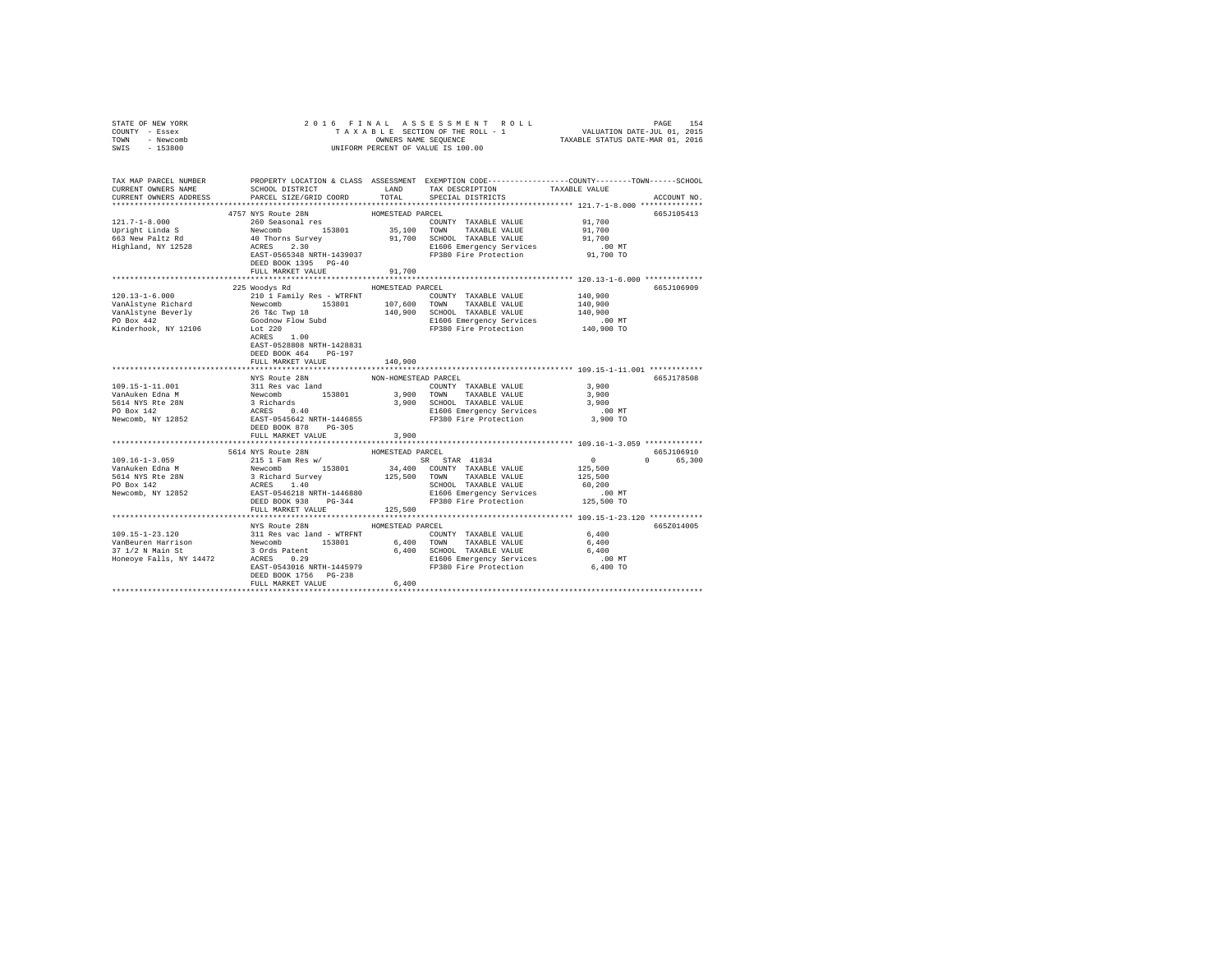STATE OF NEW YORK
COUNTY - Essex
TOWN - Newcomb
SWIS - 153800

2 0 1 6 F I N A L A S S E S S M E N T R O L L
T A X A B L E SECTION OF THE ROLL - 1
OWNERS NAME SEQUENCE
UNIFORM PERCENT OF VALUE IS 100.00

VALUATION DATE-JUL 01, 2015
TAXABLE STATUS DATE-MAR 01, 2016

```
TAX MAP PARCEL NUMBER          PROPERTY LOCATION & CLASS  ASSESSMENT  EXEMPTION CODE------------------COUNTY--------TOWN------SCHOOL
CURRENT OWNERS NAME            SCHOOL DISTRICT             LAND       TAX DESCRIPTION            TAXABLE VALUE
CURRENT OWNERS ADDRESS         PARCEL SIZE/GRID COORD      TOTAL      SPECIAL DISTRICTS                                  ACCOUNT NO.
******************************************************************************************************* 121.7-1-8.000 **************
                               4757 NYS Route 28N            HOMESTEAD PARCEL                                            665J105413
121.7-1-8.000                  260 Seasonal res                        COUNTY  TAXABLE VALUE           91,700
Upright Linda S                Newcomb       153801         35,100     TOWN    TAXABLE VALUE           91,700
663 New Paltz Rd               40 Thorns Survey             91,700     SCHOOL  TAXABLE VALUE           91,700
Highland, NY 12528             ACRES    2.30                           E1606 Emergency Services          .00 MT
                               EAST-0565348 NRTH-1439037               FP380 Fire Protection           91,700 TO
                               DEED BOOK 1395   PG-40
                               FULL MARKET VALUE            91,700
******************************************************************************************************* 120.13-1-6.000 *************
                               225 Woodys Rd                 HOMESTEAD PARCEL                                            665J106909
120.13-1-6.000                 210 1 Family Res - WTRFNT               COUNTY  TAXABLE VALUE          140,900
VanAlstyne Richard             Newcomb       153801        107,600     TOWN    TAXABLE VALUE          140,900
VanAlstyne Beverly             26 T&c Twp 18               140,900     SCHOOL  TAXABLE VALUE          140,900
PO Box 442                     Goodnow Flow Subd                       E1606 Emergency Services          .00 MT
Kinderhook, NY 12106           Lot 220                                 FP380 Fire Protection          140,900 TO
                               ACRES    1.00
                               EAST-0528808 NRTH-1428831
                               DEED BOOK 464    PG-197
                               FULL MARKET VALUE           140,900
******************************************************************************************************* 109.15-1-11.001 ************
                               NYS Route 28N                 NON-HOMESTEAD PARCEL                                        665J178508
109.15-1-11.001                311 Res vac land                        COUNTY  TAXABLE VALUE            3,900
VanAuken Edna M                Newcomb       153801          3,900     TOWN    TAXABLE VALUE            3,900
5614 NYS Rte 28N               3 Richards                    3,900     SCHOOL  TAXABLE VALUE            3,900
PO Box 142                     ACRES    0.40                           E1606 Emergency Services          .00 MT
Newcomb, NY 12852              EAST-0545642 NRTH-1446855               FP380 Fire Protection            3,900 TO
                               DEED BOOK 878    PG-305
                               FULL MARKET VALUE             3,900
******************************************************************************************************* 109.16-1-3.059 *************
                               5614 NYS Route 28N            HOMESTEAD PARCEL                                            665J106910
109.16-1-3.059                 215 1 Fam Res w/                        SR  STAR  41834                     0           0      65,300
VanAuken Edna M                Newcomb       153801         34,400     COUNTY  TAXABLE VALUE          125,500
5614 NYS Rte 28N               3 Richard Survey            125,500     TOWN    TAXABLE VALUE          125,500
PO Box 142                     ACRES    1.40                           SCHOOL  TAXABLE VALUE           60,200
Newcomb, NY 12852              EAST-0546218 NRTH-1446880               E1606 Emergency Services          .00 MT
                               DEED BOOK 938    PG-344                 FP380 Fire Protection          125,500 TO
                               FULL MARKET VALUE           125,500
******************************************************************************************************* 109.15-1-23.120 ************
                               NYS Route 28N                 HOMESTEAD PARCEL                                            665Z014005
109.15-1-23.120                311 Res vac land - WTRFNT               COUNTY  TAXABLE VALUE            6,400
VanBeuren Harrison             Newcomb       153801          6,400     TOWN    TAXABLE VALUE            6,400
37 1/2 N Main St               3 Ords Patent                 6,400     SCHOOL  TAXABLE VALUE            6,400
Honeoye Falls, NY 14472        ACRES    0.29                           E1606 Emergency Services          .00 MT
                               EAST-0543016 NRTH-1445979               FP380 Fire Protection            6,400 TO
                               DEED BOOK 1756   PG-238
                               FULL MARKET VALUE             6,400
************************************************************************************************************************************
```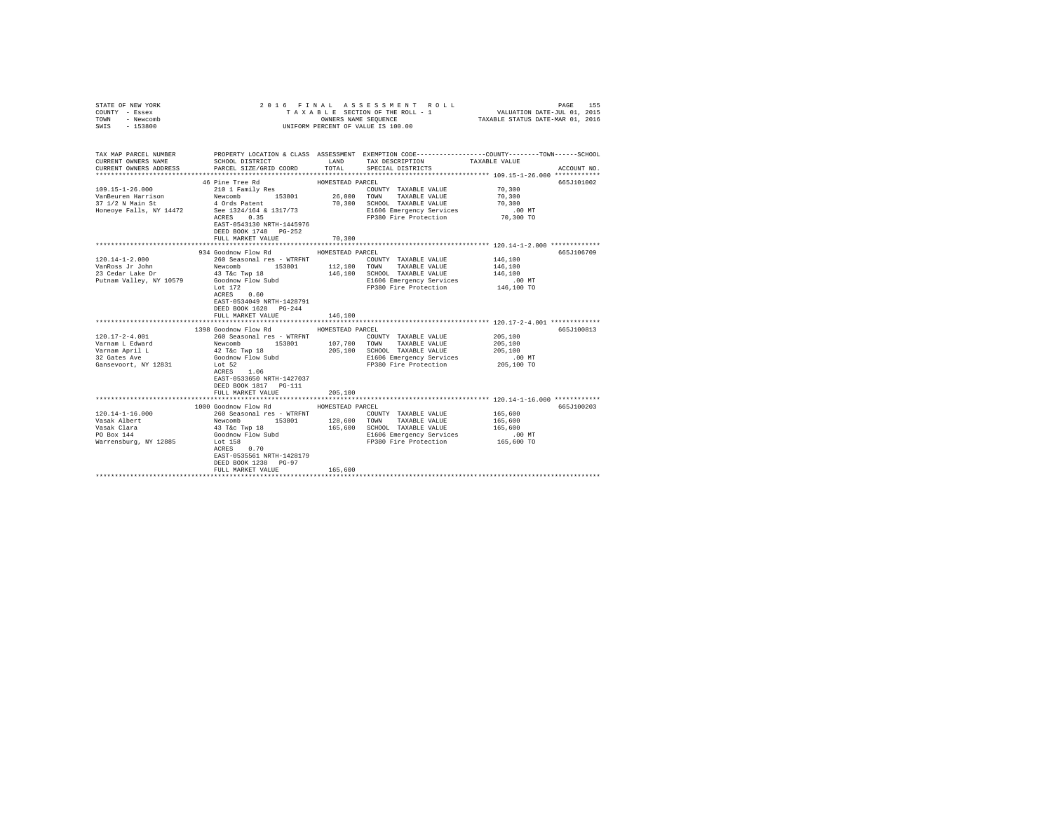STATE OF NEW YORK
COUNTY - Essex
TOWN - Newcomb
SWIS - 153800

2016 FINAL ASSESSMENT ROLL
TAXABLE SECTION OF THE ROLL - 1
OWNERS NAME SEQUENCE
UNIFORM PERCENT OF VALUE IS 100.00

VALUATION DATE-JUL 01, 2015
TAXABLE STATUS DATE-MAR 01, 2016

| TAX MAP PARCEL NUMBER / CURRENT OWNERS NAME / CURRENT OWNERS ADDRESS | PROPERTY LOCATION & CLASS / SCHOOL DISTRICT / PARCEL SIZE/GRID COORD | ASSESSMENT LAND | TOTAL | EXEMPTION CODE / TAX DESCRIPTION / SPECIAL DISTRICTS | TAXABLE VALUE (COUNTY / TOWN / SCHOOL) | ACCOUNT NO. |
|---|---|---|---|---|---|---|
| **109.15-1-26.000** | 46 Pine Tree Rd | | | HOMESTEAD PARCEL | | 665J101002 |
| 109.15-1-26.000 | 210 1 Family Res | | | COUNTY TAXABLE VALUE | 70,300 | |
| VanBeuren Harrison | Newcomb 153801 | 26,000 | | TOWN TAXABLE VALUE | 70,300 | |
| 37 1/2 N Main St | 4 Ords Patent | | 70,300 | SCHOOL TAXABLE VALUE | 70,300 | |
| Honeoye Falls, NY 14472 | See 1324/164 & 1317/73 | | | E1606 Emergency Services | .00 MT | |
| | ACRES 0.35 | | | FP380 Fire Protection | 70,300 TO | |
| | EAST-0543130 NRTH-1445976 | | | | | |
| | DEED BOOK 1748 PG-252 | | | | | |
| | FULL MARKET VALUE | | 70,300 | | | |
| **120.14-1-2.000** | 934 Goodnow Flow Rd | | | HOMESTEAD PARCEL | | 665J106709 |
| 120.14-1-2.000 | 260 Seasonal res - WTRFNT | | | COUNTY TAXABLE VALUE | 146,100 | |
| VanRoss Jr John | Newcomb 153801 | 112,100 | | TOWN TAXABLE VALUE | 146,100 | |
| 23 Cedar Lake Dr | 43 T&c Twp 18 | | 146,100 | SCHOOL TAXABLE VALUE | 146,100 | |
| Putnam Valley, NY 10579 | Goodnow Flow Subd | | | E1606 Emergency Services | .00 MT | |
| | Lot 172 | | | FP380 Fire Protection | 146,100 TO | |
| | ACRES 0.60 | | | | | |
| | EAST-0534049 NRTH-1428791 | | | | | |
| | DEED BOOK 1628 PG-244 | | | | | |
| | FULL MARKET VALUE | | 146,100 | | | |
| **120.17-2-4.001** | 1398 Goodnow Flow Rd | | | HOMESTEAD PARCEL | | 665J100813 |
| 120.17-2-4.001 | 260 Seasonal res - WTRFNT | | | COUNTY TAXABLE VALUE | 205,100 | |
| Varnam L Edward | Newcomb 153801 | 107,700 | | TOWN TAXABLE VALUE | 205,100 | |
| Varnam April L | 42 T&c Twp 18 | | 205,100 | SCHOOL TAXABLE VALUE | 205,100 | |
| 32 Gates Ave | Goodnow Flow Subd | | | E1606 Emergency Services | .00 MT | |
| Gansevoort, NY 12831 | Lot 52 | | | FP380 Fire Protection | 205,100 TO | |
| | ACRES 1.06 | | | | | |
| | EAST-0533650 NRTH-1427037 | | | | | |
| | DEED BOOK 1817 PG-111 | | | | | |
| | FULL MARKET VALUE | | 205,100 | | | |
| **120.14-1-16.000** | 1000 Goodnow Flow Rd | | | HOMESTEAD PARCEL | | 665J100203 |
| 120.14-1-16.000 | 260 Seasonal res - WTRFNT | | | COUNTY TAXABLE VALUE | 165,600 | |
| Vasak Albert | Newcomb 153801 | 128,600 | | TOWN TAXABLE VALUE | 165,600 | |
| Vasak Clara | 43 T&c Twp 18 | | 165,600 | SCHOOL TAXABLE VALUE | 165,600 | |
| PO Box 144 | Goodnow Flow Subd | | | E1606 Emergency Services | .00 MT | |
| Warrensburg, NY 12885 | Lot 158 | | | FP380 Fire Protection | 165,600 TO | |
| | ACRES 0.70 | | | | | |
| | EAST-0535561 NRTH-1428179 | | | | | |
| | DEED BOOK 1238 PG-97 | | | | | |
| | FULL MARKET VALUE | | 165,600 | | | |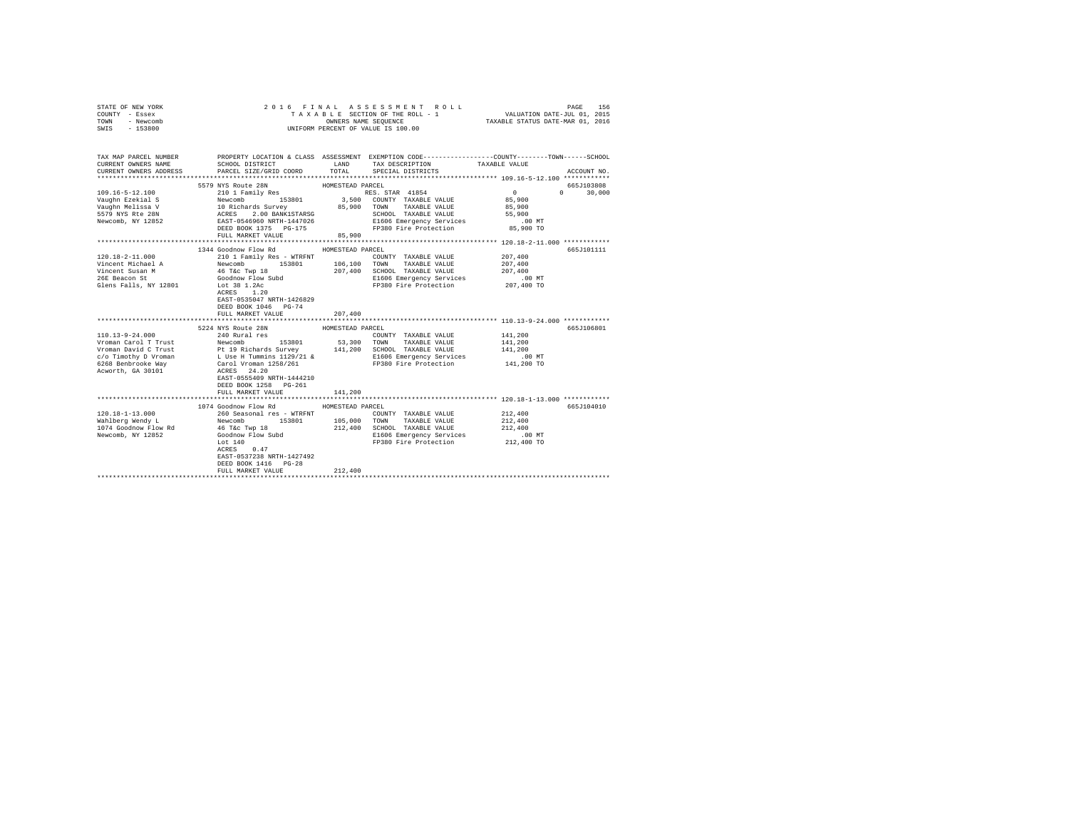STATE OF NEW YORK
COUNTY - Essex
TOWN - Newcomb
SWIS - 153800

2016 FINAL ASSESSMENT ROLL
TAXABLE SECTION OF THE ROLL - 1
OWNERS NAME SEQUENCE
UNIFORM PERCENT OF VALUE IS 100.00

VALUATION DATE-JUL 01, 2015
TAXABLE STATUS DATE-MAR 01, 2016

```
TAX MAP PARCEL NUMBER          PROPERTY LOCATION & CLASS  ASSESSMENT  EXEMPTION CODE-----------------COUNTY--------TOWN------SCHOOL
CURRENT OWNERS NAME            SCHOOL DISTRICT               LAND      TAX DESCRIPTION            TAXABLE VALUE
CURRENT OWNERS ADDRESS         PARCEL SIZE/GRID COORD        TOTAL     SPECIAL DISTRICTS                                  ACCOUNT NO.
****************************************************************************************************** 109.16-5-12.100 ************
                               5579 NYS Route 28N            HOMESTEAD PARCEL                                             665J103808
109.16-5-12.100                210 1 Family Res                        RES. STAR  41854                 0          0      30,000
Vaughn Ezekial S               Newcomb        153801         3,500    COUNTY  TAXABLE VALUE          85,900
Vaughn Melissa V               10 Richards Survey           85,900    TOWN    TAXABLE VALUE          85,900
5579 NYS Rte 28N               ACRES    2.00 BANK1STARSG              SCHOOL  TAXABLE VALUE          55,900
Newcomb, NY 12852              EAST-0546960 NRTH-1447026              E1606 Emergency Services          .00 MT
                               DEED BOOK 1375   PG-175                FP380 Fire Protection          85,900 TO
                               FULL MARKET VALUE            85,900
****************************************************************************************************** 120.18-2-11.000 ************
                               1344 Goodnow Flow Rd          HOMESTEAD PARCEL                                             665J101111
120.18-2-11.000                210 1 Family Res - WTRFNT              COUNTY  TAXABLE VALUE         207,400
Vincent Michael A              Newcomb        153801       106,100    TOWN    TAXABLE VALUE         207,400
Vincent Susan M                46 T&c Twp 18               207,400    SCHOOL  TAXABLE VALUE         207,400
26E Beacon St                  Goodnow Flow Subd                      E1606 Emergency Services          .00 MT
Glens Falls, NY 12801          Lot 38 1.2Ac                           FP380 Fire Protection         207,400 TO
                               ACRES    1.20
                               EAST-0535047 NRTH-1426829
                               DEED BOOK 1046   PG-74
                               FULL MARKET VALUE           207,400
****************************************************************************************************** 110.13-9-24.000 ************
                               5224 NYS Route 28N            HOMESTEAD PARCEL                                             665J106801
110.13-9-24.000                240 Rural res                          COUNTY  TAXABLE VALUE         141,200
Vroman Carol T Trust           Newcomb        153801        53,300    TOWN    TAXABLE VALUE         141,200
Vroman David C Trust           Pt 19 Richards Survey       141,200    SCHOOL  TAXABLE VALUE         141,200
c/o Timothy D Vroman           L Use H Tummins 1129/21 &              E1606 Emergency Services          .00 MT
6268 Benbrooke Way             Carol Vroman 1258/261                  FP380 Fire Protection         141,200 TO
Acworth, GA 30101              ACRES   24.20
                               EAST-0555409 NRTH-1444210
                               DEED BOOK 1258   PG-261
                               FULL MARKET VALUE           141,200
****************************************************************************************************** 120.18-1-13.000 ************
                               1074 Goodnow Flow Rd          HOMESTEAD PARCEL                                             665J104010
120.18-1-13.000                260 Seasonal res - WTRFNT              COUNTY  TAXABLE VALUE         212,400
Wahlberg Wendy L               Newcomb        153801       105,000    TOWN    TAXABLE VALUE         212,400
1074 Goodnow Flow Rd           46 T&c Twp 18               212,400    SCHOOL  TAXABLE VALUE         212,400
Newcomb, NY 12852              Goodnow Flow Subd                      E1606 Emergency Services          .00 MT
                               Lot 140                                FP380 Fire Protection         212,400 TO
                               ACRES    0.47
                               EAST-0537238 NRTH-1427492
                               DEED BOOK 1416   PG-28
                               FULL MARKET VALUE           212,400
************************************************************************************************************************************
```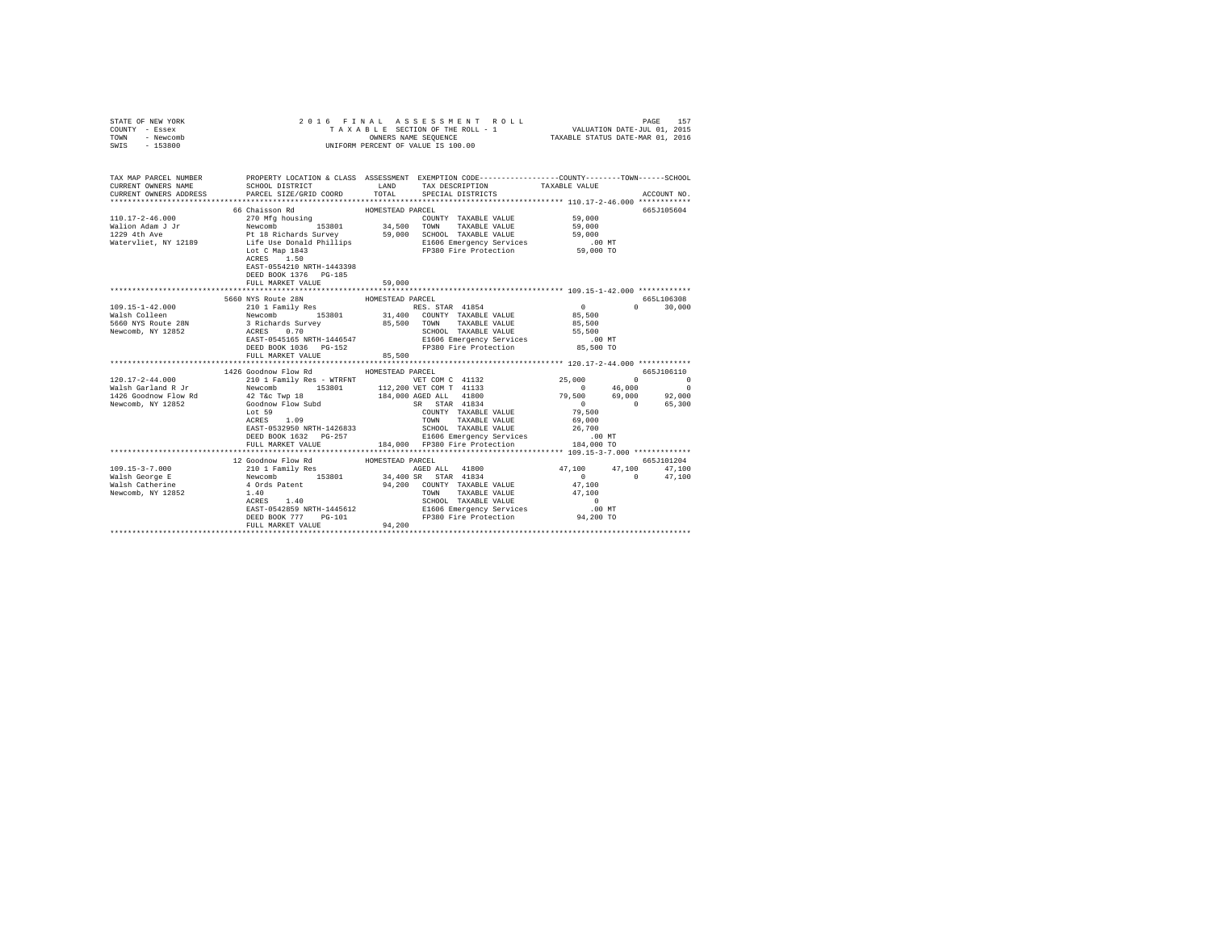STATE OF NEW YORK 2016 FINAL ASSESSMENT ROLL
COUNTY - Essex TAXABLE SECTION OF THE ROLL - 1 VALUATION DATE-JUL 01, 2015
TOWN - Newcomb OWNERS NAME SEQUENCE TAXABLE STATUS DATE-MAR 01, 2016
SWIS - 153800 UNIFORM PERCENT OF VALUE IS 100.00

```
TAX MAP PARCEL NUMBER    PROPERTY LOCATION & CLASS  ASSESSMENT  EXEMPTION CODE-----------------COUNTY--------TOWN------SCHOOL
CURRENT OWNERS NAME      SCHOOL DISTRICT              LAND      TAX DESCRIPTION             TAXABLE VALUE
CURRENT OWNERS ADDRESS   PARCEL SIZE/GRID COORD       TOTAL     SPECIAL DISTRICTS                                    ACCOUNT NO.
*********************************************************************************************** 110.17-2-46.000 ************
                      66 Chaisson Rd                HOMESTEAD PARCEL                                                 665J105604
110.17-2-46.000          270 Mfg housing                         COUNTY  TAXABLE VALUE           59,000
Walion Adam J Jr         Newcomb       153801       34,500   TOWN    TAXABLE VALUE           59,000
1229 4th Ave             Pt 18 Richards Survey      59,000   SCHOOL  TAXABLE VALUE           59,000
Watervliet, NY 12189     Life Use Donald Phillips            E1606 Emergency Services           .00 MT
                         Lot C Map 1843                      FP380 Fire Protection           59,000 TO
                         ACRES    1.50
                         EAST-0554210 NRTH-1443398
                         DEED BOOK 1376   PG-185
                         FULL MARKET VALUE          59,000
*********************************************************************************************** 109.15-1-42.000 ************
                    5660 NYS Route 28N              HOMESTEAD PARCEL                                                 665L106308
109.15-1-42.000          210 1 Family Res                    RES. STAR 41854                  0           0      30,000
Walsh Colleen            Newcomb       153801       31,400   COUNTY  TAXABLE VALUE           85,500
5660 NYS Route 28N       3 Richards Survey          85,500   TOWN    TAXABLE VALUE           85,500
Newcomb, NY 12852        ACRES    0.70                       SCHOOL  TAXABLE VALUE           55,500
                         EAST-0545165 NRTH-1446547           E1606 Emergency Services           .00 MT
                         DEED BOOK 1036   PG-152             FP380 Fire Protection           85,500 TO
                         FULL MARKET VALUE          85,500
*********************************************************************************************** 120.17-2-44.000 ************
                    1426 Goodnow Flow Rd            HOMESTEAD PARCEL                                                 665J106110
120.17-2-44.000          210 1 Family Res - WTRFNT           VET COM C 41132             25,000           0           0
Walsh Garland R Jr       Newcomb       153801      112,200 VET COM T 41133                   0      46,000           0
1426 Goodnow Flow Rd     42 T&c Twp 18             184,000 AGED ALL  41800               79,500      69,000      92,000
Newcomb, NY 12852        Goodnow Flow Subd                   SR  STAR 41834                   0           0      65,300
                         Lot 59                              COUNTY  TAXABLE VALUE           79,500
                         ACRES    1.09                       TOWN    TAXABLE VALUE           69,000
                         EAST-0532950 NRTH-1426833           SCHOOL  TAXABLE VALUE           26,700
                         DEED BOOK 1632   PG-257             E1606 Emergency Services           .00 MT
                         FULL MARKET VALUE         184,000   FP380 Fire Protection          184,000 TO
*********************************************************************************************** 109.15-3-7.000 *************
                      12 Goodnow Flow Rd            HOMESTEAD PARCEL                                                 665J101204
109.15-3-7.000           210 1 Family Res                    AGED ALL  41800             47,100      47,100      47,100
Walsh George E           Newcomb       153801       34,400 SR  STAR 41834                     0           0      47,100
Walsh Catherine          4 Ords Patent              94,200   COUNTY  TAXABLE VALUE           47,100
Newcomb, NY 12852        1.40                                TOWN    TAXABLE VALUE           47,100
                         ACRES    1.40                       SCHOOL  TAXABLE VALUE                0
                         EAST-0542859 NRTH-1445612           E1606 Emergency Services           .00 MT
                         DEED BOOK 777    PG-101             FP380 Fire Protection           94,200 TO
                         FULL MARKET VALUE          94,200
****************************************************************************************************************************
```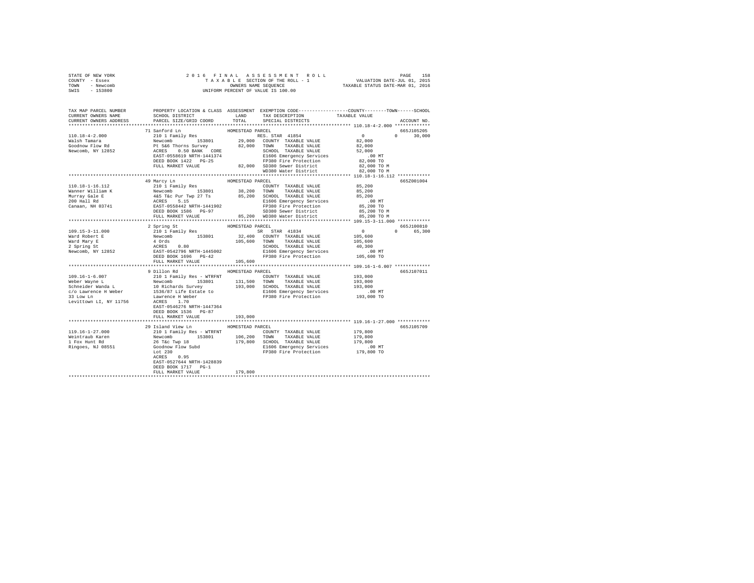```
STATE OF NEW YORK                 2 0 1 6  F I N A L  A S S E S S M E N T  R O L L                    PAGE   158
COUNTY  - Essex                      T A X A B L E  SECTION OF THE ROLL - 1              VALUATION DATE-JUL 01, 2015
TOWN    - Newcomb                           OWNERS NAME SEQUENCE                   TAXABLE STATUS DATE-MAR 01, 2016
SWIS    - 153800                     UNIFORM PERCENT OF VALUE IS 100.00

TAX MAP PARCEL NUMBER          PROPERTY LOCATION & CLASS  ASSESSMENT  EXEMPTION CODE-----------------COUNTY--------TOWN------SCHOOL
CURRENT OWNERS NAME            SCHOOL DISTRICT              LAND      TAX DESCRIPTION            TAXABLE VALUE
CURRENT OWNERS ADDRESS         PARCEL SIZE/GRID COORD       TOTAL     SPECIAL DISTRICTS                                ACCOUNT NO.
******************************************************************************************* 110.18-4-2.000 *************
                    71 Sanford Ln                  HOMESTEAD PARCEL                                                665J105205
110.18-4-2.000      210 1 Family Res                          RES. STAR 41854               0           0       30,000
Walsh Tamara        Newcomb      153801       29,000  COUNTY  TAXABLE VALUE       82,000
Goodnow Flow Rd     Pt 5&6 Thorns Survey      82,000  TOWN    TAXABLE VALUE       82,000
Newcomb, NY 12852   ACRES    0.50 BANK   CORE         SCHOOL  TAXABLE VALUE       52,000
                    EAST-0558619 NRTH-1441374         E1606 Emergency Services       .00 MT
                    DEED BOOK 1422   PG-25            FP380 Fire Protection       82,000 TO
                    FULL MARKET VALUE         82,000  SD380 Sewer District        82,000 TO M
                                                      WD380 Water District        82,000 TO M
******************************************************************************************* 110.18-1-16.112 ************
                    49 Marcy Ln                    HOMESTEAD PARCEL                                                665Z001004
110.18-1-16.112     210 1 Family Res                      COUNTY  TAXABLE VALUE       85,200
Wanner William K    Newcomb      153801       38,200  TOWN    TAXABLE VALUE       85,200
Murray Gale E       4&5 T&c Pur Twp 27 Ts     85,200  SCHOOL  TAXABLE VALUE       85,200
200 Hall Rd         ACRES    5.15                     E1606 Emergency Services       .00 MT
Canaan, NH 03741    EAST-0558442 NRTH-1441902         FP380 Fire Protection       85,200 TO
                    DEED BOOK 1586   PG-97            SD380 Sewer District        85,200 TO M
                    FULL MARKET VALUE         85,200  WD380 Water District        85,200 TO M
******************************************************************************************* 109.15-3-11.000 ************
                    2 Spring St                    HOMESTEAD PARCEL                                                665J100810
109.15-3-11.000     210 1 Family Res                      SR  STAR 41834                0           0       65,300
Ward Robert E       Newcomb      153801       32,400  COUNTY  TAXABLE VALUE      105,600
Ward Mary E         4 Ords                   105,600  TOWN    TAXABLE VALUE      105,600
2 Spring St         ACRES    0.80                     SCHOOL  TAXABLE VALUE       40,300
Newcomb, NY 12852   EAST-0542796 NRTH-1445002         E1606 Emergency Services       .00 MT
                    DEED BOOK 1696   PG-42            FP380 Fire Protection      105,600 TO
                    FULL MARKET VALUE        105,600
******************************************************************************************* 109.16-1-6.007 *************
                    9 Dillon Rd                    HOMESTEAD PARCEL                                                665J107011
109.16-1-6.007      210 1 Family Res - WTRFNT             COUNTY  TAXABLE VALUE      193,000
Weber Wayne L       Newcomb      153801      131,500  TOWN    TAXABLE VALUE      193,000
Schneider Wanda L   10 Richards Survey       193,000  SCHOOL  TAXABLE VALUE      193,000
c/o Lawrence H Weber 1536/87 Life Estate to           E1606 Emergency Services       .00 MT
33 Low Ln           Lawrence H Weber                  FP380 Fire Protection      193,000 TO
Levittown LI, NY 11756 ACRES    1.70
                    EAST-0546276 NRTH-1447364
                    DEED BOOK 1536   PG-87
                    FULL MARKET VALUE        193,000
******************************************************************************************* 119.16-1-27.000 ************
                    29 Island View Ln              HOMESTEAD PARCEL                                                665J105709
119.16-1-27.000     210 1 Family Res - WTRFNT             COUNTY  TAXABLE VALUE      179,800
Weintraub Karen     Newcomb      153801      106,200  TOWN    TAXABLE VALUE      179,800
1 Fox Hunt Rd       26 T&c Twp 18            179,800  SCHOOL  TAXABLE VALUE      179,800
Ringoes, NJ 08551   Goodnow Flow Subd                 E1606 Emergency Services       .00 MT
                    Lot 230                           FP380 Fire Protection      179,800 TO
                    ACRES    0.95
                    EAST-0527644 NRTH-1428839
                    DEED BOOK 1717   PG-1
                    FULL MARKET VALUE        179,800
************************************************************************************************************************
```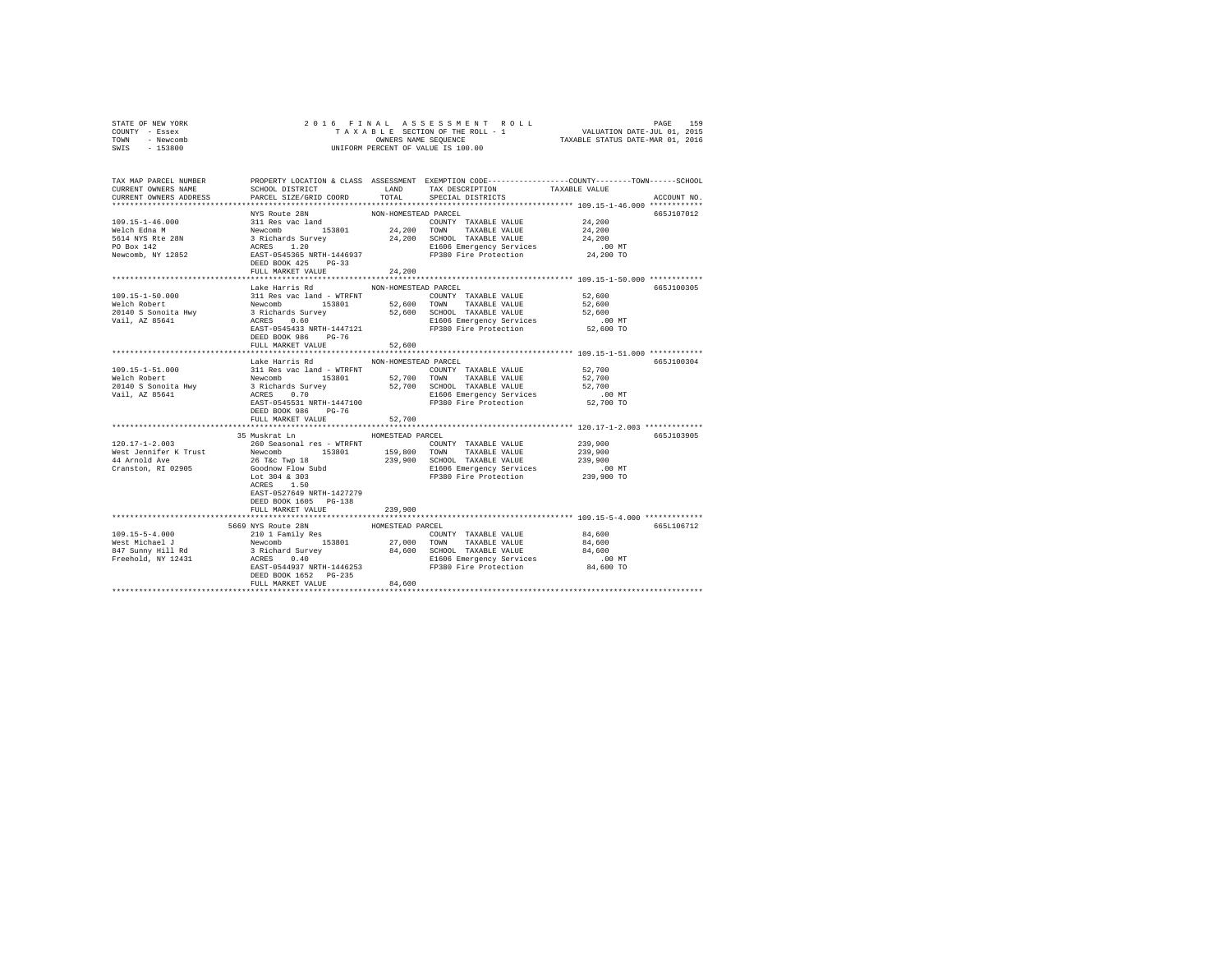STATE OF NEW YORK
COUNTY - Essex
TOWN - Newcomb
SWIS - 153800

2016 FINAL ASSESSMENT ROLL
TAXABLE SECTION OF THE ROLL - 1
OWNERS NAME SEQUENCE
UNIFORM PERCENT OF VALUE IS 100.00

VALUATION DATE-JUL 01, 2015
TAXABLE STATUS DATE-MAR 01, 2016

```
TAX MAP PARCEL NUMBER     PROPERTY LOCATION & CLASS  ASSESSMENT  EXEMPTION CODE-----------------COUNTY--------TOWN------SCHOOL
CURRENT OWNERS NAME       SCHOOL DISTRICT               LAND      TAX DESCRIPTION            TAXABLE VALUE
CURRENT OWNERS ADDRESS    PARCEL SIZE/GRID COORD       TOTAL      SPECIAL DISTRICTS                                  ACCOUNT NO.
******************************************************************************************************* 109.15-1-46.000 ************
                          NYS Route 28N              NON-HOMESTEAD PARCEL                                             665J107012
109.15-1-46.000           311 Res vac land                         COUNTY  TAXABLE VALUE          24,200
Welch Edna M              Newcomb       153801       24,200   TOWN    TAXABLE VALUE          24,200
5614 NYS Rte 28N          3 Richards Survey          24,200   SCHOOL  TAXABLE VALUE          24,200
PO Box 142                ACRES    1.20                        E1606 Emergency Services          .00 MT
Newcomb, NY 12852         EAST-0545365 NRTH-1446937            FP380 Fire Protection          24,200 TO
                          DEED BOOK 425    PG-33
                          FULL MARKET VALUE           24,200
******************************************************************************************************* 109.15-1-50.000 ************
                          Lake Harris Rd             NON-HOMESTEAD PARCEL                                             665J100305
109.15-1-50.000           311 Res vac land - WTRFNT                COUNTY  TAXABLE VALUE          52,600
Welch Robert              Newcomb       153801       52,600   TOWN    TAXABLE VALUE          52,600
20140 S Sonoita Hwy       3 Richards Survey          52,600   SCHOOL  TAXABLE VALUE          52,600
Vail, AZ 85641            ACRES    0.60                        E1606 Emergency Services          .00 MT
                          EAST-0545433 NRTH-1447121            FP380 Fire Protection          52,600 TO
                          DEED BOOK 986    PG-76
                          FULL MARKET VALUE           52,600
******************************************************************************************************* 109.15-1-51.000 ************
                          Lake Harris Rd             NON-HOMESTEAD PARCEL                                             665J100304
109.15-1-51.000           311 Res vac land - WTRFNT                COUNTY  TAXABLE VALUE          52,700
Welch Robert              Newcomb       153801       52,700   TOWN    TAXABLE VALUE          52,700
20140 S Sonoita Hwy       3 Richards Survey          52,700   SCHOOL  TAXABLE VALUE          52,700
Vail, AZ 85641            ACRES    0.70                        E1606 Emergency Services          .00 MT
                          EAST-0545531 NRTH-1447100            FP380 Fire Protection          52,700 TO
                          DEED BOOK 986    PG-76
                          FULL MARKET VALUE           52,700
******************************************************************************************************* 120.17-1-2.003 *************
                       35 Muskrat Ln                 HOMESTEAD PARCEL                                                 665J103905
120.17-1-2.003            260 Seasonal res - WTRFNT                COUNTY  TAXABLE VALUE         239,900
West Jennifer K Trust     Newcomb       153801      159,800   TOWN    TAXABLE VALUE         239,900
44 Arnold Ave             26 T&c Twp 18             239,900   SCHOOL  TAXABLE VALUE         239,900
Cranston, RI 02905        Goodnow Flow Subd                    E1606 Emergency Services          .00 MT
                          Lot 304 & 303                        FP380 Fire Protection         239,900 TO
                          ACRES    1.50
                          EAST-0527649 NRTH-1427279
                          DEED BOOK 1605   PG-138
                          FULL MARKET VALUE          239,900
******************************************************************************************************* 109.15-5-4.000 *************
                     5669 NYS Route 28N              HOMESTEAD PARCEL                                                 665L106712
109.15-5-4.000            210 1 Family Res                         COUNTY  TAXABLE VALUE          84,600
West Michael J            Newcomb       153801       27,000   TOWN    TAXABLE VALUE          84,600
847 Sunny Hill Rd         3 Richard Survey           84,600   SCHOOL  TAXABLE VALUE          84,600
Freehold, NY 12431        ACRES    0.40                        E1606 Emergency Services          .00 MT
                          EAST-0544937 NRTH-1446253            FP380 Fire Protection          84,600 TO
                          DEED BOOK 1652   PG-235
                          FULL MARKET VALUE           84,600
************************************************************************************************************************************
```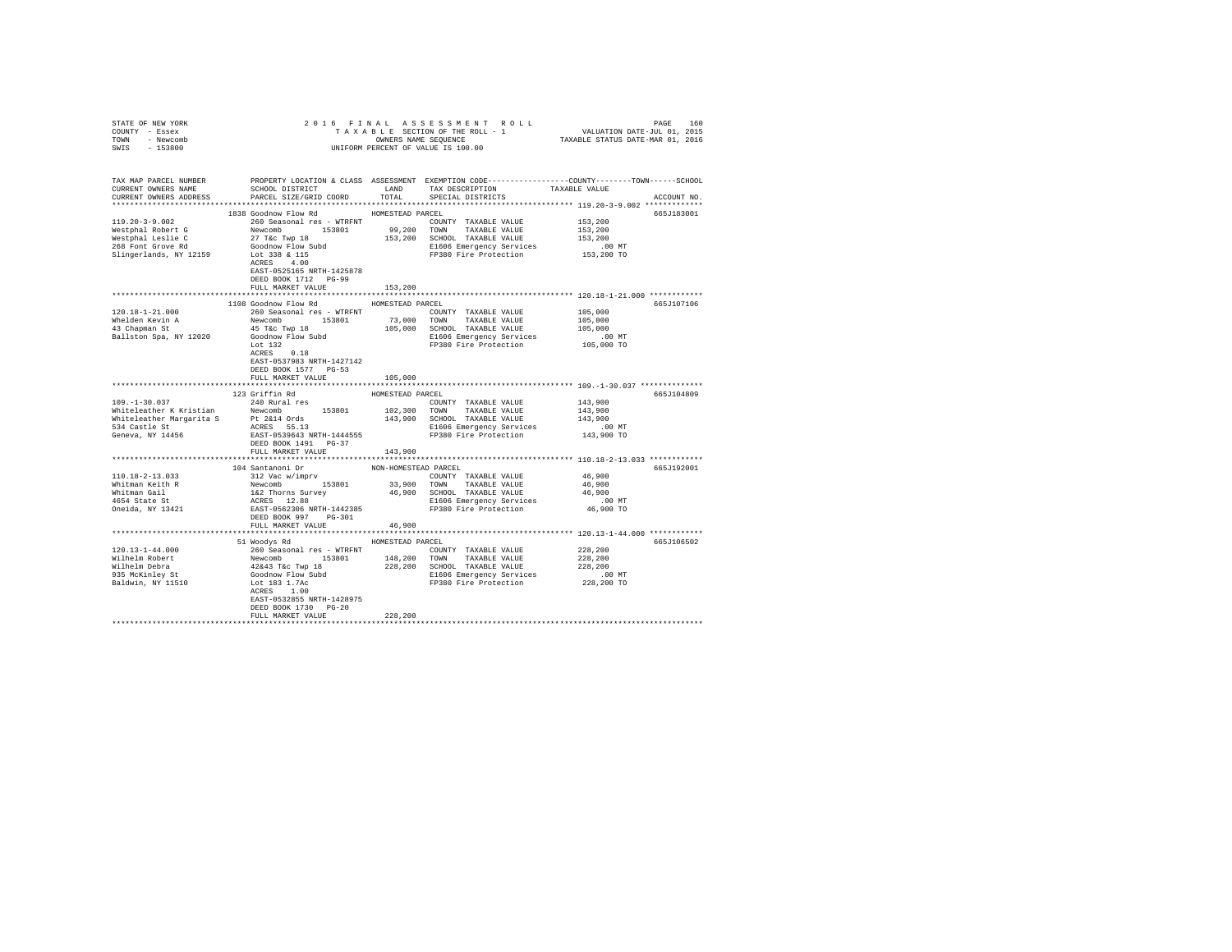STATE OF NEW YORK                2016 FINAL ASSESSMENT ROLL
COUNTY - Essex                   TAXABLE SECTION OF THE ROLL - 1          VALUATION DATE-JUL 01, 2015
TOWN - Newcomb                   OWNERS NAME SEQUENCE                     TAXABLE STATUS DATE-MAR 01, 2016
SWIS - 153800                    UNIFORM PERCENT OF VALUE IS 100.00

| TAX MAP PARCEL NUMBER / CURRENT OWNERS NAME / CURRENT OWNERS ADDRESS | PROPERTY LOCATION & CLASS / SCHOOL DISTRICT / PARCEL SIZE/GRID COORD | ASSESSMENT LAND | TOTAL | EXEMPTION CODE / TAX DESCRIPTION / SPECIAL DISTRICTS | TAXABLE VALUE (COUNTY / TOWN / SCHOOL) | ACCOUNT NO. |
|---|---|---|---|---|---|---|
| 119.20-3-9.002 | 1838 Goodnow Flow Rd — HOMESTEAD PARCEL | | | | | 665J183001 |
| Westphal Robert G | 260 Seasonal res - WTRFNT | | | COUNTY TAXABLE VALUE | 153,200 | |
| Westphal Leslie C | Newcomb 153801 | 99,200 | | TOWN TAXABLE VALUE | 153,200 | |
| 268 Font Grove Rd | 27 T&c Twp 18 | | 153,200 | SCHOOL TAXABLE VALUE | 153,200 | |
| Slingerlands, NY 12159 | Goodnow Flow Subd | | | E1606 Emergency Services | .00 MT | |
| | Lot 338 & 115 | | | FP380 Fire Protection | 153,200 TO | |
| | ACRES 4.00 | | | | | |
| | EAST-0525165 NRTH-1425878 | | | | | |
| | DEED BOOK 1712 PG-99 | | | | | |
| | FULL MARKET VALUE | | 153,200 | | | |
| 120.18-1-21.000 | 1108 Goodnow Flow Rd — HOMESTEAD PARCEL | | | | | 665J107106 |
| Whelden Kevin A | 260 Seasonal res - WTRFNT | | | COUNTY TAXABLE VALUE | 105,000 | |
| 43 Chapman St | Newcomb 153801 | 73,000 | | TOWN TAXABLE VALUE | 105,000 | |
| Ballston Spa, NY 12020 | 45 T&c Twp 18 | | 105,000 | SCHOOL TAXABLE VALUE | 105,000 | |
| | Goodnow Flow Subd | | | E1606 Emergency Services | .00 MT | |
| | Lot 132 | | | FP380 Fire Protection | 105,000 TO | |
| | ACRES 0.18 | | | | | |
| | EAST-0537983 NRTH-1427142 | | | | | |
| | DEED BOOK 1577 PG-53 | | | | | |
| | FULL MARKET VALUE | | 105,000 | | | |
| 109.-1-30.037 | 123 Griffin Rd — HOMESTEAD PARCEL | | | | | 665J104809 |
| Whiteleather K Kristian | 240 Rural res | | | COUNTY TAXABLE VALUE | 143,900 | |
| Whiteleather Margarita S | Newcomb 153801 | 102,300 | | TOWN TAXABLE VALUE | 143,900 | |
| 534 Castle St | Pt 2&14 Ords | | 143,900 | SCHOOL TAXABLE VALUE | 143,900 | |
| Geneva, NY 14456 | ACRES 55.13 | | | E1606 Emergency Services | .00 MT | |
| | EAST-0539643 NRTH-1444555 | | | FP380 Fire Protection | 143,900 TO | |
| | DEED BOOK 1491 PG-37 | | | | | |
| | FULL MARKET VALUE | | 143,900 | | | |
| 110.18-2-13.033 | 104 Santanoni Dr — NON-HOMESTEAD PARCEL | | | | | 665J192001 |
| Whitman Keith R | 312 Vac w/imprv | | | COUNTY TAXABLE VALUE | 46,900 | |
| Whitman Gail | Newcomb 153801 | 33,900 | | TOWN TAXABLE VALUE | 46,900 | |
| 4654 State St | 1&2 Thorns Survey | | 46,900 | SCHOOL TAXABLE VALUE | 46,900 | |
| Oneida, NY 13421 | ACRES 12.88 | | | E1606 Emergency Services | .00 MT | |
| | EAST-0562306 NRTH-1442385 | | | FP380 Fire Protection | 46,900 TO | |
| | DEED BOOK 997 PG-301 | | | | | |
| | FULL MARKET VALUE | | 46,900 | | | |
| 120.13-1-44.000 | 51 Woodys Rd — HOMESTEAD PARCEL | | | | | 665J106502 |
| Wilhelm Robert | 260 Seasonal res - WTRFNT | | | COUNTY TAXABLE VALUE | 228,200 | |
| Wilhelm Debra | Newcomb 153801 | 148,200 | | TOWN TAXABLE VALUE | 228,200 | |
| 935 McKinley St | 42&43 T&c Twp 18 | | 228,200 | SCHOOL TAXABLE VALUE | 228,200 | |
| Baldwin, NY 11510 | Goodnow Flow Subd | | | E1606 Emergency Services | .00 MT | |
| | Lot 183 1.7Ac | | | FP380 Fire Protection | 228,200 TO | |
| | ACRES 1.00 | | | | | |
| | EAST-0532855 NRTH-1428975 | | | | | |
| | DEED BOOK 1730 PG-20 | | | | | |
| | FULL MARKET VALUE | | 228,200 | | | |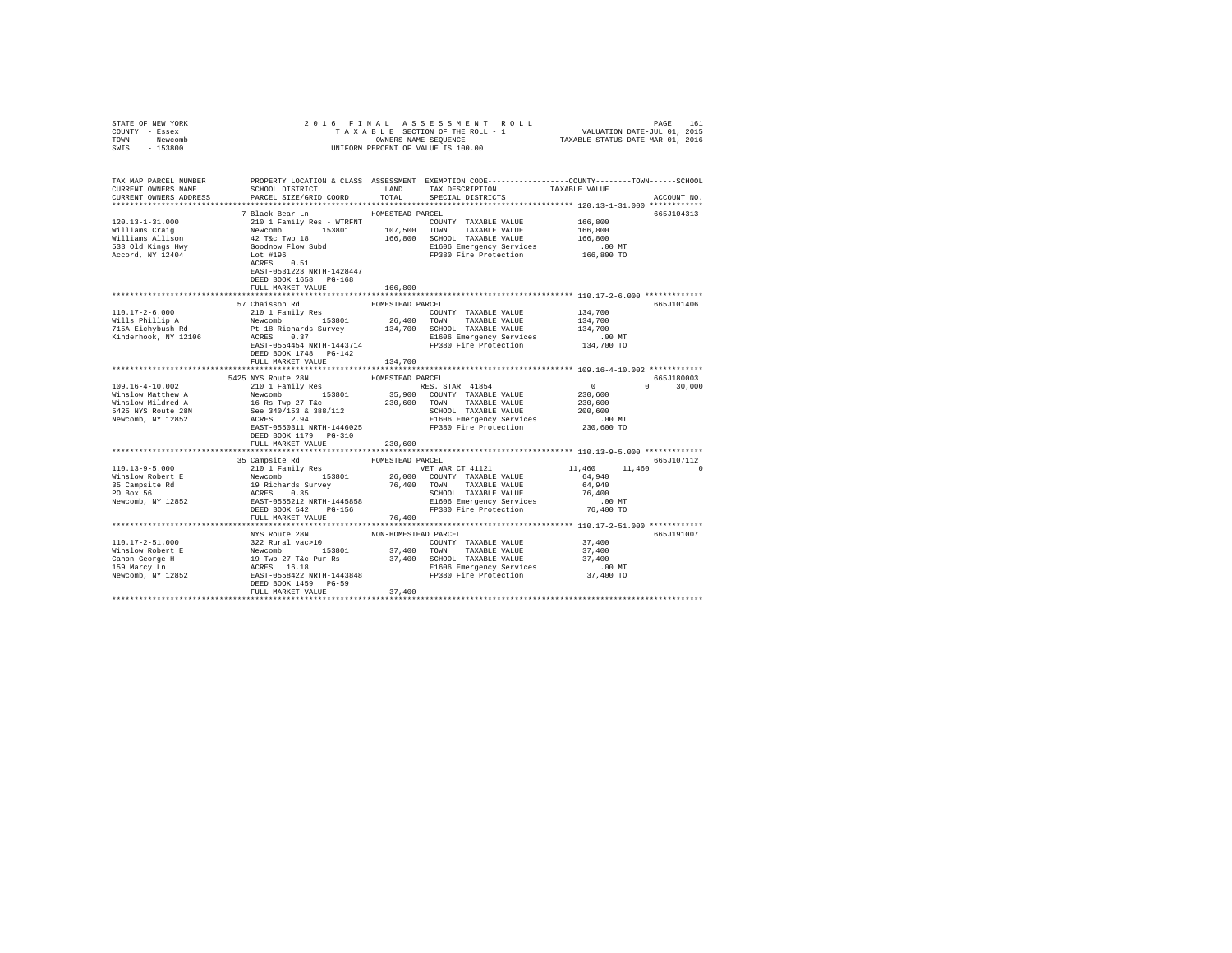STATE OF NEW YORK — 2016 FINAL ASSESSMENT ROLL — PAGE 161
COUNTY - Essex — TAXABLE SECTION OF THE ROLL - 1 — VALUATION DATE-JUL 01, 2015
TOWN - Newcomb — OWNERS NAME SEQUENCE — TAXABLE STATUS DATE-MAR 01, 2016
SWIS - 153800 — UNIFORM PERCENT OF VALUE IS 100.00

| TAX MAP PARCEL NUMBER / CURRENT OWNERS NAME / CURRENT OWNERS ADDRESS | PROPERTY LOCATION & CLASS / SCHOOL DISTRICT / PARCEL SIZE/GRID COORD | ASSESSMENT LAND / TOTAL | EXEMPTION CODE / TAX DESCRIPTION / SPECIAL DISTRICTS | COUNTY / TOWN / SCHOOL TAXABLE VALUE | ACCOUNT NO. |
|---|---|---|---|---|---|
| **120.13-1-31.000** | 7 Black Bear Ln | HOMESTEAD PARCEL | | | 665J104313 |
| Williams Craig | 210 1 Family Res - WTRFNT | | COUNTY TAXABLE VALUE | 166,800 | |
| Williams Allison | Newcomb 153801 | 107,500 | TOWN TAXABLE VALUE | 166,800 | |
| 533 Old Kings Hwy | 42 T&c Twp 18 | 166,800 | SCHOOL TAXABLE VALUE | 166,800 | |
| Accord, NY 12404 | Goodnow Flow Subd | | E1606 Emergency Services | .00 MT | |
| | Lot #196 | | FP380 Fire Protection | 166,800 TO | |
| | ACRES 0.51 | | | | |
| | EAST-0531223 NRTH-1428447 | | | | |
| | DEED BOOK 1658 PG-168 | | | | |
| | FULL MARKET VALUE | 166,800 | | | |
| **110.17-2-6.000** | 57 Chaisson Rd | HOMESTEAD PARCEL | | | 665J101406 |
| Wills Phillip A | 210 1 Family Res | | COUNTY TAXABLE VALUE | 134,700 | |
| 715A Eichybush Rd | Newcomb 153801 | 26,400 | TOWN TAXABLE VALUE | 134,700 | |
| Kinderhook, NY 12106 | Pt 18 Richards Survey | 134,700 | SCHOOL TAXABLE VALUE | 134,700 | |
| | ACRES 0.37 | | E1606 Emergency Services | .00 MT | |
| | EAST-0554454 NRTH-1443714 | | FP380 Fire Protection | 134,700 TO | |
| | DEED BOOK 1748 PG-142 | | | | |
| | FULL MARKET VALUE | 134,700 | | | |
| **109.16-4-10.002** | 5425 NYS Route 28N | HOMESTEAD PARCEL | | | 665J180003 |
| Winslow Matthew A | 210 1 Family Res | | RES. STAR 41854 | 0 / 0 / 30,000 | |
| Winslow Mildred A | Newcomb 153801 | 35,900 | COUNTY TAXABLE VALUE | 230,600 | |
| 5425 NYS Route 28N | 16 Rs Twp 27 T&c | 230,600 | TOWN TAXABLE VALUE | 230,600 | |
| Newcomb, NY 12852 | See 340/153 & 388/112 | | SCHOOL TAXABLE VALUE | 200,600 | |
| | ACRES 2.94 | | E1606 Emergency Services | .00 MT | |
| | EAST-0550311 NRTH-1446025 | | FP380 Fire Protection | 230,600 TO | |
| | DEED BOOK 1179 PG-310 | | | | |
| | FULL MARKET VALUE | 230,600 | | | |
| **110.13-9-5.000** | 35 Campsite Rd | HOMESTEAD PARCEL | | | 665J107112 |
| Winslow Robert E | 210 1 Family Res | | VET WAR CT 41121 | 11,460 / 11,460 / 0 | |
| 35 Campsite Rd | Newcomb 153801 | 26,000 | COUNTY TAXABLE VALUE | 64,940 | |
| PO Box 56 | 19 Richards Survey | 76,400 | TOWN TAXABLE VALUE | 64,940 | |
| Newcomb, NY 12852 | ACRES 0.35 | | SCHOOL TAXABLE VALUE | 76,400 | |
| | EAST-0555212 NRTH-1445858 | | E1606 Emergency Services | .00 MT | |
| | DEED BOOK 542 PG-156 | | FP380 Fire Protection | 76,400 TO | |
| | FULL MARKET VALUE | 76,400 | | | |
| **110.17-2-51.000** | NYS Route 28N | NON-HOMESTEAD PARCEL | | | 665J191007 |
| Winslow Robert E | 322 Rural vac>10 | | COUNTY TAXABLE VALUE | 37,400 | |
| Canon George H | Newcomb 153801 | 37,400 | TOWN TAXABLE VALUE | 37,400 | |
| 159 Marcy Ln | 19 Twp 27 T&c Pur Rs | 37,400 | SCHOOL TAXABLE VALUE | 37,400 | |
| Newcomb, NY 12852 | ACRES 16.18 | | E1606 Emergency Services | .00 MT | |
| | EAST-0558422 NRTH-1443848 | | FP380 Fire Protection | 37,400 TO | |
| | DEED BOOK 1459 PG-59 | | | | |
| | FULL MARKET VALUE | 37,400 | | | |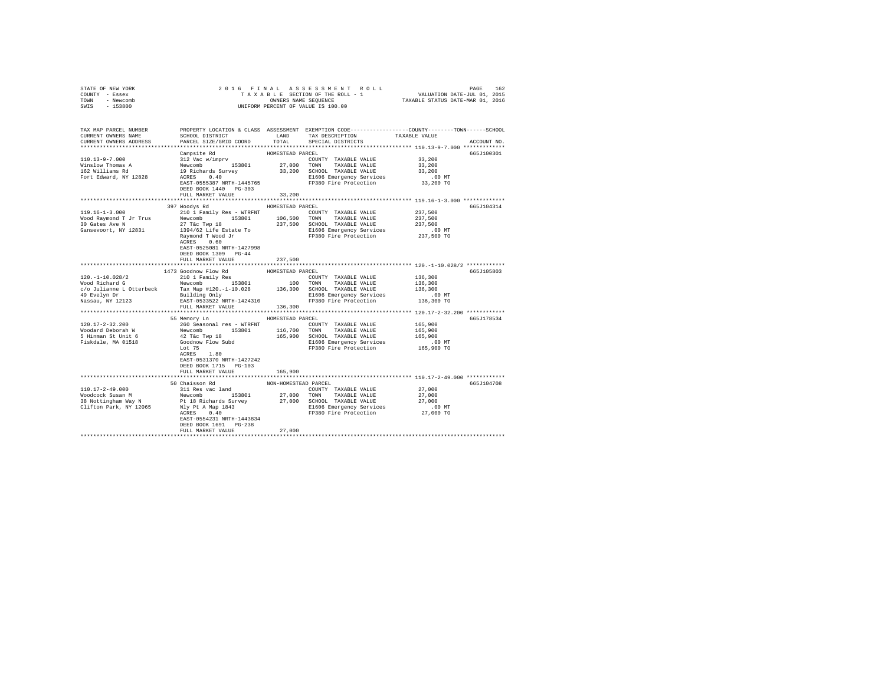STATE OF NEW YORK
COUNTY - Essex
TOWN - Newcomb
SWIS - 153800

2016 FINAL ASSESSMENT ROLL
TAXABLE SECTION OF THE ROLL - 1
OWNERS NAME SEQUENCE
UNIFORM PERCENT OF VALUE IS 100.00

VALUATION DATE-JUL 01, 2015
TAXABLE STATUS DATE-MAR 01, 2016

```
TAX MAP PARCEL NUMBER          PROPERTY LOCATION & CLASS  ASSESSMENT  EXEMPTION CODE-----------------COUNTY--------TOWN------SCHOOL
CURRENT OWNERS NAME            SCHOOL DISTRICT              LAND      TAX DESCRIPTION            TAXABLE VALUE
CURRENT OWNERS ADDRESS         PARCEL SIZE/GRID COORD       TOTAL     SPECIAL DISTRICTS                                   ACCOUNT NO.
*********************************************************************************************** 110.13-9-7.000 *************
                               Campsite Rd               HOMESTEAD PARCEL                                                 665J100301
110.13-9-7.000                 312 Vac w/imprv                        COUNTY  TAXABLE VALUE          33,200
Winslow Thomas A               Newcomb      153801         27,000     TOWN    TAXABLE VALUE          33,200
162 Williams Rd                19 Richards Survey          33,200     SCHOOL  TAXABLE VALUE          33,200
Fort Edward, NY 12828          ACRES    0.40                          E1606 Emergency Services          .00 MT
                               EAST-0555387 NRTH-1445765              FP380 Fire Protection          33,200 TO
                               DEED BOOK 1440   PG-303
                               FULL MARKET VALUE           33,200
*********************************************************************************************** 119.16-1-3.000 *************
                               397 Woodys Rd             HOMESTEAD PARCEL                                                 665J104314
119.16-1-3.000                 210 1 Family Res - WTRFNT              COUNTY  TAXABLE VALUE         237,500
Wood Raymond T Jr Trus         Newcomb      153801        106,500     TOWN    TAXABLE VALUE         237,500
30 Gates Ave N                 27 T&c Twp 18              237,500     SCHOOL  TAXABLE VALUE         237,500
Gansevoort, NY 12831           1394/62 Life Estate To                 E1606 Emergency Services          .00 MT
                               Raymond T Wood Jr                      FP380 Fire Protection         237,500 TO
                               ACRES    0.60
                               EAST-0525081 NRTH-1427998
                               DEED BOOK 1309   PG-44
                               FULL MARKET VALUE          237,500
*********************************************************************************************** 120.-1-10.028/2 ************
                               1473 Goodnow Flow Rd      HOMESTEAD PARCEL                                                 665J105803
120.-1-10.028/2                210 1 Family Res                       COUNTY  TAXABLE VALUE         136,300
Wood Richard G                 Newcomb      153801            100     TOWN    TAXABLE VALUE         136,300
c/o Julianne L Otterbeck       Tax Map #120.-1-10.028     136,300     SCHOOL  TAXABLE VALUE         136,300
49 Evelyn Dr                   Building Only                          E1606 Emergency Services          .00 MT
Nassau, NY 12123               EAST-0533522 NRTH-1424310              FP380 Fire Protection         136,300 TO
                               FULL MARKET VALUE          136,300
*********************************************************************************************** 120.17-2-32.200 ************
                               55 Memory Ln              HOMESTEAD PARCEL                                                 665J178534
120.17-2-32.200                260 Seasonal res - WTRFNT              COUNTY  TAXABLE VALUE         165,900
Woodard Deborah W              Newcomb      153801        116,700     TOWN    TAXABLE VALUE         165,900
5 Hinman St Unit 6             42 T&c Twp 18              165,900     SCHOOL  TAXABLE VALUE         165,900
Fiskdale, MA 01518             Goodnow Flow Subd                      E1606 Emergency Services          .00 MT
                               Lot 75                                 FP380 Fire Protection         165,900 TO
                               ACRES    1.80
                               EAST-0531370 NRTH-1427242
                               DEED BOOK 1715   PG-103
                               FULL MARKET VALUE          165,900
*********************************************************************************************** 110.17-2-49.000 ************
                               50 Chaisson Rd            NON-HOMESTEAD PARCEL                                             665J104708
110.17-2-49.000                311 Res vac land                       COUNTY  TAXABLE VALUE          27,000
Woodcock Susan M               Newcomb      153801         27,000     TOWN    TAXABLE VALUE          27,000
38 Nottingham Way N            Pt 18 Richards Survey       27,000     SCHOOL  TAXABLE VALUE          27,000
Clifton Park, NY 12065         Nly Pt A Map 1843                      E1606 Emergency Services          .00 MT
                               ACRES    0.40                          FP380 Fire Protection          27,000 TO
                               EAST-0554231 NRTH-1443834
                               DEED BOOK 1691   PG-238
                               FULL MARKET VALUE           27,000
****************************************************************************************************************************
```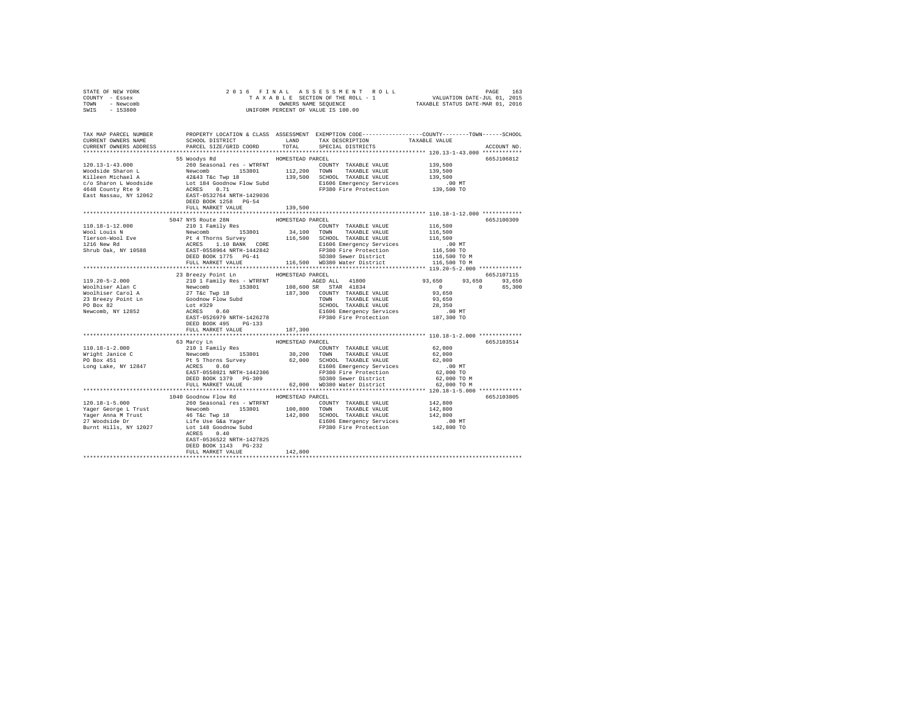STATE OF NEW YORK
COUNTY - Essex
TOWN - Newcomb
SWIS - 153800

2016 FINAL ASSESSMENT ROLL
TAXABLE SECTION OF THE ROLL - 1
OWNERS NAME SEQUENCE
UNIFORM PERCENT OF VALUE IS 100.00

VALUATION DATE-JUL 01, 2015
TAXABLE STATUS DATE-MAR 01, 2016

```
TAX MAP PARCEL NUMBER     PROPERTY LOCATION & CLASS  ASSESSMENT  EXEMPTION CODE-----------------COUNTY--------TOWN------SCHOOL
CURRENT OWNERS NAME       SCHOOL DISTRICT            LAND        TAX DESCRIPTION           TAXABLE VALUE
CURRENT OWNERS ADDRESS    PARCEL SIZE/GRID COORD     TOTAL       SPECIAL DISTRICTS                                    ACCOUNT NO.
******************************************************************************************** 120.13-1-43.000 ************
                          55 Woodys Rd               HOMESTEAD PARCEL                                                 665J106812
120.13-1-43.000           260 Seasonal res - WTRFNT              COUNTY  TAXABLE VALUE        139,500
Woodside Sharon L         Newcomb       153801       112,200     TOWN    TAXABLE VALUE        139,500
Killeen Michael A         42&43 T&c Twp 18           139,500     SCHOOL  TAXABLE VALUE        139,500
c/o Sharon L Woodside     Lot 184 Goodnow Flow Subd              E1606 Emergency Services         .00 MT
4648 County Rte 9         ACRES    0.71                          FP380 Fire Protection        139,500 TO
East Nassau, NY 12062     EAST-0532764 NRTH-1429036
                          DEED BOOK 1258   PG-54
                          FULL MARKET VALUE          139,500
******************************************************************************************** 110.18-1-12.000 ************
                          5047 NYS Route 28N         HOMESTEAD PARCEL                                                 665J100309
110.18-1-12.000           210 1 Family Res                       COUNTY  TAXABLE VALUE        116,500
Wool Louis N              Newcomb       153801        34,100     TOWN    TAXABLE VALUE        116,500
Tierson-Wool Eve          Pt 4 Thorns Survey         116,500     SCHOOL  TAXABLE VALUE        116,500
1216 New Rd               ACRES    1.10 BANK   CORE              E1606 Emergency Services         .00 MT
Shrub Oak, NY 10588       EAST-0558964 NRTH-1442842              FP380 Fire Protection        116,500 TO
                          DEED BOOK 1775   PG-41                 SD380 Sewer District         116,500 TO M
                          FULL MARKET VALUE          116,500     WD380 Water District         116,500 TO M
******************************************************************************************** 119.20-5-2.000 *************
                          23 Breezy Point Ln         HOMESTEAD PARCEL                                                 665J107115
119.20-5-2.000            210 1 Family Res - WTRFNT              AGED ALL  41800           93,650      93,650      93,650
Woolhiser Alan C          Newcomb       153801       108,600 SR  STAR  41834                   0           0      65,300
Woolhiser Carol A         27 T&c Twp 18              187,300     COUNTY  TAXABLE VALUE         93,650
23 Breezy Point Ln        Goodnow Flow Subd                      TOWN    TAXABLE VALUE         93,650
PO Box 82                 Lot #329                               SCHOOL  TAXABLE VALUE         28,350
Newcomb, NY 12852         ACRES    0.60                          E1606 Emergency Services         .00 MT
                          EAST-0526979 NRTH-1426278              FP380 Fire Protection        187,300 TO
                          DEED BOOK 495    PG-133
                          FULL MARKET VALUE          187,300
******************************************************************************************** 110.18-1-2.000 *************
                          63 Marcy Ln                HOMESTEAD PARCEL                                                 665J103514
110.18-1-2.000            210 1 Family Res                       COUNTY  TAXABLE VALUE         62,000
Wright Janice C           Newcomb       153801        30,200     TOWN    TAXABLE VALUE         62,000
PO Box 451                Pt 5 Thorns Survey          62,000     SCHOOL  TAXABLE VALUE         62,000
Long Lake, NY 12847       ACRES    0.60                          E1606 Emergency Services         .00 MT
                          EAST-0558021 NRTH-1442306              FP380 Fire Protection         62,000 TO
                          DEED BOOK 1379   PG-309                SD380 Sewer District          62,000 TO M
                          FULL MARKET VALUE           62,000     WD380 Water District          62,000 TO M
******************************************************************************************** 120.18-1-5.000 *************
                          1040 Goodnow Flow Rd       HOMESTEAD PARCEL                                                 665J103805
120.18-1-5.000            260 Seasonal res - WTRFNT              COUNTY  TAXABLE VALUE        142,800
Yager George L Trust      Newcomb       153801       100,800     TOWN    TAXABLE VALUE        142,800
Yager Anna M Trust        46 T&c Twp 18              142,800     SCHOOL  TAXABLE VALUE        142,800
27 Woodside Dr            Life Use G&a Yager                     E1606 Emergency Services         .00 MT
Burnt Hills, NY 12027     Lot 148 Goodnow Subd                   FP380 Fire Protection        142,800 TO
                          ACRES    0.40
                          EAST-0536522 NRTH-1427825
                          DEED BOOK 1143   PG-232
                          FULL MARKET VALUE          142,800
**************************************************************************************************************************
```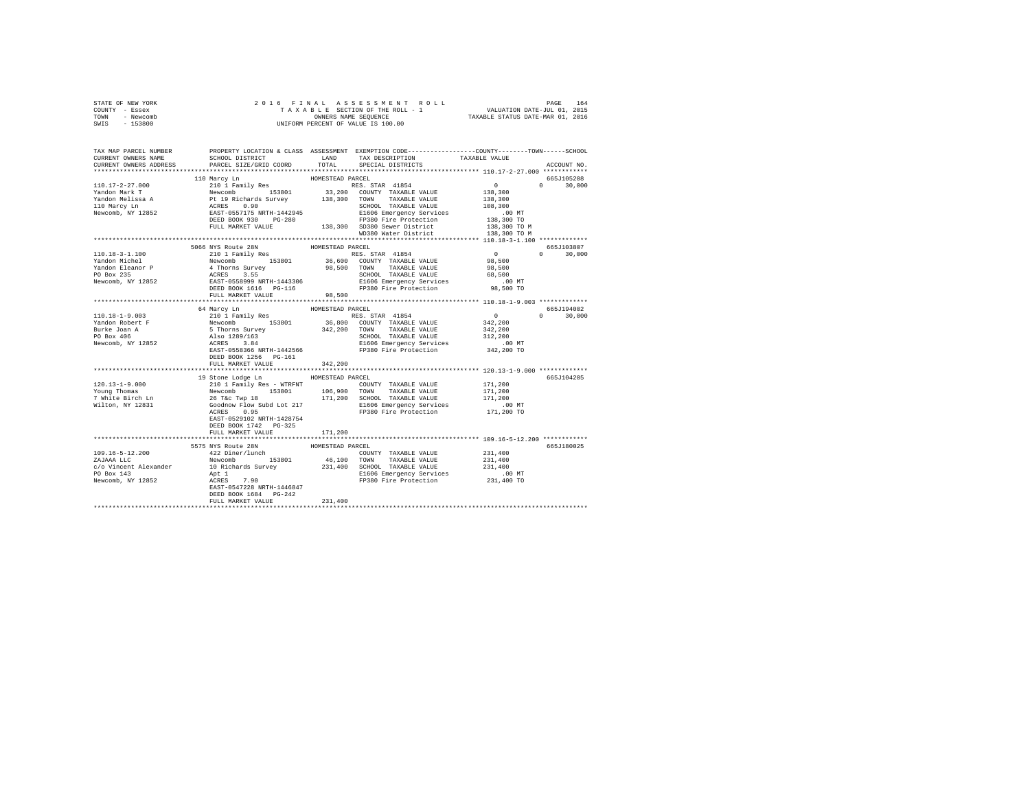STATE OF NEW YORK
COUNTY - Essex
TOWN - Newcomb
SWIS - 153800

2016 FINAL ASSESSMENT ROLL
TAXABLE SECTION OF THE ROLL - 1
OWNERS NAME SEQUENCE
UNIFORM PERCENT OF VALUE IS 100.00

VALUATION DATE-JUL 01, 2015
TAXABLE STATUS DATE-MAR 01, 2016

```
TAX MAP PARCEL NUMBER     PROPERTY LOCATION & CLASS  ASSESSMENT  EXEMPTION CODE-----------------COUNTY--------TOWN------SCHOOL
CURRENT OWNERS NAME       SCHOOL DISTRICT              LAND      TAX DESCRIPTION             TAXABLE VALUE
CURRENT OWNERS ADDRESS    PARCEL SIZE/GRID COORD       TOTAL     SPECIAL DISTRICTS                                    ACCOUNT NO.
************************************************************************************************ 110.17-2-27.000 ************
                          110 Marcy Ln                 HOMESTEAD PARCEL                                               665J105208
110.17-2-27.000           210 1 Family Res                       RES. STAR 41854                 0             0      30,000
Yandon Mark T             Newcomb        153801        33,200    COUNTY  TAXABLE VALUE        138,300
Yandon Melissa A          Pt 19 Richards Survey       138,300    TOWN    TAXABLE VALUE        138,300
110 Marcy Ln              ACRES    0.90                          SCHOOL  TAXABLE VALUE        108,300
Newcomb, NY 12852         EAST-0557175 NRTH-1442945              E1606 Emergency Services        .00 MT
                          DEED BOOK 930    PG-280                FP380 Fire Protection        138,300 TO
                          FULL MARKET VALUE           138,300    SD380 Sewer District         138,300 TO M
                                                                 WD380 Water District         138,300 TO M
************************************************************************************************ 110.18-3-1.100 *************
                          5066 NYS Route 28N           HOMESTEAD PARCEL                                               665J103807
110.18-3-1.100            210 1 Family Res                       RES. STAR 41854                 0             0      30,000
Yandon Michel             Newcomb        153801        36,600    COUNTY  TAXABLE VALUE         98,500
Yandon Eleanor P          4 Thorns Survey              98,500    TOWN    TAXABLE VALUE         98,500
PO Box 235                ACRES    3.55                          SCHOOL  TAXABLE VALUE         68,500
Newcomb, NY 12852         EAST-0558999 NRTH-1443306              E1606 Emergency Services        .00 MT
                          DEED BOOK 1616   PG-116                FP380 Fire Protection         98,500 TO
                          FULL MARKET VALUE            98,500
************************************************************************************************ 110.18-1-9.003 *************
                          64 Marcy Ln                  HOMESTEAD PARCEL                                               665J194002
110.18-1-9.003            210 1 Family Res                       RES. STAR 41854                 0             0      30,000
Yandon Robert F           Newcomb        153801        36,800    COUNTY  TAXABLE VALUE        342,200
Burke Joan A              5 Thorns Survey             342,200    TOWN    TAXABLE VALUE        342,200
PO Box 406                Also 1289/163                          SCHOOL  TAXABLE VALUE        312,200
Newcomb, NY 12852         ACRES    3.84                          E1606 Emergency Services        .00 MT
                          EAST-0558366 NRTH-1442566              FP380 Fire Protection        342,200 TO
                          DEED BOOK 1256   PG-161
                          FULL MARKET VALUE           342,200
************************************************************************************************ 120.13-1-9.000 *************
                          19 Stone Lodge Ln            HOMESTEAD PARCEL                                               665J104205
120.13-1-9.000            210 1 Family Res - WTRFNT              COUNTY  TAXABLE VALUE        171,200
Young Thomas              Newcomb        153801       106,900    TOWN    TAXABLE VALUE        171,200
7 White Birch Ln          26 T&c Twp 18               171,200    SCHOOL  TAXABLE VALUE        171,200
Wilton, NY 12831          Goodnow Flow Subd Lot 217              E1606 Emergency Services        .00 MT
                          ACRES    0.95                          FP380 Fire Protection        171,200 TO
                          EAST-0529102 NRTH-1428754
                          DEED BOOK 1742   PG-325
                          FULL MARKET VALUE           171,200
************************************************************************************************ 109.16-5-12.200 ************
                          5575 NYS Route 28N           HOMESTEAD PARCEL                                               665J180025
109.16-5-12.200           422 Diner/lunch                        COUNTY  TAXABLE VALUE        231,400
ZAJAAA LLC                Newcomb        153801        46,100    TOWN    TAXABLE VALUE        231,400
c/o Vincent Alexander     10 Richards Survey          231,400    SCHOOL  TAXABLE VALUE        231,400
PO Box 143                Apt 1                                  E1606 Emergency Services        .00 MT
Newcomb, NY 12852         ACRES    7.90                          FP380 Fire Protection        231,400 TO
                          EAST-0547228 NRTH-1446847
                          DEED BOOK 1684   PG-242
                          FULL MARKET VALUE           231,400
******************************************************************************************************************************
```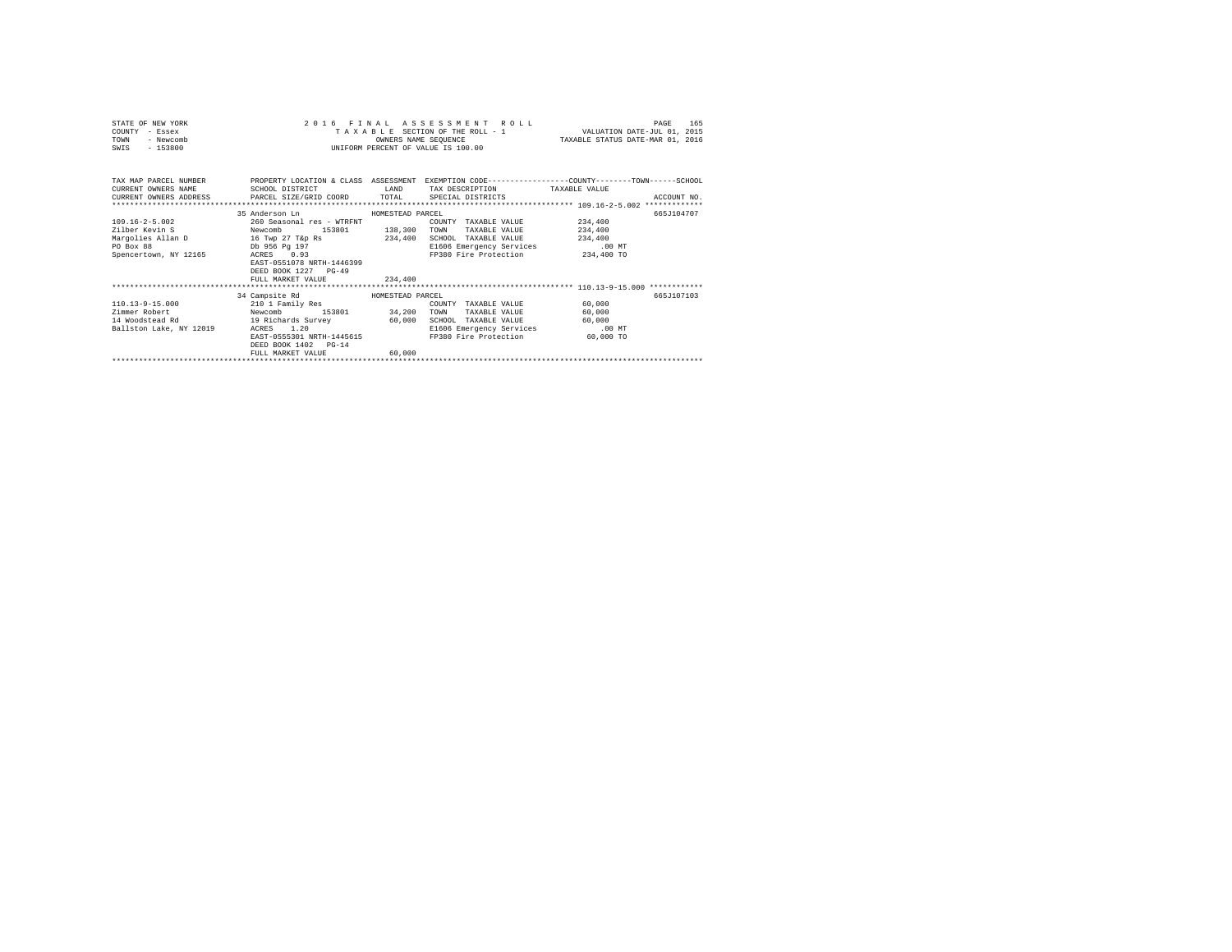STATE OF NEW YORK
COUNTY - Essex
TOWN - Newcomb
SWIS - 153800

2016 FINAL ASSESSMENT ROLL
TAXABLE SECTION OF THE ROLL - 1
OWNERS NAME SEQUENCE
UNIFORM PERCENT OF VALUE IS 100.00

VALUATION DATE-JUL 01, 2015
TAXABLE STATUS DATE-MAR 01, 2016

| TAX MAP PARCEL NUMBER / CURRENT OWNERS NAME / CURRENT OWNERS ADDRESS | PROPERTY LOCATION & CLASS / SCHOOL DISTRICT / PARCEL SIZE/GRID COORD | ASSESSMENT LAND / TOTAL | EXEMPTION CODE / TAX DESCRIPTION / SPECIAL DISTRICTS | COUNTY / TOWN / SCHOOL TAXABLE VALUE | ACCOUNT NO. |
|---|---|---|---|---|---|
| 109.16-2-5.002 | 35 Anderson Ln | HOMESTEAD PARCEL | | | 665J104707 |
| 109.16-2-5.002 | 260 Seasonal res - WTRFNT | | COUNTY TAXABLE VALUE | 234,400 | |
| Zilber Kevin S | Newcomb 153801 | 138,300 | TOWN TAXABLE VALUE | 234,400 | |
| Margolies Allan D | 16 Twp 27 T&p Rs | 234,400 | SCHOOL TAXABLE VALUE | 234,400 | |
| PO Box 88 | Db 956 Pg 197 | | E1606 Emergency Services | .00 MT | |
| Spencertown, NY 12165 | ACRES 0.93 | | FP380 Fire Protection | 234,400 TO | |
| | EAST-0551078 NRTH-1446399 | | | | |
| | DEED BOOK 1227 PG-49 | | | | |
| | FULL MARKET VALUE | 234,400 | | | |
| 110.13-9-15.000 | 34 Campsite Rd | HOMESTEAD PARCEL | | | 665J107103 |
| 110.13-9-15.000 | 210 1 Family Res | | COUNTY TAXABLE VALUE | 60,000 | |
| Zimmer Robert | Newcomb 153801 | 34,200 | TOWN TAXABLE VALUE | 60,000 | |
| 14 Woodstead Rd | 19 Richards Survey | 60,000 | SCHOOL TAXABLE VALUE | 60,000 | |
| Ballston Lake, NY 12019 | ACRES 1.20 | | E1606 Emergency Services | .00 MT | |
| | EAST-0555301 NRTH-1445615 | | FP380 Fire Protection | 60,000 TO | |
| | DEED BOOK 1402 PG-14 | | | | |
| | FULL MARKET VALUE | 60,000 | | | |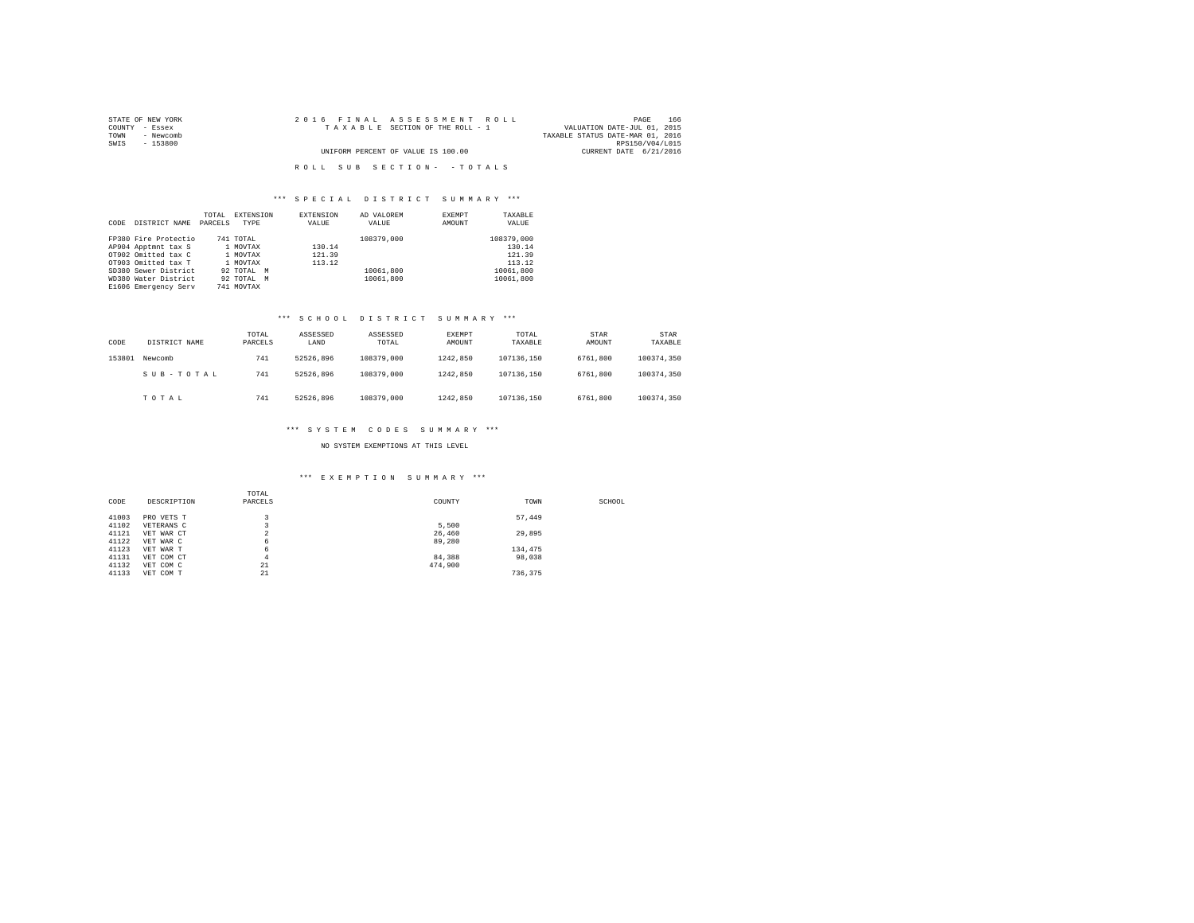STATE OF NEW YORK
COUNTY - Essex
TOWN - Newcomb
SWIS - 153800

2016 FINAL ASSESSMENT ROLL
TAXABLE SECTION OF THE ROLL - 1
UNIFORM PERCENT OF VALUE IS 100.00

VALUATION DATE-JUL 01, 2015
TAXABLE STATUS DATE-MAR 01, 2016
RPS150/V04/L015
CURRENT DATE 6/21/2016

ROLL SUB SECTION- - TOTALS

### *** SPECIAL DISTRICT SUMMARY ***

| CODE | DISTRICT NAME | TOTAL PARCELS | EXTENSION TYPE | EXTENSION VALUE | AD VALOREM VALUE | EXEMPT AMOUNT | TAXABLE VALUE |
|---|---|---|---|---|---|---|---|
| FP380 | Fire Protectio | 741 | TOTAL | | 108379,000 | | 108379,000 |
| AP904 | Apptmnt tax S | 1 | MOVTAX | 130.14 | | | 130.14 |
| OT902 | Omitted tax C | 1 | MOVTAX | 121.39 | | | 121.39 |
| OT903 | Omitted tax T | 1 | MOVTAX | 113.12 | | | 113.12 |
| SD380 | Sewer District | 92 | TOTAL M | | 10061,800 | | 10061,800 |
| WD380 | Water District | 92 | TOTAL M | | 10061,800 | | 10061,800 |
| E1606 | Emergency Serv | 741 | MOVTAX | | | | |

### *** SCHOOL DISTRICT SUMMARY ***

| CODE | DISTRICT NAME | TOTAL PARCELS | ASSESSED LAND | ASSESSED TOTAL | EXEMPT AMOUNT | TOTAL TAXABLE | STAR AMOUNT | STAR TAXABLE |
|---|---|---|---|---|---|---|---|---|
| 153801 | Newcomb | 741 | 52526,896 | 108379,000 | 1242,850 | 107136,150 | 6761,800 | 100374,350 |
| | SUB-TOTAL | 741 | 52526,896 | 108379,000 | 1242,850 | 107136,150 | 6761,800 | 100374,350 |
| | TOTAL | 741 | 52526,896 | 108379,000 | 1242,850 | 107136,150 | 6761,800 | 100374,350 |

### *** SYSTEM CODES SUMMARY ***

NO SYSTEM EXEMPTIONS AT THIS LEVEL

### *** EXEMPTION SUMMARY ***

| CODE | DESCRIPTION | TOTAL PARCELS | COUNTY | TOWN | SCHOOL |
|---|---|---|---|---|---|
| 41003 | PRO VETS T | 3 | | 57,449 | |
| 41102 | VETERANS C | 3 | 5,500 | | |
| 41121 | VET WAR CT | 2 | 26,460 | 29,895 | |
| 41122 | VET WAR C | 6 | 89,280 | | |
| 41123 | VET WAR T | 6 | | 134,475 | |
| 41131 | VET COM CT | 4 | 84,388 | 98,038 | |
| 41132 | VET COM C | 21 | 474,900 | | |
| 41133 | VET COM T | 21 | | 736,375 | |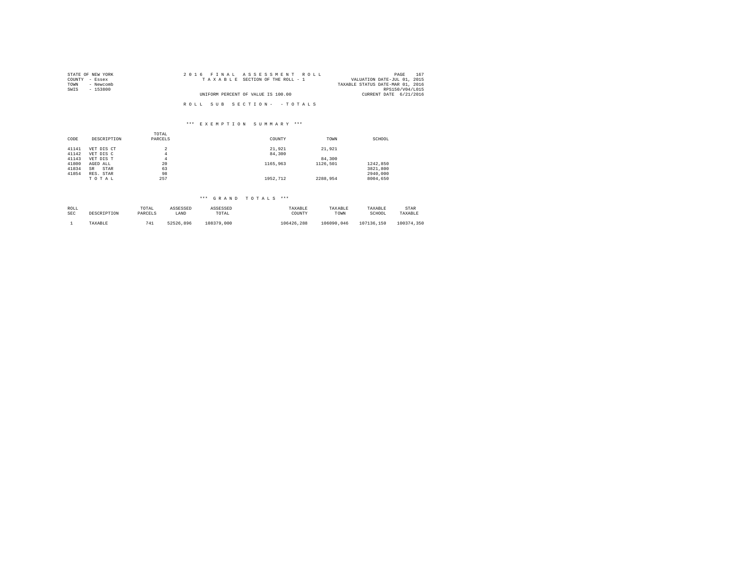STATE OF NEW YORK
COUNTY - Essex
TOWN - Newcomb
SWIS - 153800

2016 FINAL ASSESSMENT ROLL
TAXABLE SECTION OF THE ROLL - 1
UNIFORM PERCENT OF VALUE IS 100.00

VALUATION DATE-JUL 01, 2015
TAXABLE STATUS DATE-MAR 01, 2016
RPS150/V04/L015
CURRENT DATE 6/21/2016

ROLL SUB SECTION- - TOTALS

*** EXEMPTION SUMMARY ***

| CODE | DESCRIPTION | TOTAL PARCELS | COUNTY | TOWN | SCHOOL |
|---|---|---|---|---|---|
| 41141 | VET DIS CT | 2 | 21,921 | 21,921 | |
| 41142 | VET DIS C | 4 | 84,300 | | |
| 41143 | VET DIS T | 4 | | 84,300 | |
| 41800 | AGED ALL | 20 | 1165,963 | 1126,501 | 1242,850 |
| 41834 | SR STAR | 63 | | | 3821,800 |
| 41854 | RES. STAR | 98 | | | 2940,000 |
| | TOTAL | 257 | 1952,712 | 2288,954 | 8004,650 |

*** GRAND TOTALS ***

| ROLL SEC | DESCRIPTION | TOTAL PARCELS | ASSESSED LAND | ASSESSED TOTAL | TAXABLE COUNTY | TAXABLE TOWN | TAXABLE SCHOOL | STAR TAXABLE |
|---|---|---|---|---|---|---|---|---|
| 1 | TAXABLE | 741 | 52526,896 | 108379,000 | 106426,288 | 106090,046 | 107136,150 | 100374,350 |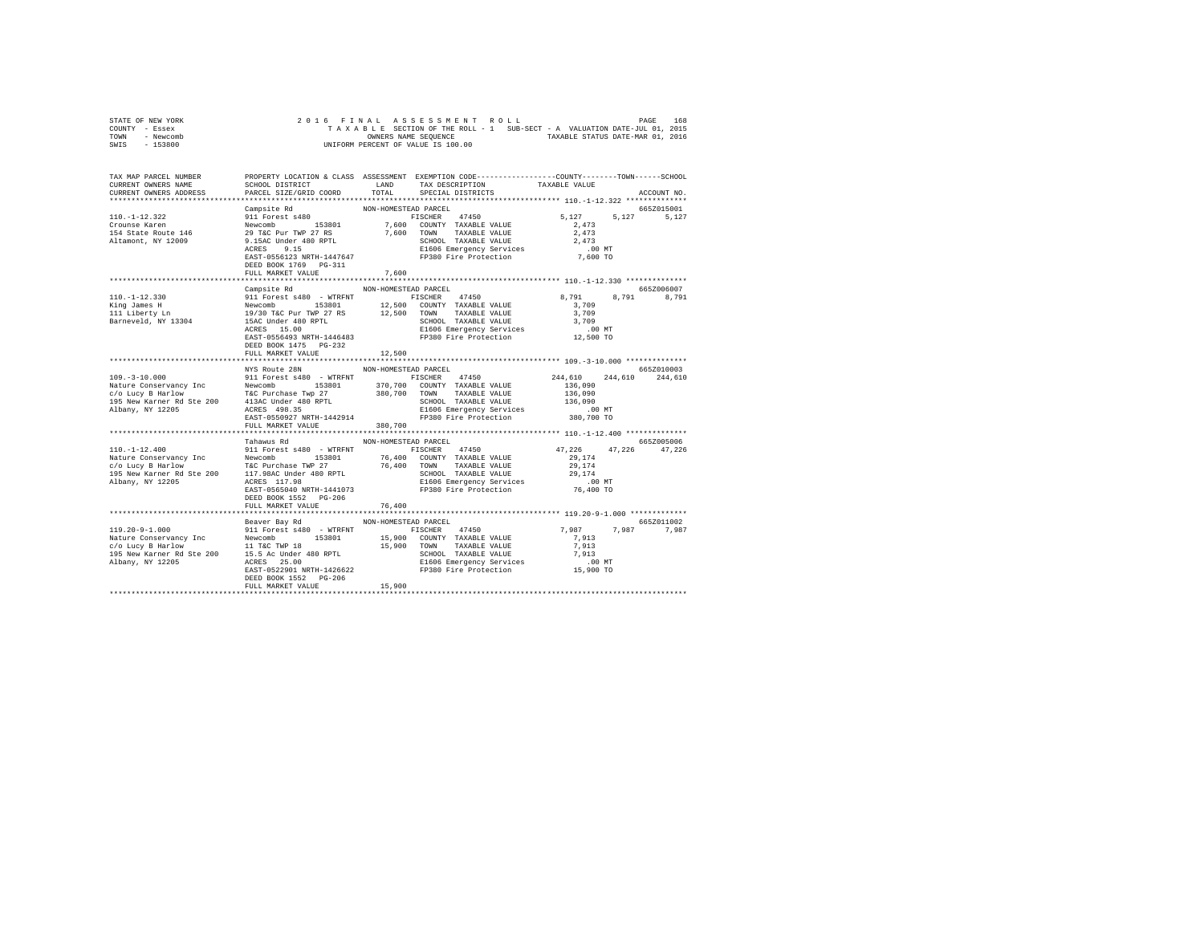STATE OF NEW YORK
COUNTY - Essex
TOWN - Newcomb
SWIS - 153800

2016 FINAL ASSESSMENT ROLL
TAXABLE SECTION OF THE ROLL - 1 SUB-SECT - A VALUATION DATE-JUL 01, 2015
OWNERS NAME SEQUENCE TAXABLE STATUS DATE-MAR 01, 2016
UNIFORM PERCENT OF VALUE IS 100.00

```
TAX MAP PARCEL NUMBER     PROPERTY LOCATION & CLASS  ASSESSMENT  EXEMPTION CODE-----------------COUNTY--------TOWN------SCHOOL
CURRENT OWNERS NAME       SCHOOL DISTRICT             LAND       TAX DESCRIPTION              TAXABLE VALUE
CURRENT OWNERS ADDRESS    PARCEL SIZE/GRID COORD      TOTAL      SPECIAL DISTRICTS                                      ACCOUNT NO.
******************************************************************************************** 110.-1-12.322 **************
                          Campsite Rd              NON-HOMESTEAD PARCEL                                               665Z015001
110.-1-12.322             911 Forest s480                       FISCHER    47450              5,127      5,127      5,127
Crounse Karen             Newcomb      153801         7,600   COUNTY  TAXABLE VALUE            2,473
154 State Route 146       29 T&C Pur TWP 27 RS        7,600   TOWN    TAXABLE VALUE            2,473
Altamont, NY 12009        9.15AC Under 480 RPTL               SCHOOL  TAXABLE VALUE            2,473
                          ACRES    9.15                       E1606 Emergency Services           .00 MT
                          EAST-0556123 NRTH-1447647           FP380 Fire Protection            7,600 TO
                          DEED BOOK 1769   PG-311
                          FULL MARKET VALUE           7,600
******************************************************************************************** 110.-1-12.330 **************
                          Campsite Rd              NON-HOMESTEAD PARCEL                                               665Z006007
110.-1-12.330             911 Forest s480  - WTRFNT             FISCHER    47450              8,791      8,791      8,791
King James H              Newcomb      153801        12,500   COUNTY  TAXABLE VALUE            3,709
111 Liberty Ln            19/30 T&C Pur TWP 27 RS    12,500   TOWN    TAXABLE VALUE            3,709
Barneveld, NY 13304       15AC Under 480 RPTL                 SCHOOL  TAXABLE VALUE            3,709
                          ACRES   15.00                       E1606 Emergency Services           .00 MT
                          EAST-0556493 NRTH-1446483           FP380 Fire Protection           12,500 TO
                          DEED BOOK 1475   PG-232
                          FULL MARKET VALUE          12,500
******************************************************************************************** 109.-3-10.000 **************
                          NYS Route 28N            NON-HOMESTEAD PARCEL                                               665Z010003
109.-3-10.000             911 Forest s480  - WTRFNT             FISCHER    47450            244,610    244,610    244,610
Nature Conservancy Inc    Newcomb      153801       370,700   COUNTY  TAXABLE VALUE          136,090
c/o Lucy B Harlow         T&C Purchase Twp 27       380,700   TOWN    TAXABLE VALUE          136,090
195 New Karner Rd Ste 200 413AC Under 480 RPTL                SCHOOL  TAXABLE VALUE          136,090
Albany, NY 12205          ACRES  498.35                       E1606 Emergency Services           .00 MT
                          EAST-0550927 NRTH-1442914           FP380 Fire Protection          380,700 TO
                          FULL MARKET VALUE         380,700
******************************************************************************************** 110.-1-12.400 **************
                          Tahawus Rd               NON-HOMESTEAD PARCEL                                               665Z005006
110.-1-12.400             911 Forest s480  - WTRFNT             FISCHER    47450             47,226     47,226     47,226
Nature Conservancy Inc    Newcomb      153801        76,400   COUNTY  TAXABLE VALUE           29,174
c/o Lucy B Harlow         T&C Purchase TWP 27        76,400   TOWN    TAXABLE VALUE           29,174
195 New Karner Rd Ste 200 117.98AC Under 480 RPTL             SCHOOL  TAXABLE VALUE           29,174
Albany, NY 12205          ACRES  117.98                       E1606 Emergency Services           .00 MT
                          EAST-0565040 NRTH-1441073           FP380 Fire Protection           76,400 TO
                          DEED BOOK 1552   PG-206
                          FULL MARKET VALUE          76,400
******************************************************************************************** 119.20-9-1.000 *************
                          Beaver Bay Rd            NON-HOMESTEAD PARCEL                                               665Z011002
119.20-9-1.000            911 Forest s480  - WTRFNT             FISCHER    47450              7,987      7,987      7,987
Nature Conservancy Inc    Newcomb      153801        15,900   COUNTY  TAXABLE VALUE            7,913
c/o Lucy B Harlow         11 T&C TWP 18              15,900   TOWN    TAXABLE VALUE            7,913
195 New Karner Rd Ste 200 15.5 Ac Under 480 RPTL              SCHOOL  TAXABLE VALUE            7,913
Albany, NY 12205          ACRES   25.00                       E1606 Emergency Services           .00 MT
                          EAST-0522901 NRTH-1426622           FP380 Fire Protection           15,900 TO
                          DEED BOOK 1552   PG-206
                          FULL MARKET VALUE          15,900
****************************************************************************************************************************
```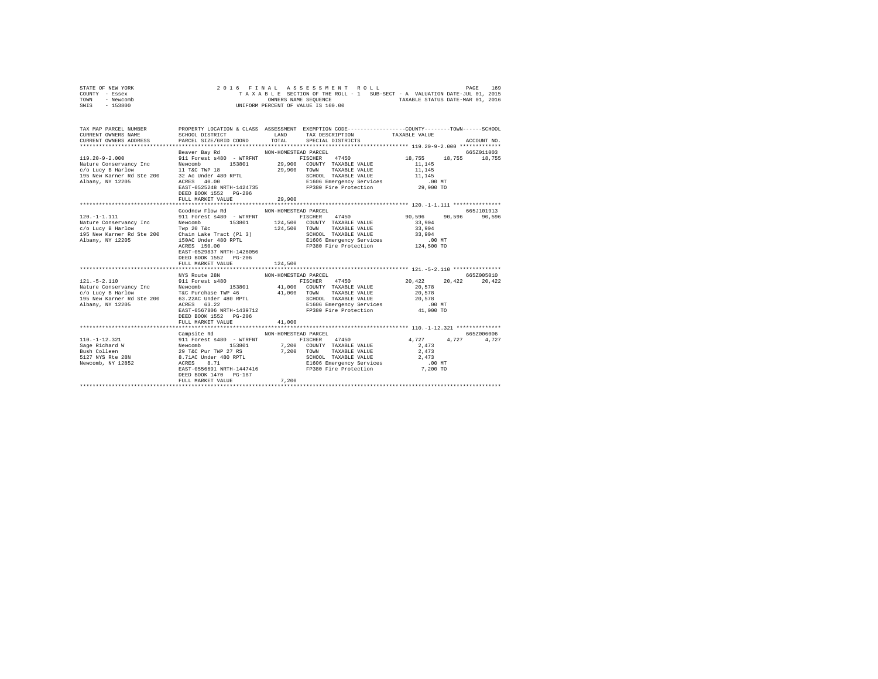STATE OF NEW YORK
COUNTY - Essex
TOWN - Newcomb
SWIS - 153800

2016 FINAL ASSESSMENT ROLL
TAXABLE SECTION OF THE ROLL - 1 SUB-SECT - A VALUATION DATE-JUL 01, 2015
OWNERS NAME SEQUENCE TAXABLE STATUS DATE-MAR 01, 2016
UNIFORM PERCENT OF VALUE IS 100.00

| TAX MAP PARCEL NUMBER / CURRENT OWNERS NAME / CURRENT OWNERS ADDRESS | PROPERTY LOCATION & CLASS / SCHOOL DISTRICT / PARCEL SIZE/GRID COORD | ASSESSMENT LAND / TOTAL | EXEMPTION CODE / TAX DESCRIPTION / SPECIAL DISTRICTS | COUNTY TAXABLE VALUE | TOWN | SCHOOL / ACCOUNT NO. |
|---|---|---|---|---|---|---|
| 119.20-9-2.000 | Beaver Bay Rd — NON-HOMESTEAD PARCEL | | | | | 665Z011003 |
| Nature Conservancy Inc | 911 Forest s480 - WTRFNT | | FISCHER 47450 | 18,755 | 18,755 | 18,755 |
| c/o Lucy B Harlow | Newcomb 153801 | 29,900 | COUNTY TAXABLE VALUE | 11,145 | | |
| 195 New Karner Rd Ste 200 | 11 T&C TWP 18 | 29,900 | TOWN TAXABLE VALUE | 11,145 | | |
| Albany, NY 12205 | 32 Ac Under 480 RPTL | | SCHOOL TAXABLE VALUE | 11,145 | | |
| | ACRES 40.00 | | E1606 Emergency Services | .00 MT | | |
| | EAST-0525248 NRTH-1424735 | | FP380 Fire Protection | 29,900 TO | | |
| | DEED BOOK 1552 PG-206 | | | | | |
| | FULL MARKET VALUE | 29,900 | | | | |
| 120.-1-1.111 | Goodnow Flow Rd — NON-HOMESTEAD PARCEL | | | | | 665J101913 |
| Nature Conservancy Inc | 911 Forest s480 - WTRFNT | | FISCHER 47450 | 90,596 | 90,596 | 90,596 |
| c/o Lucy B Harlow | Newcomb 153801 | 124,500 | COUNTY TAXABLE VALUE | 33,904 | | |
| 195 New Karner Rd Ste 200 | Twp 20 T&c | 124,500 | TOWN TAXABLE VALUE | 33,904 | | |
| Albany, NY 12205 | Chain Lake Tract (Pl 3) | | SCHOOL TAXABLE VALUE | 33,904 | | |
| | 150AC Under 480 RPTL | | E1606 Emergency Services | .00 MT | | |
| | ACRES 150.00 | | FP380 Fire Protection | 124,500 TO | | |
| | EAST-0529837 NRTH-1426056 | | | | | |
| | DEED BOOK 1552 PG-206 | | | | | |
| | FULL MARKET VALUE | 124,500 | | | | |
| 121.-5-2.110 | NYS Route 28N — NON-HOMESTEAD PARCEL | | | | | 665Z005010 |
| Nature Conservancy Inc | 911 Forest s480 | | FISCHER 47450 | 20,422 | 20,422 | 20,422 |
| c/o Lucy B Harlow | Newcomb 153801 | 41,000 | COUNTY TAXABLE VALUE | 20,578 | | |
| 195 New Karner Rd Ste 200 | T&C Purchase TWP 46 | 41,000 | TOWN TAXABLE VALUE | 20,578 | | |
| Albany, NY 12205 | 63.22AC Under 480 RPTL | | SCHOOL TAXABLE VALUE | 20,578 | | |
| | ACRES 63.22 | | E1606 Emergency Services | .00 MT | | |
| | EAST-0567806 NRTH-1439712 | | FP380 Fire Protection | 41,000 TO | | |
| | DEED BOOK 1552 PG-206 | | | | | |
| | FULL MARKET VALUE | 41,000 | | | | |
| 110.-1-12.321 | Campsite Rd — NON-HOMESTEAD PARCEL | | | | | 665Z006006 |
| Sage Richard W | 911 Forest s480 - WTRFNT | | FISCHER 47450 | 4,727 | 4,727 | 4,727 |
| Bush Colleen | Newcomb 153801 | 7,200 | COUNTY TAXABLE VALUE | 2,473 | | |
| 5127 NYS Rte 28N | 29 T&C Pur TWP 27 RS | 7,200 | TOWN TAXABLE VALUE | 2,473 | | |
| Newcomb, NY 12852 | 8.71AC Under 480 RPTL | | SCHOOL TAXABLE VALUE | 2,473 | | |
| | ACRES 8.71 | | E1606 Emergency Services | .00 MT | | |
| | EAST-0556691 NRTH-1447416 | | FP380 Fire Protection | 7,200 TO | | |
| | DEED BOOK 1470 PG-187 | | | | | |
| | FULL MARKET VALUE | 7,200 | | | | |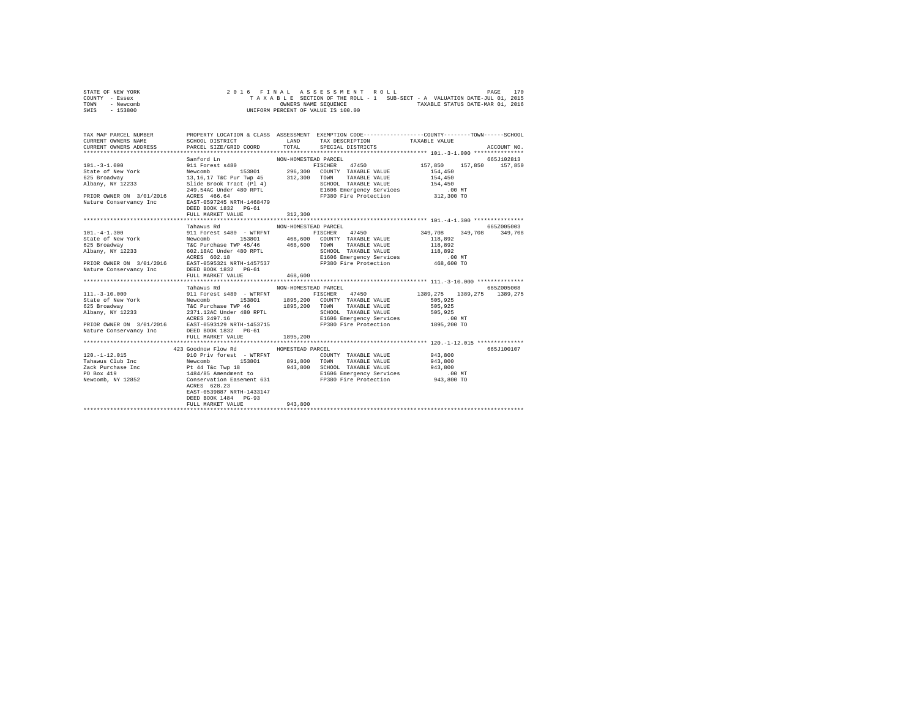STATE OF NEW YORK
COUNTY - Essex
TOWN - Newcomb
SWIS - 153800

2016 FINAL ASSESSMENT ROLL
TAXABLE SECTION OF THE ROLL - 1 SUB-SECT - A VALUATION DATE-JUL 01, 2015
OWNERS NAME SEQUENCE TAXABLE STATUS DATE-MAR 01, 2016
UNIFORM PERCENT OF VALUE IS 100.00

```
TAX MAP PARCEL NUMBER        PROPERTY LOCATION & CLASS  ASSESSMENT  EXEMPTION CODE-----------------COUNTY--------TOWN------SCHOOL
CURRENT OWNERS NAME          SCHOOL DISTRICT              LAND      TAX DESCRIPTION            TAXABLE VALUE
CURRENT OWNERS ADDRESS       PARCEL SIZE/GRID COORD       TOTAL     SPECIAL DISTRICTS                                    ACCOUNT NO.
*********************************************************************************************** 101.-3-1.000 ***************
                             Sanford Ln                  NON-HOMESTEAD PARCEL                                          665J102813
101.-3-1.000                 911 Forest s480                 FISCHER    47450              157,850    157,850    157,850
State of New York            Newcomb        153801     296,300  COUNTY  TAXABLE VALUE        154,450
625 Broadway                 13,16,17 T&C Pur Twp 45   312,300  TOWN    TAXABLE VALUE        154,450
Albany, NY 12233             Slide Brook Tract (Pl 4)           SCHOOL  TAXABLE VALUE        154,450
                             249.54AC Under 480 RPTL            E1606 Emergency Services          .00 MT
PRIOR OWNER ON 3/01/2016     ACRES 466.64                       FP380 Fire Protection         312,300 TO
Nature Conservancy Inc       EAST-0597245 NRTH-1468479
                             DEED BOOK 1832   PG-61
                             FULL MARKET VALUE         312,300
*********************************************************************************************** 101.-4-1.300 ***************
                             Tahawus Rd                  NON-HOMESTEAD PARCEL                                          665Z005003
101.-4-1.300                 911 Forest s480 - WTRFNT        FISCHER    47450              349,708    349,708    349,708
State of New York            Newcomb        153801     468,600  COUNTY  TAXABLE VALUE        118,892
625 Broadway                 T&C Purchase TWP 45/46    468,600  TOWN    TAXABLE VALUE        118,892
Albany, NY 12233             602.18AC Under 480 RPTL            SCHOOL  TAXABLE VALUE        118,892
                             ACRES 602.18                       E1606 Emergency Services          .00 MT
PRIOR OWNER ON 3/01/2016     EAST-0595321 NRTH-1457537          FP380 Fire Protection         468,600 TO
Nature Conservancy Inc       DEED BOOK 1832   PG-61
                             FULL MARKET VALUE         468,600
*********************************************************************************************** 111.-3-10.000 **************
                             Tahawus Rd                  NON-HOMESTEAD PARCEL                                          665Z005008
111.-3-10.000                911 Forest s480 - WTRFNT        FISCHER    47450             1389,275   1389,275   1389,275
State of New York            Newcomb        153801    1895,200  COUNTY  TAXABLE VALUE        505,925
625 Broadway                 T&C Purchase TWP 46      1895,200  TOWN    TAXABLE VALUE        505,925
Albany, NY 12233             2371.12AC Under 480 RPTL           SCHOOL  TAXABLE VALUE        505,925
                             ACRES 2497.16                      E1606 Emergency Services          .00 MT
PRIOR OWNER ON 3/01/2016     EAST-0593129 NRTH-1453715          FP380 Fire Protection        1895,200 TO
Nature Conservancy Inc       DEED BOOK 1832   PG-61
                             FULL MARKET VALUE        1895,200
*********************************************************************************************** 120.-1-12.015 **************
                         423 Goodnow Flow Rd             HOMESTEAD PARCEL                                              665J100107
120.-1-12.015                910 Priv forest - WTRFNT           COUNTY  TAXABLE VALUE        943,800
Tahawus Club Inc             Newcomb        153801     891,800  TOWN    TAXABLE VALUE        943,800
Zack Purchase Inc            Pt 44 T&c Twp 18          943,800  SCHOOL  TAXABLE VALUE        943,800
PO Box 419                   1484/85 Amendment to               E1606 Emergency Services          .00 MT
Newcomb, NY 12852            Conservation Easement 631          FP380 Fire Protection         943,800 TO
                             ACRES 628.23
                             EAST-0539887 NRTH-1433147
                             DEED BOOK 1484   PG-93
                             FULL MARKET VALUE         943,800
****************************************************************************************************************************
```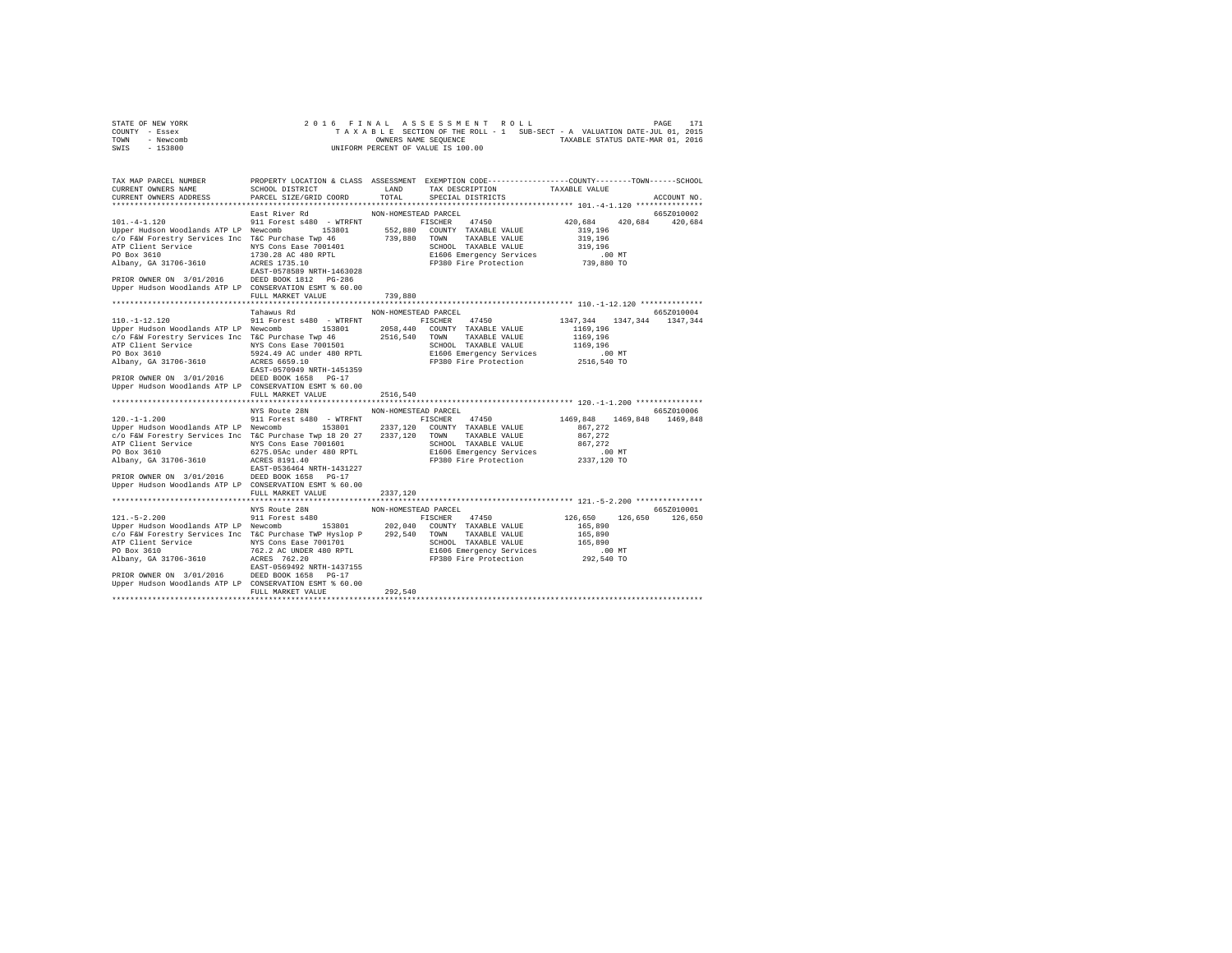STATE OF NEW YORK  
COUNTY - Essex  
TOWN - Newcomb  
SWIS - 153800

2 0 1 6 F I N A L A S S E S S M E N T R O L L  
T A X A B L E SECTION OF THE ROLL - 1 SUB-SECT - A VALUATION DATE-JUL 01, 2015  
OWNERS NAME SEQUENCE TAXABLE STATUS DATE-MAR 01, 2016  
UNIFORM PERCENT OF VALUE IS 100.00

```
TAX MAP PARCEL NUMBER          PROPERTY LOCATION & CLASS  ASSESSMENT  EXEMPTION CODE-----------------COUNTY--------TOWN------SCHOOL
CURRENT OWNERS NAME            SCHOOL DISTRICT              LAND      TAX DESCRIPTION              TAXABLE VALUE
CURRENT OWNERS ADDRESS         PARCEL SIZE/GRID COORD       TOTAL     SPECIAL DISTRICTS                                    ACCOUNT NO.
******************************************************************************************************* 101.-4-1.120 ***************
                               East River Rd               NON-HOMESTEAD PARCEL                                             665Z010002
101.-4-1.120                   911 Forest s480  - WTRFNT          FISCHER    47450             420,684    420,684    420,684
Upper Hudson Woodlands ATP LP  Newcomb        153801       552,880   COUNTY  TAXABLE VALUE       319,196
c/o F&W Forestry Services Inc  T&C Purchase Twp 46         739,880   TOWN    TAXABLE VALUE       319,196
ATP Client Service             NYS Cons Ease 7001401                 SCHOOL  TAXABLE VALUE       319,196
PO Box 3610                    1730.28 AC 480 RPTL                   E1606 Emergency Services           .00 MT
Albany, GA 31706-3610          ACRES 1735.10                         FP380 Fire Protection         739,880 TO
                               EAST-0578509 NRTH-1463028
PRIOR OWNER ON 3/01/2016       DEED BOOK 1812   PG-286
Upper Hudson Woodlands ATP LP  CONSERVATION ESMT % 60.00
                               FULL MARKET VALUE           739,880
******************************************************************************************************* 110.-1-12.120 **************
                               Tahawus Rd                  NON-HOMESTEAD PARCEL                                             665Z010004
110.-1-12.120                  911 Forest s480  - WTRFNT          FISCHER    47450            1347,344   1347,344   1347,344
Upper Hudson Woodlands ATP LP  Newcomb        153801      2058,440   COUNTY  TAXABLE VALUE      1169,196
c/o F&W Forestry Services Inc  T&C Purchase Twp 46        2516,540   TOWN    TAXABLE VALUE      1169,196
ATP Client Service             NYS Cons Ease 7001501                 SCHOOL  TAXABLE VALUE      1169,196
PO Box 3610                    5924.49 AC under 480 RPTL             E1606 Emergency Services           .00 MT
Albany, GA 31706-3610          ACRES 6659.10                         FP380 Fire Protection        2516,540 TO
                               EAST-0570949 NRTH-1451359
PRIOR OWNER ON 3/01/2016       DEED BOOK 1658   PG-17
Upper Hudson Woodlands ATP LP  CONSERVATION ESMT % 60.00
                               FULL MARKET VALUE          2516,540
******************************************************************************************************* 120.-1-1.200 ***************
                               NYS Route 28N               NON-HOMESTEAD PARCEL                                             665Z010006
120.-1-1.200                   911 Forest s480  - WTRFNT          FISCHER    47450            1469,848   1469,848   1469,848
Upper Hudson Woodlands ATP LP  Newcomb        153801      2337,120   COUNTY  TAXABLE VALUE       867,272
c/o F&W Forestry Services Inc  T&C Purchase Twp 18 20 27  2337,120   TOWN    TAXABLE VALUE       867,272
ATP Client Service             NYS Cons Ease 7001601                 SCHOOL  TAXABLE VALUE       867,272
PO Box 3610                    6275.05Ac under 480 RPTL              E1606 Emergency Services           .00 MT
Albany, GA 31706-3610          ACRES 8191.40                         FP380 Fire Protection        2337,120 TO
                               EAST-0536464 NRTH-1431227
PRIOR OWNER ON 3/01/2016       DEED BOOK 1658   PG-17
Upper Hudson Woodlands ATP LP  CONSERVATION ESMT % 60.00
                               FULL MARKET VALUE          2337,120
******************************************************************************************************* 121.-5-2.200 ***************
                               NYS Route 28N               NON-HOMESTEAD PARCEL                                             665Z010001
121.-5-2.200                   911 Forest s480                    FISCHER    47450             126,650    126,650    126,650
Upper Hudson Woodlands ATP LP  Newcomb        153801       202,040   COUNTY  TAXABLE VALUE       165,890
c/o F&W Forestry Services Inc  T&C Purchase TWP Hyslop P   292,540   TOWN    TAXABLE VALUE       165,890
ATP Client Service             NYS Cons Ease 7001701                 SCHOOL  TAXABLE VALUE       165,890
PO Box 3610                    762.2 AC UNDER 480 RPTL               E1606 Emergency Services           .00 MT
Albany, GA 31706-3610          ACRES 762.20                          FP380 Fire Protection         292,540 TO
                               EAST-0569492 NRTH-1437155
PRIOR OWNER ON 3/01/2016       DEED BOOK 1658   PG-17
Upper Hudson Woodlands ATP LP  CONSERVATION ESMT % 60.00
                               FULL MARKET VALUE           292,540
************************************************************************************************************************************
```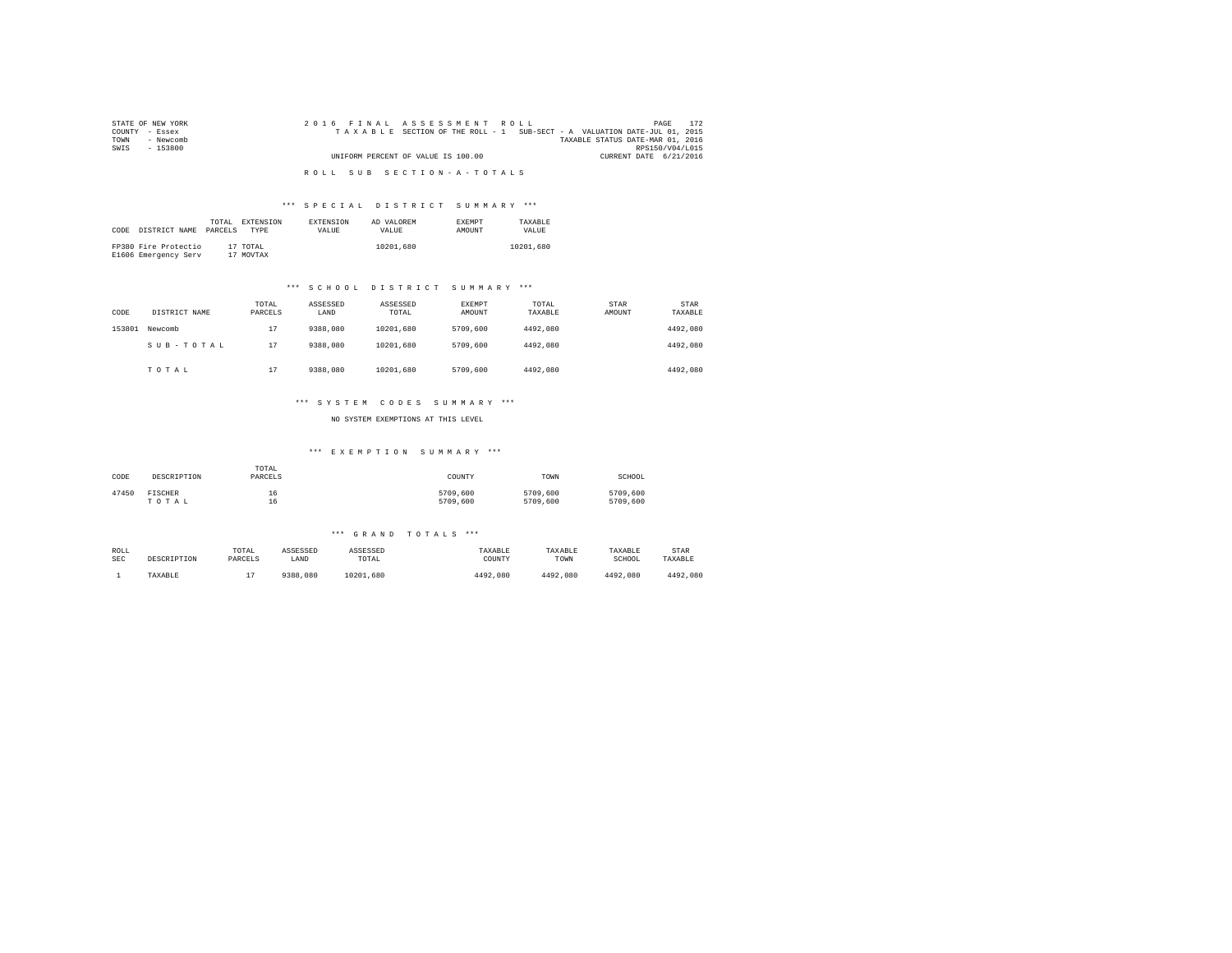STATE OF NEW YORK
COUNTY - Essex
TOWN - Newcomb
SWIS - 153800

2016 FINAL ASSESSMENT ROLL
TAXABLE SECTION OF THE ROLL - 1 SUB-SECT - A VALUATION DATE-JUL 01, 2015
TAXABLE STATUS DATE-MAR 01, 2016
RPS150/V04/L015
UNIFORM PERCENT OF VALUE IS 100.00
CURRENT DATE 6/21/2016

ROLL SUB SECTION-A-TOTALS

### *** SPECIAL DISTRICT SUMMARY ***

| CODE | DISTRICT NAME | TOTAL PARCELS | EXTENSION TYPE | EXTENSION VALUE | AD VALOREM VALUE | EXEMPT AMOUNT | TAXABLE VALUE |
|---|---|---|---|---|---|---|---|
| FP380 | Fire Protectio | 17 | TOTAL | | 10201,680 | | 10201,680 |
| E1606 | Emergency Serv | 17 | MOVTAX | | | | |

### *** SCHOOL DISTRICT SUMMARY ***

| CODE | DISTRICT NAME | TOTAL PARCELS | ASSESSED LAND | ASSESSED TOTAL | EXEMPT AMOUNT | TOTAL TAXABLE | STAR AMOUNT | STAR TAXABLE |
|---|---|---|---|---|---|---|---|---|
| 153801 | Newcomb | 17 | 9388,080 | 10201,680 | 5709,600 | 4492,080 | | 4492,080 |
| | SUB-TOTAL | 17 | 9388,080 | 10201,680 | 5709,600 | 4492,080 | | 4492,080 |
| | TOTAL | 17 | 9388,080 | 10201,680 | 5709,600 | 4492,080 | | 4492,080 |

### *** SYSTEM CODES SUMMARY ***

NO SYSTEM EXEMPTIONS AT THIS LEVEL

### *** EXEMPTION SUMMARY ***

| CODE | DESCRIPTION | TOTAL PARCELS | COUNTY | TOWN | SCHOOL |
|---|---|---|---|---|---|
| 47450 | FISCHER | 16 | 5709,600 | 5709,600 | 5709,600 |
| | TOTAL | 16 | 5709,600 | 5709,600 | 5709,600 |

### *** GRAND TOTALS ***

| ROLL SEC | DESCRIPTION | TOTAL PARCELS | ASSESSED LAND | ASSESSED TOTAL | TAXABLE COUNTY | TAXABLE TOWN | TAXABLE SCHOOL | STAR TAXABLE |
|---|---|---|---|---|---|---|---|---|
| 1 | TAXABLE | 17 | 9388,080 | 10201,680 | 4492,080 | 4492,080 | 4492,080 | 4492,080 |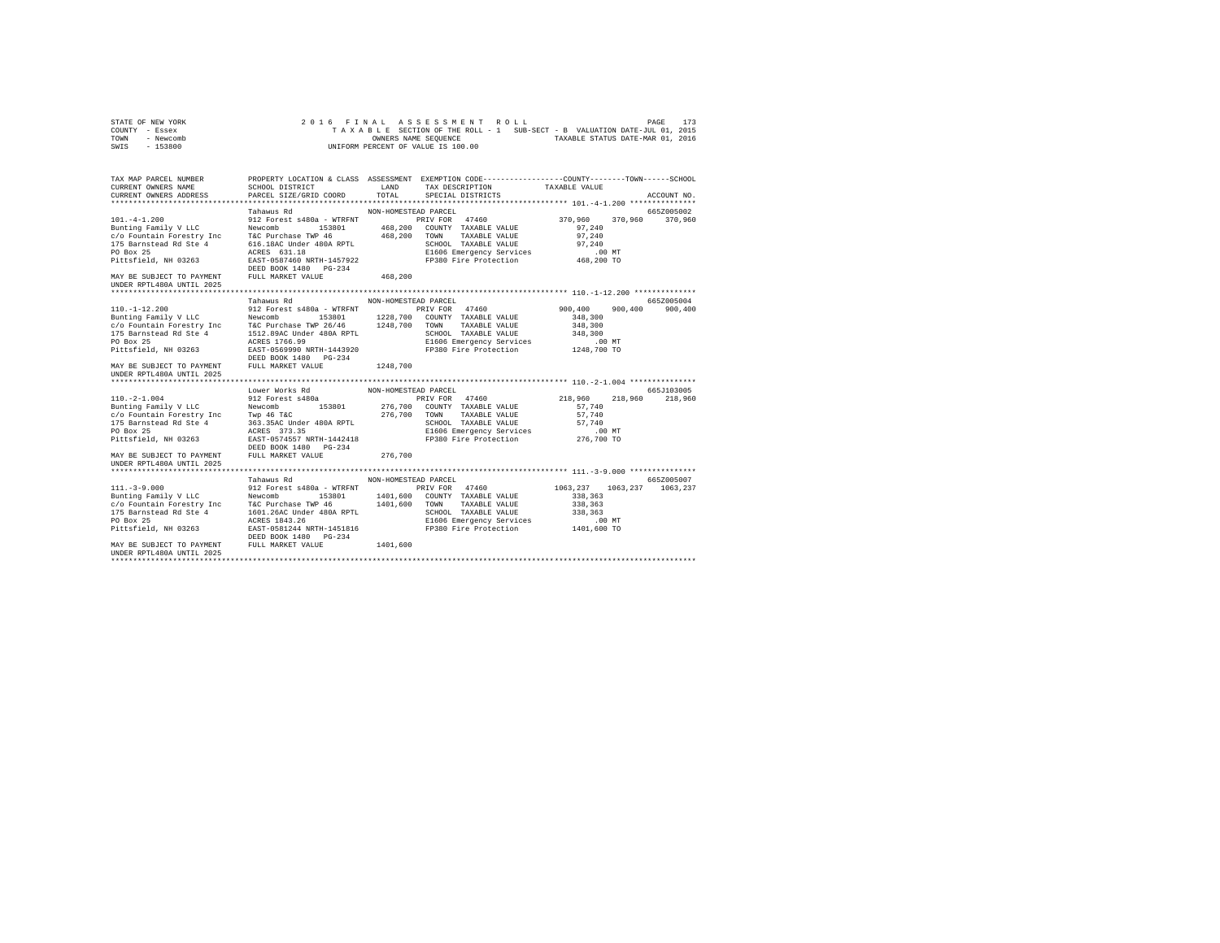STATE OF NEW YORK                    2016 FINAL ASSESSMENT ROLL
COUNTY - Essex                       TAXABLE SECTION OF THE ROLL - 1   SUB-SECT - B  VALUATION DATE-JUL 01, 2015
TOWN - Newcomb                       OWNERS NAME SEQUENCE              TAXABLE STATUS DATE-MAR 01, 2016
SWIS - 153800                        UNIFORM PERCENT OF VALUE IS 100.00

```
TAX MAP PARCEL NUMBER        PROPERTY LOCATION & CLASS  ASSESSMENT  EXEMPTION CODE-----------------COUNTY--------TOWN------SCHOOL
CURRENT OWNERS NAME          SCHOOL DISTRICT               LAND      TAX DESCRIPTION            TAXABLE VALUE
CURRENT OWNERS ADDRESS       PARCEL SIZE/GRID COORD        TOTAL     SPECIAL DISTRICTS                                   ACCOUNT NO.
****************************************************************************************************** 101.-4-1.200 ***************
                             Tahawus Rd                 NON-HOMESTEAD PARCEL                                               665Z005002
101.-4-1.200                 912 Forest s480a - WTRFNT         PRIV FOR  47460             370,960    370,960    370,960
Bunting Family V LLC         Newcomb        153801      468,200   COUNTY  TAXABLE VALUE         97,240
c/o Fountain Forestry Inc    T&C Purchase TWP 46        468,200   TOWN    TAXABLE VALUE         97,240
175 Barnstead Rd Ste 4       616.18AC Under 480A RPTL             SCHOOL  TAXABLE VALUE         97,240
PO Box 25                    ACRES  631.18                        E1606 Emergency Services        .00 MT
Pittsfield, NH 03263         EAST-0587460 NRTH-1457922            FP380 Fire Protection        468,200 TO
                             DEED BOOK 1480   PG-234
MAY BE SUBJECT TO PAYMENT    FULL MARKET VALUE          468,200
UNDER RPTL480A UNTIL 2025
****************************************************************************************************** 110.-1-12.200 **************
                             Tahawus Rd                 NON-HOMESTEAD PARCEL                                               665Z005004
110.-1-12.200                912 Forest s480a - WTRFNT         PRIV FOR  47460             900,400    900,400    900,400
Bunting Family V LLC         Newcomb        153801     1228,700   COUNTY  TAXABLE VALUE        348,300
c/o Fountain Forestry Inc    T&C Purchase TWP 26/46    1248,700   TOWN    TAXABLE VALUE        348,300
175 Barnstead Rd Ste 4       1512.89AC Under 480A RPTL            SCHOOL  TAXABLE VALUE        348,300
PO Box 25                    ACRES 1766.99                        E1606 Emergency Services        .00 MT
Pittsfield, NH 03263         EAST-0569990 NRTH-1443920            FP380 Fire Protection       1248,700 TO
                             DEED BOOK 1480   PG-234
MAY BE SUBJECT TO PAYMENT    FULL MARKET VALUE         1248,700
UNDER RPTL480A UNTIL 2025
****************************************************************************************************** 110.-2-1.004 ***************
                             Lower Works Rd             NON-HOMESTEAD PARCEL                                               665J103005
110.-2-1.004                 912 Forest s480a                  PRIV FOR  47460             218,960    218,960    218,960
Bunting Family V LLC         Newcomb        153801      276,700   COUNTY  TAXABLE VALUE         57,740
c/o Fountain Forestry Inc    Twp 46 T&C                 276,700   TOWN    TAXABLE VALUE         57,740
175 Barnstead Rd Ste 4       363.35AC Under 480A RPTL             SCHOOL  TAXABLE VALUE         57,740
PO Box 25                    ACRES  373.35                        E1606 Emergency Services        .00 MT
Pittsfield, NH 03263         EAST-0574557 NRTH-1442418            FP380 Fire Protection        276,700 TO
                             DEED BOOK 1480   PG-234
MAY BE SUBJECT TO PAYMENT    FULL MARKET VALUE          276,700
UNDER RPTL480A UNTIL 2025
****************************************************************************************************** 111.-3-9.000 ***************
                             Tahawus Rd                 NON-HOMESTEAD PARCEL                                               665Z005007
111.-3-9.000                 912 Forest s480a - WTRFNT         PRIV FOR  47460            1063,237   1063,237   1063,237
Bunting Family V LLC         Newcomb        153801     1401,600   COUNTY  TAXABLE VALUE        338,363
c/o Fountain Forestry Inc    T&C Purchase TWP 46       1401,600   TOWN    TAXABLE VALUE        338,363
175 Barnstead Rd Ste 4       1601.26AC Under 480A RPTL            SCHOOL  TAXABLE VALUE        338,363
PO Box 25                    ACRES 1843.26                        E1606 Emergency Services        .00 MT
Pittsfield, NH 03263         EAST-0581244 NRTH-1451816            FP380 Fire Protection       1401,600 TO
                             DEED BOOK 1480   PG-234
MAY BE SUBJECT TO PAYMENT    FULL MARKET VALUE         1401,600
UNDER RPTL480A UNTIL 2025
************************************************************************************************************************************
```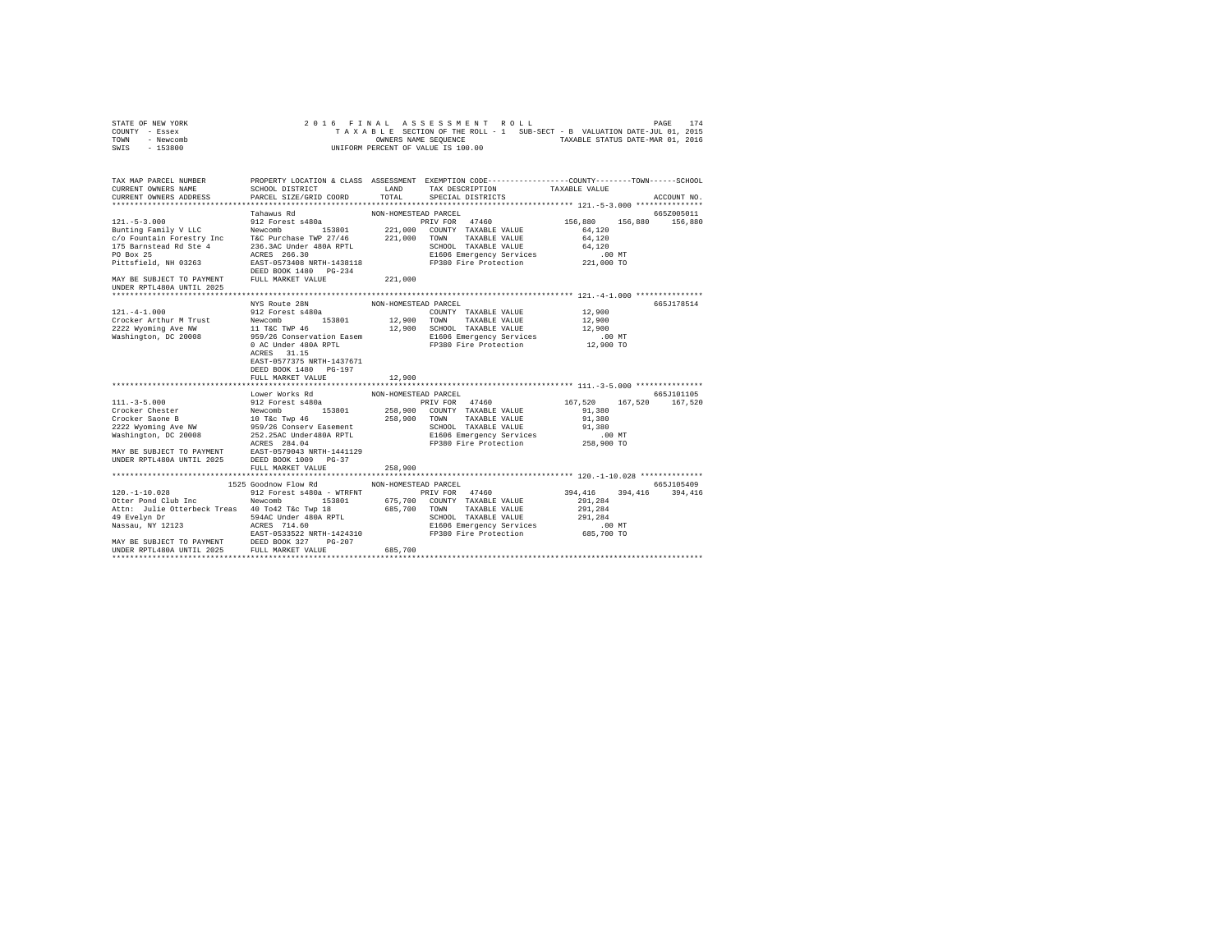STATE OF NEW YORK
COUNTY - Essex
TOWN - Newcomb
SWIS - 153800

2016 FINAL ASSESSMENT ROLL
TAXABLE SECTION OF THE ROLL - 1 SUB-SECT - B VALUATION DATE-JUL 01, 2015
OWNERS NAME SEQUENCE TAXABLE STATUS DATE-MAR 01, 2016
UNIFORM PERCENT OF VALUE IS 100.00

```
TAX MAP PARCEL NUMBER          PROPERTY LOCATION & CLASS  ASSESSMENT  EXEMPTION CODE-----------------COUNTY--------TOWN------SCHOOL
CURRENT OWNERS NAME            SCHOOL DISTRICT               LAND      TAX DESCRIPTION            TAXABLE VALUE
CURRENT OWNERS ADDRESS         PARCEL SIZE/GRID COORD        TOTAL     SPECIAL DISTRICTS                                   ACCOUNT NO.
******************************************************************************************************* 121.-5-3.000 ***************
                               Tahawus Rd                 NON-HOMESTEAD PARCEL                                             665Z005011
121.-5-3.000                   912 Forest s480a                         PRIV FOR  47460          156,880    156,880    156,880
Bunting Family V LLC           Newcomb        153801        221,000    COUNTY  TAXABLE VALUE          64,120
c/o Fountain Forestry Inc      T&C Purchase TWP 27/46       221,000    TOWN    TAXABLE VALUE          64,120
175 Barnstead Rd Ste 4         236.3AC Under 480A RPTL                 SCHOOL  TAXABLE VALUE          64,120
PO Box 25                      ACRES  266.30                           E1606 Emergency Services          .00 MT
Pittsfield, NH 03263           EAST-0573408 NRTH-1438118               FP380 Fire Protection          221,000 TO
                               DEED BOOK 1480   PG-234
MAY BE SUBJECT TO PAYMENT      FULL MARKET VALUE            221,000
UNDER RPTL480A UNTIL 2025
******************************************************************************************************* 121.-4-1.000 ***************
                               NYS Route 28N              NON-HOMESTEAD PARCEL                                             665J178514
121.-4-1.000                   912 Forest s480a                        COUNTY  TAXABLE VALUE          12,900
Crocker Arthur M Trust         Newcomb        153801         12,900    TOWN    TAXABLE VALUE          12,900
2222 Wyoming Ave NW            11 T&C TWP 46                 12,900    SCHOOL  TAXABLE VALUE          12,900
Washington, DC 20008           959/26 Conservation Easem               E1606 Emergency Services          .00 MT
                               0 AC Under 480A RPTL                    FP380 Fire Protection           12,900 TO
                               ACRES   31.15
                               EAST-0577375 NRTH-1437671
                               DEED BOOK 1480   PG-197
                               FULL MARKET VALUE             12,900
******************************************************************************************************* 111.-3-5.000 ***************
                               Lower Works Rd             NON-HOMESTEAD PARCEL                                             665J101105
111.-3-5.000                   912 Forest s480a                         PRIV FOR  47460          167,520    167,520    167,520
Crocker Chester                Newcomb        153801        258,900    COUNTY  TAXABLE VALUE          91,380
Crocker Saone B                10 T&c Twp 46                258,900    TOWN    TAXABLE VALUE          91,380
2222 Wyoming Ave NW            959/26 Conserv Easement                 SCHOOL  TAXABLE VALUE          91,380
Washington, DC 20008           252.25AC Under480A RPTL                 E1606 Emergency Services          .00 MT
                               ACRES  284.04                           FP380 Fire Protection          258,900 TO
MAY BE SUBJECT TO PAYMENT      EAST-0579043 NRTH-1441129
UNDER RPTL480A UNTIL 2025      DEED BOOK 1009   PG-37
                               FULL MARKET VALUE            258,900
******************************************************************************************************* 120.-1-10.028 **************
                          1525 Goodnow Flow Rd            NON-HOMESTEAD PARCEL                                             665J105409
120.-1-10.028                  912 Forest s480a - WTRFNT                PRIV FOR  47460          394,416    394,416    394,416
Otter Pond Club Inc            Newcomb        153801        675,700    COUNTY  TAXABLE VALUE         291,284
Attn:  Julie Otterbeck Treas   40 To42 T&c Twp 18           685,700    TOWN    TAXABLE VALUE         291,284
49 Evelyn Dr                   594AC Under 480A RPTL                   SCHOOL  TAXABLE VALUE         291,284
Nassau, NY 12123               ACRES  714.60                           E1606 Emergency Services          .00 MT
                               EAST-0533522 NRTH-1424310               FP380 Fire Protection          685,700 TO
MAY BE SUBJECT TO PAYMENT      DEED BOOK 327    PG-207
UNDER RPTL480A UNTIL 2025      FULL MARKET VALUE            685,700
************************************************************************************************************************************
```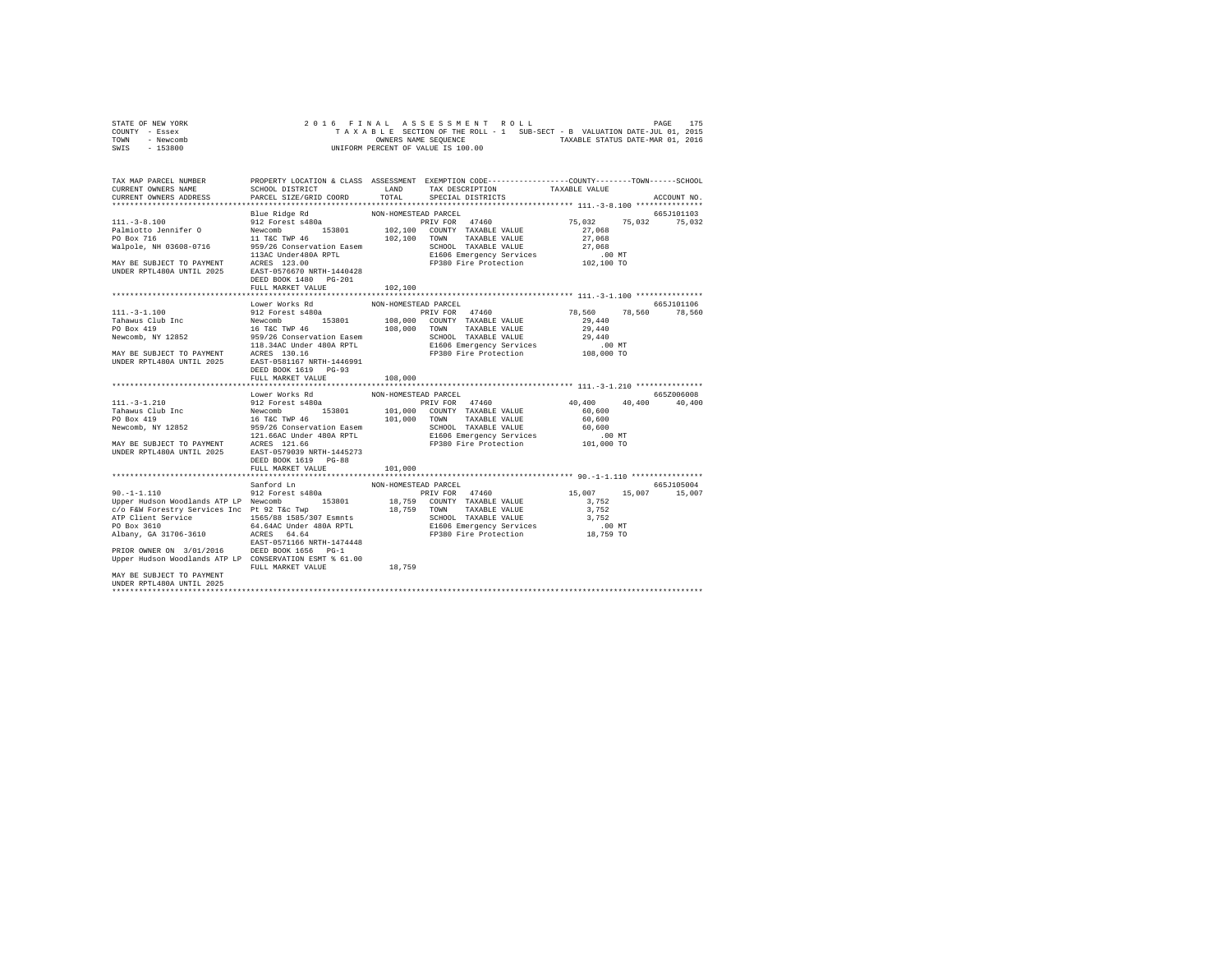```
STATE OF NEW YORK                    2 0 1 6   F I N A L   A S S E S S M E N T   R O L L                              PAGE   175
COUNTY  - Essex                        T A X A B L E  SECTION OF THE ROLL - 1   SUB-SECT - B  VALUATION DATE-JUL 01, 2015
TOWN    - Newcomb                                    OWNERS NAME SEQUENCE                   TAXABLE STATUS DATE-MAR 01, 2016
SWIS    - 153800                                  UNIFORM PERCENT OF VALUE IS 100.00

TAX MAP PARCEL NUMBER          PROPERTY LOCATION & CLASS  ASSESSMENT  EXEMPTION CODE-----------------COUNTY--------TOWN------SCHOOL
CURRENT OWNERS NAME            SCHOOL DISTRICT              LAND      TAX DESCRIPTION             TAXABLE VALUE
CURRENT OWNERS ADDRESS         PARCEL SIZE/GRID COORD       TOTAL     SPECIAL DISTRICTS                                  ACCOUNT NO.
*********************************************************************************************** 111.-3-8.100 ***************
                               Blue Ridge Rd              NON-HOMESTEAD PARCEL                                           665J101103
111.-3-8.100                   912 Forest s480a                 PRIV FOR   47460                 75,032     75,032      75,032
Palmiotto Jennifer O           Newcomb        153801      102,100  COUNTY  TAXABLE VALUE           27,068
PO Box 716                     11 T&C TWP 46              102,100  TOWN    TAXABLE VALUE           27,068
Walpole, NH 03608-0716         959/26 Conservation Easem           SCHOOL  TAXABLE VALUE           27,068
                               113AC Under480A RPTL                E1606 Emergency Services           .00 MT
MAY BE SUBJECT TO PAYMENT      ACRES  123.00                       FP380 Fire Protection          102,100 TO
UNDER RPTL480A UNTIL 2025      EAST-0576670 NRTH-1440428
                               DEED BOOK 1480   PG-201
                               FULL MARKET VALUE          102,100
*********************************************************************************************** 111.-3-1.100 ***************
                               Lower Works Rd             NON-HOMESTEAD PARCEL                                           665J101106
111.-3-1.100                   912 Forest s480a                 PRIV FOR   47460                 78,560     78,560      78,560
Tahawus Club Inc               Newcomb        153801      108,000  COUNTY  TAXABLE VALUE           29,440
PO Box 419                     16 T&C TWP 46              108,000  TOWN    TAXABLE VALUE           29,440
Newcomb, NY 12852              959/26 Conservation Easem           SCHOOL  TAXABLE VALUE           29,440
                               118.34AC Under 480A RPTL            E1606 Emergency Services           .00 MT
MAY BE SUBJECT TO PAYMENT      ACRES  130.16                       FP380 Fire Protection          108,000 TO
UNDER RPTL480A UNTIL 2025      EAST-0581167 NRTH-1446991
                               DEED BOOK 1619   PG-93
                               FULL MARKET VALUE          108,000
*********************************************************************************************** 111.-3-1.210 ***************
                               Lower Works Rd             NON-HOMESTEAD PARCEL                                           665Z006008
111.-3-1.210                   912 Forest s480a                 PRIV FOR   47460                 40,400     40,400      40,400
Tahawus Club Inc               Newcomb        153801      101,000  COUNTY  TAXABLE VALUE           60,600
PO Box 419                     16 T&C TWP 46              101,000  TOWN    TAXABLE VALUE           60,600
Newcomb, NY 12852              959/26 Conservation Easem           SCHOOL  TAXABLE VALUE           60,600
                               121.66AC Under 480A RPTL            E1606 Emergency Services           .00 MT
MAY BE SUBJECT TO PAYMENT      ACRES  121.66                       FP380 Fire Protection          101,000 TO
UNDER RPTL480A UNTIL 2025      EAST-0579039 NRTH-1445273
                               DEED BOOK 1619   PG-88
                               FULL MARKET VALUE          101,000
*********************************************************************************************** 90.-1-1.110 ****************
                               Sanford Ln                 NON-HOMESTEAD PARCEL                                           665J105004
90.-1-1.110                    912 Forest s480a                 PRIV FOR   47460                 15,007     15,007      15,007
Upper Hudson Woodlands ATP LP  Newcomb        153801       18,759  COUNTY  TAXABLE VALUE            3,752
c/o F&W Forestry Services Inc  Pt 92 T&c Twp               18,759  TOWN    TAXABLE VALUE            3,752
ATP Client Service             1565/88 1585/307 Esmnts             SCHOOL  TAXABLE VALUE            3,752
PO Box 3610                    64.64AC Under 480A RPTL             E1606 Emergency Services           .00 MT
Albany, GA 31706-3610          ACRES   64.64                       FP380 Fire Protection           18,759 TO
                               EAST-0571166 NRTH-1474448
PRIOR OWNER ON  3/01/2016      DEED BOOK 1656   PG-1
Upper Hudson Woodlands ATP LP  CONSERVATION ESMT % 61.00
                               FULL MARKET VALUE           18,759
MAY BE SUBJECT TO PAYMENT
UNDER RPTL480A UNTIL 2025
****************************************************************************************************************************
```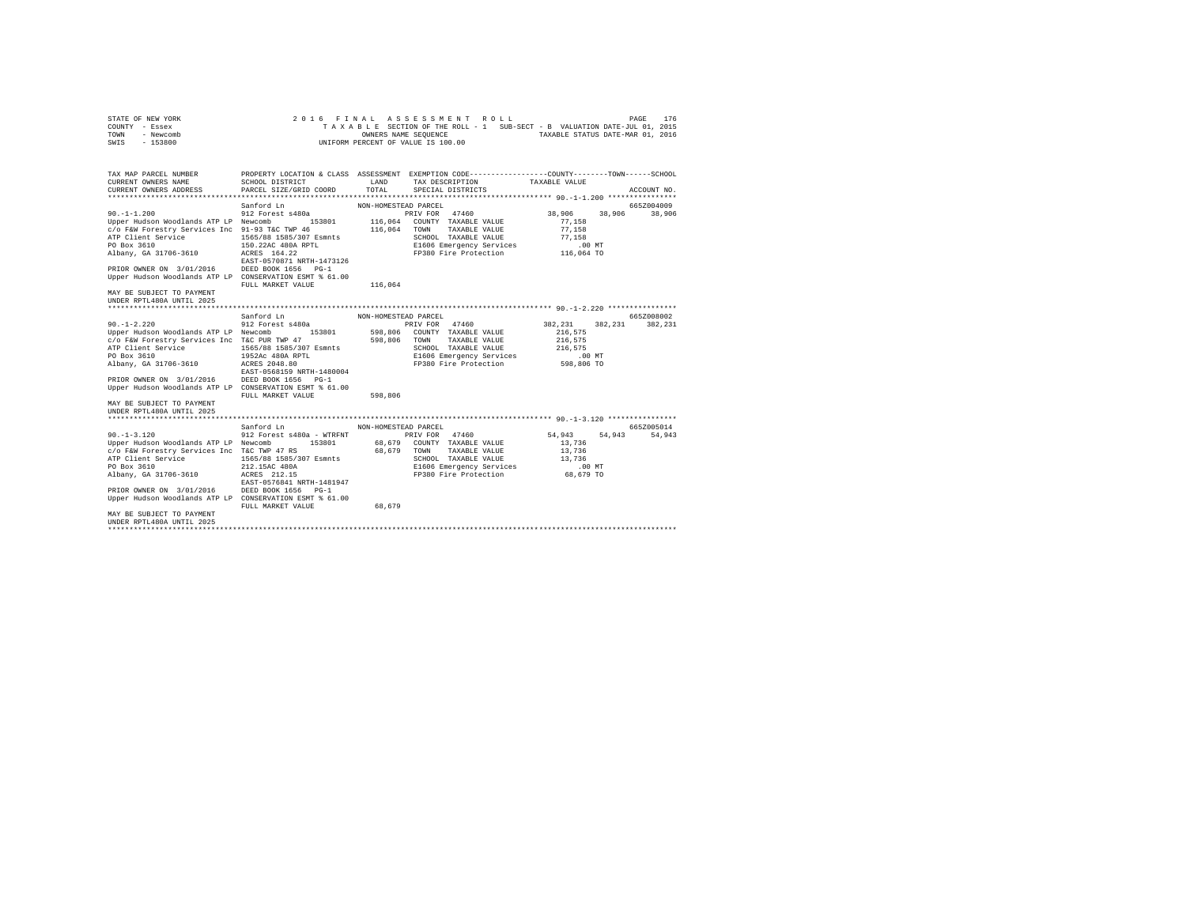STATE OF NEW YORK
COUNTY - Essex
TOWN - Newcomb
SWIS - 153800

2016 FINAL ASSESSMENT ROLL
TAXABLE SECTION OF THE ROLL - 1 SUB-SECT - B VALUATION DATE-JUL 01, 2015
OWNERS NAME SEQUENCE TAXABLE STATUS DATE-MAR 01, 2016
UNIFORM PERCENT OF VALUE IS 100.00

```
TAX MAP PARCEL NUMBER          PROPERTY LOCATION & CLASS  ASSESSMENT  EXEMPTION CODE-----------------COUNTY--------TOWN------SCHOOL
CURRENT OWNERS NAME            SCHOOL DISTRICT              LAND      TAX DESCRIPTION            TAXABLE VALUE
CURRENT OWNERS ADDRESS         PARCEL SIZE/GRID COORD       TOTAL     SPECIAL DISTRICTS                                  ACCOUNT NO.
******************************************************************************************************* 90.-1-1.200 ****************
                               Sanford Ln                 NON-HOMESTEAD PARCEL                                          665Z004009
90.-1-1.200                    912 Forest s480a                    PRIV FOR   47460              38,906     38,906     38,906
Upper Hudson Woodlands ATP LP  Newcomb        153801      116,064  COUNTY  TAXABLE VALUE           77,158
c/o F&W Forestry Services Inc  91-93 T&C TWP 46           116,064  TOWN    TAXABLE VALUE           77,158
ATP Client Service             1565/88 1585/307 Esmnts             SCHOOL  TAXABLE VALUE           77,158
PO Box 3610                    150.22AC 480A RPTL                  E1606 Emergency Services           .00 MT
Albany, GA 31706-3610          ACRES 164.22                        FP380 Fire Protection          116,064 TO
                               EAST-0570871 NRTH-1473126
PRIOR OWNER ON 3/01/2016       DEED BOOK 1656   PG-1
Upper Hudson Woodlands ATP LP  CONSERVATION ESMT % 61.00
                               FULL MARKET VALUE          116,064
MAY BE SUBJECT TO PAYMENT
UNDER RPTL480A UNTIL 2025
******************************************************************************************************* 90.-1-2.220 ****************
                               Sanford Ln                 NON-HOMESTEAD PARCEL                                          665Z008002
90.-1-2.220                    912 Forest s480a                    PRIV FOR   47460             382,231    382,231    382,231
Upper Hudson Woodlands ATP LP  Newcomb        153801      598,806  COUNTY  TAXABLE VALUE          216,575
c/o F&W Forestry Services Inc  T&C PUR TWP 47             598,806  TOWN    TAXABLE VALUE          216,575
ATP Client Service             1565/88 1585/307 Esmnts             SCHOOL  TAXABLE VALUE          216,575
PO Box 3610                    1952Ac 480A RPTL                    E1606 Emergency Services           .00 MT
Albany, GA 31706-3610          ACRES 2048.80                       FP380 Fire Protection          598,806 TO
                               EAST-0568159 NRTH-1480004
PRIOR OWNER ON 3/01/2016       DEED BOOK 1656   PG-1
Upper Hudson Woodlands ATP LP  CONSERVATION ESMT % 61.00
                               FULL MARKET VALUE          598,806
MAY BE SUBJECT TO PAYMENT
UNDER RPTL480A UNTIL 2025
******************************************************************************************************* 90.-1-3.120 ****************
                               Sanford Ln                 NON-HOMESTEAD PARCEL                                          665Z005014
90.-1-3.120                    912 Forest s480a - WTRFNT           PRIV FOR   47460              54,943     54,943     54,943
Upper Hudson Woodlands ATP LP  Newcomb        153801       68,679  COUNTY  TAXABLE VALUE           13,736
c/o F&W Forestry Services Inc  T&C TWP 47 RS               68,679  TOWN    TAXABLE VALUE           13,736
ATP Client Service             1565/88 1585/307 Esmnts             SCHOOL  TAXABLE VALUE           13,736
PO Box 3610                    212.15AC 480A                       E1606 Emergency Services           .00 MT
Albany, GA 31706-3610          ACRES 212.15                        FP380 Fire Protection           68,679 TO
                               EAST-0576841 NRTH-1481947
PRIOR OWNER ON 3/01/2016       DEED BOOK 1656   PG-1
Upper Hudson Woodlands ATP LP  CONSERVATION ESMT % 61.00
                               FULL MARKET VALUE           68,679
MAY BE SUBJECT TO PAYMENT
UNDER RPTL480A UNTIL 2025
************************************************************************************************************************************
```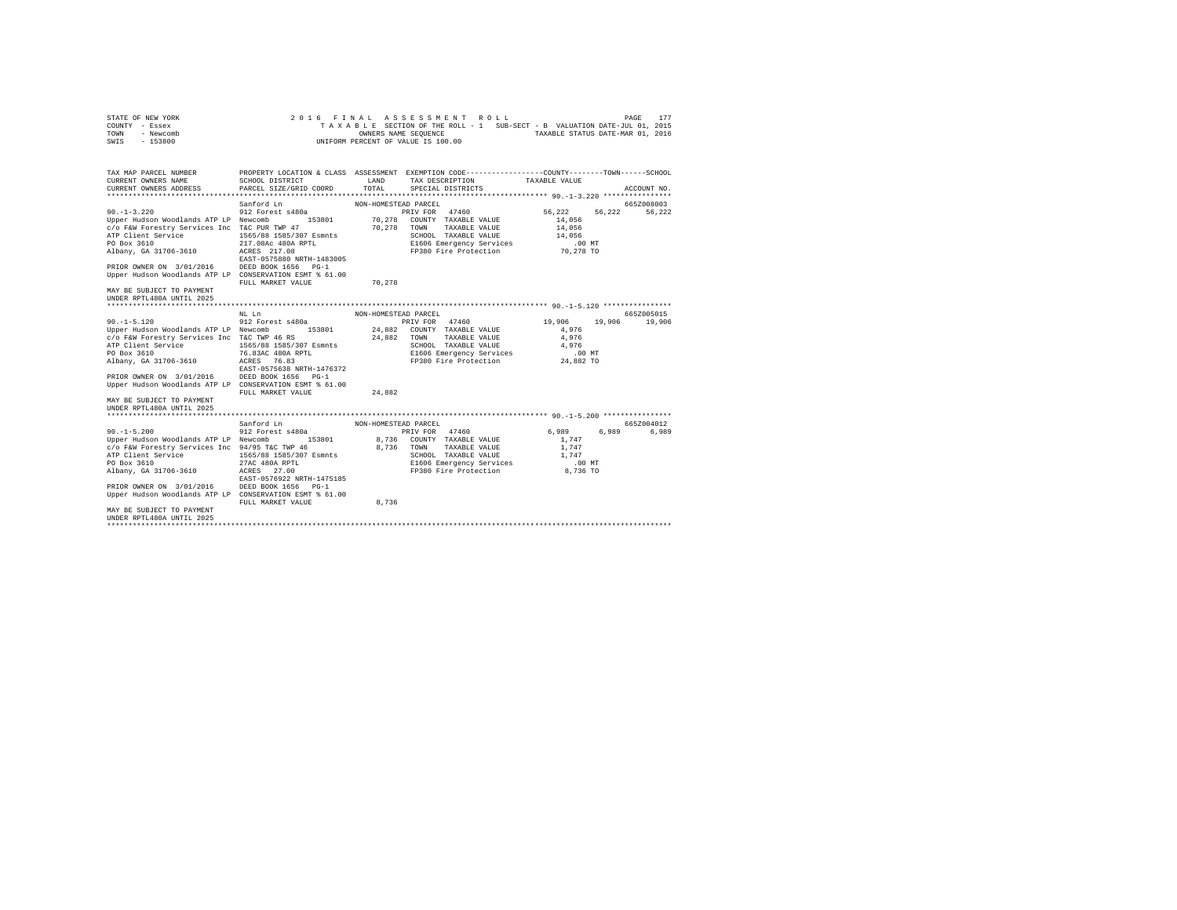STATE OF NEW YORK · 2016 FINAL ASSESSMENT ROLL
COUNTY - Essex · TAXABLE SECTION OF THE ROLL - 1 · SUB-SECT - B · VALUATION DATE-JUL 01, 2015
TOWN - Newcomb · OWNERS NAME SEQUENCE · TAXABLE STATUS DATE-MAR 01, 2016
SWIS - 153800 · UNIFORM PERCENT OF VALUE IS 100.00

| TAX MAP PARCEL NUMBER / CURRENT OWNERS NAME / CURRENT OWNERS ADDRESS | PROPERTY LOCATION & CLASS / SCHOOL DISTRICT / PARCEL SIZE/GRID COORD | ASSESSMENT LAND / TOTAL | EXEMPTION CODE / TAX DESCRIPTION / SPECIAL DISTRICTS | COUNTY | TOWN | SCHOOL | ACCOUNT NO. |
|---|---|---|---|---|---|---|---|
| **90.-1-3.220** | Sanford Ln | NON-HOMESTEAD PARCEL | | | | | 665Z008003 |
| 90.-1-3.220 | 912 Forest s480a | | PRIV FOR 47460 | 56,222 | 56,222 | 56,222 | |
| Upper Hudson Woodlands ATP LP | Newcomb 153801 | 70,278 | COUNTY TAXABLE VALUE | 14,056 | | | |
| c/o F&W Forestry Services Inc | T&C PUR TWP 47 | 70,278 | TOWN TAXABLE VALUE | | 14,056 | | |
| ATP Client Service | 1565/88 1585/307 Esmnts | | SCHOOL TAXABLE VALUE | | | 14,056 | |
| PO Box 3610 | 217.08Ac 480A RPTL | | E1606 Emergency Services | .00 MT | | | |
| Albany, GA 31706-3610 | ACRES 217.08 | | FP380 Fire Protection | 70,278 TO | | | |
| | EAST-0575880 NRTH-1483005 | | | | | | |
| PRIOR OWNER ON 3/01/2016 | DEED BOOK 1656 PG-1 | | | | | | |
| Upper Hudson Woodlands ATP LP | CONSERVATION ESMT % 61.00 | | | | | | |
| | FULL MARKET VALUE | 70,278 | | | | | |
| MAY BE SUBJECT TO PAYMENT UNDER RPTL480A UNTIL 2025 | | | | | | | |
| **90.-1-5.120** | NL Ln | NON-HOMESTEAD PARCEL | | | | | 665Z005015 |
| 90.-1-5.120 | 912 Forest s480a | | PRIV FOR 47460 | 19,906 | 19,906 | 19,906 | |
| Upper Hudson Woodlands ATP LP | Newcomb 153801 | 24,882 | COUNTY TAXABLE VALUE | 4,976 | | | |
| c/o F&W Forestry Services Inc | T&C TWP 46 RS | 24,882 | TOWN TAXABLE VALUE | | 4,976 | | |
| ATP Client Service | 1565/88 1585/307 Esmnts | | SCHOOL TAXABLE VALUE | | | 4,976 | |
| PO Box 3610 | 76.83AC 480A RPTL | | E1606 Emergency Services | .00 MT | | | |
| Albany, GA 31706-3610 | ACRES 76.83 | | FP380 Fire Protection | 24,882 TO | | | |
| | EAST-0575638 NRTH-1476372 | | | | | | |
| PRIOR OWNER ON 3/01/2016 | DEED BOOK 1656 PG-1 | | | | | | |
| Upper Hudson Woodlands ATP LP | CONSERVATION ESMT % 61.00 | | | | | | |
| | FULL MARKET VALUE | 24,882 | | | | | |
| MAY BE SUBJECT TO PAYMENT UNDER RPTL480A UNTIL 2025 | | | | | | | |
| **90.-1-5.200** | Sanford Ln | NON-HOMESTEAD PARCEL | | | | | 665Z004012 |
| 90.-1-5.200 | 912 Forest s480a | | PRIV FOR 47460 | 6,989 | 6,989 | 6,989 | |
| Upper Hudson Woodlands ATP LP | Newcomb 153801 | 8,736 | COUNTY TAXABLE VALUE | 1,747 | | | |
| c/o F&W Forestry Services Inc | 94/95 T&C TWP 46 | 8,736 | TOWN TAXABLE VALUE | | 1,747 | | |
| ATP Client Service | 1565/88 1585/307 Esmnts | | SCHOOL TAXABLE VALUE | | | 1,747 | |
| PO Box 3610 | 27AC 480A RPTL | | E1606 Emergency Services | .00 MT | | | |
| Albany, GA 31706-3610 | ACRES 27.00 | | FP380 Fire Protection | 8,736 TO | | | |
| | EAST-0576922 NRTH-1475185 | | | | | | |
| PRIOR OWNER ON 3/01/2016 | DEED BOOK 1656 PG-1 | | | | | | |
| Upper Hudson Woodlands ATP LP | CONSERVATION ESMT % 61.00 | | | | | | |
| | FULL MARKET VALUE | 8,736 | | | | | |
| MAY BE SUBJECT TO PAYMENT UNDER RPTL480A UNTIL 2025 | | | | | | | |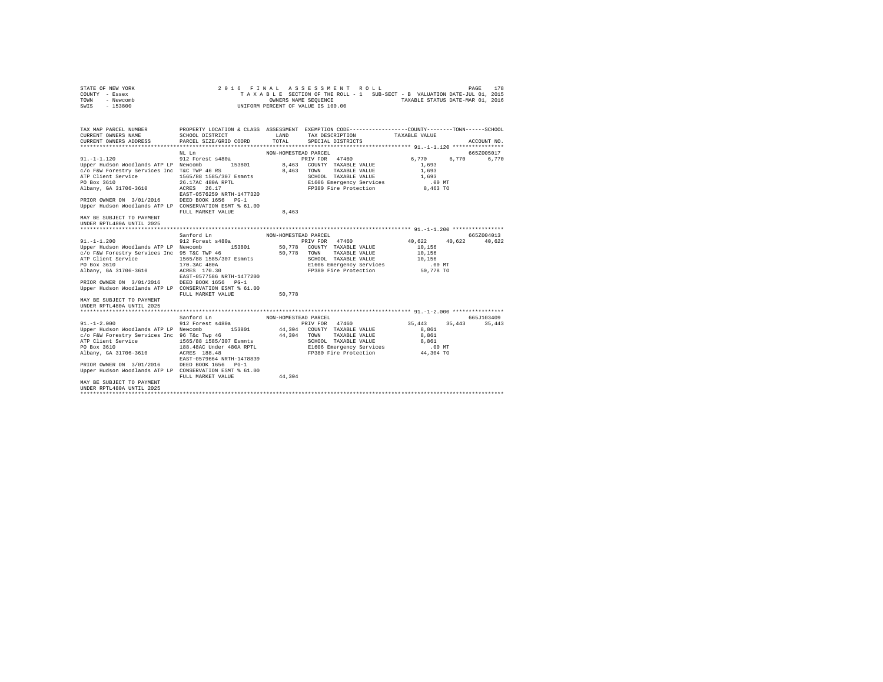```
STATE OF NEW YORK                    2 0 1 6   F I N A L   A S S E S S M E N T   R O L L                        PAGE   178
COUNTY  - Essex                        T A X A B L E SECTION OF THE ROLL - 1   SUB-SECT - B  VALUATION DATE-JUL 01, 2015
TOWN    - Newcomb                                   OWNERS NAME SEQUENCE                 TAXABLE STATUS DATE-MAR 01, 2016
SWIS    - 153800                               UNIFORM PERCENT OF VALUE IS 100.00


TAX MAP PARCEL NUMBER          PROPERTY LOCATION & CLASS  ASSESSMENT  EXEMPTION CODE-----------------COUNTY--------TOWN------SCHOOL
CURRENT OWNERS NAME            SCHOOL DISTRICT              LAND      TAX DESCRIPTION           TAXABLE VALUE
CURRENT OWNERS ADDRESS         PARCEL SIZE/GRID COORD      TOTAL      SPECIAL DISTRICTS                                  ACCOUNT NO.
*********************************************************************************************** 91.-1-1.120 ****************
                               NL Ln                      NON-HOMESTEAD PARCEL                                         665Z005017
91.-1-1.120                    912 Forest s480a                      PRIV FOR  47460               6,770      6,770      6,770
Upper Hudson Woodlands ATP LP  Newcomb         153801        8,463   COUNTY  TAXABLE VALUE          1,693
c/o F&W Forestry Services Inc  T&C TWP 46 RS                 8,463   TOWN    TAXABLE VALUE          1,693
ATP Client Service             1565/88 1585/307 Esmnts               SCHOOL  TAXABLE VALUE          1,693
PO Box 3610                    26.17AC 480A RPTL                     E1606 Emergency Services         .00 MT
Albany, GA 31706-3610          ACRES  26.17                          FP380 Fire Protection          8,463 TO
                               EAST-0576259 NRTH-1477320
PRIOR OWNER ON  3/01/2016      DEED BOOK 1656   PG-1
Upper Hudson Woodlands ATP LP  CONSERVATION ESMT % 61.00
                               FULL MARKET VALUE             8,463
MAY BE SUBJECT TO PAYMENT
UNDER RPTL480A UNTIL 2025
*********************************************************************************************** 91.-1-1.200 ****************
                               Sanford Ln                 NON-HOMESTEAD PARCEL                                         665Z004013
91.-1-1.200                    912 Forest s480a                      PRIV FOR  47460              40,622     40,622     40,622
Upper Hudson Woodlands ATP LP  Newcomb         153801       50,778   COUNTY  TAXABLE VALUE         10,156
c/o F&W Forestry Services Inc  95 T&C TWP 46                50,778   TOWN    TAXABLE VALUE         10,156
ATP Client Service             1565/88 1585/307 Esmnts               SCHOOL  TAXABLE VALUE         10,156
PO Box 3610                    170.3AC 480A                          E1606 Emergency Services         .00 MT
Albany, GA 31706-3610          ACRES 170.30                          FP380 Fire Protection         50,778 TO
                               EAST-0577586 NRTH-1477200
PRIOR OWNER ON  3/01/2016      DEED BOOK 1656   PG-1
Upper Hudson Woodlands ATP LP  CONSERVATION ESMT % 61.00
                               FULL MARKET VALUE            50,778
MAY BE SUBJECT TO PAYMENT
UNDER RPTL480A UNTIL 2025
*********************************************************************************************** 91.-1-2.000 ****************
                               Sanford Ln                 NON-HOMESTEAD PARCEL                                         665J103409
91.-1-2.000                    912 Forest s480a                      PRIV FOR  47460              35,443     35,443     35,443
Upper Hudson Woodlands ATP LP  Newcomb         153801       44,304   COUNTY  TAXABLE VALUE          8,861
c/o F&W Forestry Services Inc  96 T&c Twp 46                44,304   TOWN    TAXABLE VALUE          8,861
ATP Client Service             1565/88 1585/307 Esmnts               SCHOOL  TAXABLE VALUE          8,861
PO Box 3610                    188.48AC Under 480A RPTL              E1606 Emergency Services         .00 MT
Albany, GA 31706-3610          ACRES 188.48                          FP380 Fire Protection         44,304 TO
                               EAST-0579664 NRTH-1478839
PRIOR OWNER ON  3/01/2016      DEED BOOK 1656   PG-1
Upper Hudson Woodlands ATP LP  CONSERVATION ESMT % 61.00
                               FULL MARKET VALUE            44,304
MAY BE SUBJECT TO PAYMENT
UNDER RPTL480A UNTIL 2025
******************************************************************************************************************************
```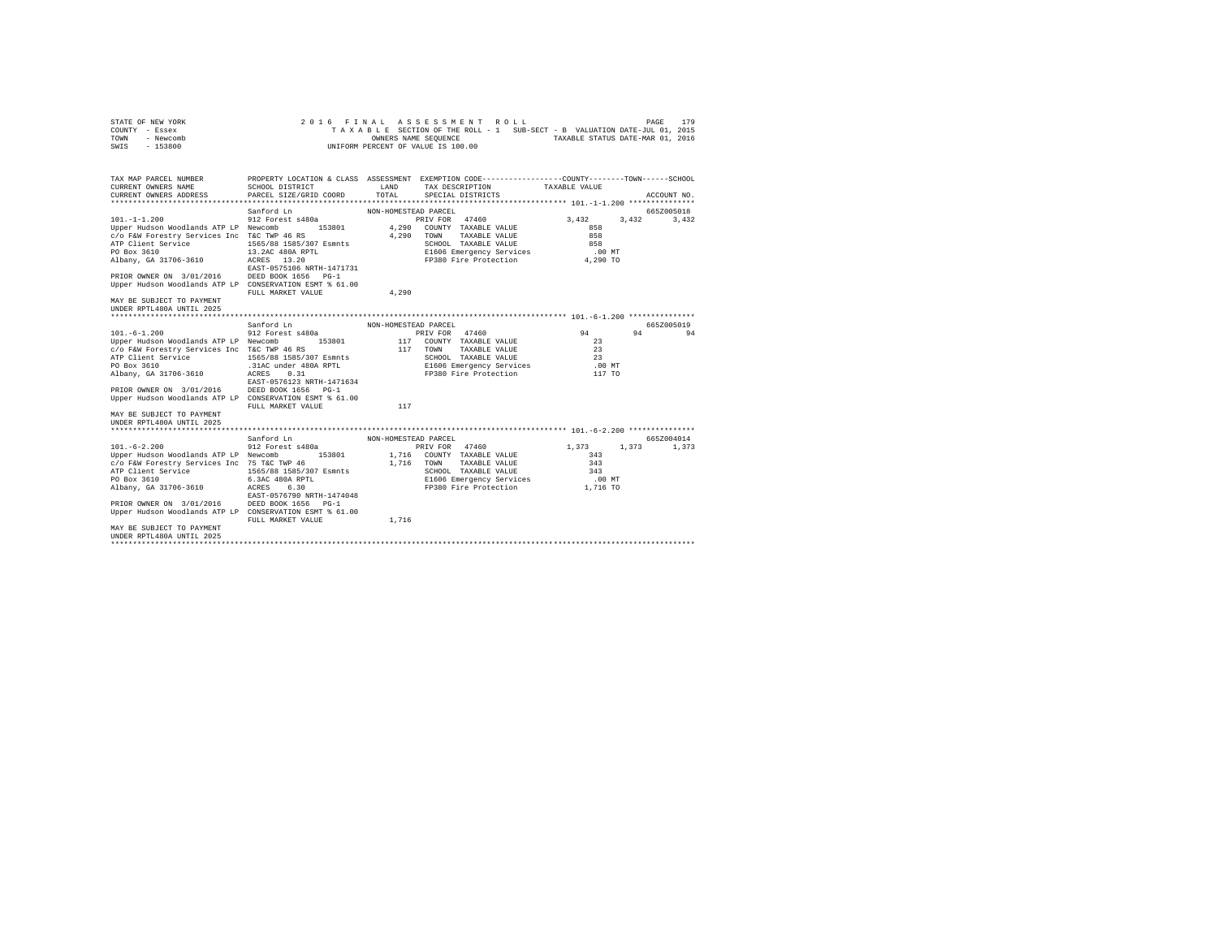STATE OF NEW YORK
COUNTY - Essex
TOWN - Newcomb
SWIS - 153800

2016 FINAL ASSESSMENT ROLL
TAXABLE SECTION OF THE ROLL - 1 SUB-SECT - B VALUATION DATE-JUL 01, 2015
OWNERS NAME SEQUENCE TAXABLE STATUS DATE-MAR 01, 2016
UNIFORM PERCENT OF VALUE IS 100.00

```
TAX MAP PARCEL NUMBER          PROPERTY LOCATION & CLASS  ASSESSMENT  EXEMPTION CODE-----------------COUNTY--------TOWN------SCHOOL
CURRENT OWNERS NAME            SCHOOL DISTRICT               LAND      TAX DESCRIPTION            TAXABLE VALUE
CURRENT OWNERS ADDRESS         PARCEL SIZE/GRID COORD        TOTAL     SPECIAL DISTRICTS                                  ACCOUNT NO.
******************************************************************************************************* 101.-1-1.200 ***************
                               Sanford Ln                  NON-HOMESTEAD PARCEL                                            665Z005018
101.-1-1.200                   912 Forest s480a                    PRIV FOR   47460              3,432       3,432       3,432
Upper Hudson Woodlands ATP LP  Newcomb        153801         4,290   COUNTY  TAXABLE VALUE                 858
c/o F&W Forestry Services Inc  T&C TWP 46 RS                 4,290   TOWN    TAXABLE VALUE                 858
ATP Client Service             1565/88 1585/307 Esmnts               SCHOOL  TAXABLE VALUE                 858
PO Box 3610                    13.2AC 480A RPTL                      E1606 Emergency Services              .00 MT
Albany, GA 31706-3610          ACRES   13.20                         FP380 Fire Protection               4,290 TO
                               EAST-0575106 NRTH-1471731
PRIOR OWNER ON  3/01/2016      DEED BOOK 1656   PG-1
Upper Hudson Woodlands ATP LP  CONSERVATION ESMT % 61.00
                               FULL MARKET VALUE              4,290
MAY BE SUBJECT TO PAYMENT
UNDER RPTL480A UNTIL 2025
******************************************************************************************************* 101.-6-1.200 ***************
                               Sanford Ln                  NON-HOMESTEAD PARCEL                                            665Z005019
101.-6-1.200                   912 Forest s480a                    PRIV FOR   47460                 94          94          94
Upper Hudson Woodlands ATP LP  Newcomb        153801           117   COUNTY  TAXABLE VALUE                  23
c/o F&W Forestry Services Inc  T&C TWP 46 RS                   117   TOWN    TAXABLE VALUE                  23
ATP Client Service             1565/88 1585/307 Esmnts               SCHOOL  TAXABLE VALUE                  23
PO Box 3610                    .31AC under 480A RPTL                 E1606 Emergency Services              .00 MT
Albany, GA 31706-3610          ACRES    0.31                         FP380 Fire Protection                 117 TO
                               EAST-0576123 NRTH-1471634
PRIOR OWNER ON  3/01/2016      DEED BOOK 1656   PG-1
Upper Hudson Woodlands ATP LP  CONSERVATION ESMT % 61.00
                               FULL MARKET VALUE                117
MAY BE SUBJECT TO PAYMENT
UNDER RPTL480A UNTIL 2025
******************************************************************************************************* 101.-6-2.200 ***************
                               Sanford Ln                  NON-HOMESTEAD PARCEL                                            665Z004014
101.-6-2.200                   912 Forest s480a                    PRIV FOR   47460              1,373       1,373       1,373
Upper Hudson Woodlands ATP LP  Newcomb        153801         1,716   COUNTY  TAXABLE VALUE                 343
c/o F&W Forestry Services Inc  75 T&C TWP 46                 1,716   TOWN    TAXABLE VALUE                 343
ATP Client Service             1565/88 1585/307 Esmnts               SCHOOL  TAXABLE VALUE                 343
PO Box 3610                    6.3AC 480A RPTL                       E1606 Emergency Services              .00 MT
Albany, GA 31706-3610          ACRES    6.30                         FP380 Fire Protection               1,716 TO
                               EAST-0576790 NRTH-1474048
PRIOR OWNER ON  3/01/2016      DEED BOOK 1656   PG-1
Upper Hudson Woodlands ATP LP  CONSERVATION ESMT % 61.00
                               FULL MARKET VALUE              1,716
MAY BE SUBJECT TO PAYMENT
UNDER RPTL480A UNTIL 2025
************************************************************************************************************************************
```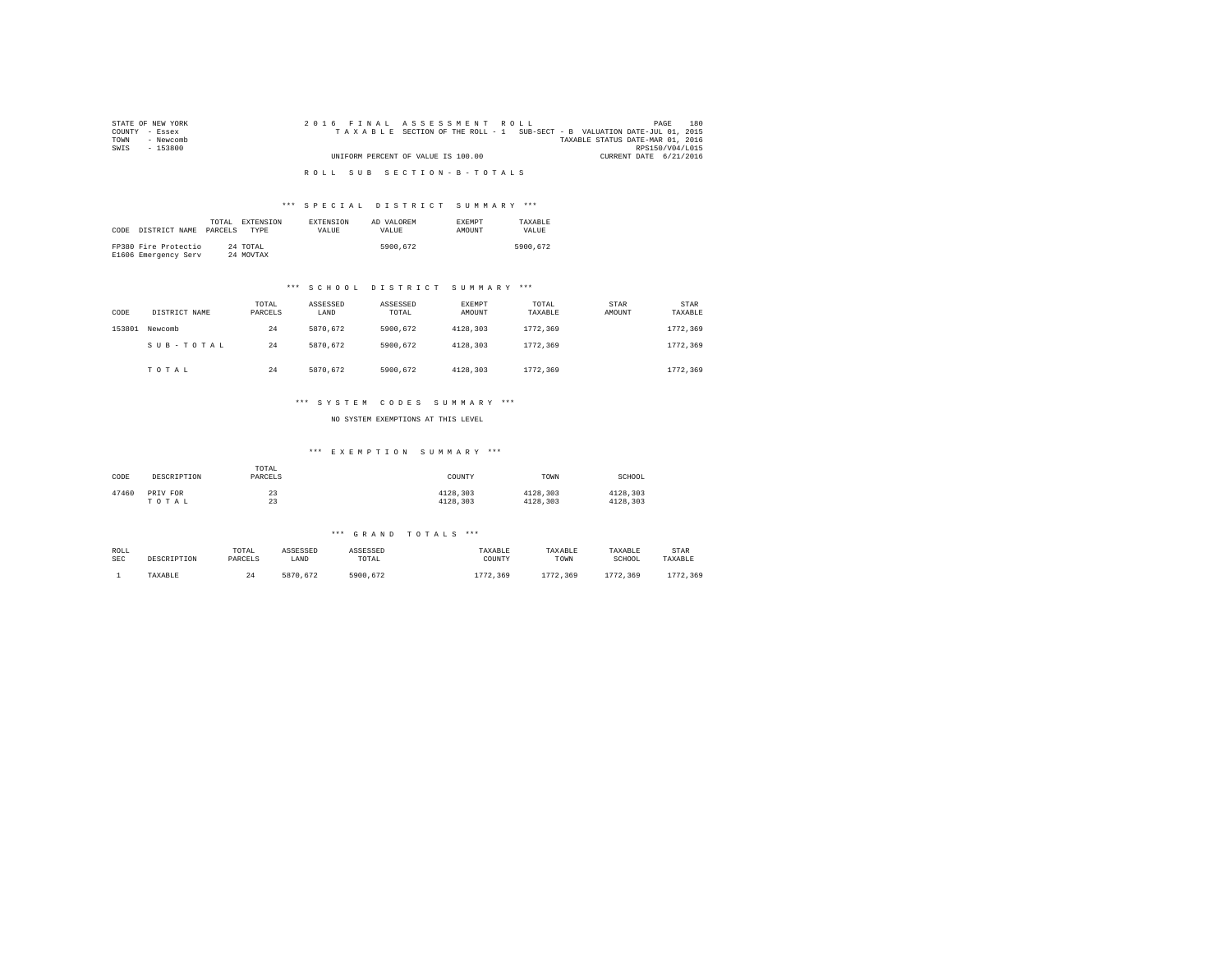STATE OF NEW YORK
COUNTY - Essex
TOWN - Newcomb
SWIS - 153800

2016 FINAL ASSESSMENT ROLL
TAXABLE SECTION OF THE ROLL - 1 SUB-SECT - B VALUATION DATE-JUL 01, 2015
TAXABLE STATUS DATE-MAR 01, 2016
RPS150/V04/L015
UNIFORM PERCENT OF VALUE IS 100.00
CURRENT DATE 6/21/2016

ROLL SUB SECTION-B-TOTALS

### *** SPECIAL DISTRICT SUMMARY ***

| CODE | DISTRICT NAME | TOTAL PARCELS | EXTENSION TYPE | EXTENSION VALUE | AD VALOREM VALUE | EXEMPT AMOUNT | TAXABLE VALUE |
|---|---|---|---|---|---|---|---|
| FP380 | Fire Protectio | 24 | TOTAL | | 5900,672 | | 5900,672 |
| E1606 | Emergency Serv | 24 | MOVTAX | | | | |

### *** SCHOOL DISTRICT SUMMARY ***

| CODE | DISTRICT NAME | TOTAL PARCELS | ASSESSED LAND | ASSESSED TOTAL | EXEMPT AMOUNT | TOTAL TAXABLE | STAR AMOUNT | STAR TAXABLE |
|---|---|---|---|---|---|---|---|---|
| 153801 | Newcomb | 24 | 5870,672 | 5900,672 | 4128,303 | 1772,369 | | 1772,369 |
| | SUB-TOTAL | 24 | 5870,672 | 5900,672 | 4128,303 | 1772,369 | | 1772,369 |
| | TOTAL | 24 | 5870,672 | 5900,672 | 4128,303 | 1772,369 | | 1772,369 |

### *** SYSTEM CODES SUMMARY ***

NO SYSTEM EXEMPTIONS AT THIS LEVEL

### *** EXEMPTION SUMMARY ***

| CODE | DESCRIPTION | TOTAL PARCELS | COUNTY | TOWN | SCHOOL |
|---|---|---|---|---|---|
| 47460 | PRIV FOR | 23 | 4128,303 | 4128,303 | 4128,303 |
| | TOTAL | 23 | 4128,303 | 4128,303 | 4128,303 |

### *** GRAND TOTALS ***

| ROLL SEC | DESCRIPTION | TOTAL PARCELS | ASSESSED LAND | ASSESSED TOTAL | TAXABLE COUNTY | TAXABLE TOWN | TAXABLE SCHOOL | STAR TAXABLE |
|---|---|---|---|---|---|---|---|---|
| 1 | TAXABLE | 24 | 5870,672 | 5900,672 | 1772,369 | 1772,369 | 1772,369 | 1772,369 |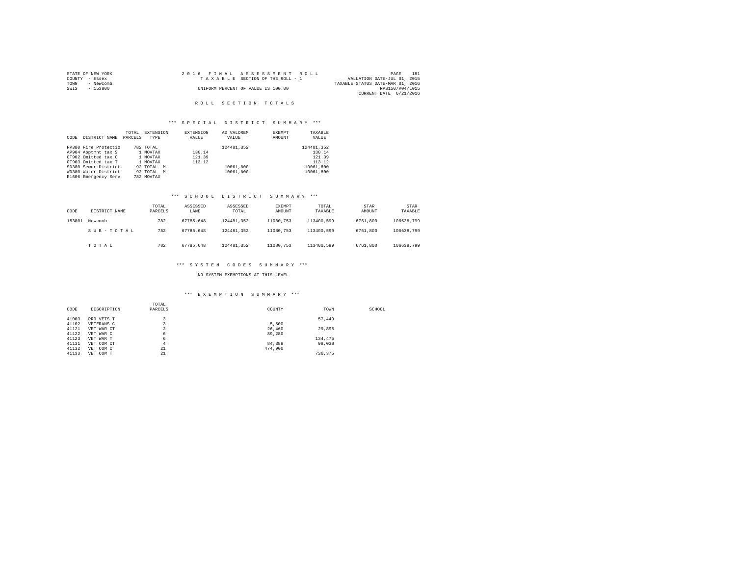STATE OF NEW YORK
COUNTY - Essex
TOWN - Newcomb
SWIS - 153800

2016 FINAL ASSESSMENT ROLL
TAXABLE SECTION OF THE ROLL - 1
UNIFORM PERCENT OF VALUE IS 100.00

PAGE 181
VALUATION DATE-JUL 01, 2015
TAXABLE STATUS DATE-MAR 01, 2016
RPS150/V04/L015
CURRENT DATE 6/21/2016

## ROLL SECTION TOTALS

### *** SPECIAL DISTRICT SUMMARY ***

| CODE | DISTRICT NAME | TOTAL PARCELS | EXTENSION TYPE | EXTENSION VALUE | AD VALOREM VALUE | EXEMPT AMOUNT | TAXABLE VALUE |
|---|---|---|---|---|---|---|---|
| FP380 | Fire Protectio | 782 | TOTAL | | 124481,352 | | 124481,352 |
| AP904 | Apptmnt tax S | 1 | MOVTAX | 130.14 | | | 130.14 |
| OT902 | Omitted tax C | 1 | MOVTAX | 121.39 | | | 121.39 |
| OT903 | Omitted tax T | 1 | MOVTAX | 113.12 | | | 113.12 |
| SD380 | Sewer District | 92 | TOTAL M | | 10061,800 | | 10061,800 |
| WD380 | Water District | 92 | TOTAL M | | 10061,800 | | 10061,800 |
| E1606 | Emergency Serv | 782 | MOVTAX | | | | |

### *** SCHOOL DISTRICT SUMMARY ***

| CODE | DISTRICT NAME | TOTAL PARCELS | ASSESSED LAND | ASSESSED TOTAL | EXEMPT AMOUNT | TOTAL TAXABLE | STAR AMOUNT | STAR TAXABLE |
|---|---|---|---|---|---|---|---|---|
| 153801 | Newcomb | 782 | 67785,648 | 124481,352 | 11080,753 | 113400,599 | 6761,800 | 106638,799 |
| | SUB-TOTAL | 782 | 67785,648 | 124481,352 | 11080,753 | 113400,599 | 6761,800 | 106638,799 |
| | TOTAL | 782 | 67785,648 | 124481,352 | 11080,753 | 113400,599 | 6761,800 | 106638,799 |

### *** SYSTEM CODES SUMMARY ***

NO SYSTEM EXEMPTIONS AT THIS LEVEL

### *** EXEMPTION SUMMARY ***

| CODE | DESCRIPTION | TOTAL PARCELS | COUNTY | TOWN | SCHOOL |
|---|---|---|---|---|---|
| 41003 | PRO VETS T | 3 | | 57,449 | |
| 41102 | VETERANS C | 3 | 5,500 | | |
| 41121 | VET WAR CT | 2 | 26,460 | 29,895 | |
| 41122 | VET WAR C | 6 | 89,280 | | |
| 41123 | VET WAR T | 6 | | 134,475 | |
| 41131 | VET COM CT | 4 | 84,388 | 98,038 | |
| 41132 | VET COM C | 21 | 474,900 | | |
| 41133 | VET COM T | 21 | | 736,375 | |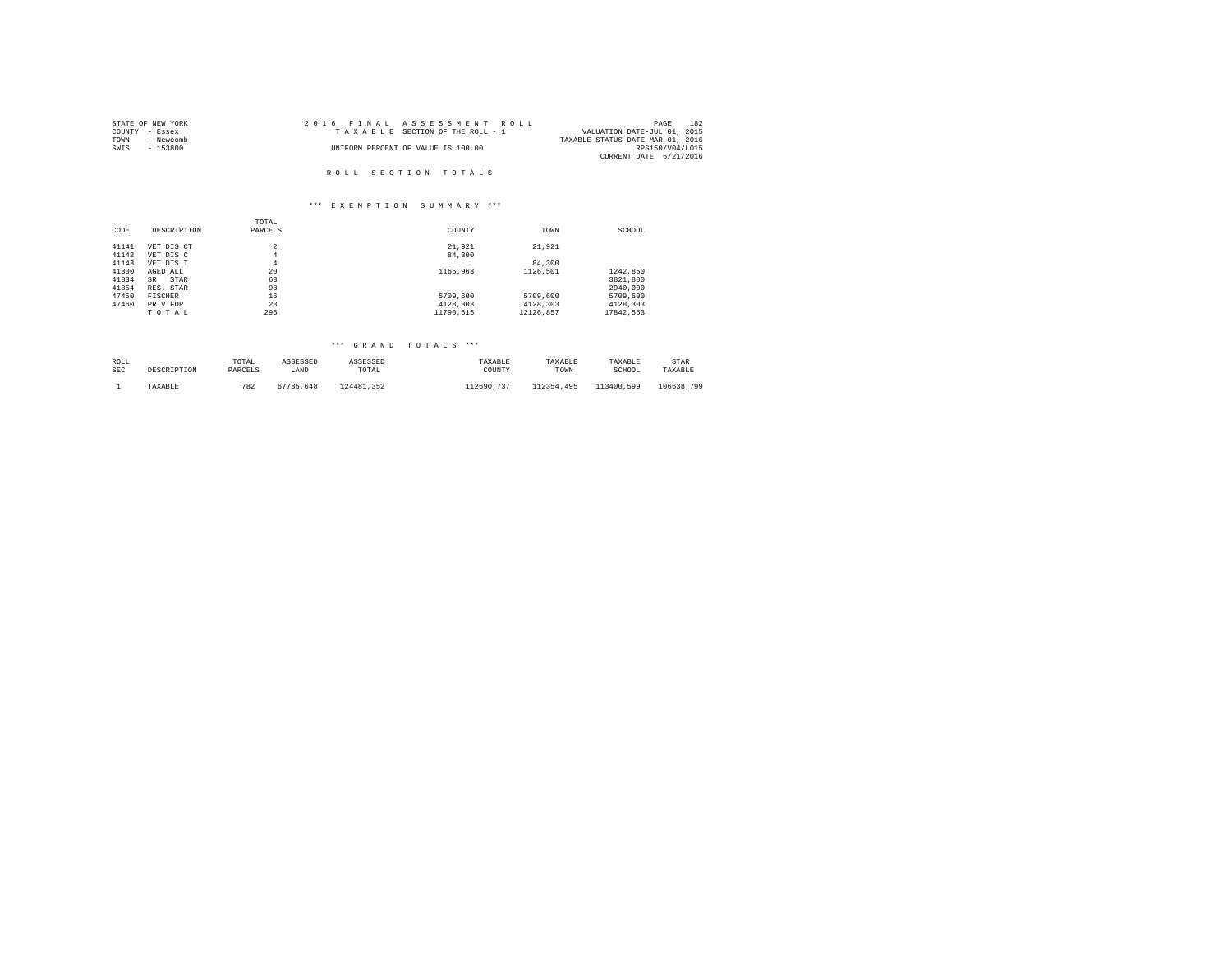STATE OF NEW YORK
COUNTY - Essex
TOWN - Newcomb
SWIS - 153800

2016 FINAL ASSESSMENT ROLL
TAXABLE SECTION OF THE ROLL - 1
UNIFORM PERCENT OF VALUE IS 100.00

VALUATION DATE-JUL 01, 2015
TAXABLE STATUS DATE-MAR 01, 2016
RPS150/V04/L015
CURRENT DATE 6/21/2016

## ROLL SECTION TOTALS

### *** EXEMPTION SUMMARY ***

| CODE | DESCRIPTION | TOTAL PARCELS | COUNTY | TOWN | SCHOOL |
|---|---|---|---|---|---|
| 41141 | VET DIS CT | 2 | 21,921 | 21,921 | |
| 41142 | VET DIS C | 4 | 84,300 | | |
| 41143 | VET DIS T | 4 | | 84,300 | |
| 41800 | AGED ALL | 20 | 1165,963 | 1126,501 | 1242,850 |
| 41834 | SR STAR | 63 | | | 3821,800 |
| 41854 | RES. STAR | 98 | | | 2940,000 |
| 47450 | FISCHER | 16 | 5709,600 | 5709,600 | 5709,600 |
| 47460 | PRIV FOR | 23 | 4128,303 | 4128,303 | 4128,303 |
| | T O T A L | 296 | 11790,615 | 12126,857 | 17842,553 |

### *** GRAND TOTALS ***

| ROLL SEC | DESCRIPTION | TOTAL PARCELS | ASSESSED LAND | ASSESSED TOTAL | TAXABLE COUNTY | TAXABLE TOWN | TAXABLE SCHOOL | STAR TAXABLE |
|---|---|---|---|---|---|---|---|---|
| 1 | TAXABLE | 782 | 67785,648 | 124481,352 | 112690,737 | 112354,495 | 113400,599 | 106638,799 |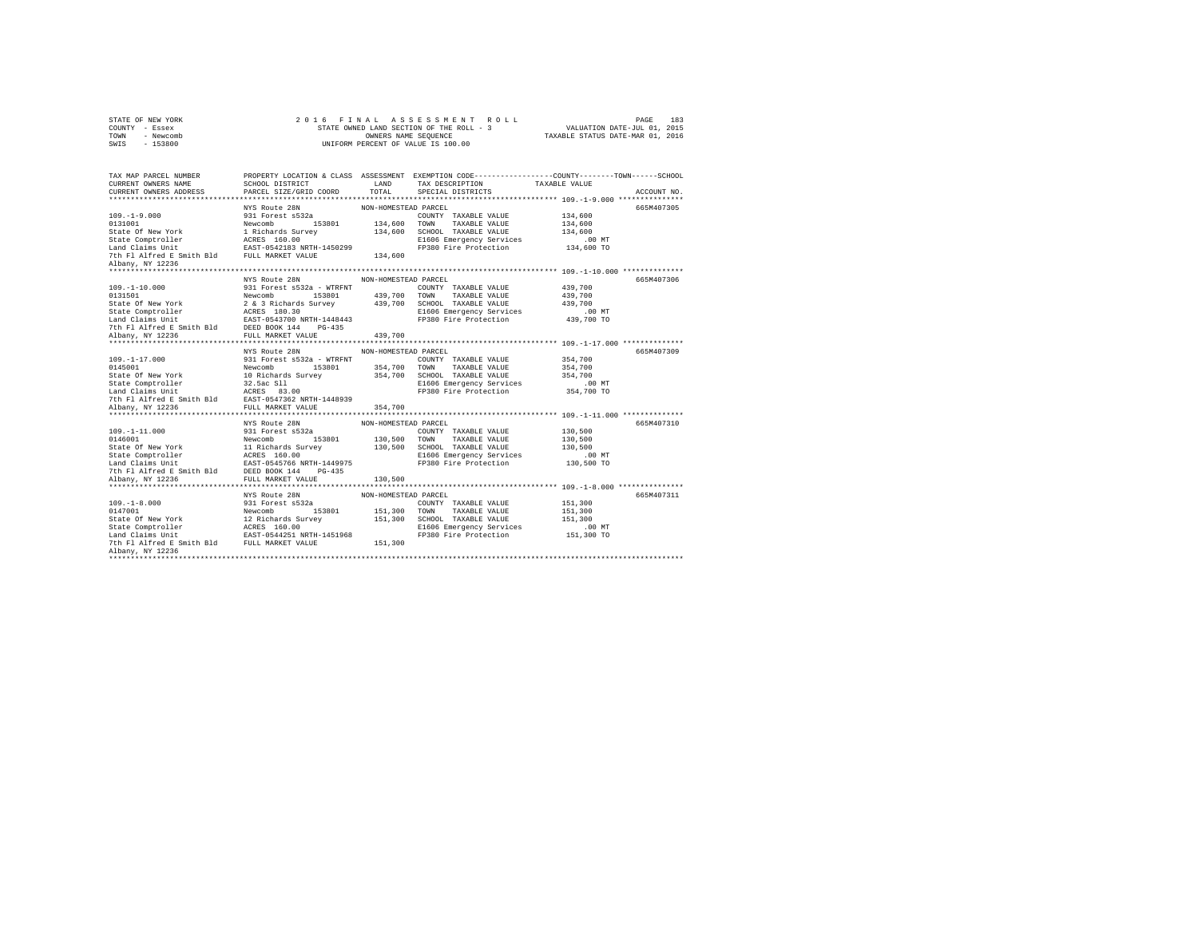STATE OF NEW YORK  
COUNTY - Essex  
TOWN - Newcomb  
SWIS - 153800

2016 FINAL ASSESSMENT ROLL  
STATE OWNED LAND SECTION OF THE ROLL - 3  
OWNERS NAME SEQUENCE  
UNIFORM PERCENT OF VALUE IS 100.00

VALUATION DATE-JUL 01, 2015  
TAXABLE STATUS DATE-MAR 01, 2016

```
TAX MAP PARCEL NUMBER      PROPERTY LOCATION & CLASS  ASSESSMENT  EXEMPTION CODE-----------------COUNTY--------TOWN------SCHOOL
CURRENT OWNERS NAME        SCHOOL DISTRICT            LAND        TAX DESCRIPTION            TAXABLE VALUE
CURRENT OWNERS ADDRESS     PARCEL SIZE/GRID COORD     TOTAL       SPECIAL DISTRICTS                                  ACCOUNT NO.
************************************************************************************************ 109.-1-9.000 ***************
                           NYS Route 28N              NON-HOMESTEAD PARCEL                                            665M407305
109.-1-9.000               931 Forest s532a                       COUNTY  TAXABLE VALUE         134,600
0131001                    Newcomb      153801        134,600     TOWN    TAXABLE VALUE         134,600
State Of New York          1 Richards Survey          134,600     SCHOOL  TAXABLE VALUE         134,600
State Comptroller          ACRES 160.00                           E1606 Emergency Services          .00 MT
Land Claims Unit           EAST-0542183 NRTH-1450299              FP380 Fire Protection         134,600 TO
7th Fl Alfred E Smith Bld  FULL MARKET VALUE          134,600
Albany, NY 12236
************************************************************************************************ 109.-1-10.000 **************
                           NYS Route 28N              NON-HOMESTEAD PARCEL                                            665M407306
109.-1-10.000              931 Forest s532a - WTRFNT              COUNTY  TAXABLE VALUE         439,700
0131501                    Newcomb      153801        439,700     TOWN    TAXABLE VALUE         439,700
State Of New York          2 & 3 Richards Survey      439,700     SCHOOL  TAXABLE VALUE         439,700
State Comptroller          ACRES 180.30                           E1606 Emergency Services          .00 MT
Land Claims Unit           EAST-0543700 NRTH-1448443              FP380 Fire Protection         439,700 TO
7th Fl Alfred E Smith Bld  DEED BOOK 144   PG-435
Albany, NY 12236           FULL MARKET VALUE          439,700
************************************************************************************************ 109.-1-17.000 **************
                           NYS Route 28N              NON-HOMESTEAD PARCEL                                            665M407309
109.-1-17.000              931 Forest s532a - WTRFNT              COUNTY  TAXABLE VALUE         354,700
0145001                    Newcomb      153801        354,700     TOWN    TAXABLE VALUE         354,700
State Of New York          10 Richards Survey         354,700     SCHOOL  TAXABLE VALUE         354,700
State Comptroller          32.5ac Sll                             E1606 Emergency Services          .00 MT
Land Claims Unit           ACRES  83.00                           FP380 Fire Protection         354,700 TO
7th Fl Alfred E Smith Bld  EAST-0547362 NRTH-1448939
Albany, NY 12236           FULL MARKET VALUE          354,700
************************************************************************************************ 109.-1-11.000 **************
                           NYS Route 28N              NON-HOMESTEAD PARCEL                                            665M407310
109.-1-11.000              931 Forest s532a                       COUNTY  TAXABLE VALUE         130,500
0146001                    Newcomb      153801        130,500     TOWN    TAXABLE VALUE         130,500
State Of New York          11 Richards Survey         130,500     SCHOOL  TAXABLE VALUE         130,500
State Comptroller          ACRES 160.00                           E1606 Emergency Services          .00 MT
Land Claims Unit           EAST-0545766 NRTH-1449975              FP380 Fire Protection         130,500 TO
7th Fl Alfred E Smith Bld  DEED BOOK 144   PG-435
Albany, NY 12236           FULL MARKET VALUE          130,500
************************************************************************************************ 109.-1-8.000 ***************
                           NYS Route 28N              NON-HOMESTEAD PARCEL                                            665M407311
109.-1-8.000               931 Forest s532a                       COUNTY  TAXABLE VALUE         151,300
0147001                    Newcomb      153801        151,300     TOWN    TAXABLE VALUE         151,300
State Of New York          12 Richards Survey         151,300     SCHOOL  TAXABLE VALUE         151,300
State Comptroller          ACRES 160.00                           E1606 Emergency Services          .00 MT
Land Claims Unit           EAST-0544251 NRTH-1451968              FP380 Fire Protection         151,300 TO
7th Fl Alfred E Smith Bld  FULL MARKET VALUE          151,300
Albany, NY 12236
******************************************************************************************************************************
```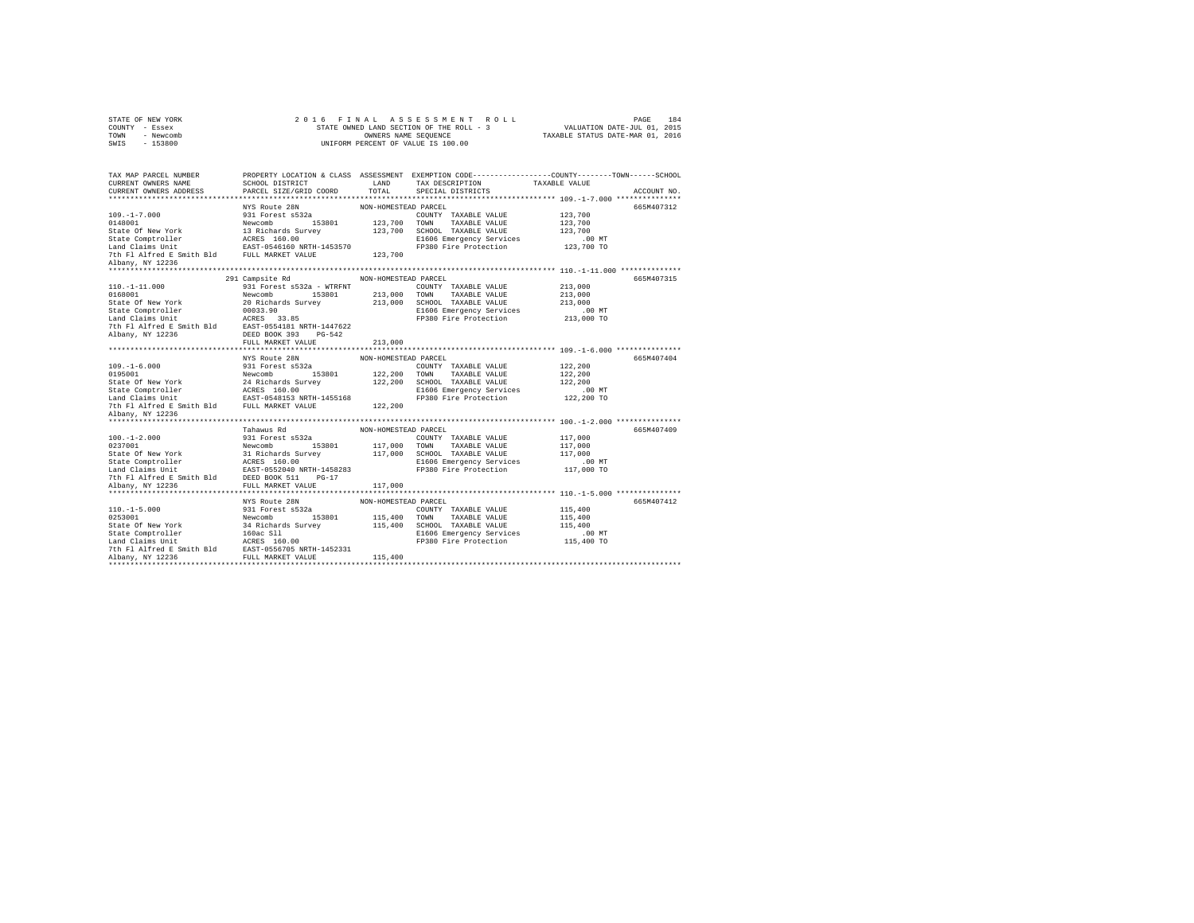STATE OF NEW YORK
COUNTY - Essex
TOWN - Newcomb
SWIS - 153800

2016 FINAL ASSESSMENT ROLL
STATE OWNED LAND SECTION OF THE ROLL - 3
OWNERS NAME SEQUENCE
UNIFORM PERCENT OF VALUE IS 100.00

VALUATION DATE-JUL 01, 2015
TAXABLE STATUS DATE-MAR 01, 2016

| TAX MAP PARCEL NUMBER / CURRENT OWNERS NAME / CURRENT OWNERS ADDRESS | PROPERTY LOCATION & CLASS / SCHOOL DISTRICT / PARCEL SIZE/GRID COORD | ASSESSMENT LAND / TOTAL | EXEMPTION CODE / TAX DESCRIPTION / SPECIAL DISTRICTS | COUNTY--------TOWN------SCHOOL TAXABLE VALUE | ACCOUNT NO. |
|---|---|---|---|---|---|
| **109.-1-7.000** | NYS Route 28N | NON-HOMESTEAD PARCEL | | | 665M407312 |
| 109.-1-7.000 | 931 Forest s532a | | COUNTY TAXABLE VALUE | 123,700 | |
| 0148001 | Newcomb 153801 | 123,700 | TOWN TAXABLE VALUE | 123,700 | |
| State Of New York | 13 Richards Survey | 123,700 | SCHOOL TAXABLE VALUE | 123,700 | |
| State Comptroller | ACRES 160.00 | | E1606 Emergency Services | .00 MT | |
| Land Claims Unit | EAST-0546160 NRTH-1453570 | | FP380 Fire Protection | 123,700 TO | |
| 7th Fl Alfred E Smith Bld | FULL MARKET VALUE | 123,700 | | | |
| Albany, NY 12236 | | | | | |
| **110.-1-11.000** | 291 Campsite Rd | NON-HOMESTEAD PARCEL | | | 665M407315 |
| 110.-1-11.000 | 931 Forest s532a - WTRFNT | | COUNTY TAXABLE VALUE | 213,000 | |
| 0168001 | Newcomb 153801 | 213,000 | TOWN TAXABLE VALUE | 213,000 | |
| State Of New York | 20 Richards Survey | 213,000 | SCHOOL TAXABLE VALUE | 213,000 | |
| State Comptroller | 00033.90 | | E1606 Emergency Services | .00 MT | |
| Land Claims Unit | ACRES 33.85 | | FP380 Fire Protection | 213,000 TO | |
| 7th Fl Alfred E Smith Bld | EAST-0554181 NRTH-1447622 | | | | |
| Albany, NY 12236 | DEED BOOK 393 PG-542 | | | | |
| | FULL MARKET VALUE | 213,000 | | | |
| **109.-1-6.000** | NYS Route 28N | NON-HOMESTEAD PARCEL | | | 665M407404 |
| 109.-1-6.000 | 931 Forest s532a | | COUNTY TAXABLE VALUE | 122,200 | |
| 0195001 | Newcomb 153801 | 122,200 | TOWN TAXABLE VALUE | 122,200 | |
| State Of New York | 24 Richards Survey | 122,200 | SCHOOL TAXABLE VALUE | 122,200 | |
| State Comptroller | ACRES 160.00 | | E1606 Emergency Services | .00 MT | |
| Land Claims Unit | EAST-0548153 NRTH-1455168 | | FP380 Fire Protection | 122,200 TO | |
| 7th Fl Alfred E Smith Bld | FULL MARKET VALUE | 122,200 | | | |
| Albany, NY 12236 | | | | | |
| **100.-1-2.000** | Tahawus Rd | NON-HOMESTEAD PARCEL | | | 665M407409 |
| 100.-1-2.000 | 931 Forest s532a | | COUNTY TAXABLE VALUE | 117,000 | |
| 0237001 | Newcomb 153801 | 117,000 | TOWN TAXABLE VALUE | 117,000 | |
| State Of New York | 31 Richards Survey | 117,000 | SCHOOL TAXABLE VALUE | 117,000 | |
| State Comptroller | ACRES 160.00 | | E1606 Emergency Services | .00 MT | |
| Land Claims Unit | EAST-0552040 NRTH-1458283 | | FP380 Fire Protection | 117,000 TO | |
| 7th Fl Alfred E Smith Bld | DEED BOOK 511 PG-17 | | | | |
| Albany, NY 12236 | FULL MARKET VALUE | 117,000 | | | |
| **110.-1-5.000** | NYS Route 28N | NON-HOMESTEAD PARCEL | | | 665M407412 |
| 110.-1-5.000 | 931 Forest s532a | | COUNTY TAXABLE VALUE | 115,400 | |
| 0253001 | Newcomb 153801 | 115,400 | TOWN TAXABLE VALUE | 115,400 | |
| State Of New York | 34 Richards Survey | 115,400 | SCHOOL TAXABLE VALUE | 115,400 | |
| State Comptroller | 160ac Sll | | E1606 Emergency Services | .00 MT | |
| Land Claims Unit | ACRES 160.00 | | FP380 Fire Protection | 115,400 TO | |
| 7th Fl Alfred E Smith Bld | EAST-0556705 NRTH-1452331 | | | | |
| Albany, NY 12236 | FULL MARKET VALUE | 115,400 | | | |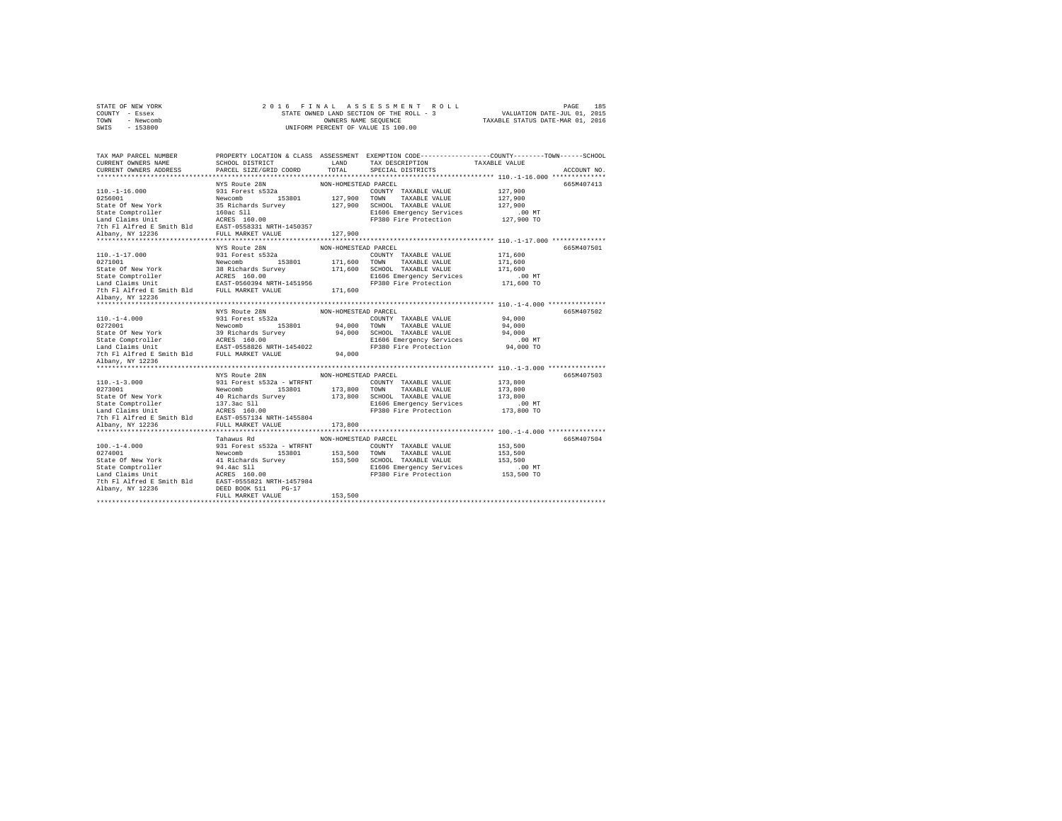STATE OF NEW YORK
COUNTY - Essex
TOWN - Newcomb
SWIS - 153800

2016 FINAL ASSESSMENT ROLL
STATE OWNED LAND SECTION OF THE ROLL - 3
OWNERS NAME SEQUENCE
UNIFORM PERCENT OF VALUE IS 100.00

VALUATION DATE-JUL 01, 2015
TAXABLE STATUS DATE-MAR 01, 2016

| TAX MAP PARCEL NUMBER / CURRENT OWNERS NAME / CURRENT OWNERS ADDRESS | PROPERTY LOCATION & CLASS / SCHOOL DISTRICT / PARCEL SIZE/GRID COORD | ASSESSMENT LAND / TOTAL | EXEMPTION CODE / TAX DESCRIPTION / SPECIAL DISTRICTS | COUNTY / TOWN / SCHOOL TAXABLE VALUE | ACCOUNT NO. |
|---|---|---|---|---|---|
| **110.-1-16.000** | NYS Route 28N | NON-HOMESTEAD PARCEL | | | 665M407413 |
| 0256001 | 931 Forest s532a | | COUNTY TAXABLE VALUE | 127,900 | |
| State Of New York | Newcomb 153801 | 127,900 | TOWN TAXABLE VALUE | 127,900 | |
| State Comptroller | 35 Richards Survey | 127,900 | SCHOOL TAXABLE VALUE | 127,900 | |
| Land Claims Unit | 160ac Sll | | E1606 Emergency Services | .00 MT | |
| 7th Fl Alfred E Smith Bld | ACRES 160.00 | | FP380 Fire Protection | 127,900 TO | |
| Albany, NY 12236 | EAST-0558331 NRTH-1450357 | | | | |
| | FULL MARKET VALUE | 127,900 | | | |
| **110.-1-17.000** | NYS Route 28N | NON-HOMESTEAD PARCEL | | | 665M407501 |
| 0271001 | 931 Forest s532a | | COUNTY TAXABLE VALUE | 171,600 | |
| State Of New York | Newcomb 153801 | 171,600 | TOWN TAXABLE VALUE | 171,600 | |
| State Comptroller | 38 Richards Survey | 171,600 | SCHOOL TAXABLE VALUE | 171,600 | |
| Land Claims Unit | ACRES 160.00 | | E1606 Emergency Services | .00 MT | |
| 7th Fl Alfred E Smith Bld | EAST-0560394 NRTH-1451956 | | FP380 Fire Protection | 171,600 TO | |
| Albany, NY 12236 | FULL MARKET VALUE | 171,600 | | | |
| **110.-1-4.000** | NYS Route 28N | NON-HOMESTEAD PARCEL | | | 665M407502 |
| 0272001 | 931 Forest s532a | | COUNTY TAXABLE VALUE | 94,000 | |
| State Of New York | Newcomb 153801 | 94,000 | TOWN TAXABLE VALUE | 94,000 | |
| State Comptroller | 39 Richards Survey | 94,000 | SCHOOL TAXABLE VALUE | 94,000 | |
| Land Claims Unit | ACRES 160.00 | | E1606 Emergency Services | .00 MT | |
| 7th Fl Alfred E Smith Bld | EAST-0558826 NRTH-1454022 | | FP380 Fire Protection | 94,000 TO | |
| Albany, NY 12236 | FULL MARKET VALUE | 94,000 | | | |
| **110.-1-3.000** | NYS Route 28N | NON-HOMESTEAD PARCEL | | | 665M407503 |
| 0273001 | 931 Forest s532a - WTRFNT | | COUNTY TAXABLE VALUE | 173,800 | |
| State Of New York | Newcomb 153801 | 173,800 | TOWN TAXABLE VALUE | 173,800 | |
| State Comptroller | 40 Richards Survey | 173,800 | SCHOOL TAXABLE VALUE | 173,800 | |
| Land Claims Unit | 137.3ac Sll | | E1606 Emergency Services | .00 MT | |
| 7th Fl Alfred E Smith Bld | ACRES 160.00 | | FP380 Fire Protection | 173,800 TO | |
| Albany, NY 12236 | EAST-0557134 NRTH-1455804 | | | | |
| | FULL MARKET VALUE | 173,800 | | | |
| **100.-1-4.000** | Tahawus Rd | NON-HOMESTEAD PARCEL | | | 665M407504 |
| 0274001 | 931 Forest s532a - WTRFNT | | COUNTY TAXABLE VALUE | 153,500 | |
| State Of New York | Newcomb 153801 | 153,500 | TOWN TAXABLE VALUE | 153,500 | |
| State Comptroller | 41 Richards Survey | 153,500 | SCHOOL TAXABLE VALUE | 153,500 | |
| Land Claims Unit | 94.4ac Sll | | E1606 Emergency Services | .00 MT | |
| 7th Fl Alfred E Smith Bld | ACRES 160.00 | | FP380 Fire Protection | 153,500 TO | |
| Albany, NY 12236 | EAST-0555821 NRTH-1457984 | | | | |
| | DEED BOOK 511 PG-17 | | | | |
| | FULL MARKET VALUE | 153,500 | | | |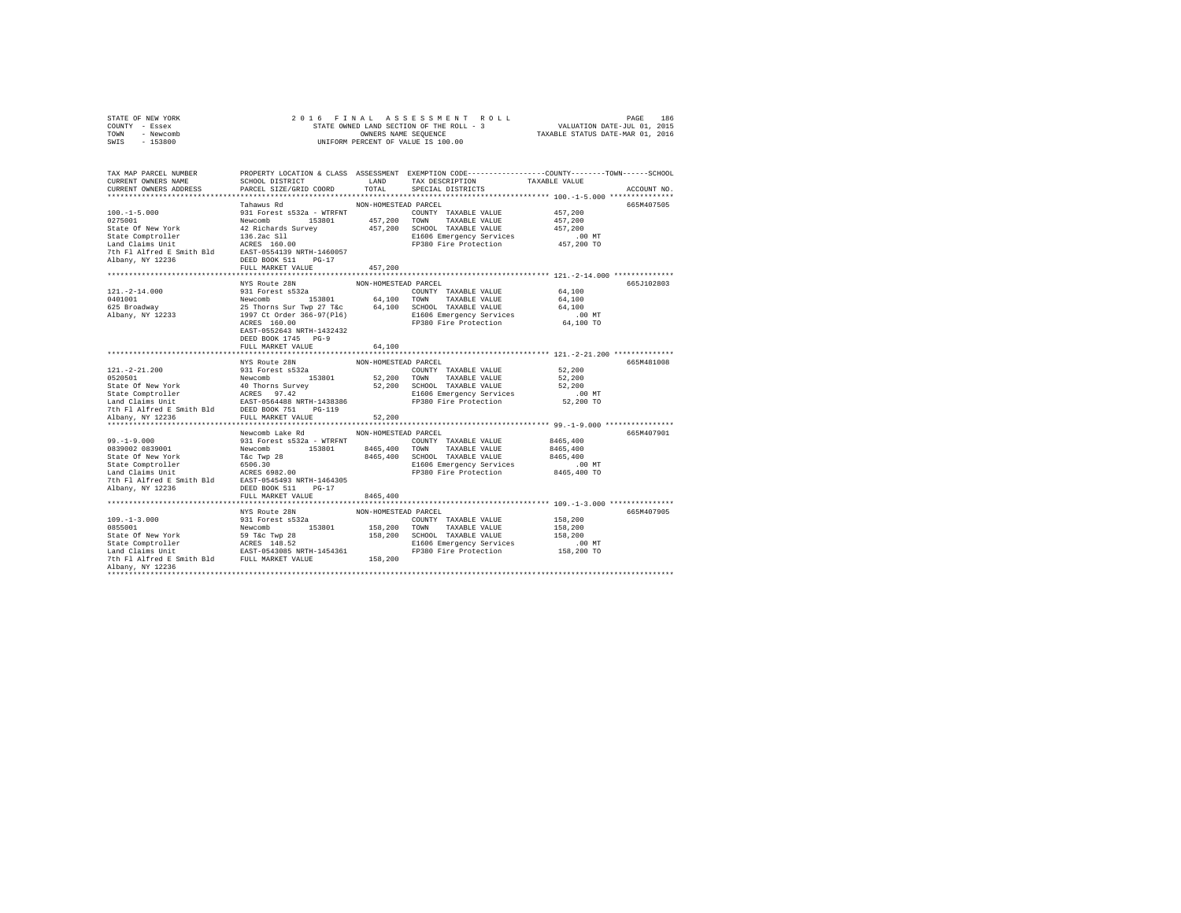STATE OF NEW YORK
COUNTY - Essex
TOWN - Newcomb
SWIS - 153800

2016 FINAL ASSESSMENT ROLL
STATE OWNED LAND SECTION OF THE ROLL - 3
OWNERS NAME SEQUENCE
UNIFORM PERCENT OF VALUE IS 100.00

VALUATION DATE-JUL 01, 2015
TAXABLE STATUS DATE-MAR 01, 2016

```
TAX MAP PARCEL NUMBER     PROPERTY LOCATION & CLASS  ASSESSMENT  EXEMPTION CODE-----------------COUNTY--------TOWN------SCHOOL
CURRENT OWNERS NAME       SCHOOL DISTRICT               LAND      TAX DESCRIPTION            TAXABLE VALUE
CURRENT OWNERS ADDRESS    PARCEL SIZE/GRID COORD        TOTAL     SPECIAL DISTRICTS                                    ACCOUNT NO.
******************************************************************************************** 100.-1-5.000 ***************
                          Tahawus Rd                NON-HOMESTEAD PARCEL                                               665M407505
100.-1-5.000              931 Forest s532a - WTRFNT            COUNTY  TAXABLE VALUE           457,200
0275001                   Newcomb      153801        457,200   TOWN    TAXABLE VALUE           457,200
State Of New York         42 Richards Survey         457,200   SCHOOL  TAXABLE VALUE           457,200
State Comptroller         136.2ac Sll                          E1606 Emergency Services             .00 MT
Land Claims Unit          ACRES  160.00                        FP380 Fire Protection           457,200 TO
7th Fl Alfred E Smith Bld EAST-0554139 NRTH-1460057
Albany, NY 12236          DEED BOOK 511   PG-17
                          FULL MARKET VALUE          457,200
******************************************************************************************** 121.-2-14.000 **************
                          NYS Route 28N             NON-HOMESTEAD PARCEL                                               665J102803
121.-2-14.000             931 Forest s532a                     COUNTY  TAXABLE VALUE            64,100
0401001                   Newcomb      153801         64,100   TOWN    TAXABLE VALUE            64,100
625 Broadway              25 Thorns Sur Twp 27 T&c    64,100   SCHOOL  TAXABLE VALUE            64,100
Albany, NY 12233          1997 Ct Order 366-97(Pl6)            E1606 Emergency Services             .00 MT
                          ACRES  160.00                        FP380 Fire Protection            64,100 TO
                          EAST-0552643 NRTH-1432432
                          DEED BOOK 1745   PG-9
                          FULL MARKET VALUE           64,100
******************************************************************************************** 121.-2-21.200 **************
                          NYS Route 28N             NON-HOMESTEAD PARCEL                                               665M481008
121.-2-21.200             931 Forest s532a                     COUNTY  TAXABLE VALUE            52,200
0520501                   Newcomb      153801         52,200   TOWN    TAXABLE VALUE            52,200
State Of New York         40 Thorns Survey            52,200   SCHOOL  TAXABLE VALUE            52,200
State Comptroller         ACRES   97.42                        E1606 Emergency Services             .00 MT
Land Claims Unit          EAST-0564488 NRTH-1438386            FP380 Fire Protection            52,200 TO
7th Fl Alfred E Smith Bld DEED BOOK 751   PG-119
Albany, NY 12236          FULL MARKET VALUE           52,200
******************************************************************************************** 99.-1-9.000 ****************
                          Newcomb Lake Rd           NON-HOMESTEAD PARCEL                                               665M407901
99.-1-9.000               931 Forest s532a - WTRFNT            COUNTY  TAXABLE VALUE          8465,400
0839002 0839001           Newcomb      153801       8465,400   TOWN    TAXABLE VALUE          8465,400
State Of New York         T&c Twp 28                8465,400   SCHOOL  TAXABLE VALUE          8465,400
State Comptroller         6506.30                              E1606 Emergency Services             .00 MT
Land Claims Unit          ACRES 6982.00                        FP380 Fire Protection          8465,400 TO
7th Fl Alfred E Smith Bld EAST-0545493 NRTH-1464305
Albany, NY 12236          DEED BOOK 511   PG-17
                          FULL MARKET VALUE         8465,400
******************************************************************************************** 109.-1-3.000 ***************
                          NYS Route 28N             NON-HOMESTEAD PARCEL                                               665M407905
109.-1-3.000              931 Forest s532a                     COUNTY  TAXABLE VALUE           158,200
0855001                   Newcomb      153801        158,200   TOWN    TAXABLE VALUE           158,200
State Of New York         59 T&c Twp 28              158,200   SCHOOL  TAXABLE VALUE           158,200
State Comptroller         ACRES  148.52                        E1606 Emergency Services             .00 MT
Land Claims Unit          EAST-0543085 NRTH-1454361            FP380 Fire Protection           158,200 TO
7th Fl Alfred E Smith Bld FULL MARKET VALUE          158,200
Albany, NY 12236
****************************************************************************************************************************
```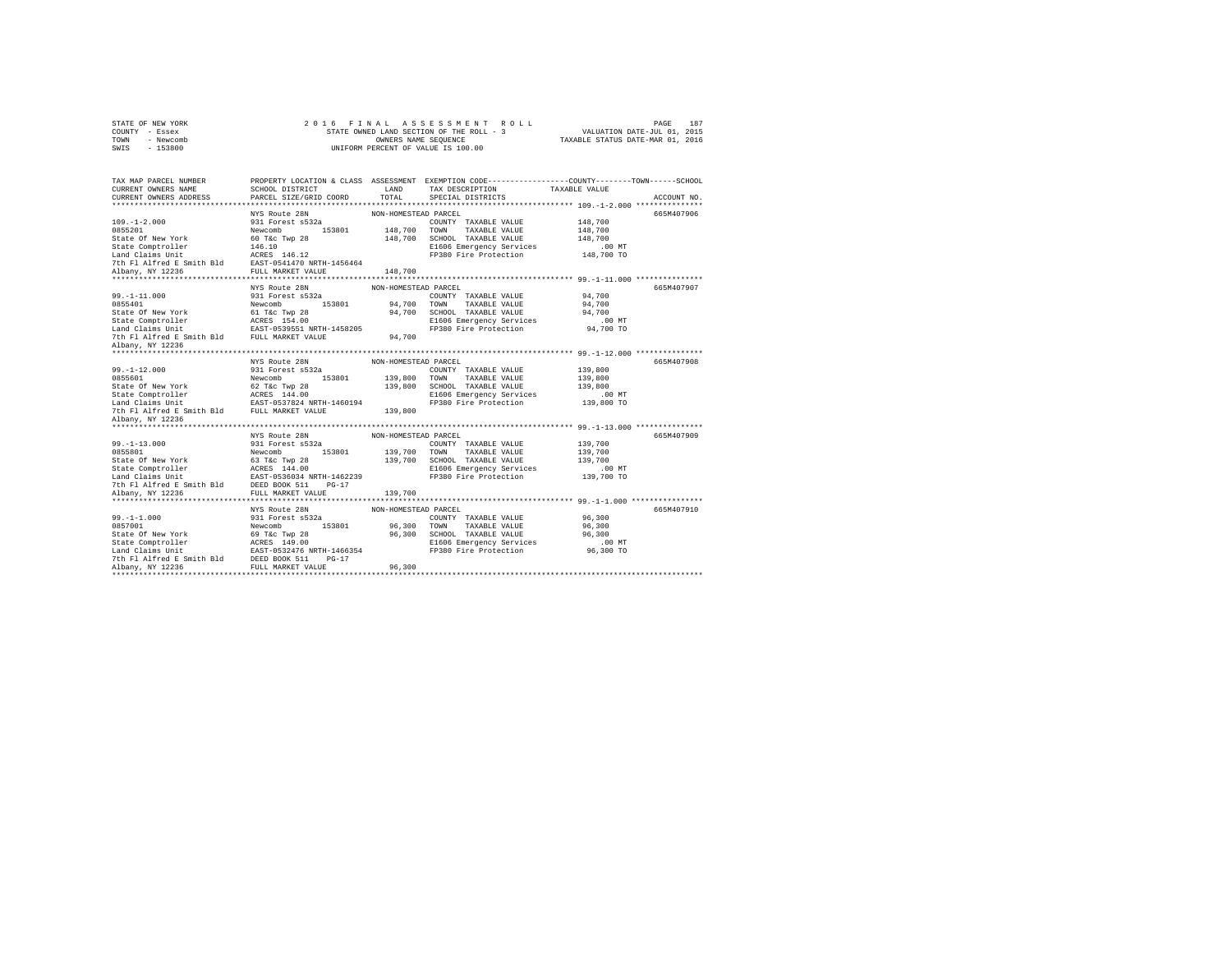STATE OF NEW YORK
COUNTY - Essex
TOWN - Newcomb
SWIS - 153800

2016 FINAL ASSESSMENT ROLL
STATE OWNED LAND SECTION OF THE ROLL - 3
OWNERS NAME SEQUENCE
UNIFORM PERCENT OF VALUE IS 100.00

VALUATION DATE-JUL 01, 2015
TAXABLE STATUS DATE-MAR 01, 2016

| TAX MAP PARCEL NUMBER / CURRENT OWNERS NAME / CURRENT OWNERS ADDRESS | PROPERTY LOCATION & CLASS / SCHOOL DISTRICT / PARCEL SIZE/GRID COORD | ASSESSMENT LAND / TOTAL | EXEMPTION CODE / TAX DESCRIPTION / SPECIAL DISTRICTS | TAXABLE VALUE (COUNTY--TOWN--SCHOOL) | ACCOUNT NO. |
|---|---|---|---|---|---|
| **109.-1-2.000** | NYS Route 28N | NON-HOMESTEAD PARCEL | | | 665M407906 |
| 0855201 | 931 Forest s532a | | COUNTY TAXABLE VALUE | 148,700 | |
| State Of New York | Newcomb 153801 | 148,700 | TOWN TAXABLE VALUE | 148,700 | |
| State Comptroller | 60 T&c Twp 28 | 148,700 | SCHOOL TAXABLE VALUE | 148,700 | |
| Land Claims Unit | 146.10 | | E1606 Emergency Services | .00 MT | |
| 7th Fl Alfred E Smith Bld | ACRES 146.12 | | FP380 Fire Protection | 148,700 TO | |
| Albany, NY 12236 | EAST-0541470 NRTH-1456464 | | | | |
| | FULL MARKET VALUE | 148,700 | | | |
| **99.-1-11.000** | NYS Route 28N | NON-HOMESTEAD PARCEL | | | 665M407907 |
| 0855401 | 931 Forest s532a | | COUNTY TAXABLE VALUE | 94,700 | |
| State Of New York | Newcomb 153801 | 94,700 | TOWN TAXABLE VALUE | 94,700 | |
| State Comptroller | 61 T&c Twp 28 | 94,700 | SCHOOL TAXABLE VALUE | 94,700 | |
| Land Claims Unit | ACRES 154.00 | | E1606 Emergency Services | .00 MT | |
| 7th Fl Alfred E Smith Bld | EAST-0539551 NRTH-1458205 | | FP380 Fire Protection | 94,700 TO | |
| Albany, NY 12236 | FULL MARKET VALUE | 94,700 | | | |
| **99.-1-12.000** | NYS Route 28N | NON-HOMESTEAD PARCEL | | | 665M407908 |
| 0855601 | 931 Forest s532a | | COUNTY TAXABLE VALUE | 139,800 | |
| State Of New York | Newcomb 153801 | 139,800 | TOWN TAXABLE VALUE | 139,800 | |
| State Comptroller | 62 T&c Twp 28 | 139,800 | SCHOOL TAXABLE VALUE | 139,800 | |
| Land Claims Unit | ACRES 144.00 | | E1606 Emergency Services | .00 MT | |
| 7th Fl Alfred E Smith Bld | EAST-0537824 NRTH-1460194 | | FP380 Fire Protection | 139,800 TO | |
| Albany, NY 12236 | FULL MARKET VALUE | 139,800 | | | |
| **99.-1-13.000** | NYS Route 28N | NON-HOMESTEAD PARCEL | | | 665M407909 |
| 0855801 | 931 Forest s532a | | COUNTY TAXABLE VALUE | 139,700 | |
| State Of New York | Newcomb 153801 | 139,700 | TOWN TAXABLE VALUE | 139,700 | |
| State Comptroller | 63 T&c Twp 28 | 139,700 | SCHOOL TAXABLE VALUE | 139,700 | |
| Land Claims Unit | ACRES 144.00 | | E1606 Emergency Services | .00 MT | |
| 7th Fl Alfred E Smith Bld | EAST-0536034 NRTH-1462239 | | FP380 Fire Protection | 139,700 TO | |
| Albany, NY 12236 | DEED BOOK 511 PG-17 | | | | |
| | FULL MARKET VALUE | 139,700 | | | |
| **99.-1-1.000** | NYS Route 28N | NON-HOMESTEAD PARCEL | | | 665M407910 |
| 0857001 | 931 Forest s532a | | COUNTY TAXABLE VALUE | 96,300 | |
| State Of New York | Newcomb 153801 | 96,300 | TOWN TAXABLE VALUE | 96,300 | |
| State Comptroller | 69 T&c Twp 28 | 96,300 | SCHOOL TAXABLE VALUE | 96,300 | |
| Land Claims Unit | ACRES 149.00 | | E1606 Emergency Services | .00 MT | |
| 7th Fl Alfred E Smith Bld | EAST-0532476 NRTH-1466354 | | FP380 Fire Protection | 96,300 TO | |
| Albany, NY 12236 | DEED BOOK 511 PG-17 | | | | |
| | FULL MARKET VALUE | 96,300 | | | |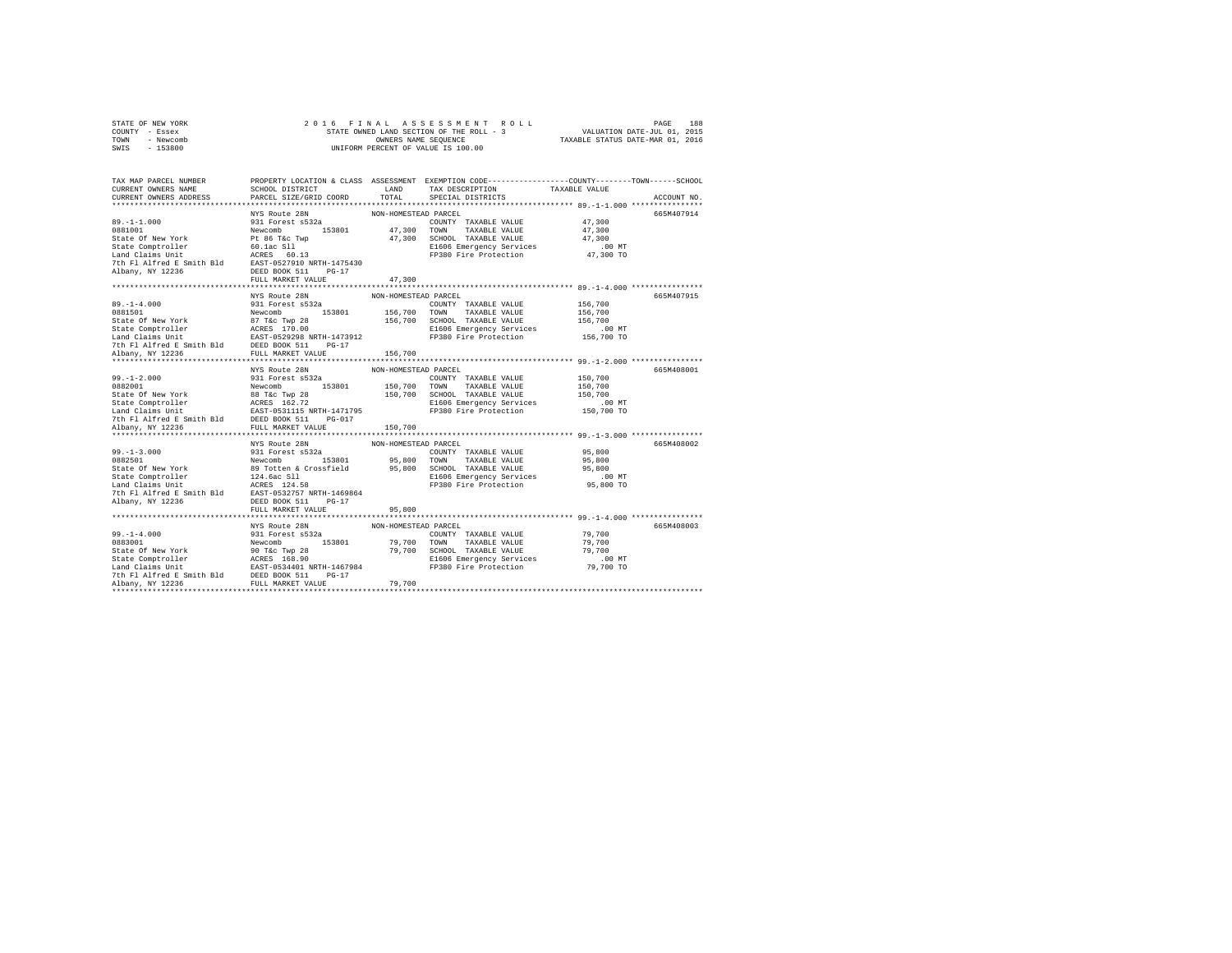```
STATE OF NEW YORK                    2 0 1 6   F I N A L   A S S E S S M E N T   R O L L                    PAGE   188
COUNTY  - Essex                         STATE OWNED LAND SECTION OF THE ROLL - 3              VALUATION DATE-JUL 01, 2015
TOWN    - Newcomb                              OWNERS NAME SEQUENCE                        TAXABLE STATUS DATE-MAR 01, 2016
SWIS    - 153800                            UNIFORM PERCENT OF VALUE IS 100.00

TAX MAP PARCEL NUMBER          PROPERTY LOCATION & CLASS  ASSESSMENT  EXEMPTION CODE-----------------COUNTY--------TOWN------SCHOOL
CURRENT OWNERS NAME            SCHOOL DISTRICT              LAND      TAX DESCRIPTION            TAXABLE VALUE
CURRENT OWNERS ADDRESS         PARCEL SIZE/GRID COORD       TOTAL     SPECIAL DISTRICTS                                   ACCOUNT NO.
******************************************************************************************************* 89.-1-1.000 ****************
                               NYS Route 28N               NON-HOMESTEAD PARCEL                                           665M407914
89.-1-1.000                    931 Forest s532a                       COUNTY  TAXABLE VALUE            47,300
0881001                        Newcomb        153801        47,300    TOWN    TAXABLE VALUE            47,300
State Of New York              Pt 86 T&c Twp                47,300    SCHOOL  TAXABLE VALUE            47,300
State Comptroller              60.1ac Sll                             E1606 Emergency Services            .00 MT
Land Claims Unit               ACRES   60.13                          FP380 Fire Protection            47,300 TO
7th Fl Alfred E Smith Bld      EAST-0527910 NRTH-1475430
Albany, NY 12236               DEED BOOK 511    PG-17
                               FULL MARKET VALUE            47,300
******************************************************************************************************* 89.-1-4.000 ****************
                               NYS Route 28N               NON-HOMESTEAD PARCEL                                           665M407915
89.-1-4.000                    931 Forest s532a                       COUNTY  TAXABLE VALUE           156,700
0881501                        Newcomb        153801       156,700    TOWN    TAXABLE VALUE           156,700
State Of New York              87 T&c Twp 28               156,700    SCHOOL  TAXABLE VALUE           156,700
State Comptroller              ACRES  170.00                          E1606 Emergency Services            .00 MT
Land Claims Unit               EAST-0529298 NRTH-1473912              FP380 Fire Protection           156,700 TO
7th Fl Alfred E Smith Bld      DEED BOOK 511    PG-17
Albany, NY 12236               FULL MARKET VALUE           156,700
******************************************************************************************************* 99.-1-2.000 ****************
                               NYS Route 28N               NON-HOMESTEAD PARCEL                                           665M408001
99.-1-2.000                    931 Forest s532a                       COUNTY  TAXABLE VALUE           150,700
0882001                        Newcomb        153801       150,700    TOWN    TAXABLE VALUE           150,700
State Of New York              88 T&c Twp 28               150,700    SCHOOL  TAXABLE VALUE           150,700
State Comptroller              ACRES  162.72                          E1606 Emergency Services            .00 MT
Land Claims Unit               EAST-0531115 NRTH-1471795              FP380 Fire Protection           150,700 TO
7th Fl Alfred E Smith Bld      DEED BOOK 511    PG-017
Albany, NY 12236               FULL MARKET VALUE           150,700
******************************************************************************************************* 99.-1-3.000 ****************
                               NYS Route 28N               NON-HOMESTEAD PARCEL                                           665M408002
99.-1-3.000                    931 Forest s532a                       COUNTY  TAXABLE VALUE            95,800
0882501                        Newcomb        153801        95,800    TOWN    TAXABLE VALUE            95,800
State Of New York              89 Totten & Crossfield       95,800    SCHOOL  TAXABLE VALUE            95,800
State Comptroller              124.6ac Sll                            E1606 Emergency Services            .00 MT
Land Claims Unit               ACRES  124.58                          FP380 Fire Protection            95,800 TO
7th Fl Alfred E Smith Bld      EAST-0532757 NRTH-1469864
Albany, NY 12236               DEED BOOK 511    PG-17
                               FULL MARKET VALUE            95,800
******************************************************************************************************* 99.-1-4.000 ****************
                               NYS Route 28N               NON-HOMESTEAD PARCEL                                           665M408003
99.-1-4.000                    931 Forest s532a                       COUNTY  TAXABLE VALUE            79,700
0883001                        Newcomb        153801        79,700    TOWN    TAXABLE VALUE            79,700
State Of New York              90 T&c Twp 28                79,700    SCHOOL  TAXABLE VALUE            79,700
State Comptroller              ACRES  168.90                          E1606 Emergency Services            .00 MT
Land Claims Unit               EAST-0534401 NRTH-1467984              FP380 Fire Protection            79,700 TO
7th Fl Alfred E Smith Bld      DEED BOOK 511    PG-17
Albany, NY 12236               FULL MARKET VALUE            79,700
************************************************************************************************************************************
```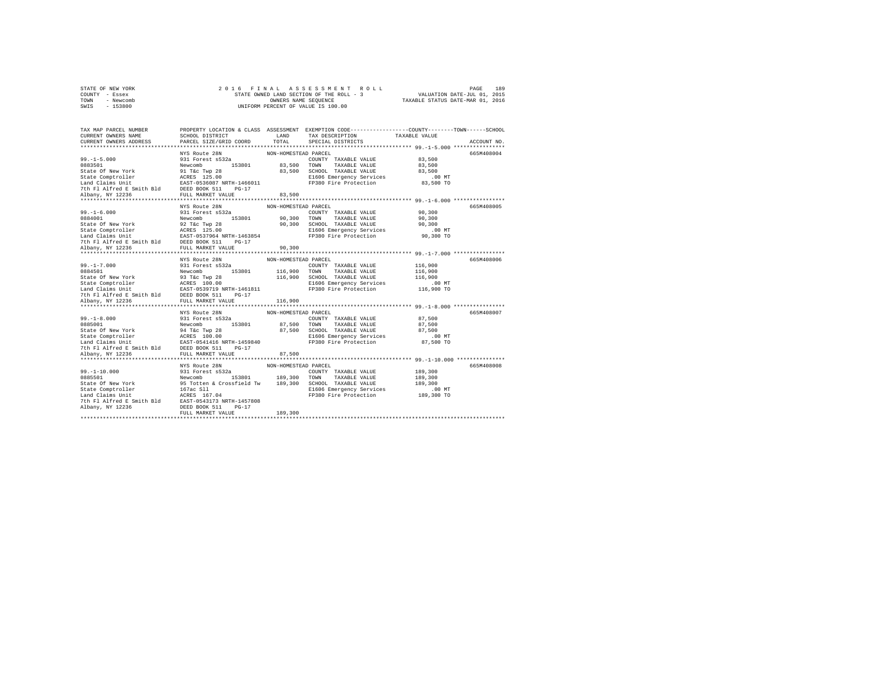STATE OF NEW YORK
COUNTY - Essex
TOWN - Newcomb
SWIS - 153800

2016 FINAL ASSESSMENT ROLL
STATE OWNED LAND SECTION OF THE ROLL - 3
OWNERS NAME SEQUENCE
UNIFORM PERCENT OF VALUE IS 100.00

VALUATION DATE-JUL 01, 2015
TAXABLE STATUS DATE-MAR 01, 2016

```
TAX MAP PARCEL NUMBER          PROPERTY LOCATION & CLASS  ASSESSMENT  EXEMPTION CODE-----------------COUNTY--------TOWN------SCHOOL
CURRENT OWNERS NAME            SCHOOL DISTRICT               LAND      TAX DESCRIPTION              TAXABLE VALUE
CURRENT OWNERS ADDRESS         PARCEL SIZE/GRID COORD        TOTAL     SPECIAL DISTRICTS                                   ACCOUNT NO.
*********************************************************************************************************** 99.-1-5.000 ****************
                               NYS Route 28N                 NON-HOMESTEAD PARCEL                                           665M408004
99.-1-5.000                    931 Forest s532a                        COUNTY  TAXABLE VALUE             83,500
0883501                        Newcomb         153801        83,500    TOWN    TAXABLE VALUE             83,500
State Of New York              91 T&c Twp 28                 83,500    SCHOOL  TAXABLE VALUE             83,500
State Comptroller              ACRES  125.00                           E1606 Emergency Services              .00 MT
Land Claims Unit               EAST-0536087 NRTH-1466011               FP380 Fire Protection             83,500 TO
7th Fl Alfred E Smith Bld      DEED BOOK 511    PG-17
Albany, NY 12236               FULL MARKET VALUE             83,500
*********************************************************************************************************** 99.-1-6.000 ****************
                               NYS Route 28N                 NON-HOMESTEAD PARCEL                                           665M408005
99.-1-6.000                    931 Forest s532a                        COUNTY  TAXABLE VALUE             90,300
0884001                        Newcomb         153801        90,300    TOWN    TAXABLE VALUE             90,300
State Of New York              92 T&c Twp 28                 90,300    SCHOOL  TAXABLE VALUE             90,300
State Comptroller              ACRES  125.00                           E1606 Emergency Services              .00 MT
Land Claims Unit               EAST-0537964 NRTH-1463854               FP380 Fire Protection             90,300 TO
7th Fl Alfred E Smith Bld      DEED BOOK 511    PG-17
Albany, NY 12236               FULL MARKET VALUE             90,300
*********************************************************************************************************** 99.-1-7.000 ****************
                               NYS Route 28N                 NON-HOMESTEAD PARCEL                                           665M408006
99.-1-7.000                    931 Forest s532a                        COUNTY  TAXABLE VALUE            116,900
0884501                        Newcomb         153801       116,900    TOWN    TAXABLE VALUE            116,900
State Of New York              93 T&c Twp 28                116,900    SCHOOL  TAXABLE VALUE            116,900
State Comptroller              ACRES  100.00                           E1606 Emergency Services              .00 MT
Land Claims Unit               EAST-0539719 NRTH-1461811               FP380 Fire Protection            116,900 TO
7th Fl Alfred E Smith Bld      DEED BOOK 511    PG-17
Albany, NY 12236               FULL MARKET VALUE            116,900
*********************************************************************************************************** 99.-1-8.000 ****************
                               NYS Route 28N                 NON-HOMESTEAD PARCEL                                           665M408007
99.-1-8.000                    931 Forest s532a                        COUNTY  TAXABLE VALUE             87,500
0885001                        Newcomb         153801        87,500    TOWN    TAXABLE VALUE             87,500
State Of New York              94 T&c Twp 28                 87,500    SCHOOL  TAXABLE VALUE             87,500
State Comptroller              ACRES  100.00                           E1606 Emergency Services              .00 MT
Land Claims Unit               EAST-0541416 NRTH-1459840               FP380 Fire Protection             87,500 TO
7th Fl Alfred E Smith Bld      DEED BOOK 511    PG-17
Albany, NY 12236               FULL MARKET VALUE             87,500
*********************************************************************************************************** 99.-1-10.000 ***************
                               NYS Route 28N                 NON-HOMESTEAD PARCEL                                           665M408008
99.-1-10.000                   931 Forest s532a                        COUNTY  TAXABLE VALUE            189,300
0885501                        Newcomb         153801       189,300    TOWN    TAXABLE VALUE            189,300
State Of New York              95 Totten & Crossfield Tw    189,300    SCHOOL  TAXABLE VALUE            189,300
State Comptroller              167ac Sll                               E1606 Emergency Services              .00 MT
Land Claims Unit               ACRES  167.04                           FP380 Fire Protection            189,300 TO
7th Fl Alfred E Smith Bld      EAST-0543173 NRTH-1457808
Albany, NY 12236               DEED BOOK 511    PG-17
                               FULL MARKET VALUE            189,300
************************************************************************************************************************************
```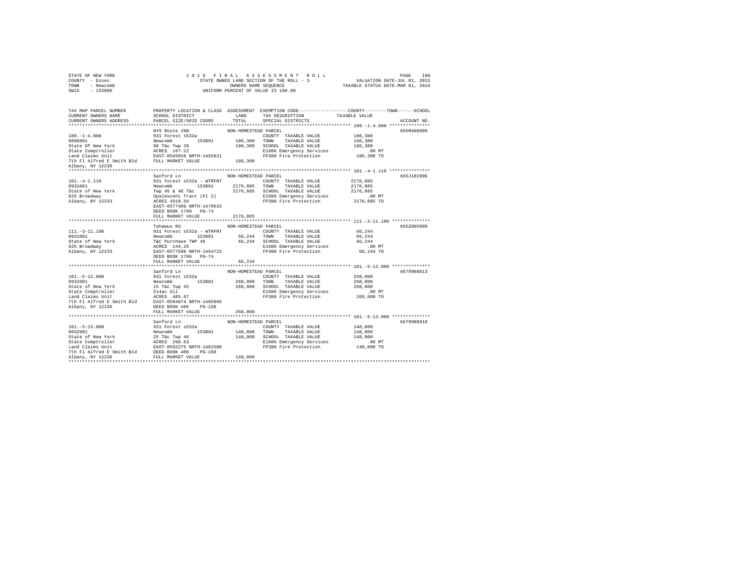STATE OF NEW YORK
COUNTY - Essex
TOWN - Newcomb
SWIS - 153800

2 0 1 6 F I N A L A S S E S S M E N T R O L L
STATE OWNED LAND SECTION OF THE ROLL - 3
OWNERS NAME SEQUENCE
UNIFORM PERCENT OF VALUE IS 100.00

VALUATION DATE-JUL 01, 2015
TAXABLE STATUS DATE-MAR 01, 2016

| TAX MAP PARCEL NUMBER / CURRENT OWNERS NAME / CURRENT OWNERS ADDRESS | PROPERTY LOCATION & CLASS / SCHOOL DISTRICT / PARCEL SIZE/GRID COORD | ASSESSMENT LAND / TOTAL | EXEMPTION CODE / TAX DESCRIPTION / SPECIAL DISTRICTS | COUNTY--------TOWN------SCHOOL TAXABLE VALUE | ACCOUNT NO. |
|---|---|---|---|---|---|
| 109.-1-4.000 | NYS Route 28N | NON-HOMESTEAD PARCEL | | | 665M408009 |
| 0886001 | 931 Forest s532a | | COUNTY TAXABLE VALUE | 186,300 | |
| State Of New York | Newcomb 153801 | 186,300 | TOWN TAXABLE VALUE | 186,300 | |
| State Comptroller | 96 T&c Twp 28 | 186,300 | SCHOOL TAXABLE VALUE | 186,300 | |
| Land Claims Unit | ACRES 167.12 | | E1606 Emergency Services | .00 MT | |
| 7th Fl Alfred E Smith Bld | EAST-0545026 NRTH-1455821 | | FP380 Fire Protection | 186,300 TO | |
| Albany, NY 12236 | FULL MARKET VALUE | 186,300 | | | |
| 101.-4-1.110 | Sanford Ln | NON-HOMESTEAD PARCEL | | | 665J102906 |
| 0931001 | 931 Forest s532a - WTRFNT | | COUNTY TAXABLE VALUE | 2176,885 | |
| State of New York | Newcomb 153801 | 2176,885 | TOWN TAXABLE VALUE | 2176,885 | |
| 625 Broadway | Twp 45 & 46 T&c | 2176,885 | SCHOOL TAXABLE VALUE | 2176,885 | |
| Albany, NY 12233 | Opalescent Tract (Pl 2) | | E1606 Emergency Services | .00 MT | |
| | ACRES 4918.58 | | FP380 Fire Protection | 2176,885 TO | |
| | EAST-0577409 NRTH-1470633 | | | | |
| | DEED BOOK 1799 PG-74 | | | | |
| | FULL MARKET VALUE | 2176,885 | | | |
| 111.-3-11.100 | Tahawus Rd | NON-HOMESTEAD PARCEL | | | 665Z005009 |
| 0931001 | 931 Forest s532a - WTRFNT | | COUNTY TAXABLE VALUE | 66,244 | |
| State of New York | Newcomb 153801 | 66,244 | TOWN TAXABLE VALUE | 66,244 | |
| 625 Broadway | T&C Purchase TWP 46 | 66,244 | SCHOOL TAXABLE VALUE | 66,244 | |
| Albany, NY 12233 | ACRES 144.25 | | E1606 Emergency Services | .00 MT | |
| | EAST-0577598 NRTH-1454723 | | FP380 Fire Protection | 66,244 TO | |
| | DEED BOOK 1799 PG-74 | | | | |
| | FULL MARKET VALUE | 66,244 | | | |
| 101.-5-12.000 | Sanford Ln | NON-HOMESTEAD PARCEL | | | 6679908813 |
| 0932001 | 931 Forest s532a | | COUNTY TAXABLE VALUE | 268,000 | |
| State of New York | Newcomb 153801 | 268,000 | TOWN TAXABLE VALUE | 268,000 | |
| State Comptroller | 15 T&c Twp 45 | 268,000 | SCHOOL TAXABLE VALUE | 268,000 | |
| Land Claims Unit | 514ac Sll | | E1606 Emergency Services | .00 MT | |
| 7th Fl Alfred E Smith Bld | ACRES 485.67 | | FP380 Fire Protection | 268,000 TO | |
| Albany, NY 12236 | EAST-0594074 NRTH-1465966 | | | | |
| | DEED BOOK 406 PG-168 | | | | |
| | FULL MARKET VALUE | 268,000 | | | |
| 101.-5-13.000 | Sanford Ln | NON-HOMESTEAD PARCEL | | | 6679908910 |
| 0932001 | 931 Forest s532a | | COUNTY TAXABLE VALUE | 148,000 | |
| State of New York | Newcomb 153801 | 148,000 | TOWN TAXABLE VALUE | 148,000 | |
| State Comptroller | 25 T&c Twp 46 | 148,000 | SCHOOL TAXABLE VALUE | 148,000 | |
| Land Claims Unit | ACRES 268.63 | | E1606 Emergency Services | .00 MT | |
| 7th Fl Alfred E Smith Bld | EAST-0592275 NRTH-1462580 | | FP380 Fire Protection | 148,000 TO | |
| Albany, NY 12236 | DEED BOOK 406 PG-168 | | | | |
| | FULL MARKET VALUE | 148,000 | | | |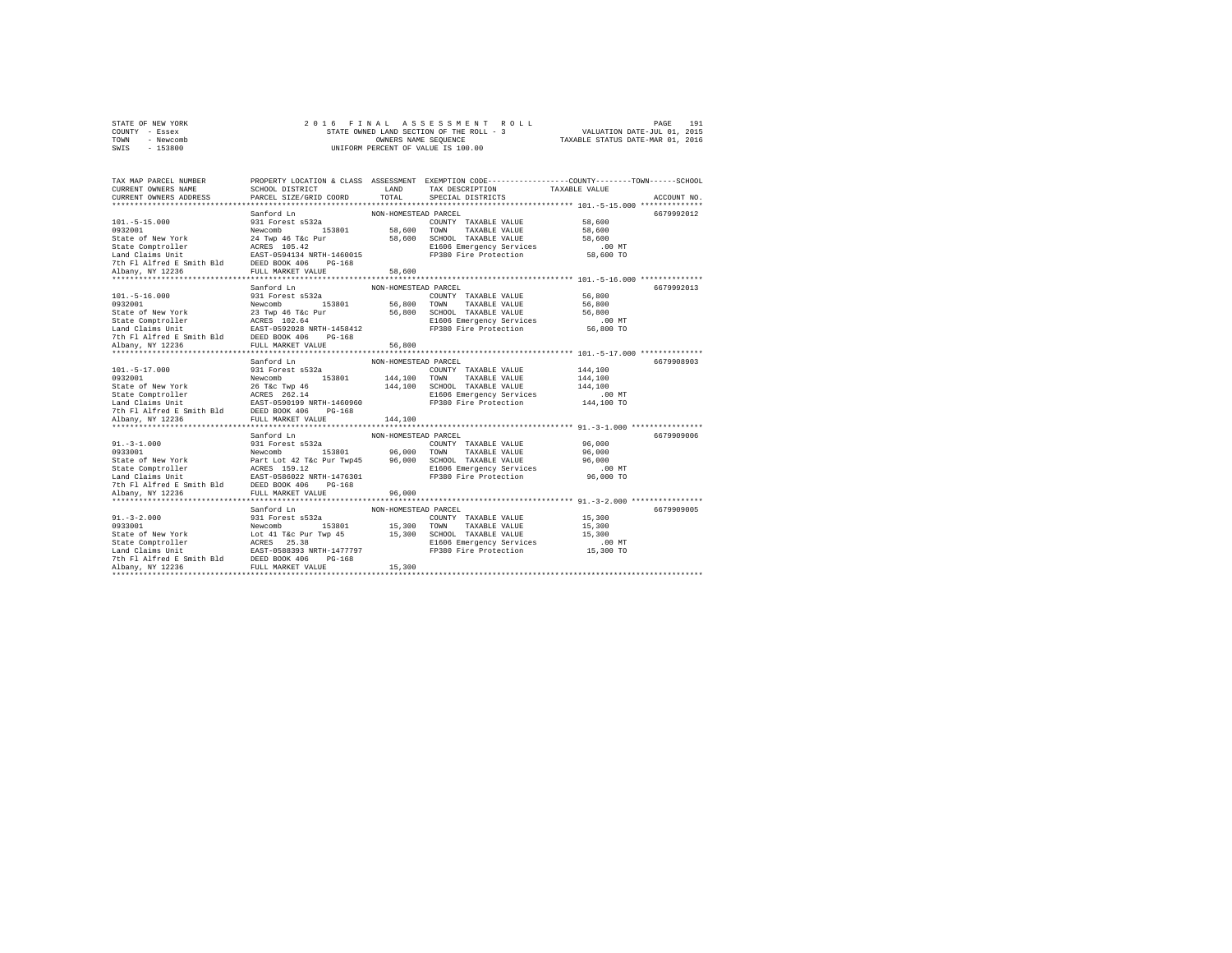STATE OF NEW YORK
COUNTY - Essex
TOWN - Newcomb
SWIS - 153800

2016 FINAL ASSESSMENT ROLL
STATE OWNED LAND SECTION OF THE ROLL - 3
OWNERS NAME SEQUENCE
UNIFORM PERCENT OF VALUE IS 100.00

VALUATION DATE-JUL 01, 2015
TAXABLE STATUS DATE-MAR 01, 2016

```
TAX MAP PARCEL NUMBER          PROPERTY LOCATION & CLASS  ASSESSMENT  EXEMPTION CODE-----------------COUNTY--------TOWN------SCHOOL
CURRENT OWNERS NAME            SCHOOL DISTRICT              LAND      TAX DESCRIPTION              TAXABLE VALUE
CURRENT OWNERS ADDRESS         PARCEL SIZE/GRID COORD       TOTAL     SPECIAL DISTRICTS                                      ACCOUNT NO.
******************************************************************************************************* 101.-5-15.000 **************
                               Sanford Ln                  NON-HOMESTEAD PARCEL                                              6679992012
101.-5-15.000                  931 Forest s532a                       COUNTY  TAXABLE VALUE          58,600
0932001                        Newcomb        153801        58,600    TOWN    TAXABLE VALUE          58,600
State of New York              24 Twp 46 T&c Pur            58,600    SCHOOL  TAXABLE VALUE          58,600
State Comptroller              ACRES  105.42                          E1606 Emergency Services           .00 MT
Land Claims Unit               EAST-0594134 NRTH-1460015              FP380 Fire Protection          58,600 TO
7th Fl Alfred E Smith Bld      DEED BOOK 406    PG-168
Albany, NY 12236               FULL MARKET VALUE            58,600
******************************************************************************************************* 101.-5-16.000 **************
                               Sanford Ln                  NON-HOMESTEAD PARCEL                                              6679992013
101.-5-16.000                  931 Forest s532a                       COUNTY  TAXABLE VALUE          56,800
0932001                        Newcomb        153801        56,800    TOWN    TAXABLE VALUE          56,800
State of New York              23 Twp 46 T&c Pur            56,800    SCHOOL  TAXABLE VALUE          56,800
State Comptroller              ACRES  102.64                          E1606 Emergency Services           .00 MT
Land Claims Unit               EAST-0592028 NRTH-1458412              FP380 Fire Protection          56,800 TO
7th Fl Alfred E Smith Bld      DEED BOOK 406    PG-168
Albany, NY 12236               FULL MARKET VALUE            56,800
******************************************************************************************************* 101.-5-17.000 **************
                               Sanford Ln                  NON-HOMESTEAD PARCEL                                              6679908903
101.-5-17.000                  931 Forest s532a                       COUNTY  TAXABLE VALUE         144,100
0932001                        Newcomb        153801       144,100    TOWN    TAXABLE VALUE         144,100
State of New York              26 T&c Twp 46               144,100    SCHOOL  TAXABLE VALUE         144,100
State Comptroller              ACRES  262.14                          E1606 Emergency Services           .00 MT
Land Claims Unit               EAST-0590199 NRTH-1460960              FP380 Fire Protection         144,100 TO
7th Fl Alfred E Smith Bld      DEED BOOK 406    PG-168
Albany, NY 12236               FULL MARKET VALUE           144,100
******************************************************************************************************* 91.-3-1.000 ****************
                               Sanford Ln                  NON-HOMESTEAD PARCEL                                              6679909006
91.-3-1.000                    931 Forest s532a                       COUNTY  TAXABLE VALUE          96,000
0933001                        Newcomb        153801        96,000    TOWN    TAXABLE VALUE          96,000
State of New York              Part Lot 42 T&c Pur Twp45    96,000    SCHOOL  TAXABLE VALUE          96,000
State Comptroller              ACRES  159.12                          E1606 Emergency Services           .00 MT
Land Claims Unit               EAST-0586022 NRTH-1476301              FP380 Fire Protection          96,000 TO
7th Fl Alfred E Smith Bld      DEED BOOK 406    PG-168
Albany, NY 12236               FULL MARKET VALUE            96,000
******************************************************************************************************* 91.-3-2.000 ****************
                               Sanford Ln                  NON-HOMESTEAD PARCEL                                              6679909005
91.-3-2.000                    931 Forest s532a                       COUNTY  TAXABLE VALUE          15,300
0933001                        Newcomb        153801        15,300    TOWN    TAXABLE VALUE          15,300
State of New York              Lot 41 T&c Pur Twp 45        15,300    SCHOOL  TAXABLE VALUE          15,300
State Comptroller              ACRES   25.38                          E1606 Emergency Services           .00 MT
Land Claims Unit               EAST-0588393 NRTH-1477797              FP380 Fire Protection          15,300 TO
7th Fl Alfred E Smith Bld      DEED BOOK 406    PG-168
Albany, NY 12236               FULL MARKET VALUE            15,300
************************************************************************************************************************************
```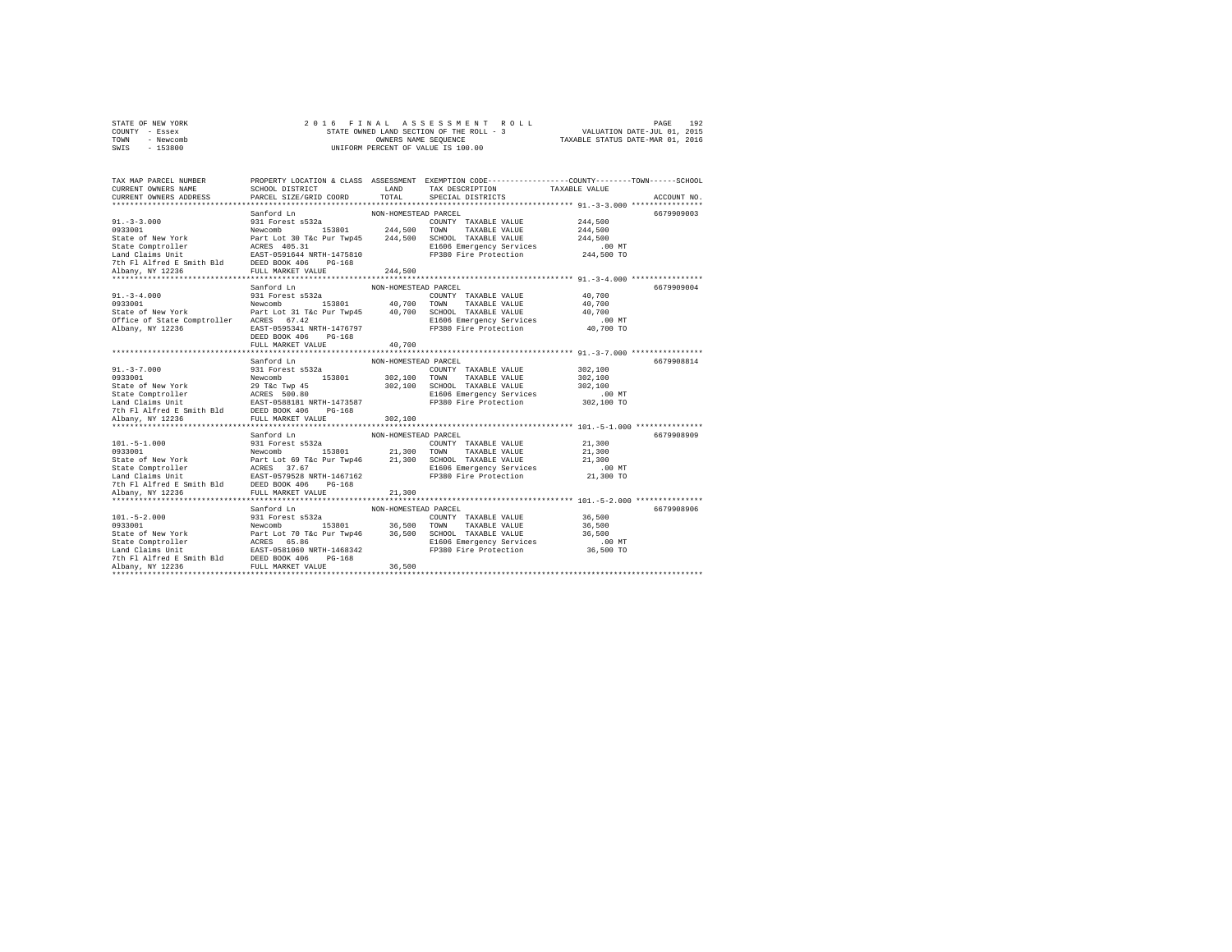STATE OF NEW YORK　　　　2016 FINAL ASSESSMENT ROLL
COUNTY - Essex　　　　STATE OWNED LAND SECTION OF THE ROLL - 3　　　　VALUATION DATE-JUL 01, 2015
TOWN - Newcomb　　　　OWNERS NAME SEQUENCE　　　　TAXABLE STATUS DATE-MAR 01, 2016
SWIS - 153800　　　　UNIFORM PERCENT OF VALUE IS 100.00

```
TAX MAP PARCEL NUMBER          PROPERTY LOCATION & CLASS  ASSESSMENT  EXEMPTION CODE-----------------COUNTY--------TOWN------SCHOOL
CURRENT OWNERS NAME            SCHOOL DISTRICT              LAND      TAX DESCRIPTION             TAXABLE VALUE
CURRENT OWNERS ADDRESS         PARCEL SIZE/GRID COORD       TOTAL     SPECIAL DISTRICTS                                    ACCOUNT NO.
******************************************************************************************************* 91.-3-3.000 ****************
                               Sanford Ln                  NON-HOMESTEAD PARCEL                                             6679909003
91.-3-3.000                    931 Forest s532a                         COUNTY  TAXABLE VALUE          244,500
0933001                        Newcomb      153801      244,500   TOWN    TAXABLE VALUE          244,500
State of New York              Part Lot 30 T&c Pur Twp45    244,500   SCHOOL  TAXABLE VALUE          244,500
State Comptroller              ACRES  405.31                          E1606 Emergency Services            .00 MT
Land Claims Unit               EAST-0591644 NRTH-1475810              FP380 Fire Protection          244,500 TO
7th Fl Alfred E Smith Bld      DEED BOOK 406    PG-168
Albany, NY 12236               FULL MARKET VALUE            244,500
******************************************************************************************************* 91.-3-4.000 ****************
                               Sanford Ln                  NON-HOMESTEAD PARCEL                                             6679909004
91.-3-4.000                    931 Forest s532a                         COUNTY  TAXABLE VALUE           40,700
0933001                        Newcomb      153801       40,700   TOWN    TAXABLE VALUE           40,700
State of New York              Part Lot 31 T&c Pur Twp45     40,700   SCHOOL  TAXABLE VALUE           40,700
Office of State Comptroller    ACRES   67.42                          E1606 Emergency Services            .00 MT
Albany, NY 12236               EAST-0595341 NRTH-1476797              FP380 Fire Protection           40,700 TO
                               DEED BOOK 406    PG-168
                               FULL MARKET VALUE             40,700
******************************************************************************************************* 91.-3-7.000 ****************
                               Sanford Ln                  NON-HOMESTEAD PARCEL                                             6679908814
91.-3-7.000                    931 Forest s532a                         COUNTY  TAXABLE VALUE          302,100
0933001                        Newcomb      153801      302,100   TOWN    TAXABLE VALUE          302,100
State of New York              29 T&c Twp 45                302,100   SCHOOL  TAXABLE VALUE          302,100
State Comptroller              ACRES  500.80                          E1606 Emergency Services            .00 MT
Land Claims Unit               EAST-0588181 NRTH-1473587              FP380 Fire Protection          302,100 TO
7th Fl Alfred E Smith Bld      DEED BOOK 406    PG-168
Albany, NY 12236               FULL MARKET VALUE            302,100
******************************************************************************************************* 101.-5-1.000 ***************
                               Sanford Ln                  NON-HOMESTEAD PARCEL                                             6679908909
101.-5-1.000                   931 Forest s532a                         COUNTY  TAXABLE VALUE           21,300
0933001                        Newcomb      153801       21,300   TOWN    TAXABLE VALUE           21,300
State of New York              Part Lot 69 T&c Pur Twp46     21,300   SCHOOL  TAXABLE VALUE           21,300
State Comptroller              ACRES   37.67                          E1606 Emergency Services            .00 MT
Land Claims Unit               EAST-0579528 NRTH-1467162              FP380 Fire Protection           21,300 TO
7th Fl Alfred E Smith Bld      DEED BOOK 406    PG-168
Albany, NY 12236               FULL MARKET VALUE             21,300
******************************************************************************************************* 101.-5-2.000 ***************
                               Sanford Ln                  NON-HOMESTEAD PARCEL                                             6679908906
101.-5-2.000                   931 Forest s532a                         COUNTY  TAXABLE VALUE           36,500
0933001                        Newcomb      153801       36,500   TOWN    TAXABLE VALUE           36,500
State of New York              Part Lot 70 T&c Pur Twp46     36,500   SCHOOL  TAXABLE VALUE           36,500
State Comptroller              ACRES   65.86                          E1606 Emergency Services            .00 MT
Land Claims Unit               EAST-0581060 NRTH-1468342              FP380 Fire Protection           36,500 TO
7th Fl Alfred E Smith Bld      DEED BOOK 406    PG-168
Albany, NY 12236               FULL MARKET VALUE             36,500
************************************************************************************************************************************
```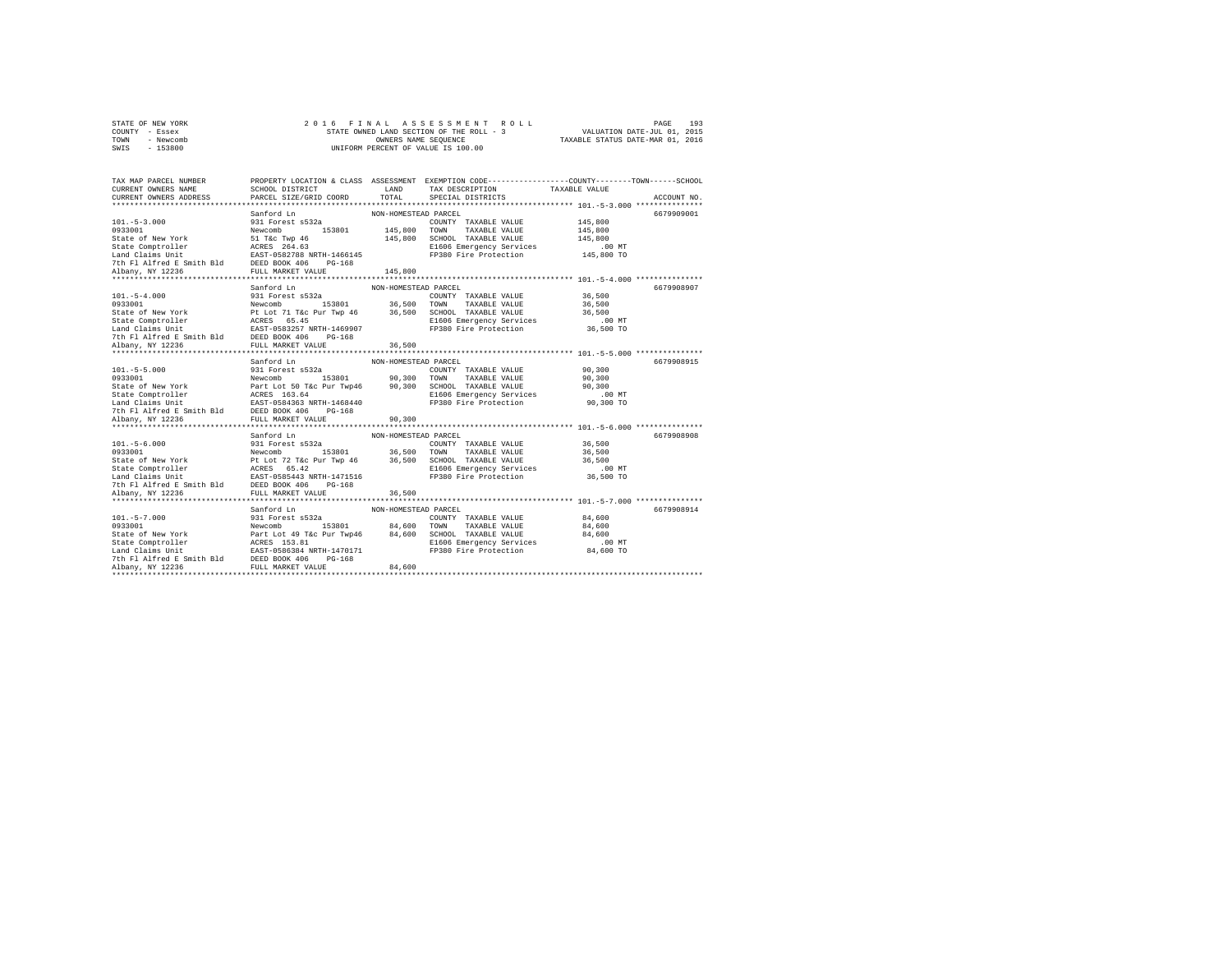STATE OF NEW YORK
COUNTY - Essex
TOWN - Newcomb
SWIS - 153800

2016 FINAL ASSESSMENT ROLL
STATE OWNED LAND SECTION OF THE ROLL - 3
OWNERS NAME SEQUENCE
UNIFORM PERCENT OF VALUE IS 100.00

VALUATION DATE-JUL 01, 2015
TAXABLE STATUS DATE-MAR 01, 2016

| TAX MAP PARCEL NUMBER / CURRENT OWNERS NAME / CURRENT OWNERS ADDRESS | PROPERTY LOCATION & CLASS / SCHOOL DISTRICT / PARCEL SIZE/GRID COORD | ASSESSMENT LAND / TOTAL | EXEMPTION CODE / TAX DESCRIPTION / SPECIAL DISTRICTS | COUNTY / TOWN / SCHOOL TAXABLE VALUE | ACCOUNT NO. |
|---|---|---|---|---|---|
| 101.-5-3.000 | Sanford Ln | NON-HOMESTEAD PARCEL | | | 6679909001 |
| | 931 Forest s532a | | COUNTY TAXABLE VALUE | 145,800 | |
| 0933001 | Newcomb 153801 | 145,800 | TOWN TAXABLE VALUE | 145,800 | |
| State of New York | 51 T&c Twp 46 | 145,800 | SCHOOL TAXABLE VALUE | 145,800 | |
| State Comptroller | ACRES 264.63 | | E1606 Emergency Services | .00 MT | |
| Land Claims Unit | EAST-0582788 NRTH-1466145 | | FP380 Fire Protection | 145,800 TO | |
| 7th Fl Alfred E Smith Bld | DEED BOOK 406 PG-168 | | | | |
| Albany, NY 12236 | FULL MARKET VALUE | 145,800 | | | |
| 101.-5-4.000 | Sanford Ln | NON-HOMESTEAD PARCEL | | | 6679908907 |
| | 931 Forest s532a | | COUNTY TAXABLE VALUE | 36,500 | |
| 0933001 | Newcomb 153801 | 36,500 | TOWN TAXABLE VALUE | 36,500 | |
| State of New York | Pt Lot 71 T&c Pur Twp 46 | 36,500 | SCHOOL TAXABLE VALUE | 36,500 | |
| State Comptroller | ACRES 65.45 | | E1606 Emergency Services | .00 MT | |
| Land Claims Unit | EAST-0583257 NRTH-1469907 | | FP380 Fire Protection | 36,500 TO | |
| 7th Fl Alfred E Smith Bld | DEED BOOK 406 PG-168 | | | | |
| Albany, NY 12236 | FULL MARKET VALUE | 36,500 | | | |
| 101.-5-5.000 | Sanford Ln | NON-HOMESTEAD PARCEL | | | 6679908915 |
| | 931 Forest s532a | | COUNTY TAXABLE VALUE | 90,300 | |
| 0933001 | Newcomb 153801 | 90,300 | TOWN TAXABLE VALUE | 90,300 | |
| State of New York | Part Lot 50 T&c Pur Twp46 | 90,300 | SCHOOL TAXABLE VALUE | 90,300 | |
| State Comptroller | ACRES 163.64 | | E1606 Emergency Services | .00 MT | |
| Land Claims Unit | EAST-0584363 NRTH-1468440 | | FP380 Fire Protection | 90,300 TO | |
| 7th Fl Alfred E Smith Bld | DEED BOOK 406 PG-168 | | | | |
| Albany, NY 12236 | FULL MARKET VALUE | 90,300 | | | |
| 101.-5-6.000 | Sanford Ln | NON-HOMESTEAD PARCEL | | | 6679908908 |
| | 931 Forest s532a | | COUNTY TAXABLE VALUE | 36,500 | |
| 0933001 | Newcomb 153801 | 36,500 | TOWN TAXABLE VALUE | 36,500 | |
| State of New York | Pt Lot 72 T&c Pur Twp 46 | 36,500 | SCHOOL TAXABLE VALUE | 36,500 | |
| State Comptroller | ACRES 65.42 | | E1606 Emergency Services | .00 MT | |
| Land Claims Unit | EAST-0585443 NRTH-1471516 | | FP380 Fire Protection | 36,500 TO | |
| 7th Fl Alfred E Smith Bld | DEED BOOK 406 PG-168 | | | | |
| Albany, NY 12236 | FULL MARKET VALUE | 36,500 | | | |
| 101.-5-7.000 | Sanford Ln | NON-HOMESTEAD PARCEL | | | 6679908914 |
| | 931 Forest s532a | | COUNTY TAXABLE VALUE | 84,600 | |
| 0933001 | Newcomb 153801 | 84,600 | TOWN TAXABLE VALUE | 84,600 | |
| State of New York | Part Lot 49 T&c Pur Twp46 | 84,600 | SCHOOL TAXABLE VALUE | 84,600 | |
| State Comptroller | ACRES 153.81 | | E1606 Emergency Services | .00 MT | |
| Land Claims Unit | EAST-0586384 NRTH-1470171 | | FP380 Fire Protection | 84,600 TO | |
| 7th Fl Alfred E Smith Bld | DEED BOOK 406 PG-168 | | | | |
| Albany, NY 12236 | FULL MARKET VALUE | 84,600 | | | |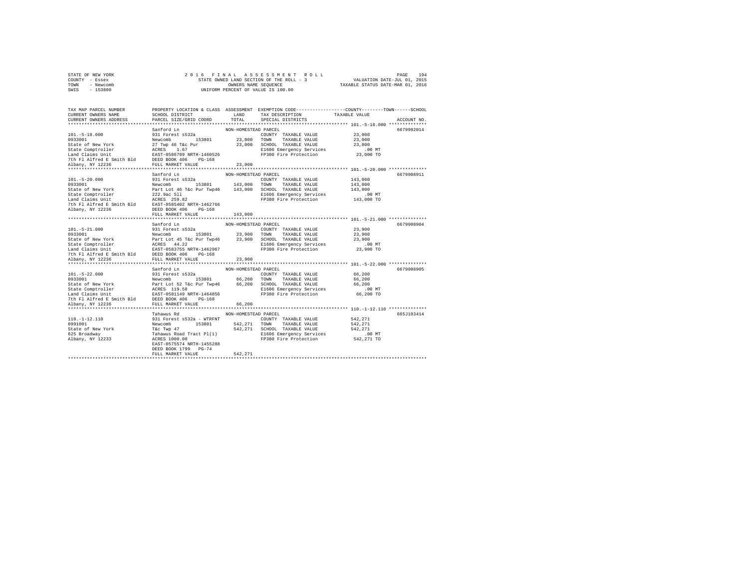STATE OF NEW YORK　　2016 FINAL ASSESSMENT ROLL　　PAGE 194
COUNTY - Essex　　STATE OWNED LAND SECTION OF THE ROLL - 3　　VALUATION DATE-JUL 01, 2015
TOWN - Newcomb　　OWNERS NAME SEQUENCE　　TAXABLE STATUS DATE-MAR 01, 2016
SWIS - 153800　　UNIFORM PERCENT OF VALUE IS 100.00

| TAX MAP PARCEL NUMBER / CURRENT OWNERS NAME / CURRENT OWNERS ADDRESS | PROPERTY LOCATION & CLASS / SCHOOL DISTRICT / PARCEL SIZE/GRID COORD | ASSESSMENT LAND / TOTAL | EXEMPTION CODE / TAX DESCRIPTION / SPECIAL DISTRICTS | COUNTY / TOWN / SCHOOL TAXABLE VALUE | ACCOUNT NO. |
|---|---|---|---|---|---|
| 101.-5-18.000 | Sanford Ln | NON-HOMESTEAD PARCEL | | | 6679992014 |
| 0933001 | 931 Forest s532a | | COUNTY TAXABLE VALUE | 23,000 | |
| State of New York | Newcomb 153801 | 23,000 | TOWN TAXABLE VALUE | 23,000 | |
| State Comptroller | 27 Twp 46 T&c Pur | 23,000 | SCHOOL TAXABLE VALUE | 23,000 | |
| Land Claims Unit | ACRES 1.67 | | E1606 Emergency Services | .00 MT | |
| 7th Fl Alfred E Smith Bld | EAST-0586799 NRTH-1460526 | | FP380 Fire Protection | 23,000 TO | |
| Albany, NY 12236 | DEED BOOK 406 PG-168 | | | | |
| | FULL MARKET VALUE | 23,000 | | | |
| 101.-5-20.000 | Sanford Ln | NON-HOMESTEAD PARCEL | | | 6679908911 |
| 0933001 | 931 Forest s532a | | COUNTY TAXABLE VALUE | 143,000 | |
| State of New York | Newcomb 153801 | 143,000 | TOWN TAXABLE VALUE | 143,000 | |
| State Comptroller | Part Lot 46 T&c Pur Twp46 | 143,000 | SCHOOL TAXABLE VALUE | 143,000 | |
| Land Claims Unit | 222.9ac Sll | | E1606 Emergency Services | .00 MT | |
| 7th Fl Alfred E Smith Bld | ACRES 259.82 | | FP380 Fire Protection | 143,000 TO | |
| Albany, NY 12236 | EAST-0585402 NRTH-1462766 | | | | |
| | DEED BOOK 406 PG-168 | | | | |
| | FULL MARKET VALUE | 143,000 | | | |
| 101.-5-21.000 | Sanford Ln | NON-HOMESTEAD PARCEL | | | 6679908904 |
| 0933001 | 931 Forest s532a | | COUNTY TAXABLE VALUE | 23,900 | |
| State of New York | Newcomb 153801 | 23,900 | TOWN TAXABLE VALUE | 23,900 | |
| State Comptroller | Part Lot 45 T&c Pur Twp46 | 23,900 | SCHOOL TAXABLE VALUE | 23,900 | |
| Land Claims Unit | ACRES 44.22 | | E1606 Emergency Services | .00 MT | |
| 7th Fl Alfred E Smith Bld | EAST-0583755 NRTH-1462967 | | FP380 Fire Protection | 23,900 TO | |
| Albany, NY 12236 | DEED BOOK 406 PG-168 | | | | |
| | FULL MARKET VALUE | 23,900 | | | |
| 101.-5-22.000 | Sanford Ln | NON-HOMESTEAD PARCEL | | | 6679908905 |
| 0933001 | 931 Forest s532a | | COUNTY TAXABLE VALUE | 66,200 | |
| State of New York | Newcomb 153801 | 66,200 | TOWN TAXABLE VALUE | 66,200 | |
| State Comptroller | Part Lot 52 T&c Pur Twp46 | 66,200 | SCHOOL TAXABLE VALUE | 66,200 | |
| Land Claims Unit | ACRES 119.58 | | E1606 Emergency Services | .00 MT | |
| 7th Fl Alfred E Smith Bld | EAST-0581149 NRTH-1464856 | | FP380 Fire Protection | 66,200 TO | |
| Albany, NY 12236 | DEED BOOK 406 PG-168 | | | | |
| | FULL MARKET VALUE | 66,200 | | | |
| 110.-1-12.110 | Tahawus Rd | NON-HOMESTEAD PARCEL | | | 665J103414 |
| 0991001 | 931 Forest s532a - WTRFNT | | COUNTY TAXABLE VALUE | 542,271 | |
| State of New York | Newcomb 153801 | 542,271 | TOWN TAXABLE VALUE | 542,271 | |
| 625 Broadway | T&c Twp 47 | 542,271 | SCHOOL TAXABLE VALUE | 542,271 | |
| Albany, NY 12233 | Tahawus Road Tract Pl(1) | | E1606 Emergency Services | .00 MT | |
| | ACRES 1000.00 | | FP380 Fire Protection | 542,271 TO | |
| | EAST-0575574 NRTH-1455288 | | | | |
| | DEED BOOK 1799 PG-74 | | | | |
| | FULL MARKET VALUE | 542,271 | | | |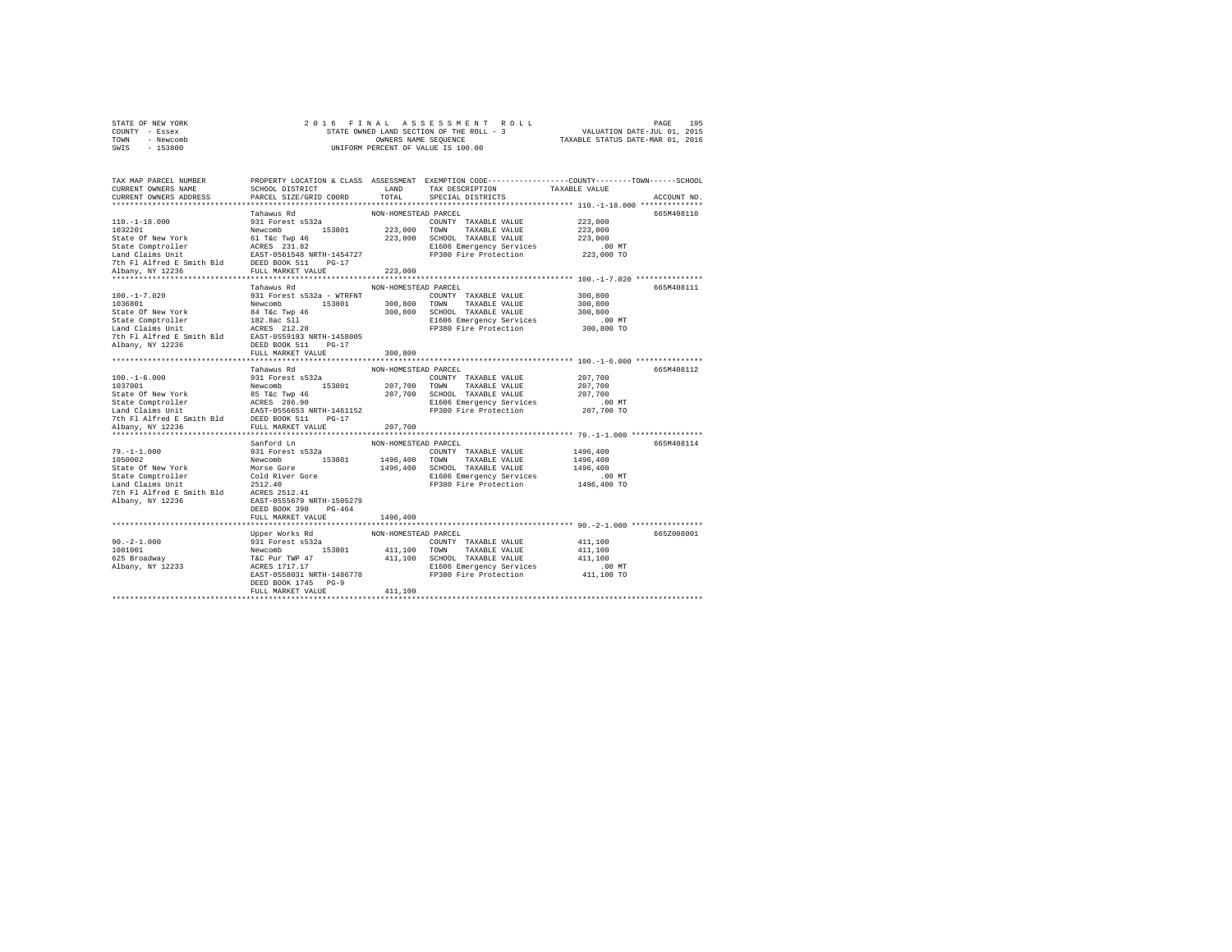STATE OF NEW YORK  
COUNTY - Essex  
TOWN - Newcomb  
SWIS - 153800

2016 FINAL ASSESSMENT ROLL  
STATE OWNED LAND SECTION OF THE ROLL - 3  
OWNERS NAME SEQUENCE  
UNIFORM PERCENT OF VALUE IS 100.00

VALUATION DATE-JUL 01, 2015  
TAXABLE STATUS DATE-MAR 01, 2016

```
TAX MAP PARCEL NUMBER       PROPERTY LOCATION & CLASS  ASSESSMENT  EXEMPTION CODE-----------------COUNTY--------TOWN------SCHOOL
CURRENT OWNERS NAME         SCHOOL DISTRICT               LAND      TAX DESCRIPTION            TAXABLE VALUE
CURRENT OWNERS ADDRESS      PARCEL SIZE/GRID COORD        TOTAL     SPECIAL DISTRICTS                                      ACCOUNT NO.
******************************************************************************************************* 110.-1-18.000 **************
                            Tahawus Rd                  NON-HOMESTEAD PARCEL                                                665M408110
110.-1-18.000               931 Forest s532a                        COUNTY  TAXABLE VALUE           223,000
1032201                     Newcomb       153801        223,000     TOWN    TAXABLE VALUE           223,000
State Of New York           61 T&c Twp 46               223,000     SCHOOL  TAXABLE VALUE           223,000
State Comptroller           ACRES  231.82                           E1606 Emergency Services            .00 MT
Land Claims Unit            EAST-0561548 NRTH-1454727               FP380 Fire Protection           223,000 TO
7th Fl Alfred E Smith Bld   DEED BOOK 511    PG-17
Albany, NY 12236            FULL MARKET VALUE           223,000
******************************************************************************************************* 100.-1-7.020 ***************
                            Tahawus Rd                  NON-HOMESTEAD PARCEL                                                665M408111
100.-1-7.020                931 Forest s532a - WTRFNT               COUNTY  TAXABLE VALUE           300,800
1036801                     Newcomb       153801        300,800     TOWN    TAXABLE VALUE           300,800
State Of New York           84 T&c Twp 46               300,800     SCHOOL  TAXABLE VALUE           300,800
State Comptroller           182.8ac Sll                             E1606 Emergency Services            .00 MT
Land Claims Unit            ACRES  212.28                           FP380 Fire Protection           300,800 TO
7th Fl Alfred E Smith Bld   EAST-0559193 NRTH-1458005
Albany, NY 12236            DEED BOOK 511    PG-17
                            FULL MARKET VALUE           300,800
******************************************************************************************************* 100.-1-6.000 ***************
                            Tahawus Rd                  NON-HOMESTEAD PARCEL                                                665M408112
100.-1-6.000                931 Forest s532a                        COUNTY  TAXABLE VALUE           207,700
1037001                     Newcomb       153801        207,700     TOWN    TAXABLE VALUE           207,700
State Of New York           85 T&c Twp 46               207,700     SCHOOL  TAXABLE VALUE           207,700
State Comptroller           ACRES  286.90                           E1606 Emergency Services            .00 MT
Land Claims Unit            EAST-0556653 NRTH-1461152               FP380 Fire Protection           207,700 TO
7th Fl Alfred E Smith Bld   DEED BOOK 511    PG-17
Albany, NY 12236            FULL MARKET VALUE           207,700
******************************************************************************************************* 79.-1-1.000 ****************
                            Sanford Ln                  NON-HOMESTEAD PARCEL                                                665M408114
79.-1-1.000                 931 Forest s532a                        COUNTY  TAXABLE VALUE          1496,400
1050002                     Newcomb       153801       1496,400     TOWN    TAXABLE VALUE          1496,400
State Of New York           Morse Gore                 1496,400     SCHOOL  TAXABLE VALUE          1496,400
State Comptroller           Cold River Gore                         E1606 Emergency Services            .00 MT
Land Claims Unit            2512.40                                 FP380 Fire Protection          1496,400 TO
7th Fl Alfred E Smith Bld   ACRES 2512.41
Albany, NY 12236            EAST-0555679 NRTH-1505279
                            DEED BOOK 390    PG-464
                            FULL MARKET VALUE          1496,400
******************************************************************************************************* 90.-2-1.000 ****************
                            Upper Works Rd              NON-HOMESTEAD PARCEL                                                665Z008001
90.-2-1.000                 931 Forest s532a                        COUNTY  TAXABLE VALUE           411,100
1081001                     Newcomb       153801        411,100     TOWN    TAXABLE VALUE           411,100
625 Broadway                T&C Pur TWP 47              411,100     SCHOOL  TAXABLE VALUE           411,100
Albany, NY 12233            ACRES 1717.17                           E1606 Emergency Services            .00 MT
                            EAST-0558031 NRTH-1486778               FP380 Fire Protection           411,100 TO
                            DEED BOOK 1745   PG-9
                            FULL MARKET VALUE           411,100
************************************************************************************************************************************
```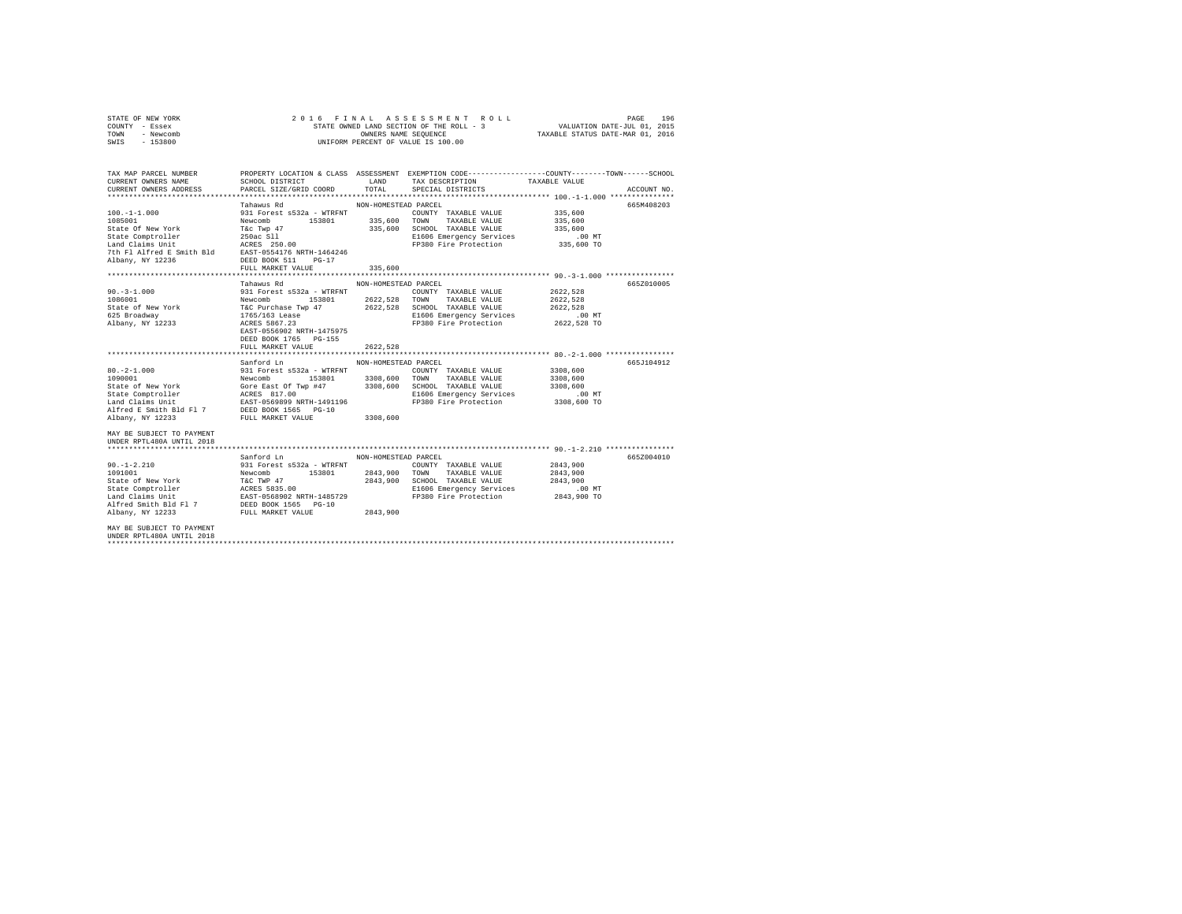STATE OF NEW YORK — 2016 FINAL ASSESSMENT ROLL
COUNTY - Essex — STATE OWNED LAND SECTION OF THE ROLL - 3 — VALUATION DATE-JUL 01, 2015
TOWN - Newcomb — OWNERS NAME SEQUENCE — TAXABLE STATUS DATE-MAR 01, 2016
SWIS - 153800 — UNIFORM PERCENT OF VALUE IS 100.00

| TAX MAP PARCEL NUMBER / CURRENT OWNERS NAME / CURRENT OWNERS ADDRESS | PROPERTY LOCATION & CLASS / SCHOOL DISTRICT / PARCEL SIZE/GRID COORD | ASSESSMENT LAND | TOTAL | EXEMPTION CODE / TAX DESCRIPTION / SPECIAL DISTRICTS | COUNTY / TOWN / SCHOOL TAXABLE VALUE | ACCOUNT NO. |
|---|---|---|---|---|---|---|
| **100.-1-1.000** | Tahawus Rd | NON-HOMESTEAD PARCEL | | | | 665M408203 |
| 100.-1-1.000 | 931 Forest s532a - WTRFNT | | | COUNTY TAXABLE VALUE | 335,600 | |
| 1085001 | Newcomb 153801 | 335,600 | | TOWN TAXABLE VALUE | 335,600 | |
| State Of New York | T&c Twp 47 | | 335,600 | SCHOOL TAXABLE VALUE | 335,600 | |
| State Comptroller | 250ac Sll | | | E1606 Emergency Services | .00 MT | |
| Land Claims Unit | ACRES 250.00 | | | FP380 Fire Protection | 335,600 TO | |
| 7th Fl Alfred E Smith Bld | EAST-0554176 NRTH-1464246 | | | | | |
| Albany, NY 12236 | DEED BOOK 511 PG-17 | | | | | |
| | FULL MARKET VALUE | | 335,600 | | | |
| **90.-3-1.000** | Tahawus Rd | NON-HOMESTEAD PARCEL | | | | 665Z010005 |
| 90.-3-1.000 | 931 Forest s532a - WTRFNT | | | COUNTY TAXABLE VALUE | 2622,528 | |
| 1086001 | Newcomb 153801 | 2622,528 | | TOWN TAXABLE VALUE | 2622,528 | |
| State of New York | T&C Purchase Twp 47 | | 2622,528 | SCHOOL TAXABLE VALUE | 2622,528 | |
| 625 Broadway | 1765/163 Lease | | | E1606 Emergency Services | .00 MT | |
| Albany, NY 12233 | ACRES 5867.23 | | | FP380 Fire Protection | 2622,528 TO | |
| | EAST-0556902 NRTH-1475975 | | | | | |
| | DEED BOOK 1765 PG-155 | | | | | |
| | FULL MARKET VALUE | | 2622,528 | | | |
| **80.-2-1.000** | Sanford Ln | NON-HOMESTEAD PARCEL | | | | 665J104912 |
| 80.-2-1.000 | 931 Forest s532a - WTRFNT | | | COUNTY TAXABLE VALUE | 3308,600 | |
| 1090001 | Newcomb 153801 | 3308,600 | | TOWN TAXABLE VALUE | 3308,600 | |
| State of New York | Gore East Of Twp #47 | | 3308,600 | SCHOOL TAXABLE VALUE | 3308,600 | |
| State Comptroller | ACRES 817.00 | | | E1606 Emergency Services | .00 MT | |
| Land Claims Unit | EAST-0569899 NRTH-1491196 | | | FP380 Fire Protection | 3308,600 TO | |
| Alfred E Smith Bld Fl 7 | DEED BOOK 1565 PG-10 | | | | | |
| Albany, NY 12233 | FULL MARKET VALUE | | 3308,600 | | | |
| MAY BE SUBJECT TO PAYMENT UNDER RPTL480A UNTIL 2018 | | | | | | |
| **90.-1-2.210** | Sanford Ln | NON-HOMESTEAD PARCEL | | | | 665Z004010 |
| 90.-1-2.210 | 931 Forest s532a - WTRFNT | | | COUNTY TAXABLE VALUE | 2843,900 | |
| 1091001 | Newcomb 153801 | 2843,900 | | TOWN TAXABLE VALUE | 2843,900 | |
| State of New York | T&C TWP 47 | | 2843,900 | SCHOOL TAXABLE VALUE | 2843,900 | |
| State Comptroller | ACRES 5835.00 | | | E1606 Emergency Services | .00 MT | |
| Land Claims Unit | EAST-0568902 NRTH-1485729 | | | FP380 Fire Protection | 2843,900 TO | |
| Alfred Smith Bld Fl 7 | DEED BOOK 1565 PG-10 | | | | | |
| Albany, NY 12233 | FULL MARKET VALUE | | 2843,900 | | | |
| MAY BE SUBJECT TO PAYMENT UNDER RPTL480A UNTIL 2018 | | | | | | |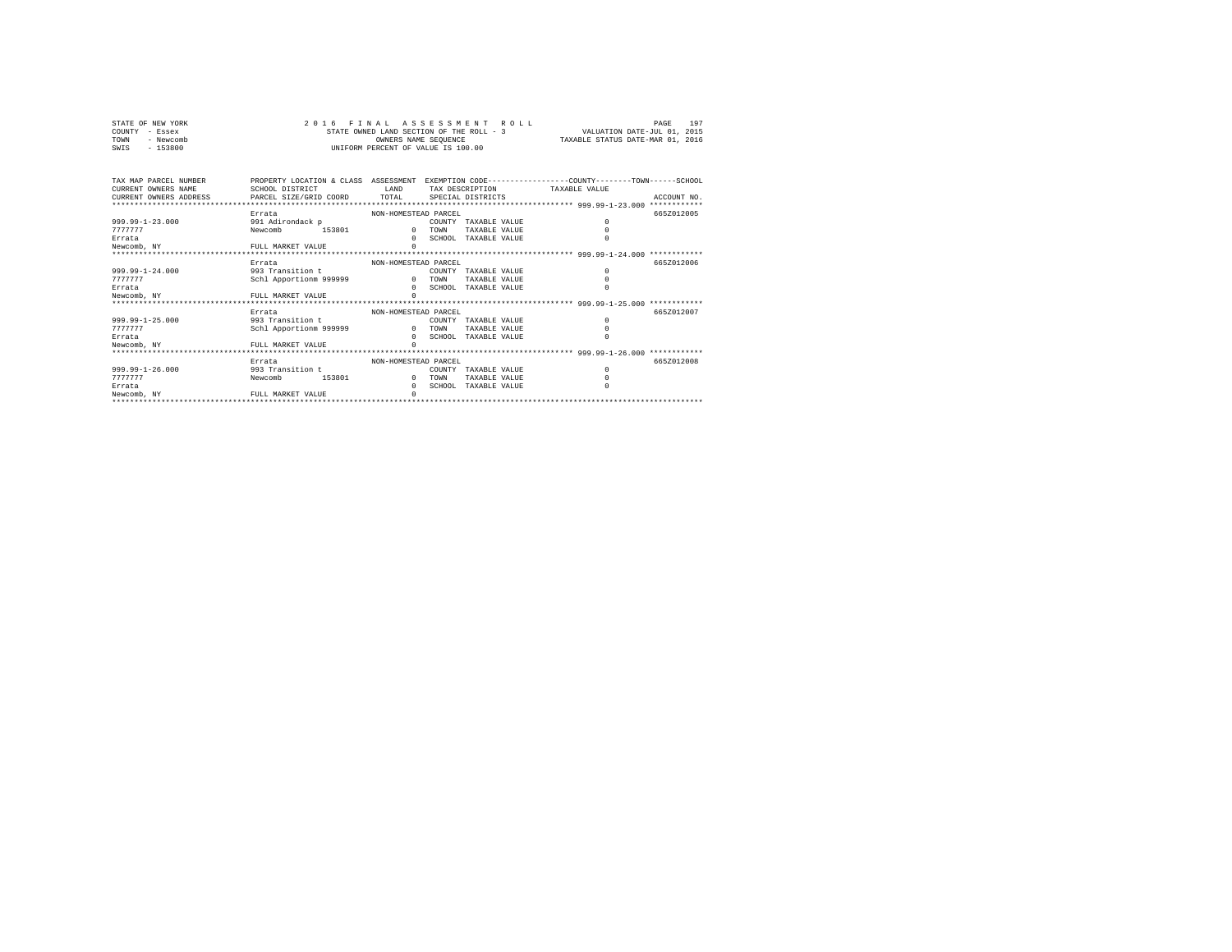STATE OF NEW YORK
COUNTY - Essex
TOWN - Newcomb
SWIS - 153800

2016 FINAL ASSESSMENT ROLL
STATE OWNED LAND SECTION OF THE ROLL - 3
OWNERS NAME SEQUENCE
UNIFORM PERCENT OF VALUE IS 100.00

VALUATION DATE-JUL 01, 2015
TAXABLE STATUS DATE-MAR 01, 2016

| TAX MAP PARCEL NUMBER / CURRENT OWNERS NAME / CURRENT OWNERS ADDRESS | PROPERTY LOCATION & CLASS / SCHOOL DISTRICT / PARCEL SIZE/GRID COORD | ASSESSMENT LAND / TOTAL | EXEMPTION CODE / TAX DESCRIPTION / SPECIAL DISTRICTS | TAXABLE VALUE | ACCOUNT NO. |
|---|---|---|---|---|---|
| **999.99-1-23.000** | Errata | NON-HOMESTEAD PARCEL | | | 665Z012005 |
| 999.99-1-23.000 | 991 Adirondack p | | COUNTY TAXABLE VALUE | 0 | |
| 7777777 | Newcomb 153801 | 0 | TOWN TAXABLE VALUE | 0 | |
| Errata | | 0 | SCHOOL TAXABLE VALUE | 0 | |
| Newcomb, NY | FULL MARKET VALUE | 0 | | | |
| **999.99-1-24.000** | Errata | NON-HOMESTEAD PARCEL | | | 665Z012006 |
| 999.99-1-24.000 | 993 Transition t | | COUNTY TAXABLE VALUE | 0 | |
| 7777777 | Schl Apportionm 999999 | 0 | TOWN TAXABLE VALUE | 0 | |
| Errata | | 0 | SCHOOL TAXABLE VALUE | 0 | |
| Newcomb, NY | FULL MARKET VALUE | 0 | | | |
| **999.99-1-25.000** | Errata | NON-HOMESTEAD PARCEL | | | 665Z012007 |
| 999.99-1-25.000 | 993 Transition t | | COUNTY TAXABLE VALUE | 0 | |
| 7777777 | Schl Apportionm 999999 | 0 | TOWN TAXABLE VALUE | 0 | |
| Errata | | 0 | SCHOOL TAXABLE VALUE | 0 | |
| Newcomb, NY | FULL MARKET VALUE | 0 | | | |
| **999.99-1-26.000** | Errata | NON-HOMESTEAD PARCEL | | | 665Z012008 |
| 999.99-1-26.000 | 993 Transition t | | COUNTY TAXABLE VALUE | 0 | |
| 7777777 | Newcomb 153801 | 0 | TOWN TAXABLE VALUE | 0 | |
| Errata | | 0 | SCHOOL TAXABLE VALUE | 0 | |
| Newcomb, NY | FULL MARKET VALUE | 0 | | | |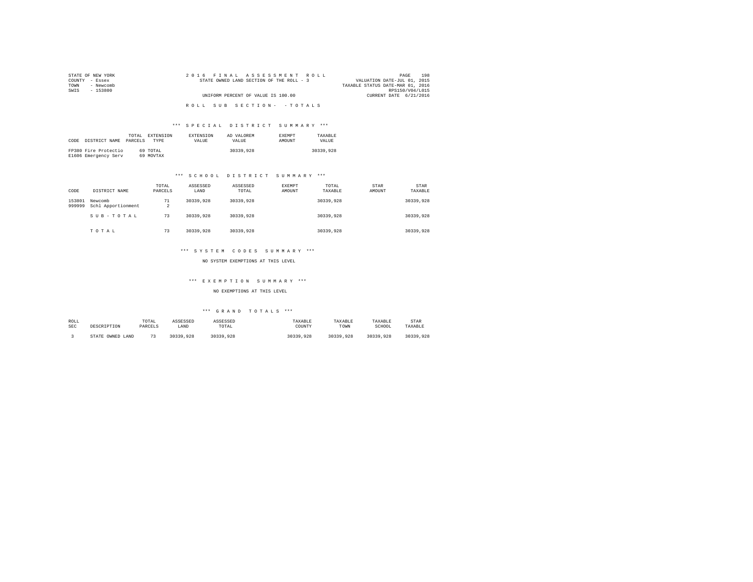STATE OF NEW YORK
COUNTY - Essex
TOWN - Newcomb
SWIS - 153800

2 0 1 6 F I N A L A S S E S S M E N T R O L L
STATE OWNED LAND SECTION OF THE ROLL - 3
UNIFORM PERCENT OF VALUE IS 100.00

VALUATION DATE-JUL 01, 2015
TAXABLE STATUS DATE-MAR 01, 2016
RPS150/V04/L015
CURRENT DATE 6/21/2016

R O L L S U B S E C T I O N - - T O T A L S

*** S P E C I A L D I S T R I C T S U M M A R Y ***

| CODE | DISTRICT NAME | TOTAL PARCELS | EXTENSION TYPE | EXTENSION VALUE | AD VALOREM VALUE | EXEMPT AMOUNT | TAXABLE VALUE |
|---|---|---|---|---|---|---|---|
| FP380 | Fire Protectio | 69 | TOTAL | | 30339,928 | | 30339,928 |
| E1606 | Emergency Serv | 69 | MOVTAX | | | | |

*** S C H O O L D I S T R I C T S U M M A R Y ***

| CODE | DISTRICT NAME | TOTAL PARCELS | ASSESSED LAND | ASSESSED TOTAL | EXEMPT AMOUNT | TOTAL TAXABLE | STAR AMOUNT | STAR TAXABLE |
|---|---|---|---|---|---|---|---|---|
| 153801 | Newcomb | 71 | 30339,928 | 30339,928 | | 30339,928 | | 30339,928 |
| 999999 | Schl Apportionment | 2 | | | | | | |
| | S U B - T O T A L | 73 | 30339,928 | 30339,928 | | 30339,928 | | 30339,928 |
| | T O T A L | 73 | 30339,928 | 30339,928 | | 30339,928 | | 30339,928 |

*** S Y S T E M C O D E S S U M M A R Y ***

NO SYSTEM EXEMPTIONS AT THIS LEVEL

*** E X E M P T I O N S U M M A R Y ***

NO EXEMPTIONS AT THIS LEVEL

*** G R A N D T O T A L S ***

| ROLL SEC | DESCRIPTION | TOTAL PARCELS | ASSESSED LAND | ASSESSED TOTAL | TAXABLE COUNTY | TAXABLE TOWN | TAXABLE SCHOOL | STAR TAXABLE |
|---|---|---|---|---|---|---|---|---|
| 3 | STATE OWNED LAND | 73 | 30339,928 | 30339,928 | 30339,928 | 30339,928 | 30339,928 | 30339,928 |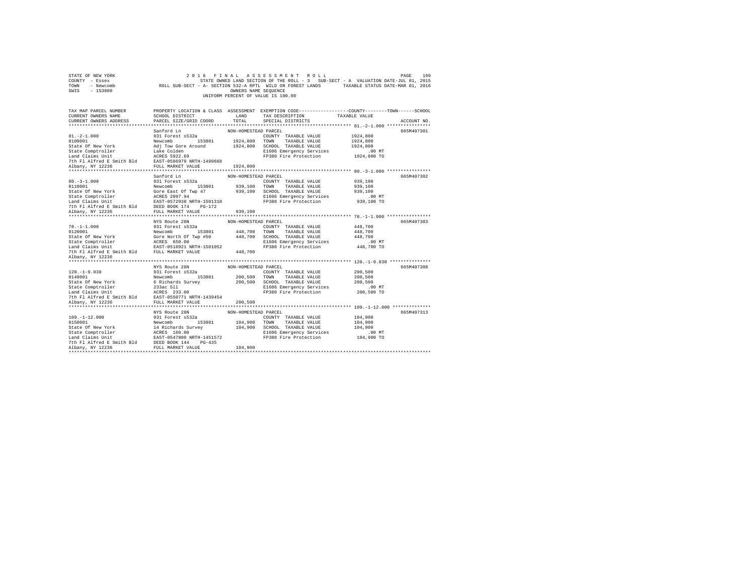```
STATE OF NEW YORK                    2 0 1 6   F I N A L   A S S E S S M E N T   R O L L                          PAGE   199
COUNTY  - Essex                       STATE OWNED LAND SECTION OF THE ROLL - 3   SUB-SECT - A  VALUATION DATE-JUL 01, 2015
TOWN    - Newcomb            ROLL SUB-SECT - A- SECTION 532-A RPTL  WILD OR FOREST LANDS       TAXABLE STATUS DATE-MAR 01, 2016
SWIS    - 153800                                         OWNERS NAME SEQUENCE
                                                   UNIFORM PERCENT OF VALUE IS 100.00

TAX MAP PARCEL NUMBER          PROPERTY LOCATION & CLASS  ASSESSMENT  EXEMPTION CODE-----------------COUNTY--------TOWN------SCHOOL
CURRENT OWNERS NAME            SCHOOL DISTRICT              LAND      TAX DESCRIPTION            TAXABLE VALUE
CURRENT OWNERS ADDRESS         PARCEL SIZE/GRID COORD       TOTAL     SPECIAL DISTRICTS                                  ACCOUNT NO.
*********************************************************************************************** 81.-2-1.000 ****************
                               Sanford Ln                 NON-HOMESTEAD PARCEL                                           665M407301
81.-2-1.000                    931 Forest s532a                        COUNTY  TAXABLE VALUE           1924,800
0100001                        Newcomb        153801      1924,800    TOWN    TAXABLE VALUE           1924,800
State Of New York              Adj Tow Gore Around        1924,800    SCHOOL  TAXABLE VALUE           1924,800
State Comptroller              Lake Colden                            E1606 Emergency Services            .00 MT
Land Claims Unit               ACRES 5922.69                          FP380 Fire Protection           1924,800 TO
7th Fl Alfred E Smith Bld      EAST-0586979 NRTH-1499668
Albany, NY 12236               FULL MARKET VALUE          1924,800
*********************************************************************************************** 80.-3-1.000 ****************
                               Sanford Ln                 NON-HOMESTEAD PARCEL                                           665M407302
80.-3-1.000                    931 Forest s532a                        COUNTY  TAXABLE VALUE            939,100
0110001                        Newcomb        153801       939,100    TOWN    TAXABLE VALUE            939,100
State Of New York              Gore East Of Twp 47         939,100    SCHOOL  TAXABLE VALUE            939,100
State Comptroller              ACRES 2097.94                          E1606 Emergency Services            .00 MT
Land Claims Unit               EAST-0572938 NRTH-1501310              FP380 Fire Protection            939,100 TO
7th Fl Alfred E Smith Bld      DEED BOOK 174    PG-172
Albany, NY 12236               FULL MARKET VALUE           939,100
*********************************************************************************************** 78.-1-1.000 ****************
                               NYS Route 28N              NON-HOMESTEAD PARCEL                                           665M407303
78.-1-1.000                    931 Forest s532a                        COUNTY  TAXABLE VALUE            448,700
0120001                        Newcomb        153801       448,700    TOWN    TAXABLE VALUE            448,700
State Of New York              Gore North Of Twp #50       448,700    SCHOOL  TAXABLE VALUE            448,700
State Comptroller              ACRES  650.00                          E1606 Emergency Services            .00 MT
Land Claims Unit               EAST-0518921 NRTH-1501052              FP380 Fire Protection            448,700 TO
7th Fl Alfred E Smith Bld      FULL MARKET VALUE           448,700
Albany, NY 12236
*********************************************************************************************** 120.-1-9.030 ***************
                               NYS Route 28N              NON-HOMESTEAD PARCEL                                           665M407308
120.-1-9.030                   931 Forest s532a                        COUNTY  TAXABLE VALUE            200,500
0140001                        Newcomb        153801       200,500    TOWN    TAXABLE VALUE            200,500
State Of New York              6 Richards Survey           200,500    SCHOOL  TAXABLE VALUE            200,500
State Comptroller              233ac Sll                              E1606 Emergency Services            .00 MT
Land Claims Unit               ACRES  233.00                          FP380 Fire Protection            200,500 TO
7th Fl Alfred E Smith Bld      EAST-0550771 NRTH-1439454
Albany, NY 12236               FULL MARKET VALUE           200,500
*********************************************************************************************** 109.-1-12.000 **************
                               NYS Route 28N              NON-HOMESTEAD PARCEL                                           665M407313
109.-1-12.000                  931 Forest s532a                        COUNTY  TAXABLE VALUE            104,900
0150001                        Newcomb        153801       104,900    TOWN    TAXABLE VALUE            104,900
State Of New York              14 Richards Survey          104,900    SCHOOL  TAXABLE VALUE            104,900
State Comptroller              ACRES  160.00                          E1606 Emergency Services            .00 MT
Land Claims Unit               EAST-0547800 NRTH-1451572              FP380 Fire Protection            104,900 TO
7th Fl Alfred E Smith Bld      DEED BOOK 144    PG-435
Albany, NY 12236               FULL MARKET VALUE           104,900
****************************************************************************************************************************
```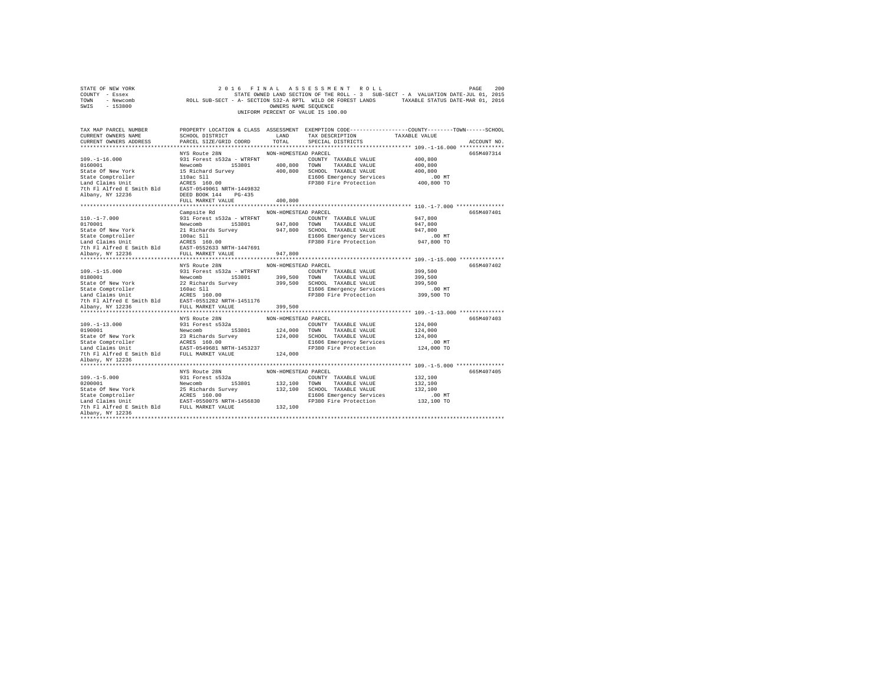STATE OF NEW YORK
COUNTY - Essex
TOWN - Newcomb
SWIS - 153800

2 0 1 6 F I N A L A S S E S S M E N T R O L L

STATE OWNED LAND SECTION OF THE ROLL - 3 SUB-SECT - A VALUATION DATE-JUL 01, 2015
ROLL SUB-SECT - A- SECTION 532-A RPTL WILD OR FOREST LANDS TAXABLE STATUS DATE-MAR 01, 2016
OWNERS NAME SEQUENCE
UNIFORM PERCENT OF VALUE IS 100.00

| TAX MAP PARCEL NUMBER / CURRENT OWNERS NAME / CURRENT OWNERS ADDRESS | PROPERTY LOCATION & CLASS / SCHOOL DISTRICT / PARCEL SIZE/GRID COORD | ASSESSMENT LAND / TOTAL | EXEMPTION CODE / TAX DESCRIPTION / SPECIAL DISTRICTS | COUNTY--------TOWN------SCHOOL TAXABLE VALUE | ACCOUNT NO. |
|---|---|---|---|---|---|
| **109.-1-16.000** | NYS Route 28N | NON-HOMESTEAD PARCEL | | | 665M407314 |
| 109.-1-16.000 | 931 Forest s532a - WTRFNT | | COUNTY TAXABLE VALUE | 400,800 | |
| 0160001 | Newcomb 153801 | 400,800 | TOWN TAXABLE VALUE | 400,800 | |
| State Of New York | 15 Richard Survey | 400,800 | SCHOOL TAXABLE VALUE | 400,800 | |
| State Comptroller | 110ac Sll | | E1606 Emergency Services | .00 MT | |
| Land Claims Unit | ACRES 160.00 | | FP380 Fire Protection | 400,800 TO | |
| 7th Fl Alfred E Smith Bld | EAST-0549061 NRTH-1449832 | | | | |
| Albany, NY 12236 | DEED BOOK 144 PG-435 | | | | |
| | FULL MARKET VALUE | 400,800 | | | |
| **110.-1-7.000** | Campsite Rd | NON-HOMESTEAD PARCEL | | | 665M407401 |
| 110.-1-7.000 | 931 Forest s532a - WTRFNT | | COUNTY TAXABLE VALUE | 947,800 | |
| 0170001 | Newcomb 153801 | 947,800 | TOWN TAXABLE VALUE | 947,800 | |
| State Of New York | 21 Richards Survey | 947,800 | SCHOOL TAXABLE VALUE | 947,800 | |
| State Comptroller | 100ac Sll | | E1606 Emergency Services | .00 MT | |
| Land Claims Unit | ACRES 160.00 | | FP380 Fire Protection | 947,800 TO | |
| 7th Fl Alfred E Smith Bld | EAST-0552633 NRTH-1447691 | | | | |
| Albany, NY 12236 | FULL MARKET VALUE | 947,800 | | | |
| **109.-1-15.000** | NYS Route 28N | NON-HOMESTEAD PARCEL | | | 665M407402 |
| 109.-1-15.000 | 931 Forest s532a - WTRFNT | | COUNTY TAXABLE VALUE | 399,500 | |
| 0180001 | Newcomb 153801 | 399,500 | TOWN TAXABLE VALUE | 399,500 | |
| State Of New York | 22 Richards Survey | 399,500 | SCHOOL TAXABLE VALUE | 399,500 | |
| State Comptroller | 160ac Sll | | E1606 Emergency Services | .00 MT | |
| Land Claims Unit | ACRES 160.00 | | FP380 Fire Protection | 399,500 TO | |
| 7th Fl Alfred E Smith Bld | EAST-0551282 NRTH-1451176 | | | | |
| Albany, NY 12236 | FULL MARKET VALUE | 399,500 | | | |
| **109.-1-13.000** | NYS Route 28N | NON-HOMESTEAD PARCEL | | | 665M407403 |
| 109.-1-13.000 | 931 Forest s532a | | COUNTY TAXABLE VALUE | 124,000 | |
| 0190001 | Newcomb 153801 | 124,000 | TOWN TAXABLE VALUE | 124,000 | |
| State Of New York | 23 Richards Survey | 124,000 | SCHOOL TAXABLE VALUE | 124,000 | |
| State Comptroller | ACRES 160.00 | | E1606 Emergency Services | .00 MT | |
| Land Claims Unit | EAST-0549681 NRTH-1453237 | | FP380 Fire Protection | 124,000 TO | |
| 7th Fl Alfred E Smith Bld | FULL MARKET VALUE | 124,000 | | | |
| Albany, NY 12236 | | | | | |
| **109.-1-5.000** | NYS Route 28N | NON-HOMESTEAD PARCEL | | | 665M407405 |
| 109.-1-5.000 | 931 Forest s532a | | COUNTY TAXABLE VALUE | 132,100 | |
| 0200001 | Newcomb 153801 | 132,100 | TOWN TAXABLE VALUE | 132,100 | |
| State Of New York | 25 Richards Survey | 132,100 | SCHOOL TAXABLE VALUE | 132,100 | |
| State Comptroller | ACRES 160.00 | | E1606 Emergency Services | .00 MT | |
| Land Claims Unit | EAST-0550075 NRTH-1456830 | | FP380 Fire Protection | 132,100 TO | |
| 7th Fl Alfred E Smith Bld | FULL MARKET VALUE | 132,100 | | | |
| Albany, NY 12236 | | | | | |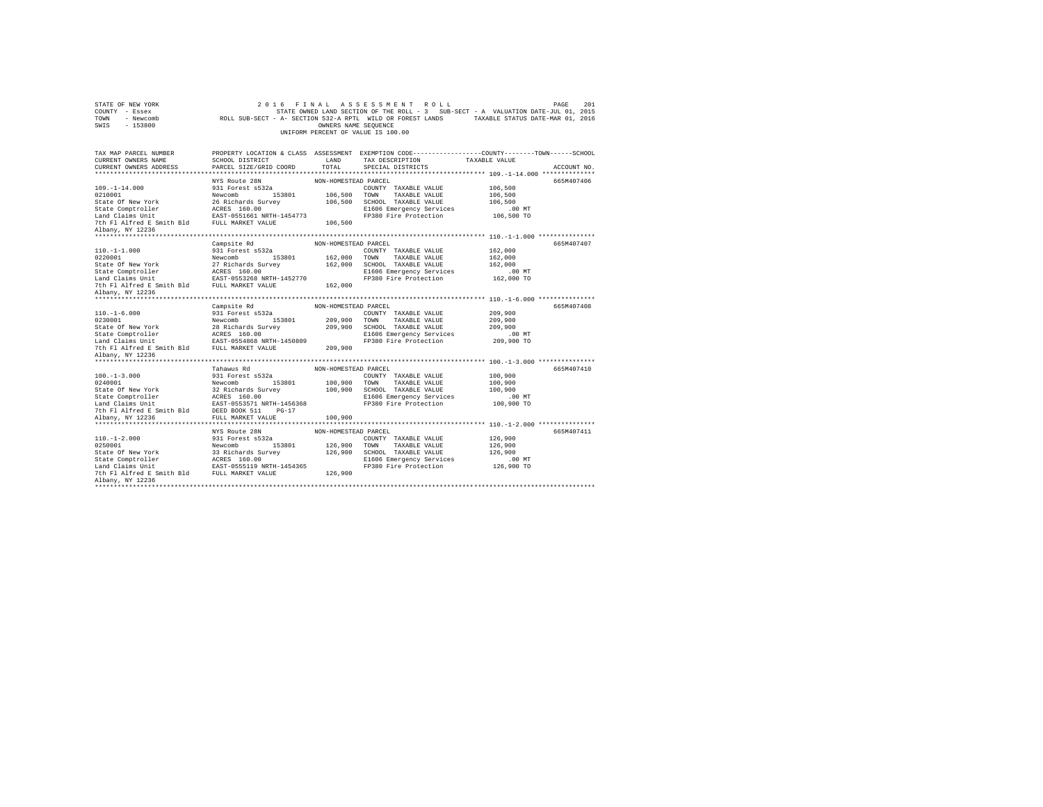STATE OF NEW YORK
COUNTY - Essex
TOWN - Newcomb
SWIS - 153800

2016 FINAL ASSESSMENT ROLL
STATE OWNED LAND SECTION OF THE ROLL - 3 SUB-SECT - A VALUATION DATE-JUL 01, 2015
ROLL SUB-SECT - A- SECTION 532-A RPTL WILD OR FOREST LANDS TAXABLE STATUS DATE-MAR 01, 2016
OWNERS NAME SEQUENCE
UNIFORM PERCENT OF VALUE IS 100.00

| TAX MAP PARCEL NUMBER / CURRENT OWNERS NAME / CURRENT OWNERS ADDRESS | PROPERTY LOCATION & CLASS / SCHOOL DISTRICT / PARCEL SIZE/GRID COORD | ASSESSMENT LAND | TOTAL | EXEMPTION CODE / TAX DESCRIPTION / SPECIAL DISTRICTS | TAXABLE VALUE (COUNTY / TOWN / SCHOOL) | ACCOUNT NO. |
|---|---|---|---|---|---|---|
| 109.-1-14.000 | NYS Route 28N | NON-HOMESTEAD PARCEL | | | | 665M407406 |
| 0210001 | 931 Forest s532a | | | COUNTY TAXABLE VALUE | 106,500 | |
| State Of New York | Newcomb 153801 | 106,500 | | TOWN TAXABLE VALUE | 106,500 | |
| State Comptroller | 26 Richards Survey | | 106,500 | SCHOOL TAXABLE VALUE | 106,500 | |
| Land Claims Unit | ACRES 160.00 | | | E1606 Emergency Services | .00 MT | |
| 7th Fl Alfred E Smith Bld | EAST-0551661 NRTH-1454773 | | | FP380 Fire Protection | 106,500 TO | |
| Albany, NY 12236 | FULL MARKET VALUE | | 106,500 | | | |
| 110.-1-1.000 | Campsite Rd | NON-HOMESTEAD PARCEL | | | | 665M407407 |
| 0220001 | 931 Forest s532a | | | COUNTY TAXABLE VALUE | 162,000 | |
| State Of New York | Newcomb 153801 | 162,000 | | TOWN TAXABLE VALUE | 162,000 | |
| State Comptroller | 27 Richards Survey | | 162,000 | SCHOOL TAXABLE VALUE | 162,000 | |
| Land Claims Unit | ACRES 160.00 | | | E1606 Emergency Services | .00 MT | |
| 7th Fl Alfred E Smith Bld | EAST-0553268 NRTH-1452770 | | | FP380 Fire Protection | 162,000 TO | |
| Albany, NY 12236 | FULL MARKET VALUE | | 162,000 | | | |
| 110.-1-6.000 | Campsite Rd | NON-HOMESTEAD PARCEL | | | | 665M407408 |
| 0230001 | 931 Forest s532a | | | COUNTY TAXABLE VALUE | 209,900 | |
| State Of New York | Newcomb 153801 | 209,900 | | TOWN TAXABLE VALUE | 209,900 | |
| State Comptroller | 28 Richards Survey | | 209,900 | SCHOOL TAXABLE VALUE | 209,900 | |
| Land Claims Unit | ACRES 160.00 | | | E1606 Emergency Services | .00 MT | |
| 7th Fl Alfred E Smith Bld | EAST-0554868 NRTH-1450809 | | | FP380 Fire Protection | 209,900 TO | |
| Albany, NY 12236 | FULL MARKET VALUE | | 209,900 | | | |
| 100.-1-3.000 | Tahawus Rd | NON-HOMESTEAD PARCEL | | | | 665M407410 |
| 0240001 | 931 Forest s532a | | | COUNTY TAXABLE VALUE | 100,900 | |
| State Of New York | Newcomb 153801 | 100,900 | | TOWN TAXABLE VALUE | 100,900 | |
| State Comptroller | 32 Richards Survey | | 100,900 | SCHOOL TAXABLE VALUE | 100,900 | |
| Land Claims Unit | ACRES 160.00 | | | E1606 Emergency Services | .00 MT | |
| 7th Fl Alfred E Smith Bld | EAST-0553571 NRTH-1456368 | | | FP380 Fire Protection | 100,900 TO | |
| Albany, NY 12236 | DEED BOOK 511 PG-17 | | | | | |
| | FULL MARKET VALUE | | 100,900 | | | |
| 110.-1-2.000 | NYS Route 28N | NON-HOMESTEAD PARCEL | | | | 665M407411 |
| 0250001 | 931 Forest s532a | | | COUNTY TAXABLE VALUE | 126,900 | |
| State Of New York | Newcomb 153801 | 126,900 | | TOWN TAXABLE VALUE | 126,900 | |
| State Comptroller | 33 Richards Survey | | 126,900 | SCHOOL TAXABLE VALUE | 126,900 | |
| Land Claims Unit | ACRES 160.00 | | | E1606 Emergency Services | .00 MT | |
| 7th Fl Alfred E Smith Bld | EAST-0555119 NRTH-1454365 | | | FP380 Fire Protection | 126,900 TO | |
| Albany, NY 12236 | FULL MARKET VALUE | | 126,900 | | | |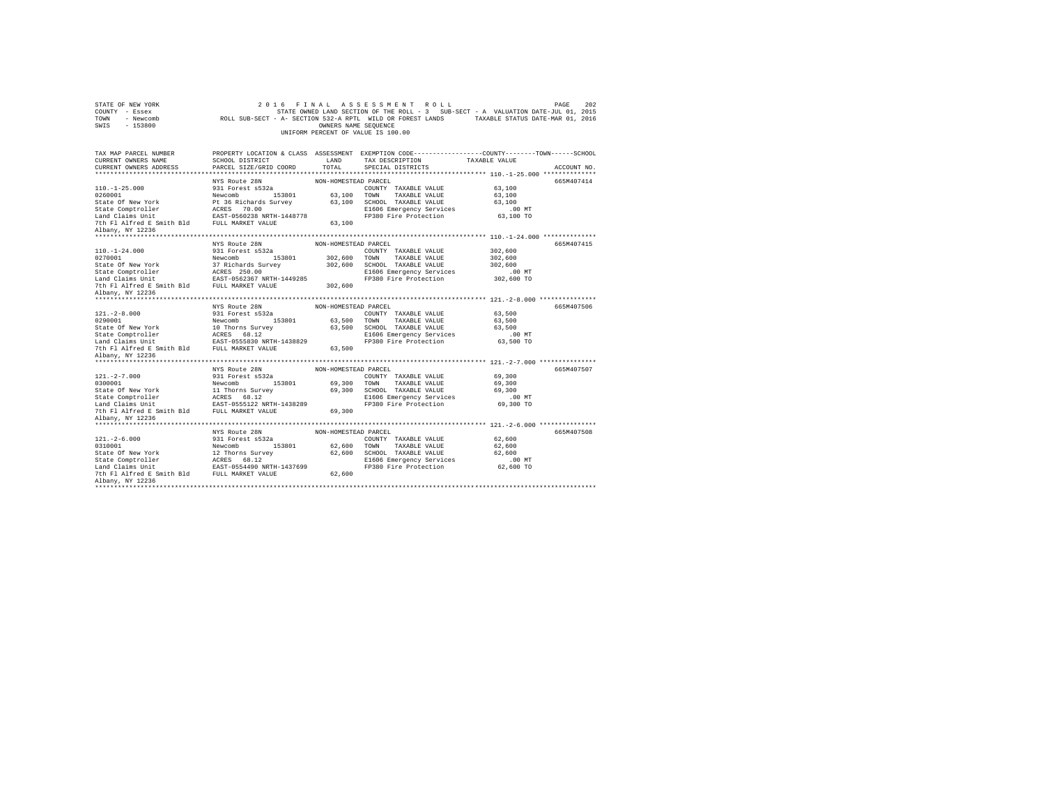STATE OF NEW YORK
COUNTY - Essex
TOWN - Newcomb
SWIS - 153800

2 0 1 6 F I N A L A S S E S S M E N T R O L L

STATE OWNED LAND SECTION OF THE ROLL - 3 SUB-SECT - A VALUATION DATE-JUL 01, 2015

ROLL SUB-SECT - A- SECTION 532-A RPTL WILD OR FOREST LANDS TAXABLE STATUS DATE-MAR 01, 2016

OWNERS NAME SEQUENCE

UNIFORM PERCENT OF VALUE IS 100.00

| TAX MAP PARCEL NUMBER / CURRENT OWNERS NAME / CURRENT OWNERS ADDRESS | PROPERTY LOCATION & CLASS / SCHOOL DISTRICT / PARCEL SIZE/GRID COORD | ASSESSMENT LAND / TOTAL | EXEMPTION CODE / TAX DESCRIPTION / SPECIAL DISTRICTS | TAXABLE VALUE (COUNTY / TOWN / SCHOOL) | ACCOUNT NO. |
|---|---|---|---|---|---|
| **110.-1-25.000** | NYS Route 28N | NON-HOMESTEAD PARCEL | | | 665M407414 |
| 110.-1-25.000 | 931 Forest s532a | | COUNTY TAXABLE VALUE | 63,100 | |
| 0260001 | Newcomb 153801 | 63,100 | TOWN TAXABLE VALUE | 63,100 | |
| State Of New York | Pt 36 Richards Survey | 63,100 | SCHOOL TAXABLE VALUE | 63,100 | |
| State Comptroller | ACRES 70.00 | | E1606 Emergency Services | .00 MT | |
| Land Claims Unit | EAST-0560238 NRTH-1448778 | | FP380 Fire Protection | 63,100 TO | |
| 7th Fl Alfred E Smith Bld | FULL MARKET VALUE | 63,100 | | | |
| Albany, NY 12236 | | | | | |
| **110.-1-24.000** | NYS Route 28N | NON-HOMESTEAD PARCEL | | | 665M407415 |
| 110.-1-24.000 | 931 Forest s532a | | COUNTY TAXABLE VALUE | 302,600 | |
| 0270001 | Newcomb 153801 | 302,600 | TOWN TAXABLE VALUE | 302,600 | |
| State Of New York | 37 Richards Survey | 302,600 | SCHOOL TAXABLE VALUE | 302,600 | |
| State Comptroller | ACRES 250.00 | | E1606 Emergency Services | .00 MT | |
| Land Claims Unit | EAST-0562367 NRTH-1449285 | | FP380 Fire Protection | 302,600 TO | |
| 7th Fl Alfred E Smith Bld | FULL MARKET VALUE | 302,600 | | | |
| Albany, NY 12236 | | | | | |
| **121.-2-8.000** | NYS Route 28N | NON-HOMESTEAD PARCEL | | | 665M407506 |
| 121.-2-8.000 | 931 Forest s532a | | COUNTY TAXABLE VALUE | 63,500 | |
| 0290001 | Newcomb 153801 | 63,500 | TOWN TAXABLE VALUE | 63,500 | |
| State Of New York | 10 Thorns Survey | 63,500 | SCHOOL TAXABLE VALUE | 63,500 | |
| State Comptroller | ACRES 68.12 | | E1606 Emergency Services | .00 MT | |
| Land Claims Unit | EAST-0555830 NRTH-1438829 | | FP380 Fire Protection | 63,500 TO | |
| 7th Fl Alfred E Smith Bld | FULL MARKET VALUE | 63,500 | | | |
| Albany, NY 12236 | | | | | |
| **121.-2-7.000** | NYS Route 28N | NON-HOMESTEAD PARCEL | | | 665M407507 |
| 121.-2-7.000 | 931 Forest s532a | | COUNTY TAXABLE VALUE | 69,300 | |
| 0300001 | Newcomb 153801 | 69,300 | TOWN TAXABLE VALUE | 69,300 | |
| State Of New York | 11 Thorns Survey | 69,300 | SCHOOL TAXABLE VALUE | 69,300 | |
| State Comptroller | ACRES 68.12 | | E1606 Emergency Services | .00 MT | |
| Land Claims Unit | EAST-0555122 NRTH-1438289 | | FP380 Fire Protection | 69,300 TO | |
| 7th Fl Alfred E Smith Bld | FULL MARKET VALUE | 69,300 | | | |
| Albany, NY 12236 | | | | | |
| **121.-2-6.000** | NYS Route 28N | NON-HOMESTEAD PARCEL | | | 665M407508 |
| 121.-2-6.000 | 931 Forest s532a | | COUNTY TAXABLE VALUE | 62,600 | |
| 0310001 | Newcomb 153801 | 62,600 | TOWN TAXABLE VALUE | 62,600 | |
| State Of New York | 12 Thorns Survey | 62,600 | SCHOOL TAXABLE VALUE | 62,600 | |
| State Comptroller | ACRES 68.12 | | E1606 Emergency Services | .00 MT | |
| Land Claims Unit | EAST-0554490 NRTH-1437699 | | FP380 Fire Protection | 62,600 TO | |
| 7th Fl Alfred E Smith Bld | FULL MARKET VALUE | 62,600 | | | |
| Albany, NY 12236 | | | | | |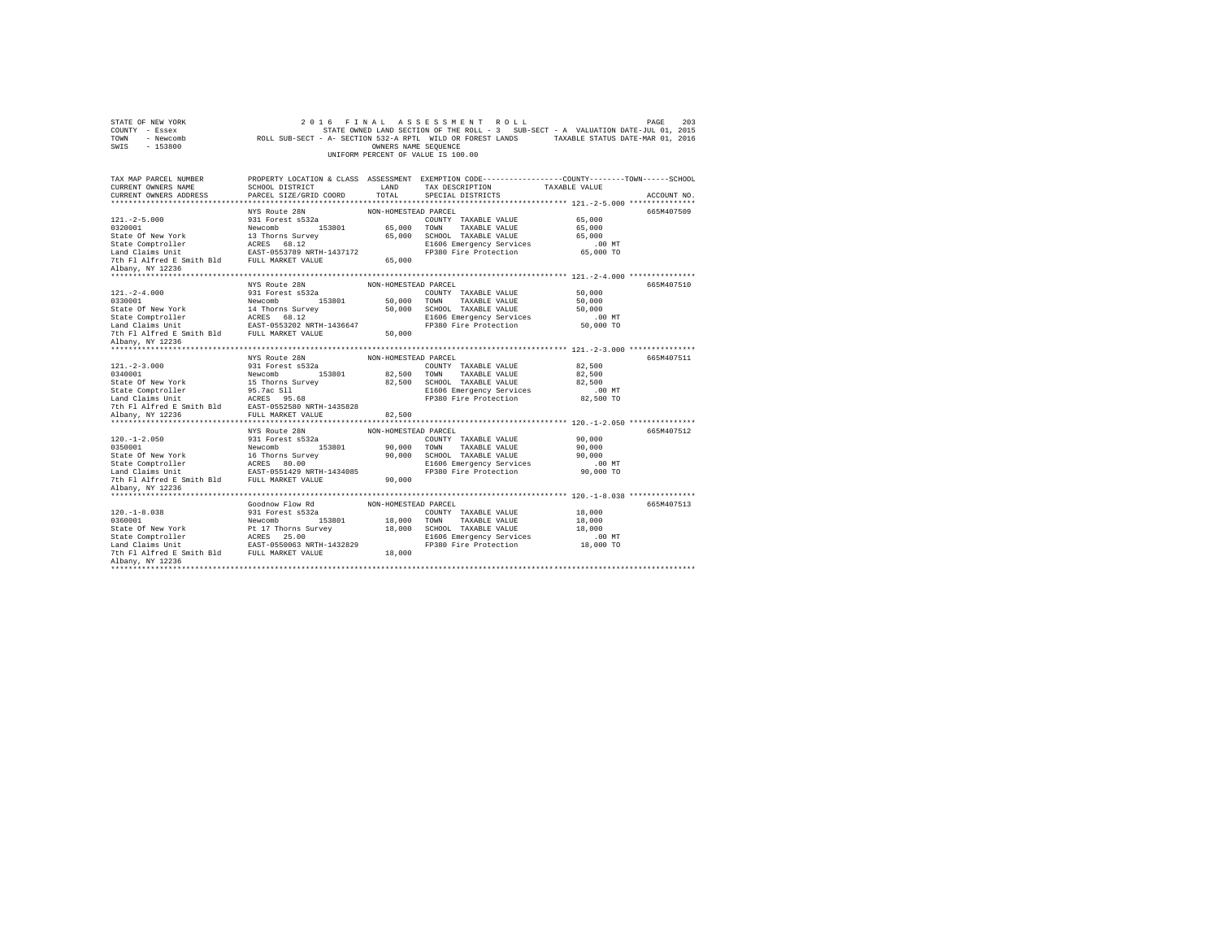STATE OF NEW YORK
COUNTY - Essex
TOWN - Newcomb
SWIS - 153800

2016 FINAL ASSESSMENT ROLL
STATE OWNED LAND SECTION OF THE ROLL - 3 SUB-SECT - A VALUATION DATE-JUL 01, 2015
ROLL SUB-SECT - A- SECTION 532-A RPTL WILD OR FOREST LANDS TAXABLE STATUS DATE-MAR 01, 2016
OWNERS NAME SEQUENCE
UNIFORM PERCENT OF VALUE IS 100.00

| TAX MAP PARCEL NUMBER / CURRENT OWNERS NAME / CURRENT OWNERS ADDRESS | PROPERTY LOCATION & CLASS / SCHOOL DISTRICT / PARCEL SIZE/GRID COORD | ASSESSMENT LAND / TOTAL | EXEMPTION CODE / TAX DESCRIPTION / SPECIAL DISTRICTS | COUNTY--------TOWN------SCHOOL TAXABLE VALUE | ACCOUNT NO. |
|---|---|---|---|---|---|
| 121.-2-5.000 | NYS Route 28N | NON-HOMESTEAD PARCEL | | | 665M407509 |
| 0320001 | 931 Forest s532a | | COUNTY TAXABLE VALUE | 65,000 | |
| State Of New York | Newcomb 153801 | 65,000 | TOWN TAXABLE VALUE | 65,000 | |
| State Comptroller | 13 Thorns Survey | 65,000 | SCHOOL TAXABLE VALUE | 65,000 | |
| Land Claims Unit | ACRES 68.12 | | E1606 Emergency Services | .00 MT | |
| 7th Fl Alfred E Smith Bld | EAST-0553789 NRTH-1437172 | | FP380 Fire Protection | 65,000 TO | |
| Albany, NY 12236 | FULL MARKET VALUE | 65,000 | | | |
| 121.-2-4.000 | NYS Route 28N | NON-HOMESTEAD PARCEL | | | 665M407510 |
| 0330001 | 931 Forest s532a | | COUNTY TAXABLE VALUE | 50,000 | |
| State Of New York | Newcomb 153801 | 50,000 | TOWN TAXABLE VALUE | 50,000 | |
| State Comptroller | 14 Thorns Survey | 50,000 | SCHOOL TAXABLE VALUE | 50,000 | |
| Land Claims Unit | ACRES 68.12 | | E1606 Emergency Services | .00 MT | |
| 7th Fl Alfred E Smith Bld | EAST-0553202 NRTH-1436647 | | FP380 Fire Protection | 50,000 TO | |
| Albany, NY 12236 | FULL MARKET VALUE | 50,000 | | | |
| 121.-2-3.000 | NYS Route 28N | NON-HOMESTEAD PARCEL | | | 665M407511 |
| 0340001 | 931 Forest s532a | | COUNTY TAXABLE VALUE | 82,500 | |
| State Of New York | Newcomb 153801 | 82,500 | TOWN TAXABLE VALUE | 82,500 | |
| State Comptroller | 15 Thorns Survey | 82,500 | SCHOOL TAXABLE VALUE | 82,500 | |
| Land Claims Unit | 95.7ac Sll | | E1606 Emergency Services | .00 MT | |
| 7th Fl Alfred E Smith Bld | ACRES 95.68 | | FP380 Fire Protection | 82,500 TO | |
| Albany, NY 12236 | EAST-0552580 NRTH-1435828 | | | | |
| | FULL MARKET VALUE | 82,500 | | | |
| 120.-1-2.050 | NYS Route 28N | NON-HOMESTEAD PARCEL | | | 665M407512 |
| 0350001 | 931 Forest s532a | | COUNTY TAXABLE VALUE | 90,000 | |
| State Of New York | Newcomb 153801 | 90,000 | TOWN TAXABLE VALUE | 90,000 | |
| State Comptroller | 16 Thorns Survey | 90,000 | SCHOOL TAXABLE VALUE | 90,000 | |
| Land Claims Unit | ACRES 80.00 | | E1606 Emergency Services | .00 MT | |
| 7th Fl Alfred E Smith Bld | EAST-0551429 NRTH-1434085 | | FP380 Fire Protection | 90,000 TO | |
| Albany, NY 12236 | FULL MARKET VALUE | 90,000 | | | |
| 120.-1-8.038 | Goodnow Flow Rd | NON-HOMESTEAD PARCEL | | | 665M407513 |
| 0360001 | 931 Forest s532a | | COUNTY TAXABLE VALUE | 18,000 | |
| State Of New York | Newcomb 153801 | 18,000 | TOWN TAXABLE VALUE | 18,000 | |
| State Comptroller | Pt 17 Thorns Survey | 18,000 | SCHOOL TAXABLE VALUE | 18,000 | |
| Land Claims Unit | ACRES 25.00 | | E1606 Emergency Services | .00 MT | |
| 7th Fl Alfred E Smith Bld | EAST-0550063 NRTH-1432829 | | FP380 Fire Protection | 18,000 TO | |
| Albany, NY 12236 | FULL MARKET VALUE | 18,000 | | | |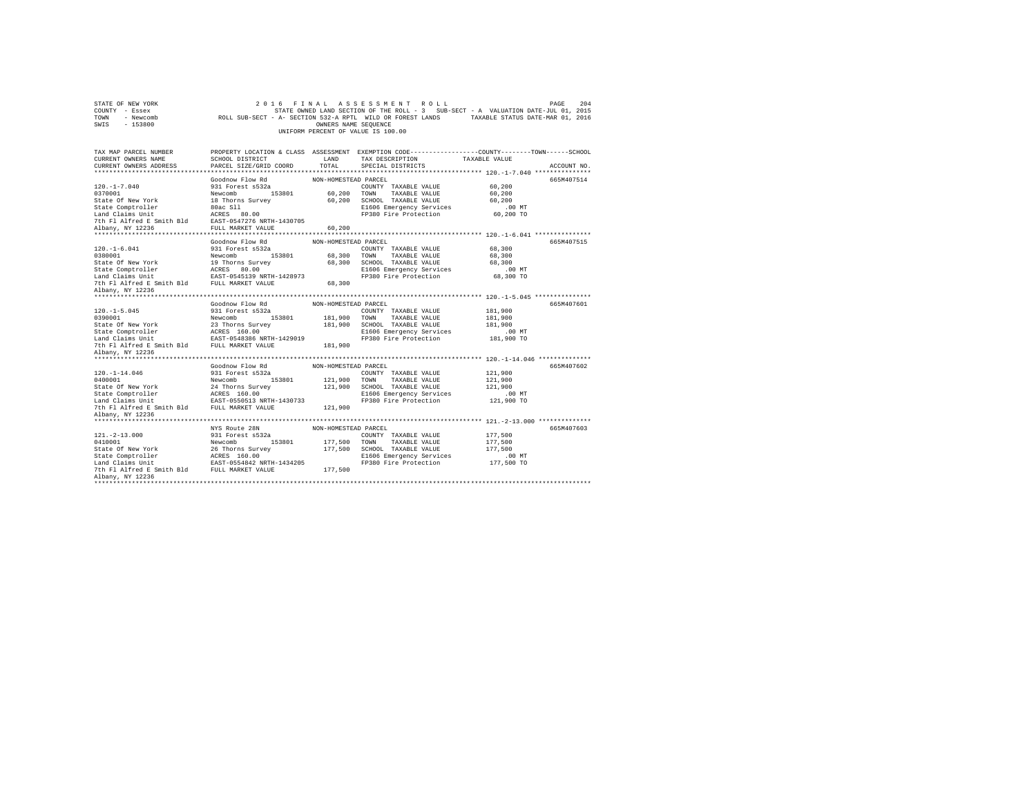STATE OF NEW YORK — 2016 FINAL ASSESSMENT ROLL — PAGE 204
COUNTY - Essex — STATE OWNED LAND SECTION OF THE ROLL - 3 SUB-SECT - A VALUATION DATE-JUL 01, 2015
TOWN - Newcomb — ROLL SUB-SECT - A- SECTION 532-A RPTL WILD OR FOREST LANDS — TAXABLE STATUS DATE-MAR 01, 2016
SWIS - 153800 — OWNERS NAME SEQUENCE
UNIFORM PERCENT OF VALUE IS 100.00

| TAX MAP PARCEL NUMBER / CURRENT OWNERS NAME / CURRENT OWNERS ADDRESS | PROPERTY LOCATION & CLASS / SCHOOL DISTRICT / PARCEL SIZE/GRID COORD | ASSESSMENT LAND / TOTAL | EXEMPTION CODE / TAX DESCRIPTION / SPECIAL DISTRICTS | COUNTY / TOWN / SCHOOL TAXABLE VALUE | ACCOUNT NO. |
|---|---|---|---|---|---|
| 120.-1-7.040 | Goodnow Flow Rd | NON-HOMESTEAD PARCEL | | | 665M407514 |
| 0370001 | 931 Forest s532a | | COUNTY TAXABLE VALUE | 60,200 | |
| State Of New York | Newcomb 153801 | 60,200 | TOWN TAXABLE VALUE | 60,200 | |
| State Comptroller | 18 Thorns Survey | 60,200 | SCHOOL TAXABLE VALUE | 60,200 | |
| Land Claims Unit | 80ac Sll | | E1606 Emergency Services | .00 MT | |
| 7th Fl Alfred E Smith Bld | ACRES 80.00 | | FP380 Fire Protection | 60,200 TO | |
| Albany, NY 12236 | EAST-0547276 NRTH-1430705 | | | | |
| | FULL MARKET VALUE | 60,200 | | | |
| 120.-1-6.041 | Goodnow Flow Rd | NON-HOMESTEAD PARCEL | | | 665M407515 |
| 0380001 | 931 Forest s532a | | COUNTY TAXABLE VALUE | 68,300 | |
| State Of New York | Newcomb 153801 | 68,300 | TOWN TAXABLE VALUE | 68,300 | |
| State Comptroller | 19 Thorns Survey | 68,300 | SCHOOL TAXABLE VALUE | 68,300 | |
| Land Claims Unit | ACRES 80.00 | | E1606 Emergency Services | .00 MT | |
| 7th Fl Alfred E Smith Bld | EAST-0545139 NRTH-1428973 | | FP380 Fire Protection | 68,300 TO | |
| Albany, NY 12236 | FULL MARKET VALUE | 68,300 | | | |
| 120.-1-5.045 | Goodnow Flow Rd | NON-HOMESTEAD PARCEL | | | 665M407601 |
| 0390001 | 931 Forest s532a | | COUNTY TAXABLE VALUE | 181,900 | |
| State Of New York | Newcomb 153801 | 181,900 | TOWN TAXABLE VALUE | 181,900 | |
| State Comptroller | 23 Thorns Survey | 181,900 | SCHOOL TAXABLE VALUE | 181,900 | |
| Land Claims Unit | ACRES 160.00 | | E1606 Emergency Services | .00 MT | |
| 7th Fl Alfred E Smith Bld | EAST-0548386 NRTH-1429019 | | FP380 Fire Protection | 181,900 TO | |
| Albany, NY 12236 | FULL MARKET VALUE | 181,900 | | | |
| 120.-1-14.046 | Goodnow Flow Rd | NON-HOMESTEAD PARCEL | | | 665M407602 |
| 0400001 | 931 Forest s532a | | COUNTY TAXABLE VALUE | 121,900 | |
| State Of New York | Newcomb 153801 | 121,900 | TOWN TAXABLE VALUE | 121,900 | |
| State Comptroller | 24 Thorns Survey | 121,900 | SCHOOL TAXABLE VALUE | 121,900 | |
| Land Claims Unit | ACRES 160.00 | | E1606 Emergency Services | .00 MT | |
| 7th Fl Alfred E Smith Bld | EAST-0550513 NRTH-1430733 | | FP380 Fire Protection | 121,900 TO | |
| Albany, NY 12236 | FULL MARKET VALUE | 121,900 | | | |
| 121.-2-13.000 | NYS Route 28N | NON-HOMESTEAD PARCEL | | | 665M407603 |
| 0410001 | 931 Forest s532a | | COUNTY TAXABLE VALUE | 177,500 | |
| State Of New York | Newcomb 153801 | 177,500 | TOWN TAXABLE VALUE | 177,500 | |
| State Comptroller | 26 Thorns Survey | 177,500 | SCHOOL TAXABLE VALUE | 177,500 | |
| Land Claims Unit | ACRES 160.00 | | E1606 Emergency Services | .00 MT | |
| 7th Fl Alfred E Smith Bld | EAST-0554842 NRTH-1434205 | | FP380 Fire Protection | 177,500 TO | |
| Albany, NY 12236 | FULL MARKET VALUE | 177,500 | | | |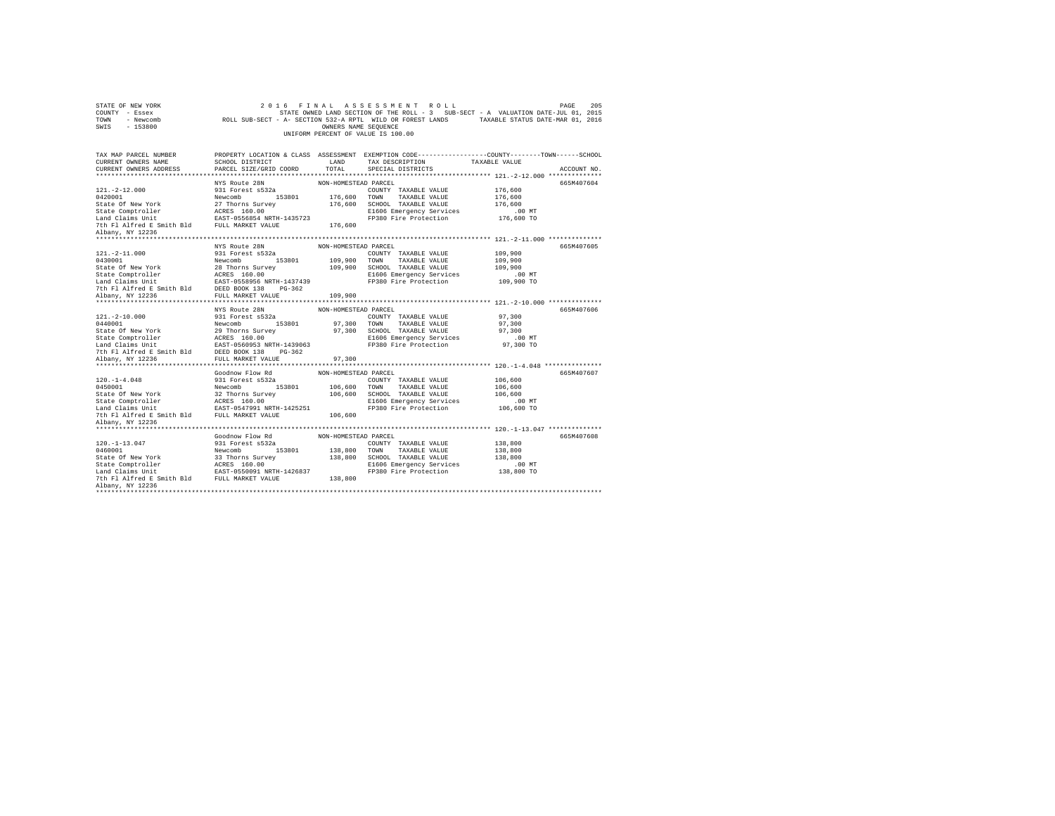STATE OF NEW YORK 2016 FINAL ASSESSMENT ROLL
COUNTY - Essex STATE OWNED LAND SECTION OF THE ROLL - 3 SUB-SECT - A VALUATION DATE-JUL 01, 2015
TOWN - Newcomb ROLL SUB-SECT - A- SECTION 532-A RPTL WILD OR FOREST LANDS TAXABLE STATUS DATE-MAR 01, 2016
SWIS - 153800 OWNERS NAME SEQUENCE
UNIFORM PERCENT OF VALUE IS 100.00

| TAX MAP PARCEL NUMBER / CURRENT OWNERS NAME / CURRENT OWNERS ADDRESS | PROPERTY LOCATION & CLASS / SCHOOL DISTRICT / PARCEL SIZE/GRID COORD | ASSESSMENT LAND / TOTAL | EXEMPTION CODE / TAX DESCRIPTION / SPECIAL DISTRICTS | TAXABLE VALUE (COUNTY / TOWN / SCHOOL) | ACCOUNT NO. |
|---|---|---|---|---|---|
| 121.-2-12.000 | NYS Route 28N | NON-HOMESTEAD PARCEL | | | 665M407604 |
| 0420001 | 931 Forest s532a | | COUNTY TAXABLE VALUE | 176,600 | |
| State Of New York | Newcomb 153801 | 176,600 | TOWN TAXABLE VALUE | 176,600 | |
| State Comptroller | 27 Thorns Survey | 176,600 | SCHOOL TAXABLE VALUE | 176,600 | |
| Land Claims Unit | ACRES 160.00 | | E1606 Emergency Services | .00 MT | |
| 7th Fl Alfred E Smith Bld | EAST-0556854 NRTH-1435723 | | FP380 Fire Protection | 176,600 TO | |
| Albany, NY 12236 | FULL MARKET VALUE | 176,600 | | | |
| 121.-2-11.000 | NYS Route 28N | NON-HOMESTEAD PARCEL | | | 665M407605 |
| 0430001 | 931 Forest s532a | | COUNTY TAXABLE VALUE | 109,900 | |
| State Of New York | Newcomb 153801 | 109,900 | TOWN TAXABLE VALUE | 109,900 | |
| State Comptroller | 28 Thorns Survey | 109,900 | SCHOOL TAXABLE VALUE | 109,900 | |
| Land Claims Unit | ACRES 160.00 | | E1606 Emergency Services | .00 MT | |
| 7th Fl Alfred E Smith Bld | EAST-0558956 NRTH-1437439 | | FP380 Fire Protection | 109,900 TO | |
| Albany, NY 12236 | DEED BOOK 138 PG-362 | | | | |
| | FULL MARKET VALUE | 109,900 | | | |
| 121.-2-10.000 | NYS Route 28N | NON-HOMESTEAD PARCEL | | | 665M407606 |
| 0440001 | 931 Forest s532a | | COUNTY TAXABLE VALUE | 97,300 | |
| State Of New York | Newcomb 153801 | 97,300 | TOWN TAXABLE VALUE | 97,300 | |
| State Comptroller | 29 Thorns Survey | 97,300 | SCHOOL TAXABLE VALUE | 97,300 | |
| Land Claims Unit | ACRES 160.00 | | E1606 Emergency Services | .00 MT | |
| 7th Fl Alfred E Smith Bld | EAST-0560953 NRTH-1439063 | | FP380 Fire Protection | 97,300 TO | |
| Albany, NY 12236 | DEED BOOK 138 PG-362 | | | | |
| | FULL MARKET VALUE | 97,300 | | | |
| 120.-1-4.048 | Goodnow Flow Rd | NON-HOMESTEAD PARCEL | | | 665M407607 |
| 0450001 | 931 Forest s532a | | COUNTY TAXABLE VALUE | 106,600 | |
| State Of New York | Newcomb 153801 | 106,600 | TOWN TAXABLE VALUE | 106,600 | |
| State Comptroller | 32 Thorns Survey | 106,600 | SCHOOL TAXABLE VALUE | 106,600 | |
| Land Claims Unit | ACRES 160.00 | | E1606 Emergency Services | .00 MT | |
| 7th Fl Alfred E Smith Bld | EAST-0547991 NRTH-1425251 | | FP380 Fire Protection | 106,600 TO | |
| Albany, NY 12236 | FULL MARKET VALUE | 106,600 | | | |
| 120.-1-13.047 | Goodnow Flow Rd | NON-HOMESTEAD PARCEL | | | 665M407608 |
| 0460001 | 931 Forest s532a | | COUNTY TAXABLE VALUE | 138,800 | |
| State Of New York | Newcomb 153801 | 138,800 | TOWN TAXABLE VALUE | 138,800 | |
| State Comptroller | 33 Thorns Survey | 138,800 | SCHOOL TAXABLE VALUE | 138,800 | |
| Land Claims Unit | ACRES 160.00 | | E1606 Emergency Services | .00 MT | |
| 7th Fl Alfred E Smith Bld | EAST-0550091 NRTH-1426837 | | FP380 Fire Protection | 138,800 TO | |
| Albany, NY 12236 | FULL MARKET VALUE | 138,800 | | | |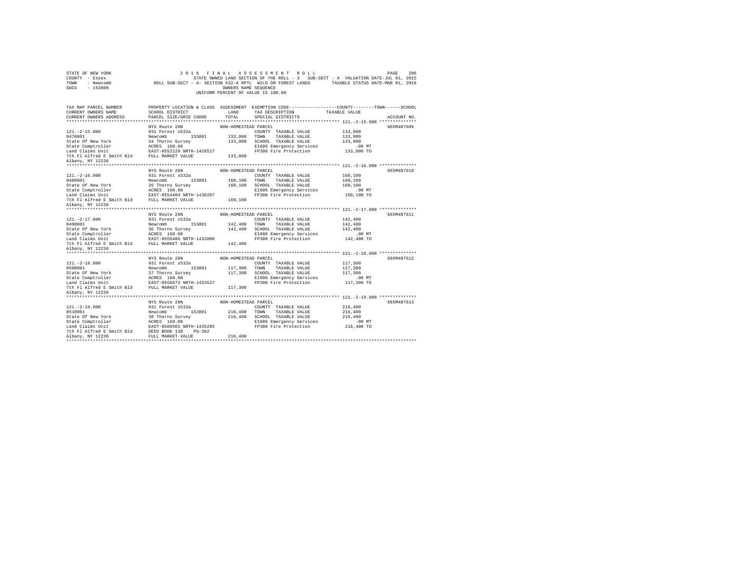```
STATE OF NEW YORK                    2 0 1 6   F I N A L   A S S E S S M E N T   R O L L                          PAGE   206
COUNTY  - Essex                           STATE OWNED LAND SECTION OF THE ROLL - 3   SUB-SECT - A  VALUATION DATE-JUL 01, 2015
TOWN    - Newcomb            ROLL SUB-SECT - A- SECTION 532-A RPTL  WILD OR FOREST LANDS        TAXABLE STATUS DATE-MAR 01, 2016
SWIS    - 153800                                          OWNERS NAME SEQUENCE
                                                   UNIFORM PERCENT OF VALUE IS 100.00

TAX MAP PARCEL NUMBER          PROPERTY LOCATION & CLASS  ASSESSMENT  EXEMPTION CODE------------------COUNTY--------TOWN------SCHOOL
CURRENT OWNERS NAME            SCHOOL DISTRICT              LAND      TAX DESCRIPTION            TAXABLE VALUE
CURRENT OWNERS ADDRESS         PARCEL SIZE/GRID COORD       TOTAL     SPECIAL DISTRICTS                                  ACCOUNT NO.
******************************************************************************************************* 121.-2-15.000 **************
                               NYS Route 28N               NON-HOMESTEAD PARCEL                                          665M407609
121.-2-15.000                  931 Forest s532a                        COUNTY  TAXABLE VALUE             133,000
0470001                        Newcomb        153801      133,000     TOWN    TAXABLE VALUE             133,000
State Of New York              34 Thorns Survey            133,000     SCHOOL  TAXABLE VALUE             133,000
State Comptroller              ACRES  160.00                           E1606 Emergency Services              .00 MT
Land Claims Unit               EAST-0552129 NRTH-1428517               FP380 Fire Protection             133,000 TO
7th Fl Alfred E Smith Bld      FULL MARKET VALUE           133,000
Albany, NY 12236
******************************************************************************************************* 121.-2-16.000 **************
                               NYS Route 28N               NON-HOMESTEAD PARCEL                                          665M407610
121.-2-16.000                  931 Forest s532a                        COUNTY  TAXABLE VALUE             160,100
0480001                        Newcomb        153801      160,100     TOWN    TAXABLE VALUE             160,100
State Of New York              35 Thorns Survey            160,100     SCHOOL  TAXABLE VALUE             160,100
State Comptroller              ACRES  160.00                           E1606 Emergency Services              .00 MT
Land Claims Unit               EAST-0554404 NRTH-1430287               FP380 Fire Protection             160,100 TO
7th Fl Alfred E Smith Bld      FULL MARKET VALUE           160,100
Albany, NY 12236
******************************************************************************************************* 121.-2-17.000 **************
                               NYS Route 28N               NON-HOMESTEAD PARCEL                                          665M407611
121.-2-17.000                  931 Forest s532a                        COUNTY  TAXABLE VALUE             142,400
0490001                        Newcomb        153801      142,400     TOWN    TAXABLE VALUE             142,400
State Of New York              36 Thorns Survey            142,400     SCHOOL  TAXABLE VALUE             142,400
State Comptroller              ACRES  160.00                           E1606 Emergency Services              .00 MT
Land Claims Unit               EAST-0556486 NRTH-1432000               FP380 Fire Protection             142,400 TO
7th Fl Alfred E Smith Bld      FULL MARKET VALUE           142,400
Albany, NY 12236
******************************************************************************************************* 121.-2-18.000 **************
                               NYS Route 28N               NON-HOMESTEAD PARCEL                                          665M407612
121.-2-18.000                  931 Forest s532a                        COUNTY  TAXABLE VALUE             117,300
0500001                        Newcomb        153801      117,300     TOWN    TAXABLE VALUE             117,300
State Of New York              37 Thorns Survey            117,300     SCHOOL  TAXABLE VALUE             117,300
State Comptroller              ACRES  160.00                           E1606 Emergency Services              .00 MT
Land Claims Unit               EAST-0558573 NRTH-1433527               FP380 Fire Protection             117,300 TO
7th Fl Alfred E Smith Bld      FULL MARKET VALUE           117,300
Albany, NY 12236
******************************************************************************************************* 121.-2-19.000 **************
                               NYS Route 28N               NON-HOMESTEAD PARCEL                                          665M407613
121.-2-19.000                  931 Forest s532a                        COUNTY  TAXABLE VALUE             216,400
0510001                        Newcomb        153801      216,400     TOWN    TAXABLE VALUE             216,400
State Of New York              38 Thorns Survey            216,400     SCHOOL  TAXABLE VALUE             216,400
State Comptroller              ACRES  160.00                           E1606 Emergency Services              .00 MT
Land Claims Unit               EAST-0560565 NRTH-1435285               FP380 Fire Protection             216,400 TO
7th Fl Alfred E Smith Bld      DEED BOOK 138    PG-362
Albany, NY 12236               FULL MARKET VALUE           216,400
************************************************************************************************************************************
```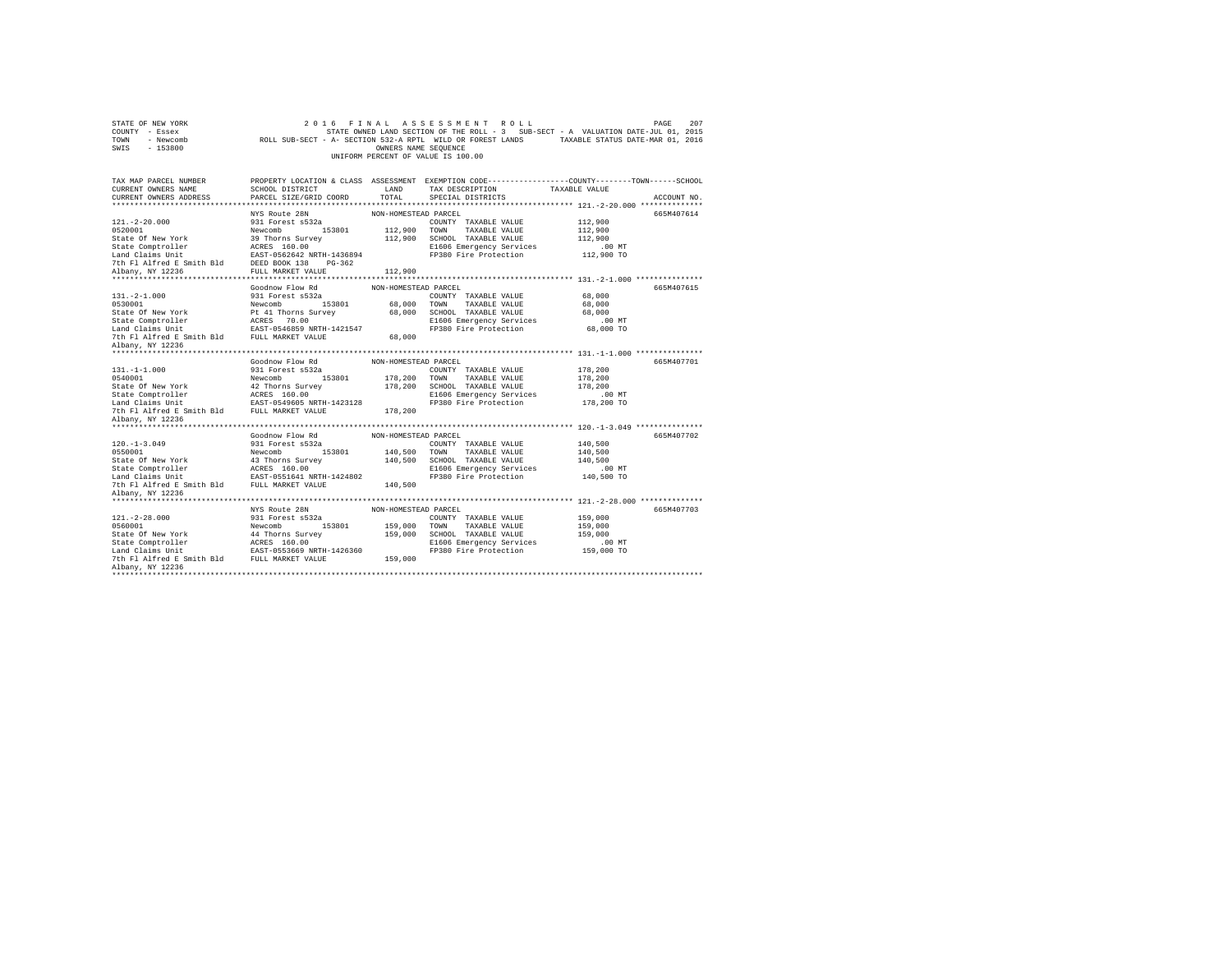STATE OF NEW YORK
COUNTY - Essex
TOWN - Newcomb
SWIS - 153800

2016 FINAL ASSESSMENT ROLL

STATE OWNED LAND SECTION OF THE ROLL - 3 SUB-SECT - A VALUATION DATE-JUL 01, 2015

ROLL SUB-SECT - A- SECTION 532-A RPTL WILD OR FOREST LANDS TAXABLE STATUS DATE-MAR 01, 2016

OWNERS NAME SEQUENCE

UNIFORM PERCENT OF VALUE IS 100.00

| TAX MAP PARCEL NUMBER / CURRENT OWNERS NAME / CURRENT OWNERS ADDRESS | PROPERTY LOCATION & CLASS / SCHOOL DISTRICT / PARCEL SIZE/GRID COORD | ASSESSMENT LAND / TOTAL | EXEMPTION CODE / TAX DESCRIPTION / SPECIAL DISTRICTS | TAXABLE VALUE (COUNTY / TOWN / SCHOOL) | ACCOUNT NO. |
|---|---|---|---|---|---|
| **121.-2-20.000** | NYS Route 28N | NON-HOMESTEAD PARCEL | | | 665M407614 |
| 121.-2-20.000 | 931 Forest s532a | | COUNTY TAXABLE VALUE | 112,900 | |
| 0520001 | Newcomb 153801 | 112,900 | TOWN TAXABLE VALUE | 112,900 | |
| State Of New York | 39 Thorns Survey | 112,900 | SCHOOL TAXABLE VALUE | 112,900 | |
| State Comptroller | ACRES 160.00 | | E1606 Emergency Services | .00 MT | |
| Land Claims Unit | EAST-0562642 NRTH-1436894 | | FP380 Fire Protection | 112,900 TO | |
| 7th Fl Alfred E Smith Bld | DEED BOOK 138 PG-362 | | | | |
| Albany, NY 12236 | FULL MARKET VALUE | 112,900 | | | |
| **131.-2-1.000** | Goodnow Flow Rd | NON-HOMESTEAD PARCEL | | | 665M407615 |
| 131.-2-1.000 | 931 Forest s532a | | COUNTY TAXABLE VALUE | 68,000 | |
| 0530001 | Newcomb 153801 | 68,000 | TOWN TAXABLE VALUE | 68,000 | |
| State Of New York | Pt 41 Thorns Survey | 68,000 | SCHOOL TAXABLE VALUE | 68,000 | |
| State Comptroller | ACRES 70.00 | | E1606 Emergency Services | .00 MT | |
| Land Claims Unit | EAST-0546859 NRTH-1421547 | | FP380 Fire Protection | 68,000 TO | |
| 7th Fl Alfred E Smith Bld | FULL MARKET VALUE | 68,000 | | | |
| Albany, NY 12236 | | | | | |
| **131.-1-1.000** | Goodnow Flow Rd | NON-HOMESTEAD PARCEL | | | 665M407701 |
| 131.-1-1.000 | 931 Forest s532a | | COUNTY TAXABLE VALUE | 178,200 | |
| 0540001 | Newcomb 153801 | 178,200 | TOWN TAXABLE VALUE | 178,200 | |
| State Of New York | 42 Thorns Survey | 178,200 | SCHOOL TAXABLE VALUE | 178,200 | |
| State Comptroller | ACRES 160.00 | | E1606 Emergency Services | .00 MT | |
| Land Claims Unit | EAST-0549605 NRTH-1423128 | | FP380 Fire Protection | 178,200 TO | |
| 7th Fl Alfred E Smith Bld | FULL MARKET VALUE | 178,200 | | | |
| Albany, NY 12236 | | | | | |
| **120.-1-3.049** | Goodnow Flow Rd | NON-HOMESTEAD PARCEL | | | 665M407702 |
| 120.-1-3.049 | 931 Forest s532a | | COUNTY TAXABLE VALUE | 140,500 | |
| 0550001 | Newcomb 153801 | 140,500 | TOWN TAXABLE VALUE | 140,500 | |
| State Of New York | 43 Thorns Survey | 140,500 | SCHOOL TAXABLE VALUE | 140,500 | |
| State Comptroller | ACRES 160.00 | | E1606 Emergency Services | .00 MT | |
| Land Claims Unit | EAST-0551641 NRTH-1424802 | | FP380 Fire Protection | 140,500 TO | |
| 7th Fl Alfred E Smith Bld | FULL MARKET VALUE | 140,500 | | | |
| Albany, NY 12236 | | | | | |
| **121.-2-28.000** | NYS Route 28N | NON-HOMESTEAD PARCEL | | | 665M407703 |
| 121.-2-28.000 | 931 Forest s532a | | COUNTY TAXABLE VALUE | 159,000 | |
| 0560001 | Newcomb 153801 | 159,000 | TOWN TAXABLE VALUE | 159,000 | |
| State Of New York | 44 Thorns Survey | 159,000 | SCHOOL TAXABLE VALUE | 159,000 | |
| State Comptroller | ACRES 160.00 | | E1606 Emergency Services | .00 MT | |
| Land Claims Unit | EAST-0553669 NRTH-1426360 | | FP380 Fire Protection | 159,000 TO | |
| 7th Fl Alfred E Smith Bld | FULL MARKET VALUE | 159,000 | | | |
| Albany, NY 12236 | | | | | |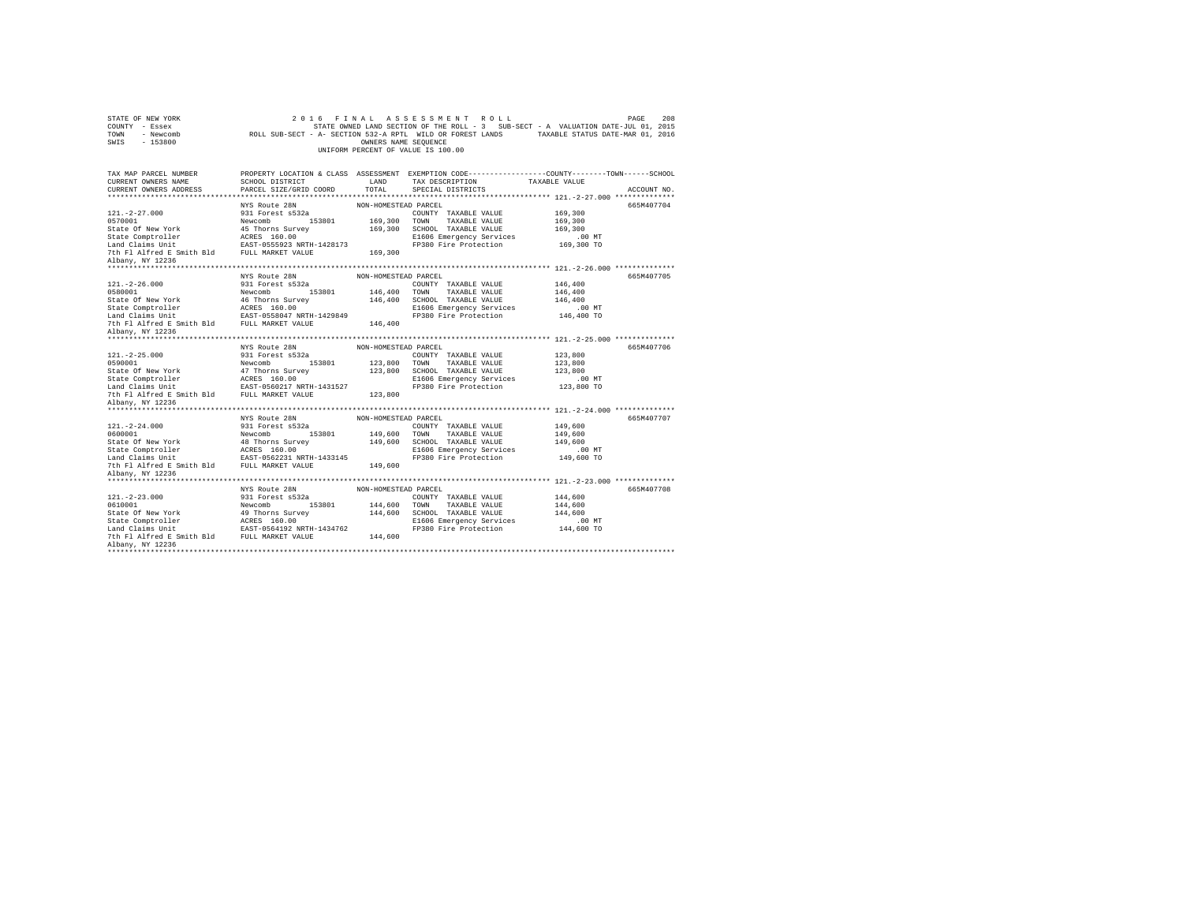STATE OF NEW YORK
COUNTY - Essex
TOWN - Newcomb
SWIS - 153800

2 0 1 6 F I N A L A S S E S S M E N T R O L L
STATE OWNED LAND SECTION OF THE ROLL - 3 SUB-SECT - A VALUATION DATE-JUL 01, 2015
ROLL SUB-SECT - A- SECTION 532-A RPTL WILD OR FOREST LANDS TAXABLE STATUS DATE-MAR 01, 2016
OWNERS NAME SEQUENCE
UNIFORM PERCENT OF VALUE IS 100.00

| TAX MAP PARCEL NUMBER / CURRENT OWNERS NAME / CURRENT OWNERS ADDRESS | PROPERTY LOCATION & CLASS / SCHOOL DISTRICT / PARCEL SIZE/GRID COORD | ASSESSMENT LAND / TOTAL | EXEMPTION CODE / TAX DESCRIPTION / SPECIAL DISTRICTS | TAXABLE VALUE (COUNTY / TOWN / SCHOOL) | ACCOUNT NO. |
|---|---|---|---|---|---|
| **121.-2-27.000** | NYS Route 28N | NON-HOMESTEAD PARCEL | | | 665M407704 |
| 121.-2-27.000 | 931 Forest s532a | | COUNTY TAXABLE VALUE | 169,300 | |
| 0570001 | Newcomb 153801 | 169,300 | TOWN TAXABLE VALUE | 169,300 | |
| State Of New York | 45 Thorns Survey | 169,300 | SCHOOL TAXABLE VALUE | 169,300 | |
| State Comptroller | ACRES 160.00 | | E1606 Emergency Services | .00 MT | |
| Land Claims Unit | EAST-0555923 NRTH-1428173 | | FP380 Fire Protection | 169,300 TO | |
| 7th Fl Alfred E Smith Bld | FULL MARKET VALUE | 169,300 | | | |
| Albany, NY 12236 | | | | | |
| **121.-2-26.000** | NYS Route 28N | NON-HOMESTEAD PARCEL | | | 665M407705 |
| 121.-2-26.000 | 931 Forest s532a | | COUNTY TAXABLE VALUE | 146,400 | |
| 0580001 | Newcomb 153801 | 146,400 | TOWN TAXABLE VALUE | 146,400 | |
| State Of New York | 46 Thorns Survey | 146,400 | SCHOOL TAXABLE VALUE | 146,400 | |
| State Comptroller | ACRES 160.00 | | E1606 Emergency Services | .00 MT | |
| Land Claims Unit | EAST-0558047 NRTH-1429849 | | FP380 Fire Protection | 146,400 TO | |
| 7th Fl Alfred E Smith Bld | FULL MARKET VALUE | 146,400 | | | |
| Albany, NY 12236 | | | | | |
| **121.-2-25.000** | NYS Route 28N | NON-HOMESTEAD PARCEL | | | 665M407706 |
| 121.-2-25.000 | 931 Forest s532a | | COUNTY TAXABLE VALUE | 123,800 | |
| 0590001 | Newcomb 153801 | 123,800 | TOWN TAXABLE VALUE | 123,800 | |
| State Of New York | 47 Thorns Survey | 123,800 | SCHOOL TAXABLE VALUE | 123,800 | |
| State Comptroller | ACRES 160.00 | | E1606 Emergency Services | .00 MT | |
| Land Claims Unit | EAST-0560217 NRTH-1431527 | | FP380 Fire Protection | 123,800 TO | |
| 7th Fl Alfred E Smith Bld | FULL MARKET VALUE | 123,800 | | | |
| Albany, NY 12236 | | | | | |
| **121.-2-24.000** | NYS Route 28N | NON-HOMESTEAD PARCEL | | | 665M407707 |
| 121.-2-24.000 | 931 Forest s532a | | COUNTY TAXABLE VALUE | 149,600 | |
| 0600001 | Newcomb 153801 | 149,600 | TOWN TAXABLE VALUE | 149,600 | |
| State Of New York | 48 Thorns Survey | 149,600 | SCHOOL TAXABLE VALUE | 149,600 | |
| State Comptroller | ACRES 160.00 | | E1606 Emergency Services | .00 MT | |
| Land Claims Unit | EAST-0562231 NRTH-1433145 | | FP380 Fire Protection | 149,600 TO | |
| 7th Fl Alfred E Smith Bld | FULL MARKET VALUE | 149,600 | | | |
| Albany, NY 12236 | | | | | |
| **121.-2-23.000** | NYS Route 28N | NON-HOMESTEAD PARCEL | | | 665M407708 |
| 121.-2-23.000 | 931 Forest s532a | | COUNTY TAXABLE VALUE | 144,600 | |
| 0610001 | Newcomb 153801 | 144,600 | TOWN TAXABLE VALUE | 144,600 | |
| State Of New York | 49 Thorns Survey | 144,600 | SCHOOL TAXABLE VALUE | 144,600 | |
| State Comptroller | ACRES 160.00 | | E1606 Emergency Services | .00 MT | |
| Land Claims Unit | EAST-0564192 NRTH-1434762 | | FP380 Fire Protection | 144,600 TO | |
| 7th Fl Alfred E Smith Bld | FULL MARKET VALUE | 144,600 | | | |
| Albany, NY 12236 | | | | | |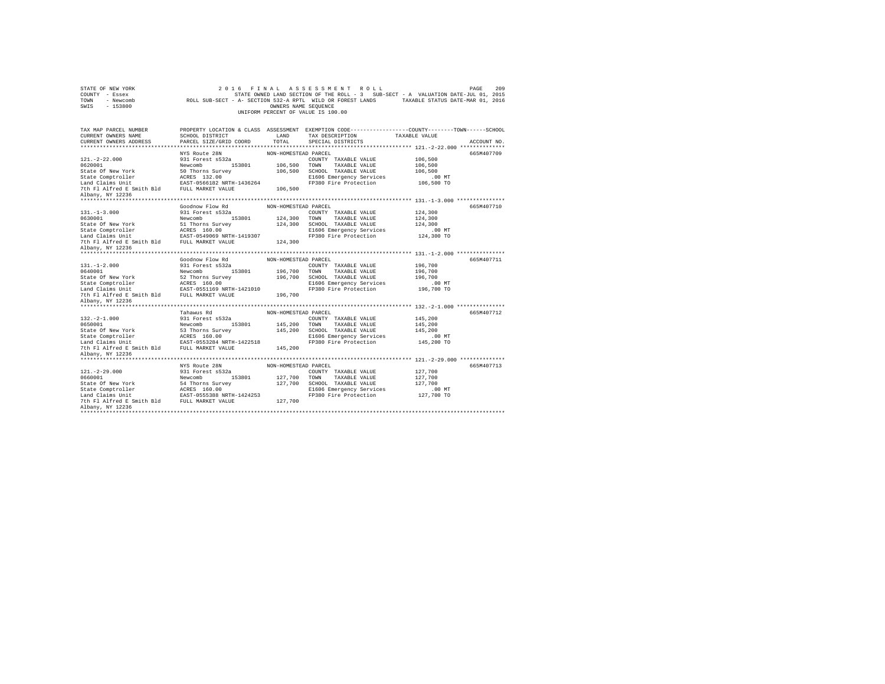STATE OF NEW YORK — 2016 FINAL ASSESSMENT ROLL — PAGE 209
COUNTY - Essex — STATE OWNED LAND SECTION OF THE ROLL - 3 SUB-SECT - A VALUATION DATE-JUL 01, 2015
TOWN - Newcomb — ROLL SUB-SECT - A- SECTION 532-A RPTL WILD OR FOREST LANDS — TAXABLE STATUS DATE-MAR 01, 2016
SWIS - 153800 — OWNERS NAME SEQUENCE
UNIFORM PERCENT OF VALUE IS 100.00

| TAX MAP PARCEL NUMBER / CURRENT OWNERS NAME / CURRENT OWNERS ADDRESS | PROPERTY LOCATION & CLASS / SCHOOL DISTRICT / PARCEL SIZE/GRID COORD | ASSESSMENT LAND / TOTAL | EXEMPTION CODE / TAX DESCRIPTION / SPECIAL DISTRICTS | TAXABLE VALUE (COUNTY--TOWN--SCHOOL) | ACCOUNT NO. |
|---|---|---|---|---|---|
| **121.-2-22.000** | NYS Route 28N | NON-HOMESTEAD PARCEL | | | 665M407709 |
| 121.-2-22.000 | 931 Forest s532a | | COUNTY TAXABLE VALUE | 106,500 | |
| 0620001 | Newcomb 153801 | 106,500 | TOWN TAXABLE VALUE | 106,500 | |
| State Of New York | 50 Thorns Survey | 106,500 | SCHOOL TAXABLE VALUE | 106,500 | |
| State Comptroller | ACRES 132.00 | | E1606 Emergency Services | .00 MT | |
| Land Claims Unit | EAST-0566182 NRTH-1436264 | | FP380 Fire Protection | 106,500 TO | |
| 7th Fl Alfred E Smith Bld | FULL MARKET VALUE | 106,500 | | | |
| Albany, NY 12236 | | | | | |
| **131.-1-3.000** | Goodnow Flow Rd | NON-HOMESTEAD PARCEL | | | 665M407710 |
| 131.-1-3.000 | 931 Forest s532a | | COUNTY TAXABLE VALUE | 124,300 | |
| 0630001 | Newcomb 153801 | 124,300 | TOWN TAXABLE VALUE | 124,300 | |
| State Of New York | 51 Thorns Survey | 124,300 | SCHOOL TAXABLE VALUE | 124,300 | |
| State Comptroller | ACRES 160.00 | | E1606 Emergency Services | .00 MT | |
| Land Claims Unit | EAST-0549069 NRTH-1419307 | | FP380 Fire Protection | 124,300 TO | |
| 7th Fl Alfred E Smith Bld | FULL MARKET VALUE | 124,300 | | | |
| Albany, NY 12236 | | | | | |
| **131.-1-2.000** | Goodnow Flow Rd | NON-HOMESTEAD PARCEL | | | 665M407711 |
| 131.-1-2.000 | 931 Forest s532a | | COUNTY TAXABLE VALUE | 196,700 | |
| 0640001 | Newcomb 153801 | 196,700 | TOWN TAXABLE VALUE | 196,700 | |
| State Of New York | 52 Thorns Survey | 196,700 | SCHOOL TAXABLE VALUE | 196,700 | |
| State Comptroller | ACRES 160.00 | | E1606 Emergency Services | .00 MT | |
| Land Claims Unit | EAST-0551169 NRTH-1421010 | | FP380 Fire Protection | 196,700 TO | |
| 7th Fl Alfred E Smith Bld | FULL MARKET VALUE | 196,700 | | | |
| Albany, NY 12236 | | | | | |
| **132.-2-1.000** | Tahawus Rd | NON-HOMESTEAD PARCEL | | | 665M407712 |
| 132.-2-1.000 | 931 Forest s532a | | COUNTY TAXABLE VALUE | 145,200 | |
| 0650001 | Newcomb 153801 | 145,200 | TOWN TAXABLE VALUE | 145,200 | |
| State Of New York | 53 Thorns Survey | 145,200 | SCHOOL TAXABLE VALUE | 145,200 | |
| State Comptroller | ACRES 160.00 | | E1606 Emergency Services | .00 MT | |
| Land Claims Unit | EAST-0553284 NRTH-1422518 | | FP380 Fire Protection | 145,200 TO | |
| 7th Fl Alfred E Smith Bld | FULL MARKET VALUE | 145,200 | | | |
| Albany, NY 12236 | | | | | |
| **121.-2-29.000** | NYS Route 28N | NON-HOMESTEAD PARCEL | | | 665M407713 |
| 121.-2-29.000 | 931 Forest s532a | | COUNTY TAXABLE VALUE | 127,700 | |
| 0660001 | Newcomb 153801 | 127,700 | TOWN TAXABLE VALUE | 127,700 | |
| State Of New York | 54 Thorns Survey | 127,700 | SCHOOL TAXABLE VALUE | 127,700 | |
| State Comptroller | ACRES 160.00 | | E1606 Emergency Services | .00 MT | |
| Land Claims Unit | EAST-0555388 NRTH-1424253 | | FP380 Fire Protection | 127,700 TO | |
| 7th Fl Alfred E Smith Bld | FULL MARKET VALUE | 127,700 | | | |
| Albany, NY 12236 | | | | | |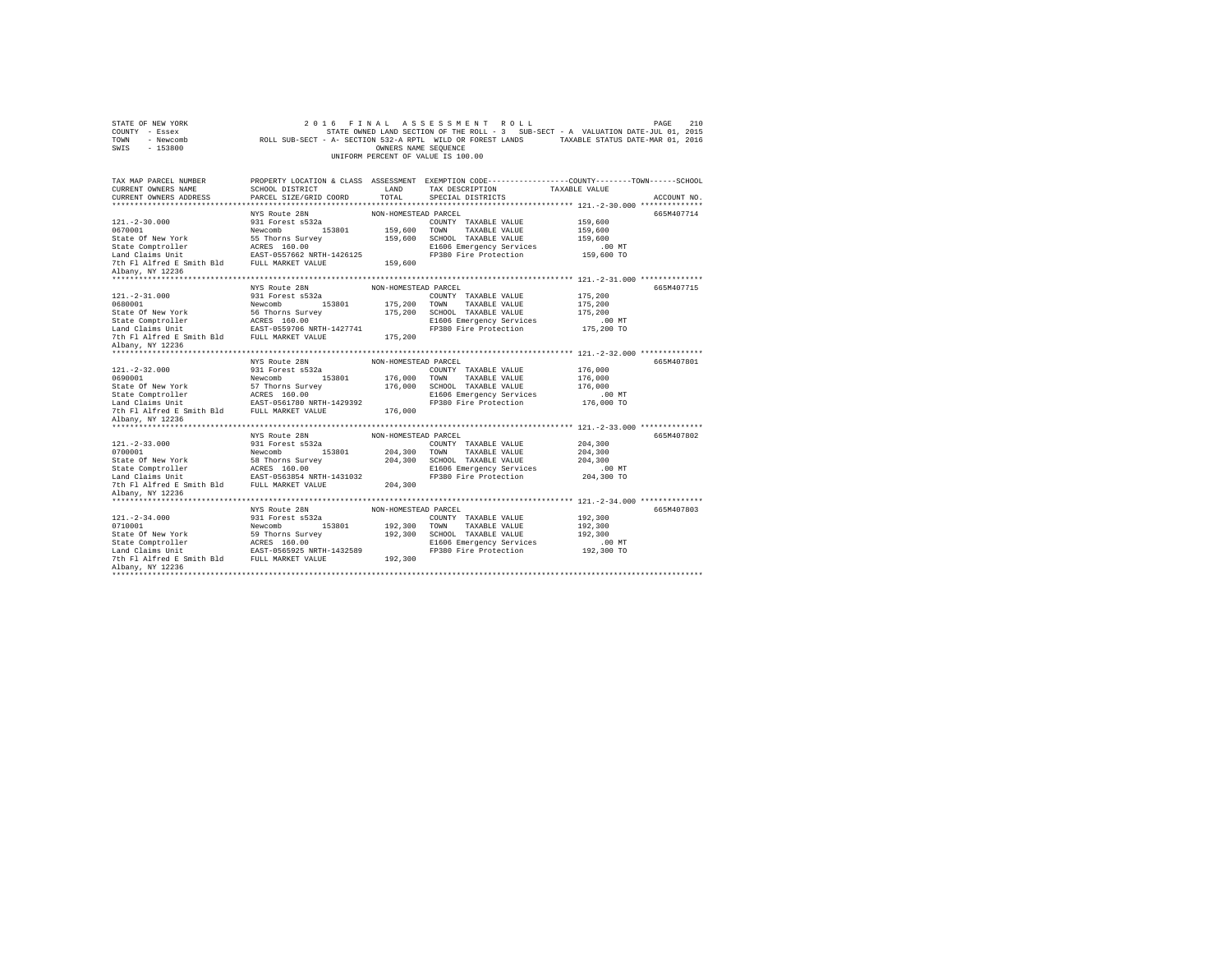STATE OF NEW YORK
COUNTY - Essex
TOWN - Newcomb
SWIS - 153800

2 0 1 6 F I N A L A S S E S S M E N T R O L L
STATE OWNED LAND SECTION OF THE ROLL - 3 SUB-SECT - A VALUATION DATE-JUL 01, 2015
ROLL SUB-SECT - A- SECTION 532-A RPTL WILD OR FOREST LANDS TAXABLE STATUS DATE-MAR 01, 2016
OWNERS NAME SEQUENCE
UNIFORM PERCENT OF VALUE IS 100.00

| TAX MAP PARCEL NUMBER / CURRENT OWNERS NAME / CURRENT OWNERS ADDRESS | PROPERTY LOCATION & CLASS / SCHOOL DISTRICT / PARCEL SIZE/GRID COORD | ASSESSMENT LAND / TOTAL | EXEMPTION CODE / TAX DESCRIPTION / SPECIAL DISTRICTS | TAXABLE VALUE (COUNTY / TOWN / SCHOOL) | ACCOUNT NO. |
|---|---|---|---|---|---|
| **121.-2-30.000** | NYS Route 28N | NON-HOMESTEAD PARCEL | | | 665M407714 |
| 121.-2-30.000 | 931 Forest s532a | | COUNTY TAXABLE VALUE | 159,600 | |
| 0670001 | Newcomb 153801 | 159,600 | TOWN TAXABLE VALUE | 159,600 | |
| State Of New York | 55 Thorns Survey | 159,600 | SCHOOL TAXABLE VALUE | 159,600 | |
| State Comptroller | ACRES 160.00 | | E1606 Emergency Services | .00 MT | |
| Land Claims Unit | EAST-0557662 NRTH-1426125 | | FP380 Fire Protection | 159,600 TO | |
| 7th Fl Alfred E Smith Bld | FULL MARKET VALUE | 159,600 | | | |
| Albany, NY 12236 | | | | | |
| **121.-2-31.000** | NYS Route 28N | NON-HOMESTEAD PARCEL | | | 665M407715 |
| 121.-2-31.000 | 931 Forest s532a | | COUNTY TAXABLE VALUE | 175,200 | |
| 0680001 | Newcomb 153801 | 175,200 | TOWN TAXABLE VALUE | 175,200 | |
| State Of New York | 56 Thorns Survey | 175,200 | SCHOOL TAXABLE VALUE | 175,200 | |
| State Comptroller | ACRES 160.00 | | E1606 Emergency Services | .00 MT | |
| Land Claims Unit | EAST-0559706 NRTH-1427741 | | FP380 Fire Protection | 175,200 TO | |
| 7th Fl Alfred E Smith Bld | FULL MARKET VALUE | 175,200 | | | |
| Albany, NY 12236 | | | | | |
| **121.-2-32.000** | NYS Route 28N | NON-HOMESTEAD PARCEL | | | 665M407801 |
| 121.-2-32.000 | 931 Forest s532a | | COUNTY TAXABLE VALUE | 176,000 | |
| 0690001 | Newcomb 153801 | 176,000 | TOWN TAXABLE VALUE | 176,000 | |
| State Of New York | 57 Thorns Survey | 176,000 | SCHOOL TAXABLE VALUE | 176,000 | |
| State Comptroller | ACRES 160.00 | | E1606 Emergency Services | .00 MT | |
| Land Claims Unit | EAST-0561780 NRTH-1429392 | | FP380 Fire Protection | 176,000 TO | |
| 7th Fl Alfred E Smith Bld | FULL MARKET VALUE | 176,000 | | | |
| Albany, NY 12236 | | | | | |
| **121.-2-33.000** | NYS Route 28N | NON-HOMESTEAD PARCEL | | | 665M407802 |
| 121.-2-33.000 | 931 Forest s532a | | COUNTY TAXABLE VALUE | 204,300 | |
| 0700001 | Newcomb 153801 | 204,300 | TOWN TAXABLE VALUE | 204,300 | |
| State Of New York | 58 Thorns Survey | 204,300 | SCHOOL TAXABLE VALUE | 204,300 | |
| State Comptroller | ACRES 160.00 | | E1606 Emergency Services | .00 MT | |
| Land Claims Unit | EAST-0563854 NRTH-1431032 | | FP380 Fire Protection | 204,300 TO | |
| 7th Fl Alfred E Smith Bld | FULL MARKET VALUE | 204,300 | | | |
| Albany, NY 12236 | | | | | |
| **121.-2-34.000** | NYS Route 28N | NON-HOMESTEAD PARCEL | | | 665M407803 |
| 121.-2-34.000 | 931 Forest s532a | | COUNTY TAXABLE VALUE | 192,300 | |
| 0710001 | Newcomb 153801 | 192,300 | TOWN TAXABLE VALUE | 192,300 | |
| State Of New York | 59 Thorns Survey | 192,300 | SCHOOL TAXABLE VALUE | 192,300 | |
| State Comptroller | ACRES 160.00 | | E1606 Emergency Services | .00 MT | |
| Land Claims Unit | EAST-0565925 NRTH-1432589 | | FP380 Fire Protection | 192,300 TO | |
| 7th Fl Alfred E Smith Bld | FULL MARKET VALUE | 192,300 | | | |
| Albany, NY 12236 | | | | | |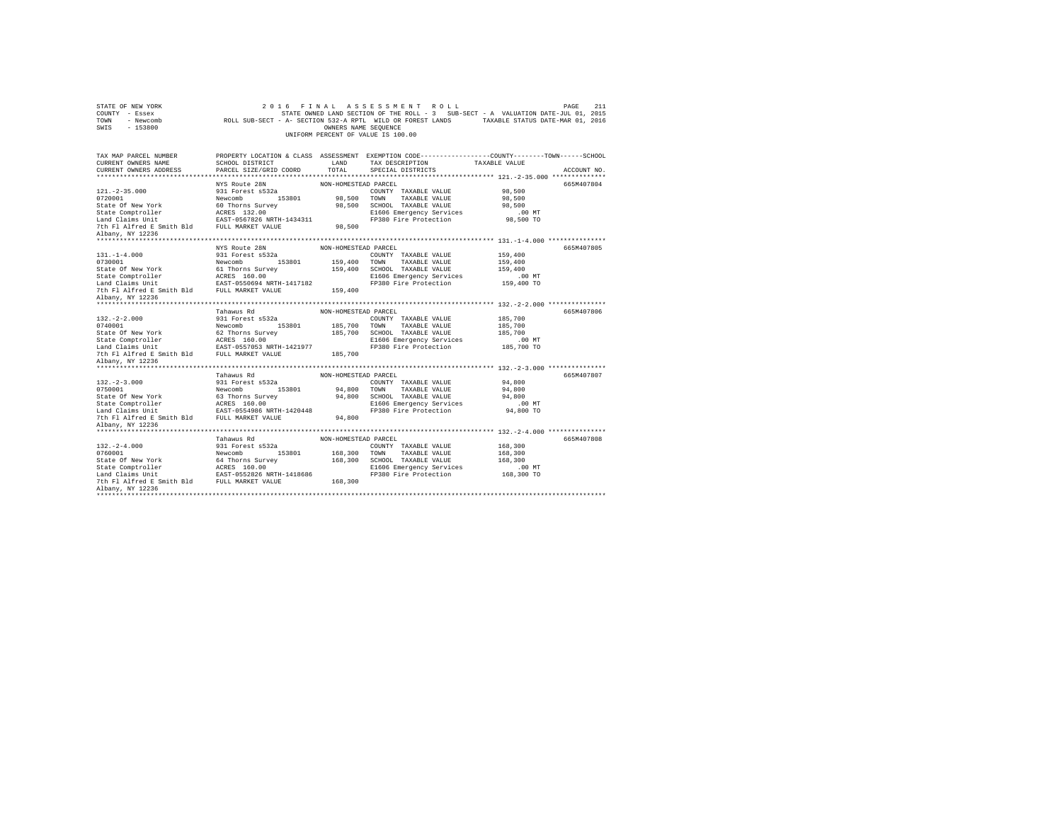STATE OF NEW YORK 2016 FINAL ASSESSMENT ROLL
COUNTY - Essex STATE OWNED LAND SECTION OF THE ROLL - 3 SUB-SECT - A VALUATION DATE-JUL 01, 2015
TOWN - Newcomb ROLL SUB-SECT - A- SECTION 532-A RPTL WILD OR FOREST LANDS TAXABLE STATUS DATE-MAR 01, 2016
SWIS - 153800 OWNERS NAME SEQUENCE
UNIFORM PERCENT OF VALUE IS 100.00

```
TAX MAP PARCEL NUMBER          PROPERTY LOCATION & CLASS  ASSESSMENT  EXEMPTION CODE-----------------COUNTY--------TOWN------SCHOOL
CURRENT OWNERS NAME            SCHOOL DISTRICT              LAND      TAX DESCRIPTION            TAXABLE VALUE
CURRENT OWNERS ADDRESS         PARCEL SIZE/GRID COORD      TOTAL      SPECIAL DISTRICTS                                   ACCOUNT NO.
******************************************************************************************************* 121.-2-35.000 **************
                               NYS Route 28N               NON-HOMESTEAD PARCEL                                           665M407804
121.-2-35.000                  931 Forest s532a                       COUNTY  TAXABLE VALUE            98,500
0720001                        Newcomb       153801        98,500     TOWN    TAXABLE VALUE            98,500
State Of New York              60 Thorns Survey            98,500     SCHOOL  TAXABLE VALUE            98,500
State Comptroller              ACRES  132.00                          E1606 Emergency Services            .00 MT
Land Claims Unit               EAST-0567826 NRTH-1434311              FP380 Fire Protection             98,500 TO
7th Fl Alfred E Smith Bld      FULL MARKET VALUE           98,500
Albany, NY 12236
******************************************************************************************************* 131.-1-4.000 ***************
                               NYS Route 28N               NON-HOMESTEAD PARCEL                                           665M407805
131.-1-4.000                   931 Forest s532a                       COUNTY  TAXABLE VALUE           159,400
0730001                        Newcomb       153801       159,400     TOWN    TAXABLE VALUE           159,400
State Of New York              61 Thorns Survey           159,400     SCHOOL  TAXABLE VALUE           159,400
State Comptroller              ACRES  160.00                          E1606 Emergency Services            .00 MT
Land Claims Unit               EAST-0550694 NRTH-1417182              FP380 Fire Protection            159,400 TO
7th Fl Alfred E Smith Bld      FULL MARKET VALUE          159,400
Albany, NY 12236
******************************************************************************************************* 132.-2-2.000 ***************
                               Tahawus Rd                  NON-HOMESTEAD PARCEL                                           665M407806
132.-2-2.000                   931 Forest s532a                       COUNTY  TAXABLE VALUE           185,700
0740001                        Newcomb       153801       185,700     TOWN    TAXABLE VALUE           185,700
State Of New York              62 Thorns Survey           185,700     SCHOOL  TAXABLE VALUE           185,700
State Comptroller              ACRES  160.00                          E1606 Emergency Services            .00 MT
Land Claims Unit               EAST-0557053 NRTH-1421977              FP380 Fire Protection            185,700 TO
7th Fl Alfred E Smith Bld      FULL MARKET VALUE          185,700
Albany, NY 12236
******************************************************************************************************* 132.-2-3.000 ***************
                               Tahawus Rd                  NON-HOMESTEAD PARCEL                                           665M407807
132.-2-3.000                   931 Forest s532a                       COUNTY  TAXABLE VALUE            94,800
0750001                        Newcomb       153801        94,800     TOWN    TAXABLE VALUE            94,800
State Of New York              63 Thorns Survey            94,800     SCHOOL  TAXABLE VALUE            94,800
State Comptroller              ACRES  160.00                          E1606 Emergency Services            .00 MT
Land Claims Unit               EAST-0554986 NRTH-1420448              FP380 Fire Protection             94,800 TO
7th Fl Alfred E Smith Bld      FULL MARKET VALUE           94,800
Albany, NY 12236
******************************************************************************************************* 132.-2-4.000 ***************
                               Tahawus Rd                  NON-HOMESTEAD PARCEL                                           665M407808
132.-2-4.000                   931 Forest s532a                       COUNTY  TAXABLE VALUE           168,300
0760001                        Newcomb       153801       168,300     TOWN    TAXABLE VALUE           168,300
State Of New York              64 Thorns Survey           168,300     SCHOOL  TAXABLE VALUE           168,300
State Comptroller              ACRES  160.00                          E1606 Emergency Services            .00 MT
Land Claims Unit               EAST-0552826 NRTH-1418686              FP380 Fire Protection            168,300 TO
7th Fl Alfred E Smith Bld      FULL MARKET VALUE          168,300
Albany, NY 12236
************************************************************************************************************************************
```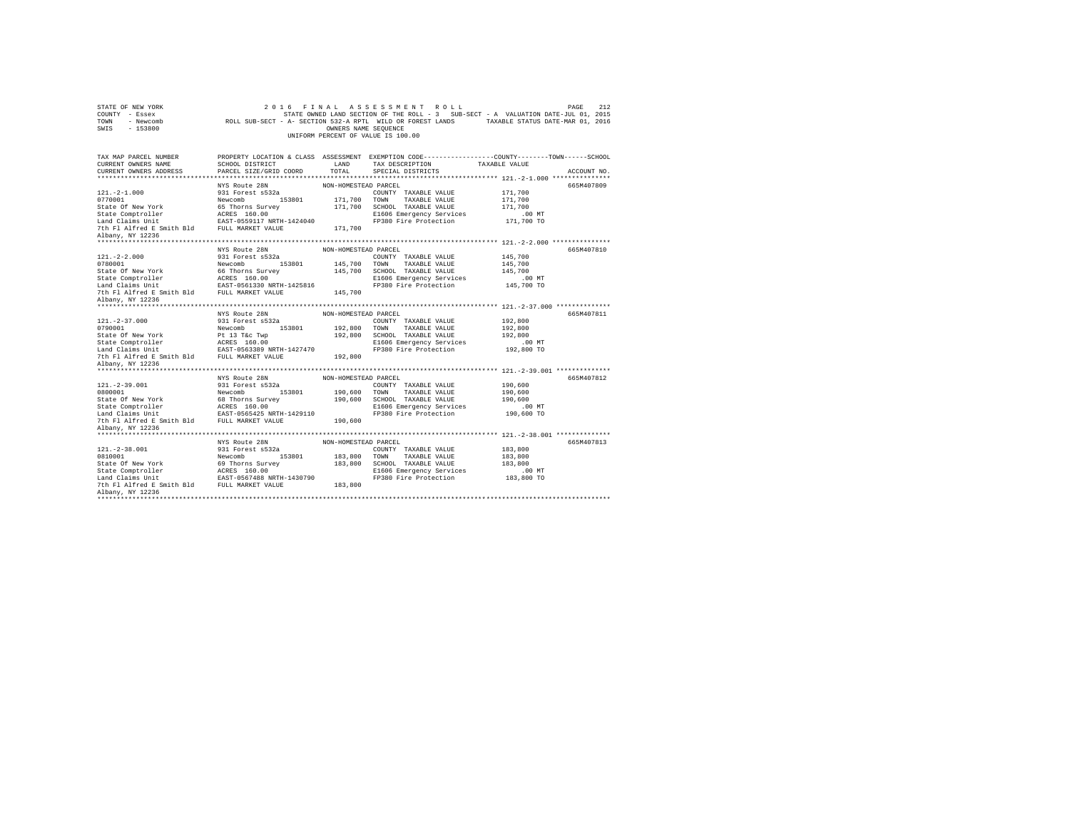STATE OF NEW YORK
COUNTY - Essex
TOWN - Newcomb
SWIS - 153800

2016 FINAL ASSESSMENT ROLL
STATE OWNED LAND SECTION OF THE ROLL - 3 SUB-SECT - A VALUATION DATE-JUL 01, 2015
ROLL SUB-SECT - A- SECTION 532-A RPTL WILD OR FOREST LANDS TAXABLE STATUS DATE-MAR 01, 2016
OWNERS NAME SEQUENCE
UNIFORM PERCENT OF VALUE IS 100.00

| TAX MAP PARCEL NUMBER / CURRENT OWNERS NAME / CURRENT OWNERS ADDRESS | PROPERTY LOCATION & CLASS / SCHOOL DISTRICT / PARCEL SIZE/GRID COORD | ASSESSMENT LAND / TOTAL | EXEMPTION CODE / TAX DESCRIPTION / SPECIAL DISTRICTS | COUNTY / TOWN / SCHOOL TAXABLE VALUE | ACCOUNT NO. |
|---|---|---|---|---|---|
| 121.-2-1.000 | NYS Route 28N | NON-HOMESTEAD PARCEL | | | 665M407809 |
| 0770001 | 931 Forest s532a | | COUNTY TAXABLE VALUE | 171,700 | |
| State Of New York | Newcomb 153801 | 171,700 | TOWN TAXABLE VALUE | 171,700 | |
| State Comptroller | 65 Thorns Survey | 171,700 | SCHOOL TAXABLE VALUE | 171,700 | |
| Land Claims Unit | ACRES 160.00 | | E1606 Emergency Services | .00 MT | |
| 7th Fl Alfred E Smith Bld | EAST-0559117 NRTH-1424040 | | FP380 Fire Protection | 171,700 TO | |
| Albany, NY 12236 | FULL MARKET VALUE | 171,700 | | | |
| 121.-2-2.000 | NYS Route 28N | NON-HOMESTEAD PARCEL | | | 665M407810 |
| 0780001 | 931 Forest s532a | | COUNTY TAXABLE VALUE | 145,700 | |
| State Of New York | Newcomb 153801 | 145,700 | TOWN TAXABLE VALUE | 145,700 | |
| State Comptroller | 66 Thorns Survey | 145,700 | SCHOOL TAXABLE VALUE | 145,700 | |
| Land Claims Unit | ACRES 160.00 | | E1606 Emergency Services | .00 MT | |
| 7th Fl Alfred E Smith Bld | EAST-0561330 NRTH-1425816 | | FP380 Fire Protection | 145,700 TO | |
| Albany, NY 12236 | FULL MARKET VALUE | 145,700 | | | |
| 121.-2-37.000 | NYS Route 28N | NON-HOMESTEAD PARCEL | | | 665M407811 |
| 0790001 | 931 Forest s532a | | COUNTY TAXABLE VALUE | 192,800 | |
| State Of New York | Newcomb 153801 | 192,800 | TOWN TAXABLE VALUE | 192,800 | |
| State Comptroller | Pt 13 T&c Twp | 192,800 | SCHOOL TAXABLE VALUE | 192,800 | |
| Land Claims Unit | ACRES 160.00 | | E1606 Emergency Services | .00 MT | |
| 7th Fl Alfred E Smith Bld | EAST-0563309 NRTH-1427470 | | FP380 Fire Protection | 192,800 TO | |
| Albany, NY 12236 | FULL MARKET VALUE | 192,800 | | | |
| 121.-2-39.001 | NYS Route 28N | NON-HOMESTEAD PARCEL | | | 665M407812 |
| 0800001 | 931 Forest s532a | | COUNTY TAXABLE VALUE | 190,600 | |
| State Of New York | Newcomb 153801 | 190,600 | TOWN TAXABLE VALUE | 190,600 | |
| State Comptroller | 68 Thorns Survey | 190,600 | SCHOOL TAXABLE VALUE | 190,600 | |
| Land Claims Unit | ACRES 160.00 | | E1606 Emergency Services | .00 MT | |
| 7th Fl Alfred E Smith Bld | EAST-0565425 NRTH-1429110 | | FP380 Fire Protection | 190,600 TO | |
| Albany, NY 12236 | FULL MARKET VALUE | 190,600 | | | |
| 121.-2-38.001 | NYS Route 28N | NON-HOMESTEAD PARCEL | | | 665M407813 |
| 0810001 | 931 Forest s532a | | COUNTY TAXABLE VALUE | 183,800 | |
| State Of New York | Newcomb 153801 | 183,800 | TOWN TAXABLE VALUE | 183,800 | |
| State Comptroller | 69 Thorns Survey | 183,800 | SCHOOL TAXABLE VALUE | 183,800 | |
| Land Claims Unit | ACRES 160.00 | | E1606 Emergency Services | .00 MT | |
| 7th Fl Alfred E Smith Bld | EAST-0567488 NRTH-1430790 | | FP380 Fire Protection | 183,800 TO | |
| Albany, NY 12236 | FULL MARKET VALUE | 183,800 | | | |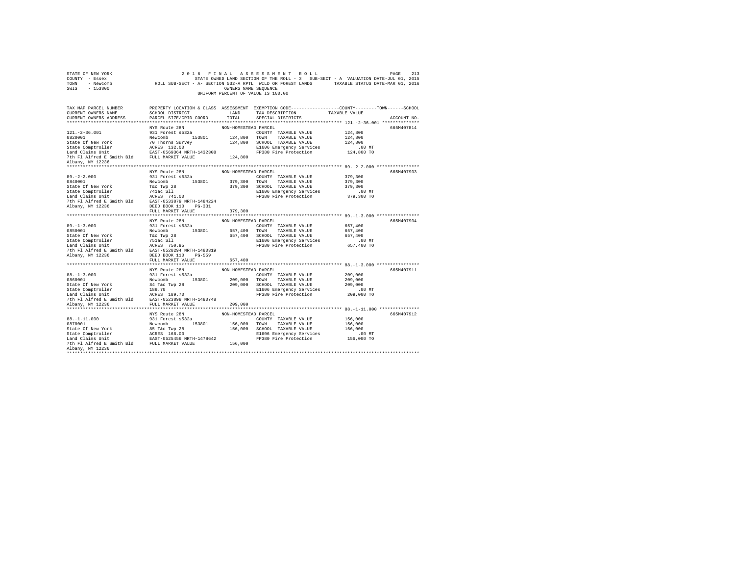STATE OF NEW YORK  
COUNTY - Essex  
TOWN - Newcomb  
SWIS - 153800

2 0 1 6 F I N A L A S S E S S M E N T R O L L  
STATE OWNED LAND SECTION OF THE ROLL - 3 SUB-SECT - A VALUATION DATE-JUL 01, 2015  
ROLL SUB-SECT - A- SECTION 532-A RPTL WILD OR FOREST LANDS TAXABLE STATUS DATE-MAR 01, 2016  
OWNERS NAME SEQUENCE  
UNIFORM PERCENT OF VALUE IS 100.00

| TAX MAP PARCEL NUMBER / CURRENT OWNERS NAME / CURRENT OWNERS ADDRESS | PROPERTY LOCATION & CLASS / SCHOOL DISTRICT / PARCEL SIZE/GRID COORD | ASSESSMENT LAND / TOTAL | EXEMPTION CODE / TAX DESCRIPTION / SPECIAL DISTRICTS | COUNTY--TOWN--SCHOOL TAXABLE VALUE | ACCOUNT NO. |
|---|---|---|---|---|---|
| **121.-2-36.001** | NYS Route 28N | NON-HOMESTEAD PARCEL | | | 665M407814 |
| 121.-2-36.001 | 931 Forest s532a | | COUNTY TAXABLE VALUE | 124,800 | |
| 0820001 | Newcomb 153801 | 124,800 | TOWN TAXABLE VALUE | 124,800 | |
| State Of New York | 70 Thorns Survey | 124,800 | SCHOOL TAXABLE VALUE | 124,800 | |
| State Comptroller | ACRES 132.00 | | E1606 Emergency Services | .00 MT | |
| Land Claims Unit | EAST-0569364 NRTH-1432308 | | FP380 Fire Protection | 124,800 TO | |
| 7th Fl Alfred E Smith Bld | FULL MARKET VALUE | 124,800 | | | |
| Albany, NY 12236 | | | | | |
| **89.-2-2.000** | NYS Route 28N | NON-HOMESTEAD PARCEL | | | 665M407903 |
| 89.-2-2.000 | 931 Forest s532a | | COUNTY TAXABLE VALUE | 379,300 | |
| 0840001 | Newcomb 153801 | 379,300 | TOWN TAXABLE VALUE | 379,300 | |
| State Of New York | T&c Twp 28 | 379,300 | SCHOOL TAXABLE VALUE | 379,300 | |
| State Comptroller | 741ac Sll | | E1606 Emergency Services | .00 MT | |
| Land Claims Unit | ACRES 741.00 | | FP380 Fire Protection | 379,300 TO | |
| 7th Fl Alfred E Smith Bld | EAST-0533879 NRTH-1484224 | | | | |
| Albany, NY 12236 | DEED BOOK 110 PG-331 | | | | |
| | FULL MARKET VALUE | 379,300 | | | |
| **89.-1-3.000** | NYS Route 28N | NON-HOMESTEAD PARCEL | | | 665M407904 |
| 89.-1-3.000 | 931 Forest s532a | | COUNTY TAXABLE VALUE | 657,400 | |
| 0850001 | Newcomb 153801 | 657,400 | TOWN TAXABLE VALUE | 657,400 | |
| State Of New York | T&c Twp 28 | 657,400 | SCHOOL TAXABLE VALUE | 657,400 | |
| State Comptroller | 751ac Sll | | E1606 Emergency Services | .00 MT | |
| Land Claims Unit | ACRES 750.95 | | FP380 Fire Protection | 657,400 TO | |
| 7th Fl Alfred E Smith Bld | EAST-0528294 NRTH-1480319 | | | | |
| Albany, NY 12236 | DEED BOOK 110 PG-559 | | | | |
| | FULL MARKET VALUE | 657,400 | | | |
| **88.-1-3.000** | NYS Route 28N | NON-HOMESTEAD PARCEL | | | 665M407911 |
| 88.-1-3.000 | 931 Forest s532a | | COUNTY TAXABLE VALUE | 209,000 | |
| 0860001 | Newcomb 153801 | 209,000 | TOWN TAXABLE VALUE | 209,000 | |
| State Of New York | 84 T&c Twp 28 | 209,000 | SCHOOL TAXABLE VALUE | 209,000 | |
| State Comptroller | 189.70 | | E1606 Emergency Services | .00 MT | |
| Land Claims Unit | ACRES 189.70 | | FP380 Fire Protection | 209,000 TO | |
| 7th Fl Alfred E Smith Bld | EAST-0523898 NRTH-1480748 | | | | |
| Albany, NY 12236 | FULL MARKET VALUE | 209,000 | | | |
| **88.-1-11.000** | NYS Route 28N | NON-HOMESTEAD PARCEL | | | 665M407912 |
| 88.-1-11.000 | 931 Forest s532a | | COUNTY TAXABLE VALUE | 156,000 | |
| 0870001 | Newcomb 153801 | 156,000 | TOWN TAXABLE VALUE | 156,000 | |
| State Of New York | 85 T&c Twp 28 | 156,000 | SCHOOL TAXABLE VALUE | 156,000 | |
| State Comptroller | ACRES 168.00 | | E1606 Emergency Services | .00 MT | |
| Land Claims Unit | EAST-0525456 NRTH-1478642 | | FP380 Fire Protection | 156,000 TO | |
| 7th Fl Alfred E Smith Bld | FULL MARKET VALUE | 156,000 | | | |
| Albany, NY 12236 | | | | | |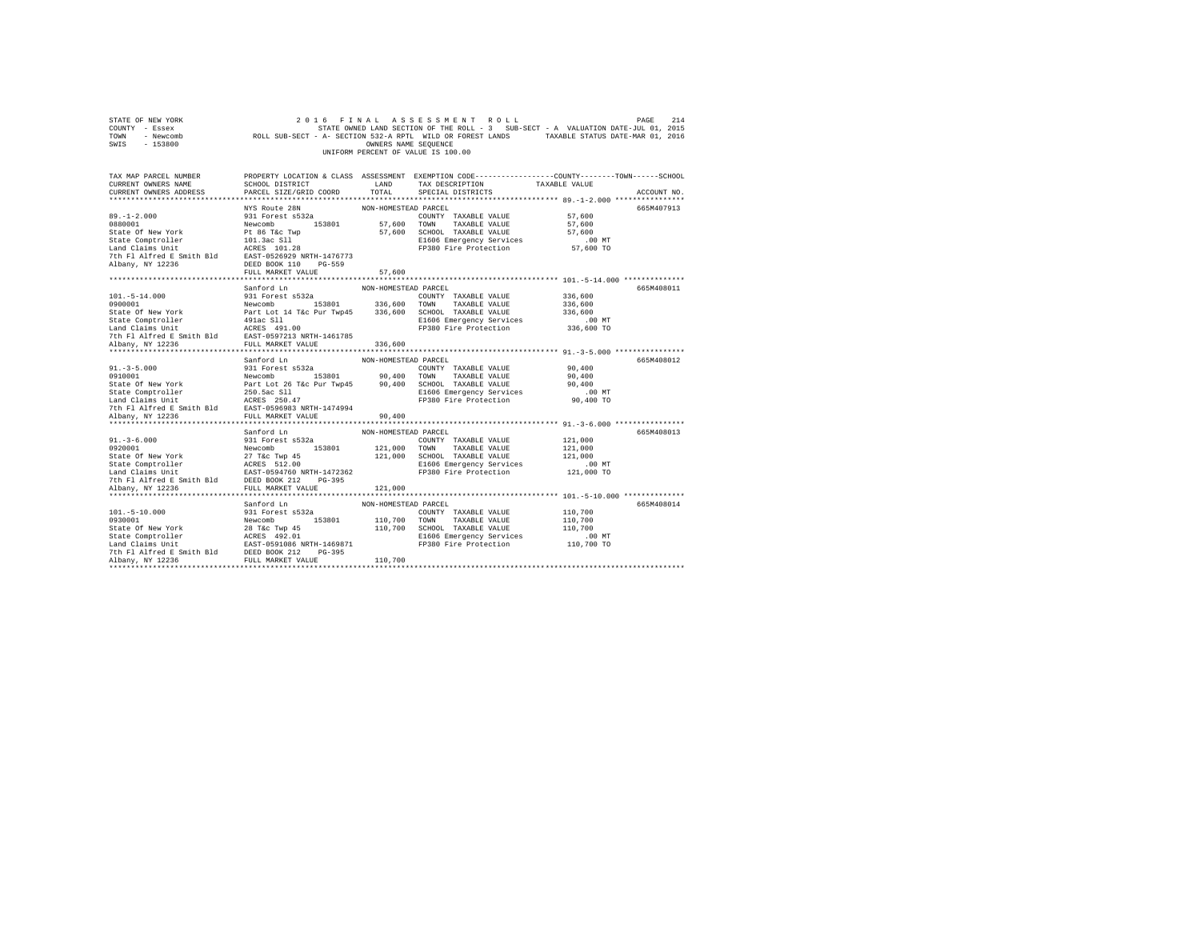STATE OF NEW YORK
COUNTY - Essex
TOWN - Newcomb
SWIS - 153800

2016 FINAL ASSESSMENT ROLL
STATE OWNED LAND SECTION OF THE ROLL - 3 SUB-SECT - A VALUATION DATE-JUL 01, 2015
ROLL SUB-SECT - A- SECTION 532-A RPTL WILD OR FOREST LANDS TAXABLE STATUS DATE-MAR 01, 2016
OWNERS NAME SEQUENCE
UNIFORM PERCENT OF VALUE IS 100.00

| TAX MAP PARCEL NUMBER / CURRENT OWNERS NAME / CURRENT OWNERS ADDRESS | PROPERTY LOCATION & CLASS / SCHOOL DISTRICT / PARCEL SIZE/GRID COORD | ASSESSMENT LAND / TOTAL | EXEMPTION CODE / TAX DESCRIPTION / SPECIAL DISTRICTS | TAXABLE VALUE (COUNTY / TOWN / SCHOOL) | ACCOUNT NO. |
|---|---|---|---|---|---|
| 89.-1-2.000 | NYS Route 28N | NON-HOMESTEAD PARCEL | | | 665M407913 |
| 0880001 | 931 Forest s532a | | COUNTY TAXABLE VALUE | 57,600 | |
| State Of New York | Newcomb 153801 | 57,600 | TOWN TAXABLE VALUE | 57,600 | |
| State Comptroller | Pt 86 T&c Twp | 57,600 | SCHOOL TAXABLE VALUE | 57,600 | |
| Land Claims Unit | 101.3ac Sll | | E1606 Emergency Services | .00 MT | |
| 7th Fl Alfred E Smith Bld | ACRES 101.28 | | FP380 Fire Protection | 57,600 TO | |
| Albany, NY 12236 | EAST-0526929 NRTH-1476773 | | | | |
| | DEED BOOK 110 PG-559 | | | | |
| | FULL MARKET VALUE | 57,600 | | | |
| 101.-5-14.000 | Sanford Ln | NON-HOMESTEAD PARCEL | | | 665M408011 |
| 0900001 | 931 Forest s532a | | COUNTY TAXABLE VALUE | 336,600 | |
| State Of New York | Newcomb 153801 | 336,600 | TOWN TAXABLE VALUE | 336,600 | |
| State Comptroller | Part Lot 14 T&c Pur Twp45 | 336,600 | SCHOOL TAXABLE VALUE | 336,600 | |
| Land Claims Unit | 491ac Sll | | E1606 Emergency Services | .00 MT | |
| 7th Fl Alfred E Smith Bld | ACRES 491.00 | | FP380 Fire Protection | 336,600 TO | |
| Albany, NY 12236 | EAST-0597213 NRTH-1461785 | | | | |
| | FULL MARKET VALUE | 336,600 | | | |
| 91.-3-5.000 | Sanford Ln | NON-HOMESTEAD PARCEL | | | 665M408012 |
| 0910001 | 931 Forest s532a | | COUNTY TAXABLE VALUE | 90,400 | |
| State Of New York | Newcomb 153801 | 90,400 | TOWN TAXABLE VALUE | 90,400 | |
| State Comptroller | Part Lot 26 T&c Pur Twp45 | 90,400 | SCHOOL TAXABLE VALUE | 90,400 | |
| Land Claims Unit | 250.5ac Sll | | E1606 Emergency Services | .00 MT | |
| 7th Fl Alfred E Smith Bld | ACRES 250.47 | | FP380 Fire Protection | 90,400 TO | |
| Albany, NY 12236 | EAST-0596983 NRTH-1474994 | | | | |
| | FULL MARKET VALUE | 90,400 | | | |
| 91.-3-6.000 | Sanford Ln | NON-HOMESTEAD PARCEL | | | 665M408013 |
| 0920001 | 931 Forest s532a | | COUNTY TAXABLE VALUE | 121,000 | |
| State Of New York | Newcomb 153801 | 121,000 | TOWN TAXABLE VALUE | 121,000 | |
| State Comptroller | 27 T&c Twp 45 | 121,000 | SCHOOL TAXABLE VALUE | 121,000 | |
| Land Claims Unit | ACRES 512.00 | | E1606 Emergency Services | .00 MT | |
| 7th Fl Alfred E Smith Bld | EAST-0594760 NRTH-1472362 | | FP380 Fire Protection | 121,000 TO | |
| Albany, NY 12236 | DEED BOOK 212 PG-395 | | | | |
| | FULL MARKET VALUE | 121,000 | | | |
| 101.-5-10.000 | Sanford Ln | NON-HOMESTEAD PARCEL | | | 665M408014 |
| 0930001 | 931 Forest s532a | | COUNTY TAXABLE VALUE | 110,700 | |
| State Of New York | Newcomb 153801 | 110,700 | TOWN TAXABLE VALUE | 110,700 | |
| State Comptroller | 28 T&c Twp 45 | 110,700 | SCHOOL TAXABLE VALUE | 110,700 | |
| Land Claims Unit | ACRES 492.01 | | E1606 Emergency Services | .00 MT | |
| 7th Fl Alfred E Smith Bld | EAST-0591086 NRTH-1469871 | | FP380 Fire Protection | 110,700 TO | |
| Albany, NY 12236 | DEED BOOK 212 PG-395 | | | | |
| | FULL MARKET VALUE | 110,700 | | | |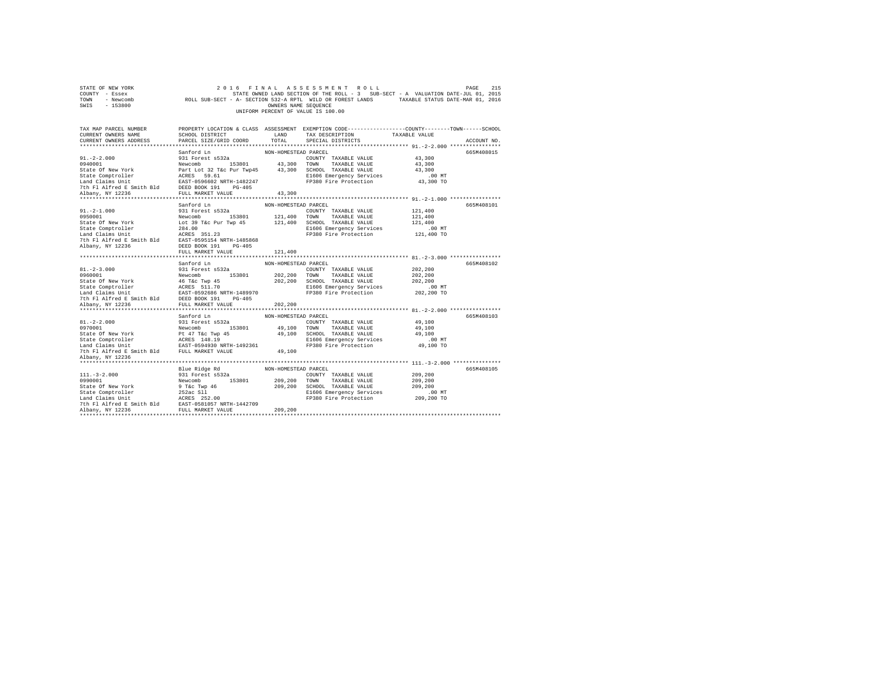STATE OF NEW YORK
COUNTY - Essex
TOWN - Newcomb
SWIS - 153800

2016 FINAL ASSESSMENT ROLL
STATE OWNED LAND SECTION OF THE ROLL - 3 SUB-SECT - A VALUATION DATE-JUL 01, 2015
ROLL SUB-SECT - A- SECTION 532-A RPTL WILD OR FOREST LANDS TAXABLE STATUS DATE-MAR 01, 2016
OWNERS NAME SEQUENCE
UNIFORM PERCENT OF VALUE IS 100.00

| TAX MAP PARCEL NUMBER / CURRENT OWNERS NAME / CURRENT OWNERS ADDRESS | PROPERTY LOCATION & CLASS / SCHOOL DISTRICT / PARCEL SIZE/GRID COORD | ASSESSMENT LAND / TOTAL | EXEMPTION CODE / TAX DESCRIPTION / SPECIAL DISTRICTS | COUNTY/TOWN/SCHOOL TAXABLE VALUE | ACCOUNT NO. |
|---|---|---|---|---|---|
| 91.-2-2.000 | Sanford Ln | NON-HOMESTEAD PARCEL | | | 665M408015 |
| 0940001 | 931 Forest s532a | | COUNTY TAXABLE VALUE | 43,300 | |
| State Of New York | Newcomb 153801 | 43,300 | TOWN TAXABLE VALUE | 43,300 | |
| State Comptroller | Part Lot 32 T&c Pur Twp45 | 43,300 | SCHOOL TAXABLE VALUE | 43,300 | |
| Land Claims Unit | ACRES 59.61 | | E1606 Emergency Services | .00 MT | |
| 7th Fl Alfred E Smith Bld | EAST-0596602 NRTH-1482247 | | FP380 Fire Protection | 43,300 TO | |
| Albany, NY 12236 | DEED BOOK 191 PG-405 | | | | |
| | FULL MARKET VALUE | 43,300 | | | |
| 91.-2-1.000 | Sanford Ln | NON-HOMESTEAD PARCEL | | | 665M408101 |
| 0950001 | 931 Forest s532a | | COUNTY TAXABLE VALUE | 121,400 | |
| State Of New York | Newcomb 153801 | 121,400 | TOWN TAXABLE VALUE | 121,400 | |
| State Comptroller | Lot 39 T&c Pur Twp 45 | 121,400 | SCHOOL TAXABLE VALUE | 121,400 | |
| Land Claims Unit | 284.00 | | E1606 Emergency Services | .00 MT | |
| 7th Fl Alfred E Smith Bld | ACRES 351.23 | | FP380 Fire Protection | 121,400 TO | |
| Albany, NY 12236 | EAST-0595154 NRTH-1485868 | | | | |
| | DEED BOOK 191 PG-405 | | | | |
| | FULL MARKET VALUE | 121,400 | | | |
| 81.-2-3.000 | Sanford Ln | NON-HOMESTEAD PARCEL | | | 665M408102 |
| 0960001 | 931 Forest s532a | | COUNTY TAXABLE VALUE | 202,200 | |
| State Of New York | Newcomb 153801 | 202,200 | TOWN TAXABLE VALUE | 202,200 | |
| State Comptroller | 46 T&c Twp 45 | 202,200 | SCHOOL TAXABLE VALUE | 202,200 | |
| Land Claims Unit | ACRES 511.70 | | E1606 Emergency Services | .00 MT | |
| 7th Fl Alfred E Smith Bld | EAST-0592686 NRTH-1489970 | | FP380 Fire Protection | 202,200 TO | |
| Albany, NY 12236 | DEED BOOK 191 PG-405 | | | | |
| | FULL MARKET VALUE | 202,200 | | | |
| 81.-2-2.000 | Sanford Ln | NON-HOMESTEAD PARCEL | | | 665M408103 |
| 0970001 | 931 Forest s532a | | COUNTY TAXABLE VALUE | 49,100 | |
| State Of New York | Newcomb 153801 | 49,100 | TOWN TAXABLE VALUE | 49,100 | |
| State Comptroller | Pt 47 T&c Twp 45 | 49,100 | SCHOOL TAXABLE VALUE | 49,100 | |
| Land Claims Unit | ACRES 148.19 | | E1606 Emergency Services | .00 MT | |
| 7th Fl Alfred E Smith Bld | EAST-0594930 NRTH-1492361 | | FP380 Fire Protection | 49,100 TO | |
| Albany, NY 12236 | FULL MARKET VALUE | 49,100 | | | |
| 111.-3-2.000 | Blue Ridge Rd | NON-HOMESTEAD PARCEL | | | 665M408105 |
| 0990001 | 931 Forest s532a | | COUNTY TAXABLE VALUE | 209,200 | |
| State Of New York | Newcomb 153801 | 209,200 | TOWN TAXABLE VALUE | 209,200 | |
| State Comptroller | 9 T&c Twp 46 | 209,200 | SCHOOL TAXABLE VALUE | 209,200 | |
| Land Claims Unit | 252ac Sll | | E1606 Emergency Services | .00 MT | |
| 7th Fl Alfred E Smith Bld | ACRES 252.00 | | FP380 Fire Protection | 209,200 TO | |
| Albany, NY 12236 | EAST-0581057 NRTH-1442709 | | | | |
| | FULL MARKET VALUE | 209,200 | | | |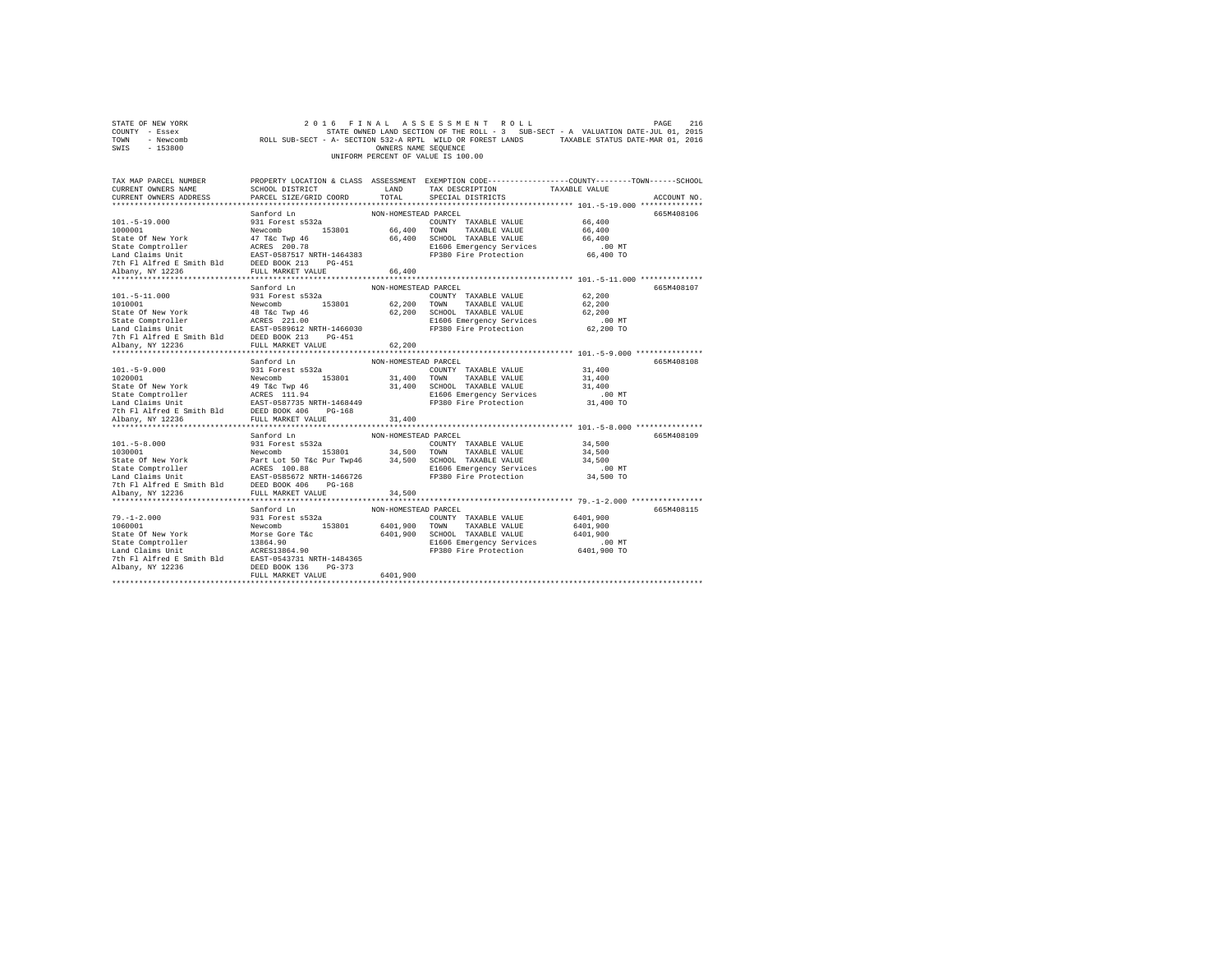STATE OF NEW YORK
COUNTY - Essex
TOWN - Newcomb
SWIS - 153800

2016 FINAL ASSESSMENT ROLL

STATE OWNED LAND SECTION OF THE ROLL - 3 SUB-SECT - A VALUATION DATE-JUL 01, 2015

ROLL SUB-SECT - A- SECTION 532-A RPTL WILD OR FOREST LANDS TAXABLE STATUS DATE-MAR 01, 2016

OWNERS NAME SEQUENCE

UNIFORM PERCENT OF VALUE IS 100.00

| TAX MAP PARCEL NUMBER / CURRENT OWNERS NAME / CURRENT OWNERS ADDRESS | PROPERTY LOCATION & CLASS / SCHOOL DISTRICT / PARCEL SIZE/GRID COORD | ASSESSMENT LAND / TOTAL | EXEMPTION CODE / TAX DESCRIPTION / SPECIAL DISTRICTS | TAXABLE VALUE (COUNTY / TOWN / SCHOOL) | ACCOUNT NO. |
|---|---|---|---|---|---|
| 101.-5-19.000 | Sanford Ln | NON-HOMESTEAD PARCEL | | | 665M408106 |
| 1000001 | 931 Forest s532a | | COUNTY TAXABLE VALUE | 66,400 | |
| State Of New York | Newcomb 153801 | 66,400 | TOWN TAXABLE VALUE | 66,400 | |
| State Comptroller | 47 T&c Twp 46 | 66,400 | SCHOOL TAXABLE VALUE | 66,400 | |
| Land Claims Unit | ACRES 200.78 | | E1606 Emergency Services | .00 MT | |
| 7th Fl Alfred E Smith Bld | EAST-0587517 NRTH-1464383 | | FP380 Fire Protection | 66,400 TO | |
| Albany, NY 12236 | DEED BOOK 213 PG-451 | | | | |
| | FULL MARKET VALUE | 66,400 | | | |
| 101.-5-11.000 | Sanford Ln | NON-HOMESTEAD PARCEL | | | 665M408107 |
| 1010001 | 931 Forest s532a | | COUNTY TAXABLE VALUE | 62,200 | |
| State Of New York | Newcomb 153801 | 62,200 | TOWN TAXABLE VALUE | 62,200 | |
| State Comptroller | 48 T&c Twp 46 | 62,200 | SCHOOL TAXABLE VALUE | 62,200 | |
| Land Claims Unit | ACRES 221.00 | | E1606 Emergency Services | .00 MT | |
| 7th Fl Alfred E Smith Bld | EAST-0589612 NRTH-1466030 | | FP380 Fire Protection | 62,200 TO | |
| Albany, NY 12236 | DEED BOOK 213 PG-451 | | | | |
| | FULL MARKET VALUE | 62,200 | | | |
| 101.-5-9.000 | Sanford Ln | NON-HOMESTEAD PARCEL | | | 665M408108 |
| 1020001 | 931 Forest s532a | | COUNTY TAXABLE VALUE | 31,400 | |
| State Of New York | Newcomb 153801 | 31,400 | TOWN TAXABLE VALUE | 31,400 | |
| State Comptroller | 49 T&c Twp 46 | 31,400 | SCHOOL TAXABLE VALUE | 31,400 | |
| Land Claims Unit | ACRES 111.94 | | E1606 Emergency Services | .00 MT | |
| 7th Fl Alfred E Smith Bld | EAST-0587735 NRTH-1468449 | | FP380 Fire Protection | 31,400 TO | |
| Albany, NY 12236 | DEED BOOK 406 PG-168 | | | | |
| | FULL MARKET VALUE | 31,400 | | | |
| 101.-5-8.000 | Sanford Ln | NON-HOMESTEAD PARCEL | | | 665M408109 |
| 1030001 | 931 Forest s532a | | COUNTY TAXABLE VALUE | 34,500 | |
| State Of New York | Newcomb 153801 | 34,500 | TOWN TAXABLE VALUE | 34,500 | |
| State Comptroller | Part Lot 50 T&c Pur Twp46 | 34,500 | SCHOOL TAXABLE VALUE | 34,500 | |
| Land Claims Unit | ACRES 100.88 | | E1606 Emergency Services | .00 MT | |
| 7th Fl Alfred E Smith Bld | EAST-0585672 NRTH-1466726 | | FP380 Fire Protection | 34,500 TO | |
| Albany, NY 12236 | DEED BOOK 406 PG-168 | | | | |
| | FULL MARKET VALUE | 34,500 | | | |
| 79.-1-2.000 | Sanford Ln | NON-HOMESTEAD PARCEL | | | 665M408115 |
| 1060001 | 931 Forest s532a | | COUNTY TAXABLE VALUE | 6401,900 | |
| State Of New York | Newcomb 153801 | 6401,900 | TOWN TAXABLE VALUE | 6401,900 | |
| State Comptroller | Morse Gore T&c | 6401,900 | SCHOOL TAXABLE VALUE | 6401,900 | |
| Land Claims Unit | 13864.90 | | E1606 Emergency Services | .00 MT | |
| 7th Fl Alfred E Smith Bld | ACRES13864.90 | | FP380 Fire Protection | 6401,900 TO | |
| Albany, NY 12236 | EAST-0543731 NRTH-1484365 | | | | |
| | DEED BOOK 136 PG-373 | | | | |
| | FULL MARKET VALUE | 6401,900 | | | |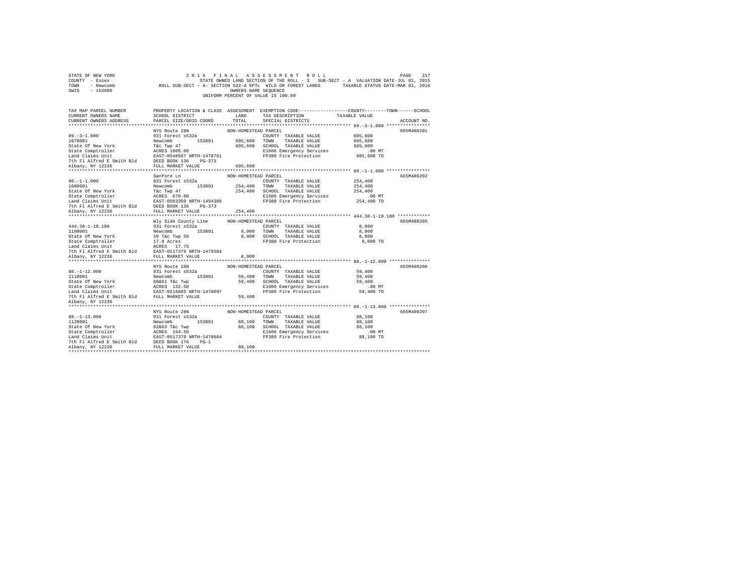STATE OF NEW YORK  
COUNTY - Essex  
TOWN - Newcomb  
SWIS - 153800

2016 FINAL ASSESSMENT ROLL  
STATE OWNED LAND SECTION OF THE ROLL - 3 SUB-SECT - A VALUATION DATE-JUL 01, 2015  
ROLL SUB-SECT - A- SECTION 532-A RPTL WILD OR FOREST LANDS TAXABLE STATUS DATE-MAR 01, 2016  
OWNERS NAME SEQUENCE  
UNIFORM PERCENT OF VALUE IS 100.00

| TAX MAP PARCEL NUMBER / CURRENT OWNERS NAME / CURRENT OWNERS ADDRESS | PROPERTY LOCATION & CLASS / SCHOOL DISTRICT / PARCEL SIZE/GRID COORD | ASSESSMENT LAND | TOTAL | EXEMPTION CODE / TAX DESCRIPTION / SPECIAL DISTRICTS | COUNTY--------TOWN------SCHOOL TAXABLE VALUE | ACCOUNT NO. |
|---|---|---|---|---|---|---|
| 89.-3-1.000 | NYS Route 28N | | | NON-HOMESTEAD PARCEL | | 665M408201 |
| 1070001 | 931 Forest s532a | | | COUNTY TAXABLE VALUE | 605,600 | |
| State Of New York | Newcomb 153801 | 605,600 | | TOWN TAXABLE VALUE | 605,600 | |
| State Comptroller | T&c Twp 47 | | 605,600 | SCHOOL TAXABLE VALUE | 605,600 | |
| Land Claims Unit | ACRES 1805.00 | | | E1606 Emergency Services | .00 MT | |
| 7th Fl Alfred E Smith Bld | EAST-0548507 NRTH-1478761 | | | FP380 Fire Protection | 605,600 TO | |
| Albany, NY 12236 | DEED BOOK 136 PG-373 | | | | | |
| | FULL MARKET VALUE | | 605,600 | | | |
| 80.-1-1.000 | Sanford Ln | | | NON-HOMESTEAD PARCEL | | 665M408202 |
| 1080001 | 931 Forest s532a | | | COUNTY TAXABLE VALUE | 254,400 | |
| State Of New York | Newcomb 153801 | 254,400 | | TOWN TAXABLE VALUE | 254,400 | |
| State Comptroller | T&c Twp 47 | | 254,400 | SCHOOL TAXABLE VALUE | 254,400 | |
| Land Claims Unit | ACRES 670.00 | | | E1606 Emergency Services | .00 MT | |
| 7th Fl Alfred E Smith Bld | EAST-0563350 NRTH-1494309 | | | FP380 Fire Protection | 254,400 TO | |
| Albany, NY 12236 | DEED BOOK 136 PG-373 | | | | | |
| | FULL MARKET VALUE | | 254,400 | | | |
| 444.38-1-10.100 | Wly Side County Line | | | NON-HOMESTEAD PARCEL | | 665M408205 |
| 1100001 | 931 Forest s532a | | | COUNTY TAXABLE VALUE | 8,000 | |
| State Of New York | Newcomb 153801 | 8,000 | | TOWN TAXABLE VALUE | 8,000 | |
| State Comptroller | 59 T&c Twp 50 | | 8,000 | SCHOOL TAXABLE VALUE | 8,000 | |
| Land Claims Unit | 17.8 Acres | | | FP380 Fire Protection | 8,000 TO | |
| 7th Fl Alfred E Smith Bld | ACRES 17.75 | | | | | |
| Albany, NY 12236 | EAST-0517379 NRTH-1479584 | | | | | |
| | FULL MARKET VALUE | | 8,000 | | | |
| 88.-1-12.000 | NYS Route 28N | | | NON-HOMESTEAD PARCEL | | 665M408206 |
| 1110001 | 931 Forest s532a | | | COUNTY TAXABLE VALUE | 59,400 | |
| State Of New York | Newcomb 153801 | 59,400 | | TOWN TAXABLE VALUE | 59,400 | |
| State Comptroller | 60&61 T&c Twp | | 59,400 | SCHOOL TAXABLE VALUE | 59,400 | |
| Land Claims Unit | ACRES 132.50 | | | E1606 Emergency Services | .00 MT | |
| 7th Fl Alfred E Smith Bld | EAST-0516605 NRTH-1478097 | | | FP380 Fire Protection | 59,400 TO | |
| Albany, NY 12236 | FULL MARKET VALUE | | 59,400 | | | |
| 88.-1-13.000 | NYS Route 28N | | | NON-HOMESTEAD PARCEL | | 665M408207 |
| 1120001 | 931 Forest s532a | | | COUNTY TAXABLE VALUE | 88,100 | |
| State Of New York | Newcomb 153801 | 88,100 | | TOWN TAXABLE VALUE | 88,100 | |
| State Comptroller | 62&63 T&c Twp | | 88,100 | SCHOOL TAXABLE VALUE | 88,100 | |
| Land Claims Unit | ACRES 194.50 | | | E1606 Emergency Services | .00 MT | |
| 7th Fl Alfred E Smith Bld | EAST-0517379 NRTH-1479884 | | | FP380 Fire Protection | 88,100 TO | |
| Albany, NY 12236 | DEED BOOK 176 PG-1 | | | | | |
| | FULL MARKET VALUE | | 88,100 | | | |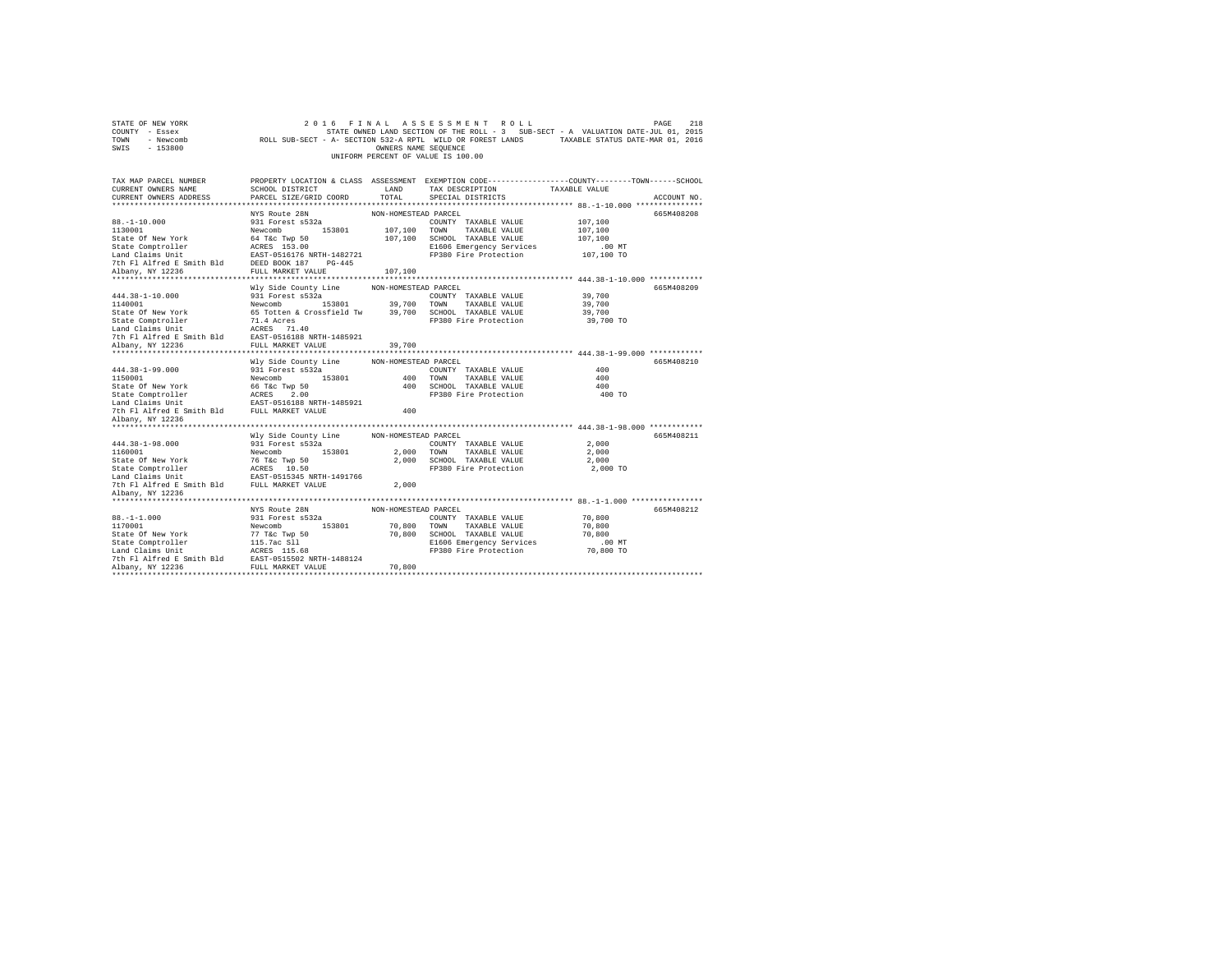```
STATE OF NEW YORK                  2 0 1 6   F I N A L   A S S E S S M E N T   R O L L                           PAGE   218
COUNTY  - Essex                        STATE OWNED LAND SECTION OF THE ROLL - 3  SUB-SECT - A  VALUATION DATE-JUL 01, 2015
TOWN    - Newcomb           ROLL SUB-SECT - A- SECTION 532-A RPTL  WILD OR FOREST LANDS        TAXABLE STATUS DATE-MAR 01, 2016
SWIS    - 153800                                         OWNERS NAME SEQUENCE
                                                    UNIFORM PERCENT OF VALUE IS 100.00

TAX MAP PARCEL NUMBER         PROPERTY LOCATION & CLASS  ASSESSMENT  EXEMPTION CODE------------------COUNTY--------TOWN------SCHOOL
CURRENT OWNERS NAME           SCHOOL DISTRICT              LAND      TAX DESCRIPTION            TAXABLE VALUE
CURRENT OWNERS ADDRESS        PARCEL SIZE/GRID COORD       TOTAL     SPECIAL DISTRICTS                                   ACCOUNT NO.
******************************************************************************************************* 88.-1-10.000 ***************
                              NYS Route 28N               NON-HOMESTEAD PARCEL                                          665M408208
88.-1-10.000                  931 Forest s532a                        COUNTY  TAXABLE VALUE            107,100
1130001                       Newcomb        153801        107,100    TOWN    TAXABLE VALUE            107,100
State Of New York             64 T&c Twp 50                107,100    SCHOOL  TAXABLE VALUE            107,100
State Comptroller             ACRES  153.00                           E1606 Emergency Services              .00 MT
Land Claims Unit              EAST-0516176 NRTH-1482721               FP380 Fire Protection            107,100 TO
7th Fl Alfred E Smith Bld     DEED BOOK 187    PG-445
Albany, NY 12236              FULL MARKET VALUE            107,100
******************************************************************************************************* 444.38-1-10.000 ************
                              Wly Side County Line        NON-HOMESTEAD PARCEL                                          665M408209
444.38-1-10.000               931 Forest s532a                        COUNTY  TAXABLE VALUE             39,700
1140001                       Newcomb        153801         39,700    TOWN    TAXABLE VALUE             39,700
State Of New York             65 Totten & Crossfield Tw     39,700    SCHOOL  TAXABLE VALUE             39,700
State Comptroller             71.4 Acres                              FP380 Fire Protection             39,700 TO
Land Claims Unit              ACRES   71.40
7th Fl Alfred E Smith Bld     EAST-0516188 NRTH-1485921
Albany, NY 12236              FULL MARKET VALUE             39,700
******************************************************************************************************* 444.38-1-99.000 ************
                              Wly Side County Line        NON-HOMESTEAD PARCEL                                          665M408210
444.38-1-99.000               931 Forest s532a                        COUNTY  TAXABLE VALUE                400
1150001                       Newcomb        153801            400    TOWN    TAXABLE VALUE                400
State Of New York             66 T&c Twp 50                    400    SCHOOL  TAXABLE VALUE                400
State Comptroller             ACRES    2.00                           FP380 Fire Protection                400 TO
Land Claims Unit              EAST-0516188 NRTH-1485921
7th Fl Alfred E Smith Bld     FULL MARKET VALUE                400
Albany, NY 12236
******************************************************************************************************* 444.38-1-98.000 ************
                              Wly Side County Line        NON-HOMESTEAD PARCEL                                          665M408211
444.38-1-98.000               931 Forest s532a                        COUNTY  TAXABLE VALUE              2,000
1160001                       Newcomb        153801          2,000    TOWN    TAXABLE VALUE              2,000
State Of New York             76 T&c Twp 50                  2,000    SCHOOL  TAXABLE VALUE              2,000
State Comptroller             ACRES   10.50                           FP380 Fire Protection              2,000 TO
Land Claims Unit              EAST-0515345 NRTH-1491766
7th Fl Alfred E Smith Bld     FULL MARKET VALUE              2,000
Albany, NY 12236
******************************************************************************************************* 88.-1-1.000 ****************
                              NYS Route 28N               NON-HOMESTEAD PARCEL                                          665M408212
88.-1-1.000                   931 Forest s532a                        COUNTY  TAXABLE VALUE             70,800
1170001                       Newcomb        153801         70,800    TOWN    TAXABLE VALUE             70,800
State Of New York             77 T&c Twp 50                 70,800    SCHOOL  TAXABLE VALUE             70,800
State Comptroller             115.7ac Sll                             E1606 Emergency Services              .00 MT
Land Claims Unit              ACRES  115.68                           FP380 Fire Protection             70,800 TO
7th Fl Alfred E Smith Bld     EAST-0515502 NRTH-1488124
Albany, NY 12236              FULL MARKET VALUE             70,800
************************************************************************************************************************************
```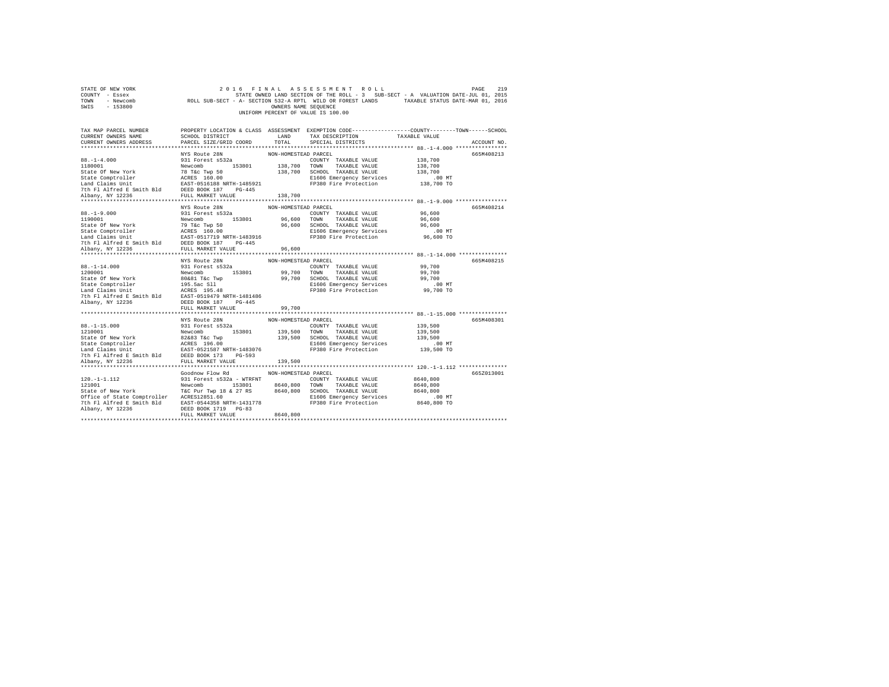STATE OF NEW YORK &nbsp;&nbsp;&nbsp; 2 0 1 6 &nbsp; F I N A L &nbsp; A S S E S S M E N T &nbsp; R O L L
COUNTY - Essex &nbsp;&nbsp;&nbsp; STATE OWNED LAND SECTION OF THE ROLL - 3 &nbsp; SUB-SECT - A &nbsp; VALUATION DATE-JUL 01, 2015
TOWN - Newcomb &nbsp;&nbsp;&nbsp; ROLL SUB-SECT - A- SECTION 532-A RPTL WILD OR FOREST LANDS &nbsp;&nbsp;&nbsp; TAXABLE STATUS DATE-MAR 01, 2016
SWIS - 153800 &nbsp;&nbsp;&nbsp; OWNERS NAME SEQUENCE
UNIFORM PERCENT OF VALUE IS 100.00

| TAX MAP PARCEL NUMBER / CURRENT OWNERS NAME / CURRENT OWNERS ADDRESS | PROPERTY LOCATION & CLASS / SCHOOL DISTRICT / PARCEL SIZE/GRID COORD | ASSESSMENT LAND / TOTAL | EXEMPTION CODE / TAX DESCRIPTION / SPECIAL DISTRICTS | COUNTY--------TOWN------SCHOOL TAXABLE VALUE | ACCOUNT NO. |
|---|---|---|---|---|---|
| 88.-1-4.000 | NYS Route 28N | NON-HOMESTEAD PARCEL | | | 665M408213 |
| 1180001 | 931 Forest s532a | | COUNTY TAXABLE VALUE | 138,700 | |
| State Of New York | Newcomb 153801 | 138,700 | TOWN TAXABLE VALUE | 138,700 | |
| State Comptroller | 78 T&c Twp 50 | 138,700 | SCHOOL TAXABLE VALUE | 138,700 | |
| Land Claims Unit | ACRES 160.00 | | E1606 Emergency Services | .00 MT | |
| 7th Fl Alfred E Smith Bld | EAST-0516188 NRTH-1485921 | | FP380 Fire Protection | 138,700 TO | |
| Albany, NY 12236 | DEED BOOK 187 PG-445 | | | | |
| | FULL MARKET VALUE | 138,700 | | | |
| 88.-1-9.000 | NYS Route 28N | NON-HOMESTEAD PARCEL | | | 665M408214 |
| 1190001 | 931 Forest s532a | | COUNTY TAXABLE VALUE | 96,600 | |
| State Of New York | Newcomb 153801 | 96,600 | TOWN TAXABLE VALUE | 96,600 | |
| State Comptroller | 79 T&c Twp 50 | 96,600 | SCHOOL TAXABLE VALUE | 96,600 | |
| Land Claims Unit | ACRES 160.00 | | E1606 Emergency Services | .00 MT | |
| 7th Fl Alfred E Smith Bld | EAST-0517719 NRTH-1483916 | | FP380 Fire Protection | 96,600 TO | |
| Albany, NY 12236 | DEED BOOK 187 PG-445 | | | | |
| | FULL MARKET VALUE | 96,600 | | | |
| 88.-1-14.000 | NYS Route 28N | NON-HOMESTEAD PARCEL | | | 665M408215 |
| 1200001 | 931 Forest s532a | | COUNTY TAXABLE VALUE | 99,700 | |
| State Of New York | Newcomb 153801 | 99,700 | TOWN TAXABLE VALUE | 99,700 | |
| State Comptroller | 80&81 T&c Twp | 99,700 | SCHOOL TAXABLE VALUE | 99,700 | |
| Land Claims Unit | 195.5ac Sll | | E1606 Emergency Services | .00 MT | |
| 7th Fl Alfred E Smith Bld | ACRES 195.48 | | FP380 Fire Protection | 99,700 TO | |
| Albany, NY 12236 | EAST-0519479 NRTH-1481486 | | | | |
| | DEED BOOK 187 PG-445 | | | | |
| | FULL MARKET VALUE | 99,700 | | | |
| 88.-1-15.000 | NYS Route 28N | NON-HOMESTEAD PARCEL | | | 665M408301 |
| 1210001 | 931 Forest s532a | | COUNTY TAXABLE VALUE | 139,500 | |
| State Of New York | Newcomb 153801 | 139,500 | TOWN TAXABLE VALUE | 139,500 | |
| State Comptroller | 82&83 T&c Twp | 139,500 | SCHOOL TAXABLE VALUE | 139,500 | |
| Land Claims Unit | ACRES 196.00 | | E1606 Emergency Services | .00 MT | |
| 7th Fl Alfred E Smith Bld | EAST-0521587 NRTH-1483076 | | FP380 Fire Protection | 139,500 TO | |
| Albany, NY 12236 | DEED BOOK 173 PG-593 | | | | |
| | FULL MARKET VALUE | 139,500 | | | |
| 120.-1-1.112 | Goodnow Flow Rd | NON-HOMESTEAD PARCEL | | | 665Z013001 |
| 121001 | 931 Forest s532a - WTRFNT | | COUNTY TAXABLE VALUE | 8640,800 | |
| State of New York | Newcomb 153801 | 8640,800 | TOWN TAXABLE VALUE | 8640,800 | |
| Office of State Comptroller | T&C Pur Twp 18 & 27 RS | 8640,800 | SCHOOL TAXABLE VALUE | 8640,800 | |
| 7th Fl Alfred E Smith Bld | ACRES12851.60 | | E1606 Emergency Services | .00 MT | |
| Albany, NY 12236 | EAST-0544358 NRTH-1431778 | | FP380 Fire Protection | 8640,800 TO | |
| | DEED BOOK 1719 PG-83 | | | | |
| | FULL MARKET VALUE | 8640,800 | | | |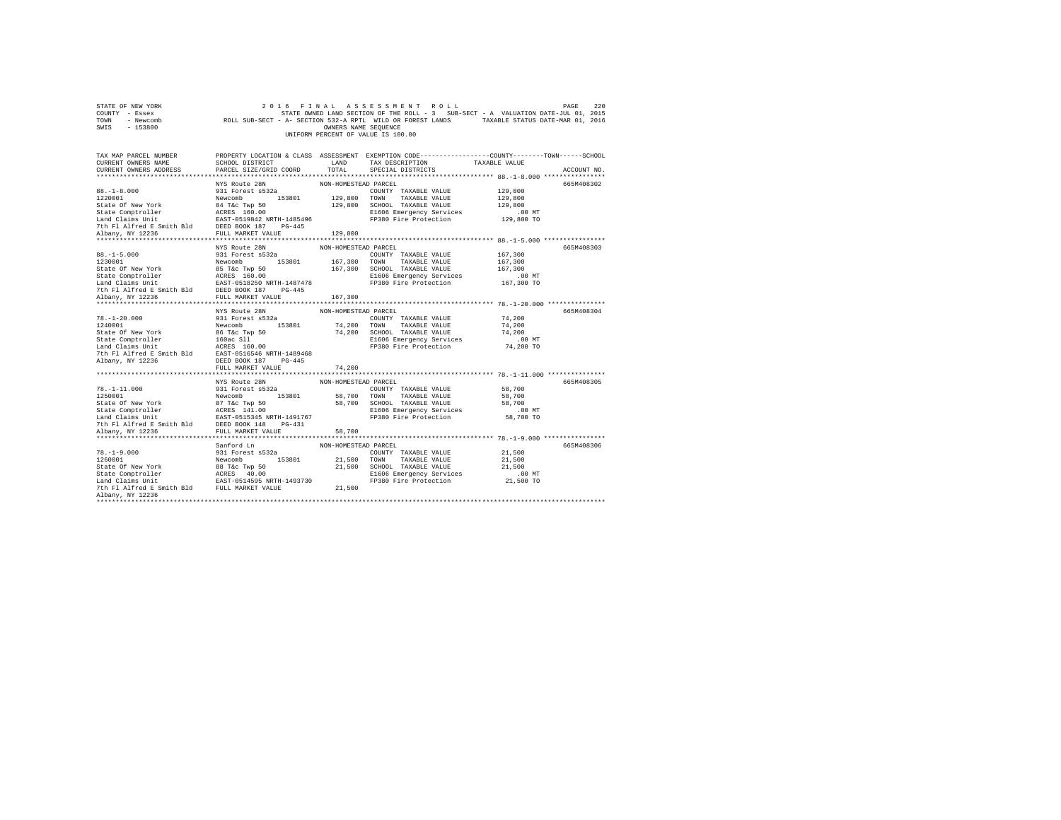STATE OF NEW YORK
COUNTY - Essex
TOWN - Newcomb
SWIS - 153800

2 0 1 6 F I N A L A S S E S S M E N T R O L L

STATE OWNED LAND SECTION OF THE ROLL - 3 SUB-SECT - A VALUATION DATE-JUL 01, 2015

ROLL SUB-SECT - A- SECTION 532-A RPTL WILD OR FOREST LANDS TAXABLE STATUS DATE-MAR 01, 2016

OWNERS NAME SEQUENCE

UNIFORM PERCENT OF VALUE IS 100.00

| TAX MAP PARCEL NUMBER / CURRENT OWNERS NAME / CURRENT OWNERS ADDRESS | PROPERTY LOCATION & CLASS / SCHOOL DISTRICT / PARCEL SIZE/GRID COORD | ASSESSMENT LAND / TOTAL | EXEMPTION CODE / TAX DESCRIPTION / SPECIAL DISTRICTS | COUNTY / TOWN / SCHOOL TAXABLE VALUE | ACCOUNT NO. |
|---|---|---|---|---|---|
| **88.-1-8.000** | NYS Route 28N | NON-HOMESTEAD PARCEL | | | 665M408302 |
| 88.-1-8.000 | 931 Forest s532a | | COUNTY TAXABLE VALUE | 129,800 | |
| 1220001 | Newcomb 153801 | 129,800 | TOWN TAXABLE VALUE | 129,800 | |
| State Of New York | 84 T&c Twp 50 | 129,800 | SCHOOL TAXABLE VALUE | 129,800 | |
| State Comptroller | ACRES 160.00 | | E1606 Emergency Services | .00 MT | |
| Land Claims Unit | EAST-0519842 NRTH-1485496 | | FP380 Fire Protection | 129,800 TO | |
| 7th Fl Alfred E Smith Bld | DEED BOOK 187 PG-445 | | | | |
| Albany, NY 12236 | FULL MARKET VALUE | 129,800 | | | |
| **88.-1-5.000** | NYS Route 28N | NON-HOMESTEAD PARCEL | | | 665M408303 |
| 88.-1-5.000 | 931 Forest s532a | | COUNTY TAXABLE VALUE | 167,300 | |
| 1230001 | Newcomb 153801 | 167,300 | TOWN TAXABLE VALUE | 167,300 | |
| State Of New York | 85 T&c Twp 50 | 167,300 | SCHOOL TAXABLE VALUE | 167,300 | |
| State Comptroller | ACRES 160.00 | | E1606 Emergency Services | .00 MT | |
| Land Claims Unit | EAST-0518250 NRTH-1487478 | | FP380 Fire Protection | 167,300 TO | |
| 7th Fl Alfred E Smith Bld | DEED BOOK 187 PG-445 | | | | |
| Albany, NY 12236 | FULL MARKET VALUE | 167,300 | | | |
| **78.-1-20.000** | NYS Route 28N | NON-HOMESTEAD PARCEL | | | 665M408304 |
| 78.-1-20.000 | 931 Forest s532a | | COUNTY TAXABLE VALUE | 74,200 | |
| 1240001 | Newcomb 153801 | 74,200 | TOWN TAXABLE VALUE | 74,200 | |
| State Of New York | 86 T&c Twp 50 | 74,200 | SCHOOL TAXABLE VALUE | 74,200 | |
| State Comptroller | 160ac Sll | | E1606 Emergency Services | .00 MT | |
| Land Claims Unit | ACRES 160.00 | | FP380 Fire Protection | 74,200 TO | |
| 7th Fl Alfred E Smith Bld | EAST-0516546 NRTH-1489468 | | | | |
| Albany, NY 12236 | DEED BOOK 187 PG-445 | | | | |
| | FULL MARKET VALUE | 74,200 | | | |
| **78.-1-11.000** | NYS Route 28N | NON-HOMESTEAD PARCEL | | | 665M408305 |
| 78.-1-11.000 | 931 Forest s532a | | COUNTY TAXABLE VALUE | 58,700 | |
| 1250001 | Newcomb 153801 | 58,700 | TOWN TAXABLE VALUE | 58,700 | |
| State Of New York | 87 T&c Twp 50 | 58,700 | SCHOOL TAXABLE VALUE | 58,700 | |
| State Comptroller | ACRES 141.00 | | E1606 Emergency Services | .00 MT | |
| Land Claims Unit | EAST-0515345 NRTH-1491767 | | FP380 Fire Protection | 58,700 TO | |
| 7th Fl Alfred E Smith Bld | DEED BOOK 148 PG-431 | | | | |
| Albany, NY 12236 | FULL MARKET VALUE | 58,700 | | | |
| **78.-1-9.000** | Sanford Ln | NON-HOMESTEAD PARCEL | | | 665M408306 |
| 78.-1-9.000 | 931 Forest s532a | | COUNTY TAXABLE VALUE | 21,500 | |
| 1260001 | Newcomb 153801 | 21,500 | TOWN TAXABLE VALUE | 21,500 | |
| State Of New York | 88 T&c Twp 50 | 21,500 | SCHOOL TAXABLE VALUE | 21,500 | |
| State Comptroller | ACRES 40.00 | | E1606 Emergency Services | .00 MT | |
| Land Claims Unit | EAST-0514595 NRTH-1493730 | | FP380 Fire Protection | 21,500 TO | |
| 7th Fl Alfred E Smith Bld | FULL MARKET VALUE | 21,500 | | | |
| Albany, NY 12236 | | | | | |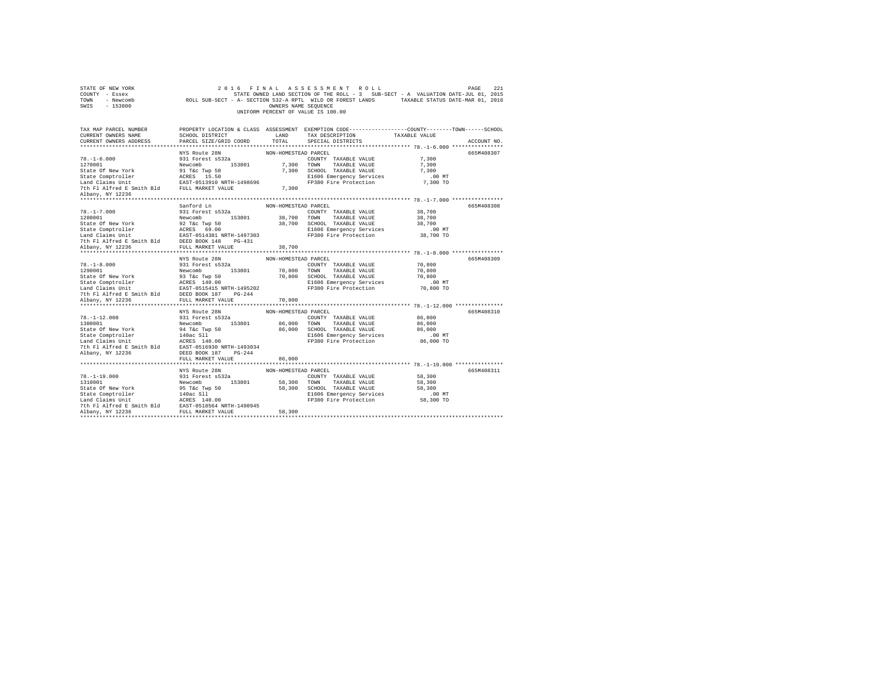STATE OF NEW YORK
COUNTY - Essex
TOWN - Newcomb
SWIS - 153800

2016 FINAL ASSESSMENT ROLL
STATE OWNED LAND SECTION OF THE ROLL - 3 SUB-SECT - A VALUATION DATE-JUL 01, 2015
ROLL SUB-SECT - A- SECTION 532-A RPTL WILD OR FOREST LANDS TAXABLE STATUS DATE-MAR 01, 2016
OWNERS NAME SEQUENCE
UNIFORM PERCENT OF VALUE IS 100.00

| TAX MAP PARCEL NUMBER / CURRENT OWNERS NAME / CURRENT OWNERS ADDRESS | PROPERTY LOCATION & CLASS / SCHOOL DISTRICT / PARCEL SIZE/GRID COORD | ASSESSMENT LAND | TOTAL | EXEMPTION CODE / TAX DESCRIPTION / SPECIAL DISTRICTS | COUNTY / TOWN / SCHOOL TAXABLE VALUE | ACCOUNT NO. |
|---|---|---|---|---|---|---|
| **78.-1-6.000** | NYS Route 28N | NON-HOMESTEAD PARCEL | | | | 665M408307 |
| 78.-1-6.000 | 931 Forest s532a | | | COUNTY TAXABLE VALUE | 7,300 | |
| 1270001 | Newcomb 153801 | 7,300 | | TOWN TAXABLE VALUE | 7,300 | |
| State Of New York | 91 T&c Twp 50 | | 7,300 | SCHOOL TAXABLE VALUE | 7,300 | |
| State Comptroller | ACRES 15.50 | | | E1606 Emergency Services | .00 MT | |
| Land Claims Unit | EAST-0513910 NRTH-1498696 | | | FP380 Fire Protection | 7,300 TO | |
| 7th Fl Alfred E Smith Bld | FULL MARKET VALUE | | 7,300 | | | |
| Albany, NY 12236 | | | | | | |
| **78.-1-7.000** | Sanford Ln | NON-HOMESTEAD PARCEL | | | | 665M408308 |
| 78.-1-7.000 | 931 Forest s532a | | | COUNTY TAXABLE VALUE | 38,700 | |
| 1280001 | Newcomb 153801 | 38,700 | | TOWN TAXABLE VALUE | 38,700 | |
| State Of New York | 92 T&c Twp 50 | | 38,700 | SCHOOL TAXABLE VALUE | 38,700 | |
| State Comptroller | ACRES 69.00 | | | E1606 Emergency Services | .00 MT | |
| Land Claims Unit | EAST-0514381 NRTH-1497303 | | | FP380 Fire Protection | 38,700 TO | |
| 7th Fl Alfred E Smith Bld | DEED BOOK 148 PG-431 | | | | | |
| Albany, NY 12236 | FULL MARKET VALUE | | 38,700 | | | |
| **78.-1-8.000** | NYS Route 28N | NON-HOMESTEAD PARCEL | | | | 665M408309 |
| 78.-1-8.000 | 931 Forest s532a | | | COUNTY TAXABLE VALUE | 70,800 | |
| 1290001 | Newcomb 153801 | 70,800 | | TOWN TAXABLE VALUE | 70,800 | |
| State Of New York | 93 T&c Twp 50 | | 70,800 | SCHOOL TAXABLE VALUE | 70,800 | |
| State Comptroller | ACRES 140.00 | | | E1606 Emergency Services | .00 MT | |
| Land Claims Unit | EAST-0515415 NRTH-1495202 | | | FP380 Fire Protection | 70,800 TO | |
| 7th Fl Alfred E Smith Bld | DEED BOOK 187 PG-244 | | | | | |
| Albany, NY 12236 | FULL MARKET VALUE | | 70,800 | | | |
| **78.-1-12.000** | NYS Route 28N | NON-HOMESTEAD PARCEL | | | | 665M408310 |
| 78.-1-12.000 | 931 Forest s532a | | | COUNTY TAXABLE VALUE | 86,000 | |
| 1300001 | Newcomb 153801 | 86,000 | | TOWN TAXABLE VALUE | 86,000 | |
| State Of New York | 94 T&c Twp 50 | | 86,000 | SCHOOL TAXABLE VALUE | 86,000 | |
| State Comptroller | 140ac Sll | | | E1606 Emergency Services | .00 MT | |
| Land Claims Unit | ACRES 140.00 | | | FP380 Fire Protection | 86,000 TO | |
| 7th Fl Alfred E Smith Bld | EAST-0516930 NRTH-1493034 | | | | | |
| Albany, NY 12236 | DEED BOOK 187 PG-244 | | | | | |
| | FULL MARKET VALUE | | 86,000 | | | |
| **78.-1-19.000** | NYS Route 28N | NON-HOMESTEAD PARCEL | | | | 665M408311 |
| 78.-1-19.000 | 931 Forest s532a | | | COUNTY TAXABLE VALUE | 58,300 | |
| 1310001 | Newcomb 153801 | 58,300 | | TOWN TAXABLE VALUE | 58,300 | |
| State Of New York | 95 T&c Twp 50 | | 58,300 | SCHOOL TAXABLE VALUE | 58,300 | |
| State Comptroller | 140ac Sll | | | E1606 Emergency Services | .00 MT | |
| Land Claims Unit | ACRES 140.00 | | | FP380 Fire Protection | 58,300 TO | |
| 7th Fl Alfred E Smith Bld | EAST-0518564 NRTH-1490945 | | | | | |
| Albany, NY 12236 | FULL MARKET VALUE | | 58,300 | | | |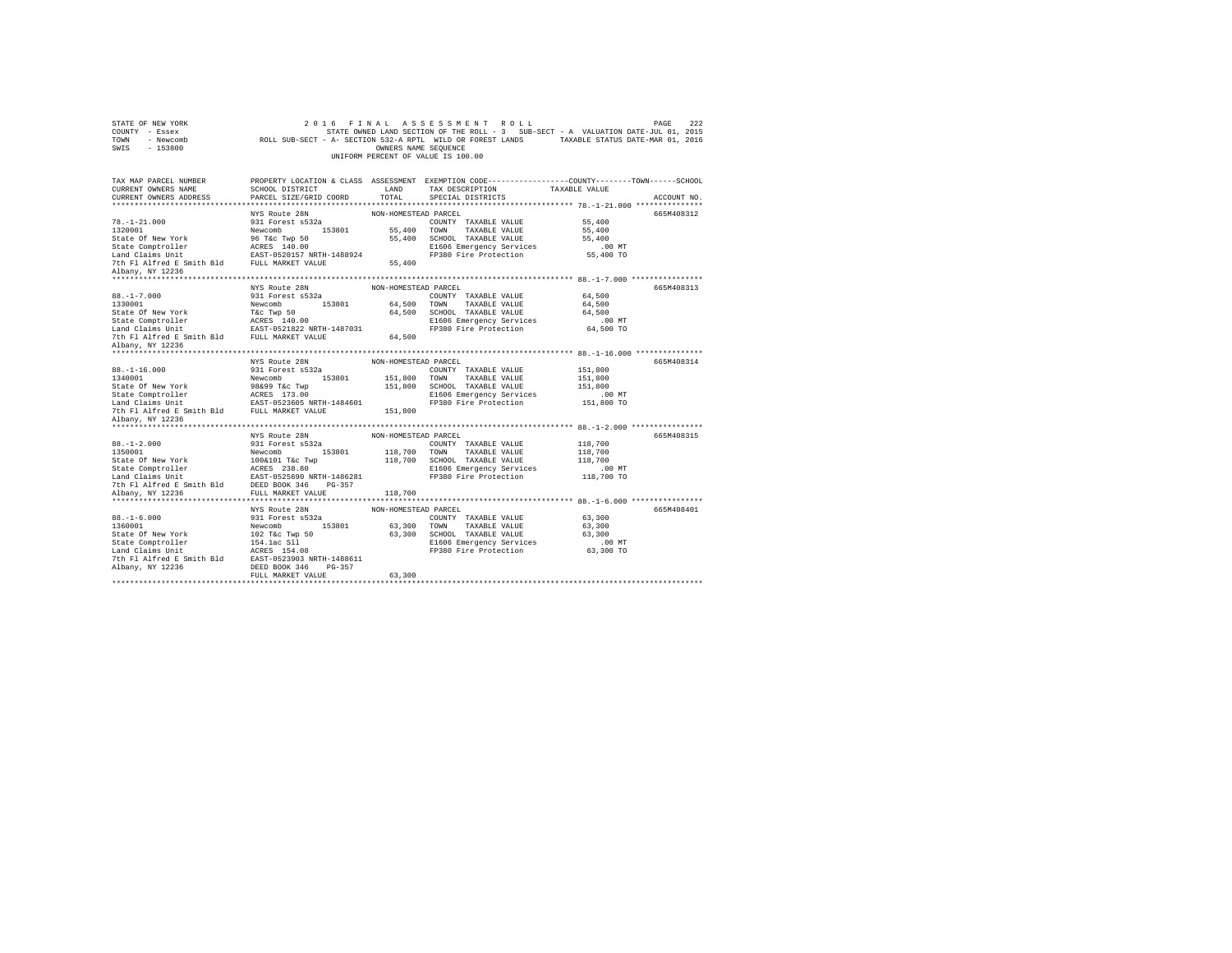STATE OF NEW YORK
COUNTY - Essex
TOWN - Newcomb
SWIS - 153800

2016 FINAL ASSESSMENT ROLL
STATE OWNED LAND SECTION OF THE ROLL - 3 SUB-SECT - A VALUATION DATE-JUL 01, 2015
ROLL SUB-SECT - A- SECTION 532-A RPTL WILD OR FOREST LANDS TAXABLE STATUS DATE-MAR 01, 2016
OWNERS NAME SEQUENCE
UNIFORM PERCENT OF VALUE IS 100.00

| TAX MAP PARCEL NUMBER / CURRENT OWNERS NAME / CURRENT OWNERS ADDRESS | PROPERTY LOCATION & CLASS / SCHOOL DISTRICT / PARCEL SIZE/GRID COORD | ASSESSMENT LAND / TOTAL | EXEMPTION CODE / TAX DESCRIPTION / SPECIAL DISTRICTS | TAXABLE VALUE (COUNTY / TOWN / SCHOOL) | ACCOUNT NO. |
|---|---|---|---|---|---|
| 78.-1-21.000 | NYS Route 28N | NON-HOMESTEAD PARCEL | | | 665M408312 |
| 1320001 | 931 Forest s532a | | COUNTY TAXABLE VALUE | 55,400 | |
| State Of New York | Newcomb 153801 | 55,400 | TOWN TAXABLE VALUE | 55,400 | |
| State Comptroller | 96 T&c Twp 50 | 55,400 | SCHOOL TAXABLE VALUE | 55,400 | |
| Land Claims Unit | ACRES 140.00 | | E1606 Emergency Services | .00 MT | |
| 7th Fl Alfred E Smith Bld | EAST-0520157 NRTH-1488924 | | FP380 Fire Protection | 55,400 TO | |
| Albany, NY 12236 | FULL MARKET VALUE | 55,400 | | | |
| 88.-1-7.000 | NYS Route 28N | NON-HOMESTEAD PARCEL | | | 665M408313 |
| 1330001 | 931 Forest s532a | | COUNTY TAXABLE VALUE | 64,500 | |
| State Of New York | Newcomb 153801 | 64,500 | TOWN TAXABLE VALUE | 64,500 | |
| State Comptroller | T&c Twp 50 | 64,500 | SCHOOL TAXABLE VALUE | 64,500 | |
| Land Claims Unit | ACRES 140.00 | | E1606 Emergency Services | .00 MT | |
| 7th Fl Alfred E Smith Bld | EAST-0521822 NRTH-1487031 | | FP380 Fire Protection | 64,500 TO | |
| Albany, NY 12236 | FULL MARKET VALUE | 64,500 | | | |
| 88.-1-16.000 | NYS Route 28N | NON-HOMESTEAD PARCEL | | | 665M408314 |
| 1340001 | 931 Forest s532a | | COUNTY TAXABLE VALUE | 151,800 | |
| State Of New York | Newcomb 153801 | 151,800 | TOWN TAXABLE VALUE | 151,800 | |
| State Comptroller | 98&99 T&c Twp | 151,800 | SCHOOL TAXABLE VALUE | 151,800 | |
| Land Claims Unit | ACRES 173.00 | | E1606 Emergency Services | .00 MT | |
| 7th Fl Alfred E Smith Bld | EAST-0523605 NRTH-1484601 | | FP380 Fire Protection | 151,800 TO | |
| Albany, NY 12236 | FULL MARKET VALUE | 151,800 | | | |
| 88.-1-2.000 | NYS Route 28N | NON-HOMESTEAD PARCEL | | | 665M408315 |
| 1350001 | 931 Forest s532a | | COUNTY TAXABLE VALUE | 118,700 | |
| State Of New York | Newcomb 153801 | 118,700 | TOWN TAXABLE VALUE | 118,700 | |
| State Comptroller | 100&101 T&c Twp | 118,700 | SCHOOL TAXABLE VALUE | 118,700 | |
| Land Claims Unit | ACRES 238.80 | | E1606 Emergency Services | .00 MT | |
| 7th Fl Alfred E Smith Bld | EAST-0525690 NRTH-1486281 | | FP380 Fire Protection | 118,700 TO | |
| Albany, NY 12236 | DEED BOOK 346 PG-357 | | | | |
| | FULL MARKET VALUE | 118,700 | | | |
| 88.-1-6.000 | NYS Route 28N | NON-HOMESTEAD PARCEL | | | 665M408401 |
| 1360001 | 931 Forest s532a | | COUNTY TAXABLE VALUE | 63,300 | |
| State Of New York | Newcomb 153801 | 63,300 | TOWN TAXABLE VALUE | 63,300 | |
| State Comptroller | 102 T&c Twp 50 | 63,300 | SCHOOL TAXABLE VALUE | 63,300 | |
| Land Claims Unit | 154.1ac Sll | | E1606 Emergency Services | .00 MT | |
| 7th Fl Alfred E Smith Bld | ACRES 154.08 | | FP380 Fire Protection | 63,300 TO | |
| Albany, NY 12236 | EAST-0523903 NRTH-1488611 | | | | |
| | DEED BOOK 346 PG-357 | | | | |
| | FULL MARKET VALUE | 63,300 | | | |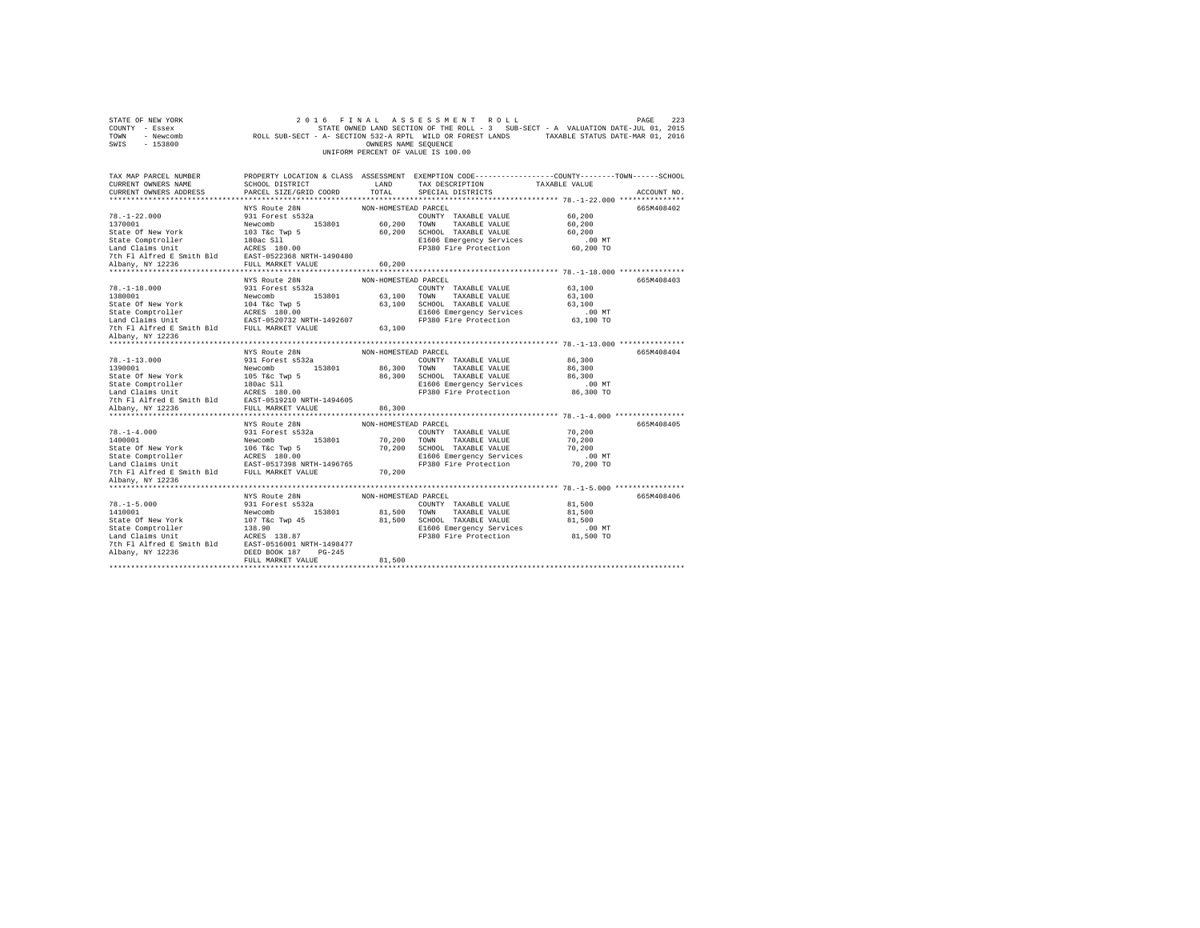STATE OF NEW YORK                    2 0 1 6   F I N A L   A S S E S S M E N T   R O L L                    PAGE 223
COUNTY - Essex                       STATE OWNED LAND SECTION OF THE ROLL - 3   SUB-SECT - A  VALUATION DATE-JUL 01, 2015
TOWN   - Newcomb                     ROLL SUB-SECT - A- SECTION 532-A RPTL  WILD OR FOREST LANDS        TAXABLE STATUS DATE-MAR 01, 2016
SWIS   - 153800                      OWNERS NAME SEQUENCE
UNIFORM PERCENT OF VALUE IS 100.00

| TAX MAP PARCEL NUMBER / CURRENT OWNERS NAME / CURRENT OWNERS ADDRESS | PROPERTY LOCATION & CLASS / SCHOOL DISTRICT / PARCEL SIZE/GRID COORD | ASSESSMENT LAND / TOTAL | EXEMPTION CODE / TAX DESCRIPTION / SPECIAL DISTRICTS | COUNTY / TOWN / SCHOOL TAXABLE VALUE | ACCOUNT NO. |
|---|---|---|---|---|---|
| 78.-1-22.000 | NYS Route 28N | NON-HOMESTEAD PARCEL | | | 665M408402 |
| 1370001 | 931 Forest s532a | | COUNTY TAXABLE VALUE | 60,200 | |
| State Of New York | Newcomb 153801 | 60,200 | TOWN TAXABLE VALUE | 60,200 | |
| State Comptroller | 103 T&c Twp 5 | 60,200 | SCHOOL TAXABLE VALUE | 60,200 | |
| Land Claims Unit | 180ac Sll | | E1606 Emergency Services | .00 MT | |
| 7th Fl Alfred E Smith Bld | ACRES 180.00 | | FP380 Fire Protection | 60,200 TO | |
| Albany, NY 12236 | EAST-0522368 NRTH-1490480 | | | | |
| | FULL MARKET VALUE | 60,200 | | | |
| 78.-1-18.000 | NYS Route 28N | NON-HOMESTEAD PARCEL | | | 665M408403 |
| 1380001 | 931 Forest s532a | | COUNTY TAXABLE VALUE | 63,100 | |
| State Of New York | Newcomb 153801 | 63,100 | TOWN TAXABLE VALUE | 63,100 | |
| State Comptroller | 104 T&c Twp 5 | 63,100 | SCHOOL TAXABLE VALUE | 63,100 | |
| Land Claims Unit | ACRES 180.00 | | E1606 Emergency Services | .00 MT | |
| 7th Fl Alfred E Smith Bld | EAST-0520732 NRTH-1492607 | | FP380 Fire Protection | 63,100 TO | |
| Albany, NY 12236 | FULL MARKET VALUE | 63,100 | | | |
| 78.-1-13.000 | NYS Route 28N | NON-HOMESTEAD PARCEL | | | 665M408404 |
| 1390001 | 931 Forest s532a | | COUNTY TAXABLE VALUE | 86,300 | |
| State Of New York | Newcomb 153801 | 86,300 | TOWN TAXABLE VALUE | 86,300 | |
| State Comptroller | 105 T&c Twp 5 | 86,300 | SCHOOL TAXABLE VALUE | 86,300 | |
| Land Claims Unit | 180ac Sll | | E1606 Emergency Services | .00 MT | |
| 7th Fl Alfred E Smith Bld | ACRES 180.00 | | FP380 Fire Protection | 86,300 TO | |
| Albany, NY 12236 | EAST-0519210 NRTH-1494605 | | | | |
| | FULL MARKET VALUE | 86,300 | | | |
| 78.-1-4.000 | NYS Route 28N | NON-HOMESTEAD PARCEL | | | 665M408405 |
| 1400001 | 931 Forest s532a | | COUNTY TAXABLE VALUE | 70,200 | |
| State Of New York | Newcomb 153801 | 70,200 | TOWN TAXABLE VALUE | 70,200 | |
| State Comptroller | 106 T&c Twp 5 | 70,200 | SCHOOL TAXABLE VALUE | 70,200 | |
| Land Claims Unit | ACRES 180.00 | | E1606 Emergency Services | .00 MT | |
| 7th Fl Alfred E Smith Bld | EAST-0517398 NRTH-1496765 | | FP380 Fire Protection | 70,200 TO | |
| Albany, NY 12236 | FULL MARKET VALUE | 70,200 | | | |
| 78.-1-5.000 | NYS Route 28N | NON-HOMESTEAD PARCEL | | | 665M408406 |
| 1410001 | 931 Forest s532a | | COUNTY TAXABLE VALUE | 81,500 | |
| State Of New York | Newcomb 153801 | 81,500 | TOWN TAXABLE VALUE | 81,500 | |
| State Comptroller | 107 T&c Twp 45 | 81,500 | SCHOOL TAXABLE VALUE | 81,500 | |
| Land Claims Unit | 138.90 | | E1606 Emergency Services | .00 MT | |
| 7th Fl Alfred E Smith Bld | ACRES 138.87 | | FP380 Fire Protection | 81,500 TO | |
| Albany, NY 12236 | EAST-0516001 NRTH-1498477 | | | | |
| | DEED BOOK 187 PG-245 | | | | |
| | FULL MARKET VALUE | 81,500 | | | |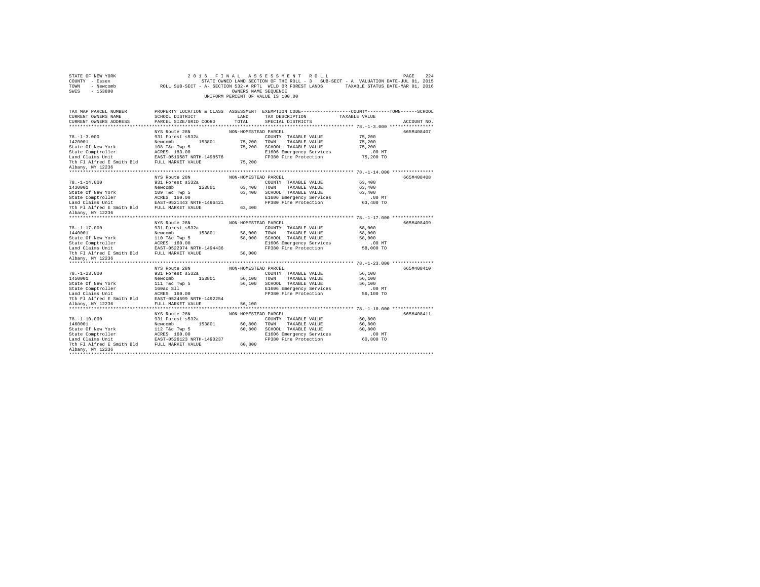```
STATE OF NEW YORK                    2 0 1 6   F I N A L   A S S E S S M E N T   R O L L                          PAGE   224
COUNTY  - Essex                          STATE OWNED LAND SECTION OF THE ROLL - 3   SUB-SECT - A  VALUATION DATE-JUL 01, 2015
TOWN    - Newcomb              ROLL SUB-SECT - A- SECTION 532-A RPTL  WILD OR FOREST LANDS       TAXABLE STATUS DATE-MAR 01, 2016
SWIS    - 153800                                           OWNERS NAME SEQUENCE
                                                    UNIFORM PERCENT OF VALUE IS 100.00

TAX MAP PARCEL NUMBER          PROPERTY LOCATION & CLASS  ASSESSMENT  EXEMPTION CODE-----------------COUNTY--------TOWN------SCHOOL
CURRENT OWNERS NAME            SCHOOL DISTRICT              LAND      TAX DESCRIPTION            TAXABLE VALUE
CURRENT OWNERS ADDRESS         PARCEL SIZE/GRID COORD       TOTAL     SPECIAL DISTRICTS                                  ACCOUNT NO.
******************************************************************************************************* 78.-1-3.000 ****************
                               NYS Route 28N               NON-HOMESTEAD PARCEL                                          665M408407
78.-1-3.000                    931 Forest s532a                       COUNTY  TAXABLE VALUE              75,200
1420001                        Newcomb        153801        75,200    TOWN    TAXABLE VALUE              75,200
State Of New York              108 T&c Twp 5                75,200    SCHOOL  TAXABLE VALUE              75,200
State Comptroller              ACRES  183.00                          E1606 Emergency Services             .00 MT
Land Claims Unit               EAST-0519587 NRTH-1498576              FP380 Fire Protection            75,200 TO
7th Fl Alfred E Smith Bld      FULL MARKET VALUE            75,200
Albany, NY 12236
******************************************************************************************************* 78.-1-14.000 ***************
                               NYS Route 28N               NON-HOMESTEAD PARCEL                                          665M408408
78.-1-14.000                   931 Forest s532a                       COUNTY  TAXABLE VALUE              63,400
1430001                        Newcomb        153801        63,400    TOWN    TAXABLE VALUE              63,400
State Of New York              109 T&c Twp 5                63,400    SCHOOL  TAXABLE VALUE              63,400
State Comptroller              ACRES  160.00                          E1606 Emergency Services             .00 MT
Land Claims Unit               EAST-0521443 NRTH-1496421              FP380 Fire Protection            63,400 TO
7th Fl Alfred E Smith Bld      FULL MARKET VALUE            63,400
Albany, NY 12236
******************************************************************************************************* 78.-1-17.000 ***************
                               NYS Route 28N               NON-HOMESTEAD PARCEL                                          665M408409
78.-1-17.000                   931 Forest s532a                       COUNTY  TAXABLE VALUE              58,000
1440001                        Newcomb        153801        58,000    TOWN    TAXABLE VALUE              58,000
State Of New York              110 T&c Twp 5                58,000    SCHOOL  TAXABLE VALUE              58,000
State Comptroller              ACRES  160.00                          E1606 Emergency Services             .00 MT
Land Claims Unit               EAST-0522974 NRTH-1494436              FP380 Fire Protection            58,000 TO
7th Fl Alfred E Smith Bld      FULL MARKET VALUE            58,000
Albany, NY 12236
******************************************************************************************************* 78.-1-23.000 ***************
                               NYS Route 28N               NON-HOMESTEAD PARCEL                                          665M408410
78.-1-23.000                   931 Forest s532a                       COUNTY  TAXABLE VALUE              56,100
1450001                        Newcomb        153801        56,100    TOWN    TAXABLE VALUE              56,100
State Of New York              111 T&c Twp 5                56,100    SCHOOL  TAXABLE VALUE              56,100
State Comptroller              160ac Sll                              E1606 Emergency Services             .00 MT
Land Claims Unit               ACRES  160.00                          FP380 Fire Protection            56,100 TO
7th Fl Alfred E Smith Bld      EAST-0524599 NRTH-1492254
Albany, NY 12236               FULL MARKET VALUE            56,100
******************************************************************************************************* 78.-1-10.000 ***************
                               NYS Route 28N               NON-HOMESTEAD PARCEL                                          665M408411
78.-1-10.000                   931 Forest s532a                       COUNTY  TAXABLE VALUE              60,800
1460001                        Newcomb        153801        60,800    TOWN    TAXABLE VALUE              60,800
State Of New York              112 T&c Twp 5                60,800    SCHOOL  TAXABLE VALUE              60,800
State Comptroller              ACRES  160.00                          E1606 Emergency Services             .00 MT
Land Claims Unit               EAST-0526123 NRTH-1490237              FP380 Fire Protection            60,800 TO
7th Fl Alfred E Smith Bld      FULL MARKET VALUE            60,800
Albany, NY 12236
************************************************************************************************************************************
```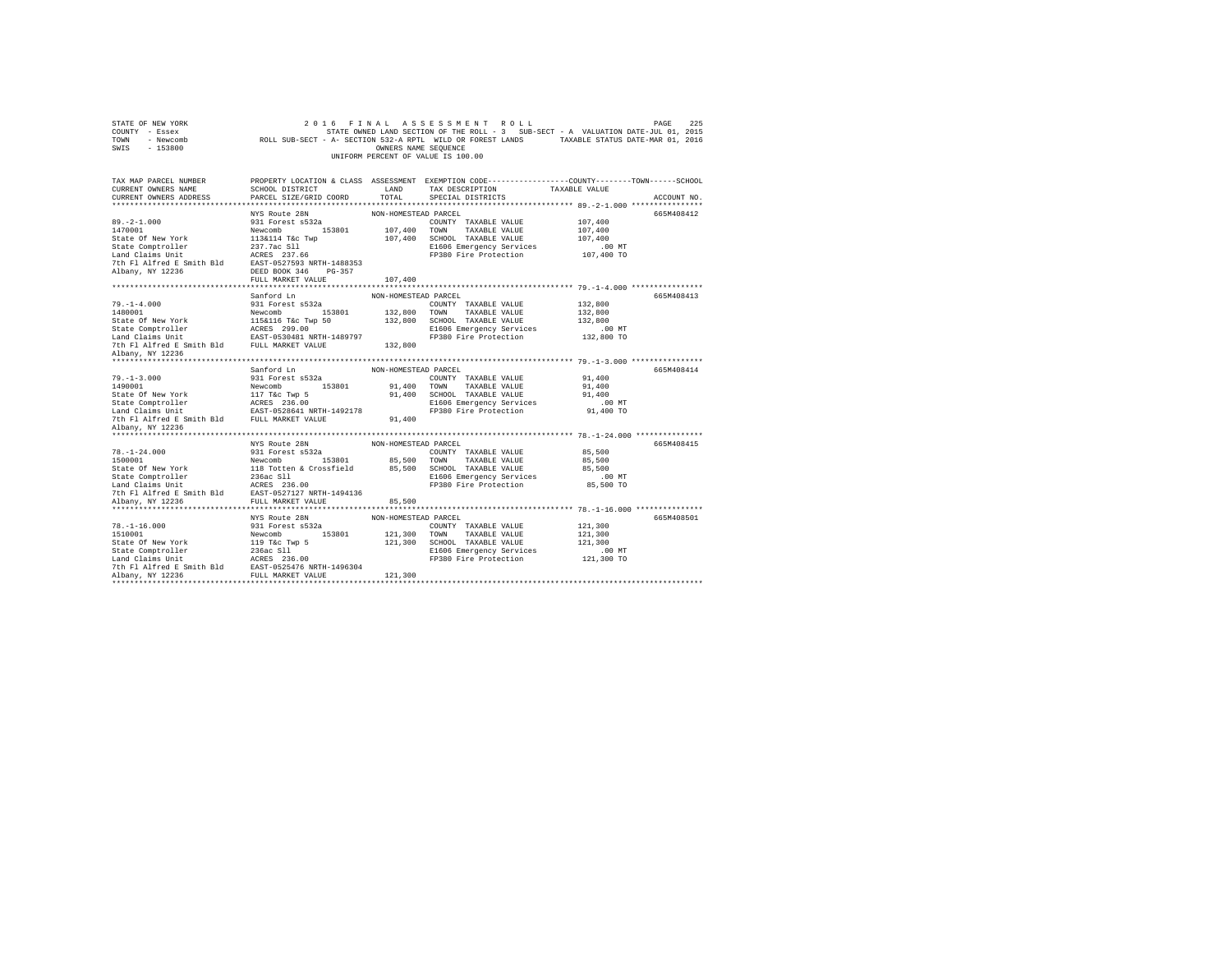STATE OF NEW YORK                2 0 1 6   F I N A L   A S S E S S M E N T   R O L L                    PAGE  225
COUNTY - Essex                   STATE OWNED LAND SECTION OF THE ROLL - 3   SUB-SECT - A  VALUATION DATE-JUL 01, 2015
TOWN   - Newcomb        ROLL SUB-SECT - A- SECTION 532-A RPTL  WILD OR FOREST LANDS       TAXABLE STATUS DATE-MAR 01, 2016
SWIS   - 153800                                  OWNERS NAME SEQUENCE
                                          UNIFORM PERCENT OF VALUE IS 100.00

| TAX MAP PARCEL NUMBER / CURRENT OWNERS NAME / CURRENT OWNERS ADDRESS | PROPERTY LOCATION & CLASS / SCHOOL DISTRICT / PARCEL SIZE/GRID COORD | ASSESSMENT LAND / TOTAL | EXEMPTION CODE / TAX DESCRIPTION / SPECIAL DISTRICTS | COUNTY / TOWN / SCHOOL TAXABLE VALUE | ACCOUNT NO. |
|---|---|---|---|---|---|
| 89.-2-1.000 | NYS Route 28N — NON-HOMESTEAD PARCEL | | | | 665M408412 |
| 1470001 | 931 Forest s532a | | COUNTY TAXABLE VALUE | 107,400 | |
| State Of New York | Newcomb 153801 | 107,400 | TOWN TAXABLE VALUE | 107,400 | |
| State Comptroller | 113&114 T&c Twp | 107,400 | SCHOOL TAXABLE VALUE | 107,400 | |
| Land Claims Unit | 237.7ac Sll | | E1606 Emergency Services | .00 MT | |
| 7th Fl Alfred E Smith Bld | ACRES 237.66 | | FP380 Fire Protection | 107,400 TO | |
| Albany, NY 12236 | EAST-0527593 NRTH-1488353 | | | | |
| | DEED BOOK 346 PG-357 | | | | |
| | FULL MARKET VALUE | 107,400 | | | |
| 79.-1-4.000 | Sanford Ln — NON-HOMESTEAD PARCEL | | | | 665M408413 |
| 1480001 | 931 Forest s532a | | COUNTY TAXABLE VALUE | 132,800 | |
| State Of New York | Newcomb 153801 | 132,800 | TOWN TAXABLE VALUE | 132,800 | |
| State Comptroller | 115&116 T&c Twp 50 | 132,800 | SCHOOL TAXABLE VALUE | 132,800 | |
| Land Claims Unit | ACRES 299.00 | | E1606 Emergency Services | .00 MT | |
| 7th Fl Alfred E Smith Bld | EAST-0530481 NRTH-1489797 | | FP380 Fire Protection | 132,800 TO | |
| Albany, NY 12236 | FULL MARKET VALUE | 132,800 | | | |
| 79.-1-3.000 | Sanford Ln — NON-HOMESTEAD PARCEL | | | | 665M408414 |
| 1490001 | 931 Forest s532a | | COUNTY TAXABLE VALUE | 91,400 | |
| State Of New York | Newcomb 153801 | 91,400 | TOWN TAXABLE VALUE | 91,400 | |
| State Comptroller | 117 T&c Twp 5 | 91,400 | SCHOOL TAXABLE VALUE | 91,400 | |
| Land Claims Unit | ACRES 236.00 | | E1606 Emergency Services | .00 MT | |
| 7th Fl Alfred E Smith Bld | EAST-0528641 NRTH-1492178 | | FP380 Fire Protection | 91,400 TO | |
| Albany, NY 12236 | FULL MARKET VALUE | 91,400 | | | |
| 78.-1-24.000 | NYS Route 28N — NON-HOMESTEAD PARCEL | | | | 665M408415 |
| 1500001 | 931 Forest s532a | | COUNTY TAXABLE VALUE | 85,500 | |
| State Of New York | Newcomb 153801 | 85,500 | TOWN TAXABLE VALUE | 85,500 | |
| State Comptroller | 118 Totten & Crossfield | 85,500 | SCHOOL TAXABLE VALUE | 85,500 | |
| Land Claims Unit | 236ac Sll | | E1606 Emergency Services | .00 MT | |
| 7th Fl Alfred E Smith Bld | ACRES 236.00 | | FP380 Fire Protection | 85,500 TO | |
| Albany, NY 12236 | EAST-0527127 NRTH-1494136 | | | | |
| | FULL MARKET VALUE | 85,500 | | | |
| 78.-1-16.000 | NYS Route 28N — NON-HOMESTEAD PARCEL | | | | 665M408501 |
| 1510001 | 931 Forest s532a | | COUNTY TAXABLE VALUE | 121,300 | |
| State Of New York | Newcomb 153801 | 121,300 | TOWN TAXABLE VALUE | 121,300 | |
| State Comptroller | 119 T&c Twp 5 | 121,300 | SCHOOL TAXABLE VALUE | 121,300 | |
| Land Claims Unit | 236ac Sll | | E1606 Emergency Services | .00 MT | |
| 7th Fl Alfred E Smith Bld | ACRES 236.00 | | FP380 Fire Protection | 121,300 TO | |
| Albany, NY 12236 | EAST-0525476 NRTH-1496304 | | | | |
| | FULL MARKET VALUE | 121,300 | | | |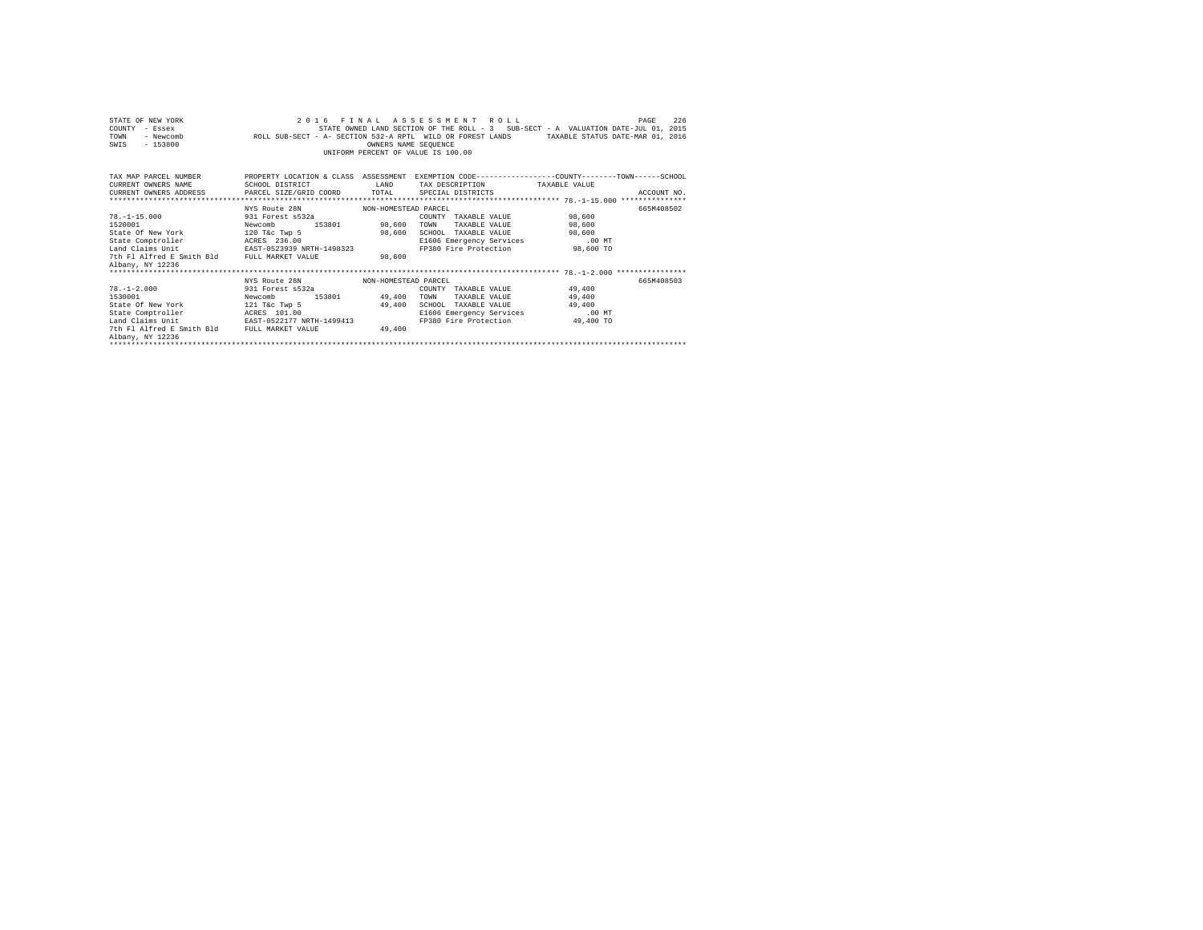STATE OF NEW YORK  
COUNTY - Essex  
TOWN - Newcomb  
SWIS - 153800

2016 FINAL ASSESSMENT ROLL  
STATE OWNED LAND SECTION OF THE ROLL - 3 SUB-SECT - A VALUATION DATE-JUL 01, 2015  
ROLL SUB-SECT - A- SECTION 532-A RPTL WILD OR FOREST LANDS TAXABLE STATUS DATE-MAR 01, 2016  
OWNERS NAME SEQUENCE  
UNIFORM PERCENT OF VALUE IS 100.00

| TAX MAP PARCEL NUMBER / CURRENT OWNERS NAME / CURRENT OWNERS ADDRESS | PROPERTY LOCATION & CLASS / SCHOOL DISTRICT / PARCEL SIZE/GRID COORD | ASSESSMENT LAND / TOTAL | EXEMPTION CODE / TAX DESCRIPTION / SPECIAL DISTRICTS | TAXABLE VALUE (COUNTY--------TOWN------SCHOOL) | ACCOUNT NO. |
|---|---|---|---|---|---|
| **78.-1-15.000** | NYS Route 28N | NON-HOMESTEAD PARCEL | | | 665M408502 |
| 78.-1-15.000 | 931 Forest s532a | | COUNTY TAXABLE VALUE | 98,600 | |
| 1520001 | Newcomb 153801 | 98,600 | TOWN TAXABLE VALUE | 98,600 | |
| State Of New York | 120 T&c Twp 5 | 98,600 | SCHOOL TAXABLE VALUE | 98,600 | |
| State Comptroller | ACRES 236.00 | | E1606 Emergency Services | .00 MT | |
| Land Claims Unit | EAST-0523939 NRTH-1498323 | | FP380 Fire Protection | 98,600 TO | |
| 7th Fl Alfred E Smith Bld | FULL MARKET VALUE | 98,600 | | | |
| Albany, NY 12236 | | | | | |
| **78.-1-2.000** | NYS Route 28N | NON-HOMESTEAD PARCEL | | | 665M408503 |
| 78.-1-2.000 | 931 Forest s532a | | COUNTY TAXABLE VALUE | 49,400 | |
| 1530001 | Newcomb 153801 | 49,400 | TOWN TAXABLE VALUE | 49,400 | |
| State Of New York | 121 T&c Twp 5 | 49,400 | SCHOOL TAXABLE VALUE | 49,400 | |
| State Comptroller | ACRES 101.00 | | E1606 Emergency Services | .00 MT | |
| Land Claims Unit | EAST-0522177 NRTH-1499413 | | FP380 Fire Protection | 49,400 TO | |
| 7th Fl Alfred E Smith Bld | FULL MARKET VALUE | 49,400 | | | |
| Albany, NY 12236 | | | | | |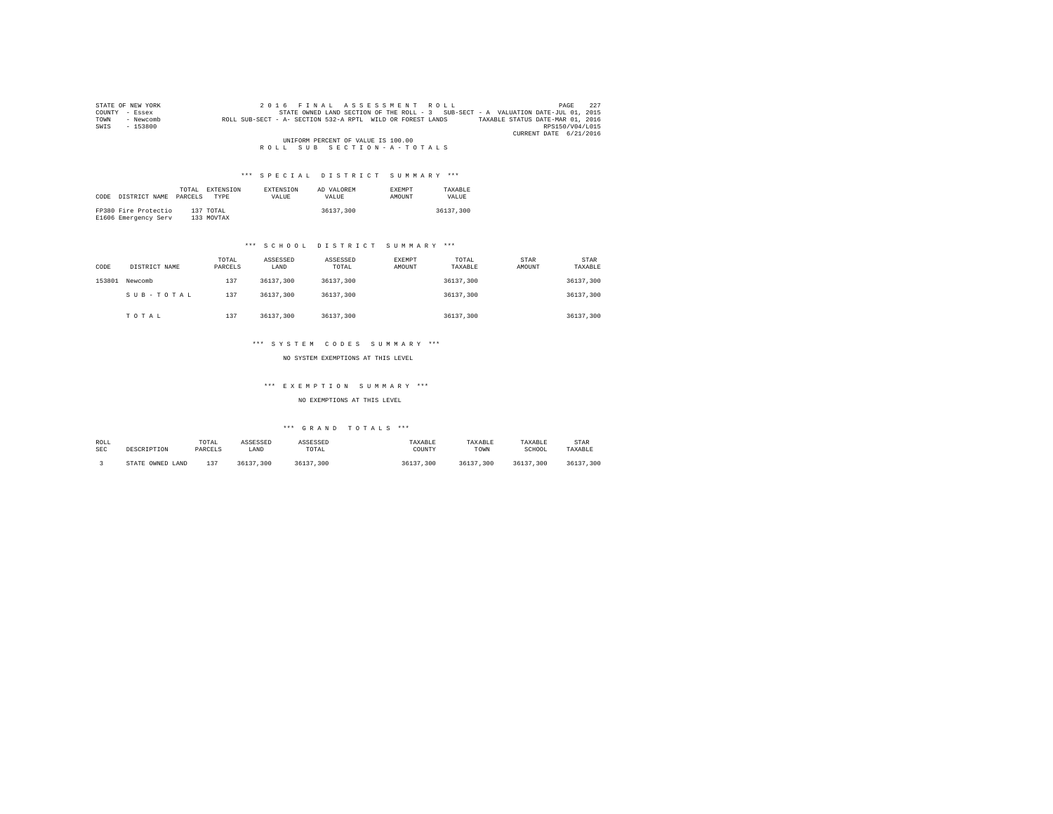STATE OF NEW YORK — 2016 FINAL ASSESSMENT ROLL — PAGE 227
COUNTY - Essex — STATE OWNED LAND SECTION OF THE ROLL - 3 SUB-SECT - A VALUATION DATE-JUL 01, 2015
TOWN - Newcomb — ROLL SUB-SECT - A- SECTION 532-A RPTL WILD OR FOREST LANDS — TAXABLE STATUS DATE-MAR 01, 2016
SWIS - 153800 — RPS150/V04/L015
CURRENT DATE 6/21/2016

UNIFORM PERCENT OF VALUE IS 100.00

R O L L S U B S E C T I O N - A - T O T A L S

### *** S P E C I A L D I S T R I C T S U M M A R Y ***

| CODE DISTRICT NAME | TOTAL PARCELS | EXTENSION TYPE | EXTENSION VALUE | AD VALOREM VALUE | EXEMPT AMOUNT | TAXABLE VALUE |
|---|---|---|---|---|---|---|
| FP380 Fire Protectio | 137 | TOTAL | | 36137,300 | | 36137,300 |
| E1606 Emergency Serv | 133 | MOVTAX | | | | |

### *** S C H O O L D I S T R I C T S U M M A R Y ***

| CODE | DISTRICT NAME | TOTAL PARCELS | ASSESSED LAND | ASSESSED TOTAL | EXEMPT AMOUNT | TOTAL TAXABLE | STAR AMOUNT | STAR TAXABLE |
|---|---|---|---|---|---|---|---|---|
| 153801 | Newcomb | 137 | 36137,300 | 36137,300 | | 36137,300 | | 36137,300 |
| | S U B - T O T A L | 137 | 36137,300 | 36137,300 | | 36137,300 | | 36137,300 |
| | T O T A L | 137 | 36137,300 | 36137,300 | | 36137,300 | | 36137,300 |

### *** S Y S T E M C O D E S S U M M A R Y ***

NO SYSTEM EXEMPTIONS AT THIS LEVEL

### *** E X E M P T I O N S U M M A R Y ***

NO EXEMPTIONS AT THIS LEVEL

### *** G R A N D T O T A L S ***

| ROLL SEC | DESCRIPTION | TOTAL PARCELS | ASSESSED LAND | ASSESSED TOTAL | TAXABLE COUNTY | TAXABLE TOWN | TAXABLE SCHOOL | STAR TAXABLE |
|---|---|---|---|---|---|---|---|---|
| 3 | STATE OWNED LAND | 137 | 36137,300 | 36137,300 | 36137,300 | 36137,300 | 36137,300 | 36137,300 |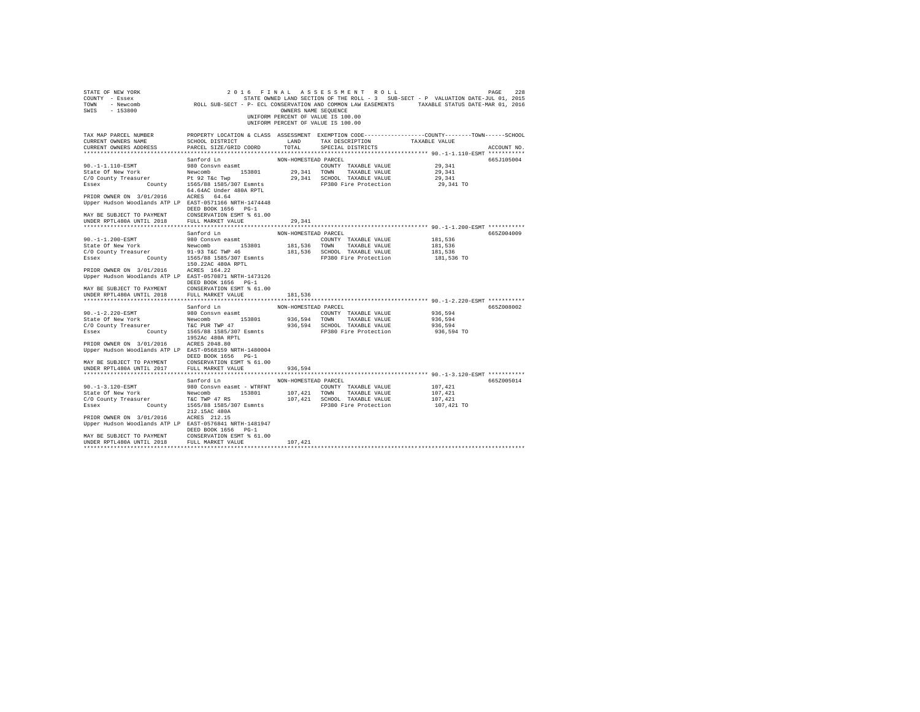```
STATE OF NEW YORK                    2 0 1 6   F I N A L   A S S E S S M E N T   R O L L                      PAGE   228
COUNTY  - Essex                          STATE OWNED LAND SECTION OF THE ROLL - 3   SUB-SECT - P  VALUATION DATE-JUL 01, 2015
TOWN    - Newcomb             ROLL SUB-SECT - P- ECL CONSERVATION AND COMMON LAW EASEMENTS      TAXABLE STATUS DATE-MAR 01, 2016
SWIS    - 153800                                          OWNERS NAME SEQUENCE
                                                    UNIFORM PERCENT OF VALUE IS 100.00
                                                    UNIFORM PERCENT OF VALUE IS 100.00

TAX MAP PARCEL NUMBER          PROPERTY LOCATION & CLASS  ASSESSMENT  EXEMPTION CODE-----------------COUNTY--------TOWN------SCHOOL
CURRENT OWNERS NAME            SCHOOL DISTRICT              LAND      TAX DESCRIPTION           TAXABLE VALUE
CURRENT OWNERS ADDRESS         PARCEL SIZE/GRID COORD       TOTAL     SPECIAL DISTRICTS                                 ACCOUNT NO.
*********************************************************************************************** 90.-1-1.110-ESMT ***********
                               Sanford Ln                  NON-HOMESTEAD PARCEL                                          665J105004
90.-1-1.110-ESMT               980 Consvn easmt                         COUNTY  TAXABLE VALUE             29,341
State Of New York              Newcomb        153801       29,341   TOWN    TAXABLE VALUE             29,341
C/O County Treasurer           Pt 92 T&c Twp               29,341   SCHOOL  TAXABLE VALUE             29,341
Essex              County      1565/88 1585/307 Esmnts                FP380 Fire Protection              29,341 TO
                               64.64AC Under 480A RPTL
PRIOR OWNER ON  3/01/2016      ACRES   64.64
Upper Hudson Woodlands ATP LP  EAST-0571166 NRTH-1474448
                               DEED BOOK 1656   PG-1
MAY BE SUBJECT TO PAYMENT      CONSERVATION ESMT % 61.00
UNDER RPTL480A UNTIL 2018      FULL MARKET VALUE           29,341
*********************************************************************************************** 90.-1-1.200-ESMT ***********
                               Sanford Ln                  NON-HOMESTEAD PARCEL                                          665Z004009
90.-1-1.200-ESMT               980 Consvn easmt                         COUNTY  TAXABLE VALUE            181,536
State Of New York              Newcomb        153801      181,536   TOWN    TAXABLE VALUE            181,536
C/O County Treasurer           91-93 T&C TWP 46           181,536   SCHOOL  TAXABLE VALUE            181,536
Essex              County      1565/88 1585/307 Esmnts                FP380 Fire Protection             181,536 TO
                               150.22AC 480A RPTL
PRIOR OWNER ON  3/01/2016      ACRES  164.22
Upper Hudson Woodlands ATP LP  EAST-0570871 NRTH-1473126
                               DEED BOOK 1656   PG-1
MAY BE SUBJECT TO PAYMENT      CONSERVATION ESMT % 61.00
UNDER RPTL480A UNTIL 2018      FULL MARKET VALUE          181,536
*********************************************************************************************** 90.-1-2.220-ESMT ***********
                               Sanford Ln                  NON-HOMESTEAD PARCEL                                          665Z008002
90.-1-2.220-ESMT               980 Consvn easmt                         COUNTY  TAXABLE VALUE            936,594
State Of New York              Newcomb        153801      936,594   TOWN    TAXABLE VALUE            936,594
C/O County Treasurer           T&C PUR TWP 47             936,594   SCHOOL  TAXABLE VALUE            936,594
Essex              County      1565/88 1585/307 Esmnts                FP380 Fire Protection             936,594 TO
                               1952Ac 480A RPTL
PRIOR OWNER ON  3/01/2016      ACRES 2048.80
Upper Hudson Woodlands ATP LP  EAST-0568159 NRTH-1480004
                               DEED BOOK 1656   PG-1
MAY BE SUBJECT TO PAYMENT      CONSERVATION ESMT % 61.00
UNDER RPTL480A UNTIL 2017      FULL MARKET VALUE          936,594
*********************************************************************************************** 90.-1-3.120-ESMT ***********
                               Sanford Ln                  NON-HOMESTEAD PARCEL                                          665Z005014
90.-1-3.120-ESMT               980 Consvn easmt - WTRFNT                COUNTY  TAXABLE VALUE            107,421
State Of New York              Newcomb        153801      107,421   TOWN    TAXABLE VALUE            107,421
C/O County Treasurer           T&C TWP 47 RS              107,421   SCHOOL  TAXABLE VALUE            107,421
Essex              County      1565/88 1585/307 Esmnts                FP380 Fire Protection             107,421 TO
                               212.15AC 480A
PRIOR OWNER ON  3/01/2016      ACRES  212.15
Upper Hudson Woodlands ATP LP  EAST-0576841 NRTH-1481947
                               DEED BOOK 1656   PG-1
MAY BE SUBJECT TO PAYMENT      CONSERVATION ESMT % 61.00
UNDER RPTL480A UNTIL 2018      FULL MARKET VALUE          107,421
******************************************************************************************************************************
```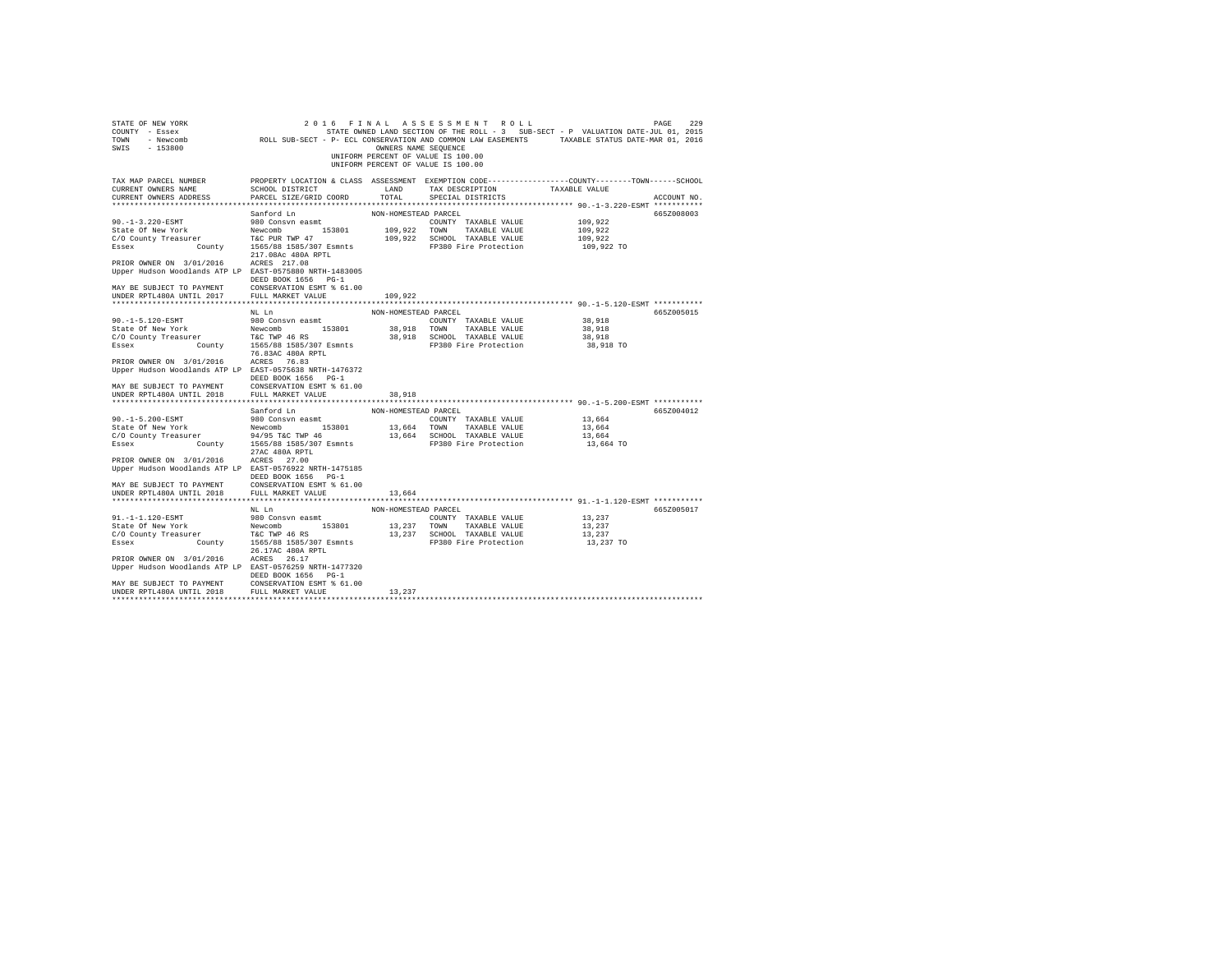STATE OF NEW YORK 2 0 1 6 F I N A L A S S E S S M E N T R O L L
COUNTY - Essex STATE OWNED LAND SECTION OF THE ROLL - 3 SUB-SECT - P VALUATION DATE-JUL 01, 2015
TOWN - Newcomb ROLL SUB-SECT - P- ECL CONSERVATION AND COMMON LAW EASEMENTS TAXABLE STATUS DATE-MAR 01, 2016
SWIS - 153800 OWNERS NAME SEQUENCE
UNIFORM PERCENT OF VALUE IS 100.00
UNIFORM PERCENT OF VALUE IS 100.00

```
TAX MAP PARCEL NUMBER          PROPERTY LOCATION & CLASS  ASSESSMENT  EXEMPTION CODE-----------------COUNTY--------TOWN------SCHOOL
CURRENT OWNERS NAME            SCHOOL DISTRICT             LAND       TAX DESCRIPTION             TAXABLE VALUE
CURRENT OWNERS ADDRESS         PARCEL SIZE/GRID COORD      TOTAL      SPECIAL DISTRICTS                                    ACCOUNT NO.
******************************************************************************************************* 90.-1-3.220-ESMT ***********
                               Sanford Ln                 NON-HOMESTEAD PARCEL                                               665Z008003
90.-1-3.220-ESMT               980 Consvn easmt                          COUNTY  TAXABLE VALUE          109,922
State Of New York              Newcomb        153801       109,922     TOWN    TAXABLE VALUE          109,922
C/O County Treasurer           T&C PUR TWP 47              109,922     SCHOOL  TAXABLE VALUE          109,922
Essex              County      1565/88 1585/307 Esmnts                 FP380 Fire Protection           109,922 TO
                               217.08Ac 480A RPTL
PRIOR OWNER ON  3/01/2016      ACRES  217.08
Upper Hudson Woodlands ATP LP  EAST-0575880 NRTH-1483005
                               DEED BOOK 1656   PG-1
MAY BE SUBJECT TO PAYMENT      CONSERVATION ESMT % 61.00
UNDER RPTL480A UNTIL 2017      FULL MARKET VALUE           109,922
******************************************************************************************************* 90.-1-5.120-ESMT ***********
                               NL Ln                      NON-HOMESTEAD PARCEL                                               665Z005015
90.-1-5.120-ESMT               980 Consvn easmt                          COUNTY  TAXABLE VALUE           38,918
State Of New York              Newcomb        153801        38,918     TOWN    TAXABLE VALUE           38,918
C/O County Treasurer           T&C TWP 46 RS                 38,918     SCHOOL  TAXABLE VALUE           38,918
Essex              County      1565/88 1585/307 Esmnts                 FP380 Fire Protection            38,918 TO
                               76.83AC 480A RPTL
PRIOR OWNER ON  3/01/2016      ACRES   76.83
Upper Hudson Woodlands ATP LP  EAST-0575638 NRTH-1476372
                               DEED BOOK 1656   PG-1
MAY BE SUBJECT TO PAYMENT      CONSERVATION ESMT % 61.00
UNDER RPTL480A UNTIL 2018      FULL MARKET VALUE            38,918
******************************************************************************************************* 90.-1-5.200-ESMT ***********
                               Sanford Ln                 NON-HOMESTEAD PARCEL                                               665Z004012
90.-1-5.200-ESMT               980 Consvn easmt                          COUNTY  TAXABLE VALUE           13,664
State Of New York              Newcomb        153801        13,664     TOWN    TAXABLE VALUE           13,664
C/O County Treasurer           94/95 T&C TWP 46              13,664     SCHOOL  TAXABLE VALUE           13,664
Essex              County      1565/88 1585/307 Esmnts                 FP380 Fire Protection            13,664 TO
                               27AC 480A RPTL
PRIOR OWNER ON  3/01/2016      ACRES   27.00
Upper Hudson Woodlands ATP LP  EAST-0576922 NRTH-1475185
                               DEED BOOK 1656   PG-1
MAY BE SUBJECT TO PAYMENT      CONSERVATION ESMT % 61.00
UNDER RPTL480A UNTIL 2018      FULL MARKET VALUE            13,664
******************************************************************************************************* 91.-1-1.120-ESMT ***********
                               NL Ln                      NON-HOMESTEAD PARCEL                                               665Z005017
91.-1-1.120-ESMT               980 Consvn easmt                          COUNTY  TAXABLE VALUE           13,237
State Of New York              Newcomb        153801        13,237     TOWN    TAXABLE VALUE           13,237
C/O County Treasurer           T&C TWP 46 RS                 13,237     SCHOOL  TAXABLE VALUE           13,237
Essex              County      1565/88 1585/307 Esmnts                 FP380 Fire Protection            13,237 TO
                               26.17AC 480A RPTL
PRIOR OWNER ON  3/01/2016      ACRES   26.17
Upper Hudson Woodlands ATP LP  EAST-0576259 NRTH-1477320
                               DEED BOOK 1656   PG-1
MAY BE SUBJECT TO PAYMENT      CONSERVATION ESMT % 61.00
UNDER RPTL480A UNTIL 2018      FULL MARKET VALUE            13,237
************************************************************************************************************************************
```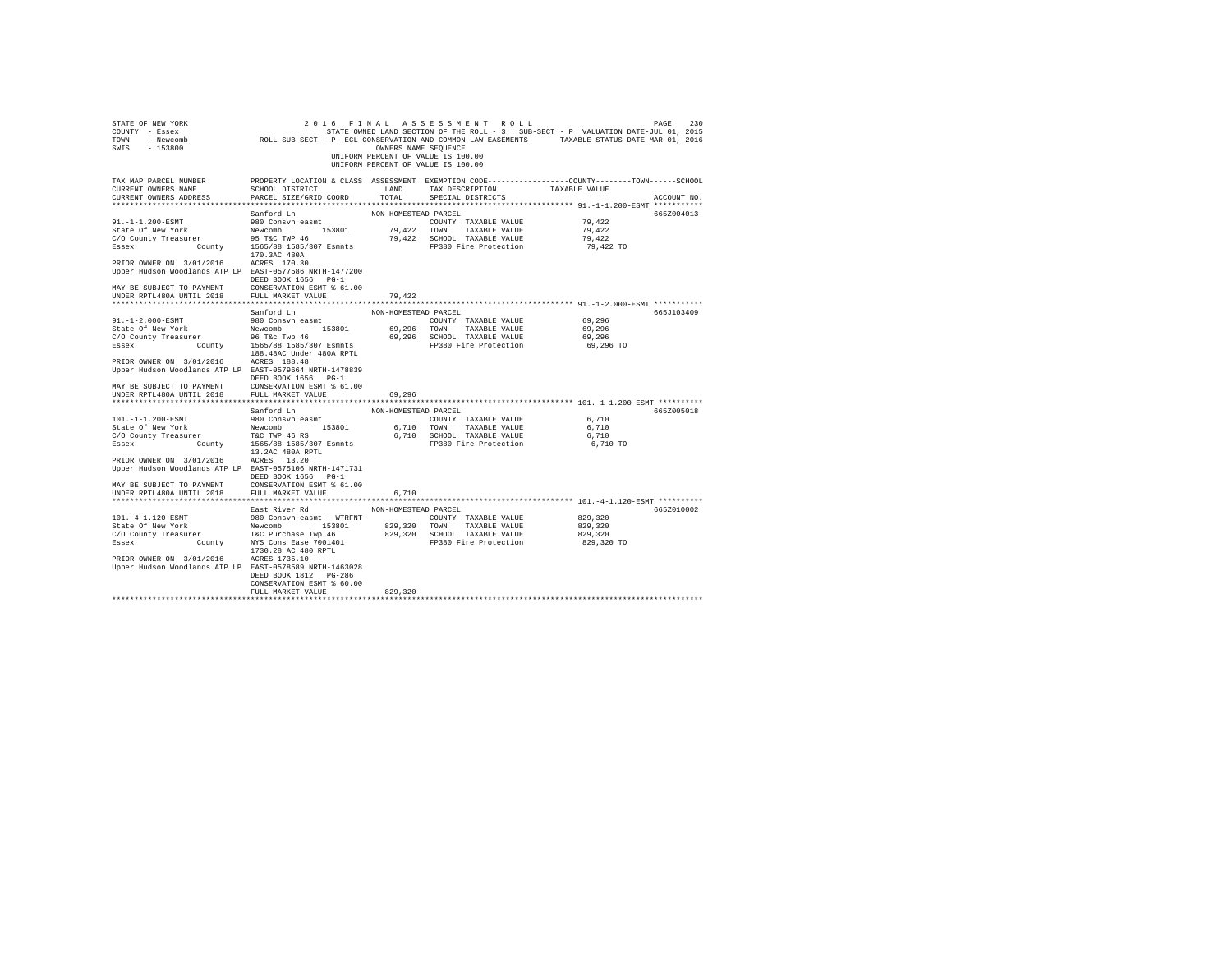STATE OF NEW YORK
COUNTY - Essex
TOWN - Newcomb
SWIS - 153800

2016 FINAL ASSESSMENT ROLL
STATE OWNED LAND SECTION OF THE ROLL - 3 SUB-SECT - P VALUATION DATE-JUL 01, 2015
ROLL SUB-SECT - P- ECL CONSERVATION AND COMMON LAW EASEMENTS TAXABLE STATUS DATE-MAR 01, 2016
OWNERS NAME SEQUENCE
UNIFORM PERCENT OF VALUE IS 100.00
UNIFORM PERCENT OF VALUE IS 100.00

| TAX MAP PARCEL NUMBER / CURRENT OWNERS NAME / CURRENT OWNERS ADDRESS | PROPERTY LOCATION & CLASS / SCHOOL DISTRICT / PARCEL SIZE/GRID COORD | ASSESSMENT LAND / TOTAL | EXEMPTION CODE / TAX DESCRIPTION / SPECIAL DISTRICTS | TAXABLE VALUE (COUNTY / TOWN / SCHOOL) | ACCOUNT NO. |
|---|---|---|---|---|---|
| **91.-1-1.200-ESMT** | Sanford Ln | NON-HOMESTEAD PARCEL | | | 665Z004013 |
| 91.-1-1.200-ESMT | 980 Consvn easmt | | COUNTY TAXABLE VALUE | 79,422 | |
| State Of New York | Newcomb 153801 | 79,422 | TOWN TAXABLE VALUE | 79,422 | |
| C/O County Treasurer | 95 T&C TWP 46 | 79,422 | SCHOOL TAXABLE VALUE | 79,422 | |
| Essex County | 1565/88 1585/307 Esmnts | | FP380 Fire Protection | 79,422 TO | |
| | 170.3AC 480A | | | | |
| PRIOR OWNER ON 3/01/2016 | ACRES 170.30 | | | | |
| Upper Hudson Woodlands ATP LP | EAST-0577586 NRTH-1477200 | | | | |
| | DEED BOOK 1656 PG-1 | | | | |
| MAY BE SUBJECT TO PAYMENT | CONSERVATION ESMT % 61.00 | | | | |
| UNDER RPTL480A UNTIL 2018 | FULL MARKET VALUE | 79,422 | | | |
| **91.-1-2.000-ESMT** | Sanford Ln | NON-HOMESTEAD PARCEL | | | 665J103409 |
| 91.-1-2.000-ESMT | 980 Consvn easmt | | COUNTY TAXABLE VALUE | 69,296 | |
| State Of New York | Newcomb 153801 | 69,296 | TOWN TAXABLE VALUE | 69,296 | |
| C/O County Treasurer | 96 T&c Twp 46 | 69,296 | SCHOOL TAXABLE VALUE | 69,296 | |
| Essex County | 1565/88 1585/307 Esmnts | | FP380 Fire Protection | 69,296 TO | |
| | 188.48AC Under 480A RPTL | | | | |
| PRIOR OWNER ON 3/01/2016 | ACRES 188.48 | | | | |
| Upper Hudson Woodlands ATP LP | EAST-0579664 NRTH-1478839 | | | | |
| | DEED BOOK 1656 PG-1 | | | | |
| MAY BE SUBJECT TO PAYMENT | CONSERVATION ESMT % 61.00 | | | | |
| UNDER RPTL480A UNTIL 2018 | FULL MARKET VALUE | 69,296 | | | |
| **101.-1-1.200-ESMT** | Sanford Ln | NON-HOMESTEAD PARCEL | | | 665Z005018 |
| 101.-1-1.200-ESMT | 980 Consvn easmt | | COUNTY TAXABLE VALUE | 6,710 | |
| State Of New York | Newcomb 153801 | 6,710 | TOWN TAXABLE VALUE | 6,710 | |
| C/O County Treasurer | T&C TWP 46 RS | 6,710 | SCHOOL TAXABLE VALUE | 6,710 | |
| Essex County | 1565/88 1585/307 Esmnts | | FP380 Fire Protection | 6,710 TO | |
| | 13.2AC 480A RPTL | | | | |
| PRIOR OWNER ON 3/01/2016 | ACRES 13.20 | | | | |
| Upper Hudson Woodlands ATP LP | EAST-0575106 NRTH-1471731 | | | | |
| | DEED BOOK 1656 PG-1 | | | | |
| MAY BE SUBJECT TO PAYMENT | CONSERVATION ESMT % 61.00 | | | | |
| UNDER RPTL480A UNTIL 2018 | FULL MARKET VALUE | 6,710 | | | |
| **101.-4-1.120-ESMT** | East River Rd | NON-HOMESTEAD PARCEL | | | 665Z010002 |
| 101.-4-1.120-ESMT | 980 Consvn easmt - WTRFNT | | COUNTY TAXABLE VALUE | 829,320 | |
| State Of New York | Newcomb 153801 | 829,320 | TOWN TAXABLE VALUE | 829,320 | |
| C/O County Treasurer | T&C Purchase Twp 46 | 829,320 | SCHOOL TAXABLE VALUE | 829,320 | |
| Essex County | NYS Cons Ease 7001401 | | FP380 Fire Protection | 829,320 TO | |
| | 1730.28 AC 480 RPTL | | | | |
| PRIOR OWNER ON 3/01/2016 | ACRES 1735.10 | | | | |
| Upper Hudson Woodlands ATP LP | EAST-0578509 NRTH-1463028 | | | | |
| | DEED BOOK 1812 PG-286 | | | | |
| | CONSERVATION ESMT % 60.00 | | | | |
| | FULL MARKET VALUE | 829,320 | | | |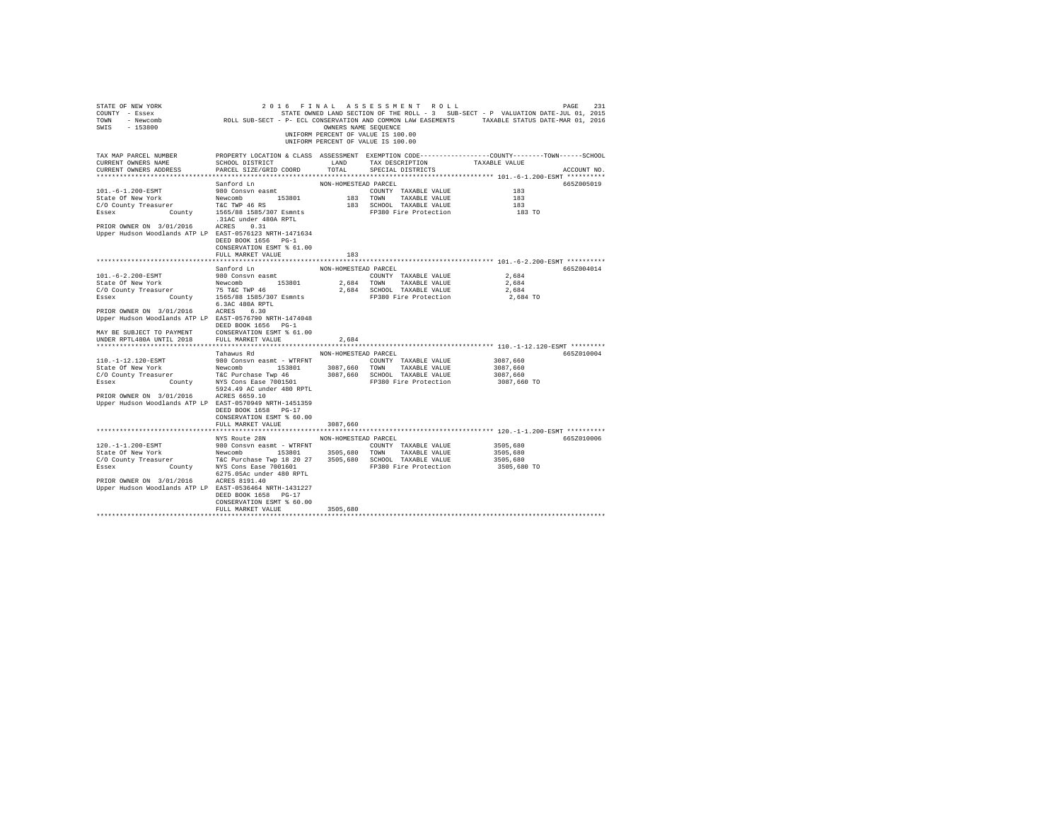STATE OF NEW YORK 2 0 1 6 F I N A L A S S E S S M E N T R O L L
COUNTY - Essex STATE OWNED LAND SECTION OF THE ROLL - 3 SUB-SECT - P VALUATION DATE-JUL 01, 2015
TOWN - Newcomb ROLL SUB-SECT - P- ECL CONSERVATION AND COMMON LAW EASEMENTS TAXABLE STATUS DATE-MAR 01, 2016
SWIS - 153800 OWNERS NAME SEQUENCE
UNIFORM PERCENT OF VALUE IS 100.00
UNIFORM PERCENT OF VALUE IS 100.00

```
TAX MAP PARCEL NUMBER          PROPERTY LOCATION & CLASS  ASSESSMENT  EXEMPTION CODE-----------------COUNTY--------TOWN------SCHOOL
CURRENT OWNERS NAME            SCHOOL DISTRICT               LAND      TAX DESCRIPTION            TAXABLE VALUE
CURRENT OWNERS ADDRESS         PARCEL SIZE/GRID COORD        TOTAL     SPECIAL DISTRICTS                                 ACCOUNT NO.
******************************************************************************************************* 101.-6-1.200-ESMT *********
                               Sanford Ln                  NON-HOMESTEAD PARCEL                                          665Z005019
101.-6-1.200-ESMT              980 Consvn easmt                        COUNTY  TAXABLE VALUE               183
State Of New York              Newcomb        153801          183      TOWN    TAXABLE VALUE               183
C/O County Treasurer           T&C TWP 46 RS                  183      SCHOOL  TAXABLE VALUE               183
Essex            County        1565/88 1585/307 Esmnts                 FP380 Fire Protection                183 TO
                               .31AC under 480A RPTL
PRIOR OWNER ON  3/01/2016      ACRES    0.31
Upper Hudson Woodlands ATP LP  EAST-0576123 NRTH-1471634
                               DEED BOOK 1656   PG-1
                               CONSERVATION ESMT % 61.00
                               FULL MARKET VALUE                183
******************************************************************************************************* 101.-6-2.200-ESMT *********
                               Sanford Ln                  NON-HOMESTEAD PARCEL                                          665Z004014
101.-6-2.200-ESMT              980 Consvn easmt                        COUNTY  TAXABLE VALUE             2,684
State Of New York              Newcomb        153801        2,684      TOWN    TAXABLE VALUE             2,684
C/O County Treasurer           75 T&C TWP 46                2,684      SCHOOL  TAXABLE VALUE             2,684
Essex            County        1565/88 1585/307 Esmnts                 FP380 Fire Protection              2,684 TO
                               6.3AC 480A RPTL
PRIOR OWNER ON  3/01/2016      ACRES    6.30
Upper Hudson Woodlands ATP LP  EAST-0576790 NRTH-1474048
                               DEED BOOK 1656   PG-1
MAY BE SUBJECT TO PAYMENT      CONSERVATION ESMT % 61.00
UNDER RPTL480A UNTIL 2018      FULL MARKET VALUE              2,684
******************************************************************************************************* 110.-1-12.120-ESMT ********
                               Tahawus Rd                  NON-HOMESTEAD PARCEL                                          665Z010004
110.-1-12.120-ESMT             980 Consvn easmt - WTRFNT               COUNTY  TAXABLE VALUE           3087,660
State Of New York              Newcomb        153801      3087,660     TOWN    TAXABLE VALUE           3087,660
C/O County Treasurer           T&C Purchase Twp 46        3087,660     SCHOOL  TAXABLE VALUE           3087,660
Essex            County        NYS Cons Ease 7001501                   FP380 Fire Protection            3087,660 TO
                               5924.49 AC under 480 RPTL
PRIOR OWNER ON  3/01/2016      ACRES 6659.10
Upper Hudson Woodlands ATP LP  EAST-0570949 NRTH-1451359
                               DEED BOOK 1658   PG-17
                               CONSERVATION ESMT % 60.00
                               FULL MARKET VALUE            3087,660
******************************************************************************************************* 120.-1-1.200-ESMT *********
                               NYS Route 28N               NON-HOMESTEAD PARCEL                                          665Z010006
120.-1-1.200-ESMT              980 Consvn easmt - WTRFNT               COUNTY  TAXABLE VALUE           3505,680
State Of New York              Newcomb        153801      3505,680     TOWN    TAXABLE VALUE           3505,680
C/O County Treasurer           T&C Purchase Twp 18 20 27  3505,680     SCHOOL  TAXABLE VALUE           3505,680
Essex            County        NYS Cons Ease 7001601                   FP380 Fire Protection            3505,680 TO
                               6275.05Ac under 480 RPTL
PRIOR OWNER ON  3/01/2016      ACRES 8191.40
Upper Hudson Woodlands ATP LP  EAST-0536464 NRTH-1431227
                               DEED BOOK 1658   PG-17
                               CONSERVATION ESMT % 60.00
                               FULL MARKET VALUE            3505,680
************************************************************************************************************************************
```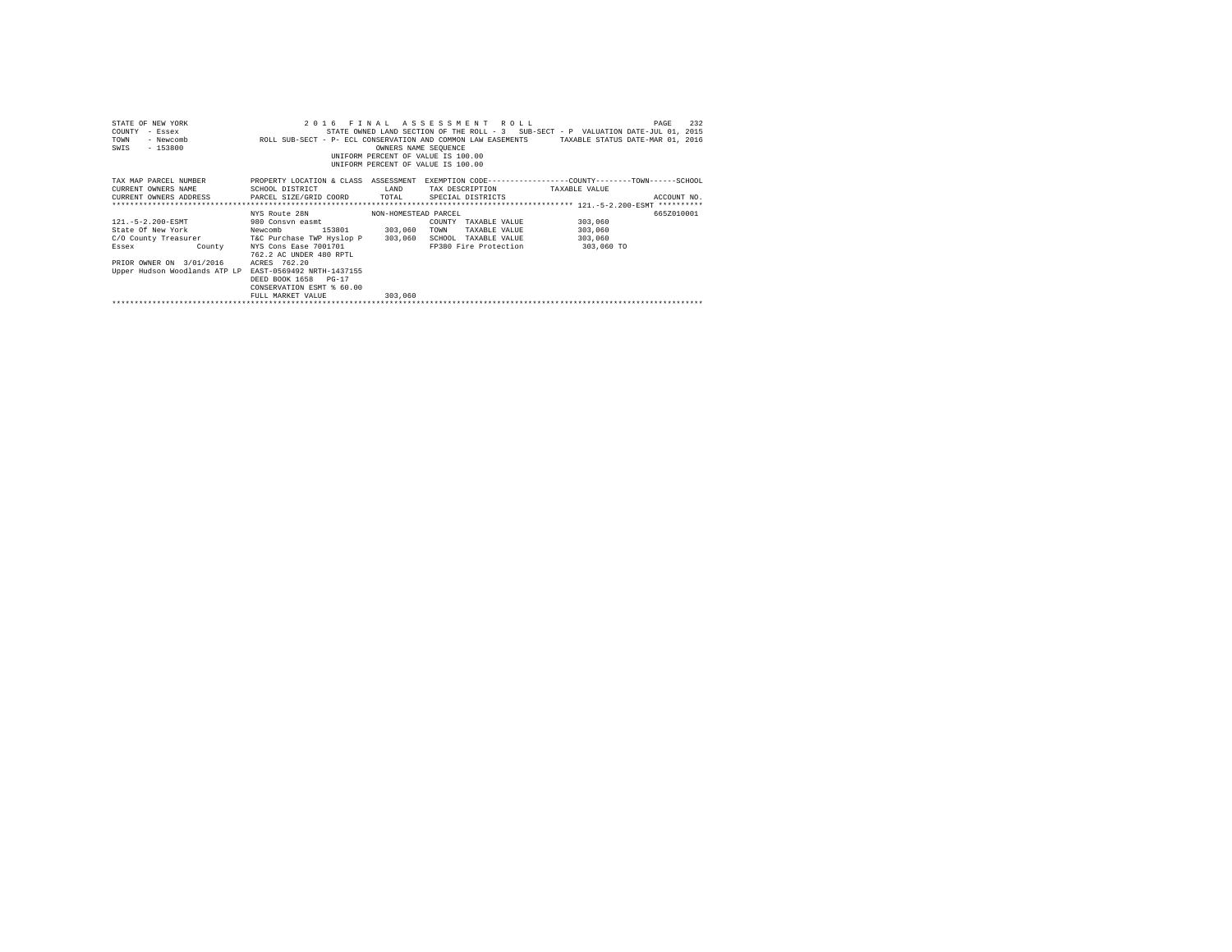STATE OF NEW YORK — 2 0 1 6 F I N A L A S S E S S M E N T R O L L — PAGE 232
COUNTY - Essex — STATE OWNED LAND SECTION OF THE ROLL - 3 SUB-SECT - P VALUATION DATE-JUL 01, 2015
TOWN - Newcomb — ROLL SUB-SECT - P- ECL CONSERVATION AND COMMON LAW EASEMENTS — TAXABLE STATUS DATE-MAR 01, 2016
SWIS - 153800 — OWNERS NAME SEQUENCE

UNIFORM PERCENT OF VALUE IS 100.00

UNIFORM PERCENT OF VALUE IS 100.00

| TAX MAP PARCEL NUMBER / CURRENT OWNERS NAME / CURRENT OWNERS ADDRESS | PROPERTY LOCATION & CLASS / SCHOOL DISTRICT / PARCEL SIZE/GRID COORD | ASSESSMENT LAND / TOTAL | EXEMPTION CODE / TAX DESCRIPTION / SPECIAL DISTRICTS | COUNTY / TOWN / SCHOOL TAXABLE VALUE | ACCOUNT NO. |
|---|---|---|---|---|---|
| 121.-5-2.200-ESMT | | | | | |
| | NYS Route 28N | NON-HOMESTEAD PARCEL | | | 665Z010001 |
| 121.-5-2.200-ESMT | 980 Consvn easmt | | COUNTY TAXABLE VALUE | 303,060 | |
| State Of New York | Newcomb 153801 | 303,060 | TOWN TAXABLE VALUE | 303,060 | |
| C/O County Treasurer | T&C Purchase TWP Hyslop P | 303,060 | SCHOOL TAXABLE VALUE | 303,060 | |
| Essex County | NYS Cons Ease 7001701 | | FP380 Fire Protection | 303,060 TO | |
| | 762.2 AC UNDER 480 RPTL | | | | |
| PRIOR OWNER ON 3/01/2016 | ACRES 762.20 | | | | |
| Upper Hudson Woodlands ATP LP | EAST-0569492 NRTH-1437155 | | | | |
| | DEED BOOK 1658 PG-17 | | | | |
| | CONSERVATION ESMT % 60.00 | | | | |
| | FULL MARKET VALUE | 303,060 | | | |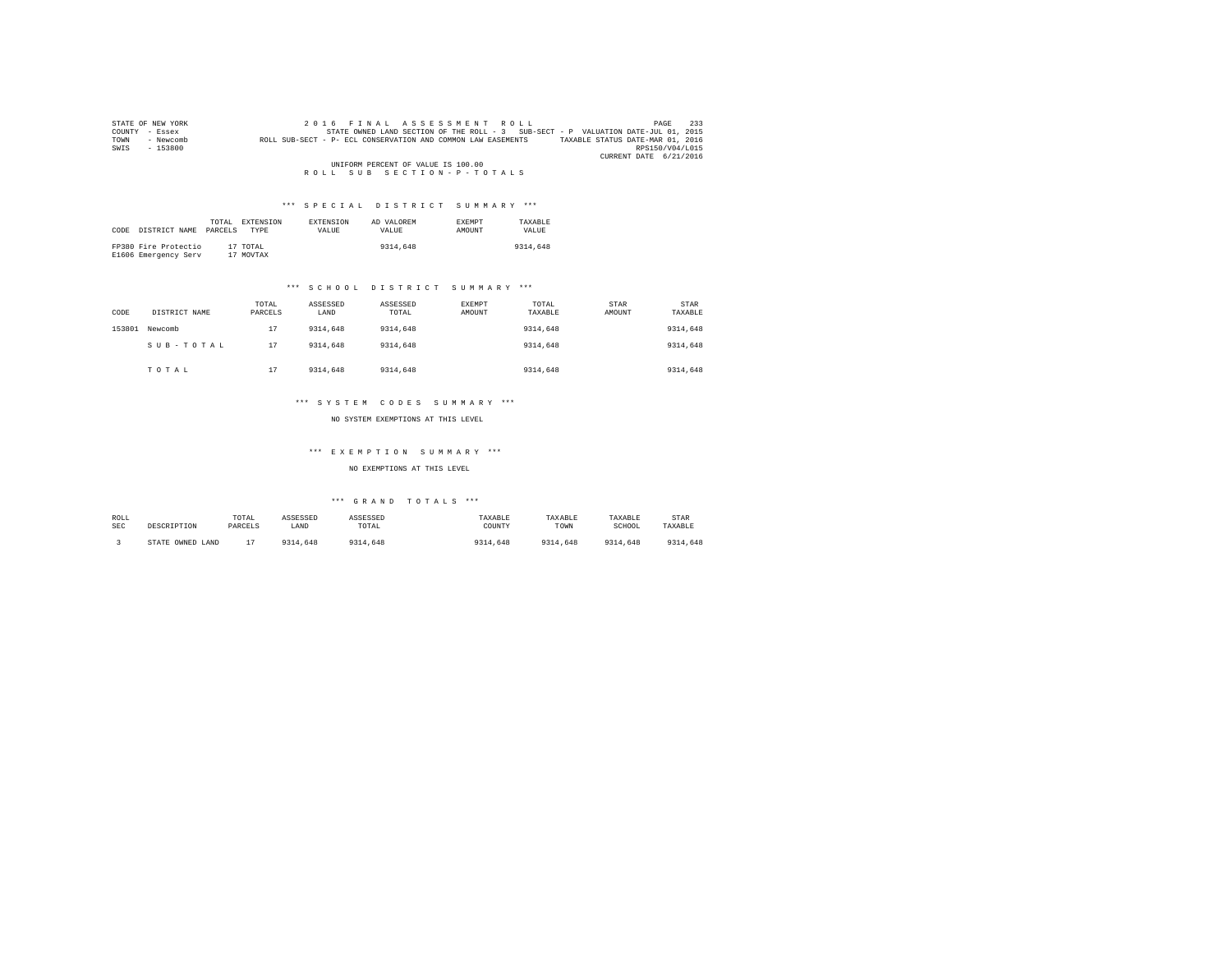STATE OF NEW YORK
COUNTY - Essex
TOWN - Newcomb
SWIS - 153800

2 0 1 6 F I N A L A S S E S S M E N T R O L L
STATE OWNED LAND SECTION OF THE ROLL - 3 SUB-SECT - P VALUATION DATE-JUL 01, 2015
ROLL SUB-SECT - P- ECL CONSERVATION AND COMMON LAW EASEMENTS TAXABLE STATUS DATE-MAR 01, 2016
RPS150/V04/L015
CURRENT DATE 6/21/2016

UNIFORM PERCENT OF VALUE IS 100.00

R O L L S U B S E C T I O N - P - T O T A L S

### *** S P E C I A L D I S T R I C T S U M M A R Y ***

| CODE | DISTRICT NAME | TOTAL PARCELS | EXTENSION TYPE | EXTENSION VALUE | AD VALOREM VALUE | EXEMPT AMOUNT | TAXABLE VALUE |
|---|---|---|---|---|---|---|---|
| FP380 | Fire Protectio | 17 | TOTAL | | 9314,648 | | 9314,648 |
| E1606 | Emergency Serv | 17 | MOVTAX | | | | |

### *** S C H O O L D I S T R I C T S U M M A R Y ***

| CODE | DISTRICT NAME | TOTAL PARCELS | ASSESSED LAND | ASSESSED TOTAL | EXEMPT AMOUNT | TOTAL TAXABLE | STAR AMOUNT | STAR TAXABLE |
|---|---|---|---|---|---|---|---|---|
| 153801 | Newcomb | 17 | 9314,648 | 9314,648 | | 9314,648 | | 9314,648 |
| | S U B - T O T A L | 17 | 9314,648 | 9314,648 | | 9314,648 | | 9314,648 |
| | T O T A L | 17 | 9314,648 | 9314,648 | | 9314,648 | | 9314,648 |

### *** S Y S T E M C O D E S S U M M A R Y ***

NO SYSTEM EXEMPTIONS AT THIS LEVEL

### *** E X E M P T I O N S U M M A R Y ***

NO EXEMPTIONS AT THIS LEVEL

### *** G R A N D T O T A L S ***

| ROLL SEC | DESCRIPTION | TOTAL PARCELS | ASSESSED LAND | ASSESSED TOTAL | TAXABLE COUNTY | TAXABLE TOWN | TAXABLE SCHOOL | STAR TAXABLE |
|---|---|---|---|---|---|---|---|---|
| 3 | STATE OWNED LAND | 17 | 9314,648 | 9314,648 | 9314,648 | 9314,648 | 9314,648 | 9314,648 |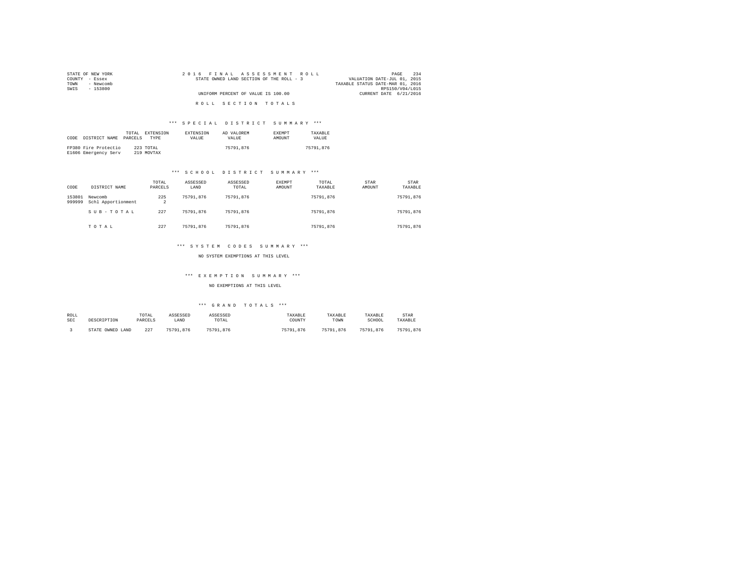STATE OF NEW YORK
COUNTY - Essex
TOWN - Newcomb
SWIS - 153800

2 0 1 6 F I N A L A S S E S S M E N T R O L L
STATE OWNED LAND SECTION OF THE ROLL - 3

UNIFORM PERCENT OF VALUE IS 100.00

VALUATION DATE-JUL 01, 2015
TAXABLE STATUS DATE-MAR 01, 2016
RPS150/V04/L015
CURRENT DATE 6/21/2016

## R O L L S E C T I O N T O T A L S

### *** S P E C I A L D I S T R I C T S U M M A R Y ***

| CODE | DISTRICT NAME | TOTAL PARCELS | EXTENSION TYPE | EXTENSION VALUE | AD VALOREM VALUE | EXEMPT AMOUNT | TAXABLE VALUE |
|---|---|---|---|---|---|---|---|
| FP380 | Fire Protectio | 223 | TOTAL | | 75791,876 | | 75791,876 |
| E1606 | Emergency Serv | 219 | MOVTAX | | | | |

### *** S C H O O L D I S T R I C T S U M M A R Y ***

| CODE | DISTRICT NAME | TOTAL PARCELS | ASSESSED LAND | ASSESSED TOTAL | EXEMPT AMOUNT | TOTAL TAXABLE | STAR AMOUNT | STAR TAXABLE |
|---|---|---|---|---|---|---|---|---|
| 153801 | Newcomb | 225 | 75791,876 | 75791,876 | | 75791,876 | | 75791,876 |
| 999999 | Schl Apportionment | 2 | | | | | | |
| | S U B - T O T A L | 227 | 75791,876 | 75791,876 | | 75791,876 | | 75791,876 |
| | T O T A L | 227 | 75791,876 | 75791,876 | | 75791,876 | | 75791,876 |

### *** S Y S T E M C O D E S S U M M A R Y ***

NO SYSTEM EXEMPTIONS AT THIS LEVEL

### *** E X E M P T I O N S U M M A R Y ***

NO EXEMPTIONS AT THIS LEVEL

### *** G R A N D T O T A L S ***

| ROLL SEC | DESCRIPTION | TOTAL PARCELS | ASSESSED LAND | ASSESSED TOTAL | TAXABLE COUNTY | TAXABLE TOWN | TAXABLE SCHOOL | STAR TAXABLE |
|---|---|---|---|---|---|---|---|---|
| 3 | STATE OWNED LAND | 227 | 75791,876 | 75791,876 | 75791,876 | 75791,876 | 75791,876 | 75791,876 |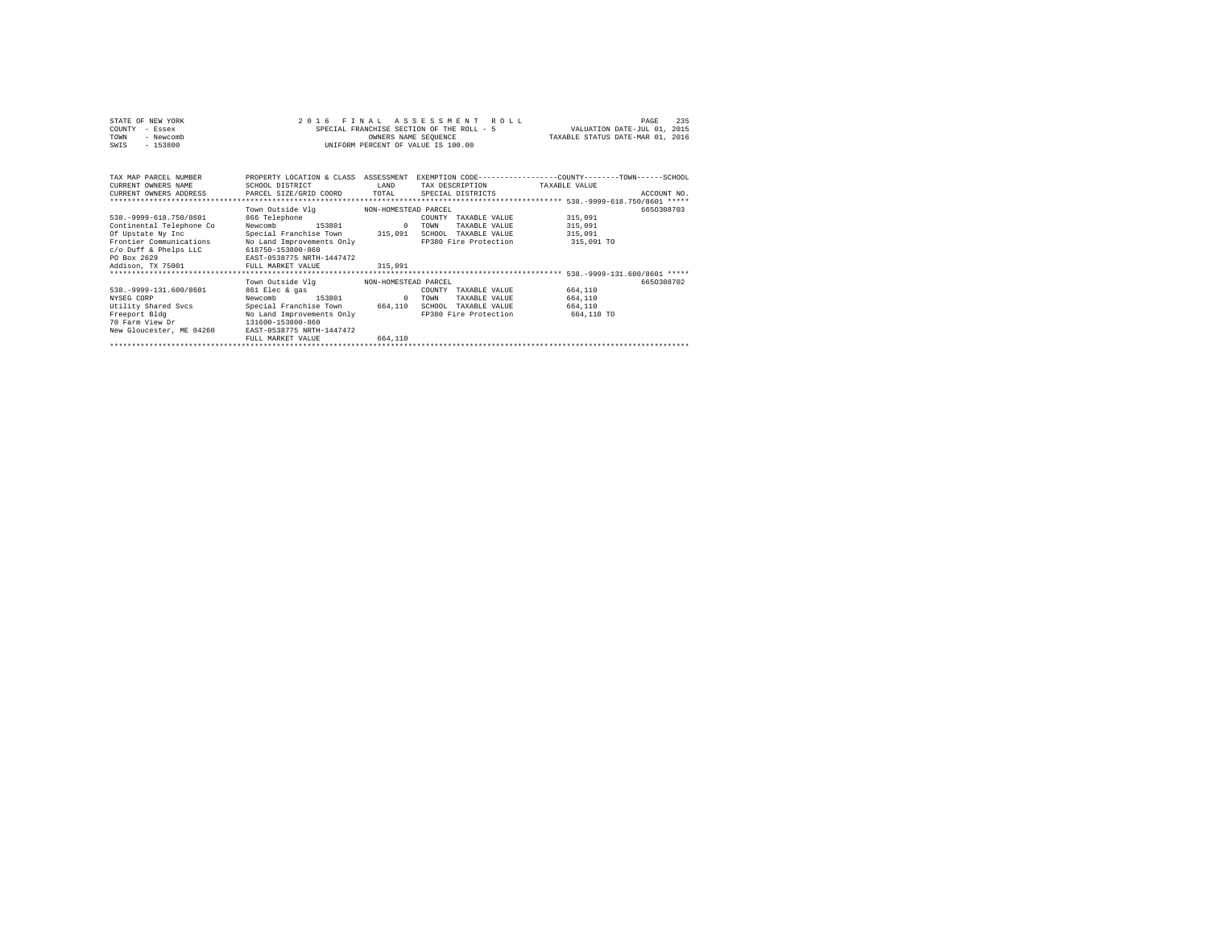STATE OF NEW YORK
COUNTY - Essex
TOWN - Newcomb
SWIS - 153800

2 0 1 6 F I N A L A S S E S S M E N T R O L L
SPECIAL FRANCHISE SECTION OF THE ROLL - 5
OWNERS NAME SEQUENCE
UNIFORM PERCENT OF VALUE IS 100.00

VALUATION DATE-JUL 01, 2015
TAXABLE STATUS DATE-MAR 01, 2016

| TAX MAP PARCEL NUMBER / CURRENT OWNERS NAME / CURRENT OWNERS ADDRESS | PROPERTY LOCATION & CLASS / SCHOOL DISTRICT / PARCEL SIZE/GRID COORD | ASSESSMENT LAND / TOTAL | EXEMPTION CODE / TAX DESCRIPTION / SPECIAL DISTRICTS | COUNTY--------TOWN------SCHOOL TAXABLE VALUE | ACCOUNT NO. |
|---|---|---|---|---|---|
| **538.-9999-618.750/8601** | | | | | |
| | Town Outside Vlg | NON-HOMESTEAD PARCEL | | | 6650308703 |
| 538.-9999-618.750/8601 | 866 Telephone | | COUNTY TAXABLE VALUE | 315,091 | |
| Continental Telephone Co | Newcomb 153801 | 0 | TOWN TAXABLE VALUE | 315,091 | |
| Of Upstate Ny Inc | Special Franchise Town | 315,091 | SCHOOL TAXABLE VALUE | 315,091 | |
| Frontier Communications | No Land Improvements Only | | FP380 Fire Protection | 315,091 TO | |
| c/o Duff & Phelps LLC | 618750-153800-860 | | | | |
| PO Box 2629 | EAST-0538775 NRTH-1447472 | | | | |
| Addison, TX 75001 | FULL MARKET VALUE | 315,091 | | | |
| **538.-9999-131.600/8601** | | | | | |
| | Town Outside Vlg | NON-HOMESTEAD PARCEL | | | 6650308702 |
| 538.-9999-131.600/8601 | 861 Elec & gas | | COUNTY TAXABLE VALUE | 664,110 | |
| NYSEG CORP | Newcomb 153801 | 0 | TOWN TAXABLE VALUE | 664,110 | |
| Utility Shared Svcs | Special Franchise Town | 664,110 | SCHOOL TAXABLE VALUE | 664,110 | |
| Freeport Bldg | No Land Improvements Only | | FP380 Fire Protection | 664,110 TO | |
| 70 Farm View Dr | 131600-153800-860 | | | | |
| New Gloucester, ME 04260 | EAST-0538775 NRTH-1447472 | | | | |
| | FULL MARKET VALUE | 664,110 | | | |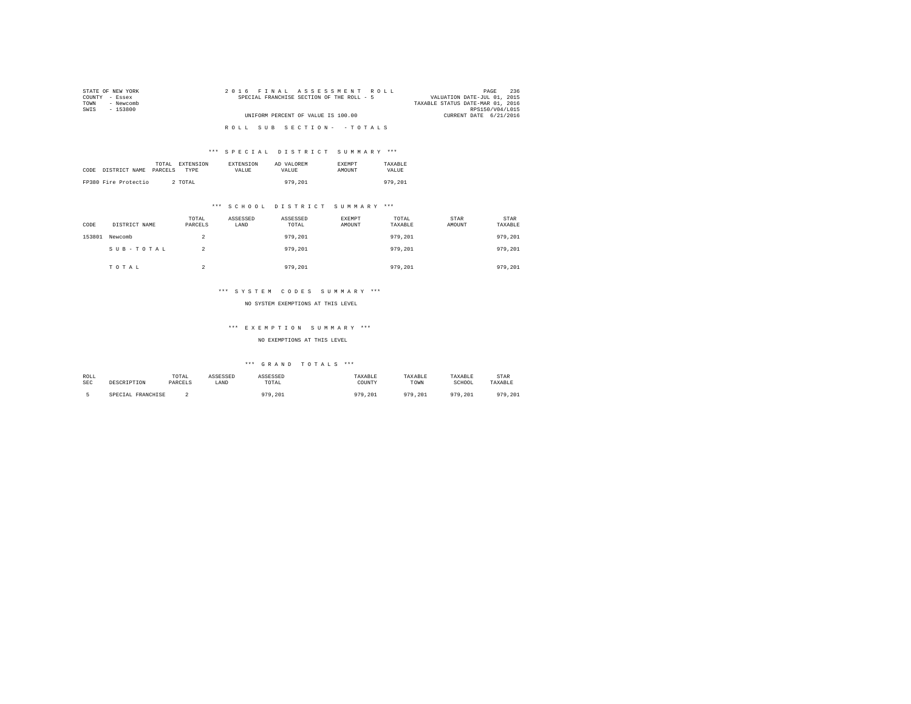STATE OF NEW YORK
COUNTY - Essex
TOWN - Newcomb
SWIS - 153800

2 0 1 6 F I N A L A S S E S S M E N T R O L L
SPECIAL FRANCHISE SECTION OF THE ROLL - 5
UNIFORM PERCENT OF VALUE IS 100.00

VALUATION DATE-JUL 01, 2015
TAXABLE STATUS DATE-MAR 01, 2016
RPS150/V04/L015
CURRENT DATE 6/21/2016

R O L L S U B S E C T I O N - - T O T A L S

### *** S P E C I A L D I S T R I C T S U M M A R Y ***

| CODE | DISTRICT NAME | TOTAL PARCELS | EXTENSION TYPE | EXTENSION VALUE | AD VALOREM VALUE | EXEMPT AMOUNT | TAXABLE VALUE |
|---|---|---|---|---|---|---|---|
| FP380 | Fire Protectio | 2 | TOTAL | | 979,201 | | 979,201 |

### *** S C H O O L D I S T R I C T S U M M A R Y ***

| CODE | DISTRICT NAME | TOTAL PARCELS | ASSESSED LAND | ASSESSED TOTAL | EXEMPT AMOUNT | TOTAL TAXABLE | STAR AMOUNT | STAR TAXABLE |
|---|---|---|---|---|---|---|---|---|
| 153801 | Newcomb | 2 | | 979,201 | | 979,201 | | 979,201 |
| | S U B - T O T A L | 2 | | 979,201 | | 979,201 | | 979,201 |
| | T O T A L | 2 | | 979,201 | | 979,201 | | 979,201 |

### *** S Y S T E M C O D E S S U M M A R Y ***

NO SYSTEM EXEMPTIONS AT THIS LEVEL

### *** E X E M P T I O N S U M M A R Y ***

NO EXEMPTIONS AT THIS LEVEL

### *** G R A N D T O T A L S ***

| ROLL SEC | DESCRIPTION | TOTAL PARCELS | ASSESSED LAND | ASSESSED TOTAL | TAXABLE COUNTY | TAXABLE TOWN | TAXABLE SCHOOL | STAR TAXABLE |
|---|---|---|---|---|---|---|---|---|
| 5 | SPECIAL FRANCHISE | 2 | | 979,201 | 979,201 | 979,201 | 979,201 | 979,201 |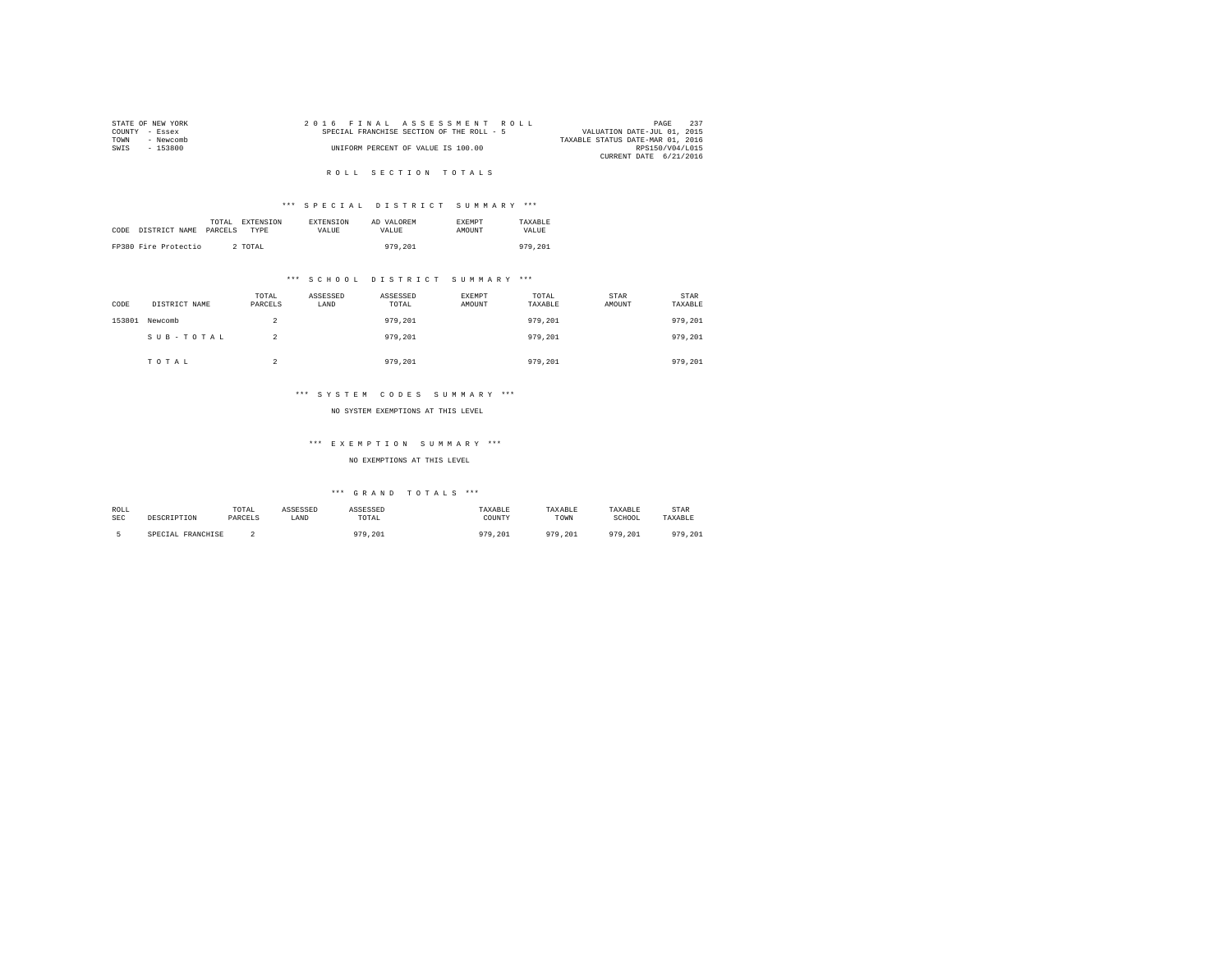STATE OF NEW YORK
COUNTY - Essex
TOWN - Newcomb
SWIS - 153800

2 0 1 6 F I N A L A S S E S S M E N T R O L L
SPECIAL FRANCHISE SECTION OF THE ROLL - 5
UNIFORM PERCENT OF VALUE IS 100.00

VALUATION DATE-JUL 01, 2015
TAXABLE STATUS DATE-MAR 01, 2016
RPS150/V04/L015
CURRENT DATE 6/21/2016

R O L L S E C T I O N T O T A L S

*** S P E C I A L D I S T R I C T S U M M A R Y ***

| CODE | DISTRICT NAME | TOTAL PARCELS | EXTENSION TYPE | EXTENSION VALUE | AD VALOREM VALUE | EXEMPT AMOUNT | TAXABLE VALUE |
|---|---|---|---|---|---|---|---|
| FP380 | Fire Protectio | 2 | TOTAL | | 979,201 | | 979,201 |

*** S C H O O L D I S T R I C T S U M M A R Y ***

| CODE | DISTRICT NAME | TOTAL PARCELS | ASSESSED LAND | ASSESSED TOTAL | EXEMPT AMOUNT | TOTAL TAXABLE | STAR AMOUNT | STAR TAXABLE |
|---|---|---|---|---|---|---|---|---|
| 153801 | Newcomb | 2 | | 979,201 | | 979,201 | | 979,201 |
| | S U B - T O T A L | 2 | | 979,201 | | 979,201 | | 979,201 |
| | T O T A L | 2 | | 979,201 | | 979,201 | | 979,201 |

*** S Y S T E M C O D E S S U M M A R Y ***

NO SYSTEM EXEMPTIONS AT THIS LEVEL

*** E X E M P T I O N S U M M A R Y ***

NO EXEMPTIONS AT THIS LEVEL

*** G R A N D T O T A L S ***

| ROLL SEC | DESCRIPTION | TOTAL PARCELS | ASSESSED LAND | ASSESSED TOTAL | TAXABLE COUNTY | TAXABLE TOWN | TAXABLE SCHOOL | STAR TAXABLE |
|---|---|---|---|---|---|---|---|---|
| 5 | SPECIAL FRANCHISE | 2 | | 979,201 | 979,201 | 979,201 | 979,201 | 979,201 |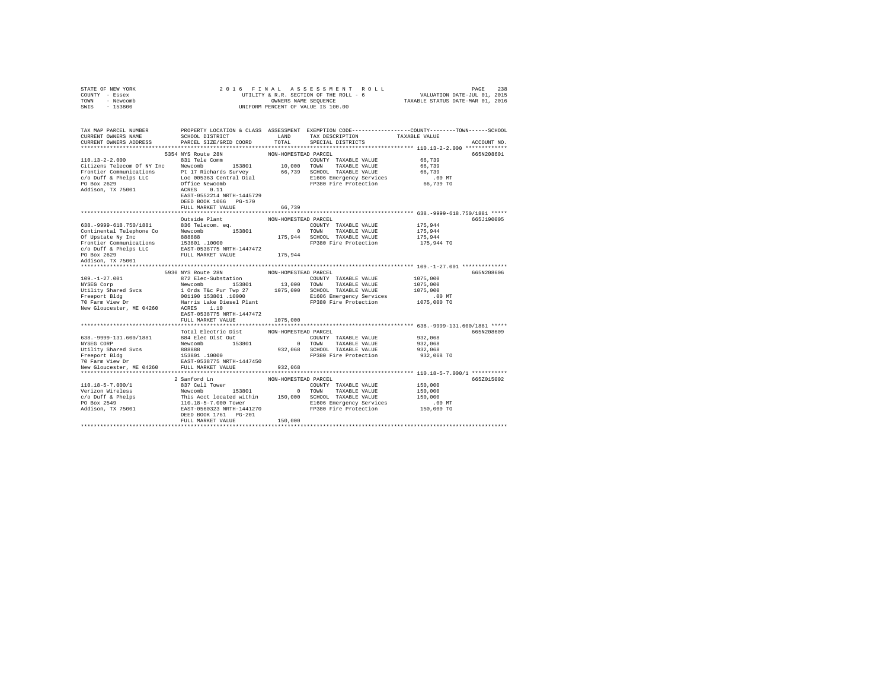STATE OF NEW YORK
COUNTY - Essex
TOWN - Newcomb
SWIS - 153800

2016 FINAL ASSESSMENT ROLL
UTILITY & R.R. SECTION OF THE ROLL - 6
OWNERS NAME SEQUENCE
UNIFORM PERCENT OF VALUE IS 100.00

VALUATION DATE-JUL 01, 2015
TAXABLE STATUS DATE-MAR 01, 2016

```
TAX MAP PARCEL NUMBER          PROPERTY LOCATION & CLASS  ASSESSMENT  EXEMPTION CODE-----------------COUNTY--------TOWN------SCHOOL
CURRENT OWNERS NAME            SCHOOL DISTRICT              LAND      TAX DESCRIPTION            TAXABLE VALUE
CURRENT OWNERS ADDRESS         PARCEL SIZE/GRID COORD       TOTAL     SPECIAL DISTRICTS                                     ACCOUNT NO.
*************************************************************************************************** 110.13-2-2.000 *************
                               5354 NYS Route 28N            NON-HOMESTEAD PARCEL                                            665N208601
110.13-2-2.000                 831 Tele Comm                            COUNTY  TAXABLE VALUE            66,739
Citizens Telecom Of NY Inc     Newcomb       153801         10,000      TOWN    TAXABLE VALUE            66,739
Frontier Communications        Pt 17 Richards Survey        66,739      SCHOOL  TAXABLE VALUE            66,739
c/o Duff & Phelps LLC          Loc 005363 Central Dial                  E1606 Emergency Services            .00 MT
PO Box 2629                    Office Newcomb                           FP380 Fire Protection            66,739 TO
Addison, TX 75001              ACRES    0.11
                               EAST-0552214 NRTH-1445729
                               DEED BOOK 1066   PG-170
                               FULL MARKET VALUE            66,739
*************************************************************************************************** 638.-9999-618.750/1881 *****
                               Outside Plant                 NON-HOMESTEAD PARCEL                                            665J190005
638.-9999-618.750/1881         836 Telecom. eq.                         COUNTY  TAXABLE VALUE           175,944
Continental Telephone Co       Newcomb       153801              0      TOWN    TAXABLE VALUE           175,944
Of Upstate Ny Inc              888888                      175,944      SCHOOL  TAXABLE VALUE           175,944
Frontier Communications        153801 .10000                            FP380 Fire Protection           175,944 TO
c/o Duff & Phelps LLC          EAST-0538775 NRTH-1447472
PO Box 2629                    FULL MARKET VALUE           175,944
Addison, TX 75001
*************************************************************************************************** 109.-1-27.001 **************
                               5930 NYS Route 28N            NON-HOMESTEAD PARCEL                                            665N208606
109.-1-27.001                  872 Elec-Substation                      COUNTY  TAXABLE VALUE          1075,000
NYSEG Corp                     Newcomb       153801         13,000      TOWN    TAXABLE VALUE          1075,000
Utility Shared Svcs            1 Ords T&c Pur Twp 27      1075,000      SCHOOL  TAXABLE VALUE          1075,000
Freeport Bldg                  001190 153801 .10000                     E1606 Emergency Services            .00 MT
70 Farm View Dr                Harris Lake Diesel Plant                 FP380 Fire Protection          1075,000 TO
New Gloucester, ME 04260       ACRES    1.10
                               EAST-0538775 NRTH-1447472
                               FULL MARKET VALUE          1075,000
*************************************************************************************************** 638.-9999-131.600/1881 *****
                               Total Electric Dist           NON-HOMESTEAD PARCEL                                            665N208609
638.-9999-131.600/1881         884 Elec Dist Out                        COUNTY  TAXABLE VALUE           932,068
NYSEG CORP                     Newcomb       153801              0      TOWN    TAXABLE VALUE           932,068
Utility Shared Svcs            888888                      932,068      SCHOOL  TAXABLE VALUE           932,068
Freeport Bldg                  153801 .10000                            FP380 Fire Protection           932,068 TO
70 Farm View Dr                EAST-0538775 NRTH-1447450
New Gloucester, ME 04260       FULL MARKET VALUE           932,068
*************************************************************************************************** 110.18-5-7.000/1 ***********
                               2 Sanford Ln                  NON-HOMESTEAD PARCEL                                            665Z015002
110.18-5-7.000/1               837 Cell Tower                           COUNTY  TAXABLE VALUE           150,000
Verizon Wireless               Newcomb       153801              0      TOWN    TAXABLE VALUE           150,000
c/o Duff & Phelps              This Acct located within    150,000      SCHOOL  TAXABLE VALUE           150,000
PO Box 2549                    110.18-5-7.000 Tower                     E1606 Emergency Services            .00 MT
Addison, TX 75001              EAST-0560323 NRTH-1441270                FP380 Fire Protection           150,000 TO
                               DEED BOOK 1761   PG-201
                               FULL MARKET VALUE           150,000
********************************************************************************************************************************
```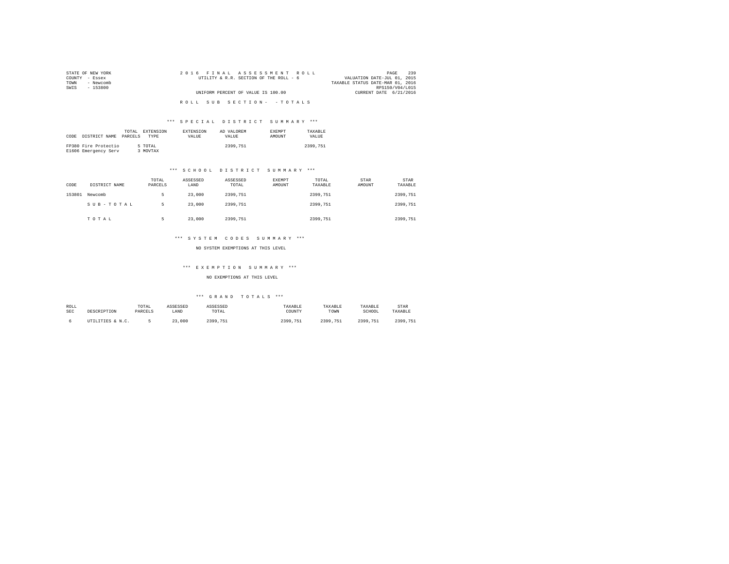STATE OF NEW YORK
COUNTY - Essex
TOWN - Newcomb
SWIS - 153800

2016 FINAL ASSESSMENT ROLL
UTILITY & R.R. SECTION OF THE ROLL - 6
UNIFORM PERCENT OF VALUE IS 100.00

VALUATION DATE-JUL 01, 2015
TAXABLE STATUS DATE-MAR 01, 2016
RPS150/V04/L015
CURRENT DATE 6/21/2016

ROLL SUB SECTION- - TOTALS

### *** SPECIAL DISTRICT SUMMARY ***

| CODE | DISTRICT NAME | TOTAL PARCELS | EXTENSION TYPE | EXTENSION VALUE | AD VALOREM VALUE | EXEMPT AMOUNT | TAXABLE VALUE |
|---|---|---|---|---|---|---|---|
| FP380 | Fire Protectio | 5 | TOTAL | | 2399,751 | | 2399,751 |
| E1606 | Emergency Serv | 3 | MOVTAX | | | | |

### *** SCHOOL DISTRICT SUMMARY ***

| CODE | DISTRICT NAME | TOTAL PARCELS | ASSESSED LAND | ASSESSED TOTAL | EXEMPT AMOUNT | TOTAL TAXABLE | STAR AMOUNT | STAR TAXABLE |
|---|---|---|---|---|---|---|---|---|
| 153801 | Newcomb | 5 | 23,000 | 2399,751 | | 2399,751 | | 2399,751 |
| | S U B - T O T A L | 5 | 23,000 | 2399,751 | | 2399,751 | | 2399,751 |
| | T O T A L | 5 | 23,000 | 2399,751 | | 2399,751 | | 2399,751 |

### *** SYSTEM CODES SUMMARY ***

NO SYSTEM EXEMPTIONS AT THIS LEVEL

### *** EXEMPTION SUMMARY ***

NO EXEMPTIONS AT THIS LEVEL

### *** GRAND TOTALS ***

| ROLL SEC | DESCRIPTION | TOTAL PARCELS | ASSESSED LAND | ASSESSED TOTAL | TAXABLE COUNTY | TAXABLE TOWN | TAXABLE SCHOOL | STAR TAXABLE |
|---|---|---|---|---|---|---|---|---|
| 6 | UTILITIES & N.C. | 5 | 23,000 | 2399,751 | 2399,751 | 2399,751 | 2399,751 | 2399,751 |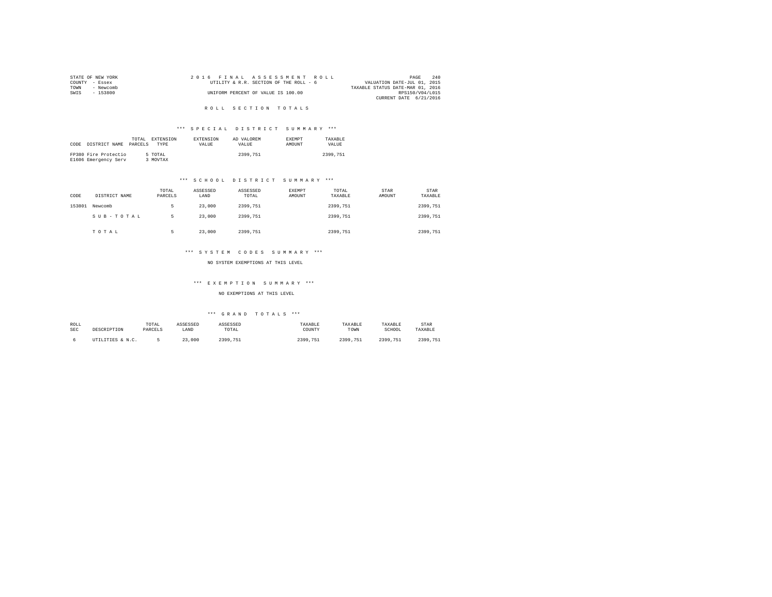STATE OF NEW YORK
COUNTY - Essex
TOWN - Newcomb
SWIS - 153800

2016 FINAL ASSESSMENT ROLL
UTILITY & R.R. SECTION OF THE ROLL - 6
UNIFORM PERCENT OF VALUE IS 100.00

VALUATION DATE-JUL 01, 2015
TAXABLE STATUS DATE-MAR 01, 2016
RPS150/V04/L015
CURRENT DATE 6/21/2016

# ROLL SECTION TOTALS

## *** SPECIAL DISTRICT SUMMARY ***

| CODE | DISTRICT NAME | TOTAL PARCELS | EXTENSION TYPE | EXTENSION VALUE | AD VALOREM VALUE | EXEMPT AMOUNT | TAXABLE VALUE |
|---|---|---|---|---|---|---|---|
| FP380 | Fire Protectio | 5 | TOTAL | | 2399,751 | | 2399,751 |
| E1606 | Emergency Serv | 3 | MOVTAX | | | | |

## *** SCHOOL DISTRICT SUMMARY ***

| CODE | DISTRICT NAME | TOTAL PARCELS | ASSESSED LAND | ASSESSED TOTAL | EXEMPT AMOUNT | TOTAL TAXABLE | STAR AMOUNT | STAR TAXABLE |
|---|---|---|---|---|---|---|---|---|
| 153801 | Newcomb | 5 | 23,000 | 2399,751 | | 2399,751 | | 2399,751 |
| | S U B - T O T A L | 5 | 23,000 | 2399,751 | | 2399,751 | | 2399,751 |
| | T O T A L | 5 | 23,000 | 2399,751 | | 2399,751 | | 2399,751 |

## *** SYSTEM CODES SUMMARY ***

NO SYSTEM EXEMPTIONS AT THIS LEVEL

## *** EXEMPTION SUMMARY ***

NO EXEMPTIONS AT THIS LEVEL

## *** GRAND TOTALS ***

| ROLL SEC | DESCRIPTION | TOTAL PARCELS | ASSESSED LAND | ASSESSED TOTAL | TAXABLE COUNTY | TAXABLE TOWN | TAXABLE SCHOOL | STAR TAXABLE |
|---|---|---|---|---|---|---|---|---|
| 6 | UTILITIES & N.C. | 5 | 23,000 | 2399,751 | 2399,751 | 2399,751 | 2399,751 | 2399,751 |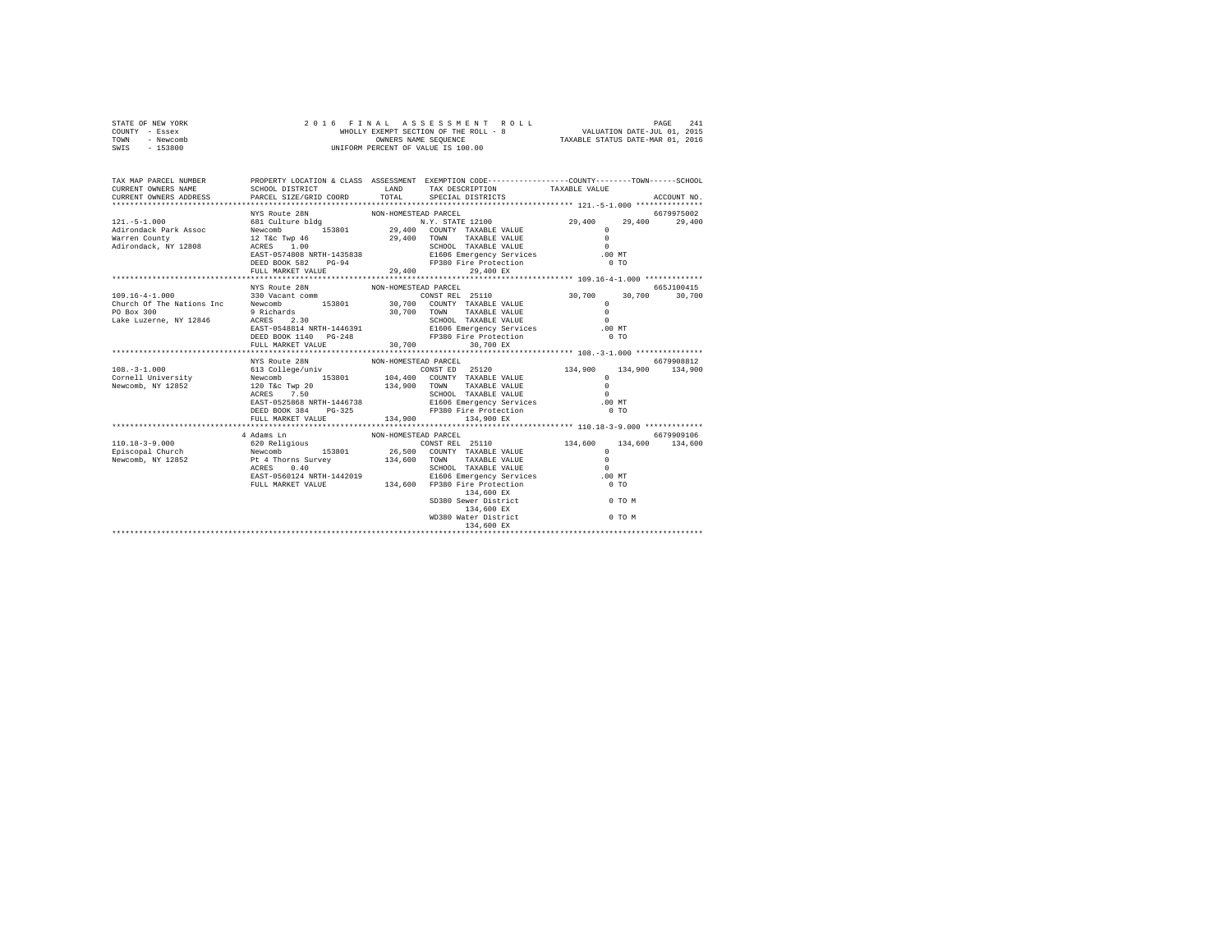STATE OF NEW YORK
COUNTY - Essex
TOWN - Newcomb
SWIS - 153800

2 0 1 6 F I N A L A S S E S S M E N T R O L L
WHOLLY EXEMPT SECTION OF THE ROLL - 8
OWNERS NAME SEQUENCE
UNIFORM PERCENT OF VALUE IS 100.00

VALUATION DATE-JUL 01, 2015
TAXABLE STATUS DATE-MAR 01, 2016

```
TAX MAP PARCEL NUMBER     PROPERTY LOCATION & CLASS  ASSESSMENT  EXEMPTION CODE-----------------COUNTY--------TOWN------SCHOOL
CURRENT OWNERS NAME       SCHOOL DISTRICT             LAND       TAX DESCRIPTION            TAXABLE VALUE
CURRENT OWNERS ADDRESS    PARCEL SIZE/GRID COORD      TOTAL      SPECIAL DISTRICTS                                      ACCOUNT NO.
******************************************************************************************* 121.-5-1.000 ***************
                          NYS Route 28N              NON-HOMESTEAD PARCEL                                              6679975002
121.-5-1.000              681 Culture bldg                        N.Y. STATE 12100            29,400     29,400     29,400
Adirondack Park Assoc     Newcomb      153801         29,400   COUNTY  TAXABLE VALUE              0
Warren County             12 T&c Twp 46               29,400   TOWN    TAXABLE VALUE              0
Adirondack, NY 12808      ACRES    1.00                        SCHOOL  TAXABLE VALUE              0
                          EAST-0574808 NRTH-1435838            E1606 Emergency Services         .00 MT
                          DEED BOOK 582   PG-94                FP380 Fire Protection              0 TO
                          FULL MARKET VALUE           29,400          29,400 EX
******************************************************************************************* 109.16-4-1.000 ************
                          NYS Route 28N              NON-HOMESTEAD PARCEL                                              665J100415
109.16-4-1.000            330 Vacant comm                         CONST REL  25110            30,700     30,700     30,700
Church Of The Nations Inc Newcomb      153801         30,700   COUNTY  TAXABLE VALUE              0
PO Box 300                9 Richards                  30,700   TOWN    TAXABLE VALUE              0
Lake Luzerne, NY 12846    ACRES    2.30                        SCHOOL  TAXABLE VALUE              0
                          EAST-0548814 NRTH-1446391            E1606 Emergency Services         .00 MT
                          DEED BOOK 1140  PG-248               FP380 Fire Protection              0 TO
                          FULL MARKET VALUE           30,700          30,700 EX
******************************************************************************************* 108.-3-1.000 **************
                          NYS Route 28N              NON-HOMESTEAD PARCEL                                              6679908812
108.-3-1.000              613 College/univ                        CONST ED   25120           134,900    134,900    134,900
Cornell University        Newcomb      153801        104,400   COUNTY  TAXABLE VALUE              0
Newcomb, NY 12852         120 T&c Twp 20             134,900   TOWN    TAXABLE VALUE              0
                          ACRES    7.50                        SCHOOL  TAXABLE VALUE              0
                          EAST-0525868 NRTH-1446738            E1606 Emergency Services         .00 MT
                          DEED BOOK 384   PG-325               FP380 Fire Protection              0 TO
                          FULL MARKET VALUE          134,900         134,900 EX
******************************************************************************************* 110.18-3-9.000 ************
                          4 Adams Ln                 NON-HOMESTEAD PARCEL                                              6679909106
110.18-3-9.000            620 Religious                           CONST REL  25110           134,600    134,600    134,600
Episcopal Church          Newcomb      153801         26,500   COUNTY  TAXABLE VALUE              0
Newcomb, NY 12852         Pt 4 Thorns Survey         134,600   TOWN    TAXABLE VALUE              0
                          ACRES    0.40                        SCHOOL  TAXABLE VALUE              0
                          EAST-0560124 NRTH-1442019            E1606 Emergency Services         .00 MT
                          FULL MARKET VALUE          134,600   FP380 Fire Protection              0 TO
                                                                     134,600 EX
                                                               SD380 Sewer District               0 TO M
                                                                     134,600 EX
                                                               WD380 Water District               0 TO M
                                                                     134,600 EX
*************************************************************************************************************************
```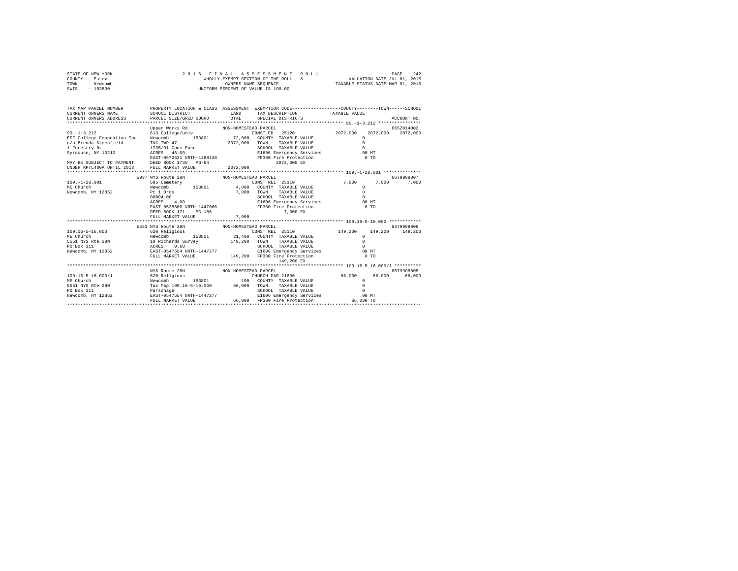STATE OF NEW YORK | COUNTY - Essex | TOWN - Newcomb | SWIS - 153800

2016 FINAL ASSESSMENT ROLL
WHOLLY EXEMPT SECTION OF THE ROLL - 8
OWNERS NAME SEQUENCE
UNIFORM PERCENT OF VALUE IS 100.00

VALUATION DATE-JUL 01, 2015
TAXABLE STATUS DATE-MAR 01, 2016

```
TAX MAP PARCEL NUMBER          PROPERTY LOCATION & CLASS  ASSESSMENT  EXEMPTION CODE-----------------COUNTY--------TOWN------SCHOOL
CURRENT OWNERS NAME            SCHOOL DISTRICT              LAND      TAX DESCRIPTION           TAXABLE VALUE
CURRENT OWNERS ADDRESS         PARCEL SIZE/GRID COORD       TOTAL     SPECIAL DISTRICTS                                    ACCOUNT NO.
******************************************************************************************************* 90.-1-3.212 ****************
                               Upper Works Rd              NON-HOMESTEAD PARCEL                                             665Z014002
90.-1-3.212                    613 College/univ                        CONST ED   25120              2072,000   2072,000   2072,000
ESF College Foundation Inc     Newcomb        153801         72,000   COUNTY  TAXABLE VALUE                 0
c/o Brenda Greenfield          T&C TWP 47                  2072,000   TOWN    TAXABLE VALUE                 0
1 Forestry Dr                  1735/91 Cons Ease                      SCHOOL  TAXABLE VALUE                 0
Syracuse, NY 13210             ACRES   46.00                          E1606 Emergency Services            .00 MT
                               EAST-0572631 NRTH-1488138              FP380 Fire Protection                 0 TO
MAY BE SUBJECT TO PAYMENT      DEED BOOK 1735   PG-84                     2072,000 EX
UNDER RPTL480A UNTIL 2018      FULL MARKET VALUE           2072,000
******************************************************************************************************* 109.-1-28.001 **************
                          5937 NYS Route 28N               NON-HOMESTEAD PARCEL                                             6679908807
109.-1-28.001                  695 Cemetery                            CONST REL  25110                 7,000      7,000      7,000
ME Church                      Newcomb        153801          4,000   COUNTY  TAXABLE VALUE                 0
Newcomb, NY 12852              Pt 1 Ords                      7,000   TOWN    TAXABLE VALUE                 0
                               00004.00                               SCHOOL  TAXABLE VALUE                 0
                               ACRES    4.00                          E1606 Emergency Services            .00 MT
                               EAST-0538600 NRTH-1447066              FP380 Fire Protection                 0 TO
                               DEED BOOK 171    PG-186                    7,000 EX
                               FULL MARKET VALUE              7,000
******************************************************************************************************* 109.16-5-16.000 ************
                          5551 NYS Route 28N               NON-HOMESTEAD PARCEL                                             6679908806
109.16-5-16.000                620 Religious                           CONST REL  25110               149,200    149,200    149,200
ME Church                      Newcomb        153801         31,400   COUNTY  TAXABLE VALUE                 0
5551 NYS Rte 28N               10 Richards Survey           149,200   TOWN    TAXABLE VALUE                 0
PO Box 311                     ACRES    0.60                          SCHOOL  TAXABLE VALUE                 0
Newcomb, NY 12852              EAST-0547554 NRTH-1447277              E1606 Emergency Services            .00 MT
                               FULL MARKET VALUE            149,200   FP380 Fire Protection                 0 TO
                                                                          149,200 EX
******************************************************************************************************* 109.16-5-16.000/1 **********
                               NYS Route 28N               NON-HOMESTEAD PARCEL                                             6679908808
109.16-5-16.000/1              620 Religious                           CHURCH PAR 21600                66,000     66,000     66,000
ME Church                      Newcomb        153801            100   COUNTY  TAXABLE VALUE                 0
5551 NYS Rte 28N               Tax Map 109.16-5-16.000       66,000   TOWN    TAXABLE VALUE                 0
PO Box 311                     Parsonage                              SCHOOL  TAXABLE VALUE                 0
Newcomb, NY 12852              EAST-0547554 NRTH-1447277              E1606 Emergency Services            .00 MT
                               FULL MARKET VALUE             66,000   FP380 Fire Protection            66,000 TO
************************************************************************************************************************************
```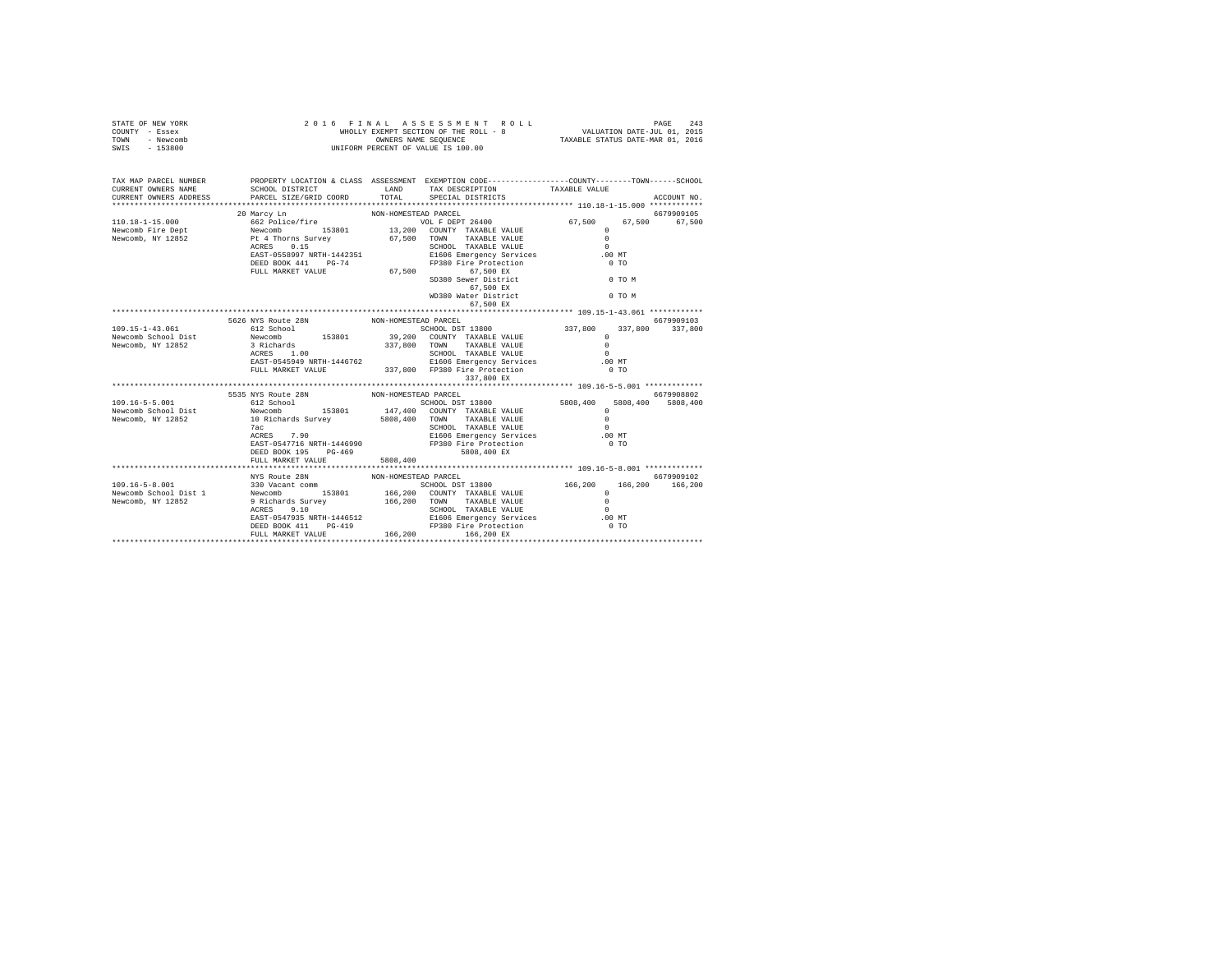STATE OF NEW YORK
COUNTY - Essex
TOWN - Newcomb
SWIS - 153800

2 0 1 6 F I N A L A S S E S S M E N T R O L L
WHOLLY EXEMPT SECTION OF THE ROLL - 8
OWNERS NAME SEQUENCE
UNIFORM PERCENT OF VALUE IS 100.00

VALUATION DATE-JUL 01, 2015
TAXABLE STATUS DATE-MAR 01, 2016

```
TAX MAP PARCEL NUMBER      PROPERTY LOCATION & CLASS  ASSESSMENT  EXEMPTION CODE-----------------COUNTY--------TOWN------SCHOOL
CURRENT OWNERS NAME        SCHOOL DISTRICT             LAND       TAX DESCRIPTION            TAXABLE VALUE
CURRENT OWNERS ADDRESS     PARCEL SIZE/GRID COORD      TOTAL      SPECIAL DISTRICTS                                    ACCOUNT NO.
******************************************************************************************************* 110.18-1-15.000 ************
                           20 Marcy Ln                 NON-HOMESTEAD PARCEL                                             6679909105
110.18-1-15.000            662 Police/fire                         VOL F DEPT 26400                67,500     67,500     67,500
Newcomb Fire Dept          Newcomb        153801        13,200    COUNTY  TAXABLE VALUE              0
Newcomb, NY 12852          Pt 4 Thorns Survey           67,500    TOWN    TAXABLE VALUE              0
                           ACRES    0.15                          SCHOOL  TAXABLE VALUE              0
                           EAST-0558997 NRTH-1442351              E1606 Emergency Services         .00 MT
                           DEED BOOK 441    PG-74                 FP380 Fire Protection              0 TO
                           FULL MARKET VALUE            67,500         67,500 EX
                                                                  SD380 Sewer District               0 TO M
                                                                       67,500 EX
                                                                  WD380 Water District               0 TO M
                                                                       67,500 EX
******************************************************************************************************* 109.15-1-43.061 ************
                           5626 NYS Route 28N          NON-HOMESTEAD PARCEL                                             6679909103
109.15-1-43.061            612 School                              SCHOOL DST 13800               337,800    337,800    337,800
Newcomb School Dist        Newcomb        153801        39,200    COUNTY  TAXABLE VALUE              0
Newcomb, NY 12852          3 Richards                  337,800    TOWN    TAXABLE VALUE              0
                           ACRES    1.00                          SCHOOL  TAXABLE VALUE              0
                           EAST-0545949 NRTH-1446762              E1606 Emergency Services         .00 MT
                           FULL MARKET VALUE           337,800    FP380 Fire Protection              0 TO
                                                                      337,800 EX
******************************************************************************************************* 109.16-5-5.001 *************
                           5535 NYS Route 28N          NON-HOMESTEAD PARCEL                                             6679908802
109.16-5-5.001             612 School                              SCHOOL DST 13800              5808,400   5808,400   5808,400
Newcomb School Dist        Newcomb        153801       147,400    COUNTY  TAXABLE VALUE              0
Newcomb, NY 12852          10 Richards Survey         5808,400    TOWN    TAXABLE VALUE              0
                           7ac                                    SCHOOL  TAXABLE VALUE              0
                           ACRES    7.90                          E1606 Emergency Services         .00 MT
                           EAST-0547716 NRTH-1446990              FP380 Fire Protection              0 TO
                           DEED BOOK 195    PG-469                    5808,400 EX
                           FULL MARKET VALUE          5808,400
******************************************************************************************************* 109.16-5-8.001 *************
                           NYS Route 28N               NON-HOMESTEAD PARCEL                                             6679909102
109.16-5-8.001             330 Vacant comm                         SCHOOL DST 13800               166,200    166,200    166,200
Newcomb School Dist 1      Newcomb        153801       166,200    COUNTY  TAXABLE VALUE              0
Newcomb, NY 12852          9 Richards Survey           166,200    TOWN    TAXABLE VALUE              0
                           ACRES    9.10                          SCHOOL  TAXABLE VALUE              0
                           EAST-0547935 NRTH-1446512              E1606 Emergency Services         .00 MT
                           DEED BOOK 411    PG-419                FP380 Fire Protection              0 TO
                           FULL MARKET VALUE           166,200        166,200 EX
************************************************************************************************************************************
```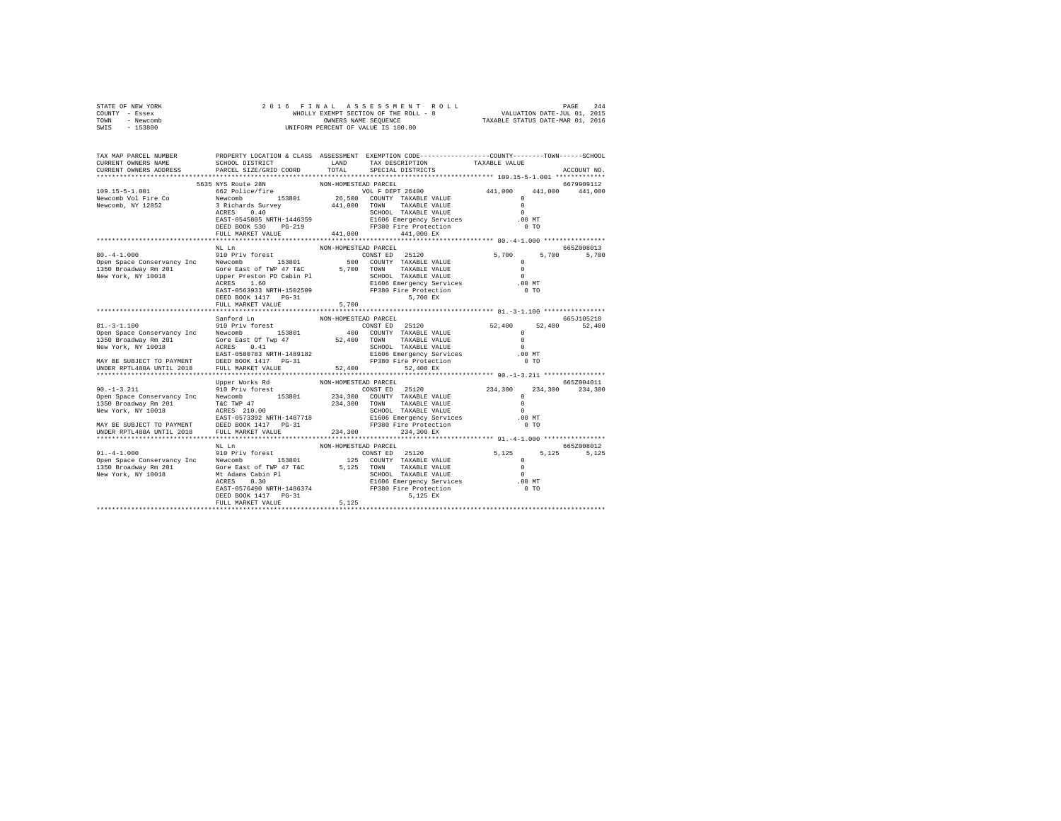STATE OF NEW YORK
COUNTY - Essex
TOWN - Newcomb
SWIS - 153800

2016 FINAL ASSESSMENT ROLL
WHOLLY EXEMPT SECTION OF THE ROLL - 8
OWNERS NAME SEQUENCE
UNIFORM PERCENT OF VALUE IS 100.00

VALUATION DATE-JUL 01, 2015
TAXABLE STATUS DATE-MAR 01, 2016

```
TAX MAP PARCEL NUMBER     PROPERTY LOCATION & CLASS  ASSESSMENT  EXEMPTION CODE-----------------COUNTY--------TOWN------SCHOOL
CURRENT OWNERS NAME       SCHOOL DISTRICT            LAND        TAX DESCRIPTION            TAXABLE VALUE
CURRENT OWNERS ADDRESS    PARCEL SIZE/GRID COORD     TOTAL       SPECIAL DISTRICTS                                    ACCOUNT NO.
******************************************************************************************** 109.15-5-1.001 *************
                          5635 NYS Route 28N         NON-HOMESTEAD PARCEL                                            6679909112
109.15-5-1.001            662 Police/fire                        VOL F DEPT 26400          441,000    441,000    441,000
Newcomb Vol Fire Co       Newcomb          153801       26,500   COUNTY  TAXABLE VALUE          0
Newcomb, NY 12852         3 Richards Survey            441,000   TOWN    TAXABLE VALUE          0
                          ACRES    0.40                          SCHOOL  TAXABLE VALUE          0
                          EAST-0545805 NRTH-1446359              E1606 Emergency Services     .00 MT
                          DEED BOOK 530    PG-219                FP380 Fire Protection          0 TO
                          FULL MARKET VALUE            441,000        441,000 EX
******************************************************************************************** 80.-4-1.000 ****************
                          NL Ln                      NON-HOMESTEAD PARCEL                                            665Z008013
80.-4-1.000               910 Priv forest                        CONST ED  25120              5,700      5,700      5,700
Open Space Conservancy Inc  Newcomb        153801          500   COUNTY  TAXABLE VALUE          0
1350 Broadway Rm 201      Gore East of TWP 47 T&C        5,700   TOWN    TAXABLE VALUE          0
New York, NY 10018        Upper Preston PD Cabin Pl              SCHOOL  TAXABLE VALUE          0
                          ACRES    1.60                          E1606 Emergency Services     .00 MT
                          EAST-0563933 NRTH-1502509              FP380 Fire Protection          0 TO
                          DEED BOOK 1417   PG-31                        5,700 EX
                          FULL MARKET VALUE              5,700
******************************************************************************************** 81.-3-1.100 ****************
                          Sanford Ln                 NON-HOMESTEAD PARCEL                                            665J105210
81.-3-1.100               910 Priv forest                        CONST ED  25120             52,400     52,400     52,400
Open Space Conservancy Inc  Newcomb        153801          400   COUNTY  TAXABLE VALUE          0
1350 Broadway Rm 201      Gore East Of Twp 47           52,400   TOWN    TAXABLE VALUE          0
New York, NY 10018        ACRES    0.41                          SCHOOL  TAXABLE VALUE          0
                          EAST-0580783 NRTH-1489182              E1606 Emergency Services     .00 MT
MAY BE SUBJECT TO PAYMENT DEED BOOK 1417   PG-31                 FP380 Fire Protection          0 TO
UNDER RPTL480A UNTIL 2018 FULL MARKET VALUE             52,400         52,400 EX
******************************************************************************************** 90.-1-3.211 ****************
                          Upper Works Rd             NON-HOMESTEAD PARCEL                                            665Z004011
90.-1-3.211               910 Priv forest                        CONST ED  25120            234,300    234,300    234,300
Open Space Conservancy Inc  Newcomb        153801      234,300   COUNTY  TAXABLE VALUE          0
1350 Broadway Rm 201      T&C TWP 47                   234,300   TOWN    TAXABLE VALUE          0
New York, NY 10018        ACRES  210.00                          SCHOOL  TAXABLE VALUE          0
                          EAST-0573392 NRTH-1487718              E1606 Emergency Services     .00 MT
MAY BE SUBJECT TO PAYMENT DEED BOOK 1417   PG-31                 FP380 Fire Protection          0 TO
UNDER RPTL480A UNTIL 2018 FULL MARKET VALUE            234,300        234,300 EX
******************************************************************************************** 91.-4-1.000 ****************
                          NL Ln                      NON-HOMESTEAD PARCEL                                            665Z008012
91.-4-1.000               910 Priv forest                        CONST ED  25120              5,125      5,125      5,125
Open Space Conservancy Inc  Newcomb        153801          125   COUNTY  TAXABLE VALUE          0
1350 Broadway Rm 201      Gore East of TWP 47 T&C        5,125   TOWN    TAXABLE VALUE          0
New York, NY 10018        Mt Adams Cabin Pl                      SCHOOL  TAXABLE VALUE          0
                          ACRES    0.30                          E1606 Emergency Services     .00 MT
                          EAST-0576490 NRTH-1486374              FP380 Fire Protection          0 TO
                          DEED BOOK 1417   PG-31                        5,125 EX
                          FULL MARKET VALUE              5,125
****************************************************************************************************************************
```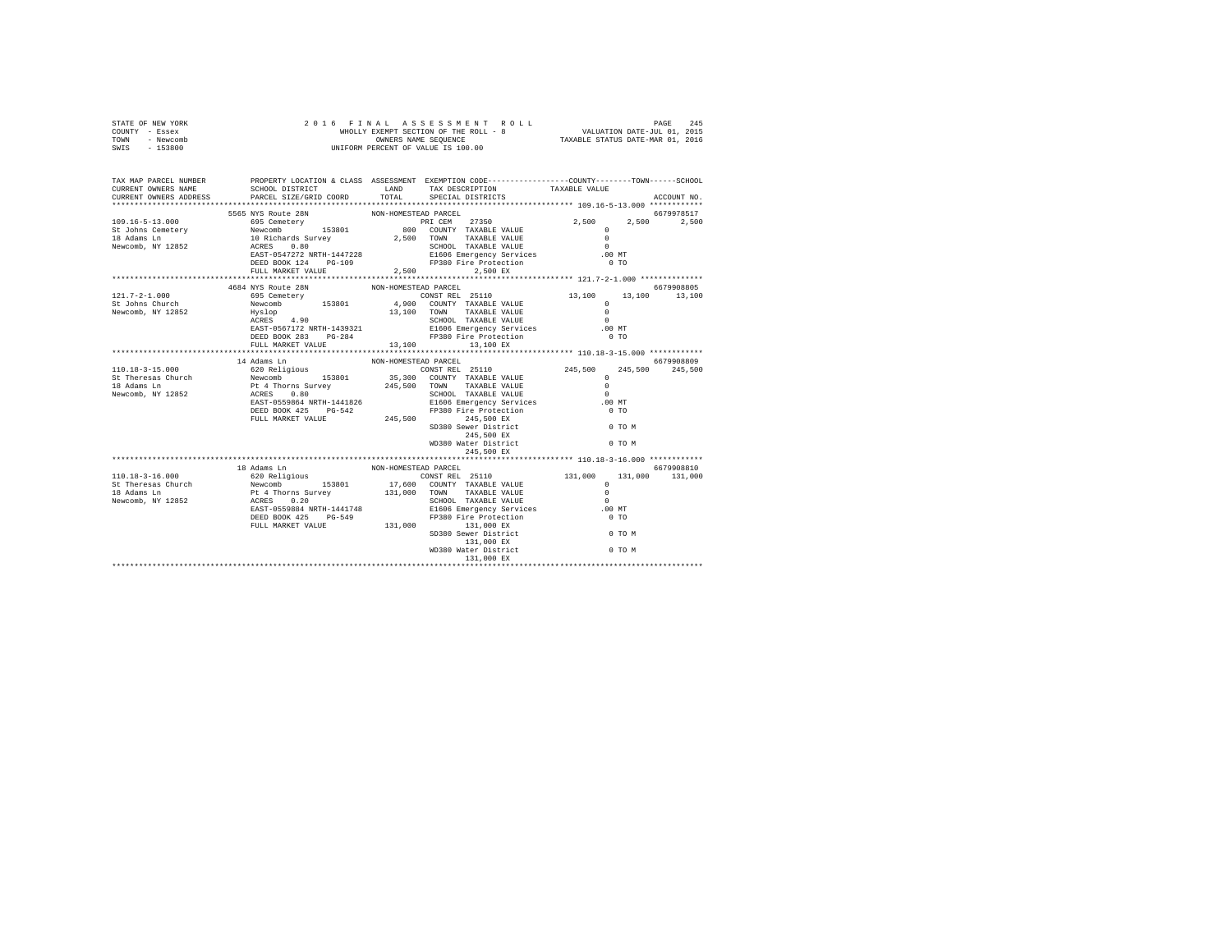STATE OF NEW YORK · COUNTY - Essex · TOWN - Newcomb · SWIS - 153800

2016 FINAL ASSESSMENT ROLL
WHOLLY EXEMPT SECTION OF THE ROLL - 8
OWNERS NAME SEQUENCE
UNIFORM PERCENT OF VALUE IS 100.00

VALUATION DATE-JUL 01, 2015
TAXABLE STATUS DATE-MAR 01, 2016

| TAX MAP PARCEL NUMBER / CURRENT OWNERS NAME / CURRENT OWNERS ADDRESS | PROPERTY LOCATION & CLASS / SCHOOL DISTRICT / PARCEL SIZE/GRID COORD | LAND / TOTAL | EXEMPTION CODE / TAX DESCRIPTION / SPECIAL DISTRICTS | COUNTY | TOWN | SCHOOL | ACCOUNT NO. |
|---|---|---|---|---|---|---|---|
| **109.16-5-13.000** | 5565 NYS Route 28N — NON-HOMESTEAD PARCEL | | | | | | 6679978517 |
| St Johns Cemetery | 695 Cemetery | | PRI CEM 27350 | 2,500 | 2,500 | 2,500 | |
| 18 Adams Ln | Newcomb 153801 | 800 | COUNTY TAXABLE VALUE | 0 | | | |
| Newcomb, NY 12852 | 10 Richards Survey | 2,500 | TOWN TAXABLE VALUE | 0 | | | |
| | ACRES 0.80 | | SCHOOL TAXABLE VALUE | 0 | | | |
| | EAST-0547272 NRTH-1447228 | | E1606 Emergency Services | .00 MT | | | |
| | DEED BOOK 124 PG-109 | | FP380 Fire Protection | 0 TO | | | |
| | FULL MARKET VALUE | 2,500 | 2,500 EX | | | | |
| **121.7-2-1.000** | 4684 NYS Route 28N — NON-HOMESTEAD PARCEL | | | | | | 6679908805 |
| St Johns Church | 695 Cemetery | | CONST REL 25110 | 13,100 | 13,100 | 13,100 | |
| Newcomb, NY 12852 | Newcomb 153801 | 4,900 | COUNTY TAXABLE VALUE | 0 | | | |
| | Hyslop | 13,100 | TOWN TAXABLE VALUE | 0 | | | |
| | ACRES 4.90 | | SCHOOL TAXABLE VALUE | 0 | | | |
| | EAST-0567172 NRTH-1439321 | | E1606 Emergency Services | .00 MT | | | |
| | DEED BOOK 283 PG-284 | | FP380 Fire Protection | 0 TO | | | |
| | FULL MARKET VALUE | 13,100 | 13,100 EX | | | | |
| **110.18-3-15.000** | 14 Adams Ln — NON-HOMESTEAD PARCEL | | | | | | 6679908809 |
| St Theresas Church | 620 Religious | | CONST REL 25110 | 245,500 | 245,500 | 245,500 | |
| 18 Adams Ln | Newcomb 153801 | 35,300 | COUNTY TAXABLE VALUE | 0 | | | |
| Newcomb, NY 12852 | Pt 4 Thorns Survey | 245,500 | TOWN TAXABLE VALUE | 0 | | | |
| | ACRES 0.80 | | SCHOOL TAXABLE VALUE | 0 | | | |
| | EAST-0559864 NRTH-1441826 | | E1606 Emergency Services | .00 MT | | | |
| | DEED BOOK 425 PG-542 | | FP380 Fire Protection | 0 TO | | | |
| | FULL MARKET VALUE | 245,500 | 245,500 EX | | | | |
| | | | SD380 Sewer District | 0 TO M | | | |
| | | | 245,500 EX | | | | |
| | | | WD380 Water District | 0 TO M | | | |
| | | | 245,500 EX | | | | |
| **110.18-3-16.000** | 18 Adams Ln — NON-HOMESTEAD PARCEL | | | | | | 6679908810 |
| St Theresas Church | 620 Religious | | CONST REL 25110 | 131,000 | 131,000 | 131,000 | |
| 18 Adams Ln | Newcomb 153801 | 17,600 | COUNTY TAXABLE VALUE | 0 | | | |
| Newcomb, NY 12852 | Pt 4 Thorns Survey | 131,000 | TOWN TAXABLE VALUE | 0 | | | |
| | ACRES 0.20 | | SCHOOL TAXABLE VALUE | 0 | | | |
| | EAST-0559884 NRTH-1441748 | | E1606 Emergency Services | .00 MT | | | |
| | DEED BOOK 425 PG-549 | | FP380 Fire Protection | 0 TO | | | |
| | FULL MARKET VALUE | 131,000 | 131,000 EX | | | | |
| | | | SD380 Sewer District | 0 TO M | | | |
| | | | 131,000 EX | | | | |
| | | | WD380 Water District | 0 TO M | | | |
| | | | 131,000 EX | | | | |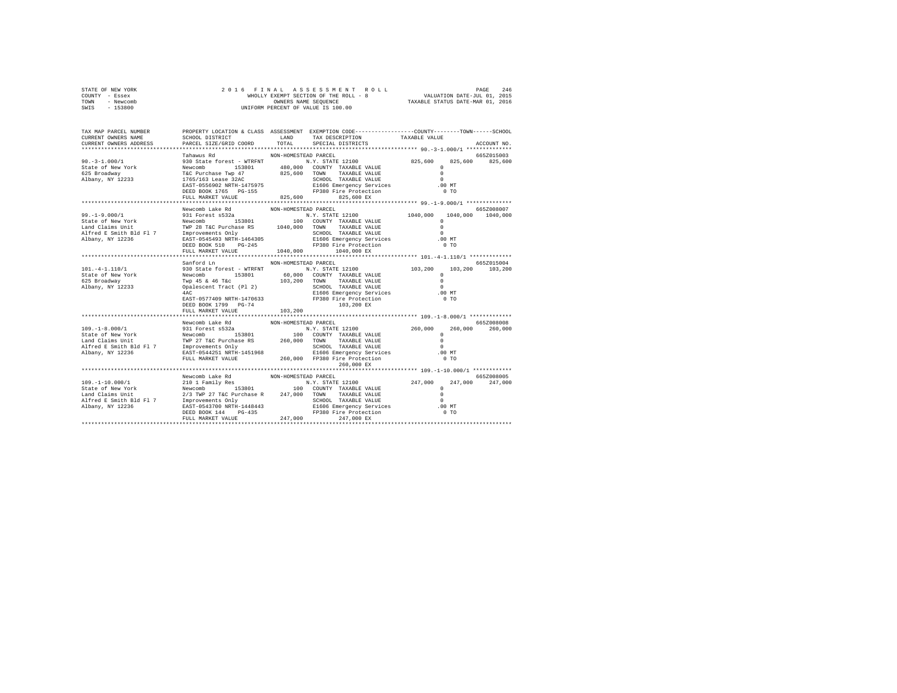STATE OF NEW YORK
COUNTY - Essex
TOWN - Newcomb
SWIS - 153800

2016 FINAL ASSESSMENT ROLL
WHOLLY EXEMPT SECTION OF THE ROLL - 8
OWNERS NAME SEQUENCE
UNIFORM PERCENT OF VALUE IS 100.00

VALUATION DATE-JUL 01, 2015
TAXABLE STATUS DATE-MAR 01, 2016

```
TAX MAP PARCEL NUMBER     PROPERTY LOCATION & CLASS  ASSESSMENT  EXEMPTION CODE-----------------COUNTY--------TOWN------SCHOOL
CURRENT OWNERS NAME       SCHOOL DISTRICT              LAND      TAX DESCRIPTION            TAXABLE VALUE
CURRENT OWNERS ADDRESS    PARCEL SIZE/GRID COORD       TOTAL     SPECIAL DISTRICTS                                  ACCOUNT NO.
******************************************************************************************* 90.-3-1.000/1 **************
                          Tahawus Rd                 NON-HOMESTEAD PARCEL                                            665Z015003
90.-3-1.000/1             930 State forest - WTRFNT          N.Y. STATE 12100          825,600     825,600     825,600
State of New York         Newcomb      153801        480,000  COUNTY  TAXABLE VALUE              0
625 Broadway              T&C Purchase Twp 47        825,600  TOWN    TAXABLE VALUE              0
Albany, NY 12233          1765/163 Lease 32AC                 SCHOOL  TAXABLE VALUE              0
                          EAST-0556902 NRTH-1475975           E1606 Emergency Services         .00 MT
                          DEED BOOK 1765   PG-155             FP380 Fire Protection              0 TO
                          FULL MARKET VALUE          825,600        825,600 EX
******************************************************************************************* 99.-1-9.000/1 **************
                          Newcomb Lake Rd            NON-HOMESTEAD PARCEL                                            665Z008007
99.-1-9.000/1             931 Forest s532a                   N.Y. STATE 12100         1040,000    1040,000    1040,000
State of New York         Newcomb      153801           100  COUNTY  TAXABLE VALUE              0
Land Claims Unit          TWP 28 T&C Purchase RS    1040,000  TOWN    TAXABLE VALUE              0
Alfred E Smith Bld Fl 7   Improvements Only                   SCHOOL  TAXABLE VALUE              0
Albany, NY 12236          EAST-0545493 NRTH-1464305           E1606 Emergency Services         .00 MT
                          DEED BOOK 510    PG-245             FP380 Fire Protection              0 TO
                          FULL MARKET VALUE         1040,000       1040,000 EX
******************************************************************************************* 101.-4-1.110/1 *************
                          Sanford Ln                 NON-HOMESTEAD PARCEL                                            665Z015004
101.-4-1.110/1            930 State forest - WTRFNT          N.Y. STATE 12100          103,200     103,200     103,200
State of New York         Newcomb      153801         60,000  COUNTY  TAXABLE VALUE              0
625 Broadway              Twp 45 & 46 T&c            103,200  TOWN    TAXABLE VALUE              0
Albany, NY 12233          Opalescent Tract (Pl 2)             SCHOOL  TAXABLE VALUE              0
                          4AC                                 E1606 Emergency Services         .00 MT
                          EAST-0577409 NRTH-1470633           FP380 Fire Protection              0 TO
                          DEED BOOK 1799   PG-74                    103,200 EX
                          FULL MARKET VALUE          103,200
******************************************************************************************* 109.-1-8.000/1 *************
                          Newcomb Lake Rd            NON-HOMESTEAD PARCEL                                            665Z008008
109.-1-8.000/1            931 Forest s532a                   N.Y. STATE 12100          260,000     260,000     260,000
State of New York         Newcomb      153801           100  COUNTY  TAXABLE VALUE              0
Land Claims Unit          TWP 27 T&C Purchase RS     260,000  TOWN    TAXABLE VALUE              0
Alfred E Smith Bld Fl 7   Improvements Only                   SCHOOL  TAXABLE VALUE              0
Albany, NY 12236          EAST-0544251 NRTH-1451968           E1606 Emergency Services         .00 MT
                          FULL MARKET VALUE          260,000  FP380 Fire Protection              0 TO
                                                                    260,000 EX
******************************************************************************************* 109.-1-10.000/1 ************
                          Newcomb Lake Rd            NON-HOMESTEAD PARCEL                                            665Z008005
109.-1-10.000/1           210 1 Family Res                   N.Y. STATE 12100          247,000     247,000     247,000
State of New York         Newcomb      153801           100  COUNTY  TAXABLE VALUE              0
Land Claims Unit          2/3 TWP 27 T&C Purchase R  247,000  TOWN    TAXABLE VALUE              0
Alfred E Smith Bld Fl 7   Improvements Only                   SCHOOL  TAXABLE VALUE              0
Albany, NY 12236          EAST-0543700 NRTH-1448443           E1606 Emergency Services         .00 MT
                          DEED BOOK 144    PG-435             FP380 Fire Protection              0 TO
                          FULL MARKET VALUE          247,000        247,000 EX
************************************************************************************************************************
```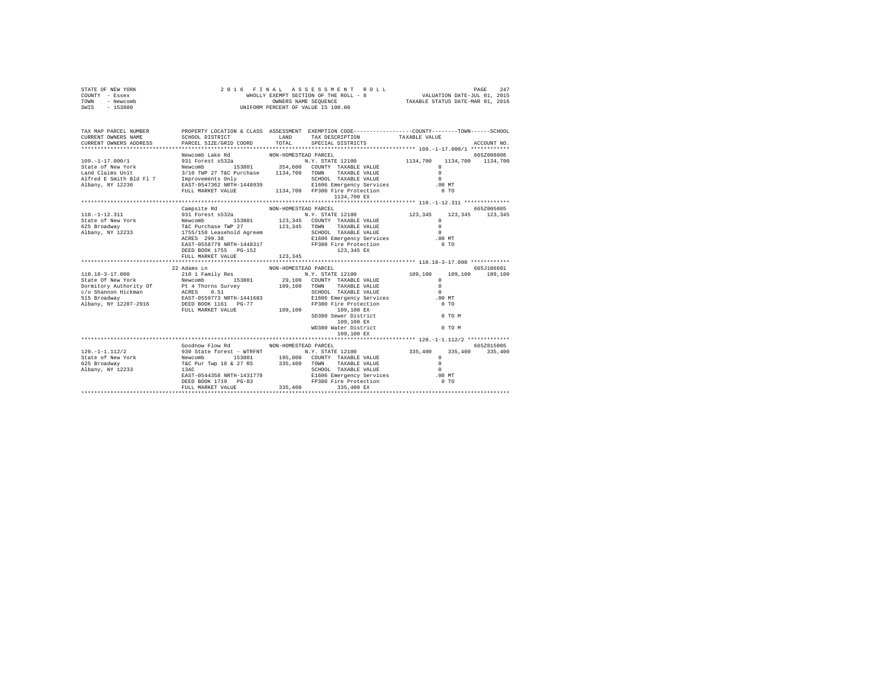STATE OF NEW YORK
COUNTY - Essex
TOWN - Newcomb
SWIS - 153800

2 0 1 6 F I N A L A S S E S S M E N T R O L L
WHOLLY EXEMPT SECTION OF THE ROLL - 8
OWNERS NAME SEQUENCE
UNIFORM PERCENT OF VALUE IS 100.00

VALUATION DATE-JUL 01, 2015
TAXABLE STATUS DATE-MAR 01, 2016

```
TAX MAP PARCEL NUMBER     PROPERTY LOCATION & CLASS  ASSESSMENT  EXEMPTION CODE-----------------COUNTY--------TOWN------SCHOOL
CURRENT OWNERS NAME       SCHOOL DISTRICT             LAND       TAX DESCRIPTION           TAXABLE VALUE
CURRENT OWNERS ADDRESS    PARCEL SIZE/GRID COORD      TOTAL      SPECIAL DISTRICTS                                     ACCOUNT NO.
******************************************************************************************** 109.-1-17.000/1 ************
                          Newcomb Lake Rd            NON-HOMESTEAD PARCEL                                               665Z008006
109.-1-17.000/1           931 Forest s532a                       N.Y. STATE 12100          1134,700    1134,700    1134,700
State of New York         Newcomb        153801       354,600   COUNTY  TAXABLE VALUE             0
Land Claims Unit          3/10 TWP 27 T&C Purchase   1134,700   TOWN    TAXABLE VALUE             0
Alfred E Smith Bld Fl 7   Improvements Only                     SCHOOL  TAXABLE VALUE             0
Albany, NY 12236          EAST-0547362 NRTH-1448939             E1606 Emergency Services        .00 MT
                          FULL MARKET VALUE          1134,700   FP380 Fire Protection             0 TO
                                                                     1134,700 EX
******************************************************************************************** 110.-1-12.311 **************
                          Campsite Rd                NON-HOMESTEAD PARCEL                                               665Z005005
110.-1-12.311             931 Forest s532a                       N.Y. STATE 12100           123,345     123,345     123,345
State of New York         Newcomb        153801       123,345   COUNTY  TAXABLE VALUE             0
625 Broadway              T&C Purchase TWP 27         123,345   TOWN    TAXABLE VALUE             0
Albany, NY 12233          1755/158 Leasehold Agreem             SCHOOL  TAXABLE VALUE             0
                          ACRES  299.38                         E1606 Emergency Services        .00 MT
                          EAST-0558779 NRTH-1448317             FP380 Fire Protection             0 TO
                          DEED BOOK 1755   PG-152                    123,345 EX
                          FULL MARKET VALUE           123,345
******************************************************************************************** 110.18-3-17.000 ************
                          22 Adams Ln                NON-HOMESTEAD PARCEL                                               665J106601
110.18-3-17.000           210 1 Family Res                       N.Y. STATE 12100           109,100     109,100     109,100
State Of New York         Newcomb        153801        29,100   COUNTY  TAXABLE VALUE             0
Dormitory Authority Of    Pt 4 Thorns Survey          109,100   TOWN    TAXABLE VALUE             0
c/o Shannon Hickman       ACRES    0.51                         SCHOOL  TAXABLE VALUE             0
515 Broadway              EAST-0559773 NRTH-1441683             E1606 Emergency Services        .00 MT
Albany, NY 12207-2916     DEED BOOK 1161   PG-77                FP380 Fire Protection             0 TO
                          FULL MARKET VALUE           109,100        109,100 EX
                                                                SD380 Sewer District              0 TO M
                                                                     109,100 EX
                                                                WD380 Water District              0 TO M
                                                                     109,100 EX
******************************************************************************************** 120.-1-1.112/2 ************
                          Goodnow Flow Rd            NON-HOMESTEAD PARCEL                                               665Z015005
120.-1-1.112/2            930 State forest - WTRFNT              N.Y. STATE 12100           335,400     335,400     335,400
State of New York         Newcomb        153801       195,000   COUNTY  TAXABLE VALUE             0
625 Broadway              T&C Pur Twp 18 & 27 RS      335,400   TOWN    TAXABLE VALUE             0
Albany, NY 12233          13AC                                  SCHOOL  TAXABLE VALUE             0
                          EAST-0544358 NRTH-1431778             E1606 Emergency Services        .00 MT
                          DEED BOOK 1719   PG-83                FP380 Fire Protection             0 TO
                          FULL MARKET VALUE           335,400        335,400 EX
************************************************************************************************************************
```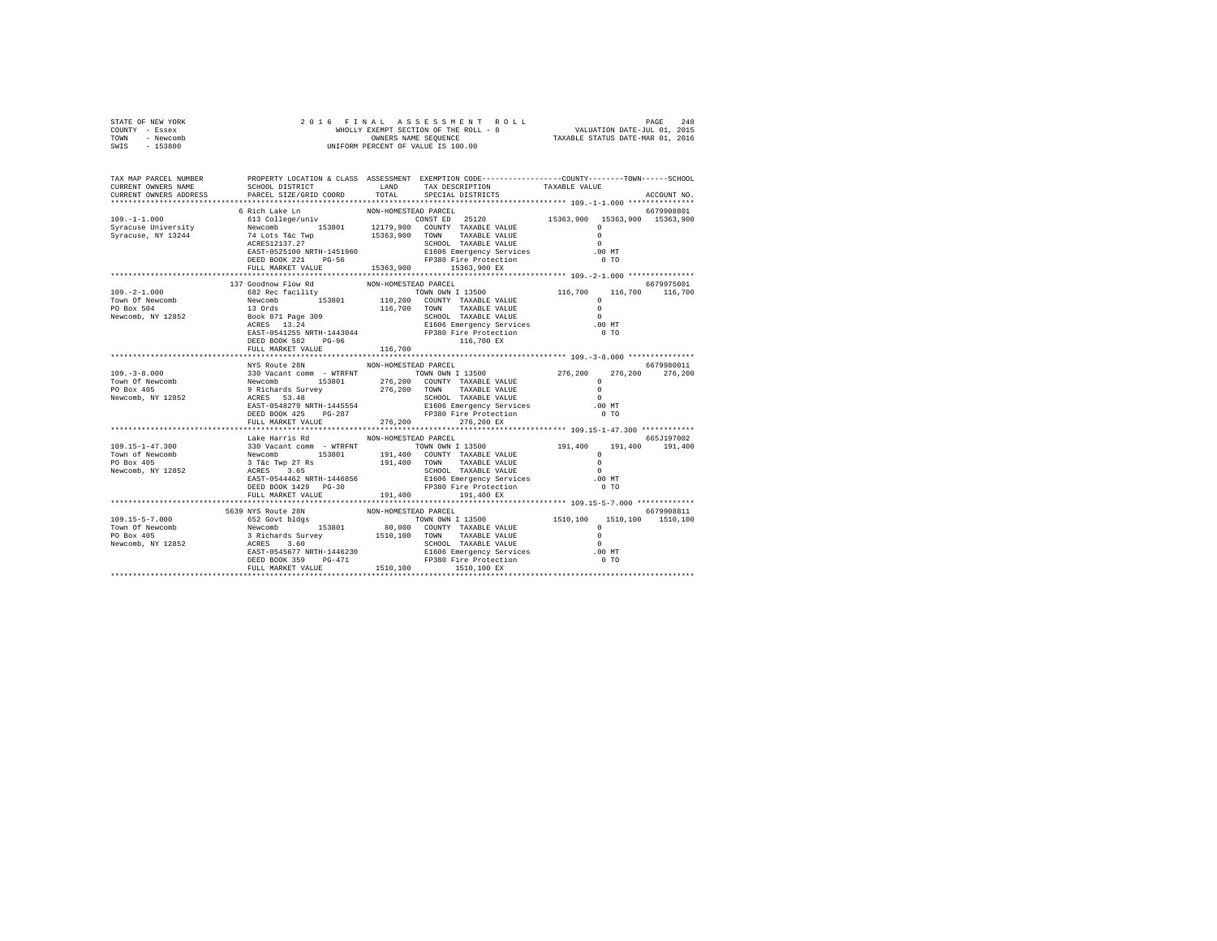STATE OF NEW YORK
COUNTY - Essex
TOWN - Newcomb
SWIS - 153800

2 0 1 6 F I N A L A S S E S S M E N T R O L L
WHOLLY EXEMPT SECTION OF THE ROLL - 8
OWNERS NAME SEQUENCE
UNIFORM PERCENT OF VALUE IS 100.00

VALUATION DATE-JUL 01, 2015
TAXABLE STATUS DATE-MAR 01, 2016

```
TAX MAP PARCEL NUMBER          PROPERTY LOCATION & CLASS  ASSESSMENT  EXEMPTION CODE-----------------COUNTY--------TOWN------SCHOOL
CURRENT OWNERS NAME            SCHOOL DISTRICT              LAND      TAX DESCRIPTION             TAXABLE VALUE
CURRENT OWNERS ADDRESS         PARCEL SIZE/GRID COORD       TOTAL     SPECIAL DISTRICTS                                  ACCOUNT NO.
******************************************************************************************************* 109.-1-1.000 ***************
                             6 Rich Lake Ln              NON-HOMESTEAD PARCEL                                              6679908801
109.-1-1.000                 613 College/univ                        CONST ED   25120          15363,900  15363,900  15363,900
Syracuse University          Newcomb         153801     12179,900    COUNTY  TAXABLE VALUE              0
Syracuse, NY 13244           74 Lots T&c Twp            15363,900    TOWN    TAXABLE VALUE              0
                             ACRES12137.27                           SCHOOL  TAXABLE VALUE              0
                             EAST-0525100 NRTH-1451960               E1606 Emergency Services            .00 MT
                             DEED BOOK 221    PG-56                  FP380 Fire Protection                0 TO
                             FULL MARKET VALUE          15363,900         15363,900 EX
******************************************************************************************************* 109.-2-1.000 ***************
                           137 Goodnow Flow Rd           NON-HOMESTEAD PARCEL                                              6679975001
109.-2-1.000                 682 Rec facility                        TOWN OWN I 13500               116,700    116,700    116,700
Town Of Newcomb              Newcomb         153801       110,200    COUNTY  TAXABLE VALUE              0
PO Box 504                   13 Ords                      116,700    TOWN    TAXABLE VALUE              0
Newcomb, NY 12852            Book 871 Page 309                       SCHOOL  TAXABLE VALUE              0
                             ACRES  13.24                            E1606 Emergency Services            .00 MT
                             EAST-0541255 NRTH-1443044               FP380 Fire Protection                0 TO
                             DEED BOOK 582    PG-96                       116,700 EX
                             FULL MARKET VALUE            116,700
******************************************************************************************************* 109.-3-8.000 ***************
                             NYS Route 28N               NON-HOMESTEAD PARCEL                                              6679980011
109.-3-8.000                 330 Vacant comm  - WTRFNT               TOWN OWN I 13500               276,200    276,200    276,200
Town Of Newcomb              Newcomb         153801       276,200    COUNTY  TAXABLE VALUE              0
PO Box 405                   9 Richards Survey            276,200    TOWN    TAXABLE VALUE              0
Newcomb, NY 12852            ACRES  53.48                            SCHOOL  TAXABLE VALUE              0
                             EAST-0548279 NRTH-1445554               E1606 Emergency Services            .00 MT
                             DEED BOOK 425    PG-287                 FP380 Fire Protection                0 TO
                             FULL MARKET VALUE            276,200         276,200 EX
******************************************************************************************************* 109.15-1-47.300 ************
                             Lake Harris Rd              NON-HOMESTEAD PARCEL                                              665J197002
109.15-1-47.300              330 Vacant comm  - WTRFNT               TOWN OWN I 13500               191,400    191,400    191,400
Town of Newcomb              Newcomb         153801       191,400    COUNTY  TAXABLE VALUE              0
PO Box 405                   3 T&c Twp 27 Rs              191,400    TOWN    TAXABLE VALUE              0
Newcomb, NY 12852            ACRES   3.65                            SCHOOL  TAXABLE VALUE              0
                             EAST-0544462 NRTH-1446856               E1606 Emergency Services            .00 MT
                             DEED BOOK 1429   PG-30                  FP380 Fire Protection                0 TO
                             FULL MARKET VALUE            191,400         191,400 EX
******************************************************************************************************* 109.15-5-7.000 *************
                          5639 NYS Route 28N             NON-HOMESTEAD PARCEL                                              6679908811
109.15-5-7.000               652 Govt bldgs                          TOWN OWN I 13500              1510,100   1510,100   1510,100
Town Of Newcomb              Newcomb         153801        80,000    COUNTY  TAXABLE VALUE              0
PO Box 405                   3 Richards Survey           1510,100    TOWN    TAXABLE VALUE              0
Newcomb, NY 12852            ACRES   3.60                            SCHOOL  TAXABLE VALUE              0
                             EAST-0545677 NRTH-1446230               E1606 Emergency Services            .00 MT
                             DEED BOOK 359    PG-471                 FP380 Fire Protection                0 TO
                             FULL MARKET VALUE           1510,100         1510,100 EX
************************************************************************************************************************************
```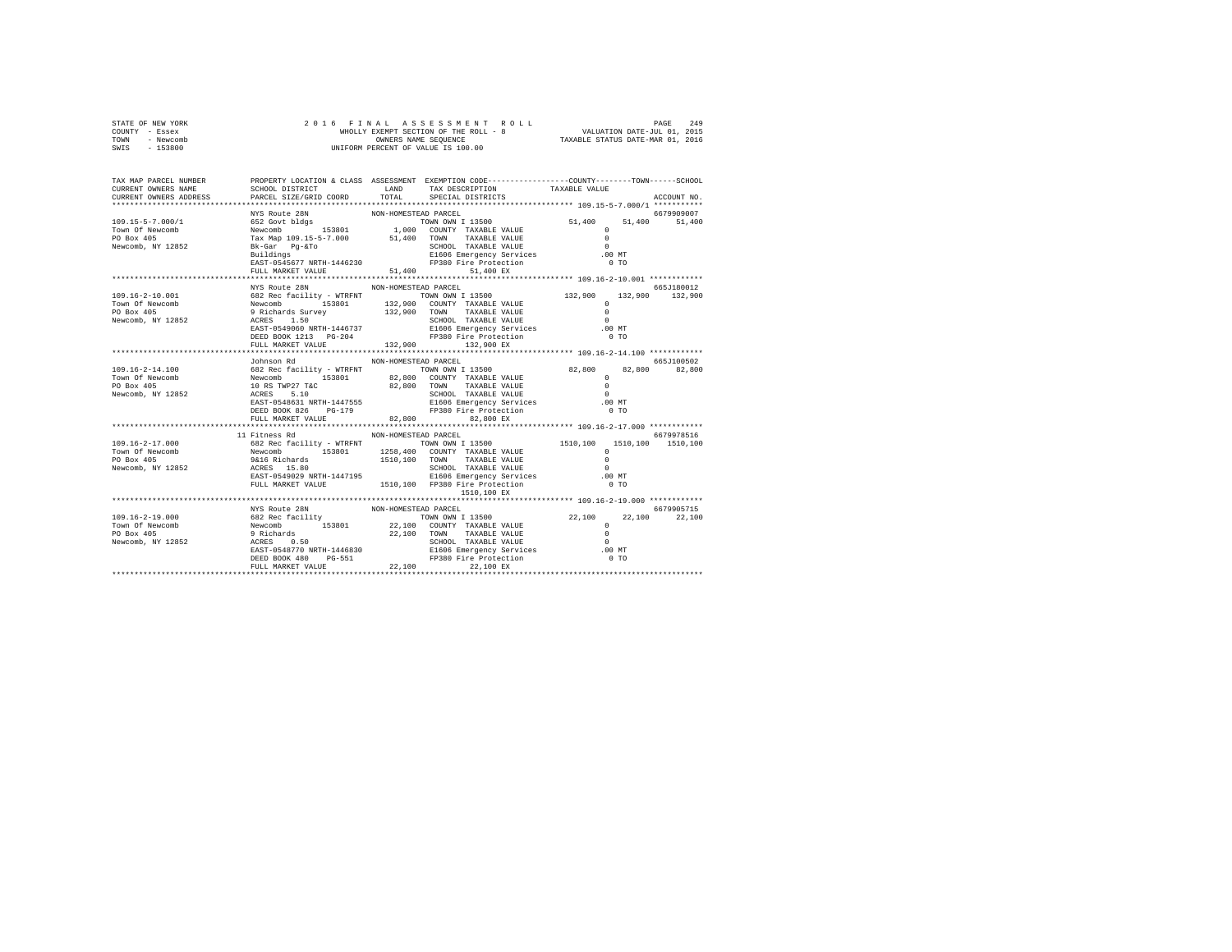STATE OF NEW YORK
COUNTY - Essex
TOWN - Newcomb
SWIS - 153800

2 0 1 6 F I N A L A S S E S S M E N T R O L L
WHOLLY EXEMPT SECTION OF THE ROLL - 8
OWNERS NAME SEQUENCE
UNIFORM PERCENT OF VALUE IS 100.00

VALUATION DATE-JUL 01, 2015
TAXABLE STATUS DATE-MAR 01, 2016

```
TAX MAP PARCEL NUMBER          PROPERTY LOCATION & CLASS  ASSESSMENT  EXEMPTION CODE-----------------COUNTY--------TOWN------SCHOOL
CURRENT OWNERS NAME            SCHOOL DISTRICT               LAND      TAX DESCRIPTION            TAXABLE VALUE
CURRENT OWNERS ADDRESS         PARCEL SIZE/GRID COORD        TOTAL     SPECIAL DISTRICTS                                  ACCOUNT NO.
************************************************************************************************ 109.15-5-7.000/1 ***********
                               NYS Route 28N                NON-HOMESTEAD PARCEL                                           6679909007
109.15-5-7.000/1               652 Govt bldgs                          TOWN OWN I 13500             51,400     51,400     51,400
Town Of Newcomb                Newcomb          153801       1,000     COUNTY  TAXABLE VALUE             0
PO Box 405                     Tax Map 109.15-5-7.000       51,400     TOWN    TAXABLE VALUE             0
Newcomb, NY 12852              Bk-Gar  Pg-&To                          SCHOOL  TAXABLE VALUE             0
                               Buildings                               E1606 Emergency Services        .00 MT
                               EAST-0545677 NRTH-1446230               FP380 Fire Protection             0 TO
                               FULL MARKET VALUE            51,400          51,400 EX
************************************************************************************************ 109.16-2-10.001 ************
                               NYS Route 28N                NON-HOMESTEAD PARCEL                                           665J180012
109.16-2-10.001                682 Rec facility - WTRFNT               TOWN OWN I 13500            132,900    132,900    132,900
Town Of Newcomb                Newcomb          153801     132,900     COUNTY  TAXABLE VALUE             0
PO Box 405                     9 Richards Survey           132,900     TOWN    TAXABLE VALUE             0
Newcomb, NY 12852              ACRES    1.50                           SCHOOL  TAXABLE VALUE             0
                               EAST-0549060 NRTH-1446737               E1606 Emergency Services        .00 MT
                               DEED BOOK 1213   PG-204                 FP380 Fire Protection             0 TO
                               FULL MARKET VALUE           132,900         132,900 EX
************************************************************************************************ 109.16-2-14.100 ************
                               Johnson Rd                   NON-HOMESTEAD PARCEL                                           665J100502
109.16-2-14.100                682 Rec facility - WTRFNT               TOWN OWN I 13500             82,800     82,800     82,800
Town Of Newcomb                Newcomb          153801      82,800     COUNTY  TAXABLE VALUE             0
PO Box 405                     10 RS TWP27 T&C              82,800     TOWN    TAXABLE VALUE             0
Newcomb, NY 12852              ACRES    5.10                           SCHOOL  TAXABLE VALUE             0
                               EAST-0548631 NRTH-1447555               E1606 Emergency Services        .00 MT
                               DEED BOOK 826    PG-179                 FP380 Fire Protection             0 TO
                               FULL MARKET VALUE            82,800          82,800 EX
************************************************************************************************ 109.16-2-17.000 ************
                             11 Fitness Rd                  NON-HOMESTEAD PARCEL                                           6679978516
109.16-2-17.000                682 Rec facility - WTRFNT               TOWN OWN I 13500           1510,100   1510,100   1510,100
Town Of Newcomb                Newcomb          153801    1258,400     COUNTY  TAXABLE VALUE             0
PO Box 405                     9&16 Richards              1510,100     TOWN    TAXABLE VALUE             0
Newcomb, NY 12852              ACRES   15.80                           SCHOOL  TAXABLE VALUE             0
                               EAST-0549029 NRTH-1447195               E1606 Emergency Services        .00 MT
                               FULL MARKET VALUE          1510,100     FP380 Fire Protection             0 TO
                                                                          1510,100 EX
************************************************************************************************ 109.16-2-19.000 ************
                               NYS Route 28N                NON-HOMESTEAD PARCEL                                           6679905715
109.16-2-19.000                682 Rec facility                        TOWN OWN I 13500             22,100     22,100     22,100
Town Of Newcomb                Newcomb          153801      22,100     COUNTY  TAXABLE VALUE             0
PO Box 405                     9 Richards                   22,100     TOWN    TAXABLE VALUE             0
Newcomb, NY 12852              ACRES    0.50                           SCHOOL  TAXABLE VALUE             0
                               EAST-0548770 NRTH-1446830               E1606 Emergency Services        .00 MT
                               DEED BOOK 480    PG-551                 FP380 Fire Protection             0 TO
                               FULL MARKET VALUE            22,100          22,100 EX
******************************************************************************************************************************
```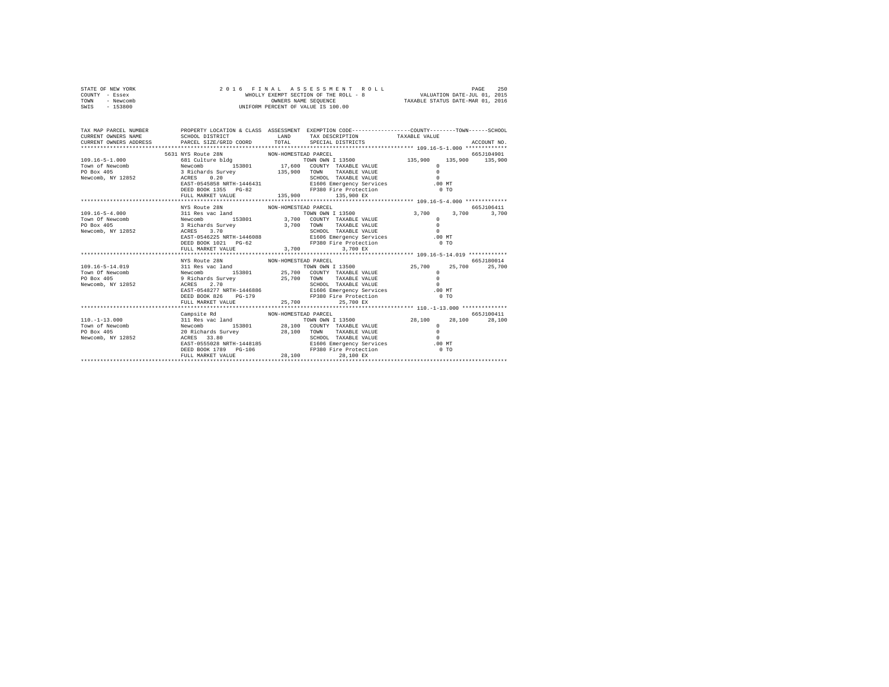```
STATE OF NEW YORK              2 0 1 6   F I N A L   A S S E S S M E N T   R O L L                    PAGE   250
COUNTY  - Essex                   WHOLLY EXEMPT SECTION OF THE ROLL - 8              VALUATION DATE-JUL 01, 2015
TOWN    - Newcomb                        OWNERS NAME SEQUENCE                      TAXABLE STATUS DATE-MAR 01, 2016
SWIS    - 153800                   UNIFORM PERCENT OF VALUE IS 100.00


TAX MAP PARCEL NUMBER         PROPERTY LOCATION & CLASS  ASSESSMENT  EXEMPTION CODE-----------------COUNTY--------TOWN------SCHOOL
CURRENT OWNERS NAME           SCHOOL DISTRICT              LAND      TAX DESCRIPTION             TAXABLE VALUE
CURRENT OWNERS ADDRESS        PARCEL SIZE/GRID COORD       TOTAL     SPECIAL DISTRICTS                                  ACCOUNT NO.
******************************************************************************************************* 109.16-5-1.000 ************
                        5631 NYS Route 28N            NON-HOMESTEAD PARCEL                                              665J104901
109.16-5-1.000               681 Culture bldg                        TOWN OWN I 13500              135,900    135,900    135,900
Town of Newcomb              Newcomb        153801      17,600   COUNTY  TAXABLE VALUE                   0
PO Box 405                   3 Richards Survey         135,900   TOWN    TAXABLE VALUE                   0
Newcomb, NY 12852            ACRES    0.20                       SCHOOL  TAXABLE VALUE                   0
                             EAST-0545858 NRTH-1446431            E1606 Emergency Services             .00 MT
                             DEED BOOK 1355   PG-82               FP380 Fire Protection                  0 TO
                             FULL MARKET VALUE         135,900          135,900 EX
******************************************************************************************************* 109.16-5-4.000 ************
                        NYS Route 28N                 NON-HOMESTEAD PARCEL                                              665J106411
109.16-5-4.000               311 Res vac land                        TOWN OWN I 13500                3,700      3,700      3,700
Town Of Newcomb              Newcomb        153801       3,700   COUNTY  TAXABLE VALUE                   0
PO Box 405                   3 Richards Survey           3,700   TOWN    TAXABLE VALUE                   0
Newcomb, NY 12852            ACRES    3.70                       SCHOOL  TAXABLE VALUE                   0
                             EAST-0546225 NRTH-1446088            E1606 Emergency Services             .00 MT
                             DEED BOOK 1021   PG-62               FP380 Fire Protection                  0 TO
                             FULL MARKET VALUE           3,700            3,700 EX
******************************************************************************************************* 109.16-5-14.019 ***********
                        NYS Route 28N                 NON-HOMESTEAD PARCEL                                              665J180014
109.16-5-14.019              311 Res vac land                        TOWN OWN I 13500               25,700     25,700     25,700
Town Of Newcomb              Newcomb        153801      25,700   COUNTY  TAXABLE VALUE                   0
PO Box 405                   9 Richards Survey          25,700   TOWN    TAXABLE VALUE                   0
Newcomb, NY 12852            ACRES    2.70                       SCHOOL  TAXABLE VALUE                   0
                             EAST-0548277 NRTH-1446886            E1606 Emergency Services             .00 MT
                             DEED BOOK 826    PG-179              FP380 Fire Protection                  0 TO
                             FULL MARKET VALUE          25,700           25,700 EX
******************************************************************************************************* 110.-1-13.000 *************
                        Campsite Rd                   NON-HOMESTEAD PARCEL                                              665J100411
110.-1-13.000                311 Res vac land                        TOWN OWN I 13500               28,100     28,100     28,100
Town of Newcomb              Newcomb        153801      28,100   COUNTY  TAXABLE VALUE                   0
PO Box 405                   20 Richards Survey         28,100   TOWN    TAXABLE VALUE                   0
Newcomb, NY 12852            ACRES   33.80                       SCHOOL  TAXABLE VALUE                   0
                             EAST-0555028 NRTH-1448185            E1606 Emergency Services             .00 MT
                             DEED BOOK 1789   PG-106              FP380 Fire Protection                  0 TO
                             FULL MARKET VALUE          28,100           28,100 EX
************************************************************************************************************************************
```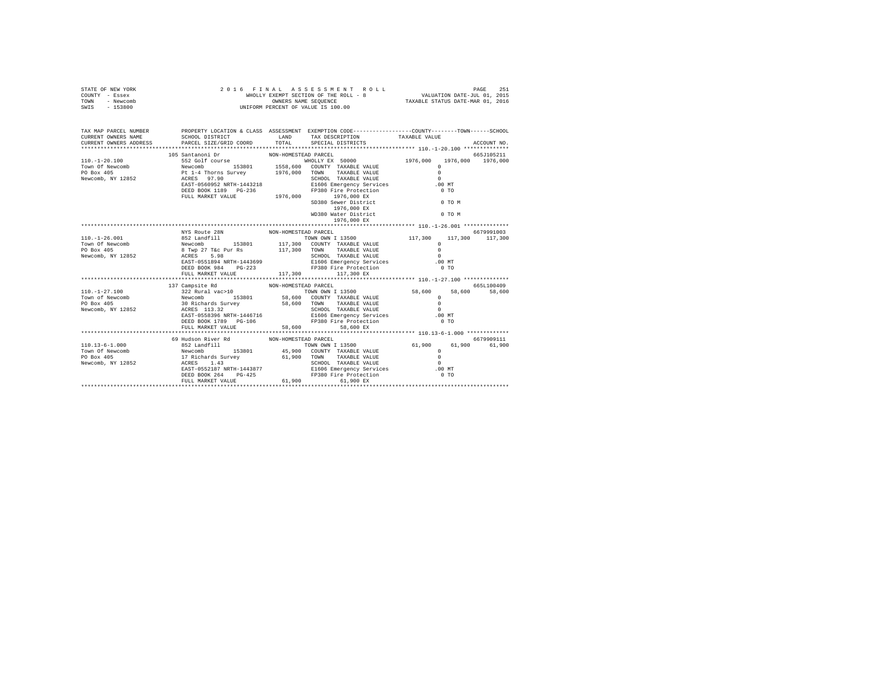STATE OF NEW YORK
COUNTY - Essex
TOWN - Newcomb
SWIS - 153800

2016 FINAL ASSESSMENT ROLL
WHOLLY EXEMPT SECTION OF THE ROLL - 8
OWNERS NAME SEQUENCE
UNIFORM PERCENT OF VALUE IS 100.00

VALUATION DATE-JUL 01, 2015
TAXABLE STATUS DATE-MAR 01, 2016

```
TAX MAP PARCEL NUMBER          PROPERTY LOCATION & CLASS  ASSESSMENT  EXEMPTION CODE-----------------COUNTY--------TOWN------SCHOOL
CURRENT OWNERS NAME            SCHOOL DISTRICT              LAND      TAX DESCRIPTION            TAXABLE VALUE
CURRENT OWNERS ADDRESS         PARCEL SIZE/GRID COORD       TOTAL     SPECIAL DISTRICTS                                    ACCOUNT NO.
*************************************************************************************************** 110.-1-20.100 **************
                     105 Santanoni Dr              NON-HOMESTEAD PARCEL                                                     665J105211
110.-1-20.100                  552 Golf course                        WHOLLY EX 50000             1976,000    1976,000    1976,000
Town Of Newcomb                Newcomb        153801      1558,600    COUNTY  TAXABLE VALUE                0
PO Box 405                     Pt 1-4 Thorns Survey       1976,000    TOWN    TAXABLE VALUE                0
Newcomb, NY 12852              ACRES  97.90                           SCHOOL  TAXABLE VALUE                0
                               EAST-0560952 NRTH-1443218              E1606 Emergency Services           .00 MT
                               DEED BOOK 1189   PG-236                FP380 Fire Protection                0 TO
                               FULL MARKET VALUE          1976,000         1976,000 EX
                                                                      SD380 Sewer District                 0 TO M
                                                                           1976,000 EX
                                                                      WD380 Water District                 0 TO M
                                                                           1976,000 EX
*************************************************************************************************** 110.-1-26.001 **************
                               NYS Route 28N               NON-HOMESTEAD PARCEL                                             6679991003
110.-1-26.001                  852 Landfill                           TOWN OWN I 13500             117,300     117,300     117,300
Town Of Newcomb                Newcomb        153801       117,300    COUNTY  TAXABLE VALUE                0
PO Box 405                     8 Twp 27 T&c Pur Rs         117,300    TOWN    TAXABLE VALUE                0
Newcomb, NY 12852              ACRES   5.98                           SCHOOL  TAXABLE VALUE                0
                               EAST-0551894 NRTH-1443699              E1606 Emergency Services           .00 MT
                               DEED BOOK 984    PG-223                FP380 Fire Protection                0 TO
                               FULL MARKET VALUE           117,300          117,300 EX
*************************************************************************************************** 110.-1-27.100 **************
                     137 Campsite Rd               NON-HOMESTEAD PARCEL                                                     665L100409
110.-1-27.100                  322 Rural vac>10                       TOWN OWN I 13500              58,600      58,600      58,600
Town of Newcomb                Newcomb        153801        58,600    COUNTY  TAXABLE VALUE                0
PO Box 405                     30 Richards Survey           58,600    TOWN    TAXABLE VALUE                0
Newcomb, NY 12852              ACRES 113.32                           SCHOOL  TAXABLE VALUE                0
                               EAST-0558396 NRTH-1446716              E1606 Emergency Services           .00 MT
                               DEED BOOK 1789   PG-106                FP380 Fire Protection                0 TO
                               FULL MARKET VALUE            58,600           58,600 EX
*************************************************************************************************** 110.13-6-1.000 *************
                      69 Hudson River Rd           NON-HOMESTEAD PARCEL                                                     6679909111
110.13-6-1.000                 852 Landfill                           TOWN OWN I 13500              61,900      61,900      61,900
Town Of Newcomb                Newcomb        153801        45,900    COUNTY  TAXABLE VALUE                0
PO Box 405                     17 Richards Survey           61,900    TOWN    TAXABLE VALUE                0
Newcomb, NY 12852              ACRES   1.43                           SCHOOL  TAXABLE VALUE                0
                               EAST-0552187 NRTH-1443877              E1606 Emergency Services           .00 MT
                               DEED BOOK 264    PG-425                FP380 Fire Protection                0 TO
                               FULL MARKET VALUE            61,900           61,900 EX
********************************************************************************************************************************
```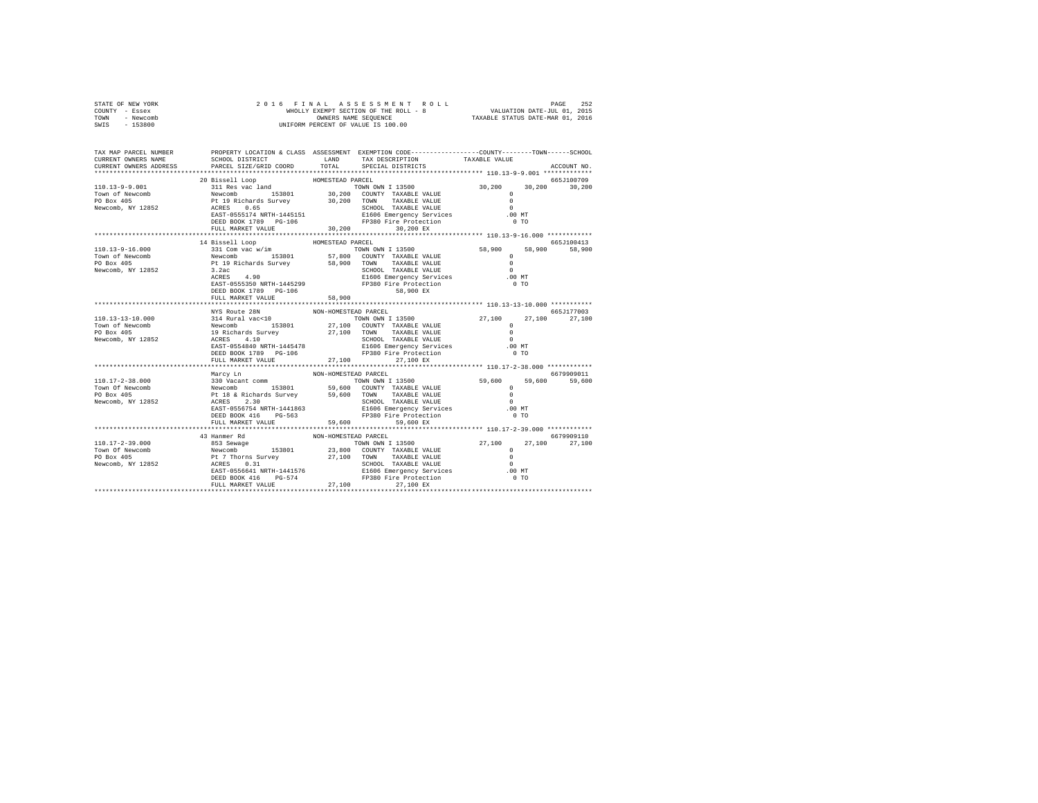```
STATE OF NEW YORK              2 0 1 6  F I N A L  A S S E S S M E N T  R O L L                    PAGE  252
COUNTY - Essex                    WHOLLY EXEMPT SECTION OF THE ROLL - 8              VALUATION DATE-JUL 01, 2015
TOWN   - Newcomb                       OWNERS NAME SEQUENCE                      TAXABLE STATUS DATE-MAR 01, 2016
SWIS   - 153800                   UNIFORM PERCENT OF VALUE IS 100.00

TAX MAP PARCEL NUMBER      PROPERTY LOCATION & CLASS  ASSESSMENT  EXEMPTION CODE-----------------COUNTY--------TOWN------SCHOOL
CURRENT OWNERS NAME        SCHOOL DISTRICT              LAND      TAX DESCRIPTION            TAXABLE VALUE
CURRENT OWNERS ADDRESS     PARCEL SIZE/GRID COORD       TOTAL     SPECIAL DISTRICTS                                  ACCOUNT NO.
******************************************************************************************* 110.13-9-9.001 *************
                         20 Bissell Loop              HOMESTEAD PARCEL                                               665J100709
110.13-9-9.001           311 Res vac land                        TOWN OWN I 13500            30,200     30,200     30,200
Town of Newcomb          Newcomb       153801         30,200     COUNTY  TAXABLE VALUE            0
PO Box 405               Pt 19 Richards Survey        30,200     TOWN    TAXABLE VALUE            0
Newcomb, NY 12852        ACRES    0.65                           SCHOOL  TAXABLE VALUE            0
                         EAST-0555174 NRTH-1445151               E1606 Emergency Services       .00 MT
                         DEED BOOK 1789   PG-106                 FP380 Fire Protection            0 TO
                         FULL MARKET VALUE            30,200           30,200 EX
******************************************************************************************* 110.13-9-16.000 ************
                         14 Bissell Loop              HOMESTEAD PARCEL                                               665J100413
110.13-9-16.000          331 Com vac w/im                        TOWN OWN I 13500            58,900     58,900     58,900
Town of Newcomb          Newcomb       153801         57,800     COUNTY  TAXABLE VALUE            0
PO Box 405               Pt 19 Richards Survey        58,900     TOWN    TAXABLE VALUE            0
Newcomb, NY 12852        3.2ac                                   SCHOOL  TAXABLE VALUE            0
                         ACRES    4.90                           E1606 Emergency Services       .00 MT
                         EAST-0555350 NRTH-1445299               FP380 Fire Protection            0 TO
                         DEED BOOK 1789   PG-106                       58,900 EX
                         FULL MARKET VALUE            58,900
******************************************************************************************* 110.13-13-10.000 ***********
                         NYS Route 28N                NON-HOMESTEAD PARCEL                                           665J177003
110.13-13-10.000         314 Rural vac<10                        TOWN OWN I 13500            27,100     27,100     27,100
Town of Newcomb          Newcomb       153801         27,100     COUNTY  TAXABLE VALUE            0
PO Box 405               19 Richards Survey           27,100     TOWN    TAXABLE VALUE            0
Newcomb, NY 12852        ACRES    4.10                           SCHOOL  TAXABLE VALUE            0
                         EAST-0554840 NRTH-1445478               E1606 Emergency Services       .00 MT
                         DEED BOOK 1789   PG-106                 FP380 Fire Protection            0 TO
                         FULL MARKET VALUE            27,100           27,100 EX
******************************************************************************************* 110.17-2-38.000 ************
                         Marcy Ln                     NON-HOMESTEAD PARCEL                                           6679909011
110.17-2-38.000          330 Vacant comm                         TOWN OWN I 13500            59,600     59,600     59,600
Town Of Newcomb          Newcomb       153801         59,600     COUNTY  TAXABLE VALUE            0
PO Box 405               Pt 18 & Richards Survey      59,600     TOWN    TAXABLE VALUE            0
Newcomb, NY 12852        ACRES    2.30                           SCHOOL  TAXABLE VALUE            0
                         EAST-0556754 NRTH-1441863               E1606 Emergency Services       .00 MT
                         DEED BOOK 416    PG-563                 FP380 Fire Protection            0 TO
                         FULL MARKET VALUE            59,600           59,600 EX
******************************************************************************************* 110.17-2-39.000 ************
                         43 Hanmer Rd                 NON-HOMESTEAD PARCEL                                           6679909110
110.17-2-39.000          853 Sewage                              TOWN OWN I 13500            27,100     27,100     27,100
Town Of Newcomb          Newcomb       153801         23,800     COUNTY  TAXABLE VALUE            0
PO Box 405               Pt 7 Thorns Survey           27,100     TOWN    TAXABLE VALUE            0
Newcomb, NY 12852        ACRES    0.31                           SCHOOL  TAXABLE VALUE            0
                         EAST-0556641 NRTH-1441576               E1606 Emergency Services       .00 MT
                         DEED BOOK 416    PG-574                 FP380 Fire Protection            0 TO
                         FULL MARKET VALUE            27,100           27,100 EX
************************************************************************************************************************
```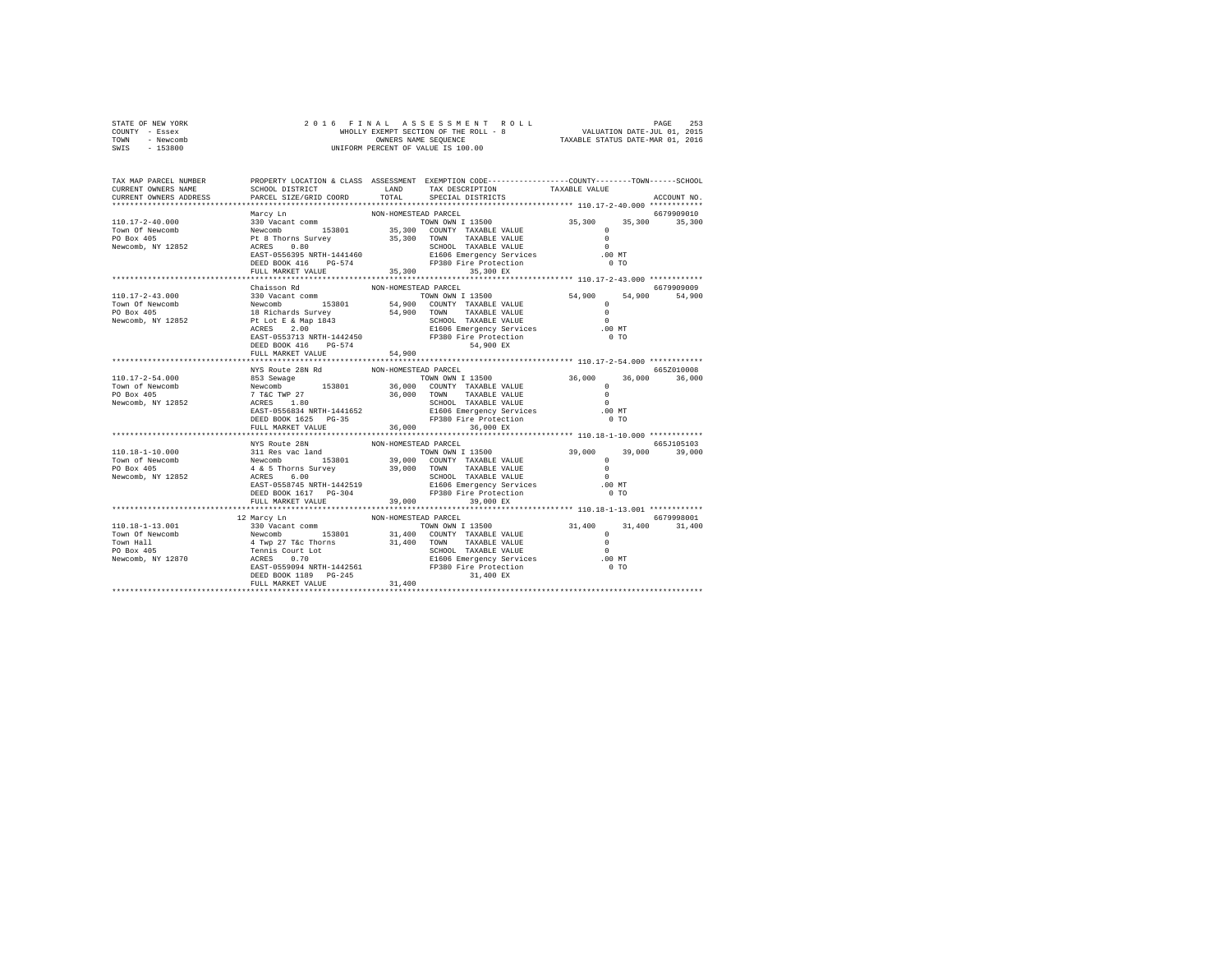STATE OF NEW YORK
COUNTY - Essex
TOWN - Newcomb
SWIS - 153800

2016 FINAL ASSESSMENT ROLL
WHOLLY EXEMPT SECTION OF THE ROLL - 8
OWNERS NAME SEQUENCE
UNIFORM PERCENT OF VALUE IS 100.00

VALUATION DATE-JUL 01, 2015
TAXABLE STATUS DATE-MAR 01, 2016

| TAX MAP PARCEL NUMBER / CURRENT OWNERS NAME / CURRENT OWNERS ADDRESS | PROPERTY LOCATION & CLASS / SCHOOL DISTRICT / PARCEL SIZE/GRID COORD | ASSESSMENT LAND / TOTAL | EXEMPTION CODE / TAX DESCRIPTION / SPECIAL DISTRICTS | COUNTY TAXABLE VALUE | TOWN | SCHOOL | ACCOUNT NO. |
|---|---|---|---|---|---|---|---|
| **110.17-2-40.000** | Marcy Ln | NON-HOMESTEAD PARCEL | | | | | 6679909010 |
| Town Of Newcomb | 330 Vacant comm | | TOWN OWN I 13500 | 35,300 | 35,300 | 35,300 | |
| PO Box 405 | Newcomb 153801 | 35,300 | COUNTY TAXABLE VALUE | 0 | | | |
| Newcomb, NY 12852 | Pt 8 Thorns Survey | 35,300 | TOWN TAXABLE VALUE | 0 | | | |
| | ACRES 0.80 | | SCHOOL TAXABLE VALUE | 0 | | | |
| | EAST-0556395 NRTH-1441460 | | E1606 Emergency Services | .00 MT | | | |
| | DEED BOOK 416 PG-574 | | FP380 Fire Protection | 0 TO | | | |
| | FULL MARKET VALUE | 35,300 | 35,300 EX | | | | |
| **110.17-2-43.000** | Chaisson Rd | NON-HOMESTEAD PARCEL | | | | | 6679909009 |
| Town Of Newcomb | 330 Vacant comm | | TOWN OWN I 13500 | 54,900 | 54,900 | 54,900 | |
| PO Box 405 | Newcomb 153801 | 54,900 | COUNTY TAXABLE VALUE | 0 | | | |
| Newcomb, NY 12852 | 18 Richards Survey | 54,900 | TOWN TAXABLE VALUE | 0 | | | |
| | Pt Lot E & Map 1843 | | SCHOOL TAXABLE VALUE | 0 | | | |
| | ACRES 2.00 | | E1606 Emergency Services | .00 MT | | | |
| | EAST-0553713 NRTH-1442450 | | FP380 Fire Protection | 0 TO | | | |
| | DEED BOOK 416 PG-574 | | 54,900 EX | | | | |
| | FULL MARKET VALUE | 54,900 | | | | | |
| **110.17-2-54.000** | NYS Route 28N Rd | NON-HOMESTEAD PARCEL | | | | | 665Z010008 |
| Town of Newcomb | 853 Sewage | | TOWN OWN I 13500 | 36,000 | 36,000 | 36,000 | |
| PO Box 405 | Newcomb 153801 | 36,000 | COUNTY TAXABLE VALUE | 0 | | | |
| Newcomb, NY 12852 | 7 T&C TWP 27 | 36,000 | TOWN TAXABLE VALUE | 0 | | | |
| | ACRES 1.80 | | SCHOOL TAXABLE VALUE | 0 | | | |
| | EAST-0556834 NRTH-1441652 | | E1606 Emergency Services | .00 MT | | | |
| | DEED BOOK 1625 PG-35 | | FP380 Fire Protection | 0 TO | | | |
| | FULL MARKET VALUE | 36,000 | 36,000 EX | | | | |
| **110.18-1-10.000** | NYS Route 28N | NON-HOMESTEAD PARCEL | | | | | 665J105103 |
| Town of Newcomb | 311 Res vac land | | TOWN OWN I 13500 | 39,000 | 39,000 | 39,000 | |
| PO Box 405 | Newcomb 153801 | 39,000 | COUNTY TAXABLE VALUE | 0 | | | |
| Newcomb, NY 12852 | 4 & 5 Thorns Survey | 39,000 | TOWN TAXABLE VALUE | 0 | | | |
| | ACRES 6.00 | | SCHOOL TAXABLE VALUE | 0 | | | |
| | EAST-0558745 NRTH-1442519 | | E1606 Emergency Services | .00 MT | | | |
| | DEED BOOK 1617 PG-304 | | FP380 Fire Protection | 0 TO | | | |
| | FULL MARKET VALUE | 39,000 | 39,000 EX | | | | |
| **110.18-1-13.001** | 12 Marcy Ln | NON-HOMESTEAD PARCEL | | | | | 6679998001 |
| Town Of Newcomb | 330 Vacant comm | | TOWN OWN I 13500 | 31,400 | 31,400 | 31,400 | |
| Town Hall | Newcomb 153801 | 31,400 | COUNTY TAXABLE VALUE | 0 | | | |
| PO Box 405 | 4 Twp 27 T&c Thorns | 31,400 | TOWN TAXABLE VALUE | 0 | | | |
| Newcomb, NY 12870 | Tennis Court Lot | | SCHOOL TAXABLE VALUE | 0 | | | |
| | ACRES 0.70 | | E1606 Emergency Services | .00 MT | | | |
| | EAST-0559094 NRTH-1442561 | | FP380 Fire Protection | 0 TO | | | |
| | DEED BOOK 1189 PG-245 | | 31,400 EX | | | | |
| | FULL MARKET VALUE | 31,400 | | | | | |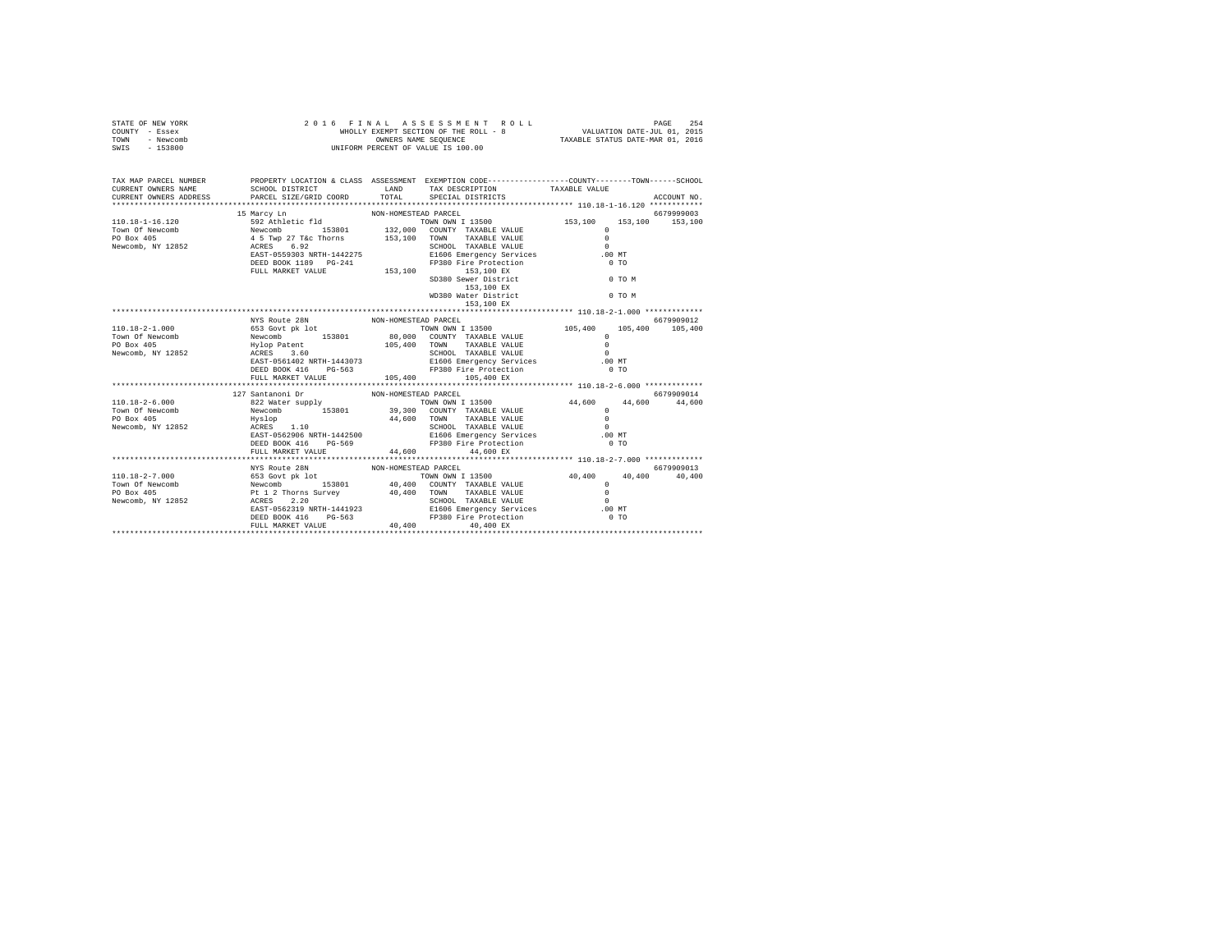```
STATE OF NEW YORK                2 0 1 6   F I N A L   A S S E S S M E N T   R O L L                     PAGE   254
COUNTY  - Essex                        WHOLLY EXEMPT SECTION OF THE ROLL - 8          VALUATION DATE-JUL 01, 2015
TOWN    - Newcomb                            OWNERS NAME SEQUENCE                    TAXABLE STATUS DATE-MAR 01, 2016
SWIS    - 153800                        UNIFORM PERCENT OF VALUE IS 100.00


TAX MAP PARCEL NUMBER          PROPERTY LOCATION & CLASS  ASSESSMENT  EXEMPTION CODE-----------------COUNTY--------TOWN------SCHOOL
CURRENT OWNERS NAME            SCHOOL DISTRICT              LAND      TAX DESCRIPTION            TAXABLE VALUE
CURRENT OWNERS ADDRESS         PARCEL SIZE/GRID COORD       TOTAL     SPECIAL DISTRICTS                                  ACCOUNT NO.
******************************************************************************************************* 110.18-1-16.120 ************
                           15 Marcy Ln                  NON-HOMESTEAD PARCEL                                           6679999003
110.18-1-16.120             592 Athletic fld                        TOWN OWN I 13500           153,100    153,100    153,100
Town Of Newcomb             Newcomb        153801       132,000  COUNTY  TAXABLE VALUE              0
PO Box 405                  4 5 Twp 27 T&c Thorns       153,100  TOWN    TAXABLE VALUE              0
Newcomb, NY 12852           ACRES    6.92                        SCHOOL  TAXABLE VALUE              0
                            EAST-0559303 NRTH-1442275            E1606 Emergency Services         .00 MT
                            DEED BOOK 1189   PG-241              FP380 Fire Protection              0 TO
                            FULL MARKET VALUE           153,100       153,100 EX
                                                                 SD380 Sewer District               0 TO M
                                                                      153,100 EX
                                                                 WD380 Water District               0 TO M
                                                                      153,100 EX
******************************************************************************************************* 110.18-2-1.000 *************
                            NYS Route 28N               NON-HOMESTEAD PARCEL                                           6679909012
110.18-2-1.000              653 Govt pk lot                         TOWN OWN I 13500           105,400    105,400    105,400
Town Of Newcomb             Newcomb        153801        80,000  COUNTY  TAXABLE VALUE              0
PO Box 405                  Hylop Patent                105,400  TOWN    TAXABLE VALUE              0
Newcomb, NY 12852           ACRES    3.60                        SCHOOL  TAXABLE VALUE              0
                            EAST-0561402 NRTH-1443073            E1606 Emergency Services         .00 MT
                            DEED BOOK 416    PG-563              FP380 Fire Protection              0 TO
                            FULL MARKET VALUE           105,400       105,400 EX
******************************************************************************************************* 110.18-2-6.000 *************
                          127 Santanoni Dr              NON-HOMESTEAD PARCEL                                           6679909014
110.18-2-6.000              822 Water supply                        TOWN OWN I 13500            44,600     44,600     44,600
Town Of Newcomb             Newcomb        153801        39,300  COUNTY  TAXABLE VALUE              0
PO Box 405                  Hyslop                       44,600  TOWN    TAXABLE VALUE              0
Newcomb, NY 12852           ACRES    1.10                        SCHOOL  TAXABLE VALUE              0
                            EAST-0562906 NRTH-1442500            E1606 Emergency Services         .00 MT
                            DEED BOOK 416    PG-569              FP380 Fire Protection              0 TO
                            FULL MARKET VALUE            44,600        44,600 EX
******************************************************************************************************* 110.18-2-7.000 *************
                            NYS Route 28N               NON-HOMESTEAD PARCEL                                           6679909013
110.18-2-7.000              653 Govt pk lot                         TOWN OWN I 13500            40,400     40,400     40,400
Town Of Newcomb             Newcomb        153801        40,400  COUNTY  TAXABLE VALUE              0
PO Box 405                  Pt 1 2 Thorns Survey         40,400  TOWN    TAXABLE VALUE              0
Newcomb, NY 12852           ACRES    2.20                        SCHOOL  TAXABLE VALUE              0
                            EAST-0562319 NRTH-1441923            E1606 Emergency Services         .00 MT
                            DEED BOOK 416    PG-563              FP380 Fire Protection              0 TO
                            FULL MARKET VALUE            40,400        40,400 EX
************************************************************************************************************************************
```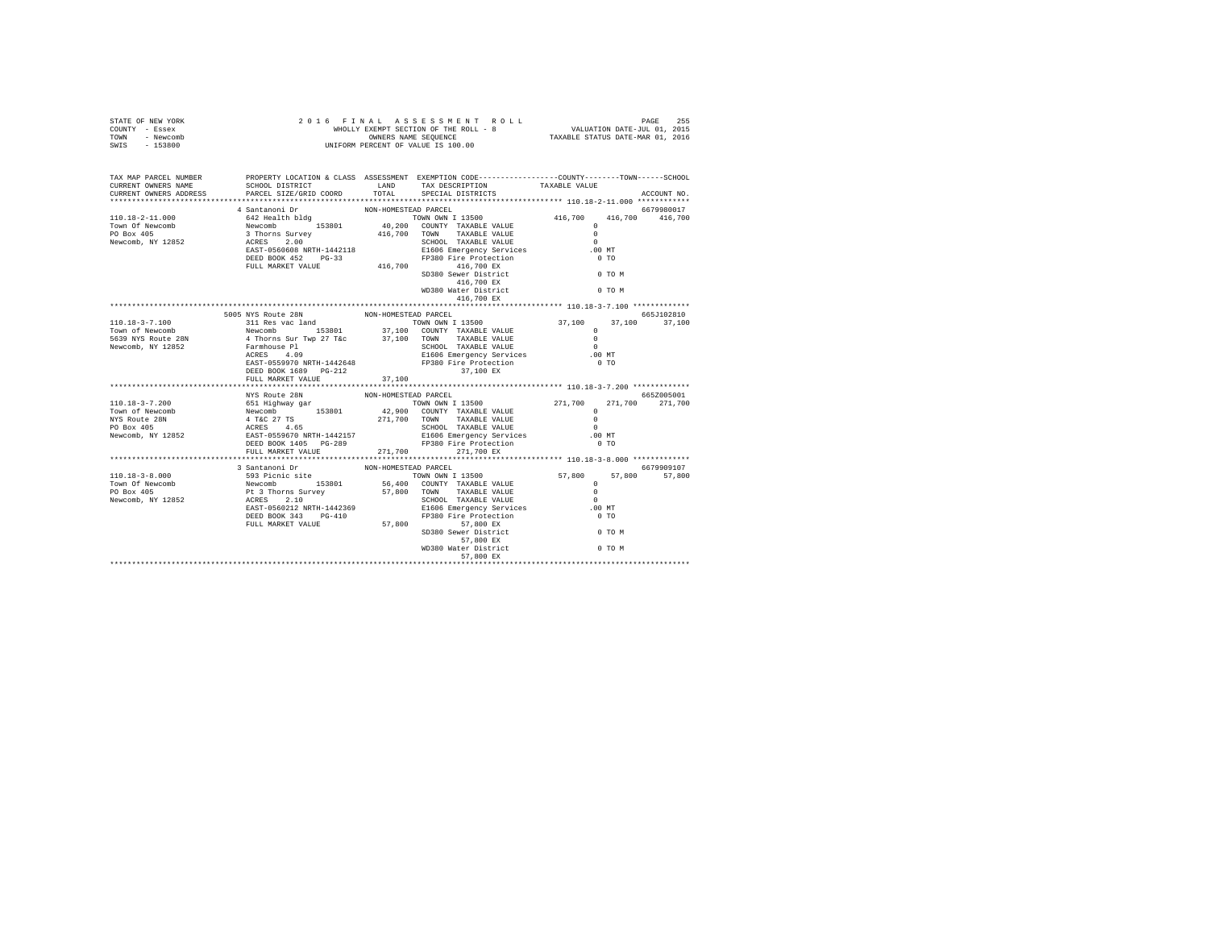STATE OF NEW YORK — 2016 FINAL ASSESSMENT ROLL — PAGE 255
COUNTY - Essex — WHOLLY EXEMPT SECTION OF THE ROLL - 8 — VALUATION DATE-JUL 01, 2015
TOWN - Newcomb — OWNERS NAME SEQUENCE — TAXABLE STATUS DATE-MAR 01, 2016
SWIS - 153800 — UNIFORM PERCENT OF VALUE IS 100.00

| TAX MAP PARCEL NUMBER / CURRENT OWNERS NAME / CURRENT OWNERS ADDRESS | PROPERTY LOCATION & CLASS / SCHOOL DISTRICT / PARCEL SIZE/GRID COORD | ASSESSMENT LAND / TOTAL | EXEMPTION CODE / TAX DESCRIPTION / SPECIAL DISTRICTS | COUNTY TAXABLE VALUE | TOWN | SCHOOL / ACCOUNT NO. |
|---|---|---|---|---|---|---|
| **110.18-2-11.000** | 4 Santanoni Dr — NON-HOMESTEAD PARCEL | | | | | 6679980017 |
| 110.18-2-11.000 | 642 Health bldg | | TOWN OWN I 13500 | 416,700 | 416,700 | 416,700 |
| Town Of Newcomb | Newcomb 153801 | 40,200 | COUNTY TAXABLE VALUE | 0 | | |
| PO Box 405 | 3 Thorns Survey | 416,700 | TOWN TAXABLE VALUE | 0 | | |
| Newcomb, NY 12852 | ACRES 2.00 | | SCHOOL TAXABLE VALUE | 0 | | |
| | EAST-0560608 NRTH-1442118 | | E1606 Emergency Services | .00 MT | | |
| | DEED BOOK 452 PG-33 | | FP380 Fire Protection | 0 TO | | |
| | FULL MARKET VALUE | 416,700 | 416,700 EX | | | |
| | | | SD380 Sewer District | 0 TO M | | |
| | | | 416,700 EX | | | |
| | | | WD380 Water District | 0 TO M | | |
| | | | 416,700 EX | | | |
| **110.18-3-7.100** | 5005 NYS Route 28N — NON-HOMESTEAD PARCEL | | | | | 665J102810 |
| 110.18-3-7.100 | 311 Res vac land | | TOWN OWN I 13500 | 37,100 | 37,100 | 37,100 |
| Town of Newcomb | Newcomb 153801 | 37,100 | COUNTY TAXABLE VALUE | 0 | | |
| 5639 NYS Route 28N | 4 Thorns Sur Twp 27 T&c | 37,100 | TOWN TAXABLE VALUE | 0 | | |
| Newcomb, NY 12852 | Farmhouse Pl | | SCHOOL TAXABLE VALUE | 0 | | |
| | ACRES 4.09 | | E1606 Emergency Services | .00 MT | | |
| | EAST-0559970 NRTH-1442648 | | FP380 Fire Protection | 0 TO | | |
| | DEED BOOK 1689 PG-212 | | 37,100 EX | | | |
| | FULL MARKET VALUE | 37,100 | | | | |
| **110.18-3-7.200** | NYS Route 28N — NON-HOMESTEAD PARCEL | | | | | 665Z005001 |
| 110.18-3-7.200 | 651 Highway gar | | TOWN OWN I 13500 | 271,700 | 271,700 | 271,700 |
| Town of Newcomb | Newcomb 153801 | 42,900 | COUNTY TAXABLE VALUE | 0 | | |
| NYS Route 28N | 4 T&C 27 TS | 271,700 | TOWN TAXABLE VALUE | 0 | | |
| PO Box 405 | ACRES 4.65 | | SCHOOL TAXABLE VALUE | 0 | | |
| Newcomb, NY 12852 | EAST-0559670 NRTH-1442157 | | E1606 Emergency Services | .00 MT | | |
| | DEED BOOK 1405 PG-289 | | FP380 Fire Protection | 0 TO | | |
| | FULL MARKET VALUE | 271,700 | 271,700 EX | | | |
| **110.18-3-8.000** | 3 Santanoni Dr — NON-HOMESTEAD PARCEL | | | | | 6679909107 |
| 110.18-3-8.000 | 593 Picnic site | | TOWN OWN I 13500 | 57,800 | 57,800 | 57,800 |
| Town Of Newcomb | Newcomb 153801 | 56,400 | COUNTY TAXABLE VALUE | 0 | | |
| PO Box 405 | Pt 3 Thorns Survey | 57,800 | TOWN TAXABLE VALUE | 0 | | |
| Newcomb, NY 12852 | ACRES 2.10 | | SCHOOL TAXABLE VALUE | 0 | | |
| | EAST-0560212 NRTH-1442369 | | E1606 Emergency Services | .00 MT | | |
| | DEED BOOK 343 PG-410 | | FP380 Fire Protection | 0 TO | | |
| | FULL MARKET VALUE | 57,800 | 57,800 EX | | | |
| | | | SD380 Sewer District | 0 TO M | | |
| | | | 57,800 EX | | | |
| | | | WD380 Water District | 0 TO M | | |
| | | | 57,800 EX | | | |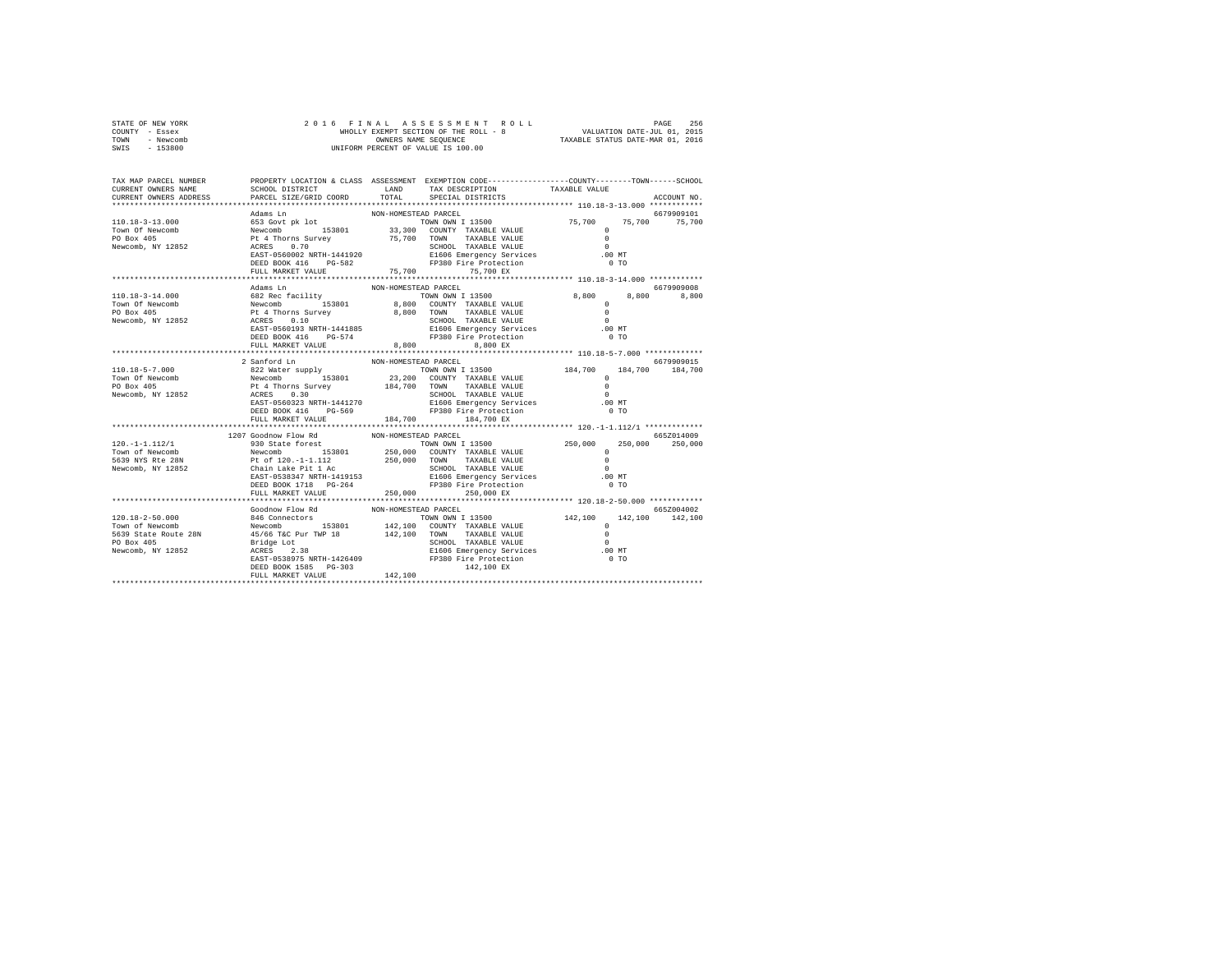```
STATE OF NEW YORK              2 0 1 6   F I N A L   A S S E S S M E N T   R O L L                 PAGE  256
COUNTY  - Essex                   WHOLLY EXEMPT SECTION OF THE ROLL - 8            VALUATION DATE-JUL 01, 2015
TOWN    - Newcomb                       OWNERS NAME SEQUENCE                   TAXABLE STATUS DATE-MAR 01, 2016
SWIS    - 153800                  UNIFORM PERCENT OF VALUE IS 100.00

TAX MAP PARCEL NUMBER       PROPERTY LOCATION & CLASS  ASSESSMENT  EXEMPTION CODE------------------COUNTY--------TOWN------SCHOOL
CURRENT OWNERS NAME         SCHOOL DISTRICT              LAND      TAX DESCRIPTION              TAXABLE VALUE
CURRENT OWNERS ADDRESS      PARCEL SIZE/GRID COORD       TOTAL     SPECIAL DISTRICTS                                  ACCOUNT NO.
******************************************************************************************************* 110.18-3-13.000 ************
                            Adams Ln                  NON-HOMESTEAD PARCEL                                              6679909101
110.18-3-13.000             653 Govt pk lot                        TOWN OWN I 13500            75,700      75,700      75,700
Town Of Newcomb             Newcomb      153801       33,300  COUNTY  TAXABLE VALUE                0
PO Box 405                  Pt 4 Thorns Survey        75,700  TOWN    TAXABLE VALUE                0
Newcomb, NY 12852           ACRES    0.70                     SCHOOL  TAXABLE VALUE                0
                            EAST-0560002 NRTH-1441920         E1606 Emergency Services           .00 MT
                            DEED BOOK 416    PG-582           FP380 Fire Protection                0 TO
                            FULL MARKET VALUE          75,700          75,700 EX
******************************************************************************************************* 110.18-3-14.000 ************
                            Adams Ln                  NON-HOMESTEAD PARCEL                                              6679909008
110.18-3-14.000             682 Rec facility                       TOWN OWN I 13500             8,800       8,800       8,800
Town Of Newcomb             Newcomb      153801        8,800  COUNTY  TAXABLE VALUE                0
PO Box 405                  Pt 4 Thorns Survey         8,800  TOWN    TAXABLE VALUE                0
Newcomb, NY 12852           ACRES    0.10                     SCHOOL  TAXABLE VALUE                0
                            EAST-0560193 NRTH-1441885         E1606 Emergency Services           .00 MT
                            DEED BOOK 416    PG-574           FP380 Fire Protection                0 TO
                            FULL MARKET VALUE           8,800           8,800 EX
******************************************************************************************************* 110.18-5-7.000 *************
                          2 Sanford Ln                NON-HOMESTEAD PARCEL                                              6679909015
110.18-5-7.000              822 Water supply                       TOWN OWN I 13500           184,700     184,700     184,700
Town Of Newcomb             Newcomb      153801       23,200  COUNTY  TAXABLE VALUE                0
PO Box 405                  Pt 4 Thorns Survey       184,700  TOWN    TAXABLE VALUE                0
Newcomb, NY 12852           ACRES    0.30                     SCHOOL  TAXABLE VALUE                0
                            EAST-0560323 NRTH-1441270         E1606 Emergency Services           .00 MT
                            DEED BOOK 416    PG-569           FP380 Fire Protection                0 TO
                            FULL MARKET VALUE         184,700         184,700 EX
******************************************************************************************************* 120.-1-1.112/1 *************
                       1207 Goodnow Flow Rd           NON-HOMESTEAD PARCEL                                              665Z014009
120.-1-1.112/1              930 State forest                       TOWN OWN I 13500           250,000     250,000     250,000
Town of Newcomb             Newcomb      153801      250,000  COUNTY  TAXABLE VALUE                0
5639 NYS Rte 28N            Pt of 120.-1-1.112       250,000  TOWN    TAXABLE VALUE                0
Newcomb, NY 12852           Chain Lake Pit 1 Ac               SCHOOL  TAXABLE VALUE                0
                            EAST-0538347 NRTH-1419153         E1606 Emergency Services           .00 MT
                            DEED BOOK 1718   PG-264           FP380 Fire Protection                0 TO
                            FULL MARKET VALUE         250,000         250,000 EX
******************************************************************************************************* 120.18-2-50.000 ************
                            Goodnow Flow Rd           NON-HOMESTEAD PARCEL                                              665Z004002
120.18-2-50.000             846 Connectors                         TOWN OWN I 13500           142,100     142,100     142,100
Town of Newcomb             Newcomb      153801      142,100  COUNTY  TAXABLE VALUE                0
5639 State Route 28N        45/66 T&C Pur TWP 18     142,100  TOWN    TAXABLE VALUE                0
PO Box 405                  Bridge Lot                        SCHOOL  TAXABLE VALUE                0
Newcomb, NY 12852           ACRES    2.38                     E1606 Emergency Services           .00 MT
                            EAST-0538975 NRTH-1426409         FP380 Fire Protection                0 TO
                            DEED BOOK 1585   PG-303                   142,100 EX
                            FULL MARKET VALUE         142,100
************************************************************************************************************************************
```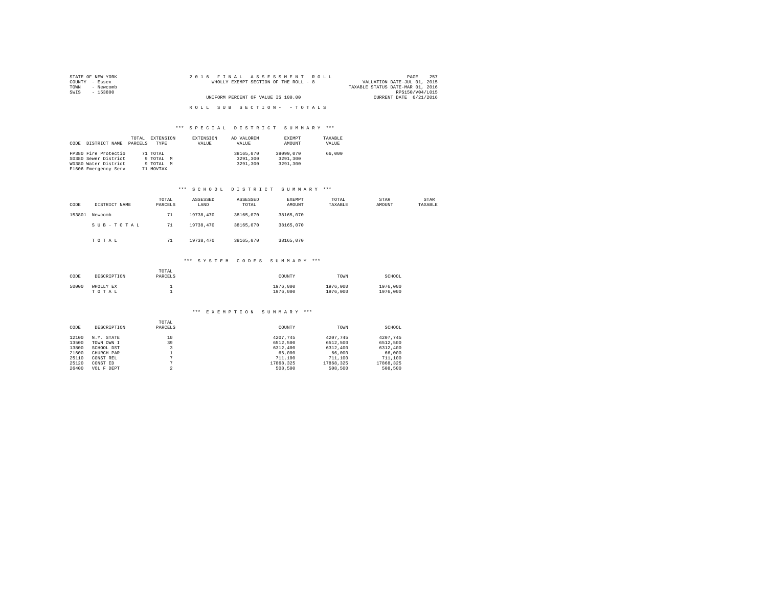STATE OF NEW YORK
COUNTY - Essex
TOWN - Newcomb
SWIS - 153800

2 0 1 6 F I N A L A S S E S S M E N T R O L L
WHOLLY EXEMPT SECTION OF THE ROLL - 8
UNIFORM PERCENT OF VALUE IS 100.00

VALUATION DATE-JUL 01, 2015
TAXABLE STATUS DATE-MAR 01, 2016
RPS150/V04/L015
CURRENT DATE 6/21/2016

R O L L S U B S E C T I O N - - T O T A L S

### *** S P E C I A L D I S T R I C T S U M M A R Y ***

| CODE | DISTRICT NAME | TOTAL PARCELS | EXTENSION TYPE | EXTENSION VALUE | AD VALOREM VALUE | EXEMPT AMOUNT | TAXABLE VALUE |
|---|---|---|---|---|---|---|---|
| FP380 | Fire Protectio | 71 | TOTAL | | 38165,070 | 38099,070 | 66,000 |
| SD380 | Sewer District | 9 | TOTAL M | | 3291,300 | 3291,300 | |
| WD380 | Water District | 9 | TOTAL M | | 3291,300 | 3291,300 | |
| E1606 | Emergency Serv | 71 | MOVTAX | | | | |

### *** S C H O O L D I S T R I C T S U M M A R Y ***

| CODE | DISTRICT NAME | TOTAL PARCELS | ASSESSED LAND | ASSESSED TOTAL | EXEMPT AMOUNT | TOTAL TAXABLE | STAR AMOUNT | STAR TAXABLE |
|---|---|---|---|---|---|---|---|---|
| 153801 | Newcomb | 71 | 19738,470 | 38165,070 | 38165,070 | | | |
| | S U B - T O T A L | 71 | 19738,470 | 38165,070 | 38165,070 | | | |
| | T O T A L | 71 | 19738,470 | 38165,070 | 38165,070 | | | |

### *** S Y S T E M C O D E S S U M M A R Y ***

| CODE | DESCRIPTION | TOTAL PARCELS | COUNTY | TOWN | SCHOOL |
|---|---|---|---|---|---|
| 50000 | WHOLLY EX | 1 | 1976,000 | 1976,000 | 1976,000 |
| | T O T A L | 1 | 1976,000 | 1976,000 | 1976,000 |

### *** E X E M P T I O N S U M M A R Y ***

| CODE | DESCRIPTION | TOTAL PARCELS | COUNTY | TOWN | SCHOOL |
|---|---|---|---|---|---|
| 12100 | N.Y. STATE | 10 | 4207,745 | 4207,745 | 4207,745 |
| 13500 | TOWN OWN I | 39 | 6512,500 | 6512,500 | 6512,500 |
| 13800 | SCHOOL DST | 3 | 6312,400 | 6312,400 | 6312,400 |
| 21600 | CHURCH PAR | 1 | 66,000 | 66,000 | 66,000 |
| 25110 | CONST REL | 7 | 711,100 | 711,100 | 711,100 |
| 25120 | CONST ED | 7 | 17868,325 | 17868,325 | 17868,325 |
| 26400 | VOL F DEPT | 2 | 508,500 | 508,500 | 508,500 |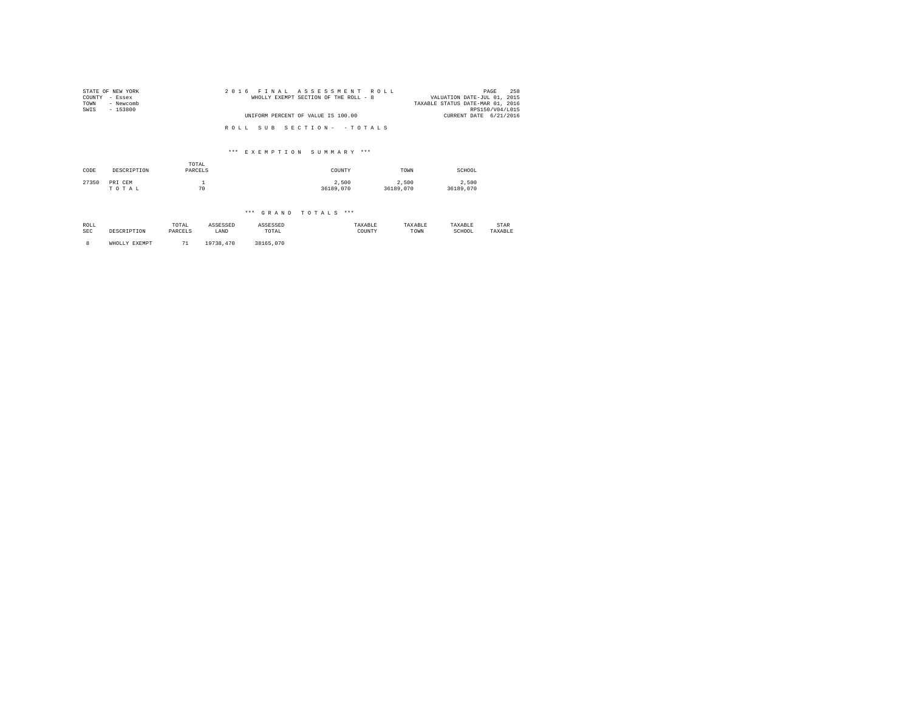STATE OF NEW YORK
COUNTY - Essex
TOWN - Newcomb
SWIS - 153800

2 0 1 6 F I N A L A S S E S S M E N T R O L L
WHOLLY EXEMPT SECTION OF THE ROLL - 8
UNIFORM PERCENT OF VALUE IS 100.00

VALUATION DATE-JUL 01, 2015
TAXABLE STATUS DATE-MAR 01, 2016
RPS150/V04/L015
CURRENT DATE 6/21/2016

R O L L S U B S E C T I O N - - T O T A L S

*** E X E M P T I O N S U M M A R Y ***

| CODE | DESCRIPTION | TOTAL PARCELS | COUNTY | TOWN | SCHOOL |
|---|---|---|---|---|---|
| 27350 | PRI CEM | 1 | 2,500 | 2,500 | 2,500 |
| | T O T A L | 70 | 36189,070 | 36189,070 | 36189,070 |

*** G R A N D T O T A L S ***

| ROLL SEC | DESCRIPTION | TOTAL PARCELS | ASSESSED LAND | ASSESSED TOTAL | TAXABLE COUNTY | TAXABLE TOWN | TAXABLE SCHOOL | STAR TAXABLE |
|---|---|---|---|---|---|---|---|---|
| 8 | WHOLLY EXEMPT | 71 | 19738,470 | 38165,070 | | | | |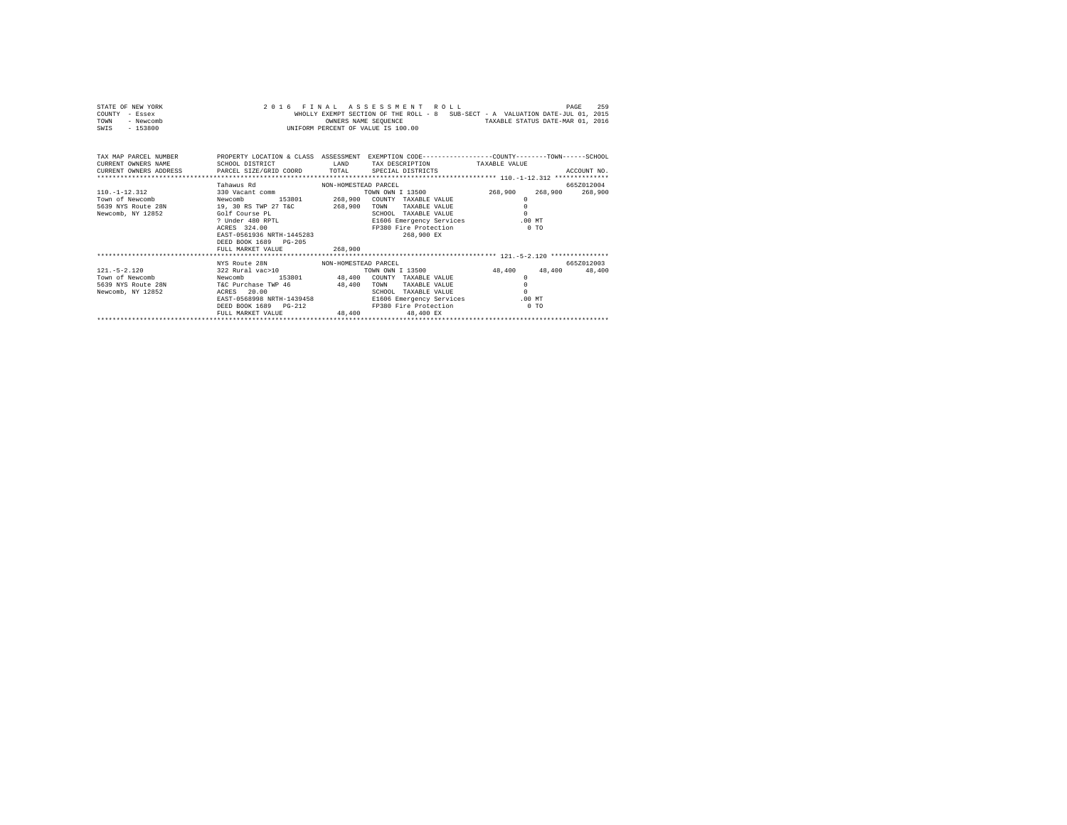STATE OF NEW YORK
COUNTY - Essex
TOWN - Newcomb
SWIS - 153800

2 0 1 6 F I N A L A S S E S S M E N T R O L L
WHOLLY EXEMPT SECTION OF THE ROLL - 8 SUB-SECT - A VALUATION DATE-JUL 01, 2015
OWNERS NAME SEQUENCE TAXABLE STATUS DATE-MAR 01, 2016
UNIFORM PERCENT OF VALUE IS 100.00

```
TAX MAP PARCEL NUMBER         PROPERTY LOCATION & CLASS  ASSESSMENT  EXEMPTION CODE-----------------COUNTY--------TOWN------SCHOOL
CURRENT OWNERS NAME           SCHOOL DISTRICT               LAND      TAX DESCRIPTION            TAXABLE VALUE
CURRENT OWNERS ADDRESS        PARCEL SIZE/GRID COORD        TOTAL     SPECIAL DISTRICTS                                    ACCOUNT NO.
*************************************************************************************************** 110.-1-12.312 **************
                              Tahawus Rd                 NON-HOMESTEAD PARCEL                                               665Z012004
110.-1-12.312                 330 Vacant comm                         TOWN OWN I 13500             268,900    268,900    268,900
Town of Newcomb               Newcomb        153801       268,900   COUNTY  TAXABLE VALUE              0
5639 NYS Route 28N            19, 30 RS TWP 27 T&C        268,900   TOWN    TAXABLE VALUE              0
Newcomb, NY 12852             Golf Course PL                         SCHOOL  TAXABLE VALUE              0
                              ? Under 480 RPTL                       E1606 Emergency Services          .00 MT
                              ACRES  324.00                          FP380 Fire Protection               0 TO
                              EAST-0561936 NRTH-1445283                    268,900 EX
                              DEED BOOK 1689   PG-205
                              FULL MARKET VALUE           268,900
*************************************************************************************************** 121.-5-2.120 ***************
                              NYS Route 28N              NON-HOMESTEAD PARCEL                                               665Z012003
121.-5-2.120                  322 Rural vac>10                        TOWN OWN I 13500              48,400     48,400     48,400
Town of Newcomb               Newcomb        153801        48,400   COUNTY  TAXABLE VALUE              0
5639 NYS Route 28N            T&C Purchase TWP 46          48,400   TOWN    TAXABLE VALUE              0
Newcomb, NY 12852             ACRES   20.00                          SCHOOL  TAXABLE VALUE              0
                              EAST-0568998 NRTH-1439458              E1606 Emergency Services          .00 MT
                              DEED BOOK 1689   PG-212                FP380 Fire Protection               0 TO
                              FULL MARKET VALUE            48,400          48,400 EX
********************************************************************************************************************************
```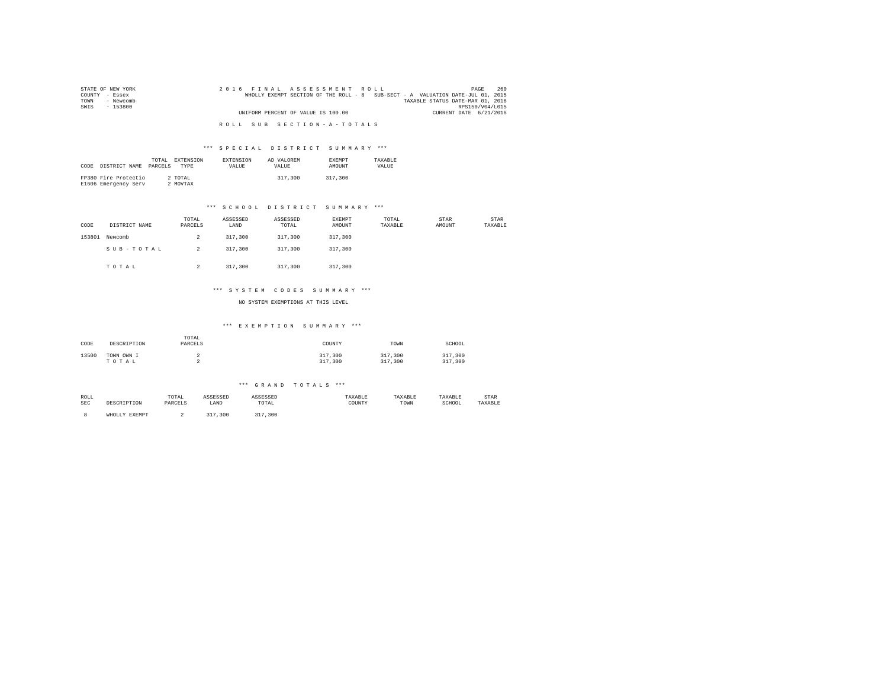STATE OF NEW YORK
COUNTY - Essex
TOWN - Newcomb
SWIS - 153800

2016 FINAL ASSESSMENT ROLL
WHOLLY EXEMPT SECTION OF THE ROLL - 8 SUB-SECT - A VALUATION DATE-JUL 01, 2015
TAXABLE STATUS DATE-MAR 01, 2016
RPS150/V04/L015
UNIFORM PERCENT OF VALUE IS 100.00
CURRENT DATE 6/21/2016

ROLL SUB SECTION-A-TOTALS

*** SPECIAL DISTRICT SUMMARY ***

| CODE | DISTRICT NAME | TOTAL PARCELS | EXTENSION TYPE | EXTENSION VALUE | AD VALOREM VALUE | EXEMPT AMOUNT | TAXABLE VALUE |
|---|---|---|---|---|---|---|---|
| FP380 | Fire Protectio | 2 | TOTAL | | 317,300 | 317,300 | |
| E1606 | Emergency Serv | 2 | MOVTAX | | | | |

*** SCHOOL DISTRICT SUMMARY ***

| CODE | DISTRICT NAME | TOTAL PARCELS | ASSESSED LAND | ASSESSED TOTAL | EXEMPT AMOUNT | TOTAL TAXABLE | STAR AMOUNT | STAR TAXABLE |
|---|---|---|---|---|---|---|---|---|
| 153801 | Newcomb | 2 | 317,300 | 317,300 | 317,300 | | | |
| | SUB-TOTAL | 2 | 317,300 | 317,300 | 317,300 | | | |
| | TOTAL | 2 | 317,300 | 317,300 | 317,300 | | | |

*** SYSTEM CODES SUMMARY ***

NO SYSTEM EXEMPTIONS AT THIS LEVEL

*** EXEMPTION SUMMARY ***

| CODE | DESCRIPTION | TOTAL PARCELS | COUNTY | TOWN | SCHOOL |
|---|---|---|---|---|---|
| 13500 | TOWN OWN I | 2 | 317,300 | 317,300 | 317,300 |
| | TOTAL | 2 | 317,300 | 317,300 | 317,300 |

*** GRAND TOTALS ***

| ROLL SEC | DESCRIPTION | TOTAL PARCELS | ASSESSED LAND | ASSESSED TOTAL | TAXABLE COUNTY | TAXABLE TOWN | TAXABLE SCHOOL | STAR TAXABLE |
|---|---|---|---|---|---|---|---|---|
| 8 | WHOLLY EXEMPT | 2 | 317,300 | 317,300 | | | | |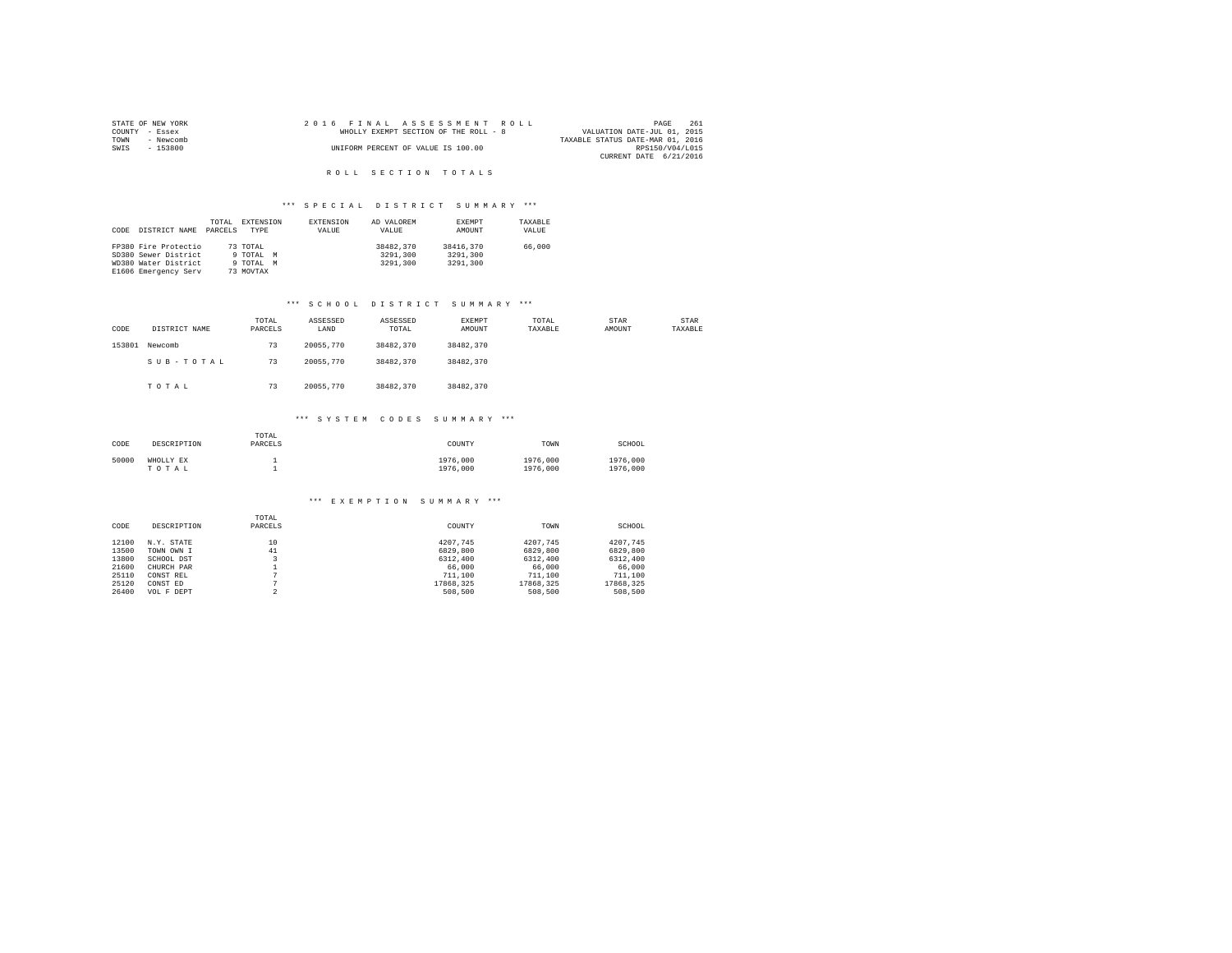STATE OF NEW YORK
COUNTY - Essex
TOWN - Newcomb
SWIS - 153800

2 0 1 6 F I N A L A S S E S S M E N T R O L L
WHOLLY EXEMPT SECTION OF THE ROLL - 8
UNIFORM PERCENT OF VALUE IS 100.00

VALUATION DATE-JUL 01, 2015
TAXABLE STATUS DATE-MAR 01, 2016
RPS150/V04/L015
CURRENT DATE 6/21/2016

## R O L L S E C T I O N T O T A L S

### *** S P E C I A L D I S T R I C T S U M M A R Y ***

| CODE | DISTRICT NAME | TOTAL PARCELS | EXTENSION TYPE | EXTENSION VALUE | AD VALOREM VALUE | EXEMPT AMOUNT | TAXABLE VALUE |
|---|---|---|---|---|---|---|---|
| FP380 | Fire Protectio | 73 | TOTAL | | 38482,370 | 38416,370 | 66,000 |
| SD380 | Sewer District | 9 | TOTAL M | | 3291,300 | 3291,300 | |
| WD380 | Water District | 9 | TOTAL M | | 3291,300 | 3291,300 | |
| E1606 | Emergency Serv | 73 | MOVTAX | | | | |

### *** S C H O O L D I S T R I C T S U M M A R Y ***

| CODE | DISTRICT NAME | TOTAL PARCELS | ASSESSED LAND | ASSESSED TOTAL | EXEMPT AMOUNT | TOTAL TAXABLE | STAR AMOUNT | STAR TAXABLE |
|---|---|---|---|---|---|---|---|---|
| 153801 | Newcomb | 73 | 20055,770 | 38482,370 | 38482,370 | | | |
| | S U B - T O T A L | 73 | 20055,770 | 38482,370 | 38482,370 | | | |
| | T O T A L | 73 | 20055,770 | 38482,370 | 38482,370 | | | |

### *** S Y S T E M C O D E S S U M M A R Y ***

| CODE | DESCRIPTION | TOTAL PARCELS | COUNTY | TOWN | SCHOOL |
|---|---|---|---|---|---|
| 50000 | WHOLLY EX | 1 | 1976,000 | 1976,000 | 1976,000 |
| | T O T A L | 1 | 1976,000 | 1976,000 | 1976,000 |

### *** E X E M P T I O N S U M M A R Y ***

| CODE | DESCRIPTION | TOTAL PARCELS | COUNTY | TOWN | SCHOOL |
|---|---|---|---|---|---|
| 12100 | N.Y. STATE | 10 | 4207,745 | 4207,745 | 4207,745 |
| 13500 | TOWN OWN I | 41 | 6829,800 | 6829,800 | 6829,800 |
| 13800 | SCHOOL DST | 3 | 6312,400 | 6312,400 | 6312,400 |
| 21600 | CHURCH PAR | 1 | 66,000 | 66,000 | 66,000 |
| 25110 | CONST REL | 7 | 711,100 | 711,100 | 711,100 |
| 25120 | CONST ED | 7 | 17868,325 | 17868,325 | 17868,325 |
| 26400 | VOL F DEPT | 2 | 508,500 | 508,500 | 508,500 |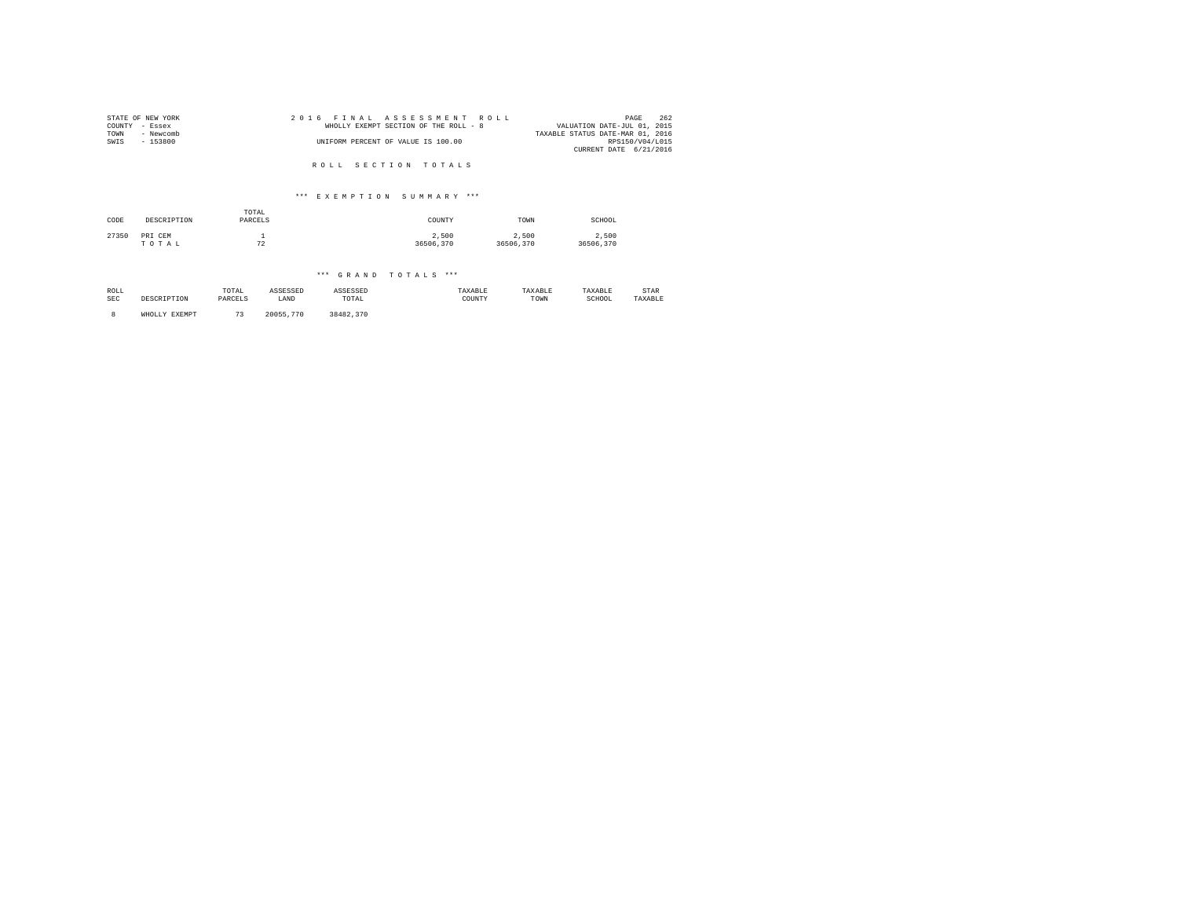STATE OF NEW YORK
COUNTY - Essex
TOWN - Newcomb
SWIS - 153800

2 0 1 6 F I N A L A S S E S S M E N T R O L L
WHOLLY EXEMPT SECTION OF THE ROLL - 8
UNIFORM PERCENT OF VALUE IS 100.00

VALUATION DATE-JUL 01, 2015
TAXABLE STATUS DATE-MAR 01, 2016
RPS150/V04/L015
CURRENT DATE 6/21/2016

R O L L S E C T I O N T O T A L S

*** E X E M P T I O N S U M M A R Y ***

| CODE | DESCRIPTION | TOTAL PARCELS | COUNTY | TOWN | SCHOOL |
|---|---|---|---|---|---|
| 27350 | PRI CEM | 1 | 2,500 | 2,500 | 2,500 |
| | T O T A L | 72 | 36506,370 | 36506,370 | 36506,370 |

*** G R A N D T O T A L S ***

| ROLL SEC | DESCRIPTION | TOTAL PARCELS | ASSESSED LAND | ASSESSED TOTAL | TAXABLE COUNTY | TAXABLE TOWN | TAXABLE SCHOOL | STAR TAXABLE |
|---|---|---|---|---|---|---|---|---|
| 8 | WHOLLY EXEMPT | 73 | 20055,770 | 38482,370 | | | | |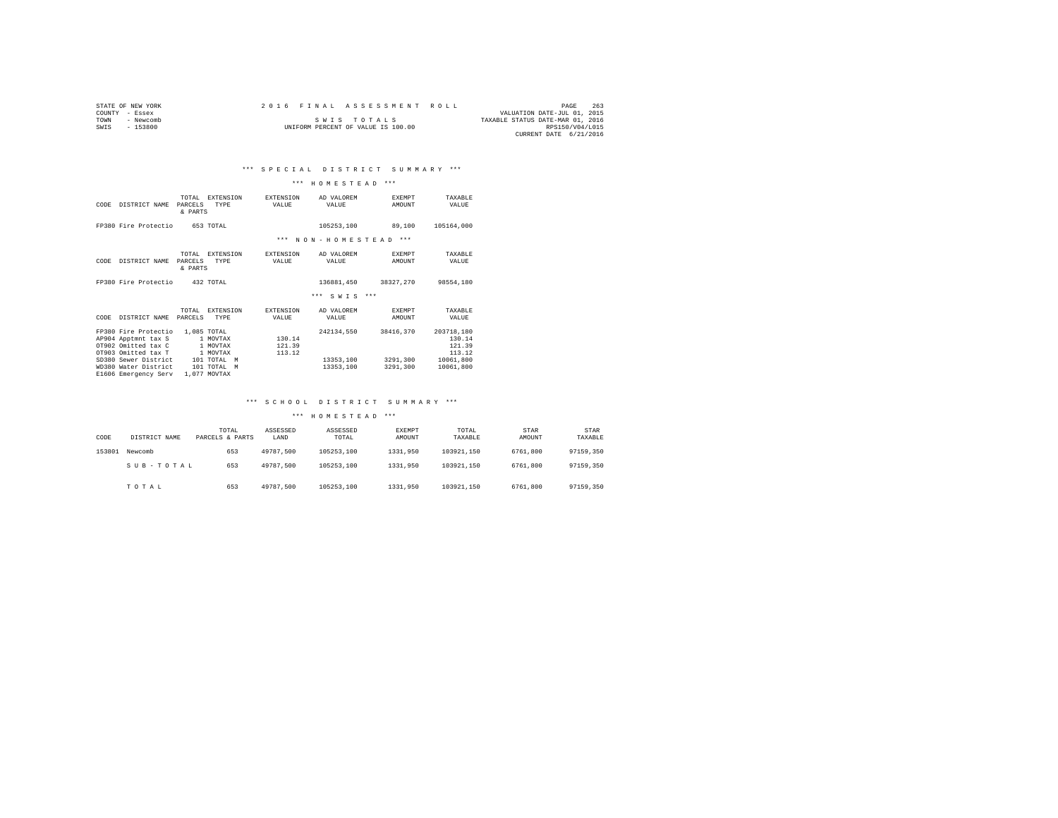STATE OF NEW YORK
COUNTY - Essex
TOWN - Newcomb
SWIS - 153800

2016 FINAL ASSESSMENT ROLL

SWIS TOTALS

UNIFORM PERCENT OF VALUE IS 100.00

VALUATION DATE-JUL 01, 2015
TAXABLE STATUS DATE-MAR 01, 2016
RPS150/V04/L015
CURRENT DATE 6/21/2016

## *** SPECIAL DISTRICT SUMMARY ***

### *** HOMESTEAD ***

| CODE | DISTRICT NAME | TOTAL PARCELS & PARTS | EXTENSION TYPE | EXTENSION VALUE | AD VALOREM VALUE | EXEMPT AMOUNT | TAXABLE VALUE |
|---|---|---|---|---|---|---|---|
| FP380 | Fire Protectio | 653 | TOTAL | | 105253,100 | 89,100 | 105164,000 |

### *** NON-HOMESTEAD ***

| CODE | DISTRICT NAME | TOTAL PARCELS & PARTS | EXTENSION TYPE | EXTENSION VALUE | AD VALOREM VALUE | EXEMPT AMOUNT | TAXABLE VALUE |
|---|---|---|---|---|---|---|---|
| FP380 | Fire Protectio | 432 | TOTAL | | 136881,450 | 38327,270 | 98554,180 |

### *** SWIS ***

| CODE | DISTRICT NAME | TOTAL PARCELS | EXTENSION TYPE | EXTENSION VALUE | AD VALOREM VALUE | EXEMPT AMOUNT | TAXABLE VALUE |
|---|---|---|---|---|---|---|---|
| FP380 | Fire Protectio | 1,085 | TOTAL | | 242134,550 | 38416,370 | 203718,180 |
| AP904 | Apptmnt tax S | 1 | MOVTAX | 130.14 | | | 130.14 |
| OT902 | Omitted tax C | 1 | MOVTAX | 121.39 | | | 121.39 |
| OT903 | Omitted tax T | 1 | MOVTAX | 113.12 | | | 113.12 |
| SD380 | Sewer District | 101 | TOTAL M | | 13353,100 | 3291,300 | 10061,800 |
| WD380 | Water District | 101 | TOTAL M | | 13353,100 | 3291,300 | 10061,800 |
| E1606 | Emergency Serv | 1,077 | MOVTAX | | | | |

## *** SCHOOL DISTRICT SUMMARY ***

### *** HOMESTEAD ***

| CODE | DISTRICT NAME | TOTAL PARCELS & PARTS | ASSESSED LAND | ASSESSED TOTAL | EXEMPT AMOUNT | TOTAL TAXABLE | STAR AMOUNT | STAR TAXABLE |
|---|---|---|---|---|---|---|---|---|
| 153801 | Newcomb | 653 | 49787,500 | 105253,100 | 1331,950 | 103921,150 | 6761,800 | 97159,350 |
| | SUB-TOTAL | 653 | 49787,500 | 105253,100 | 1331,950 | 103921,150 | 6761,800 | 97159,350 |
| | TOTAL | 653 | 49787,500 | 105253,100 | 1331,950 | 103921,150 | 6761,800 | 97159,350 |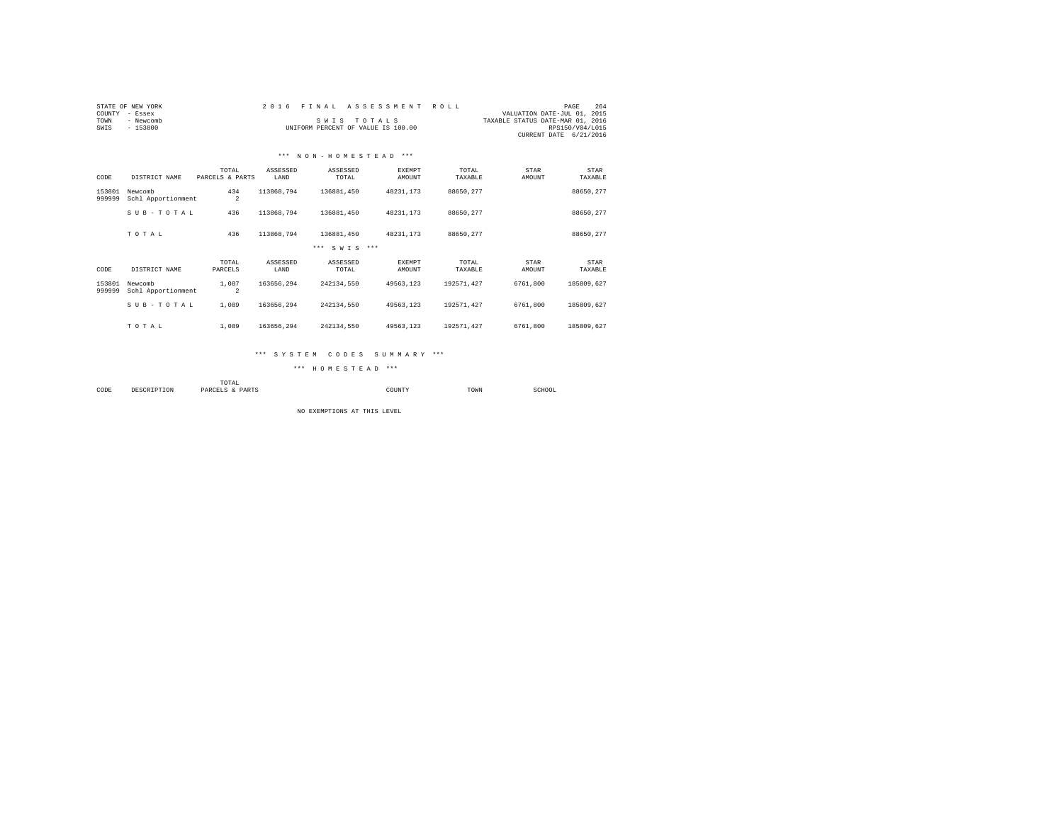STATE OF NEW YORK
COUNTY - Essex
TOWN - Newcomb
SWIS - 153800

2016 FINAL ASSESSMENT ROLL

SWIS TOTALS

UNIFORM PERCENT OF VALUE IS 100.00

VALUATION DATE-JUL 01, 2015
TAXABLE STATUS DATE-MAR 01, 2016
RPS150/V04/L015
CURRENT DATE 6/21/2016

*** NON-HOMESTEAD ***

| CODE | DISTRICT NAME | TOTAL PARCELS & PARTS | ASSESSED LAND | ASSESSED TOTAL | EXEMPT AMOUNT | TOTAL TAXABLE | STAR AMOUNT | STAR TAXABLE |
|---|---|---|---|---|---|---|---|---|
| 153801 | Newcomb | 434 | 113868,794 | 136881,450 | 48231,173 | 88650,277 | | 88650,277 |
| 999999 | Schl Apportionment | 2 | | | | | | |
| | SUB-TOTAL | 436 | 113868,794 | 136881,450 | 48231,173 | 88650,277 | | 88650,277 |
| | TOTAL | 436 | 113868,794 | 136881,450 | 48231,173 | 88650,277 | | 88650,277 |

*** SWIS ***

| CODE | DISTRICT NAME | TOTAL PARCELS | ASSESSED LAND | ASSESSED TOTAL | EXEMPT AMOUNT | TOTAL TAXABLE | STAR AMOUNT | STAR TAXABLE |
|---|---|---|---|---|---|---|---|---|
| 153801 | Newcomb | 1,087 | 163656,294 | 242134,550 | 49563,123 | 192571,427 | 6761,800 | 185809,627 |
| 999999 | Schl Apportionment | 2 | | | | | | |
| | SUB-TOTAL | 1,089 | 163656,294 | 242134,550 | 49563,123 | 192571,427 | 6761,800 | 185809,627 |
| | TOTAL | 1,089 | 163656,294 | 242134,550 | 49563,123 | 192571,427 | 6761,800 | 185809,627 |

*** SYSTEM CODES SUMMARY ***

*** HOMESTEAD ***

| CODE | DESCRIPTION | TOTAL PARCELS & PARTS | COUNTY | TOWN | SCHOOL |
|---|---|---|---|---|---|

NO EXEMPTIONS AT THIS LEVEL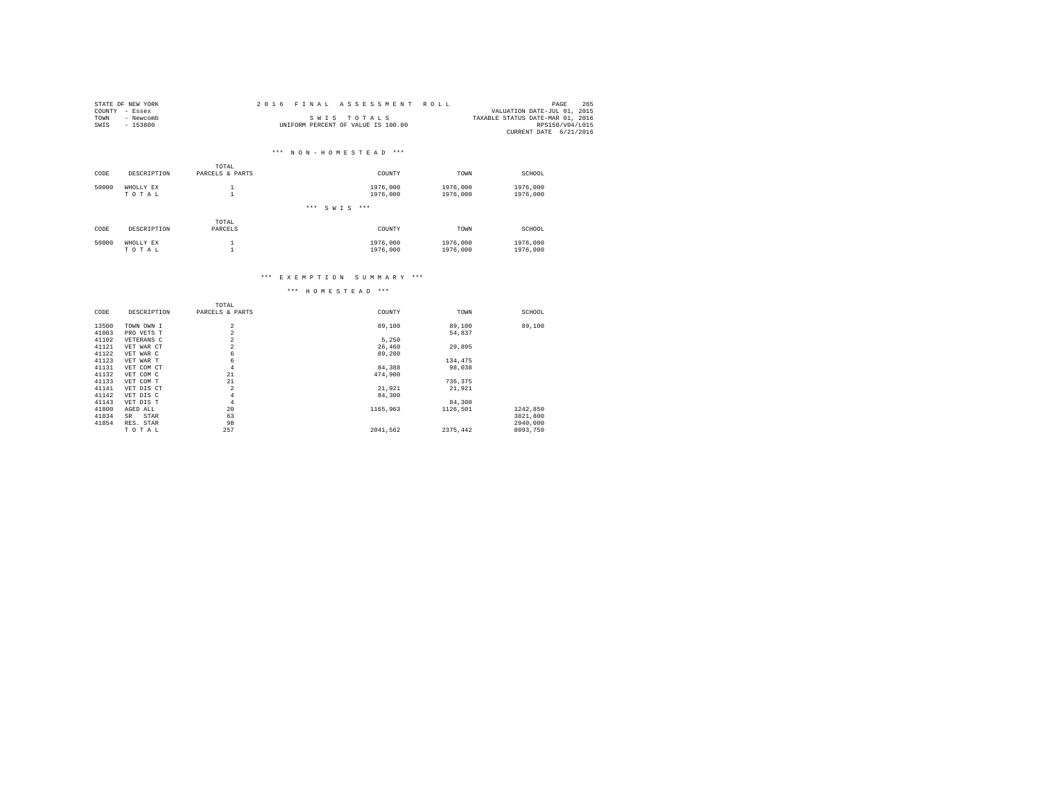STATE OF NEW YORK
COUNTY - Essex
TOWN - Newcomb
SWIS - 153800

# 2016 FINAL ASSESSMENT ROLL

SWIS TOTALS
UNIFORM PERCENT OF VALUE IS 100.00

VALUATION DATE-JUL 01, 2015
TAXABLE STATUS DATE-MAR 01, 2016
RPS150/V04/L015
CURRENT DATE 6/21/2016

### *** NON-HOMESTEAD ***

| CODE | DESCRIPTION | TOTAL PARCELS & PARTS | COUNTY | TOWN | SCHOOL |
|---|---|---|---|---|---|
| 50000 | WHOLLY EX | 1 | 1976,000 | 1976,000 | 1976,000 |
| | TOTAL | 1 | 1976,000 | 1976,000 | 1976,000 |

### *** SWIS ***

| CODE | DESCRIPTION | TOTAL PARCELS | COUNTY | TOWN | SCHOOL |
|---|---|---|---|---|---|
| 50000 | WHOLLY EX | 1 | 1976,000 | 1976,000 | 1976,000 |
| | TOTAL | 1 | 1976,000 | 1976,000 | 1976,000 |

## *** EXEMPTION SUMMARY ***

### *** HOMESTEAD ***

| CODE | DESCRIPTION | TOTAL PARCELS & PARTS | COUNTY | TOWN | SCHOOL |
|---|---|---|---|---|---|
| 13500 | TOWN OWN I | 2 | 89,100 | 89,100 | 89,100 |
| 41003 | PRO VETS T | 2 | | 54,837 | |
| 41102 | VETERANS C | 2 | 5,250 | | |
| 41121 | VET WAR CT | 2 | 26,460 | 29,895 | |
| 41122 | VET WAR C | 6 | 89,280 | | |
| 41123 | VET WAR T | 6 | | 134,475 | |
| 41131 | VET COM CT | 4 | 84,388 | 98,038 | |
| 41132 | VET COM C | 21 | 474,900 | | |
| 41133 | VET COM T | 21 | | 736,375 | |
| 41141 | VET DIS CT | 2 | 21,921 | 21,921 | |
| 41142 | VET DIS C | 4 | 84,300 | | |
| 41143 | VET DIS T | 4 | | 84,300 | |
| 41800 | AGED ALL | 20 | 1165,963 | 1126,501 | 1242,850 |
| 41834 | SR STAR | 63 | | | 3821,800 |
| 41854 | RES. STAR | 98 | | | 2940,000 |
| | TOTAL | 257 | 2041,562 | 2375,442 | 8093,750 |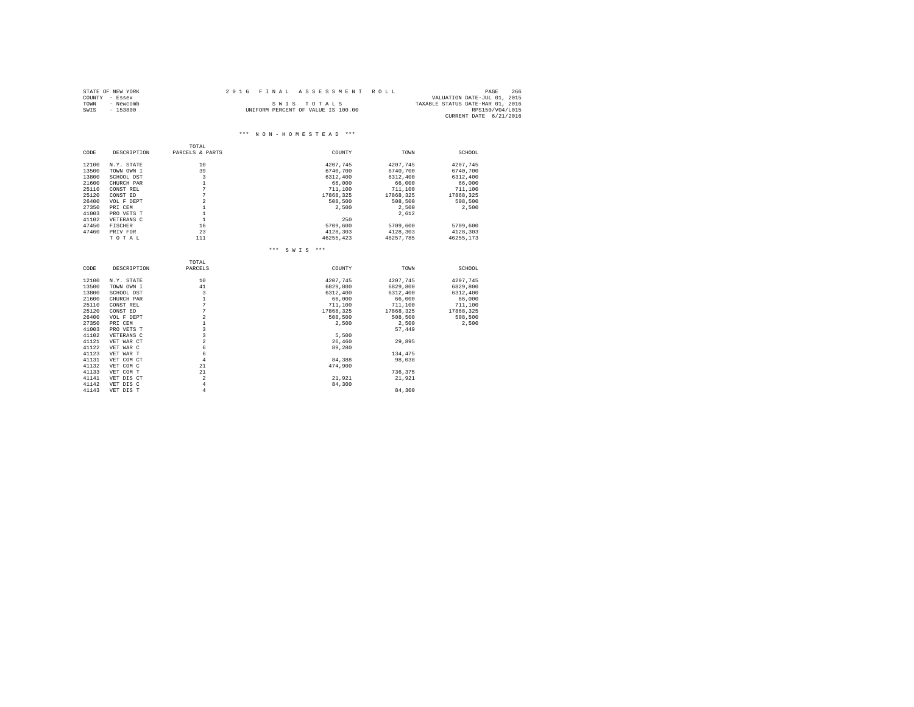STATE OF NEW YORK
COUNTY - Essex
TOWN - Newcomb
SWIS - 153800

2016 FINAL ASSESSMENT ROLL

SWIS TOTALS

UNIFORM PERCENT OF VALUE IS 100.00

VALUATION DATE-JUL 01, 2015
TAXABLE STATUS DATE-MAR 01, 2016
RPS150/V04/L015
CURRENT DATE 6/21/2016

### *** NON-HOMESTEAD ***

| CODE | DESCRIPTION | TOTAL PARCELS & PARTS | COUNTY | TOWN | SCHOOL |
|---|---|---|---|---|---|
| 12100 | N.Y. STATE | 10 | 4207,745 | 4207,745 | 4207,745 |
| 13500 | TOWN OWN I | 39 | 6740,700 | 6740,700 | 6740,700 |
| 13800 | SCHOOL DST | 3 | 6312,400 | 6312,400 | 6312,400 |
| 21600 | CHURCH PAR | 1 | 66,000 | 66,000 | 66,000 |
| 25110 | CONST REL | 7 | 711,100 | 711,100 | 711,100 |
| 25120 | CONST ED | 7 | 17868,325 | 17868,325 | 17868,325 |
| 26400 | VOL F DEPT | 2 | 508,500 | 508,500 | 508,500 |
| 27350 | PRI CEM | 1 | 2,500 | 2,500 | 2,500 |
| 41003 | PRO VETS T | 1 | | 2,612 | |
| 41102 | VETERANS C | 1 | 250 | | |
| 47450 | FISCHER | 16 | 5709,600 | 5709,600 | 5709,600 |
| 47460 | PRIV FOR | 23 | 4128,303 | 4128,303 | 4128,303 |
| | T O T A L | 111 | 46255,423 | 46257,785 | 46255,173 |

### *** SWIS ***

| CODE | DESCRIPTION | TOTAL PARCELS | COUNTY | TOWN | SCHOOL |
|---|---|---|---|---|---|
| 12100 | N.Y. STATE | 10 | 4207,745 | 4207,745 | 4207,745 |
| 13500 | TOWN OWN I | 41 | 6829,800 | 6829,800 | 6829,800 |
| 13800 | SCHOOL DST | 3 | 6312,400 | 6312,400 | 6312,400 |
| 21600 | CHURCH PAR | 1 | 66,000 | 66,000 | 66,000 |
| 25110 | CONST REL | 7 | 711,100 | 711,100 | 711,100 |
| 25120 | CONST ED | 7 | 17868,325 | 17868,325 | 17868,325 |
| 26400 | VOL F DEPT | 2 | 508,500 | 508,500 | 508,500 |
| 27350 | PRI CEM | 1 | 2,500 | 2,500 | 2,500 |
| 41003 | PRO VETS T | 3 | | 57,449 | |
| 41102 | VETERANS C | 3 | 5,500 | | |
| 41121 | VET WAR CT | 2 | 26,460 | 29,895 | |
| 41122 | VET WAR C | 6 | 89,280 | | |
| 41123 | VET WAR T | 6 | | 134,475 | |
| 41131 | VET COM CT | 4 | 84,388 | 98,038 | |
| 41132 | VET COM C | 21 | 474,900 | | |
| 41133 | VET COM T | 21 | | 736,375 | |
| 41141 | VET DIS CT | 2 | 21,921 | 21,921 | |
| 41142 | VET DIS C | 4 | 84,300 | | |
| 41143 | VET DIS T | 4 | | 84,300 | |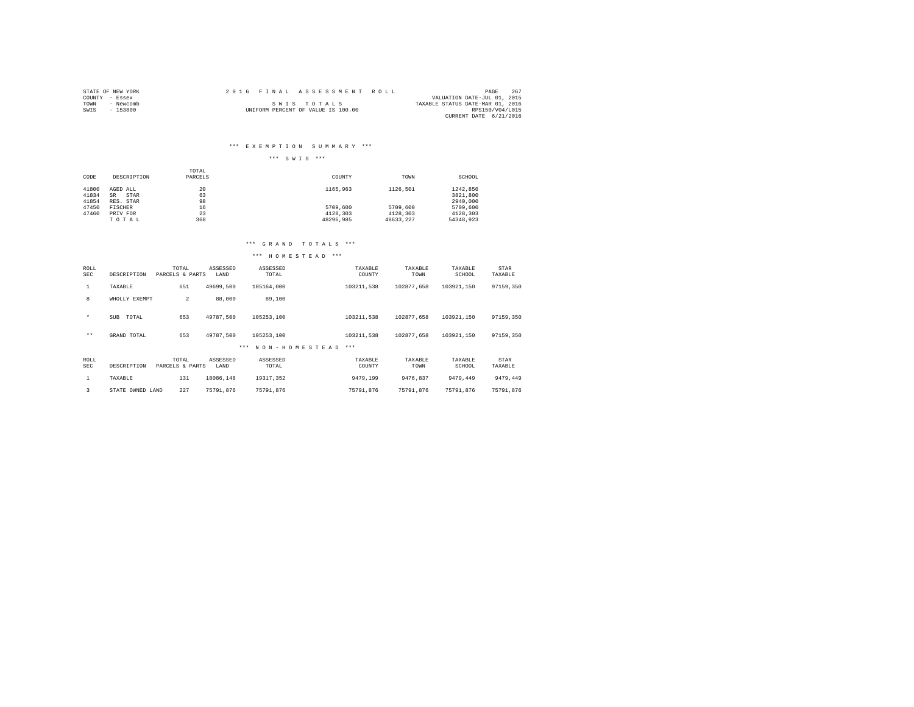STATE OF NEW YORK
COUNTY - Essex
TOWN - Newcomb
SWIS - 153800

2016 FINAL ASSESSMENT ROLL

SWIS TOTALS

UNIFORM PERCENT OF VALUE IS 100.00

VALUATION DATE-JUL 01, 2015
TAXABLE STATUS DATE-MAR 01, 2016
RPS150/V04/L015
CURRENT DATE 6/21/2016

### *** EXEMPTION SUMMARY ***

*** SWIS ***

| CODE | DESCRIPTION | TOTAL PARCELS | COUNTY | TOWN | SCHOOL |
|---|---|---|---|---|---|
| 41800 | AGED ALL | 20 | 1165,963 | 1126,501 | 1242,850 |
| 41834 | SR STAR | 63 | | | 3821,800 |
| 41854 | RES. STAR | 98 | | | 2940,000 |
| 47450 | FISCHER | 16 | 5709,600 | 5709,600 | 5709,600 |
| 47460 | PRIV FOR | 23 | 4128,303 | 4128,303 | 4128,303 |
| | TOTAL | 368 | 48296,985 | 48633,227 | 54348,923 |

### *** GRAND TOTALS ***

*** HOMESTEAD ***

| ROLL SEC | DESCRIPTION | TOTAL PARCELS & PARTS | ASSESSED LAND | ASSESSED TOTAL | TAXABLE COUNTY | TAXABLE TOWN | TAXABLE SCHOOL | STAR TAXABLE |
|---|---|---|---|---|---|---|---|---|
| 1 | TAXABLE | 651 | 49699,500 | 105164,000 | 103211,538 | 102877,658 | 103921,150 | 97159,350 |
| 8 | WHOLLY EXEMPT | 2 | 88,000 | 89,100 | | | | |
| * | SUB TOTAL | 653 | 49787,500 | 105253,100 | 103211,538 | 102877,658 | 103921,150 | 97159,350 |
| ** | GRAND TOTAL | 653 | 49787,500 | 105253,100 | 103211,538 | 102877,658 | 103921,150 | 97159,350 |

*** NON-HOMESTEAD ***

| ROLL SEC | DESCRIPTION | TOTAL PARCELS & PARTS | ASSESSED LAND | ASSESSED TOTAL | TAXABLE COUNTY | TAXABLE TOWN | TAXABLE SCHOOL | STAR TAXABLE |
|---|---|---|---|---|---|---|---|---|
| 1 | TAXABLE | 131 | 18086,148 | 19317,352 | 9479,199 | 9476,837 | 9479,449 | 9479,449 |
| 3 | STATE OWNED LAND | 227 | 75791,876 | 75791,876 | 75791,876 | 75791,876 | 75791,876 | 75791,876 |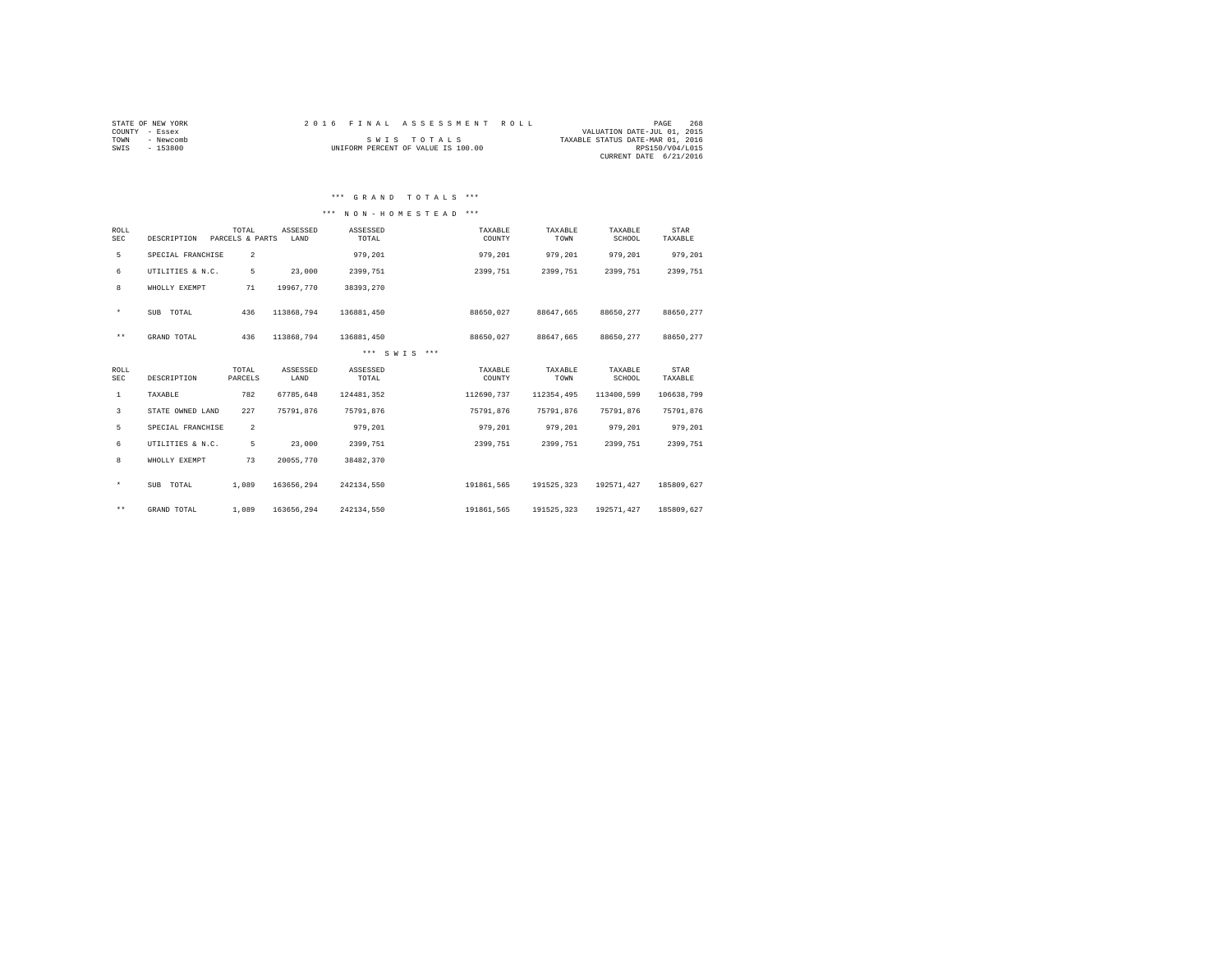STATE OF NEW YORK
COUNTY - Essex
TOWN - Newcomb
SWIS - 153800

2016 FINAL ASSESSMENT ROLL

SWIS TOTALS

UNIFORM PERCENT OF VALUE IS 100.00

VALUATION DATE-JUL 01, 2015
TAXABLE STATUS DATE-MAR 01, 2016
RPS150/V04/L015
CURRENT DATE 6/21/2016

### *** GRAND TOTALS ***

### *** NON-HOMESTEAD ***

| ROLL SEC | DESCRIPTION | TOTAL PARCELS & PARTS | ASSESSED LAND | ASSESSED TOTAL | TAXABLE COUNTY | TAXABLE TOWN | TAXABLE SCHOOL | STAR TAXABLE |
|---|---|---|---|---|---|---|---|---|
| 5 | SPECIAL FRANCHISE | 2 | | 979,201 | 979,201 | 979,201 | 979,201 | 979,201 |
| 6 | UTILITIES & N.C. | 5 | 23,000 | 2399,751 | 2399,751 | 2399,751 | 2399,751 | 2399,751 |
| 8 | WHOLLY EXEMPT | 71 | 19967,770 | 38393,270 | | | | |
| * | SUB TOTAL | 436 | 113868,794 | 136881,450 | 88650,027 | 88647,665 | 88650,277 | 88650,277 |
| ** | GRAND TOTAL | 436 | 113868,794 | 136881,450 | 88650,027 | 88647,665 | 88650,277 | 88650,277 |

### *** SWIS ***

| ROLL SEC | DESCRIPTION | TOTAL PARCELS | ASSESSED LAND | ASSESSED TOTAL | TAXABLE COUNTY | TAXABLE TOWN | TAXABLE SCHOOL | STAR TAXABLE |
|---|---|---|---|---|---|---|---|---|
| 1 | TAXABLE | 782 | 67785,648 | 124481,352 | 112690,737 | 112354,495 | 113400,599 | 106638,799 |
| 3 | STATE OWNED LAND | 227 | 75791,876 | 75791,876 | 75791,876 | 75791,876 | 75791,876 | 75791,876 |
| 5 | SPECIAL FRANCHISE | 2 | | 979,201 | 979,201 | 979,201 | 979,201 | 979,201 |
| 6 | UTILITIES & N.C. | 5 | 23,000 | 2399,751 | 2399,751 | 2399,751 | 2399,751 | 2399,751 |
| 8 | WHOLLY EXEMPT | 73 | 20055,770 | 38482,370 | | | | |
| * | SUB TOTAL | 1,089 | 163656,294 | 242134,550 | 191861,565 | 191525,323 | 192571,427 | 185809,627 |
| ** | GRAND TOTAL | 1,089 | 163656,294 | 242134,550 | 191861,565 | 191525,323 | 192571,427 | 185809,627 |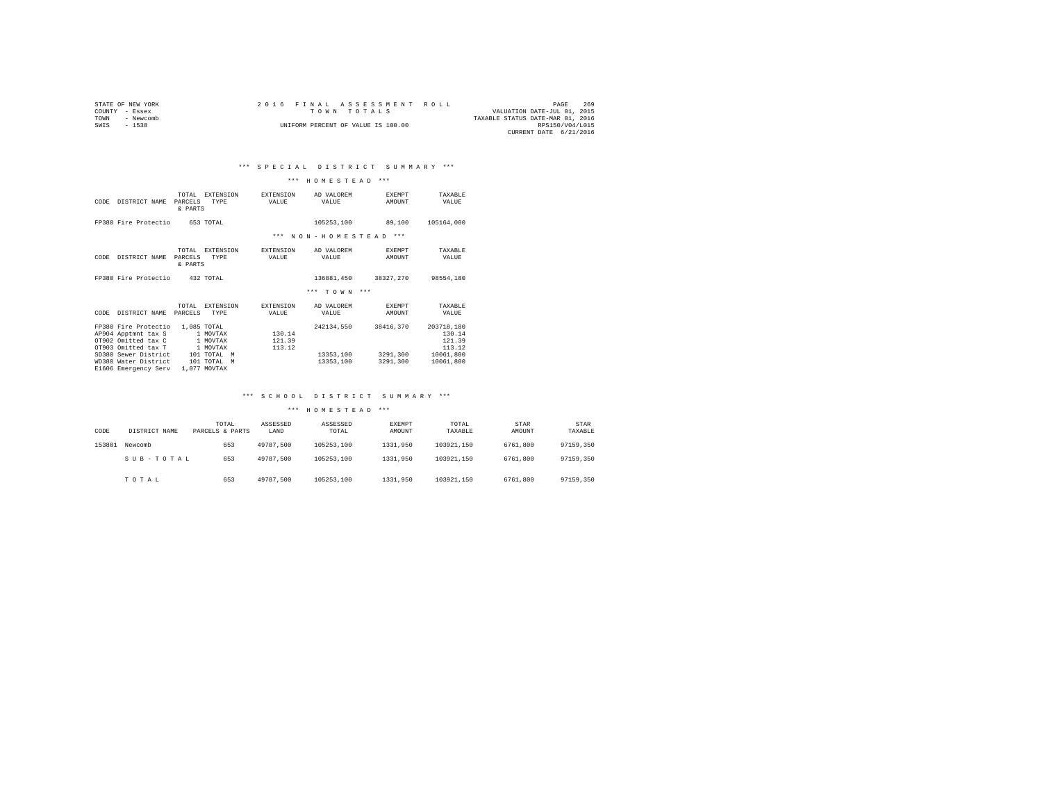STATE OF NEW YORK
COUNTY - Essex
TOWN - Newcomb
SWIS - 1538

2016 FINAL ASSESSMENT ROLL
TOWN TOTALS
UNIFORM PERCENT OF VALUE IS 100.00

PAGE 269
VALUATION DATE-JUL 01, 2015
TAXABLE STATUS DATE-MAR 01, 2016
RPS150/V04/L015
CURRENT DATE 6/21/2016

## *** SPECIAL DISTRICT SUMMARY ***

### *** HOMESTEAD ***

| CODE | DISTRICT NAME | TOTAL PARCELS & PARTS | EXTENSION TYPE | EXTENSION VALUE | AD VALOREM VALUE | EXEMPT AMOUNT | TAXABLE VALUE |
|---|---|---|---|---|---|---|---|
| FP380 | Fire Protectio | 653 | TOTAL | | 105253,100 | 89,100 | 105164,000 |

### *** NON-HOMESTEAD ***

| CODE | DISTRICT NAME | TOTAL PARCELS & PARTS | EXTENSION TYPE | EXTENSION VALUE | AD VALOREM VALUE | EXEMPT AMOUNT | TAXABLE VALUE |
|---|---|---|---|---|---|---|---|
| FP380 | Fire Protectio | 432 | TOTAL | | 136881,450 | 38327,270 | 98554,180 |

### *** TOWN ***

| CODE | DISTRICT NAME | TOTAL PARCELS | EXTENSION TYPE | EXTENSION VALUE | AD VALOREM VALUE | EXEMPT AMOUNT | TAXABLE VALUE |
|---|---|---|---|---|---|---|---|
| FP380 | Fire Protectio | 1,085 | TOTAL | | 242134,550 | 38416,370 | 203718,180 |
| AP904 | Apptmnt tax S | 1 | MOVTAX | 130.14 | | | 130.14 |
| OT902 | Omitted tax C | 1 | MOVTAX | 121.39 | | | 121.39 |
| OT903 | Omitted tax T | 1 | MOVTAX | 113.12 | | | 113.12 |
| SD380 | Sewer District | 101 | TOTAL M | | 13353,100 | 3291,300 | 10061,800 |
| WD380 | Water District | 101 | TOTAL M | | 13353,100 | 3291,300 | 10061,800 |
| E1606 | Emergency Serv | 1,077 | MOVTAX | | | | |

## *** SCHOOL DISTRICT SUMMARY ***

### *** HOMESTEAD ***

| CODE | DISTRICT NAME | TOTAL PARCELS & PARTS | ASSESSED LAND | ASSESSED TOTAL | EXEMPT AMOUNT | TOTAL TAXABLE | STAR AMOUNT | STAR TAXABLE |
|---|---|---|---|---|---|---|---|---|
| 153801 | Newcomb | 653 | 49787,500 | 105253,100 | 1331,950 | 103921,150 | 6761,800 | 97159,350 |
| | S U B - T O T A L | 653 | 49787,500 | 105253,100 | 1331,950 | 103921,150 | 6761,800 | 97159,350 |
| | T O T A L | 653 | 49787,500 | 105253,100 | 1331,950 | 103921,150 | 6761,800 | 97159,350 |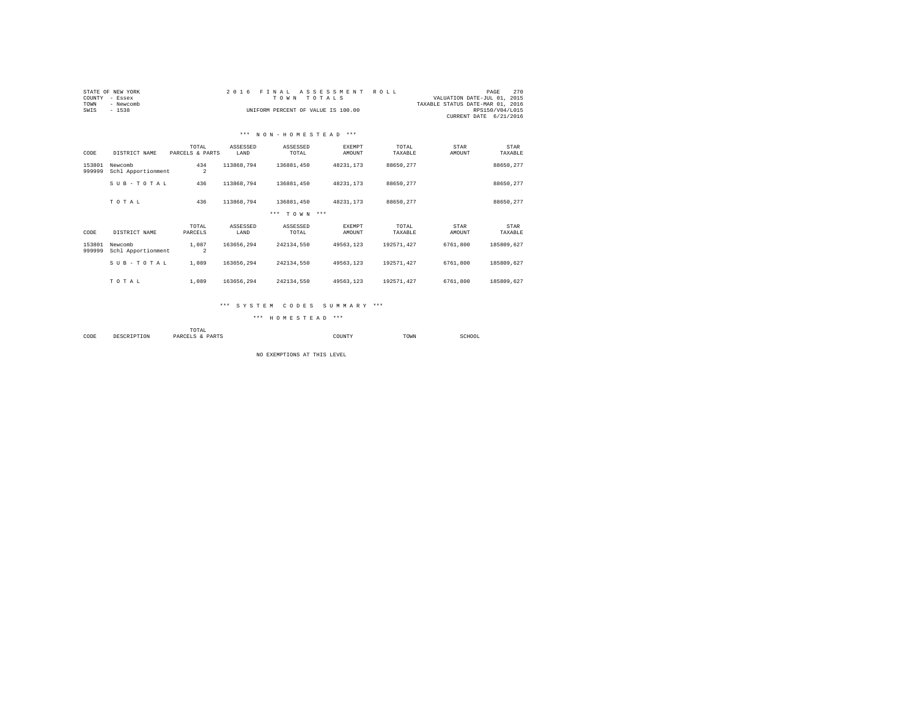STATE OF NEW YORK
COUNTY - Essex
TOWN - Newcomb
SWIS - 1538

2016 FINAL ASSESSMENT ROLL
TOWN TOTALS
UNIFORM PERCENT OF VALUE IS 100.00

VALUATION DATE-JUL 01, 2015
TAXABLE STATUS DATE-MAR 01, 2016
RPS150/V04/L015
CURRENT DATE 6/21/2016

### *** NON-HOMESTEAD ***

| CODE | DISTRICT NAME | TOTAL PARCELS & PARTS | ASSESSED LAND | ASSESSED TOTAL | EXEMPT AMOUNT | TOTAL TAXABLE | STAR AMOUNT | STAR TAXABLE |
|---|---|---|---|---|---|---|---|---|
| 153801 | Newcomb | 434 | 113868,794 | 136881,450 | 48231,173 | 88650,277 | | 88650,277 |
| 999999 | Schl Apportionment | 2 | | | | | | |
| | S U B - T O T A L | 436 | 113868,794 | 136881,450 | 48231,173 | 88650,277 | | 88650,277 |
| | T O T A L | 436 | 113868,794 | 136881,450 | 48231,173 | 88650,277 | | 88650,277 |

### *** TOWN ***

| CODE | DISTRICT NAME | TOTAL PARCELS | ASSESSED LAND | ASSESSED TOTAL | EXEMPT AMOUNT | TOTAL TAXABLE | STAR AMOUNT | STAR TAXABLE |
|---|---|---|---|---|---|---|---|---|
| 153801 | Newcomb | 1,087 | 163656,294 | 242134,550 | 49563,123 | 192571,427 | 6761,800 | 185809,627 |
| 999999 | Schl Apportionment | 2 | | | | | | |
| | S U B - T O T A L | 1,089 | 163656,294 | 242134,550 | 49563,123 | 192571,427 | 6761,800 | 185809,627 |
| | T O T A L | 1,089 | 163656,294 | 242134,550 | 49563,123 | 192571,427 | 6761,800 | 185809,627 |

### *** SYSTEM CODES SUMMARY ***

### *** HOMESTEAD ***

| CODE | DESCRIPTION | TOTAL PARCELS & PARTS | COUNTY | TOWN | SCHOOL |
|---|---|---|---|---|---|

NO EXEMPTIONS AT THIS LEVEL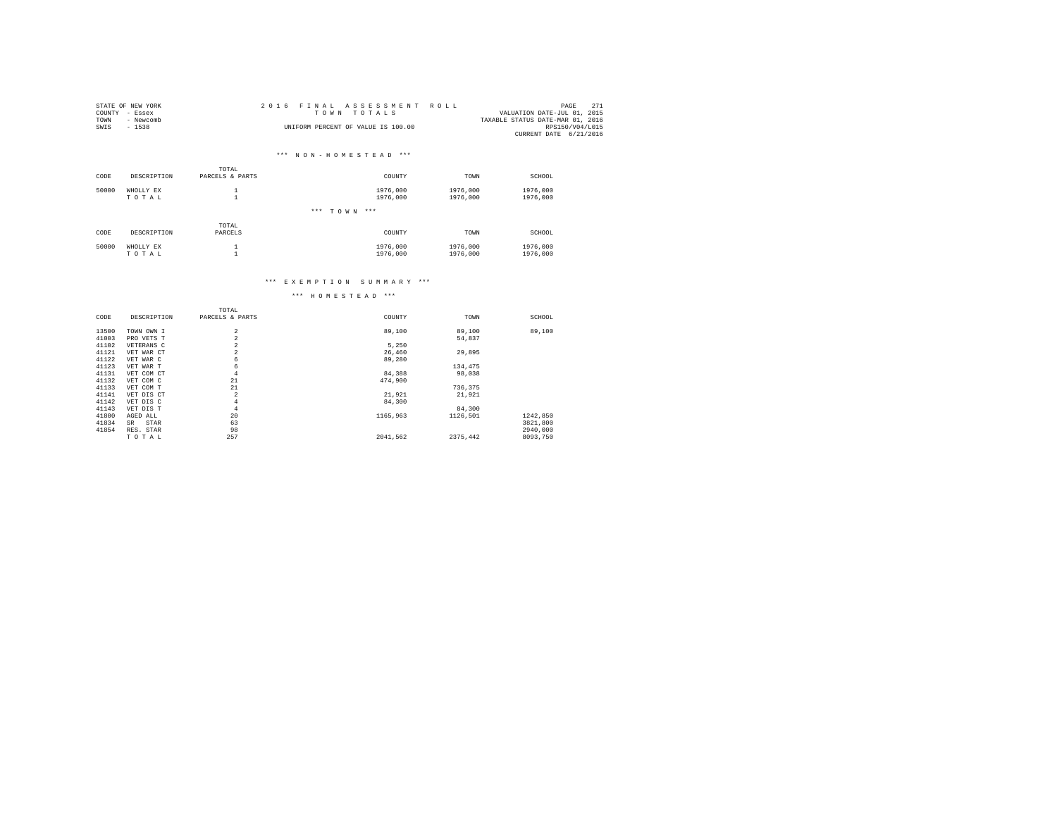STATE OF NEW YORK
COUNTY - Essex
TOWN - Newcomb
SWIS - 1538

2016 FINAL ASSESSMENT ROLL
TOWN TOTALS
UNIFORM PERCENT OF VALUE IS 100.00

VALUATION DATE-JUL 01, 2015
TAXABLE STATUS DATE-MAR 01, 2016
RPS150/V04/L015
CURRENT DATE 6/21/2016

### *** NON-HOMESTEAD ***

| CODE | DESCRIPTION | TOTAL PARCELS & PARTS | COUNTY | TOWN | SCHOOL |
|---|---|---|---|---|---|
| 50000 | WHOLLY EX | 1 | 1976,000 | 1976,000 | 1976,000 |
| | TOTAL | 1 | 1976,000 | 1976,000 | 1976,000 |

### *** TOWN ***

| CODE | DESCRIPTION | TOTAL PARCELS | COUNTY | TOWN | SCHOOL |
|---|---|---|---|---|---|
| 50000 | WHOLLY EX | 1 | 1976,000 | 1976,000 | 1976,000 |
| | TOTAL | 1 | 1976,000 | 1976,000 | 1976,000 |

### *** EXEMPTION SUMMARY ***

### *** HOMESTEAD ***

| CODE | DESCRIPTION | TOTAL PARCELS & PARTS | COUNTY | TOWN | SCHOOL |
|---|---|---|---|---|---|
| 13500 | TOWN OWN I | 2 | 89,100 | 89,100 | 89,100 |
| 41003 | PRO VETS T | 2 | | 54,837 | |
| 41102 | VETERANS C | 2 | 5,250 | | |
| 41121 | VET WAR CT | 2 | 26,460 | 29,895 | |
| 41122 | VET WAR C | 6 | 89,280 | | |
| 41123 | VET WAR T | 6 | | 134,475 | |
| 41131 | VET COM CT | 4 | 84,388 | 98,038 | |
| 41132 | VET COM C | 21 | 474,900 | | |
| 41133 | VET COM T | 21 | | 736,375 | |
| 41141 | VET DIS CT | 2 | 21,921 | 21,921 | |
| 41142 | VET DIS C | 4 | 84,300 | | |
| 41143 | VET DIS T | 4 | | 84,300 | |
| 41800 | AGED ALL | 20 | 1165,963 | 1126,501 | 1242,850 |
| 41834 | SR STAR | 63 | | | 3821,800 |
| 41854 | RES. STAR | 98 | | | 2940,000 |
| | TOTAL | 257 | 2041,562 | 2375,442 | 8093,750 |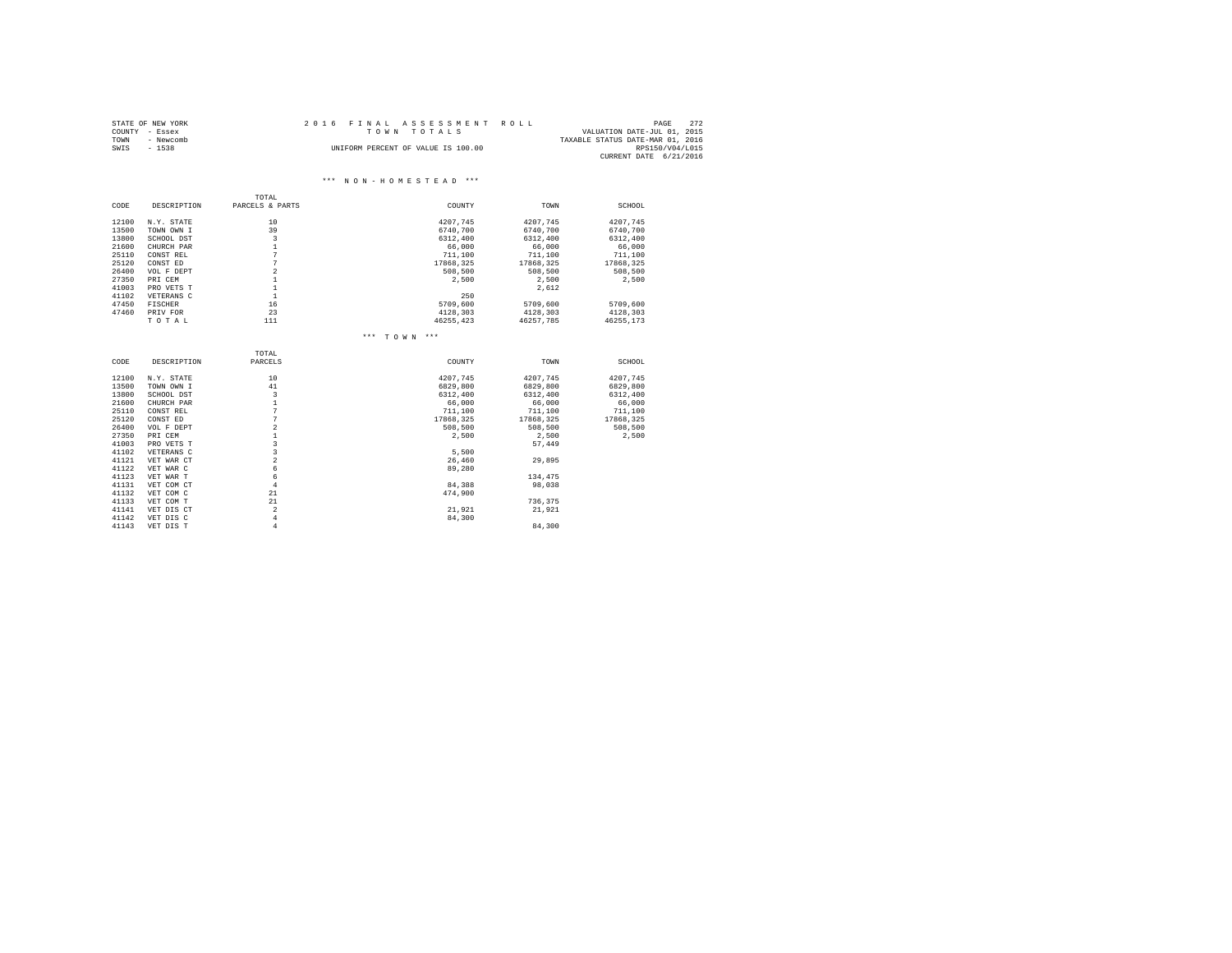STATE OF NEW YORK
COUNTY - Essex
TOWN - Newcomb
SWIS - 1538

2016 FINAL ASSESSMENT ROLL
TOWN TOTALS
UNIFORM PERCENT OF VALUE IS 100.00

VALUATION DATE-JUL 01, 2015
TAXABLE STATUS DATE-MAR 01, 2016
RPS150/V04/L015
CURRENT DATE 6/21/2016

### *** NON-HOMESTEAD ***

| CODE | DESCRIPTION | TOTAL PARCELS & PARTS | COUNTY | TOWN | SCHOOL |
|---|---|---|---|---|---|
| 12100 | N.Y. STATE | 10 | 4207,745 | 4207,745 | 4207,745 |
| 13500 | TOWN OWN I | 39 | 6740,700 | 6740,700 | 6740,700 |
| 13800 | SCHOOL DST | 3 | 6312,400 | 6312,400 | 6312,400 |
| 21600 | CHURCH PAR | 1 | 66,000 | 66,000 | 66,000 |
| 25110 | CONST REL | 7 | 711,100 | 711,100 | 711,100 |
| 25120 | CONST ED | 7 | 17868,325 | 17868,325 | 17868,325 |
| 26400 | VOL F DEPT | 2 | 508,500 | 508,500 | 508,500 |
| 27350 | PRI CEM | 1 | 2,500 | 2,500 | 2,500 |
| 41003 | PRO VETS T | 1 | | 2,612 | |
| 41102 | VETERANS C | 1 | 250 | | |
| 47450 | FISCHER | 16 | 5709,600 | 5709,600 | 5709,600 |
| 47460 | PRIV FOR | 23 | 4128,303 | 4128,303 | 4128,303 |
| | TOTAL | 111 | 46255,423 | 46257,785 | 46255,173 |

### *** TOWN ***

| CODE | DESCRIPTION | TOTAL PARCELS | COUNTY | TOWN | SCHOOL |
|---|---|---|---|---|---|
| 12100 | N.Y. STATE | 10 | 4207,745 | 4207,745 | 4207,745 |
| 13500 | TOWN OWN I | 41 | 6829,800 | 6829,800 | 6829,800 |
| 13800 | SCHOOL DST | 3 | 6312,400 | 6312,400 | 6312,400 |
| 21600 | CHURCH PAR | 1 | 66,000 | 66,000 | 66,000 |
| 25110 | CONST REL | 7 | 711,100 | 711,100 | 711,100 |
| 25120 | CONST ED | 7 | 17868,325 | 17868,325 | 17868,325 |
| 26400 | VOL F DEPT | 2 | 508,500 | 508,500 | 508,500 |
| 27350 | PRI CEM | 1 | 2,500 | 2,500 | 2,500 |
| 41003 | PRO VETS T | 3 | | 57,449 | |
| 41102 | VETERANS C | 3 | 5,500 | | |
| 41121 | VET WAR CT | 2 | 26,460 | 29,895 | |
| 41122 | VET WAR C | 6 | 89,280 | | |
| 41123 | VET WAR T | 6 | | 134,475 | |
| 41131 | VET COM CT | 4 | 84,388 | 98,038 | |
| 41132 | VET COM C | 21 | 474,900 | | |
| 41133 | VET COM T | 21 | | 736,375 | |
| 41141 | VET DIS CT | 2 | 21,921 | 21,921 | |
| 41142 | VET DIS C | 4 | 84,300 | | |
| 41143 | VET DIS T | 4 | | 84,300 | |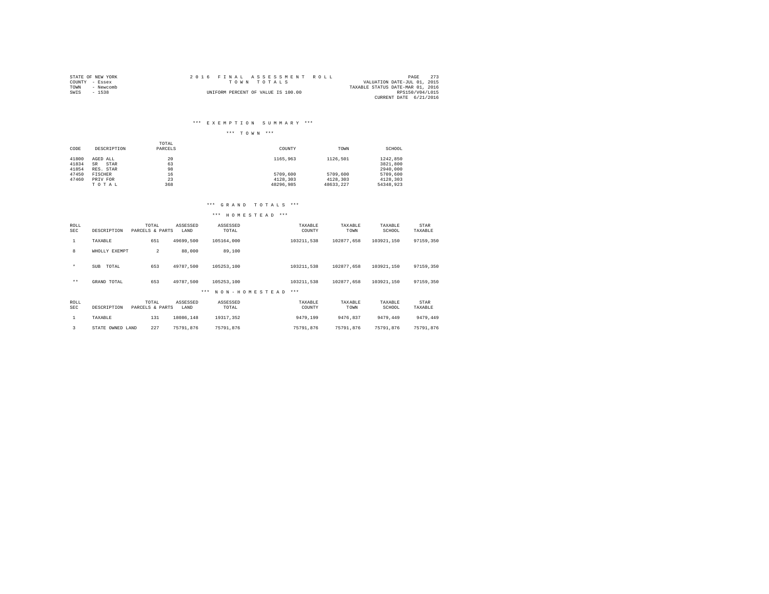STATE OF NEW YORK
COUNTY - Essex
TOWN - Newcomb
SWIS - 1538

2016 FINAL ASSESSMENT ROLL
TOWN TOTALS
UNIFORM PERCENT OF VALUE IS 100.00

VALUATION DATE-JUL 01, 2015
TAXABLE STATUS DATE-MAR 01, 2016
RPS150/V04/L015
CURRENT DATE 6/21/2016

*** EXEMPTION SUMMARY ***

*** TOWN ***

| CODE | DESCRIPTION | TOTAL PARCELS | COUNTY | TOWN | SCHOOL |
|---|---|---|---|---|---|
| 41800 | AGED ALL | 20 | 1165,963 | 1126,501 | 1242,850 |
| 41834 | SR STAR | 63 | | | 3821,800 |
| 41854 | RES. STAR | 98 | | | 2940,000 |
| 47450 | FISCHER | 16 | 5709,600 | 5709,600 | 5709,600 |
| 47460 | PRIV FOR | 23 | 4128,303 | 4128,303 | 4128,303 |
| | T O T A L | 368 | 48296,985 | 48633,227 | 54348,923 |

*** GRAND TOTALS ***

*** HOMESTEAD ***

| ROLL SEC | DESCRIPTION | TOTAL PARCELS & PARTS | ASSESSED LAND | ASSESSED TOTAL | TAXABLE COUNTY | TAXABLE TOWN | TAXABLE SCHOOL | STAR TAXABLE |
|---|---|---|---|---|---|---|---|---|
| 1 | TAXABLE | 651 | 49699,500 | 105164,000 | 103211,538 | 102877,658 | 103921,150 | 97159,350 |
| 8 | WHOLLY EXEMPT | 2 | 88,000 | 89,100 | | | | |
| * | SUB TOTAL | 653 | 49787,500 | 105253,100 | 103211,538 | 102877,658 | 103921,150 | 97159,350 |
| ** | GRAND TOTAL | 653 | 49787,500 | 105253,100 | 103211,538 | 102877,658 | 103921,150 | 97159,350 |

*** NON-HOMESTEAD ***

| ROLL SEC | DESCRIPTION | TOTAL PARCELS & PARTS | ASSESSED LAND | ASSESSED TOTAL | TAXABLE COUNTY | TAXABLE TOWN | TAXABLE SCHOOL | STAR TAXABLE |
|---|---|---|---|---|---|---|---|---|
| 1 | TAXABLE | 131 | 18086,148 | 19317,352 | 9479,199 | 9476,837 | 9479,449 | 9479,449 |
| 3 | STATE OWNED LAND | 227 | 75791,876 | 75791,876 | 75791,876 | 75791,876 | 75791,876 | 75791,876 |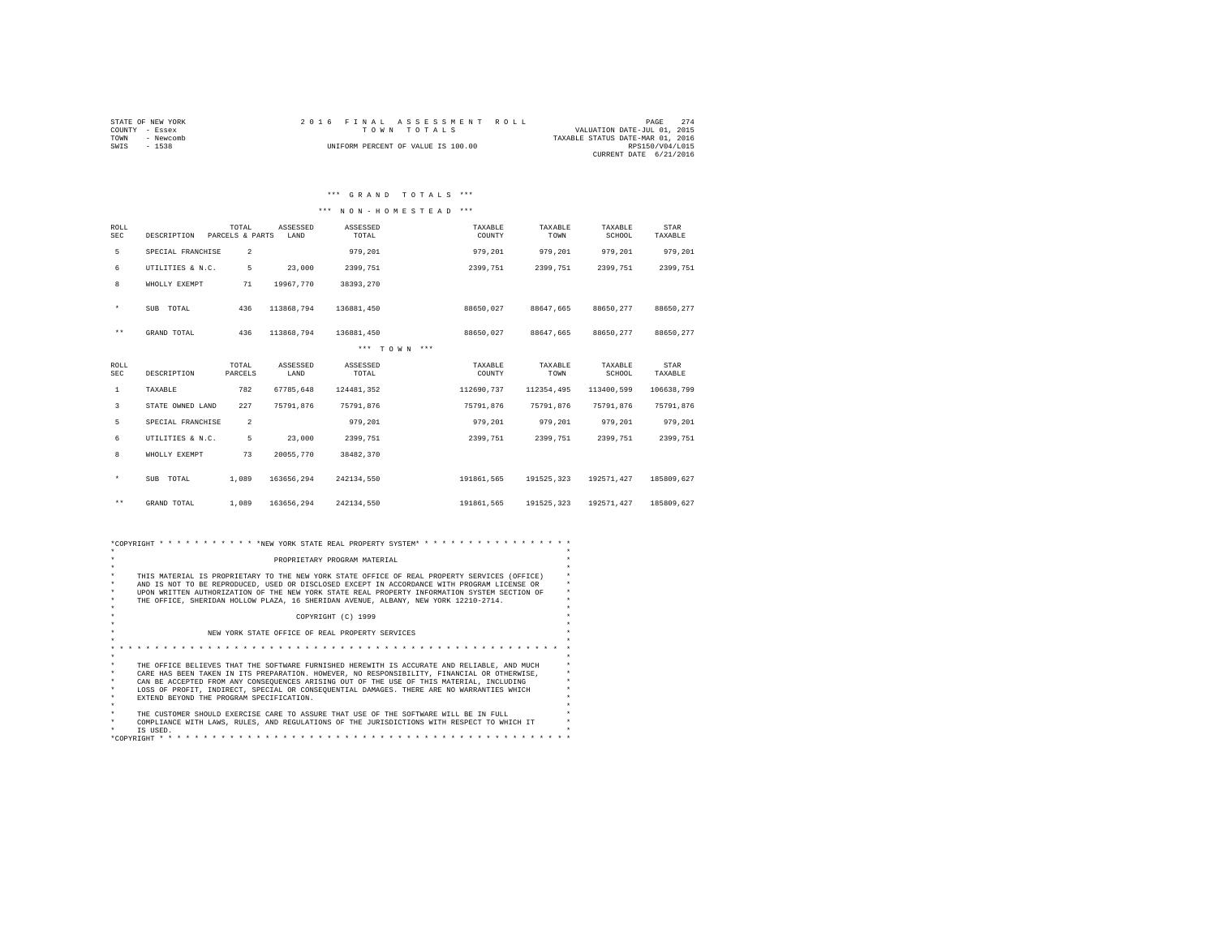STATE OF NEW YORK
COUNTY - Essex
TOWN - Newcomb
SWIS - 1538

2 0 1 6 F I N A L A S S E S S M E N T R O L L
T O W N T O T A L S
UNIFORM PERCENT OF VALUE IS 100.00

VALUATION DATE-JUL 01, 2015
TAXABLE STATUS DATE-MAR 01, 2016
RPS150/V04/L015
CURRENT DATE 6/21/2016

### *** G R A N D T O T A L S ***

### *** N O N - H O M E S T E A D ***

| ROLL SEC | DESCRIPTION | TOTAL PARCELS & PARTS | ASSESSED LAND | ASSESSED TOTAL | TAXABLE COUNTY | TAXABLE TOWN | TAXABLE SCHOOL | STAR TAXABLE |
|---|---|---|---|---|---|---|---|---|
| 5 | SPECIAL FRANCHISE | 2 | | 979,201 | 979,201 | 979,201 | 979,201 | 979,201 |
| 6 | UTILITIES & N.C. | 5 | 23,000 | 2399,751 | 2399,751 | 2399,751 | 2399,751 | 2399,751 |
| 8 | WHOLLY EXEMPT | 71 | 19967,770 | 38393,270 | | | | |
| * | SUB TOTAL | 436 | 113868,794 | 136881,450 | 88650,027 | 88647,665 | 88650,277 | 88650,277 |
| ** | GRAND TOTAL | 436 | 113868,794 | 136881,450 | 88650,027 | 88647,665 | 88650,277 | 88650,277 |

### *** T O W N ***

| ROLL SEC | DESCRIPTION | TOTAL PARCELS | ASSESSED LAND | ASSESSED TOTAL | TAXABLE COUNTY | TAXABLE TOWN | TAXABLE SCHOOL | STAR TAXABLE |
|---|---|---|---|---|---|---|---|---|
| 1 | TAXABLE | 782 | 67785,648 | 124481,352 | 112690,737 | 112354,495 | 113400,599 | 106638,799 |
| 3 | STATE OWNED LAND | 227 | 75791,876 | 75791,876 | 75791,876 | 75791,876 | 75791,876 | 75791,876 |
| 5 | SPECIAL FRANCHISE | 2 | | 979,201 | 979,201 | 979,201 | 979,201 | 979,201 |
| 6 | UTILITIES & N.C. | 5 | 23,000 | 2399,751 | 2399,751 | 2399,751 | 2399,751 | 2399,751 |
| 8 | WHOLLY EXEMPT | 73 | 20055,770 | 38482,370 | | | | |
| * | SUB TOTAL | 1,089 | 163656,294 | 242134,550 | 191861,565 | 191525,323 | 192571,427 | 185809,627 |
| ** | GRAND TOTAL | 1,089 | 163656,294 | 242134,550 | 191861,565 | 191525,323 | 192571,427 | 185809,627 |

```
*COPYRIGHT * * * * * * * * * * * *NEW YORK STATE REAL PROPERTY SYSTEM* * * * * * * * * * * * * * * * * *
*                                                                                                      *
*                                   PROPRIETARY PROGRAM MATERIAL                                       *
*                                                                                                      *
*     THIS MATERIAL IS PROPRIETARY TO THE NEW YORK STATE OFFICE OF REAL PROPERTY SERVICES (OFFICE)     *
*     AND IS NOT TO BE REPRODUCED, USED OR DISCLOSED EXCEPT IN ACCORDANCE WITH PROGRAM LICENSE OR      *
*     UPON WRITTEN AUTHORIZATION OF THE NEW YORK STATE REAL PROPERTY INFORMATION SYSTEM SECTION OF     *
*     THE OFFICE, SHERIDAN HOLLOW PLAZA, 16 SHERIDAN AVENUE, ALBANY, NEW YORK 12210-2714.              *
*                                                                                                      *
*                                        COPYRIGHT (C) 1999                                            *
*                                                                                                      *
*                        NEW YORK STATE OFFICE OF REAL PROPERTY SERVICES                               *
*                                                                                                      *
* * * * * * * * * * * * * * * * * * * * * * * * * * * * * * * * * * * * * * * * * * * * * * * * * * * *
*                                                                                                      *
*     THE OFFICE BELIEVES THAT THE SOFTWARE FURNISHED HEREWITH IS ACCURATE AND RELIABLE, AND MUCH       *
*     CARE HAS BEEN TAKEN IN ITS PREPARATION. HOWEVER, NO RESPONSIBILITY, FINANCIAL OR OTHERWISE,      *
*     CAN BE ACCEPTED FROM ANY CONSEQUENCES ARISING OUT OF THE USE OF THIS MATERIAL, INCLUDING         *
*     LOSS OF PROFIT, INDIRECT, SPECIAL OR CONSEQUENTIAL DAMAGES. THERE ARE NO WARRANTIES WHICH        *
*     EXTEND BEYOND THE PROGRAM SPECIFICATION.                                                         *
*                                                                                                      *
*     THE CUSTOMER SHOULD EXERCISE CARE TO ASSURE THAT USE OF THE SOFTWARE WILL BE IN FULL             *
*     COMPLIANCE WITH LAWS, RULES, AND REGULATIONS OF THE JURISDICTIONS WITH RESPECT TO WHICH IT       *
*     IS USED.                                                                                         *
*COPYRIGHT * * * * * * * * * * * * * * * * * * * * * * * * * * * * * * * * * * * * * * * * * * * * * *
```